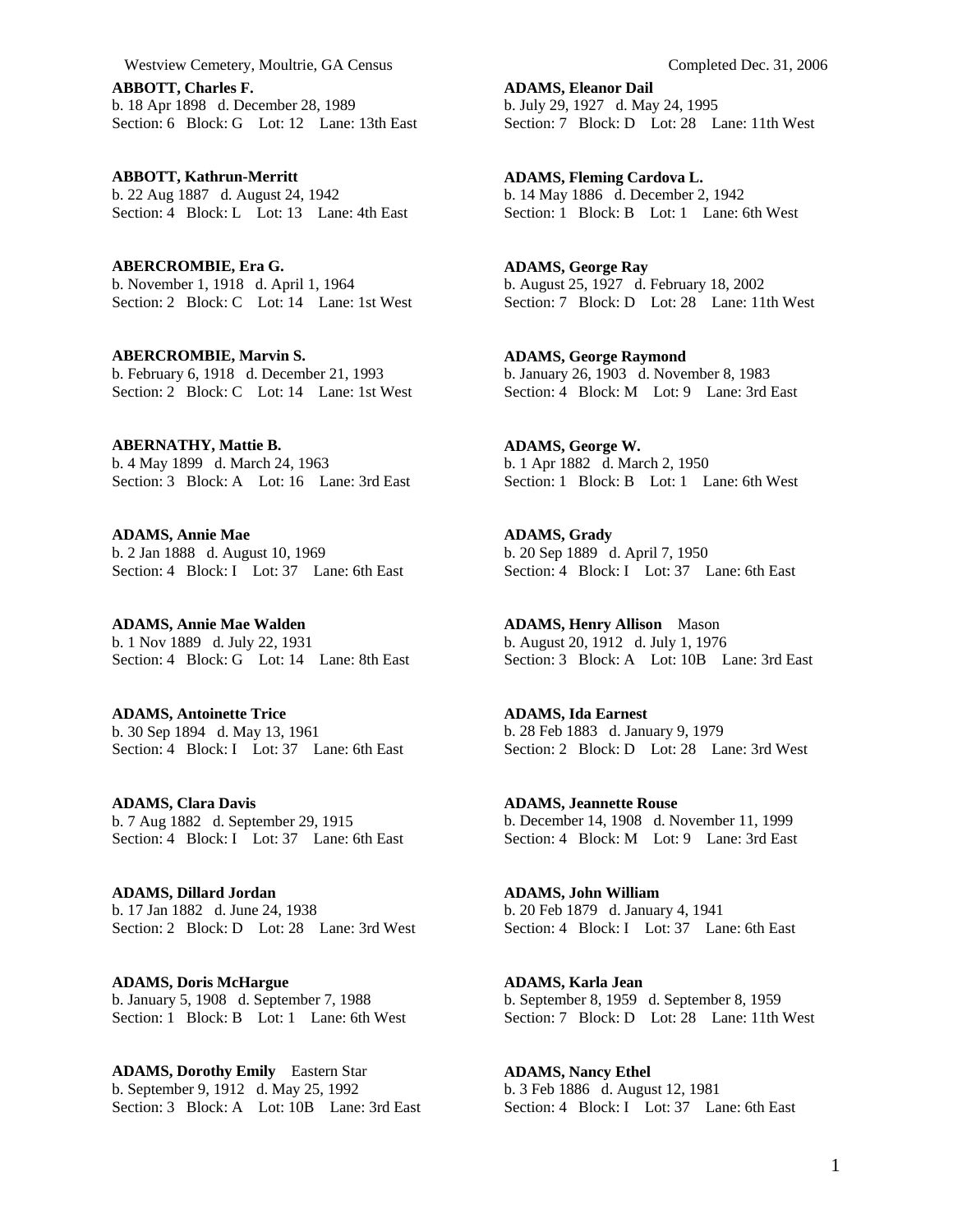**ABBOTT, Charles F.**
b. 18 Apr 1898 d. December 28, 1989
Section: 6 Block: G Lot: 12 Lane: 13th East

**ABBOTT, Kathrun-Merritt**
b. 22 Aug 1887 d. August 24, 1942
Section: 4 Block: L Lot: 13 Lane: 4th East

**ABERCROMBIE, Era G.**
b. November 1, 1918 d. April 1, 1964
Section: 2 Block: C Lot: 14 Lane: 1st West

**ABERCROMBIE, Marvin S.**
b. February 6, 1918 d. December 21, 1993
Section: 2 Block: C Lot: 14 Lane: 1st West

**ABERNATHY, Mattie B.**
b. 4 May 1899 d. March 24, 1963
Section: 3 Block: A Lot: 16 Lane: 3rd East

**ADAMS, Annie Mae**
b. 2 Jan 1888 d. August 10, 1969
Section: 4 Block: I Lot: 37 Lane: 6th East

**ADAMS, Annie Mae Walden**
b. 1 Nov 1889 d. July 22, 1931
Section: 4 Block: G Lot: 14 Lane: 8th East

**ADAMS, Antoinette Trice**
b. 30 Sep 1894 d. May 13, 1961
Section: 4 Block: I Lot: 37 Lane: 6th East

**ADAMS, Clara Davis**
b. 7 Aug 1882 d. September 29, 1915
Section: 4 Block: I Lot: 37 Lane: 6th East

**ADAMS, Dillard Jordan**
b. 17 Jan 1882 d. June 24, 1938
Section: 2 Block: D Lot: 28 Lane: 3rd West

**ADAMS, Doris McHargue**
b. January 5, 1908 d. September 7, 1988
Section: 1 Block: B Lot: 1 Lane: 6th West

**ADAMS, Dorothy Emily** Eastern Star
b. September 9, 1912 d. May 25, 1992
Section: 3 Block: A Lot: 10B Lane: 3rd East

**ADAMS, Eleanor Dail**
b. July 29, 1927 d. May 24, 1995
Section: 7 Block: D Lot: 28 Lane: 11th West

**ADAMS, Fleming Cardova L.**
b. 14 May 1886 d. December 2, 1942
Section: 1 Block: B Lot: 1 Lane: 6th West

**ADAMS, George Ray**
b. August 25, 1927 d. February 18, 2002
Section: 7 Block: D Lot: 28 Lane: 11th West

**ADAMS, George Raymond**
b. January 26, 1903 d. November 8, 1983
Section: 4 Block: M Lot: 9 Lane: 3rd East

**ADAMS, George W.**
b. 1 Apr 1882 d. March 2, 1950
Section: 1 Block: B Lot: 1 Lane: 6th West

**ADAMS, Grady**
b. 20 Sep 1889 d. April 7, 1950
Section: 4 Block: I Lot: 37 Lane: 6th East

**ADAMS, Henry Allison** Mason
b. August 20, 1912 d. July 1, 1976
Section: 3 Block: A Lot: 10B Lane: 3rd East

**ADAMS, Ida Earnest**
b. 28 Feb 1883 d. January 9, 1979
Section: 2 Block: D Lot: 28 Lane: 3rd West

**ADAMS, Jeannette Rouse**
b. December 14, 1908 d. November 11, 1999
Section: 4 Block: M Lot: 9 Lane: 3rd East

**ADAMS, John William**
b. 20 Feb 1879 d. January 4, 1941
Section: 4 Block: I Lot: 37 Lane: 6th East

**ADAMS, Karla Jean**
b. September 8, 1959 d. September 8, 1959
Section: 7 Block: D Lot: 28 Lane: 11th West

**ADAMS, Nancy Ethel**
b. 3 Feb 1886 d. August 12, 1981
Section: 4 Block: I Lot: 37 Lane: 6th East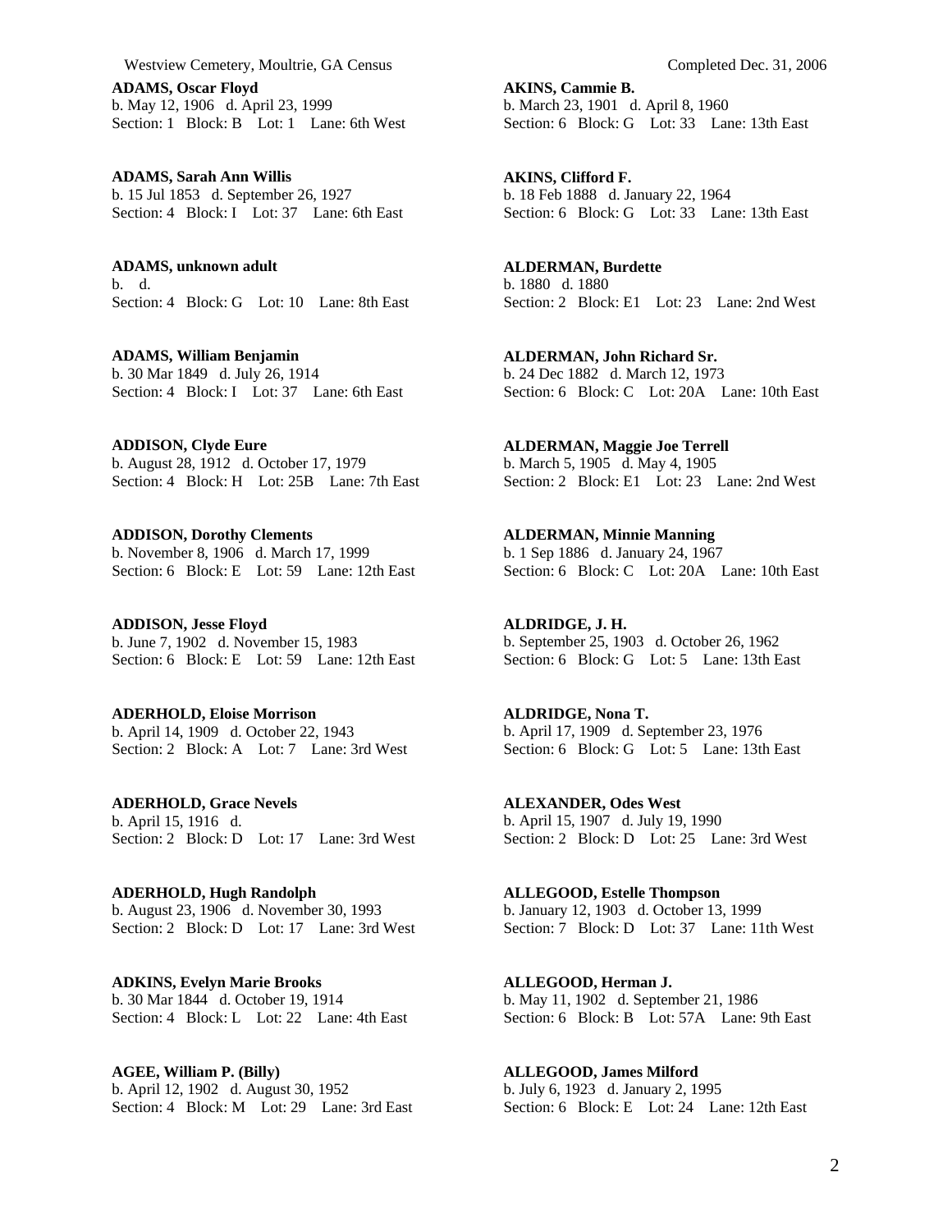**ADAMS, Oscar Floyd**
b. May 12, 1906 d. April 23, 1999
Section: 1 Block: B Lot: 1 Lane: 6th West

**ADAMS, Sarah Ann Willis**
b. 15 Jul 1853 d. September 26, 1927
Section: 4 Block: I Lot: 37 Lane: 6th East

**ADAMS, unknown adult**
b. d.
Section: 4 Block: G Lot: 10 Lane: 8th East

**ADAMS, William Benjamin**
b. 30 Mar 1849 d. July 26, 1914
Section: 4 Block: I Lot: 37 Lane: 6th East

**ADDISON, Clyde Eure**
b. August 28, 1912 d. October 17, 1979
Section: 4 Block: H Lot: 25B Lane: 7th East

**ADDISON, Dorothy Clements**
b. November 8, 1906 d. March 17, 1999
Section: 6 Block: E Lot: 59 Lane: 12th East

**ADDISON, Jesse Floyd**
b. June 7, 1902 d. November 15, 1983
Section: 6 Block: E Lot: 59 Lane: 12th East

**ADERHOLD, Eloise Morrison**
b. April 14, 1909 d. October 22, 1943
Section: 2 Block: A Lot: 7 Lane: 3rd West

**ADERHOLD, Grace Nevels**
b. April 15, 1916 d.
Section: 2 Block: D Lot: 17 Lane: 3rd West

**ADERHOLD, Hugh Randolph**
b. August 23, 1906 d. November 30, 1993
Section: 2 Block: D Lot: 17 Lane: 3rd West

**ADKINS, Evelyn Marie Brooks**
b. 30 Mar 1844 d. October 19, 1914
Section: 4 Block: L Lot: 22 Lane: 4th East

**AGEE, William P. (Billy)**
b. April 12, 1902 d. August 30, 1952
Section: 4 Block: M Lot: 29 Lane: 3rd East

**AKINS, Cammie B.**
b. March 23, 1901 d. April 8, 1960
Section: 6 Block: G Lot: 33 Lane: 13th East

**AKINS, Clifford F.**
b. 18 Feb 1888 d. January 22, 1964
Section: 6 Block: G Lot: 33 Lane: 13th East

**ALDERMAN, Burdette**
b. 1880 d. 1880
Section: 2 Block: E1 Lot: 23 Lane: 2nd West

**ALDERMAN, John Richard Sr.**
b. 24 Dec 1882 d. March 12, 1973
Section: 6 Block: C Lot: 20A Lane: 10th East

**ALDERMAN, Maggie Joe Terrell**
b. March 5, 1905 d. May 4, 1905
Section: 2 Block: E1 Lot: 23 Lane: 2nd West

**ALDERMAN, Minnie Manning**
b. 1 Sep 1886 d. January 24, 1967
Section: 6 Block: C Lot: 20A Lane: 10th East

**ALDRIDGE, J. H.**
b. September 25, 1903 d. October 26, 1962
Section: 6 Block: G Lot: 5 Lane: 13th East

**ALDRIDGE, Nona T.**
b. April 17, 1909 d. September 23, 1976
Section: 6 Block: G Lot: 5 Lane: 13th East

**ALEXANDER, Odes West**
b. April 15, 1907 d. July 19, 1990
Section: 2 Block: D Lot: 25 Lane: 3rd West

**ALLEGOOD, Estelle Thompson**
b. January 12, 1903 d. October 13, 1999
Section: 7 Block: D Lot: 37 Lane: 11th West

**ALLEGOOD, Herman J.**
b. May 11, 1902 d. September 21, 1986
Section: 6 Block: B Lot: 57A Lane: 9th East

**ALLEGOOD, James Milford**
b. July 6, 1923 d. January 2, 1995
Section: 6 Block: E Lot: 24 Lane: 12th East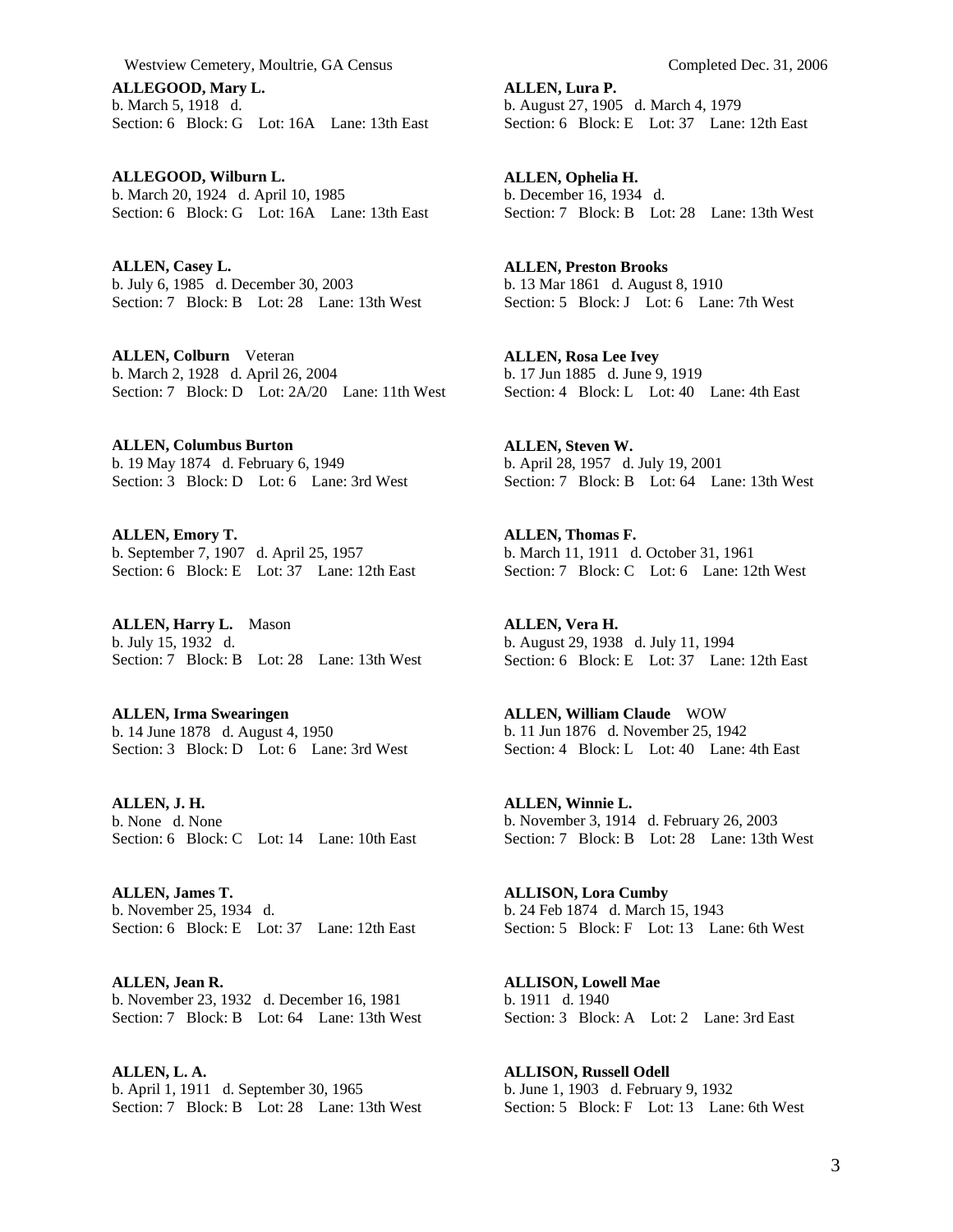**ALLEGOOD, Mary L.**
b. March 5, 1918 d.
Section: 6 Block: G Lot: 16A Lane: 13th East

**ALLEGOOD, Wilburn L.**
b. March 20, 1924 d. April 10, 1985
Section: 6 Block: G Lot: 16A Lane: 13th East

**ALLEN, Casey L.**
b. July 6, 1985 d. December 30, 2003
Section: 7 Block: B Lot: 28 Lane: 13th West

**ALLEN, Colburn** Veteran
b. March 2, 1928 d. April 26, 2004
Section: 7 Block: D Lot: 2A/20 Lane: 11th West

**ALLEN, Columbus Burton**
b. 19 May 1874 d. February 6, 1949
Section: 3 Block: D Lot: 6 Lane: 3rd West

**ALLEN, Emory T.**
b. September 7, 1907 d. April 25, 1957
Section: 6 Block: E Lot: 37 Lane: 12th East

**ALLEN, Harry L.** Mason
b. July 15, 1932 d.
Section: 7 Block: B Lot: 28 Lane: 13th West

**ALLEN, Irma Swearingen**
b. 14 June 1878 d. August 4, 1950
Section: 3 Block: D Lot: 6 Lane: 3rd West

**ALLEN, J. H.**
b. None d. None
Section: 6 Block: C Lot: 14 Lane: 10th East

**ALLEN, James T.**
b. November 25, 1934 d.
Section: 6 Block: E Lot: 37 Lane: 12th East

**ALLEN, Jean R.**
b. November 23, 1932 d. December 16, 1981
Section: 7 Block: B Lot: 64 Lane: 13th West

**ALLEN, L. A.**
b. April 1, 1911 d. September 30, 1965
Section: 7 Block: B Lot: 28 Lane: 13th West

**ALLEN, Lura P.**
b. August 27, 1905 d. March 4, 1979
Section: 6 Block: E Lot: 37 Lane: 12th East

**ALLEN, Ophelia H.**
b. December 16, 1934 d.
Section: 7 Block: B Lot: 28 Lane: 13th West

**ALLEN, Preston Brooks**
b. 13 Mar 1861 d. August 8, 1910
Section: 5 Block: J Lot: 6 Lane: 7th West

**ALLEN, Rosa Lee Ivey**
b. 17 Jun 1885 d. June 9, 1919
Section: 4 Block: L Lot: 40 Lane: 4th East

**ALLEN, Steven W.**
b. April 28, 1957 d. July 19, 2001
Section: 7 Block: B Lot: 64 Lane: 13th West

**ALLEN, Thomas F.**
b. March 11, 1911 d. October 31, 1961
Section: 7 Block: C Lot: 6 Lane: 12th West

**ALLEN, Vera H.**
b. August 29, 1938 d. July 11, 1994
Section: 6 Block: E Lot: 37 Lane: 12th East

**ALLEN, William Claude** WOW
b. 11 Jun 1876 d. November 25, 1942
Section: 4 Block: L Lot: 40 Lane: 4th East

**ALLEN, Winnie L.**
b. November 3, 1914 d. February 26, 2003
Section: 7 Block: B Lot: 28 Lane: 13th West

**ALLISON, Lora Cumby**
b. 24 Feb 1874 d. March 15, 1943
Section: 5 Block: F Lot: 13 Lane: 6th West

**ALLISON, Lowell Mae**
b. 1911 d. 1940
Section: 3 Block: A Lot: 2 Lane: 3rd East

**ALLISON, Russell Odell**
b. June 1, 1903 d. February 9, 1932
Section: 5 Block: F Lot: 13 Lane: 6th West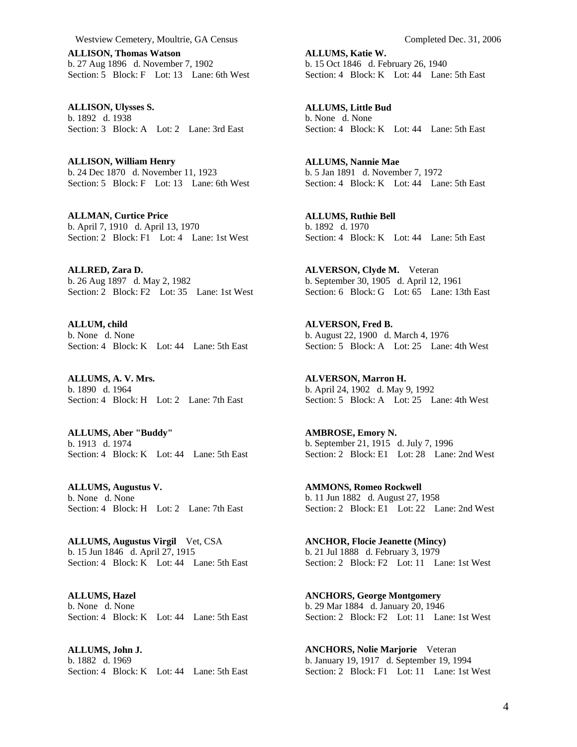**ALLISON, Thomas Watson**
b. 27 Aug 1896 d. November 7, 1902
Section: 5 Block: F Lot: 13 Lane: 6th West

**ALLISON, Ulysses S.**
b. 1892 d. 1938
Section: 3 Block: A Lot: 2 Lane: 3rd East

**ALLISON, William Henry**
b. 24 Dec 1870 d. November 11, 1923
Section: 5 Block: F Lot: 13 Lane: 6th West

**ALLMAN, Curtice Price**
b. April 7, 1910 d. April 13, 1970
Section: 2 Block: F1 Lot: 4 Lane: 1st West

**ALLRED, Zara D.**
b. 26 Aug 1897 d. May 2, 1982
Section: 2 Block: F2 Lot: 35 Lane: 1st West

**ALLUM, child**
b. None d. None
Section: 4 Block: K Lot: 44 Lane: 5th East

**ALLUMS, A. V. Mrs.**
b. 1890 d. 1964
Section: 4 Block: H Lot: 2 Lane: 7th East

**ALLUMS, Aber "Buddy"**
b. 1913 d. 1974
Section: 4 Block: K Lot: 44 Lane: 5th East

**ALLUMS, Augustus V.**
b. None d. None
Section: 4 Block: H Lot: 2 Lane: 7th East

**ALLUMS, Augustus Virgil** Vet, CSA
b. 15 Jun 1846 d. April 27, 1915
Section: 4 Block: K Lot: 44 Lane: 5th East

**ALLUMS, Hazel**
b. None d. None
Section: 4 Block: K Lot: 44 Lane: 5th East

**ALLUMS, John J.**
b. 1882 d. 1969
Section: 4 Block: K Lot: 44 Lane: 5th East

**ALLUMS, Katie W.**
b. 15 Oct 1846 d. February 26, 1940
Section: 4 Block: K Lot: 44 Lane: 5th East

**ALLUMS, Little Bud**
b. None d. None
Section: 4 Block: K Lot: 44 Lane: 5th East

**ALLUMS, Nannie Mae**
b. 5 Jan 1891 d. November 7, 1972
Section: 4 Block: K Lot: 44 Lane: 5th East

**ALLUMS, Ruthie Bell**
b. 1892 d. 1970
Section: 4 Block: K Lot: 44 Lane: 5th East

**ALVERSON, Clyde M.** Veteran
b. September 30, 1905 d. April 12, 1961
Section: 6 Block: G Lot: 65 Lane: 13th East

**ALVERSON, Fred B.**
b. August 22, 1900 d. March 4, 1976
Section: 5 Block: A Lot: 25 Lane: 4th West

**ALVERSON, Marron H.**
b. April 24, 1902 d. May 9, 1992
Section: 5 Block: A Lot: 25 Lane: 4th West

**AMBROSE, Emory N.**
b. September 21, 1915 d. July 7, 1996
Section: 2 Block: E1 Lot: 28 Lane: 2nd West

**AMMONS, Romeo Rockwell**
b. 11 Jun 1882 d. August 27, 1958
Section: 2 Block: E1 Lot: 22 Lane: 2nd West

**ANCHOR, Flocie Jeanette (Mincy)**
b. 21 Jul 1888 d. February 3, 1979
Section: 2 Block: F2 Lot: 11 Lane: 1st West

**ANCHORS, George Montgomery**
b. 29 Mar 1884 d. January 20, 1946
Section: 2 Block: F2 Lot: 11 Lane: 1st West

**ANCHORS, Nolie Marjorie** Veteran
b. January 19, 1917 d. September 19, 1994
Section: 2 Block: F1 Lot: 11 Lane: 1st West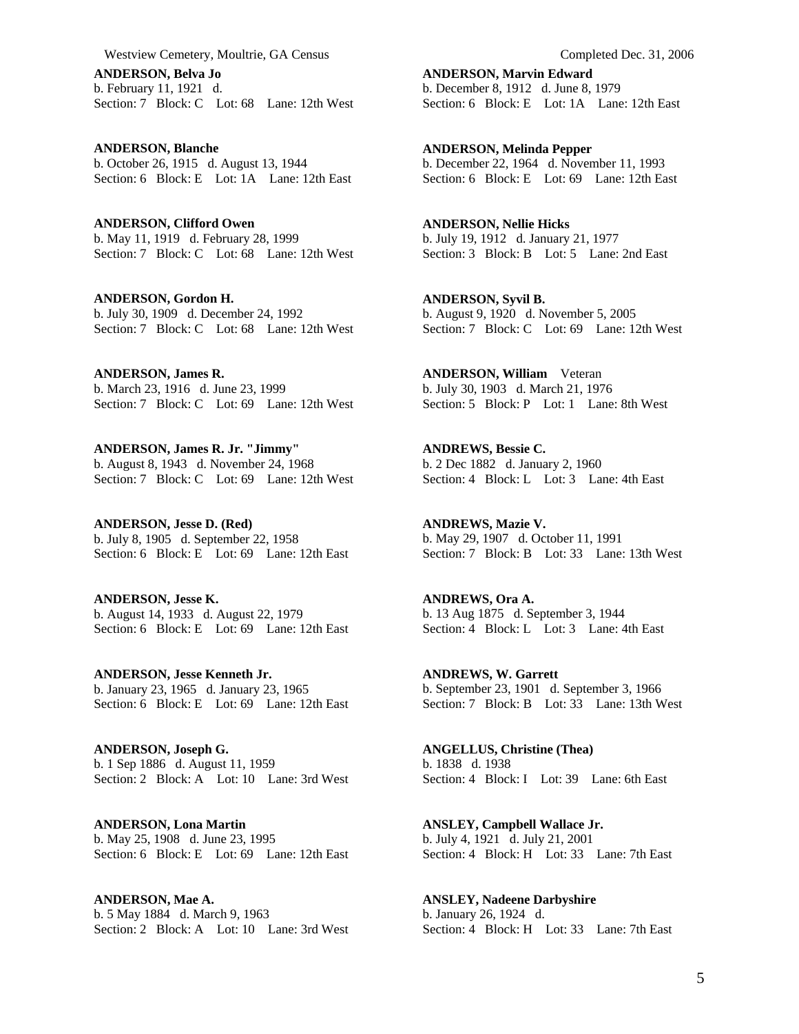**ANDERSON, Belva Jo**
b. February 11, 1921 d.
Section: 7 Block: C Lot: 68 Lane: 12th West

**ANDERSON, Blanche**
b. October 26, 1915 d. August 13, 1944
Section: 6 Block: E Lot: 1A Lane: 12th East

**ANDERSON, Clifford Owen**
b. May 11, 1919 d. February 28, 1999
Section: 7 Block: C Lot: 68 Lane: 12th West

**ANDERSON, Gordon H.**
b. July 30, 1909 d. December 24, 1992
Section: 7 Block: C Lot: 68 Lane: 12th West

**ANDERSON, James R.**
b. March 23, 1916 d. June 23, 1999
Section: 7 Block: C Lot: 69 Lane: 12th West

**ANDERSON, James R. Jr. "Jimmy"**
b. August 8, 1943 d. November 24, 1968
Section: 7 Block: C Lot: 69 Lane: 12th West

**ANDERSON, Jesse D. (Red)**
b. July 8, 1905 d. September 22, 1958
Section: 6 Block: E Lot: 69 Lane: 12th East

**ANDERSON, Jesse K.**
b. August 14, 1933 d. August 22, 1979
Section: 6 Block: E Lot: 69 Lane: 12th East

**ANDERSON, Jesse Kenneth Jr.**
b. January 23, 1965 d. January 23, 1965
Section: 6 Block: E Lot: 69 Lane: 12th East

**ANDERSON, Joseph G.**
b. 1 Sep 1886 d. August 11, 1959
Section: 2 Block: A Lot: 10 Lane: 3rd West

**ANDERSON, Lona Martin**
b. May 25, 1908 d. June 23, 1995
Section: 6 Block: E Lot: 69 Lane: 12th East

**ANDERSON, Mae A.**
b. 5 May 1884 d. March 9, 1963
Section: 2 Block: A Lot: 10 Lane: 3rd West

**ANDERSON, Marvin Edward**
b. December 8, 1912 d. June 8, 1979
Section: 6 Block: E Lot: 1A Lane: 12th East

**ANDERSON, Melinda Pepper**
b. December 22, 1964 d. November 11, 1993
Section: 6 Block: E Lot: 69 Lane: 12th East

**ANDERSON, Nellie Hicks**
b. July 19, 1912 d. January 21, 1977
Section: 3 Block: B Lot: 5 Lane: 2nd East

**ANDERSON, Syvil B.**
b. August 9, 1920 d. November 5, 2005
Section: 7 Block: C Lot: 69 Lane: 12th West

**ANDERSON, William** Veteran
b. July 30, 1903 d. March 21, 1976
Section: 5 Block: P Lot: 1 Lane: 8th West

**ANDREWS, Bessie C.**
b. 2 Dec 1882 d. January 2, 1960
Section: 4 Block: L Lot: 3 Lane: 4th East

**ANDREWS, Mazie V.**
b. May 29, 1907 d. October 11, 1991
Section: 7 Block: B Lot: 33 Lane: 13th West

**ANDREWS, Ora A.**
b. 13 Aug 1875 d. September 3, 1944
Section: 4 Block: L Lot: 3 Lane: 4th East

**ANDREWS, W. Garrett**
b. September 23, 1901 d. September 3, 1966
Section: 7 Block: B Lot: 33 Lane: 13th West

**ANGELLUS, Christine (Thea)**
b. 1838 d. 1938
Section: 4 Block: I Lot: 39 Lane: 6th East

**ANSLEY, Campbell Wallace Jr.**
b. July 4, 1921 d. July 21, 2001
Section: 4 Block: H Lot: 33 Lane: 7th East

**ANSLEY, Nadeene Darbyshire**
b. January 26, 1924 d.
Section: 4 Block: H Lot: 33 Lane: 7th East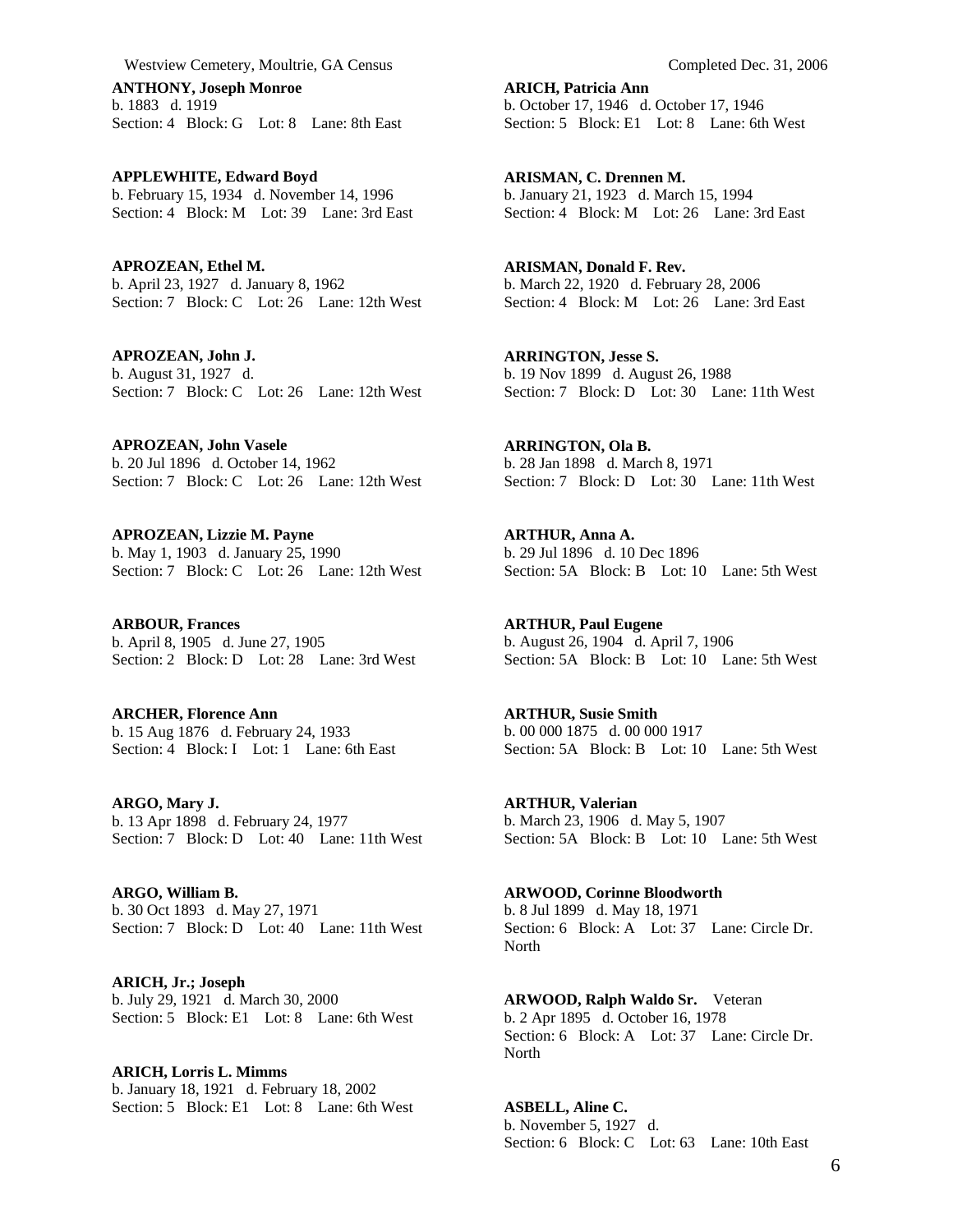**ANTHONY, Joseph Monroe**
b. 1883 d. 1919
Section: 4 Block: G Lot: 8 Lane: 8th East

**APPLEWHITE, Edward Boyd**
b. February 15, 1934 d. November 14, 1996
Section: 4 Block: M Lot: 39 Lane: 3rd East

**APROZEAN, Ethel M.**
b. April 23, 1927 d. January 8, 1962
Section: 7 Block: C Lot: 26 Lane: 12th West

**APROZEAN, John J.**
b. August 31, 1927 d.
Section: 7 Block: C Lot: 26 Lane: 12th West

**APROZEAN, John Vasele**
b. 20 Jul 1896 d. October 14, 1962
Section: 7 Block: C Lot: 26 Lane: 12th West

**APROZEAN, Lizzie M. Payne**
b. May 1, 1903 d. January 25, 1990
Section: 7 Block: C Lot: 26 Lane: 12th West

**ARBOUR, Frances**
b. April 8, 1905 d. June 27, 1905
Section: 2 Block: D Lot: 28 Lane: 3rd West

**ARCHER, Florence Ann**
b. 15 Aug 1876 d. February 24, 1933
Section: 4 Block: I Lot: 1 Lane: 6th East

**ARGO, Mary J.**
b. 13 Apr 1898 d. February 24, 1977
Section: 7 Block: D Lot: 40 Lane: 11th West

**ARGO, William B.**
b. 30 Oct 1893 d. May 27, 1971
Section: 7 Block: D Lot: 40 Lane: 11th West

**ARICH, Jr.; Joseph**
b. July 29, 1921 d. March 30, 2000
Section: 5 Block: E1 Lot: 8 Lane: 6th West

**ARICH, Lorris L. Mimms**
b. January 18, 1921 d. February 18, 2002
Section: 5 Block: E1 Lot: 8 Lane: 6th West

**ARICH, Patricia Ann**
b. October 17, 1946 d. October 17, 1946
Section: 5 Block: E1 Lot: 8 Lane: 6th West

**ARISMAN, C. Drennen M.**
b. January 21, 1923 d. March 15, 1994
Section: 4 Block: M Lot: 26 Lane: 3rd East

**ARISMAN, Donald F. Rev.**
b. March 22, 1920 d. February 28, 2006
Section: 4 Block: M Lot: 26 Lane: 3rd East

**ARRINGTON, Jesse S.**
b. 19 Nov 1899 d. August 26, 1988
Section: 7 Block: D Lot: 30 Lane: 11th West

**ARRINGTON, Ola B.**
b. 28 Jan 1898 d. March 8, 1971
Section: 7 Block: D Lot: 30 Lane: 11th West

**ARTHUR, Anna A.**
b. 29 Jul 1896 d. 10 Dec 1896
Section: 5A Block: B Lot: 10 Lane: 5th West

**ARTHUR, Paul Eugene**
b. August 26, 1904 d. April 7, 1906
Section: 5A Block: B Lot: 10 Lane: 5th West

**ARTHUR, Susie Smith**
b. 00 000 1875 d. 00 000 1917
Section: 5A Block: B Lot: 10 Lane: 5th West

**ARTHUR, Valerian**
b. March 23, 1906 d. May 5, 1907
Section: 5A Block: B Lot: 10 Lane: 5th West

**ARWOOD, Corinne Bloodworth**
b. 8 Jul 1899 d. May 18, 1971
Section: 6 Block: A Lot: 37 Lane: Circle Dr. North

**ARWOOD, Ralph Waldo Sr.** Veteran
b. 2 Apr 1895 d. October 16, 1978
Section: 6 Block: A Lot: 37 Lane: Circle Dr. North

**ASBELL, Aline C.**
b. November 5, 1927 d.
Section: 6 Block: C Lot: 63 Lane: 10th East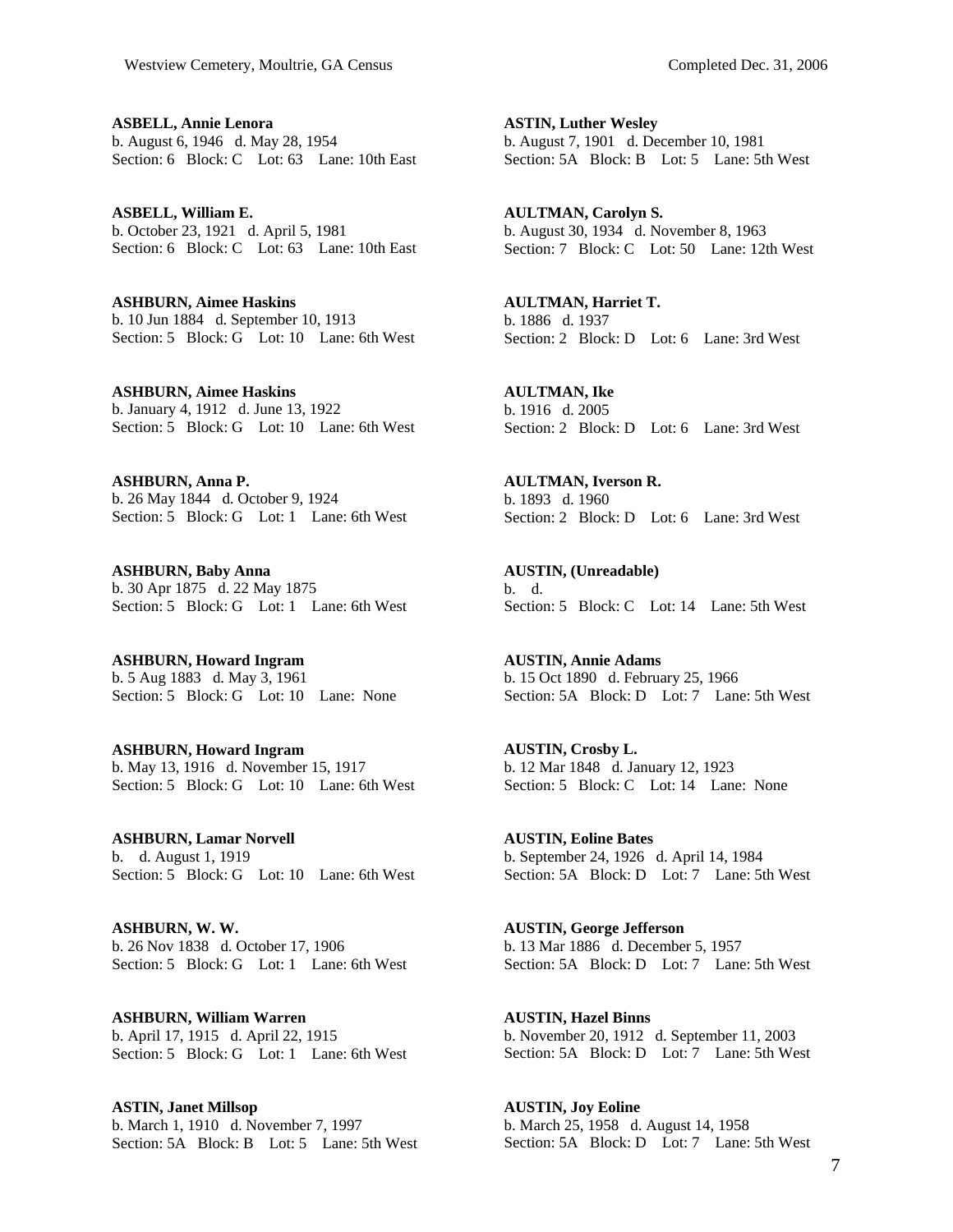**ASBELL, Annie Lenora**
b. August 6, 1946 d. May 28, 1954
Section: 6 Block: C Lot: 63 Lane: 10th East

**ASBELL, William E.**
b. October 23, 1921 d. April 5, 1981
Section: 6 Block: C Lot: 63 Lane: 10th East

**ASHBURN, Aimee Haskins**
b. 10 Jun 1884 d. September 10, 1913
Section: 5 Block: G Lot: 10 Lane: 6th West

**ASHBURN, Aimee Haskins**
b. January 4, 1912 d. June 13, 1922
Section: 5 Block: G Lot: 10 Lane: 6th West

**ASHBURN, Anna P.**
b. 26 May 1844 d. October 9, 1924
Section: 5 Block: G Lot: 1 Lane: 6th West

**ASHBURN, Baby Anna**
b. 30 Apr 1875 d. 22 May 1875
Section: 5 Block: G Lot: 1 Lane: 6th West

**ASHBURN, Howard Ingram**
b. 5 Aug 1883 d. May 3, 1961
Section: 5 Block: G Lot: 10 Lane: None

**ASHBURN, Howard Ingram**
b. May 13, 1916 d. November 15, 1917
Section: 5 Block: G Lot: 10 Lane: 6th West

**ASHBURN, Lamar Norvell**
b. d. August 1, 1919
Section: 5 Block: G Lot: 10 Lane: 6th West

**ASHBURN, W. W.**
b. 26 Nov 1838 d. October 17, 1906
Section: 5 Block: G Lot: 1 Lane: 6th West

**ASHBURN, William Warren**
b. April 17, 1915 d. April 22, 1915
Section: 5 Block: G Lot: 1 Lane: 6th West

**ASTIN, Janet Millsop**
b. March 1, 1910 d. November 7, 1997
Section: 5A Block: B Lot: 5 Lane: 5th West

**ASTIN, Luther Wesley**
b. August 7, 1901 d. December 10, 1981
Section: 5A Block: B Lot: 5 Lane: 5th West

**AULTMAN, Carolyn S.**
b. August 30, 1934 d. November 8, 1963
Section: 7 Block: C Lot: 50 Lane: 12th West

**AULTMAN, Harriet T.**
b. 1886 d. 1937
Section: 2 Block: D Lot: 6 Lane: 3rd West

**AULTMAN, Ike**
b. 1916 d. 2005
Section: 2 Block: D Lot: 6 Lane: 3rd West

**AULTMAN, Iverson R.**
b. 1893 d. 1960
Section: 2 Block: D Lot: 6 Lane: 3rd West

**AUSTIN, (Unreadable)**
b. d.
Section: 5 Block: C Lot: 14 Lane: 5th West

**AUSTIN, Annie Adams**
b. 15 Oct 1890 d. February 25, 1966
Section: 5A Block: D Lot: 7 Lane: 5th West

**AUSTIN, Crosby L.**
b. 12 Mar 1848 d. January 12, 1923
Section: 5 Block: C Lot: 14 Lane: None

**AUSTIN, Eoline Bates**
b. September 24, 1926 d. April 14, 1984
Section: 5A Block: D Lot: 7 Lane: 5th West

**AUSTIN, George Jefferson**
b. 13 Mar 1886 d. December 5, 1957
Section: 5A Block: D Lot: 7 Lane: 5th West

**AUSTIN, Hazel Binns**
b. November 20, 1912 d. September 11, 2003
Section: 5A Block: D Lot: 7 Lane: 5th West

**AUSTIN, Joy Eoline**
b. March 25, 1958 d. August 14, 1958
Section: 5A Block: D Lot: 7 Lane: 5th West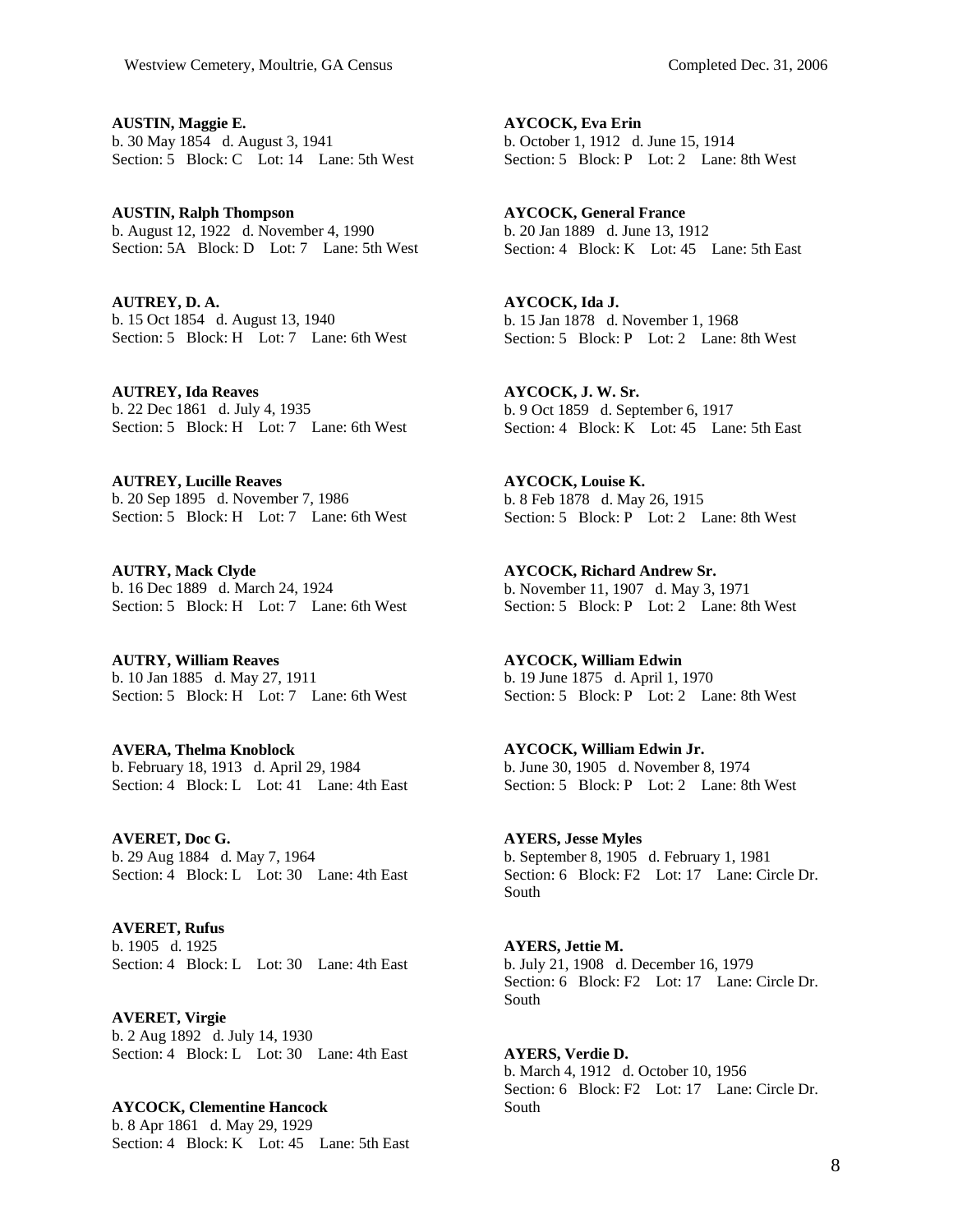**AUSTIN, Maggie E.**
b. 30 May 1854 d. August 3, 1941
Section: 5 Block: C Lot: 14 Lane: 5th West

**AUSTIN, Ralph Thompson**
b. August 12, 1922 d. November 4, 1990
Section: 5A Block: D Lot: 7 Lane: 5th West

**AUTREY, D. A.**
b. 15 Oct 1854 d. August 13, 1940
Section: 5 Block: H Lot: 7 Lane: 6th West

**AUTREY, Ida Reaves**
b. 22 Dec 1861 d. July 4, 1935
Section: 5 Block: H Lot: 7 Lane: 6th West

**AUTREY, Lucille Reaves**
b. 20 Sep 1895 d. November 7, 1986
Section: 5 Block: H Lot: 7 Lane: 6th West

**AUTRY, Mack Clyde**
b. 16 Dec 1889 d. March 24, 1924
Section: 5 Block: H Lot: 7 Lane: 6th West

**AUTRY, William Reaves**
b. 10 Jan 1885 d. May 27, 1911
Section: 5 Block: H Lot: 7 Lane: 6th West

**AVERA, Thelma Knoblock**
b. February 18, 1913 d. April 29, 1984
Section: 4 Block: L Lot: 41 Lane: 4th East

**AVERET, Doc G.**
b. 29 Aug 1884 d. May 7, 1964
Section: 4 Block: L Lot: 30 Lane: 4th East

**AVERET, Rufus**
b. 1905 d. 1925
Section: 4 Block: L Lot: 30 Lane: 4th East

**AVERET, Virgie**
b. 2 Aug 1892 d. July 14, 1930
Section: 4 Block: L Lot: 30 Lane: 4th East

**AYCOCK, Clementine Hancock**
b. 8 Apr 1861 d. May 29, 1929
Section: 4 Block: K Lot: 45 Lane: 5th East

**AYCOCK, Eva Erin**
b. October 1, 1912 d. June 15, 1914
Section: 5 Block: P Lot: 2 Lane: 8th West

**AYCOCK, General France**
b. 20 Jan 1889 d. June 13, 1912
Section: 4 Block: K Lot: 45 Lane: 5th East

**AYCOCK, Ida J.**
b. 15 Jan 1878 d. November 1, 1968
Section: 5 Block: P Lot: 2 Lane: 8th West

**AYCOCK, J. W. Sr.**
b. 9 Oct 1859 d. September 6, 1917
Section: 4 Block: K Lot: 45 Lane: 5th East

**AYCOCK, Louise K.**
b. 8 Feb 1878 d. May 26, 1915
Section: 5 Block: P Lot: 2 Lane: 8th West

**AYCOCK, Richard Andrew Sr.**
b. November 11, 1907 d. May 3, 1971
Section: 5 Block: P Lot: 2 Lane: 8th West

**AYCOCK, William Edwin**
b. 19 June 1875 d. April 1, 1970
Section: 5 Block: P Lot: 2 Lane: 8th West

**AYCOCK, William Edwin Jr.**
b. June 30, 1905 d. November 8, 1974
Section: 5 Block: P Lot: 2 Lane: 8th West

**AYERS, Jesse Myles**
b. September 8, 1905 d. February 1, 1981
Section: 6 Block: F2 Lot: 17 Lane: Circle Dr. South

**AYERS, Jettie M.**
b. July 21, 1908 d. December 16, 1979
Section: 6 Block: F2 Lot: 17 Lane: Circle Dr. South

**AYERS, Verdie D.**
b. March 4, 1912 d. October 10, 1956
Section: 6 Block: F2 Lot: 17 Lane: Circle Dr. South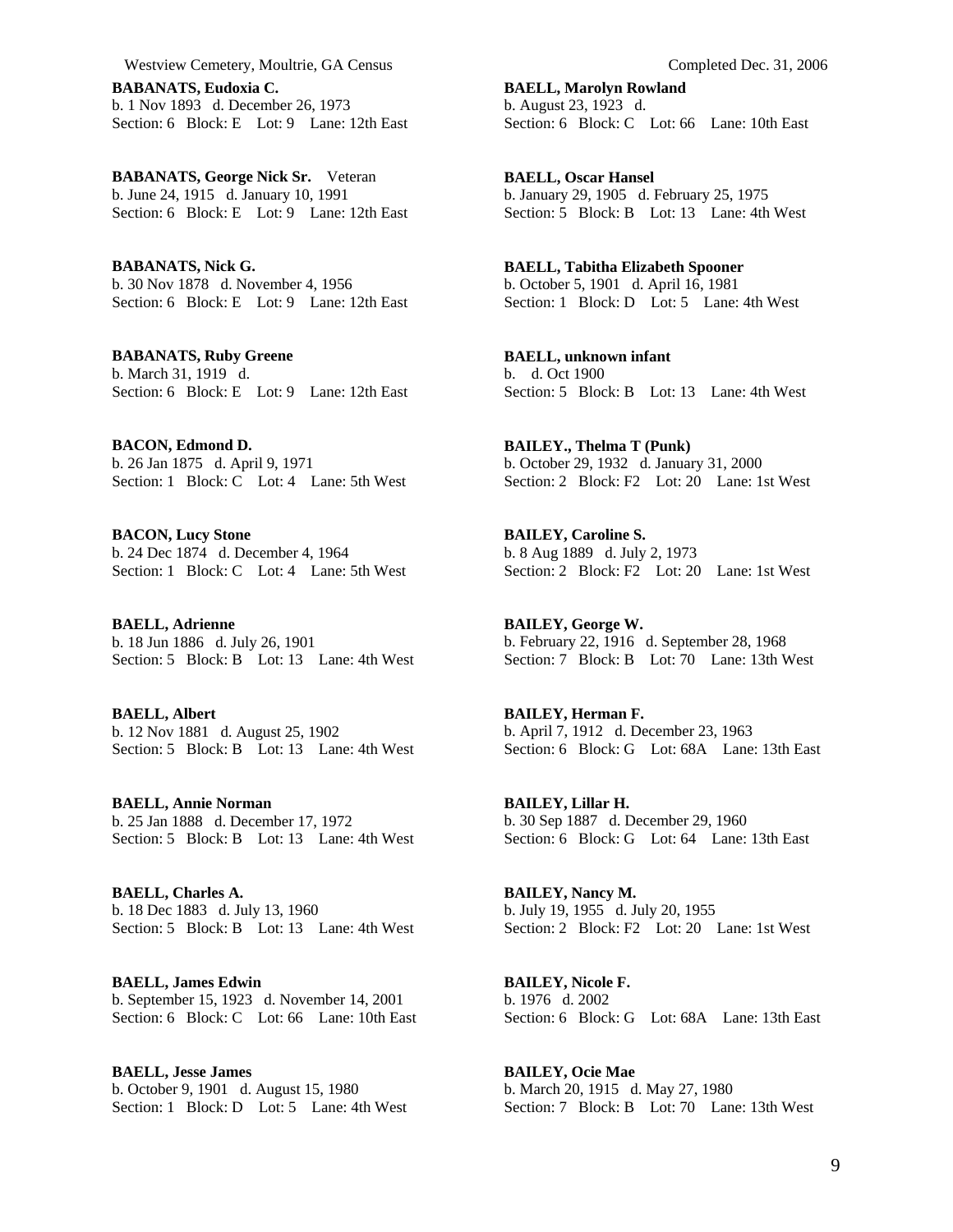**BABANATS, Eudoxia C.**
b. 1 Nov 1893 d. December 26, 1973
Section: 6 Block: E Lot: 9 Lane: 12th East

**BABANATS, George Nick Sr.** Veteran
b. June 24, 1915 d. January 10, 1991
Section: 6 Block: E Lot: 9 Lane: 12th East

**BABANATS, Nick G.**
b. 30 Nov 1878 d. November 4, 1956
Section: 6 Block: E Lot: 9 Lane: 12th East

**BABANATS, Ruby Greene**
b. March 31, 1919 d.
Section: 6 Block: E Lot: 9 Lane: 12th East

**BACON, Edmond D.**
b. 26 Jan 1875 d. April 9, 1971
Section: 1 Block: C Lot: 4 Lane: 5th West

**BACON, Lucy Stone**
b. 24 Dec 1874 d. December 4, 1964
Section: 1 Block: C Lot: 4 Lane: 5th West

**BAELL, Adrienne**
b. 18 Jun 1886 d. July 26, 1901
Section: 5 Block: B Lot: 13 Lane: 4th West

**BAELL, Albert**
b. 12 Nov 1881 d. August 25, 1902
Section: 5 Block: B Lot: 13 Lane: 4th West

**BAELL, Annie Norman**
b. 25 Jan 1888 d. December 17, 1972
Section: 5 Block: B Lot: 13 Lane: 4th West

**BAELL, Charles A.**
b. 18 Dec 1883 d. July 13, 1960
Section: 5 Block: B Lot: 13 Lane: 4th West

**BAELL, James Edwin**
b. September 15, 1923 d. November 14, 2001
Section: 6 Block: C Lot: 66 Lane: 10th East

**BAELL, Jesse James**
b. October 9, 1901 d. August 15, 1980
Section: 1 Block: D Lot: 5 Lane: 4th West

**BAELL, Marolyn Rowland**
b. August 23, 1923 d.
Section: 6 Block: C Lot: 66 Lane: 10th East

**BAELL, Oscar Hansel**
b. January 29, 1905 d. February 25, 1975
Section: 5 Block: B Lot: 13 Lane: 4th West

**BAELL, Tabitha Elizabeth Spooner**
b. October 5, 1901 d. April 16, 1981
Section: 1 Block: D Lot: 5 Lane: 4th West

**BAELL, unknown infant**
b. d. Oct 1900
Section: 5 Block: B Lot: 13 Lane: 4th West

**BAILEY., Thelma T (Punk)**
b. October 29, 1932 d. January 31, 2000
Section: 2 Block: F2 Lot: 20 Lane: 1st West

**BAILEY, Caroline S.**
b. 8 Aug 1889 d. July 2, 1973
Section: 2 Block: F2 Lot: 20 Lane: 1st West

**BAILEY, George W.**
b. February 22, 1916 d. September 28, 1968
Section: 7 Block: B Lot: 70 Lane: 13th West

**BAILEY, Herman F.**
b. April 7, 1912 d. December 23, 1963
Section: 6 Block: G Lot: 68A Lane: 13th East

**BAILEY, Lillar H.**
b. 30 Sep 1887 d. December 29, 1960
Section: 6 Block: G Lot: 64 Lane: 13th East

**BAILEY, Nancy M.**
b. July 19, 1955 d. July 20, 1955
Section: 2 Block: F2 Lot: 20 Lane: 1st West

**BAILEY, Nicole F.**
b. 1976 d. 2002
Section: 6 Block: G Lot: 68A Lane: 13th East

**BAILEY, Ocie Mae**
b. March 20, 1915 d. May 27, 1980
Section: 7 Block: B Lot: 70 Lane: 13th West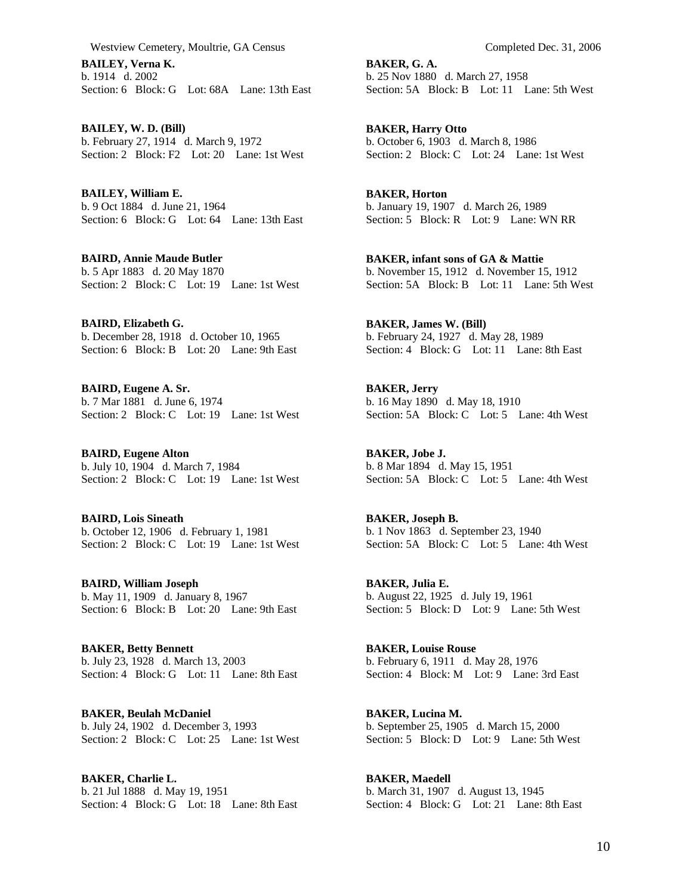**BAILEY, Verna K.**
b. 1914 d. 2002
Section: 6 Block: G Lot: 68A Lane: 13th East

**BAILEY, W. D. (Bill)**
b. February 27, 1914 d. March 9, 1972
Section: 2 Block: F2 Lot: 20 Lane: 1st West

**BAILEY, William E.**
b. 9 Oct 1884 d. June 21, 1964
Section: 6 Block: G Lot: 64 Lane: 13th East

**BAIRD, Annie Maude Butler**
b. 5 Apr 1883 d. 20 May 1870
Section: 2 Block: C Lot: 19 Lane: 1st West

**BAIRD, Elizabeth G.**
b. December 28, 1918 d. October 10, 1965
Section: 6 Block: B Lot: 20 Lane: 9th East

**BAIRD, Eugene A. Sr.**
b. 7 Mar 1881 d. June 6, 1974
Section: 2 Block: C Lot: 19 Lane: 1st West

**BAIRD, Eugene Alton**
b. July 10, 1904 d. March 7, 1984
Section: 2 Block: C Lot: 19 Lane: 1st West

**BAIRD, Lois Sineath**
b. October 12, 1906 d. February 1, 1981
Section: 2 Block: C Lot: 19 Lane: 1st West

**BAIRD, William Joseph**
b. May 11, 1909 d. January 8, 1967
Section: 6 Block: B Lot: 20 Lane: 9th East

**BAKER, Betty Bennett**
b. July 23, 1928 d. March 13, 2003
Section: 4 Block: G Lot: 11 Lane: 8th East

**BAKER, Beulah McDaniel**
b. July 24, 1902 d. December 3, 1993
Section: 2 Block: C Lot: 25 Lane: 1st West

**BAKER, Charlie L.**
b. 21 Jul 1888 d. May 19, 1951
Section: 4 Block: G Lot: 18 Lane: 8th East

**BAKER, G. A.**
b. 25 Nov 1880 d. March 27, 1958
Section: 5A Block: B Lot: 11 Lane: 5th West

**BAKER, Harry Otto**
b. October 6, 1903 d. March 8, 1986
Section: 2 Block: C Lot: 24 Lane: 1st West

**BAKER, Horton**
b. January 19, 1907 d. March 26, 1989
Section: 5 Block: R Lot: 9 Lane: WN RR

**BAKER, infant sons of GA & Mattie**
b. November 15, 1912 d. November 15, 1912
Section: 5A Block: B Lot: 11 Lane: 5th West

**BAKER, James W. (Bill)**
b. February 24, 1927 d. May 28, 1989
Section: 4 Block: G Lot: 11 Lane: 8th East

**BAKER, Jerry**
b. 16 May 1890 d. May 18, 1910
Section: 5A Block: C Lot: 5 Lane: 4th West

**BAKER, Jobe J.**
b. 8 Mar 1894 d. May 15, 1951
Section: 5A Block: C Lot: 5 Lane: 4th West

**BAKER, Joseph B.**
b. 1 Nov 1863 d. September 23, 1940
Section: 5A Block: C Lot: 5 Lane: 4th West

**BAKER, Julia E.**
b. August 22, 1925 d. July 19, 1961
Section: 5 Block: D Lot: 9 Lane: 5th West

**BAKER, Louise Rouse**
b. February 6, 1911 d. May 28, 1976
Section: 4 Block: M Lot: 9 Lane: 3rd East

**BAKER, Lucina M.**
b. September 25, 1905 d. March 15, 2000
Section: 5 Block: D Lot: 9 Lane: 5th West

**BAKER, Maedell**
b. March 31, 1907 d. August 13, 1945
Section: 4 Block: G Lot: 21 Lane: 8th East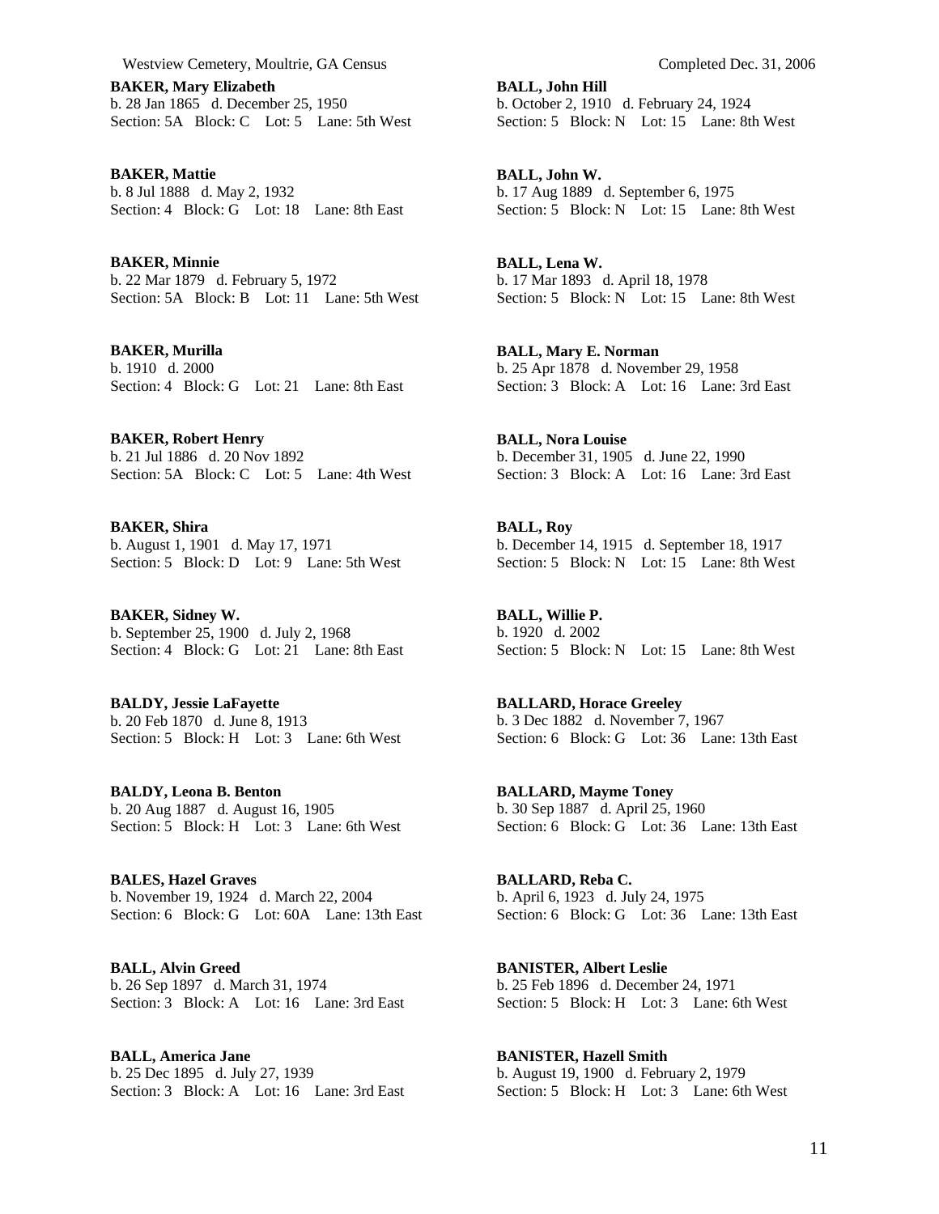**BAKER, Mary Elizabeth**
b. 28 Jan 1865 d. December 25, 1950
Section: 5A Block: C Lot: 5 Lane: 5th West

**BAKER, Mattie**
b. 8 Jul 1888 d. May 2, 1932
Section: 4 Block: G Lot: 18 Lane: 8th East

**BAKER, Minnie**
b. 22 Mar 1879 d. February 5, 1972
Section: 5A Block: B Lot: 11 Lane: 5th West

**BAKER, Murilla**
b. 1910 d. 2000
Section: 4 Block: G Lot: 21 Lane: 8th East

**BAKER, Robert Henry**
b. 21 Jul 1886 d. 20 Nov 1892
Section: 5A Block: C Lot: 5 Lane: 4th West

**BAKER, Shira**
b. August 1, 1901 d. May 17, 1971
Section: 5 Block: D Lot: 9 Lane: 5th West

**BAKER, Sidney W.**
b. September 25, 1900 d. July 2, 1968
Section: 4 Block: G Lot: 21 Lane: 8th East

**BALDY, Jessie LaFayette**
b. 20 Feb 1870 d. June 8, 1913
Section: 5 Block: H Lot: 3 Lane: 6th West

**BALDY, Leona B. Benton**
b. 20 Aug 1887 d. August 16, 1905
Section: 5 Block: H Lot: 3 Lane: 6th West

**BALES, Hazel Graves**
b. November 19, 1924 d. March 22, 2004
Section: 6 Block: G Lot: 60A Lane: 13th East

**BALL, Alvin Greed**
b. 26 Sep 1897 d. March 31, 1974
Section: 3 Block: A Lot: 16 Lane: 3rd East

**BALL, America Jane**
b. 25 Dec 1895 d. July 27, 1939
Section: 3 Block: A Lot: 16 Lane: 3rd East

**BALL, John Hill**
b. October 2, 1910 d. February 24, 1924
Section: 5 Block: N Lot: 15 Lane: 8th West

**BALL, John W.**
b. 17 Aug 1889 d. September 6, 1975
Section: 5 Block: N Lot: 15 Lane: 8th West

**BALL, Lena W.**
b. 17 Mar 1893 d. April 18, 1978
Section: 5 Block: N Lot: 15 Lane: 8th West

**BALL, Mary E. Norman**
b. 25 Apr 1878 d. November 29, 1958
Section: 3 Block: A Lot: 16 Lane: 3rd East

**BALL, Nora Louise**
b. December 31, 1905 d. June 22, 1990
Section: 3 Block: A Lot: 16 Lane: 3rd East

**BALL, Roy**
b. December 14, 1915 d. September 18, 1917
Section: 5 Block: N Lot: 15 Lane: 8th West

**BALL, Willie P.**
b. 1920 d. 2002
Section: 5 Block: N Lot: 15 Lane: 8th West

**BALLARD, Horace Greeley**
b. 3 Dec 1882 d. November 7, 1967
Section: 6 Block: G Lot: 36 Lane: 13th East

**BALLARD, Mayme Toney**
b. 30 Sep 1887 d. April 25, 1960
Section: 6 Block: G Lot: 36 Lane: 13th East

**BALLARD, Reba C.**
b. April 6, 1923 d. July 24, 1975
Section: 6 Block: G Lot: 36 Lane: 13th East

**BANISTER, Albert Leslie**
b. 25 Feb 1896 d. December 24, 1971
Section: 5 Block: H Lot: 3 Lane: 6th West

**BANISTER, Hazell Smith**
b. August 19, 1900 d. February 2, 1979
Section: 5 Block: H Lot: 3 Lane: 6th West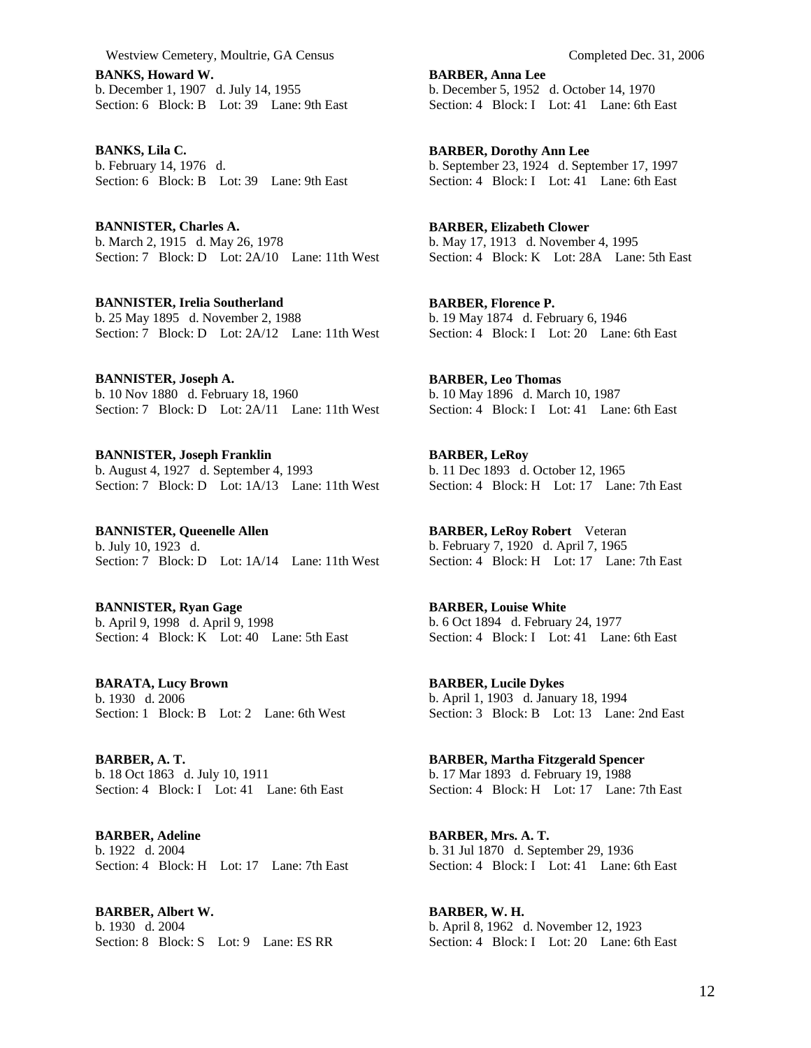**BANKS, Howard W.**
b. December 1, 1907 d. July 14, 1955
Section: 6 Block: B Lot: 39 Lane: 9th East

**BANKS, Lila C.**
b. February 14, 1976 d.
Section: 6 Block: B Lot: 39 Lane: 9th East

**BANNISTER, Charles A.**
b. March 2, 1915 d. May 26, 1978
Section: 7 Block: D Lot: 2A/10 Lane: 11th West

**BANNISTER, Irelia Southerland**
b. 25 May 1895 d. November 2, 1988
Section: 7 Block: D Lot: 2A/12 Lane: 11th West

**BANNISTER, Joseph A.**
b. 10 Nov 1880 d. February 18, 1960
Section: 7 Block: D Lot: 2A/11 Lane: 11th West

**BANNISTER, Joseph Franklin**
b. August 4, 1927 d. September 4, 1993
Section: 7 Block: D Lot: 1A/13 Lane: 11th West

**BANNISTER, Queenelle Allen**
b. July 10, 1923 d.
Section: 7 Block: D Lot: 1A/14 Lane: 11th West

**BANNISTER, Ryan Gage**
b. April 9, 1998 d. April 9, 1998
Section: 4 Block: K Lot: 40 Lane: 5th East

**BARATA, Lucy Brown**
b. 1930 d. 2006
Section: 1 Block: B Lot: 2 Lane: 6th West

**BARBER, A. T.**
b. 18 Oct 1863 d. July 10, 1911
Section: 4 Block: I Lot: 41 Lane: 6th East

**BARBER, Adeline**
b. 1922 d. 2004
Section: 4 Block: H Lot: 17 Lane: 7th East

**BARBER, Albert W.**
b. 1930 d. 2004
Section: 8 Block: S Lot: 9 Lane: ES RR

**BARBER, Anna Lee**
b. December 5, 1952 d. October 14, 1970
Section: 4 Block: I Lot: 41 Lane: 6th East

**BARBER, Dorothy Ann Lee**
b. September 23, 1924 d. September 17, 1997
Section: 4 Block: I Lot: 41 Lane: 6th East

**BARBER, Elizabeth Clower**
b. May 17, 1913 d. November 4, 1995
Section: 4 Block: K Lot: 28A Lane: 5th East

**BARBER, Florence P.**
b. 19 May 1874 d. February 6, 1946
Section: 4 Block: I Lot: 20 Lane: 6th East

**BARBER, Leo Thomas**
b. 10 May 1896 d. March 10, 1987
Section: 4 Block: I Lot: 41 Lane: 6th East

**BARBER, LeRoy**
b. 11 Dec 1893 d. October 12, 1965
Section: 4 Block: H Lot: 17 Lane: 7th East

**BARBER, LeRoy Robert** Veteran
b. February 7, 1920 d. April 7, 1965
Section: 4 Block: H Lot: 17 Lane: 7th East

**BARBER, Louise White**
b. 6 Oct 1894 d. February 24, 1977
Section: 4 Block: I Lot: 41 Lane: 6th East

**BARBER, Lucile Dykes**
b. April 1, 1903 d. January 18, 1994
Section: 3 Block: B Lot: 13 Lane: 2nd East

**BARBER, Martha Fitzgerald Spencer**
b. 17 Mar 1893 d. February 19, 1988
Section: 4 Block: H Lot: 17 Lane: 7th East

**BARBER, Mrs. A. T.**
b. 31 Jul 1870 d. September 29, 1936
Section: 4 Block: I Lot: 41 Lane: 6th East

**BARBER, W. H.**
b. April 8, 1962 d. November 12, 1923
Section: 4 Block: I Lot: 20 Lane: 6th East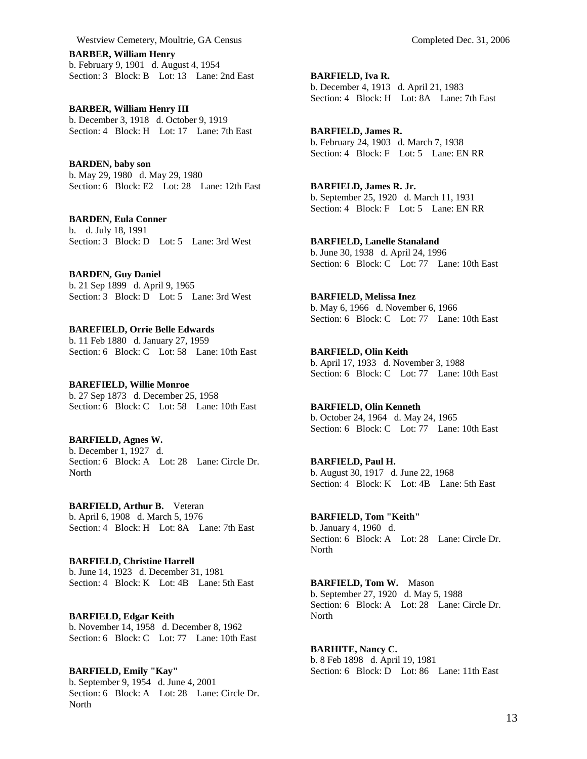**BARBER, William Henry**
b. February 9, 1901 d. August 4, 1954
Section: 3 Block: B Lot: 13 Lane: 2nd East

**BARBER, William Henry III**
b. December 3, 1918 d. October 9, 1919
Section: 4 Block: H Lot: 17 Lane: 7th East

**BARDEN, baby son**
b. May 29, 1980 d. May 29, 1980
Section: 6 Block: E2 Lot: 28 Lane: 12th East

**BARDEN, Eula Conner**
b. d. July 18, 1991
Section: 3 Block: D Lot: 5 Lane: 3rd West

**BARDEN, Guy Daniel**
b. 21 Sep 1899 d. April 9, 1965
Section: 3 Block: D Lot: 5 Lane: 3rd West

**BAREFIELD, Orrie Belle Edwards**
b. 11 Feb 1880 d. January 27, 1959
Section: 6 Block: C Lot: 58 Lane: 10th East

**BAREFIELD, Willie Monroe**
b. 27 Sep 1873 d. December 25, 1958
Section: 6 Block: C Lot: 58 Lane: 10th East

**BARFIELD, Agnes W.**
b. December 1, 1927 d.
Section: 6 Block: A Lot: 28 Lane: Circle Dr. North

**BARFIELD, Arthur B.** Veteran
b. April 6, 1908 d. March 5, 1976
Section: 4 Block: H Lot: 8A Lane: 7th East

**BARFIELD, Christine Harrell**
b. June 14, 1923 d. December 31, 1981
Section: 4 Block: K Lot: 4B Lane: 5th East

**BARFIELD, Edgar Keith**
b. November 14, 1958 d. December 8, 1962
Section: 6 Block: C Lot: 77 Lane: 10th East

**BARFIELD, Emily "Kay"**
b. September 9, 1954 d. June 4, 2001
Section: 6 Block: A Lot: 28 Lane: Circle Dr. North

**BARFIELD, Iva R.**
b. December 4, 1913 d. April 21, 1983
Section: 4 Block: H Lot: 8A Lane: 7th East

**BARFIELD, James R.**
b. February 24, 1903 d. March 7, 1938
Section: 4 Block: F Lot: 5 Lane: EN RR

**BARFIELD, James R. Jr.**
b. September 25, 1920 d. March 11, 1931
Section: 4 Block: F Lot: 5 Lane: EN RR

**BARFIELD, Lanelle Stanaland**
b. June 30, 1938 d. April 24, 1996
Section: 6 Block: C Lot: 77 Lane: 10th East

**BARFIELD, Melissa Inez**
b. May 6, 1966 d. November 6, 1966
Section: 6 Block: C Lot: 77 Lane: 10th East

**BARFIELD, Olin Keith**
b. April 17, 1933 d. November 3, 1988
Section: 6 Block: C Lot: 77 Lane: 10th East

**BARFIELD, Olin Kenneth**
b. October 24, 1964 d. May 24, 1965
Section: 6 Block: C Lot: 77 Lane: 10th East

**BARFIELD, Paul H.**
b. August 30, 1917 d. June 22, 1968
Section: 4 Block: K Lot: 4B Lane: 5th East

**BARFIELD, Tom "Keith"**
b. January 4, 1960 d.
Section: 6 Block: A Lot: 28 Lane: Circle Dr. North

**BARFIELD, Tom W.** Mason
b. September 27, 1920 d. May 5, 1988
Section: 6 Block: A Lot: 28 Lane: Circle Dr. North

**BARHITE, Nancy C.**
b. 8 Feb 1898 d. April 19, 1981
Section: 6 Block: D Lot: 86 Lane: 11th East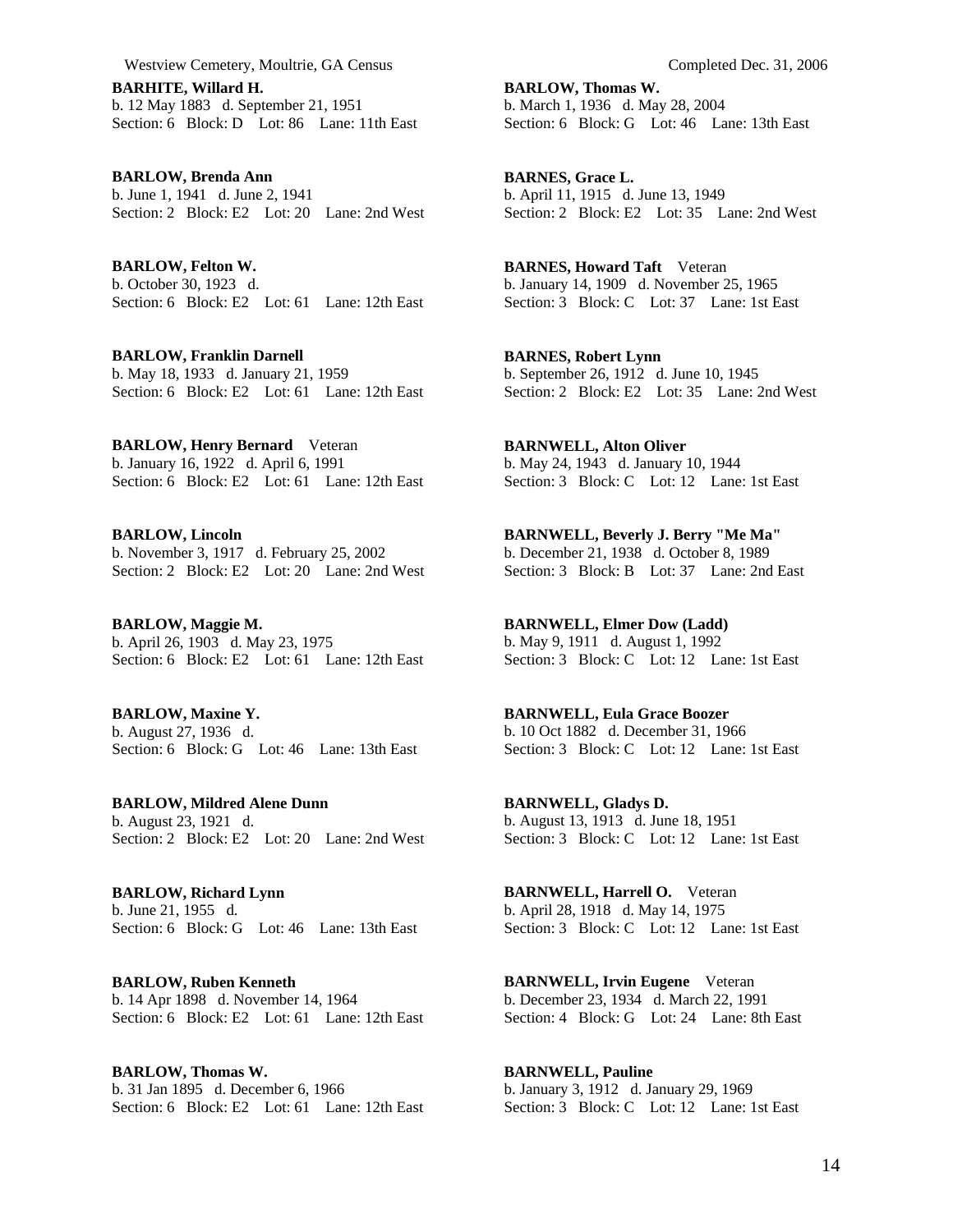**BARHITE, Willard H.**
b. 12 May 1883 d. September 21, 1951
Section: 6 Block: D Lot: 86 Lane: 11th East

**BARLOW, Brenda Ann**
b. June 1, 1941 d. June 2, 1941
Section: 2 Block: E2 Lot: 20 Lane: 2nd West

**BARLOW, Felton W.**
b. October 30, 1923 d.
Section: 6 Block: E2 Lot: 61 Lane: 12th East

**BARLOW, Franklin Darnell**
b. May 18, 1933 d. January 21, 1959
Section: 6 Block: E2 Lot: 61 Lane: 12th East

**BARLOW, Henry Bernard** Veteran
b. January 16, 1922 d. April 6, 1991
Section: 6 Block: E2 Lot: 61 Lane: 12th East

**BARLOW, Lincoln**
b. November 3, 1917 d. February 25, 2002
Section: 2 Block: E2 Lot: 20 Lane: 2nd West

**BARLOW, Maggie M.**
b. April 26, 1903 d. May 23, 1975
Section: 6 Block: E2 Lot: 61 Lane: 12th East

**BARLOW, Maxine Y.**
b. August 27, 1936 d.
Section: 6 Block: G Lot: 46 Lane: 13th East

**BARLOW, Mildred Alene Dunn**
b. August 23, 1921 d.
Section: 2 Block: E2 Lot: 20 Lane: 2nd West

**BARLOW, Richard Lynn**
b. June 21, 1955 d.
Section: 6 Block: G Lot: 46 Lane: 13th East

**BARLOW, Ruben Kenneth**
b. 14 Apr 1898 d. November 14, 1964
Section: 6 Block: E2 Lot: 61 Lane: 12th East

**BARLOW, Thomas W.**
b. 31 Jan 1895 d. December 6, 1966
Section: 6 Block: E2 Lot: 61 Lane: 12th East

**BARLOW, Thomas W.**
b. March 1, 1936 d. May 28, 2004
Section: 6 Block: G Lot: 46 Lane: 13th East

**BARNES, Grace L.**
b. April 11, 1915 d. June 13, 1949
Section: 2 Block: E2 Lot: 35 Lane: 2nd West

**BARNES, Howard Taft** Veteran
b. January 14, 1909 d. November 25, 1965
Section: 3 Block: C Lot: 37 Lane: 1st East

**BARNES, Robert Lynn**
b. September 26, 1912 d. June 10, 1945
Section: 2 Block: E2 Lot: 35 Lane: 2nd West

**BARNWELL, Alton Oliver**
b. May 24, 1943 d. January 10, 1944
Section: 3 Block: C Lot: 12 Lane: 1st East

**BARNWELL, Beverly J. Berry "Me Ma"**
b. December 21, 1938 d. October 8, 1989
Section: 3 Block: B Lot: 37 Lane: 2nd East

**BARNWELL, Elmer Dow (Ladd)**
b. May 9, 1911 d. August 1, 1992
Section: 3 Block: C Lot: 12 Lane: 1st East

**BARNWELL, Eula Grace Boozer**
b. 10 Oct 1882 d. December 31, 1966
Section: 3 Block: C Lot: 12 Lane: 1st East

**BARNWELL, Gladys D.**
b. August 13, 1913 d. June 18, 1951
Section: 3 Block: C Lot: 12 Lane: 1st East

**BARNWELL, Harrell O.** Veteran
b. April 28, 1918 d. May 14, 1975
Section: 3 Block: C Lot: 12 Lane: 1st East

**BARNWELL, Irvin Eugene** Veteran
b. December 23, 1934 d. March 22, 1991
Section: 4 Block: G Lot: 24 Lane: 8th East

**BARNWELL, Pauline**
b. January 3, 1912 d. January 29, 1969
Section: 3 Block: C Lot: 12 Lane: 1st East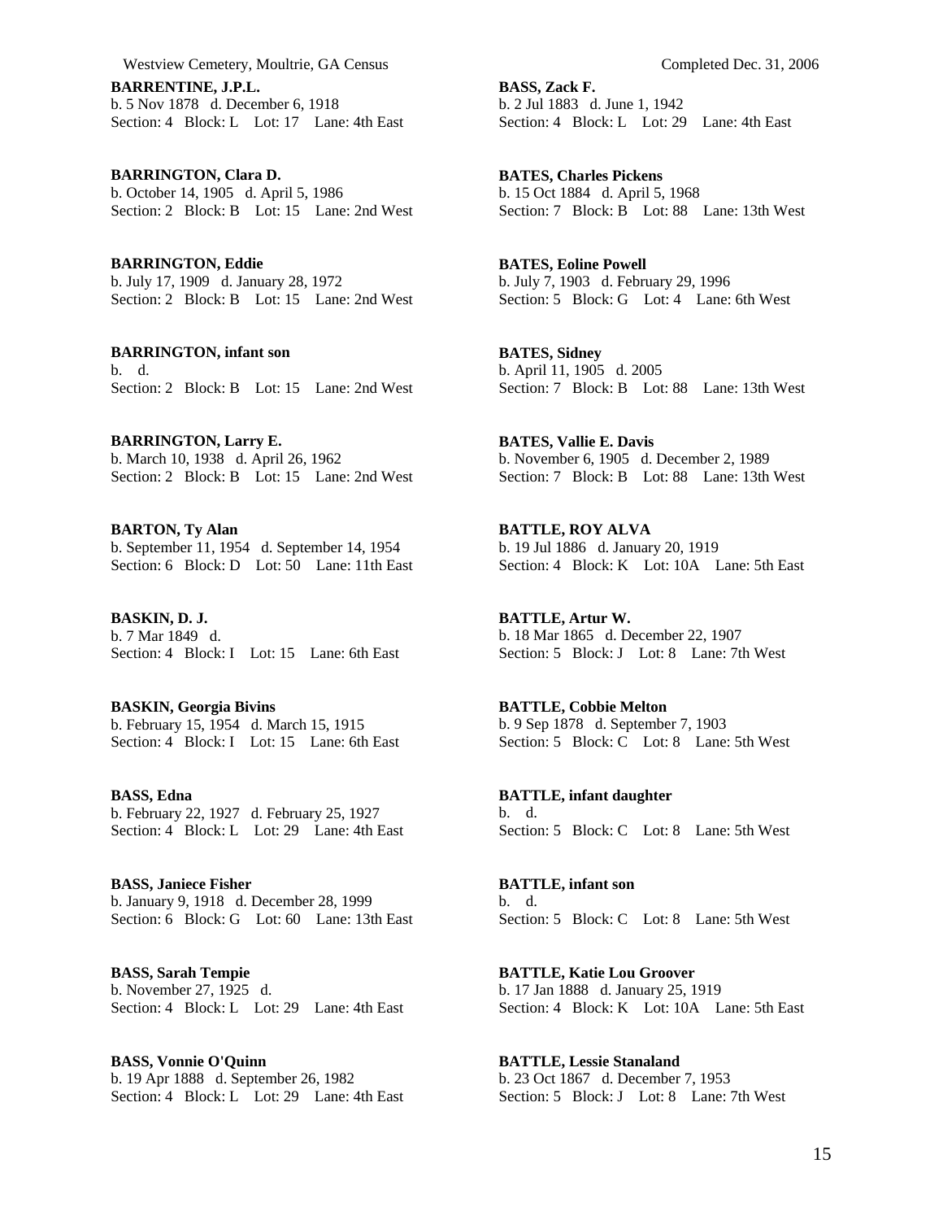**BARRENTINE, J.P.L.**
b. 5 Nov 1878 d. December 6, 1918
Section: 4 Block: L Lot: 17 Lane: 4th East

**BARRINGTON, Clara D.**
b. October 14, 1905 d. April 5, 1986
Section: 2 Block: B Lot: 15 Lane: 2nd West

**BARRINGTON, Eddie**
b. July 17, 1909 d. January 28, 1972
Section: 2 Block: B Lot: 15 Lane: 2nd West

**BARRINGTON, infant son**
b. d.
Section: 2 Block: B Lot: 15 Lane: 2nd West

**BARRINGTON, Larry E.**
b. March 10, 1938 d. April 26, 1962
Section: 2 Block: B Lot: 15 Lane: 2nd West

**BARTON, Ty Alan**
b. September 11, 1954 d. September 14, 1954
Section: 6 Block: D Lot: 50 Lane: 11th East

**BASKIN, D. J.**
b. 7 Mar 1849 d.
Section: 4 Block: I Lot: 15 Lane: 6th East

**BASKIN, Georgia Bivins**
b. February 15, 1954 d. March 15, 1915
Section: 4 Block: I Lot: 15 Lane: 6th East

**BASS, Edna**
b. February 22, 1927 d. February 25, 1927
Section: 4 Block: L Lot: 29 Lane: 4th East

**BASS, Janiece Fisher**
b. January 9, 1918 d. December 28, 1999
Section: 6 Block: G Lot: 60 Lane: 13th East

**BASS, Sarah Tempie**
b. November 27, 1925 d.
Section: 4 Block: L Lot: 29 Lane: 4th East

**BASS, Vonnie O'Quinn**
b. 19 Apr 1888 d. September 26, 1982
Section: 4 Block: L Lot: 29 Lane: 4th East

**BASS, Zack F.**
b. 2 Jul 1883 d. June 1, 1942
Section: 4 Block: L Lot: 29 Lane: 4th East

**BATES, Charles Pickens**
b. 15 Oct 1884 d. April 5, 1968
Section: 7 Block: B Lot: 88 Lane: 13th West

**BATES, Eoline Powell**
b. July 7, 1903 d. February 29, 1996
Section: 5 Block: G Lot: 4 Lane: 6th West

**BATES, Sidney**
b. April 11, 1905 d. 2005
Section: 7 Block: B Lot: 88 Lane: 13th West

**BATES, Vallie E. Davis**
b. November 6, 1905 d. December 2, 1989
Section: 7 Block: B Lot: 88 Lane: 13th West

**BATTLE, ROY ALVA**
b. 19 Jul 1886 d. January 20, 1919
Section: 4 Block: K Lot: 10A Lane: 5th East

**BATTLE, Artur W.**
b. 18 Mar 1865 d. December 22, 1907
Section: 5 Block: J Lot: 8 Lane: 7th West

**BATTLE, Cobbie Melton**
b. 9 Sep 1878 d. September 7, 1903
Section: 5 Block: C Lot: 8 Lane: 5th West

**BATTLE, infant daughter**
b. d.
Section: 5 Block: C Lot: 8 Lane: 5th West

**BATTLE, infant son**
b. d.
Section: 5 Block: C Lot: 8 Lane: 5th West

**BATTLE, Katie Lou Groover**
b. 17 Jan 1888 d. January 25, 1919
Section: 4 Block: K Lot: 10A Lane: 5th East

**BATTLE, Lessie Stanaland**
b. 23 Oct 1867 d. December 7, 1953
Section: 5 Block: J Lot: 8 Lane: 7th West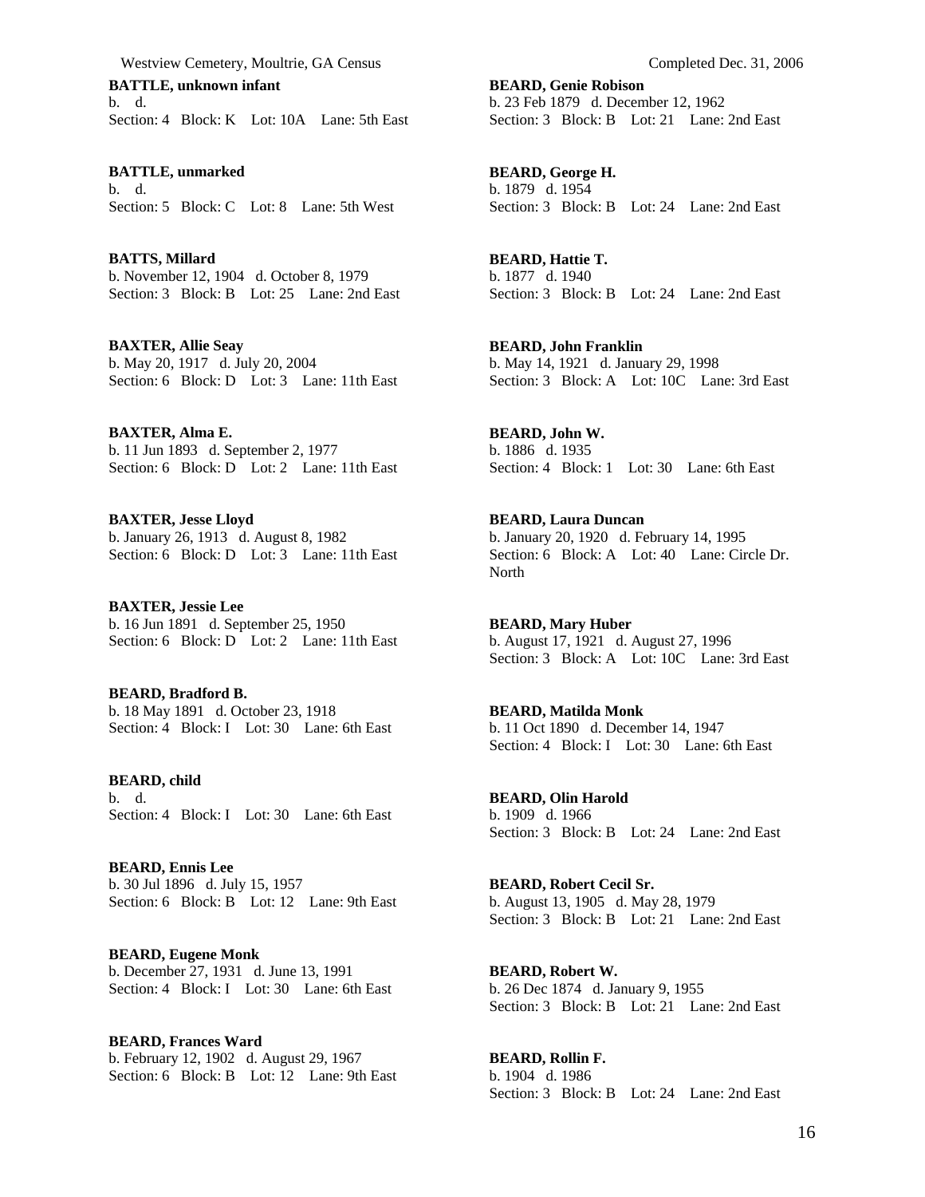**BATTLE, unknown infant**
b. d.
Section: 4 Block: K Lot: 10A Lane: 5th East

**BATTLE, unmarked**
b. d.
Section: 5 Block: C Lot: 8 Lane: 5th West

**BATTS, Millard**
b. November 12, 1904 d. October 8, 1979
Section: 3 Block: B Lot: 25 Lane: 2nd East

**BAXTER, Allie Seay**
b. May 20, 1917 d. July 20, 2004
Section: 6 Block: D Lot: 3 Lane: 11th East

**BAXTER, Alma E.**
b. 11 Jun 1893 d. September 2, 1977
Section: 6 Block: D Lot: 2 Lane: 11th East

**BAXTER, Jesse Lloyd**
b. January 26, 1913 d. August 8, 1982
Section: 6 Block: D Lot: 3 Lane: 11th East

**BAXTER, Jessie Lee**
b. 16 Jun 1891 d. September 25, 1950
Section: 6 Block: D Lot: 2 Lane: 11th East

**BEARD, Bradford B.**
b. 18 May 1891 d. October 23, 1918
Section: 4 Block: I Lot: 30 Lane: 6th East

**BEARD, child**
b. d.
Section: 4 Block: I Lot: 30 Lane: 6th East

**BEARD, Ennis Lee**
b. 30 Jul 1896 d. July 15, 1957
Section: 6 Block: B Lot: 12 Lane: 9th East

**BEARD, Eugene Monk**
b. December 27, 1931 d. June 13, 1991
Section: 4 Block: I Lot: 30 Lane: 6th East

**BEARD, Frances Ward**
b. February 12, 1902 d. August 29, 1967
Section: 6 Block: B Lot: 12 Lane: 9th East

**BEARD, Genie Robison**
b. 23 Feb 1879 d. December 12, 1962
Section: 3 Block: B Lot: 21 Lane: 2nd East

**BEARD, George H.**
b. 1879 d. 1954
Section: 3 Block: B Lot: 24 Lane: 2nd East

**BEARD, Hattie T.**
b. 1877 d. 1940
Section: 3 Block: B Lot: 24 Lane: 2nd East

**BEARD, John Franklin**
b. May 14, 1921 d. January 29, 1998
Section: 3 Block: A Lot: 10C Lane: 3rd East

**BEARD, John W.**
b. 1886 d. 1935
Section: 4 Block: 1 Lot: 30 Lane: 6th East

**BEARD, Laura Duncan**
b. January 20, 1920 d. February 14, 1995
Section: 6 Block: A Lot: 40 Lane: Circle Dr. North

**BEARD, Mary Huber**
b. August 17, 1921 d. August 27, 1996
Section: 3 Block: A Lot: 10C Lane: 3rd East

**BEARD, Matilda Monk**
b. 11 Oct 1890 d. December 14, 1947
Section: 4 Block: I Lot: 30 Lane: 6th East

**BEARD, Olin Harold**
b. 1909 d. 1966
Section: 3 Block: B Lot: 24 Lane: 2nd East

**BEARD, Robert Cecil Sr.**
b. August 13, 1905 d. May 28, 1979
Section: 3 Block: B Lot: 21 Lane: 2nd East

**BEARD, Robert W.**
b. 26 Dec 1874 d. January 9, 1955
Section: 3 Block: B Lot: 21 Lane: 2nd East

**BEARD, Rollin F.**
b. 1904 d. 1986
Section: 3 Block: B Lot: 24 Lane: 2nd East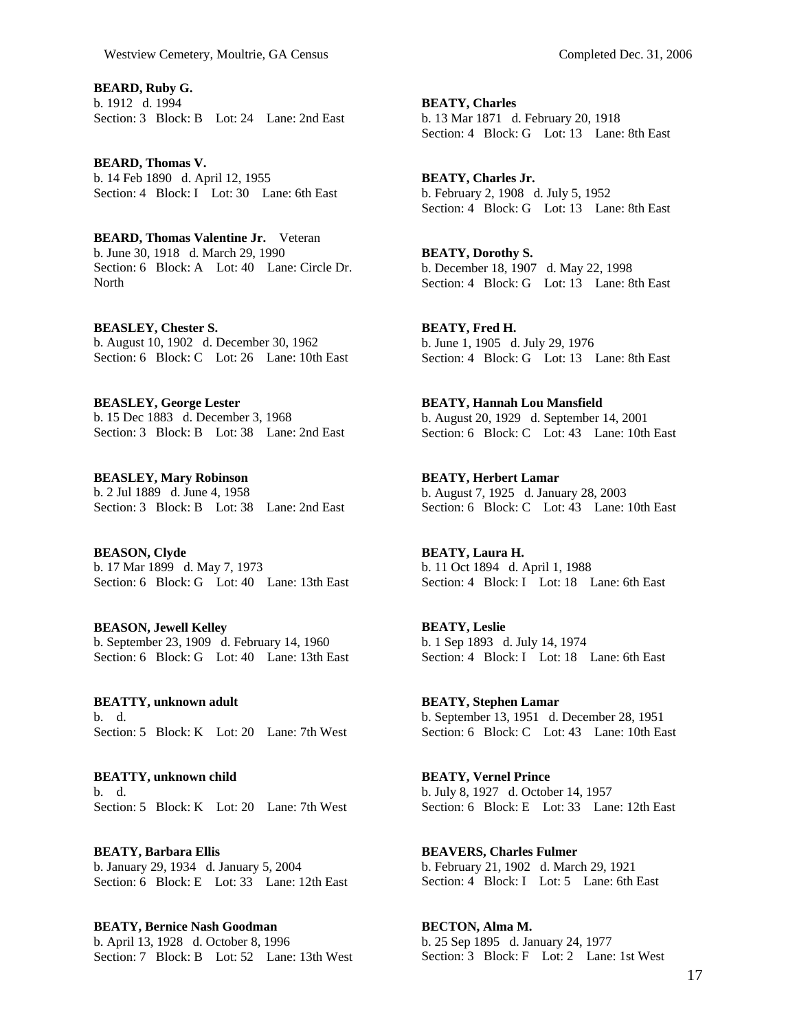**BEARD, Ruby G.**
b. 1912 d. 1994
Section: 3 Block: B Lot: 24 Lane: 2nd East

**BEARD, Thomas V.**
b. 14 Feb 1890 d. April 12, 1955
Section: 4 Block: I Lot: 30 Lane: 6th East

**BEARD, Thomas Valentine Jr.** Veteran
b. June 30, 1918 d. March 29, 1990
Section: 6 Block: A Lot: 40 Lane: Circle Dr. North

**BEASLEY, Chester S.**
b. August 10, 1902 d. December 30, 1962
Section: 6 Block: C Lot: 26 Lane: 10th East

**BEASLEY, George Lester**
b. 15 Dec 1883 d. December 3, 1968
Section: 3 Block: B Lot: 38 Lane: 2nd East

**BEASLEY, Mary Robinson**
b. 2 Jul 1889 d. June 4, 1958
Section: 3 Block: B Lot: 38 Lane: 2nd East

**BEASON, Clyde**
b. 17 Mar 1899 d. May 7, 1973
Section: 6 Block: G Lot: 40 Lane: 13th East

**BEASON, Jewell Kelley**
b. September 23, 1909 d. February 14, 1960
Section: 6 Block: G Lot: 40 Lane: 13th East

**BEATTY, unknown adult**
b. d.
Section: 5 Block: K Lot: 20 Lane: 7th West

**BEATTY, unknown child**
b. d.
Section: 5 Block: K Lot: 20 Lane: 7th West

**BEATY, Barbara Ellis**
b. January 29, 1934 d. January 5, 2004
Section: 6 Block: E Lot: 33 Lane: 12th East

**BEATY, Bernice Nash Goodman**
b. April 13, 1928 d. October 8, 1996
Section: 7 Block: B Lot: 52 Lane: 13th West

**BEATY, Charles**
b. 13 Mar 1871 d. February 20, 1918
Section: 4 Block: G Lot: 13 Lane: 8th East

**BEATY, Charles Jr.**
b. February 2, 1908 d. July 5, 1952
Section: 4 Block: G Lot: 13 Lane: 8th East

**BEATY, Dorothy S.**
b. December 18, 1907 d. May 22, 1998
Section: 4 Block: G Lot: 13 Lane: 8th East

**BEATY, Fred H.**
b. June 1, 1905 d. July 29, 1976
Section: 4 Block: G Lot: 13 Lane: 8th East

**BEATY, Hannah Lou Mansfield**
b. August 20, 1929 d. September 14, 2001
Section: 6 Block: C Lot: 43 Lane: 10th East

**BEATY, Herbert Lamar**
b. August 7, 1925 d. January 28, 2003
Section: 6 Block: C Lot: 43 Lane: 10th East

**BEATY, Laura H.**
b. 11 Oct 1894 d. April 1, 1988
Section: 4 Block: I Lot: 18 Lane: 6th East

**BEATY, Leslie**
b. 1 Sep 1893 d. July 14, 1974
Section: 4 Block: I Lot: 18 Lane: 6th East

**BEATY, Stephen Lamar**
b. September 13, 1951 d. December 28, 1951
Section: 6 Block: C Lot: 43 Lane: 10th East

**BEATY, Vernel Prince**
b. July 8, 1927 d. October 14, 1957
Section: 6 Block: E Lot: 33 Lane: 12th East

**BEAVERS, Charles Fulmer**
b. February 21, 1902 d. March 29, 1921
Section: 4 Block: I Lot: 5 Lane: 6th East

**BECTON, Alma M.**
b. 25 Sep 1895 d. January 24, 1977
Section: 3 Block: F Lot: 2 Lane: 1st West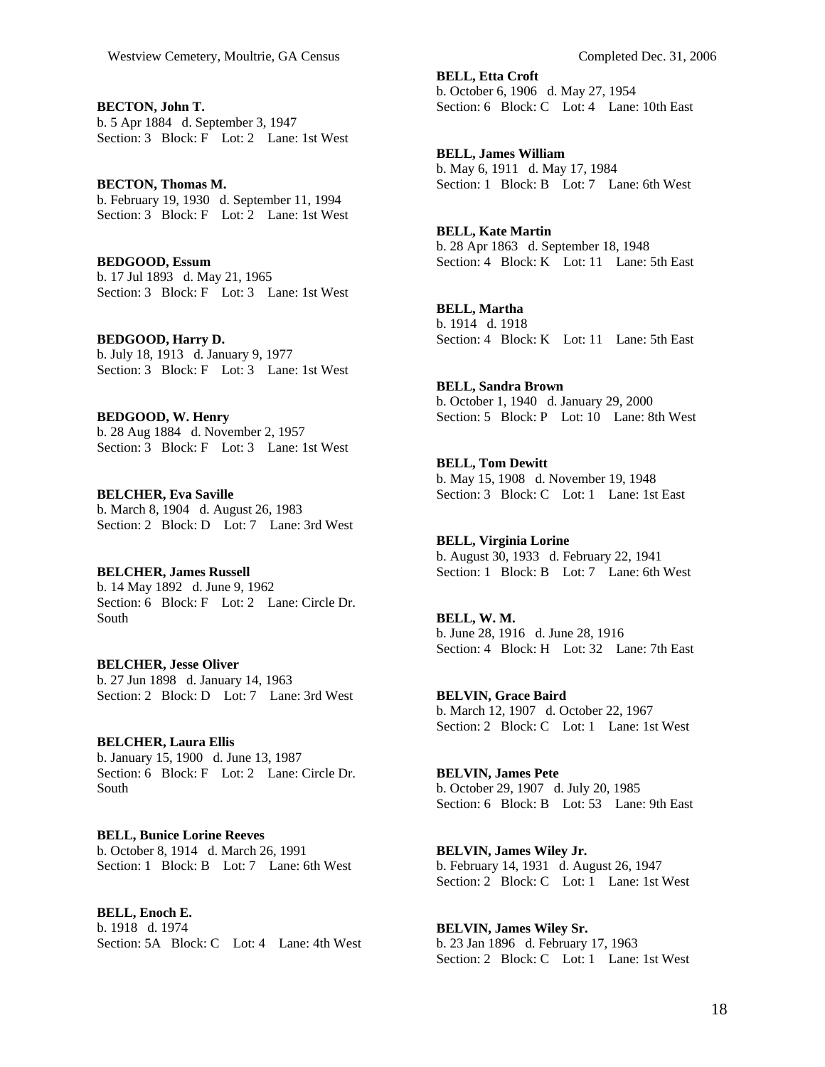**BECTON, John T.**
b. 5 Apr 1884 d. September 3, 1947
Section: 3 Block: F Lot: 2 Lane: 1st West

**BECTON, Thomas M.**
b. February 19, 1930 d. September 11, 1994
Section: 3 Block: F Lot: 2 Lane: 1st West

**BEDGOOD, Essum**
b. 17 Jul 1893 d. May 21, 1965
Section: 3 Block: F Lot: 3 Lane: 1st West

**BEDGOOD, Harry D.**
b. July 18, 1913 d. January 9, 1977
Section: 3 Block: F Lot: 3 Lane: 1st West

**BEDGOOD, W. Henry**
b. 28 Aug 1884 d. November 2, 1957
Section: 3 Block: F Lot: 3 Lane: 1st West

**BELCHER, Eva Saville**
b. March 8, 1904 d. August 26, 1983
Section: 2 Block: D Lot: 7 Lane: 3rd West

**BELCHER, James Russell**
b. 14 May 1892 d. June 9, 1962
Section: 6 Block: F Lot: 2 Lane: Circle Dr. South

**BELCHER, Jesse Oliver**
b. 27 Jun 1898 d. January 14, 1963
Section: 2 Block: D Lot: 7 Lane: 3rd West

**BELCHER, Laura Ellis**
b. January 15, 1900 d. June 13, 1987
Section: 6 Block: F Lot: 2 Lane: Circle Dr. South

**BELL, Bunice Lorine Reeves**
b. October 8, 1914 d. March 26, 1991
Section: 1 Block: B Lot: 7 Lane: 6th West

**BELL, Enoch E.**
b. 1918 d. 1974
Section: 5A Block: C Lot: 4 Lane: 4th West

**BELL, Etta Croft**
b. October 6, 1906 d. May 27, 1954
Section: 6 Block: C Lot: 4 Lane: 10th East

**BELL, James William**
b. May 6, 1911 d. May 17, 1984
Section: 1 Block: B Lot: 7 Lane: 6th West

**BELL, Kate Martin**
b. 28 Apr 1863 d. September 18, 1948
Section: 4 Block: K Lot: 11 Lane: 5th East

**BELL, Martha**
b. 1914 d. 1918
Section: 4 Block: K Lot: 11 Lane: 5th East

**BELL, Sandra Brown**
b. October 1, 1940 d. January 29, 2000
Section: 5 Block: P Lot: 10 Lane: 8th West

**BELL, Tom Dewitt**
b. May 15, 1908 d. November 19, 1948
Section: 3 Block: C Lot: 1 Lane: 1st East

**BELL, Virginia Lorine**
b. August 30, 1933 d. February 22, 1941
Section: 1 Block: B Lot: 7 Lane: 6th West

**BELL, W. M.**
b. June 28, 1916 d. June 28, 1916
Section: 4 Block: H Lot: 32 Lane: 7th East

**BELVIN, Grace Baird**
b. March 12, 1907 d. October 22, 1967
Section: 2 Block: C Lot: 1 Lane: 1st West

**BELVIN, James Pete**
b. October 29, 1907 d. July 20, 1985
Section: 6 Block: B Lot: 53 Lane: 9th East

**BELVIN, James Wiley Jr.**
b. February 14, 1931 d. August 26, 1947
Section: 2 Block: C Lot: 1 Lane: 1st West

**BELVIN, James Wiley Sr.**
b. 23 Jan 1896 d. February 17, 1963
Section: 2 Block: C Lot: 1 Lane: 1st West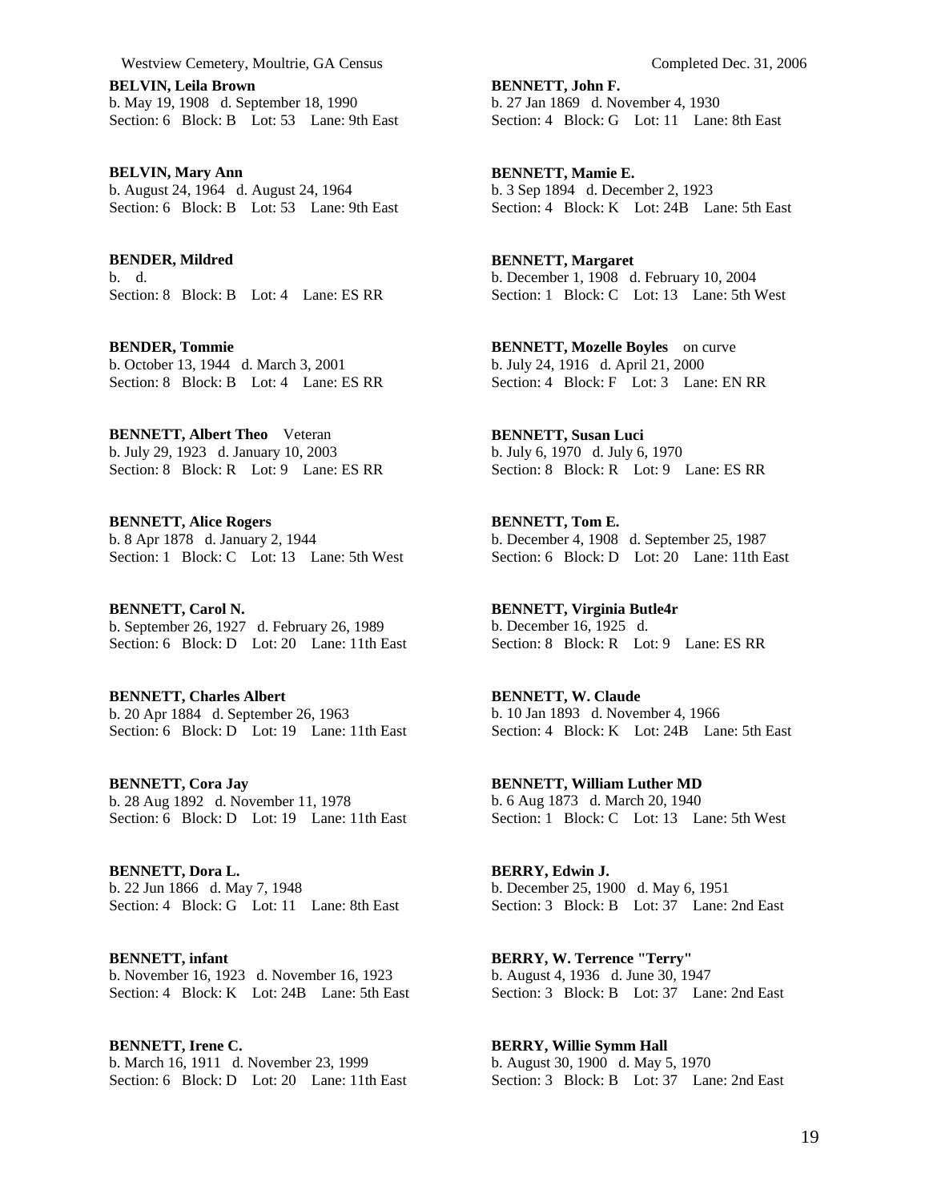**BELVIN, Leila Brown**
b. May 19, 1908 d. September 18, 1990
Section: 6 Block: B Lot: 53 Lane: 9th East

**BELVIN, Mary Ann**
b. August 24, 1964 d. August 24, 1964
Section: 6 Block: B Lot: 53 Lane: 9th East

**BENDER, Mildred**
b. d.
Section: 8 Block: B Lot: 4 Lane: ES RR

**BENDER, Tommie**
b. October 13, 1944 d. March 3, 2001
Section: 8 Block: B Lot: 4 Lane: ES RR

**BENNETT, Albert Theo** Veteran
b. July 29, 1923 d. January 10, 2003
Section: 8 Block: R Lot: 9 Lane: ES RR

**BENNETT, Alice Rogers**
b. 8 Apr 1878 d. January 2, 1944
Section: 1 Block: C Lot: 13 Lane: 5th West

**BENNETT, Carol N.**
b. September 26, 1927 d. February 26, 1989
Section: 6 Block: D Lot: 20 Lane: 11th East

**BENNETT, Charles Albert**
b. 20 Apr 1884 d. September 26, 1963
Section: 6 Block: D Lot: 19 Lane: 11th East

**BENNETT, Cora Jay**
b. 28 Aug 1892 d. November 11, 1978
Section: 6 Block: D Lot: 19 Lane: 11th East

**BENNETT, Dora L.**
b. 22 Jun 1866 d. May 7, 1948
Section: 4 Block: G Lot: 11 Lane: 8th East

**BENNETT, infant**
b. November 16, 1923 d. November 16, 1923
Section: 4 Block: K Lot: 24B Lane: 5th East

**BENNETT, Irene C.**
b. March 16, 1911 d. November 23, 1999
Section: 6 Block: D Lot: 20 Lane: 11th East

**BENNETT, John F.**
b. 27 Jan 1869 d. November 4, 1930
Section: 4 Block: G Lot: 11 Lane: 8th East

**BENNETT, Mamie E.**
b. 3 Sep 1894 d. December 2, 1923
Section: 4 Block: K Lot: 24B Lane: 5th East

**BENNETT, Margaret**
b. December 1, 1908 d. February 10, 2004
Section: 1 Block: C Lot: 13 Lane: 5th West

**BENNETT, Mozelle Boyles** on curve
b. July 24, 1916 d. April 21, 2000
Section: 4 Block: F Lot: 3 Lane: EN RR

**BENNETT, Susan Luci**
b. July 6, 1970 d. July 6, 1970
Section: 8 Block: R Lot: 9 Lane: ES RR

**BENNETT, Tom E.**
b. December 4, 1908 d. September 25, 1987
Section: 6 Block: D Lot: 20 Lane: 11th East

**BENNETT, Virginia Butle4r**
b. December 16, 1925 d.
Section: 8 Block: R Lot: 9 Lane: ES RR

**BENNETT, W. Claude**
b. 10 Jan 1893 d. November 4, 1966
Section: 4 Block: K Lot: 24B Lane: 5th East

**BENNETT, William Luther MD**
b. 6 Aug 1873 d. March 20, 1940
Section: 1 Block: C Lot: 13 Lane: 5th West

**BERRY, Edwin J.**
b. December 25, 1900 d. May 6, 1951
Section: 3 Block: B Lot: 37 Lane: 2nd East

**BERRY, W. Terrence "Terry"**
b. August 4, 1936 d. June 30, 1947
Section: 3 Block: B Lot: 37 Lane: 2nd East

**BERRY, Willie Symm Hall**
b. August 30, 1900 d. May 5, 1970
Section: 3 Block: B Lot: 37 Lane: 2nd East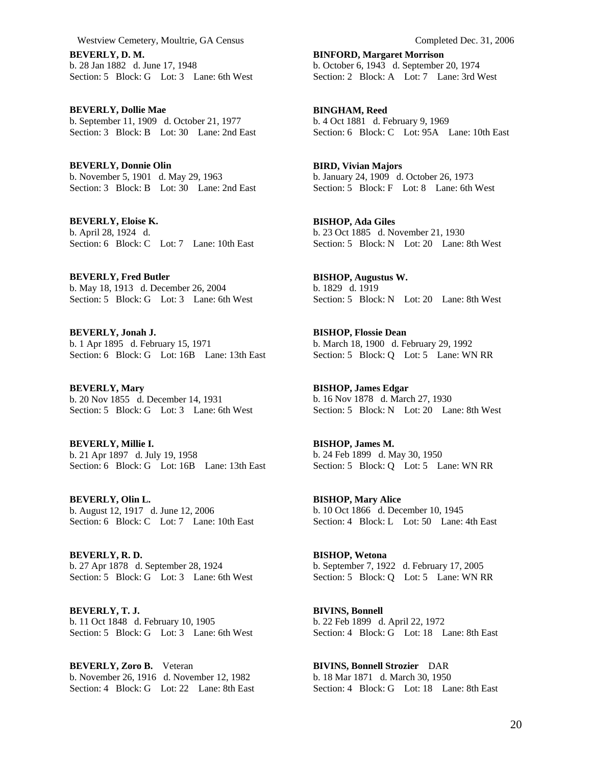**BEVERLY, D. M.**
b. 28 Jan 1882 d. June 17, 1948
Section: 5 Block: G Lot: 3 Lane: 6th West

**BEVERLY, Dollie Mae**
b. September 11, 1909 d. October 21, 1977
Section: 3 Block: B Lot: 30 Lane: 2nd East

**BEVERLY, Donnie Olin**
b. November 5, 1901 d. May 29, 1963
Section: 3 Block: B Lot: 30 Lane: 2nd East

**BEVERLY, Eloise K.**
b. April 28, 1924 d.
Section: 6 Block: C Lot: 7 Lane: 10th East

**BEVERLY, Fred Butler**
b. May 18, 1913 d. December 26, 2004
Section: 5 Block: G Lot: 3 Lane: 6th West

**BEVERLY, Jonah J.**
b. 1 Apr 1895 d. February 15, 1971
Section: 6 Block: G Lot: 16B Lane: 13th East

**BEVERLY, Mary**
b. 20 Nov 1855 d. December 14, 1931
Section: 5 Block: G Lot: 3 Lane: 6th West

**BEVERLY, Millie I.**
b. 21 Apr 1897 d. July 19, 1958
Section: 6 Block: G Lot: 16B Lane: 13th East

**BEVERLY, Olin L.**
b. August 12, 1917 d. June 12, 2006
Section: 6 Block: C Lot: 7 Lane: 10th East

**BEVERLY, R. D.**
b. 27 Apr 1878 d. September 28, 1924
Section: 5 Block: G Lot: 3 Lane: 6th West

**BEVERLY, T. J.**
b. 11 Oct 1848 d. February 10, 1905
Section: 5 Block: G Lot: 3 Lane: 6th West

**BEVERLY, Zoro B.** Veteran
b. November 26, 1916 d. November 12, 1982
Section: 4 Block: G Lot: 22 Lane: 8th East

**BINFORD, Margaret Morrison**
b. October 6, 1943 d. September 20, 1974
Section: 2 Block: A Lot: 7 Lane: 3rd West

**BINGHAM, Reed**
b. 4 Oct 1881 d. February 9, 1969
Section: 6 Block: C Lot: 95A Lane: 10th East

**BIRD, Vivian Majors**
b. January 24, 1909 d. October 26, 1973
Section: 5 Block: F Lot: 8 Lane: 6th West

**BISHOP, Ada Giles**
b. 23 Oct 1885 d. November 21, 1930
Section: 5 Block: N Lot: 20 Lane: 8th West

**BISHOP, Augustus W.**
b. 1829 d. 1919
Section: 5 Block: N Lot: 20 Lane: 8th West

**BISHOP, Flossie Dean**
b. March 18, 1900 d. February 29, 1992
Section: 5 Block: Q Lot: 5 Lane: WN RR

**BISHOP, James Edgar**
b. 16 Nov 1878 d. March 27, 1930
Section: 5 Block: N Lot: 20 Lane: 8th West

**BISHOP, James M.**
b. 24 Feb 1899 d. May 30, 1950
Section: 5 Block: Q Lot: 5 Lane: WN RR

**BISHOP, Mary Alice**
b. 10 Oct 1866 d. December 10, 1945
Section: 4 Block: L Lot: 50 Lane: 4th East

**BISHOP, Wetona**
b. September 7, 1922 d. February 17, 2005
Section: 5 Block: Q Lot: 5 Lane: WN RR

**BIVINS, Bonnell**
b. 22 Feb 1899 d. April 22, 1972
Section: 4 Block: G Lot: 18 Lane: 8th East

**BIVINS, Bonnell Strozier** DAR
b. 18 Mar 1871 d. March 30, 1950
Section: 4 Block: G Lot: 18 Lane: 8th East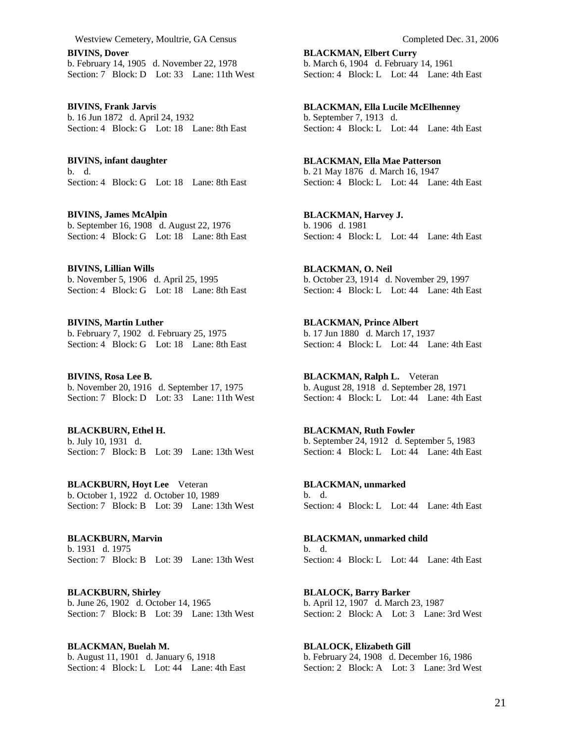**BIVINS, Dover**
b. February 14, 1905 d. November 22, 1978
Section: 7 Block: D Lot: 33 Lane: 11th West

**BIVINS, Frank Jarvis**
b. 16 Jun 1872 d. April 24, 1932
Section: 4 Block: G Lot: 18 Lane: 8th East

**BIVINS, infant daughter**
b. d.
Section: 4 Block: G Lot: 18 Lane: 8th East

**BIVINS, James McAlpin**
b. September 16, 1908 d. August 22, 1976
Section: 4 Block: G Lot: 18 Lane: 8th East

**BIVINS, Lillian Wills**
b. November 5, 1906 d. April 25, 1995
Section: 4 Block: G Lot: 18 Lane: 8th East

**BIVINS, Martin Luther**
b. February 7, 1902 d. February 25, 1975
Section: 4 Block: G Lot: 18 Lane: 8th East

**BIVINS, Rosa Lee B.**
b. November 20, 1916 d. September 17, 1975
Section: 7 Block: D Lot: 33 Lane: 11th West

**BLACKBURN, Ethel H.**
b. July 10, 1931 d.
Section: 7 Block: B Lot: 39 Lane: 13th West

**BLACKBURN, Hoyt Lee** Veteran
b. October 1, 1922 d. October 10, 1989
Section: 7 Block: B Lot: 39 Lane: 13th West

**BLACKBURN, Marvin**
b. 1931 d. 1975
Section: 7 Block: B Lot: 39 Lane: 13th West

**BLACKBURN, Shirley**
b. June 26, 1902 d. October 14, 1965
Section: 7 Block: B Lot: 39 Lane: 13th West

**BLACKMAN, Buelah M.**
b. August 11, 1901 d. January 6, 1918
Section: 4 Block: L Lot: 44 Lane: 4th East

**BLACKMAN, Elbert Curry**
b. March 6, 1904 d. February 14, 1961
Section: 4 Block: L Lot: 44 Lane: 4th East

**BLACKMAN, Ella Lucile McElhenney**
b. September 7, 1913 d.
Section: 4 Block: L Lot: 44 Lane: 4th East

**BLACKMAN, Ella Mae Patterson**
b. 21 May 1876 d. March 16, 1947
Section: 4 Block: L Lot: 44 Lane: 4th East

**BLACKMAN, Harvey J.**
b. 1906 d. 1981
Section: 4 Block: L Lot: 44 Lane: 4th East

**BLACKMAN, O. Neil**
b. October 23, 1914 d. November 29, 1997
Section: 4 Block: L Lot: 44 Lane: 4th East

**BLACKMAN, Prince Albert**
b. 17 Jun 1880 d. March 17, 1937
Section: 4 Block: L Lot: 44 Lane: 4th East

**BLACKMAN, Ralph L.** Veteran
b. August 28, 1918 d. September 28, 1971
Section: 4 Block: L Lot: 44 Lane: 4th East

**BLACKMAN, Ruth Fowler**
b. September 24, 1912 d. September 5, 1983
Section: 4 Block: L Lot: 44 Lane: 4th East

**BLACKMAN, unmarked**
b. d.
Section: 4 Block: L Lot: 44 Lane: 4th East

**BLACKMAN, unmarked child**
b. d.
Section: 4 Block: L Lot: 44 Lane: 4th East

**BLALOCK, Barry Barker**
b. April 12, 1907 d. March 23, 1987
Section: 2 Block: A Lot: 3 Lane: 3rd West

**BLALOCK, Elizabeth Gill**
b. February 24, 1908 d. December 16, 1986
Section: 2 Block: A Lot: 3 Lane: 3rd West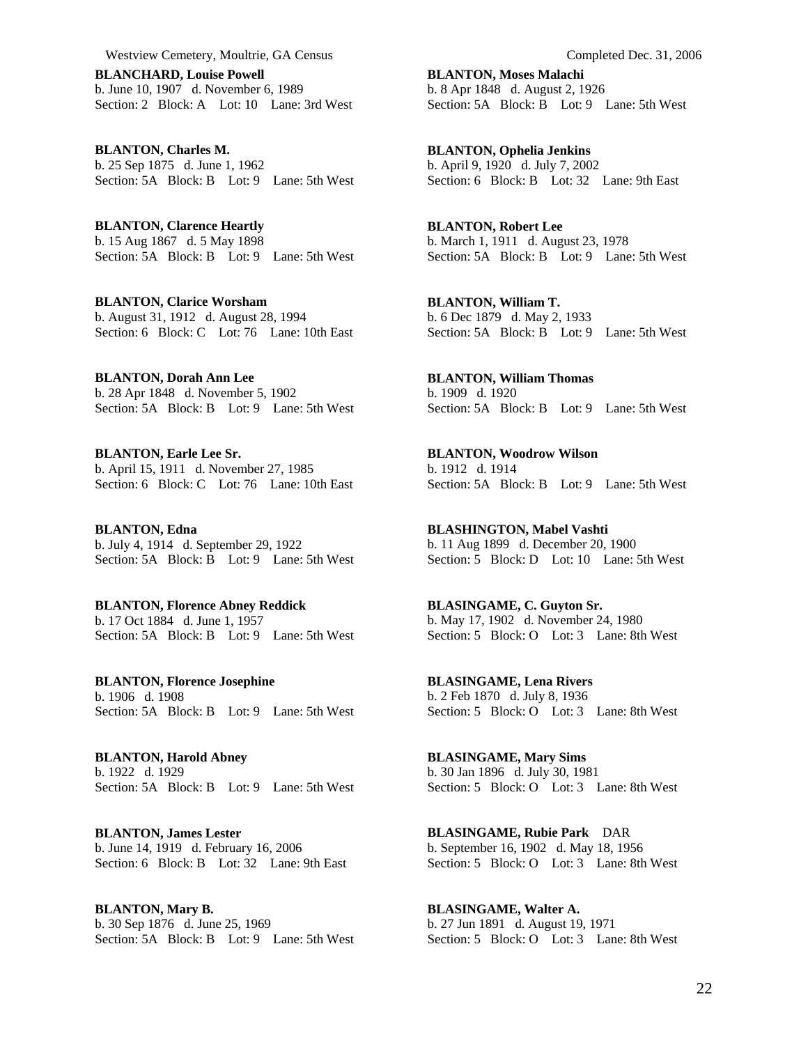**BLANCHARD, Louise Powell**
b. June 10, 1907 d. November 6, 1989
Section: 2 Block: A Lot: 10 Lane: 3rd West

**BLANTON, Charles M.**
b. 25 Sep 1875 d. June 1, 1962
Section: 5A Block: B Lot: 9 Lane: 5th West

**BLANTON, Clarence Heartly**
b. 15 Aug 1867 d. 5 May 1898
Section: 5A Block: B Lot: 9 Lane: 5th West

**BLANTON, Clarice Worsham**
b. August 31, 1912 d. August 28, 1994
Section: 6 Block: C Lot: 76 Lane: 10th East

**BLANTON, Dorah Ann Lee**
b. 28 Apr 1848 d. November 5, 1902
Section: 5A Block: B Lot: 9 Lane: 5th West

**BLANTON, Earle Lee Sr.**
b. April 15, 1911 d. November 27, 1985
Section: 6 Block: C Lot: 76 Lane: 10th East

**BLANTON, Edna**
b. July 4, 1914 d. September 29, 1922
Section: 5A Block: B Lot: 9 Lane: 5th West

**BLANTON, Florence Abney Reddick**
b. 17 Oct 1884 d. June 1, 1957
Section: 5A Block: B Lot: 9 Lane: 5th West

**BLANTON, Florence Josephine**
b. 1906 d. 1908
Section: 5A Block: B Lot: 9 Lane: 5th West

**BLANTON, Harold Abney**
b. 1922 d. 1929
Section: 5A Block: B Lot: 9 Lane: 5th West

**BLANTON, James Lester**
b. June 14, 1919 d. February 16, 2006
Section: 6 Block: B Lot: 32 Lane: 9th East

**BLANTON, Mary B.**
b. 30 Sep 1876 d. June 25, 1969
Section: 5A Block: B Lot: 9 Lane: 5th West

**BLANTON, Moses Malachi**
b. 8 Apr 1848 d. August 2, 1926
Section: 5A Block: B Lot: 9 Lane: 5th West

**BLANTON, Ophelia Jenkins**
b. April 9, 1920 d. July 7, 2002
Section: 6 Block: B Lot: 32 Lane: 9th East

**BLANTON, Robert Lee**
b. March 1, 1911 d. August 23, 1978
Section: 5A Block: B Lot: 9 Lane: 5th West

**BLANTON, William T.**
b. 6 Dec 1879 d. May 2, 1933
Section: 5A Block: B Lot: 9 Lane: 5th West

**BLANTON, William Thomas**
b. 1909 d. 1920
Section: 5A Block: B Lot: 9 Lane: 5th West

**BLANTON, Woodrow Wilson**
b. 1912 d. 1914
Section: 5A Block: B Lot: 9 Lane: 5th West

**BLASHINGTON, Mabel Vashti**
b. 11 Aug 1899 d. December 20, 1900
Section: 5 Block: D Lot: 10 Lane: 5th West

**BLASINGAME, C. Guyton Sr.**
b. May 17, 1902 d. November 24, 1980
Section: 5 Block: O Lot: 3 Lane: 8th West

**BLASINGAME, Lena Rivers**
b. 2 Feb 1870 d. July 8, 1936
Section: 5 Block: O Lot: 3 Lane: 8th West

**BLASINGAME, Mary Sims**
b. 30 Jan 1896 d. July 30, 1981
Section: 5 Block: O Lot: 3 Lane: 8th West

**BLASINGAME, Rubie Park** DAR
b. September 16, 1902 d. May 18, 1956
Section: 5 Block: O Lot: 3 Lane: 8th West

**BLASINGAME, Walter A.**
b. 27 Jun 1891 d. August 19, 1971
Section: 5 Block: O Lot: 3 Lane: 8th West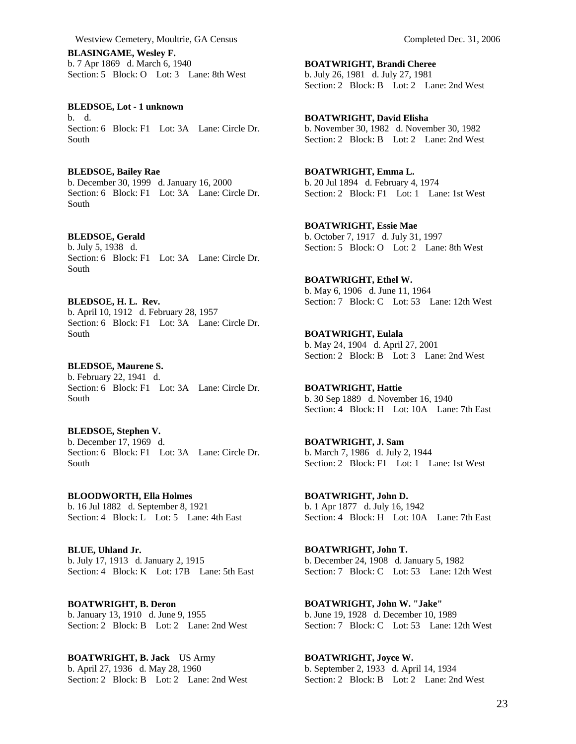**BLASINGAME, Wesley F.**
b. 7 Apr 1869 d. March 6, 1940
Section: 5 Block: O Lot: 3 Lane: 8th West

**BLEDSOE, Lot - 1 unknown**
b. d.
Section: 6 Block: F1 Lot: 3A Lane: Circle Dr. South

**BLEDSOE, Bailey Rae**
b. December 30, 1999 d. January 16, 2000
Section: 6 Block: F1 Lot: 3A Lane: Circle Dr. South

**BLEDSOE, Gerald**
b. July 5, 1938 d.
Section: 6 Block: F1 Lot: 3A Lane: Circle Dr. South

**BLEDSOE, H. L. Rev.**
b. April 10, 1912 d. February 28, 1957
Section: 6 Block: F1 Lot: 3A Lane: Circle Dr. South

**BLEDSOE, Maurene S.**
b. February 22, 1941 d.
Section: 6 Block: F1 Lot: 3A Lane: Circle Dr. South

**BLEDSOE, Stephen V.**
b. December 17, 1969 d.
Section: 6 Block: F1 Lot: 3A Lane: Circle Dr. South

**BLOODWORTH, Ella Holmes**
b. 16 Jul 1882 d. September 8, 1921
Section: 4 Block: L Lot: 5 Lane: 4th East

**BLUE, Uhland Jr.**
b. July 17, 1913 d. January 2, 1915
Section: 4 Block: K Lot: 17B Lane: 5th East

**BOATWRIGHT, B. Deron**
b. January 13, 1910 d. June 9, 1955
Section: 2 Block: B Lot: 2 Lane: 2nd West

**BOATWRIGHT, B. Jack** US Army
b. April 27, 1936 d. May 28, 1960
Section: 2 Block: B Lot: 2 Lane: 2nd West

**BOATWRIGHT, Brandi Cheree**
b. July 26, 1981 d. July 27, 1981
Section: 2 Block: B Lot: 2 Lane: 2nd West

**BOATWRIGHT, David Elisha**
b. November 30, 1982 d. November 30, 1982
Section: 2 Block: B Lot: 2 Lane: 2nd West

**BOATWRIGHT, Emma L.**
b. 20 Jul 1894 d. February 4, 1974
Section: 2 Block: F1 Lot: 1 Lane: 1st West

**BOATWRIGHT, Essie Mae**
b. October 7, 1917 d. July 31, 1997
Section: 5 Block: O Lot: 2 Lane: 8th West

**BOATWRIGHT, Ethel W.**
b. May 6, 1906 d. June 11, 1964
Section: 7 Block: C Lot: 53 Lane: 12th West

**BOATWRIGHT, Eulala**
b. May 24, 1904 d. April 27, 2001
Section: 2 Block: B Lot: 3 Lane: 2nd West

**BOATWRIGHT, Hattie**
b. 30 Sep 1889 d. November 16, 1940
Section: 4 Block: H Lot: 10A Lane: 7th East

**BOATWRIGHT, J. Sam**
b. March 7, 1986 d. July 2, 1944
Section: 2 Block: F1 Lot: 1 Lane: 1st West

**BOATWRIGHT, John D.**
b. 1 Apr 1877 d. July 16, 1942
Section: 4 Block: H Lot: 10A Lane: 7th East

**BOATWRIGHT, John T.**
b. December 24, 1908 d. January 5, 1982
Section: 7 Block: C Lot: 53 Lane: 12th West

**BOATWRIGHT, John W. "Jake"**
b. June 19, 1928 d. December 10, 1989
Section: 7 Block: C Lot: 53 Lane: 12th West

**BOATWRIGHT, Joyce W.**
b. September 2, 1933 d. April 14, 1934
Section: 2 Block: B Lot: 2 Lane: 2nd West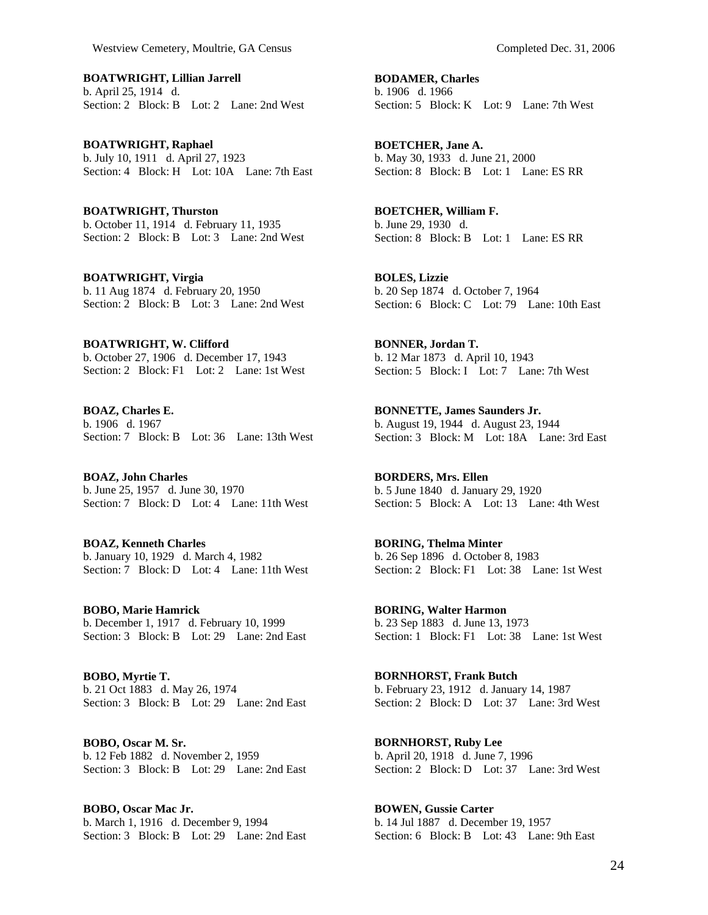**BOATWRIGHT, Lillian Jarrell**
b. April 25, 1914 d.
Section: 2 Block: B Lot: 2 Lane: 2nd West

**BOATWRIGHT, Raphael**
b. July 10, 1911 d. April 27, 1923
Section: 4 Block: H Lot: 10A Lane: 7th East

**BOATWRIGHT, Thurston**
b. October 11, 1914 d. February 11, 1935
Section: 2 Block: B Lot: 3 Lane: 2nd West

**BOATWRIGHT, Virgia**
b. 11 Aug 1874 d. February 20, 1950
Section: 2 Block: B Lot: 3 Lane: 2nd West

**BOATWRIGHT, W. Clifford**
b. October 27, 1906 d. December 17, 1943
Section: 2 Block: F1 Lot: 2 Lane: 1st West

**BOAZ, Charles E.**
b. 1906 d. 1967
Section: 7 Block: B Lot: 36 Lane: 13th West

**BOAZ, John Charles**
b. June 25, 1957 d. June 30, 1970
Section: 7 Block: D Lot: 4 Lane: 11th West

**BOAZ, Kenneth Charles**
b. January 10, 1929 d. March 4, 1982
Section: 7 Block: D Lot: 4 Lane: 11th West

**BOBO, Marie Hamrick**
b. December 1, 1917 d. February 10, 1999
Section: 3 Block: B Lot: 29 Lane: 2nd East

**BOBO, Myrtie T.**
b. 21 Oct 1883 d. May 26, 1974
Section: 3 Block: B Lot: 29 Lane: 2nd East

**BOBO, Oscar M. Sr.**
b. 12 Feb 1882 d. November 2, 1959
Section: 3 Block: B Lot: 29 Lane: 2nd East

**BOBO, Oscar Mac Jr.**
b. March 1, 1916 d. December 9, 1994
Section: 3 Block: B Lot: 29 Lane: 2nd East

**BODAMER, Charles**
b. 1906 d. 1966
Section: 5 Block: K Lot: 9 Lane: 7th West

**BOETCHER, Jane A.**
b. May 30, 1933 d. June 21, 2000
Section: 8 Block: B Lot: 1 Lane: ES RR

**BOETCHER, William F.**
b. June 29, 1930 d.
Section: 8 Block: B Lot: 1 Lane: ES RR

**BOLES, Lizzie**
b. 20 Sep 1874 d. October 7, 1964
Section: 6 Block: C Lot: 79 Lane: 10th East

**BONNER, Jordan T.**
b. 12 Mar 1873 d. April 10, 1943
Section: 5 Block: I Lot: 7 Lane: 7th West

**BONNETTE, James Saunders Jr.**
b. August 19, 1944 d. August 23, 1944
Section: 3 Block: M Lot: 18A Lane: 3rd East

**BORDERS, Mrs. Ellen**
b. 5 June 1840 d. January 29, 1920
Section: 5 Block: A Lot: 13 Lane: 4th West

**BORING, Thelma Minter**
b. 26 Sep 1896 d. October 8, 1983
Section: 2 Block: F1 Lot: 38 Lane: 1st West

**BORING, Walter Harmon**
b. 23 Sep 1883 d. June 13, 1973
Section: 1 Block: F1 Lot: 38 Lane: 1st West

**BORNHORST, Frank Butch**
b. February 23, 1912 d. January 14, 1987
Section: 2 Block: D Lot: 37 Lane: 3rd West

**BORNHORST, Ruby Lee**
b. April 20, 1918 d. June 7, 1996
Section: 2 Block: D Lot: 37 Lane: 3rd West

**BOWEN, Gussie Carter**
b. 14 Jul 1887 d. December 19, 1957
Section: 6 Block: B Lot: 43 Lane: 9th East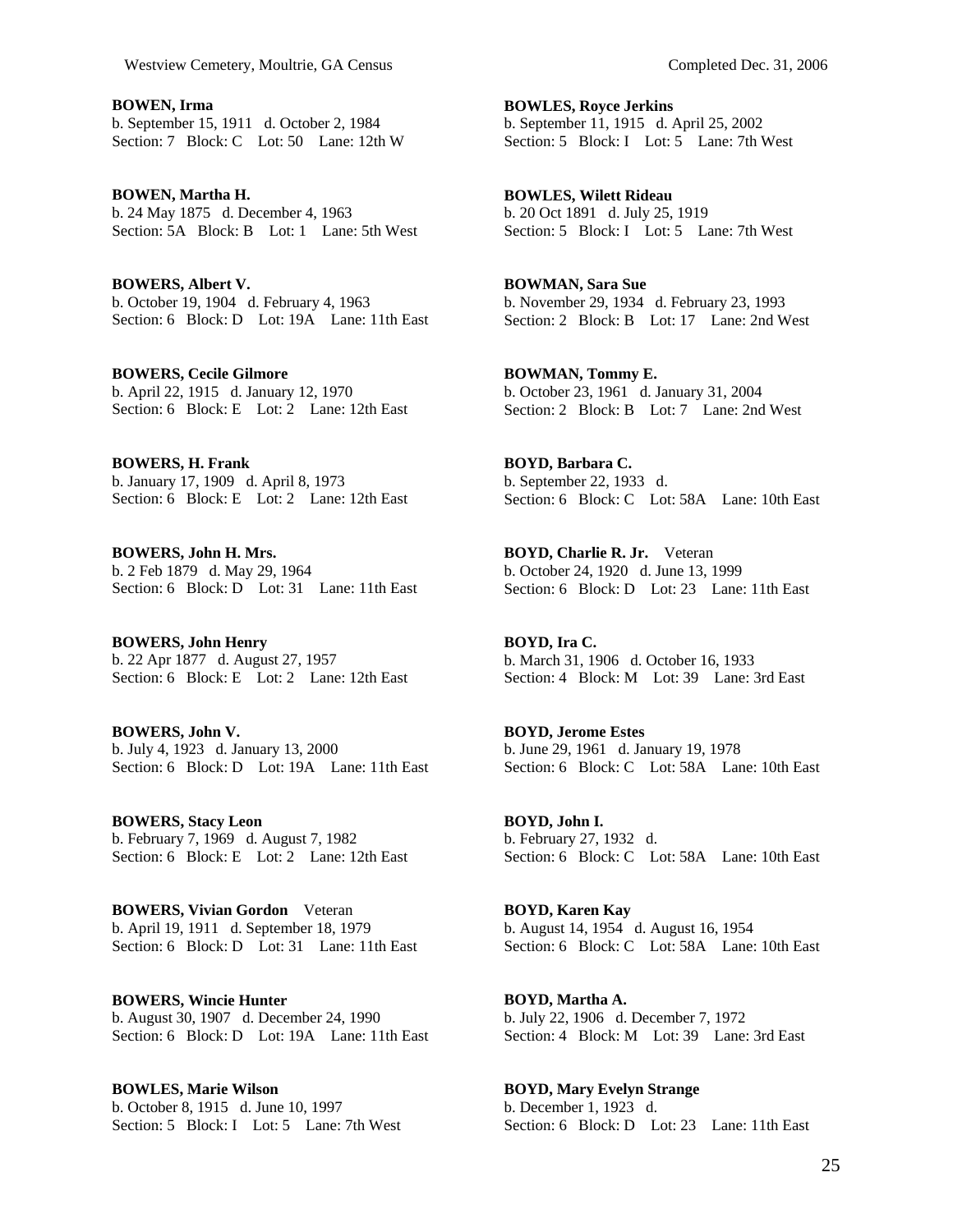**BOWEN, Irma**
b. September 15, 1911 d. October 2, 1984
Section: 7 Block: C Lot: 50 Lane: 12th W

**BOWEN, Martha H.**
b. 24 May 1875 d. December 4, 1963
Section: 5A Block: B Lot: 1 Lane: 5th West

**BOWERS, Albert V.**
b. October 19, 1904 d. February 4, 1963
Section: 6 Block: D Lot: 19A Lane: 11th East

**BOWERS, Cecile Gilmore**
b. April 22, 1915 d. January 12, 1970
Section: 6 Block: E Lot: 2 Lane: 12th East

**BOWERS, H. Frank**
b. January 17, 1909 d. April 8, 1973
Section: 6 Block: E Lot: 2 Lane: 12th East

**BOWERS, John H. Mrs.**
b. 2 Feb 1879 d. May 29, 1964
Section: 6 Block: D Lot: 31 Lane: 11th East

**BOWERS, John Henry**
b. 22 Apr 1877 d. August 27, 1957
Section: 6 Block: E Lot: 2 Lane: 12th East

**BOWERS, John V.**
b. July 4, 1923 d. January 13, 2000
Section: 6 Block: D Lot: 19A Lane: 11th East

**BOWERS, Stacy Leon**
b. February 7, 1969 d. August 7, 1982
Section: 6 Block: E Lot: 2 Lane: 12th East

**BOWERS, Vivian Gordon** Veteran
b. April 19, 1911 d. September 18, 1979
Section: 6 Block: D Lot: 31 Lane: 11th East

**BOWERS, Wincie Hunter**
b. August 30, 1907 d. December 24, 1990
Section: 6 Block: D Lot: 19A Lane: 11th East

**BOWLES, Marie Wilson**
b. October 8, 1915 d. June 10, 1997
Section: 5 Block: I Lot: 5 Lane: 7th West

**BOWLES, Royce Jerkins**
b. September 11, 1915 d. April 25, 2002
Section: 5 Block: I Lot: 5 Lane: 7th West

**BOWLES, Wilett Rideau**
b. 20 Oct 1891 d. July 25, 1919
Section: 5 Block: I Lot: 5 Lane: 7th West

**BOWMAN, Sara Sue**
b. November 29, 1934 d. February 23, 1993
Section: 2 Block: B Lot: 17 Lane: 2nd West

**BOWMAN, Tommy E.**
b. October 23, 1961 d. January 31, 2004
Section: 2 Block: B Lot: 7 Lane: 2nd West

**BOYD, Barbara C.**
b. September 22, 1933 d.
Section: 6 Block: C Lot: 58A Lane: 10th East

**BOYD, Charlie R. Jr.** Veteran
b. October 24, 1920 d. June 13, 1999
Section: 6 Block: D Lot: 23 Lane: 11th East

**BOYD, Ira C.**
b. March 31, 1906 d. October 16, 1933
Section: 4 Block: M Lot: 39 Lane: 3rd East

**BOYD, Jerome Estes**
b. June 29, 1961 d. January 19, 1978
Section: 6 Block: C Lot: 58A Lane: 10th East

**BOYD, John I.**
b. February 27, 1932 d.
Section: 6 Block: C Lot: 58A Lane: 10th East

**BOYD, Karen Kay**
b. August 14, 1954 d. August 16, 1954
Section: 6 Block: C Lot: 58A Lane: 10th East

**BOYD, Martha A.**
b. July 22, 1906 d. December 7, 1972
Section: 4 Block: M Lot: 39 Lane: 3rd East

**BOYD, Mary Evelyn Strange**
b. December 1, 1923 d.
Section: 6 Block: D Lot: 23 Lane: 11th East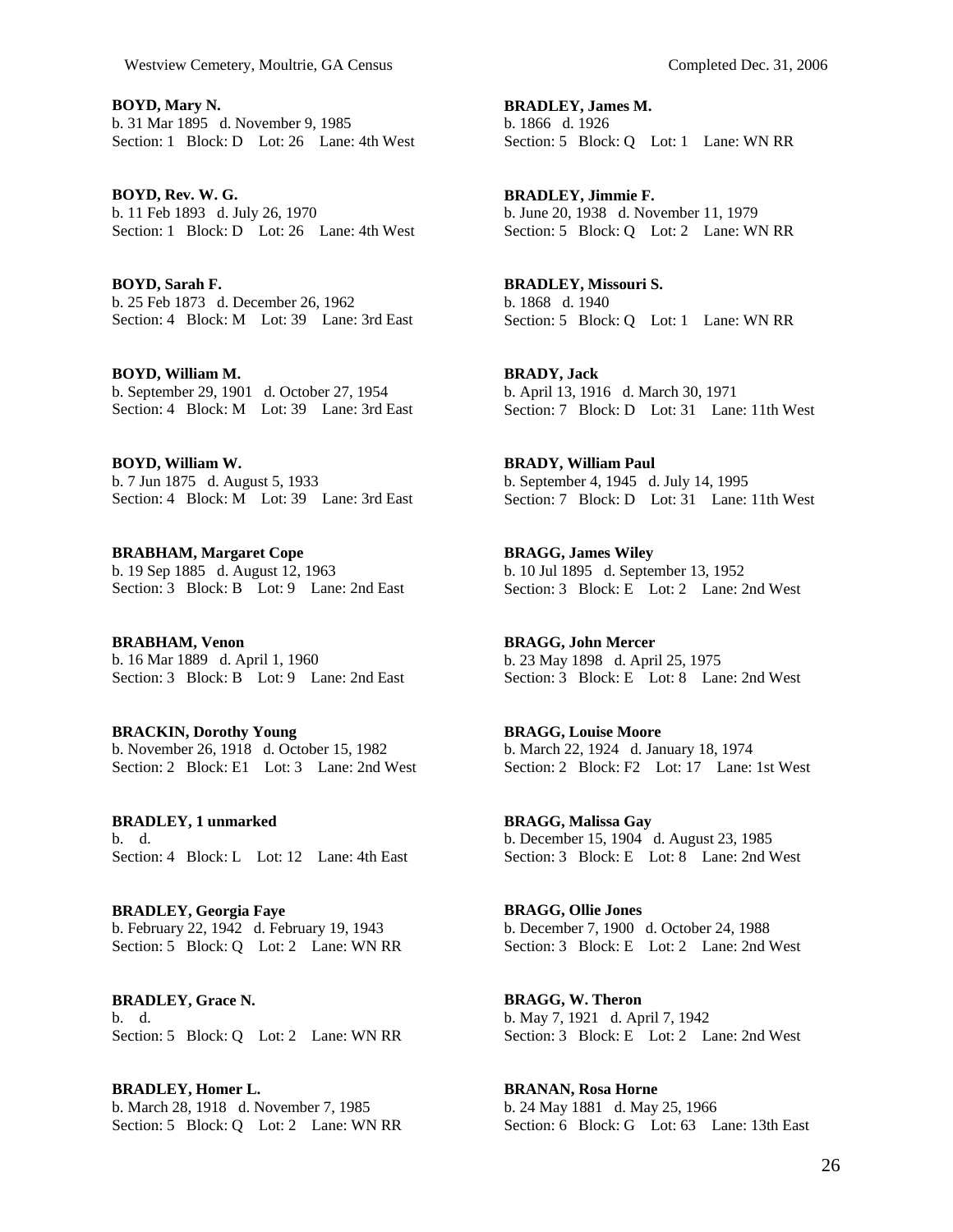**BOYD, Mary N.**
b. 31 Mar 1895 d. November 9, 1985
Section: 1 Block: D Lot: 26 Lane: 4th West

**BOYD, Rev. W. G.**
b. 11 Feb 1893 d. July 26, 1970
Section: 1 Block: D Lot: 26 Lane: 4th West

**BOYD, Sarah F.**
b. 25 Feb 1873 d. December 26, 1962
Section: 4 Block: M Lot: 39 Lane: 3rd East

**BOYD, William M.**
b. September 29, 1901 d. October 27, 1954
Section: 4 Block: M Lot: 39 Lane: 3rd East

**BOYD, William W.**
b. 7 Jun 1875 d. August 5, 1933
Section: 4 Block: M Lot: 39 Lane: 3rd East

**BRABHAM, Margaret Cope**
b. 19 Sep 1885 d. August 12, 1963
Section: 3 Block: B Lot: 9 Lane: 2nd East

**BRABHAM, Venon**
b. 16 Mar 1889 d. April 1, 1960
Section: 3 Block: B Lot: 9 Lane: 2nd East

**BRACKIN, Dorothy Young**
b. November 26, 1918 d. October 15, 1982
Section: 2 Block: E1 Lot: 3 Lane: 2nd West

**BRADLEY, 1 unmarked**
b. d.
Section: 4 Block: L Lot: 12 Lane: 4th East

**BRADLEY, Georgia Faye**
b. February 22, 1942 d. February 19, 1943
Section: 5 Block: Q Lot: 2 Lane: WN RR

**BRADLEY, Grace N.**
b. d.
Section: 5 Block: Q Lot: 2 Lane: WN RR

**BRADLEY, Homer L.**
b. March 28, 1918 d. November 7, 1985
Section: 5 Block: Q Lot: 2 Lane: WN RR

**BRADLEY, James M.**
b. 1866 d. 1926
Section: 5 Block: Q Lot: 1 Lane: WN RR

**BRADLEY, Jimmie F.**
b. June 20, 1938 d. November 11, 1979
Section: 5 Block: Q Lot: 2 Lane: WN RR

**BRADLEY, Missouri S.**
b. 1868 d. 1940
Section: 5 Block: Q Lot: 1 Lane: WN RR

**BRADY, Jack**
b. April 13, 1916 d. March 30, 1971
Section: 7 Block: D Lot: 31 Lane: 11th West

**BRADY, William Paul**
b. September 4, 1945 d. July 14, 1995
Section: 7 Block: D Lot: 31 Lane: 11th West

**BRAGG, James Wiley**
b. 10 Jul 1895 d. September 13, 1952
Section: 3 Block: E Lot: 2 Lane: 2nd West

**BRAGG, John Mercer**
b. 23 May 1898 d. April 25, 1975
Section: 3 Block: E Lot: 8 Lane: 2nd West

**BRAGG, Louise Moore**
b. March 22, 1924 d. January 18, 1974
Section: 2 Block: F2 Lot: 17 Lane: 1st West

**BRAGG, Malissa Gay**
b. December 15, 1904 d. August 23, 1985
Section: 3 Block: E Lot: 8 Lane: 2nd West

**BRAGG, Ollie Jones**
b. December 7, 1900 d. October 24, 1988
Section: 3 Block: E Lot: 2 Lane: 2nd West

**BRAGG, W. Theron**
b. May 7, 1921 d. April 7, 1942
Section: 3 Block: E Lot: 2 Lane: 2nd West

**BRANAN, Rosa Horne**
b. 24 May 1881 d. May 25, 1966
Section: 6 Block: G Lot: 63 Lane: 13th East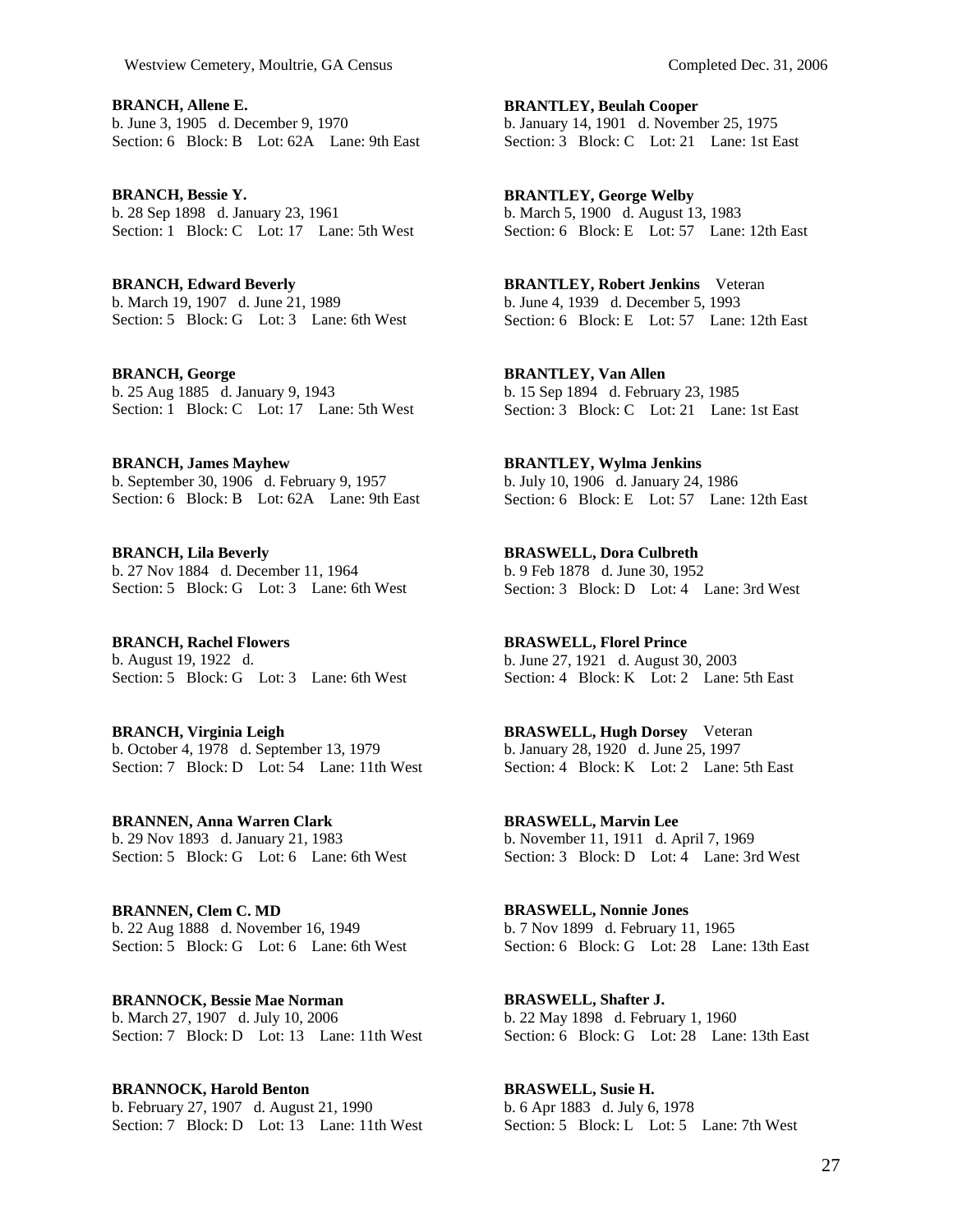**BRANCH, Allene E.**
b. June 3, 1905 d. December 9, 1970
Section: 6 Block: B Lot: 62A Lane: 9th East

**BRANCH, Bessie Y.**
b. 28 Sep 1898 d. January 23, 1961
Section: 1 Block: C Lot: 17 Lane: 5th West

**BRANCH, Edward Beverly**
b. March 19, 1907 d. June 21, 1989
Section: 5 Block: G Lot: 3 Lane: 6th West

**BRANCH, George**
b. 25 Aug 1885 d. January 9, 1943
Section: 1 Block: C Lot: 17 Lane: 5th West

**BRANCH, James Mayhew**
b. September 30, 1906 d. February 9, 1957
Section: 6 Block: B Lot: 62A Lane: 9th East

**BRANCH, Lila Beverly**
b. 27 Nov 1884 d. December 11, 1964
Section: 5 Block: G Lot: 3 Lane: 6th West

**BRANCH, Rachel Flowers**
b. August 19, 1922 d.
Section: 5 Block: G Lot: 3 Lane: 6th West

**BRANCH, Virginia Leigh**
b. October 4, 1978 d. September 13, 1979
Section: 7 Block: D Lot: 54 Lane: 11th West

**BRANNEN, Anna Warren Clark**
b. 29 Nov 1893 d. January 21, 1983
Section: 5 Block: G Lot: 6 Lane: 6th West

**BRANNEN, Clem C. MD**
b. 22 Aug 1888 d. November 16, 1949
Section: 5 Block: G Lot: 6 Lane: 6th West

**BRANNOCK, Bessie Mae Norman**
b. March 27, 1907 d. July 10, 2006
Section: 7 Block: D Lot: 13 Lane: 11th West

**BRANNOCK, Harold Benton**
b. February 27, 1907 d. August 21, 1990
Section: 7 Block: D Lot: 13 Lane: 11th West

**BRANTLEY, Beulah Cooper**
b. January 14, 1901 d. November 25, 1975
Section: 3 Block: C Lot: 21 Lane: 1st East

**BRANTLEY, George Welby**
b. March 5, 1900 d. August 13, 1983
Section: 6 Block: E Lot: 57 Lane: 12th East

**BRANTLEY, Robert Jenkins** Veteran
b. June 4, 1939 d. December 5, 1993
Section: 6 Block: E Lot: 57 Lane: 12th East

**BRANTLEY, Van Allen**
b. 15 Sep 1894 d. February 23, 1985
Section: 3 Block: C Lot: 21 Lane: 1st East

**BRANTLEY, Wylma Jenkins**
b. July 10, 1906 d. January 24, 1986
Section: 6 Block: E Lot: 57 Lane: 12th East

**BRASWELL, Dora Culbreth**
b. 9 Feb 1878 d. June 30, 1952
Section: 3 Block: D Lot: 4 Lane: 3rd West

**BRASWELL, Florel Prince**
b. June 27, 1921 d. August 30, 2003
Section: 4 Block: K Lot: 2 Lane: 5th East

**BRASWELL, Hugh Dorsey** Veteran
b. January 28, 1920 d. June 25, 1997
Section: 4 Block: K Lot: 2 Lane: 5th East

**BRASWELL, Marvin Lee**
b. November 11, 1911 d. April 7, 1969
Section: 3 Block: D Lot: 4 Lane: 3rd West

**BRASWELL, Nonnie Jones**
b. 7 Nov 1899 d. February 11, 1965
Section: 6 Block: G Lot: 28 Lane: 13th East

**BRASWELL, Shafter J.**
b. 22 May 1898 d. February 1, 1960
Section: 6 Block: G Lot: 28 Lane: 13th East

**BRASWELL, Susie H.**
b. 6 Apr 1883 d. July 6, 1978
Section: 5 Block: L Lot: 5 Lane: 7th West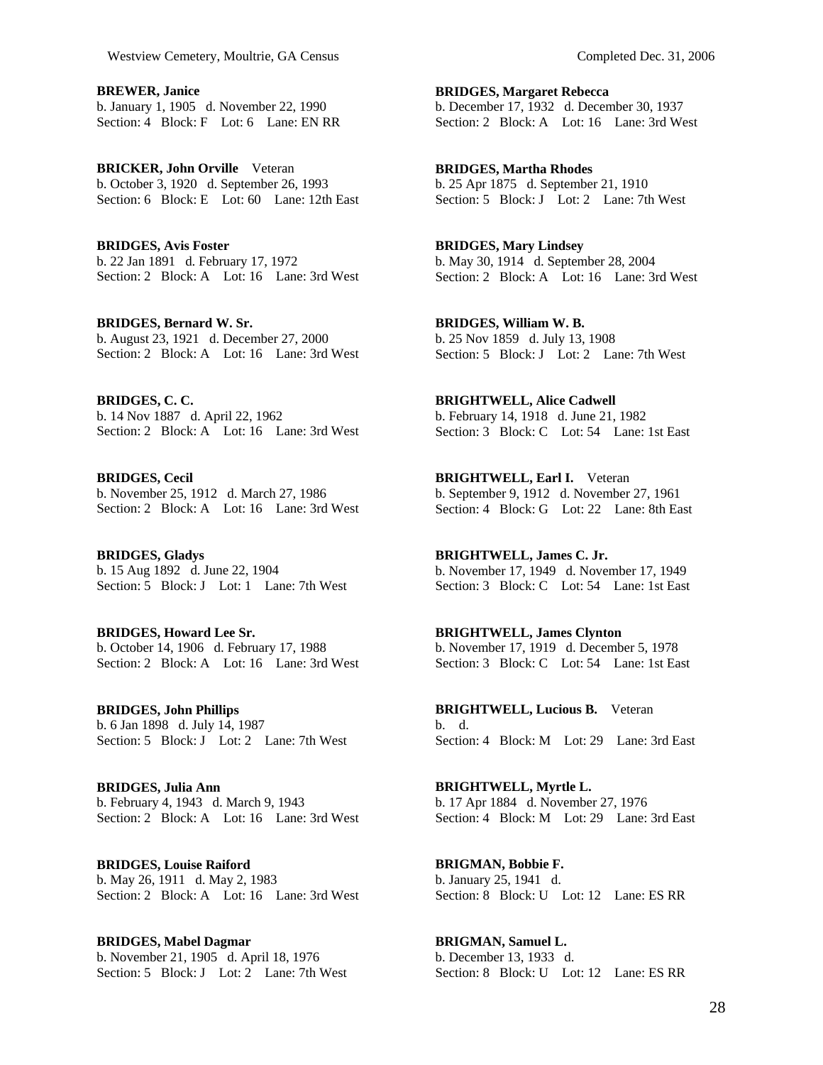**BREWER, Janice**
b. January 1, 1905   d. November 22, 1990
Section: 4   Block: F   Lot: 6   Lane: EN RR

**BRICKER, John Orville**   Veteran
b. October 3, 1920   d. September 26, 1993
Section: 6   Block: E   Lot: 60   Lane: 12th East

**BRIDGES, Avis Foster**
b. 22 Jan 1891   d. February 17, 1972
Section: 2   Block: A   Lot: 16   Lane: 3rd West

**BRIDGES, Bernard W. Sr.**
b. August 23, 1921   d. December 27, 2000
Section: 2   Block: A   Lot: 16   Lane: 3rd West

**BRIDGES, C. C.**
b. 14 Nov 1887   d. April 22, 1962
Section: 2   Block: A   Lot: 16   Lane: 3rd West

**BRIDGES, Cecil**
b. November 25, 1912   d. March 27, 1986
Section: 2   Block: A   Lot: 16   Lane: 3rd West

**BRIDGES, Gladys**
b. 15 Aug 1892   d. June 22, 1904
Section: 5   Block: J   Lot: 1   Lane: 7th West

**BRIDGES, Howard Lee Sr.**
b. October 14, 1906   d. February 17, 1988
Section: 2   Block: A   Lot: 16   Lane: 3rd West

**BRIDGES, John Phillips**
b. 6 Jan 1898   d. July 14, 1987
Section: 5   Block: J   Lot: 2   Lane: 7th West

**BRIDGES, Julia Ann**
b. February 4, 1943   d. March 9, 1943
Section: 2   Block: A   Lot: 16   Lane: 3rd West

**BRIDGES, Louise Raiford**
b. May 26, 1911   d. May 2, 1983
Section: 2   Block: A   Lot: 16   Lane: 3rd West

**BRIDGES, Mabel Dagmar**
b. November 21, 1905   d. April 18, 1976
Section: 5   Block: J   Lot: 2   Lane: 7th West

**BRIDGES, Margaret Rebecca**
b. December 17, 1932   d. December 30, 1937
Section: 2   Block: A   Lot: 16   Lane: 3rd West

**BRIDGES, Martha Rhodes**
b. 25 Apr 1875   d. September 21, 1910
Section: 5   Block: J   Lot: 2   Lane: 7th West

**BRIDGES, Mary Lindsey**
b. May 30, 1914   d. September 28, 2004
Section: 2   Block: A   Lot: 16   Lane: 3rd West

**BRIDGES, William W. B.**
b. 25 Nov 1859   d. July 13, 1908
Section: 5   Block: J   Lot: 2   Lane: 7th West

**BRIGHTWELL, Alice Cadwell**
b. February 14, 1918   d. June 21, 1982
Section: 3   Block: C   Lot: 54   Lane: 1st East

**BRIGHTWELL, Earl I.**   Veteran
b. September 9, 1912   d. November 27, 1961
Section: 4   Block: G   Lot: 22   Lane: 8th East

**BRIGHTWELL, James C. Jr.**
b. November 17, 1949   d. November 17, 1949
Section: 3   Block: C   Lot: 54   Lane: 1st East

**BRIGHTWELL, James Clynton**
b. November 17, 1919   d. December 5, 1978
Section: 3   Block: C   Lot: 54   Lane: 1st East

**BRIGHTWELL, Lucious B.**   Veteran
b.   d.
Section: 4   Block: M   Lot: 29   Lane: 3rd East

**BRIGHTWELL, Myrtle L.**
b. 17 Apr 1884   d. November 27, 1976
Section: 4   Block: M   Lot: 29   Lane: 3rd East

**BRIGMAN, Bobbie F.**
b. January 25, 1941   d.
Section: 8   Block: U   Lot: 12   Lane: ES RR

**BRIGMAN, Samuel L.**
b. December 13, 1933   d.
Section: 8   Block: U   Lot: 12   Lane: ES RR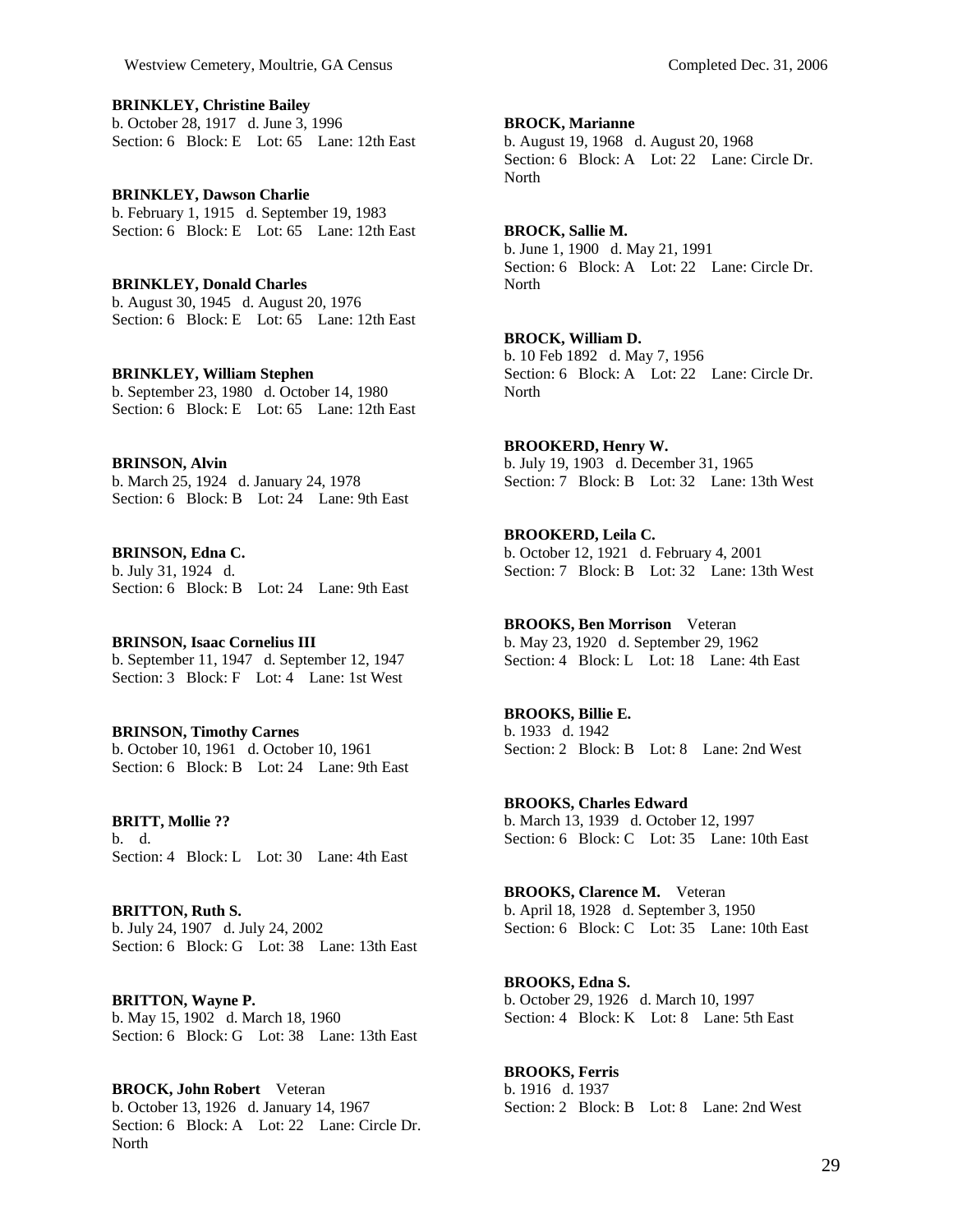**BRINKLEY, Christine Bailey**
b. October 28, 1917 d. June 3, 1996
Section: 6 Block: E Lot: 65 Lane: 12th East

**BRINKLEY, Dawson Charlie**
b. February 1, 1915 d. September 19, 1983
Section: 6 Block: E Lot: 65 Lane: 12th East

**BRINKLEY, Donald Charles**
b. August 30, 1945 d. August 20, 1976
Section: 6 Block: E Lot: 65 Lane: 12th East

**BRINKLEY, William Stephen**
b. September 23, 1980 d. October 14, 1980
Section: 6 Block: E Lot: 65 Lane: 12th East

**BRINSON, Alvin**
b. March 25, 1924 d. January 24, 1978
Section: 6 Block: B Lot: 24 Lane: 9th East

**BRINSON, Edna C.**
b. July 31, 1924 d.
Section: 6 Block: B Lot: 24 Lane: 9th East

**BRINSON, Isaac Cornelius III**
b. September 11, 1947 d. September 12, 1947
Section: 3 Block: F Lot: 4 Lane: 1st West

**BRINSON, Timothy Carnes**
b. October 10, 1961 d. October 10, 1961
Section: 6 Block: B Lot: 24 Lane: 9th East

**BRITT, Mollie ??**
b. d.
Section: 4 Block: L Lot: 30 Lane: 4th East

**BRITTON, Ruth S.**
b. July 24, 1907 d. July 24, 2002
Section: 6 Block: G Lot: 38 Lane: 13th East

**BRITTON, Wayne P.**
b. May 15, 1902 d. March 18, 1960
Section: 6 Block: G Lot: 38 Lane: 13th East

**BROCK, John Robert** Veteran
b. October 13, 1926 d. January 14, 1967
Section: 6 Block: A Lot: 22 Lane: Circle Dr. North

**BROCK, Marianne**
b. August 19, 1968 d. August 20, 1968
Section: 6 Block: A Lot: 22 Lane: Circle Dr. North

**BROCK, Sallie M.**
b. June 1, 1900 d. May 21, 1991
Section: 6 Block: A Lot: 22 Lane: Circle Dr. North

**BROCK, William D.**
b. 10 Feb 1892 d. May 7, 1956
Section: 6 Block: A Lot: 22 Lane: Circle Dr. North

**BROOKERD, Henry W.**
b. July 19, 1903 d. December 31, 1965
Section: 7 Block: B Lot: 32 Lane: 13th West

**BROOKERD, Leila C.**
b. October 12, 1921 d. February 4, 2001
Section: 7 Block: B Lot: 32 Lane: 13th West

**BROOKS, Ben Morrison** Veteran
b. May 23, 1920 d. September 29, 1962
Section: 4 Block: L Lot: 18 Lane: 4th East

**BROOKS, Billie E.**
b. 1933 d. 1942
Section: 2 Block: B Lot: 8 Lane: 2nd West

**BROOKS, Charles Edward**
b. March 13, 1939 d. October 12, 1997
Section: 6 Block: C Lot: 35 Lane: 10th East

**BROOKS, Clarence M.** Veteran
b. April 18, 1928 d. September 3, 1950
Section: 6 Block: C Lot: 35 Lane: 10th East

**BROOKS, Edna S.**
b. October 29, 1926 d. March 10, 1997
Section: 4 Block: K Lot: 8 Lane: 5th East

**BROOKS, Ferris**
b. 1916 d. 1937
Section: 2 Block: B Lot: 8 Lane: 2nd West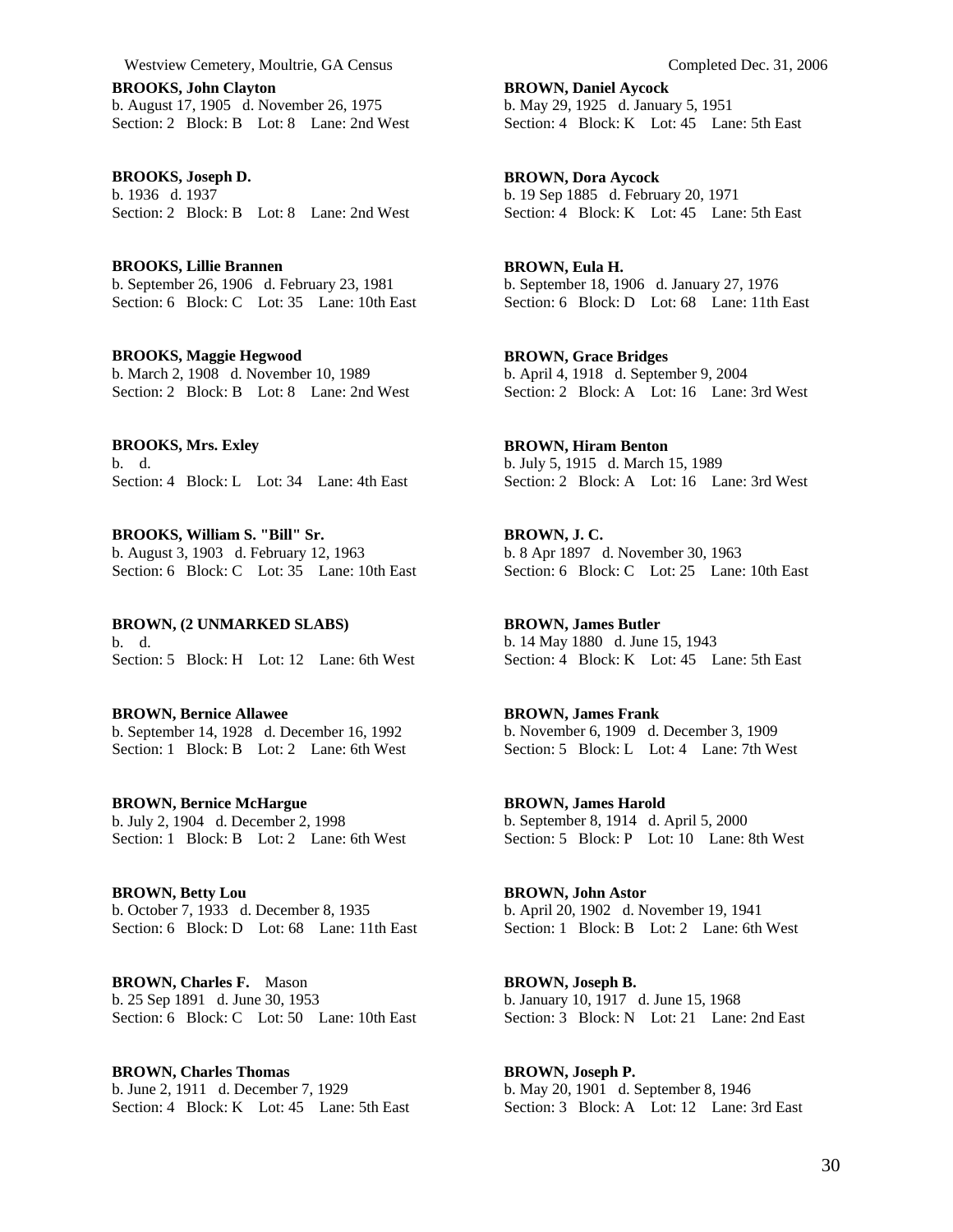**BROOKS, John Clayton**
b. August 17, 1905 d. November 26, 1975
Section: 2 Block: B Lot: 8 Lane: 2nd West

**BROOKS, Joseph D.**
b. 1936 d. 1937
Section: 2 Block: B Lot: 8 Lane: 2nd West

**BROOKS, Lillie Brannen**
b. September 26, 1906 d. February 23, 1981
Section: 6 Block: C Lot: 35 Lane: 10th East

**BROOKS, Maggie Hegwood**
b. March 2, 1908 d. November 10, 1989
Section: 2 Block: B Lot: 8 Lane: 2nd West

**BROOKS, Mrs. Exley**
b. d.
Section: 4 Block: L Lot: 34 Lane: 4th East

**BROOKS, William S. "Bill" Sr.**
b. August 3, 1903 d. February 12, 1963
Section: 6 Block: C Lot: 35 Lane: 10th East

**BROWN, (2 UNMARKED SLABS)**
b. d.
Section: 5 Block: H Lot: 12 Lane: 6th West

**BROWN, Bernice Allawee**
b. September 14, 1928 d. December 16, 1992
Section: 1 Block: B Lot: 2 Lane: 6th West

**BROWN, Bernice McHargue**
b. July 2, 1904 d. December 2, 1998
Section: 1 Block: B Lot: 2 Lane: 6th West

**BROWN, Betty Lou**
b. October 7, 1933 d. December 8, 1935
Section: 6 Block: D Lot: 68 Lane: 11th East

**BROWN, Charles F.** Mason
b. 25 Sep 1891 d. June 30, 1953
Section: 6 Block: C Lot: 50 Lane: 10th East

**BROWN, Charles Thomas**
b. June 2, 1911 d. December 7, 1929
Section: 4 Block: K Lot: 45 Lane: 5th East

**BROWN, Daniel Aycock**
b. May 29, 1925 d. January 5, 1951
Section: 4 Block: K Lot: 45 Lane: 5th East

**BROWN, Dora Aycock**
b. 19 Sep 1885 d. February 20, 1971
Section: 4 Block: K Lot: 45 Lane: 5th East

**BROWN, Eula H.**
b. September 18, 1906 d. January 27, 1976
Section: 6 Block: D Lot: 68 Lane: 11th East

**BROWN, Grace Bridges**
b. April 4, 1918 d. September 9, 2004
Section: 2 Block: A Lot: 16 Lane: 3rd West

**BROWN, Hiram Benton**
b. July 5, 1915 d. March 15, 1989
Section: 2 Block: A Lot: 16 Lane: 3rd West

**BROWN, J. C.**
b. 8 Apr 1897 d. November 30, 1963
Section: 6 Block: C Lot: 25 Lane: 10th East

**BROWN, James Butler**
b. 14 May 1880 d. June 15, 1943
Section: 4 Block: K Lot: 45 Lane: 5th East

**BROWN, James Frank**
b. November 6, 1909 d. December 3, 1909
Section: 5 Block: L Lot: 4 Lane: 7th West

**BROWN, James Harold**
b. September 8, 1914 d. April 5, 2000
Section: 5 Block: P Lot: 10 Lane: 8th West

**BROWN, John Astor**
b. April 20, 1902 d. November 19, 1941
Section: 1 Block: B Lot: 2 Lane: 6th West

**BROWN, Joseph B.**
b. January 10, 1917 d. June 15, 1968
Section: 3 Block: N Lot: 21 Lane: 2nd East

**BROWN, Joseph P.**
b. May 20, 1901 d. September 8, 1946
Section: 3 Block: A Lot: 12 Lane: 3rd East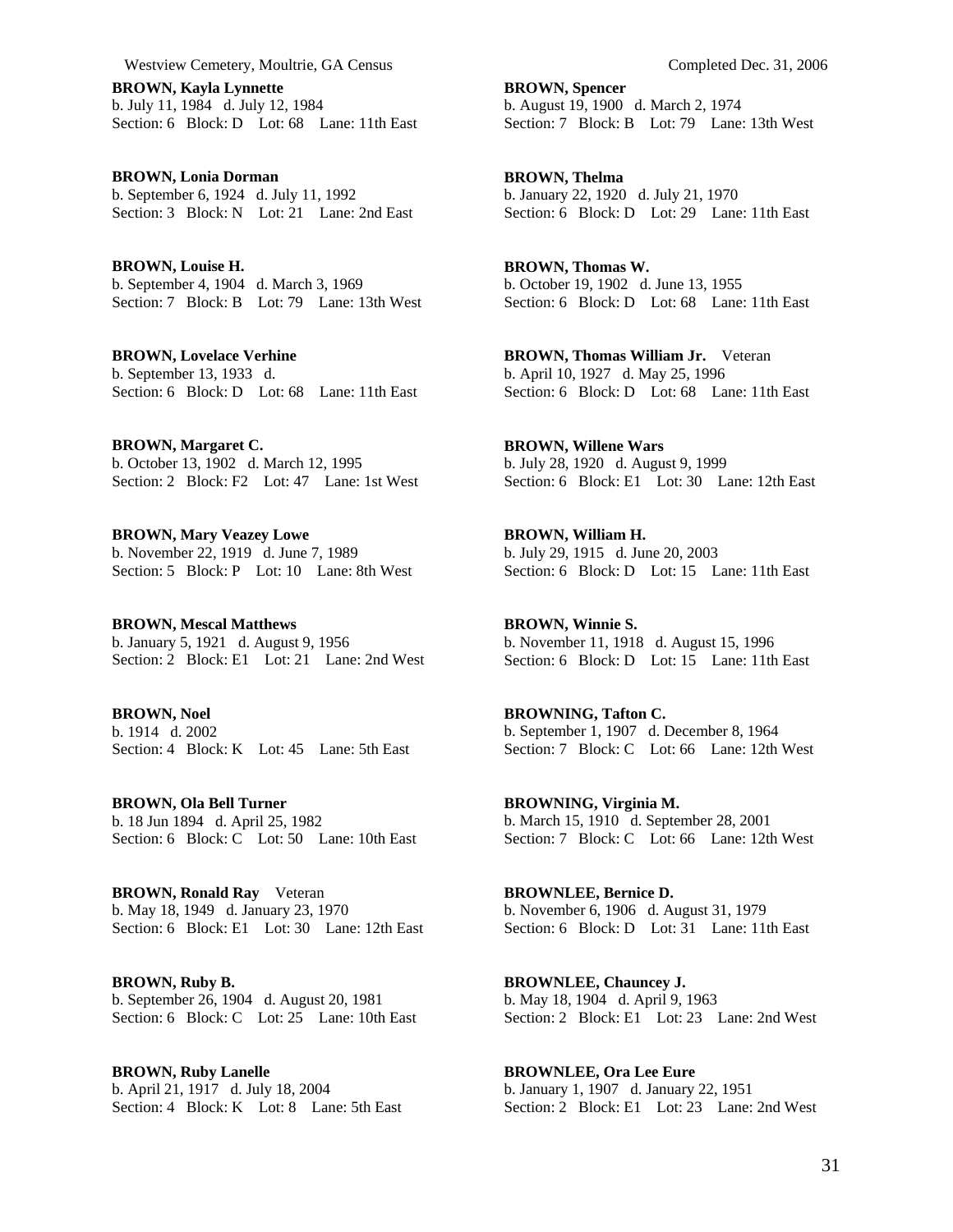**BROWN, Kayla Lynnette**
b. July 11, 1984 d. July 12, 1984
Section: 6 Block: D Lot: 68 Lane: 11th East

**BROWN, Lonia Dorman**
b. September 6, 1924 d. July 11, 1992
Section: 3 Block: N Lot: 21 Lane: 2nd East

**BROWN, Louise H.**
b. September 4, 1904 d. March 3, 1969
Section: 7 Block: B Lot: 79 Lane: 13th West

**BROWN, Lovelace Verhine**
b. September 13, 1933 d.
Section: 6 Block: D Lot: 68 Lane: 11th East

**BROWN, Margaret C.**
b. October 13, 1902 d. March 12, 1995
Section: 2 Block: F2 Lot: 47 Lane: 1st West

**BROWN, Mary Veazey Lowe**
b. November 22, 1919 d. June 7, 1989
Section: 5 Block: P Lot: 10 Lane: 8th West

**BROWN, Mescal Matthews**
b. January 5, 1921 d. August 9, 1956
Section: 2 Block: E1 Lot: 21 Lane: 2nd West

**BROWN, Noel**
b. 1914 d. 2002
Section: 4 Block: K Lot: 45 Lane: 5th East

**BROWN, Ola Bell Turner**
b. 18 Jun 1894 d. April 25, 1982
Section: 6 Block: C Lot: 50 Lane: 10th East

**BROWN, Ronald Ray** Veteran
b. May 18, 1949 d. January 23, 1970
Section: 6 Block: E1 Lot: 30 Lane: 12th East

**BROWN, Ruby B.**
b. September 26, 1904 d. August 20, 1981
Section: 6 Block: C Lot: 25 Lane: 10th East

**BROWN, Ruby Lanelle**
b. April 21, 1917 d. July 18, 2004
Section: 4 Block: K Lot: 8 Lane: 5th East

**BROWN, Spencer**
b. August 19, 1900 d. March 2, 1974
Section: 7 Block: B Lot: 79 Lane: 13th West

**BROWN, Thelma**
b. January 22, 1920 d. July 21, 1970
Section: 6 Block: D Lot: 29 Lane: 11th East

**BROWN, Thomas W.**
b. October 19, 1902 d. June 13, 1955
Section: 6 Block: D Lot: 68 Lane: 11th East

**BROWN, Thomas William Jr.** Veteran
b. April 10, 1927 d. May 25, 1996
Section: 6 Block: D Lot: 68 Lane: 11th East

**BROWN, Willene Wars**
b. July 28, 1920 d. August 9, 1999
Section: 6 Block: E1 Lot: 30 Lane: 12th East

**BROWN, William H.**
b. July 29, 1915 d. June 20, 2003
Section: 6 Block: D Lot: 15 Lane: 11th East

**BROWN, Winnie S.**
b. November 11, 1918 d. August 15, 1996
Section: 6 Block: D Lot: 15 Lane: 11th East

**BROWNING, Tafton C.**
b. September 1, 1907 d. December 8, 1964
Section: 7 Block: C Lot: 66 Lane: 12th West

**BROWNING, Virginia M.**
b. March 15, 1910 d. September 28, 2001
Section: 7 Block: C Lot: 66 Lane: 12th West

**BROWNLEE, Bernice D.**
b. November 6, 1906 d. August 31, 1979
Section: 6 Block: D Lot: 31 Lane: 11th East

**BROWNLEE, Chauncey J.**
b. May 18, 1904 d. April 9, 1963
Section: 2 Block: E1 Lot: 23 Lane: 2nd West

**BROWNLEE, Ora Lee Eure**
b. January 1, 1907 d. January 22, 1951
Section: 2 Block: E1 Lot: 23 Lane: 2nd West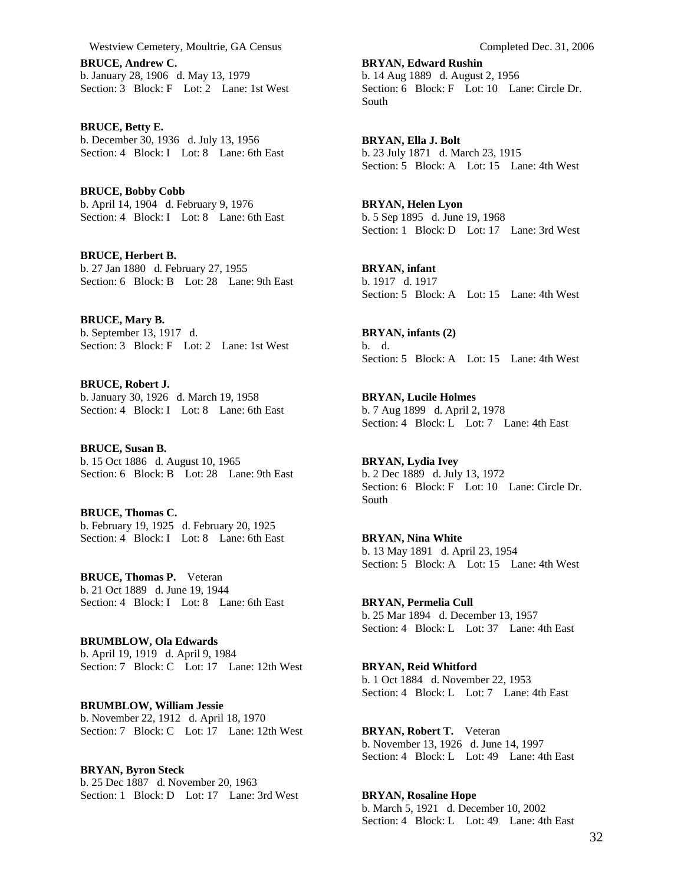**BRUCE, Andrew C.**
b. January 28, 1906 d. May 13, 1979
Section: 3 Block: F Lot: 2 Lane: 1st West

**BRUCE, Betty E.**
b. December 30, 1936 d. July 13, 1956
Section: 4 Block: I Lot: 8 Lane: 6th East

**BRUCE, Bobby Cobb**
b. April 14, 1904 d. February 9, 1976
Section: 4 Block: I Lot: 8 Lane: 6th East

**BRUCE, Herbert B.**
b. 27 Jan 1880 d. February 27, 1955
Section: 6 Block: B Lot: 28 Lane: 9th East

**BRUCE, Mary B.**
b. September 13, 1917 d.
Section: 3 Block: F Lot: 2 Lane: 1st West

**BRUCE, Robert J.**
b. January 30, 1926 d. March 19, 1958
Section: 4 Block: I Lot: 8 Lane: 6th East

**BRUCE, Susan B.**
b. 15 Oct 1886 d. August 10, 1965
Section: 6 Block: B Lot: 28 Lane: 9th East

**BRUCE, Thomas C.**
b. February 19, 1925 d. February 20, 1925
Section: 4 Block: I Lot: 8 Lane: 6th East

**BRUCE, Thomas P.** Veteran
b. 21 Oct 1889 d. June 19, 1944
Section: 4 Block: I Lot: 8 Lane: 6th East

**BRUMBLOW, Ola Edwards**
b. April 19, 1919 d. April 9, 1984
Section: 7 Block: C Lot: 17 Lane: 12th West

**BRUMBLOW, William Jessie**
b. November 22, 1912 d. April 18, 1970
Section: 7 Block: C Lot: 17 Lane: 12th West

**BRYAN, Byron Steck**
b. 25 Dec 1887 d. November 20, 1963
Section: 1 Block: D Lot: 17 Lane: 3rd West

**BRYAN, Edward Rushin**
b. 14 Aug 1889 d. August 2, 1956
Section: 6 Block: F Lot: 10 Lane: Circle Dr. South

**BRYAN, Ella J. Bolt**
b. 23 July 1871 d. March 23, 1915
Section: 5 Block: A Lot: 15 Lane: 4th West

**BRYAN, Helen Lyon**
b. 5 Sep 1895 d. June 19, 1968
Section: 1 Block: D Lot: 17 Lane: 3rd West

**BRYAN, infant**
b. 1917 d. 1917
Section: 5 Block: A Lot: 15 Lane: 4th West

**BRYAN, infants (2)**
b. d.
Section: 5 Block: A Lot: 15 Lane: 4th West

**BRYAN, Lucile Holmes**
b. 7 Aug 1899 d. April 2, 1978
Section: 4 Block: L Lot: 7 Lane: 4th East

**BRYAN, Lydia Ivey**
b. 2 Dec 1889 d. July 13, 1972
Section: 6 Block: F Lot: 10 Lane: Circle Dr. South

**BRYAN, Nina White**
b. 13 May 1891 d. April 23, 1954
Section: 5 Block: A Lot: 15 Lane: 4th West

**BRYAN, Permelia Cull**
b. 25 Mar 1894 d. December 13, 1957
Section: 4 Block: L Lot: 37 Lane: 4th East

**BRYAN, Reid Whitford**
b. 1 Oct 1884 d. November 22, 1953
Section: 4 Block: L Lot: 7 Lane: 4th East

**BRYAN, Robert T.** Veteran
b. November 13, 1926 d. June 14, 1997
Section: 4 Block: L Lot: 49 Lane: 4th East

**BRYAN, Rosaline Hope**
b. March 5, 1921 d. December 10, 2002
Section: 4 Block: L Lot: 49 Lane: 4th East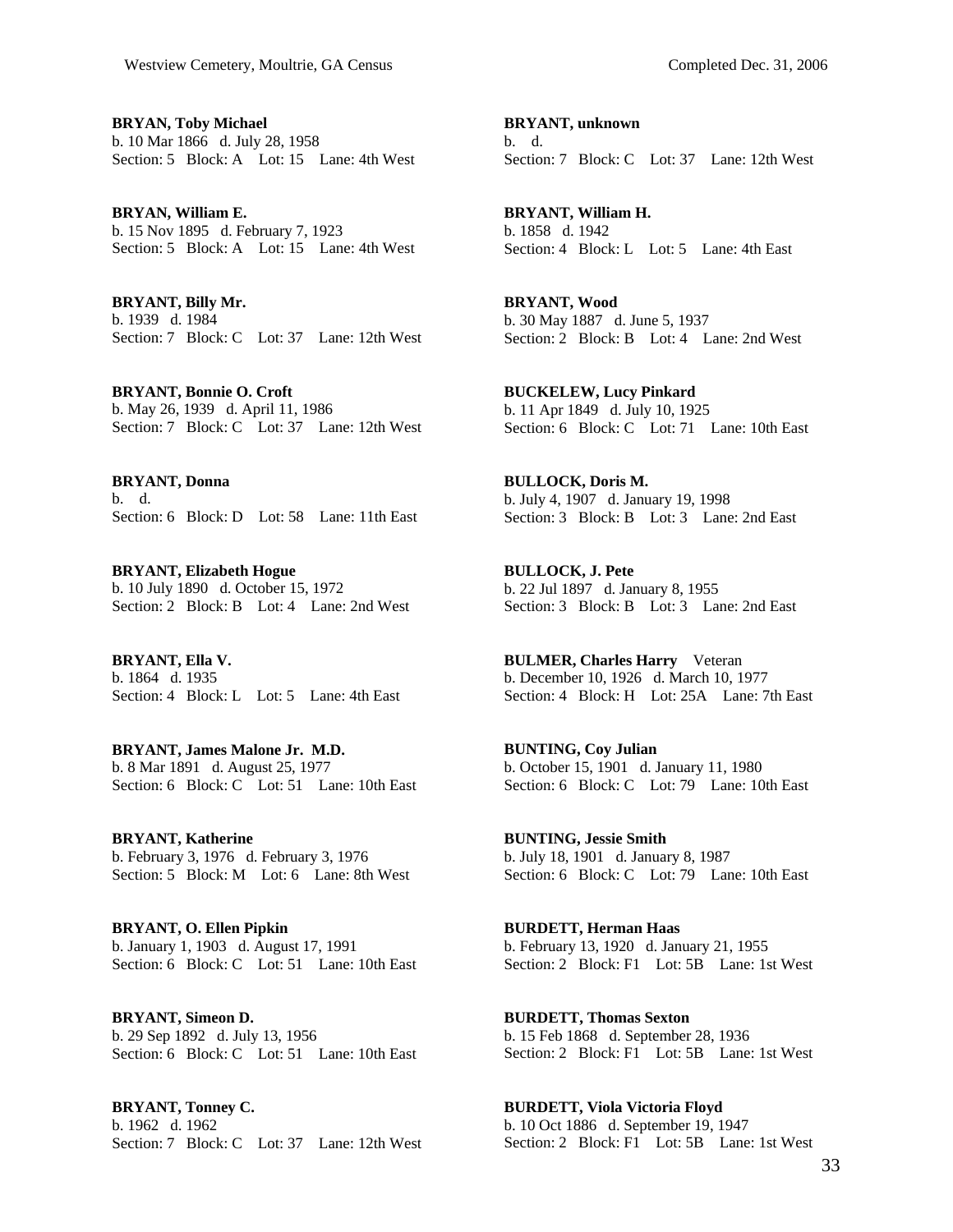**BRYAN, Toby Michael**
b. 10 Mar 1866 d. July 28, 1958
Section: 5 Block: A Lot: 15 Lane: 4th West

**BRYAN, William E.**
b. 15 Nov 1895 d. February 7, 1923
Section: 5 Block: A Lot: 15 Lane: 4th West

**BRYANT, Billy Mr.**
b. 1939 d. 1984
Section: 7 Block: C Lot: 37 Lane: 12th West

**BRYANT, Bonnie O. Croft**
b. May 26, 1939 d. April 11, 1986
Section: 7 Block: C Lot: 37 Lane: 12th West

**BRYANT, Donna**
b. d.
Section: 6 Block: D Lot: 58 Lane: 11th East

**BRYANT, Elizabeth Hogue**
b. 10 July 1890 d. October 15, 1972
Section: 2 Block: B Lot: 4 Lane: 2nd West

**BRYANT, Ella V.**
b. 1864 d. 1935
Section: 4 Block: L Lot: 5 Lane: 4th East

**BRYANT, James Malone Jr. M.D.**
b. 8 Mar 1891 d. August 25, 1977
Section: 6 Block: C Lot: 51 Lane: 10th East

**BRYANT, Katherine**
b. February 3, 1976 d. February 3, 1976
Section: 5 Block: M Lot: 6 Lane: 8th West

**BRYANT, O. Ellen Pipkin**
b. January 1, 1903 d. August 17, 1991
Section: 6 Block: C Lot: 51 Lane: 10th East

**BRYANT, Simeon D.**
b. 29 Sep 1892 d. July 13, 1956
Section: 6 Block: C Lot: 51 Lane: 10th East

**BRYANT, Tonney C.**
b. 1962 d. 1962
Section: 7 Block: C Lot: 37 Lane: 12th West

**BRYANT, unknown**
b. d.
Section: 7 Block: C Lot: 37 Lane: 12th West

**BRYANT, William H.**
b. 1858 d. 1942
Section: 4 Block: L Lot: 5 Lane: 4th East

**BRYANT, Wood**
b. 30 May 1887 d. June 5, 1937
Section: 2 Block: B Lot: 4 Lane: 2nd West

**BUCKELEW, Lucy Pinkard**
b. 11 Apr 1849 d. July 10, 1925
Section: 6 Block: C Lot: 71 Lane: 10th East

**BULLOCK, Doris M.**
b. July 4, 1907 d. January 19, 1998
Section: 3 Block: B Lot: 3 Lane: 2nd East

**BULLOCK, J. Pete**
b. 22 Jul 1897 d. January 8, 1955
Section: 3 Block: B Lot: 3 Lane: 2nd East

**BULMER, Charles Harry** Veteran
b. December 10, 1926 d. March 10, 1977
Section: 4 Block: H Lot: 25A Lane: 7th East

**BUNTING, Coy Julian**
b. October 15, 1901 d. January 11, 1980
Section: 6 Block: C Lot: 79 Lane: 10th East

**BUNTING, Jessie Smith**
b. July 18, 1901 d. January 8, 1987
Section: 6 Block: C Lot: 79 Lane: 10th East

**BURDETT, Herman Haas**
b. February 13, 1920 d. January 21, 1955
Section: 2 Block: F1 Lot: 5B Lane: 1st West

**BURDETT, Thomas Sexton**
b. 15 Feb 1868 d. September 28, 1936
Section: 2 Block: F1 Lot: 5B Lane: 1st West

**BURDETT, Viola Victoria Floyd**
b. 10 Oct 1886 d. September 19, 1947
Section: 2 Block: F1 Lot: 5B Lane: 1st West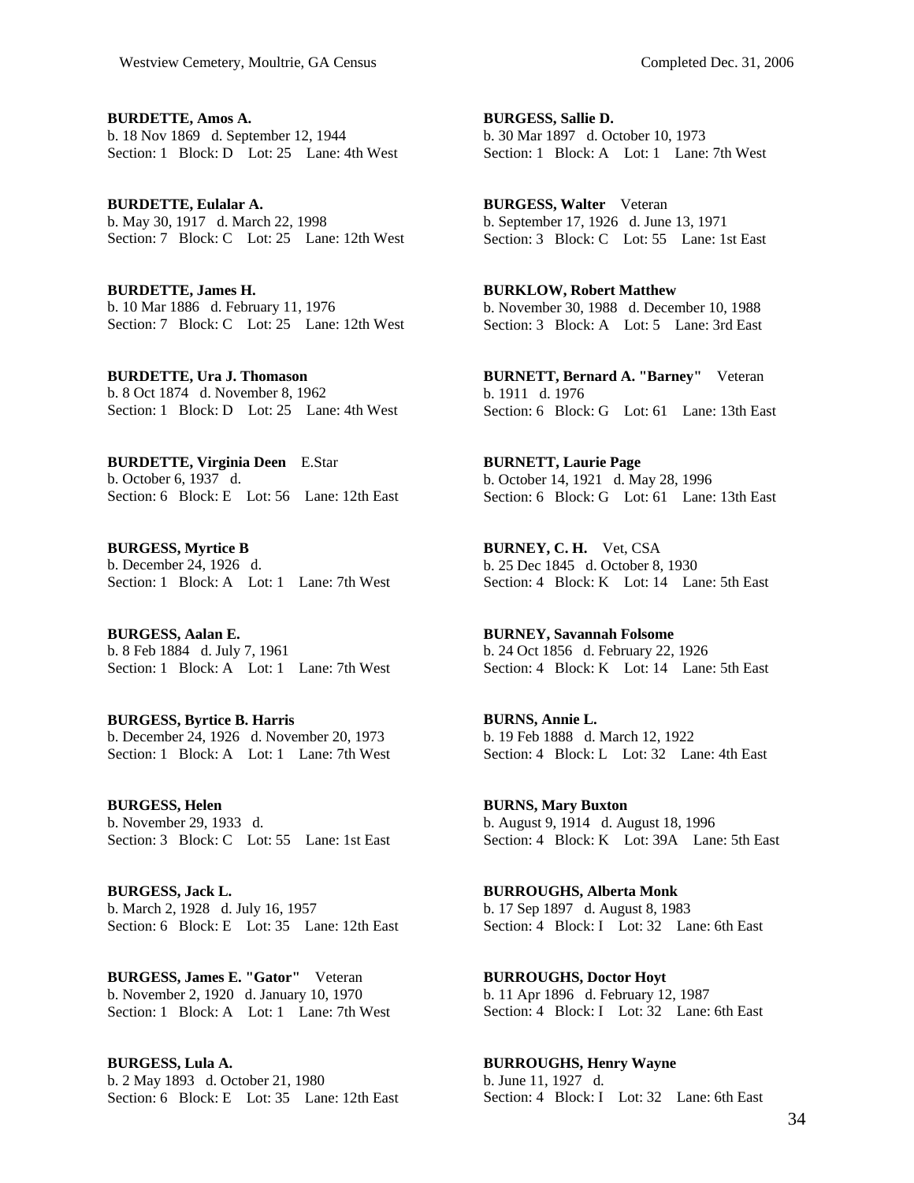**BURDETTE, Amos A.**
b. 18 Nov 1869 d. September 12, 1944
Section: 1 Block: D Lot: 25 Lane: 4th West

**BURDETTE, Eulalar A.**
b. May 30, 1917 d. March 22, 1998
Section: 7 Block: C Lot: 25 Lane: 12th West

**BURDETTE, James H.**
b. 10 Mar 1886 d. February 11, 1976
Section: 7 Block: C Lot: 25 Lane: 12th West

**BURDETTE, Ura J. Thomason**
b. 8 Oct 1874 d. November 8, 1962
Section: 1 Block: D Lot: 25 Lane: 4th West

**BURDETTE, Virginia Deen** E.Star
b. October 6, 1937 d.
Section: 6 Block: E Lot: 56 Lane: 12th East

**BURGESS, Myrtice B**
b. December 24, 1926 d.
Section: 1 Block: A Lot: 1 Lane: 7th West

**BURGESS, Aalan E.**
b. 8 Feb 1884 d. July 7, 1961
Section: 1 Block: A Lot: 1 Lane: 7th West

**BURGESS, Byrtice B. Harris**
b. December 24, 1926 d. November 20, 1973
Section: 1 Block: A Lot: 1 Lane: 7th West

**BURGESS, Helen**
b. November 29, 1933 d.
Section: 3 Block: C Lot: 55 Lane: 1st East

**BURGESS, Jack L.**
b. March 2, 1928 d. July 16, 1957
Section: 6 Block: E Lot: 35 Lane: 12th East

**BURGESS, James E. "Gator"** Veteran
b. November 2, 1920 d. January 10, 1970
Section: 1 Block: A Lot: 1 Lane: 7th West

**BURGESS, Lula A.**
b. 2 May 1893 d. October 21, 1980
Section: 6 Block: E Lot: 35 Lane: 12th East

**BURGESS, Sallie D.**
b. 30 Mar 1897 d. October 10, 1973
Section: 1 Block: A Lot: 1 Lane: 7th West

**BURGESS, Walter** Veteran
b. September 17, 1926 d. June 13, 1971
Section: 3 Block: C Lot: 55 Lane: 1st East

**BURKLOW, Robert Matthew**
b. November 30, 1988 d. December 10, 1988
Section: 3 Block: A Lot: 5 Lane: 3rd East

**BURNETT, Bernard A. "Barney"** Veteran
b. 1911 d. 1976
Section: 6 Block: G Lot: 61 Lane: 13th East

**BURNETT, Laurie Page**
b. October 14, 1921 d. May 28, 1996
Section: 6 Block: G Lot: 61 Lane: 13th East

**BURNEY, C. H.** Vet, CSA
b. 25 Dec 1845 d. October 8, 1930
Section: 4 Block: K Lot: 14 Lane: 5th East

**BURNEY, Savannah Folsome**
b. 24 Oct 1856 d. February 22, 1926
Section: 4 Block: K Lot: 14 Lane: 5th East

**BURNS, Annie L.**
b. 19 Feb 1888 d. March 12, 1922
Section: 4 Block: L Lot: 32 Lane: 4th East

**BURNS, Mary Buxton**
b. August 9, 1914 d. August 18, 1996
Section: 4 Block: K Lot: 39A Lane: 5th East

**BURROUGHS, Alberta Monk**
b. 17 Sep 1897 d. August 8, 1983
Section: 4 Block: I Lot: 32 Lane: 6th East

**BURROUGHS, Doctor Hoyt**
b. 11 Apr 1896 d. February 12, 1987
Section: 4 Block: I Lot: 32 Lane: 6th East

**BURROUGHS, Henry Wayne**
b. June 11, 1927 d.
Section: 4 Block: I Lot: 32 Lane: 6th East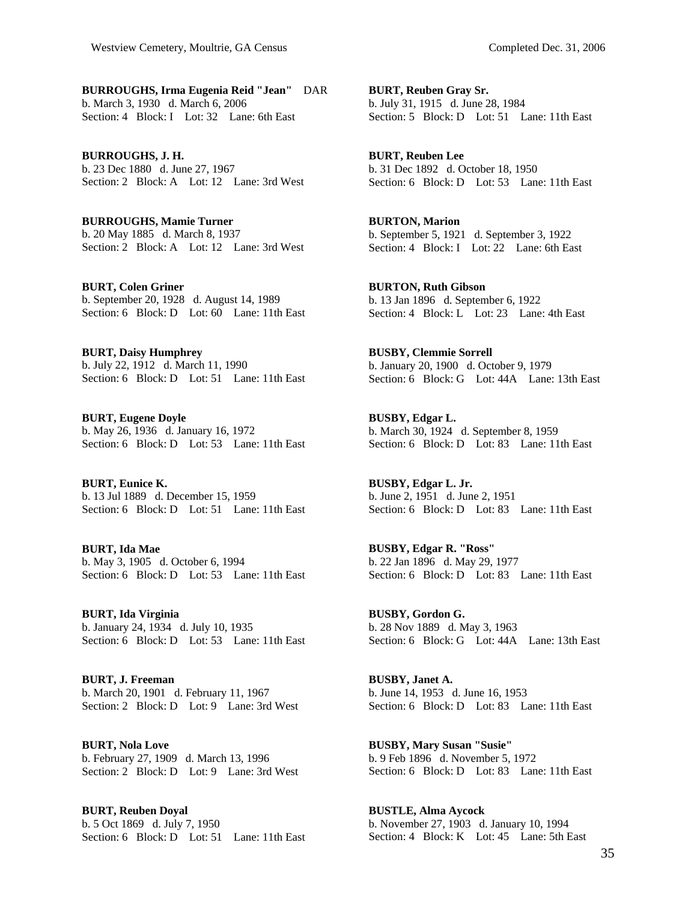**BURROUGHS, Irma Eugenia Reid "Jean"** DAR
b. March 3, 1930 d. March 6, 2006
Section: 4 Block: I Lot: 32 Lane: 6th East

**BURROUGHS, J. H.**
b. 23 Dec 1880 d. June 27, 1967
Section: 2 Block: A Lot: 12 Lane: 3rd West

**BURROUGHS, Mamie Turner**
b. 20 May 1885 d. March 8, 1937
Section: 2 Block: A Lot: 12 Lane: 3rd West

**BURT, Colen Griner**
b. September 20, 1928 d. August 14, 1989
Section: 6 Block: D Lot: 60 Lane: 11th East

**BURT, Daisy Humphrey**
b. July 22, 1912 d. March 11, 1990
Section: 6 Block: D Lot: 51 Lane: 11th East

**BURT, Eugene Doyle**
b. May 26, 1936 d. January 16, 1972
Section: 6 Block: D Lot: 53 Lane: 11th East

**BURT, Eunice K.**
b. 13 Jul 1889 d. December 15, 1959
Section: 6 Block: D Lot: 51 Lane: 11th East

**BURT, Ida Mae**
b. May 3, 1905 d. October 6, 1994
Section: 6 Block: D Lot: 53 Lane: 11th East

**BURT, Ida Virginia**
b. January 24, 1934 d. July 10, 1935
Section: 6 Block: D Lot: 53 Lane: 11th East

**BURT, J. Freeman**
b. March 20, 1901 d. February 11, 1967
Section: 2 Block: D Lot: 9 Lane: 3rd West

**BURT, Nola Love**
b. February 27, 1909 d. March 13, 1996
Section: 2 Block: D Lot: 9 Lane: 3rd West

**BURT, Reuben Doyal**
b. 5 Oct 1869 d. July 7, 1950
Section: 6 Block: D Lot: 51 Lane: 11th East

**BURT, Reuben Gray Sr.**
b. July 31, 1915 d. June 28, 1984
Section: 5 Block: D Lot: 51 Lane: 11th East

**BURT, Reuben Lee**
b. 31 Dec 1892 d. October 18, 1950
Section: 6 Block: D Lot: 53 Lane: 11th East

**BURTON, Marion**
b. September 5, 1921 d. September 3, 1922
Section: 4 Block: I Lot: 22 Lane: 6th East

**BURTON, Ruth Gibson**
b. 13 Jan 1896 d. September 6, 1922
Section: 4 Block: L Lot: 23 Lane: 4th East

**BUSBY, Clemmie Sorrell**
b. January 20, 1900 d. October 9, 1979
Section: 6 Block: G Lot: 44A Lane: 13th East

**BUSBY, Edgar L.**
b. March 30, 1924 d. September 8, 1959
Section: 6 Block: D Lot: 83 Lane: 11th East

**BUSBY, Edgar L. Jr.**
b. June 2, 1951 d. June 2, 1951
Section: 6 Block: D Lot: 83 Lane: 11th East

**BUSBY, Edgar R. "Ross"**
b. 22 Jan 1896 d. May 29, 1977
Section: 6 Block: D Lot: 83 Lane: 11th East

**BUSBY, Gordon G.**
b. 28 Nov 1889 d. May 3, 1963
Section: 6 Block: G Lot: 44A Lane: 13th East

**BUSBY, Janet A.**
b. June 14, 1953 d. June 16, 1953
Section: 6 Block: D Lot: 83 Lane: 11th East

**BUSBY, Mary Susan "Susie"**
b. 9 Feb 1896 d. November 5, 1972
Section: 6 Block: D Lot: 83 Lane: 11th East

**BUSTLE, Alma Aycock**
b. November 27, 1903 d. January 10, 1994
Section: 4 Block: K Lot: 45 Lane: 5th East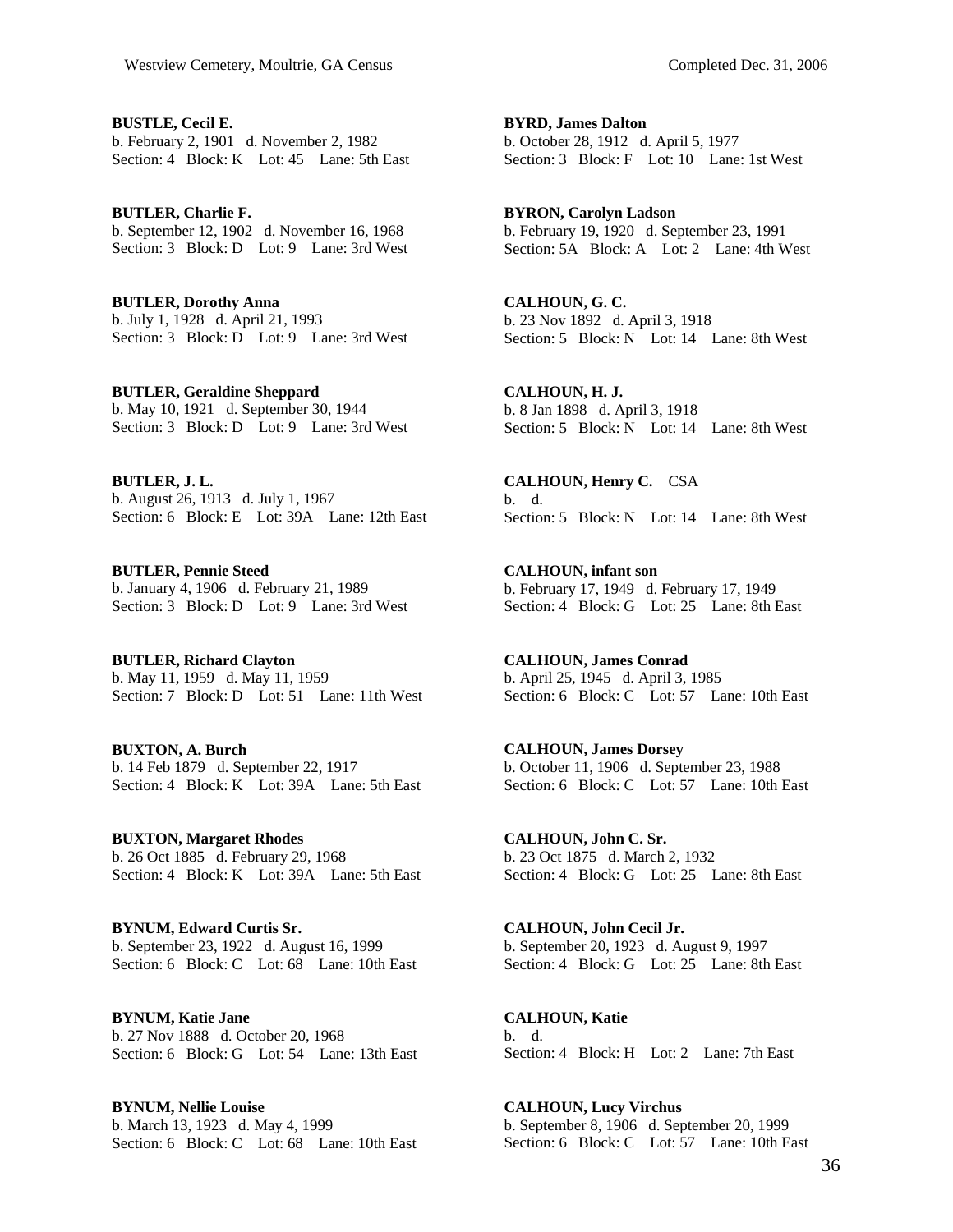**BUSTLE, Cecil E.**
b. February 2, 1901 d. November 2, 1982
Section: 4 Block: K Lot: 45 Lane: 5th East

**BUTLER, Charlie F.**
b. September 12, 1902 d. November 16, 1968
Section: 3 Block: D Lot: 9 Lane: 3rd West

**BUTLER, Dorothy Anna**
b. July 1, 1928 d. April 21, 1993
Section: 3 Block: D Lot: 9 Lane: 3rd West

**BUTLER, Geraldine Sheppard**
b. May 10, 1921 d. September 30, 1944
Section: 3 Block: D Lot: 9 Lane: 3rd West

**BUTLER, J. L.**
b. August 26, 1913 d. July 1, 1967
Section: 6 Block: E Lot: 39A Lane: 12th East

**BUTLER, Pennie Steed**
b. January 4, 1906 d. February 21, 1989
Section: 3 Block: D Lot: 9 Lane: 3rd West

**BUTLER, Richard Clayton**
b. May 11, 1959 d. May 11, 1959
Section: 7 Block: D Lot: 51 Lane: 11th West

**BUXTON, A. Burch**
b. 14 Feb 1879 d. September 22, 1917
Section: 4 Block: K Lot: 39A Lane: 5th East

**BUXTON, Margaret Rhodes**
b. 26 Oct 1885 d. February 29, 1968
Section: 4 Block: K Lot: 39A Lane: 5th East

**BYNUM, Edward Curtis Sr.**
b. September 23, 1922 d. August 16, 1999
Section: 6 Block: C Lot: 68 Lane: 10th East

**BYNUM, Katie Jane**
b. 27 Nov 1888 d. October 20, 1968
Section: 6 Block: G Lot: 54 Lane: 13th East

**BYNUM, Nellie Louise**
b. March 13, 1923 d. May 4, 1999
Section: 6 Block: C Lot: 68 Lane: 10th East

**BYRD, James Dalton**
b. October 28, 1912 d. April 5, 1977
Section: 3 Block: F Lot: 10 Lane: 1st West

**BYRON, Carolyn Ladson**
b. February 19, 1920 d. September 23, 1991
Section: 5A Block: A Lot: 2 Lane: 4th West

**CALHOUN, G. C.**
b. 23 Nov 1892 d. April 3, 1918
Section: 5 Block: N Lot: 14 Lane: 8th West

**CALHOUN, H. J.**
b. 8 Jan 1898 d. April 3, 1918
Section: 5 Block: N Lot: 14 Lane: 8th West

**CALHOUN, Henry C.** CSA
b. d.
Section: 5 Block: N Lot: 14 Lane: 8th West

**CALHOUN, infant son**
b. February 17, 1949 d. February 17, 1949
Section: 4 Block: G Lot: 25 Lane: 8th East

**CALHOUN, James Conrad**
b. April 25, 1945 d. April 3, 1985
Section: 6 Block: C Lot: 57 Lane: 10th East

**CALHOUN, James Dorsey**
b. October 11, 1906 d. September 23, 1988
Section: 6 Block: C Lot: 57 Lane: 10th East

**CALHOUN, John C. Sr.**
b. 23 Oct 1875 d. March 2, 1932
Section: 4 Block: G Lot: 25 Lane: 8th East

**CALHOUN, John Cecil Jr.**
b. September 20, 1923 d. August 9, 1997
Section: 4 Block: G Lot: 25 Lane: 8th East

**CALHOUN, Katie**
b. d.
Section: 4 Block: H Lot: 2 Lane: 7th East

**CALHOUN, Lucy Virchus**
b. September 8, 1906 d. September 20, 1999
Section: 6 Block: C Lot: 57 Lane: 10th East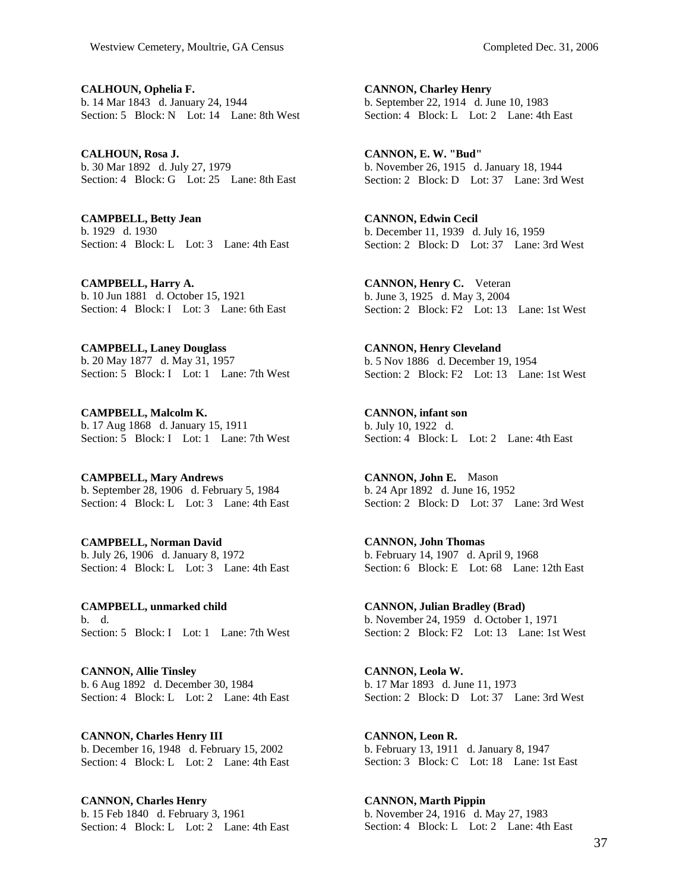**CALHOUN, Ophelia F.**
b. 14 Mar 1843 d. January 24, 1944
Section: 5 Block: N Lot: 14 Lane: 8th West

**CALHOUN, Rosa J.**
b. 30 Mar 1892 d. July 27, 1979
Section: 4 Block: G Lot: 25 Lane: 8th East

**CAMPBELL, Betty Jean**
b. 1929 d. 1930
Section: 4 Block: L Lot: 3 Lane: 4th East

**CAMPBELL, Harry A.**
b. 10 Jun 1881 d. October 15, 1921
Section: 4 Block: I Lot: 3 Lane: 6th East

**CAMPBELL, Laney Douglass**
b. 20 May 1877 d. May 31, 1957
Section: 5 Block: I Lot: 1 Lane: 7th West

**CAMPBELL, Malcolm K.**
b. 17 Aug 1868 d. January 15, 1911
Section: 5 Block: I Lot: 1 Lane: 7th West

**CAMPBELL, Mary Andrews**
b. September 28, 1906 d. February 5, 1984
Section: 4 Block: L Lot: 3 Lane: 4th East

**CAMPBELL, Norman David**
b. July 26, 1906 d. January 8, 1972
Section: 4 Block: L Lot: 3 Lane: 4th East

**CAMPBELL, unmarked child**
b. d.
Section: 5 Block: I Lot: 1 Lane: 7th West

**CANNON, Allie Tinsley**
b. 6 Aug 1892 d. December 30, 1984
Section: 4 Block: L Lot: 2 Lane: 4th East

**CANNON, Charles Henry III**
b. December 16, 1948 d. February 15, 2002
Section: 4 Block: L Lot: 2 Lane: 4th East

**CANNON, Charles Henry**
b. 15 Feb 1840 d. February 3, 1961
Section: 4 Block: L Lot: 2 Lane: 4th East

**CANNON, Charley Henry**
b. September 22, 1914 d. June 10, 1983
Section: 4 Block: L Lot: 2 Lane: 4th East

**CANNON, E. W. "Bud"**
b. November 26, 1915 d. January 18, 1944
Section: 2 Block: D Lot: 37 Lane: 3rd West

**CANNON, Edwin Cecil**
b. December 11, 1939 d. July 16, 1959
Section: 2 Block: D Lot: 37 Lane: 3rd West

**CANNON, Henry C.** Veteran
b. June 3, 1925 d. May 3, 2004
Section: 2 Block: F2 Lot: 13 Lane: 1st West

**CANNON, Henry Cleveland**
b. 5 Nov 1886 d. December 19, 1954
Section: 2 Block: F2 Lot: 13 Lane: 1st West

**CANNON, infant son**
b. July 10, 1922 d.
Section: 4 Block: L Lot: 2 Lane: 4th East

**CANNON, John E.** Mason
b. 24 Apr 1892 d. June 16, 1952
Section: 2 Block: D Lot: 37 Lane: 3rd West

**CANNON, John Thomas**
b. February 14, 1907 d. April 9, 1968
Section: 6 Block: E Lot: 68 Lane: 12th East

**CANNON, Julian Bradley (Brad)**
b. November 24, 1959 d. October 1, 1971
Section: 2 Block: F2 Lot: 13 Lane: 1st West

**CANNON, Leola W.**
b. 17 Mar 1893 d. June 11, 1973
Section: 2 Block: D Lot: 37 Lane: 3rd West

**CANNON, Leon R.**
b. February 13, 1911 d. January 8, 1947
Section: 3 Block: C Lot: 18 Lane: 1st East

**CANNON, Marth Pippin**
b. November 24, 1916 d. May 27, 1983
Section: 4 Block: L Lot: 2 Lane: 4th East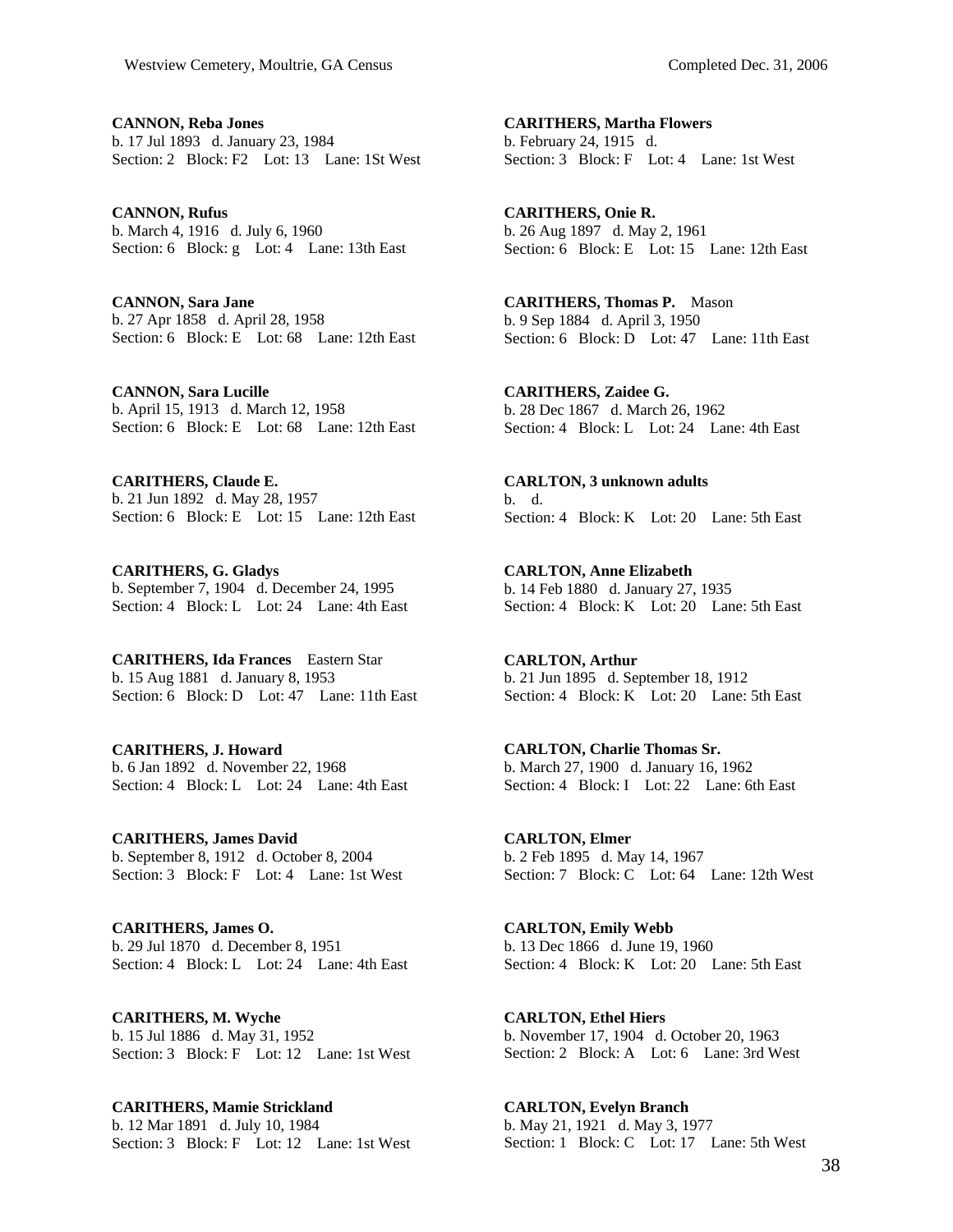**CANNON, Reba Jones**
b. 17 Jul 1893 d. January 23, 1984
Section: 2 Block: F2 Lot: 13 Lane: 1St West

**CANNON, Rufus**
b. March 4, 1916 d. July 6, 1960
Section: 6 Block: g Lot: 4 Lane: 13th East

**CANNON, Sara Jane**
b. 27 Apr 1858 d. April 28, 1958
Section: 6 Block: E Lot: 68 Lane: 12th East

**CANNON, Sara Lucille**
b. April 15, 1913 d. March 12, 1958
Section: 6 Block: E Lot: 68 Lane: 12th East

**CARITHERS, Claude E.**
b. 21 Jun 1892 d. May 28, 1957
Section: 6 Block: E Lot: 15 Lane: 12th East

**CARITHERS, G. Gladys**
b. September 7, 1904 d. December 24, 1995
Section: 4 Block: L Lot: 24 Lane: 4th East

**CARITHERS, Ida Frances** Eastern Star
b. 15 Aug 1881 d. January 8, 1953
Section: 6 Block: D Lot: 47 Lane: 11th East

**CARITHERS, J. Howard**
b. 6 Jan 1892 d. November 22, 1968
Section: 4 Block: L Lot: 24 Lane: 4th East

**CARITHERS, James David**
b. September 8, 1912 d. October 8, 2004
Section: 3 Block: F Lot: 4 Lane: 1st West

**CARITHERS, James O.**
b. 29 Jul 1870 d. December 8, 1951
Section: 4 Block: L Lot: 24 Lane: 4th East

**CARITHERS, M. Wyche**
b. 15 Jul 1886 d. May 31, 1952
Section: 3 Block: F Lot: 12 Lane: 1st West

**CARITHERS, Mamie Strickland**
b. 12 Mar 1891 d. July 10, 1984
Section: 3 Block: F Lot: 12 Lane: 1st West

**CARITHERS, Martha Flowers**
b. February 24, 1915 d.
Section: 3 Block: F Lot: 4 Lane: 1st West

**CARITHERS, Onie R.**
b. 26 Aug 1897 d. May 2, 1961
Section: 6 Block: E Lot: 15 Lane: 12th East

**CARITHERS, Thomas P.** Mason
b. 9 Sep 1884 d. April 3, 1950
Section: 6 Block: D Lot: 47 Lane: 11th East

**CARITHERS, Zaidee G.**
b. 28 Dec 1867 d. March 26, 1962
Section: 4 Block: L Lot: 24 Lane: 4th East

**CARLTON, 3 unknown adults**
b. d.
Section: 4 Block: K Lot: 20 Lane: 5th East

**CARLTON, Anne Elizabeth**
b. 14 Feb 1880 d. January 27, 1935
Section: 4 Block: K Lot: 20 Lane: 5th East

**CARLTON, Arthur**
b. 21 Jun 1895 d. September 18, 1912
Section: 4 Block: K Lot: 20 Lane: 5th East

**CARLTON, Charlie Thomas Sr.**
b. March 27, 1900 d. January 16, 1962
Section: 4 Block: I Lot: 22 Lane: 6th East

**CARLTON, Elmer**
b. 2 Feb 1895 d. May 14, 1967
Section: 7 Block: C Lot: 64 Lane: 12th West

**CARLTON, Emily Webb**
b. 13 Dec 1866 d. June 19, 1960
Section: 4 Block: K Lot: 20 Lane: 5th East

**CARLTON, Ethel Hiers**
b. November 17, 1904 d. October 20, 1963
Section: 2 Block: A Lot: 6 Lane: 3rd West

**CARLTON, Evelyn Branch**
b. May 21, 1921 d. May 3, 1977
Section: 1 Block: C Lot: 17 Lane: 5th West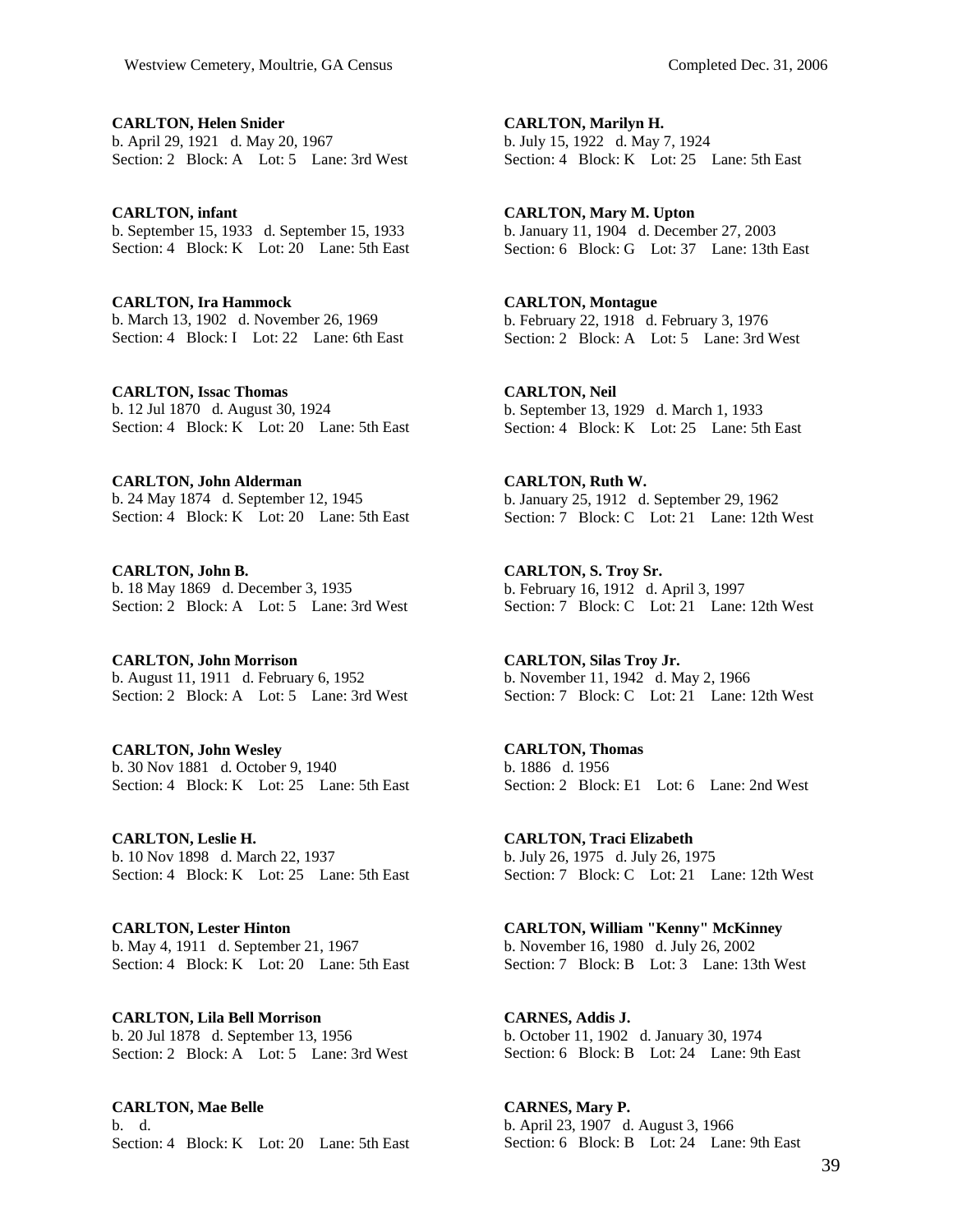**CARLTON, Helen Snider**
b. April 29, 1921 d. May 20, 1967
Section: 2 Block: A Lot: 5 Lane: 3rd West

**CARLTON, infant**
b. September 15, 1933 d. September 15, 1933
Section: 4 Block: K Lot: 20 Lane: 5th East

**CARLTON, Ira Hammock**
b. March 13, 1902 d. November 26, 1969
Section: 4 Block: I Lot: 22 Lane: 6th East

**CARLTON, Issac Thomas**
b. 12 Jul 1870 d. August 30, 1924
Section: 4 Block: K Lot: 20 Lane: 5th East

**CARLTON, John Alderman**
b. 24 May 1874 d. September 12, 1945
Section: 4 Block: K Lot: 20 Lane: 5th East

**CARLTON, John B.**
b. 18 May 1869 d. December 3, 1935
Section: 2 Block: A Lot: 5 Lane: 3rd West

**CARLTON, John Morrison**
b. August 11, 1911 d. February 6, 1952
Section: 2 Block: A Lot: 5 Lane: 3rd West

**CARLTON, John Wesley**
b. 30 Nov 1881 d. October 9, 1940
Section: 4 Block: K Lot: 25 Lane: 5th East

**CARLTON, Leslie H.**
b. 10 Nov 1898 d. March 22, 1937
Section: 4 Block: K Lot: 25 Lane: 5th East

**CARLTON, Lester Hinton**
b. May 4, 1911 d. September 21, 1967
Section: 4 Block: K Lot: 20 Lane: 5th East

**CARLTON, Lila Bell Morrison**
b. 20 Jul 1878 d. September 13, 1956
Section: 2 Block: A Lot: 5 Lane: 3rd West

**CARLTON, Mae Belle**
b. d.
Section: 4 Block: K Lot: 20 Lane: 5th East

**CARLTON, Marilyn H.**
b. July 15, 1922 d. May 7, 1924
Section: 4 Block: K Lot: 25 Lane: 5th East

**CARLTON, Mary M. Upton**
b. January 11, 1904 d. December 27, 2003
Section: 6 Block: G Lot: 37 Lane: 13th East

**CARLTON, Montague**
b. February 22, 1918 d. February 3, 1976
Section: 2 Block: A Lot: 5 Lane: 3rd West

**CARLTON, Neil**
b. September 13, 1929 d. March 1, 1933
Section: 4 Block: K Lot: 25 Lane: 5th East

**CARLTON, Ruth W.**
b. January 25, 1912 d. September 29, 1962
Section: 7 Block: C Lot: 21 Lane: 12th West

**CARLTON, S. Troy Sr.**
b. February 16, 1912 d. April 3, 1997
Section: 7 Block: C Lot: 21 Lane: 12th West

**CARLTON, Silas Troy Jr.**
b. November 11, 1942 d. May 2, 1966
Section: 7 Block: C Lot: 21 Lane: 12th West

**CARLTON, Thomas**
b. 1886 d. 1956
Section: 2 Block: E1 Lot: 6 Lane: 2nd West

**CARLTON, Traci Elizabeth**
b. July 26, 1975 d. July 26, 1975
Section: 7 Block: C Lot: 21 Lane: 12th West

**CARLTON, William "Kenny" McKinney**
b. November 16, 1980 d. July 26, 2002
Section: 7 Block: B Lot: 3 Lane: 13th West

**CARNES, Addis J.**
b. October 11, 1902 d. January 30, 1974
Section: 6 Block: B Lot: 24 Lane: 9th East

**CARNES, Mary P.**
b. April 23, 1907 d. August 3, 1966
Section: 6 Block: B Lot: 24 Lane: 9th East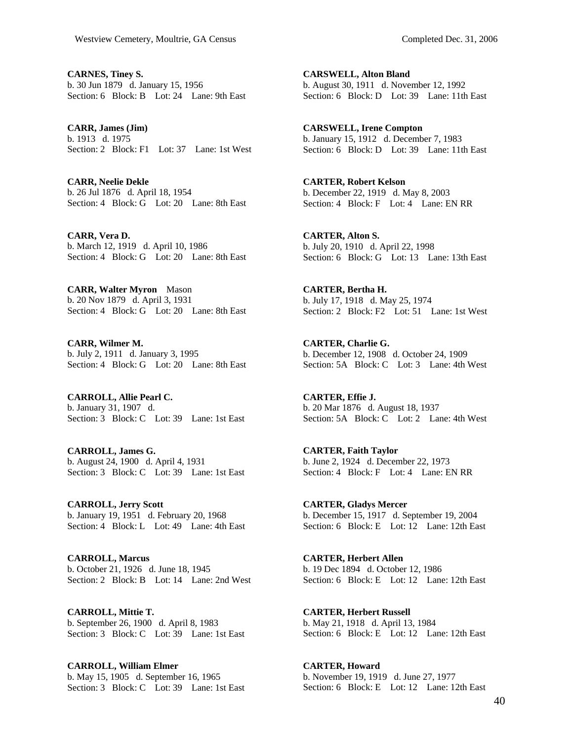**CARNES, Tiney S.**
b. 30 Jun 1879 d. January 15, 1956
Section: 6 Block: B Lot: 24 Lane: 9th East

**CARR, James (Jim)**
b. 1913 d. 1975
Section: 2 Block: F1 Lot: 37 Lane: 1st West

**CARR, Neelie Dekle**
b. 26 Jul 1876 d. April 18, 1954
Section: 4 Block: G Lot: 20 Lane: 8th East

**CARR, Vera D.**
b. March 12, 1919 d. April 10, 1986
Section: 4 Block: G Lot: 20 Lane: 8th East

**CARR, Walter Myron** Mason
b. 20 Nov 1879 d. April 3, 1931
Section: 4 Block: G Lot: 20 Lane: 8th East

**CARR, Wilmer M.**
b. July 2, 1911 d. January 3, 1995
Section: 4 Block: G Lot: 20 Lane: 8th East

**CARROLL, Allie Pearl C.**
b. January 31, 1907 d.
Section: 3 Block: C Lot: 39 Lane: 1st East

**CARROLL, James G.**
b. August 24, 1900 d. April 4, 1931
Section: 3 Block: C Lot: 39 Lane: 1st East

**CARROLL, Jerry Scott**
b. January 19, 1951 d. February 20, 1968
Section: 4 Block: L Lot: 49 Lane: 4th East

**CARROLL, Marcus**
b. October 21, 1926 d. June 18, 1945
Section: 2 Block: B Lot: 14 Lane: 2nd West

**CARROLL, Mittie T.**
b. September 26, 1900 d. April 8, 1983
Section: 3 Block: C Lot: 39 Lane: 1st East

**CARROLL, William Elmer**
b. May 15, 1905 d. September 16, 1965
Section: 3 Block: C Lot: 39 Lane: 1st East

**CARSWELL, Alton Bland**
b. August 30, 1911 d. November 12, 1992
Section: 6 Block: D Lot: 39 Lane: 11th East

**CARSWELL, Irene Compton**
b. January 15, 1912 d. December 7, 1983
Section: 6 Block: D Lot: 39 Lane: 11th East

**CARTER, Robert Kelson**
b. December 22, 1919 d. May 8, 2003
Section: 4 Block: F Lot: 4 Lane: EN RR

**CARTER, Alton S.**
b. July 20, 1910 d. April 22, 1998
Section: 6 Block: G Lot: 13 Lane: 13th East

**CARTER, Bertha H.**
b. July 17, 1918 d. May 25, 1974
Section: 2 Block: F2 Lot: 51 Lane: 1st West

**CARTER, Charlie G.**
b. December 12, 1908 d. October 24, 1909
Section: 5A Block: C Lot: 3 Lane: 4th West

**CARTER, Effie J.**
b. 20 Mar 1876 d. August 18, 1937
Section: 5A Block: C Lot: 2 Lane: 4th West

**CARTER, Faith Taylor**
b. June 2, 1924 d. December 22, 1973
Section: 4 Block: F Lot: 4 Lane: EN RR

**CARTER, Gladys Mercer**
b. December 15, 1917 d. September 19, 2004
Section: 6 Block: E Lot: 12 Lane: 12th East

**CARTER, Herbert Allen**
b. 19 Dec 1894 d. October 12, 1986
Section: 6 Block: E Lot: 12 Lane: 12th East

**CARTER, Herbert Russell**
b. May 21, 1918 d. April 13, 1984
Section: 6 Block: E Lot: 12 Lane: 12th East

**CARTER, Howard**
b. November 19, 1919 d. June 27, 1977
Section: 6 Block: E Lot: 12 Lane: 12th East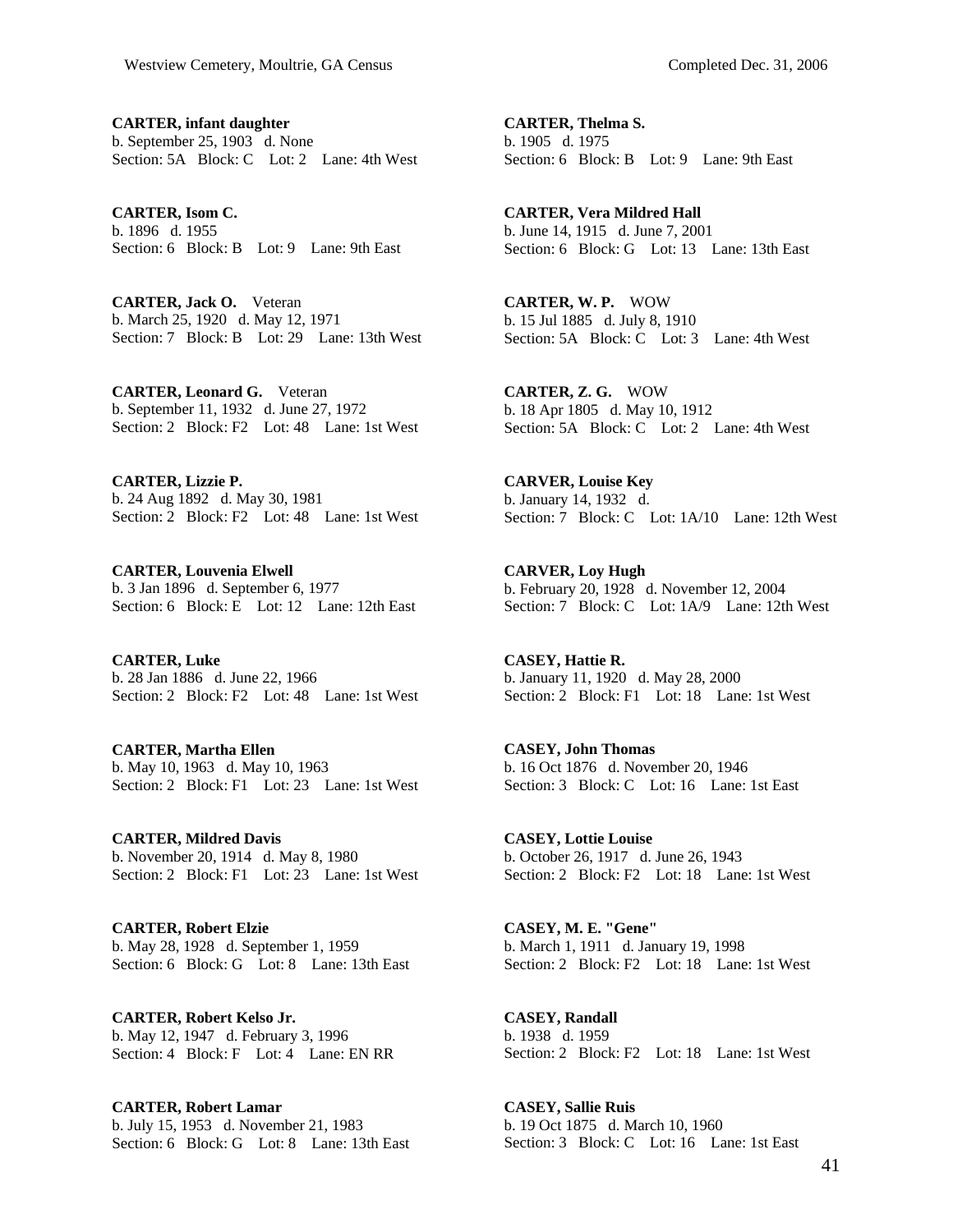**CARTER, infant daughter**
b. September 25, 1903 d. None
Section: 5A Block: C Lot: 2 Lane: 4th West

**CARTER, Isom C.**
b. 1896 d. 1955
Section: 6 Block: B Lot: 9 Lane: 9th East

**CARTER, Jack O.** Veteran
b. March 25, 1920 d. May 12, 1971
Section: 7 Block: B Lot: 29 Lane: 13th West

**CARTER, Leonard G.** Veteran
b. September 11, 1932 d. June 27, 1972
Section: 2 Block: F2 Lot: 48 Lane: 1st West

**CARTER, Lizzie P.**
b. 24 Aug 1892 d. May 30, 1981
Section: 2 Block: F2 Lot: 48 Lane: 1st West

**CARTER, Louvenia Elwell**
b. 3 Jan 1896 d. September 6, 1977
Section: 6 Block: E Lot: 12 Lane: 12th East

**CARTER, Luke**
b. 28 Jan 1886 d. June 22, 1966
Section: 2 Block: F2 Lot: 48 Lane: 1st West

**CARTER, Martha Ellen**
b. May 10, 1963 d. May 10, 1963
Section: 2 Block: F1 Lot: 23 Lane: 1st West

**CARTER, Mildred Davis**
b. November 20, 1914 d. May 8, 1980
Section: 2 Block: F1 Lot: 23 Lane: 1st West

**CARTER, Robert Elzie**
b. May 28, 1928 d. September 1, 1959
Section: 6 Block: G Lot: 8 Lane: 13th East

**CARTER, Robert Kelso Jr.**
b. May 12, 1947 d. February 3, 1996
Section: 4 Block: F Lot: 4 Lane: EN RR

**CARTER, Robert Lamar**
b. July 15, 1953 d. November 21, 1983
Section: 6 Block: G Lot: 8 Lane: 13th East

**CARTER, Thelma S.**
b. 1905 d. 1975
Section: 6 Block: B Lot: 9 Lane: 9th East

**CARTER, Vera Mildred Hall**
b. June 14, 1915 d. June 7, 2001
Section: 6 Block: G Lot: 13 Lane: 13th East

**CARTER, W. P.** WOW
b. 15 Jul 1885 d. July 8, 1910
Section: 5A Block: C Lot: 3 Lane: 4th West

**CARTER, Z. G.** WOW
b. 18 Apr 1805 d. May 10, 1912
Section: 5A Block: C Lot: 2 Lane: 4th West

**CARVER, Louise Key**
b. January 14, 1932 d.
Section: 7 Block: C Lot: 1A/10 Lane: 12th West

**CARVER, Loy Hugh**
b. February 20, 1928 d. November 12, 2004
Section: 7 Block: C Lot: 1A/9 Lane: 12th West

**CASEY, Hattie R.**
b. January 11, 1920 d. May 28, 2000
Section: 2 Block: F1 Lot: 18 Lane: 1st West

**CASEY, John Thomas**
b. 16 Oct 1876 d. November 20, 1946
Section: 3 Block: C Lot: 16 Lane: 1st East

**CASEY, Lottie Louise**
b. October 26, 1917 d. June 26, 1943
Section: 2 Block: F2 Lot: 18 Lane: 1st West

**CASEY, M. E. "Gene"**
b. March 1, 1911 d. January 19, 1998
Section: 2 Block: F2 Lot: 18 Lane: 1st West

**CASEY, Randall**
b. 1938 d. 1959
Section: 2 Block: F2 Lot: 18 Lane: 1st West

**CASEY, Sallie Ruis**
b. 19 Oct 1875 d. March 10, 1960
Section: 3 Block: C Lot: 16 Lane: 1st East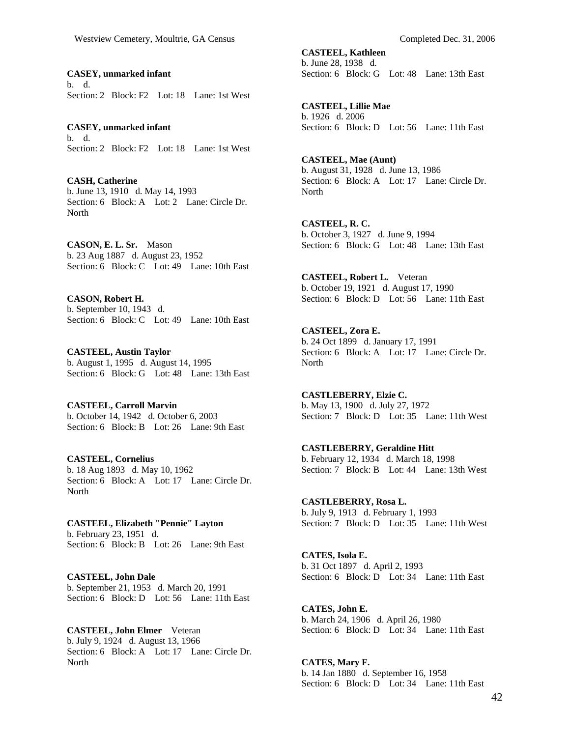**CASEY, unmarked infant**
b. d.
Section: 2 Block: F2 Lot: 18 Lane: 1st West

**CASEY, unmarked infant**
b. d.
Section: 2 Block: F2 Lot: 18 Lane: 1st West

**CASH, Catherine**
b. June 13, 1910 d. May 14, 1993
Section: 6 Block: A Lot: 2 Lane: Circle Dr. North

**CASON, E. L. Sr.** Mason
b. 23 Aug 1887 d. August 23, 1952
Section: 6 Block: C Lot: 49 Lane: 10th East

**CASON, Robert H.**
b. September 10, 1943 d.
Section: 6 Block: C Lot: 49 Lane: 10th East

**CASTEEL, Austin Taylor**
b. August 1, 1995 d. August 14, 1995
Section: 6 Block: G Lot: 48 Lane: 13th East

**CASTEEL, Carroll Marvin**
b. October 14, 1942 d. October 6, 2003
Section: 6 Block: B Lot: 26 Lane: 9th East

**CASTEEL, Cornelius**
b. 18 Aug 1893 d. May 10, 1962
Section: 6 Block: A Lot: 17 Lane: Circle Dr. North

**CASTEEL, Elizabeth "Pennie" Layton**
b. February 23, 1951 d.
Section: 6 Block: B Lot: 26 Lane: 9th East

**CASTEEL, John Dale**
b. September 21, 1953 d. March 20, 1991
Section: 6 Block: D Lot: 56 Lane: 11th East

**CASTEEL, John Elmer** Veteran
b. July 9, 1924 d. August 13, 1966
Section: 6 Block: A Lot: 17 Lane: Circle Dr. North

**CASTEEL, Kathleen**
b. June 28, 1938 d.
Section: 6 Block: G Lot: 48 Lane: 13th East

**CASTEEL, Lillie Mae**
b. 1926 d. 2006
Section: 6 Block: D Lot: 56 Lane: 11th East

**CASTEEL, Mae (Aunt)**
b. August 31, 1928 d. June 13, 1986
Section: 6 Block: A Lot: 17 Lane: Circle Dr. North

**CASTEEL, R. C.**
b. October 3, 1927 d. June 9, 1994
Section: 6 Block: G Lot: 48 Lane: 13th East

**CASTEEL, Robert L.** Veteran
b. October 19, 1921 d. August 17, 1990
Section: 6 Block: D Lot: 56 Lane: 11th East

**CASTEEL, Zora E.**
b. 24 Oct 1899 d. January 17, 1991
Section: 6 Block: A Lot: 17 Lane: Circle Dr. North

**CASTLEBERRY, Elzie C.**
b. May 13, 1900 d. July 27, 1972
Section: 7 Block: D Lot: 35 Lane: 11th West

**CASTLEBERRY, Geraldine Hitt**
b. February 12, 1934 d. March 18, 1998
Section: 7 Block: B Lot: 44 Lane: 13th West

**CASTLEBERRY, Rosa L.**
b. July 9, 1913 d. February 1, 1993
Section: 7 Block: D Lot: 35 Lane: 11th West

**CATES, Isola E.**
b. 31 Oct 1897 d. April 2, 1993
Section: 6 Block: D Lot: 34 Lane: 11th East

**CATES, John E.**
b. March 24, 1906 d. April 26, 1980
Section: 6 Block: D Lot: 34 Lane: 11th East

**CATES, Mary F.**
b. 14 Jan 1880 d. September 16, 1958
Section: 6 Block: D Lot: 34 Lane: 11th East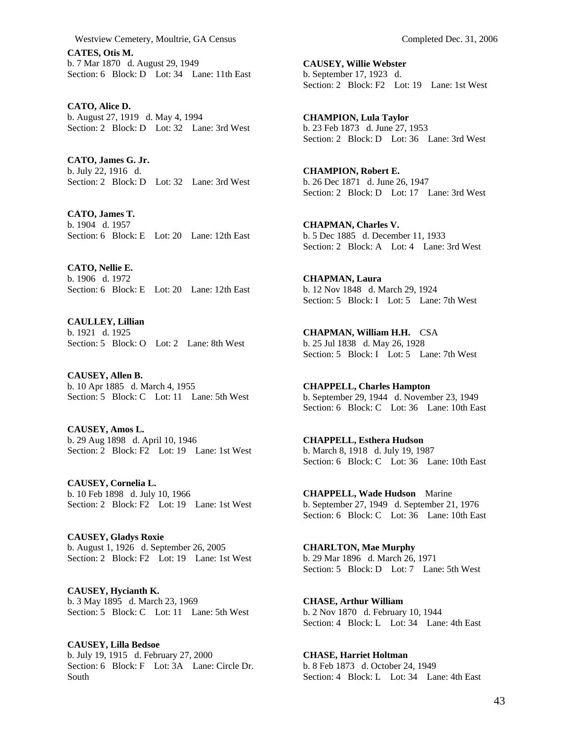**CATES, Otis M.**
b. 7 Mar 1870   d. August 29, 1949
Section: 6   Block: D   Lot: 34   Lane: 11th East

**CATO, Alice D.**
b. August 27, 1919   d. May 4, 1994
Section: 2   Block: D   Lot: 32   Lane: 3rd West

**CATO, James G. Jr.**
b. July 22, 1916   d.
Section: 2   Block: D   Lot: 32   Lane: 3rd West

**CATO, James T.**
b. 1904   d. 1957
Section: 6   Block: E   Lot: 20   Lane: 12th East

**CATO, Nellie E.**
b. 1906   d. 1972
Section: 6   Block: E   Lot: 20   Lane: 12th East

**CAULLEY, Lillian**
b. 1921   d. 1925
Section: 5   Block: O   Lot: 2   Lane: 8th West

**CAUSEY, Allen B.**
b. 10 Apr 1885   d. March 4, 1955
Section: 5   Block: C   Lot: 11   Lane: 5th West

**CAUSEY, Amos L.**
b. 29 Aug 1898   d. April 10, 1946
Section: 2   Block: F2   Lot: 19   Lane: 1st West

**CAUSEY, Cornelia L.**
b. 10 Feb 1898   d. July 10, 1966
Section: 2   Block: F2   Lot: 19   Lane: 1st West

**CAUSEY, Gladys Roxie**
b. August 1, 1926   d. September 26, 2005
Section: 2   Block: F2   Lot: 19   Lane: 1st West

**CAUSEY, Hycianth K.**
b. 3 May 1895   d. March 23, 1969
Section: 5   Block: C   Lot: 11   Lane: 5th West

**CAUSEY, Lilla Bedsoe**
b. July 19, 1915   d. February 27, 2000
Section: 6   Block: F   Lot: 3A   Lane: Circle Dr. South

**CAUSEY, Willie Webster**
b. September 17, 1923   d.
Section: 2   Block: F2   Lot: 19   Lane: 1st West

**CHAMPION, Lula Taylor**
b. 23 Feb 1873   d. June 27, 1953
Section: 2   Block: D   Lot: 36   Lane: 3rd West

**CHAMPION, Robert E.**
b. 26 Dec 1871   d. June 26, 1947
Section: 2   Block: D   Lot: 17   Lane: 3rd West

**CHAPMAN, Charles V.**
b. 5 Dec 1885   d. December 11, 1933
Section: 2   Block: A   Lot: 4   Lane: 3rd West

**CHAPMAN, Laura**
b. 12 Nov 1848   d. March 29, 1924
Section: 5   Block: I   Lot: 5   Lane: 7th West

**CHAPMAN, William H.H.**   CSA
b. 25 Jul 1838   d. May 26, 1928
Section: 5   Block: I   Lot: 5   Lane: 7th West

**CHAPPELL, Charles Hampton**
b. September 29, 1944   d. November 23, 1949
Section: 6   Block: C   Lot: 36   Lane: 10th East

**CHAPPELL, Esthera Hudson**
b. March 8, 1918   d. July 19, 1987
Section: 6   Block: C   Lot: 36   Lane: 10th East

**CHAPPELL, Wade Hudson**   Marine
b. September 27, 1949   d. September 21, 1976
Section: 6   Block: C   Lot: 36   Lane: 10th East

**CHARLTON, Mae Murphy**
b. 29 Mar 1896   d. March 26, 1971
Section: 5   Block: D   Lot: 7   Lane: 5th West

**CHASE, Arthur William**
b. 2 Nov 1870   d. February 10, 1944
Section: 4   Block: L   Lot: 34   Lane: 4th East

**CHASE, Harriet Holtman**
b. 8 Feb 1873   d. October 24, 1949
Section: 4   Block: L   Lot: 34   Lane: 4th East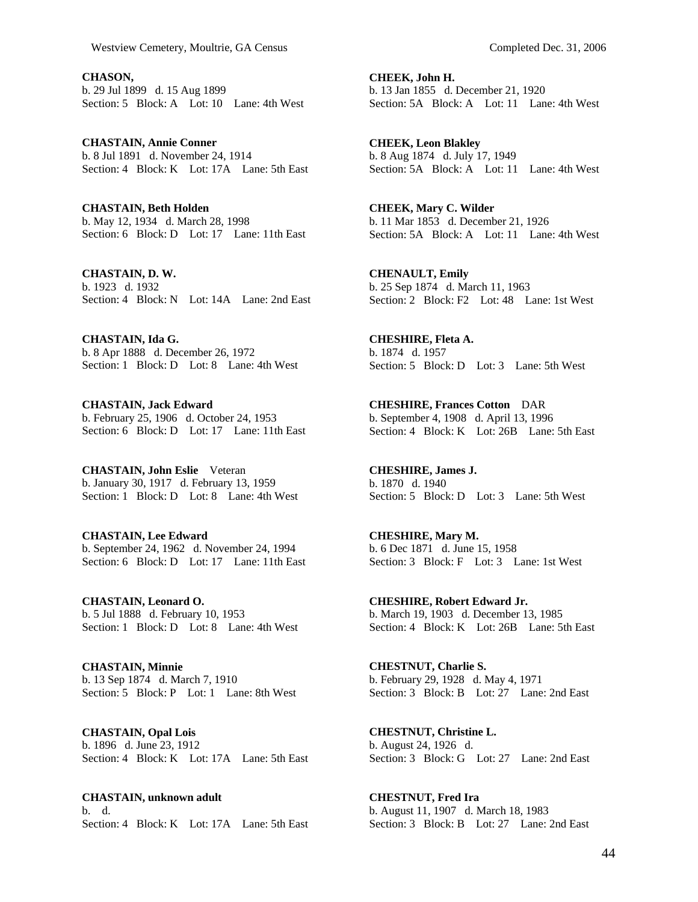**CHASON,**
b. 29 Jul 1899 d. 15 Aug 1899
Section: 5 Block: A Lot: 10 Lane: 4th West

**CHASTAIN, Annie Conner**
b. 8 Jul 1891 d. November 24, 1914
Section: 4 Block: K Lot: 17A Lane: 5th East

**CHASTAIN, Beth Holden**
b. May 12, 1934 d. March 28, 1998
Section: 6 Block: D Lot: 17 Lane: 11th East

**CHASTAIN, D. W.**
b. 1923 d. 1932
Section: 4 Block: N Lot: 14A Lane: 2nd East

**CHASTAIN, Ida G.**
b. 8 Apr 1888 d. December 26, 1972
Section: 1 Block: D Lot: 8 Lane: 4th West

**CHASTAIN, Jack Edward**
b. February 25, 1906 d. October 24, 1953
Section: 6 Block: D Lot: 17 Lane: 11th East

**CHASTAIN, John Eslie** Veteran
b. January 30, 1917 d. February 13, 1959
Section: 1 Block: D Lot: 8 Lane: 4th West

**CHASTAIN, Lee Edward**
b. September 24, 1962 d. November 24, 1994
Section: 6 Block: D Lot: 17 Lane: 11th East

**CHASTAIN, Leonard O.**
b. 5 Jul 1888 d. February 10, 1953
Section: 1 Block: D Lot: 8 Lane: 4th West

**CHASTAIN, Minnie**
b. 13 Sep 1874 d. March 7, 1910
Section: 5 Block: P Lot: 1 Lane: 8th West

**CHASTAIN, Opal Lois**
b. 1896 d. June 23, 1912
Section: 4 Block: K Lot: 17A Lane: 5th East

**CHASTAIN, unknown adult**
b. d.
Section: 4 Block: K Lot: 17A Lane: 5th East

**CHEEK, John H.**
b. 13 Jan 1855 d. December 21, 1920
Section: 5A Block: A Lot: 11 Lane: 4th West

**CHEEK, Leon Blakley**
b. 8 Aug 1874 d. July 17, 1949
Section: 5A Block: A Lot: 11 Lane: 4th West

**CHEEK, Mary C. Wilder**
b. 11 Mar 1853 d. December 21, 1926
Section: 5A Block: A Lot: 11 Lane: 4th West

**CHENAULT, Emily**
b. 25 Sep 1874 d. March 11, 1963
Section: 2 Block: F2 Lot: 48 Lane: 1st West

**CHESHIRE, Fleta A.**
b. 1874 d. 1957
Section: 5 Block: D Lot: 3 Lane: 5th West

**CHESHIRE, Frances Cotton** DAR
b. September 4, 1908 d. April 13, 1996
Section: 4 Block: K Lot: 26B Lane: 5th East

**CHESHIRE, James J.**
b. 1870 d. 1940
Section: 5 Block: D Lot: 3 Lane: 5th West

**CHESHIRE, Mary M.**
b. 6 Dec 1871 d. June 15, 1958
Section: 3 Block: F Lot: 3 Lane: 1st West

**CHESHIRE, Robert Edward Jr.**
b. March 19, 1903 d. December 13, 1985
Section: 4 Block: K Lot: 26B Lane: 5th East

**CHESTNUT, Charlie S.**
b. February 29, 1928 d. May 4, 1971
Section: 3 Block: B Lot: 27 Lane: 2nd East

**CHESTNUT, Christine L.**
b. August 24, 1926 d.
Section: 3 Block: G Lot: 27 Lane: 2nd East

**CHESTNUT, Fred Ira**
b. August 11, 1907 d. March 18, 1983
Section: 3 Block: B Lot: 27 Lane: 2nd East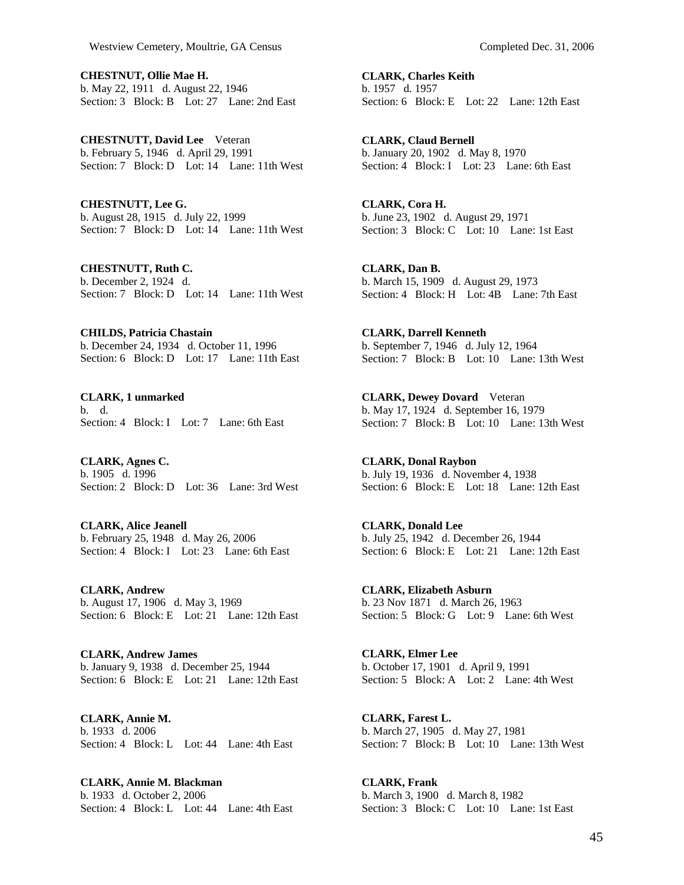**CHESTNUT, Ollie Mae H.**
b. May 22, 1911 d. August 22, 1946
Section: 3 Block: B Lot: 27 Lane: 2nd East

**CHESTNUTT, David Lee** Veteran
b. February 5, 1946 d. April 29, 1991
Section: 7 Block: D Lot: 14 Lane: 11th West

**CHESTNUTT, Lee G.**
b. August 28, 1915 d. July 22, 1999
Section: 7 Block: D Lot: 14 Lane: 11th West

**CHESTNUTT, Ruth C.**
b. December 2, 1924 d.
Section: 7 Block: D Lot: 14 Lane: 11th West

**CHILDS, Patricia Chastain**
b. December 24, 1934 d. October 11, 1996
Section: 6 Block: D Lot: 17 Lane: 11th East

**CLARK, 1 unmarked**
b. d.
Section: 4 Block: I Lot: 7 Lane: 6th East

**CLARK, Agnes C.**
b. 1905 d. 1996
Section: 2 Block: D Lot: 36 Lane: 3rd West

**CLARK, Alice Jeanell**
b. February 25, 1948 d. May 26, 2006
Section: 4 Block: I Lot: 23 Lane: 6th East

**CLARK, Andrew**
b. August 17, 1906 d. May 3, 1969
Section: 6 Block: E Lot: 21 Lane: 12th East

**CLARK, Andrew James**
b. January 9, 1938 d. December 25, 1944
Section: 6 Block: E Lot: 21 Lane: 12th East

**CLARK, Annie M.**
b. 1933 d. 2006
Section: 4 Block: L Lot: 44 Lane: 4th East

**CLARK, Annie M. Blackman**
b. 1933 d. October 2, 2006
Section: 4 Block: L Lot: 44 Lane: 4th East

**CLARK, Charles Keith**
b. 1957 d. 1957
Section: 6 Block: E Lot: 22 Lane: 12th East

**CLARK, Claud Bernell**
b. January 20, 1902 d. May 8, 1970
Section: 4 Block: I Lot: 23 Lane: 6th East

**CLARK, Cora H.**
b. June 23, 1902 d. August 29, 1971
Section: 3 Block: C Lot: 10 Lane: 1st East

**CLARK, Dan B.**
b. March 15, 1909 d. August 29, 1973
Section: 4 Block: H Lot: 4B Lane: 7th East

**CLARK, Darrell Kenneth**
b. September 7, 1946 d. July 12, 1964
Section: 7 Block: B Lot: 10 Lane: 13th West

**CLARK, Dewey Dovard** Veteran
b. May 17, 1924 d. September 16, 1979
Section: 7 Block: B Lot: 10 Lane: 13th West

**CLARK, Donal Raybon**
b. July 19, 1936 d. November 4, 1938
Section: 6 Block: E Lot: 18 Lane: 12th East

**CLARK, Donald Lee**
b. July 25, 1942 d. December 26, 1944
Section: 6 Block: E Lot: 21 Lane: 12th East

**CLARK, Elizabeth Asburn**
b. 23 Nov 1871 d. March 26, 1963
Section: 5 Block: G Lot: 9 Lane: 6th West

**CLARK, Elmer Lee**
b. October 17, 1901 d. April 9, 1991
Section: 5 Block: A Lot: 2 Lane: 4th West

**CLARK, Farest L.**
b. March 27, 1905 d. May 27, 1981
Section: 7 Block: B Lot: 10 Lane: 13th West

**CLARK, Frank**
b. March 3, 1900 d. March 8, 1982
Section: 3 Block: C Lot: 10 Lane: 1st East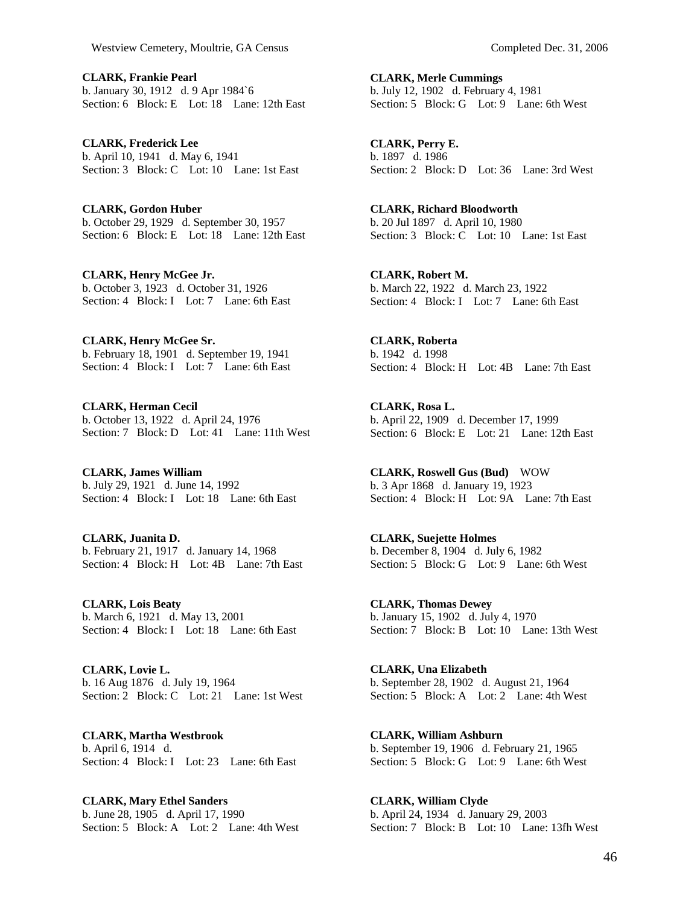**CLARK, Frankie Pearl**
b. January 30, 1912 d. 9 Apr 1984`6
Section: 6 Block: E Lot: 18 Lane: 12th East

**CLARK, Frederick Lee**
b. April 10, 1941 d. May 6, 1941
Section: 3 Block: C Lot: 10 Lane: 1st East

**CLARK, Gordon Huber**
b. October 29, 1929 d. September 30, 1957
Section: 6 Block: E Lot: 18 Lane: 12th East

**CLARK, Henry McGee Jr.**
b. October 3, 1923 d. October 31, 1926
Section: 4 Block: I Lot: 7 Lane: 6th East

**CLARK, Henry McGee Sr.**
b. February 18, 1901 d. September 19, 1941
Section: 4 Block: I Lot: 7 Lane: 6th East

**CLARK, Herman Cecil**
b. October 13, 1922 d. April 24, 1976
Section: 7 Block: D Lot: 41 Lane: 11th West

**CLARK, James William**
b. July 29, 1921 d. June 14, 1992
Section: 4 Block: I Lot: 18 Lane: 6th East

**CLARK, Juanita D.**
b. February 21, 1917 d. January 14, 1968
Section: 4 Block: H Lot: 4B Lane: 7th East

**CLARK, Lois Beaty**
b. March 6, 1921 d. May 13, 2001
Section: 4 Block: I Lot: 18 Lane: 6th East

**CLARK, Lovie L.**
b. 16 Aug 1876 d. July 19, 1964
Section: 2 Block: C Lot: 21 Lane: 1st West

**CLARK, Martha Westbrook**
b. April 6, 1914 d.
Section: 4 Block: I Lot: 23 Lane: 6th East

**CLARK, Mary Ethel Sanders**
b. June 28, 1905 d. April 17, 1990
Section: 5 Block: A Lot: 2 Lane: 4th West

**CLARK, Merle Cummings**
b. July 12, 1902 d. February 4, 1981
Section: 5 Block: G Lot: 9 Lane: 6th West

**CLARK, Perry E.**
b. 1897 d. 1986
Section: 2 Block: D Lot: 36 Lane: 3rd West

**CLARK, Richard Bloodworth**
b. 20 Jul 1897 d. April 10, 1980
Section: 3 Block: C Lot: 10 Lane: 1st East

**CLARK, Robert M.**
b. March 22, 1922 d. March 23, 1922
Section: 4 Block: I Lot: 7 Lane: 6th East

**CLARK, Roberta**
b. 1942 d. 1998
Section: 4 Block: H Lot: 4B Lane: 7th East

**CLARK, Rosa L.**
b. April 22, 1909 d. December 17, 1999
Section: 6 Block: E Lot: 21 Lane: 12th East

**CLARK, Roswell Gus (Bud)** WOW
b. 3 Apr 1868 d. January 19, 1923
Section: 4 Block: H Lot: 9A Lane: 7th East

**CLARK, Suejette Holmes**
b. December 8, 1904 d. July 6, 1982
Section: 5 Block: G Lot: 9 Lane: 6th West

**CLARK, Thomas Dewey**
b. January 15, 1902 d. July 4, 1970
Section: 7 Block: B Lot: 10 Lane: 13th West

**CLARK, Una Elizabeth**
b. September 28, 1902 d. August 21, 1964
Section: 5 Block: A Lot: 2 Lane: 4th West

**CLARK, William Ashburn**
b. September 19, 1906 d. February 21, 1965
Section: 5 Block: G Lot: 9 Lane: 6th West

**CLARK, William Clyde**
b. April 24, 1934 d. January 29, 2003
Section: 7 Block: B Lot: 10 Lane: 13fh West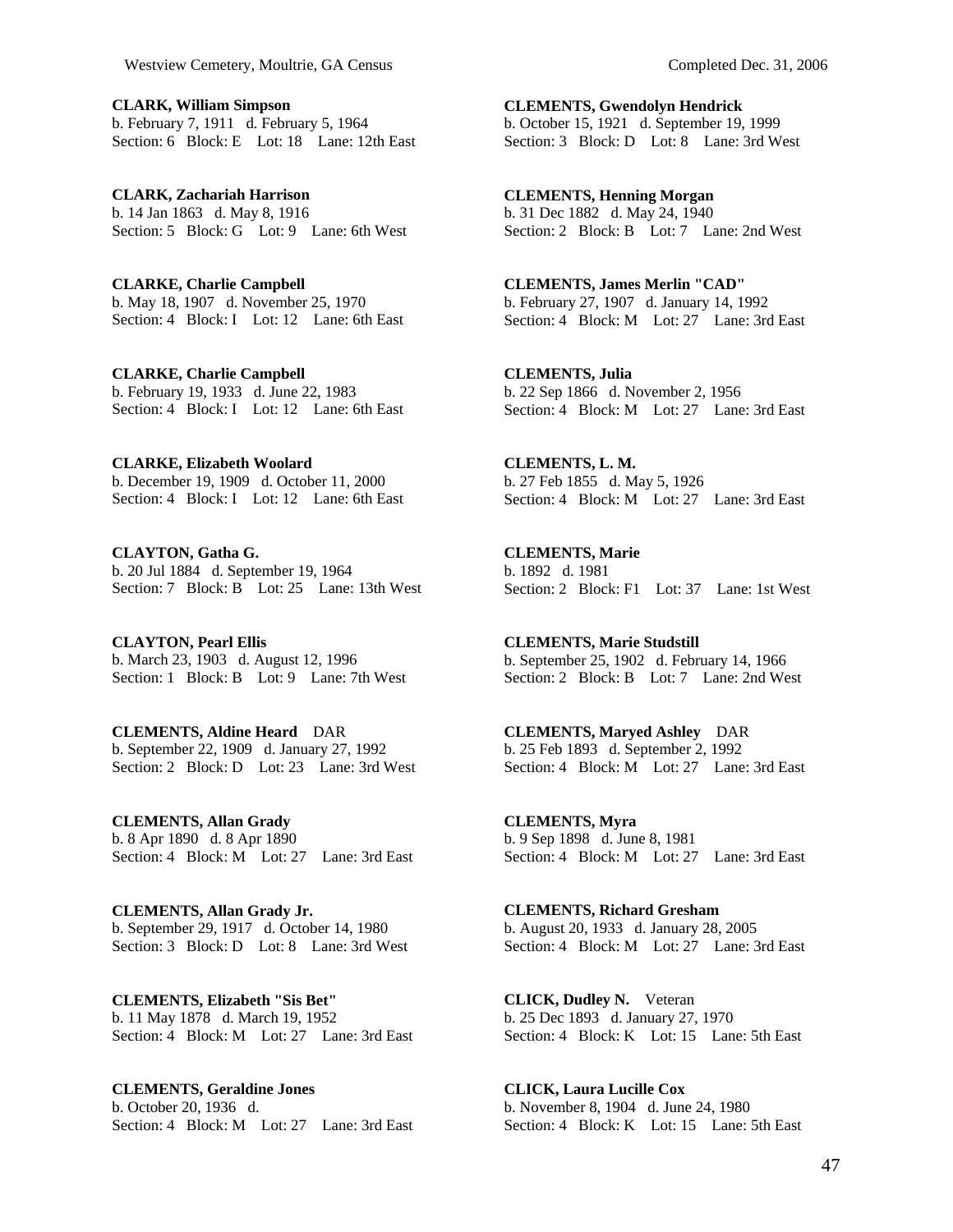**CLARK, William Simpson**
b. February 7, 1911 d. February 5, 1964
Section: 6 Block: E Lot: 18 Lane: 12th East

**CLARK, Zachariah Harrison**
b. 14 Jan 1863 d. May 8, 1916
Section: 5 Block: G Lot: 9 Lane: 6th West

**CLARKE, Charlie Campbell**
b. May 18, 1907 d. November 25, 1970
Section: 4 Block: I Lot: 12 Lane: 6th East

**CLARKE, Charlie Campbell**
b. February 19, 1933 d. June 22, 1983
Section: 4 Block: I Lot: 12 Lane: 6th East

**CLARKE, Elizabeth Woolard**
b. December 19, 1909 d. October 11, 2000
Section: 4 Block: I Lot: 12 Lane: 6th East

**CLAYTON, Gatha G.**
b. 20 Jul 1884 d. September 19, 1964
Section: 7 Block: B Lot: 25 Lane: 13th West

**CLAYTON, Pearl Ellis**
b. March 23, 1903 d. August 12, 1996
Section: 1 Block: B Lot: 9 Lane: 7th West

**CLEMENTS, Aldine Heard** DAR
b. September 22, 1909 d. January 27, 1992
Section: 2 Block: D Lot: 23 Lane: 3rd West

**CLEMENTS, Allan Grady**
b. 8 Apr 1890 d. 8 Apr 1890
Section: 4 Block: M Lot: 27 Lane: 3rd East

**CLEMENTS, Allan Grady Jr.**
b. September 29, 1917 d. October 14, 1980
Section: 3 Block: D Lot: 8 Lane: 3rd West

**CLEMENTS, Elizabeth "Sis Bet"**
b. 11 May 1878 d. March 19, 1952
Section: 4 Block: M Lot: 27 Lane: 3rd East

**CLEMENTS, Geraldine Jones**
b. October 20, 1936 d.
Section: 4 Block: M Lot: 27 Lane: 3rd East

**CLEMENTS, Gwendolyn Hendrick**
b. October 15, 1921 d. September 19, 1999
Section: 3 Block: D Lot: 8 Lane: 3rd West

**CLEMENTS, Henning Morgan**
b. 31 Dec 1882 d. May 24, 1940
Section: 2 Block: B Lot: 7 Lane: 2nd West

**CLEMENTS, James Merlin "CAD"**
b. February 27, 1907 d. January 14, 1992
Section: 4 Block: M Lot: 27 Lane: 3rd East

**CLEMENTS, Julia**
b. 22 Sep 1866 d. November 2, 1956
Section: 4 Block: M Lot: 27 Lane: 3rd East

**CLEMENTS, L. M.**
b. 27 Feb 1855 d. May 5, 1926
Section: 4 Block: M Lot: 27 Lane: 3rd East

**CLEMENTS, Marie**
b. 1892 d. 1981
Section: 2 Block: F1 Lot: 37 Lane: 1st West

**CLEMENTS, Marie Studstill**
b. September 25, 1902 d. February 14, 1966
Section: 2 Block: B Lot: 7 Lane: 2nd West

**CLEMENTS, Maryed Ashley** DAR
b. 25 Feb 1893 d. September 2, 1992
Section: 4 Block: M Lot: 27 Lane: 3rd East

**CLEMENTS, Myra**
b. 9 Sep 1898 d. June 8, 1981
Section: 4 Block: M Lot: 27 Lane: 3rd East

**CLEMENTS, Richard Gresham**
b. August 20, 1933 d. January 28, 2005
Section: 4 Block: M Lot: 27 Lane: 3rd East

**CLICK, Dudley N.** Veteran
b. 25 Dec 1893 d. January 27, 1970
Section: 4 Block: K Lot: 15 Lane: 5th East

**CLICK, Laura Lucille Cox**
b. November 8, 1904 d. June 24, 1980
Section: 4 Block: K Lot: 15 Lane: 5th East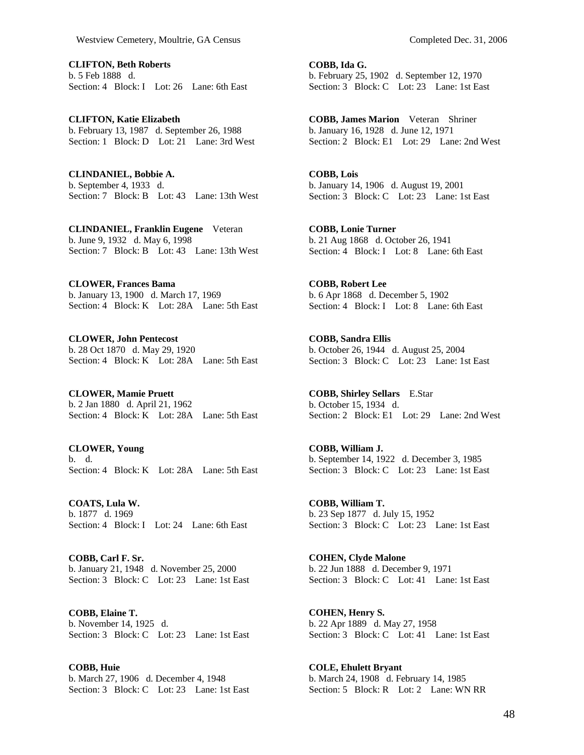**CLIFTON, Beth Roberts**
b. 5 Feb 1888 d.
Section: 4 Block: I Lot: 26 Lane: 6th East

**CLIFTON, Katie Elizabeth**
b. February 13, 1987 d. September 26, 1988
Section: 1 Block: D Lot: 21 Lane: 3rd West

**CLINDANIEL, Bobbie A.**
b. September 4, 1933 d.
Section: 7 Block: B Lot: 43 Lane: 13th West

**CLINDANIEL, Franklin Eugene** Veteran
b. June 9, 1932 d. May 6, 1998
Section: 7 Block: B Lot: 43 Lane: 13th West

**CLOWER, Frances Bama**
b. January 13, 1900 d. March 17, 1969
Section: 4 Block: K Lot: 28A Lane: 5th East

**CLOWER, John Pentecost**
b. 28 Oct 1870 d. May 29, 1920
Section: 4 Block: K Lot: 28A Lane: 5th East

**CLOWER, Mamie Pruett**
b. 2 Jan 1880 d. April 21, 1962
Section: 4 Block: K Lot: 28A Lane: 5th East

**CLOWER, Young**
b. d.
Section: 4 Block: K Lot: 28A Lane: 5th East

**COATS, Lula W.**
b. 1877 d. 1969
Section: 4 Block: I Lot: 24 Lane: 6th East

**COBB, Carl F. Sr.**
b. January 21, 1948 d. November 25, 2000
Section: 3 Block: C Lot: 23 Lane: 1st East

**COBB, Elaine T.**
b. November 14, 1925 d.
Section: 3 Block: C Lot: 23 Lane: 1st East

**COBB, Huie**
b. March 27, 1906 d. December 4, 1948
Section: 3 Block: C Lot: 23 Lane: 1st East

**COBB, Ida G.**
b. February 25, 1902 d. September 12, 1970
Section: 3 Block: C Lot: 23 Lane: 1st East

**COBB, James Marion** Veteran Shriner
b. January 16, 1928 d. June 12, 1971
Section: 2 Block: E1 Lot: 29 Lane: 2nd West

**COBB, Lois**
b. January 14, 1906 d. August 19, 2001
Section: 3 Block: C Lot: 23 Lane: 1st East

**COBB, Lonie Turner**
b. 21 Aug 1868 d. October 26, 1941
Section: 4 Block: I Lot: 8 Lane: 6th East

**COBB, Robert Lee**
b. 6 Apr 1868 d. December 5, 1902
Section: 4 Block: I Lot: 8 Lane: 6th East

**COBB, Sandra Ellis**
b. October 26, 1944 d. August 25, 2004
Section: 3 Block: C Lot: 23 Lane: 1st East

**COBB, Shirley Sellars** E.Star
b. October 15, 1934 d.
Section: 2 Block: E1 Lot: 29 Lane: 2nd West

**COBB, William J.**
b. September 14, 1922 d. December 3, 1985
Section: 3 Block: C Lot: 23 Lane: 1st East

**COBB, William T.**
b. 23 Sep 1877 d. July 15, 1952
Section: 3 Block: C Lot: 23 Lane: 1st East

**COHEN, Clyde Malone**
b. 22 Jun 1888 d. December 9, 1971
Section: 3 Block: C Lot: 41 Lane: 1st East

**COHEN, Henry S.**
b. 22 Apr 1889 d. May 27, 1958
Section: 3 Block: C Lot: 41 Lane: 1st East

**COLE, Ehulett Bryant**
b. March 24, 1908 d. February 14, 1985
Section: 5 Block: R Lot: 2 Lane: WN RR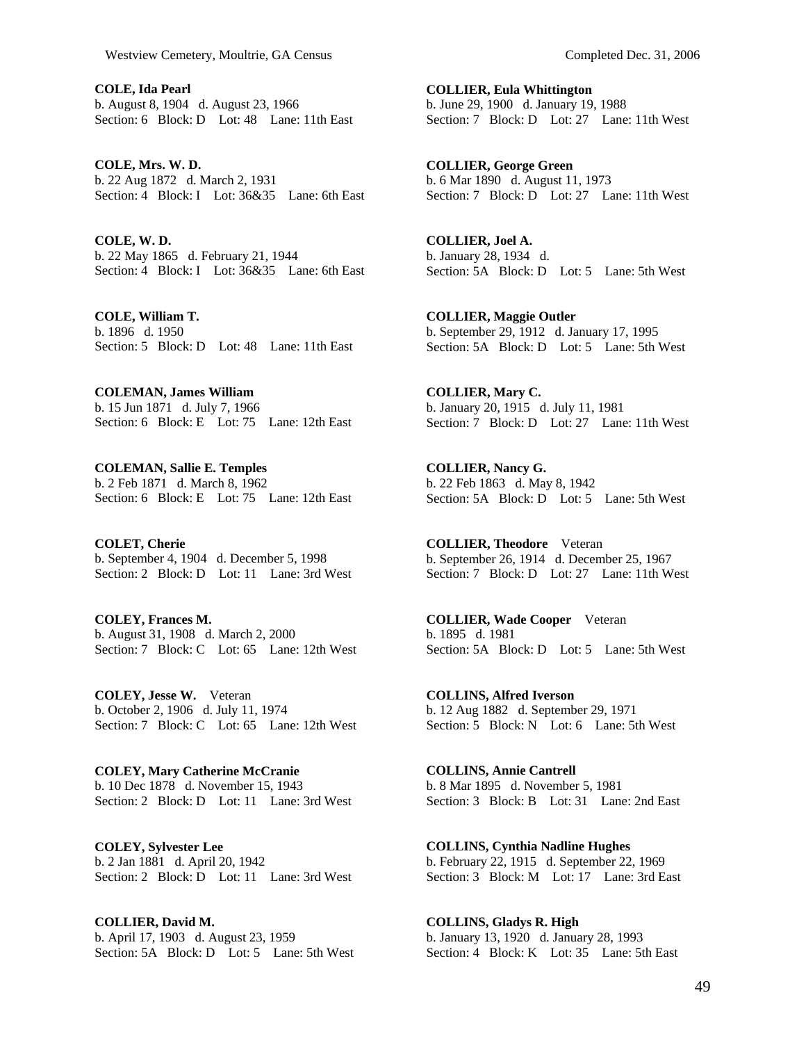**COLE, Ida Pearl**
b. August 8, 1904 d. August 23, 1966
Section: 6 Block: D Lot: 48 Lane: 11th East

**COLE, Mrs. W. D.**
b. 22 Aug 1872 d. March 2, 1931
Section: 4 Block: I Lot: 36&35 Lane: 6th East

**COLE, W. D.**
b. 22 May 1865 d. February 21, 1944
Section: 4 Block: I Lot: 36&35 Lane: 6th East

**COLE, William T.**
b. 1896 d. 1950
Section: 5 Block: D Lot: 48 Lane: 11th East

**COLEMAN, James William**
b. 15 Jun 1871 d. July 7, 1966
Section: 6 Block: E Lot: 75 Lane: 12th East

**COLEMAN, Sallie E. Temples**
b. 2 Feb 1871 d. March 8, 1962
Section: 6 Block: E Lot: 75 Lane: 12th East

**COLET, Cherie**
b. September 4, 1904 d. December 5, 1998
Section: 2 Block: D Lot: 11 Lane: 3rd West

**COLEY, Frances M.**
b. August 31, 1908 d. March 2, 2000
Section: 7 Block: C Lot: 65 Lane: 12th West

**COLEY, Jesse W.** Veteran
b. October 2, 1906 d. July 11, 1974
Section: 7 Block: C Lot: 65 Lane: 12th West

**COLEY, Mary Catherine McCranie**
b. 10 Dec 1878 d. November 15, 1943
Section: 2 Block: D Lot: 11 Lane: 3rd West

**COLEY, Sylvester Lee**
b. 2 Jan 1881 d. April 20, 1942
Section: 2 Block: D Lot: 11 Lane: 3rd West

**COLLIER, David M.**
b. April 17, 1903 d. August 23, 1959
Section: 5A Block: D Lot: 5 Lane: 5th West

**COLLIER, Eula Whittington**
b. June 29, 1900 d. January 19, 1988
Section: 7 Block: D Lot: 27 Lane: 11th West

**COLLIER, George Green**
b. 6 Mar 1890 d. August 11, 1973
Section: 7 Block: D Lot: 27 Lane: 11th West

**COLLIER, Joel A.**
b. January 28, 1934 d.
Section: 5A Block: D Lot: 5 Lane: 5th West

**COLLIER, Maggie Outler**
b. September 29, 1912 d. January 17, 1995
Section: 5A Block: D Lot: 5 Lane: 5th West

**COLLIER, Mary C.**
b. January 20, 1915 d. July 11, 1981
Section: 7 Block: D Lot: 27 Lane: 11th West

**COLLIER, Nancy G.**
b. 22 Feb 1863 d. May 8, 1942
Section: 5A Block: D Lot: 5 Lane: 5th West

**COLLIER, Theodore** Veteran
b. September 26, 1914 d. December 25, 1967
Section: 7 Block: D Lot: 27 Lane: 11th West

**COLLIER, Wade Cooper** Veteran
b. 1895 d. 1981
Section: 5A Block: D Lot: 5 Lane: 5th West

**COLLINS, Alfred Iverson**
b. 12 Aug 1882 d. September 29, 1971
Section: 5 Block: N Lot: 6 Lane: 5th West

**COLLINS, Annie Cantrell**
b. 8 Mar 1895 d. November 5, 1981
Section: 3 Block: B Lot: 31 Lane: 2nd East

**COLLINS, Cynthia Nadline Hughes**
b. February 22, 1915 d. September 22, 1969
Section: 3 Block: M Lot: 17 Lane: 3rd East

**COLLINS, Gladys R. High**
b. January 13, 1920 d. January 28, 1993
Section: 4 Block: K Lot: 35 Lane: 5th East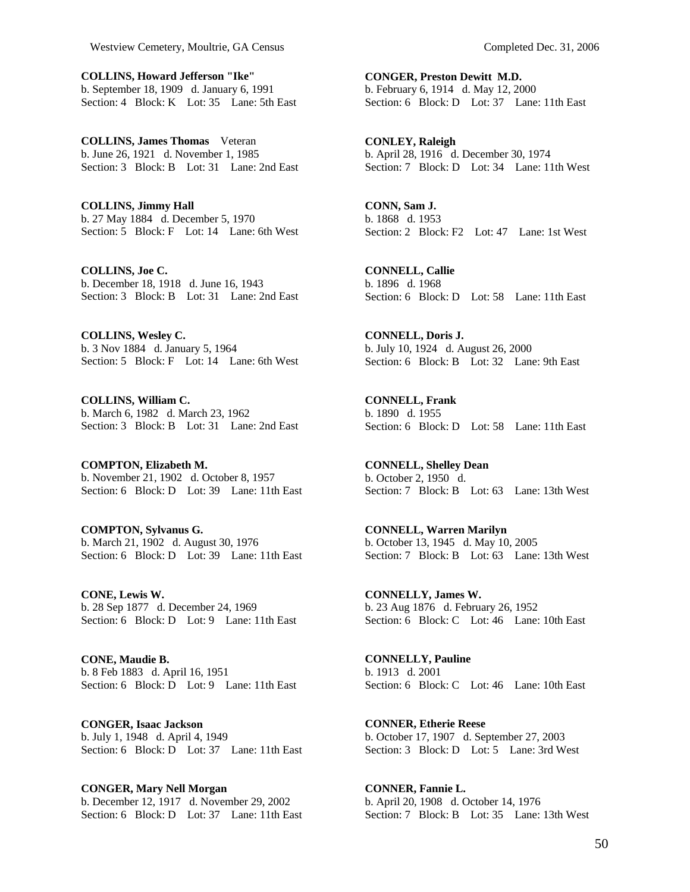**COLLINS, Howard Jefferson "Ike"**
b. September 18, 1909 d. January 6, 1991
Section: 4 Block: K Lot: 35 Lane: 5th East

**COLLINS, James Thomas** Veteran
b. June 26, 1921 d. November 1, 1985
Section: 3 Block: B Lot: 31 Lane: 2nd East

**COLLINS, Jimmy Hall**
b. 27 May 1884 d. December 5, 1970
Section: 5 Block: F Lot: 14 Lane: 6th West

**COLLINS, Joe C.**
b. December 18, 1918 d. June 16, 1943
Section: 3 Block: B Lot: 31 Lane: 2nd East

**COLLINS, Wesley C.**
b. 3 Nov 1884 d. January 5, 1964
Section: 5 Block: F Lot: 14 Lane: 6th West

**COLLINS, William C.**
b. March 6, 1982 d. March 23, 1962
Section: 3 Block: B Lot: 31 Lane: 2nd East

**COMPTON, Elizabeth M.**
b. November 21, 1902 d. October 8, 1957
Section: 6 Block: D Lot: 39 Lane: 11th East

**COMPTON, Sylvanus G.**
b. March 21, 1902 d. August 30, 1976
Section: 6 Block: D Lot: 39 Lane: 11th East

**CONE, Lewis W.**
b. 28 Sep 1877 d. December 24, 1969
Section: 6 Block: D Lot: 9 Lane: 11th East

**CONE, Maudie B.**
b. 8 Feb 1883 d. April 16, 1951
Section: 6 Block: D Lot: 9 Lane: 11th East

**CONGER, Isaac Jackson**
b. July 1, 1948 d. April 4, 1949
Section: 6 Block: D Lot: 37 Lane: 11th East

**CONGER, Mary Nell Morgan**
b. December 12, 1917 d. November 29, 2002
Section: 6 Block: D Lot: 37 Lane: 11th East

**CONGER, Preston Dewitt M.D.**
b. February 6, 1914 d. May 12, 2000
Section: 6 Block: D Lot: 37 Lane: 11th East

**CONLEY, Raleigh**
b. April 28, 1916 d. December 30, 1974
Section: 7 Block: D Lot: 34 Lane: 11th West

**CONN, Sam J.**
b. 1868 d. 1953
Section: 2 Block: F2 Lot: 47 Lane: 1st West

**CONNELL, Callie**
b. 1896 d. 1968
Section: 6 Block: D Lot: 58 Lane: 11th East

**CONNELL, Doris J.**
b. July 10, 1924 d. August 26, 2000
Section: 6 Block: B Lot: 32 Lane: 9th East

**CONNELL, Frank**
b. 1890 d. 1955
Section: 6 Block: D Lot: 58 Lane: 11th East

**CONNELL, Shelley Dean**
b. October 2, 1950 d.
Section: 7 Block: B Lot: 63 Lane: 13th West

**CONNELL, Warren Marilyn**
b. October 13, 1945 d. May 10, 2005
Section: 7 Block: B Lot: 63 Lane: 13th West

**CONNELLY, James W.**
b. 23 Aug 1876 d. February 26, 1952
Section: 6 Block: C Lot: 46 Lane: 10th East

**CONNELLY, Pauline**
b. 1913 d. 2001
Section: 6 Block: C Lot: 46 Lane: 10th East

**CONNER, Etherie Reese**
b. October 17, 1907 d. September 27, 2003
Section: 3 Block: D Lot: 5 Lane: 3rd West

**CONNER, Fannie L.**
b. April 20, 1908 d. October 14, 1976
Section: 7 Block: B Lot: 35 Lane: 13th West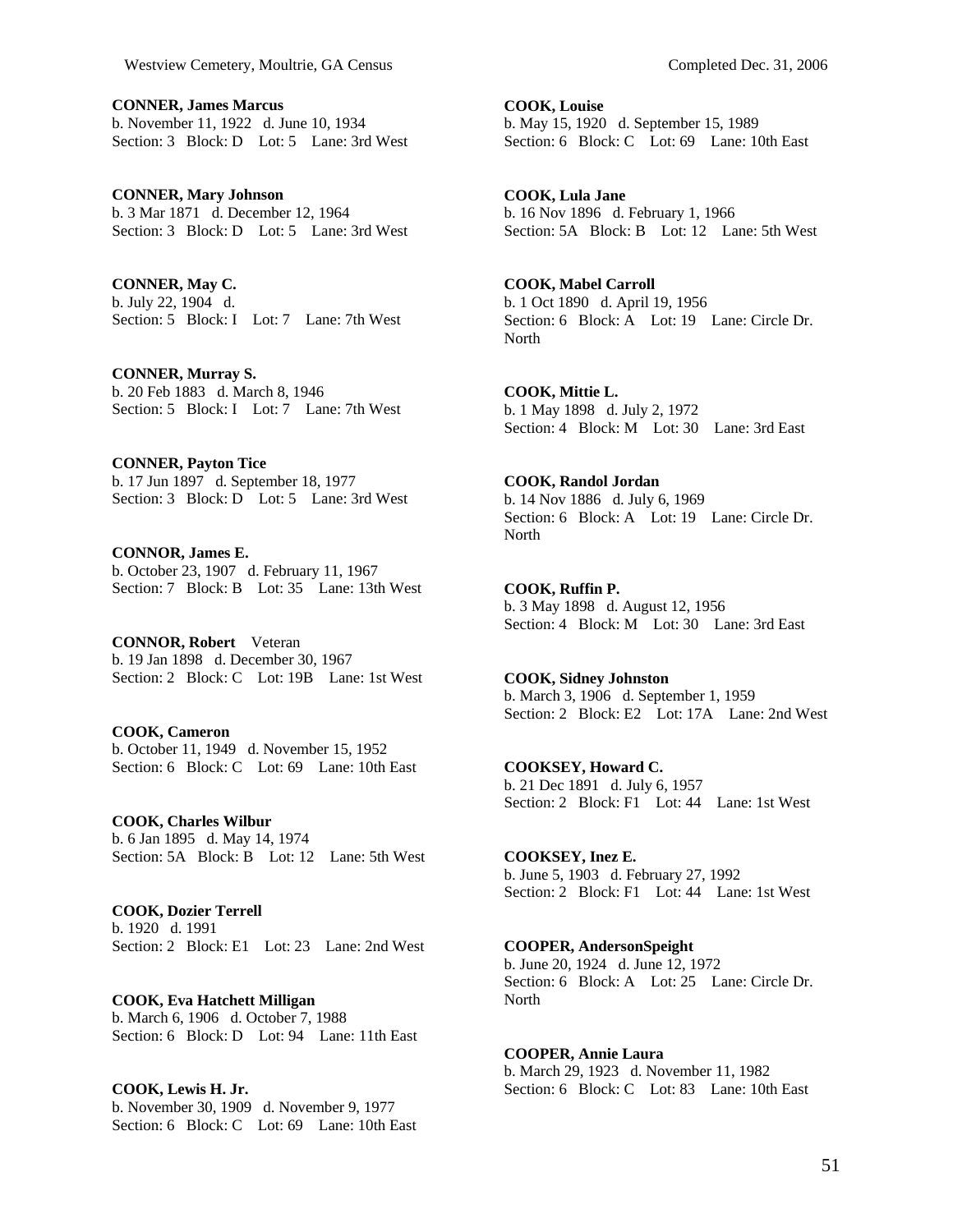**CONNER, James Marcus**
b. November 11, 1922 d. June 10, 1934
Section: 3 Block: D Lot: 5 Lane: 3rd West

**CONNER, Mary Johnson**
b. 3 Mar 1871 d. December 12, 1964
Section: 3 Block: D Lot: 5 Lane: 3rd West

**CONNER, May C.**
b. July 22, 1904 d.
Section: 5 Block: I Lot: 7 Lane: 7th West

**CONNER, Murray S.**
b. 20 Feb 1883 d. March 8, 1946
Section: 5 Block: I Lot: 7 Lane: 7th West

**CONNER, Payton Tice**
b. 17 Jun 1897 d. September 18, 1977
Section: 3 Block: D Lot: 5 Lane: 3rd West

**CONNOR, James E.**
b. October 23, 1907 d. February 11, 1967
Section: 7 Block: B Lot: 35 Lane: 13th West

**CONNOR, Robert** Veteran
b. 19 Jan 1898 d. December 30, 1967
Section: 2 Block: C Lot: 19B Lane: 1st West

**COOK, Cameron**
b. October 11, 1949 d. November 15, 1952
Section: 6 Block: C Lot: 69 Lane: 10th East

**COOK, Charles Wilbur**
b. 6 Jan 1895 d. May 14, 1974
Section: 5A Block: B Lot: 12 Lane: 5th West

**COOK, Dozier Terrell**
b. 1920 d. 1991
Section: 2 Block: E1 Lot: 23 Lane: 2nd West

**COOK, Eva Hatchett Milligan**
b. March 6, 1906 d. October 7, 1988
Section: 6 Block: D Lot: 94 Lane: 11th East

**COOK, Lewis H. Jr.**
b. November 30, 1909 d. November 9, 1977
Section: 6 Block: C Lot: 69 Lane: 10th East

**COOK, Louise**
b. May 15, 1920 d. September 15, 1989
Section: 6 Block: C Lot: 69 Lane: 10th East

**COOK, Lula Jane**
b. 16 Nov 1896 d. February 1, 1966
Section: 5A Block: B Lot: 12 Lane: 5th West

**COOK, Mabel Carroll**
b. 1 Oct 1890 d. April 19, 1956
Section: 6 Block: A Lot: 19 Lane: Circle Dr. North

**COOK, Mittie L.**
b. 1 May 1898 d. July 2, 1972
Section: 4 Block: M Lot: 30 Lane: 3rd East

**COOK, Randol Jordan**
b. 14 Nov 1886 d. July 6, 1969
Section: 6 Block: A Lot: 19 Lane: Circle Dr. North

**COOK, Ruffin P.**
b. 3 May 1898 d. August 12, 1956
Section: 4 Block: M Lot: 30 Lane: 3rd East

**COOK, Sidney Johnston**
b. March 3, 1906 d. September 1, 1959
Section: 2 Block: E2 Lot: 17A Lane: 2nd West

**COOKSEY, Howard C.**
b. 21 Dec 1891 d. July 6, 1957
Section: 2 Block: F1 Lot: 44 Lane: 1st West

**COOKSEY, Inez E.**
b. June 5, 1903 d. February 27, 1992
Section: 2 Block: F1 Lot: 44 Lane: 1st West

**COOPER, AndersonSpeight**
b. June 20, 1924 d. June 12, 1972
Section: 6 Block: A Lot: 25 Lane: Circle Dr. North

**COOPER, Annie Laura**
b. March 29, 1923 d. November 11, 1982
Section: 6 Block: C Lot: 83 Lane: 10th East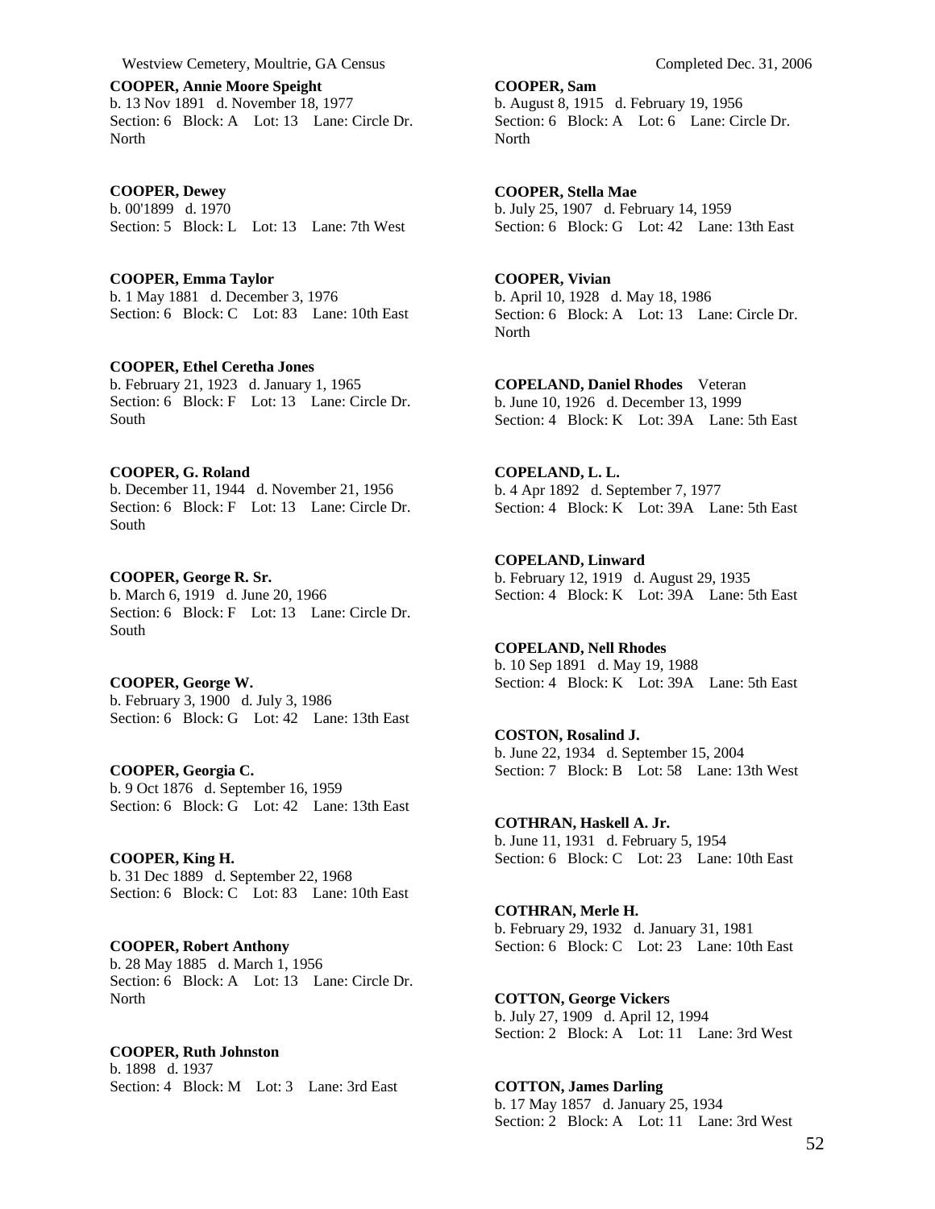**COOPER, Annie Moore Speight**
b. 13 Nov 1891 d. November 18, 1977
Section: 6 Block: A Lot: 13 Lane: Circle Dr. North

**COOPER, Dewey**
b. 00'1899 d. 1970
Section: 5 Block: L Lot: 13 Lane: 7th West

**COOPER, Emma Taylor**
b. 1 May 1881 d. December 3, 1976
Section: 6 Block: C Lot: 83 Lane: 10th East

**COOPER, Ethel Ceretha Jones**
b. February 21, 1923 d. January 1, 1965
Section: 6 Block: F Lot: 13 Lane: Circle Dr. South

**COOPER, G. Roland**
b. December 11, 1944 d. November 21, 1956
Section: 6 Block: F Lot: 13 Lane: Circle Dr. South

**COOPER, George R. Sr.**
b. March 6, 1919 d. June 20, 1966
Section: 6 Block: F Lot: 13 Lane: Circle Dr. South

**COOPER, George W.**
b. February 3, 1900 d. July 3, 1986
Section: 6 Block: G Lot: 42 Lane: 13th East

**COOPER, Georgia C.**
b. 9 Oct 1876 d. September 16, 1959
Section: 6 Block: G Lot: 42 Lane: 13th East

**COOPER, King H.**
b. 31 Dec 1889 d. September 22, 1968
Section: 6 Block: C Lot: 83 Lane: 10th East

**COOPER, Robert Anthony**
b. 28 May 1885 d. March 1, 1956
Section: 6 Block: A Lot: 13 Lane: Circle Dr. North

**COOPER, Ruth Johnston**
b. 1898 d. 1937
Section: 4 Block: M Lot: 3 Lane: 3rd East

**COOPER, Sam**
b. August 8, 1915 d. February 19, 1956
Section: 6 Block: A Lot: 6 Lane: Circle Dr. North

**COOPER, Stella Mae**
b. July 25, 1907 d. February 14, 1959
Section: 6 Block: G Lot: 42 Lane: 13th East

**COOPER, Vivian**
b. April 10, 1928 d. May 18, 1986
Section: 6 Block: A Lot: 13 Lane: Circle Dr. North

**COPELAND, Daniel Rhodes** Veteran
b. June 10, 1926 d. December 13, 1999
Section: 4 Block: K Lot: 39A Lane: 5th East

**COPELAND, L. L.**
b. 4 Apr 1892 d. September 7, 1977
Section: 4 Block: K Lot: 39A Lane: 5th East

**COPELAND, Linward**
b. February 12, 1919 d. August 29, 1935
Section: 4 Block: K Lot: 39A Lane: 5th East

**COPELAND, Nell Rhodes**
b. 10 Sep 1891 d. May 19, 1988
Section: 4 Block: K Lot: 39A Lane: 5th East

**COSTON, Rosalind J.**
b. June 22, 1934 d. September 15, 2004
Section: 7 Block: B Lot: 58 Lane: 13th West

**COTHRAN, Haskell A. Jr.**
b. June 11, 1931 d. February 5, 1954
Section: 6 Block: C Lot: 23 Lane: 10th East

**COTHRAN, Merle H.**
b. February 29, 1932 d. January 31, 1981
Section: 6 Block: C Lot: 23 Lane: 10th East

**COTTON, George Vickers**
b. July 27, 1909 d. April 12, 1994
Section: 2 Block: A Lot: 11 Lane: 3rd West

**COTTON, James Darling**
b. 17 May 1857 d. January 25, 1934
Section: 2 Block: A Lot: 11 Lane: 3rd West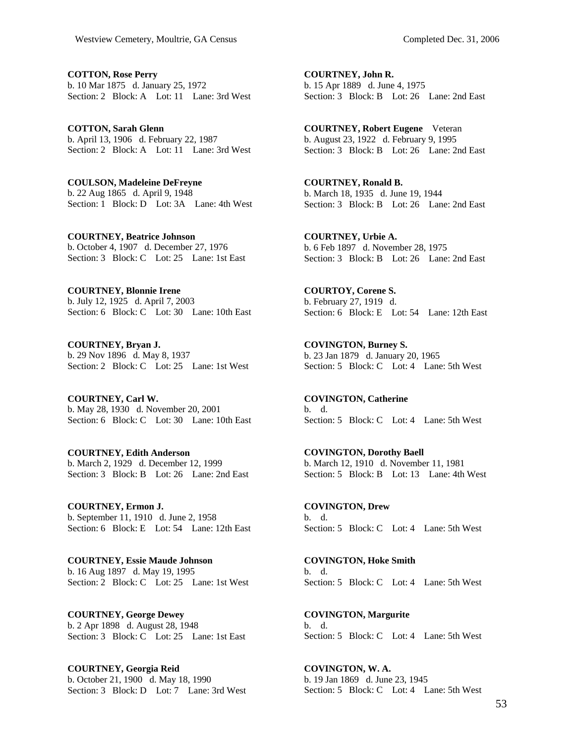**COTTON, Rose Perry**
b. 10 Mar 1875 d. January 25, 1972
Section: 2 Block: A Lot: 11 Lane: 3rd West

**COTTON, Sarah Glenn**
b. April 13, 1906 d. February 22, 1987
Section: 2 Block: A Lot: 11 Lane: 3rd West

**COULSON, Madeleine DeFreyne**
b. 22 Aug 1865 d. April 9, 1948
Section: 1 Block: D Lot: 3A Lane: 4th West

**COURTNEY, Beatrice Johnson**
b. October 4, 1907 d. December 27, 1976
Section: 3 Block: C Lot: 25 Lane: 1st East

**COURTNEY, Blonnie Irene**
b. July 12, 1925 d. April 7, 2003
Section: 6 Block: C Lot: 30 Lane: 10th East

**COURTNEY, Bryan J.**
b. 29 Nov 1896 d. May 8, 1937
Section: 2 Block: C Lot: 25 Lane: 1st West

**COURTNEY, Carl W.**
b. May 28, 1930 d. November 20, 2001
Section: 6 Block: C Lot: 30 Lane: 10th East

**COURTNEY, Edith Anderson**
b. March 2, 1929 d. December 12, 1999
Section: 3 Block: B Lot: 26 Lane: 2nd East

**COURTNEY, Ermon J.**
b. September 11, 1910 d. June 2, 1958
Section: 6 Block: E Lot: 54 Lane: 12th East

**COURTNEY, Essie Maude Johnson**
b. 16 Aug 1897 d. May 19, 1995
Section: 2 Block: C Lot: 25 Lane: 1st West

**COURTNEY, George Dewey**
b. 2 Apr 1898 d. August 28, 1948
Section: 3 Block: C Lot: 25 Lane: 1st East

**COURTNEY, Georgia Reid**
b. October 21, 1900 d. May 18, 1990
Section: 3 Block: D Lot: 7 Lane: 3rd West

**COURTNEY, John R.**
b. 15 Apr 1889 d. June 4, 1975
Section: 3 Block: B Lot: 26 Lane: 2nd East

**COURTNEY, Robert Eugene** Veteran
b. August 23, 1922 d. February 9, 1995
Section: 3 Block: B Lot: 26 Lane: 2nd East

**COURTNEY, Ronald B.**
b. March 18, 1935 d. June 19, 1944
Section: 3 Block: B Lot: 26 Lane: 2nd East

**COURTNEY, Urbie A.**
b. 6 Feb 1897 d. November 28, 1975
Section: 3 Block: B Lot: 26 Lane: 2nd East

**COURTOY, Corene S.**
b. February 27, 1919 d.
Section: 6 Block: E Lot: 54 Lane: 12th East

**COVINGTON, Burney S.**
b. 23 Jan 1879 d. January 20, 1965
Section: 5 Block: C Lot: 4 Lane: 5th West

**COVINGTON, Catherine**
b. d.
Section: 5 Block: C Lot: 4 Lane: 5th West

**COVINGTON, Dorothy Baell**
b. March 12, 1910 d. November 11, 1981
Section: 5 Block: B Lot: 13 Lane: 4th West

**COVINGTON, Drew**
b. d.
Section: 5 Block: C Lot: 4 Lane: 5th West

**COVINGTON, Hoke Smith**
b. d.
Section: 5 Block: C Lot: 4 Lane: 5th West

**COVINGTON, Margurite**
b. d.
Section: 5 Block: C Lot: 4 Lane: 5th West

**COVINGTON, W. A.**
b. 19 Jan 1869 d. June 23, 1945
Section: 5 Block: C Lot: 4 Lane: 5th West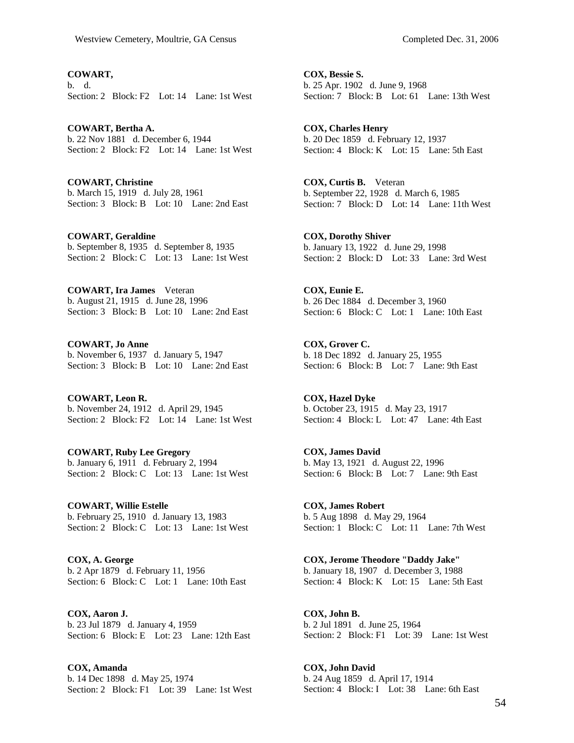**COWART,**
b. d.
Section: 2 Block: F2 Lot: 14 Lane: 1st West

**COWART, Bertha A.**
b. 22 Nov 1881 d. December 6, 1944
Section: 2 Block: F2 Lot: 14 Lane: 1st West

**COWART, Christine**
b. March 15, 1919 d. July 28, 1961
Section: 3 Block: B Lot: 10 Lane: 2nd East

**COWART, Geraldine**
b. September 8, 1935 d. September 8, 1935
Section: 2 Block: C Lot: 13 Lane: 1st West

**COWART, Ira James** Veteran
b. August 21, 1915 d. June 28, 1996
Section: 3 Block: B Lot: 10 Lane: 2nd East

**COWART, Jo Anne**
b. November 6, 1937 d. January 5, 1947
Section: 3 Block: B Lot: 10 Lane: 2nd East

**COWART, Leon R.**
b. November 24, 1912 d. April 29, 1945
Section: 2 Block: F2 Lot: 14 Lane: 1st West

**COWART, Ruby Lee Gregory**
b. January 6, 1911 d. February 2, 1994
Section: 2 Block: C Lot: 13 Lane: 1st West

**COWART, Willie Estelle**
b. February 25, 1910 d. January 13, 1983
Section: 2 Block: C Lot: 13 Lane: 1st West

**COX, A. George**
b. 2 Apr 1879 d. February 11, 1956
Section: 6 Block: C Lot: 1 Lane: 10th East

**COX, Aaron J.**
b. 23 Jul 1879 d. January 4, 1959
Section: 6 Block: E Lot: 23 Lane: 12th East

**COX, Amanda**
b. 14 Dec 1898 d. May 25, 1974
Section: 2 Block: F1 Lot: 39 Lane: 1st West

**COX, Bessie S.**
b. 25 Apr. 1902 d. June 9, 1968
Section: 7 Block: B Lot: 61 Lane: 13th West

**COX, Charles Henry**
b. 20 Dec 1859 d. February 12, 1937
Section: 4 Block: K Lot: 15 Lane: 5th East

**COX, Curtis B.** Veteran
b. September 22, 1928 d. March 6, 1985
Section: 7 Block: D Lot: 14 Lane: 11th West

**COX, Dorothy Shiver**
b. January 13, 1922 d. June 29, 1998
Section: 2 Block: D Lot: 33 Lane: 3rd West

**COX, Eunie E.**
b. 26 Dec 1884 d. December 3, 1960
Section: 6 Block: C Lot: 1 Lane: 10th East

**COX, Grover C.**
b. 18 Dec 1892 d. January 25, 1955
Section: 6 Block: B Lot: 7 Lane: 9th East

**COX, Hazel Dyke**
b. October 23, 1915 d. May 23, 1917
Section: 4 Block: L Lot: 47 Lane: 4th East

**COX, James David**
b. May 13, 1921 d. August 22, 1996
Section: 6 Block: B Lot: 7 Lane: 9th East

**COX, James Robert**
b. 5 Aug 1898 d. May 29, 1964
Section: 1 Block: C Lot: 11 Lane: 7th West

**COX, Jerome Theodore "Daddy Jake"**
b. January 18, 1907 d. December 3, 1988
Section: 4 Block: K Lot: 15 Lane: 5th East

**COX, John B.**
b. 2 Jul 1891 d. June 25, 1964
Section: 2 Block: F1 Lot: 39 Lane: 1st West

**COX, John David**
b. 24 Aug 1859 d. April 17, 1914
Section: 4 Block: I Lot: 38 Lane: 6th East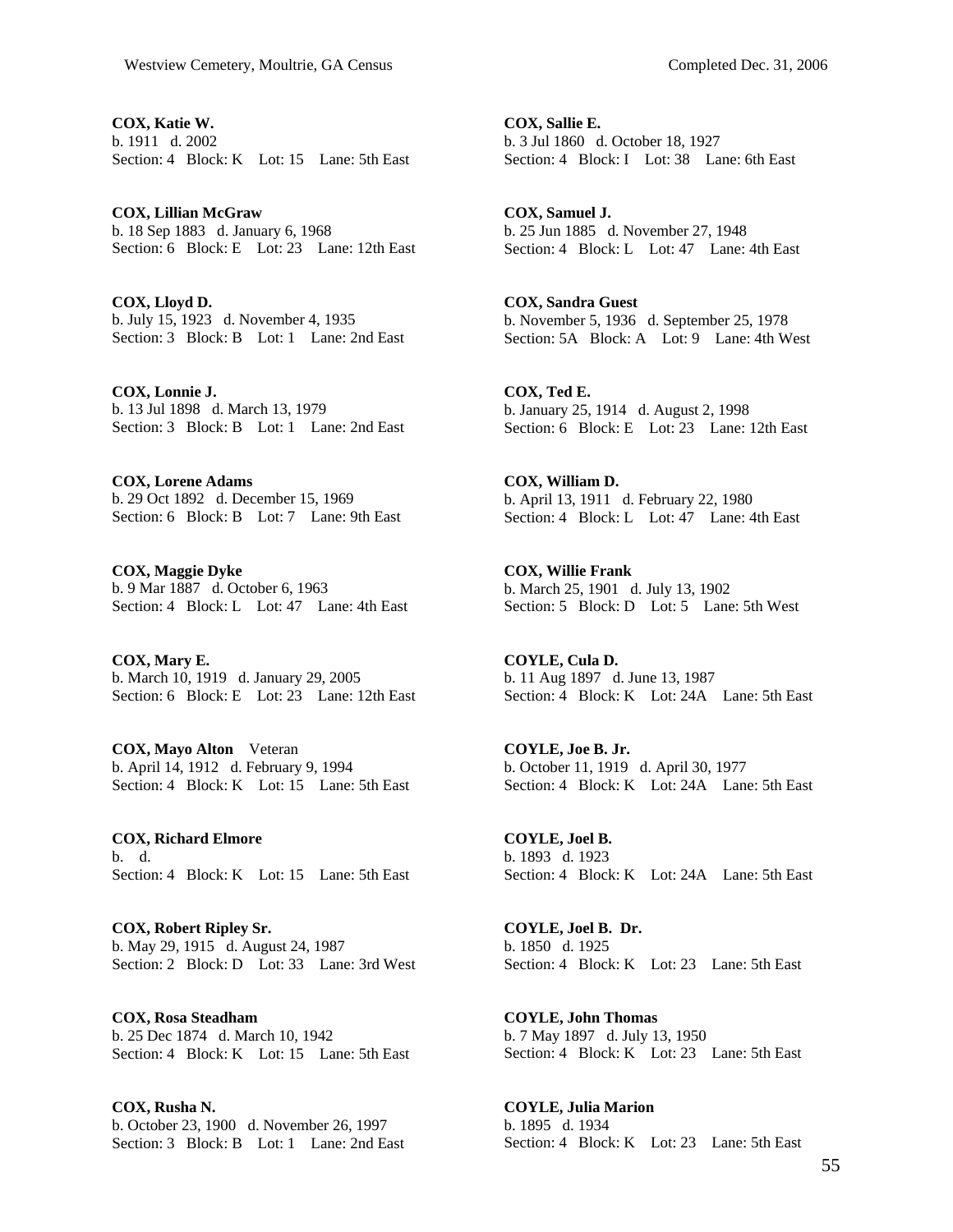**COX, Katie W.**
b. 1911 d. 2002
Section: 4 Block: K Lot: 15 Lane: 5th East

**COX, Lillian McGraw**
b. 18 Sep 1883 d. January 6, 1968
Section: 6 Block: E Lot: 23 Lane: 12th East

**COX, Lloyd D.**
b. July 15, 1923 d. November 4, 1935
Section: 3 Block: B Lot: 1 Lane: 2nd East

**COX, Lonnie J.**
b. 13 Jul 1898 d. March 13, 1979
Section: 3 Block: B Lot: 1 Lane: 2nd East

**COX, Lorene Adams**
b. 29 Oct 1892 d. December 15, 1969
Section: 6 Block: B Lot: 7 Lane: 9th East

**COX, Maggie Dyke**
b. 9 Mar 1887 d. October 6, 1963
Section: 4 Block: L Lot: 47 Lane: 4th East

**COX, Mary E.**
b. March 10, 1919 d. January 29, 2005
Section: 6 Block: E Lot: 23 Lane: 12th East

**COX, Mayo Alton** Veteran
b. April 14, 1912 d. February 9, 1994
Section: 4 Block: K Lot: 15 Lane: 5th East

**COX, Richard Elmore**
b. d.
Section: 4 Block: K Lot: 15 Lane: 5th East

**COX, Robert Ripley Sr.**
b. May 29, 1915 d. August 24, 1987
Section: 2 Block: D Lot: 33 Lane: 3rd West

**COX, Rosa Steadham**
b. 25 Dec 1874 d. March 10, 1942
Section: 4 Block: K Lot: 15 Lane: 5th East

**COX, Rusha N.**
b. October 23, 1900 d. November 26, 1997
Section: 3 Block: B Lot: 1 Lane: 2nd East

**COX, Sallie E.**
b. 3 Jul 1860 d. October 18, 1927
Section: 4 Block: I Lot: 38 Lane: 6th East

**COX, Samuel J.**
b. 25 Jun 1885 d. November 27, 1948
Section: 4 Block: L Lot: 47 Lane: 4th East

**COX, Sandra Guest**
b. November 5, 1936 d. September 25, 1978
Section: 5A Block: A Lot: 9 Lane: 4th West

**COX, Ted E.**
b. January 25, 1914 d. August 2, 1998
Section: 6 Block: E Lot: 23 Lane: 12th East

**COX, William D.**
b. April 13, 1911 d. February 22, 1980
Section: 4 Block: L Lot: 47 Lane: 4th East

**COX, Willie Frank**
b. March 25, 1901 d. July 13, 1902
Section: 5 Block: D Lot: 5 Lane: 5th West

**COYLE, Cula D.**
b. 11 Aug 1897 d. June 13, 1987
Section: 4 Block: K Lot: 24A Lane: 5th East

**COYLE, Joe B. Jr.**
b. October 11, 1919 d. April 30, 1977
Section: 4 Block: K Lot: 24A Lane: 5th East

**COYLE, Joel B.**
b. 1893 d. 1923
Section: 4 Block: K Lot: 24A Lane: 5th East

**COYLE, Joel B. Dr.**
b. 1850 d. 1925
Section: 4 Block: K Lot: 23 Lane: 5th East

**COYLE, John Thomas**
b. 7 May 1897 d. July 13, 1950
Section: 4 Block: K Lot: 23 Lane: 5th East

**COYLE, Julia Marion**
b. 1895 d. 1934
Section: 4 Block: K Lot: 23 Lane: 5th East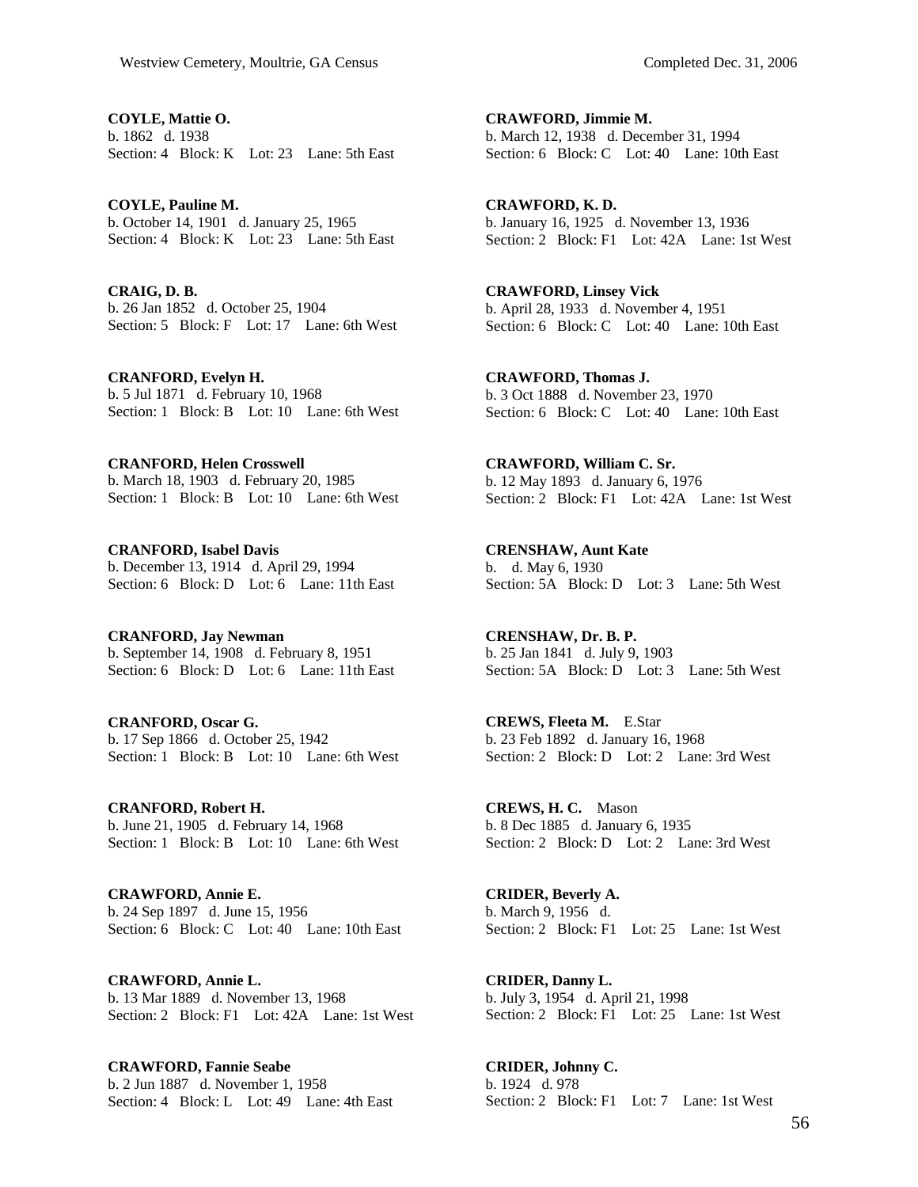**COYLE, Mattie O.**
b. 1862 d. 1938
Section: 4 Block: K Lot: 23 Lane: 5th East

**COYLE, Pauline M.**
b. October 14, 1901 d. January 25, 1965
Section: 4 Block: K Lot: 23 Lane: 5th East

**CRAIG, D. B.**
b. 26 Jan 1852 d. October 25, 1904
Section: 5 Block: F Lot: 17 Lane: 6th West

**CRANFORD, Evelyn H.**
b. 5 Jul 1871 d. February 10, 1968
Section: 1 Block: B Lot: 10 Lane: 6th West

**CRANFORD, Helen Crosswell**
b. March 18, 1903 d. February 20, 1985
Section: 1 Block: B Lot: 10 Lane: 6th West

**CRANFORD, Isabel Davis**
b. December 13, 1914 d. April 29, 1994
Section: 6 Block: D Lot: 6 Lane: 11th East

**CRANFORD, Jay Newman**
b. September 14, 1908 d. February 8, 1951
Section: 6 Block: D Lot: 6 Lane: 11th East

**CRANFORD, Oscar G.**
b. 17 Sep 1866 d. October 25, 1942
Section: 1 Block: B Lot: 10 Lane: 6th West

**CRANFORD, Robert H.**
b. June 21, 1905 d. February 14, 1968
Section: 1 Block: B Lot: 10 Lane: 6th West

**CRAWFORD, Annie E.**
b. 24 Sep 1897 d. June 15, 1956
Section: 6 Block: C Lot: 40 Lane: 10th East

**CRAWFORD, Annie L.**
b. 13 Mar 1889 d. November 13, 1968
Section: 2 Block: F1 Lot: 42A Lane: 1st West

**CRAWFORD, Fannie Seabe**
b. 2 Jun 1887 d. November 1, 1958
Section: 4 Block: L Lot: 49 Lane: 4th East

**CRAWFORD, Jimmie M.**
b. March 12, 1938 d. December 31, 1994
Section: 6 Block: C Lot: 40 Lane: 10th East

**CRAWFORD, K. D.**
b. January 16, 1925 d. November 13, 1936
Section: 2 Block: F1 Lot: 42A Lane: 1st West

**CRAWFORD, Linsey Vick**
b. April 28, 1933 d. November 4, 1951
Section: 6 Block: C Lot: 40 Lane: 10th East

**CRAWFORD, Thomas J.**
b. 3 Oct 1888 d. November 23, 1970
Section: 6 Block: C Lot: 40 Lane: 10th East

**CRAWFORD, William C. Sr.**
b. 12 May 1893 d. January 6, 1976
Section: 2 Block: F1 Lot: 42A Lane: 1st West

**CRENSHAW, Aunt Kate**
b. d. May 6, 1930
Section: 5A Block: D Lot: 3 Lane: 5th West

**CRENSHAW, Dr. B. P.**
b. 25 Jan 1841 d. July 9, 1903
Section: 5A Block: D Lot: 3 Lane: 5th West

**CREWS, Fleeta M.** E.Star
b. 23 Feb 1892 d. January 16, 1968
Section: 2 Block: D Lot: 2 Lane: 3rd West

**CREWS, H. C.** Mason
b. 8 Dec 1885 d. January 6, 1935
Section: 2 Block: D Lot: 2 Lane: 3rd West

**CRIDER, Beverly A.**
b. March 9, 1956 d.
Section: 2 Block: F1 Lot: 25 Lane: 1st West

**CRIDER, Danny L.**
b. July 3, 1954 d. April 21, 1998
Section: 2 Block: F1 Lot: 25 Lane: 1st West

**CRIDER, Johnny C.**
b. 1924 d. 978
Section: 2 Block: F1 Lot: 7 Lane: 1st West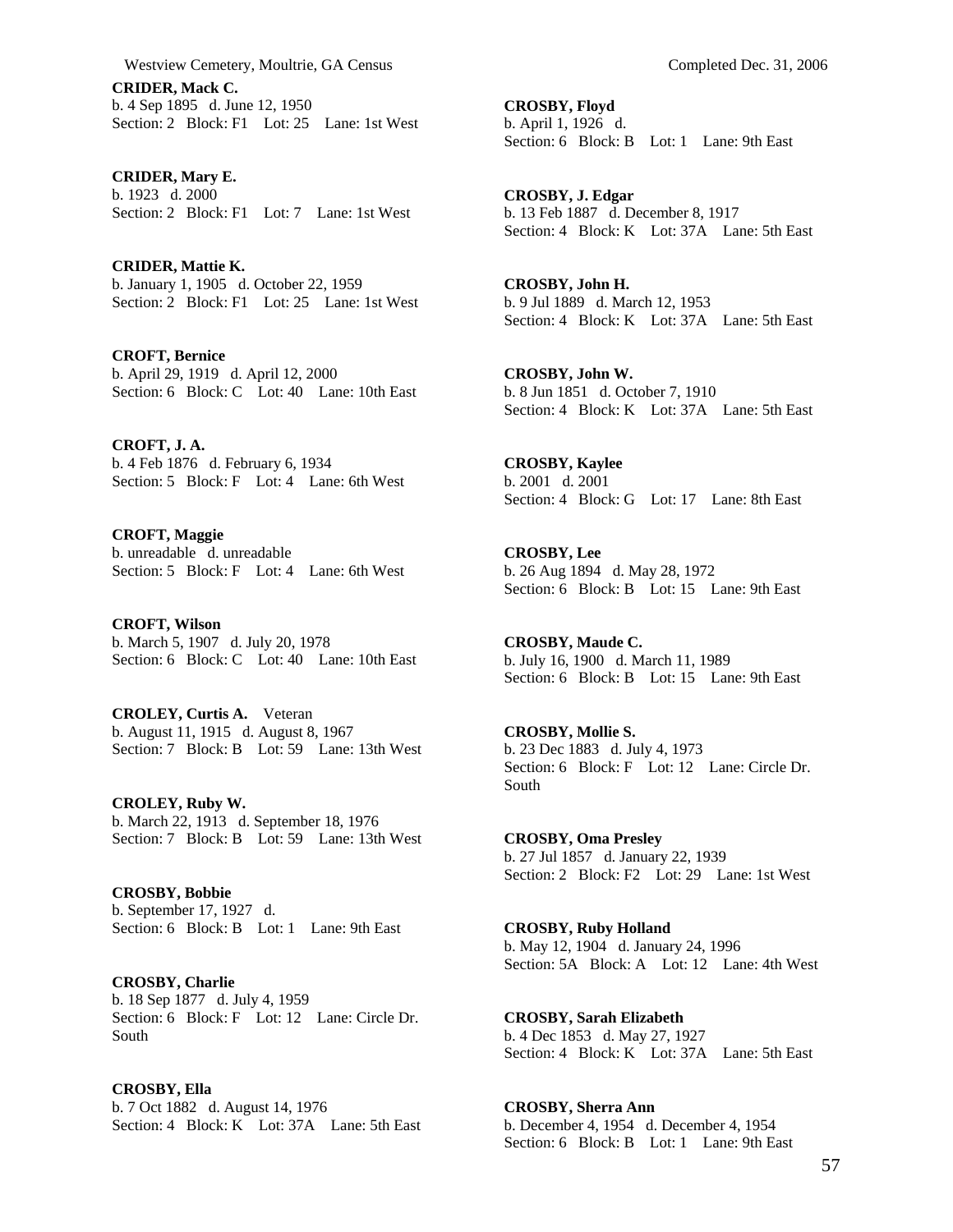**CRIDER, Mack C.**
b. 4 Sep 1895 d. June 12, 1950
Section: 2 Block: F1 Lot: 25 Lane: 1st West

**CRIDER, Mary E.**
b. 1923 d. 2000
Section: 2 Block: F1 Lot: 7 Lane: 1st West

**CRIDER, Mattie K.**
b. January 1, 1905 d. October 22, 1959
Section: 2 Block: F1 Lot: 25 Lane: 1st West

**CROFT, Bernice**
b. April 29, 1919 d. April 12, 2000
Section: 6 Block: C Lot: 40 Lane: 10th East

**CROFT, J. A.**
b. 4 Feb 1876 d. February 6, 1934
Section: 5 Block: F Lot: 4 Lane: 6th West

**CROFT, Maggie**
b. unreadable d. unreadable
Section: 5 Block: F Lot: 4 Lane: 6th West

**CROFT, Wilson**
b. March 5, 1907 d. July 20, 1978
Section: 6 Block: C Lot: 40 Lane: 10th East

**CROLEY, Curtis A.** Veteran
b. August 11, 1915 d. August 8, 1967
Section: 7 Block: B Lot: 59 Lane: 13th West

**CROLEY, Ruby W.**
b. March 22, 1913 d. September 18, 1976
Section: 7 Block: B Lot: 59 Lane: 13th West

**CROSBY, Bobbie**
b. September 17, 1927 d.
Section: 6 Block: B Lot: 1 Lane: 9th East

**CROSBY, Charlie**
b. 18 Sep 1877 d. July 4, 1959
Section: 6 Block: F Lot: 12 Lane: Circle Dr. South

**CROSBY, Ella**
b. 7 Oct 1882 d. August 14, 1976
Section: 4 Block: K Lot: 37A Lane: 5th East

**CROSBY, Floyd**
b. April 1, 1926 d.
Section: 6 Block: B Lot: 1 Lane: 9th East

**CROSBY, J. Edgar**
b. 13 Feb 1887 d. December 8, 1917
Section: 4 Block: K Lot: 37A Lane: 5th East

**CROSBY, John H.**
b. 9 Jul 1889 d. March 12, 1953
Section: 4 Block: K Lot: 37A Lane: 5th East

**CROSBY, John W.**
b. 8 Jun 1851 d. October 7, 1910
Section: 4 Block: K Lot: 37A Lane: 5th East

**CROSBY, Kaylee**
b. 2001 d. 2001
Section: 4 Block: G Lot: 17 Lane: 8th East

**CROSBY, Lee**
b. 26 Aug 1894 d. May 28, 1972
Section: 6 Block: B Lot: 15 Lane: 9th East

**CROSBY, Maude C.**
b. July 16, 1900 d. March 11, 1989
Section: 6 Block: B Lot: 15 Lane: 9th East

**CROSBY, Mollie S.**
b. 23 Dec 1883 d. July 4, 1973
Section: 6 Block: F Lot: 12 Lane: Circle Dr. South

**CROSBY, Oma Presley**
b. 27 Jul 1857 d. January 22, 1939
Section: 2 Block: F2 Lot: 29 Lane: 1st West

**CROSBY, Ruby Holland**
b. May 12, 1904 d. January 24, 1996
Section: 5A Block: A Lot: 12 Lane: 4th West

**CROSBY, Sarah Elizabeth**
b. 4 Dec 1853 d. May 27, 1927
Section: 4 Block: K Lot: 37A Lane: 5th East

**CROSBY, Sherra Ann**
b. December 4, 1954 d. December 4, 1954
Section: 6 Block: B Lot: 1 Lane: 9th East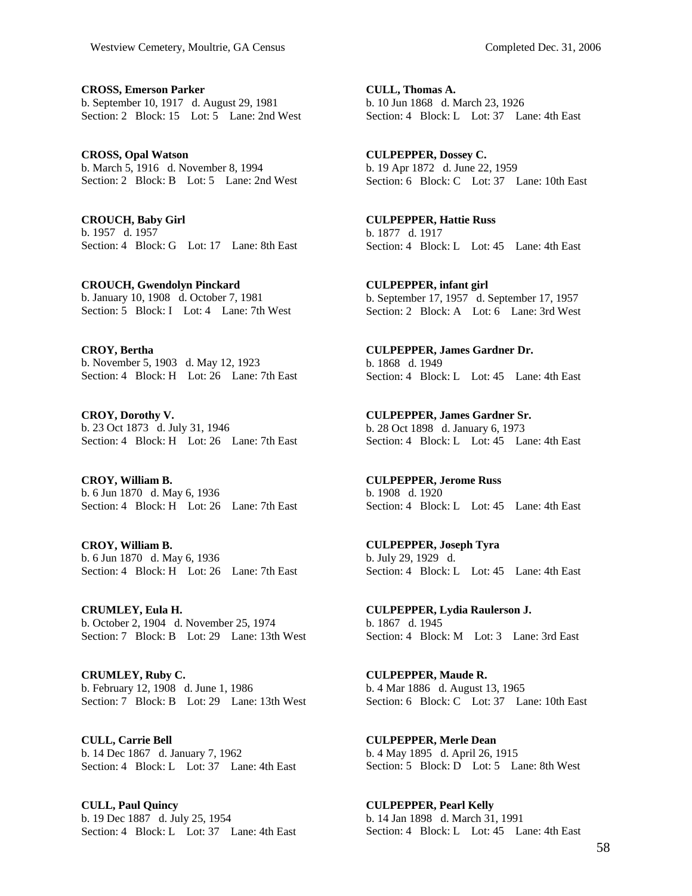**CROSS, Emerson Parker**
b. September 10, 1917 d. August 29, 1981
Section: 2 Block: 15 Lot: 5 Lane: 2nd West

**CROSS, Opal Watson**
b. March 5, 1916 d. November 8, 1994
Section: 2 Block: B Lot: 5 Lane: 2nd West

**CROUCH, Baby Girl**
b. 1957 d. 1957
Section: 4 Block: G Lot: 17 Lane: 8th East

**CROUCH, Gwendolyn Pinckard**
b. January 10, 1908 d. October 7, 1981
Section: 5 Block: I Lot: 4 Lane: 7th West

**CROY, Bertha**
b. November 5, 1903 d. May 12, 1923
Section: 4 Block: H Lot: 26 Lane: 7th East

**CROY, Dorothy V.**
b. 23 Oct 1873 d. July 31, 1946
Section: 4 Block: H Lot: 26 Lane: 7th East

**CROY, William B.**
b. 6 Jun 1870 d. May 6, 1936
Section: 4 Block: H Lot: 26 Lane: 7th East

**CROY, William B.**
b. 6 Jun 1870 d. May 6, 1936
Section: 4 Block: H Lot: 26 Lane: 7th East

**CRUMLEY, Eula H.**
b. October 2, 1904 d. November 25, 1974
Section: 7 Block: B Lot: 29 Lane: 13th West

**CRUMLEY, Ruby C.**
b. February 12, 1908 d. June 1, 1986
Section: 7 Block: B Lot: 29 Lane: 13th West

**CULL, Carrie Bell**
b. 14 Dec 1867 d. January 7, 1962
Section: 4 Block: L Lot: 37 Lane: 4th East

**CULL, Paul Quincy**
b. 19 Dec 1887 d. July 25, 1954
Section: 4 Block: L Lot: 37 Lane: 4th East

**CULL, Thomas A.**
b. 10 Jun 1868 d. March 23, 1926
Section: 4 Block: L Lot: 37 Lane: 4th East

**CULPEPPER, Dossey C.**
b. 19 Apr 1872 d. June 22, 1959
Section: 6 Block: C Lot: 37 Lane: 10th East

**CULPEPPER, Hattie Russ**
b. 1877 d. 1917
Section: 4 Block: L Lot: 45 Lane: 4th East

**CULPEPPER, infant girl**
b. September 17, 1957 d. September 17, 1957
Section: 2 Block: A Lot: 6 Lane: 3rd West

**CULPEPPER, James Gardner Dr.**
b. 1868 d. 1949
Section: 4 Block: L Lot: 45 Lane: 4th East

**CULPEPPER, James Gardner Sr.**
b. 28 Oct 1898 d. January 6, 1973
Section: 4 Block: L Lot: 45 Lane: 4th East

**CULPEPPER, Jerome Russ**
b. 1908 d. 1920
Section: 4 Block: L Lot: 45 Lane: 4th East

**CULPEPPER, Joseph Tyra**
b. July 29, 1929 d.
Section: 4 Block: L Lot: 45 Lane: 4th East

**CULPEPPER, Lydia Raulerson J.**
b. 1867 d. 1945
Section: 4 Block: M Lot: 3 Lane: 3rd East

**CULPEPPER, Maude R.**
b. 4 Mar 1886 d. August 13, 1965
Section: 6 Block: C Lot: 37 Lane: 10th East

**CULPEPPER, Merle Dean**
b. 4 May 1895 d. April 26, 1915
Section: 5 Block: D Lot: 5 Lane: 8th West

**CULPEPPER, Pearl Kelly**
b. 14 Jan 1898 d. March 31, 1991
Section: 4 Block: L Lot: 45 Lane: 4th East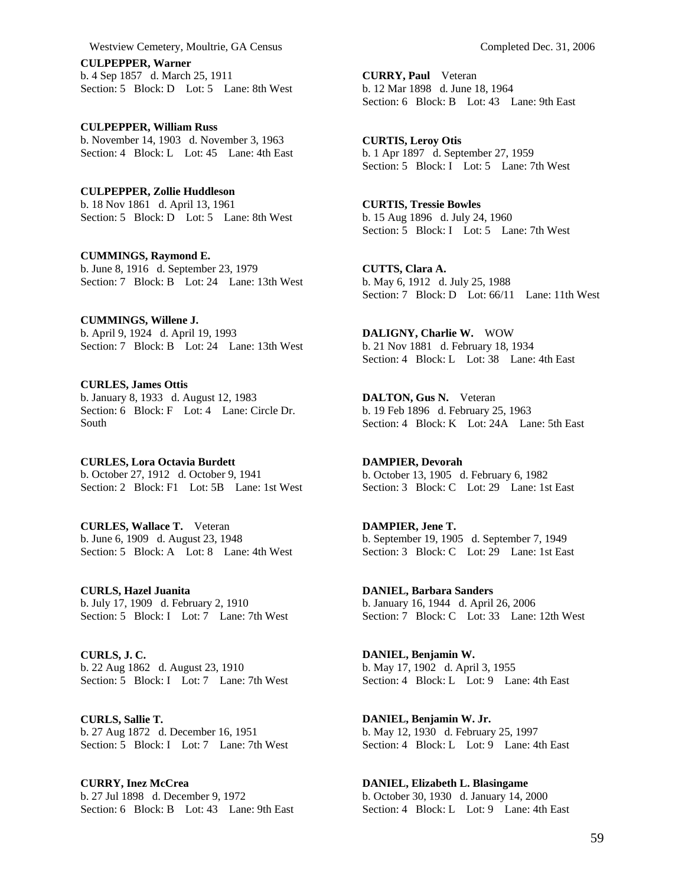**CULPEPPER, Warner**
b. 4 Sep 1857 d. March 25, 1911
Section: 5 Block: D Lot: 5 Lane: 8th West

**CULPEPPER, William Russ**
b. November 14, 1903 d. November 3, 1963
Section: 4 Block: L Lot: 45 Lane: 4th East

**CULPEPPER, Zollie Huddleson**
b. 18 Nov 1861 d. April 13, 1961
Section: 5 Block: D Lot: 5 Lane: 8th West

**CUMMINGS, Raymond E.**
b. June 8, 1916 d. September 23, 1979
Section: 7 Block: B Lot: 24 Lane: 13th West

**CUMMINGS, Willene J.**
b. April 9, 1924 d. April 19, 1993
Section: 7 Block: B Lot: 24 Lane: 13th West

**CURLES, James Ottis**
b. January 8, 1933 d. August 12, 1983
Section: 6 Block: F Lot: 4 Lane: Circle Dr. South

**CURLES, Lora Octavia Burdett**
b. October 27, 1912 d. October 9, 1941
Section: 2 Block: F1 Lot: 5B Lane: 1st West

**CURLES, Wallace T.** Veteran
b. June 6, 1909 d. August 23, 1948
Section: 5 Block: A Lot: 8 Lane: 4th West

**CURLS, Hazel Juanita**
b. July 17, 1909 d. February 2, 1910
Section: 5 Block: I Lot: 7 Lane: 7th West

**CURLS, J. C.**
b. 22 Aug 1862 d. August 23, 1910
Section: 5 Block: I Lot: 7 Lane: 7th West

**CURLS, Sallie T.**
b. 27 Aug 1872 d. December 16, 1951
Section: 5 Block: I Lot: 7 Lane: 7th West

**CURRY, Inez McCrea**
b. 27 Jul 1898 d. December 9, 1972
Section: 6 Block: B Lot: 43 Lane: 9th East

**CURRY, Paul** Veteran
b. 12 Mar 1898 d. June 18, 1964
Section: 6 Block: B Lot: 43 Lane: 9th East

**CURTIS, Leroy Otis**
b. 1 Apr 1897 d. September 27, 1959
Section: 5 Block: I Lot: 5 Lane: 7th West

**CURTIS, Tressie Bowles**
b. 15 Aug 1896 d. July 24, 1960
Section: 5 Block: I Lot: 5 Lane: 7th West

**CUTTS, Clara A.**
b. May 6, 1912 d. July 25, 1988
Section: 7 Block: D Lot: 66/11 Lane: 11th West

**DALIGNY, Charlie W.** WOW
b. 21 Nov 1881 d. February 18, 1934
Section: 4 Block: L Lot: 38 Lane: 4th East

**DALTON, Gus N.** Veteran
b. 19 Feb 1896 d. February 25, 1963
Section: 4 Block: K Lot: 24A Lane: 5th East

**DAMPIER, Devorah**
b. October 13, 1905 d. February 6, 1982
Section: 3 Block: C Lot: 29 Lane: 1st East

**DAMPIER, Jene T.**
b. September 19, 1905 d. September 7, 1949
Section: 3 Block: C Lot: 29 Lane: 1st East

**DANIEL, Barbara Sanders**
b. January 16, 1944 d. April 26, 2006
Section: 7 Block: C Lot: 33 Lane: 12th West

**DANIEL, Benjamin W.**
b. May 17, 1902 d. April 3, 1955
Section: 4 Block: L Lot: 9 Lane: 4th East

**DANIEL, Benjamin W. Jr.**
b. May 12, 1930 d. February 25, 1997
Section: 4 Block: L Lot: 9 Lane: 4th East

**DANIEL, Elizabeth L. Blasingame**
b. October 30, 1930 d. January 14, 2000
Section: 4 Block: L Lot: 9 Lane: 4th East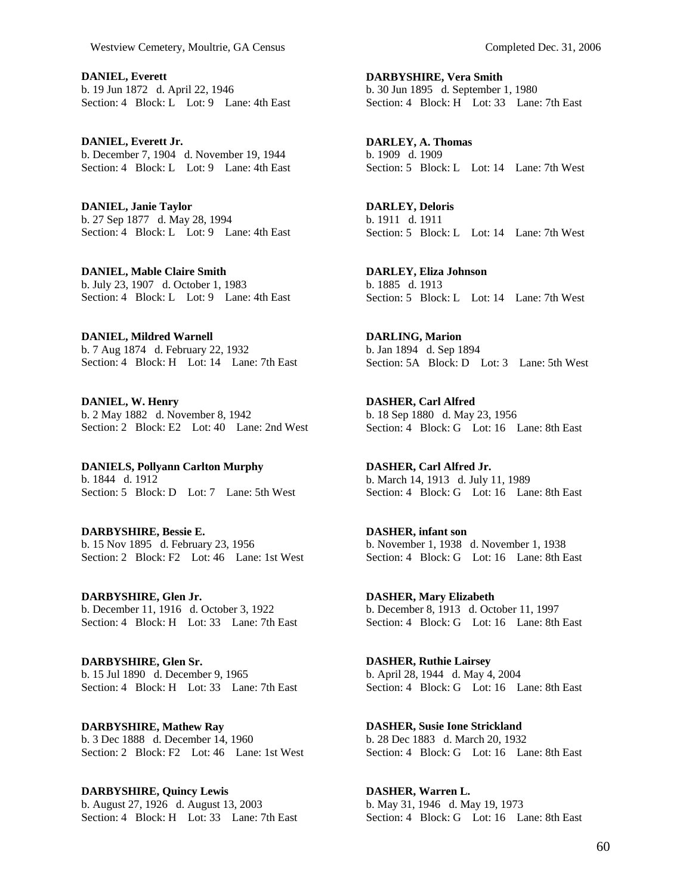**DANIEL, Everett**
b. 19 Jun 1872 d. April 22, 1946
Section: 4 Block: L Lot: 9 Lane: 4th East

**DANIEL, Everett Jr.**
b. December 7, 1904 d. November 19, 1944
Section: 4 Block: L Lot: 9 Lane: 4th East

**DANIEL, Janie Taylor**
b. 27 Sep 1877 d. May 28, 1994
Section: 4 Block: L Lot: 9 Lane: 4th East

**DANIEL, Mable Claire Smith**
b. July 23, 1907 d. October 1, 1983
Section: 4 Block: L Lot: 9 Lane: 4th East

**DANIEL, Mildred Warnell**
b. 7 Aug 1874 d. February 22, 1932
Section: 4 Block: H Lot: 14 Lane: 7th East

**DANIEL, W. Henry**
b. 2 May 1882 d. November 8, 1942
Section: 2 Block: E2 Lot: 40 Lane: 2nd West

**DANIELS, Pollyann Carlton Murphy**
b. 1844 d. 1912
Section: 5 Block: D Lot: 7 Lane: 5th West

**DARBYSHIRE, Bessie E.**
b. 15 Nov 1895 d. February 23, 1956
Section: 2 Block: F2 Lot: 46 Lane: 1st West

**DARBYSHIRE, Glen Jr.**
b. December 11, 1916 d. October 3, 1922
Section: 4 Block: H Lot: 33 Lane: 7th East

**DARBYSHIRE, Glen Sr.**
b. 15 Jul 1890 d. December 9, 1965
Section: 4 Block: H Lot: 33 Lane: 7th East

**DARBYSHIRE, Mathew Ray**
b. 3 Dec 1888 d. December 14, 1960
Section: 2 Block: F2 Lot: 46 Lane: 1st West

**DARBYSHIRE, Quincy Lewis**
b. August 27, 1926 d. August 13, 2003
Section: 4 Block: H Lot: 33 Lane: 7th East

**DARBYSHIRE, Vera Smith**
b. 30 Jun 1895 d. September 1, 1980
Section: 4 Block: H Lot: 33 Lane: 7th East

**DARLEY, A. Thomas**
b. 1909 d. 1909
Section: 5 Block: L Lot: 14 Lane: 7th West

**DARLEY, Deloris**
b. 1911 d. 1911
Section: 5 Block: L Lot: 14 Lane: 7th West

**DARLEY, Eliza Johnson**
b. 1885 d. 1913
Section: 5 Block: L Lot: 14 Lane: 7th West

**DARLING, Marion**
b. Jan 1894 d. Sep 1894
Section: 5A Block: D Lot: 3 Lane: 5th West

**DASHER, Carl Alfred**
b. 18 Sep 1880 d. May 23, 1956
Section: 4 Block: G Lot: 16 Lane: 8th East

**DASHER, Carl Alfred Jr.**
b. March 14, 1913 d. July 11, 1989
Section: 4 Block: G Lot: 16 Lane: 8th East

**DASHER, infant son**
b. November 1, 1938 d. November 1, 1938
Section: 4 Block: G Lot: 16 Lane: 8th East

**DASHER, Mary Elizabeth**
b. December 8, 1913 d. October 11, 1997
Section: 4 Block: G Lot: 16 Lane: 8th East

**DASHER, Ruthie Lairsey**
b. April 28, 1944 d. May 4, 2004
Section: 4 Block: G Lot: 16 Lane: 8th East

**DASHER, Susie Ione Strickland**
b. 28 Dec 1883 d. March 20, 1932
Section: 4 Block: G Lot: 16 Lane: 8th East

**DASHER, Warren L.**
b. May 31, 1946 d. May 19, 1973
Section: 4 Block: G Lot: 16 Lane: 8th East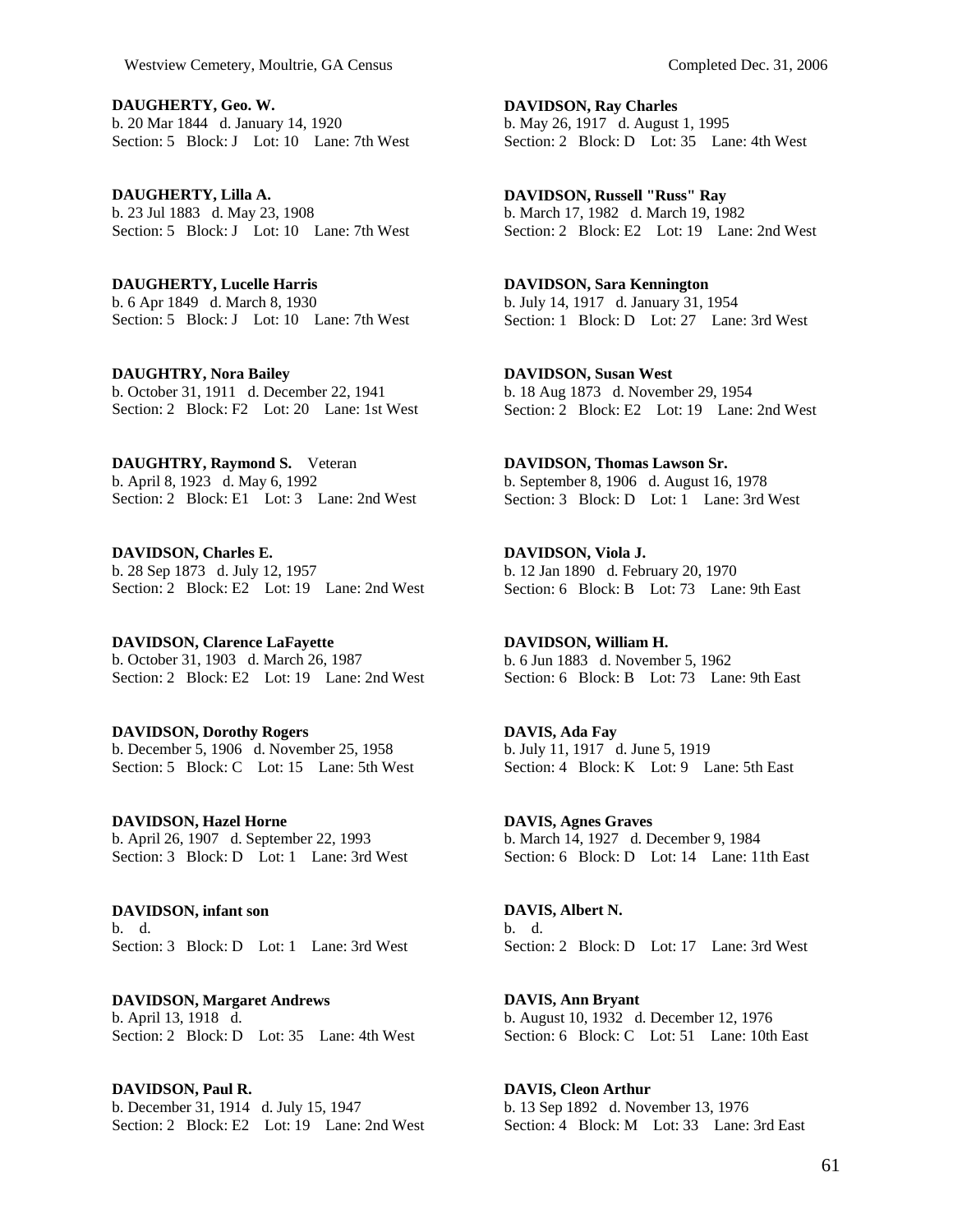**DAUGHERTY, Geo. W.**
b. 20 Mar 1844 d. January 14, 1920
Section: 5 Block: J Lot: 10 Lane: 7th West

**DAUGHERTY, Lilla A.**
b. 23 Jul 1883 d. May 23, 1908
Section: 5 Block: J Lot: 10 Lane: 7th West

**DAUGHERTY, Lucelle Harris**
b. 6 Apr 1849 d. March 8, 1930
Section: 5 Block: J Lot: 10 Lane: 7th West

**DAUGHTRY, Nora Bailey**
b. October 31, 1911 d. December 22, 1941
Section: 2 Block: F2 Lot: 20 Lane: 1st West

**DAUGHTRY, Raymond S.** Veteran
b. April 8, 1923 d. May 6, 1992
Section: 2 Block: E1 Lot: 3 Lane: 2nd West

**DAVIDSON, Charles E.**
b. 28 Sep 1873 d. July 12, 1957
Section: 2 Block: E2 Lot: 19 Lane: 2nd West

**DAVIDSON, Clarence LaFayette**
b. October 31, 1903 d. March 26, 1987
Section: 2 Block: E2 Lot: 19 Lane: 2nd West

**DAVIDSON, Dorothy Rogers**
b. December 5, 1906 d. November 25, 1958
Section: 5 Block: C Lot: 15 Lane: 5th West

**DAVIDSON, Hazel Horne**
b. April 26, 1907 d. September 22, 1993
Section: 3 Block: D Lot: 1 Lane: 3rd West

**DAVIDSON, infant son**
b. d.
Section: 3 Block: D Lot: 1 Lane: 3rd West

**DAVIDSON, Margaret Andrews**
b. April 13, 1918 d.
Section: 2 Block: D Lot: 35 Lane: 4th West

**DAVIDSON, Paul R.**
b. December 31, 1914 d. July 15, 1947
Section: 2 Block: E2 Lot: 19 Lane: 2nd West

**DAVIDSON, Ray Charles**
b. May 26, 1917 d. August 1, 1995
Section: 2 Block: D Lot: 35 Lane: 4th West

**DAVIDSON, Russell "Russ" Ray**
b. March 17, 1982 d. March 19, 1982
Section: 2 Block: E2 Lot: 19 Lane: 2nd West

**DAVIDSON, Sara Kennington**
b. July 14, 1917 d. January 31, 1954
Section: 1 Block: D Lot: 27 Lane: 3rd West

**DAVIDSON, Susan West**
b. 18 Aug 1873 d. November 29, 1954
Section: 2 Block: E2 Lot: 19 Lane: 2nd West

**DAVIDSON, Thomas Lawson Sr.**
b. September 8, 1906 d. August 16, 1978
Section: 3 Block: D Lot: 1 Lane: 3rd West

**DAVIDSON, Viola J.**
b. 12 Jan 1890 d. February 20, 1970
Section: 6 Block: B Lot: 73 Lane: 9th East

**DAVIDSON, William H.**
b. 6 Jun 1883 d. November 5, 1962
Section: 6 Block: B Lot: 73 Lane: 9th East

**DAVIS, Ada Fay**
b. July 11, 1917 d. June 5, 1919
Section: 4 Block: K Lot: 9 Lane: 5th East

**DAVIS, Agnes Graves**
b. March 14, 1927 d. December 9, 1984
Section: 6 Block: D Lot: 14 Lane: 11th East

**DAVIS, Albert N.**
b. d.
Section: 2 Block: D Lot: 17 Lane: 3rd West

**DAVIS, Ann Bryant**
b. August 10, 1932 d. December 12, 1976
Section: 6 Block: C Lot: 51 Lane: 10th East

**DAVIS, Cleon Arthur**
b. 13 Sep 1892 d. November 13, 1976
Section: 4 Block: M Lot: 33 Lane: 3rd East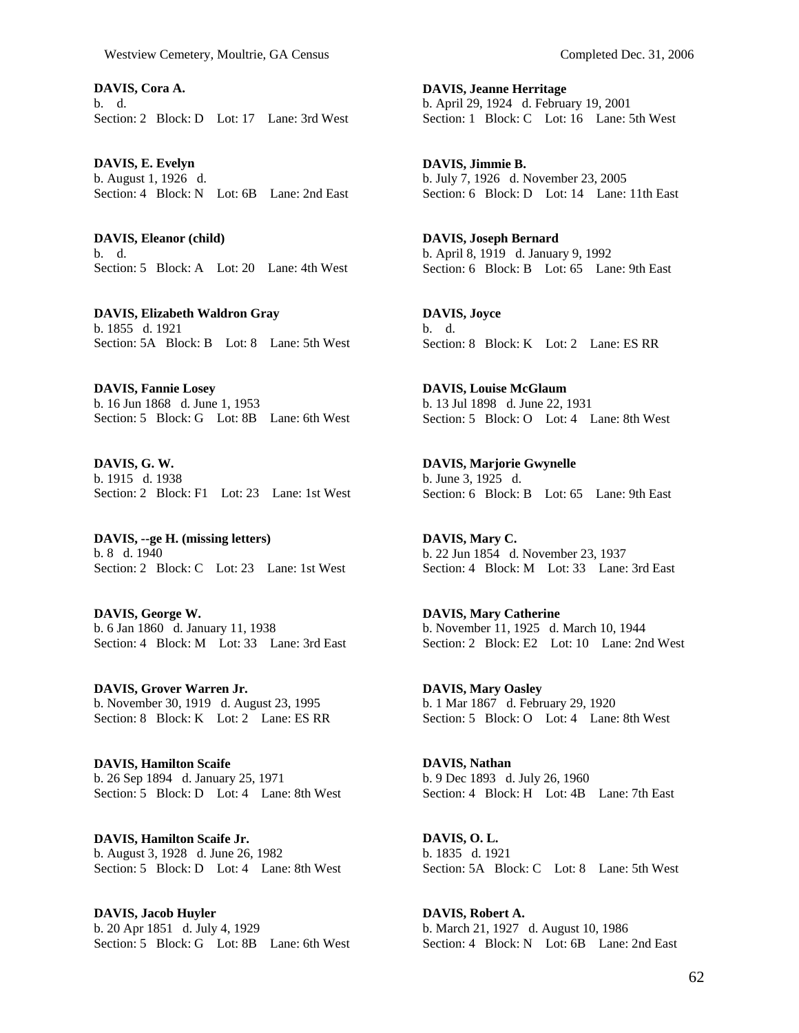**DAVIS, Cora A.**
b. d.
Section: 2 Block: D Lot: 17 Lane: 3rd West

**DAVIS, E. Evelyn**
b. August 1, 1926 d.
Section: 4 Block: N Lot: 6B Lane: 2nd East

**DAVIS, Eleanor (child)**
b. d.
Section: 5 Block: A Lot: 20 Lane: 4th West

**DAVIS, Elizabeth Waldron Gray**
b. 1855 d. 1921
Section: 5A Block: B Lot: 8 Lane: 5th West

**DAVIS, Fannie Losey**
b. 16 Jun 1868 d. June 1, 1953
Section: 5 Block: G Lot: 8B Lane: 6th West

**DAVIS, G. W.**
b. 1915 d. 1938
Section: 2 Block: F1 Lot: 23 Lane: 1st West

**DAVIS, --ge H. (missing letters)**
b. 8 d. 1940
Section: 2 Block: C Lot: 23 Lane: 1st West

**DAVIS, George W.**
b. 6 Jan 1860 d. January 11, 1938
Section: 4 Block: M Lot: 33 Lane: 3rd East

**DAVIS, Grover Warren Jr.**
b. November 30, 1919 d. August 23, 1995
Section: 8 Block: K Lot: 2 Lane: ES RR

**DAVIS, Hamilton Scaife**
b. 26 Sep 1894 d. January 25, 1971
Section: 5 Block: D Lot: 4 Lane: 8th West

**DAVIS, Hamilton Scaife Jr.**
b. August 3, 1928 d. June 26, 1982
Section: 5 Block: D Lot: 4 Lane: 8th West

**DAVIS, Jacob Huyler**
b. 20 Apr 1851 d. July 4, 1929
Section: 5 Block: G Lot: 8B Lane: 6th West

**DAVIS, Jeanne Herritage**
b. April 29, 1924 d. February 19, 2001
Section: 1 Block: C Lot: 16 Lane: 5th West

**DAVIS, Jimmie B.**
b. July 7, 1926 d. November 23, 2005
Section: 6 Block: D Lot: 14 Lane: 11th East

**DAVIS, Joseph Bernard**
b. April 8, 1919 d. January 9, 1992
Section: 6 Block: B Lot: 65 Lane: 9th East

**DAVIS, Joyce**
b. d.
Section: 8 Block: K Lot: 2 Lane: ES RR

**DAVIS, Louise McGlaum**
b. 13 Jul 1898 d. June 22, 1931
Section: 5 Block: O Lot: 4 Lane: 8th West

**DAVIS, Marjorie Gwynelle**
b. June 3, 1925 d.
Section: 6 Block: B Lot: 65 Lane: 9th East

**DAVIS, Mary C.**
b. 22 Jun 1854 d. November 23, 1937
Section: 4 Block: M Lot: 33 Lane: 3rd East

**DAVIS, Mary Catherine**
b. November 11, 1925 d. March 10, 1944
Section: 2 Block: E2 Lot: 10 Lane: 2nd West

**DAVIS, Mary Oasley**
b. 1 Mar 1867 d. February 29, 1920
Section: 5 Block: O Lot: 4 Lane: 8th West

**DAVIS, Nathan**
b. 9 Dec 1893 d. July 26, 1960
Section: 4 Block: H Lot: 4B Lane: 7th East

**DAVIS, O. L.**
b. 1835 d. 1921
Section: 5A Block: C Lot: 8 Lane: 5th West

**DAVIS, Robert A.**
b. March 21, 1927 d. August 10, 1986
Section: 4 Block: N Lot: 6B Lane: 2nd East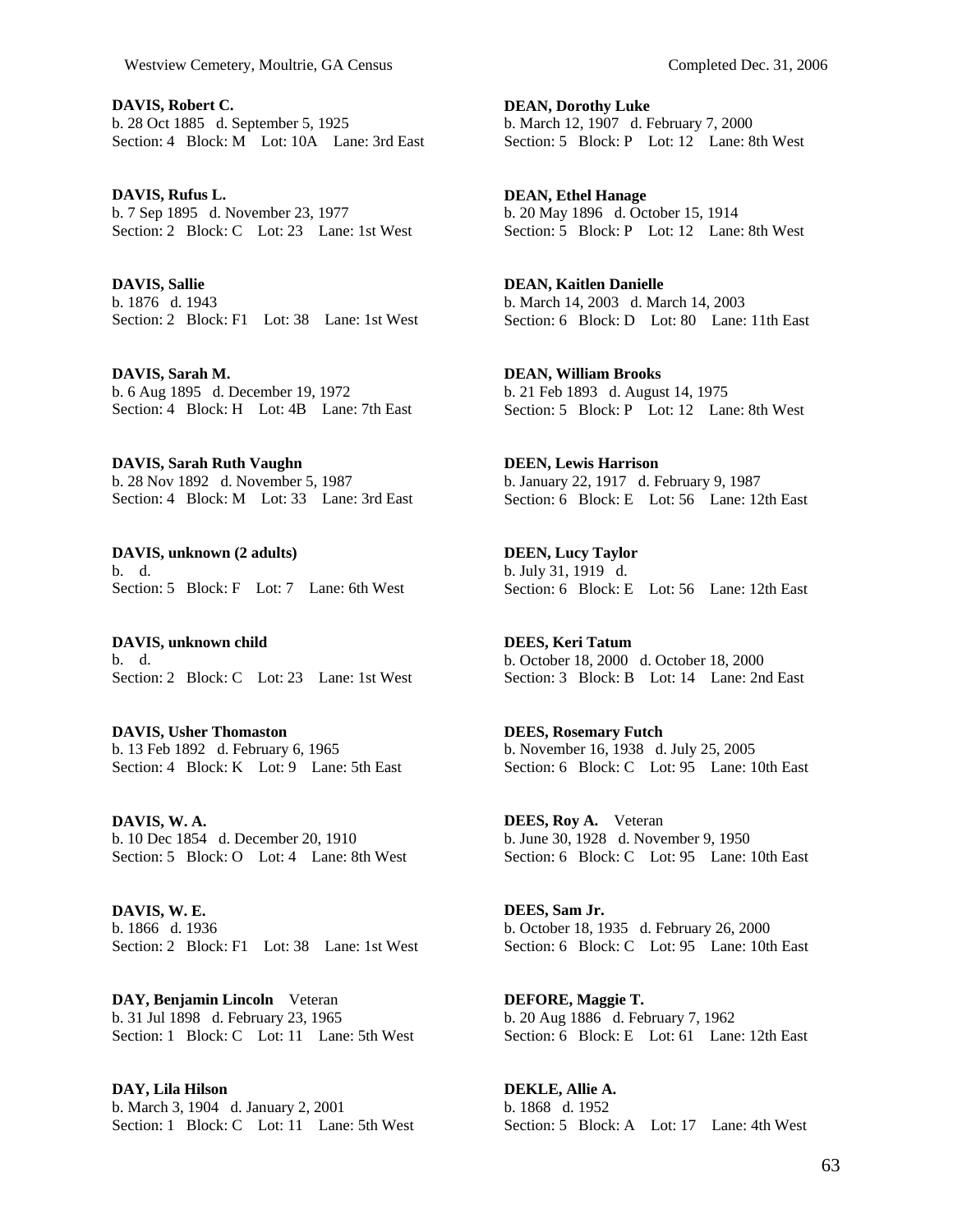**DAVIS, Robert C.**
b. 28 Oct 1885 d. September 5, 1925
Section: 4 Block: M Lot: 10A Lane: 3rd East

**DAVIS, Rufus L.**
b. 7 Sep 1895 d. November 23, 1977
Section: 2 Block: C Lot: 23 Lane: 1st West

**DAVIS, Sallie**
b. 1876 d. 1943
Section: 2 Block: F1 Lot: 38 Lane: 1st West

**DAVIS, Sarah M.**
b. 6 Aug 1895 d. December 19, 1972
Section: 4 Block: H Lot: 4B Lane: 7th East

**DAVIS, Sarah Ruth Vaughn**
b. 28 Nov 1892 d. November 5, 1987
Section: 4 Block: M Lot: 33 Lane: 3rd East

**DAVIS, unknown (2 adults)**
b. d.
Section: 5 Block: F Lot: 7 Lane: 6th West

**DAVIS, unknown child**
b. d.
Section: 2 Block: C Lot: 23 Lane: 1st West

**DAVIS, Usher Thomaston**
b. 13 Feb 1892 d. February 6, 1965
Section: 4 Block: K Lot: 9 Lane: 5th East

**DAVIS, W. A.**
b. 10 Dec 1854 d. December 20, 1910
Section: 5 Block: O Lot: 4 Lane: 8th West

**DAVIS, W. E.**
b. 1866 d. 1936
Section: 2 Block: F1 Lot: 38 Lane: 1st West

**DAY, Benjamin Lincoln** Veteran
b. 31 Jul 1898 d. February 23, 1965
Section: 1 Block: C Lot: 11 Lane: 5th West

**DAY, Lila Hilson**
b. March 3, 1904 d. January 2, 2001
Section: 1 Block: C Lot: 11 Lane: 5th West

**DEAN, Dorothy Luke**
b. March 12, 1907 d. February 7, 2000
Section: 5 Block: P Lot: 12 Lane: 8th West

**DEAN, Ethel Hanage**
b. 20 May 1896 d. October 15, 1914
Section: 5 Block: P Lot: 12 Lane: 8th West

**DEAN, Kaitlen Danielle**
b. March 14, 2003 d. March 14, 2003
Section: 6 Block: D Lot: 80 Lane: 11th East

**DEAN, William Brooks**
b. 21 Feb 1893 d. August 14, 1975
Section: 5 Block: P Lot: 12 Lane: 8th West

**DEEN, Lewis Harrison**
b. January 22, 1917 d. February 9, 1987
Section: 6 Block: E Lot: 56 Lane: 12th East

**DEEN, Lucy Taylor**
b. July 31, 1919 d.
Section: 6 Block: E Lot: 56 Lane: 12th East

**DEES, Keri Tatum**
b. October 18, 2000 d. October 18, 2000
Section: 3 Block: B Lot: 14 Lane: 2nd East

**DEES, Rosemary Futch**
b. November 16, 1938 d. July 25, 2005
Section: 6 Block: C Lot: 95 Lane: 10th East

**DEES, Roy A.** Veteran
b. June 30, 1928 d. November 9, 1950
Section: 6 Block: C Lot: 95 Lane: 10th East

**DEES, Sam Jr.**
b. October 18, 1935 d. February 26, 2000
Section: 6 Block: C Lot: 95 Lane: 10th East

**DEFORE, Maggie T.**
b. 20 Aug 1886 d. February 7, 1962
Section: 6 Block: E Lot: 61 Lane: 12th East

**DEKLE, Allie A.**
b. 1868 d. 1952
Section: 5 Block: A Lot: 17 Lane: 4th West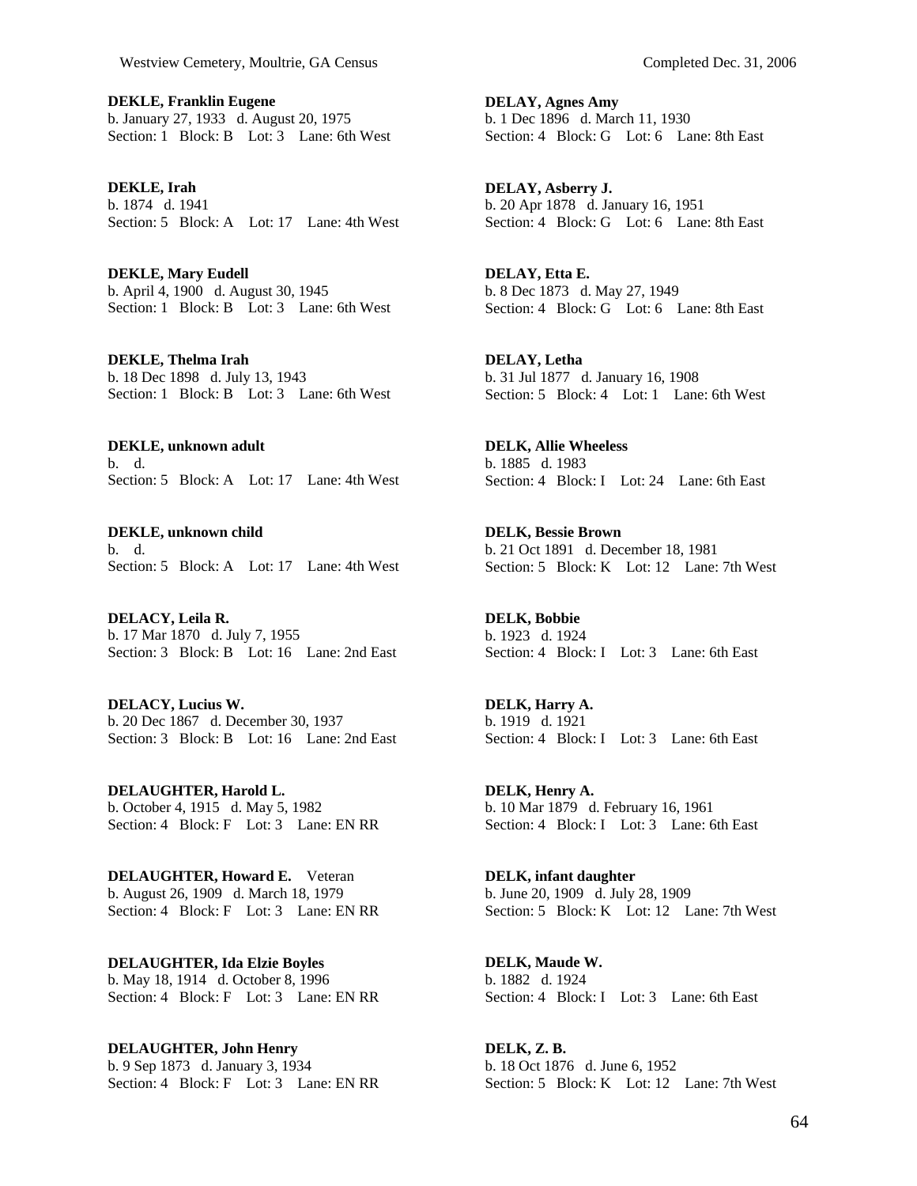**DEKLE, Franklin Eugene**
b. January 27, 1933 d. August 20, 1975
Section: 1 Block: B Lot: 3 Lane: 6th West

**DEKLE, Irah**
b. 1874 d. 1941
Section: 5 Block: A Lot: 17 Lane: 4th West

**DEKLE, Mary Eudell**
b. April 4, 1900 d. August 30, 1945
Section: 1 Block: B Lot: 3 Lane: 6th West

**DEKLE, Thelma Irah**
b. 18 Dec 1898 d. July 13, 1943
Section: 1 Block: B Lot: 3 Lane: 6th West

**DEKLE, unknown adult**
b. d.
Section: 5 Block: A Lot: 17 Lane: 4th West

**DEKLE, unknown child**
b. d.
Section: 5 Block: A Lot: 17 Lane: 4th West

**DELACY, Leila R.**
b. 17 Mar 1870 d. July 7, 1955
Section: 3 Block: B Lot: 16 Lane: 2nd East

**DELACY, Lucius W.**
b. 20 Dec 1867 d. December 30, 1937
Section: 3 Block: B Lot: 16 Lane: 2nd East

**DELAUGHTER, Harold L.**
b. October 4, 1915 d. May 5, 1982
Section: 4 Block: F Lot: 3 Lane: EN RR

**DELAUGHTER, Howard E.** Veteran
b. August 26, 1909 d. March 18, 1979
Section: 4 Block: F Lot: 3 Lane: EN RR

**DELAUGHTER, Ida Elzie Boyles**
b. May 18, 1914 d. October 8, 1996
Section: 4 Block: F Lot: 3 Lane: EN RR

**DELAUGHTER, John Henry**
b. 9 Sep 1873 d. January 3, 1934
Section: 4 Block: F Lot: 3 Lane: EN RR

**DELAY, Agnes Amy**
b. 1 Dec 1896 d. March 11, 1930
Section: 4 Block: G Lot: 6 Lane: 8th East

**DELAY, Asberry J.**
b. 20 Apr 1878 d. January 16, 1951
Section: 4 Block: G Lot: 6 Lane: 8th East

**DELAY, Etta E.**
b. 8 Dec 1873 d. May 27, 1949
Section: 4 Block: G Lot: 6 Lane: 8th East

**DELAY, Letha**
b. 31 Jul 1877 d. January 16, 1908
Section: 5 Block: 4 Lot: 1 Lane: 6th West

**DELK, Allie Wheeless**
b. 1885 d. 1983
Section: 4 Block: I Lot: 24 Lane: 6th East

**DELK, Bessie Brown**
b. 21 Oct 1891 d. December 18, 1981
Section: 5 Block: K Lot: 12 Lane: 7th West

**DELK, Bobbie**
b. 1923 d. 1924
Section: 4 Block: I Lot: 3 Lane: 6th East

**DELK, Harry A.**
b. 1919 d. 1921
Section: 4 Block: I Lot: 3 Lane: 6th East

**DELK, Henry A.**
b. 10 Mar 1879 d. February 16, 1961
Section: 4 Block: I Lot: 3 Lane: 6th East

**DELK, infant daughter**
b. June 20, 1909 d. July 28, 1909
Section: 5 Block: K Lot: 12 Lane: 7th West

**DELK, Maude W.**
b. 1882 d. 1924
Section: 4 Block: I Lot: 3 Lane: 6th East

**DELK, Z. B.**
b. 18 Oct 1876 d. June 6, 1952
Section: 5 Block: K Lot: 12 Lane: 7th West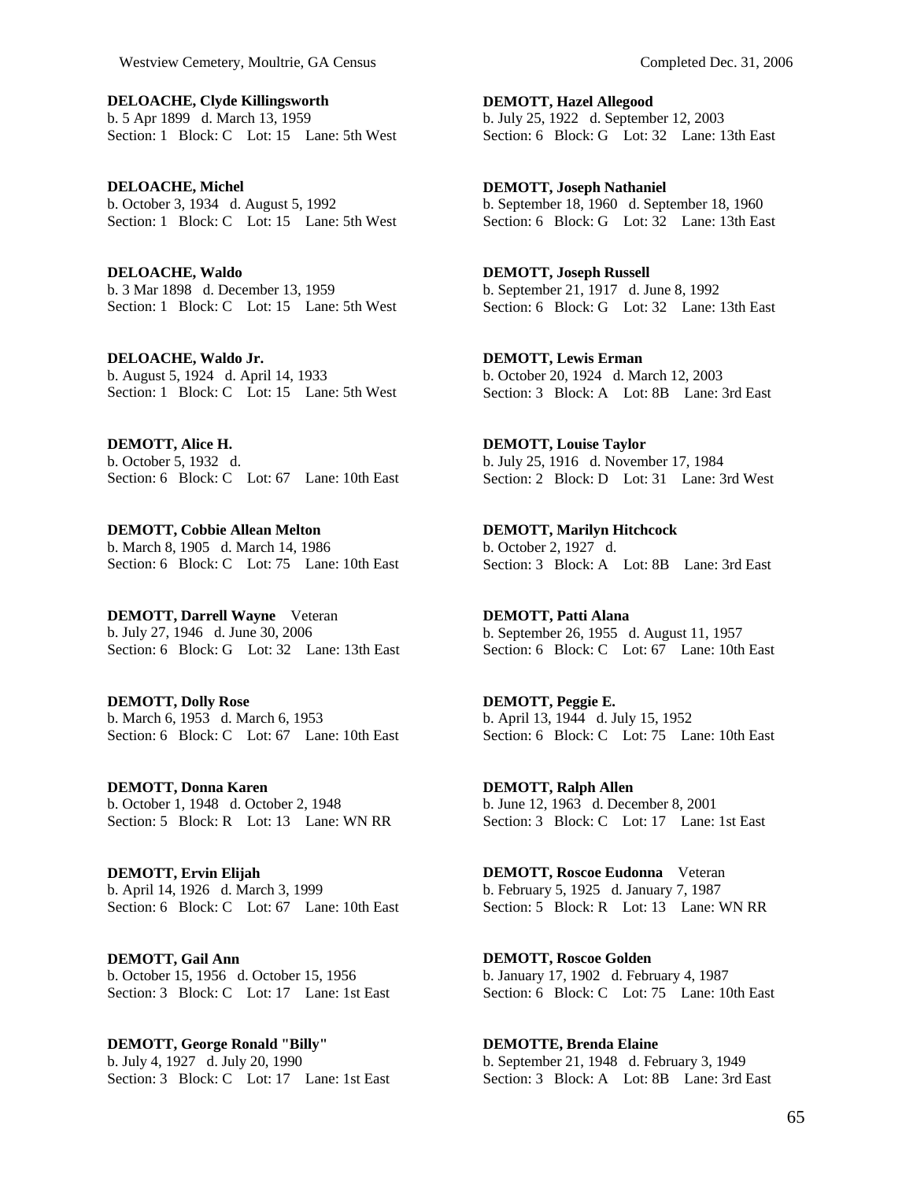**DELOACHE, Clyde Killingsworth**
b. 5 Apr 1899 d. March 13, 1959
Section: 1 Block: C Lot: 15 Lane: 5th West

**DELOACHE, Michel**
b. October 3, 1934 d. August 5, 1992
Section: 1 Block: C Lot: 15 Lane: 5th West

**DELOACHE, Waldo**
b. 3 Mar 1898 d. December 13, 1959
Section: 1 Block: C Lot: 15 Lane: 5th West

**DELOACHE, Waldo Jr.**
b. August 5, 1924 d. April 14, 1933
Section: 1 Block: C Lot: 15 Lane: 5th West

**DEMOTT, Alice H.**
b. October 5, 1932 d.
Section: 6 Block: C Lot: 67 Lane: 10th East

**DEMOTT, Cobbie Allean Melton**
b. March 8, 1905 d. March 14, 1986
Section: 6 Block: C Lot: 75 Lane: 10th East

**DEMOTT, Darrell Wayne** Veteran
b. July 27, 1946 d. June 30, 2006
Section: 6 Block: G Lot: 32 Lane: 13th East

**DEMOTT, Dolly Rose**
b. March 6, 1953 d. March 6, 1953
Section: 6 Block: C Lot: 67 Lane: 10th East

**DEMOTT, Donna Karen**
b. October 1, 1948 d. October 2, 1948
Section: 5 Block: R Lot: 13 Lane: WN RR

**DEMOTT, Ervin Elijah**
b. April 14, 1926 d. March 3, 1999
Section: 6 Block: C Lot: 67 Lane: 10th East

**DEMOTT, Gail Ann**
b. October 15, 1956 d. October 15, 1956
Section: 3 Block: C Lot: 17 Lane: 1st East

**DEMOTT, George Ronald "Billy"**
b. July 4, 1927 d. July 20, 1990
Section: 3 Block: C Lot: 17 Lane: 1st East

**DEMOTT, Hazel Allegood**
b. July 25, 1922 d. September 12, 2003
Section: 6 Block: G Lot: 32 Lane: 13th East

**DEMOTT, Joseph Nathaniel**
b. September 18, 1960 d. September 18, 1960
Section: 6 Block: G Lot: 32 Lane: 13th East

**DEMOTT, Joseph Russell**
b. September 21, 1917 d. June 8, 1992
Section: 6 Block: G Lot: 32 Lane: 13th East

**DEMOTT, Lewis Erman**
b. October 20, 1924 d. March 12, 2003
Section: 3 Block: A Lot: 8B Lane: 3rd East

**DEMOTT, Louise Taylor**
b. July 25, 1916 d. November 17, 1984
Section: 2 Block: D Lot: 31 Lane: 3rd West

**DEMOTT, Marilyn Hitchcock**
b. October 2, 1927 d.
Section: 3 Block: A Lot: 8B Lane: 3rd East

**DEMOTT, Patti Alana**
b. September 26, 1955 d. August 11, 1957
Section: 6 Block: C Lot: 67 Lane: 10th East

**DEMOTT, Peggie E.**
b. April 13, 1944 d. July 15, 1952
Section: 6 Block: C Lot: 75 Lane: 10th East

**DEMOTT, Ralph Allen**
b. June 12, 1963 d. December 8, 2001
Section: 3 Block: C Lot: 17 Lane: 1st East

**DEMOTT, Roscoe Eudonna** Veteran
b. February 5, 1925 d. January 7, 1987
Section: 5 Block: R Lot: 13 Lane: WN RR

**DEMOTT, Roscoe Golden**
b. January 17, 1902 d. February 4, 1987
Section: 6 Block: C Lot: 75 Lane: 10th East

**DEMOTTE, Brenda Elaine**
b. September 21, 1948 d. February 3, 1949
Section: 3 Block: A Lot: 8B Lane: 3rd East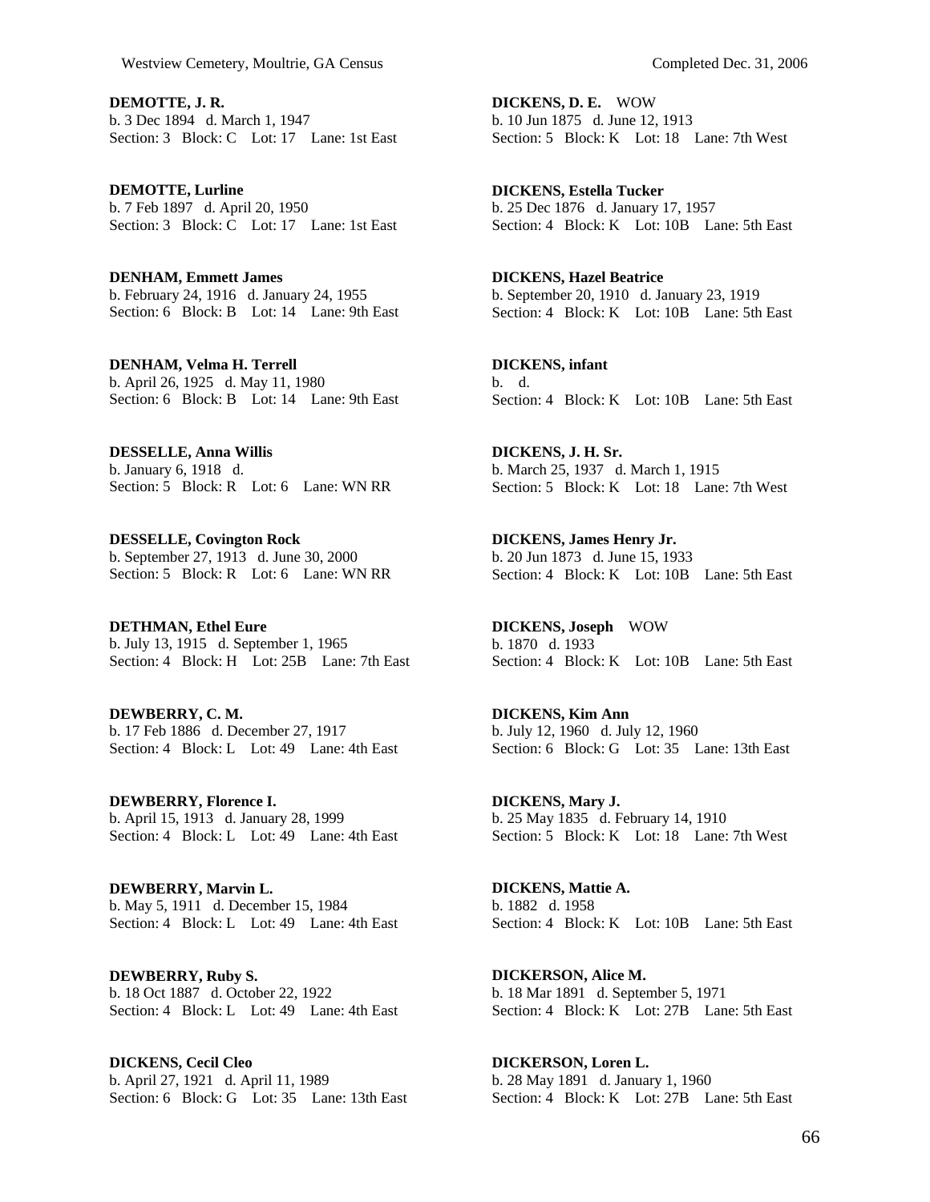**DEMOTTE, J. R.**
b. 3 Dec 1894 d. March 1, 1947
Section: 3 Block: C Lot: 17 Lane: 1st East

**DEMOTTE, Lurline**
b. 7 Feb 1897 d. April 20, 1950
Section: 3 Block: C Lot: 17 Lane: 1st East

**DENHAM, Emmett James**
b. February 24, 1916 d. January 24, 1955
Section: 6 Block: B Lot: 14 Lane: 9th East

**DENHAM, Velma H. Terrell**
b. April 26, 1925 d. May 11, 1980
Section: 6 Block: B Lot: 14 Lane: 9th East

**DESSELLE, Anna Willis**
b. January 6, 1918 d.
Section: 5 Block: R Lot: 6 Lane: WN RR

**DESSELLE, Covington Rock**
b. September 27, 1913 d. June 30, 2000
Section: 5 Block: R Lot: 6 Lane: WN RR

**DETHMAN, Ethel Eure**
b. July 13, 1915 d. September 1, 1965
Section: 4 Block: H Lot: 25B Lane: 7th East

**DEWBERRY, C. M.**
b. 17 Feb 1886 d. December 27, 1917
Section: 4 Block: L Lot: 49 Lane: 4th East

**DEWBERRY, Florence I.**
b. April 15, 1913 d. January 28, 1999
Section: 4 Block: L Lot: 49 Lane: 4th East

**DEWBERRY, Marvin L.**
b. May 5, 1911 d. December 15, 1984
Section: 4 Block: L Lot: 49 Lane: 4th East

**DEWBERRY, Ruby S.**
b. 18 Oct 1887 d. October 22, 1922
Section: 4 Block: L Lot: 49 Lane: 4th East

**DICKENS, Cecil Cleo**
b. April 27, 1921 d. April 11, 1989
Section: 6 Block: G Lot: 35 Lane: 13th East

**DICKENS, D. E.** WOW
b. 10 Jun 1875 d. June 12, 1913
Section: 5 Block: K Lot: 18 Lane: 7th West

**DICKENS, Estella Tucker**
b. 25 Dec 1876 d. January 17, 1957
Section: 4 Block: K Lot: 10B Lane: 5th East

**DICKENS, Hazel Beatrice**
b. September 20, 1910 d. January 23, 1919
Section: 4 Block: K Lot: 10B Lane: 5th East

**DICKENS, infant**
b. d.
Section: 4 Block: K Lot: 10B Lane: 5th East

**DICKENS, J. H. Sr.**
b. March 25, 1937 d. March 1, 1915
Section: 5 Block: K Lot: 18 Lane: 7th West

**DICKENS, James Henry Jr.**
b. 20 Jun 1873 d. June 15, 1933
Section: 4 Block: K Lot: 10B Lane: 5th East

**DICKENS, Joseph** WOW
b. 1870 d. 1933
Section: 4 Block: K Lot: 10B Lane: 5th East

**DICKENS, Kim Ann**
b. July 12, 1960 d. July 12, 1960
Section: 6 Block: G Lot: 35 Lane: 13th East

**DICKENS, Mary J.**
b. 25 May 1835 d. February 14, 1910
Section: 5 Block: K Lot: 18 Lane: 7th West

**DICKENS, Mattie A.**
b. 1882 d. 1958
Section: 4 Block: K Lot: 10B Lane: 5th East

**DICKERSON, Alice M.**
b. 18 Mar 1891 d. September 5, 1971
Section: 4 Block: K Lot: 27B Lane: 5th East

**DICKERSON, Loren L.**
b. 28 May 1891 d. January 1, 1960
Section: 4 Block: K Lot: 27B Lane: 5th East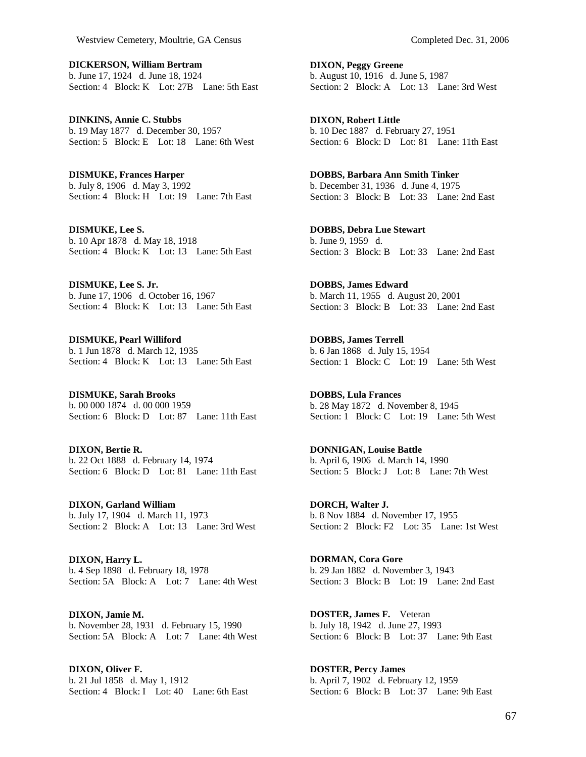**DICKERSON, William Bertram**
b. June 17, 1924   d. June 18, 1924
Section: 4   Block: K   Lot: 27B   Lane: 5th East

**DINKINS, Annie C. Stubbs**
b. 19 May 1877   d. December 30, 1957
Section: 5   Block: E   Lot: 18   Lane: 6th West

**DISMUKE, Frances Harper**
b. July 8, 1906   d. May 3, 1992
Section: 4   Block: H   Lot: 19   Lane: 7th East

**DISMUKE, Lee S.**
b. 10 Apr 1878   d. May 18, 1918
Section: 4   Block: K   Lot: 13   Lane: 5th East

**DISMUKE, Lee S. Jr.**
b. June 17, 1906   d. October 16, 1967
Section: 4   Block: K   Lot: 13   Lane: 5th East

**DISMUKE, Pearl Williford**
b. 1 Jun 1878   d. March 12, 1935
Section: 4   Block: K   Lot: 13   Lane: 5th East

**DISMUKE, Sarah Brooks**
b. 00 000 1874   d. 00 000 1959
Section: 6   Block: D   Lot: 87   Lane: 11th East

**DIXON, Bertie R.**
b. 22 Oct 1888   d. February 14, 1974
Section: 6   Block: D   Lot: 81   Lane: 11th East

**DIXON, Garland William**
b. July 17, 1904   d. March 11, 1973
Section: 2   Block: A   Lot: 13   Lane: 3rd West

**DIXON, Harry L.**
b. 4 Sep 1898   d. February 18, 1978
Section: 5A   Block: A   Lot: 7   Lane: 4th West

**DIXON, Jamie M.**
b. November 28, 1931   d. February 15, 1990
Section: 5A   Block: A   Lot: 7   Lane: 4th West

**DIXON, Oliver F.**
b. 21 Jul 1858   d. May 1, 1912
Section: 4   Block: I   Lot: 40   Lane: 6th East

**DIXON, Peggy Greene**
b. August 10, 1916   d. June 5, 1987
Section: 2   Block: A   Lot: 13   Lane: 3rd West

**DIXON, Robert Little**
b. 10 Dec 1887   d. February 27, 1951
Section: 6   Block: D   Lot: 81   Lane: 11th East

**DOBBS, Barbara Ann Smith Tinker**
b. December 31, 1936   d. June 4, 1975
Section: 3   Block: B   Lot: 33   Lane: 2nd East

**DOBBS, Debra Lue Stewart**
b. June 9, 1959   d.
Section: 3   Block: B   Lot: 33   Lane: 2nd East

**DOBBS, James Edward**
b. March 11, 1955   d. August 20, 2001
Section: 3   Block: B   Lot: 33   Lane: 2nd East

**DOBBS, James Terrell**
b. 6 Jan 1868   d. July 15, 1954
Section: 1   Block: C   Lot: 19   Lane: 5th West

**DOBBS, Lula Frances**
b. 28 May 1872   d. November 8, 1945
Section: 1   Block: C   Lot: 19   Lane: 5th West

**DONNIGAN, Louise Battle**
b. April 6, 1906   d. March 14, 1990
Section: 5   Block: J   Lot: 8   Lane: 7th West

**DORCH, Walter J.**
b. 8 Nov 1884   d. November 17, 1955
Section: 2   Block: F2   Lot: 35   Lane: 1st West

**DORMAN, Cora Gore**
b. 29 Jan 1882   d. November 3, 1943
Section: 3   Block: B   Lot: 19   Lane: 2nd East

**DOSTER, James F.**   Veteran
b. July 18, 1942   d. June 27, 1993
Section: 6   Block: B   Lot: 37   Lane: 9th East

**DOSTER, Percy James**
b. April 7, 1902   d. February 12, 1959
Section: 6   Block: B   Lot: 37   Lane: 9th East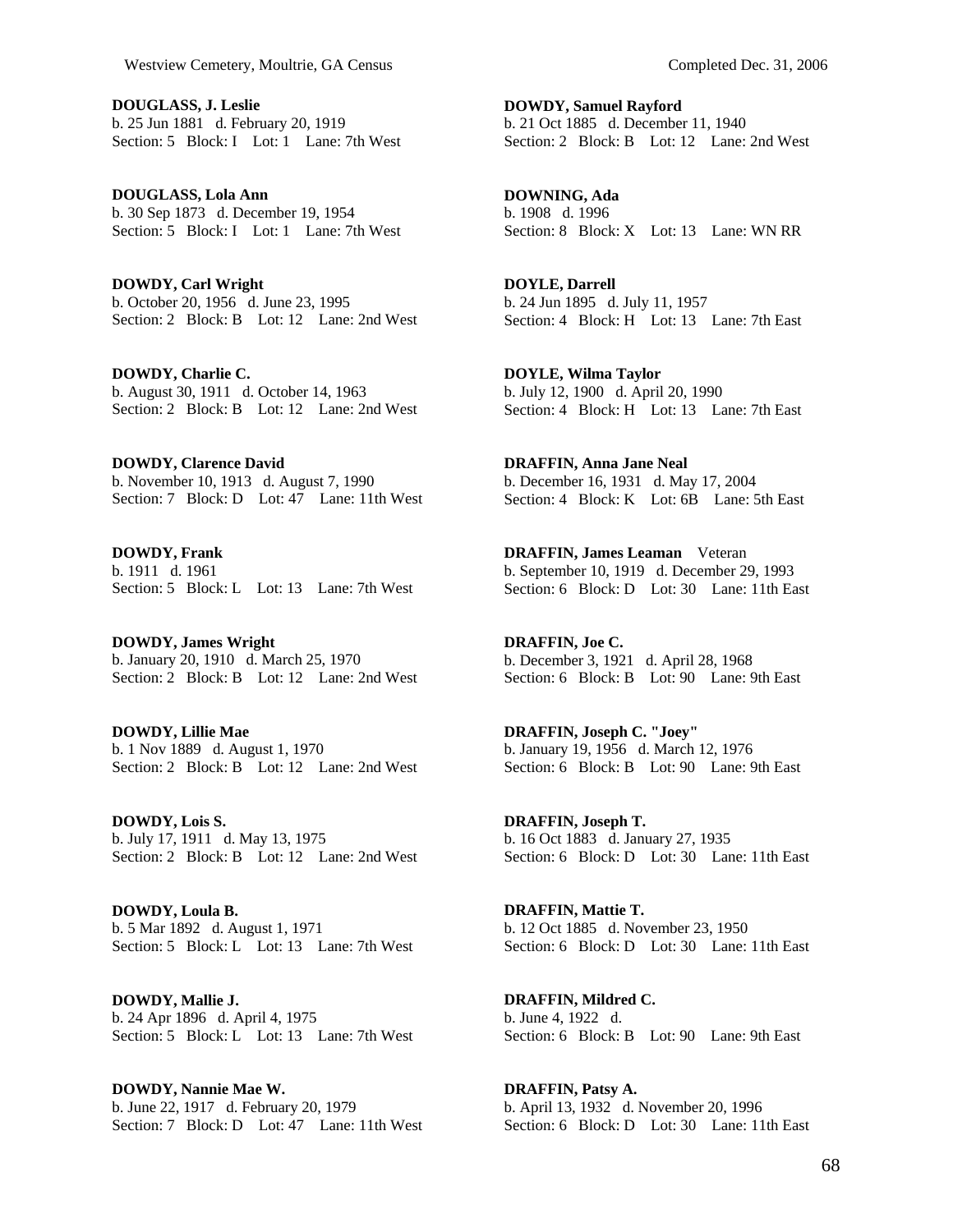**DOUGLASS, J. Leslie**
b. 25 Jun 1881 d. February 20, 1919
Section: 5 Block: I Lot: 1 Lane: 7th West

**DOUGLASS, Lola Ann**
b. 30 Sep 1873 d. December 19, 1954
Section: 5 Block: I Lot: 1 Lane: 7th West

**DOWDY, Carl Wright**
b. October 20, 1956 d. June 23, 1995
Section: 2 Block: B Lot: 12 Lane: 2nd West

**DOWDY, Charlie C.**
b. August 30, 1911 d. October 14, 1963
Section: 2 Block: B Lot: 12 Lane: 2nd West

**DOWDY, Clarence David**
b. November 10, 1913 d. August 7, 1990
Section: 7 Block: D Lot: 47 Lane: 11th West

**DOWDY, Frank**
b. 1911 d. 1961
Section: 5 Block: L Lot: 13 Lane: 7th West

**DOWDY, James Wright**
b. January 20, 1910 d. March 25, 1970
Section: 2 Block: B Lot: 12 Lane: 2nd West

**DOWDY, Lillie Mae**
b. 1 Nov 1889 d. August 1, 1970
Section: 2 Block: B Lot: 12 Lane: 2nd West

**DOWDY, Lois S.**
b. July 17, 1911 d. May 13, 1975
Section: 2 Block: B Lot: 12 Lane: 2nd West

**DOWDY, Loula B.**
b. 5 Mar 1892 d. August 1, 1971
Section: 5 Block: L Lot: 13 Lane: 7th West

**DOWDY, Mallie J.**
b. 24 Apr 1896 d. April 4, 1975
Section: 5 Block: L Lot: 13 Lane: 7th West

**DOWDY, Nannie Mae W.**
b. June 22, 1917 d. February 20, 1979
Section: 7 Block: D Lot: 47 Lane: 11th West

**DOWDY, Samuel Rayford**
b. 21 Oct 1885 d. December 11, 1940
Section: 2 Block: B Lot: 12 Lane: 2nd West

**DOWNING, Ada**
b. 1908 d. 1996
Section: 8 Block: X Lot: 13 Lane: WN RR

**DOYLE, Darrell**
b. 24 Jun 1895 d. July 11, 1957
Section: 4 Block: H Lot: 13 Lane: 7th East

**DOYLE, Wilma Taylor**
b. July 12, 1900 d. April 20, 1990
Section: 4 Block: H Lot: 13 Lane: 7th East

**DRAFFIN, Anna Jane Neal**
b. December 16, 1931 d. May 17, 2004
Section: 4 Block: K Lot: 6B Lane: 5th East

**DRAFFIN, James Leaman** Veteran
b. September 10, 1919 d. December 29, 1993
Section: 6 Block: D Lot: 30 Lane: 11th East

**DRAFFIN, Joe C.**
b. December 3, 1921 d. April 28, 1968
Section: 6 Block: B Lot: 90 Lane: 9th East

**DRAFFIN, Joseph C. "Joey"**
b. January 19, 1956 d. March 12, 1976
Section: 6 Block: B Lot: 90 Lane: 9th East

**DRAFFIN, Joseph T.**
b. 16 Oct 1883 d. January 27, 1935
Section: 6 Block: D Lot: 30 Lane: 11th East

**DRAFFIN, Mattie T.**
b. 12 Oct 1885 d. November 23, 1950
Section: 6 Block: D Lot: 30 Lane: 11th East

**DRAFFIN, Mildred C.**
b. June 4, 1922 d.
Section: 6 Block: B Lot: 90 Lane: 9th East

**DRAFFIN, Patsy A.**
b. April 13, 1932 d. November 20, 1996
Section: 6 Block: D Lot: 30 Lane: 11th East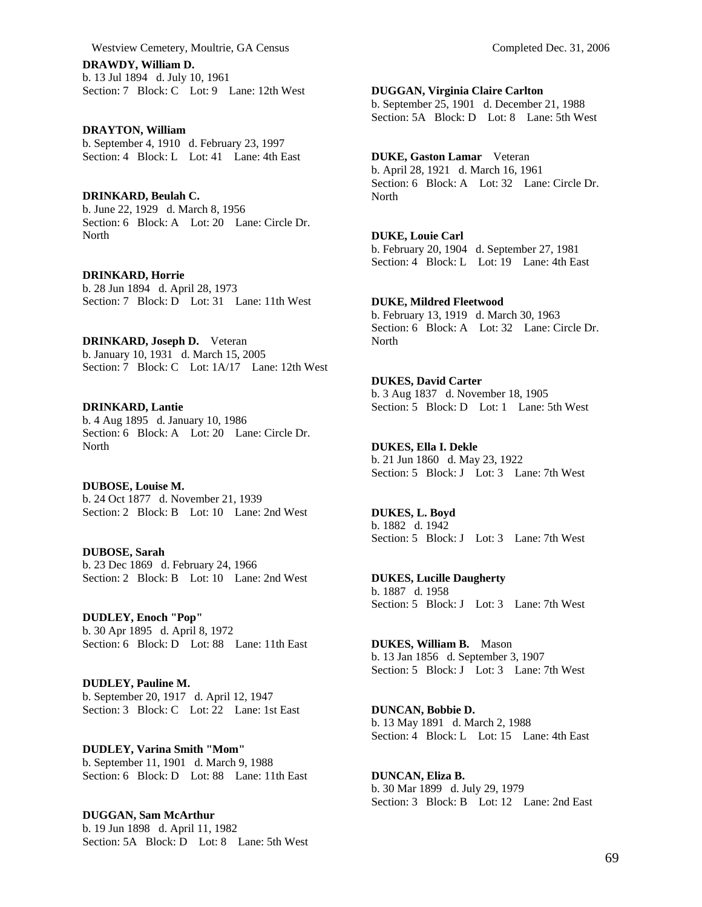**DRAWDY, William D.**
b. 13 Jul 1894 d. July 10, 1961
Section: 7 Block: C Lot: 9 Lane: 12th West

**DRAYTON, William**
b. September 4, 1910 d. February 23, 1997
Section: 4 Block: L Lot: 41 Lane: 4th East

**DRINKARD, Beulah C.**
b. June 22, 1929 d. March 8, 1956
Section: 6 Block: A Lot: 20 Lane: Circle Dr. North

**DRINKARD, Horrie**
b. 28 Jun 1894 d. April 28, 1973
Section: 7 Block: D Lot: 31 Lane: 11th West

**DRINKARD, Joseph D.** Veteran
b. January 10, 1931 d. March 15, 2005
Section: 7 Block: C Lot: 1A/17 Lane: 12th West

**DRINKARD, Lantie**
b. 4 Aug 1895 d. January 10, 1986
Section: 6 Block: A Lot: 20 Lane: Circle Dr. North

**DUBOSE, Louise M.**
b. 24 Oct 1877 d. November 21, 1939
Section: 2 Block: B Lot: 10 Lane: 2nd West

**DUBOSE, Sarah**
b. 23 Dec 1869 d. February 24, 1966
Section: 2 Block: B Lot: 10 Lane: 2nd West

**DUDLEY, Enoch "Pop"**
b. 30 Apr 1895 d. April 8, 1972
Section: 6 Block: D Lot: 88 Lane: 11th East

**DUDLEY, Pauline M.**
b. September 20, 1917 d. April 12, 1947
Section: 3 Block: C Lot: 22 Lane: 1st East

**DUDLEY, Varina Smith "Mom"**
b. September 11, 1901 d. March 9, 1988
Section: 6 Block: D Lot: 88 Lane: 11th East

**DUGGAN, Sam McArthur**
b. 19 Jun 1898 d. April 11, 1982
Section: 5A Block: D Lot: 8 Lane: 5th West

**DUGGAN, Virginia Claire Carlton**
b. September 25, 1901 d. December 21, 1988
Section: 5A Block: D Lot: 8 Lane: 5th West

**DUKE, Gaston Lamar** Veteran
b. April 28, 1921 d. March 16, 1961
Section: 6 Block: A Lot: 32 Lane: Circle Dr. North

**DUKE, Louie Carl**
b. February 20, 1904 d. September 27, 1981
Section: 4 Block: L Lot: 19 Lane: 4th East

**DUKE, Mildred Fleetwood**
b. February 13, 1919 d. March 30, 1963
Section: 6 Block: A Lot: 32 Lane: Circle Dr. North

**DUKES, David Carter**
b. 3 Aug 1837 d. November 18, 1905
Section: 5 Block: D Lot: 1 Lane: 5th West

**DUKES, Ella I. Dekle**
b. 21 Jun 1860 d. May 23, 1922
Section: 5 Block: J Lot: 3 Lane: 7th West

**DUKES, L. Boyd**
b. 1882 d. 1942
Section: 5 Block: J Lot: 3 Lane: 7th West

**DUKES, Lucille Daugherty**
b. 1887 d. 1958
Section: 5 Block: J Lot: 3 Lane: 7th West

**DUKES, William B.** Mason
b. 13 Jan 1856 d. September 3, 1907
Section: 5 Block: J Lot: 3 Lane: 7th West

**DUNCAN, Bobbie D.**
b. 13 May 1891 d. March 2, 1988
Section: 4 Block: L Lot: 15 Lane: 4th East

**DUNCAN, Eliza B.**
b. 30 Mar 1899 d. July 29, 1979
Section: 3 Block: B Lot: 12 Lane: 2nd East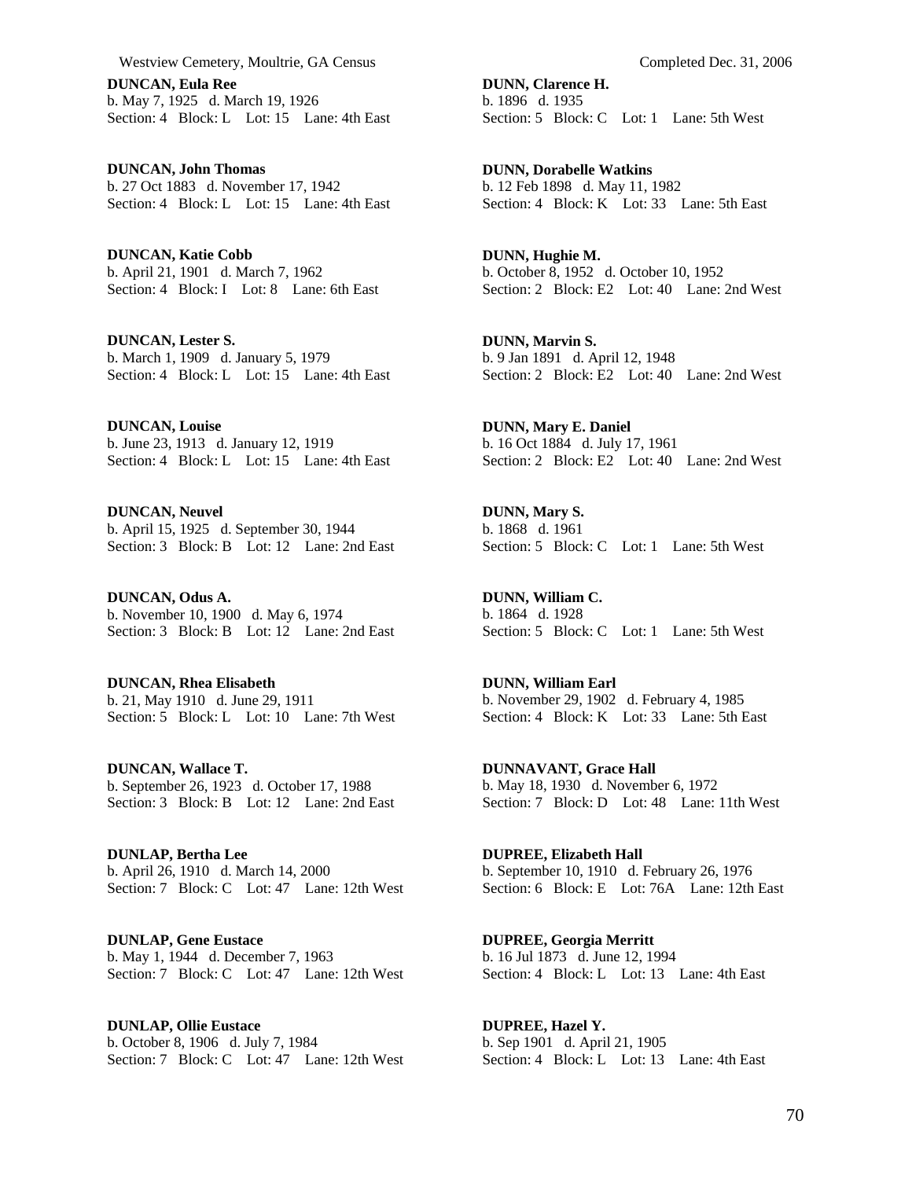**DUNCAN, Eula Ree**
b. May 7, 1925 d. March 19, 1926
Section: 4 Block: L Lot: 15 Lane: 4th East

**DUNCAN, John Thomas**
b. 27 Oct 1883 d. November 17, 1942
Section: 4 Block: L Lot: 15 Lane: 4th East

**DUNCAN, Katie Cobb**
b. April 21, 1901 d. March 7, 1962
Section: 4 Block: I Lot: 8 Lane: 6th East

**DUNCAN, Lester S.**
b. March 1, 1909 d. January 5, 1979
Section: 4 Block: L Lot: 15 Lane: 4th East

**DUNCAN, Louise**
b. June 23, 1913 d. January 12, 1919
Section: 4 Block: L Lot: 15 Lane: 4th East

**DUNCAN, Neuvel**
b. April 15, 1925 d. September 30, 1944
Section: 3 Block: B Lot: 12 Lane: 2nd East

**DUNCAN, Odus A.**
b. November 10, 1900 d. May 6, 1974
Section: 3 Block: B Lot: 12 Lane: 2nd East

**DUNCAN, Rhea Elisabeth**
b. 21, May 1910 d. June 29, 1911
Section: 5 Block: L Lot: 10 Lane: 7th West

**DUNCAN, Wallace T.**
b. September 26, 1923 d. October 17, 1988
Section: 3 Block: B Lot: 12 Lane: 2nd East

**DUNLAP, Bertha Lee**
b. April 26, 1910 d. March 14, 2000
Section: 7 Block: C Lot: 47 Lane: 12th West

**DUNLAP, Gene Eustace**
b. May 1, 1944 d. December 7, 1963
Section: 7 Block: C Lot: 47 Lane: 12th West

**DUNLAP, Ollie Eustace**
b. October 8, 1906 d. July 7, 1984
Section: 7 Block: C Lot: 47 Lane: 12th West

**DUNN, Clarence H.**
b. 1896 d. 1935
Section: 5 Block: C Lot: 1 Lane: 5th West

**DUNN, Dorabelle Watkins**
b. 12 Feb 1898 d. May 11, 1982
Section: 4 Block: K Lot: 33 Lane: 5th East

**DUNN, Hughie M.**
b. October 8, 1952 d. October 10, 1952
Section: 2 Block: E2 Lot: 40 Lane: 2nd West

**DUNN, Marvin S.**
b. 9 Jan 1891 d. April 12, 1948
Section: 2 Block: E2 Lot: 40 Lane: 2nd West

**DUNN, Mary E. Daniel**
b. 16 Oct 1884 d. July 17, 1961
Section: 2 Block: E2 Lot: 40 Lane: 2nd West

**DUNN, Mary S.**
b. 1868 d. 1961
Section: 5 Block: C Lot: 1 Lane: 5th West

**DUNN, William C.**
b. 1864 d. 1928
Section: 5 Block: C Lot: 1 Lane: 5th West

**DUNN, William Earl**
b. November 29, 1902 d. February 4, 1985
Section: 4 Block: K Lot: 33 Lane: 5th East

**DUNNAVANT, Grace Hall**
b. May 18, 1930 d. November 6, 1972
Section: 7 Block: D Lot: 48 Lane: 11th West

**DUPREE, Elizabeth Hall**
b. September 10, 1910 d. February 26, 1976
Section: 6 Block: E Lot: 76A Lane: 12th East

**DUPREE, Georgia Merritt**
b. 16 Jul 1873 d. June 12, 1994
Section: 4 Block: L Lot: 13 Lane: 4th East

**DUPREE, Hazel Y.**
b. Sep 1901 d. April 21, 1905
Section: 4 Block: L Lot: 13 Lane: 4th East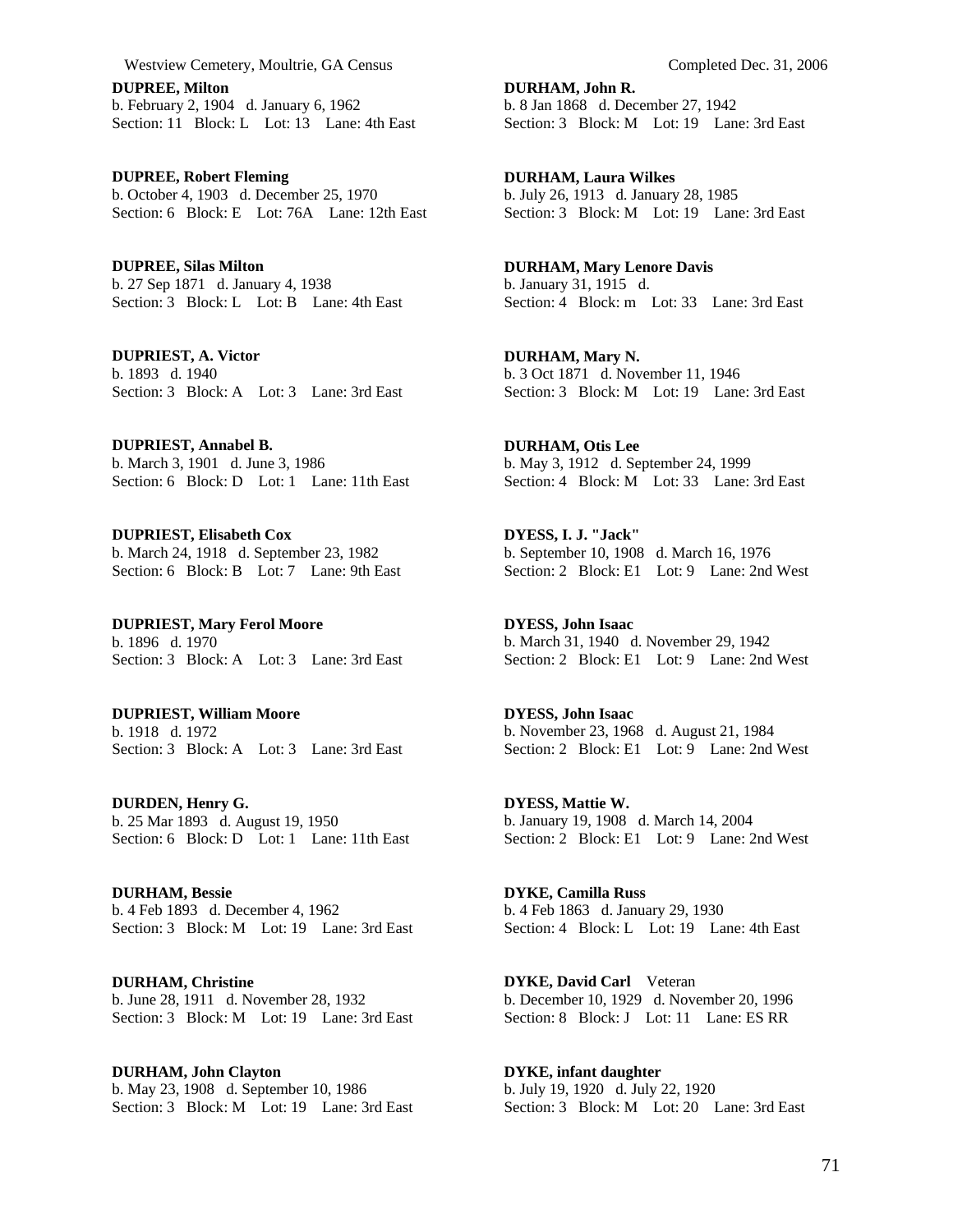**DUPREE, Milton**
b. February 2, 1904 d. January 6, 1962
Section: 11 Block: L Lot: 13 Lane: 4th East

**DUPREE, Robert Fleming**
b. October 4, 1903 d. December 25, 1970
Section: 6 Block: E Lot: 76A Lane: 12th East

**DUPREE, Silas Milton**
b. 27 Sep 1871 d. January 4, 1938
Section: 3 Block: L Lot: B Lane: 4th East

**DUPRIEST, A. Victor**
b. 1893 d. 1940
Section: 3 Block: A Lot: 3 Lane: 3rd East

**DUPRIEST, Annabel B.**
b. March 3, 1901 d. June 3, 1986
Section: 6 Block: D Lot: 1 Lane: 11th East

**DUPRIEST, Elisabeth Cox**
b. March 24, 1918 d. September 23, 1982
Section: 6 Block: B Lot: 7 Lane: 9th East

**DUPRIEST, Mary Ferol Moore**
b. 1896 d. 1970
Section: 3 Block: A Lot: 3 Lane: 3rd East

**DUPRIEST, William Moore**
b. 1918 d. 1972
Section: 3 Block: A Lot: 3 Lane: 3rd East

**DURDEN, Henry G.**
b. 25 Mar 1893 d. August 19, 1950
Section: 6 Block: D Lot: 1 Lane: 11th East

**DURHAM, Bessie**
b. 4 Feb 1893 d. December 4, 1962
Section: 3 Block: M Lot: 19 Lane: 3rd East

**DURHAM, Christine**
b. June 28, 1911 d. November 28, 1932
Section: 3 Block: M Lot: 19 Lane: 3rd East

**DURHAM, John Clayton**
b. May 23, 1908 d. September 10, 1986
Section: 3 Block: M Lot: 19 Lane: 3rd East

**DURHAM, John R.**
b. 8 Jan 1868 d. December 27, 1942
Section: 3 Block: M Lot: 19 Lane: 3rd East

**DURHAM, Laura Wilkes**
b. July 26, 1913 d. January 28, 1985
Section: 3 Block: M Lot: 19 Lane: 3rd East

**DURHAM, Mary Lenore Davis**
b. January 31, 1915 d.
Section: 4 Block: m Lot: 33 Lane: 3rd East

**DURHAM, Mary N.**
b. 3 Oct 1871 d. November 11, 1946
Section: 3 Block: M Lot: 19 Lane: 3rd East

**DURHAM, Otis Lee**
b. May 3, 1912 d. September 24, 1999
Section: 4 Block: M Lot: 33 Lane: 3rd East

**DYESS, I. J. "Jack"**
b. September 10, 1908 d. March 16, 1976
Section: 2 Block: E1 Lot: 9 Lane: 2nd West

**DYESS, John Isaac**
b. March 31, 1940 d. November 29, 1942
Section: 2 Block: E1 Lot: 9 Lane: 2nd West

**DYESS, John Isaac**
b. November 23, 1968 d. August 21, 1984
Section: 2 Block: E1 Lot: 9 Lane: 2nd West

**DYESS, Mattie W.**
b. January 19, 1908 d. March 14, 2004
Section: 2 Block: E1 Lot: 9 Lane: 2nd West

**DYKE, Camilla Russ**
b. 4 Feb 1863 d. January 29, 1930
Section: 4 Block: L Lot: 19 Lane: 4th East

**DYKE, David Carl** Veteran
b. December 10, 1929 d. November 20, 1996
Section: 8 Block: J Lot: 11 Lane: ES RR

**DYKE, infant daughter**
b. July 19, 1920 d. July 22, 1920
Section: 3 Block: M Lot: 20 Lane: 3rd East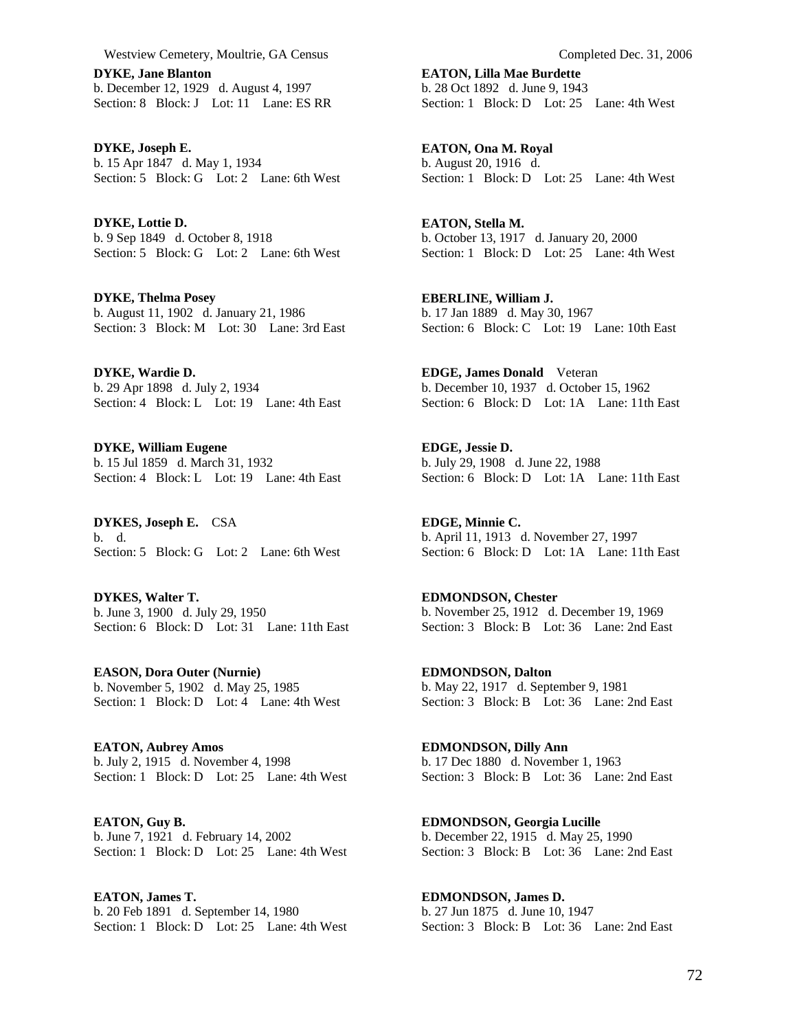**DYKE, Jane Blanton**
b. December 12, 1929 d. August 4, 1997
Section: 8 Block: J Lot: 11 Lane: ES RR

**DYKE, Joseph E.**
b. 15 Apr 1847 d. May 1, 1934
Section: 5 Block: G Lot: 2 Lane: 6th West

**DYKE, Lottie D.**
b. 9 Sep 1849 d. October 8, 1918
Section: 5 Block: G Lot: 2 Lane: 6th West

**DYKE, Thelma Posey**
b. August 11, 1902 d. January 21, 1986
Section: 3 Block: M Lot: 30 Lane: 3rd East

**DYKE, Wardie D.**
b. 29 Apr 1898 d. July 2, 1934
Section: 4 Block: L Lot: 19 Lane: 4th East

**DYKE, William Eugene**
b. 15 Jul 1859 d. March 31, 1932
Section: 4 Block: L Lot: 19 Lane: 4th East

**DYKES, Joseph E.** CSA
b. d.
Section: 5 Block: G Lot: 2 Lane: 6th West

**DYKES, Walter T.**
b. June 3, 1900 d. July 29, 1950
Section: 6 Block: D Lot: 31 Lane: 11th East

**EASON, Dora Outer (Nurnie)**
b. November 5, 1902 d. May 25, 1985
Section: 1 Block: D Lot: 4 Lane: 4th West

**EATON, Aubrey Amos**
b. July 2, 1915 d. November 4, 1998
Section: 1 Block: D Lot: 25 Lane: 4th West

**EATON, Guy B.**
b. June 7, 1921 d. February 14, 2002
Section: 1 Block: D Lot: 25 Lane: 4th West

**EATON, James T.**
b. 20 Feb 1891 d. September 14, 1980
Section: 1 Block: D Lot: 25 Lane: 4th West

**EATON, Lilla Mae Burdette**
b. 28 Oct 1892 d. June 9, 1943
Section: 1 Block: D Lot: 25 Lane: 4th West

**EATON, Ona M. Royal**
b. August 20, 1916 d.
Section: 1 Block: D Lot: 25 Lane: 4th West

**EATON, Stella M.**
b. October 13, 1917 d. January 20, 2000
Section: 1 Block: D Lot: 25 Lane: 4th West

**EBERLINE, William J.**
b. 17 Jan 1889 d. May 30, 1967
Section: 6 Block: C Lot: 19 Lane: 10th East

**EDGE, James Donald** Veteran
b. December 10, 1937 d. October 15, 1962
Section: 6 Block: D Lot: 1A Lane: 11th East

**EDGE, Jessie D.**
b. July 29, 1908 d. June 22, 1988
Section: 6 Block: D Lot: 1A Lane: 11th East

**EDGE, Minnie C.**
b. April 11, 1913 d. November 27, 1997
Section: 6 Block: D Lot: 1A Lane: 11th East

**EDMONDSON, Chester**
b. November 25, 1912 d. December 19, 1969
Section: 3 Block: B Lot: 36 Lane: 2nd East

**EDMONDSON, Dalton**
b. May 22, 1917 d. September 9, 1981
Section: 3 Block: B Lot: 36 Lane: 2nd East

**EDMONDSON, Dilly Ann**
b. 17 Dec 1880 d. November 1, 1963
Section: 3 Block: B Lot: 36 Lane: 2nd East

**EDMONDSON, Georgia Lucille**
b. December 22, 1915 d. May 25, 1990
Section: 3 Block: B Lot: 36 Lane: 2nd East

**EDMONDSON, James D.**
b. 27 Jun 1875 d. June 10, 1947
Section: 3 Block: B Lot: 36 Lane: 2nd East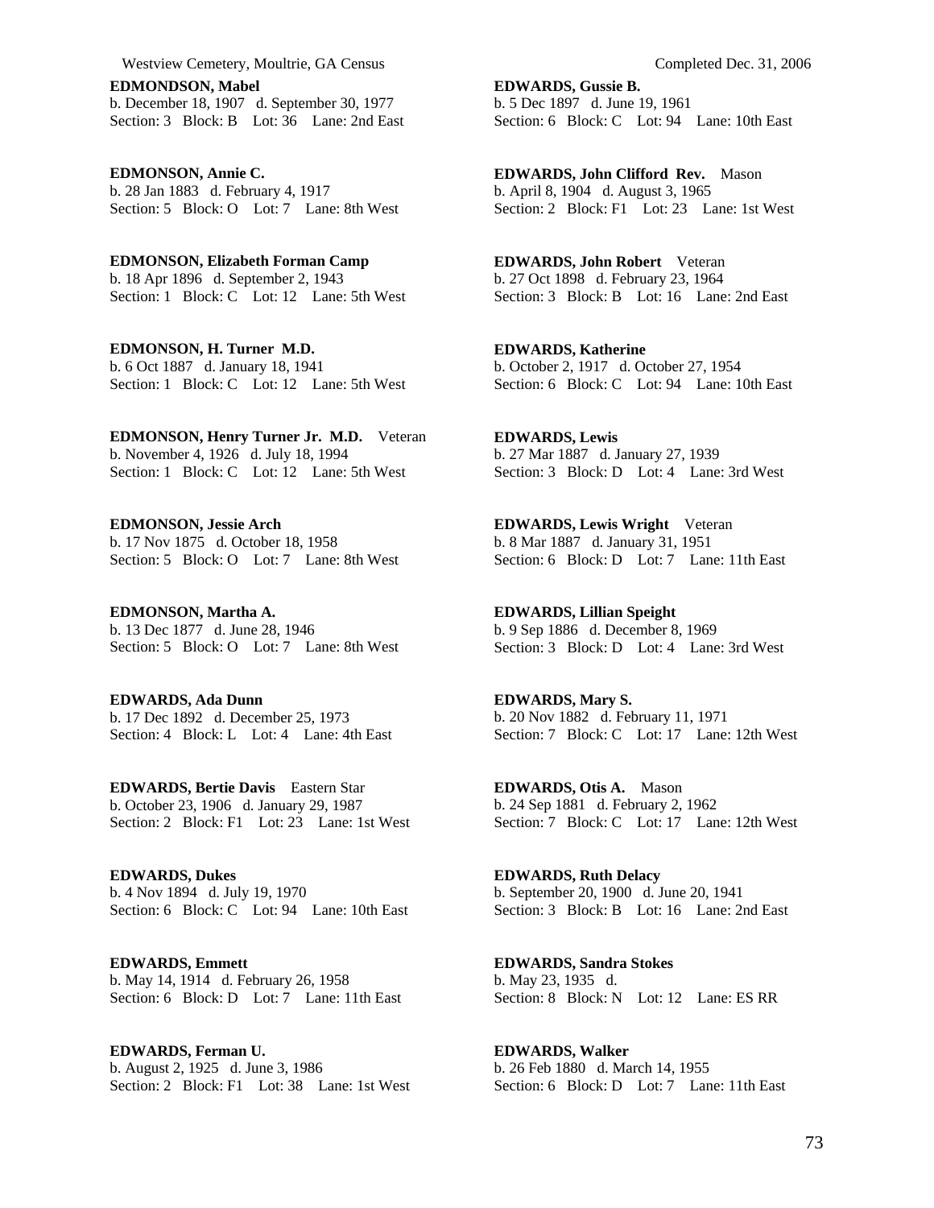**EDMONDSON, Mabel**
b. December 18, 1907 d. September 30, 1977
Section: 3 Block: B Lot: 36 Lane: 2nd East

**EDMONSON, Annie C.**
b. 28 Jan 1883 d. February 4, 1917
Section: 5 Block: O Lot: 7 Lane: 8th West

**EDMONSON, Elizabeth Forman Camp**
b. 18 Apr 1896 d. September 2, 1943
Section: 1 Block: C Lot: 12 Lane: 5th West

**EDMONSON, H. Turner M.D.**
b. 6 Oct 1887 d. January 18, 1941
Section: 1 Block: C Lot: 12 Lane: 5th West

**EDMONSON, Henry Turner Jr. M.D.** Veteran
b. November 4, 1926 d. July 18, 1994
Section: 1 Block: C Lot: 12 Lane: 5th West

**EDMONSON, Jessie Arch**
b. 17 Nov 1875 d. October 18, 1958
Section: 5 Block: O Lot: 7 Lane: 8th West

**EDMONSON, Martha A.**
b. 13 Dec 1877 d. June 28, 1946
Section: 5 Block: O Lot: 7 Lane: 8th West

**EDWARDS, Ada Dunn**
b. 17 Dec 1892 d. December 25, 1973
Section: 4 Block: L Lot: 4 Lane: 4th East

**EDWARDS, Bertie Davis** Eastern Star
b. October 23, 1906 d. January 29, 1987
Section: 2 Block: F1 Lot: 23 Lane: 1st West

**EDWARDS, Dukes**
b. 4 Nov 1894 d. July 19, 1970
Section: 6 Block: C Lot: 94 Lane: 10th East

**EDWARDS, Emmett**
b. May 14, 1914 d. February 26, 1958
Section: 6 Block: D Lot: 7 Lane: 11th East

**EDWARDS, Ferman U.**
b. August 2, 1925 d. June 3, 1986
Section: 2 Block: F1 Lot: 38 Lane: 1st West

**EDWARDS, Gussie B.**
b. 5 Dec 1897 d. June 19, 1961
Section: 6 Block: C Lot: 94 Lane: 10th East

**EDWARDS, John Clifford Rev.** Mason
b. April 8, 1904 d. August 3, 1965
Section: 2 Block: F1 Lot: 23 Lane: 1st West

**EDWARDS, John Robert** Veteran
b. 27 Oct 1898 d. February 23, 1964
Section: 3 Block: B Lot: 16 Lane: 2nd East

**EDWARDS, Katherine**
b. October 2, 1917 d. October 27, 1954
Section: 6 Block: C Lot: 94 Lane: 10th East

**EDWARDS, Lewis**
b. 27 Mar 1887 d. January 27, 1939
Section: 3 Block: D Lot: 4 Lane: 3rd West

**EDWARDS, Lewis Wright** Veteran
b. 8 Mar 1887 d. January 31, 1951
Section: 6 Block: D Lot: 7 Lane: 11th East

**EDWARDS, Lillian Speight**
b. 9 Sep 1886 d. December 8, 1969
Section: 3 Block: D Lot: 4 Lane: 3rd West

**EDWARDS, Mary S.**
b. 20 Nov 1882 d. February 11, 1971
Section: 7 Block: C Lot: 17 Lane: 12th West

**EDWARDS, Otis A.** Mason
b. 24 Sep 1881 d. February 2, 1962
Section: 7 Block: C Lot: 17 Lane: 12th West

**EDWARDS, Ruth Delacy**
b. September 20, 1900 d. June 20, 1941
Section: 3 Block: B Lot: 16 Lane: 2nd East

**EDWARDS, Sandra Stokes**
b. May 23, 1935 d.
Section: 8 Block: N Lot: 12 Lane: ES RR

**EDWARDS, Walker**
b. 26 Feb 1880 d. March 14, 1955
Section: 6 Block: D Lot: 7 Lane: 11th East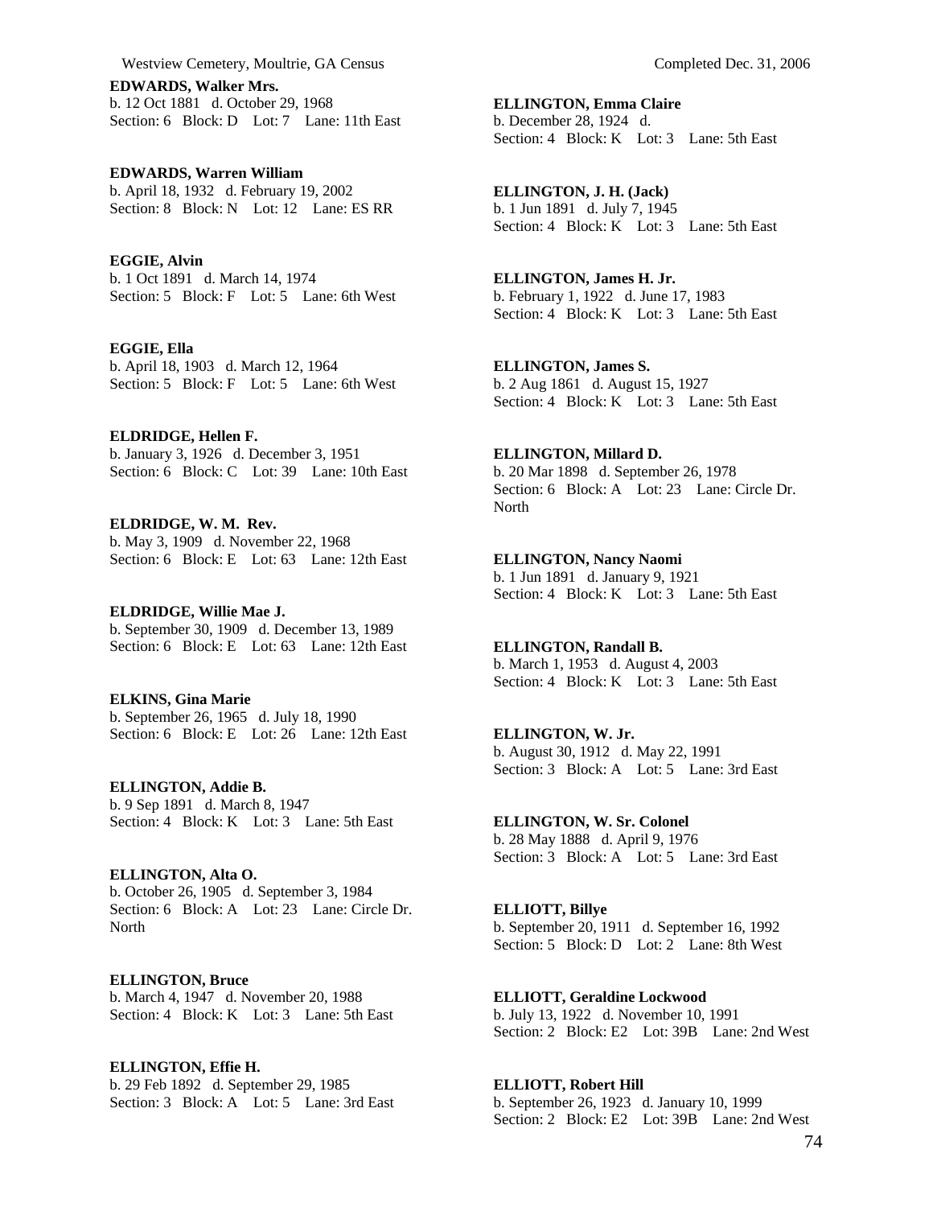**EDWARDS, Walker Mrs.**
b. 12 Oct 1881 d. October 29, 1968
Section: 6 Block: D Lot: 7 Lane: 11th East

**EDWARDS, Warren William**
b. April 18, 1932 d. February 19, 2002
Section: 8 Block: N Lot: 12 Lane: ES RR

**EGGIE, Alvin**
b. 1 Oct 1891 d. March 14, 1974
Section: 5 Block: F Lot: 5 Lane: 6th West

**EGGIE, Ella**
b. April 18, 1903 d. March 12, 1964
Section: 5 Block: F Lot: 5 Lane: 6th West

**ELDRIDGE, Hellen F.**
b. January 3, 1926 d. December 3, 1951
Section: 6 Block: C Lot: 39 Lane: 10th East

**ELDRIDGE, W. M. Rev.**
b. May 3, 1909 d. November 22, 1968
Section: 6 Block: E Lot: 63 Lane: 12th East

**ELDRIDGE, Willie Mae J.**
b. September 30, 1909 d. December 13, 1989
Section: 6 Block: E Lot: 63 Lane: 12th East

**ELKINS, Gina Marie**
b. September 26, 1965 d. July 18, 1990
Section: 6 Block: E Lot: 26 Lane: 12th East

**ELLINGTON, Addie B.**
b. 9 Sep 1891 d. March 8, 1947
Section: 4 Block: K Lot: 3 Lane: 5th East

**ELLINGTON, Alta O.**
b. October 26, 1905 d. September 3, 1984
Section: 6 Block: A Lot: 23 Lane: Circle Dr. North

**ELLINGTON, Bruce**
b. March 4, 1947 d. November 20, 1988
Section: 4 Block: K Lot: 3 Lane: 5th East

**ELLINGTON, Effie H.**
b. 29 Feb 1892 d. September 29, 1985
Section: 3 Block: A Lot: 5 Lane: 3rd East

**ELLINGTON, Emma Claire**
b. December 28, 1924 d.
Section: 4 Block: K Lot: 3 Lane: 5th East

**ELLINGTON, J. H. (Jack)**
b. 1 Jun 1891 d. July 7, 1945
Section: 4 Block: K Lot: 3 Lane: 5th East

**ELLINGTON, James H. Jr.**
b. February 1, 1922 d. June 17, 1983
Section: 4 Block: K Lot: 3 Lane: 5th East

**ELLINGTON, James S.**
b. 2 Aug 1861 d. August 15, 1927
Section: 4 Block: K Lot: 3 Lane: 5th East

**ELLINGTON, Millard D.**
b. 20 Mar 1898 d. September 26, 1978
Section: 6 Block: A Lot: 23 Lane: Circle Dr. North

**ELLINGTON, Nancy Naomi**
b. 1 Jun 1891 d. January 9, 1921
Section: 4 Block: K Lot: 3 Lane: 5th East

**ELLINGTON, Randall B.**
b. March 1, 1953 d. August 4, 2003
Section: 4 Block: K Lot: 3 Lane: 5th East

**ELLINGTON, W. Jr.**
b. August 30, 1912 d. May 22, 1991
Section: 3 Block: A Lot: 5 Lane: 3rd East

**ELLINGTON, W. Sr. Colonel**
b. 28 May 1888 d. April 9, 1976
Section: 3 Block: A Lot: 5 Lane: 3rd East

**ELLIOTT, Billye**
b. September 20, 1911 d. September 16, 1992
Section: 5 Block: D Lot: 2 Lane: 8th West

**ELLIOTT, Geraldine Lockwood**
b. July 13, 1922 d. November 10, 1991
Section: 2 Block: E2 Lot: 39B Lane: 2nd West

**ELLIOTT, Robert Hill**
b. September 26, 1923 d. January 10, 1999
Section: 2 Block: E2 Lot: 39B Lane: 2nd West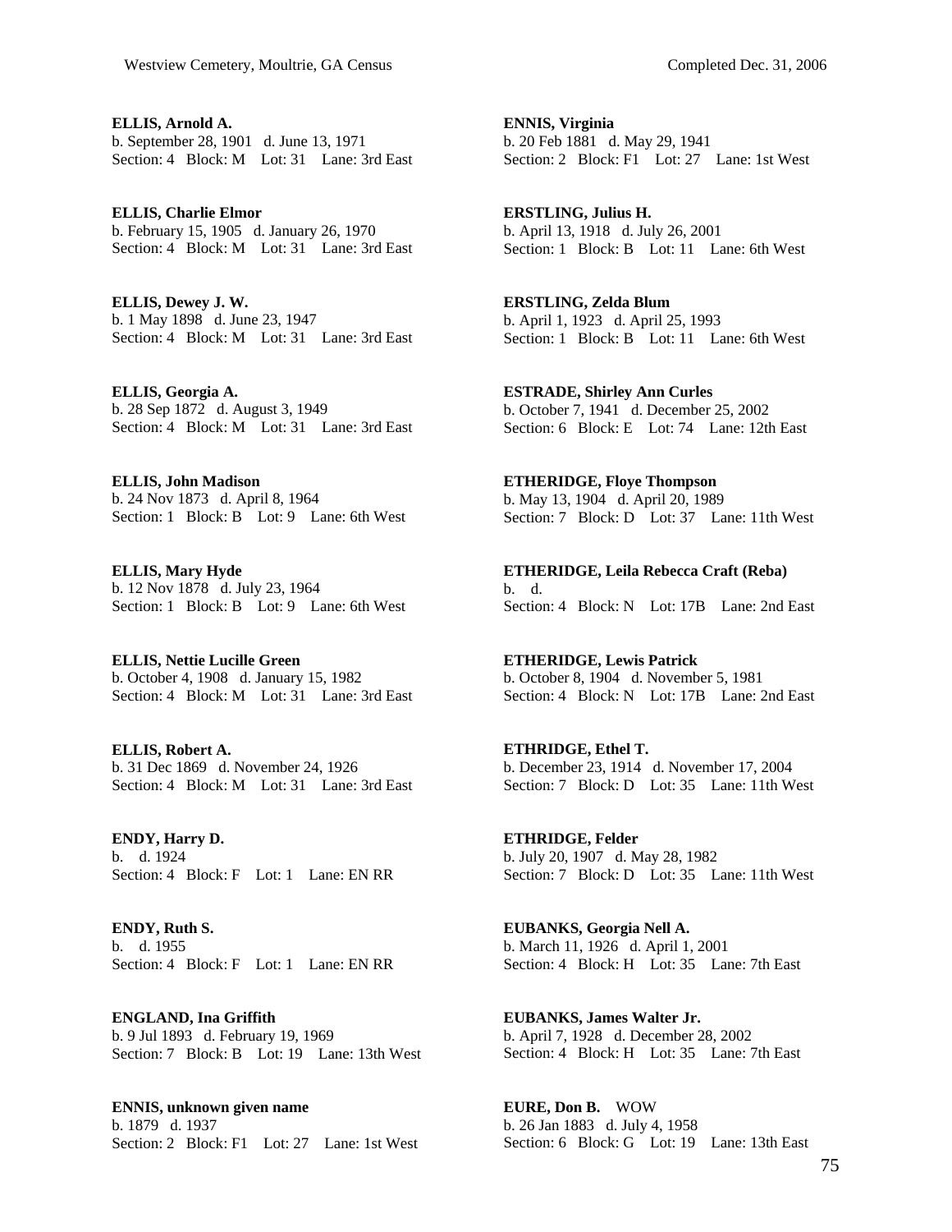**ELLIS, Arnold A.**
b. September 28, 1901 d. June 13, 1971
Section: 4 Block: M Lot: 31 Lane: 3rd East

**ELLIS, Charlie Elmor**
b. February 15, 1905 d. January 26, 1970
Section: 4 Block: M Lot: 31 Lane: 3rd East

**ELLIS, Dewey J. W.**
b. 1 May 1898 d. June 23, 1947
Section: 4 Block: M Lot: 31 Lane: 3rd East

**ELLIS, Georgia A.**
b. 28 Sep 1872 d. August 3, 1949
Section: 4 Block: M Lot: 31 Lane: 3rd East

**ELLIS, John Madison**
b. 24 Nov 1873 d. April 8, 1964
Section: 1 Block: B Lot: 9 Lane: 6th West

**ELLIS, Mary Hyde**
b. 12 Nov 1878 d. July 23, 1964
Section: 1 Block: B Lot: 9 Lane: 6th West

**ELLIS, Nettie Lucille Green**
b. October 4, 1908 d. January 15, 1982
Section: 4 Block: M Lot: 31 Lane: 3rd East

**ELLIS, Robert A.**
b. 31 Dec 1869 d. November 24, 1926
Section: 4 Block: M Lot: 31 Lane: 3rd East

**ENDY, Harry D.**
b. d. 1924
Section: 4 Block: F Lot: 1 Lane: EN RR

**ENDY, Ruth S.**
b. d. 1955
Section: 4 Block: F Lot: 1 Lane: EN RR

**ENGLAND, Ina Griffith**
b. 9 Jul 1893 d. February 19, 1969
Section: 7 Block: B Lot: 19 Lane: 13th West

**ENNIS, unknown given name**
b. 1879 d. 1937
Section: 2 Block: F1 Lot: 27 Lane: 1st West

**ENNIS, Virginia**
b. 20 Feb 1881 d. May 29, 1941
Section: 2 Block: F1 Lot: 27 Lane: 1st West

**ERSTLING, Julius H.**
b. April 13, 1918 d. July 26, 2001
Section: 1 Block: B Lot: 11 Lane: 6th West

**ERSTLING, Zelda Blum**
b. April 1, 1923 d. April 25, 1993
Section: 1 Block: B Lot: 11 Lane: 6th West

**ESTRADE, Shirley Ann Curles**
b. October 7, 1941 d. December 25, 2002
Section: 6 Block: E Lot: 74 Lane: 12th East

**ETHERIDGE, Floye Thompson**
b. May 13, 1904 d. April 20, 1989
Section: 7 Block: D Lot: 37 Lane: 11th West

**ETHERIDGE, Leila Rebecca Craft (Reba)**
b. d.
Section: 4 Block: N Lot: 17B Lane: 2nd East

**ETHERIDGE, Lewis Patrick**
b. October 8, 1904 d. November 5, 1981
Section: 4 Block: N Lot: 17B Lane: 2nd East

**ETHRIDGE, Ethel T.**
b. December 23, 1914 d. November 17, 2004
Section: 7 Block: D Lot: 35 Lane: 11th West

**ETHRIDGE, Felder**
b. July 20, 1907 d. May 28, 1982
Section: 7 Block: D Lot: 35 Lane: 11th West

**EUBANKS, Georgia Nell A.**
b. March 11, 1926 d. April 1, 2001
Section: 4 Block: H Lot: 35 Lane: 7th East

**EUBANKS, James Walter Jr.**
b. April 7, 1928 d. December 28, 2002
Section: 4 Block: H Lot: 35 Lane: 7th East

**EURE, Don B.** WOW
b. 26 Jan 1883 d. July 4, 1958
Section: 6 Block: G Lot: 19 Lane: 13th East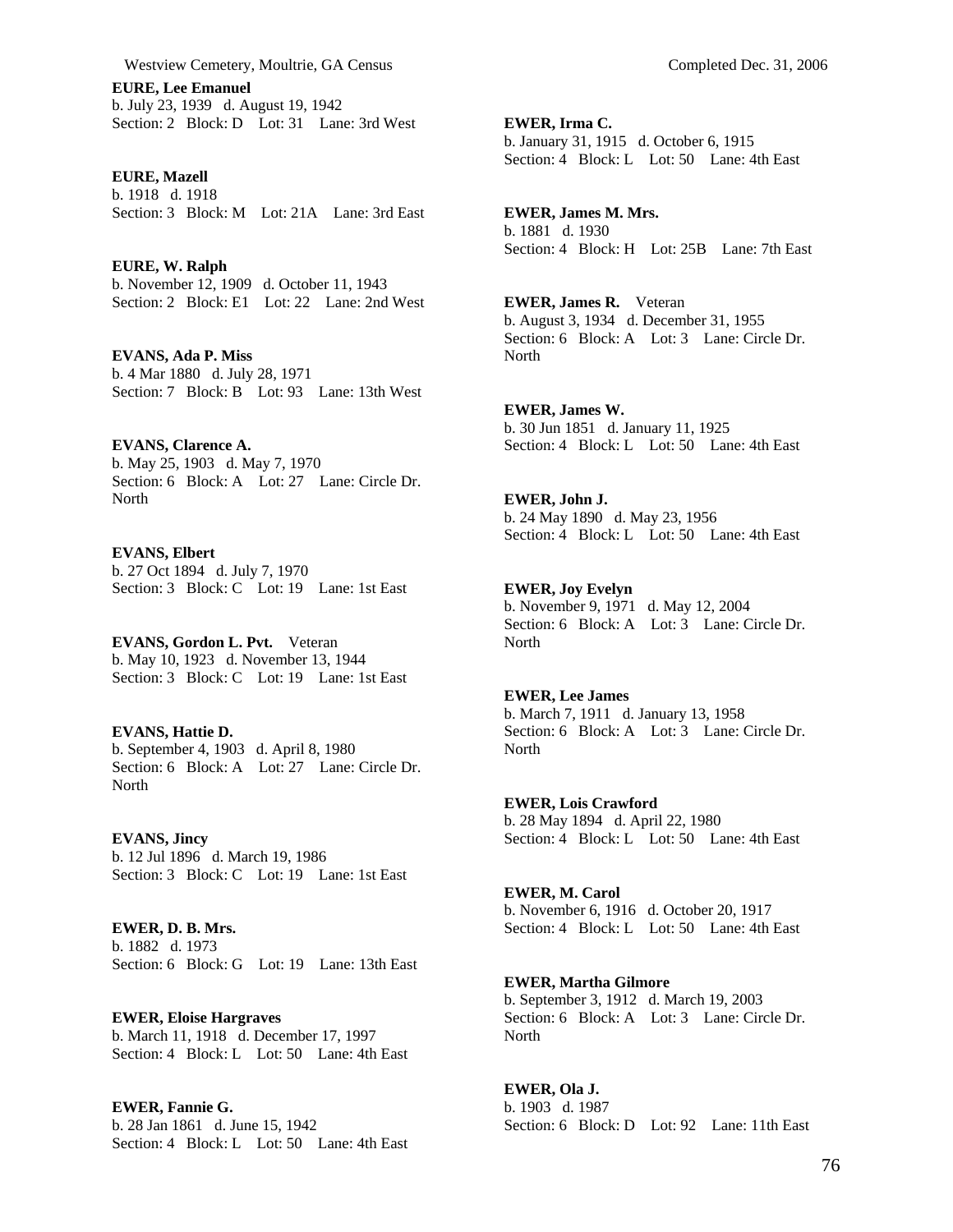**EURE, Lee Emanuel**
b. July 23, 1939 d. August 19, 1942
Section: 2 Block: D Lot: 31 Lane: 3rd West

**EURE, Mazell**
b. 1918 d. 1918
Section: 3 Block: M Lot: 21A Lane: 3rd East

**EURE, W. Ralph**
b. November 12, 1909 d. October 11, 1943
Section: 2 Block: E1 Lot: 22 Lane: 2nd West

**EVANS, Ada P. Miss**
b. 4 Mar 1880 d. July 28, 1971
Section: 7 Block: B Lot: 93 Lane: 13th West

**EVANS, Clarence A.**
b. May 25, 1903 d. May 7, 1970
Section: 6 Block: A Lot: 27 Lane: Circle Dr. North

**EVANS, Elbert**
b. 27 Oct 1894 d. July 7, 1970
Section: 3 Block: C Lot: 19 Lane: 1st East

**EVANS, Gordon L. Pvt.** Veteran
b. May 10, 1923 d. November 13, 1944
Section: 3 Block: C Lot: 19 Lane: 1st East

**EVANS, Hattie D.**
b. September 4, 1903 d. April 8, 1980
Section: 6 Block: A Lot: 27 Lane: Circle Dr. North

**EVANS, Jincy**
b. 12 Jul 1896 d. March 19, 1986
Section: 3 Block: C Lot: 19 Lane: 1st East

**EWER, D. B. Mrs.**
b. 1882 d. 1973
Section: 6 Block: G Lot: 19 Lane: 13th East

**EWER, Eloise Hargraves**
b. March 11, 1918 d. December 17, 1997
Section: 4 Block: L Lot: 50 Lane: 4th East

**EWER, Fannie G.**
b. 28 Jan 1861 d. June 15, 1942
Section: 4 Block: L Lot: 50 Lane: 4th East

**EWER, Irma C.**
b. January 31, 1915 d. October 6, 1915
Section: 4 Block: L Lot: 50 Lane: 4th East

**EWER, James M. Mrs.**
b. 1881 d. 1930
Section: 4 Block: H Lot: 25B Lane: 7th East

**EWER, James R.** Veteran
b. August 3, 1934 d. December 31, 1955
Section: 6 Block: A Lot: 3 Lane: Circle Dr. North

**EWER, James W.**
b. 30 Jun 1851 d. January 11, 1925
Section: 4 Block: L Lot: 50 Lane: 4th East

**EWER, John J.**
b. 24 May 1890 d. May 23, 1956
Section: 4 Block: L Lot: 50 Lane: 4th East

**EWER, Joy Evelyn**
b. November 9, 1971 d. May 12, 2004
Section: 6 Block: A Lot: 3 Lane: Circle Dr. North

**EWER, Lee James**
b. March 7, 1911 d. January 13, 1958
Section: 6 Block: A Lot: 3 Lane: Circle Dr. North

**EWER, Lois Crawford**
b. 28 May 1894 d. April 22, 1980
Section: 4 Block: L Lot: 50 Lane: 4th East

**EWER, M. Carol**
b. November 6, 1916 d. October 20, 1917
Section: 4 Block: L Lot: 50 Lane: 4th East

**EWER, Martha Gilmore**
b. September 3, 1912 d. March 19, 2003
Section: 6 Block: A Lot: 3 Lane: Circle Dr. North

**EWER, Ola J.**
b. 1903 d. 1987
Section: 6 Block: D Lot: 92 Lane: 11th East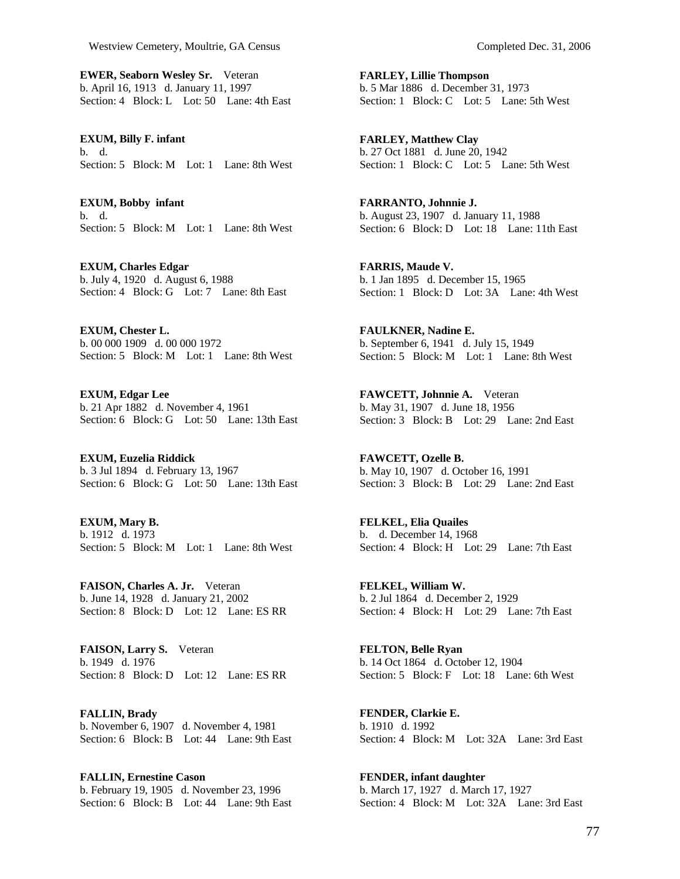**EWER, Seaborn Wesley Sr.** Veteran
b. April 16, 1913 d. January 11, 1997
Section: 4 Block: L Lot: 50 Lane: 4th East

**EXUM, Billy F. infant**
b. d.
Section: 5 Block: M Lot: 1 Lane: 8th West

**EXUM, Bobby infant**
b. d.
Section: 5 Block: M Lot: 1 Lane: 8th West

**EXUM, Charles Edgar**
b. July 4, 1920 d. August 6, 1988
Section: 4 Block: G Lot: 7 Lane: 8th East

**EXUM, Chester L.**
b. 00 000 1909 d. 00 000 1972
Section: 5 Block: M Lot: 1 Lane: 8th West

**EXUM, Edgar Lee**
b. 21 Apr 1882 d. November 4, 1961
Section: 6 Block: G Lot: 50 Lane: 13th East

**EXUM, Euzelia Riddick**
b. 3 Jul 1894 d. February 13, 1967
Section: 6 Block: G Lot: 50 Lane: 13th East

**EXUM, Mary B.**
b. 1912 d. 1973
Section: 5 Block: M Lot: 1 Lane: 8th West

**FAISON, Charles A. Jr.** Veteran
b. June 14, 1928 d. January 21, 2002
Section: 8 Block: D Lot: 12 Lane: ES RR

**FAISON, Larry S.** Veteran
b. 1949 d. 1976
Section: 8 Block: D Lot: 12 Lane: ES RR

**FALLIN, Brady**
b. November 6, 1907 d. November 4, 1981
Section: 6 Block: B Lot: 44 Lane: 9th East

**FALLIN, Ernestine Cason**
b. February 19, 1905 d. November 23, 1996
Section: 6 Block: B Lot: 44 Lane: 9th East

**FARLEY, Lillie Thompson**
b. 5 Mar 1886 d. December 31, 1973
Section: 1 Block: C Lot: 5 Lane: 5th West

**FARLEY, Matthew Clay**
b. 27 Oct 1881 d. June 20, 1942
Section: 1 Block: C Lot: 5 Lane: 5th West

**FARRANTO, Johnnie J.**
b. August 23, 1907 d. January 11, 1988
Section: 6 Block: D Lot: 18 Lane: 11th East

**FARRIS, Maude V.**
b. 1 Jan 1895 d. December 15, 1965
Section: 1 Block: D Lot: 3A Lane: 4th West

**FAULKNER, Nadine E.**
b. September 6, 1941 d. July 15, 1949
Section: 5 Block: M Lot: 1 Lane: 8th West

**FAWCETT, Johnnie A.** Veteran
b. May 31, 1907 d. June 18, 1956
Section: 3 Block: B Lot: 29 Lane: 2nd East

**FAWCETT, Ozelle B.**
b. May 10, 1907 d. October 16, 1991
Section: 3 Block: B Lot: 29 Lane: 2nd East

**FELKEL, Elia Quailes**
b. d. December 14, 1968
Section: 4 Block: H Lot: 29 Lane: 7th East

**FELKEL, William W.**
b. 2 Jul 1864 d. December 2, 1929
Section: 4 Block: H Lot: 29 Lane: 7th East

**FELTON, Belle Ryan**
b. 14 Oct 1864 d. October 12, 1904
Section: 5 Block: F Lot: 18 Lane: 6th West

**FENDER, Clarkie E.**
b. 1910 d. 1992
Section: 4 Block: M Lot: 32A Lane: 3rd East

**FENDER, infant daughter**
b. March 17, 1927 d. March 17, 1927
Section: 4 Block: M Lot: 32A Lane: 3rd East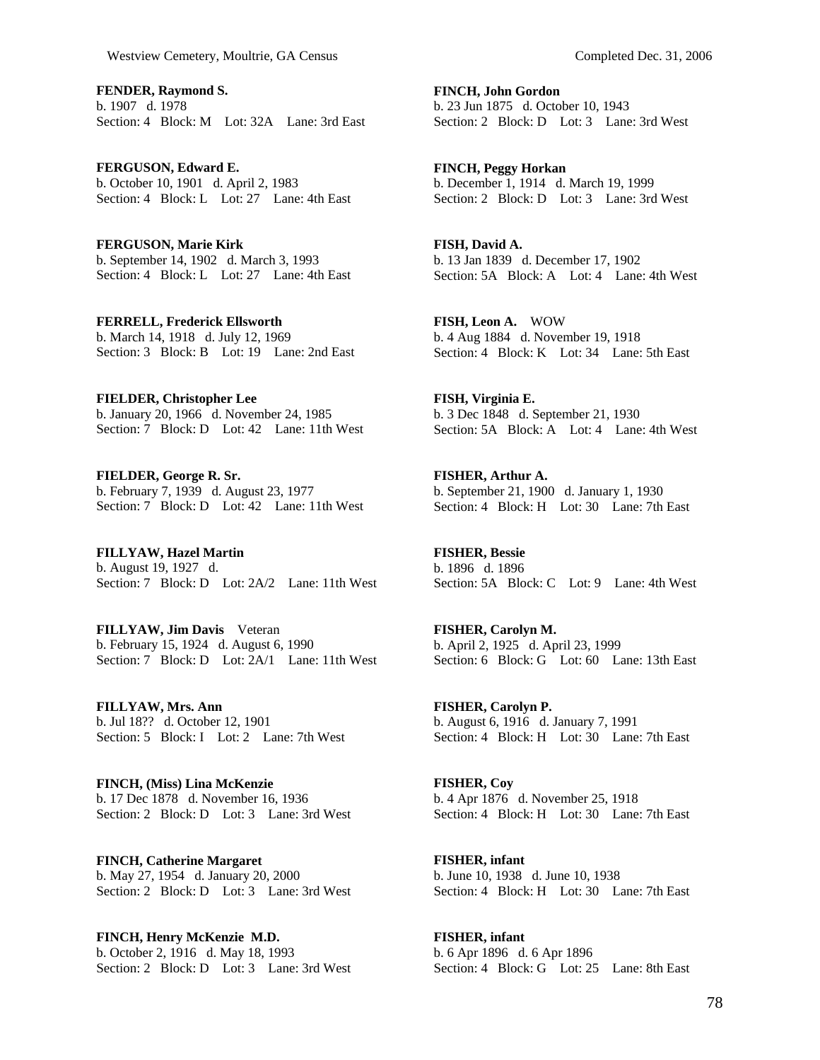**FENDER, Raymond S.**
b. 1907 d. 1978
Section: 4 Block: M Lot: 32A Lane: 3rd East

**FERGUSON, Edward E.**
b. October 10, 1901 d. April 2, 1983
Section: 4 Block: L Lot: 27 Lane: 4th East

**FERGUSON, Marie Kirk**
b. September 14, 1902 d. March 3, 1993
Section: 4 Block: L Lot: 27 Lane: 4th East

**FERRELL, Frederick Ellsworth**
b. March 14, 1918 d. July 12, 1969
Section: 3 Block: B Lot: 19 Lane: 2nd East

**FIELDER, Christopher Lee**
b. January 20, 1966 d. November 24, 1985
Section: 7 Block: D Lot: 42 Lane: 11th West

**FIELDER, George R. Sr.**
b. February 7, 1939 d. August 23, 1977
Section: 7 Block: D Lot: 42 Lane: 11th West

**FILLYAW, Hazel Martin**
b. August 19, 1927 d.
Section: 7 Block: D Lot: 2A/2 Lane: 11th West

**FILLYAW, Jim Davis** Veteran
b. February 15, 1924 d. August 6, 1990
Section: 7 Block: D Lot: 2A/1 Lane: 11th West

**FILLYAW, Mrs. Ann**
b. Jul 18?? d. October 12, 1901
Section: 5 Block: I Lot: 2 Lane: 7th West

**FINCH, (Miss) Lina McKenzie**
b. 17 Dec 1878 d. November 16, 1936
Section: 2 Block: D Lot: 3 Lane: 3rd West

**FINCH, Catherine Margaret**
b. May 27, 1954 d. January 20, 2000
Section: 2 Block: D Lot: 3 Lane: 3rd West

**FINCH, Henry McKenzie M.D.**
b. October 2, 1916 d. May 18, 1993
Section: 2 Block: D Lot: 3 Lane: 3rd West

**FINCH, John Gordon**
b. 23 Jun 1875 d. October 10, 1943
Section: 2 Block: D Lot: 3 Lane: 3rd West

**FINCH, Peggy Horkan**
b. December 1, 1914 d. March 19, 1999
Section: 2 Block: D Lot: 3 Lane: 3rd West

**FISH, David A.**
b. 13 Jan 1839 d. December 17, 1902
Section: 5A Block: A Lot: 4 Lane: 4th West

**FISH, Leon A.** WOW
b. 4 Aug 1884 d. November 19, 1918
Section: 4 Block: K Lot: 34 Lane: 5th East

**FISH, Virginia E.**
b. 3 Dec 1848 d. September 21, 1930
Section: 5A Block: A Lot: 4 Lane: 4th West

**FISHER, Arthur A.**
b. September 21, 1900 d. January 1, 1930
Section: 4 Block: H Lot: 30 Lane: 7th East

**FISHER, Bessie**
b. 1896 d. 1896
Section: 5A Block: C Lot: 9 Lane: 4th West

**FISHER, Carolyn M.**
b. April 2, 1925 d. April 23, 1999
Section: 6 Block: G Lot: 60 Lane: 13th East

**FISHER, Carolyn P.**
b. August 6, 1916 d. January 7, 1991
Section: 4 Block: H Lot: 30 Lane: 7th East

**FISHER, Coy**
b. 4 Apr 1876 d. November 25, 1918
Section: 4 Block: H Lot: 30 Lane: 7th East

**FISHER, infant**
b. June 10, 1938 d. June 10, 1938
Section: 4 Block: H Lot: 30 Lane: 7th East

**FISHER, infant**
b. 6 Apr 1896 d. 6 Apr 1896
Section: 4 Block: G Lot: 25 Lane: 8th East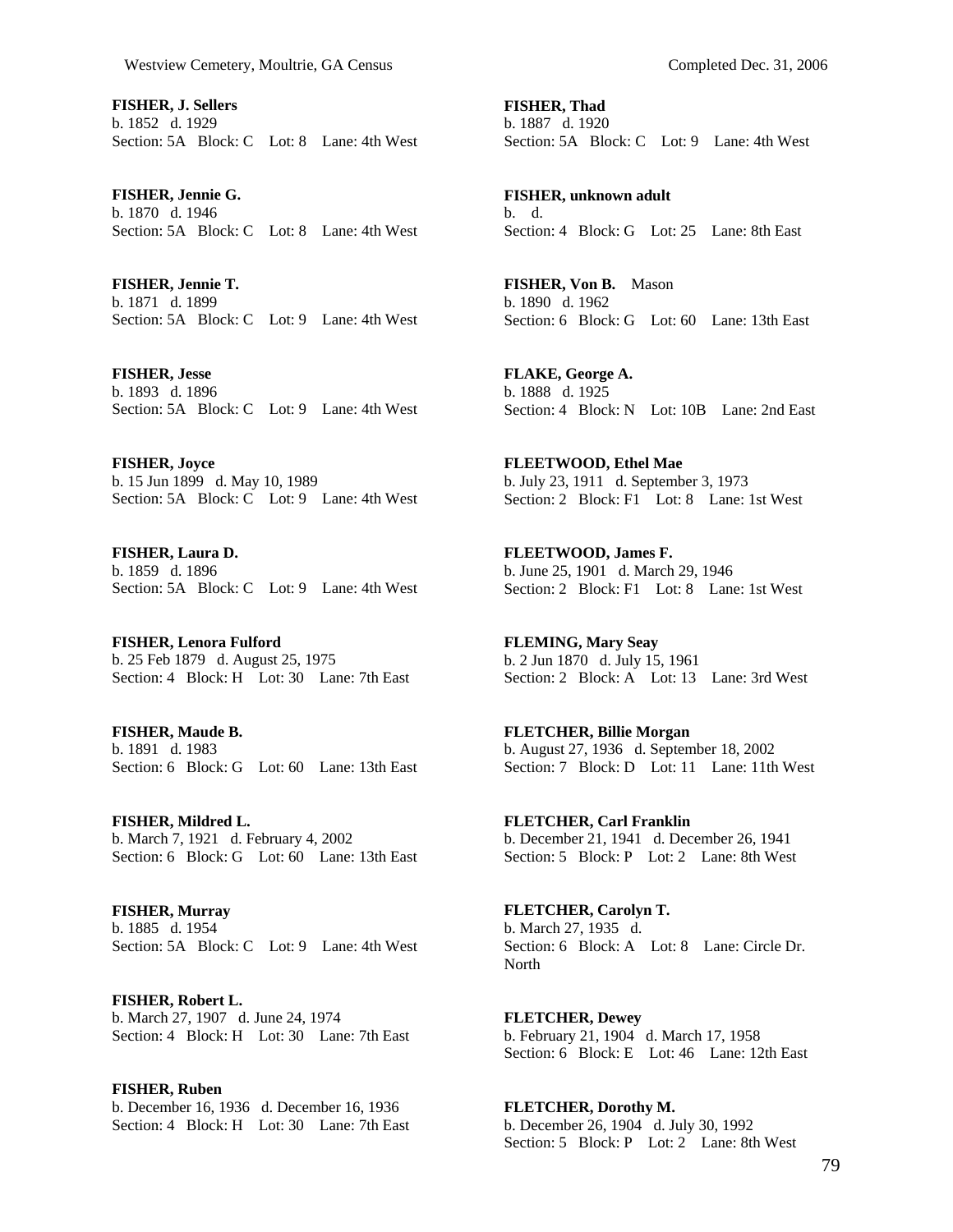**FISHER, J. Sellers**
b. 1852 d. 1929
Section: 5A Block: C Lot: 8 Lane: 4th West

**FISHER, Jennie G.**
b. 1870 d. 1946
Section: 5A Block: C Lot: 8 Lane: 4th West

**FISHER, Jennie T.**
b. 1871 d. 1899
Section: 5A Block: C Lot: 9 Lane: 4th West

**FISHER, Jesse**
b. 1893 d. 1896
Section: 5A Block: C Lot: 9 Lane: 4th West

**FISHER, Joyce**
b. 15 Jun 1899 d. May 10, 1989
Section: 5A Block: C Lot: 9 Lane: 4th West

**FISHER, Laura D.**
b. 1859 d. 1896
Section: 5A Block: C Lot: 9 Lane: 4th West

**FISHER, Lenora Fulford**
b. 25 Feb 1879 d. August 25, 1975
Section: 4 Block: H Lot: 30 Lane: 7th East

**FISHER, Maude B.**
b. 1891 d. 1983
Section: 6 Block: G Lot: 60 Lane: 13th East

**FISHER, Mildred L.**
b. March 7, 1921 d. February 4, 2002
Section: 6 Block: G Lot: 60 Lane: 13th East

**FISHER, Murray**
b. 1885 d. 1954
Section: 5A Block: C Lot: 9 Lane: 4th West

**FISHER, Robert L.**
b. March 27, 1907 d. June 24, 1974
Section: 4 Block: H Lot: 30 Lane: 7th East

**FISHER, Ruben**
b. December 16, 1936 d. December 16, 1936
Section: 4 Block: H Lot: 30 Lane: 7th East

**FISHER, Thad**
b. 1887 d. 1920
Section: 5A Block: C Lot: 9 Lane: 4th West

**FISHER, unknown adult**
b. d.
Section: 4 Block: G Lot: 25 Lane: 8th East

**FISHER, Von B.** Mason
b. 1890 d. 1962
Section: 6 Block: G Lot: 60 Lane: 13th East

**FLAKE, George A.**
b. 1888 d. 1925
Section: 4 Block: N Lot: 10B Lane: 2nd East

**FLEETWOOD, Ethel Mae**
b. July 23, 1911 d. September 3, 1973
Section: 2 Block: F1 Lot: 8 Lane: 1st West

**FLEETWOOD, James F.**
b. June 25, 1901 d. March 29, 1946
Section: 2 Block: F1 Lot: 8 Lane: 1st West

**FLEMING, Mary Seay**
b. 2 Jun 1870 d. July 15, 1961
Section: 2 Block: A Lot: 13 Lane: 3rd West

**FLETCHER, Billie Morgan**
b. August 27, 1936 d. September 18, 2002
Section: 7 Block: D Lot: 11 Lane: 11th West

**FLETCHER, Carl Franklin**
b. December 21, 1941 d. December 26, 1941
Section: 5 Block: P Lot: 2 Lane: 8th West

**FLETCHER, Carolyn T.**
b. March 27, 1935 d.
Section: 6 Block: A Lot: 8 Lane: Circle Dr. North

**FLETCHER, Dewey**
b. February 21, 1904 d. March 17, 1958
Section: 6 Block: E Lot: 46 Lane: 12th East

**FLETCHER, Dorothy M.**
b. December 26, 1904 d. July 30, 1992
Section: 5 Block: P Lot: 2 Lane: 8th West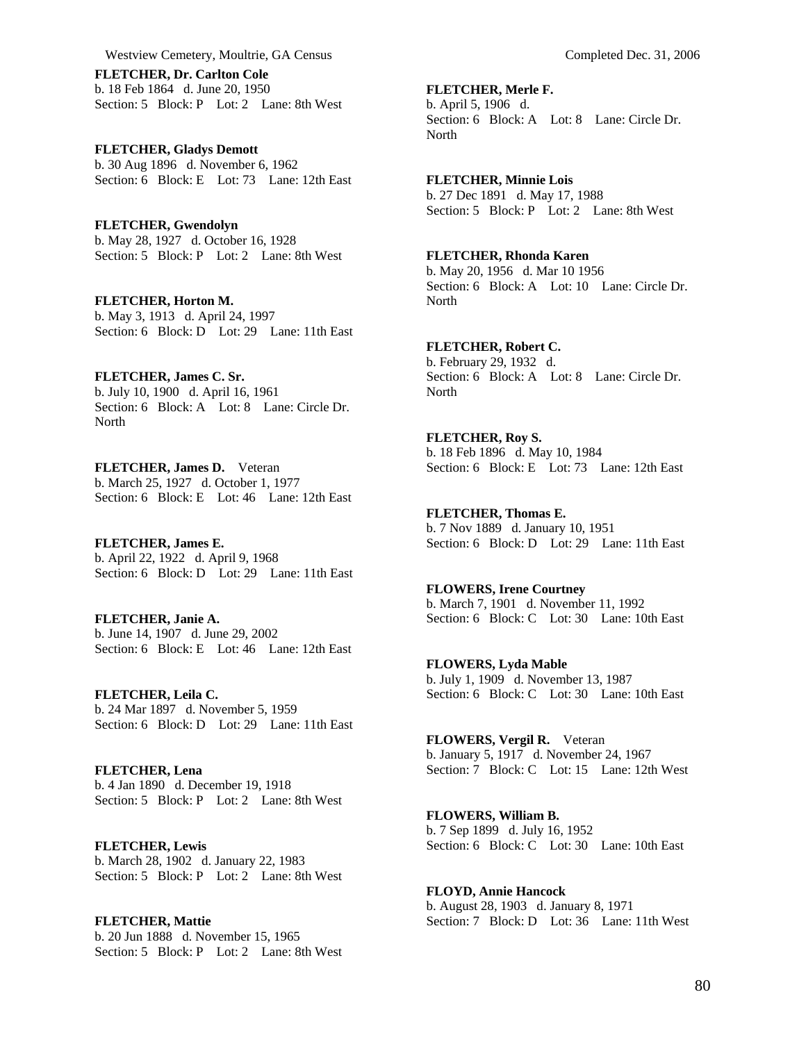**FLETCHER, Dr. Carlton Cole**
b. 18 Feb 1864 d. June 20, 1950
Section: 5 Block: P Lot: 2 Lane: 8th West

**FLETCHER, Gladys Demott**
b. 30 Aug 1896 d. November 6, 1962
Section: 6 Block: E Lot: 73 Lane: 12th East

**FLETCHER, Gwendolyn**
b. May 28, 1927 d. October 16, 1928
Section: 5 Block: P Lot: 2 Lane: 8th West

**FLETCHER, Horton M.**
b. May 3, 1913 d. April 24, 1997
Section: 6 Block: D Lot: 29 Lane: 11th East

**FLETCHER, James C. Sr.**
b. July 10, 1900 d. April 16, 1961
Section: 6 Block: A Lot: 8 Lane: Circle Dr. North

**FLETCHER, James D.** Veteran
b. March 25, 1927 d. October 1, 1977
Section: 6 Block: E Lot: 46 Lane: 12th East

**FLETCHER, James E.**
b. April 22, 1922 d. April 9, 1968
Section: 6 Block: D Lot: 29 Lane: 11th East

**FLETCHER, Janie A.**
b. June 14, 1907 d. June 29, 2002
Section: 6 Block: E Lot: 46 Lane: 12th East

**FLETCHER, Leila C.**
b. 24 Mar 1897 d. November 5, 1959
Section: 6 Block: D Lot: 29 Lane: 11th East

**FLETCHER, Lena**
b. 4 Jan 1890 d. December 19, 1918
Section: 5 Block: P Lot: 2 Lane: 8th West

**FLETCHER, Lewis**
b. March 28, 1902 d. January 22, 1983
Section: 5 Block: P Lot: 2 Lane: 8th West

**FLETCHER, Mattie**
b. 20 Jun 1888 d. November 15, 1965
Section: 5 Block: P Lot: 2 Lane: 8th West

**FLETCHER, Merle F.**
b. April 5, 1906 d.
Section: 6 Block: A Lot: 8 Lane: Circle Dr. North

**FLETCHER, Minnie Lois**
b. 27 Dec 1891 d. May 17, 1988
Section: 5 Block: P Lot: 2 Lane: 8th West

**FLETCHER, Rhonda Karen**
b. May 20, 1956 d. Mar 10 1956
Section: 6 Block: A Lot: 10 Lane: Circle Dr. North

**FLETCHER, Robert C.**
b. February 29, 1932 d.
Section: 6 Block: A Lot: 8 Lane: Circle Dr. North

**FLETCHER, Roy S.**
b. 18 Feb 1896 d. May 10, 1984
Section: 6 Block: E Lot: 73 Lane: 12th East

**FLETCHER, Thomas E.**
b. 7 Nov 1889 d. January 10, 1951
Section: 6 Block: D Lot: 29 Lane: 11th East

**FLOWERS, Irene Courtney**
b. March 7, 1901 d. November 11, 1992
Section: 6 Block: C Lot: 30 Lane: 10th East

**FLOWERS, Lyda Mable**
b. July 1, 1909 d. November 13, 1987
Section: 6 Block: C Lot: 30 Lane: 10th East

**FLOWERS, Vergil R.** Veteran
b. January 5, 1917 d. November 24, 1967
Section: 7 Block: C Lot: 15 Lane: 12th West

**FLOWERS, William B.**
b. 7 Sep 1899 d. July 16, 1952
Section: 6 Block: C Lot: 30 Lane: 10th East

**FLOYD, Annie Hancock**
b. August 28, 1903 d. January 8, 1971
Section: 7 Block: D Lot: 36 Lane: 11th West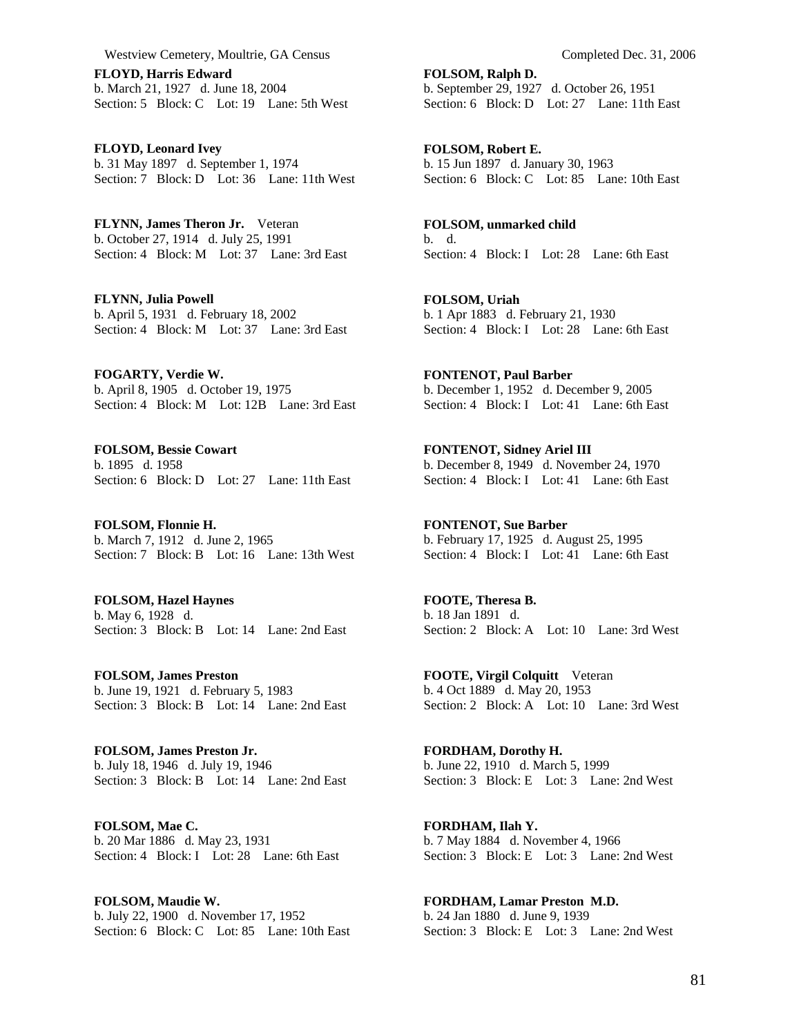**FLOYD, Harris Edward**
b. March 21, 1927 d. June 18, 2004
Section: 5 Block: C Lot: 19 Lane: 5th West

**FLOYD, Leonard Ivey**
b. 31 May 1897 d. September 1, 1974
Section: 7 Block: D Lot: 36 Lane: 11th West

**FLYNN, James Theron Jr.** Veteran
b. October 27, 1914 d. July 25, 1991
Section: 4 Block: M Lot: 37 Lane: 3rd East

**FLYNN, Julia Powell**
b. April 5, 1931 d. February 18, 2002
Section: 4 Block: M Lot: 37 Lane: 3rd East

**FOGARTY, Verdie W.**
b. April 8, 1905 d. October 19, 1975
Section: 4 Block: M Lot: 12B Lane: 3rd East

**FOLSOM, Bessie Cowart**
b. 1895 d. 1958
Section: 6 Block: D Lot: 27 Lane: 11th East

**FOLSOM, Flonnie H.**
b. March 7, 1912 d. June 2, 1965
Section: 7 Block: B Lot: 16 Lane: 13th West

**FOLSOM, Hazel Haynes**
b. May 6, 1928 d.
Section: 3 Block: B Lot: 14 Lane: 2nd East

**FOLSOM, James Preston**
b. June 19, 1921 d. February 5, 1983
Section: 3 Block: B Lot: 14 Lane: 2nd East

**FOLSOM, James Preston Jr.**
b. July 18, 1946 d. July 19, 1946
Section: 3 Block: B Lot: 14 Lane: 2nd East

**FOLSOM, Mae C.**
b. 20 Mar 1886 d. May 23, 1931
Section: 4 Block: I Lot: 28 Lane: 6th East

**FOLSOM, Maudie W.**
b. July 22, 1900 d. November 17, 1952
Section: 6 Block: C Lot: 85 Lane: 10th East

**FOLSOM, Ralph D.**
b. September 29, 1927 d. October 26, 1951
Section: 6 Block: D Lot: 27 Lane: 11th East

**FOLSOM, Robert E.**
b. 15 Jun 1897 d. January 30, 1963
Section: 6 Block: C Lot: 85 Lane: 10th East

**FOLSOM, unmarked child**
b. d.
Section: 4 Block: I Lot: 28 Lane: 6th East

**FOLSOM, Uriah**
b. 1 Apr 1883 d. February 21, 1930
Section: 4 Block: I Lot: 28 Lane: 6th East

**FONTENOT, Paul Barber**
b. December 1, 1952 d. December 9, 2005
Section: 4 Block: I Lot: 41 Lane: 6th East

**FONTENOT, Sidney Ariel III**
b. December 8, 1949 d. November 24, 1970
Section: 4 Block: I Lot: 41 Lane: 6th East

**FONTENOT, Sue Barber**
b. February 17, 1925 d. August 25, 1995
Section: 4 Block: I Lot: 41 Lane: 6th East

**FOOTE, Theresa B.**
b. 18 Jan 1891 d.
Section: 2 Block: A Lot: 10 Lane: 3rd West

**FOOTE, Virgil Colquitt** Veteran
b. 4 Oct 1889 d. May 20, 1953
Section: 2 Block: A Lot: 10 Lane: 3rd West

**FORDHAM, Dorothy H.**
b. June 22, 1910 d. March 5, 1999
Section: 3 Block: E Lot: 3 Lane: 2nd West

**FORDHAM, Ilah Y.**
b. 7 May 1884 d. November 4, 1966
Section: 3 Block: E Lot: 3 Lane: 2nd West

**FORDHAM, Lamar Preston M.D.**
b. 24 Jan 1880 d. June 9, 1939
Section: 3 Block: E Lot: 3 Lane: 2nd West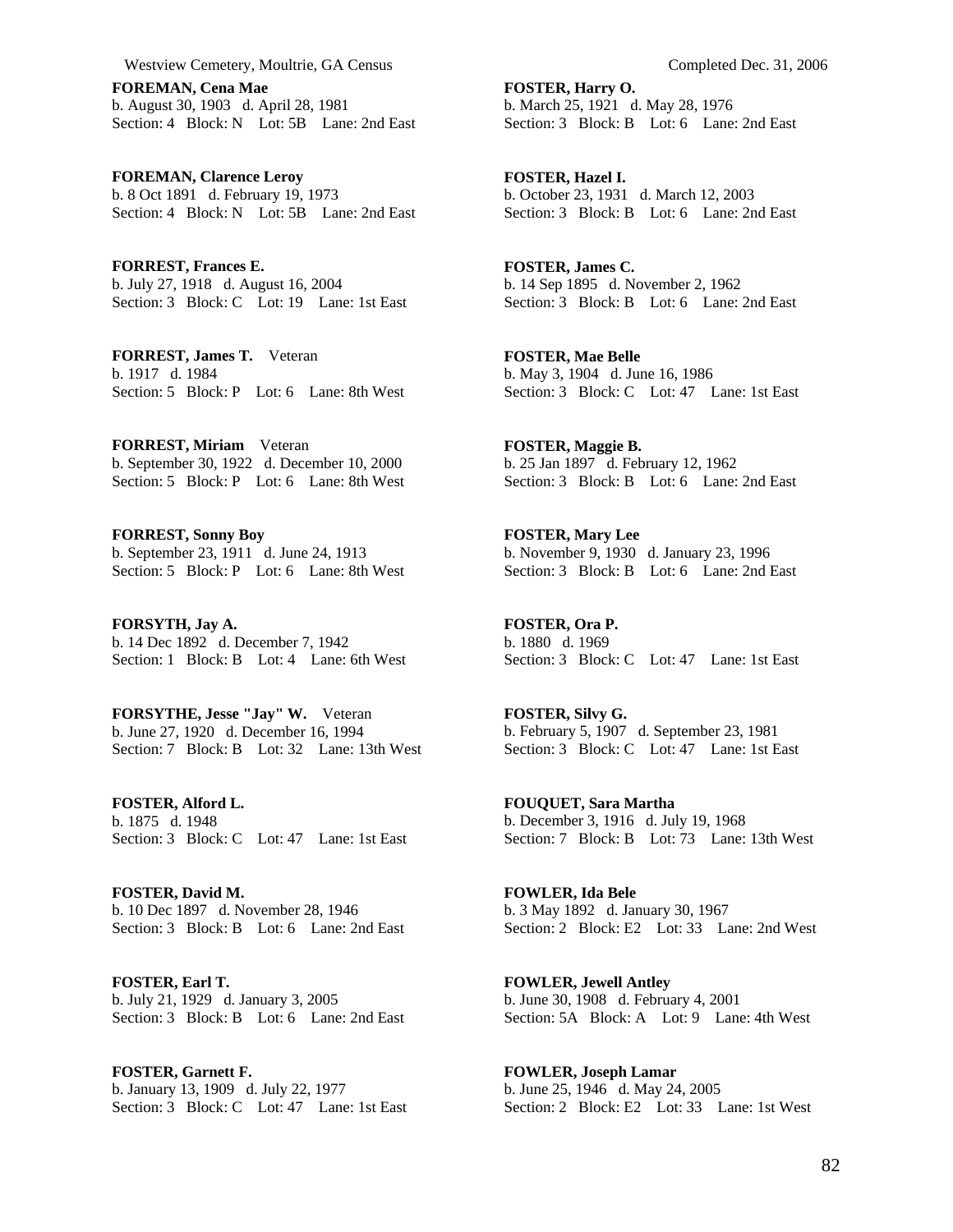**FOREMAN, Cena Mae**
b. August 30, 1903 d. April 28, 1981
Section: 4 Block: N Lot: 5B Lane: 2nd East

**FOREMAN, Clarence Leroy**
b. 8 Oct 1891 d. February 19, 1973
Section: 4 Block: N Lot: 5B Lane: 2nd East

**FORREST, Frances E.**
b. July 27, 1918 d. August 16, 2004
Section: 3 Block: C Lot: 19 Lane: 1st East

**FORREST, James T.** Veteran
b. 1917 d. 1984
Section: 5 Block: P Lot: 6 Lane: 8th West

**FORREST, Miriam** Veteran
b. September 30, 1922 d. December 10, 2000
Section: 5 Block: P Lot: 6 Lane: 8th West

**FORREST, Sonny Boy**
b. September 23, 1911 d. June 24, 1913
Section: 5 Block: P Lot: 6 Lane: 8th West

**FORSYTH, Jay A.**
b. 14 Dec 1892 d. December 7, 1942
Section: 1 Block: B Lot: 4 Lane: 6th West

**FORSYTHE, Jesse "Jay" W.** Veteran
b. June 27, 1920 d. December 16, 1994
Section: 7 Block: B Lot: 32 Lane: 13th West

**FOSTER, Alford L.**
b. 1875 d. 1948
Section: 3 Block: C Lot: 47 Lane: 1st East

**FOSTER, David M.**
b. 10 Dec 1897 d. November 28, 1946
Section: 3 Block: B Lot: 6 Lane: 2nd East

**FOSTER, Earl T.**
b. July 21, 1929 d. January 3, 2005
Section: 3 Block: B Lot: 6 Lane: 2nd East

**FOSTER, Garnett F.**
b. January 13, 1909 d. July 22, 1977
Section: 3 Block: C Lot: 47 Lane: 1st East

**FOSTER, Harry O.**
b. March 25, 1921 d. May 28, 1976
Section: 3 Block: B Lot: 6 Lane: 2nd East

**FOSTER, Hazel I.**
b. October 23, 1931 d. March 12, 2003
Section: 3 Block: B Lot: 6 Lane: 2nd East

**FOSTER, James C.**
b. 14 Sep 1895 d. November 2, 1962
Section: 3 Block: B Lot: 6 Lane: 2nd East

**FOSTER, Mae Belle**
b. May 3, 1904 d. June 16, 1986
Section: 3 Block: C Lot: 47 Lane: 1st East

**FOSTER, Maggie B.**
b. 25 Jan 1897 d. February 12, 1962
Section: 3 Block: B Lot: 6 Lane: 2nd East

**FOSTER, Mary Lee**
b. November 9, 1930 d. January 23, 1996
Section: 3 Block: B Lot: 6 Lane: 2nd East

**FOSTER, Ora P.**
b. 1880 d. 1969
Section: 3 Block: C Lot: 47 Lane: 1st East

**FOSTER, Silvy G.**
b. February 5, 1907 d. September 23, 1981
Section: 3 Block: C Lot: 47 Lane: 1st East

**FOUQUET, Sara Martha**
b. December 3, 1916 d. July 19, 1968
Section: 7 Block: B Lot: 73 Lane: 13th West

**FOWLER, Ida Bele**
b. 3 May 1892 d. January 30, 1967
Section: 2 Block: E2 Lot: 33 Lane: 2nd West

**FOWLER, Jewell Antley**
b. June 30, 1908 d. February 4, 2001
Section: 5A Block: A Lot: 9 Lane: 4th West

**FOWLER, Joseph Lamar**
b. June 25, 1946 d. May 24, 2005
Section: 2 Block: E2 Lot: 33 Lane: 1st West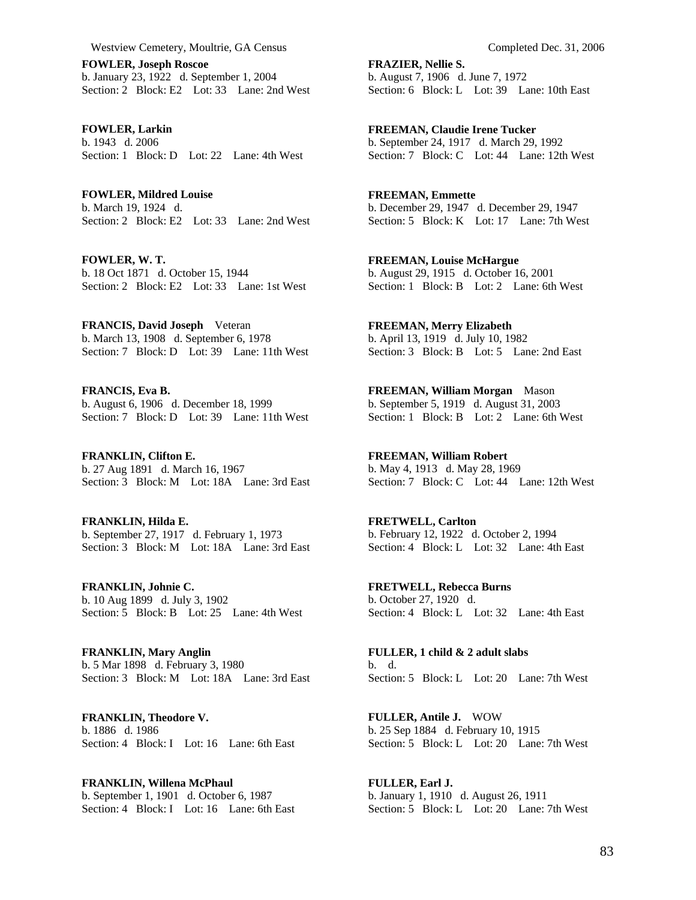**FOWLER, Joseph Roscoe**
b. January 23, 1922 d. September 1, 2004
Section: 2 Block: E2 Lot: 33 Lane: 2nd West

**FOWLER, Larkin**
b. 1943 d. 2006
Section: 1 Block: D Lot: 22 Lane: 4th West

**FOWLER, Mildred Louise**
b. March 19, 1924 d.
Section: 2 Block: E2 Lot: 33 Lane: 2nd West

**FOWLER, W. T.**
b. 18 Oct 1871 d. October 15, 1944
Section: 2 Block: E2 Lot: 33 Lane: 1st West

**FRANCIS, David Joseph** Veteran
b. March 13, 1908 d. September 6, 1978
Section: 7 Block: D Lot: 39 Lane: 11th West

**FRANCIS, Eva B.**
b. August 6, 1906 d. December 18, 1999
Section: 7 Block: D Lot: 39 Lane: 11th West

**FRANKLIN, Clifton E.**
b. 27 Aug 1891 d. March 16, 1967
Section: 3 Block: M Lot: 18A Lane: 3rd East

**FRANKLIN, Hilda E.**
b. September 27, 1917 d. February 1, 1973
Section: 3 Block: M Lot: 18A Lane: 3rd East

**FRANKLIN, Johnie C.**
b. 10 Aug 1899 d. July 3, 1902
Section: 5 Block: B Lot: 25 Lane: 4th West

**FRANKLIN, Mary Anglin**
b. 5 Mar 1898 d. February 3, 1980
Section: 3 Block: M Lot: 18A Lane: 3rd East

**FRANKLIN, Theodore V.**
b. 1886 d. 1986
Section: 4 Block: I Lot: 16 Lane: 6th East

**FRANKLIN, Willena McPhaul**
b. September 1, 1901 d. October 6, 1987
Section: 4 Block: I Lot: 16 Lane: 6th East

**FRAZIER, Nellie S.**
b. August 7, 1906 d. June 7, 1972
Section: 6 Block: L Lot: 39 Lane: 10th East

**FREEMAN, Claudie Irene Tucker**
b. September 24, 1917 d. March 29, 1992
Section: 7 Block: C Lot: 44 Lane: 12th West

**FREEMAN, Emmette**
b. December 29, 1947 d. December 29, 1947
Section: 5 Block: K Lot: 17 Lane: 7th West

**FREEMAN, Louise McHargue**
b. August 29, 1915 d. October 16, 2001
Section: 1 Block: B Lot: 2 Lane: 6th West

**FREEMAN, Merry Elizabeth**
b. April 13, 1919 d. July 10, 1982
Section: 3 Block: B Lot: 5 Lane: 2nd East

**FREEMAN, William Morgan** Mason
b. September 5, 1919 d. August 31, 2003
Section: 1 Block: B Lot: 2 Lane: 6th West

**FREEMAN, William Robert**
b. May 4, 1913 d. May 28, 1969
Section: 7 Block: C Lot: 44 Lane: 12th West

**FRETWELL, Carlton**
b. February 12, 1922 d. October 2, 1994
Section: 4 Block: L Lot: 32 Lane: 4th East

**FRETWELL, Rebecca Burns**
b. October 27, 1920 d.
Section: 4 Block: L Lot: 32 Lane: 4th East

**FULLER, 1 child & 2 adult slabs**
b. d.
Section: 5 Block: L Lot: 20 Lane: 7th West

**FULLER, Antile J.** WOW
b. 25 Sep 1884 d. February 10, 1915
Section: 5 Block: L Lot: 20 Lane: 7th West

**FULLER, Earl J.**
b. January 1, 1910 d. August 26, 1911
Section: 5 Block: L Lot: 20 Lane: 7th West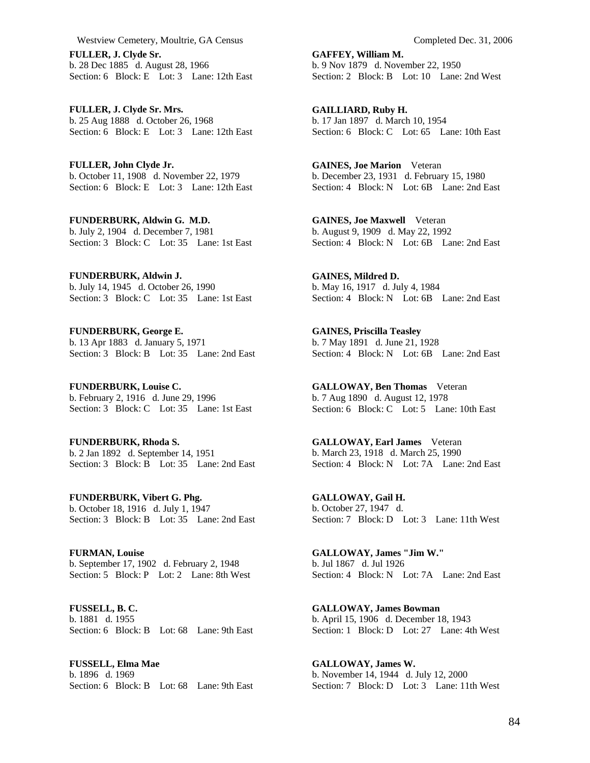**FULLER, J. Clyde Sr.**
b. 28 Dec 1885 d. August 28, 1966
Section: 6 Block: E Lot: 3 Lane: 12th East

**FULLER, J. Clyde Sr. Mrs.**
b. 25 Aug 1888 d. October 26, 1968
Section: 6 Block: E Lot: 3 Lane: 12th East

**FULLER, John Clyde Jr.**
b. October 11, 1908 d. November 22, 1979
Section: 6 Block: E Lot: 3 Lane: 12th East

**FUNDERBURK, Aldwin G. M.D.**
b. July 2, 1904 d. December 7, 1981
Section: 3 Block: C Lot: 35 Lane: 1st East

**FUNDERBURK, Aldwin J.**
b. July 14, 1945 d. October 26, 1990
Section: 3 Block: C Lot: 35 Lane: 1st East

**FUNDERBURK, George E.**
b. 13 Apr 1883 d. January 5, 1971
Section: 3 Block: B Lot: 35 Lane: 2nd East

**FUNDERBURK, Louise C.**
b. February 2, 1916 d. June 29, 1996
Section: 3 Block: C Lot: 35 Lane: 1st East

**FUNDERBURK, Rhoda S.**
b. 2 Jan 1892 d. September 14, 1951
Section: 3 Block: B Lot: 35 Lane: 2nd East

**FUNDERBURK, Vibert G. Phg.**
b. October 18, 1916 d. July 1, 1947
Section: 3 Block: B Lot: 35 Lane: 2nd East

**FURMAN, Louise**
b. September 17, 1902 d. February 2, 1948
Section: 5 Block: P Lot: 2 Lane: 8th West

**FUSSELL, B. C.**
b. 1881 d. 1955
Section: 6 Block: B Lot: 68 Lane: 9th East

**FUSSELL, Elma Mae**
b. 1896 d. 1969
Section: 6 Block: B Lot: 68 Lane: 9th East

**GAFFEY, William M.**
b. 9 Nov 1879 d. November 22, 1950
Section: 2 Block: B Lot: 10 Lane: 2nd West

**GAILLIARD, Ruby H.**
b. 17 Jan 1897 d. March 10, 1954
Section: 6 Block: C Lot: 65 Lane: 10th East

**GAINES, Joe Marion** Veteran
b. December 23, 1931 d. February 15, 1980
Section: 4 Block: N Lot: 6B Lane: 2nd East

**GAINES, Joe Maxwell** Veteran
b. August 9, 1909 d. May 22, 1992
Section: 4 Block: N Lot: 6B Lane: 2nd East

**GAINES, Mildred D.**
b. May 16, 1917 d. July 4, 1984
Section: 4 Block: N Lot: 6B Lane: 2nd East

**GAINES, Priscilla Teasley**
b. 7 May 1891 d. June 21, 1928
Section: 4 Block: N Lot: 6B Lane: 2nd East

**GALLOWAY, Ben Thomas** Veteran
b. 7 Aug 1890 d. August 12, 1978
Section: 6 Block: C Lot: 5 Lane: 10th East

**GALLOWAY, Earl James** Veteran
b. March 23, 1918 d. March 25, 1990
Section: 4 Block: N Lot: 7A Lane: 2nd East

**GALLOWAY, Gail H.**
b. October 27, 1947 d.
Section: 7 Block: D Lot: 3 Lane: 11th West

**GALLOWAY, James "Jim W."**
b. Jul 1867 d. Jul 1926
Section: 4 Block: N Lot: 7A Lane: 2nd East

**GALLOWAY, James Bowman**
b. April 15, 1906 d. December 18, 1943
Section: 1 Block: D Lot: 27 Lane: 4th West

**GALLOWAY, James W.**
b. November 14, 1944 d. July 12, 2000
Section: 7 Block: D Lot: 3 Lane: 11th West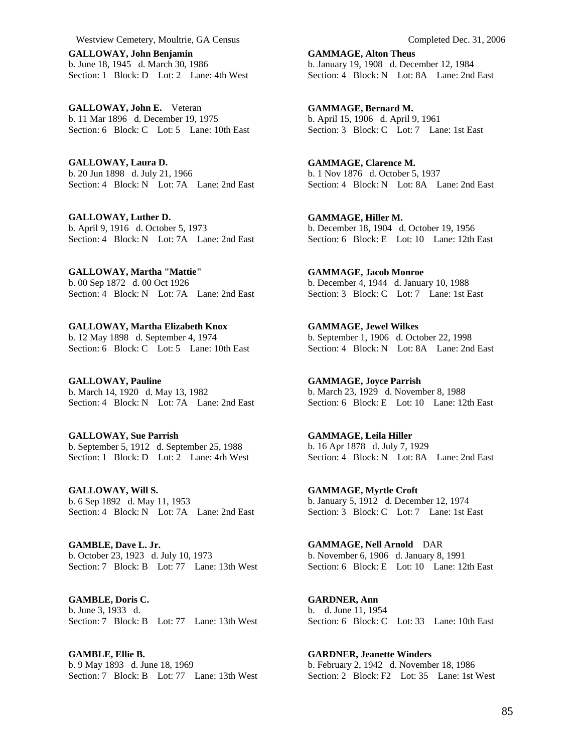**GALLOWAY, John Benjamin**
b. June 18, 1945 d. March 30, 1986
Section: 1 Block: D Lot: 2 Lane: 4th West

**GALLOWAY, John E.** Veteran
b. 11 Mar 1896 d. December 19, 1975
Section: 6 Block: C Lot: 5 Lane: 10th East

**GALLOWAY, Laura D.**
b. 20 Jun 1898 d. July 21, 1966
Section: 4 Block: N Lot: 7A Lane: 2nd East

**GALLOWAY, Luther D.**
b. April 9, 1916 d. October 5, 1973
Section: 4 Block: N Lot: 7A Lane: 2nd East

**GALLOWAY, Martha "Mattie"**
b. 00 Sep 1872 d. 00 Oct 1926
Section: 4 Block: N Lot: 7A Lane: 2nd East

**GALLOWAY, Martha Elizabeth Knox**
b. 12 May 1898 d. September 4, 1974
Section: 6 Block: C Lot: 5 Lane: 10th East

**GALLOWAY, Pauline**
b. March 14, 1920 d. May 13, 1982
Section: 4 Block: N Lot: 7A Lane: 2nd East

**GALLOWAY, Sue Parrish**
b. September 5, 1912 d. September 25, 1988
Section: 1 Block: D Lot: 2 Lane: 4rh West

**GALLOWAY, Will S.**
b. 6 Sep 1892 d. May 11, 1953
Section: 4 Block: N Lot: 7A Lane: 2nd East

**GAMBLE, Dave L. Jr.**
b. October 23, 1923 d. July 10, 1973
Section: 7 Block: B Lot: 77 Lane: 13th West

**GAMBLE, Doris C.**
b. June 3, 1933 d.
Section: 7 Block: B Lot: 77 Lane: 13th West

**GAMBLE, Ellie B.**
b. 9 May 1893 d. June 18, 1969
Section: 7 Block: B Lot: 77 Lane: 13th West

**GAMMAGE, Alton Theus**
b. January 19, 1908 d. December 12, 1984
Section: 4 Block: N Lot: 8A Lane: 2nd East

**GAMMAGE, Bernard M.**
b. April 15, 1906 d. April 9, 1961
Section: 3 Block: C Lot: 7 Lane: 1st East

**GAMMAGE, Clarence M.**
b. 1 Nov 1876 d. October 5, 1937
Section: 4 Block: N Lot: 8A Lane: 2nd East

**GAMMAGE, Hiller M.**
b. December 18, 1904 d. October 19, 1956
Section: 6 Block: E Lot: 10 Lane: 12th East

**GAMMAGE, Jacob Monroe**
b. December 4, 1944 d. January 10, 1988
Section: 3 Block: C Lot: 7 Lane: 1st East

**GAMMAGE, Jewel Wilkes**
b. September 1, 1906 d. October 22, 1998
Section: 4 Block: N Lot: 8A Lane: 2nd East

**GAMMAGE, Joyce Parrish**
b. March 23, 1929 d. November 8, 1988
Section: 6 Block: E Lot: 10 Lane: 12th East

**GAMMAGE, Leila Hiller**
b. 16 Apr 1878 d. July 7, 1929
Section: 4 Block: N Lot: 8A Lane: 2nd East

**GAMMAGE, Myrtle Croft**
b. January 5, 1912 d. December 12, 1974
Section: 3 Block: C Lot: 7 Lane: 1st East

**GAMMAGE, Nell Arnold** DAR
b. November 6, 1906 d. January 8, 1991
Section: 6 Block: E Lot: 10 Lane: 12th East

**GARDNER, Ann**
b. d. June 11, 1954
Section: 6 Block: C Lot: 33 Lane: 10th East

**GARDNER, Jeanette Winders**
b. February 2, 1942 d. November 18, 1986
Section: 2 Block: F2 Lot: 35 Lane: 1st West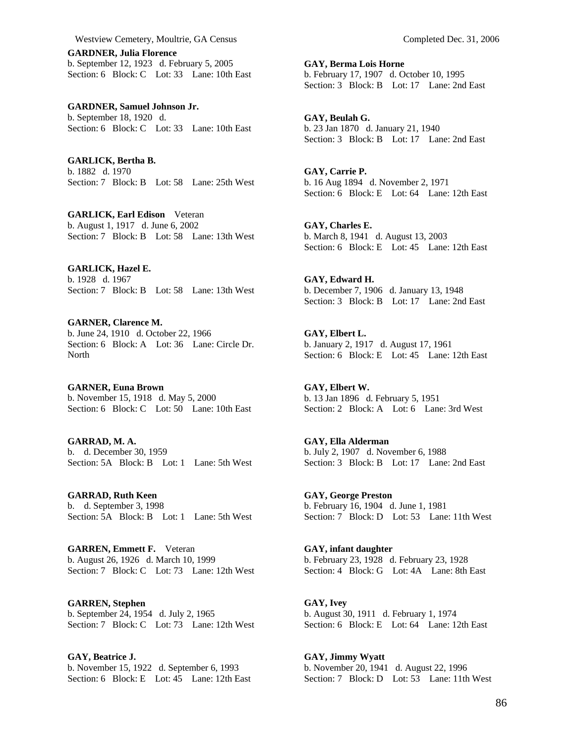**GARDNER, Julia Florence**
b. September 12, 1923 d. February 5, 2005
Section: 6 Block: C Lot: 33 Lane: 10th East

**GARDNER, Samuel Johnson Jr.**
b. September 18, 1920 d.
Section: 6 Block: C Lot: 33 Lane: 10th East

**GARLICK, Bertha B.**
b. 1882 d. 1970
Section: 7 Block: B Lot: 58 Lane: 25th West

**GARLICK, Earl Edison** Veteran
b. August 1, 1917 d. June 6, 2002
Section: 7 Block: B Lot: 58 Lane: 13th West

**GARLICK, Hazel E.**
b. 1928 d. 1967
Section: 7 Block: B Lot: 58 Lane: 13th West

**GARNER, Clarence M.**
b. June 24, 1910 d. October 22, 1966
Section: 6 Block: A Lot: 36 Lane: Circle Dr. North

**GARNER, Euna Brown**
b. November 15, 1918 d. May 5, 2000
Section: 6 Block: C Lot: 50 Lane: 10th East

**GARRAD, M. A.**
b. d. December 30, 1959
Section: 5A Block: B Lot: 1 Lane: 5th West

**GARRAD, Ruth Keen**
b. d. September 3, 1998
Section: 5A Block: B Lot: 1 Lane: 5th West

**GARREN, Emmett F.** Veteran
b. August 26, 1926 d. March 10, 1999
Section: 7 Block: C Lot: 73 Lane: 12th West

**GARREN, Stephen**
b. September 24, 1954 d. July 2, 1965
Section: 7 Block: C Lot: 73 Lane: 12th West

**GAY, Beatrice J.**
b. November 15, 1922 d. September 6, 1993
Section: 6 Block: E Lot: 45 Lane: 12th East

**GAY, Berma Lois Horne**
b. February 17, 1907 d. October 10, 1995
Section: 3 Block: B Lot: 17 Lane: 2nd East

**GAY, Beulah G.**
b. 23 Jan 1870 d. January 21, 1940
Section: 3 Block: B Lot: 17 Lane: 2nd East

**GAY, Carrie P.**
b. 16 Aug 1894 d. November 2, 1971
Section: 6 Block: E Lot: 64 Lane: 12th East

**GAY, Charles E.**
b. March 8, 1941 d. August 13, 2003
Section: 6 Block: E Lot: 45 Lane: 12th East

**GAY, Edward H.**
b. December 7, 1906 d. January 13, 1948
Section: 3 Block: B Lot: 17 Lane: 2nd East

**GAY, Elbert L.**
b. January 2, 1917 d. August 17, 1961
Section: 6 Block: E Lot: 45 Lane: 12th East

**GAY, Elbert W.**
b. 13 Jan 1896 d. February 5, 1951
Section: 2 Block: A Lot: 6 Lane: 3rd West

**GAY, Ella Alderman**
b. July 2, 1907 d. November 6, 1988
Section: 3 Block: B Lot: 17 Lane: 2nd East

**GAY, George Preston**
b. February 16, 1904 d. June 1, 1981
Section: 7 Block: D Lot: 53 Lane: 11th West

**GAY, infant daughter**
b. February 23, 1928 d. February 23, 1928
Section: 4 Block: G Lot: 4A Lane: 8th East

**GAY, Ivey**
b. August 30, 1911 d. February 1, 1974
Section: 6 Block: E Lot: 64 Lane: 12th East

**GAY, Jimmy Wyatt**
b. November 20, 1941 d. August 22, 1996
Section: 7 Block: D Lot: 53 Lane: 11th West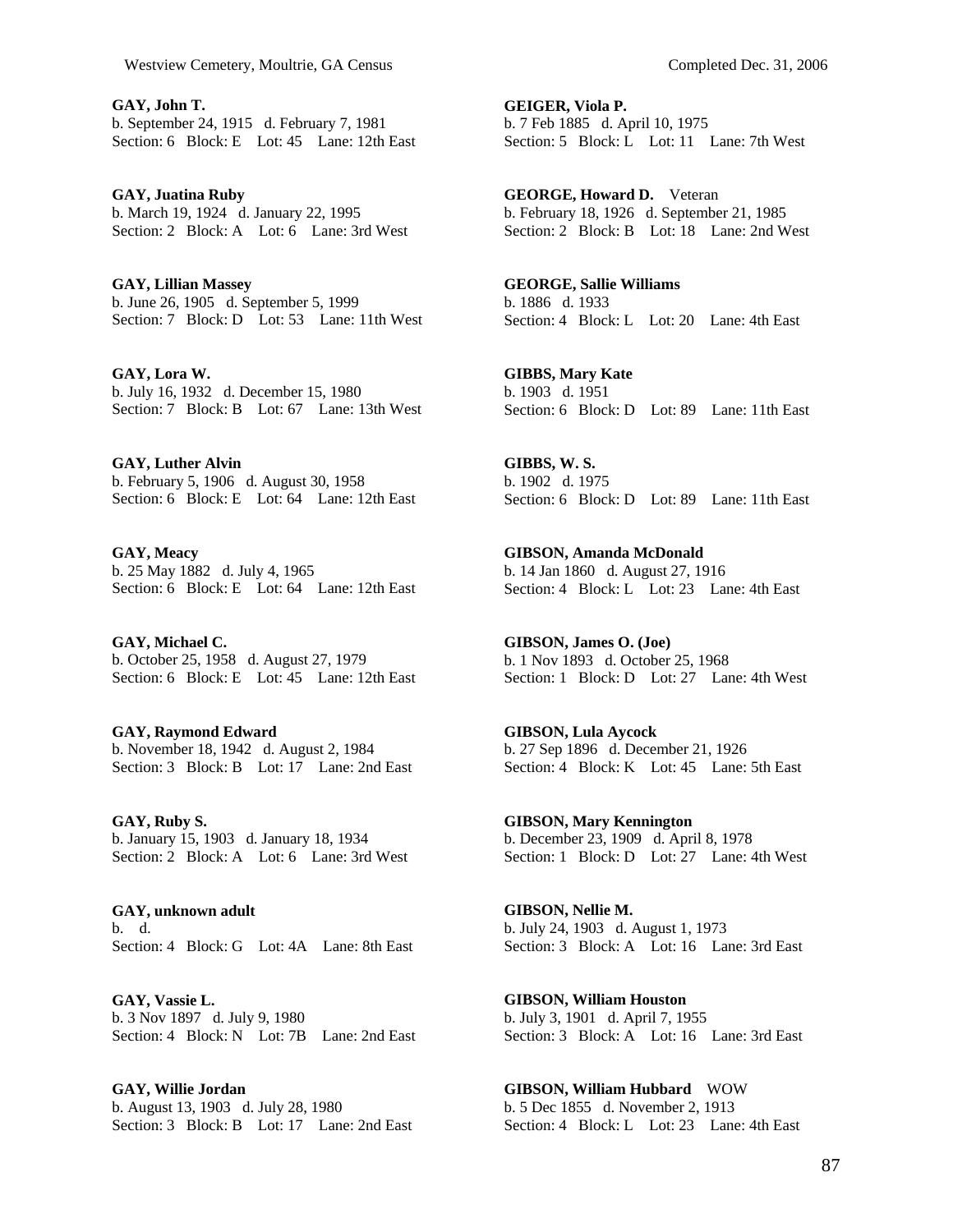**GAY, John T.**
b. September 24, 1915 d. February 7, 1981
Section: 6 Block: E Lot: 45 Lane: 12th East

**GAY, Juatina Ruby**
b. March 19, 1924 d. January 22, 1995
Section: 2 Block: A Lot: 6 Lane: 3rd West

**GAY, Lillian Massey**
b. June 26, 1905 d. September 5, 1999
Section: 7 Block: D Lot: 53 Lane: 11th West

**GAY, Lora W.**
b. July 16, 1932 d. December 15, 1980
Section: 7 Block: B Lot: 67 Lane: 13th West

**GAY, Luther Alvin**
b. February 5, 1906 d. August 30, 1958
Section: 6 Block: E Lot: 64 Lane: 12th East

**GAY, Meacy**
b. 25 May 1882 d. July 4, 1965
Section: 6 Block: E Lot: 64 Lane: 12th East

**GAY, Michael C.**
b. October 25, 1958 d. August 27, 1979
Section: 6 Block: E Lot: 45 Lane: 12th East

**GAY, Raymond Edward**
b. November 18, 1942 d. August 2, 1984
Section: 3 Block: B Lot: 17 Lane: 2nd East

**GAY, Ruby S.**
b. January 15, 1903 d. January 18, 1934
Section: 2 Block: A Lot: 6 Lane: 3rd West

**GAY, unknown adult**
b. d.
Section: 4 Block: G Lot: 4A Lane: 8th East

**GAY, Vassie L.**
b. 3 Nov 1897 d. July 9, 1980
Section: 4 Block: N Lot: 7B Lane: 2nd East

**GAY, Willie Jordan**
b. August 13, 1903 d. July 28, 1980
Section: 3 Block: B Lot: 17 Lane: 2nd East

**GEIGER, Viola P.**
b. 7 Feb 1885 d. April 10, 1975
Section: 5 Block: L Lot: 11 Lane: 7th West

**GEORGE, Howard D.** Veteran
b. February 18, 1926 d. September 21, 1985
Section: 2 Block: B Lot: 18 Lane: 2nd West

**GEORGE, Sallie Williams**
b. 1886 d. 1933
Section: 4 Block: L Lot: 20 Lane: 4th East

**GIBBS, Mary Kate**
b. 1903 d. 1951
Section: 6 Block: D Lot: 89 Lane: 11th East

**GIBBS, W. S.**
b. 1902 d. 1975
Section: 6 Block: D Lot: 89 Lane: 11th East

**GIBSON, Amanda McDonald**
b. 14 Jan 1860 d. August 27, 1916
Section: 4 Block: L Lot: 23 Lane: 4th East

**GIBSON, James O. (Joe)**
b. 1 Nov 1893 d. October 25, 1968
Section: 1 Block: D Lot: 27 Lane: 4th West

**GIBSON, Lula Aycock**
b. 27 Sep 1896 d. December 21, 1926
Section: 4 Block: K Lot: 45 Lane: 5th East

**GIBSON, Mary Kennington**
b. December 23, 1909 d. April 8, 1978
Section: 1 Block: D Lot: 27 Lane: 4th West

**GIBSON, Nellie M.**
b. July 24, 1903 d. August 1, 1973
Section: 3 Block: A Lot: 16 Lane: 3rd East

**GIBSON, William Houston**
b. July 3, 1901 d. April 7, 1955
Section: 3 Block: A Lot: 16 Lane: 3rd East

**GIBSON, William Hubbard** WOW
b. 5 Dec 1855 d. November 2, 1913
Section: 4 Block: L Lot: 23 Lane: 4th East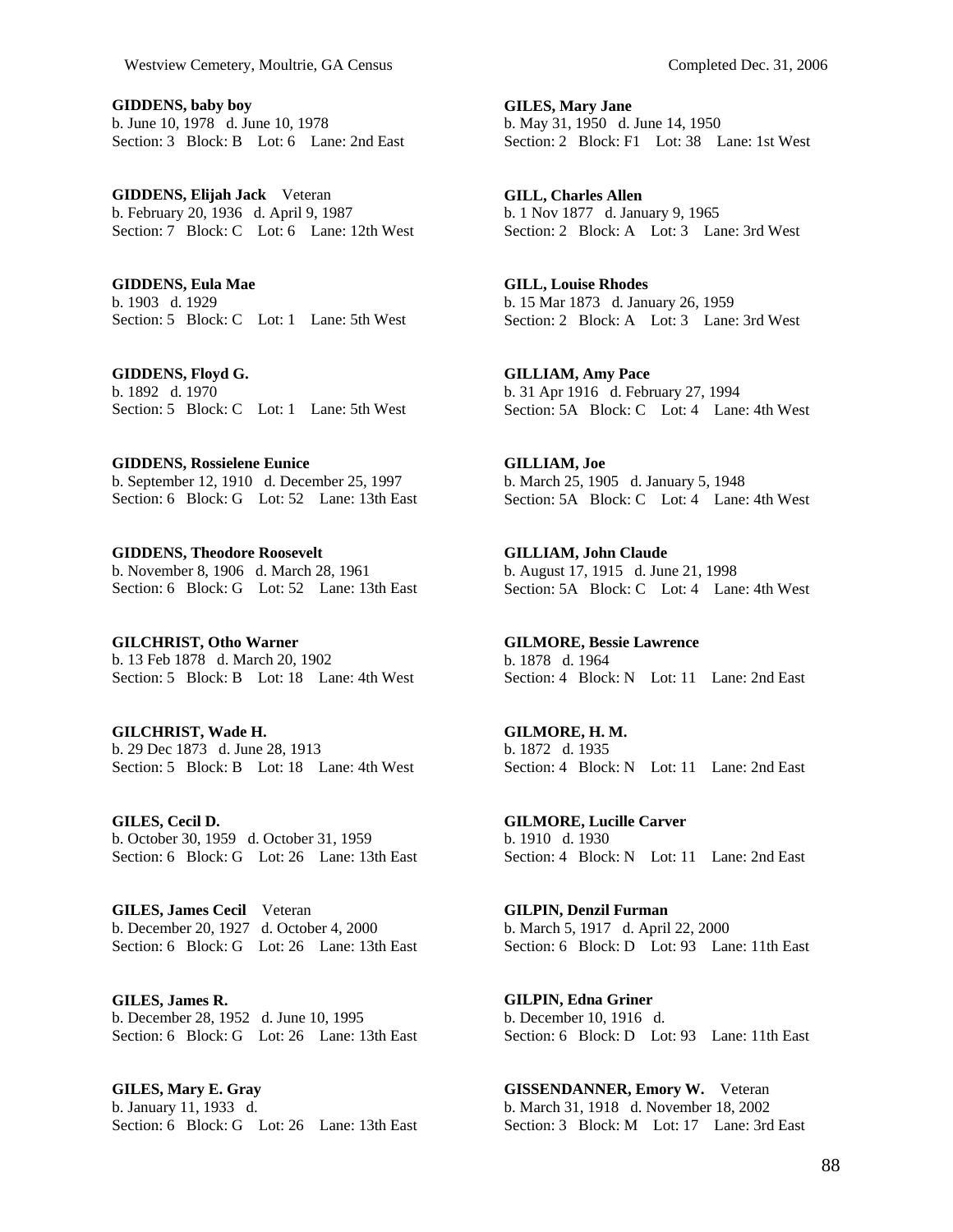**GIDDENS, baby boy**
b. June 10, 1978 d. June 10, 1978
Section: 3 Block: B Lot: 6 Lane: 2nd East

**GIDDENS, Elijah Jack** Veteran
b. February 20, 1936 d. April 9, 1987
Section: 7 Block: C Lot: 6 Lane: 12th West

**GIDDENS, Eula Mae**
b. 1903 d. 1929
Section: 5 Block: C Lot: 1 Lane: 5th West

**GIDDENS, Floyd G.**
b. 1892 d. 1970
Section: 5 Block: C Lot: 1 Lane: 5th West

**GIDDENS, Rossielene Eunice**
b. September 12, 1910 d. December 25, 1997
Section: 6 Block: G Lot: 52 Lane: 13th East

**GIDDENS, Theodore Roosevelt**
b. November 8, 1906 d. March 28, 1961
Section: 6 Block: G Lot: 52 Lane: 13th East

**GILCHRIST, Otho Warner**
b. 13 Feb 1878 d. March 20, 1902
Section: 5 Block: B Lot: 18 Lane: 4th West

**GILCHRIST, Wade H.**
b. 29 Dec 1873 d. June 28, 1913
Section: 5 Block: B Lot: 18 Lane: 4th West

**GILES, Cecil D.**
b. October 30, 1959 d. October 31, 1959
Section: 6 Block: G Lot: 26 Lane: 13th East

**GILES, James Cecil** Veteran
b. December 20, 1927 d. October 4, 2000
Section: 6 Block: G Lot: 26 Lane: 13th East

**GILES, James R.**
b. December 28, 1952 d. June 10, 1995
Section: 6 Block: G Lot: 26 Lane: 13th East

**GILES, Mary E. Gray**
b. January 11, 1933 d.
Section: 6 Block: G Lot: 26 Lane: 13th East

**GILES, Mary Jane**
b. May 31, 1950 d. June 14, 1950
Section: 2 Block: F1 Lot: 38 Lane: 1st West

**GILL, Charles Allen**
b. 1 Nov 1877 d. January 9, 1965
Section: 2 Block: A Lot: 3 Lane: 3rd West

**GILL, Louise Rhodes**
b. 15 Mar 1873 d. January 26, 1959
Section: 2 Block: A Lot: 3 Lane: 3rd West

**GILLIAM, Amy Pace**
b. 31 Apr 1916 d. February 27, 1994
Section: 5A Block: C Lot: 4 Lane: 4th West

**GILLIAM, Joe**
b. March 25, 1905 d. January 5, 1948
Section: 5A Block: C Lot: 4 Lane: 4th West

**GILLIAM, John Claude**
b. August 17, 1915 d. June 21, 1998
Section: 5A Block: C Lot: 4 Lane: 4th West

**GILMORE, Bessie Lawrence**
b. 1878 d. 1964
Section: 4 Block: N Lot: 11 Lane: 2nd East

**GILMORE, H. M.**
b. 1872 d. 1935
Section: 4 Block: N Lot: 11 Lane: 2nd East

**GILMORE, Lucille Carver**
b. 1910 d. 1930
Section: 4 Block: N Lot: 11 Lane: 2nd East

**GILPIN, Denzil Furman**
b. March 5, 1917 d. April 22, 2000
Section: 6 Block: D Lot: 93 Lane: 11th East

**GILPIN, Edna Griner**
b. December 10, 1916 d.
Section: 6 Block: D Lot: 93 Lane: 11th East

**GISSENDANNER, Emory W.** Veteran
b. March 31, 1918 d. November 18, 2002
Section: 3 Block: M Lot: 17 Lane: 3rd East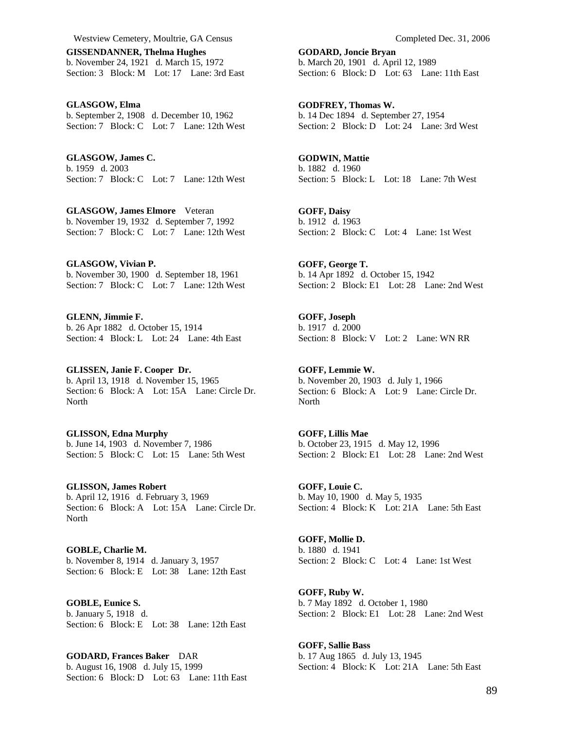**GISSENDANNER, Thelma Hughes**
b. November 24, 1921 d. March 15, 1972
Section: 3 Block: M Lot: 17 Lane: 3rd East

**GLASGOW, Elma**
b. September 2, 1908 d. December 10, 1962
Section: 7 Block: C Lot: 7 Lane: 12th West

**GLASGOW, James C.**
b. 1959 d. 2003
Section: 7 Block: C Lot: 7 Lane: 12th West

**GLASGOW, James Elmore** Veteran
b. November 19, 1932 d. September 7, 1992
Section: 7 Block: C Lot: 7 Lane: 12th West

**GLASGOW, Vivian P.**
b. November 30, 1900 d. September 18, 1961
Section: 7 Block: C Lot: 7 Lane: 12th West

**GLENN, Jimmie F.**
b. 26 Apr 1882 d. October 15, 1914
Section: 4 Block: L Lot: 24 Lane: 4th East

**GLISSEN, Janie F. Cooper Dr.**
b. April 13, 1918 d. November 15, 1965
Section: 6 Block: A Lot: 15A Lane: Circle Dr. North

**GLISSON, Edna Murphy**
b. June 14, 1903 d. November 7, 1986
Section: 5 Block: C Lot: 15 Lane: 5th West

**GLISSON, James Robert**
b. April 12, 1916 d. February 3, 1969
Section: 6 Block: A Lot: 15A Lane: Circle Dr. North

**GOBLE, Charlie M.**
b. November 8, 1914 d. January 3, 1957
Section: 6 Block: E Lot: 38 Lane: 12th East

**GOBLE, Eunice S.**
b. January 5, 1918 d.
Section: 6 Block: E Lot: 38 Lane: 12th East

**GODARD, Frances Baker** DAR
b. August 16, 1908 d. July 15, 1999
Section: 6 Block: D Lot: 63 Lane: 11th East

**GODARD, Joncie Bryan**
b. March 20, 1901 d. April 12, 1989
Section: 6 Block: D Lot: 63 Lane: 11th East

**GODFREY, Thomas W.**
b. 14 Dec 1894 d. September 27, 1954
Section: 2 Block: D Lot: 24 Lane: 3rd West

**GODWIN, Mattie**
b. 1882 d. 1960
Section: 5 Block: L Lot: 18 Lane: 7th West

**GOFF, Daisy**
b. 1912 d. 1963
Section: 2 Block: C Lot: 4 Lane: 1st West

**GOFF, George T.**
b. 14 Apr 1892 d. October 15, 1942
Section: 2 Block: E1 Lot: 28 Lane: 2nd West

**GOFF, Joseph**
b. 1917 d. 2000
Section: 8 Block: V Lot: 2 Lane: WN RR

**GOFF, Lemmie W.**
b. November 20, 1903 d. July 1, 1966
Section: 6 Block: A Lot: 9 Lane: Circle Dr. North

**GOFF, Lillis Mae**
b. October 23, 1915 d. May 12, 1996
Section: 2 Block: E1 Lot: 28 Lane: 2nd West

**GOFF, Louie C.**
b. May 10, 1900 d. May 5, 1935
Section: 4 Block: K Lot: 21A Lane: 5th East

**GOFF, Mollie D.**
b. 1880 d. 1941
Section: 2 Block: C Lot: 4 Lane: 1st West

**GOFF, Ruby W.**
b. 7 May 1892 d. October 1, 1980
Section: 2 Block: E1 Lot: 28 Lane: 2nd West

**GOFF, Sallie Bass**
b. 17 Aug 1865 d. July 13, 1945
Section: 4 Block: K Lot: 21A Lane: 5th East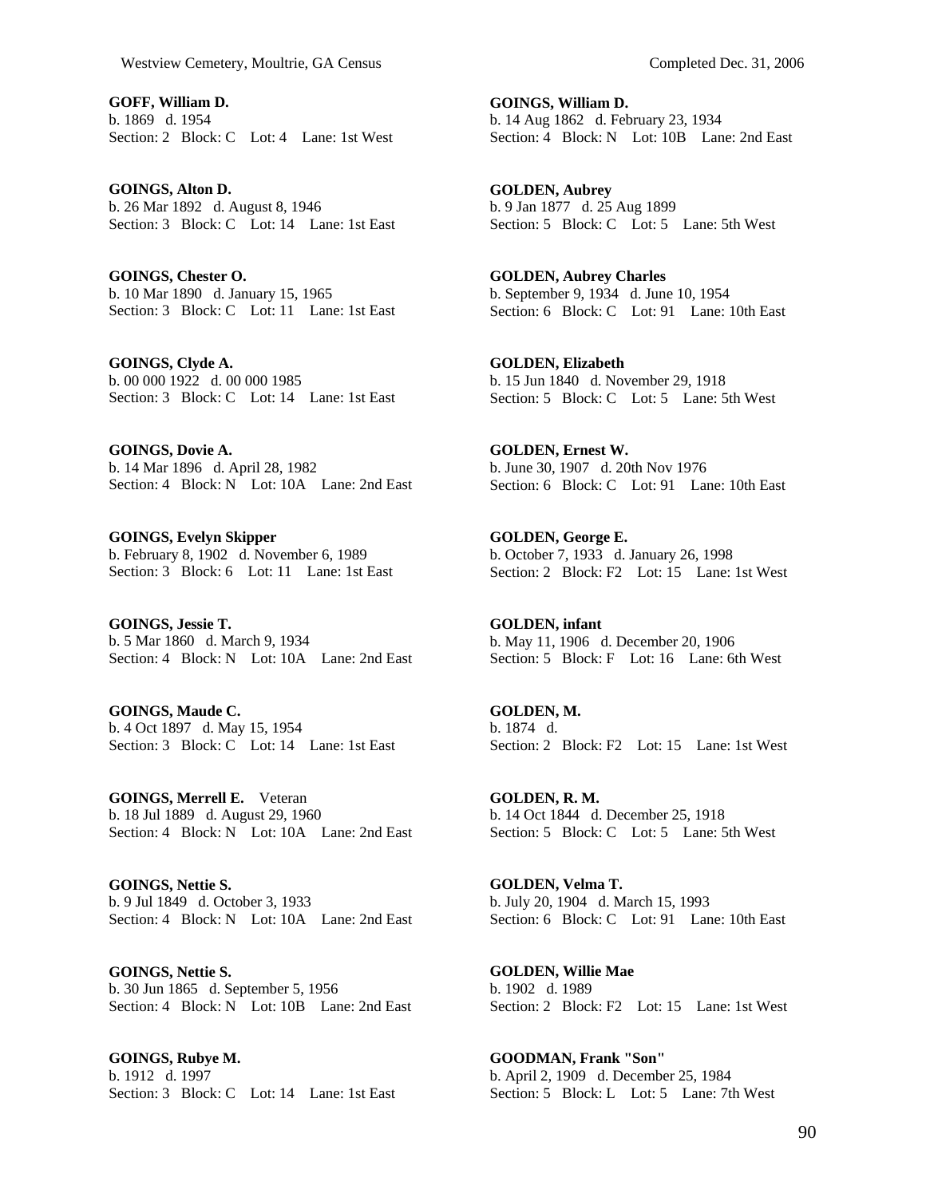**GOFF, William D.**
b. 1869 d. 1954
Section: 2 Block: C Lot: 4 Lane: 1st West

**GOINGS, Alton D.**
b. 26 Mar 1892 d. August 8, 1946
Section: 3 Block: C Lot: 14 Lane: 1st East

**GOINGS, Chester O.**
b. 10 Mar 1890 d. January 15, 1965
Section: 3 Block: C Lot: 11 Lane: 1st East

**GOINGS, Clyde A.**
b. 00 000 1922 d. 00 000 1985
Section: 3 Block: C Lot: 14 Lane: 1st East

**GOINGS, Dovie A.**
b. 14 Mar 1896 d. April 28, 1982
Section: 4 Block: N Lot: 10A Lane: 2nd East

**GOINGS, Evelyn Skipper**
b. February 8, 1902 d. November 6, 1989
Section: 3 Block: 6 Lot: 11 Lane: 1st East

**GOINGS, Jessie T.**
b. 5 Mar 1860 d. March 9, 1934
Section: 4 Block: N Lot: 10A Lane: 2nd East

**GOINGS, Maude C.**
b. 4 Oct 1897 d. May 15, 1954
Section: 3 Block: C Lot: 14 Lane: 1st East

**GOINGS, Merrell E.** Veteran
b. 18 Jul 1889 d. August 29, 1960
Section: 4 Block: N Lot: 10A Lane: 2nd East

**GOINGS, Nettie S.**
b. 9 Jul 1849 d. October 3, 1933
Section: 4 Block: N Lot: 10A Lane: 2nd East

**GOINGS, Nettie S.**
b. 30 Jun 1865 d. September 5, 1956
Section: 4 Block: N Lot: 10B Lane: 2nd East

**GOINGS, Rubye M.**
b. 1912 d. 1997
Section: 3 Block: C Lot: 14 Lane: 1st East

**GOINGS, William D.**
b. 14 Aug 1862 d. February 23, 1934
Section: 4 Block: N Lot: 10B Lane: 2nd East

**GOLDEN, Aubrey**
b. 9 Jan 1877 d. 25 Aug 1899
Section: 5 Block: C Lot: 5 Lane: 5th West

**GOLDEN, Aubrey Charles**
b. September 9, 1934 d. June 10, 1954
Section: 6 Block: C Lot: 91 Lane: 10th East

**GOLDEN, Elizabeth**
b. 15 Jun 1840 d. November 29, 1918
Section: 5 Block: C Lot: 5 Lane: 5th West

**GOLDEN, Ernest W.**
b. June 30, 1907 d. 20th Nov 1976
Section: 6 Block: C Lot: 91 Lane: 10th East

**GOLDEN, George E.**
b. October 7, 1933 d. January 26, 1998
Section: 2 Block: F2 Lot: 15 Lane: 1st West

**GOLDEN, infant**
b. May 11, 1906 d. December 20, 1906
Section: 5 Block: F Lot: 16 Lane: 6th West

**GOLDEN, M.**
b. 1874 d.
Section: 2 Block: F2 Lot: 15 Lane: 1st West

**GOLDEN, R. M.**
b. 14 Oct 1844 d. December 25, 1918
Section: 5 Block: C Lot: 5 Lane: 5th West

**GOLDEN, Velma T.**
b. July 20, 1904 d. March 15, 1993
Section: 6 Block: C Lot: 91 Lane: 10th East

**GOLDEN, Willie Mae**
b. 1902 d. 1989
Section: 2 Block: F2 Lot: 15 Lane: 1st West

**GOODMAN, Frank "Son"**
b. April 2, 1909 d. December 25, 1984
Section: 5 Block: L Lot: 5 Lane: 7th West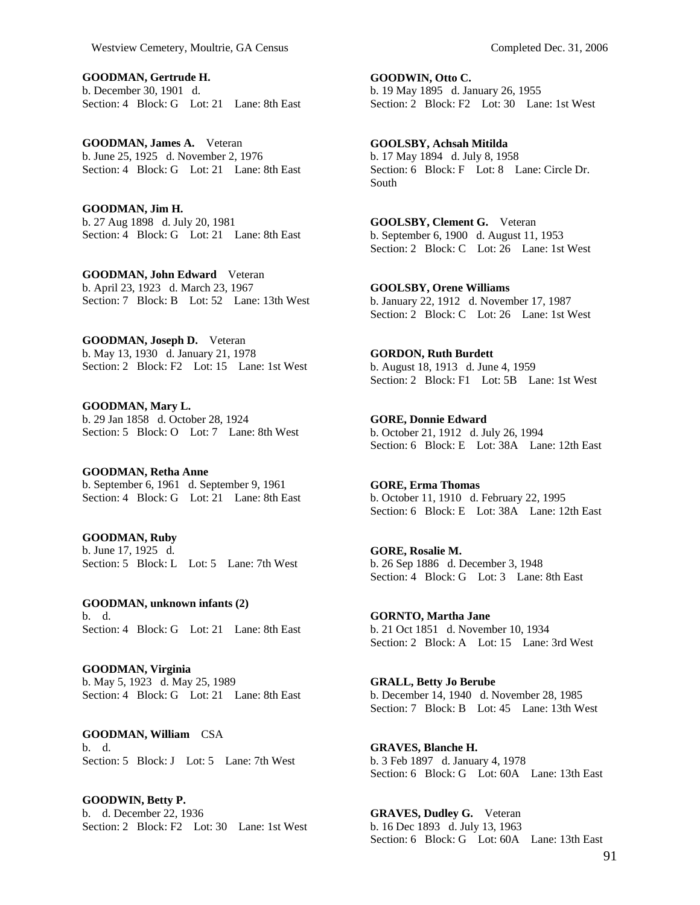**GOODMAN, Gertrude H.**
b. December 30, 1901 d.
Section: 4 Block: G Lot: 21 Lane: 8th East

**GOODMAN, James A.** Veteran
b. June 25, 1925 d. November 2, 1976
Section: 4 Block: G Lot: 21 Lane: 8th East

**GOODMAN, Jim H.**
b. 27 Aug 1898 d. July 20, 1981
Section: 4 Block: G Lot: 21 Lane: 8th East

**GOODMAN, John Edward** Veteran
b. April 23, 1923 d. March 23, 1967
Section: 7 Block: B Lot: 52 Lane: 13th West

**GOODMAN, Joseph D.** Veteran
b. May 13, 1930 d. January 21, 1978
Section: 2 Block: F2 Lot: 15 Lane: 1st West

**GOODMAN, Mary L.**
b. 29 Jan 1858 d. October 28, 1924
Section: 5 Block: O Lot: 7 Lane: 8th West

**GOODMAN, Retha Anne**
b. September 6, 1961 d. September 9, 1961
Section: 4 Block: G Lot: 21 Lane: 8th East

**GOODMAN, Ruby**
b. June 17, 1925 d.
Section: 5 Block: L Lot: 5 Lane: 7th West

**GOODMAN, unknown infants (2)**
b. d.
Section: 4 Block: G Lot: 21 Lane: 8th East

**GOODMAN, Virginia**
b. May 5, 1923 d. May 25, 1989
Section: 4 Block: G Lot: 21 Lane: 8th East

**GOODMAN, William** CSA
b. d.
Section: 5 Block: J Lot: 5 Lane: 7th West

**GOODWIN, Betty P.**
b. d. December 22, 1936
Section: 2 Block: F2 Lot: 30 Lane: 1st West

**GOODWIN, Otto C.**
b. 19 May 1895 d. January 26, 1955
Section: 2 Block: F2 Lot: 30 Lane: 1st West

**GOOLSBY, Achsah Mitilda**
b. 17 May 1894 d. July 8, 1958
Section: 6 Block: F Lot: 8 Lane: Circle Dr. South

**GOOLSBY, Clement G.** Veteran
b. September 6, 1900 d. August 11, 1953
Section: 2 Block: C Lot: 26 Lane: 1st West

**GOOLSBY, Orene Williams**
b. January 22, 1912 d. November 17, 1987
Section: 2 Block: C Lot: 26 Lane: 1st West

**GORDON, Ruth Burdett**
b. August 18, 1913 d. June 4, 1959
Section: 2 Block: F1 Lot: 5B Lane: 1st West

**GORE, Donnie Edward**
b. October 21, 1912 d. July 26, 1994
Section: 6 Block: E Lot: 38A Lane: 12th East

**GORE, Erma Thomas**
b. October 11, 1910 d. February 22, 1995
Section: 6 Block: E Lot: 38A Lane: 12th East

**GORE, Rosalie M.**
b. 26 Sep 1886 d. December 3, 1948
Section: 4 Block: G Lot: 3 Lane: 8th East

**GORNTO, Martha Jane**
b. 21 Oct 1851 d. November 10, 1934
Section: 2 Block: A Lot: 15 Lane: 3rd West

**GRALL, Betty Jo Berube**
b. December 14, 1940 d. November 28, 1985
Section: 7 Block: B Lot: 45 Lane: 13th West

**GRAVES, Blanche H.**
b. 3 Feb 1897 d. January 4, 1978
Section: 6 Block: G Lot: 60A Lane: 13th East

**GRAVES, Dudley G.** Veteran
b. 16 Dec 1893 d. July 13, 1963
Section: 6 Block: G Lot: 60A Lane: 13th East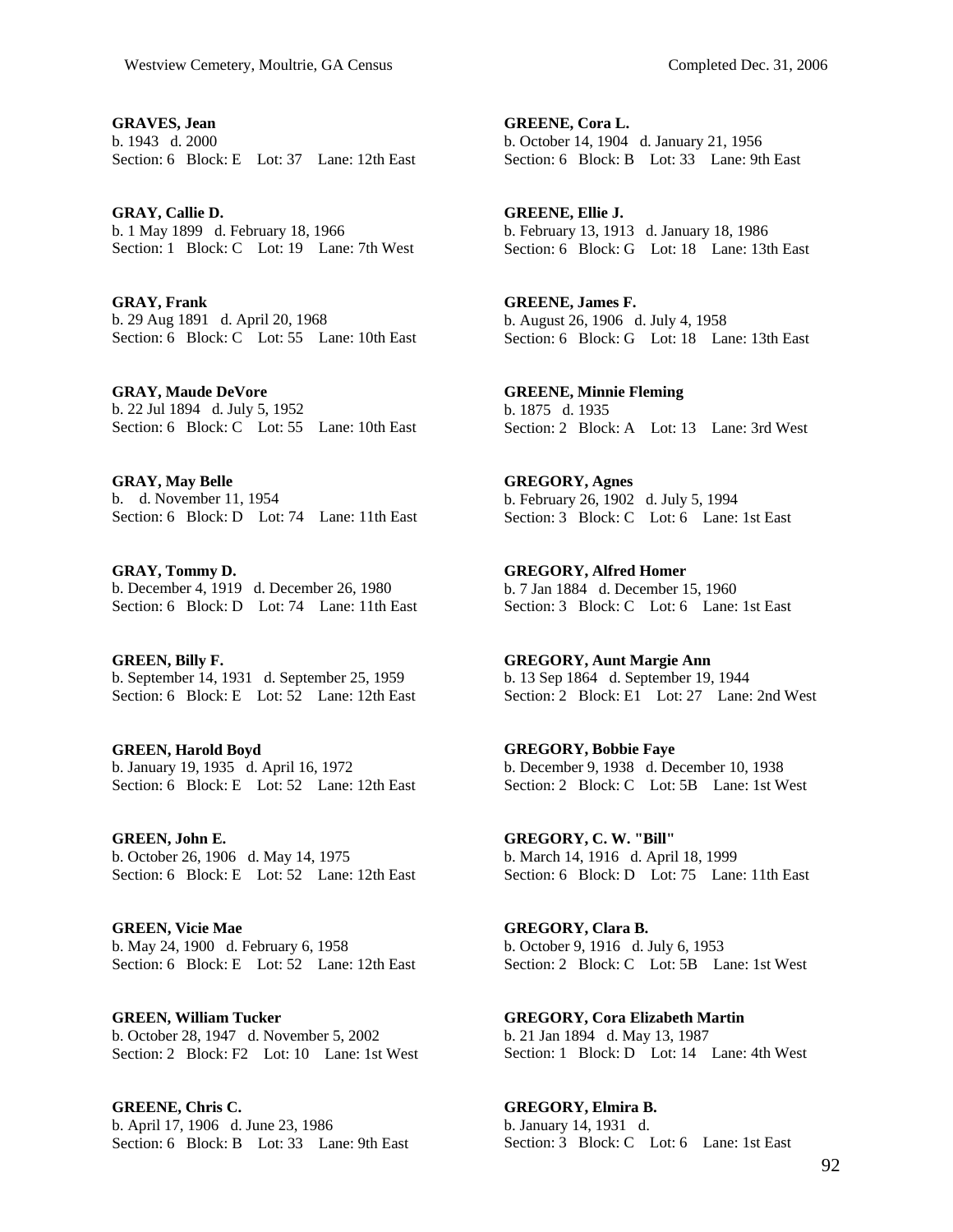**GRAVES, Jean**
b. 1943 d. 2000
Section: 6 Block: E Lot: 37 Lane: 12th East

**GRAY, Callie D.**
b. 1 May 1899 d. February 18, 1966
Section: 1 Block: C Lot: 19 Lane: 7th West

**GRAY, Frank**
b. 29 Aug 1891 d. April 20, 1968
Section: 6 Block: C Lot: 55 Lane: 10th East

**GRAY, Maude DeVore**
b. 22 Jul 1894 d. July 5, 1952
Section: 6 Block: C Lot: 55 Lane: 10th East

**GRAY, May Belle**
b. d. November 11, 1954
Section: 6 Block: D Lot: 74 Lane: 11th East

**GRAY, Tommy D.**
b. December 4, 1919 d. December 26, 1980
Section: 6 Block: D Lot: 74 Lane: 11th East

**GREEN, Billy F.**
b. September 14, 1931 d. September 25, 1959
Section: 6 Block: E Lot: 52 Lane: 12th East

**GREEN, Harold Boyd**
b. January 19, 1935 d. April 16, 1972
Section: 6 Block: E Lot: 52 Lane: 12th East

**GREEN, John E.**
b. October 26, 1906 d. May 14, 1975
Section: 6 Block: E Lot: 52 Lane: 12th East

**GREEN, Vicie Mae**
b. May 24, 1900 d. February 6, 1958
Section: 6 Block: E Lot: 52 Lane: 12th East

**GREEN, William Tucker**
b. October 28, 1947 d. November 5, 2002
Section: 2 Block: F2 Lot: 10 Lane: 1st West

**GREENE, Chris C.**
b. April 17, 1906 d. June 23, 1986
Section: 6 Block: B Lot: 33 Lane: 9th East

**GREENE, Cora L.**
b. October 14, 1904 d. January 21, 1956
Section: 6 Block: B Lot: 33 Lane: 9th East

**GREENE, Ellie J.**
b. February 13, 1913 d. January 18, 1986
Section: 6 Block: G Lot: 18 Lane: 13th East

**GREENE, James F.**
b. August 26, 1906 d. July 4, 1958
Section: 6 Block: G Lot: 18 Lane: 13th East

**GREENE, Minnie Fleming**
b. 1875 d. 1935
Section: 2 Block: A Lot: 13 Lane: 3rd West

**GREGORY, Agnes**
b. February 26, 1902 d. July 5, 1994
Section: 3 Block: C Lot: 6 Lane: 1st East

**GREGORY, Alfred Homer**
b. 7 Jan 1884 d. December 15, 1960
Section: 3 Block: C Lot: 6 Lane: 1st East

**GREGORY, Aunt Margie Ann**
b. 13 Sep 1864 d. September 19, 1944
Section: 2 Block: E1 Lot: 27 Lane: 2nd West

**GREGORY, Bobbie Faye**
b. December 9, 1938 d. December 10, 1938
Section: 2 Block: C Lot: 5B Lane: 1st West

**GREGORY, C. W. "Bill"**
b. March 14, 1916 d. April 18, 1999
Section: 6 Block: D Lot: 75 Lane: 11th East

**GREGORY, Clara B.**
b. October 9, 1916 d. July 6, 1953
Section: 2 Block: C Lot: 5B Lane: 1st West

**GREGORY, Cora Elizabeth Martin**
b. 21 Jan 1894 d. May 13, 1987
Section: 1 Block: D Lot: 14 Lane: 4th West

**GREGORY, Elmira B.**
b. January 14, 1931 d.
Section: 3 Block: C Lot: 6 Lane: 1st East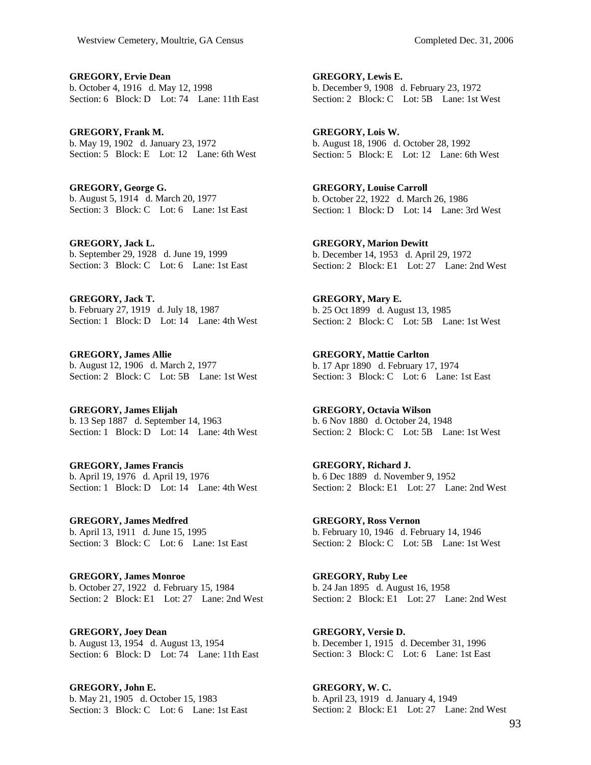**GREGORY, Ervie Dean**
b. October 4, 1916 d. May 12, 1998
Section: 6 Block: D Lot: 74 Lane: 11th East

**GREGORY, Frank M.**
b. May 19, 1902 d. January 23, 1972
Section: 5 Block: E Lot: 12 Lane: 6th West

**GREGORY, George G.**
b. August 5, 1914 d. March 20, 1977
Section: 3 Block: C Lot: 6 Lane: 1st East

**GREGORY, Jack L.**
b. September 29, 1928 d. June 19, 1999
Section: 3 Block: C Lot: 6 Lane: 1st East

**GREGORY, Jack T.**
b. February 27, 1919 d. July 18, 1987
Section: 1 Block: D Lot: 14 Lane: 4th West

**GREGORY, James Allie**
b. August 12, 1906 d. March 2, 1977
Section: 2 Block: C Lot: 5B Lane: 1st West

**GREGORY, James Elijah**
b. 13 Sep 1887 d. September 14, 1963
Section: 1 Block: D Lot: 14 Lane: 4th West

**GREGORY, James Francis**
b. April 19, 1976 d. April 19, 1976
Section: 1 Block: D Lot: 14 Lane: 4th West

**GREGORY, James Medfred**
b. April 13, 1911 d. June 15, 1995
Section: 3 Block: C Lot: 6 Lane: 1st East

**GREGORY, James Monroe**
b. October 27, 1922 d. February 15, 1984
Section: 2 Block: E1 Lot: 27 Lane: 2nd West

**GREGORY, Joey Dean**
b. August 13, 1954 d. August 13, 1954
Section: 6 Block: D Lot: 74 Lane: 11th East

**GREGORY, John E.**
b. May 21, 1905 d. October 15, 1983
Section: 3 Block: C Lot: 6 Lane: 1st East

**GREGORY, Lewis E.**
b. December 9, 1908 d. February 23, 1972
Section: 2 Block: C Lot: 5B Lane: 1st West

**GREGORY, Lois W.**
b. August 18, 1906 d. October 28, 1992
Section: 5 Block: E Lot: 12 Lane: 6th West

**GREGORY, Louise Carroll**
b. October 22, 1922 d. March 26, 1986
Section: 1 Block: D Lot: 14 Lane: 3rd West

**GREGORY, Marion Dewitt**
b. December 14, 1953 d. April 29, 1972
Section: 2 Block: E1 Lot: 27 Lane: 2nd West

**GREGORY, Mary E.**
b. 25 Oct 1899 d. August 13, 1985
Section: 2 Block: C Lot: 5B Lane: 1st West

**GREGORY, Mattie Carlton**
b. 17 Apr 1890 d. February 17, 1974
Section: 3 Block: C Lot: 6 Lane: 1st East

**GREGORY, Octavia Wilson**
b. 6 Nov 1880 d. October 24, 1948
Section: 2 Block: C Lot: 5B Lane: 1st West

**GREGORY, Richard J.**
b. 6 Dec 1889 d. November 9, 1952
Section: 2 Block: E1 Lot: 27 Lane: 2nd West

**GREGORY, Ross Vernon**
b. February 10, 1946 d. February 14, 1946
Section: 2 Block: C Lot: 5B Lane: 1st West

**GREGORY, Ruby Lee**
b. 24 Jan 1895 d. August 16, 1958
Section: 2 Block: E1 Lot: 27 Lane: 2nd West

**GREGORY, Versie D.**
b. December 1, 1915 d. December 31, 1996
Section: 3 Block: C Lot: 6 Lane: 1st East

**GREGORY, W. C.**
b. April 23, 1919 d. January 4, 1949
Section: 2 Block: E1 Lot: 27 Lane: 2nd West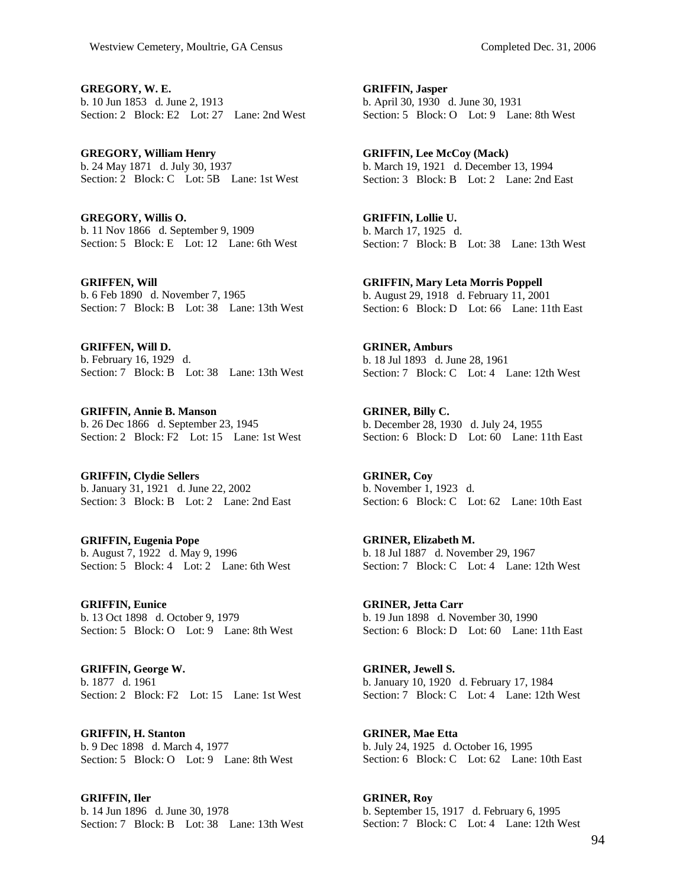**GREGORY, W. E.**
b. 10 Jun 1853 d. June 2, 1913
Section: 2 Block: E2 Lot: 27 Lane: 2nd West

**GREGORY, William Henry**
b. 24 May 1871 d. July 30, 1937
Section: 2 Block: C Lot: 5B Lane: 1st West

**GREGORY, Willis O.**
b. 11 Nov 1866 d. September 9, 1909
Section: 5 Block: E Lot: 12 Lane: 6th West

**GRIFFEN, Will**
b. 6 Feb 1890 d. November 7, 1965
Section: 7 Block: B Lot: 38 Lane: 13th West

**GRIFFEN, Will D.**
b. February 16, 1929 d.
Section: 7 Block: B Lot: 38 Lane: 13th West

**GRIFFIN, Annie B. Manson**
b. 26 Dec 1866 d. September 23, 1945
Section: 2 Block: F2 Lot: 15 Lane: 1st West

**GRIFFIN, Clydie Sellers**
b. January 31, 1921 d. June 22, 2002
Section: 3 Block: B Lot: 2 Lane: 2nd East

**GRIFFIN, Eugenia Pope**
b. August 7, 1922 d. May 9, 1996
Section: 5 Block: 4 Lot: 2 Lane: 6th West

**GRIFFIN, Eunice**
b. 13 Oct 1898 d. October 9, 1979
Section: 5 Block: O Lot: 9 Lane: 8th West

**GRIFFIN, George W.**
b. 1877 d. 1961
Section: 2 Block: F2 Lot: 15 Lane: 1st West

**GRIFFIN, H. Stanton**
b. 9 Dec 1898 d. March 4, 1977
Section: 5 Block: O Lot: 9 Lane: 8th West

**GRIFFIN, Iler**
b. 14 Jun 1896 d. June 30, 1978
Section: 7 Block: B Lot: 38 Lane: 13th West

**GRIFFIN, Jasper**
b. April 30, 1930 d. June 30, 1931
Section: 5 Block: O Lot: 9 Lane: 8th West

**GRIFFIN, Lee McCoy (Mack)**
b. March 19, 1921 d. December 13, 1994
Section: 3 Block: B Lot: 2 Lane: 2nd East

**GRIFFIN, Lollie U.**
b. March 17, 1925 d.
Section: 7 Block: B Lot: 38 Lane: 13th West

**GRIFFIN, Mary Leta Morris Poppell**
b. August 29, 1918 d. February 11, 2001
Section: 6 Block: D Lot: 66 Lane: 11th East

**GRINER, Amburs**
b. 18 Jul 1893 d. June 28, 1961
Section: 7 Block: C Lot: 4 Lane: 12th West

**GRINER, Billy C.**
b. December 28, 1930 d. July 24, 1955
Section: 6 Block: D Lot: 60 Lane: 11th East

**GRINER, Coy**
b. November 1, 1923 d.
Section: 6 Block: C Lot: 62 Lane: 10th East

**GRINER, Elizabeth M.**
b. 18 Jul 1887 d. November 29, 1967
Section: 7 Block: C Lot: 4 Lane: 12th West

**GRINER, Jetta Carr**
b. 19 Jun 1898 d. November 30, 1990
Section: 6 Block: D Lot: 60 Lane: 11th East

**GRINER, Jewell S.**
b. January 10, 1920 d. February 17, 1984
Section: 7 Block: C Lot: 4 Lane: 12th West

**GRINER, Mae Etta**
b. July 24, 1925 d. October 16, 1995
Section: 6 Block: C Lot: 62 Lane: 10th East

**GRINER, Roy**
b. September 15, 1917 d. February 6, 1995
Section: 7 Block: C Lot: 4 Lane: 12th West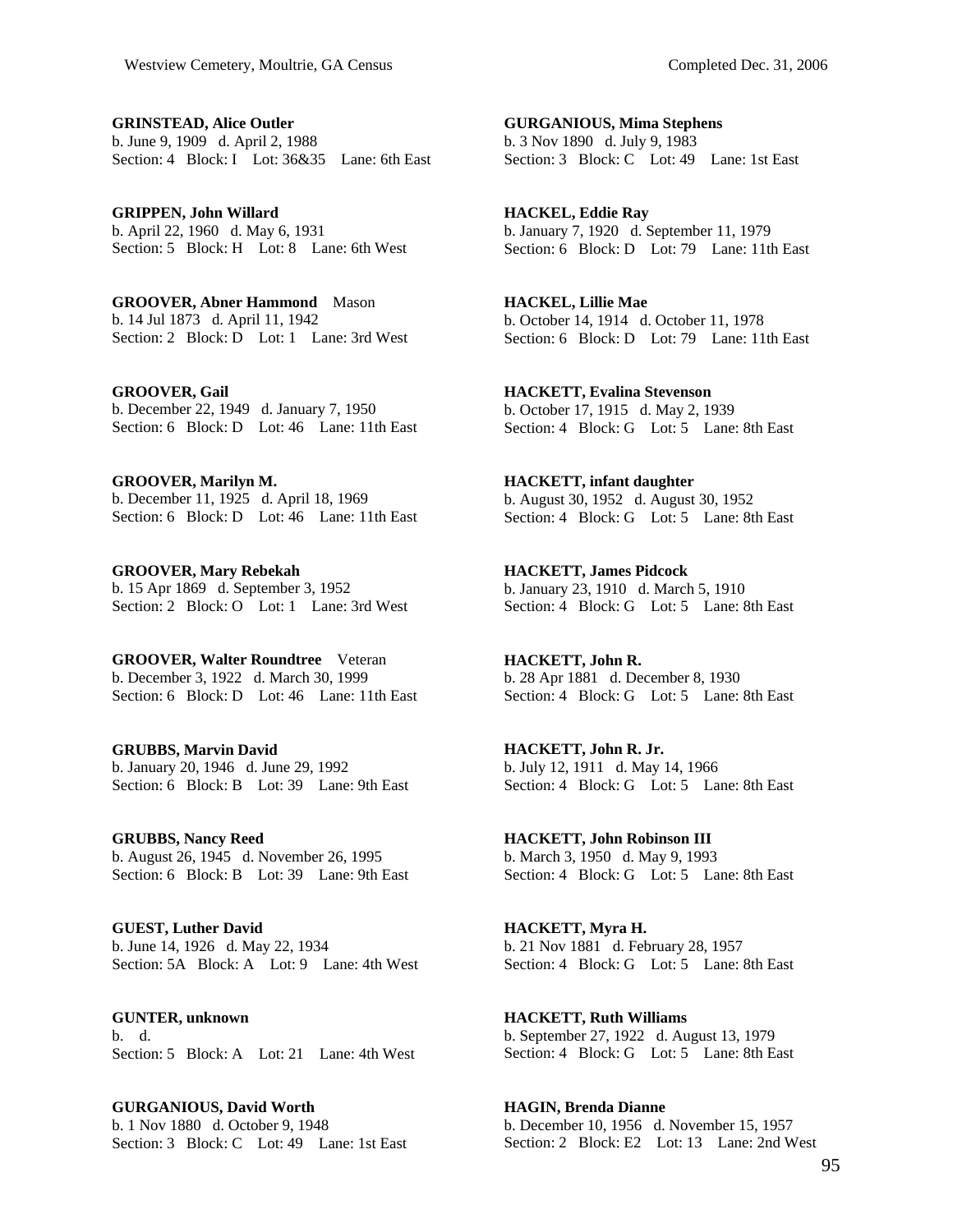**GRINSTEAD, Alice Outler**
b. June 9, 1909 d. April 2, 1988
Section: 4 Block: I Lot: 36&35 Lane: 6th East

**GRIPPEN, John Willard**
b. April 22, 1960 d. May 6, 1931
Section: 5 Block: H Lot: 8 Lane: 6th West

**GROOVER, Abner Hammond** Mason
b. 14 Jul 1873 d. April 11, 1942
Section: 2 Block: D Lot: 1 Lane: 3rd West

**GROOVER, Gail**
b. December 22, 1949 d. January 7, 1950
Section: 6 Block: D Lot: 46 Lane: 11th East

**GROOVER, Marilyn M.**
b. December 11, 1925 d. April 18, 1969
Section: 6 Block: D Lot: 46 Lane: 11th East

**GROOVER, Mary Rebekah**
b. 15 Apr 1869 d. September 3, 1952
Section: 2 Block: O Lot: 1 Lane: 3rd West

**GROOVER, Walter Roundtree** Veteran
b. December 3, 1922 d. March 30, 1999
Section: 6 Block: D Lot: 46 Lane: 11th East

**GRUBBS, Marvin David**
b. January 20, 1946 d. June 29, 1992
Section: 6 Block: B Lot: 39 Lane: 9th East

**GRUBBS, Nancy Reed**
b. August 26, 1945 d. November 26, 1995
Section: 6 Block: B Lot: 39 Lane: 9th East

**GUEST, Luther David**
b. June 14, 1926 d. May 22, 1934
Section: 5A Block: A Lot: 9 Lane: 4th West

**GUNTER, unknown**
b. d.
Section: 5 Block: A Lot: 21 Lane: 4th West

**GURGANIOUS, David Worth**
b. 1 Nov 1880 d. October 9, 1948
Section: 3 Block: C Lot: 49 Lane: 1st East

**GURGANIOUS, Mima Stephens**
b. 3 Nov 1890 d. July 9, 1983
Section: 3 Block: C Lot: 49 Lane: 1st East

**HACKEL, Eddie Ray**
b. January 7, 1920 d. September 11, 1979
Section: 6 Block: D Lot: 79 Lane: 11th East

**HACKEL, Lillie Mae**
b. October 14, 1914 d. October 11, 1978
Section: 6 Block: D Lot: 79 Lane: 11th East

**HACKETT, Evalina Stevenson**
b. October 17, 1915 d. May 2, 1939
Section: 4 Block: G Lot: 5 Lane: 8th East

**HACKETT, infant daughter**
b. August 30, 1952 d. August 30, 1952
Section: 4 Block: G Lot: 5 Lane: 8th East

**HACKETT, James Pidcock**
b. January 23, 1910 d. March 5, 1910
Section: 4 Block: G Lot: 5 Lane: 8th East

**HACKETT, John R.**
b. 28 Apr 1881 d. December 8, 1930
Section: 4 Block: G Lot: 5 Lane: 8th East

**HACKETT, John R. Jr.**
b. July 12, 1911 d. May 14, 1966
Section: 4 Block: G Lot: 5 Lane: 8th East

**HACKETT, John Robinson III**
b. March 3, 1950 d. May 9, 1993
Section: 4 Block: G Lot: 5 Lane: 8th East

**HACKETT, Myra H.**
b. 21 Nov 1881 d. February 28, 1957
Section: 4 Block: G Lot: 5 Lane: 8th East

**HACKETT, Ruth Williams**
b. September 27, 1922 d. August 13, 1979
Section: 4 Block: G Lot: 5 Lane: 8th East

**HAGIN, Brenda Dianne**
b. December 10, 1956 d. November 15, 1957
Section: 2 Block: E2 Lot: 13 Lane: 2nd West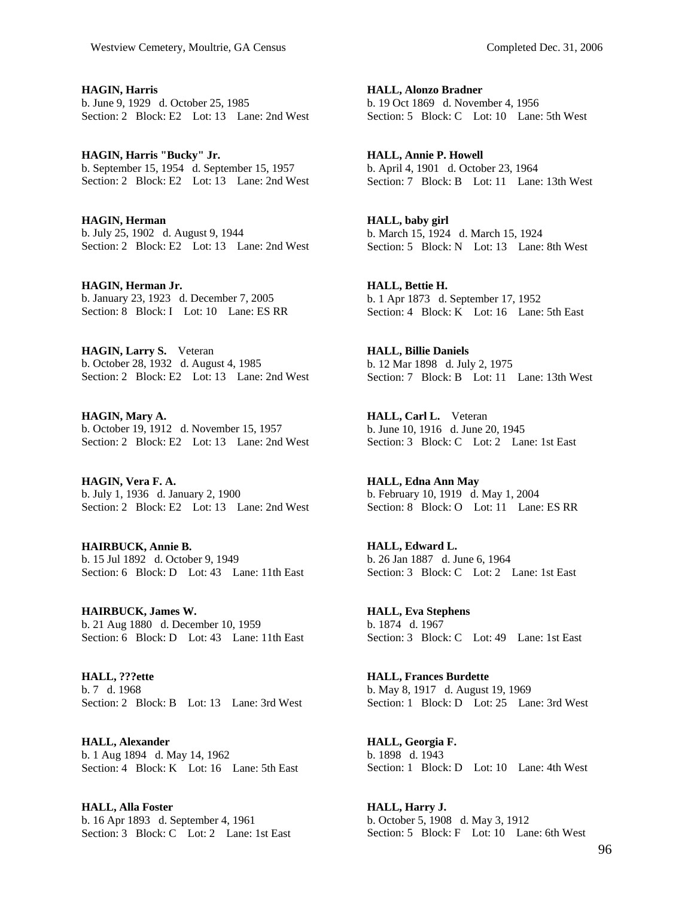**HAGIN, Harris**
b. June 9, 1929 d. October 25, 1985
Section: 2 Block: E2 Lot: 13 Lane: 2nd West

**HAGIN, Harris "Bucky" Jr.**
b. September 15, 1954 d. September 15, 1957
Section: 2 Block: E2 Lot: 13 Lane: 2nd West

**HAGIN, Herman**
b. July 25, 1902 d. August 9, 1944
Section: 2 Block: E2 Lot: 13 Lane: 2nd West

**HAGIN, Herman Jr.**
b. January 23, 1923 d. December 7, 2005
Section: 8 Block: I Lot: 10 Lane: ES RR

**HAGIN, Larry S.** Veteran
b. October 28, 1932 d. August 4, 1985
Section: 2 Block: E2 Lot: 13 Lane: 2nd West

**HAGIN, Mary A.**
b. October 19, 1912 d. November 15, 1957
Section: 2 Block: E2 Lot: 13 Lane: 2nd West

**HAGIN, Vera F. A.**
b. July 1, 1936 d. January 2, 1900
Section: 2 Block: E2 Lot: 13 Lane: 2nd West

**HAIRBUCK, Annie B.**
b. 15 Jul 1892 d. October 9, 1949
Section: 6 Block: D Lot: 43 Lane: 11th East

**HAIRBUCK, James W.**
b. 21 Aug 1880 d. December 10, 1959
Section: 6 Block: D Lot: 43 Lane: 11th East

**HALL, ???ette**
b. 7 d. 1968
Section: 2 Block: B Lot: 13 Lane: 3rd West

**HALL, Alexander**
b. 1 Aug 1894 d. May 14, 1962
Section: 4 Block: K Lot: 16 Lane: 5th East

**HALL, Alla Foster**
b. 16 Apr 1893 d. September 4, 1961
Section: 3 Block: C Lot: 2 Lane: 1st East

**HALL, Alonzo Bradner**
b. 19 Oct 1869 d. November 4, 1956
Section: 5 Block: C Lot: 10 Lane: 5th West

**HALL, Annie P. Howell**
b. April 4, 1901 d. October 23, 1964
Section: 7 Block: B Lot: 11 Lane: 13th West

**HALL, baby girl**
b. March 15, 1924 d. March 15, 1924
Section: 5 Block: N Lot: 13 Lane: 8th West

**HALL, Bettie H.**
b. 1 Apr 1873 d. September 17, 1952
Section: 4 Block: K Lot: 16 Lane: 5th East

**HALL, Billie Daniels**
b. 12 Mar 1898 d. July 2, 1975
Section: 7 Block: B Lot: 11 Lane: 13th West

**HALL, Carl L.** Veteran
b. June 10, 1916 d. June 20, 1945
Section: 3 Block: C Lot: 2 Lane: 1st East

**HALL, Edna Ann May**
b. February 10, 1919 d. May 1, 2004
Section: 8 Block: O Lot: 11 Lane: ES RR

**HALL, Edward L.**
b. 26 Jan 1887 d. June 6, 1964
Section: 3 Block: C Lot: 2 Lane: 1st East

**HALL, Eva Stephens**
b. 1874 d. 1967
Section: 3 Block: C Lot: 49 Lane: 1st East

**HALL, Frances Burdette**
b. May 8, 1917 d. August 19, 1969
Section: 1 Block: D Lot: 25 Lane: 3rd West

**HALL, Georgia F.**
b. 1898 d. 1943
Section: 1 Block: D Lot: 10 Lane: 4th West

**HALL, Harry J.**
b. October 5, 1908 d. May 3, 1912
Section: 5 Block: F Lot: 10 Lane: 6th West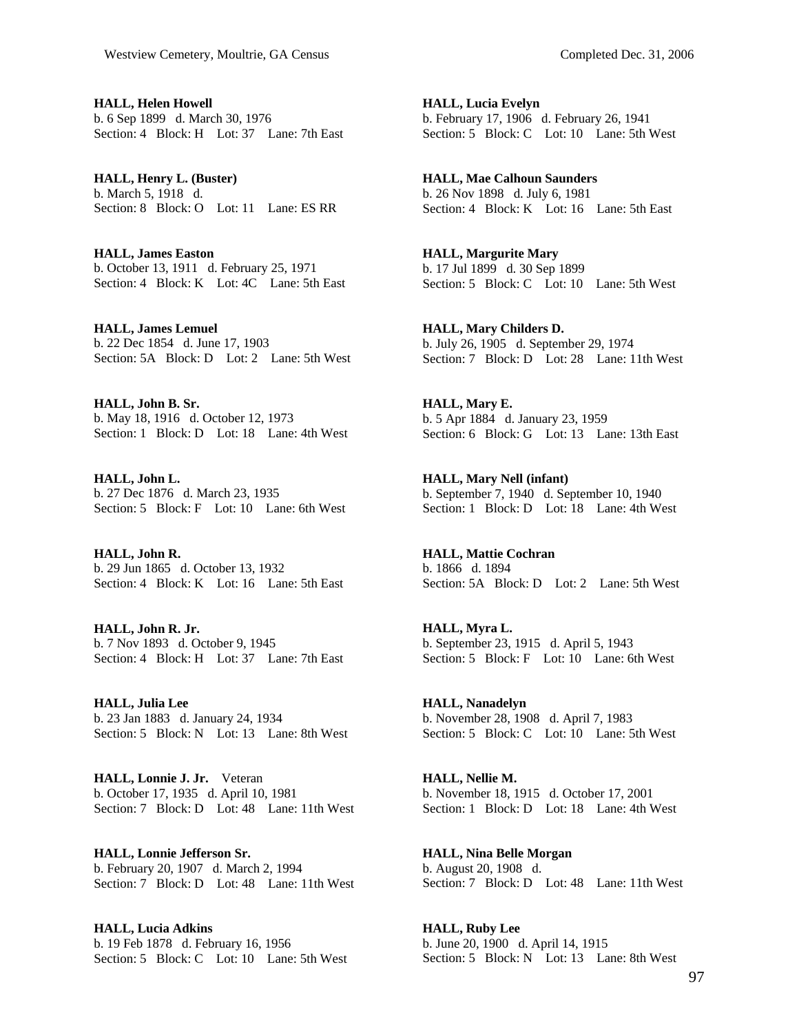**HALL, Helen Howell**
b. 6 Sep 1899 d. March 30, 1976
Section: 4 Block: H Lot: 37 Lane: 7th East

**HALL, Henry L. (Buster)**
b. March 5, 1918 d.
Section: 8 Block: O Lot: 11 Lane: ES RR

**HALL, James Easton**
b. October 13, 1911 d. February 25, 1971
Section: 4 Block: K Lot: 4C Lane: 5th East

**HALL, James Lemuel**
b. 22 Dec 1854 d. June 17, 1903
Section: 5A Block: D Lot: 2 Lane: 5th West

**HALL, John B. Sr.**
b. May 18, 1916 d. October 12, 1973
Section: 1 Block: D Lot: 18 Lane: 4th West

**HALL, John L.**
b. 27 Dec 1876 d. March 23, 1935
Section: 5 Block: F Lot: 10 Lane: 6th West

**HALL, John R.**
b. 29 Jun 1865 d. October 13, 1932
Section: 4 Block: K Lot: 16 Lane: 5th East

**HALL, John R. Jr.**
b. 7 Nov 1893 d. October 9, 1945
Section: 4 Block: H Lot: 37 Lane: 7th East

**HALL, Julia Lee**
b. 23 Jan 1883 d. January 24, 1934
Section: 5 Block: N Lot: 13 Lane: 8th West

**HALL, Lonnie J. Jr.** Veteran
b. October 17, 1935 d. April 10, 1981
Section: 7 Block: D Lot: 48 Lane: 11th West

**HALL, Lonnie Jefferson Sr.**
b. February 20, 1907 d. March 2, 1994
Section: 7 Block: D Lot: 48 Lane: 11th West

**HALL, Lucia Adkins**
b. 19 Feb 1878 d. February 16, 1956
Section: 5 Block: C Lot: 10 Lane: 5th West

**HALL, Lucia Evelyn**
b. February 17, 1906 d. February 26, 1941
Section: 5 Block: C Lot: 10 Lane: 5th West

**HALL, Mae Calhoun Saunders**
b. 26 Nov 1898 d. July 6, 1981
Section: 4 Block: K Lot: 16 Lane: 5th East

**HALL, Margurite Mary**
b. 17 Jul 1899 d. 30 Sep 1899
Section: 5 Block: C Lot: 10 Lane: 5th West

**HALL, Mary Childers D.**
b. July 26, 1905 d. September 29, 1974
Section: 7 Block: D Lot: 28 Lane: 11th West

**HALL, Mary E.**
b. 5 Apr 1884 d. January 23, 1959
Section: 6 Block: G Lot: 13 Lane: 13th East

**HALL, Mary Nell (infant)**
b. September 7, 1940 d. September 10, 1940
Section: 1 Block: D Lot: 18 Lane: 4th West

**HALL, Mattie Cochran**
b. 1866 d. 1894
Section: 5A Block: D Lot: 2 Lane: 5th West

**HALL, Myra L.**
b. September 23, 1915 d. April 5, 1943
Section: 5 Block: F Lot: 10 Lane: 6th West

**HALL, Nanadelyn**
b. November 28, 1908 d. April 7, 1983
Section: 5 Block: C Lot: 10 Lane: 5th West

**HALL, Nellie M.**
b. November 18, 1915 d. October 17, 2001
Section: 1 Block: D Lot: 18 Lane: 4th West

**HALL, Nina Belle Morgan**
b. August 20, 1908 d.
Section: 7 Block: D Lot: 48 Lane: 11th West

**HALL, Ruby Lee**
b. June 20, 1900 d. April 14, 1915
Section: 5 Block: N Lot: 13 Lane: 8th West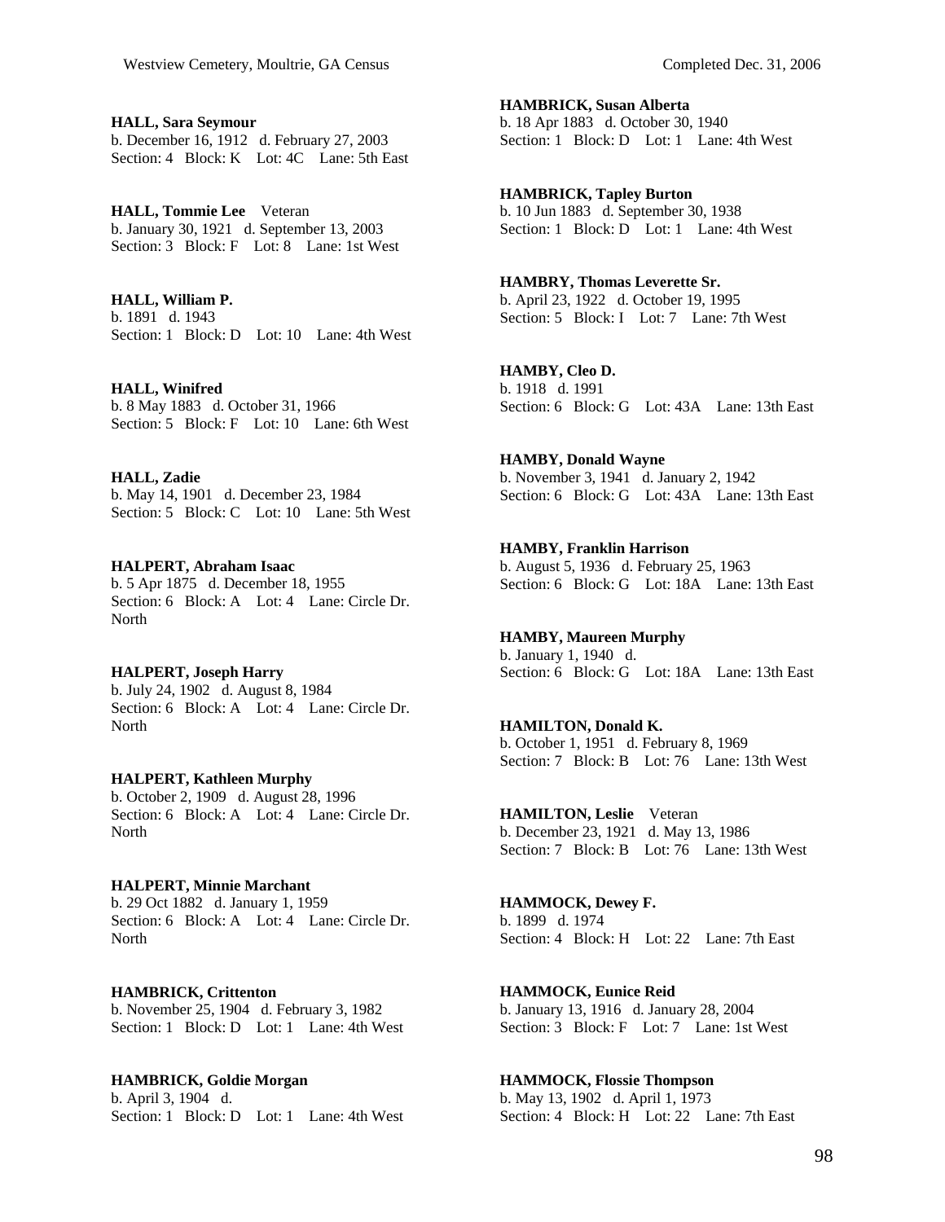**HALL, Sara Seymour**
b. December 16, 1912 d. February 27, 2003
Section: 4 Block: K Lot: 4C Lane: 5th East

**HALL, Tommie Lee** Veteran
b. January 30, 1921 d. September 13, 2003
Section: 3 Block: F Lot: 8 Lane: 1st West

**HALL, William P.**
b. 1891 d. 1943
Section: 1 Block: D Lot: 10 Lane: 4th West

**HALL, Winifred**
b. 8 May 1883 d. October 31, 1966
Section: 5 Block: F Lot: 10 Lane: 6th West

**HALL, Zadie**
b. May 14, 1901 d. December 23, 1984
Section: 5 Block: C Lot: 10 Lane: 5th West

**HALPERT, Abraham Isaac**
b. 5 Apr 1875 d. December 18, 1955
Section: 6 Block: A Lot: 4 Lane: Circle Dr. North

**HALPERT, Joseph Harry**
b. July 24, 1902 d. August 8, 1984
Section: 6 Block: A Lot: 4 Lane: Circle Dr. North

**HALPERT, Kathleen Murphy**
b. October 2, 1909 d. August 28, 1996
Section: 6 Block: A Lot: 4 Lane: Circle Dr. North

**HALPERT, Minnie Marchant**
b. 29 Oct 1882 d. January 1, 1959
Section: 6 Block: A Lot: 4 Lane: Circle Dr. North

**HAMBRICK, Crittenton**
b. November 25, 1904 d. February 3, 1982
Section: 1 Block: D Lot: 1 Lane: 4th West

**HAMBRICK, Goldie Morgan**
b. April 3, 1904 d.
Section: 1 Block: D Lot: 1 Lane: 4th West

**HAMBRICK, Susan Alberta**
b. 18 Apr 1883 d. October 30, 1940
Section: 1 Block: D Lot: 1 Lane: 4th West

**HAMBRICK, Tapley Burton**
b. 10 Jun 1883 d. September 30, 1938
Section: 1 Block: D Lot: 1 Lane: 4th West

**HAMBRY, Thomas Leverette Sr.**
b. April 23, 1922 d. October 19, 1995
Section: 5 Block: I Lot: 7 Lane: 7th West

**HAMBY, Cleo D.**
b. 1918 d. 1991
Section: 6 Block: G Lot: 43A Lane: 13th East

**HAMBY, Donald Wayne**
b. November 3, 1941 d. January 2, 1942
Section: 6 Block: G Lot: 43A Lane: 13th East

**HAMBY, Franklin Harrison**
b. August 5, 1936 d. February 25, 1963
Section: 6 Block: G Lot: 18A Lane: 13th East

**HAMBY, Maureen Murphy**
b. January 1, 1940 d.
Section: 6 Block: G Lot: 18A Lane: 13th East

**HAMILTON, Donald K.**
b. October 1, 1951 d. February 8, 1969
Section: 7 Block: B Lot: 76 Lane: 13th West

**HAMILTON, Leslie** Veteran
b. December 23, 1921 d. May 13, 1986
Section: 7 Block: B Lot: 76 Lane: 13th West

**HAMMOCK, Dewey F.**
b. 1899 d. 1974
Section: 4 Block: H Lot: 22 Lane: 7th East

**HAMMOCK, Eunice Reid**
b. January 13, 1916 d. January 28, 2004
Section: 3 Block: F Lot: 7 Lane: 1st West

**HAMMOCK, Flossie Thompson**
b. May 13, 1902 d. April 1, 1973
Section: 4 Block: H Lot: 22 Lane: 7th East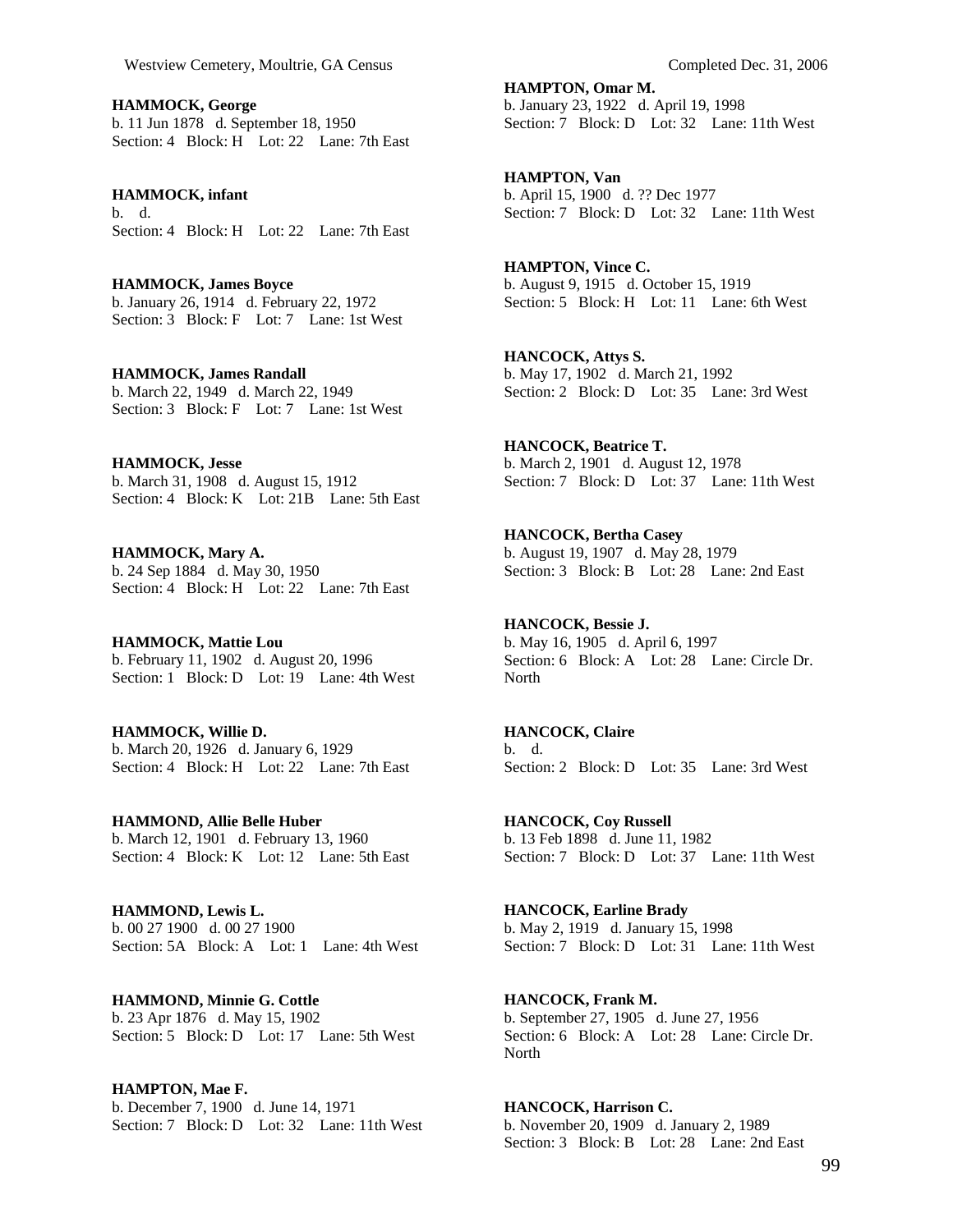**HAMMOCK, George**
b. 11 Jun 1878 d. September 18, 1950
Section: 4 Block: H Lot: 22 Lane: 7th East

**HAMMOCK, infant**
b. d.
Section: 4 Block: H Lot: 22 Lane: 7th East

**HAMMOCK, James Boyce**
b. January 26, 1914 d. February 22, 1972
Section: 3 Block: F Lot: 7 Lane: 1st West

**HAMMOCK, James Randall**
b. March 22, 1949 d. March 22, 1949
Section: 3 Block: F Lot: 7 Lane: 1st West

**HAMMOCK, Jesse**
b. March 31, 1908 d. August 15, 1912
Section: 4 Block: K Lot: 21B Lane: 5th East

**HAMMOCK, Mary A.**
b. 24 Sep 1884 d. May 30, 1950
Section: 4 Block: H Lot: 22 Lane: 7th East

**HAMMOCK, Mattie Lou**
b. February 11, 1902 d. August 20, 1996
Section: 1 Block: D Lot: 19 Lane: 4th West

**HAMMOCK, Willie D.**
b. March 20, 1926 d. January 6, 1929
Section: 4 Block: H Lot: 22 Lane: 7th East

**HAMMOND, Allie Belle Huber**
b. March 12, 1901 d. February 13, 1960
Section: 4 Block: K Lot: 12 Lane: 5th East

**HAMMOND, Lewis L.**
b. 00 27 1900 d. 00 27 1900
Section: 5A Block: A Lot: 1 Lane: 4th West

**HAMMOND, Minnie G. Cottle**
b. 23 Apr 1876 d. May 15, 1902
Section: 5 Block: D Lot: 17 Lane: 5th West

**HAMPTON, Mae F.**
b. December 7, 1900 d. June 14, 1971
Section: 7 Block: D Lot: 32 Lane: 11th West

**HAMPTON, Omar M.**
b. January 23, 1922 d. April 19, 1998
Section: 7 Block: D Lot: 32 Lane: 11th West

**HAMPTON, Van**
b. April 15, 1900 d. ?? Dec 1977
Section: 7 Block: D Lot: 32 Lane: 11th West

**HAMPTON, Vince C.**
b. August 9, 1915 d. October 15, 1919
Section: 5 Block: H Lot: 11 Lane: 6th West

**HANCOCK, Attys S.**
b. May 17, 1902 d. March 21, 1992
Section: 2 Block: D Lot: 35 Lane: 3rd West

**HANCOCK, Beatrice T.**
b. March 2, 1901 d. August 12, 1978
Section: 7 Block: D Lot: 37 Lane: 11th West

**HANCOCK, Bertha Casey**
b. August 19, 1907 d. May 28, 1979
Section: 3 Block: B Lot: 28 Lane: 2nd East

**HANCOCK, Bessie J.**
b. May 16, 1905 d. April 6, 1997
Section: 6 Block: A Lot: 28 Lane: Circle Dr. North

**HANCOCK, Claire**
b. d.
Section: 2 Block: D Lot: 35 Lane: 3rd West

**HANCOCK, Coy Russell**
b. 13 Feb 1898 d. June 11, 1982
Section: 7 Block: D Lot: 37 Lane: 11th West

**HANCOCK, Earline Brady**
b. May 2, 1919 d. January 15, 1998
Section: 7 Block: D Lot: 31 Lane: 11th West

**HANCOCK, Frank M.**
b. September 27, 1905 d. June 27, 1956
Section: 6 Block: A Lot: 28 Lane: Circle Dr. North

**HANCOCK, Harrison C.**
b. November 20, 1909 d. January 2, 1989
Section: 3 Block: B Lot: 28 Lane: 2nd East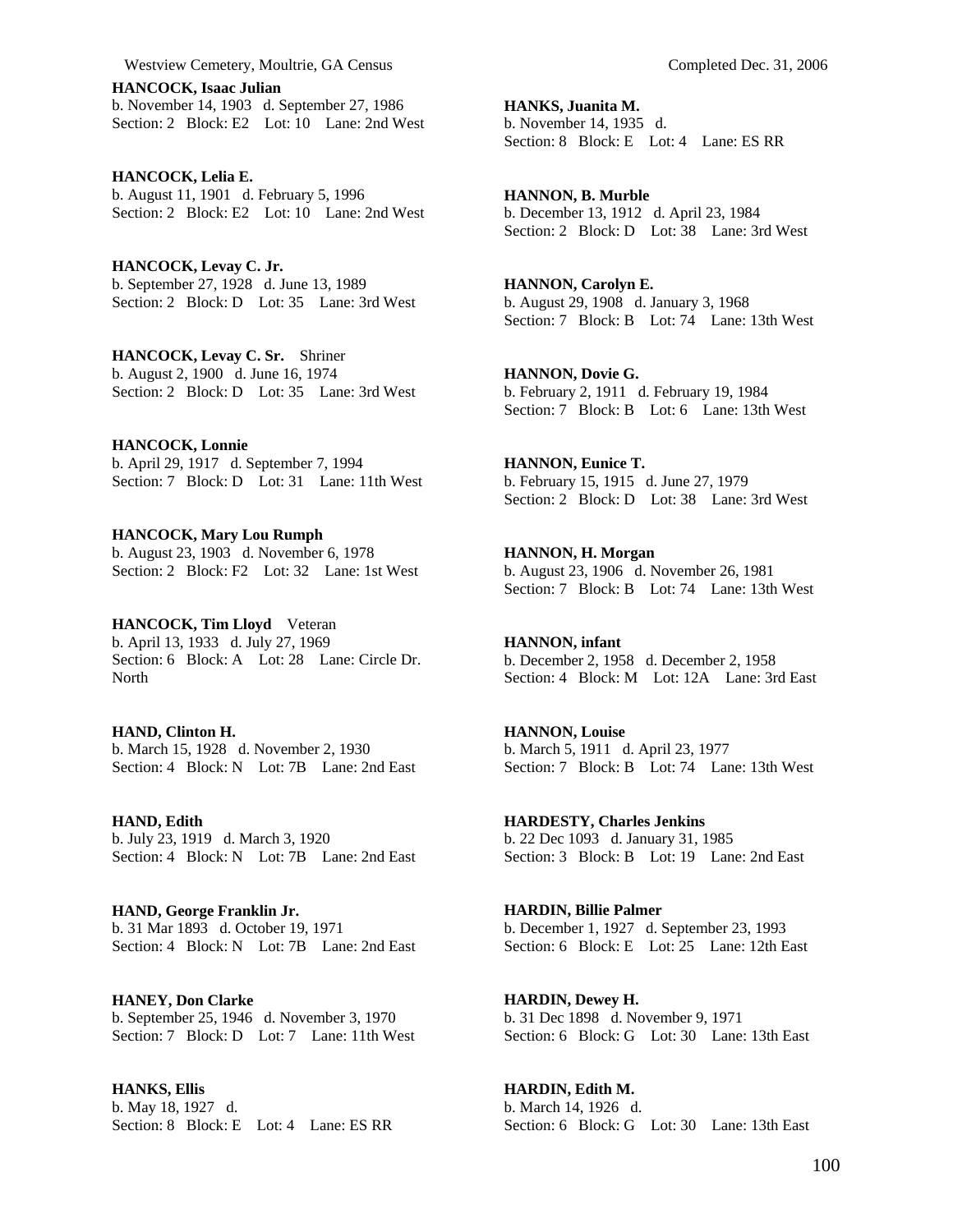**HANCOCK, Isaac Julian**
b. November 14, 1903 d. September 27, 1986
Section: 2 Block: E2 Lot: 10 Lane: 2nd West

**HANCOCK, Lelia E.**
b. August 11, 1901 d. February 5, 1996
Section: 2 Block: E2 Lot: 10 Lane: 2nd West

**HANCOCK, Levay C. Jr.**
b. September 27, 1928 d. June 13, 1989
Section: 2 Block: D Lot: 35 Lane: 3rd West

**HANCOCK, Levay C. Sr.** Shriner
b. August 2, 1900 d. June 16, 1974
Section: 2 Block: D Lot: 35 Lane: 3rd West

**HANCOCK, Lonnie**
b. April 29, 1917 d. September 7, 1994
Section: 7 Block: D Lot: 31 Lane: 11th West

**HANCOCK, Mary Lou Rumph**
b. August 23, 1903 d. November 6, 1978
Section: 2 Block: F2 Lot: 32 Lane: 1st West

**HANCOCK, Tim Lloyd** Veteran
b. April 13, 1933 d. July 27, 1969
Section: 6 Block: A Lot: 28 Lane: Circle Dr. North

**HAND, Clinton H.**
b. March 15, 1928 d. November 2, 1930
Section: 4 Block: N Lot: 7B Lane: 2nd East

**HAND, Edith**
b. July 23, 1919 d. March 3, 1920
Section: 4 Block: N Lot: 7B Lane: 2nd East

**HAND, George Franklin Jr.**
b. 31 Mar 1893 d. October 19, 1971
Section: 4 Block: N Lot: 7B Lane: 2nd East

**HANEY, Don Clarke**
b. September 25, 1946 d. November 3, 1970
Section: 7 Block: D Lot: 7 Lane: 11th West

**HANKS, Ellis**
b. May 18, 1927 d.
Section: 8 Block: E Lot: 4 Lane: ES RR

**HANKS, Juanita M.**
b. November 14, 1935 d.
Section: 8 Block: E Lot: 4 Lane: ES RR

**HANNON, B. Murble**
b. December 13, 1912 d. April 23, 1984
Section: 2 Block: D Lot: 38 Lane: 3rd West

**HANNON, Carolyn E.**
b. August 29, 1908 d. January 3, 1968
Section: 7 Block: B Lot: 74 Lane: 13th West

**HANNON, Dovie G.**
b. February 2, 1911 d. February 19, 1984
Section: 7 Block: B Lot: 6 Lane: 13th West

**HANNON, Eunice T.**
b. February 15, 1915 d. June 27, 1979
Section: 2 Block: D Lot: 38 Lane: 3rd West

**HANNON, H. Morgan**
b. August 23, 1906 d. November 26, 1981
Section: 7 Block: B Lot: 74 Lane: 13th West

**HANNON, infant**
b. December 2, 1958 d. December 2, 1958
Section: 4 Block: M Lot: 12A Lane: 3rd East

**HANNON, Louise**
b. March 5, 1911 d. April 23, 1977
Section: 7 Block: B Lot: 74 Lane: 13th West

**HARDESTY, Charles Jenkins**
b. 22 Dec 1093 d. January 31, 1985
Section: 3 Block: B Lot: 19 Lane: 2nd East

**HARDIN, Billie Palmer**
b. December 1, 1927 d. September 23, 1993
Section: 6 Block: E Lot: 25 Lane: 12th East

**HARDIN, Dewey H.**
b. 31 Dec 1898 d. November 9, 1971
Section: 6 Block: G Lot: 30 Lane: 13th East

**HARDIN, Edith M.**
b. March 14, 1926 d.
Section: 6 Block: G Lot: 30 Lane: 13th East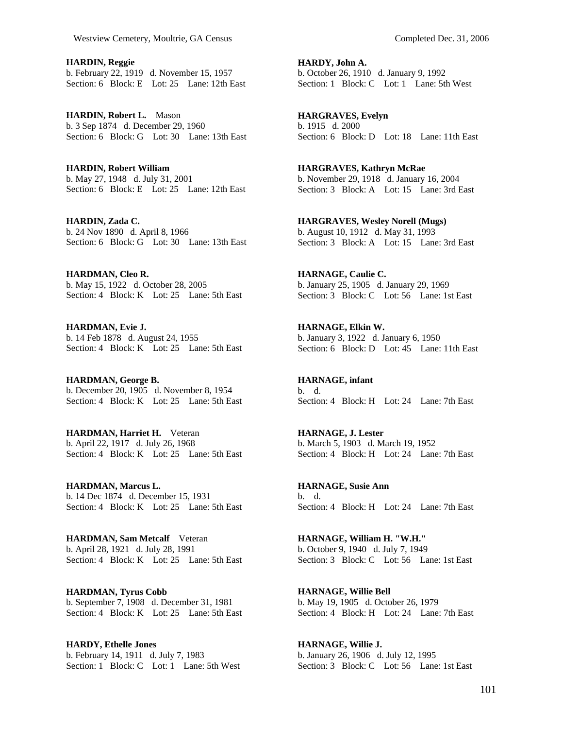**HARDIN, Reggie**
b. February 22, 1919 d. November 15, 1957
Section: 6 Block: E Lot: 25 Lane: 12th East

**HARDIN, Robert L.** Mason
b. 3 Sep 1874 d. December 29, 1960
Section: 6 Block: G Lot: 30 Lane: 13th East

**HARDIN, Robert William**
b. May 27, 1948 d. July 31, 2001
Section: 6 Block: E Lot: 25 Lane: 12th East

**HARDIN, Zada C.**
b. 24 Nov 1890 d. April 8, 1966
Section: 6 Block: G Lot: 30 Lane: 13th East

**HARDMAN, Cleo R.**
b. May 15, 1922 d. October 28, 2005
Section: 4 Block: K Lot: 25 Lane: 5th East

**HARDMAN, Evie J.**
b. 14 Feb 1878 d. August 24, 1955
Section: 4 Block: K Lot: 25 Lane: 5th East

**HARDMAN, George B.**
b. December 20, 1905 d. November 8, 1954
Section: 4 Block: K Lot: 25 Lane: 5th East

**HARDMAN, Harriet H.** Veteran
b. April 22, 1917 d. July 26, 1968
Section: 4 Block: K Lot: 25 Lane: 5th East

**HARDMAN, Marcus L.**
b. 14 Dec 1874 d. December 15, 1931
Section: 4 Block: K Lot: 25 Lane: 5th East

**HARDMAN, Sam Metcalf** Veteran
b. April 28, 1921 d. July 28, 1991
Section: 4 Block: K Lot: 25 Lane: 5th East

**HARDMAN, Tyrus Cobb**
b. September 7, 1908 d. December 31, 1981
Section: 4 Block: K Lot: 25 Lane: 5th East

**HARDY, Ethelle Jones**
b. February 14, 1911 d. July 7, 1983
Section: 1 Block: C Lot: 1 Lane: 5th West

**HARDY, John A.**
b. October 26, 1910 d. January 9, 1992
Section: 1 Block: C Lot: 1 Lane: 5th West

**HARGRAVES, Evelyn**
b. 1915 d. 2000
Section: 6 Block: D Lot: 18 Lane: 11th East

**HARGRAVES, Kathryn McRae**
b. November 29, 1918 d. January 16, 2004
Section: 3 Block: A Lot: 15 Lane: 3rd East

**HARGRAVES, Wesley Norell (Mugs)**
b. August 10, 1912 d. May 31, 1993
Section: 3 Block: A Lot: 15 Lane: 3rd East

**HARNAGE, Caulie C.**
b. January 25, 1905 d. January 29, 1969
Section: 3 Block: C Lot: 56 Lane: 1st East

**HARNAGE, Elkin W.**
b. January 3, 1922 d. January 6, 1950
Section: 6 Block: D Lot: 45 Lane: 11th East

**HARNAGE, infant**
b. d.
Section: 4 Block: H Lot: 24 Lane: 7th East

**HARNAGE, J. Lester**
b. March 5, 1903 d. March 19, 1952
Section: 4 Block: H Lot: 24 Lane: 7th East

**HARNAGE, Susie Ann**
b. d.
Section: 4 Block: H Lot: 24 Lane: 7th East

**HARNAGE, William H. "W.H."**
b. October 9, 1940 d. July 7, 1949
Section: 3 Block: C Lot: 56 Lane: 1st East

**HARNAGE, Willie Bell**
b. May 19, 1905 d. October 26, 1979
Section: 4 Block: H Lot: 24 Lane: 7th East

**HARNAGE, Willie J.**
b. January 26, 1906 d. July 12, 1995
Section: 3 Block: C Lot: 56 Lane: 1st East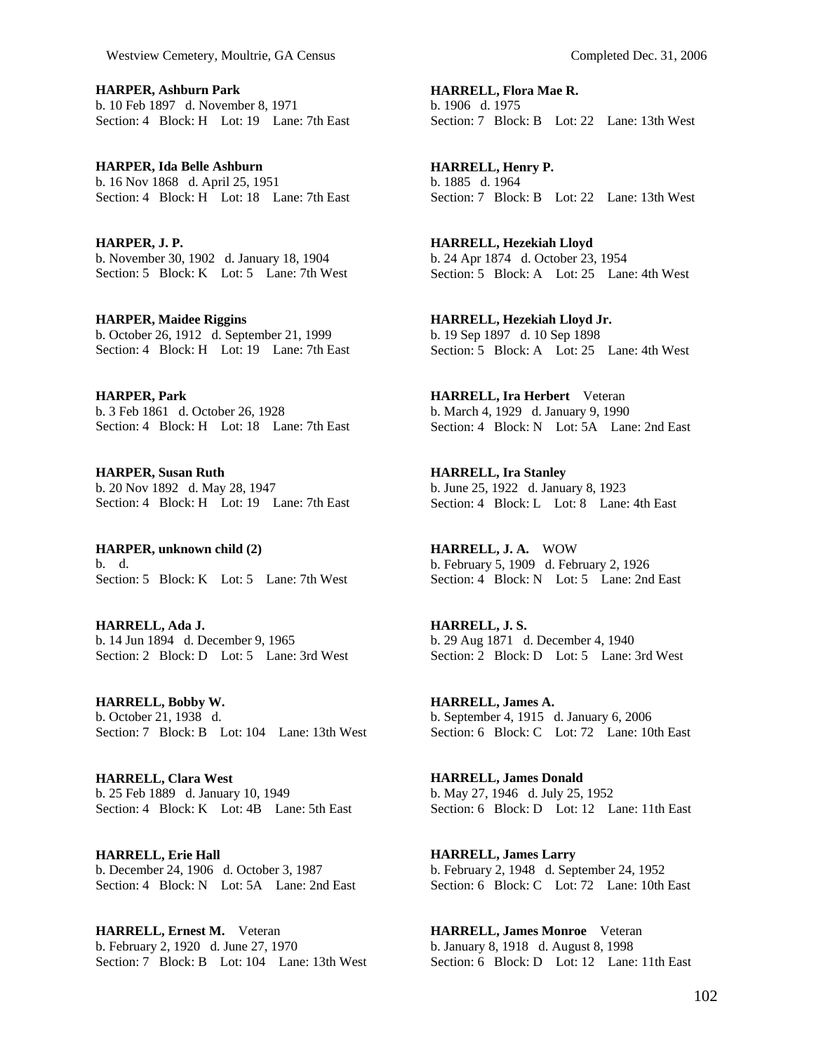**HARPER, Ashburn Park**
b. 10 Feb 1897 d. November 8, 1971
Section: 4 Block: H Lot: 19 Lane: 7th East

**HARPER, Ida Belle Ashburn**
b. 16 Nov 1868 d. April 25, 1951
Section: 4 Block: H Lot: 18 Lane: 7th East

**HARPER, J. P.**
b. November 30, 1902 d. January 18, 1904
Section: 5 Block: K Lot: 5 Lane: 7th West

**HARPER, Maidee Riggins**
b. October 26, 1912 d. September 21, 1999
Section: 4 Block: H Lot: 19 Lane: 7th East

**HARPER, Park**
b. 3 Feb 1861 d. October 26, 1928
Section: 4 Block: H Lot: 18 Lane: 7th East

**HARPER, Susan Ruth**
b. 20 Nov 1892 d. May 28, 1947
Section: 4 Block: H Lot: 19 Lane: 7th East

**HARPER, unknown child (2)**
b. d.
Section: 5 Block: K Lot: 5 Lane: 7th West

**HARRELL, Ada J.**
b. 14 Jun 1894 d. December 9, 1965
Section: 2 Block: D Lot: 5 Lane: 3rd West

**HARRELL, Bobby W.**
b. October 21, 1938 d.
Section: 7 Block: B Lot: 104 Lane: 13th West

**HARRELL, Clara West**
b. 25 Feb 1889 d. January 10, 1949
Section: 4 Block: K Lot: 4B Lane: 5th East

**HARRELL, Erie Hall**
b. December 24, 1906 d. October 3, 1987
Section: 4 Block: N Lot: 5A Lane: 2nd East

**HARRELL, Ernest M.** Veteran
b. February 2, 1920 d. June 27, 1970
Section: 7 Block: B Lot: 104 Lane: 13th West

**HARRELL, Flora Mae R.**
b. 1906 d. 1975
Section: 7 Block: B Lot: 22 Lane: 13th West

**HARRELL, Henry P.**
b. 1885 d. 1964
Section: 7 Block: B Lot: 22 Lane: 13th West

**HARRELL, Hezekiah Lloyd**
b. 24 Apr 1874 d. October 23, 1954
Section: 5 Block: A Lot: 25 Lane: 4th West

**HARRELL, Hezekiah Lloyd Jr.**
b. 19 Sep 1897 d. 10 Sep 1898
Section: 5 Block: A Lot: 25 Lane: 4th West

**HARRELL, Ira Herbert** Veteran
b. March 4, 1929 d. January 9, 1990
Section: 4 Block: N Lot: 5A Lane: 2nd East

**HARRELL, Ira Stanley**
b. June 25, 1922 d. January 8, 1923
Section: 4 Block: L Lot: 8 Lane: 4th East

**HARRELL, J. A.** WOW
b. February 5, 1909 d. February 2, 1926
Section: 4 Block: N Lot: 5 Lane: 2nd East

**HARRELL, J. S.**
b. 29 Aug 1871 d. December 4, 1940
Section: 2 Block: D Lot: 5 Lane: 3rd West

**HARRELL, James A.**
b. September 4, 1915 d. January 6, 2006
Section: 6 Block: C Lot: 72 Lane: 10th East

**HARRELL, James Donald**
b. May 27, 1946 d. July 25, 1952
Section: 6 Block: D Lot: 12 Lane: 11th East

**HARRELL, James Larry**
b. February 2, 1948 d. September 24, 1952
Section: 6 Block: C Lot: 72 Lane: 10th East

**HARRELL, James Monroe** Veteran
b. January 8, 1918 d. August 8, 1998
Section: 6 Block: D Lot: 12 Lane: 11th East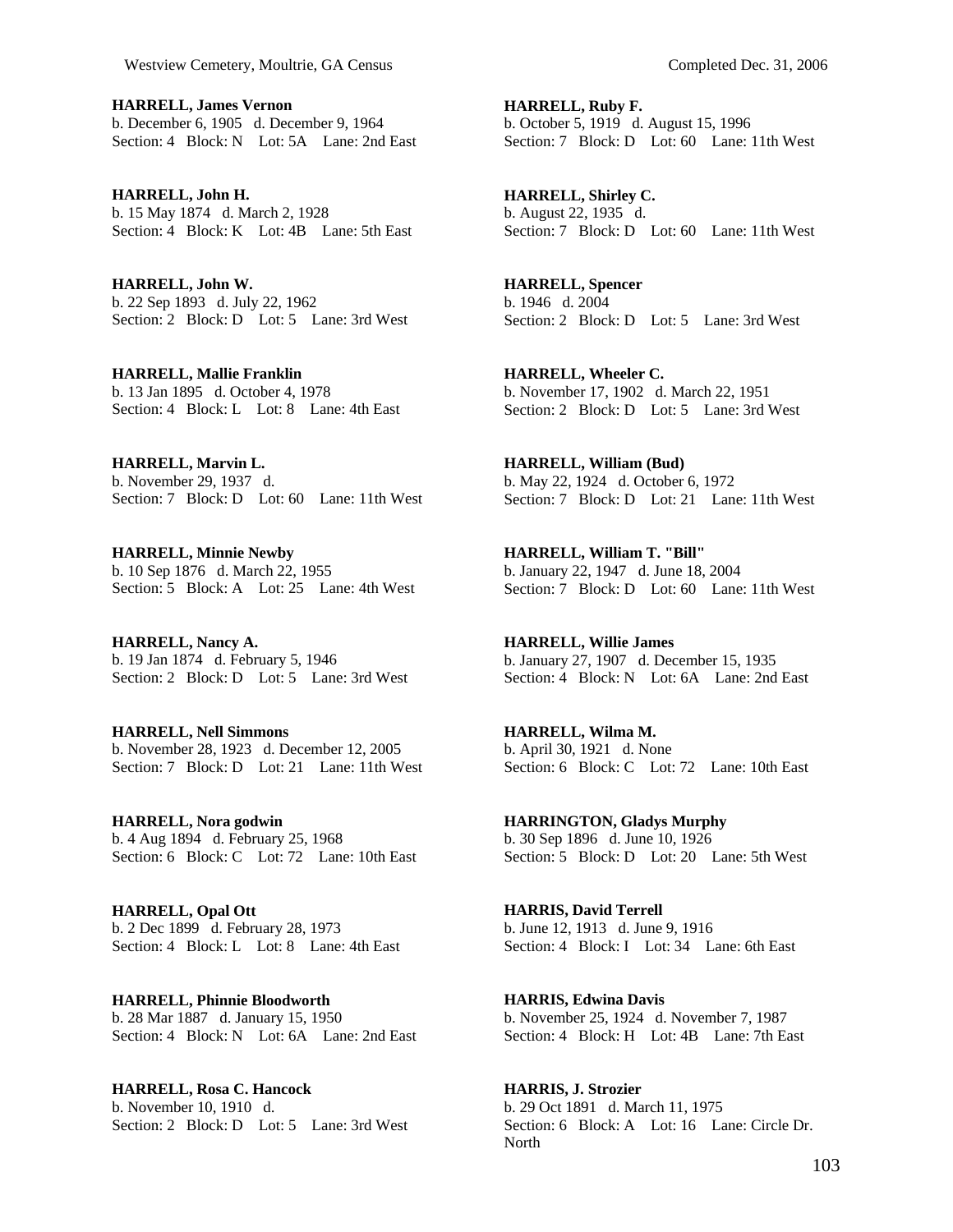**HARRELL, James Vernon**
b. December 6, 1905 d. December 9, 1964
Section: 4 Block: N Lot: 5A Lane: 2nd East

**HARRELL, John H.**
b. 15 May 1874 d. March 2, 1928
Section: 4 Block: K Lot: 4B Lane: 5th East

**HARRELL, John W.**
b. 22 Sep 1893 d. July 22, 1962
Section: 2 Block: D Lot: 5 Lane: 3rd West

**HARRELL, Mallie Franklin**
b. 13 Jan 1895 d. October 4, 1978
Section: 4 Block: L Lot: 8 Lane: 4th East

**HARRELL, Marvin L.**
b. November 29, 1937 d.
Section: 7 Block: D Lot: 60 Lane: 11th West

**HARRELL, Minnie Newby**
b. 10 Sep 1876 d. March 22, 1955
Section: 5 Block: A Lot: 25 Lane: 4th West

**HARRELL, Nancy A.**
b. 19 Jan 1874 d. February 5, 1946
Section: 2 Block: D Lot: 5 Lane: 3rd West

**HARRELL, Nell Simmons**
b. November 28, 1923 d. December 12, 2005
Section: 7 Block: D Lot: 21 Lane: 11th West

**HARRELL, Nora godwin**
b. 4 Aug 1894 d. February 25, 1968
Section: 6 Block: C Lot: 72 Lane: 10th East

**HARRELL, Opal Ott**
b. 2 Dec 1899 d. February 28, 1973
Section: 4 Block: L Lot: 8 Lane: 4th East

**HARRELL, Phinnie Bloodworth**
b. 28 Mar 1887 d. January 15, 1950
Section: 4 Block: N Lot: 6A Lane: 2nd East

**HARRELL, Rosa C. Hancock**
b. November 10, 1910 d.
Section: 2 Block: D Lot: 5 Lane: 3rd West

**HARRELL, Ruby F.**
b. October 5, 1919 d. August 15, 1996
Section: 7 Block: D Lot: 60 Lane: 11th West

**HARRELL, Shirley C.**
b. August 22, 1935 d.
Section: 7 Block: D Lot: 60 Lane: 11th West

**HARRELL, Spencer**
b. 1946 d. 2004
Section: 2 Block: D Lot: 5 Lane: 3rd West

**HARRELL, Wheeler C.**
b. November 17, 1902 d. March 22, 1951
Section: 2 Block: D Lot: 5 Lane: 3rd West

**HARRELL, William (Bud)**
b. May 22, 1924 d. October 6, 1972
Section: 7 Block: D Lot: 21 Lane: 11th West

**HARRELL, William T. "Bill"**
b. January 22, 1947 d. June 18, 2004
Section: 7 Block: D Lot: 60 Lane: 11th West

**HARRELL, Willie James**
b. January 27, 1907 d. December 15, 1935
Section: 4 Block: N Lot: 6A Lane: 2nd East

**HARRELL, Wilma M.**
b. April 30, 1921 d. None
Section: 6 Block: C Lot: 72 Lane: 10th East

**HARRINGTON, Gladys Murphy**
b. 30 Sep 1896 d. June 10, 1926
Section: 5 Block: D Lot: 20 Lane: 5th West

**HARRIS, David Terrell**
b. June 12, 1913 d. June 9, 1916
Section: 4 Block: I Lot: 34 Lane: 6th East

**HARRIS, Edwina Davis**
b. November 25, 1924 d. November 7, 1987
Section: 4 Block: H Lot: 4B Lane: 7th East

**HARRIS, J. Strozier**
b. 29 Oct 1891 d. March 11, 1975
Section: 6 Block: A Lot: 16 Lane: Circle Dr. North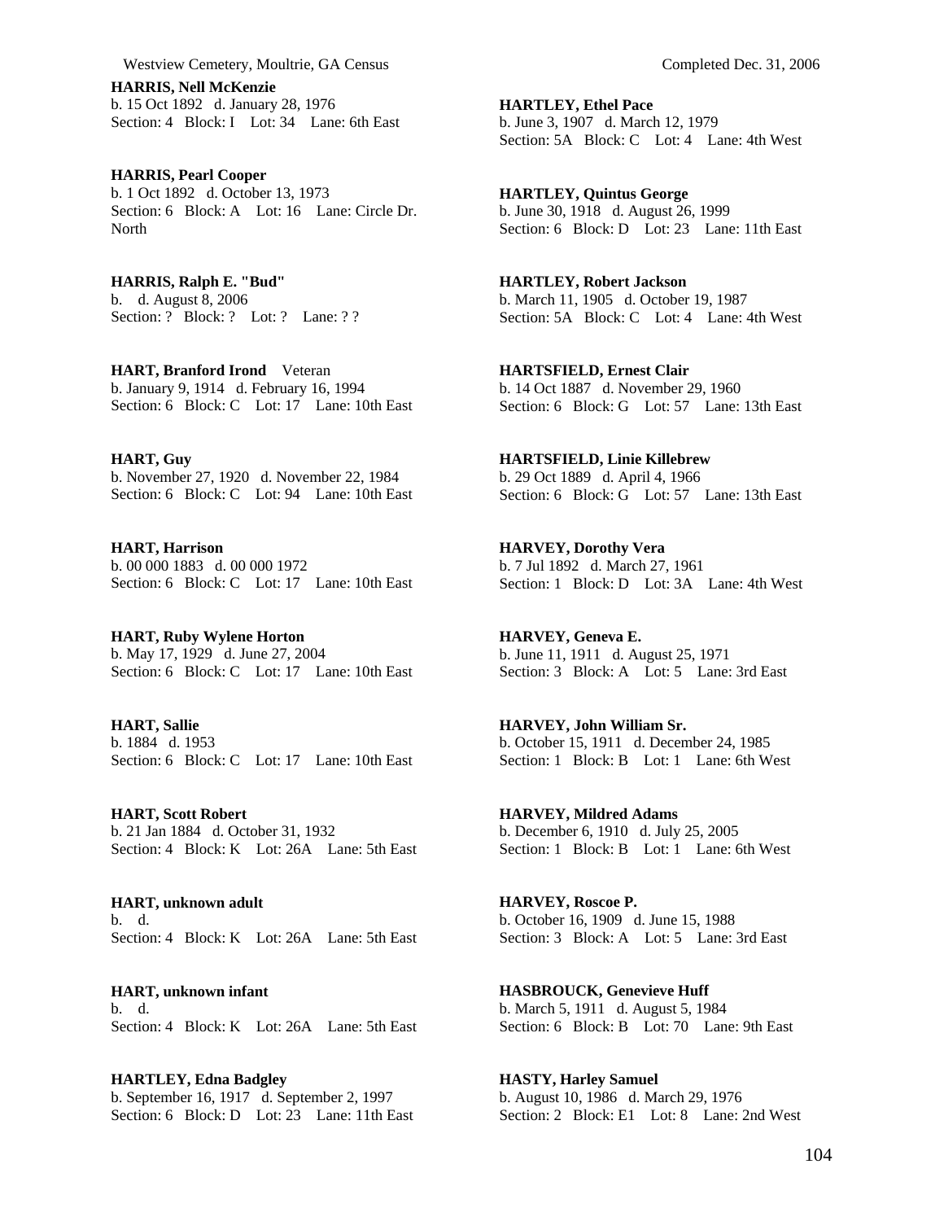**HARRIS, Nell McKenzie**
b. 15 Oct 1892 d. January 28, 1976
Section: 4 Block: I Lot: 34 Lane: 6th East

**HARRIS, Pearl Cooper**
b. 1 Oct 1892 d. October 13, 1973
Section: 6 Block: A Lot: 16 Lane: Circle Dr. North

**HARRIS, Ralph E. "Bud"**
b. d. August 8, 2006
Section: ? Block: ? Lot: ? Lane: ? ?

**HART, Branford Irond** Veteran
b. January 9, 1914 d. February 16, 1994
Section: 6 Block: C Lot: 17 Lane: 10th East

**HART, Guy**
b. November 27, 1920 d. November 22, 1984
Section: 6 Block: C Lot: 94 Lane: 10th East

**HART, Harrison**
b. 00 000 1883 d. 00 000 1972
Section: 6 Block: C Lot: 17 Lane: 10th East

**HART, Ruby Wylene Horton**
b. May 17, 1929 d. June 27, 2004
Section: 6 Block: C Lot: 17 Lane: 10th East

**HART, Sallie**
b. 1884 d. 1953
Section: 6 Block: C Lot: 17 Lane: 10th East

**HART, Scott Robert**
b. 21 Jan 1884 d. October 31, 1932
Section: 4 Block: K Lot: 26A Lane: 5th East

**HART, unknown adult**
b. d.
Section: 4 Block: K Lot: 26A Lane: 5th East

**HART, unknown infant**
b. d.
Section: 4 Block: K Lot: 26A Lane: 5th East

**HARTLEY, Edna Badgley**
b. September 16, 1917 d. September 2, 1997
Section: 6 Block: D Lot: 23 Lane: 11th East

**HARTLEY, Ethel Pace**
b. June 3, 1907 d. March 12, 1979
Section: 5A Block: C Lot: 4 Lane: 4th West

**HARTLEY, Quintus George**
b. June 30, 1918 d. August 26, 1999
Section: 6 Block: D Lot: 23 Lane: 11th East

**HARTLEY, Robert Jackson**
b. March 11, 1905 d. October 19, 1987
Section: 5A Block: C Lot: 4 Lane: 4th West

**HARTSFIELD, Ernest Clair**
b. 14 Oct 1887 d. November 29, 1960
Section: 6 Block: G Lot: 57 Lane: 13th East

**HARTSFIELD, Linie Killebrew**
b. 29 Oct 1889 d. April 4, 1966
Section: 6 Block: G Lot: 57 Lane: 13th East

**HARVEY, Dorothy Vera**
b. 7 Jul 1892 d. March 27, 1961
Section: 1 Block: D Lot: 3A Lane: 4th West

**HARVEY, Geneva E.**
b. June 11, 1911 d. August 25, 1971
Section: 3 Block: A Lot: 5 Lane: 3rd East

**HARVEY, John William Sr.**
b. October 15, 1911 d. December 24, 1985
Section: 1 Block: B Lot: 1 Lane: 6th West

**HARVEY, Mildred Adams**
b. December 6, 1910 d. July 25, 2005
Section: 1 Block: B Lot: 1 Lane: 6th West

**HARVEY, Roscoe P.**
b. October 16, 1909 d. June 15, 1988
Section: 3 Block: A Lot: 5 Lane: 3rd East

**HASBROUCK, Genevieve Huff**
b. March 5, 1911 d. August 5, 1984
Section: 6 Block: B Lot: 70 Lane: 9th East

**HASTY, Harley Samuel**
b. August 10, 1986 d. March 29, 1976
Section: 2 Block: E1 Lot: 8 Lane: 2nd West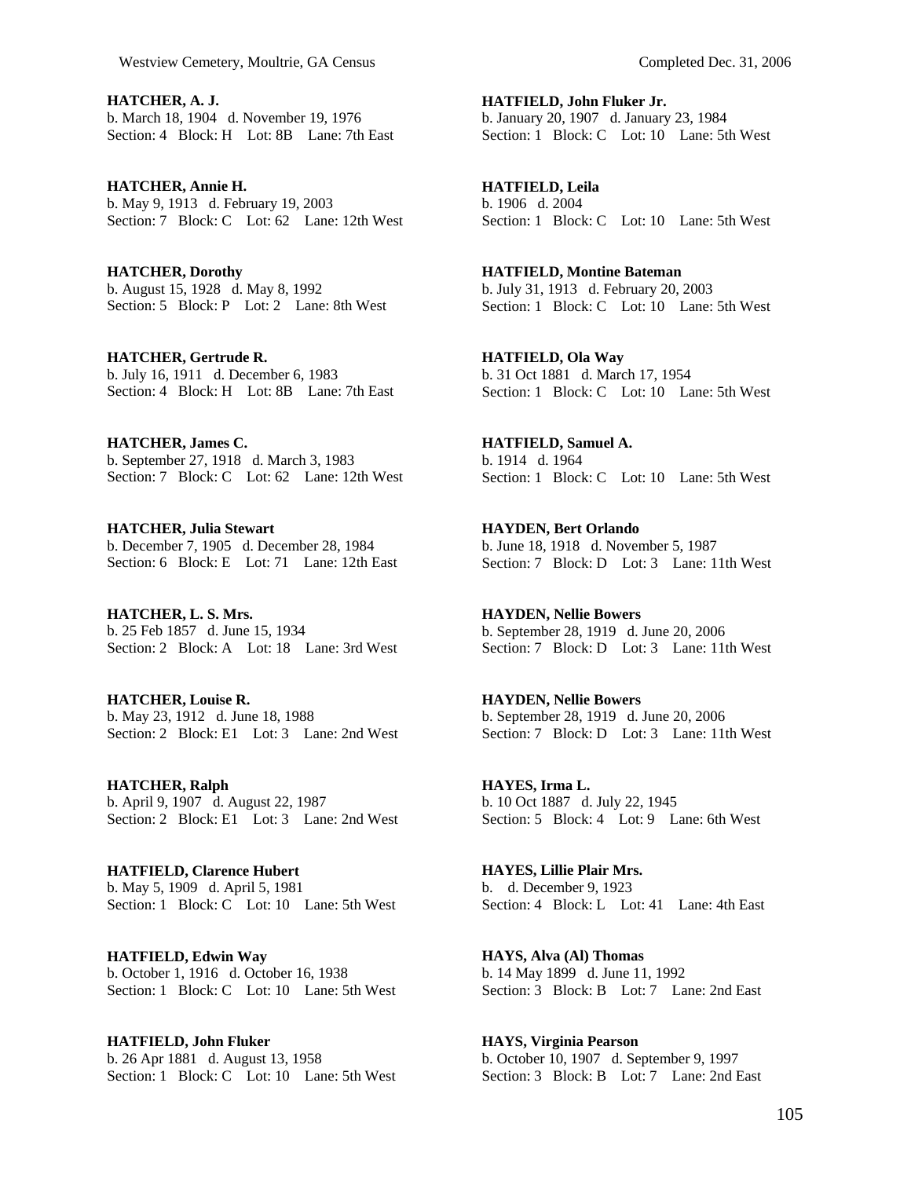**HATCHER, A. J.**
b. March 18, 1904 d. November 19, 1976
Section: 4 Block: H Lot: 8B Lane: 7th East

**HATCHER, Annie H.**
b. May 9, 1913 d. February 19, 2003
Section: 7 Block: C Lot: 62 Lane: 12th West

**HATCHER, Dorothy**
b. August 15, 1928 d. May 8, 1992
Section: 5 Block: P Lot: 2 Lane: 8th West

**HATCHER, Gertrude R.**
b. July 16, 1911 d. December 6, 1983
Section: 4 Block: H Lot: 8B Lane: 7th East

**HATCHER, James C.**
b. September 27, 1918 d. March 3, 1983
Section: 7 Block: C Lot: 62 Lane: 12th West

**HATCHER, Julia Stewart**
b. December 7, 1905 d. December 28, 1984
Section: 6 Block: E Lot: 71 Lane: 12th East

**HATCHER, L. S. Mrs.**
b. 25 Feb 1857 d. June 15, 1934
Section: 2 Block: A Lot: 18 Lane: 3rd West

**HATCHER, Louise R.**
b. May 23, 1912 d. June 18, 1988
Section: 2 Block: E1 Lot: 3 Lane: 2nd West

**HATCHER, Ralph**
b. April 9, 1907 d. August 22, 1987
Section: 2 Block: E1 Lot: 3 Lane: 2nd West

**HATFIELD, Clarence Hubert**
b. May 5, 1909 d. April 5, 1981
Section: 1 Block: C Lot: 10 Lane: 5th West

**HATFIELD, Edwin Way**
b. October 1, 1916 d. October 16, 1938
Section: 1 Block: C Lot: 10 Lane: 5th West

**HATFIELD, John Fluker**
b. 26 Apr 1881 d. August 13, 1958
Section: 1 Block: C Lot: 10 Lane: 5th West

**HATFIELD, John Fluker Jr.**
b. January 20, 1907 d. January 23, 1984
Section: 1 Block: C Lot: 10 Lane: 5th West

**HATFIELD, Leila**
b. 1906 d. 2004
Section: 1 Block: C Lot: 10 Lane: 5th West

**HATFIELD, Montine Bateman**
b. July 31, 1913 d. February 20, 2003
Section: 1 Block: C Lot: 10 Lane: 5th West

**HATFIELD, Ola Way**
b. 31 Oct 1881 d. March 17, 1954
Section: 1 Block: C Lot: 10 Lane: 5th West

**HATFIELD, Samuel A.**
b. 1914 d. 1964
Section: 1 Block: C Lot: 10 Lane: 5th West

**HAYDEN, Bert Orlando**
b. June 18, 1918 d. November 5, 1987
Section: 7 Block: D Lot: 3 Lane: 11th West

**HAYDEN, Nellie Bowers**
b. September 28, 1919 d. June 20, 2006
Section: 7 Block: D Lot: 3 Lane: 11th West

**HAYDEN, Nellie Bowers**
b. September 28, 1919 d. June 20, 2006
Section: 7 Block: D Lot: 3 Lane: 11th West

**HAYES, Irma L.**
b. 10 Oct 1887 d. July 22, 1945
Section: 5 Block: 4 Lot: 9 Lane: 6th West

**HAYES, Lillie Plair Mrs.**
b. d. December 9, 1923
Section: 4 Block: L Lot: 41 Lane: 4th East

**HAYS, Alva (Al) Thomas**
b. 14 May 1899 d. June 11, 1992
Section: 3 Block: B Lot: 7 Lane: 2nd East

**HAYS, Virginia Pearson**
b. October 10, 1907 d. September 9, 1997
Section: 3 Block: B Lot: 7 Lane: 2nd East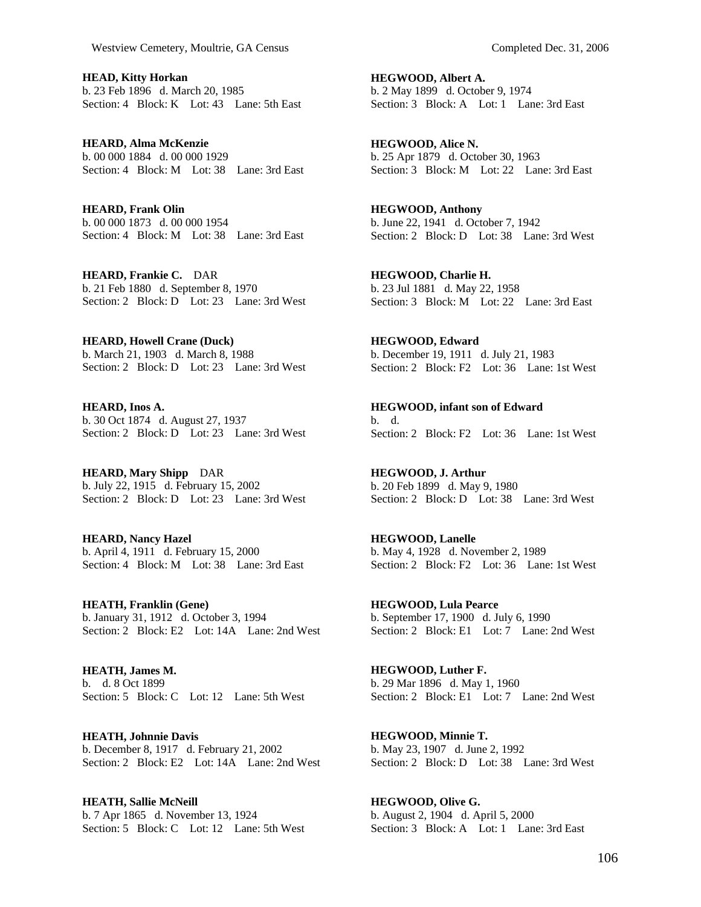**HEAD, Kitty Horkan**
b. 23 Feb 1896 d. March 20, 1985
Section: 4 Block: K Lot: 43 Lane: 5th East

**HEARD, Alma McKenzie**
b. 00 000 1884 d. 00 000 1929
Section: 4 Block: M Lot: 38 Lane: 3rd East

**HEARD, Frank Olin**
b. 00 000 1873 d. 00 000 1954
Section: 4 Block: M Lot: 38 Lane: 3rd East

**HEARD, Frankie C.** DAR
b. 21 Feb 1880 d. September 8, 1970
Section: 2 Block: D Lot: 23 Lane: 3rd West

**HEARD, Howell Crane (Duck)**
b. March 21, 1903 d. March 8, 1988
Section: 2 Block: D Lot: 23 Lane: 3rd West

**HEARD, Inos A.**
b. 30 Oct 1874 d. August 27, 1937
Section: 2 Block: D Lot: 23 Lane: 3rd West

**HEARD, Mary Shipp** DAR
b. July 22, 1915 d. February 15, 2002
Section: 2 Block: D Lot: 23 Lane: 3rd West

**HEARD, Nancy Hazel**
b. April 4, 1911 d. February 15, 2000
Section: 4 Block: M Lot: 38 Lane: 3rd East

**HEATH, Franklin (Gene)**
b. January 31, 1912 d. October 3, 1994
Section: 2 Block: E2 Lot: 14A Lane: 2nd West

**HEATH, James M.**
b. d. 8 Oct 1899
Section: 5 Block: C Lot: 12 Lane: 5th West

**HEATH, Johnnie Davis**
b. December 8, 1917 d. February 21, 2002
Section: 2 Block: E2 Lot: 14A Lane: 2nd West

**HEATH, Sallie McNeill**
b. 7 Apr 1865 d. November 13, 1924
Section: 5 Block: C Lot: 12 Lane: 5th West

**HEGWOOD, Albert A.**
b. 2 May 1899 d. October 9, 1974
Section: 3 Block: A Lot: 1 Lane: 3rd East

**HEGWOOD, Alice N.**
b. 25 Apr 1879 d. October 30, 1963
Section: 3 Block: M Lot: 22 Lane: 3rd East

**HEGWOOD, Anthony**
b. June 22, 1941 d. October 7, 1942
Section: 2 Block: D Lot: 38 Lane: 3rd West

**HEGWOOD, Charlie H.**
b. 23 Jul 1881 d. May 22, 1958
Section: 3 Block: M Lot: 22 Lane: 3rd East

**HEGWOOD, Edward**
b. December 19, 1911 d. July 21, 1983
Section: 2 Block: F2 Lot: 36 Lane: 1st West

**HEGWOOD, infant son of Edward**
b. d.
Section: 2 Block: F2 Lot: 36 Lane: 1st West

**HEGWOOD, J. Arthur**
b. 20 Feb 1899 d. May 9, 1980
Section: 2 Block: D Lot: 38 Lane: 3rd West

**HEGWOOD, Lanelle**
b. May 4, 1928 d. November 2, 1989
Section: 2 Block: F2 Lot: 36 Lane: 1st West

**HEGWOOD, Lula Pearce**
b. September 17, 1900 d. July 6, 1990
Section: 2 Block: E1 Lot: 7 Lane: 2nd West

**HEGWOOD, Luther F.**
b. 29 Mar 1896 d. May 1, 1960
Section: 2 Block: E1 Lot: 7 Lane: 2nd West

**HEGWOOD, Minnie T.**
b. May 23, 1907 d. June 2, 1992
Section: 2 Block: D Lot: 38 Lane: 3rd West

**HEGWOOD, Olive G.**
b. August 2, 1904 d. April 5, 2000
Section: 3 Block: A Lot: 1 Lane: 3rd East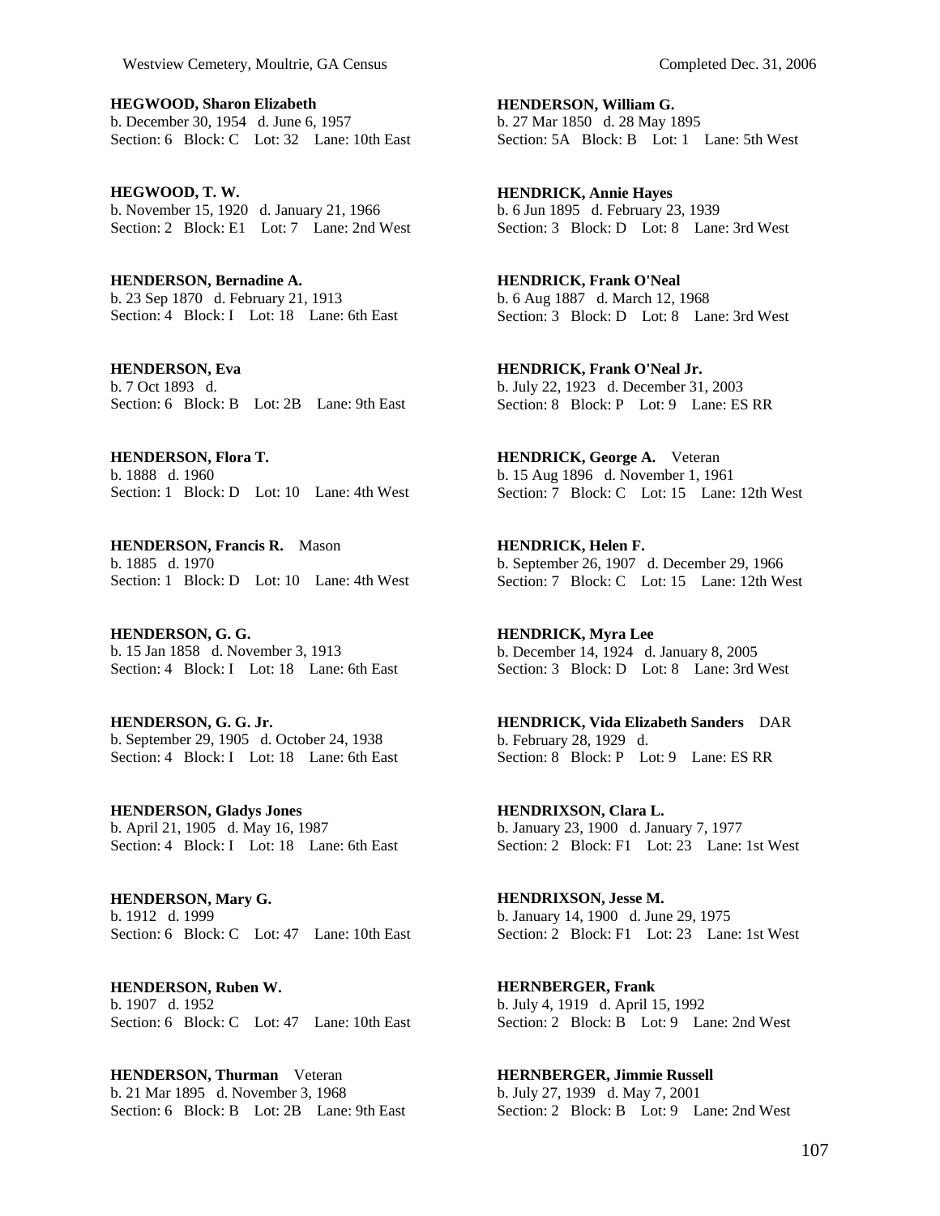**HEGWOOD, Sharon Elizabeth**
b. December 30, 1954 d. June 6, 1957
Section: 6 Block: C Lot: 32 Lane: 10th East

**HEGWOOD, T. W.**
b. November 15, 1920 d. January 21, 1966
Section: 2 Block: E1 Lot: 7 Lane: 2nd West

**HENDERSON, Bernadine A.**
b. 23 Sep 1870 d. February 21, 1913
Section: 4 Block: I Lot: 18 Lane: 6th East

**HENDERSON, Eva**
b. 7 Oct 1893 d.
Section: 6 Block: B Lot: 2B Lane: 9th East

**HENDERSON, Flora T.**
b. 1888 d. 1960
Section: 1 Block: D Lot: 10 Lane: 4th West

**HENDERSON, Francis R.** Mason
b. 1885 d. 1970
Section: 1 Block: D Lot: 10 Lane: 4th West

**HENDERSON, G. G.**
b. 15 Jan 1858 d. November 3, 1913
Section: 4 Block: I Lot: 18 Lane: 6th East

**HENDERSON, G. G. Jr.**
b. September 29, 1905 d. October 24, 1938
Section: 4 Block: I Lot: 18 Lane: 6th East

**HENDERSON, Gladys Jones**
b. April 21, 1905 d. May 16, 1987
Section: 4 Block: I Lot: 18 Lane: 6th East

**HENDERSON, Mary G.**
b. 1912 d. 1999
Section: 6 Block: C Lot: 47 Lane: 10th East

**HENDERSON, Ruben W.**
b. 1907 d. 1952
Section: 6 Block: C Lot: 47 Lane: 10th East

**HENDERSON, Thurman** Veteran
b. 21 Mar 1895 d. November 3, 1968
Section: 6 Block: B Lot: 2B Lane: 9th East

**HENDERSON, William G.**
b. 27 Mar 1850 d. 28 May 1895
Section: 5A Block: B Lot: 1 Lane: 5th West

**HENDRICK, Annie Hayes**
b. 6 Jun 1895 d. February 23, 1939
Section: 3 Block: D Lot: 8 Lane: 3rd West

**HENDRICK, Frank O'Neal**
b. 6 Aug 1887 d. March 12, 1968
Section: 3 Block: D Lot: 8 Lane: 3rd West

**HENDRICK, Frank O'Neal Jr.**
b. July 22, 1923 d. December 31, 2003
Section: 8 Block: P Lot: 9 Lane: ES RR

**HENDRICK, George A.** Veteran
b. 15 Aug 1896 d. November 1, 1961
Section: 7 Block: C Lot: 15 Lane: 12th West

**HENDRICK, Helen F.**
b. September 26, 1907 d. December 29, 1966
Section: 7 Block: C Lot: 15 Lane: 12th West

**HENDRICK, Myra Lee**
b. December 14, 1924 d. January 8, 2005
Section: 3 Block: D Lot: 8 Lane: 3rd West

**HENDRICK, Vida Elizabeth Sanders** DAR
b. February 28, 1929 d.
Section: 8 Block: P Lot: 9 Lane: ES RR

**HENDRIXSON, Clara L.**
b. January 23, 1900 d. January 7, 1977
Section: 2 Block: F1 Lot: 23 Lane: 1st West

**HENDRIXSON, Jesse M.**
b. January 14, 1900 d. June 29, 1975
Section: 2 Block: F1 Lot: 23 Lane: 1st West

**HERNBERGER, Frank**
b. July 4, 1919 d. April 15, 1992
Section: 2 Block: B Lot: 9 Lane: 2nd West

**HERNBERGER, Jimmie Russell**
b. July 27, 1939 d. May 7, 2001
Section: 2 Block: B Lot: 9 Lane: 2nd West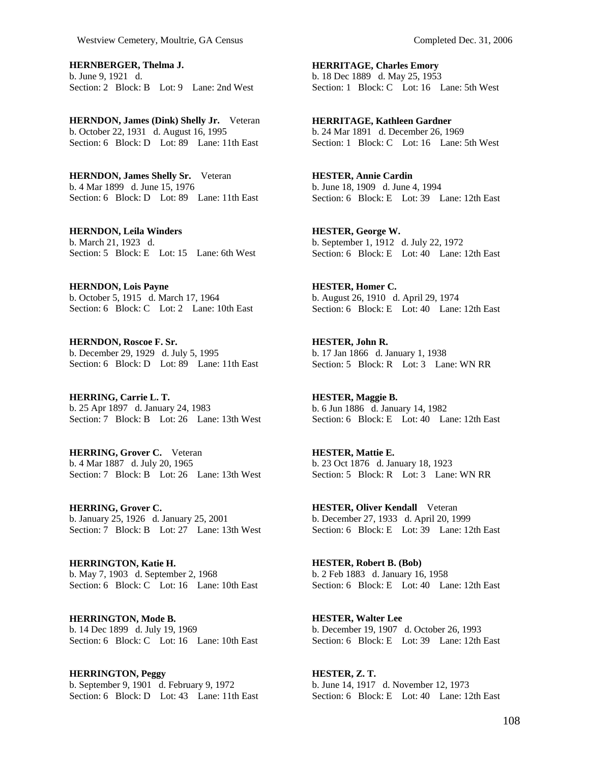**HERNBERGER, Thelma J.**
b. June 9, 1921 d.
Section: 2 Block: B Lot: 9 Lane: 2nd West

**HERNDON, James (Dink) Shelly Jr.** Veteran
b. October 22, 1931 d. August 16, 1995
Section: 6 Block: D Lot: 89 Lane: 11th East

**HERNDON, James Shelly Sr.** Veteran
b. 4 Mar 1899 d. June 15, 1976
Section: 6 Block: D Lot: 89 Lane: 11th East

**HERNDON, Leila Winders**
b. March 21, 1923 d.
Section: 5 Block: E Lot: 15 Lane: 6th West

**HERNDON, Lois Payne**
b. October 5, 1915 d. March 17, 1964
Section: 6 Block: C Lot: 2 Lane: 10th East

**HERNDON, Roscoe F. Sr.**
b. December 29, 1929 d. July 5, 1995
Section: 6 Block: D Lot: 89 Lane: 11th East

**HERRING, Carrie L. T.**
b. 25 Apr 1897 d. January 24, 1983
Section: 7 Block: B Lot: 26 Lane: 13th West

**HERRING, Grover C.** Veteran
b. 4 Mar 1887 d. July 20, 1965
Section: 7 Block: B Lot: 26 Lane: 13th West

**HERRING, Grover C.**
b. January 25, 1926 d. January 25, 2001
Section: 7 Block: B Lot: 27 Lane: 13th West

**HERRINGTON, Katie H.**
b. May 7, 1903 d. September 2, 1968
Section: 6 Block: C Lot: 16 Lane: 10th East

**HERRINGTON, Mode B.**
b. 14 Dec 1899 d. July 19, 1969
Section: 6 Block: C Lot: 16 Lane: 10th East

**HERRINGTON, Peggy**
b. September 9, 1901 d. February 9, 1972
Section: 6 Block: D Lot: 43 Lane: 11th East

**HERRITAGE, Charles Emory**
b. 18 Dec 1889 d. May 25, 1953
Section: 1 Block: C Lot: 16 Lane: 5th West

**HERRITAGE, Kathleen Gardner**
b. 24 Mar 1891 d. December 26, 1969
Section: 1 Block: C Lot: 16 Lane: 5th West

**HESTER, Annie Cardin**
b. June 18, 1909 d. June 4, 1994
Section: 6 Block: E Lot: 39 Lane: 12th East

**HESTER, George W.**
b. September 1, 1912 d. July 22, 1972
Section: 6 Block: E Lot: 40 Lane: 12th East

**HESTER, Homer C.**
b. August 26, 1910 d. April 29, 1974
Section: 6 Block: E Lot: 40 Lane: 12th East

**HESTER, John R.**
b. 17 Jan 1866 d. January 1, 1938
Section: 5 Block: R Lot: 3 Lane: WN RR

**HESTER, Maggie B.**
b. 6 Jun 1886 d. January 14, 1982
Section: 6 Block: E Lot: 40 Lane: 12th East

**HESTER, Mattie E.**
b. 23 Oct 1876 d. January 18, 1923
Section: 5 Block: R Lot: 3 Lane: WN RR

**HESTER, Oliver Kendall** Veteran
b. December 27, 1933 d. April 20, 1999
Section: 6 Block: E Lot: 39 Lane: 12th East

**HESTER, Robert B. (Bob)**
b. 2 Feb 1883 d. January 16, 1958
Section: 6 Block: E Lot: 40 Lane: 12th East

**HESTER, Walter Lee**
b. December 19, 1907 d. October 26, 1993
Section: 6 Block: E Lot: 39 Lane: 12th East

**HESTER, Z. T.**
b. June 14, 1917 d. November 12, 1973
Section: 6 Block: E Lot: 40 Lane: 12th East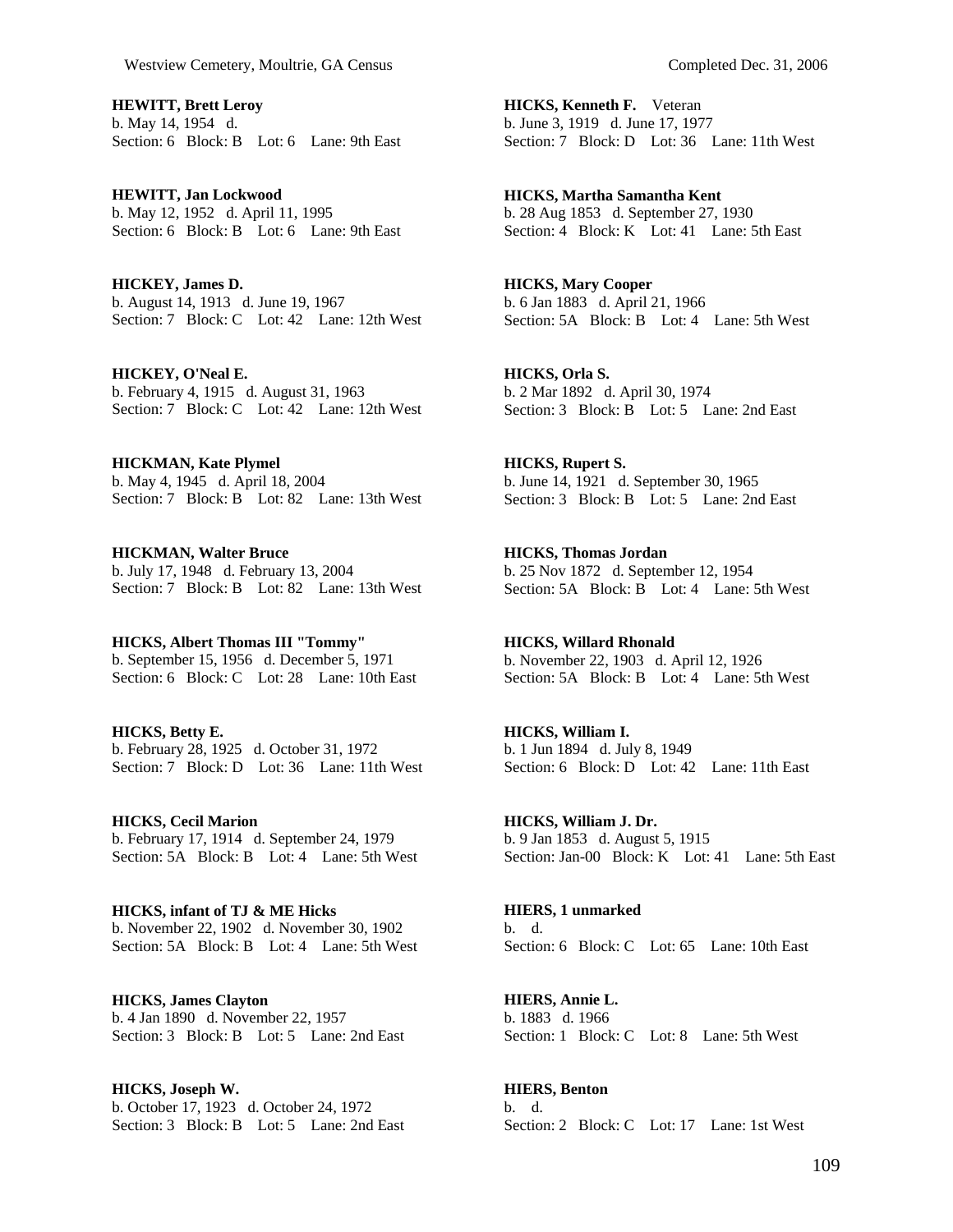**HEWITT, Brett Leroy**
b. May 14, 1954 d.
Section: 6 Block: B Lot: 6 Lane: 9th East

**HEWITT, Jan Lockwood**
b. May 12, 1952 d. April 11, 1995
Section: 6 Block: B Lot: 6 Lane: 9th East

**HICKEY, James D.**
b. August 14, 1913 d. June 19, 1967
Section: 7 Block: C Lot: 42 Lane: 12th West

**HICKEY, O'Neal E.**
b. February 4, 1915 d. August 31, 1963
Section: 7 Block: C Lot: 42 Lane: 12th West

**HICKMAN, Kate Plymel**
b. May 4, 1945 d. April 18, 2004
Section: 7 Block: B Lot: 82 Lane: 13th West

**HICKMAN, Walter Bruce**
b. July 17, 1948 d. February 13, 2004
Section: 7 Block: B Lot: 82 Lane: 13th West

**HICKS, Albert Thomas III "Tommy"**
b. September 15, 1956 d. December 5, 1971
Section: 6 Block: C Lot: 28 Lane: 10th East

**HICKS, Betty E.**
b. February 28, 1925 d. October 31, 1972
Section: 7 Block: D Lot: 36 Lane: 11th West

**HICKS, Cecil Marion**
b. February 17, 1914 d. September 24, 1979
Section: 5A Block: B Lot: 4 Lane: 5th West

**HICKS, infant of TJ & ME Hicks**
b. November 22, 1902 d. November 30, 1902
Section: 5A Block: B Lot: 4 Lane: 5th West

**HICKS, James Clayton**
b. 4 Jan 1890 d. November 22, 1957
Section: 3 Block: B Lot: 5 Lane: 2nd East

**HICKS, Joseph W.**
b. October 17, 1923 d. October 24, 1972
Section: 3 Block: B Lot: 5 Lane: 2nd East

**HICKS, Kenneth F.** Veteran
b. June 3, 1919 d. June 17, 1977
Section: 7 Block: D Lot: 36 Lane: 11th West

**HICKS, Martha Samantha Kent**
b. 28 Aug 1853 d. September 27, 1930
Section: 4 Block: K Lot: 41 Lane: 5th East

**HICKS, Mary Cooper**
b. 6 Jan 1883 d. April 21, 1966
Section: 5A Block: B Lot: 4 Lane: 5th West

**HICKS, Orla S.**
b. 2 Mar 1892 d. April 30, 1974
Section: 3 Block: B Lot: 5 Lane: 2nd East

**HICKS, Rupert S.**
b. June 14, 1921 d. September 30, 1965
Section: 3 Block: B Lot: 5 Lane: 2nd East

**HICKS, Thomas Jordan**
b. 25 Nov 1872 d. September 12, 1954
Section: 5A Block: B Lot: 4 Lane: 5th West

**HICKS, Willard Rhonald**
b. November 22, 1903 d. April 12, 1926
Section: 5A Block: B Lot: 4 Lane: 5th West

**HICKS, William I.**
b. 1 Jun 1894 d. July 8, 1949
Section: 6 Block: D Lot: 42 Lane: 11th East

**HICKS, William J. Dr.**
b. 9 Jan 1853 d. August 5, 1915
Section: Jan-00 Block: K Lot: 41 Lane: 5th East

**HIERS, 1 unmarked**
b. d.
Section: 6 Block: C Lot: 65 Lane: 10th East

**HIERS, Annie L.**
b. 1883 d. 1966
Section: 1 Block: C Lot: 8 Lane: 5th West

**HIERS, Benton**
b. d.
Section: 2 Block: C Lot: 17 Lane: 1st West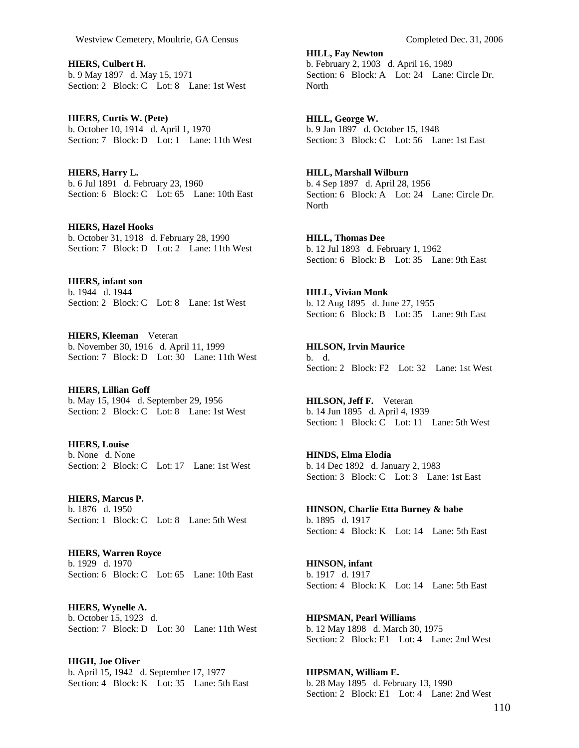**HIERS, Culbert H.**
b. 9 May 1897 d. May 15, 1971
Section: 2 Block: C Lot: 8 Lane: 1st West

**HIERS, Curtis W. (Pete)**
b. October 10, 1914 d. April 1, 1970
Section: 7 Block: D Lot: 1 Lane: 11th West

**HIERS, Harry L.**
b. 6 Jul 1891 d. February 23, 1960
Section: 6 Block: C Lot: 65 Lane: 10th East

**HIERS, Hazel Hooks**
b. October 31, 1918 d. February 28, 1990
Section: 7 Block: D Lot: 2 Lane: 11th West

**HIERS, infant son**
b. 1944 d. 1944
Section: 2 Block: C Lot: 8 Lane: 1st West

**HIERS, Kleeman** Veteran
b. November 30, 1916 d. April 11, 1999
Section: 7 Block: D Lot: 30 Lane: 11th West

**HIERS, Lillian Goff**
b. May 15, 1904 d. September 29, 1956
Section: 2 Block: C Lot: 8 Lane: 1st West

**HIERS, Louise**
b. None d. None
Section: 2 Block: C Lot: 17 Lane: 1st West

**HIERS, Marcus P.**
b. 1876 d. 1950
Section: 1 Block: C Lot: 8 Lane: 5th West

**HIERS, Warren Royce**
b. 1929 d. 1970
Section: 6 Block: C Lot: 65 Lane: 10th East

**HIERS, Wynelle A.**
b. October 15, 1923 d.
Section: 7 Block: D Lot: 30 Lane: 11th West

**HIGH, Joe Oliver**
b. April 15, 1942 d. September 17, 1977
Section: 4 Block: K Lot: 35 Lane: 5th East

**HILL, Fay Newton**
b. February 2, 1903 d. April 16, 1989
Section: 6 Block: A Lot: 24 Lane: Circle Dr. North

**HILL, George W.**
b. 9 Jan 1897 d. October 15, 1948
Section: 3 Block: C Lot: 56 Lane: 1st East

**HILL, Marshall Wilburn**
b. 4 Sep 1897 d. April 28, 1956
Section: 6 Block: A Lot: 24 Lane: Circle Dr. North

**HILL, Thomas Dee**
b. 12 Jul 1893 d. February 1, 1962
Section: 6 Block: B Lot: 35 Lane: 9th East

**HILL, Vivian Monk**
b. 12 Aug 1895 d. June 27, 1955
Section: 6 Block: B Lot: 35 Lane: 9th East

**HILSON, Irvin Maurice**
b. d.
Section: 2 Block: F2 Lot: 32 Lane: 1st West

**HILSON, Jeff F.** Veteran
b. 14 Jun 1895 d. April 4, 1939
Section: 1 Block: C Lot: 11 Lane: 5th West

**HINDS, Elma Elodia**
b. 14 Dec 1892 d. January 2, 1983
Section: 3 Block: C Lot: 3 Lane: 1st East

**HINSON, Charlie Etta Burney & babe**
b. 1895 d. 1917
Section: 4 Block: K Lot: 14 Lane: 5th East

**HINSON, infant**
b. 1917 d. 1917
Section: 4 Block: K Lot: 14 Lane: 5th East

**HIPSMAN, Pearl Williams**
b. 12 May 1898 d. March 30, 1975
Section: 2 Block: E1 Lot: 4 Lane: 2nd West

**HIPSMAN, William E.**
b. 28 May 1895 d. February 13, 1990
Section: 2 Block: E1 Lot: 4 Lane: 2nd West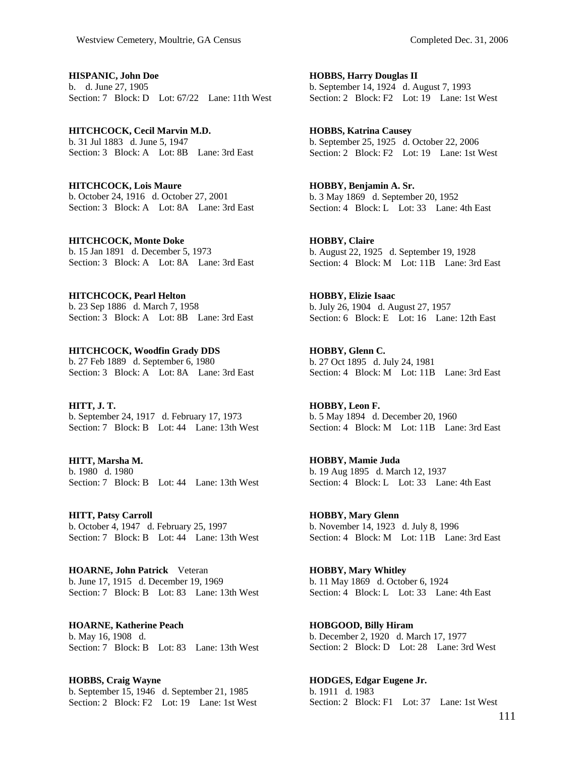**HISPANIC, John Doe**
b. d. June 27, 1905
Section: 7 Block: D Lot: 67/22 Lane: 11th West

**HITCHCOCK, Cecil Marvin M.D.**
b. 31 Jul 1883 d. June 5, 1947
Section: 3 Block: A Lot: 8B Lane: 3rd East

**HITCHCOCK, Lois Maure**
b. October 24, 1916 d. October 27, 2001
Section: 3 Block: A Lot: 8A Lane: 3rd East

**HITCHCOCK, Monte Doke**
b. 15 Jan 1891 d. December 5, 1973
Section: 3 Block: A Lot: 8A Lane: 3rd East

**HITCHCOCK, Pearl Helton**
b. 23 Sep 1886 d. March 7, 1958
Section: 3 Block: A Lot: 8B Lane: 3rd East

**HITCHCOCK, Woodfin Grady DDS**
b. 27 Feb 1889 d. September 6, 1980
Section: 3 Block: A Lot: 8A Lane: 3rd East

**HITT, J. T.**
b. September 24, 1917 d. February 17, 1973
Section: 7 Block: B Lot: 44 Lane: 13th West

**HITT, Marsha M.**
b. 1980 d. 1980
Section: 7 Block: B Lot: 44 Lane: 13th West

**HITT, Patsy Carroll**
b. October 4, 1947 d. February 25, 1997
Section: 7 Block: B Lot: 44 Lane: 13th West

**HOARNE, John Patrick** Veteran
b. June 17, 1915 d. December 19, 1969
Section: 7 Block: B Lot: 83 Lane: 13th West

**HOARNE, Katherine Peach**
b. May 16, 1908 d.
Section: 7 Block: B Lot: 83 Lane: 13th West

**HOBBS, Craig Wayne**
b. September 15, 1946 d. September 21, 1985
Section: 2 Block: F2 Lot: 19 Lane: 1st West

**HOBBS, Harry Douglas II**
b. September 14, 1924 d. August 7, 1993
Section: 2 Block: F2 Lot: 19 Lane: 1st West

**HOBBS, Katrina Causey**
b. September 25, 1925 d. October 22, 2006
Section: 2 Block: F2 Lot: 19 Lane: 1st West

**HOBBY, Benjamin A. Sr.**
b. 3 May 1869 d. September 20, 1952
Section: 4 Block: L Lot: 33 Lane: 4th East

**HOBBY, Claire**
b. August 22, 1925 d. September 19, 1928
Section: 4 Block: M Lot: 11B Lane: 3rd East

**HOBBY, Elizie Isaac**
b. July 26, 1904 d. August 27, 1957
Section: 6 Block: E Lot: 16 Lane: 12th East

**HOBBY, Glenn C.**
b. 27 Oct 1895 d. July 24, 1981
Section: 4 Block: M Lot: 11B Lane: 3rd East

**HOBBY, Leon F.**
b. 5 May 1894 d. December 20, 1960
Section: 4 Block: M Lot: 11B Lane: 3rd East

**HOBBY, Mamie Juda**
b. 19 Aug 1895 d. March 12, 1937
Section: 4 Block: L Lot: 33 Lane: 4th East

**HOBBY, Mary Glenn**
b. November 14, 1923 d. July 8, 1996
Section: 4 Block: M Lot: 11B Lane: 3rd East

**HOBBY, Mary Whitley**
b. 11 May 1869 d. October 6, 1924
Section: 4 Block: L Lot: 33 Lane: 4th East

**HOBGOOD, Billy Hiram**
b. December 2, 1920 d. March 17, 1977
Section: 2 Block: D Lot: 28 Lane: 3rd West

**HODGES, Edgar Eugene Jr.**
b. 1911 d. 1983
Section: 2 Block: F1 Lot: 37 Lane: 1st West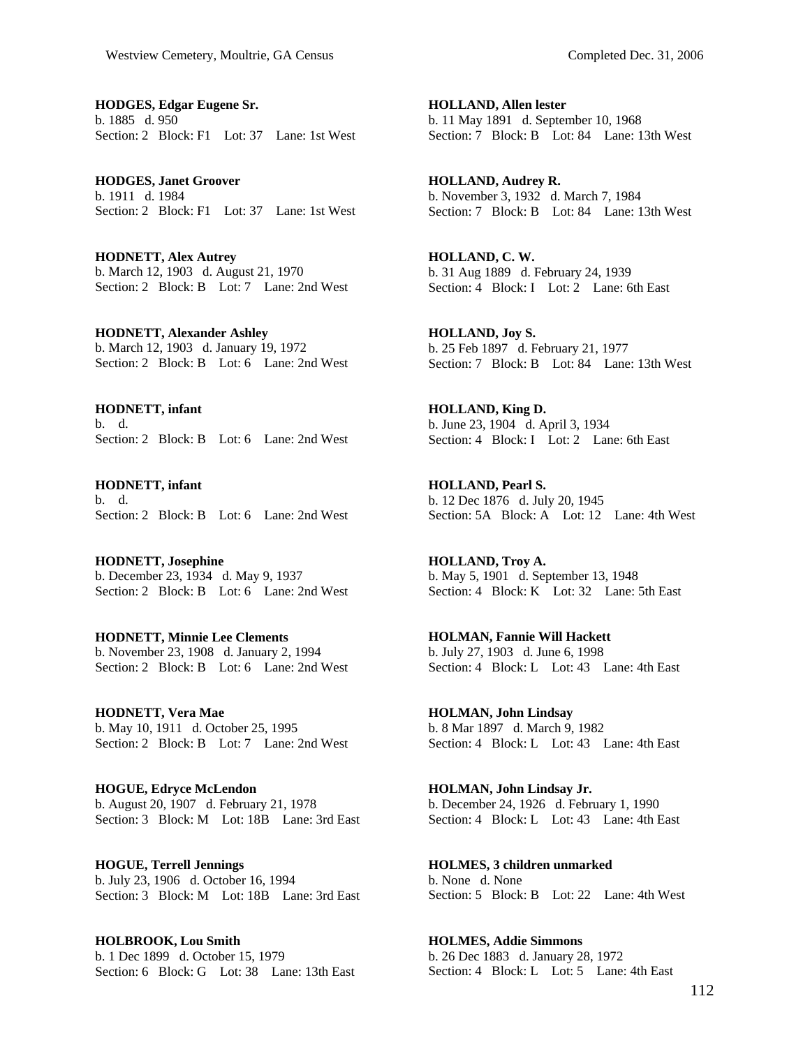**HODGES, Edgar Eugene Sr.**
b. 1885 d. 950
Section: 2 Block: F1 Lot: 37 Lane: 1st West

**HODGES, Janet Groover**
b. 1911 d. 1984
Section: 2 Block: F1 Lot: 37 Lane: 1st West

**HODNETT, Alex Autrey**
b. March 12, 1903 d. August 21, 1970
Section: 2 Block: B Lot: 7 Lane: 2nd West

**HODNETT, Alexander Ashley**
b. March 12, 1903 d. January 19, 1972
Section: 2 Block: B Lot: 6 Lane: 2nd West

**HODNETT, infant**
b. d.
Section: 2 Block: B Lot: 6 Lane: 2nd West

**HODNETT, infant**
b. d.
Section: 2 Block: B Lot: 6 Lane: 2nd West

**HODNETT, Josephine**
b. December 23, 1934 d. May 9, 1937
Section: 2 Block: B Lot: 6 Lane: 2nd West

**HODNETT, Minnie Lee Clements**
b. November 23, 1908 d. January 2, 1994
Section: 2 Block: B Lot: 6 Lane: 2nd West

**HODNETT, Vera Mae**
b. May 10, 1911 d. October 25, 1995
Section: 2 Block: B Lot: 7 Lane: 2nd West

**HOGUE, Edryce McLendon**
b. August 20, 1907 d. February 21, 1978
Section: 3 Block: M Lot: 18B Lane: 3rd East

**HOGUE, Terrell Jennings**
b. July 23, 1906 d. October 16, 1994
Section: 3 Block: M Lot: 18B Lane: 3rd East

**HOLBROOK, Lou Smith**
b. 1 Dec 1899 d. October 15, 1979
Section: 6 Block: G Lot: 38 Lane: 13th East

**HOLLAND, Allen lester**
b. 11 May 1891 d. September 10, 1968
Section: 7 Block: B Lot: 84 Lane: 13th West

**HOLLAND, Audrey R.**
b. November 3, 1932 d. March 7, 1984
Section: 7 Block: B Lot: 84 Lane: 13th West

**HOLLAND, C. W.**
b. 31 Aug 1889 d. February 24, 1939
Section: 4 Block: I Lot: 2 Lane: 6th East

**HOLLAND, Joy S.**
b. 25 Feb 1897 d. February 21, 1977
Section: 7 Block: B Lot: 84 Lane: 13th West

**HOLLAND, King D.**
b. June 23, 1904 d. April 3, 1934
Section: 4 Block: I Lot: 2 Lane: 6th East

**HOLLAND, Pearl S.**
b. 12 Dec 1876 d. July 20, 1945
Section: 5A Block: A Lot: 12 Lane: 4th West

**HOLLAND, Troy A.**
b. May 5, 1901 d. September 13, 1948
Section: 4 Block: K Lot: 32 Lane: 5th East

**HOLMAN, Fannie Will Hackett**
b. July 27, 1903 d. June 6, 1998
Section: 4 Block: L Lot: 43 Lane: 4th East

**HOLMAN, John Lindsay**
b. 8 Mar 1897 d. March 9, 1982
Section: 4 Block: L Lot: 43 Lane: 4th East

**HOLMAN, John Lindsay Jr.**
b. December 24, 1926 d. February 1, 1990
Section: 4 Block: L Lot: 43 Lane: 4th East

**HOLMES, 3 children unmarked**
b. None d. None
Section: 5 Block: B Lot: 22 Lane: 4th West

**HOLMES, Addie Simmons**
b. 26 Dec 1883 d. January 28, 1972
Section: 4 Block: L Lot: 5 Lane: 4th East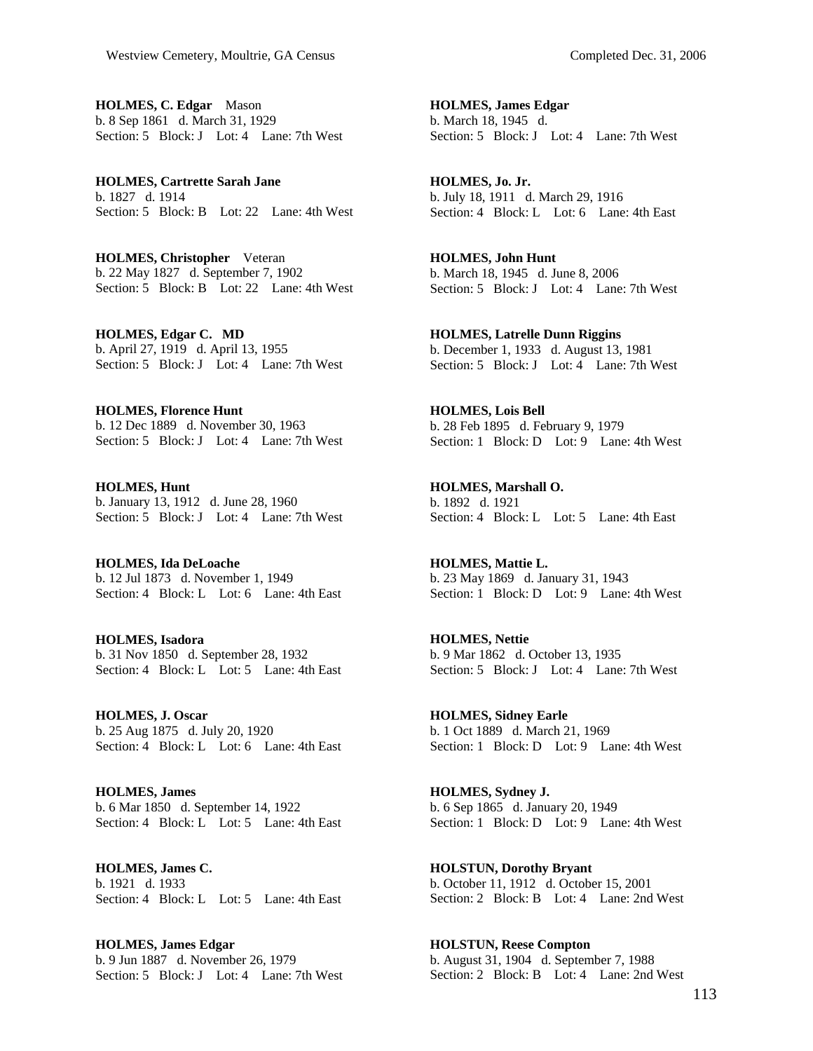**HOLMES, C. Edgar** Mason
b. 8 Sep 1861 d. March 31, 1929
Section: 5 Block: J Lot: 4 Lane: 7th West

**HOLMES, Cartrette Sarah Jane**
b. 1827 d. 1914
Section: 5 Block: B Lot: 22 Lane: 4th West

**HOLMES, Christopher** Veteran
b. 22 May 1827 d. September 7, 1902
Section: 5 Block: B Lot: 22 Lane: 4th West

**HOLMES, Edgar C. MD**
b. April 27, 1919 d. April 13, 1955
Section: 5 Block: J Lot: 4 Lane: 7th West

**HOLMES, Florence Hunt**
b. 12 Dec 1889 d. November 30, 1963
Section: 5 Block: J Lot: 4 Lane: 7th West

**HOLMES, Hunt**
b. January 13, 1912 d. June 28, 1960
Section: 5 Block: J Lot: 4 Lane: 7th West

**HOLMES, Ida DeLoache**
b. 12 Jul 1873 d. November 1, 1949
Section: 4 Block: L Lot: 6 Lane: 4th East

**HOLMES, Isadora**
b. 31 Nov 1850 d. September 28, 1932
Section: 4 Block: L Lot: 5 Lane: 4th East

**HOLMES, J. Oscar**
b. 25 Aug 1875 d. July 20, 1920
Section: 4 Block: L Lot: 6 Lane: 4th East

**HOLMES, James**
b. 6 Mar 1850 d. September 14, 1922
Section: 4 Block: L Lot: 5 Lane: 4th East

**HOLMES, James C.**
b. 1921 d. 1933
Section: 4 Block: L Lot: 5 Lane: 4th East

**HOLMES, James Edgar**
b. 9 Jun 1887 d. November 26, 1979
Section: 5 Block: J Lot: 4 Lane: 7th West

**HOLMES, James Edgar**
b. March 18, 1945 d.
Section: 5 Block: J Lot: 4 Lane: 7th West

**HOLMES, Jo. Jr.**
b. July 18, 1911 d. March 29, 1916
Section: 4 Block: L Lot: 6 Lane: 4th East

**HOLMES, John Hunt**
b. March 18, 1945 d. June 8, 2006
Section: 5 Block: J Lot: 4 Lane: 7th West

**HOLMES, Latrelle Dunn Riggins**
b. December 1, 1933 d. August 13, 1981
Section: 5 Block: J Lot: 4 Lane: 7th West

**HOLMES, Lois Bell**
b. 28 Feb 1895 d. February 9, 1979
Section: 1 Block: D Lot: 9 Lane: 4th West

**HOLMES, Marshall O.**
b. 1892 d. 1921
Section: 4 Block: L Lot: 5 Lane: 4th East

**HOLMES, Mattie L.**
b. 23 May 1869 d. January 31, 1943
Section: 1 Block: D Lot: 9 Lane: 4th West

**HOLMES, Nettie**
b. 9 Mar 1862 d. October 13, 1935
Section: 5 Block: J Lot: 4 Lane: 7th West

**HOLMES, Sidney Earle**
b. 1 Oct 1889 d. March 21, 1969
Section: 1 Block: D Lot: 9 Lane: 4th West

**HOLMES, Sydney J.**
b. 6 Sep 1865 d. January 20, 1949
Section: 1 Block: D Lot: 9 Lane: 4th West

**HOLSTUN, Dorothy Bryant**
b. October 11, 1912 d. October 15, 2001
Section: 2 Block: B Lot: 4 Lane: 2nd West

**HOLSTUN, Reese Compton**
b. August 31, 1904 d. September 7, 1988
Section: 2 Block: B Lot: 4 Lane: 2nd West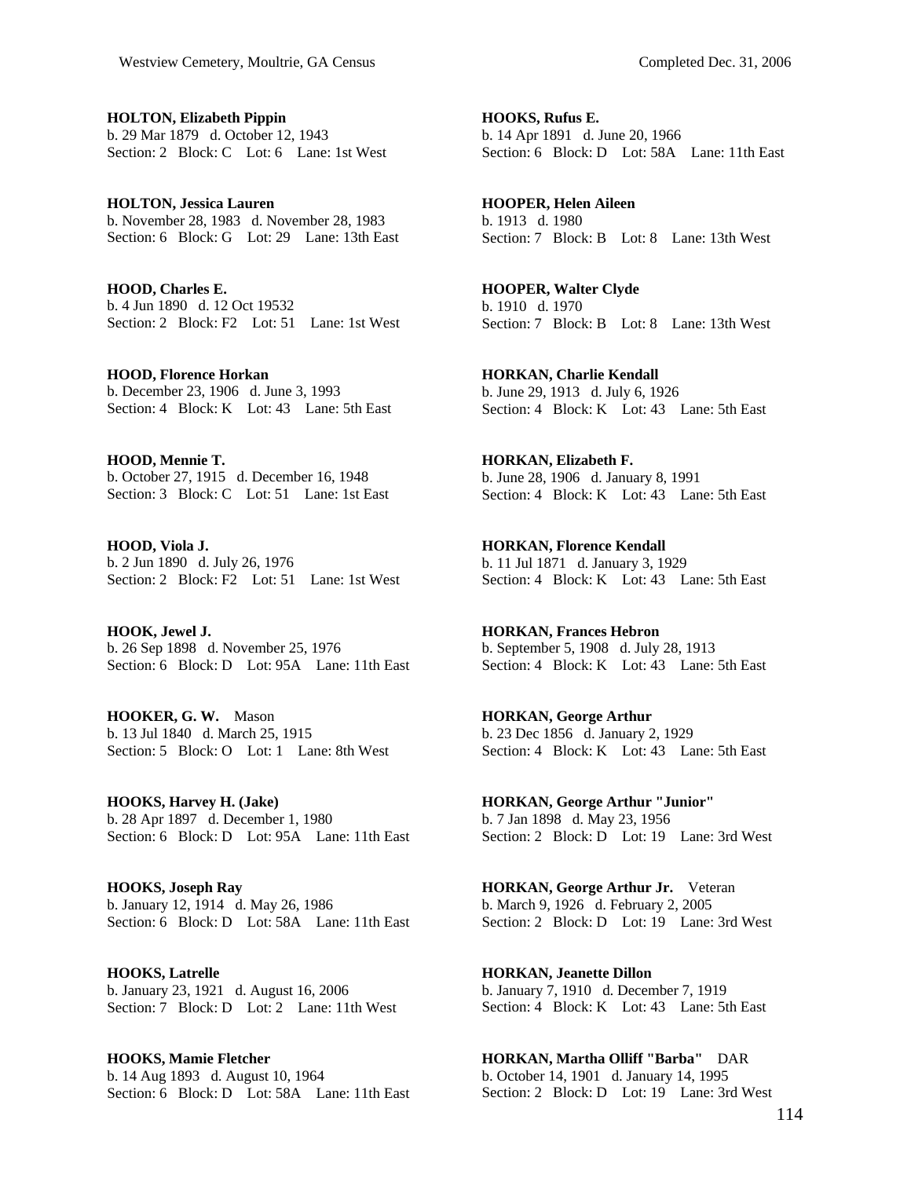**HOLTON, Elizabeth Pippin**
b. 29 Mar 1879 d. October 12, 1943
Section: 2 Block: C Lot: 6 Lane: 1st West

**HOLTON, Jessica Lauren**
b. November 28, 1983 d. November 28, 1983
Section: 6 Block: G Lot: 29 Lane: 13th East

**HOOD, Charles E.**
b. 4 Jun 1890 d. 12 Oct 19532
Section: 2 Block: F2 Lot: 51 Lane: 1st West

**HOOD, Florence Horkan**
b. December 23, 1906 d. June 3, 1993
Section: 4 Block: K Lot: 43 Lane: 5th East

**HOOD, Mennie T.**
b. October 27, 1915 d. December 16, 1948
Section: 3 Block: C Lot: 51 Lane: 1st East

**HOOD, Viola J.**
b. 2 Jun 1890 d. July 26, 1976
Section: 2 Block: F2 Lot: 51 Lane: 1st West

**HOOK, Jewel J.**
b. 26 Sep 1898 d. November 25, 1976
Section: 6 Block: D Lot: 95A Lane: 11th East

**HOOKER, G. W.** Mason
b. 13 Jul 1840 d. March 25, 1915
Section: 5 Block: O Lot: 1 Lane: 8th West

**HOOKS, Harvey H. (Jake)**
b. 28 Apr 1897 d. December 1, 1980
Section: 6 Block: D Lot: 95A Lane: 11th East

**HOOKS, Joseph Ray**
b. January 12, 1914 d. May 26, 1986
Section: 6 Block: D Lot: 58A Lane: 11th East

**HOOKS, Latrelle**
b. January 23, 1921 d. August 16, 2006
Section: 7 Block: D Lot: 2 Lane: 11th West

**HOOKS, Mamie Fletcher**
b. 14 Aug 1893 d. August 10, 1964
Section: 6 Block: D Lot: 58A Lane: 11th East

**HOOKS, Rufus E.**
b. 14 Apr 1891 d. June 20, 1966
Section: 6 Block: D Lot: 58A Lane: 11th East

**HOOPER, Helen Aileen**
b. 1913 d. 1980
Section: 7 Block: B Lot: 8 Lane: 13th West

**HOOPER, Walter Clyde**
b. 1910 d. 1970
Section: 7 Block: B Lot: 8 Lane: 13th West

**HORKAN, Charlie Kendall**
b. June 29, 1913 d. July 6, 1926
Section: 4 Block: K Lot: 43 Lane: 5th East

**HORKAN, Elizabeth F.**
b. June 28, 1906 d. January 8, 1991
Section: 4 Block: K Lot: 43 Lane: 5th East

**HORKAN, Florence Kendall**
b. 11 Jul 1871 d. January 3, 1929
Section: 4 Block: K Lot: 43 Lane: 5th East

**HORKAN, Frances Hebron**
b. September 5, 1908 d. July 28, 1913
Section: 4 Block: K Lot: 43 Lane: 5th East

**HORKAN, George Arthur**
b. 23 Dec 1856 d. January 2, 1929
Section: 4 Block: K Lot: 43 Lane: 5th East

**HORKAN, George Arthur "Junior"**
b. 7 Jan 1898 d. May 23, 1956
Section: 2 Block: D Lot: 19 Lane: 3rd West

**HORKAN, George Arthur Jr.** Veteran
b. March 9, 1926 d. February 2, 2005
Section: 2 Block: D Lot: 19 Lane: 3rd West

**HORKAN, Jeanette Dillon**
b. January 7, 1910 d. December 7, 1919
Section: 4 Block: K Lot: 43 Lane: 5th East

**HORKAN, Martha Olliff "Barba"** DAR
b. October 14, 1901 d. January 14, 1995
Section: 2 Block: D Lot: 19 Lane: 3rd West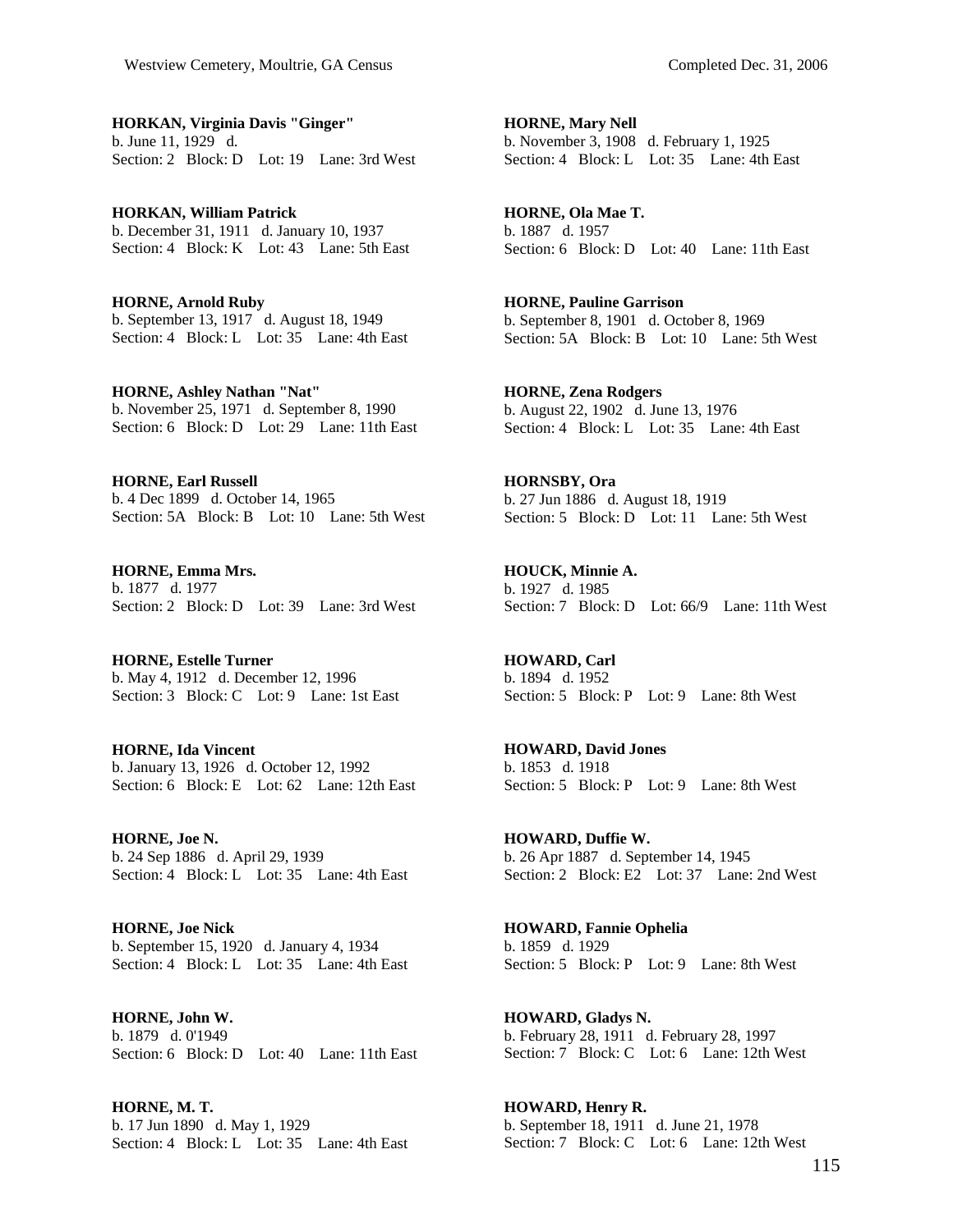**HORKAN, Virginia Davis "Ginger"**
b. June 11, 1929 d.
Section: 2 Block: D Lot: 19 Lane: 3rd West

**HORKAN, William Patrick**
b. December 31, 1911 d. January 10, 1937
Section: 4 Block: K Lot: 43 Lane: 5th East

**HORNE, Arnold Ruby**
b. September 13, 1917 d. August 18, 1949
Section: 4 Block: L Lot: 35 Lane: 4th East

**HORNE, Ashley Nathan "Nat"**
b. November 25, 1971 d. September 8, 1990
Section: 6 Block: D Lot: 29 Lane: 11th East

**HORNE, Earl Russell**
b. 4 Dec 1899 d. October 14, 1965
Section: 5A Block: B Lot: 10 Lane: 5th West

**HORNE, Emma Mrs.**
b. 1877 d. 1977
Section: 2 Block: D Lot: 39 Lane: 3rd West

**HORNE, Estelle Turner**
b. May 4, 1912 d. December 12, 1996
Section: 3 Block: C Lot: 9 Lane: 1st East

**HORNE, Ida Vincent**
b. January 13, 1926 d. October 12, 1992
Section: 6 Block: E Lot: 62 Lane: 12th East

**HORNE, Joe N.**
b. 24 Sep 1886 d. April 29, 1939
Section: 4 Block: L Lot: 35 Lane: 4th East

**HORNE, Joe Nick**
b. September 15, 1920 d. January 4, 1934
Section: 4 Block: L Lot: 35 Lane: 4th East

**HORNE, John W.**
b. 1879 d. 0'1949
Section: 6 Block: D Lot: 40 Lane: 11th East

**HORNE, M. T.**
b. 17 Jun 1890 d. May 1, 1929
Section: 4 Block: L Lot: 35 Lane: 4th East

**HORNE, Mary Nell**
b. November 3, 1908 d. February 1, 1925
Section: 4 Block: L Lot: 35 Lane: 4th East

**HORNE, Ola Mae T.**
b. 1887 d. 1957
Section: 6 Block: D Lot: 40 Lane: 11th East

**HORNE, Pauline Garrison**
b. September 8, 1901 d. October 8, 1969
Section: 5A Block: B Lot: 10 Lane: 5th West

**HORNE, Zena Rodgers**
b. August 22, 1902 d. June 13, 1976
Section: 4 Block: L Lot: 35 Lane: 4th East

**HORNSBY, Ora**
b. 27 Jun 1886 d. August 18, 1919
Section: 5 Block: D Lot: 11 Lane: 5th West

**HOUCK, Minnie A.**
b. 1927 d. 1985
Section: 7 Block: D Lot: 66/9 Lane: 11th West

**HOWARD, Carl**
b. 1894 d. 1952
Section: 5 Block: P Lot: 9 Lane: 8th West

**HOWARD, David Jones**
b. 1853 d. 1918
Section: 5 Block: P Lot: 9 Lane: 8th West

**HOWARD, Duffie W.**
b. 26 Apr 1887 d. September 14, 1945
Section: 2 Block: E2 Lot: 37 Lane: 2nd West

**HOWARD, Fannie Ophelia**
b. 1859 d. 1929
Section: 5 Block: P Lot: 9 Lane: 8th West

**HOWARD, Gladys N.**
b. February 28, 1911 d. February 28, 1997
Section: 7 Block: C Lot: 6 Lane: 12th West

**HOWARD, Henry R.**
b. September 18, 1911 d. June 21, 1978
Section: 7 Block: C Lot: 6 Lane: 12th West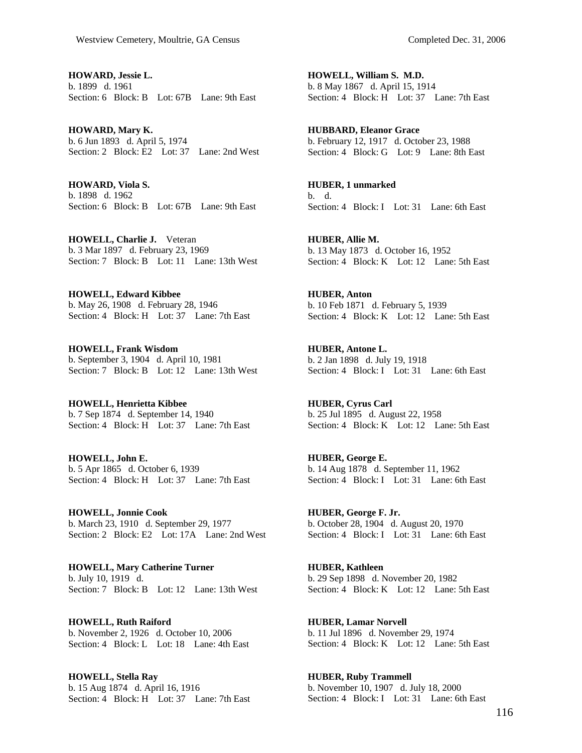**HOWARD, Jessie L.**
b. 1899 d. 1961
Section: 6 Block: B Lot: 67B Lane: 9th East

**HOWARD, Mary K.**
b. 6 Jun 1893 d. April 5, 1974
Section: 2 Block: E2 Lot: 37 Lane: 2nd West

**HOWARD, Viola S.**
b. 1898 d. 1962
Section: 6 Block: B Lot: 67B Lane: 9th East

**HOWELL, Charlie J.** Veteran
b. 3 Mar 1897 d. February 23, 1969
Section: 7 Block: B Lot: 11 Lane: 13th West

**HOWELL, Edward Kibbee**
b. May 26, 1908 d. February 28, 1946
Section: 4 Block: H Lot: 37 Lane: 7th East

**HOWELL, Frank Wisdom**
b. September 3, 1904 d. April 10, 1981
Section: 7 Block: B Lot: 12 Lane: 13th West

**HOWELL, Henrietta Kibbee**
b. 7 Sep 1874 d. September 14, 1940
Section: 4 Block: H Lot: 37 Lane: 7th East

**HOWELL, John E.**
b. 5 Apr 1865 d. October 6, 1939
Section: 4 Block: H Lot: 37 Lane: 7th East

**HOWELL, Jonnie Cook**
b. March 23, 1910 d. September 29, 1977
Section: 2 Block: E2 Lot: 17A Lane: 2nd West

**HOWELL, Mary Catherine Turner**
b. July 10, 1919 d.
Section: 7 Block: B Lot: 12 Lane: 13th West

**HOWELL, Ruth Raiford**
b. November 2, 1926 d. October 10, 2006
Section: 4 Block: L Lot: 18 Lane: 4th East

**HOWELL, Stella Ray**
b. 15 Aug 1874 d. April 16, 1916
Section: 4 Block: H Lot: 37 Lane: 7th East

**HOWELL, William S. M.D.**
b. 8 May 1867 d. April 15, 1914
Section: 4 Block: H Lot: 37 Lane: 7th East

**HUBBARD, Eleanor Grace**
b. February 12, 1917 d. October 23, 1988
Section: 4 Block: G Lot: 9 Lane: 8th East

**HUBER, 1 unmarked**
b. d.
Section: 4 Block: I Lot: 31 Lane: 6th East

**HUBER, Allie M.**
b. 13 May 1873 d. October 16, 1952
Section: 4 Block: K Lot: 12 Lane: 5th East

**HUBER, Anton**
b. 10 Feb 1871 d. February 5, 1939
Section: 4 Block: K Lot: 12 Lane: 5th East

**HUBER, Antone L.**
b. 2 Jan 1898 d. July 19, 1918
Section: 4 Block: I Lot: 31 Lane: 6th East

**HUBER, Cyrus Carl**
b. 25 Jul 1895 d. August 22, 1958
Section: 4 Block: K Lot: 12 Lane: 5th East

**HUBER, George E.**
b. 14 Aug 1878 d. September 11, 1962
Section: 4 Block: I Lot: 31 Lane: 6th East

**HUBER, George F. Jr.**
b. October 28, 1904 d. August 20, 1970
Section: 4 Block: I Lot: 31 Lane: 6th East

**HUBER, Kathleen**
b. 29 Sep 1898 d. November 20, 1982
Section: 4 Block: K Lot: 12 Lane: 5th East

**HUBER, Lamar Norvell**
b. 11 Jul 1896 d. November 29, 1974
Section: 4 Block: K Lot: 12 Lane: 5th East

**HUBER, Ruby Trammell**
b. November 10, 1907 d. July 18, 2000
Section: 4 Block: I Lot: 31 Lane: 6th East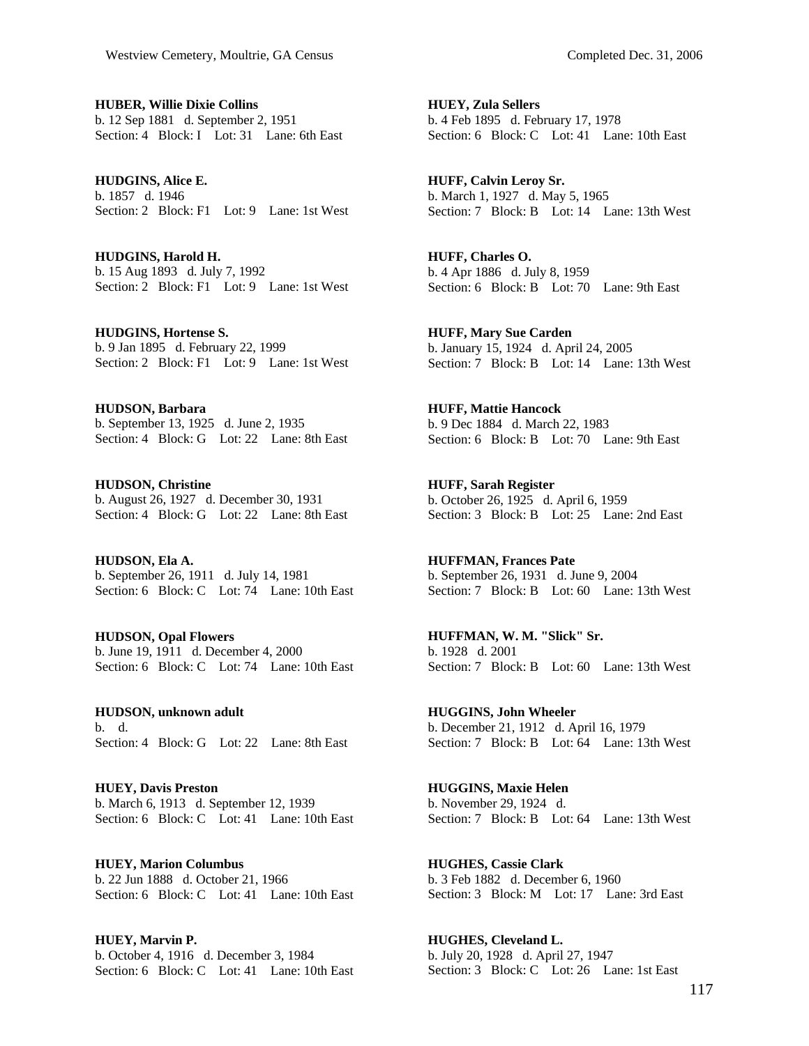**HUBER, Willie Dixie Collins**
b. 12 Sep 1881 d. September 2, 1951
Section: 4 Block: I Lot: 31 Lane: 6th East

**HUDGINS, Alice E.**
b. 1857 d. 1946
Section: 2 Block: F1 Lot: 9 Lane: 1st West

**HUDGINS, Harold H.**
b. 15 Aug 1893 d. July 7, 1992
Section: 2 Block: F1 Lot: 9 Lane: 1st West

**HUDGINS, Hortense S.**
b. 9 Jan 1895 d. February 22, 1999
Section: 2 Block: F1 Lot: 9 Lane: 1st West

**HUDSON, Barbara**
b. September 13, 1925 d. June 2, 1935
Section: 4 Block: G Lot: 22 Lane: 8th East

**HUDSON, Christine**
b. August 26, 1927 d. December 30, 1931
Section: 4 Block: G Lot: 22 Lane: 8th East

**HUDSON, Ela A.**
b. September 26, 1911 d. July 14, 1981
Section: 6 Block: C Lot: 74 Lane: 10th East

**HUDSON, Opal Flowers**
b. June 19, 1911 d. December 4, 2000
Section: 6 Block: C Lot: 74 Lane: 10th East

**HUDSON, unknown adult**
b. d.
Section: 4 Block: G Lot: 22 Lane: 8th East

**HUEY, Davis Preston**
b. March 6, 1913 d. September 12, 1939
Section: 6 Block: C Lot: 41 Lane: 10th East

**HUEY, Marion Columbus**
b. 22 Jun 1888 d. October 21, 1966
Section: 6 Block: C Lot: 41 Lane: 10th East

**HUEY, Marvin P.**
b. October 4, 1916 d. December 3, 1984
Section: 6 Block: C Lot: 41 Lane: 10th East

**HUEY, Zula Sellers**
b. 4 Feb 1895 d. February 17, 1978
Section: 6 Block: C Lot: 41 Lane: 10th East

**HUFF, Calvin Leroy Sr.**
b. March 1, 1927 d. May 5, 1965
Section: 7 Block: B Lot: 14 Lane: 13th West

**HUFF, Charles O.**
b. 4 Apr 1886 d. July 8, 1959
Section: 6 Block: B Lot: 70 Lane: 9th East

**HUFF, Mary Sue Carden**
b. January 15, 1924 d. April 24, 2005
Section: 7 Block: B Lot: 14 Lane: 13th West

**HUFF, Mattie Hancock**
b. 9 Dec 1884 d. March 22, 1983
Section: 6 Block: B Lot: 70 Lane: 9th East

**HUFF, Sarah Register**
b. October 26, 1925 d. April 6, 1959
Section: 3 Block: B Lot: 25 Lane: 2nd East

**HUFFMAN, Frances Pate**
b. September 26, 1931 d. June 9, 2004
Section: 7 Block: B Lot: 60 Lane: 13th West

**HUFFMAN, W. M. "Slick" Sr.**
b. 1928 d. 2001
Section: 7 Block: B Lot: 60 Lane: 13th West

**HUGGINS, John Wheeler**
b. December 21, 1912 d. April 16, 1979
Section: 7 Block: B Lot: 64 Lane: 13th West

**HUGGINS, Maxie Helen**
b. November 29, 1924 d.
Section: 7 Block: B Lot: 64 Lane: 13th West

**HUGHES, Cassie Clark**
b. 3 Feb 1882 d. December 6, 1960
Section: 3 Block: M Lot: 17 Lane: 3rd East

**HUGHES, Cleveland L.**
b. July 20, 1928 d. April 27, 1947
Section: 3 Block: C Lot: 26 Lane: 1st East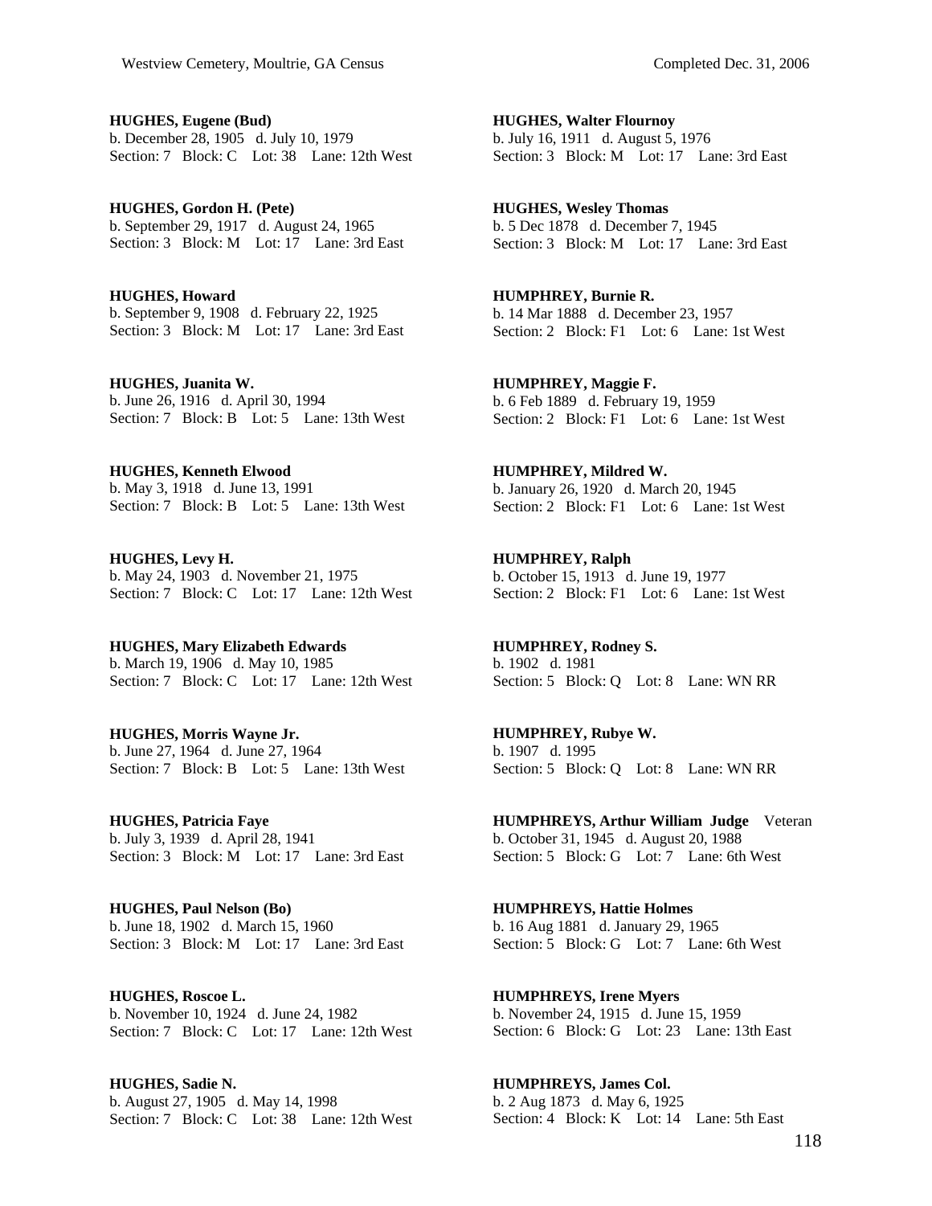**HUGHES, Eugene (Bud)**
b. December 28, 1905 d. July 10, 1979
Section: 7 Block: C Lot: 38 Lane: 12th West

**HUGHES, Gordon H. (Pete)**
b. September 29, 1917 d. August 24, 1965
Section: 3 Block: M Lot: 17 Lane: 3rd East

**HUGHES, Howard**
b. September 9, 1908 d. February 22, 1925
Section: 3 Block: M Lot: 17 Lane: 3rd East

**HUGHES, Juanita W.**
b. June 26, 1916 d. April 30, 1994
Section: 7 Block: B Lot: 5 Lane: 13th West

**HUGHES, Kenneth Elwood**
b. May 3, 1918 d. June 13, 1991
Section: 7 Block: B Lot: 5 Lane: 13th West

**HUGHES, Levy H.**
b. May 24, 1903 d. November 21, 1975
Section: 7 Block: C Lot: 17 Lane: 12th West

**HUGHES, Mary Elizabeth Edwards**
b. March 19, 1906 d. May 10, 1985
Section: 7 Block: C Lot: 17 Lane: 12th West

**HUGHES, Morris Wayne Jr.**
b. June 27, 1964 d. June 27, 1964
Section: 7 Block: B Lot: 5 Lane: 13th West

**HUGHES, Patricia Faye**
b. July 3, 1939 d. April 28, 1941
Section: 3 Block: M Lot: 17 Lane: 3rd East

**HUGHES, Paul Nelson (Bo)**
b. June 18, 1902 d. March 15, 1960
Section: 3 Block: M Lot: 17 Lane: 3rd East

**HUGHES, Roscoe L.**
b. November 10, 1924 d. June 24, 1982
Section: 7 Block: C Lot: 17 Lane: 12th West

**HUGHES, Sadie N.**
b. August 27, 1905 d. May 14, 1998
Section: 7 Block: C Lot: 38 Lane: 12th West

**HUGHES, Walter Flournoy**
b. July 16, 1911 d. August 5, 1976
Section: 3 Block: M Lot: 17 Lane: 3rd East

**HUGHES, Wesley Thomas**
b. 5 Dec 1878 d. December 7, 1945
Section: 3 Block: M Lot: 17 Lane: 3rd East

**HUMPHREY, Burnie R.**
b. 14 Mar 1888 d. December 23, 1957
Section: 2 Block: F1 Lot: 6 Lane: 1st West

**HUMPHREY, Maggie F.**
b. 6 Feb 1889 d. February 19, 1959
Section: 2 Block: F1 Lot: 6 Lane: 1st West

**HUMPHREY, Mildred W.**
b. January 26, 1920 d. March 20, 1945
Section: 2 Block: F1 Lot: 6 Lane: 1st West

**HUMPHREY, Ralph**
b. October 15, 1913 d. June 19, 1977
Section: 2 Block: F1 Lot: 6 Lane: 1st West

**HUMPHREY, Rodney S.**
b. 1902 d. 1981
Section: 5 Block: Q Lot: 8 Lane: WN RR

**HUMPHREY, Rubye W.**
b. 1907 d. 1995
Section: 5 Block: Q Lot: 8 Lane: WN RR

**HUMPHREYS, Arthur William Judge** Veteran
b. October 31, 1945 d. August 20, 1988
Section: 5 Block: G Lot: 7 Lane: 6th West

**HUMPHREYS, Hattie Holmes**
b. 16 Aug 1881 d. January 29, 1965
Section: 5 Block: G Lot: 7 Lane: 6th West

**HUMPHREYS, Irene Myers**
b. November 24, 1915 d. June 15, 1959
Section: 6 Block: G Lot: 23 Lane: 13th East

**HUMPHREYS, James Col.**
b. 2 Aug 1873 d. May 6, 1925
Section: 4 Block: K Lot: 14 Lane: 5th East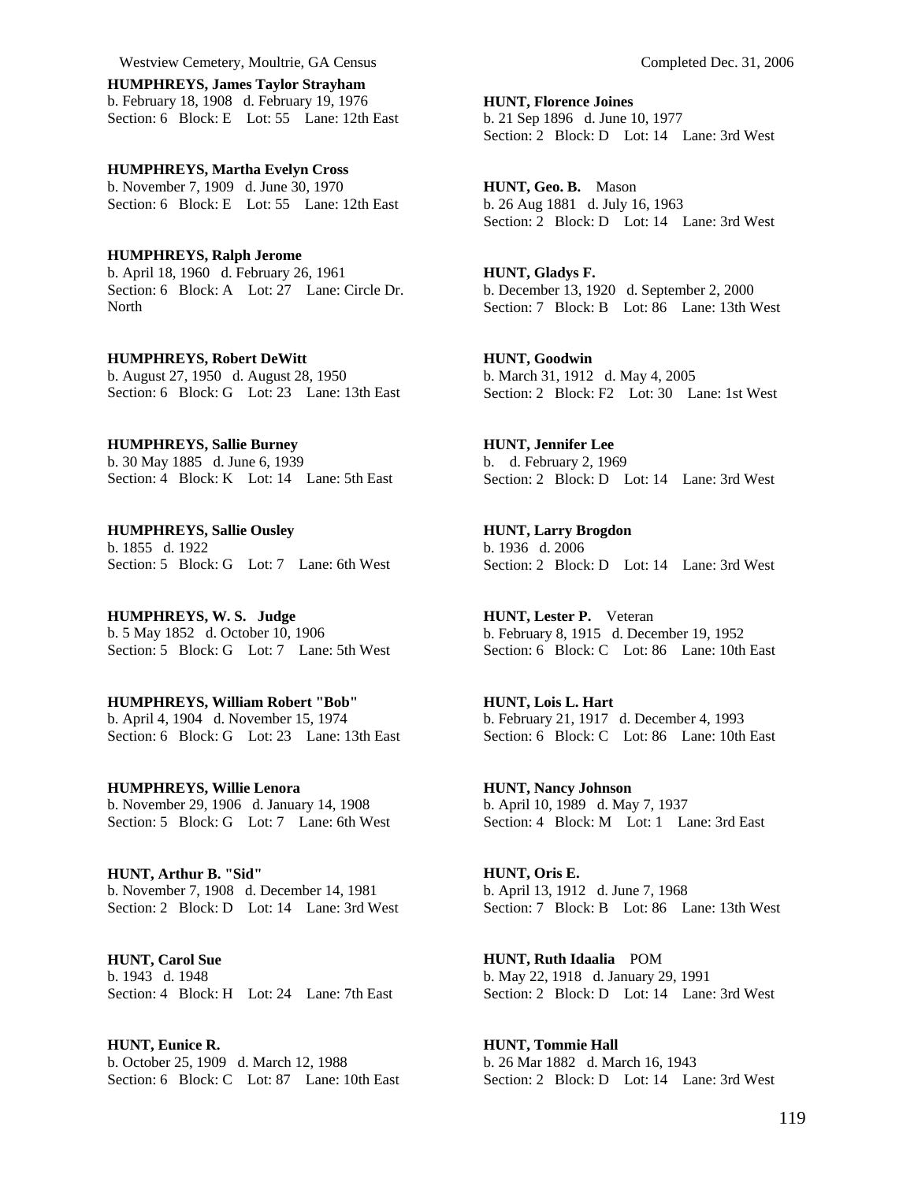**HUMPHREYS, James Taylor Strayham**
b. February 18, 1908 d. February 19, 1976
Section: 6 Block: E Lot: 55 Lane: 12th East

**HUMPHREYS, Martha Evelyn Cross**
b. November 7, 1909 d. June 30, 1970
Section: 6 Block: E Lot: 55 Lane: 12th East

**HUMPHREYS, Ralph Jerome**
b. April 18, 1960 d. February 26, 1961
Section: 6 Block: A Lot: 27 Lane: Circle Dr. North

**HUMPHREYS, Robert DeWitt**
b. August 27, 1950 d. August 28, 1950
Section: 6 Block: G Lot: 23 Lane: 13th East

**HUMPHREYS, Sallie Burney**
b. 30 May 1885 d. June 6, 1939
Section: 4 Block: K Lot: 14 Lane: 5th East

**HUMPHREYS, Sallie Ousley**
b. 1855 d. 1922
Section: 5 Block: G Lot: 7 Lane: 6th West

**HUMPHREYS, W. S. Judge**
b. 5 May 1852 d. October 10, 1906
Section: 5 Block: G Lot: 7 Lane: 5th West

**HUMPHREYS, William Robert "Bob"**
b. April 4, 1904 d. November 15, 1974
Section: 6 Block: G Lot: 23 Lane: 13th East

**HUMPHREYS, Willie Lenora**
b. November 29, 1906 d. January 14, 1908
Section: 5 Block: G Lot: 7 Lane: 6th West

**HUNT, Arthur B. "Sid"**
b. November 7, 1908 d. December 14, 1981
Section: 2 Block: D Lot: 14 Lane: 3rd West

**HUNT, Carol Sue**
b. 1943 d. 1948
Section: 4 Block: H Lot: 24 Lane: 7th East

**HUNT, Eunice R.**
b. October 25, 1909 d. March 12, 1988
Section: 6 Block: C Lot: 87 Lane: 10th East

**HUNT, Florence Joines**
b. 21 Sep 1896 d. June 10, 1977
Section: 2 Block: D Lot: 14 Lane: 3rd West

**HUNT, Geo. B.** Mason
b. 26 Aug 1881 d. July 16, 1963
Section: 2 Block: D Lot: 14 Lane: 3rd West

**HUNT, Gladys F.**
b. December 13, 1920 d. September 2, 2000
Section: 7 Block: B Lot: 86 Lane: 13th West

**HUNT, Goodwin**
b. March 31, 1912 d. May 4, 2005
Section: 2 Block: F2 Lot: 30 Lane: 1st West

**HUNT, Jennifer Lee**
b. d. February 2, 1969
Section: 2 Block: D Lot: 14 Lane: 3rd West

**HUNT, Larry Brogdon**
b. 1936 d. 2006
Section: 2 Block: D Lot: 14 Lane: 3rd West

**HUNT, Lester P.** Veteran
b. February 8, 1915 d. December 19, 1952
Section: 6 Block: C Lot: 86 Lane: 10th East

**HUNT, Lois L. Hart**
b. February 21, 1917 d. December 4, 1993
Section: 6 Block: C Lot: 86 Lane: 10th East

**HUNT, Nancy Johnson**
b. April 10, 1989 d. May 7, 1937
Section: 4 Block: M Lot: 1 Lane: 3rd East

**HUNT, Oris E.**
b. April 13, 1912 d. June 7, 1968
Section: 7 Block: B Lot: 86 Lane: 13th West

**HUNT, Ruth Idaalia** POM
b. May 22, 1918 d. January 29, 1991
Section: 2 Block: D Lot: 14 Lane: 3rd West

**HUNT, Tommie Hall**
b. 26 Mar 1882 d. March 16, 1943
Section: 2 Block: D Lot: 14 Lane: 3rd West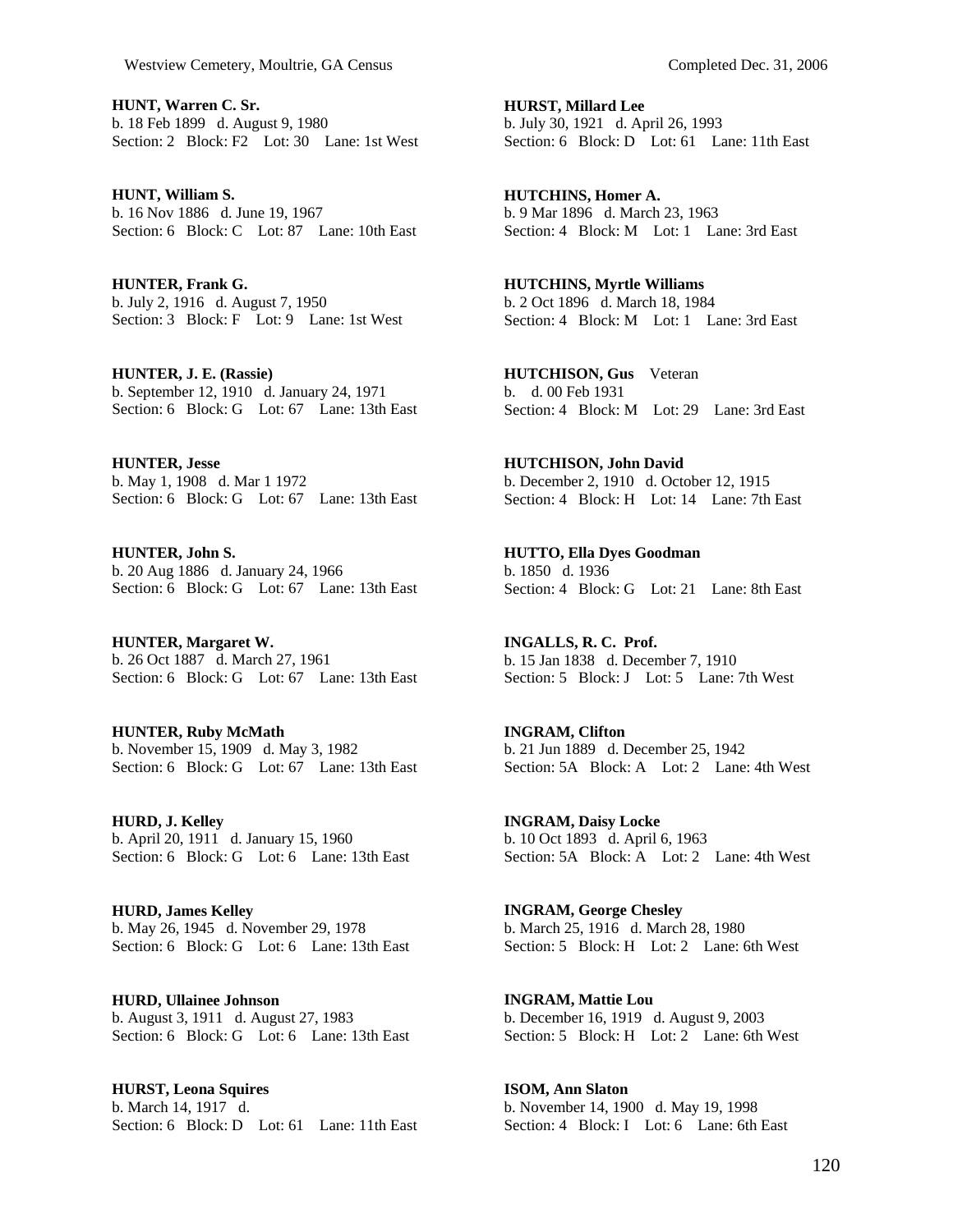**HUNT, Warren C. Sr.**
b. 18 Feb 1899 d. August 9, 1980
Section: 2 Block: F2 Lot: 30 Lane: 1st West

**HUNT, William S.**
b. 16 Nov 1886 d. June 19, 1967
Section: 6 Block: C Lot: 87 Lane: 10th East

**HUNTER, Frank G.**
b. July 2, 1916 d. August 7, 1950
Section: 3 Block: F Lot: 9 Lane: 1st West

**HUNTER, J. E. (Rassie)**
b. September 12, 1910 d. January 24, 1971
Section: 6 Block: G Lot: 67 Lane: 13th East

**HUNTER, Jesse**
b. May 1, 1908 d. Mar 1 1972
Section: 6 Block: G Lot: 67 Lane: 13th East

**HUNTER, John S.**
b. 20 Aug 1886 d. January 24, 1966
Section: 6 Block: G Lot: 67 Lane: 13th East

**HUNTER, Margaret W.**
b. 26 Oct 1887 d. March 27, 1961
Section: 6 Block: G Lot: 67 Lane: 13th East

**HUNTER, Ruby McMath**
b. November 15, 1909 d. May 3, 1982
Section: 6 Block: G Lot: 67 Lane: 13th East

**HURD, J. Kelley**
b. April 20, 1911 d. January 15, 1960
Section: 6 Block: G Lot: 6 Lane: 13th East

**HURD, James Kelley**
b. May 26, 1945 d. November 29, 1978
Section: 6 Block: G Lot: 6 Lane: 13th East

**HURD, Ullainee Johnson**
b. August 3, 1911 d. August 27, 1983
Section: 6 Block: G Lot: 6 Lane: 13th East

**HURST, Leona Squires**
b. March 14, 1917 d.
Section: 6 Block: D Lot: 61 Lane: 11th East

**HURST, Millard Lee**
b. July 30, 1921 d. April 26, 1993
Section: 6 Block: D Lot: 61 Lane: 11th East

**HUTCHINS, Homer A.**
b. 9 Mar 1896 d. March 23, 1963
Section: 4 Block: M Lot: 1 Lane: 3rd East

**HUTCHINS, Myrtle Williams**
b. 2 Oct 1896 d. March 18, 1984
Section: 4 Block: M Lot: 1 Lane: 3rd East

**HUTCHISON, Gus** Veteran
b. d. 00 Feb 1931
Section: 4 Block: M Lot: 29 Lane: 3rd East

**HUTCHISON, John David**
b. December 2, 1910 d. October 12, 1915
Section: 4 Block: H Lot: 14 Lane: 7th East

**HUTTO, Ella Dyes Goodman**
b. 1850 d. 1936
Section: 4 Block: G Lot: 21 Lane: 8th East

**INGALLS, R. C. Prof.**
b. 15 Jan 1838 d. December 7, 1910
Section: 5 Block: J Lot: 5 Lane: 7th West

**INGRAM, Clifton**
b. 21 Jun 1889 d. December 25, 1942
Section: 5A Block: A Lot: 2 Lane: 4th West

**INGRAM, Daisy Locke**
b. 10 Oct 1893 d. April 6, 1963
Section: 5A Block: A Lot: 2 Lane: 4th West

**INGRAM, George Chesley**
b. March 25, 1916 d. March 28, 1980
Section: 5 Block: H Lot: 2 Lane: 6th West

**INGRAM, Mattie Lou**
b. December 16, 1919 d. August 9, 2003
Section: 5 Block: H Lot: 2 Lane: 6th West

**ISOM, Ann Slaton**
b. November 14, 1900 d. May 19, 1998
Section: 4 Block: I Lot: 6 Lane: 6th East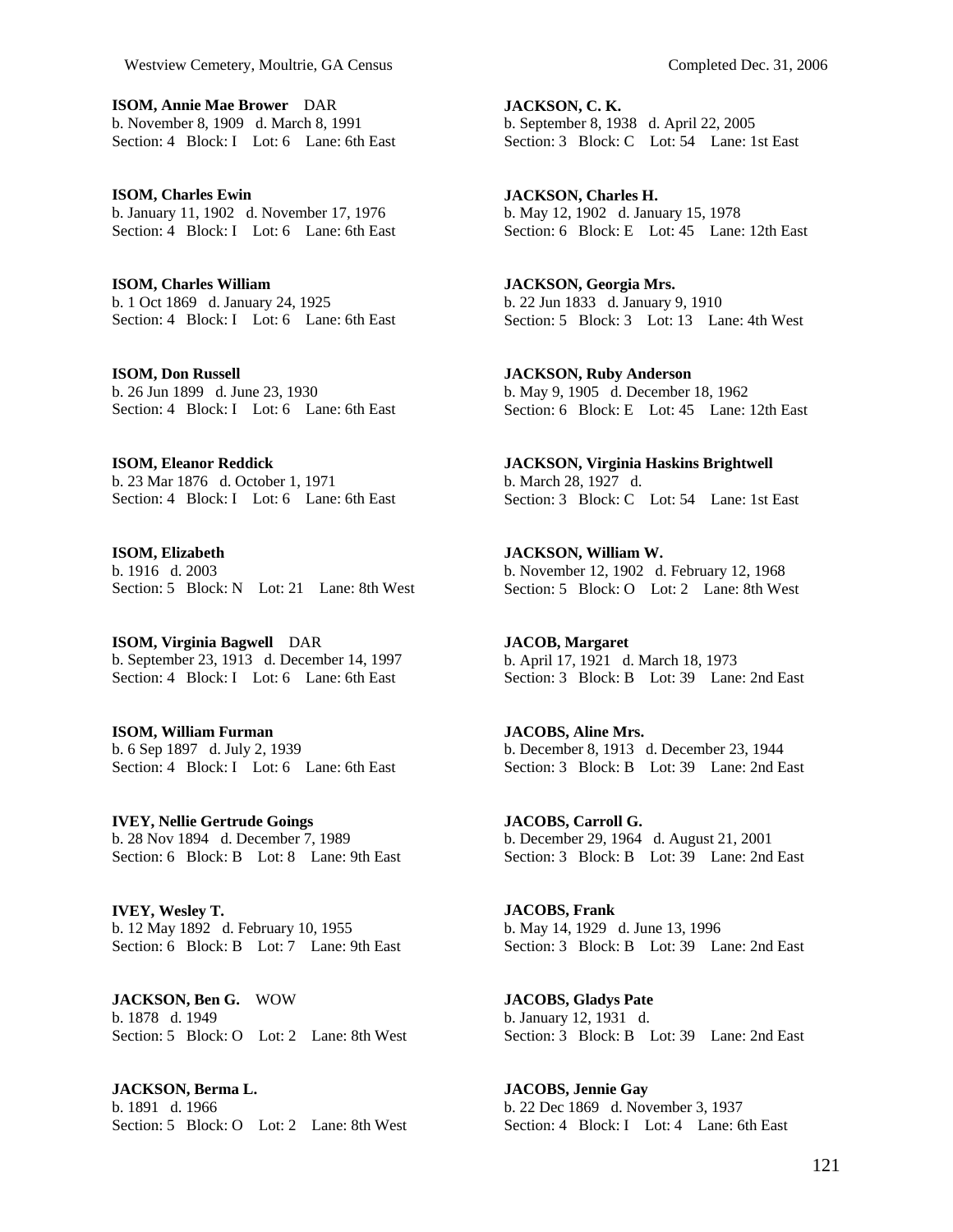**ISOM, Annie Mae Brower** DAR
b. November 8, 1909 d. March 8, 1991
Section: 4 Block: I Lot: 6 Lane: 6th East

**ISOM, Charles Ewin**
b. January 11, 1902 d. November 17, 1976
Section: 4 Block: I Lot: 6 Lane: 6th East

**ISOM, Charles William**
b. 1 Oct 1869 d. January 24, 1925
Section: 4 Block: I Lot: 6 Lane: 6th East

**ISOM, Don Russell**
b. 26 Jun 1899 d. June 23, 1930
Section: 4 Block: I Lot: 6 Lane: 6th East

**ISOM, Eleanor Reddick**
b. 23 Mar 1876 d. October 1, 1971
Section: 4 Block: I Lot: 6 Lane: 6th East

**ISOM, Elizabeth**
b. 1916 d. 2003
Section: 5 Block: N Lot: 21 Lane: 8th West

**ISOM, Virginia Bagwell** DAR
b. September 23, 1913 d. December 14, 1997
Section: 4 Block: I Lot: 6 Lane: 6th East

**ISOM, William Furman**
b. 6 Sep 1897 d. July 2, 1939
Section: 4 Block: I Lot: 6 Lane: 6th East

**IVEY, Nellie Gertrude Goings**
b. 28 Nov 1894 d. December 7, 1989
Section: 6 Block: B Lot: 8 Lane: 9th East

**IVEY, Wesley T.**
b. 12 May 1892 d. February 10, 1955
Section: 6 Block: B Lot: 7 Lane: 9th East

**JACKSON, Ben G.** WOW
b. 1878 d. 1949
Section: 5 Block: O Lot: 2 Lane: 8th West

**JACKSON, Berma L.**
b. 1891 d. 1966
Section: 5 Block: O Lot: 2 Lane: 8th West

**JACKSON, C. K.**
b. September 8, 1938 d. April 22, 2005
Section: 3 Block: C Lot: 54 Lane: 1st East

**JACKSON, Charles H.**
b. May 12, 1902 d. January 15, 1978
Section: 6 Block: E Lot: 45 Lane: 12th East

**JACKSON, Georgia Mrs.**
b. 22 Jun 1833 d. January 9, 1910
Section: 5 Block: 3 Lot: 13 Lane: 4th West

**JACKSON, Ruby Anderson**
b. May 9, 1905 d. December 18, 1962
Section: 6 Block: E Lot: 45 Lane: 12th East

**JACKSON, Virginia Haskins Brightwell**
b. March 28, 1927 d.
Section: 3 Block: C Lot: 54 Lane: 1st East

**JACKSON, William W.**
b. November 12, 1902 d. February 12, 1968
Section: 5 Block: O Lot: 2 Lane: 8th West

**JACOB, Margaret**
b. April 17, 1921 d. March 18, 1973
Section: 3 Block: B Lot: 39 Lane: 2nd East

**JACOBS, Aline Mrs.**
b. December 8, 1913 d. December 23, 1944
Section: 3 Block: B Lot: 39 Lane: 2nd East

**JACOBS, Carroll G.**
b. December 29, 1964 d. August 21, 2001
Section: 3 Block: B Lot: 39 Lane: 2nd East

**JACOBS, Frank**
b. May 14, 1929 d. June 13, 1996
Section: 3 Block: B Lot: 39 Lane: 2nd East

**JACOBS, Gladys Pate**
b. January 12, 1931 d.
Section: 3 Block: B Lot: 39 Lane: 2nd East

**JACOBS, Jennie Gay**
b. 22 Dec 1869 d. November 3, 1937
Section: 4 Block: I Lot: 4 Lane: 6th East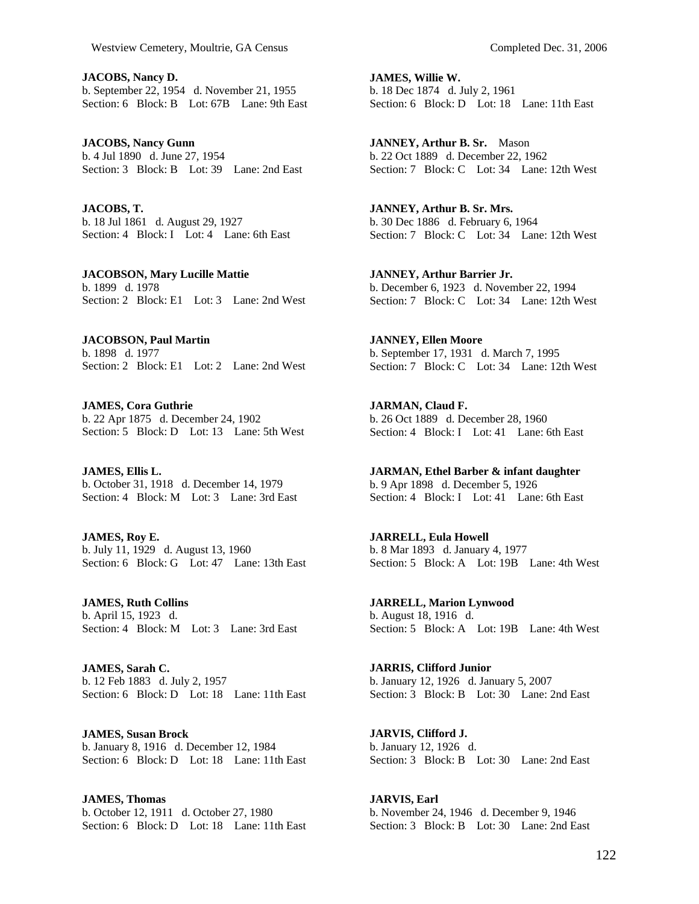**JACOBS, Nancy D.**
b. September 22, 1954   d. November 21, 1955
Section: 6   Block: B   Lot: 67B   Lane: 9th East

**JACOBS, Nancy Gunn**
b. 4 Jul 1890   d. June 27, 1954
Section: 3   Block: B   Lot: 39   Lane: 2nd East

**JACOBS, T.**
b. 18 Jul 1861   d. August 29, 1927
Section: 4   Block: I   Lot: 4   Lane: 6th East

**JACOBSON, Mary Lucille Mattie**
b. 1899   d. 1978
Section: 2   Block: E1   Lot: 3   Lane: 2nd West

**JACOBSON, Paul Martin**
b. 1898   d. 1977
Section: 2   Block: E1   Lot: 2   Lane: 2nd West

**JAMES, Cora Guthrie**
b. 22 Apr 1875   d. December 24, 1902
Section: 5   Block: D   Lot: 13   Lane: 5th West

**JAMES, Ellis L.**
b. October 31, 1918   d. December 14, 1979
Section: 4   Block: M   Lot: 3   Lane: 3rd East

**JAMES, Roy E.**
b. July 11, 1929   d. August 13, 1960
Section: 6   Block: G   Lot: 47   Lane: 13th East

**JAMES, Ruth Collins**
b. April 15, 1923   d.
Section: 4   Block: M   Lot: 3   Lane: 3rd East

**JAMES, Sarah C.**
b. 12 Feb 1883   d. July 2, 1957
Section: 6   Block: D   Lot: 18   Lane: 11th East

**JAMES, Susan Brock**
b. January 8, 1916   d. December 12, 1984
Section: 6   Block: D   Lot: 18   Lane: 11th East

**JAMES, Thomas**
b. October 12, 1911   d. October 27, 1980
Section: 6   Block: D   Lot: 18   Lane: 11th East

**JAMES, Willie W.**
b. 18 Dec 1874   d. July 2, 1961
Section: 6   Block: D   Lot: 18   Lane: 11th East

**JANNEY, Arthur B. Sr.**   Mason
b. 22 Oct 1889   d. December 22, 1962
Section: 7   Block: C   Lot: 34   Lane: 12th West

**JANNEY, Arthur B. Sr. Mrs.**
b. 30 Dec 1886   d. February 6, 1964
Section: 7   Block: C   Lot: 34   Lane: 12th West

**JANNEY, Arthur Barrier Jr.**
b. December 6, 1923   d. November 22, 1994
Section: 7   Block: C   Lot: 34   Lane: 12th West

**JANNEY, Ellen Moore**
b. September 17, 1931   d. March 7, 1995
Section: 7   Block: C   Lot: 34   Lane: 12th West

**JARMAN, Claud F.**
b. 26 Oct 1889   d. December 28, 1960
Section: 4   Block: I   Lot: 41   Lane: 6th East

**JARMAN, Ethel Barber & infant daughter**
b. 9 Apr 1898   d. December 5, 1926
Section: 4   Block: I   Lot: 41   Lane: 6th East

**JARRELL, Eula Howell**
b. 8 Mar 1893   d. January 4, 1977
Section: 5   Block: A   Lot: 19B   Lane: 4th West

**JARRELL, Marion Lynwood**
b. August 18, 1916   d.
Section: 5   Block: A   Lot: 19B   Lane: 4th West

**JARRIS, Clifford Junior**
b. January 12, 1926   d. January 5, 2007
Section: 3   Block: B   Lot: 30   Lane: 2nd East

**JARVIS, Clifford J.**
b. January 12, 1926   d.
Section: 3   Block: B   Lot: 30   Lane: 2nd East

**JARVIS, Earl**
b. November 24, 1946   d. December 9, 1946
Section: 3   Block: B   Lot: 30   Lane: 2nd East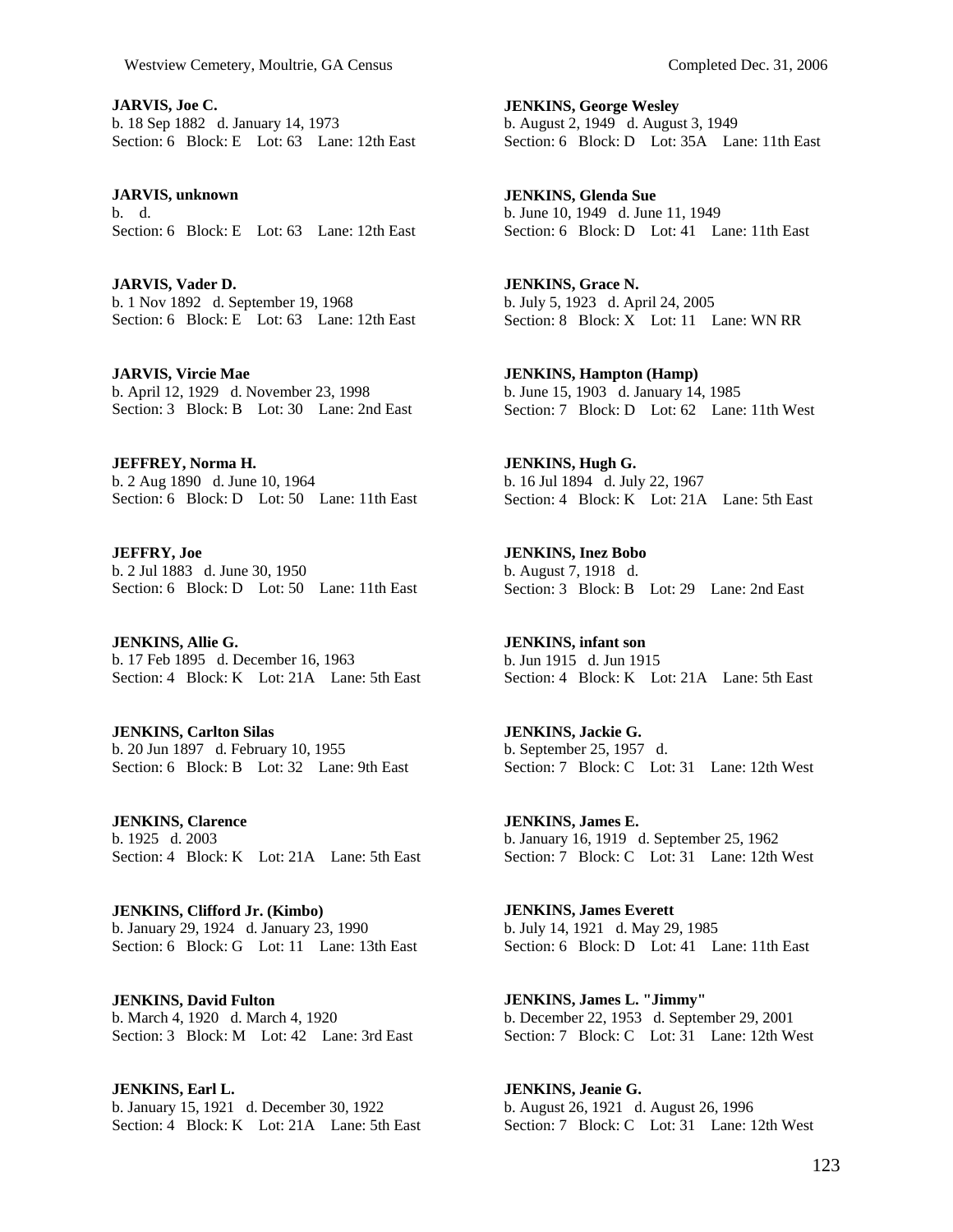**JARVIS, Joe C.**
b. 18 Sep 1882 d. January 14, 1973
Section: 6 Block: E Lot: 63 Lane: 12th East

**JARVIS, unknown**
b. d.
Section: 6 Block: E Lot: 63 Lane: 12th East

**JARVIS, Vader D.**
b. 1 Nov 1892 d. September 19, 1968
Section: 6 Block: E Lot: 63 Lane: 12th East

**JARVIS, Vircie Mae**
b. April 12, 1929 d. November 23, 1998
Section: 3 Block: B Lot: 30 Lane: 2nd East

**JEFFREY, Norma H.**
b. 2 Aug 1890 d. June 10, 1964
Section: 6 Block: D Lot: 50 Lane: 11th East

**JEFFRY, Joe**
b. 2 Jul 1883 d. June 30, 1950
Section: 6 Block: D Lot: 50 Lane: 11th East

**JENKINS, Allie G.**
b. 17 Feb 1895 d. December 16, 1963
Section: 4 Block: K Lot: 21A Lane: 5th East

**JENKINS, Carlton Silas**
b. 20 Jun 1897 d. February 10, 1955
Section: 6 Block: B Lot: 32 Lane: 9th East

**JENKINS, Clarence**
b. 1925 d. 2003
Section: 4 Block: K Lot: 21A Lane: 5th East

**JENKINS, Clifford Jr. (Kimbo)**
b. January 29, 1924 d. January 23, 1990
Section: 6 Block: G Lot: 11 Lane: 13th East

**JENKINS, David Fulton**
b. March 4, 1920 d. March 4, 1920
Section: 3 Block: M Lot: 42 Lane: 3rd East

**JENKINS, Earl L.**
b. January 15, 1921 d. December 30, 1922
Section: 4 Block: K Lot: 21A Lane: 5th East

**JENKINS, George Wesley**
b. August 2, 1949 d. August 3, 1949
Section: 6 Block: D Lot: 35A Lane: 11th East

**JENKINS, Glenda Sue**
b. June 10, 1949 d. June 11, 1949
Section: 6 Block: D Lot: 41 Lane: 11th East

**JENKINS, Grace N.**
b. July 5, 1923 d. April 24, 2005
Section: 8 Block: X Lot: 11 Lane: WN RR

**JENKINS, Hampton (Hamp)**
b. June 15, 1903 d. January 14, 1985
Section: 7 Block: D Lot: 62 Lane: 11th West

**JENKINS, Hugh G.**
b. 16 Jul 1894 d. July 22, 1967
Section: 4 Block: K Lot: 21A Lane: 5th East

**JENKINS, Inez Bobo**
b. August 7, 1918 d.
Section: 3 Block: B Lot: 29 Lane: 2nd East

**JENKINS, infant son**
b. Jun 1915 d. Jun 1915
Section: 4 Block: K Lot: 21A Lane: 5th East

**JENKINS, Jackie G.**
b. September 25, 1957 d.
Section: 7 Block: C Lot: 31 Lane: 12th West

**JENKINS, James E.**
b. January 16, 1919 d. September 25, 1962
Section: 7 Block: C Lot: 31 Lane: 12th West

**JENKINS, James Everett**
b. July 14, 1921 d. May 29, 1985
Section: 6 Block: D Lot: 41 Lane: 11th East

**JENKINS, James L. "Jimmy"**
b. December 22, 1953 d. September 29, 2001
Section: 7 Block: C Lot: 31 Lane: 12th West

**JENKINS, Jeanie G.**
b. August 26, 1921 d. August 26, 1996
Section: 7 Block: C Lot: 31 Lane: 12th West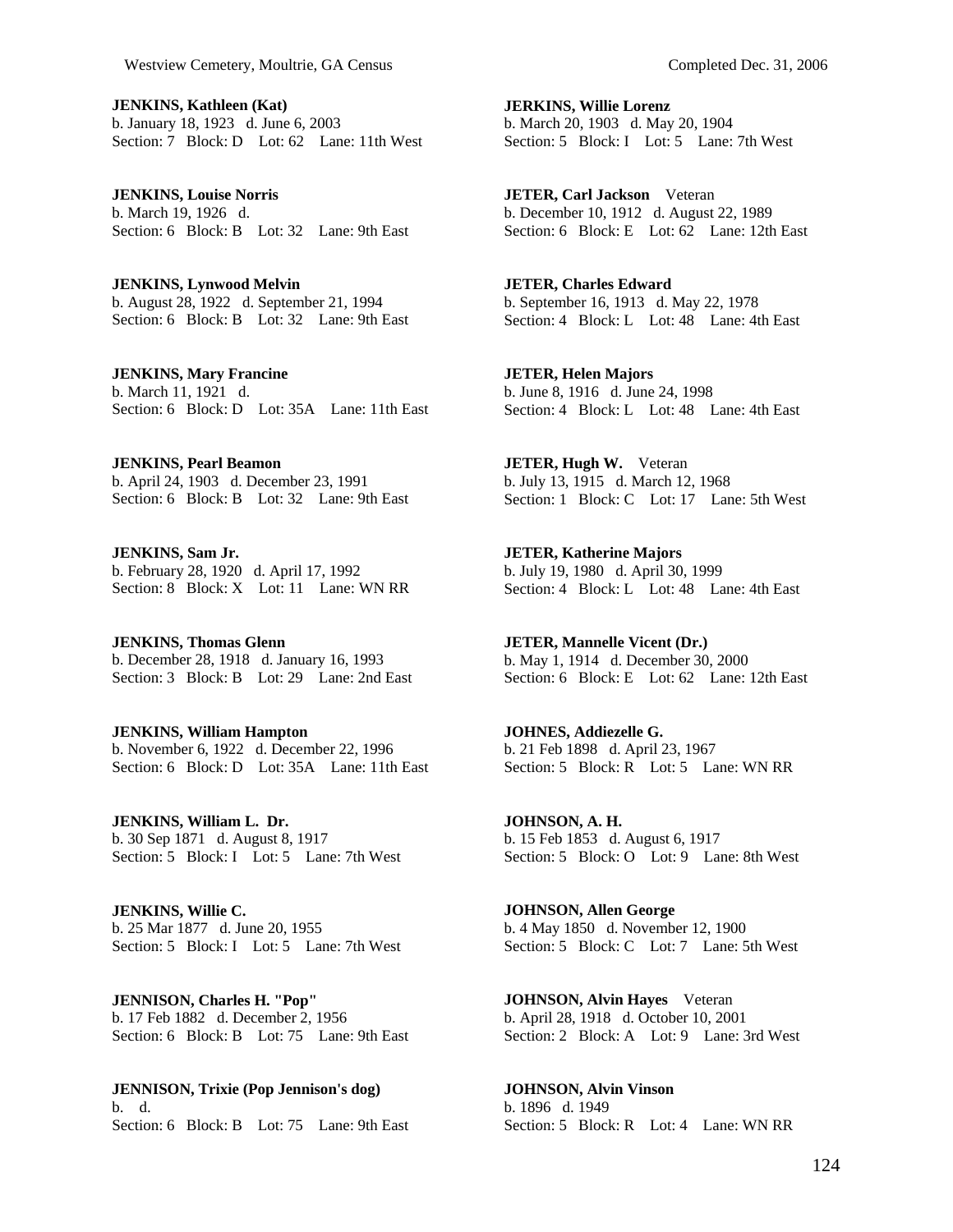**JENKINS, Kathleen (Kat)**
b. January 18, 1923 d. June 6, 2003
Section: 7 Block: D Lot: 62 Lane: 11th West

**JENKINS, Louise Norris**
b. March 19, 1926 d.
Section: 6 Block: B Lot: 32 Lane: 9th East

**JENKINS, Lynwood Melvin**
b. August 28, 1922 d. September 21, 1994
Section: 6 Block: B Lot: 32 Lane: 9th East

**JENKINS, Mary Francine**
b. March 11, 1921 d.
Section: 6 Block: D Lot: 35A Lane: 11th East

**JENKINS, Pearl Beamon**
b. April 24, 1903 d. December 23, 1991
Section: 6 Block: B Lot: 32 Lane: 9th East

**JENKINS, Sam Jr.**
b. February 28, 1920 d. April 17, 1992
Section: 8 Block: X Lot: 11 Lane: WN RR

**JENKINS, Thomas Glenn**
b. December 28, 1918 d. January 16, 1993
Section: 3 Block: B Lot: 29 Lane: 2nd East

**JENKINS, William Hampton**
b. November 6, 1922 d. December 22, 1996
Section: 6 Block: D Lot: 35A Lane: 11th East

**JENKINS, William L. Dr.**
b. 30 Sep 1871 d. August 8, 1917
Section: 5 Block: I Lot: 5 Lane: 7th West

**JENKINS, Willie C.**
b. 25 Mar 1877 d. June 20, 1955
Section: 5 Block: I Lot: 5 Lane: 7th West

**JENNISON, Charles H. "Pop"**
b. 17 Feb 1882 d. December 2, 1956
Section: 6 Block: B Lot: 75 Lane: 9th East

**JENNISON, Trixie (Pop Jennison's dog)**
b. d.
Section: 6 Block: B Lot: 75 Lane: 9th East

**JERKINS, Willie Lorenz**
b. March 20, 1903 d. May 20, 1904
Section: 5 Block: I Lot: 5 Lane: 7th West

**JETER, Carl Jackson** Veteran
b. December 10, 1912 d. August 22, 1989
Section: 6 Block: E Lot: 62 Lane: 12th East

**JETER, Charles Edward**
b. September 16, 1913 d. May 22, 1978
Section: 4 Block: L Lot: 48 Lane: 4th East

**JETER, Helen Majors**
b. June 8, 1916 d. June 24, 1998
Section: 4 Block: L Lot: 48 Lane: 4th East

**JETER, Hugh W.** Veteran
b. July 13, 1915 d. March 12, 1968
Section: 1 Block: C Lot: 17 Lane: 5th West

**JETER, Katherine Majors**
b. July 19, 1980 d. April 30, 1999
Section: 4 Block: L Lot: 48 Lane: 4th East

**JETER, Mannelle Vicent (Dr.)**
b. May 1, 1914 d. December 30, 2000
Section: 6 Block: E Lot: 62 Lane: 12th East

**JOHNES, Addiezelle G.**
b. 21 Feb 1898 d. April 23, 1967
Section: 5 Block: R Lot: 5 Lane: WN RR

**JOHNSON, A. H.**
b. 15 Feb 1853 d. August 6, 1917
Section: 5 Block: O Lot: 9 Lane: 8th West

**JOHNSON, Allen George**
b. 4 May 1850 d. November 12, 1900
Section: 5 Block: C Lot: 7 Lane: 5th West

**JOHNSON, Alvin Hayes** Veteran
b. April 28, 1918 d. October 10, 2001
Section: 2 Block: A Lot: 9 Lane: 3rd West

**JOHNSON, Alvin Vinson**
b. 1896 d. 1949
Section: 5 Block: R Lot: 4 Lane: WN RR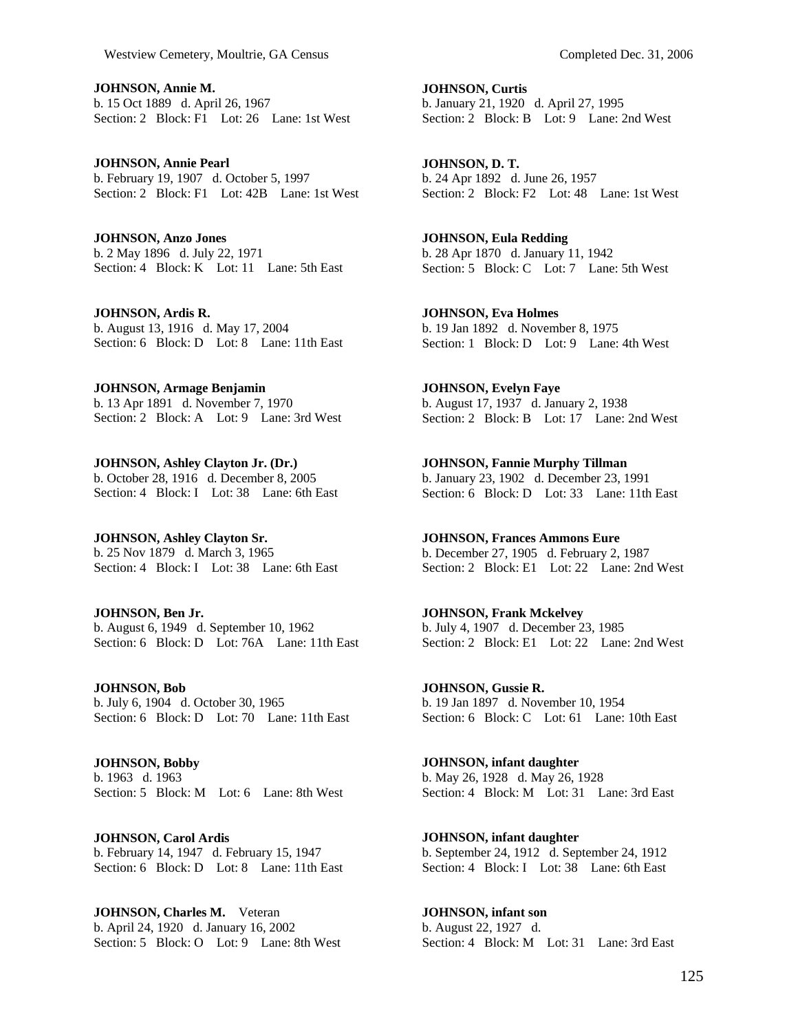**JOHNSON, Annie M.**
b. 15 Oct 1889 d. April 26, 1967
Section: 2 Block: F1 Lot: 26 Lane: 1st West

**JOHNSON, Annie Pearl**
b. February 19, 1907 d. October 5, 1997
Section: 2 Block: F1 Lot: 42B Lane: 1st West

**JOHNSON, Anzo Jones**
b. 2 May 1896 d. July 22, 1971
Section: 4 Block: K Lot: 11 Lane: 5th East

**JOHNSON, Ardis R.**
b. August 13, 1916 d. May 17, 2004
Section: 6 Block: D Lot: 8 Lane: 11th East

**JOHNSON, Armage Benjamin**
b. 13 Apr 1891 d. November 7, 1970
Section: 2 Block: A Lot: 9 Lane: 3rd West

**JOHNSON, Ashley Clayton Jr. (Dr.)**
b. October 28, 1916 d. December 8, 2005
Section: 4 Block: I Lot: 38 Lane: 6th East

**JOHNSON, Ashley Clayton Sr.**
b. 25 Nov 1879 d. March 3, 1965
Section: 4 Block: I Lot: 38 Lane: 6th East

**JOHNSON, Ben Jr.**
b. August 6, 1949 d. September 10, 1962
Section: 6 Block: D Lot: 76A Lane: 11th East

**JOHNSON, Bob**
b. July 6, 1904 d. October 30, 1965
Section: 6 Block: D Lot: 70 Lane: 11th East

**JOHNSON, Bobby**
b. 1963 d. 1963
Section: 5 Block: M Lot: 6 Lane: 8th West

**JOHNSON, Carol Ardis**
b. February 14, 1947 d. February 15, 1947
Section: 6 Block: D Lot: 8 Lane: 11th East

**JOHNSON, Charles M.** Veteran
b. April 24, 1920 d. January 16, 2002
Section: 5 Block: O Lot: 9 Lane: 8th West

**JOHNSON, Curtis**
b. January 21, 1920 d. April 27, 1995
Section: 2 Block: B Lot: 9 Lane: 2nd West

**JOHNSON, D. T.**
b. 24 Apr 1892 d. June 26, 1957
Section: 2 Block: F2 Lot: 48 Lane: 1st West

**JOHNSON, Eula Redding**
b. 28 Apr 1870 d. January 11, 1942
Section: 5 Block: C Lot: 7 Lane: 5th West

**JOHNSON, Eva Holmes**
b. 19 Jan 1892 d. November 8, 1975
Section: 1 Block: D Lot: 9 Lane: 4th West

**JOHNSON, Evelyn Faye**
b. August 17, 1937 d. January 2, 1938
Section: 2 Block: B Lot: 17 Lane: 2nd West

**JOHNSON, Fannie Murphy Tillman**
b. January 23, 1902 d. December 23, 1991
Section: 6 Block: D Lot: 33 Lane: 11th East

**JOHNSON, Frances Ammons Eure**
b. December 27, 1905 d. February 2, 1987
Section: 2 Block: E1 Lot: 22 Lane: 2nd West

**JOHNSON, Frank Mckelvey**
b. July 4, 1907 d. December 23, 1985
Section: 2 Block: E1 Lot: 22 Lane: 2nd West

**JOHNSON, Gussie R.**
b. 19 Jan 1897 d. November 10, 1954
Section: 6 Block: C Lot: 61 Lane: 10th East

**JOHNSON, infant daughter**
b. May 26, 1928 d. May 26, 1928
Section: 4 Block: M Lot: 31 Lane: 3rd East

**JOHNSON, infant daughter**
b. September 24, 1912 d. September 24, 1912
Section: 4 Block: I Lot: 38 Lane: 6th East

**JOHNSON, infant son**
b. August 22, 1927 d.
Section: 4 Block: M Lot: 31 Lane: 3rd East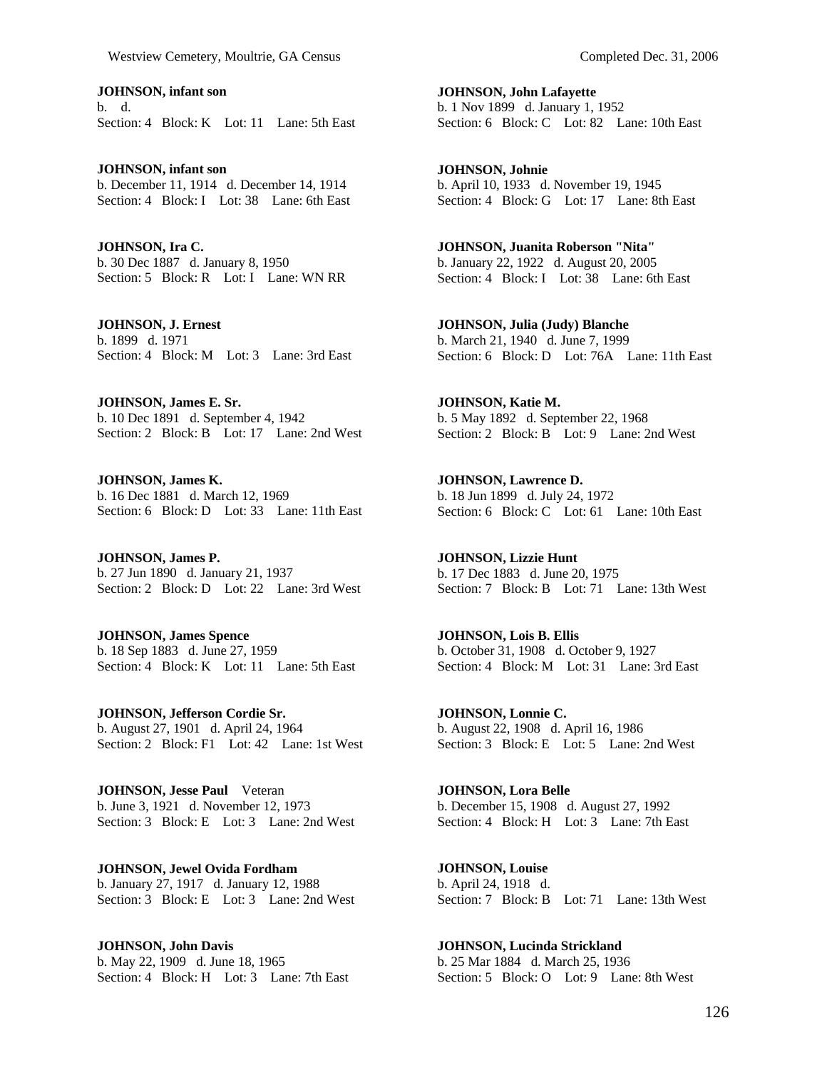**JOHNSON, infant son**
b. d.
Section: 4 Block: K Lot: 11 Lane: 5th East

**JOHNSON, infant son**
b. December 11, 1914 d. December 14, 1914
Section: 4 Block: I Lot: 38 Lane: 6th East

**JOHNSON, Ira C.**
b. 30 Dec 1887 d. January 8, 1950
Section: 5 Block: R Lot: I Lane: WN RR

**JOHNSON, J. Ernest**
b. 1899 d. 1971
Section: 4 Block: M Lot: 3 Lane: 3rd East

**JOHNSON, James E. Sr.**
b. 10 Dec 1891 d. September 4, 1942
Section: 2 Block: B Lot: 17 Lane: 2nd West

**JOHNSON, James K.**
b. 16 Dec 1881 d. March 12, 1969
Section: 6 Block: D Lot: 33 Lane: 11th East

**JOHNSON, James P.**
b. 27 Jun 1890 d. January 21, 1937
Section: 2 Block: D Lot: 22 Lane: 3rd West

**JOHNSON, James Spence**
b. 18 Sep 1883 d. June 27, 1959
Section: 4 Block: K Lot: 11 Lane: 5th East

**JOHNSON, Jefferson Cordie Sr.**
b. August 27, 1901 d. April 24, 1964
Section: 2 Block: F1 Lot: 42 Lane: 1st West

**JOHNSON, Jesse Paul** Veteran
b. June 3, 1921 d. November 12, 1973
Section: 3 Block: E Lot: 3 Lane: 2nd West

**JOHNSON, Jewel Ovida Fordham**
b. January 27, 1917 d. January 12, 1988
Section: 3 Block: E Lot: 3 Lane: 2nd West

**JOHNSON, John Davis**
b. May 22, 1909 d. June 18, 1965
Section: 4 Block: H Lot: 3 Lane: 7th East

**JOHNSON, John Lafayette**
b. 1 Nov 1899 d. January 1, 1952
Section: 6 Block: C Lot: 82 Lane: 10th East

**JOHNSON, Johnie**
b. April 10, 1933 d. November 19, 1945
Section: 4 Block: G Lot: 17 Lane: 8th East

**JOHNSON, Juanita Roberson "Nita"**
b. January 22, 1922 d. August 20, 2005
Section: 4 Block: I Lot: 38 Lane: 6th East

**JOHNSON, Julia (Judy) Blanche**
b. March 21, 1940 d. June 7, 1999
Section: 6 Block: D Lot: 76A Lane: 11th East

**JOHNSON, Katie M.**
b. 5 May 1892 d. September 22, 1968
Section: 2 Block: B Lot: 9 Lane: 2nd West

**JOHNSON, Lawrence D.**
b. 18 Jun 1899 d. July 24, 1972
Section: 6 Block: C Lot: 61 Lane: 10th East

**JOHNSON, Lizzie Hunt**
b. 17 Dec 1883 d. June 20, 1975
Section: 7 Block: B Lot: 71 Lane: 13th West

**JOHNSON, Lois B. Ellis**
b. October 31, 1908 d. October 9, 1927
Section: 4 Block: M Lot: 31 Lane: 3rd East

**JOHNSON, Lonnie C.**
b. August 22, 1908 d. April 16, 1986
Section: 3 Block: E Lot: 5 Lane: 2nd West

**JOHNSON, Lora Belle**
b. December 15, 1908 d. August 27, 1992
Section: 4 Block: H Lot: 3 Lane: 7th East

**JOHNSON, Louise**
b. April 24, 1918 d.
Section: 7 Block: B Lot: 71 Lane: 13th West

**JOHNSON, Lucinda Strickland**
b. 25 Mar 1884 d. March 25, 1936
Section: 5 Block: O Lot: 9 Lane: 8th West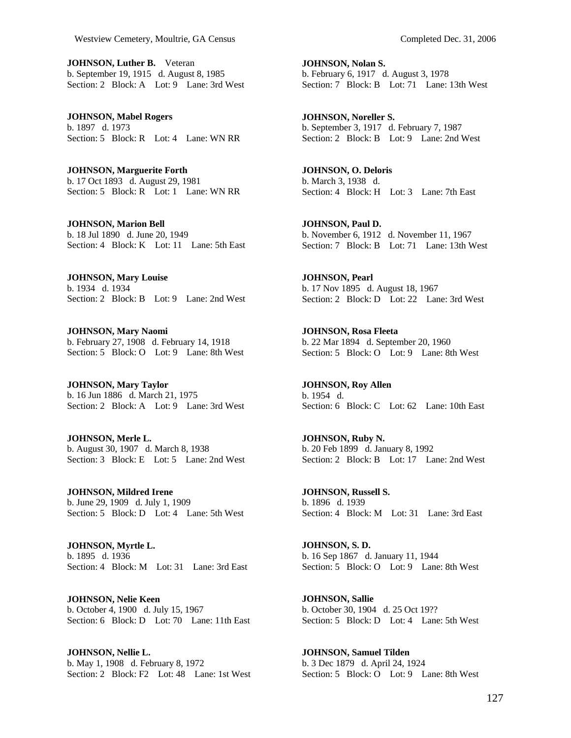**JOHNSON, Luther B.** Veteran
b. September 19, 1915 d. August 8, 1985
Section: 2 Block: A Lot: 9 Lane: 3rd West

**JOHNSON, Mabel Rogers**
b. 1897 d. 1973
Section: 5 Block: R Lot: 4 Lane: WN RR

**JOHNSON, Marguerite Forth**
b. 17 Oct 1893 d. August 29, 1981
Section: 5 Block: R Lot: 1 Lane: WN RR

**JOHNSON, Marion Bell**
b. 18 Jul 1890 d. June 20, 1949
Section: 4 Block: K Lot: 11 Lane: 5th East

**JOHNSON, Mary Louise**
b. 1934 d. 1934
Section: 2 Block: B Lot: 9 Lane: 2nd West

**JOHNSON, Mary Naomi**
b. February 27, 1908 d. February 14, 1918
Section: 5 Block: O Lot: 9 Lane: 8th West

**JOHNSON, Mary Taylor**
b. 16 Jun 1886 d. March 21, 1975
Section: 2 Block: A Lot: 9 Lane: 3rd West

**JOHNSON, Merle L.**
b. August 30, 1907 d. March 8, 1938
Section: 3 Block: E Lot: 5 Lane: 2nd West

**JOHNSON, Mildred Irene**
b. June 29, 1909 d. July 1, 1909
Section: 5 Block: D Lot: 4 Lane: 5th West

**JOHNSON, Myrtle L.**
b. 1895 d. 1936
Section: 4 Block: M Lot: 31 Lane: 3rd East

**JOHNSON, Nelie Keen**
b. October 4, 1900 d. July 15, 1967
Section: 6 Block: D Lot: 70 Lane: 11th East

**JOHNSON, Nellie L.**
b. May 1, 1908 d. February 8, 1972
Section: 2 Block: F2 Lot: 48 Lane: 1st West

**JOHNSON, Nolan S.**
b. February 6, 1917 d. August 3, 1978
Section: 7 Block: B Lot: 71 Lane: 13th West

**JOHNSON, Noreller S.**
b. September 3, 1917 d. February 7, 1987
Section: 2 Block: B Lot: 9 Lane: 2nd West

**JOHNSON, O. Deloris**
b. March 3, 1938 d.
Section: 4 Block: H Lot: 3 Lane: 7th East

**JOHNSON, Paul D.**
b. November 6, 1912 d. November 11, 1967
Section: 7 Block: B Lot: 71 Lane: 13th West

**JOHNSON, Pearl**
b. 17 Nov 1895 d. August 18, 1967
Section: 2 Block: D Lot: 22 Lane: 3rd West

**JOHNSON, Rosa Fleeta**
b. 22 Mar 1894 d. September 20, 1960
Section: 5 Block: O Lot: 9 Lane: 8th West

**JOHNSON, Roy Allen**
b. 1954 d.
Section: 6 Block: C Lot: 62 Lane: 10th East

**JOHNSON, Ruby N.**
b. 20 Feb 1899 d. January 8, 1992
Section: 2 Block: B Lot: 17 Lane: 2nd West

**JOHNSON, Russell S.**
b. 1896 d. 1939
Section: 4 Block: M Lot: 31 Lane: 3rd East

**JOHNSON, S. D.**
b. 16 Sep 1867 d. January 11, 1944
Section: 5 Block: O Lot: 9 Lane: 8th West

**JOHNSON, Sallie**
b. October 30, 1904 d. 25 Oct 19??
Section: 5 Block: D Lot: 4 Lane: 5th West

**JOHNSON, Samuel Tilden**
b. 3 Dec 1879 d. April 24, 1924
Section: 5 Block: O Lot: 9 Lane: 8th West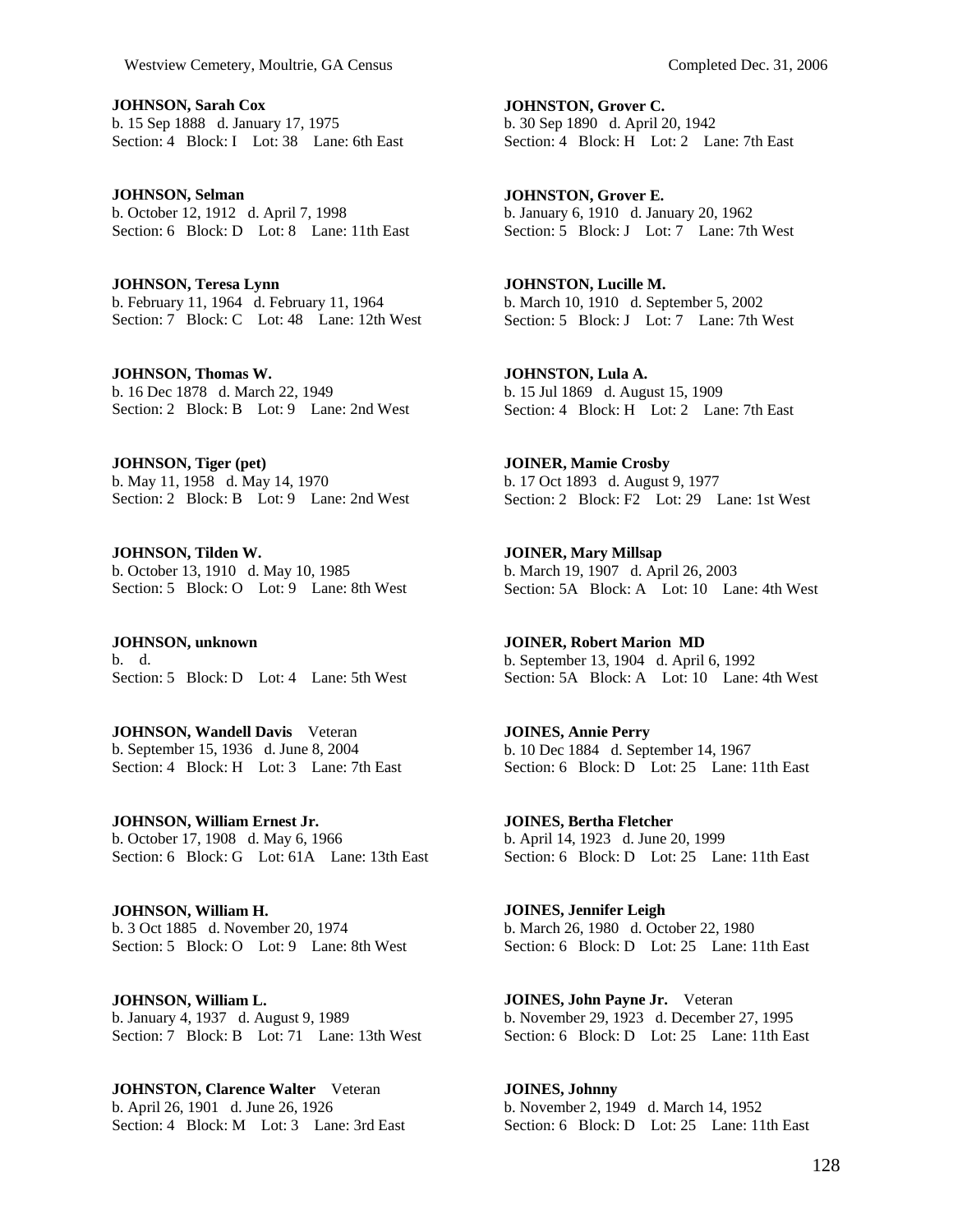**JOHNSON, Sarah Cox**
b. 15 Sep 1888 d. January 17, 1975
Section: 4 Block: I Lot: 38 Lane: 6th East

**JOHNSON, Selman**
b. October 12, 1912 d. April 7, 1998
Section: 6 Block: D Lot: 8 Lane: 11th East

**JOHNSON, Teresa Lynn**
b. February 11, 1964 d. February 11, 1964
Section: 7 Block: C Lot: 48 Lane: 12th West

**JOHNSON, Thomas W.**
b. 16 Dec 1878 d. March 22, 1949
Section: 2 Block: B Lot: 9 Lane: 2nd West

**JOHNSON, Tiger (pet)**
b. May 11, 1958 d. May 14, 1970
Section: 2 Block: B Lot: 9 Lane: 2nd West

**JOHNSON, Tilden W.**
b. October 13, 1910 d. May 10, 1985
Section: 5 Block: O Lot: 9 Lane: 8th West

**JOHNSON, unknown**
b. d.
Section: 5 Block: D Lot: 4 Lane: 5th West

**JOHNSON, Wandell Davis** Veteran
b. September 15, 1936 d. June 8, 2004
Section: 4 Block: H Lot: 3 Lane: 7th East

**JOHNSON, William Ernest Jr.**
b. October 17, 1908 d. May 6, 1966
Section: 6 Block: G Lot: 61A Lane: 13th East

**JOHNSON, William H.**
b. 3 Oct 1885 d. November 20, 1974
Section: 5 Block: O Lot: 9 Lane: 8th West

**JOHNSON, William L.**
b. January 4, 1937 d. August 9, 1989
Section: 7 Block: B Lot: 71 Lane: 13th West

**JOHNSTON, Clarence Walter** Veteran
b. April 26, 1901 d. June 26, 1926
Section: 4 Block: M Lot: 3 Lane: 3rd East

**JOHNSTON, Grover C.**
b. 30 Sep 1890 d. April 20, 1942
Section: 4 Block: H Lot: 2 Lane: 7th East

**JOHNSTON, Grover E.**
b. January 6, 1910 d. January 20, 1962
Section: 5 Block: J Lot: 7 Lane: 7th West

**JOHNSTON, Lucille M.**
b. March 10, 1910 d. September 5, 2002
Section: 5 Block: J Lot: 7 Lane: 7th West

**JOHNSTON, Lula A.**
b. 15 Jul 1869 d. August 15, 1909
Section: 4 Block: H Lot: 2 Lane: 7th East

**JOINER, Mamie Crosby**
b. 17 Oct 1893 d. August 9, 1977
Section: 2 Block: F2 Lot: 29 Lane: 1st West

**JOINER, Mary Millsap**
b. March 19, 1907 d. April 26, 2003
Section: 5A Block: A Lot: 10 Lane: 4th West

**JOINER, Robert Marion MD**
b. September 13, 1904 d. April 6, 1992
Section: 5A Block: A Lot: 10 Lane: 4th West

**JOINES, Annie Perry**
b. 10 Dec 1884 d. September 14, 1967
Section: 6 Block: D Lot: 25 Lane: 11th East

**JOINES, Bertha Fletcher**
b. April 14, 1923 d. June 20, 1999
Section: 6 Block: D Lot: 25 Lane: 11th East

**JOINES, Jennifer Leigh**
b. March 26, 1980 d. October 22, 1980
Section: 6 Block: D Lot: 25 Lane: 11th East

**JOINES, John Payne Jr.** Veteran
b. November 29, 1923 d. December 27, 1995
Section: 6 Block: D Lot: 25 Lane: 11th East

**JOINES, Johnny**
b. November 2, 1949 d. March 14, 1952
Section: 6 Block: D Lot: 25 Lane: 11th East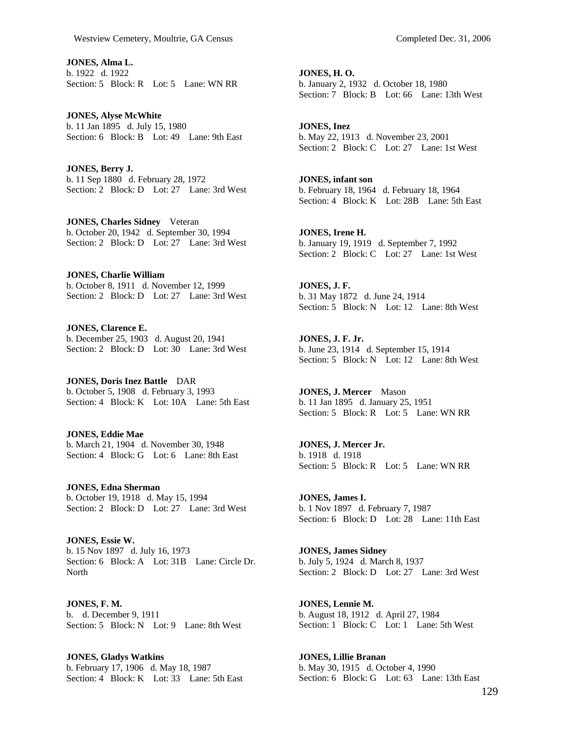**JONES, Alma L.**
b. 1922 d. 1922
Section: 5 Block: R Lot: 5 Lane: WN RR

**JONES, Alyse McWhite**
b. 11 Jan 1895 d. July 15, 1980
Section: 6 Block: B Lot: 49 Lane: 9th East

**JONES, Berry J.**
b. 11 Sep 1880 d. February 28, 1972
Section: 2 Block: D Lot: 27 Lane: 3rd West

**JONES, Charles Sidney** Veteran
b. October 20, 1942 d. September 30, 1994
Section: 2 Block: D Lot: 27 Lane: 3rd West

**JONES, Charlie William**
b. October 8, 1911 d. November 12, 1999
Section: 2 Block: D Lot: 27 Lane: 3rd West

**JONES, Clarence E.**
b. December 25, 1903 d. August 20, 1941
Section: 2 Block: D Lot: 30 Lane: 3rd West

**JONES, Doris Inez Battle** DAR
b. October 5, 1908 d. February 3, 1993
Section: 4 Block: K Lot: 10A Lane: 5th East

**JONES, Eddie Mae**
b. March 21, 1904 d. November 30, 1948
Section: 4 Block: G Lot: 6 Lane: 8th East

**JONES, Edna Sherman**
b. October 19, 1918 d. May 15, 1994
Section: 2 Block: D Lot: 27 Lane: 3rd West

**JONES, Essie W.**
b. 15 Nov 1897 d. July 16, 1973
Section: 6 Block: A Lot: 31B Lane: Circle Dr. North

**JONES, F. M.**
b. d. December 9, 1911
Section: 5 Block: N Lot: 9 Lane: 8th West

**JONES, Gladys Watkins**
b. February 17, 1906 d. May 18, 1987
Section: 4 Block: K Lot: 33 Lane: 5th East

**JONES, H. O.**
b. January 2, 1932 d. October 18, 1980
Section: 7 Block: B Lot: 66 Lane: 13th West

**JONES, Inez**
b. May 22, 1913 d. November 23, 2001
Section: 2 Block: C Lot: 27 Lane: 1st West

**JONES, infant son**
b. February 18, 1964 d. February 18, 1964
Section: 4 Block: K Lot: 28B Lane: 5th East

**JONES, Irene H.**
b. January 19, 1919 d. September 7, 1992
Section: 2 Block: C Lot: 27 Lane: 1st West

**JONES, J. F.**
b. 31 May 1872 d. June 24, 1914
Section: 5 Block: N Lot: 12 Lane: 8th West

**JONES, J. F. Jr.**
b. June 23, 1914 d. September 15, 1914
Section: 5 Block: N Lot: 12 Lane: 8th West

**JONES, J. Mercer** Mason
b. 11 Jan 1895 d. January 25, 1951
Section: 5 Block: R Lot: 5 Lane: WN RR

**JONES, J. Mercer Jr.**
b. 1918 d. 1918
Section: 5 Block: R Lot: 5 Lane: WN RR

**JONES, James I.**
b. 1 Nov 1897 d. February 7, 1987
Section: 6 Block: D Lot: 28 Lane: 11th East

**JONES, James Sidney**
b. July 5, 1924 d. March 8, 1937
Section: 2 Block: D Lot: 27 Lane: 3rd West

**JONES, Lennie M.**
b. August 18, 1912 d. April 27, 1984
Section: 1 Block: C Lot: 1 Lane: 5th West

**JONES, Lillie Branan**
b. May 30, 1915 d. October 4, 1990
Section: 6 Block: G Lot: 63 Lane: 13th East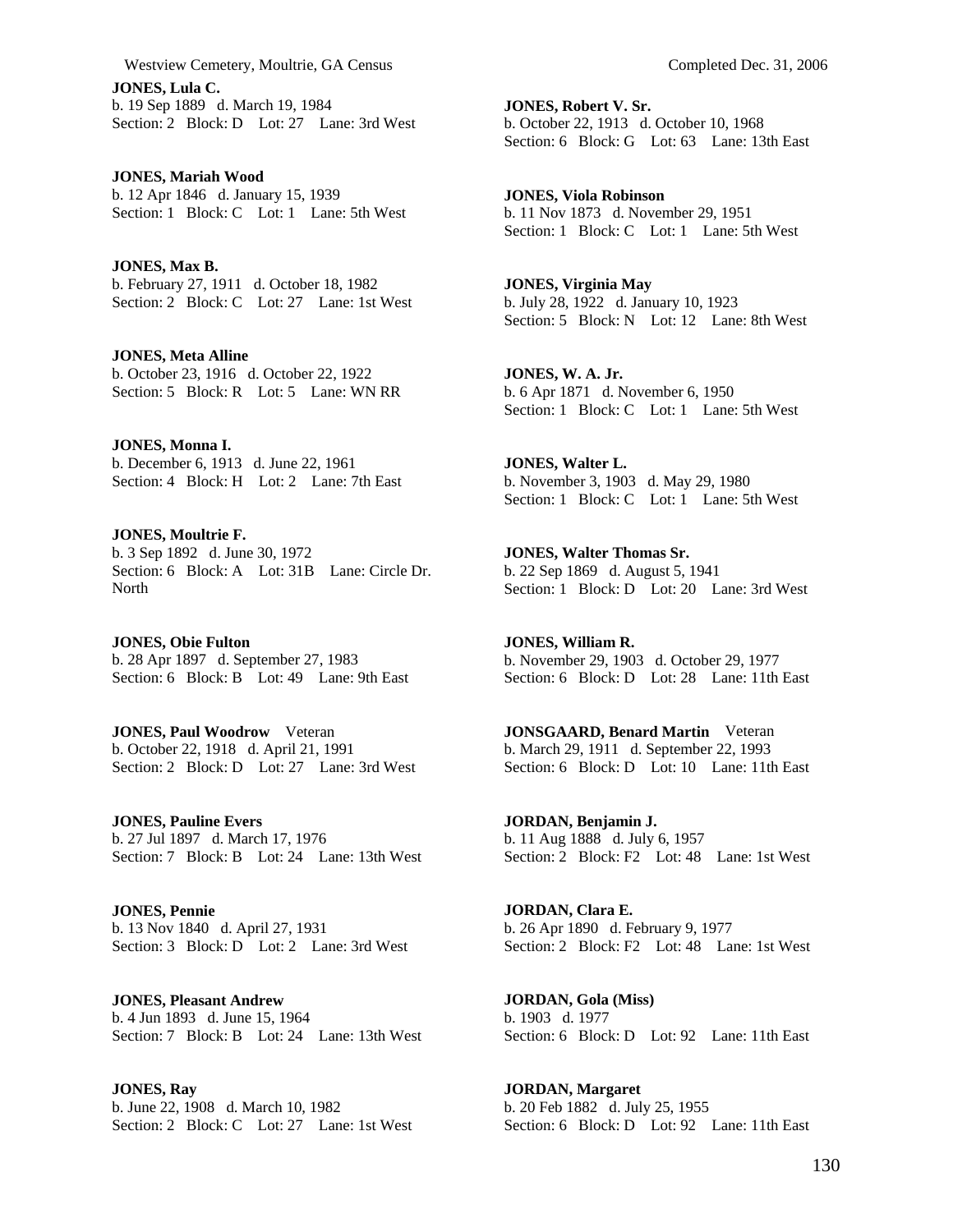**JONES, Lula C.**
b. 19 Sep 1889 d. March 19, 1984
Section: 2 Block: D Lot: 27 Lane: 3rd West

**JONES, Mariah Wood**
b. 12 Apr 1846 d. January 15, 1939
Section: 1 Block: C Lot: 1 Lane: 5th West

**JONES, Max B.**
b. February 27, 1911 d. October 18, 1982
Section: 2 Block: C Lot: 27 Lane: 1st West

**JONES, Meta Alline**
b. October 23, 1916 d. October 22, 1922
Section: 5 Block: R Lot: 5 Lane: WN RR

**JONES, Monna I.**
b. December 6, 1913 d. June 22, 1961
Section: 4 Block: H Lot: 2 Lane: 7th East

**JONES, Moultrie F.**
b. 3 Sep 1892 d. June 30, 1972
Section: 6 Block: A Lot: 31B Lane: Circle Dr. North

**JONES, Obie Fulton**
b. 28 Apr 1897 d. September 27, 1983
Section: 6 Block: B Lot: 49 Lane: 9th East

**JONES, Paul Woodrow** Veteran
b. October 22, 1918 d. April 21, 1991
Section: 2 Block: D Lot: 27 Lane: 3rd West

**JONES, Pauline Evers**
b. 27 Jul 1897 d. March 17, 1976
Section: 7 Block: B Lot: 24 Lane: 13th West

**JONES, Pennie**
b. 13 Nov 1840 d. April 27, 1931
Section: 3 Block: D Lot: 2 Lane: 3rd West

**JONES, Pleasant Andrew**
b. 4 Jun 1893 d. June 15, 1964
Section: 7 Block: B Lot: 24 Lane: 13th West

**JONES, Ray**
b. June 22, 1908 d. March 10, 1982
Section: 2 Block: C Lot: 27 Lane: 1st West

**JONES, Robert V. Sr.**
b. October 22, 1913 d. October 10, 1968
Section: 6 Block: G Lot: 63 Lane: 13th East

**JONES, Viola Robinson**
b. 11 Nov 1873 d. November 29, 1951
Section: 1 Block: C Lot: 1 Lane: 5th West

**JONES, Virginia May**
b. July 28, 1922 d. January 10, 1923
Section: 5 Block: N Lot: 12 Lane: 8th West

**JONES, W. A. Jr.**
b. 6 Apr 1871 d. November 6, 1950
Section: 1 Block: C Lot: 1 Lane: 5th West

**JONES, Walter L.**
b. November 3, 1903 d. May 29, 1980
Section: 1 Block: C Lot: 1 Lane: 5th West

**JONES, Walter Thomas Sr.**
b. 22 Sep 1869 d. August 5, 1941
Section: 1 Block: D Lot: 20 Lane: 3rd West

**JONES, William R.**
b. November 29, 1903 d. October 29, 1977
Section: 6 Block: D Lot: 28 Lane: 11th East

**JONSGAARD, Benard Martin** Veteran
b. March 29, 1911 d. September 22, 1993
Section: 6 Block: D Lot: 10 Lane: 11th East

**JORDAN, Benjamin J.**
b. 11 Aug 1888 d. July 6, 1957
Section: 2 Block: F2 Lot: 48 Lane: 1st West

**JORDAN, Clara E.**
b. 26 Apr 1890 d. February 9, 1977
Section: 2 Block: F2 Lot: 48 Lane: 1st West

**JORDAN, Gola (Miss)**
b. 1903 d. 1977
Section: 6 Block: D Lot: 92 Lane: 11th East

**JORDAN, Margaret**
b. 20 Feb 1882 d. July 25, 1955
Section: 6 Block: D Lot: 92 Lane: 11th East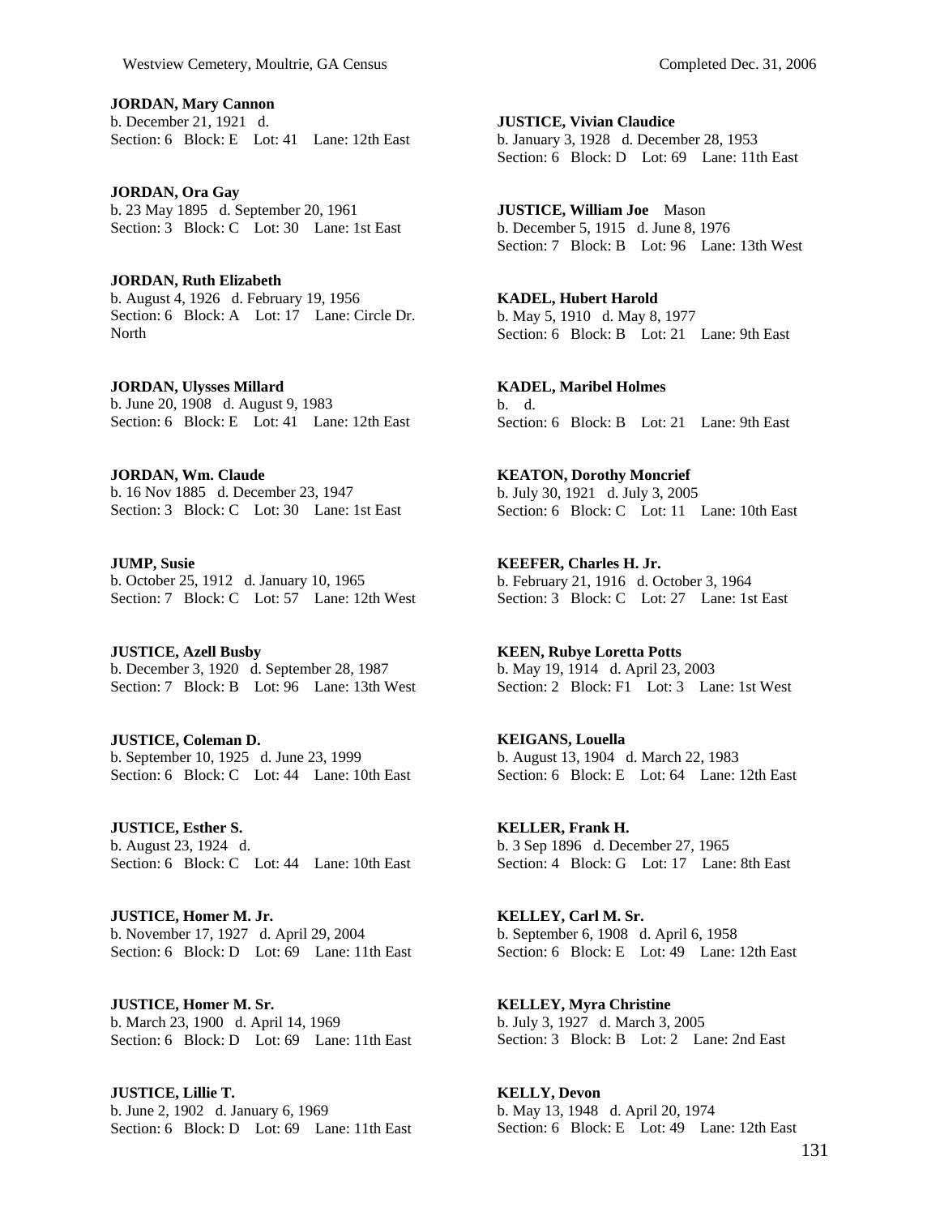**JORDAN, Mary Cannon**
b. December 21, 1921 d.
Section: 6 Block: E Lot: 41 Lane: 12th East

**JORDAN, Ora Gay**
b. 23 May 1895 d. September 20, 1961
Section: 3 Block: C Lot: 30 Lane: 1st East

**JORDAN, Ruth Elizabeth**
b. August 4, 1926 d. February 19, 1956
Section: 6 Block: A Lot: 17 Lane: Circle Dr. North

**JORDAN, Ulysses Millard**
b. June 20, 1908 d. August 9, 1983
Section: 6 Block: E Lot: 41 Lane: 12th East

**JORDAN, Wm. Claude**
b. 16 Nov 1885 d. December 23, 1947
Section: 3 Block: C Lot: 30 Lane: 1st East

**JUMP, Susie**
b. October 25, 1912 d. January 10, 1965
Section: 7 Block: C Lot: 57 Lane: 12th West

**JUSTICE, Azell Busby**
b. December 3, 1920 d. September 28, 1987
Section: 7 Block: B Lot: 96 Lane: 13th West

**JUSTICE, Coleman D.**
b. September 10, 1925 d. June 23, 1999
Section: 6 Block: C Lot: 44 Lane: 10th East

**JUSTICE, Esther S.**
b. August 23, 1924 d.
Section: 6 Block: C Lot: 44 Lane: 10th East

**JUSTICE, Homer M. Jr.**
b. November 17, 1927 d. April 29, 2004
Section: 6 Block: D Lot: 69 Lane: 11th East

**JUSTICE, Homer M. Sr.**
b. March 23, 1900 d. April 14, 1969
Section: 6 Block: D Lot: 69 Lane: 11th East

**JUSTICE, Lillie T.**
b. June 2, 1902 d. January 6, 1969
Section: 6 Block: D Lot: 69 Lane: 11th East

**JUSTICE, Vivian Claudice**
b. January 3, 1928 d. December 28, 1953
Section: 6 Block: D Lot: 69 Lane: 11th East

**JUSTICE, William Joe** Mason
b. December 5, 1915 d. June 8, 1976
Section: 7 Block: B Lot: 96 Lane: 13th West

**KADEL, Hubert Harold**
b. May 5, 1910 d. May 8, 1977
Section: 6 Block: B Lot: 21 Lane: 9th East

**KADEL, Maribel Holmes**
b. d.
Section: 6 Block: B Lot: 21 Lane: 9th East

**KEATON, Dorothy Moncrief**
b. July 30, 1921 d. July 3, 2005
Section: 6 Block: C Lot: 11 Lane: 10th East

**KEEFER, Charles H. Jr.**
b. February 21, 1916 d. October 3, 1964
Section: 3 Block: C Lot: 27 Lane: 1st East

**KEEN, Rubye Loretta Potts**
b. May 19, 1914 d. April 23, 2003
Section: 2 Block: F1 Lot: 3 Lane: 1st West

**KEIGANS, Louella**
b. August 13, 1904 d. March 22, 1983
Section: 6 Block: E Lot: 64 Lane: 12th East

**KELLER, Frank H.**
b. 3 Sep 1896 d. December 27, 1965
Section: 4 Block: G Lot: 17 Lane: 8th East

**KELLEY, Carl M. Sr.**
b. September 6, 1908 d. April 6, 1958
Section: 6 Block: E Lot: 49 Lane: 12th East

**KELLEY, Myra Christine**
b. July 3, 1927 d. March 3, 2005
Section: 3 Block: B Lot: 2 Lane: 2nd East

**KELLY, Devon**
b. May 13, 1948 d. April 20, 1974
Section: 6 Block: E Lot: 49 Lane: 12th East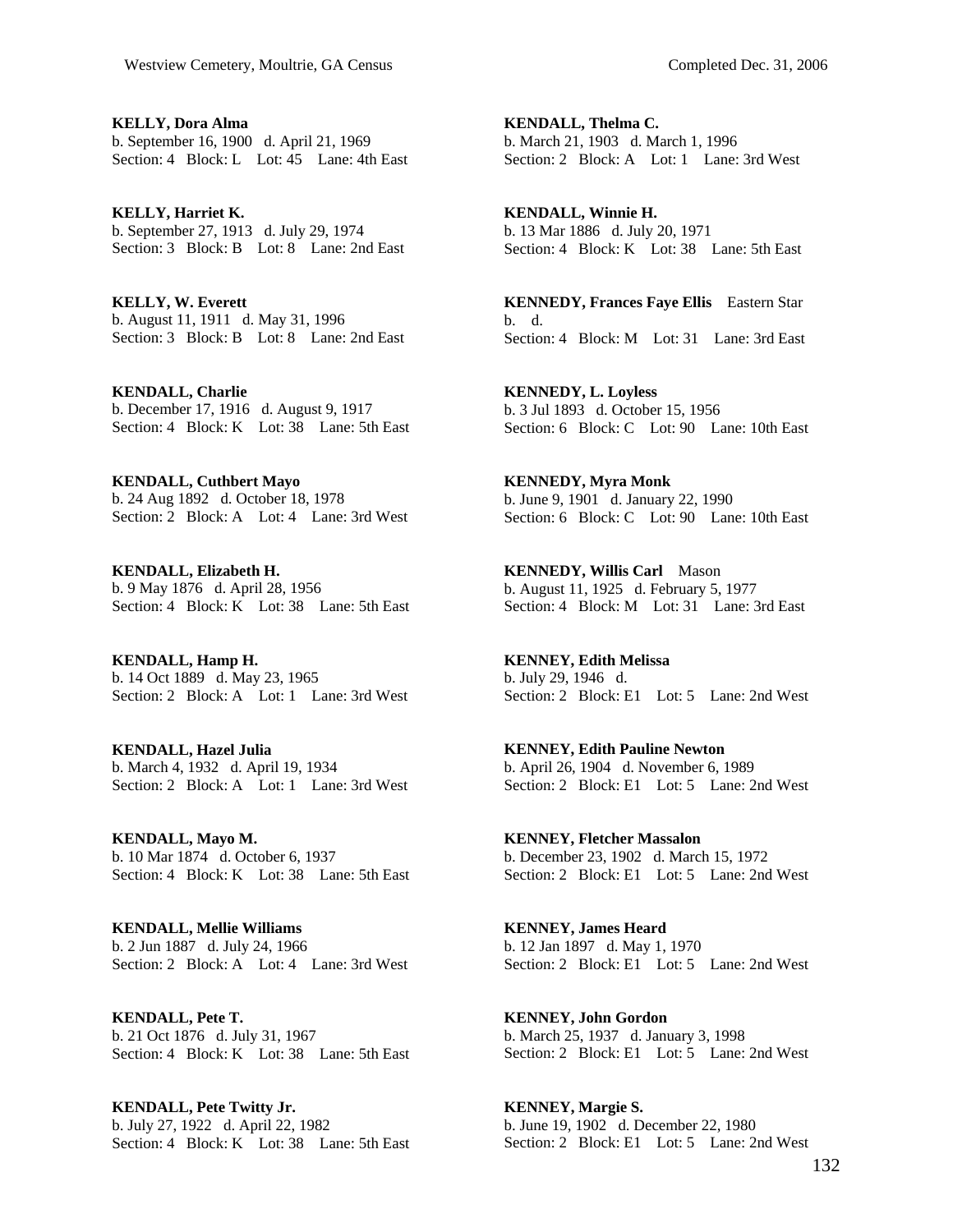**KELLY, Dora Alma**
b. September 16, 1900 d. April 21, 1969
Section: 4 Block: L Lot: 45 Lane: 4th East

**KELLY, Harriet K.**
b. September 27, 1913 d. July 29, 1974
Section: 3 Block: B Lot: 8 Lane: 2nd East

**KELLY, W. Everett**
b. August 11, 1911 d. May 31, 1996
Section: 3 Block: B Lot: 8 Lane: 2nd East

**KENDALL, Charlie**
b. December 17, 1916 d. August 9, 1917
Section: 4 Block: K Lot: 38 Lane: 5th East

**KENDALL, Cuthbert Mayo**
b. 24 Aug 1892 d. October 18, 1978
Section: 2 Block: A Lot: 4 Lane: 3rd West

**KENDALL, Elizabeth H.**
b. 9 May 1876 d. April 28, 1956
Section: 4 Block: K Lot: 38 Lane: 5th East

**KENDALL, Hamp H.**
b. 14 Oct 1889 d. May 23, 1965
Section: 2 Block: A Lot: 1 Lane: 3rd West

**KENDALL, Hazel Julia**
b. March 4, 1932 d. April 19, 1934
Section: 2 Block: A Lot: 1 Lane: 3rd West

**KENDALL, Mayo M.**
b. 10 Mar 1874 d. October 6, 1937
Section: 4 Block: K Lot: 38 Lane: 5th East

**KENDALL, Mellie Williams**
b. 2 Jun 1887 d. July 24, 1966
Section: 2 Block: A Lot: 4 Lane: 3rd West

**KENDALL, Pete T.**
b. 21 Oct 1876 d. July 31, 1967
Section: 4 Block: K Lot: 38 Lane: 5th East

**KENDALL, Pete Twitty Jr.**
b. July 27, 1922 d. April 22, 1982
Section: 4 Block: K Lot: 38 Lane: 5th East

**KENDALL, Thelma C.**
b. March 21, 1903 d. March 1, 1996
Section: 2 Block: A Lot: 1 Lane: 3rd West

**KENDALL, Winnie H.**
b. 13 Mar 1886 d. July 20, 1971
Section: 4 Block: K Lot: 38 Lane: 5th East

**KENNEDY, Frances Faye Ellis** Eastern Star
b. d.
Section: 4 Block: M Lot: 31 Lane: 3rd East

**KENNEDY, L. Loyless**
b. 3 Jul 1893 d. October 15, 1956
Section: 6 Block: C Lot: 90 Lane: 10th East

**KENNEDY, Myra Monk**
b. June 9, 1901 d. January 22, 1990
Section: 6 Block: C Lot: 90 Lane: 10th East

**KENNEDY, Willis Carl** Mason
b. August 11, 1925 d. February 5, 1977
Section: 4 Block: M Lot: 31 Lane: 3rd East

**KENNEY, Edith Melissa**
b. July 29, 1946 d.
Section: 2 Block: E1 Lot: 5 Lane: 2nd West

**KENNEY, Edith Pauline Newton**
b. April 26, 1904 d. November 6, 1989
Section: 2 Block: E1 Lot: 5 Lane: 2nd West

**KENNEY, Fletcher Massalon**
b. December 23, 1902 d. March 15, 1972
Section: 2 Block: E1 Lot: 5 Lane: 2nd West

**KENNEY, James Heard**
b. 12 Jan 1897 d. May 1, 1970
Section: 2 Block: E1 Lot: 5 Lane: 2nd West

**KENNEY, John Gordon**
b. March 25, 1937 d. January 3, 1998
Section: 2 Block: E1 Lot: 5 Lane: 2nd West

**KENNEY, Margie S.**
b. June 19, 1902 d. December 22, 1980
Section: 2 Block: E1 Lot: 5 Lane: 2nd West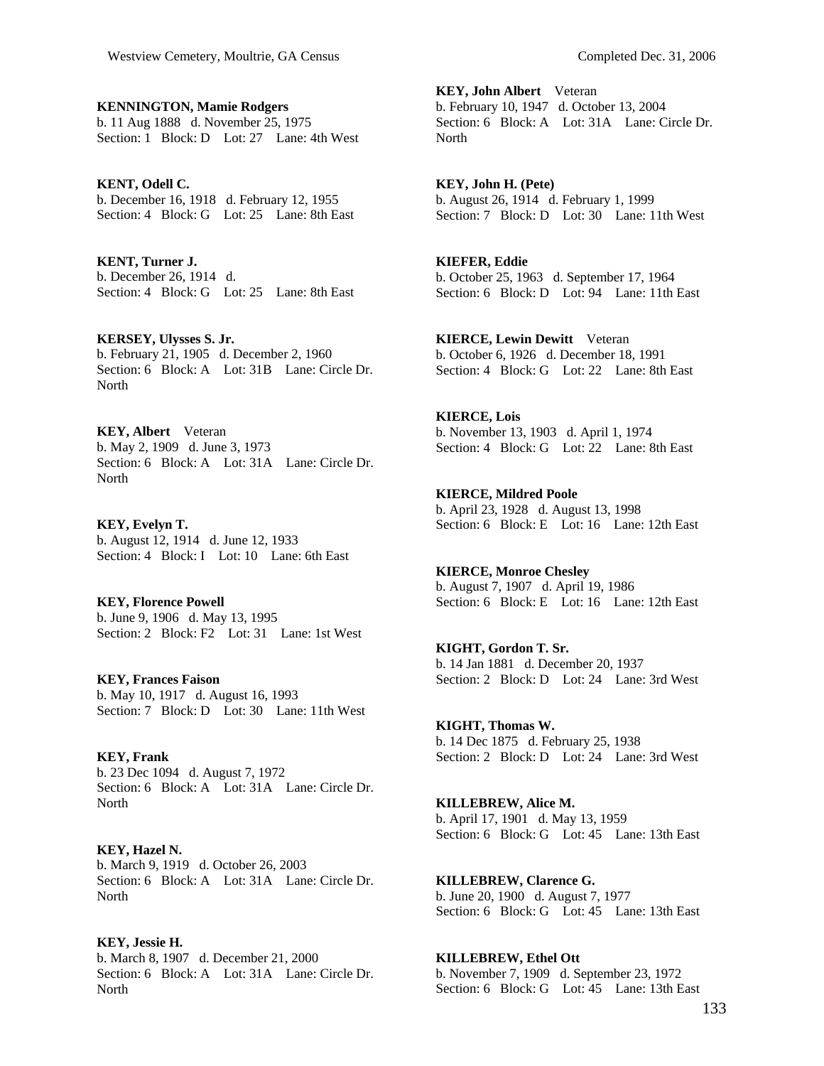**KENNINGTON, Mamie Rodgers**
b. 11 Aug 1888 d. November 25, 1975
Section: 1 Block: D Lot: 27 Lane: 4th West

**KENT, Odell C.**
b. December 16, 1918 d. February 12, 1955
Section: 4 Block: G Lot: 25 Lane: 8th East

**KENT, Turner J.**
b. December 26, 1914 d.
Section: 4 Block: G Lot: 25 Lane: 8th East

**KERSEY, Ulysses S. Jr.**
b. February 21, 1905 d. December 2, 1960
Section: 6 Block: A Lot: 31B Lane: Circle Dr. North

**KEY, Albert** Veteran
b. May 2, 1909 d. June 3, 1973
Section: 6 Block: A Lot: 31A Lane: Circle Dr. North

**KEY, Evelyn T.**
b. August 12, 1914 d. June 12, 1933
Section: 4 Block: I Lot: 10 Lane: 6th East

**KEY, Florence Powell**
b. June 9, 1906 d. May 13, 1995
Section: 2 Block: F2 Lot: 31 Lane: 1st West

**KEY, Frances Faison**
b. May 10, 1917 d. August 16, 1993
Section: 7 Block: D Lot: 30 Lane: 11th West

**KEY, Frank**
b. 23 Dec 1094 d. August 7, 1972
Section: 6 Block: A Lot: 31A Lane: Circle Dr. North

**KEY, Hazel N.**
b. March 9, 1919 d. October 26, 2003
Section: 6 Block: A Lot: 31A Lane: Circle Dr. North

**KEY, Jessie H.**
b. March 8, 1907 d. December 21, 2000
Section: 6 Block: A Lot: 31A Lane: Circle Dr. North

**KEY, John Albert** Veteran
b. February 10, 1947 d. October 13, 2004
Section: 6 Block: A Lot: 31A Lane: Circle Dr. North

**KEY, John H. (Pete)**
b. August 26, 1914 d. February 1, 1999
Section: 7 Block: D Lot: 30 Lane: 11th West

**KIEFER, Eddie**
b. October 25, 1963 d. September 17, 1964
Section: 6 Block: D Lot: 94 Lane: 11th East

**KIERCE, Lewin Dewitt** Veteran
b. October 6, 1926 d. December 18, 1991
Section: 4 Block: G Lot: 22 Lane: 8th East

**KIERCE, Lois**
b. November 13, 1903 d. April 1, 1974
Section: 4 Block: G Lot: 22 Lane: 8th East

**KIERCE, Mildred Poole**
b. April 23, 1928 d. August 13, 1998
Section: 6 Block: E Lot: 16 Lane: 12th East

**KIERCE, Monroe Chesley**
b. August 7, 1907 d. April 19, 1986
Section: 6 Block: E Lot: 16 Lane: 12th East

**KIGHT, Gordon T. Sr.**
b. 14 Jan 1881 d. December 20, 1937
Section: 2 Block: D Lot: 24 Lane: 3rd West

**KIGHT, Thomas W.**
b. 14 Dec 1875 d. February 25, 1938
Section: 2 Block: D Lot: 24 Lane: 3rd West

**KILLEBREW, Alice M.**
b. April 17, 1901 d. May 13, 1959
Section: 6 Block: G Lot: 45 Lane: 13th East

**KILLEBREW, Clarence G.**
b. June 20, 1900 d. August 7, 1977
Section: 6 Block: G Lot: 45 Lane: 13th East

**KILLEBREW, Ethel Ott**
b. November 7, 1909 d. September 23, 1972
Section: 6 Block: G Lot: 45 Lane: 13th East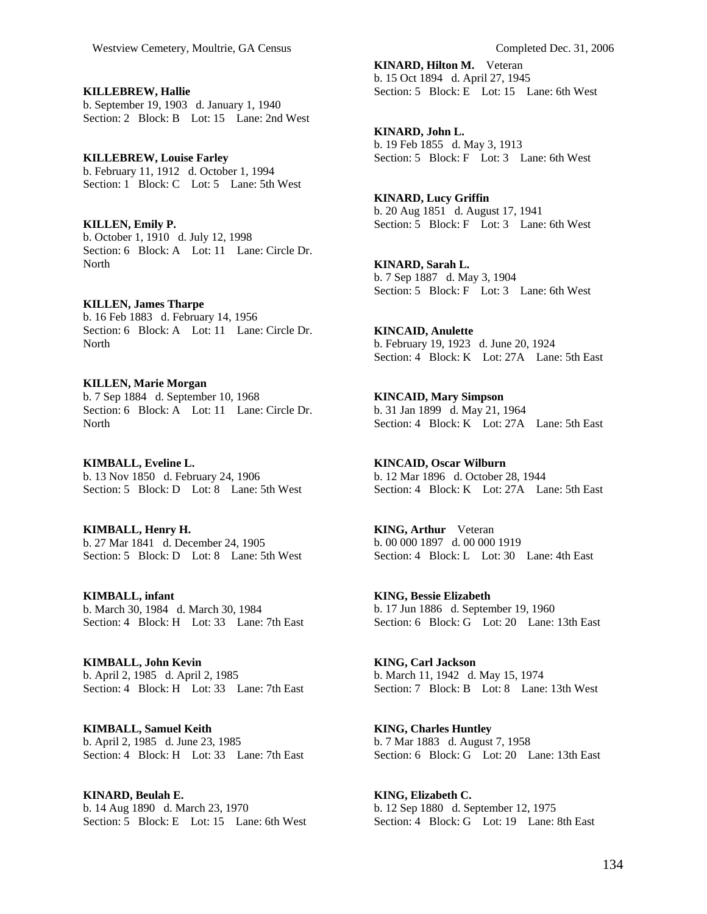**KILLEBREW, Hallie**
b. September 19, 1903   d. January 1, 1940
Section: 2   Block: B   Lot: 15   Lane: 2nd West

**KILLEBREW, Louise Farley**
b. February 11, 1912   d. October 1, 1994
Section: 1   Block: C   Lot: 5   Lane: 5th West

**KILLEN, Emily P.**
b. October 1, 1910   d. July 12, 1998
Section: 6   Block: A   Lot: 11   Lane: Circle Dr. North

**KILLEN, James Tharpe**
b. 16 Feb 1883   d. February 14, 1956
Section: 6   Block: A   Lot: 11   Lane: Circle Dr. North

**KILLEN, Marie Morgan**
b. 7 Sep 1884   d. September 10, 1968
Section: 6   Block: A   Lot: 11   Lane: Circle Dr. North

**KIMBALL, Eveline L.**
b. 13 Nov 1850   d. February 24, 1906
Section: 5   Block: D   Lot: 8   Lane: 5th West

**KIMBALL, Henry H.**
b. 27 Mar 1841   d. December 24, 1905
Section: 5   Block: D   Lot: 8   Lane: 5th West

**KIMBALL, infant**
b. March 30, 1984   d. March 30, 1984
Section: 4   Block: H   Lot: 33   Lane: 7th East

**KIMBALL, John Kevin**
b. April 2, 1985   d. April 2, 1985
Section: 4   Block: H   Lot: 33   Lane: 7th East

**KIMBALL, Samuel Keith**
b. April 2, 1985   d. June 23, 1985
Section: 4   Block: H   Lot: 33   Lane: 7th East

**KINARD, Beulah E.**
b. 14 Aug 1890   d. March 23, 1970
Section: 5   Block: E   Lot: 15   Lane: 6th West

**KINARD, Hilton M.**   Veteran
b. 15 Oct 1894   d. April 27, 1945
Section: 5   Block: E   Lot: 15   Lane: 6th West

**KINARD, John L.**
b. 19 Feb 1855   d. May 3, 1913
Section: 5   Block: F   Lot: 3   Lane: 6th West

**KINARD, Lucy Griffin**
b. 20 Aug 1851   d. August 17, 1941
Section: 5   Block: F   Lot: 3   Lane: 6th West

**KINARD, Sarah L.**
b. 7 Sep 1887   d. May 3, 1904
Section: 5   Block: F   Lot: 3   Lane: 6th West

**KINCAID, Anulette**
b. February 19, 1923   d. June 20, 1924
Section: 4   Block: K   Lot: 27A   Lane: 5th East

**KINCAID, Mary Simpson**
b. 31 Jan 1899   d. May 21, 1964
Section: 4   Block: K   Lot: 27A   Lane: 5th East

**KINCAID, Oscar Wilburn**
b. 12 Mar 1896   d. October 28, 1944
Section: 4   Block: K   Lot: 27A   Lane: 5th East

**KING, Arthur**   Veteran
b. 00 000 1897   d. 00 000 1919
Section: 4   Block: L   Lot: 30   Lane: 4th East

**KING, Bessie Elizabeth**
b. 17 Jun 1886   d. September 19, 1960
Section: 6   Block: G   Lot: 20   Lane: 13th East

**KING, Carl Jackson**
b. March 11, 1942   d. May 15, 1974
Section: 7   Block: B   Lot: 8   Lane: 13th West

**KING, Charles Huntley**
b. 7 Mar 1883   d. August 7, 1958
Section: 6   Block: G   Lot: 20   Lane: 13th East

**KING, Elizabeth C.**
b. 12 Sep 1880   d. September 12, 1975
Section: 4   Block: G   Lot: 19   Lane: 8th East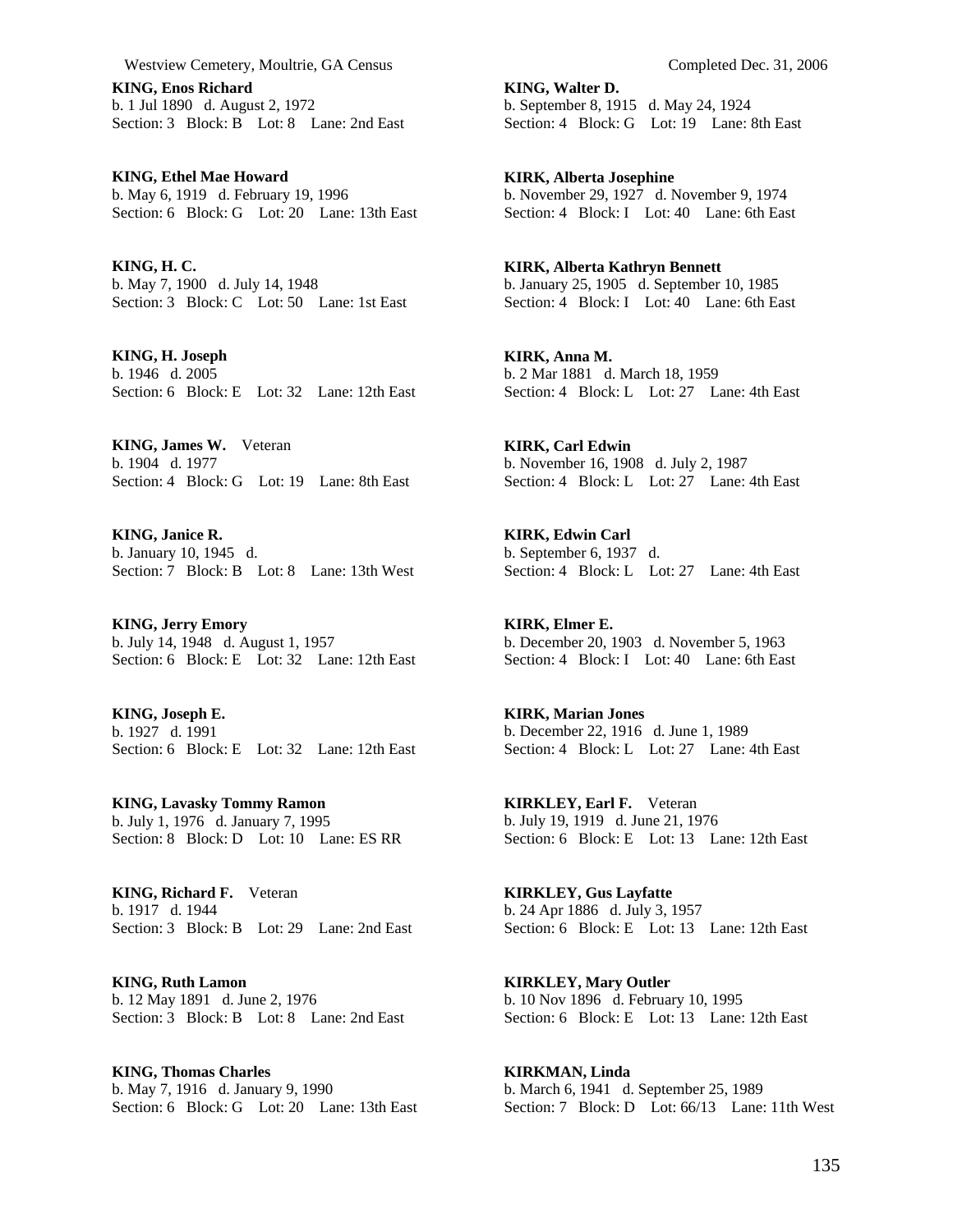**KING, Enos Richard**
b. 1 Jul 1890 d. August 2, 1972
Section: 3 Block: B Lot: 8 Lane: 2nd East

**KING, Ethel Mae Howard**
b. May 6, 1919 d. February 19, 1996
Section: 6 Block: G Lot: 20 Lane: 13th East

**KING, H. C.**
b. May 7, 1900 d. July 14, 1948
Section: 3 Block: C Lot: 50 Lane: 1st East

**KING, H. Joseph**
b. 1946 d. 2005
Section: 6 Block: E Lot: 32 Lane: 12th East

**KING, James W.** Veteran
b. 1904 d. 1977
Section: 4 Block: G Lot: 19 Lane: 8th East

**KING, Janice R.**
b. January 10, 1945 d.
Section: 7 Block: B Lot: 8 Lane: 13th West

**KING, Jerry Emory**
b. July 14, 1948 d. August 1, 1957
Section: 6 Block: E Lot: 32 Lane: 12th East

**KING, Joseph E.**
b. 1927 d. 1991
Section: 6 Block: E Lot: 32 Lane: 12th East

**KING, Lavasky Tommy Ramon**
b. July 1, 1976 d. January 7, 1995
Section: 8 Block: D Lot: 10 Lane: ES RR

**KING, Richard F.** Veteran
b. 1917 d. 1944
Section: 3 Block: B Lot: 29 Lane: 2nd East

**KING, Ruth Lamon**
b. 12 May 1891 d. June 2, 1976
Section: 3 Block: B Lot: 8 Lane: 2nd East

**KING, Thomas Charles**
b. May 7, 1916 d. January 9, 1990
Section: 6 Block: G Lot: 20 Lane: 13th East

**KING, Walter D.**
b. September 8, 1915 d. May 24, 1924
Section: 4 Block: G Lot: 19 Lane: 8th East

**KIRK, Alberta Josephine**
b. November 29, 1927 d. November 9, 1974
Section: 4 Block: I Lot: 40 Lane: 6th East

**KIRK, Alberta Kathryn Bennett**
b. January 25, 1905 d. September 10, 1985
Section: 4 Block: I Lot: 40 Lane: 6th East

**KIRK, Anna M.**
b. 2 Mar 1881 d. March 18, 1959
Section: 4 Block: L Lot: 27 Lane: 4th East

**KIRK, Carl Edwin**
b. November 16, 1908 d. July 2, 1987
Section: 4 Block: L Lot: 27 Lane: 4th East

**KIRK, Edwin Carl**
b. September 6, 1937 d.
Section: 4 Block: L Lot: 27 Lane: 4th East

**KIRK, Elmer E.**
b. December 20, 1903 d. November 5, 1963
Section: 4 Block: I Lot: 40 Lane: 6th East

**KIRK, Marian Jones**
b. December 22, 1916 d. June 1, 1989
Section: 4 Block: L Lot: 27 Lane: 4th East

**KIRKLEY, Earl F.** Veteran
b. July 19, 1919 d. June 21, 1976
Section: 6 Block: E Lot: 13 Lane: 12th East

**KIRKLEY, Gus Layfatte**
b. 24 Apr 1886 d. July 3, 1957
Section: 6 Block: E Lot: 13 Lane: 12th East

**KIRKLEY, Mary Outler**
b. 10 Nov 1896 d. February 10, 1995
Section: 6 Block: E Lot: 13 Lane: 12th East

**KIRKMAN, Linda**
b. March 6, 1941 d. September 25, 1989
Section: 7 Block: D Lot: 66/13 Lane: 11th West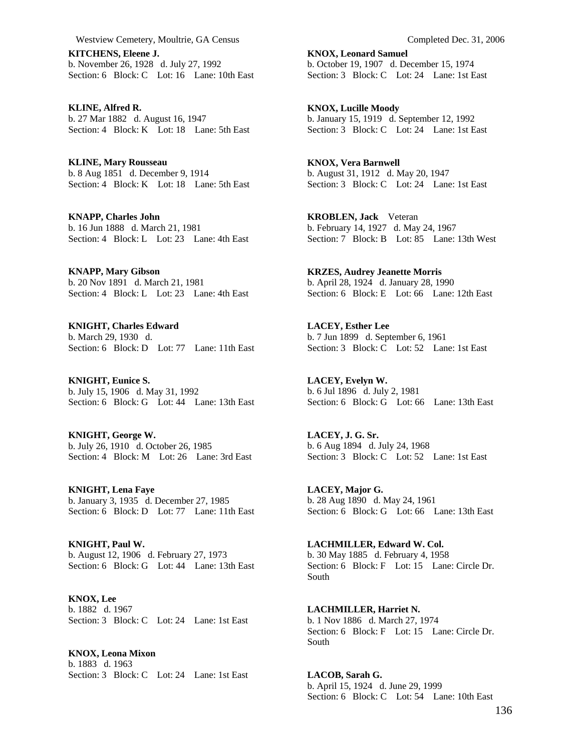**KITCHENS, Eleene J.**
b. November 26, 1928 d. July 27, 1992
Section: 6 Block: C Lot: 16 Lane: 10th East

**KLINE, Alfred R.**
b. 27 Mar 1882 d. August 16, 1947
Section: 4 Block: K Lot: 18 Lane: 5th East

**KLINE, Mary Rousseau**
b. 8 Aug 1851 d. December 9, 1914
Section: 4 Block: K Lot: 18 Lane: 5th East

**KNAPP, Charles John**
b. 16 Jun 1888 d. March 21, 1981
Section: 4 Block: L Lot: 23 Lane: 4th East

**KNAPP, Mary Gibson**
b. 20 Nov 1891 d. March 21, 1981
Section: 4 Block: L Lot: 23 Lane: 4th East

**KNIGHT, Charles Edward**
b. March 29, 1930 d.
Section: 6 Block: D Lot: 77 Lane: 11th East

**KNIGHT, Eunice S.**
b. July 15, 1906 d. May 31, 1992
Section: 6 Block: G Lot: 44 Lane: 13th East

**KNIGHT, George W.**
b. July 26, 1910 d. October 26, 1985
Section: 4 Block: M Lot: 26 Lane: 3rd East

**KNIGHT, Lena Faye**
b. January 3, 1935 d. December 27, 1985
Section: 6 Block: D Lot: 77 Lane: 11th East

**KNIGHT, Paul W.**
b. August 12, 1906 d. February 27, 1973
Section: 6 Block: G Lot: 44 Lane: 13th East

**KNOX, Lee**
b. 1882 d. 1967
Section: 3 Block: C Lot: 24 Lane: 1st East

**KNOX, Leona Mixon**
b. 1883 d. 1963
Section: 3 Block: C Lot: 24 Lane: 1st East

**KNOX, Leonard Samuel**
b. October 19, 1907 d. December 15, 1974
Section: 3 Block: C Lot: 24 Lane: 1st East

**KNOX, Lucille Moody**
b. January 15, 1919 d. September 12, 1992
Section: 3 Block: C Lot: 24 Lane: 1st East

**KNOX, Vera Barnwell**
b. August 31, 1912 d. May 20, 1947
Section: 3 Block: C Lot: 24 Lane: 1st East

**KROBLEN, Jack** Veteran
b. February 14, 1927 d. May 24, 1967
Section: 7 Block: B Lot: 85 Lane: 13th West

**KRZES, Audrey Jeanette Morris**
b. April 28, 1924 d. January 28, 1990
Section: 6 Block: E Lot: 66 Lane: 12th East

**LACEY, Esther Lee**
b. 7 Jun 1899 d. September 6, 1961
Section: 3 Block: C Lot: 52 Lane: 1st East

**LACEY, Evelyn W.**
b. 6 Jul 1896 d. July 2, 1981
Section: 6 Block: G Lot: 66 Lane: 13th East

**LACEY, J. G. Sr.**
b. 6 Aug 1894 d. July 24, 1968
Section: 3 Block: C Lot: 52 Lane: 1st East

**LACEY, Major G.**
b. 28 Aug 1890 d. May 24, 1961
Section: 6 Block: G Lot: 66 Lane: 13th East

**LACHMILLER, Edward W. Col.**
b. 30 May 1885 d. February 4, 1958
Section: 6 Block: F Lot: 15 Lane: Circle Dr. South

**LACHMILLER, Harriet N.**
b. 1 Nov 1886 d. March 27, 1974
Section: 6 Block: F Lot: 15 Lane: Circle Dr. South

**LACOB, Sarah G.**
b. April 15, 1924 d. June 29, 1999
Section: 6 Block: C Lot: 54 Lane: 10th East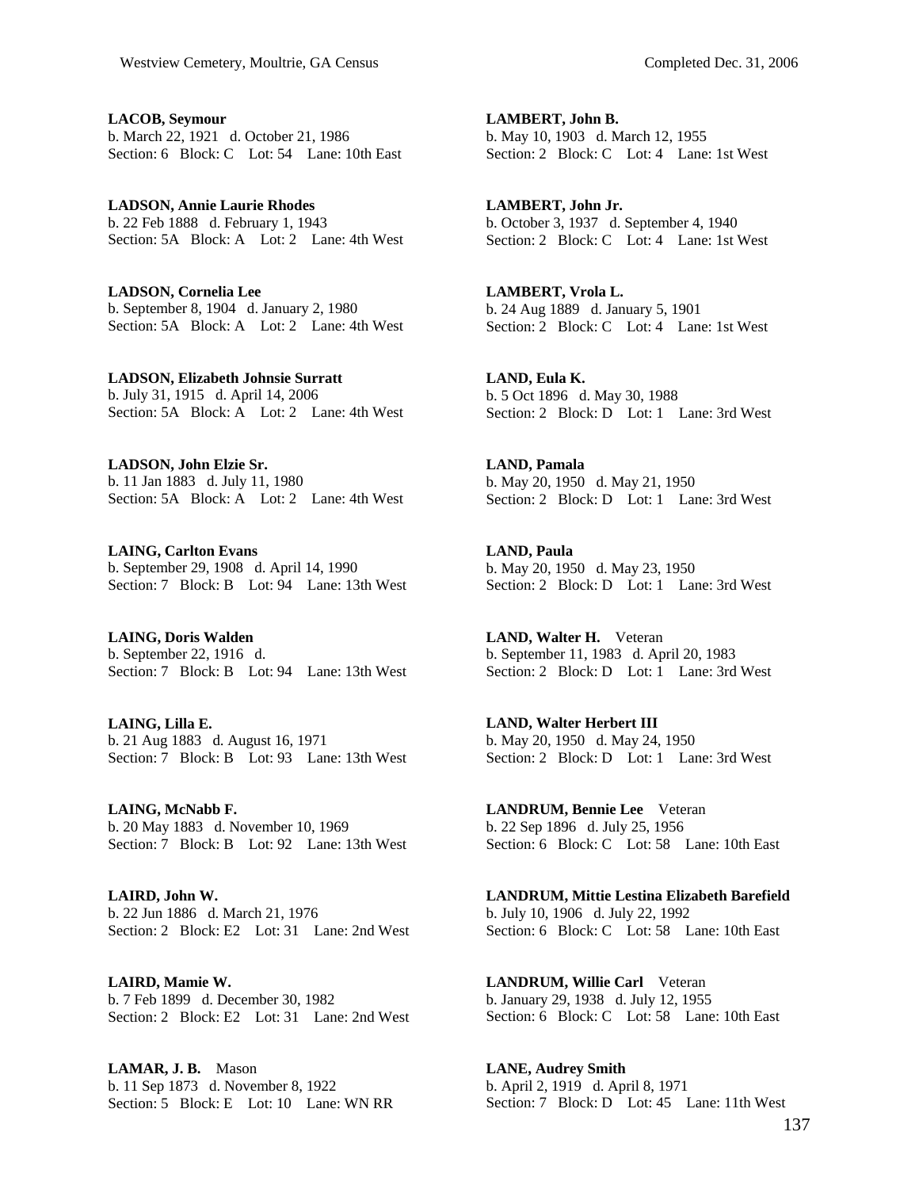**LACOB, Seymour**
b. March 22, 1921 d. October 21, 1986
Section: 6 Block: C Lot: 54 Lane: 10th East

**LADSON, Annie Laurie Rhodes**
b. 22 Feb 1888 d. February 1, 1943
Section: 5A Block: A Lot: 2 Lane: 4th West

**LADSON, Cornelia Lee**
b. September 8, 1904 d. January 2, 1980
Section: 5A Block: A Lot: 2 Lane: 4th West

**LADSON, Elizabeth Johnsie Surratt**
b. July 31, 1915 d. April 14, 2006
Section: 5A Block: A Lot: 2 Lane: 4th West

**LADSON, John Elzie Sr.**
b. 11 Jan 1883 d. July 11, 1980
Section: 5A Block: A Lot: 2 Lane: 4th West

**LAING, Carlton Evans**
b. September 29, 1908 d. April 14, 1990
Section: 7 Block: B Lot: 94 Lane: 13th West

**LAING, Doris Walden**
b. September 22, 1916 d.
Section: 7 Block: B Lot: 94 Lane: 13th West

**LAING, Lilla E.**
b. 21 Aug 1883 d. August 16, 1971
Section: 7 Block: B Lot: 93 Lane: 13th West

**LAING, McNabb F.**
b. 20 May 1883 d. November 10, 1969
Section: 7 Block: B Lot: 92 Lane: 13th West

**LAIRD, John W.**
b. 22 Jun 1886 d. March 21, 1976
Section: 2 Block: E2 Lot: 31 Lane: 2nd West

**LAIRD, Mamie W.**
b. 7 Feb 1899 d. December 30, 1982
Section: 2 Block: E2 Lot: 31 Lane: 2nd West

**LAMAR, J. B.** Mason
b. 11 Sep 1873 d. November 8, 1922
Section: 5 Block: E Lot: 10 Lane: WN RR

**LAMBERT, John B.**
b. May 10, 1903 d. March 12, 1955
Section: 2 Block: C Lot: 4 Lane: 1st West

**LAMBERT, John Jr.**
b. October 3, 1937 d. September 4, 1940
Section: 2 Block: C Lot: 4 Lane: 1st West

**LAMBERT, Vrola L.**
b. 24 Aug 1889 d. January 5, 1901
Section: 2 Block: C Lot: 4 Lane: 1st West

**LAND, Eula K.**
b. 5 Oct 1896 d. May 30, 1988
Section: 2 Block: D Lot: 1 Lane: 3rd West

**LAND, Pamala**
b. May 20, 1950 d. May 21, 1950
Section: 2 Block: D Lot: 1 Lane: 3rd West

**LAND, Paula**
b. May 20, 1950 d. May 23, 1950
Section: 2 Block: D Lot: 1 Lane: 3rd West

**LAND, Walter H.** Veteran
b. September 11, 1983 d. April 20, 1983
Section: 2 Block: D Lot: 1 Lane: 3rd West

**LAND, Walter Herbert III**
b. May 20, 1950 d. May 24, 1950
Section: 2 Block: D Lot: 1 Lane: 3rd West

**LANDRUM, Bennie Lee** Veteran
b. 22 Sep 1896 d. July 25, 1956
Section: 6 Block: C Lot: 58 Lane: 10th East

**LANDRUM, Mittie Lestina Elizabeth Barefield**
b. July 10, 1906 d. July 22, 1992
Section: 6 Block: C Lot: 58 Lane: 10th East

**LANDRUM, Willie Carl** Veteran
b. January 29, 1938 d. July 12, 1955
Section: 6 Block: C Lot: 58 Lane: 10th East

**LANE, Audrey Smith**
b. April 2, 1919 d. April 8, 1971
Section: 7 Block: D Lot: 45 Lane: 11th West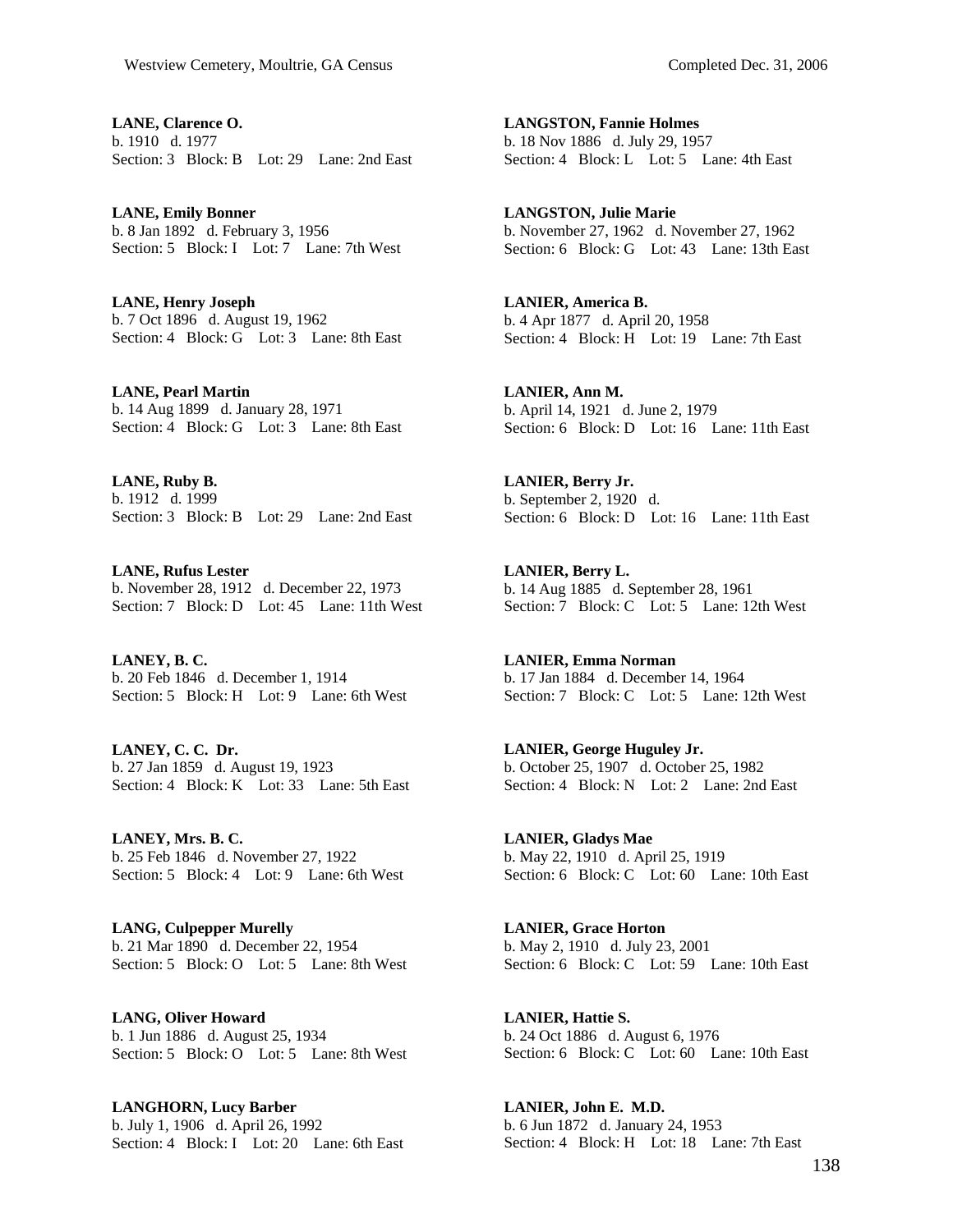**LANE, Clarence O.**
b. 1910 d. 1977
Section: 3 Block: B Lot: 29 Lane: 2nd East

**LANE, Emily Bonner**
b. 8 Jan 1892 d. February 3, 1956
Section: 5 Block: I Lot: 7 Lane: 7th West

**LANE, Henry Joseph**
b. 7 Oct 1896 d. August 19, 1962
Section: 4 Block: G Lot: 3 Lane: 8th East

**LANE, Pearl Martin**
b. 14 Aug 1899 d. January 28, 1971
Section: 4 Block: G Lot: 3 Lane: 8th East

**LANE, Ruby B.**
b. 1912 d. 1999
Section: 3 Block: B Lot: 29 Lane: 2nd East

**LANE, Rufus Lester**
b. November 28, 1912 d. December 22, 1973
Section: 7 Block: D Lot: 45 Lane: 11th West

**LANEY, B. C.**
b. 20 Feb 1846 d. December 1, 1914
Section: 5 Block: H Lot: 9 Lane: 6th West

**LANEY, C. C. Dr.**
b. 27 Jan 1859 d. August 19, 1923
Section: 4 Block: K Lot: 33 Lane: 5th East

**LANEY, Mrs. B. C.**
b. 25 Feb 1846 d. November 27, 1922
Section: 5 Block: 4 Lot: 9 Lane: 6th West

**LANG, Culpepper Murelly**
b. 21 Mar 1890 d. December 22, 1954
Section: 5 Block: O Lot: 5 Lane: 8th West

**LANG, Oliver Howard**
b. 1 Jun 1886 d. August 25, 1934
Section: 5 Block: O Lot: 5 Lane: 8th West

**LANGHORN, Lucy Barber**
b. July 1, 1906 d. April 26, 1992
Section: 4 Block: I Lot: 20 Lane: 6th East

**LANGSTON, Fannie Holmes**
b. 18 Nov 1886 d. July 29, 1957
Section: 4 Block: L Lot: 5 Lane: 4th East

**LANGSTON, Julie Marie**
b. November 27, 1962 d. November 27, 1962
Section: 6 Block: G Lot: 43 Lane: 13th East

**LANIER, America B.**
b. 4 Apr 1877 d. April 20, 1958
Section: 4 Block: H Lot: 19 Lane: 7th East

**LANIER, Ann M.**
b. April 14, 1921 d. June 2, 1979
Section: 6 Block: D Lot: 16 Lane: 11th East

**LANIER, Berry Jr.**
b. September 2, 1920 d.
Section: 6 Block: D Lot: 16 Lane: 11th East

**LANIER, Berry L.**
b. 14 Aug 1885 d. September 28, 1961
Section: 7 Block: C Lot: 5 Lane: 12th West

**LANIER, Emma Norman**
b. 17 Jan 1884 d. December 14, 1964
Section: 7 Block: C Lot: 5 Lane: 12th West

**LANIER, George Huguley Jr.**
b. October 25, 1907 d. October 25, 1982
Section: 4 Block: N Lot: 2 Lane: 2nd East

**LANIER, Gladys Mae**
b. May 22, 1910 d. April 25, 1919
Section: 6 Block: C Lot: 60 Lane: 10th East

**LANIER, Grace Horton**
b. May 2, 1910 d. July 23, 2001
Section: 6 Block: C Lot: 59 Lane: 10th East

**LANIER, Hattie S.**
b. 24 Oct 1886 d. August 6, 1976
Section: 6 Block: C Lot: 60 Lane: 10th East

**LANIER, John E. M.D.**
b. 6 Jun 1872 d. January 24, 1953
Section: 4 Block: H Lot: 18 Lane: 7th East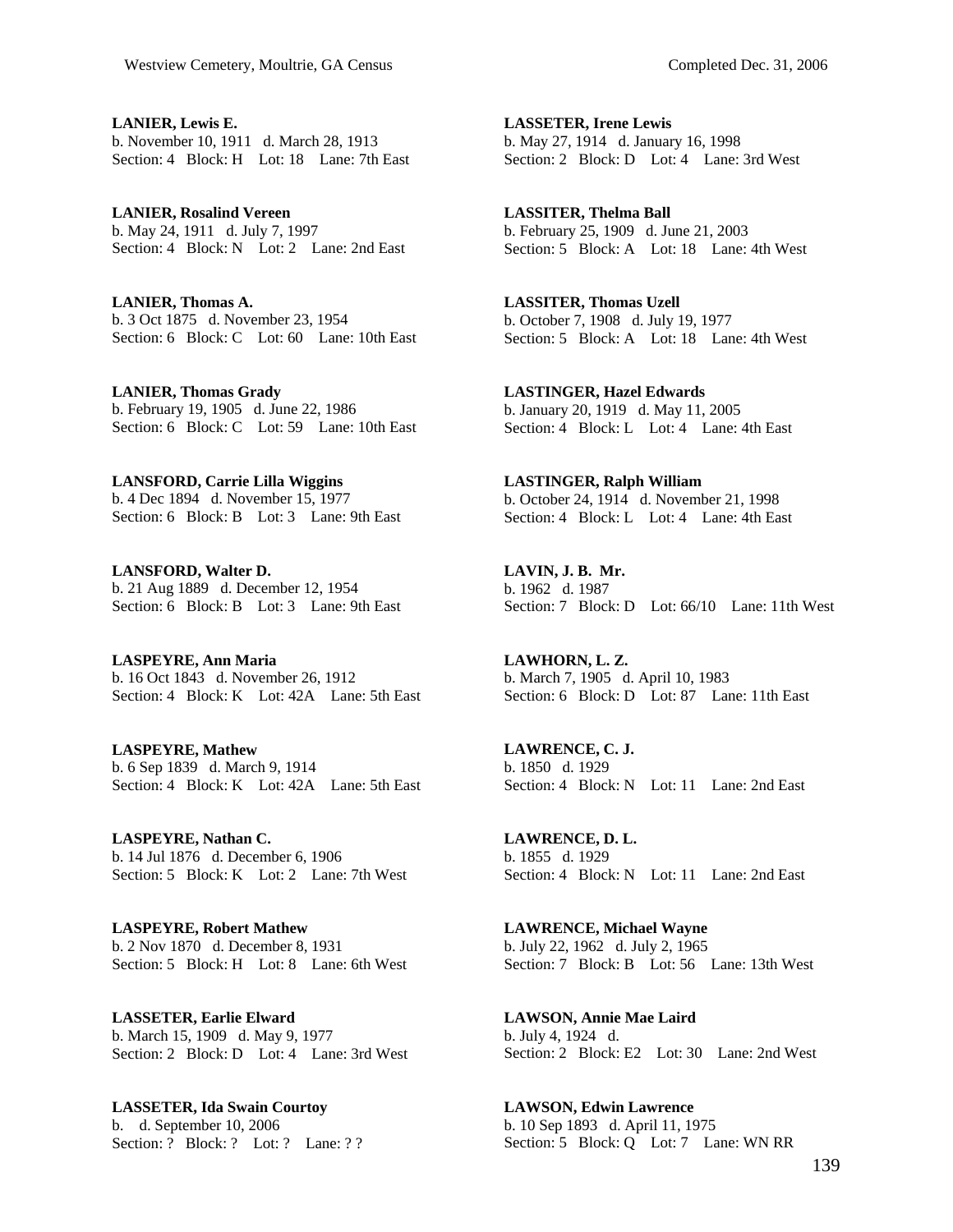**LANIER, Lewis E.**
b. November 10, 1911 d. March 28, 1913
Section: 4 Block: H Lot: 18 Lane: 7th East

**LANIER, Rosalind Vereen**
b. May 24, 1911 d. July 7, 1997
Section: 4 Block: N Lot: 2 Lane: 2nd East

**LANIER, Thomas A.**
b. 3 Oct 1875 d. November 23, 1954
Section: 6 Block: C Lot: 60 Lane: 10th East

**LANIER, Thomas Grady**
b. February 19, 1905 d. June 22, 1986
Section: 6 Block: C Lot: 59 Lane: 10th East

**LANSFORD, Carrie Lilla Wiggins**
b. 4 Dec 1894 d. November 15, 1977
Section: 6 Block: B Lot: 3 Lane: 9th East

**LANSFORD, Walter D.**
b. 21 Aug 1889 d. December 12, 1954
Section: 6 Block: B Lot: 3 Lane: 9th East

**LASPEYRE, Ann Maria**
b. 16 Oct 1843 d. November 26, 1912
Section: 4 Block: K Lot: 42A Lane: 5th East

**LASPEYRE, Mathew**
b. 6 Sep 1839 d. March 9, 1914
Section: 4 Block: K Lot: 42A Lane: 5th East

**LASPEYRE, Nathan C.**
b. 14 Jul 1876 d. December 6, 1906
Section: 5 Block: K Lot: 2 Lane: 7th West

**LASPEYRE, Robert Mathew**
b. 2 Nov 1870 d. December 8, 1931
Section: 5 Block: H Lot: 8 Lane: 6th West

**LASSETER, Earlie Elward**
b. March 15, 1909 d. May 9, 1977
Section: 2 Block: D Lot: 4 Lane: 3rd West

**LASSETER, Ida Swain Courtoy**
b. d. September 10, 2006
Section: ? Block: ? Lot: ? Lane: ? ?

**LASSETER, Irene Lewis**
b. May 27, 1914 d. January 16, 1998
Section: 2 Block: D Lot: 4 Lane: 3rd West

**LASSITER, Thelma Ball**
b. February 25, 1909 d. June 21, 2003
Section: 5 Block: A Lot: 18 Lane: 4th West

**LASSITER, Thomas Uzell**
b. October 7, 1908 d. July 19, 1977
Section: 5 Block: A Lot: 18 Lane: 4th West

**LASTINGER, Hazel Edwards**
b. January 20, 1919 d. May 11, 2005
Section: 4 Block: L Lot: 4 Lane: 4th East

**LASTINGER, Ralph William**
b. October 24, 1914 d. November 21, 1998
Section: 4 Block: L Lot: 4 Lane: 4th East

**LAVIN, J. B. Mr.**
b. 1962 d. 1987
Section: 7 Block: D Lot: 66/10 Lane: 11th West

**LAWHORN, L. Z.**
b. March 7, 1905 d. April 10, 1983
Section: 6 Block: D Lot: 87 Lane: 11th East

**LAWRENCE, C. J.**
b. 1850 d. 1929
Section: 4 Block: N Lot: 11 Lane: 2nd East

**LAWRENCE, D. L.**
b. 1855 d. 1929
Section: 4 Block: N Lot: 11 Lane: 2nd East

**LAWRENCE, Michael Wayne**
b. July 22, 1962 d. July 2, 1965
Section: 7 Block: B Lot: 56 Lane: 13th West

**LAWSON, Annie Mae Laird**
b. July 4, 1924 d.
Section: 2 Block: E2 Lot: 30 Lane: 2nd West

**LAWSON, Edwin Lawrence**
b. 10 Sep 1893 d. April 11, 1975
Section: 5 Block: Q Lot: 7 Lane: WN RR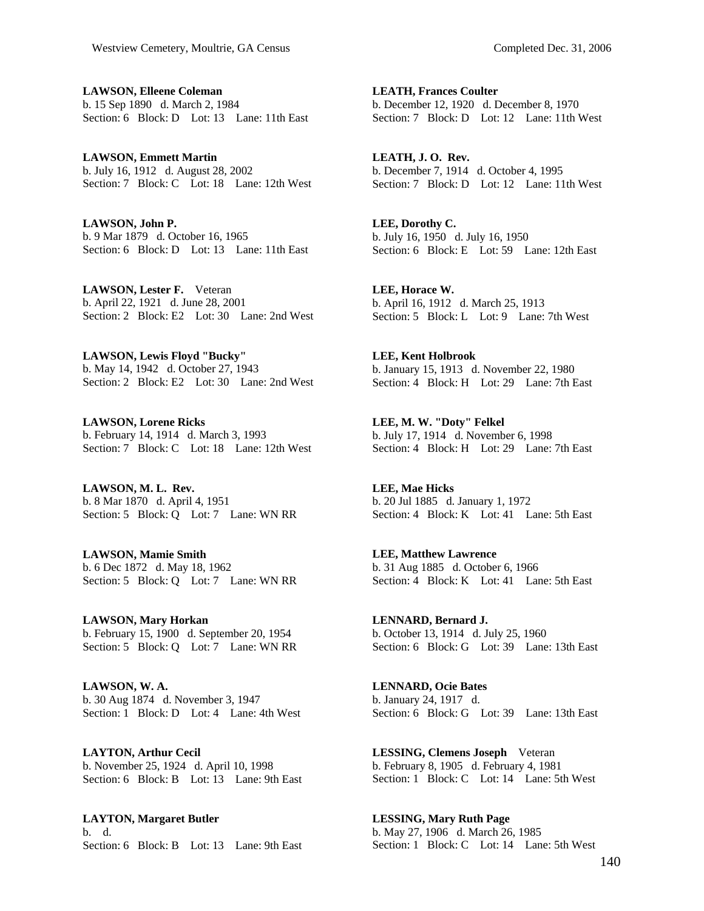**LAWSON, Elleene Coleman**
b. 15 Sep 1890 d. March 2, 1984
Section: 6 Block: D Lot: 13 Lane: 11th East

**LAWSON, Emmett Martin**
b. July 16, 1912 d. August 28, 2002
Section: 7 Block: C Lot: 18 Lane: 12th West

**LAWSON, John P.**
b. 9 Mar 1879 d. October 16, 1965
Section: 6 Block: D Lot: 13 Lane: 11th East

**LAWSON, Lester F.** Veteran
b. April 22, 1921 d. June 28, 2001
Section: 2 Block: E2 Lot: 30 Lane: 2nd West

**LAWSON, Lewis Floyd "Bucky"**
b. May 14, 1942 d. October 27, 1943
Section: 2 Block: E2 Lot: 30 Lane: 2nd West

**LAWSON, Lorene Ricks**
b. February 14, 1914 d. March 3, 1993
Section: 7 Block: C Lot: 18 Lane: 12th West

**LAWSON, M. L. Rev.**
b. 8 Mar 1870 d. April 4, 1951
Section: 5 Block: Q Lot: 7 Lane: WN RR

**LAWSON, Mamie Smith**
b. 6 Dec 1872 d. May 18, 1962
Section: 5 Block: Q Lot: 7 Lane: WN RR

**LAWSON, Mary Horkan**
b. February 15, 1900 d. September 20, 1954
Section: 5 Block: Q Lot: 7 Lane: WN RR

**LAWSON, W. A.**
b. 30 Aug 1874 d. November 3, 1947
Section: 1 Block: D Lot: 4 Lane: 4th West

**LAYTON, Arthur Cecil**
b. November 25, 1924 d. April 10, 1998
Section: 6 Block: B Lot: 13 Lane: 9th East

**LAYTON, Margaret Butler**
b. d.
Section: 6 Block: B Lot: 13 Lane: 9th East

**LEATH, Frances Coulter**
b. December 12, 1920 d. December 8, 1970
Section: 7 Block: D Lot: 12 Lane: 11th West

**LEATH, J. O. Rev.**
b. December 7, 1914 d. October 4, 1995
Section: 7 Block: D Lot: 12 Lane: 11th West

**LEE, Dorothy C.**
b. July 16, 1950 d. July 16, 1950
Section: 6 Block: E Lot: 59 Lane: 12th East

**LEE, Horace W.**
b. April 16, 1912 d. March 25, 1913
Section: 5 Block: L Lot: 9 Lane: 7th West

**LEE, Kent Holbrook**
b. January 15, 1913 d. November 22, 1980
Section: 4 Block: H Lot: 29 Lane: 7th East

**LEE, M. W. "Doty" Felkel**
b. July 17, 1914 d. November 6, 1998
Section: 4 Block: H Lot: 29 Lane: 7th East

**LEE, Mae Hicks**
b. 20 Jul 1885 d. January 1, 1972
Section: 4 Block: K Lot: 41 Lane: 5th East

**LEE, Matthew Lawrence**
b. 31 Aug 1885 d. October 6, 1966
Section: 4 Block: K Lot: 41 Lane: 5th East

**LENNARD, Bernard J.**
b. October 13, 1914 d. July 25, 1960
Section: 6 Block: G Lot: 39 Lane: 13th East

**LENNARD, Ocie Bates**
b. January 24, 1917 d.
Section: 6 Block: G Lot: 39 Lane: 13th East

**LESSING, Clemens Joseph** Veteran
b. February 8, 1905 d. February 4, 1981
Section: 1 Block: C Lot: 14 Lane: 5th West

**LESSING, Mary Ruth Page**
b. May 27, 1906 d. March 26, 1985
Section: 1 Block: C Lot: 14 Lane: 5th West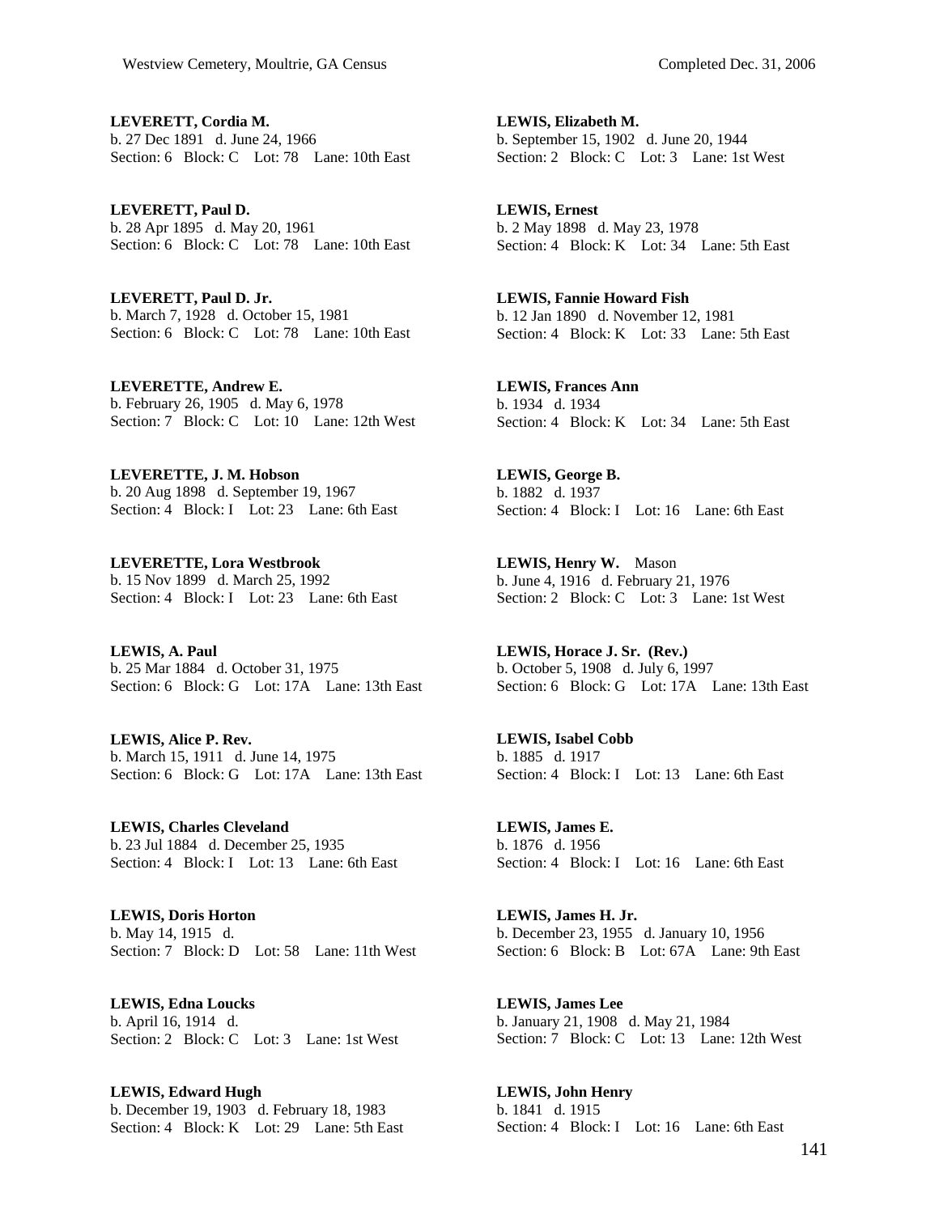**LEVERETT, Cordia M.**
b. 27 Dec 1891 d. June 24, 1966
Section: 6 Block: C Lot: 78 Lane: 10th East

**LEVERETT, Paul D.**
b. 28 Apr 1895 d. May 20, 1961
Section: 6 Block: C Lot: 78 Lane: 10th East

**LEVERETT, Paul D. Jr.**
b. March 7, 1928 d. October 15, 1981
Section: 6 Block: C Lot: 78 Lane: 10th East

**LEVERETTE, Andrew E.**
b. February 26, 1905 d. May 6, 1978
Section: 7 Block: C Lot: 10 Lane: 12th West

**LEVERETTE, J. M. Hobson**
b. 20 Aug 1898 d. September 19, 1967
Section: 4 Block: I Lot: 23 Lane: 6th East

**LEVERETTE, Lora Westbrook**
b. 15 Nov 1899 d. March 25, 1992
Section: 4 Block: I Lot: 23 Lane: 6th East

**LEWIS, A. Paul**
b. 25 Mar 1884 d. October 31, 1975
Section: 6 Block: G Lot: 17A Lane: 13th East

**LEWIS, Alice P. Rev.**
b. March 15, 1911 d. June 14, 1975
Section: 6 Block: G Lot: 17A Lane: 13th East

**LEWIS, Charles Cleveland**
b. 23 Jul 1884 d. December 25, 1935
Section: 4 Block: I Lot: 13 Lane: 6th East

**LEWIS, Doris Horton**
b. May 14, 1915 d.
Section: 7 Block: D Lot: 58 Lane: 11th West

**LEWIS, Edna Loucks**
b. April 16, 1914 d.
Section: 2 Block: C Lot: 3 Lane: 1st West

**LEWIS, Edward Hugh**
b. December 19, 1903 d. February 18, 1983
Section: 4 Block: K Lot: 29 Lane: 5th East

**LEWIS, Elizabeth M.**
b. September 15, 1902 d. June 20, 1944
Section: 2 Block: C Lot: 3 Lane: 1st West

**LEWIS, Ernest**
b. 2 May 1898 d. May 23, 1978
Section: 4 Block: K Lot: 34 Lane: 5th East

**LEWIS, Fannie Howard Fish**
b. 12 Jan 1890 d. November 12, 1981
Section: 4 Block: K Lot: 33 Lane: 5th East

**LEWIS, Frances Ann**
b. 1934 d. 1934
Section: 4 Block: K Lot: 34 Lane: 5th East

**LEWIS, George B.**
b. 1882 d. 1937
Section: 4 Block: I Lot: 16 Lane: 6th East

**LEWIS, Henry W.** Mason
b. June 4, 1916 d. February 21, 1976
Section: 2 Block: C Lot: 3 Lane: 1st West

**LEWIS, Horace J. Sr. (Rev.)**
b. October 5, 1908 d. July 6, 1997
Section: 6 Block: G Lot: 17A Lane: 13th East

**LEWIS, Isabel Cobb**
b. 1885 d. 1917
Section: 4 Block: I Lot: 13 Lane: 6th East

**LEWIS, James E.**
b. 1876 d. 1956
Section: 4 Block: I Lot: 16 Lane: 6th East

**LEWIS, James H. Jr.**
b. December 23, 1955 d. January 10, 1956
Section: 6 Block: B Lot: 67A Lane: 9th East

**LEWIS, James Lee**
b. January 21, 1908 d. May 21, 1984
Section: 7 Block: C Lot: 13 Lane: 12th West

**LEWIS, John Henry**
b. 1841 d. 1915
Section: 4 Block: I Lot: 16 Lane: 6th East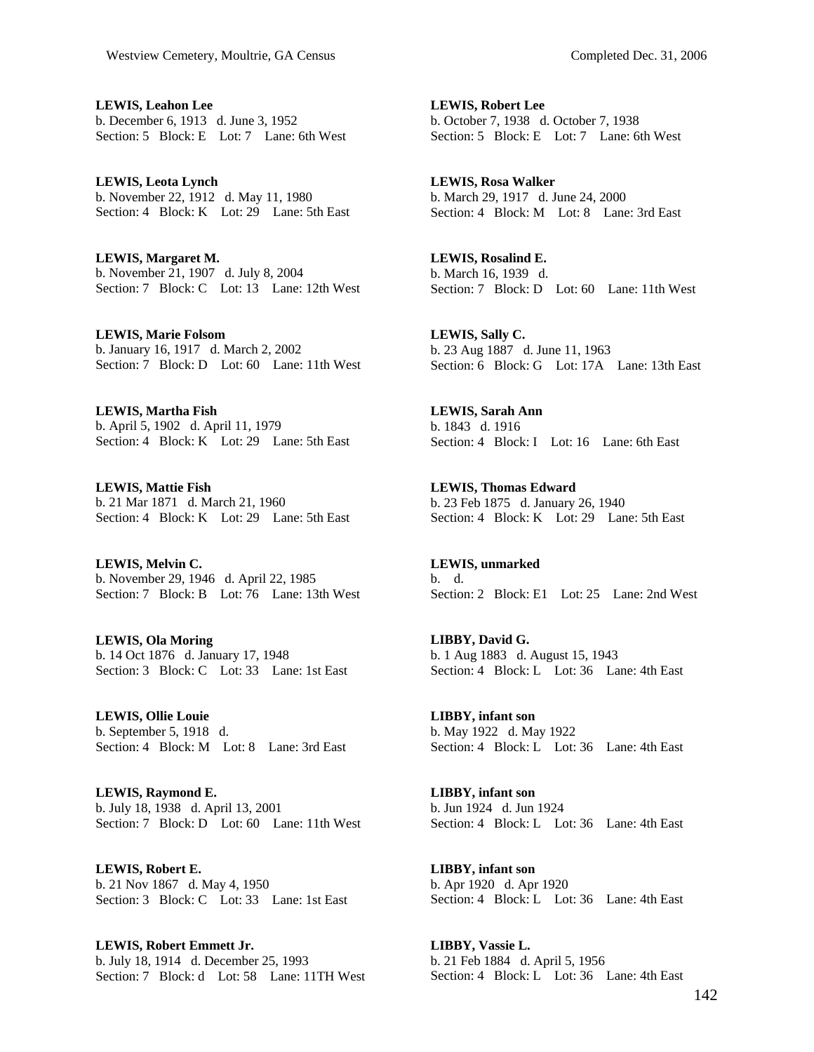**LEWIS, Leahon Lee**
b. December 6, 1913 d. June 3, 1952
Section: 5 Block: E Lot: 7 Lane: 6th West

**LEWIS, Leota Lynch**
b. November 22, 1912 d. May 11, 1980
Section: 4 Block: K Lot: 29 Lane: 5th East

**LEWIS, Margaret M.**
b. November 21, 1907 d. July 8, 2004
Section: 7 Block: C Lot: 13 Lane: 12th West

**LEWIS, Marie Folsom**
b. January 16, 1917 d. March 2, 2002
Section: 7 Block: D Lot: 60 Lane: 11th West

**LEWIS, Martha Fish**
b. April 5, 1902 d. April 11, 1979
Section: 4 Block: K Lot: 29 Lane: 5th East

**LEWIS, Mattie Fish**
b. 21 Mar 1871 d. March 21, 1960
Section: 4 Block: K Lot: 29 Lane: 5th East

**LEWIS, Melvin C.**
b. November 29, 1946 d. April 22, 1985
Section: 7 Block: B Lot: 76 Lane: 13th West

**LEWIS, Ola Moring**
b. 14 Oct 1876 d. January 17, 1948
Section: 3 Block: C Lot: 33 Lane: 1st East

**LEWIS, Ollie Louie**
b. September 5, 1918 d.
Section: 4 Block: M Lot: 8 Lane: 3rd East

**LEWIS, Raymond E.**
b. July 18, 1938 d. April 13, 2001
Section: 7 Block: D Lot: 60 Lane: 11th West

**LEWIS, Robert E.**
b. 21 Nov 1867 d. May 4, 1950
Section: 3 Block: C Lot: 33 Lane: 1st East

**LEWIS, Robert Emmett Jr.**
b. July 18, 1914 d. December 25, 1993
Section: 7 Block: d Lot: 58 Lane: 11TH West

**LEWIS, Robert Lee**
b. October 7, 1938 d. October 7, 1938
Section: 5 Block: E Lot: 7 Lane: 6th West

**LEWIS, Rosa Walker**
b. March 29, 1917 d. June 24, 2000
Section: 4 Block: M Lot: 8 Lane: 3rd East

**LEWIS, Rosalind E.**
b. March 16, 1939 d.
Section: 7 Block: D Lot: 60 Lane: 11th West

**LEWIS, Sally C.**
b. 23 Aug 1887 d. June 11, 1963
Section: 6 Block: G Lot: 17A Lane: 13th East

**LEWIS, Sarah Ann**
b. 1843 d. 1916
Section: 4 Block: I Lot: 16 Lane: 6th East

**LEWIS, Thomas Edward**
b. 23 Feb 1875 d. January 26, 1940
Section: 4 Block: K Lot: 29 Lane: 5th East

**LEWIS, unmarked**
b. d.
Section: 2 Block: E1 Lot: 25 Lane: 2nd West

**LIBBY, David G.**
b. 1 Aug 1883 d. August 15, 1943
Section: 4 Block: L Lot: 36 Lane: 4th East

**LIBBY, infant son**
b. May 1922 d. May 1922
Section: 4 Block: L Lot: 36 Lane: 4th East

**LIBBY, infant son**
b. Jun 1924 d. Jun 1924
Section: 4 Block: L Lot: 36 Lane: 4th East

**LIBBY, infant son**
b. Apr 1920 d. Apr 1920
Section: 4 Block: L Lot: 36 Lane: 4th East

**LIBBY, Vassie L.**
b. 21 Feb 1884 d. April 5, 1956
Section: 4 Block: L Lot: 36 Lane: 4th East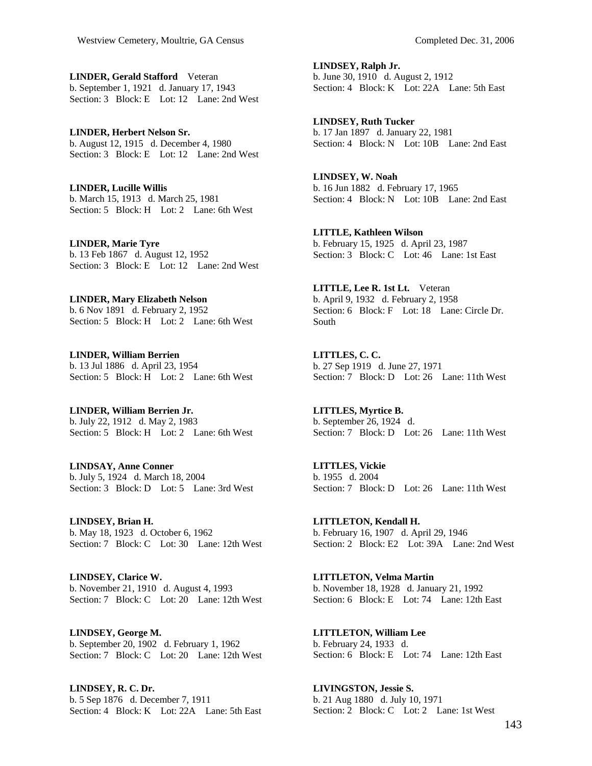**LINDER, Gerald Stafford** Veteran
b. September 1, 1921 d. January 17, 1943
Section: 3 Block: E Lot: 12 Lane: 2nd West

**LINDER, Herbert Nelson Sr.**
b. August 12, 1915 d. December 4, 1980
Section: 3 Block: E Lot: 12 Lane: 2nd West

**LINDER, Lucille Willis**
b. March 15, 1913 d. March 25, 1981
Section: 5 Block: H Lot: 2 Lane: 6th West

**LINDER, Marie Tyre**
b. 13 Feb 1867 d. August 12, 1952
Section: 3 Block: E Lot: 12 Lane: 2nd West

**LINDER, Mary Elizabeth Nelson**
b. 6 Nov 1891 d. February 2, 1952
Section: 5 Block: H Lot: 2 Lane: 6th West

**LINDER, William Berrien**
b. 13 Jul 1886 d. April 23, 1954
Section: 5 Block: H Lot: 2 Lane: 6th West

**LINDER, William Berrien Jr.**
b. July 22, 1912 d. May 2, 1983
Section: 5 Block: H Lot: 2 Lane: 6th West

**LINDSAY, Anne Conner**
b. July 5, 1924 d. March 18, 2004
Section: 3 Block: D Lot: 5 Lane: 3rd West

**LINDSEY, Brian H.**
b. May 18, 1923 d. October 6, 1962
Section: 7 Block: C Lot: 30 Lane: 12th West

**LINDSEY, Clarice W.**
b. November 21, 1910 d. August 4, 1993
Section: 7 Block: C Lot: 20 Lane: 12th West

**LINDSEY, George M.**
b. September 20, 1902 d. February 1, 1962
Section: 7 Block: C Lot: 20 Lane: 12th West

**LINDSEY, R. C. Dr.**
b. 5 Sep 1876 d. December 7, 1911
Section: 4 Block: K Lot: 22A Lane: 5th East

**LINDSEY, Ralph Jr.**
b. June 30, 1910 d. August 2, 1912
Section: 4 Block: K Lot: 22A Lane: 5th East

**LINDSEY, Ruth Tucker**
b. 17 Jan 1897 d. January 22, 1981
Section: 4 Block: N Lot: 10B Lane: 2nd East

**LINDSEY, W. Noah**
b. 16 Jun 1882 d. February 17, 1965
Section: 4 Block: N Lot: 10B Lane: 2nd East

**LITTLE, Kathleen Wilson**
b. February 15, 1925 d. April 23, 1987
Section: 3 Block: C Lot: 46 Lane: 1st East

**LITTLE, Lee R. 1st Lt.** Veteran
b. April 9, 1932 d. February 2, 1958
Section: 6 Block: F Lot: 18 Lane: Circle Dr. South

**LITTLES, C. C.**
b. 27 Sep 1919 d. June 27, 1971
Section: 7 Block: D Lot: 26 Lane: 11th West

**LITTLES, Myrtice B.**
b. September 26, 1924 d.
Section: 7 Block: D Lot: 26 Lane: 11th West

**LITTLES, Vickie**
b. 1955 d. 2004
Section: 7 Block: D Lot: 26 Lane: 11th West

**LITTLETON, Kendall H.**
b. February 16, 1907 d. April 29, 1946
Section: 2 Block: E2 Lot: 39A Lane: 2nd West

**LITTLETON, Velma Martin**
b. November 18, 1928 d. January 21, 1992
Section: 6 Block: E Lot: 74 Lane: 12th East

**LITTLETON, William Lee**
b. February 24, 1933 d.
Section: 6 Block: E Lot: 74 Lane: 12th East

**LIVINGSTON, Jessie S.**
b. 21 Aug 1880 d. July 10, 1971
Section: 2 Block: C Lot: 2 Lane: 1st West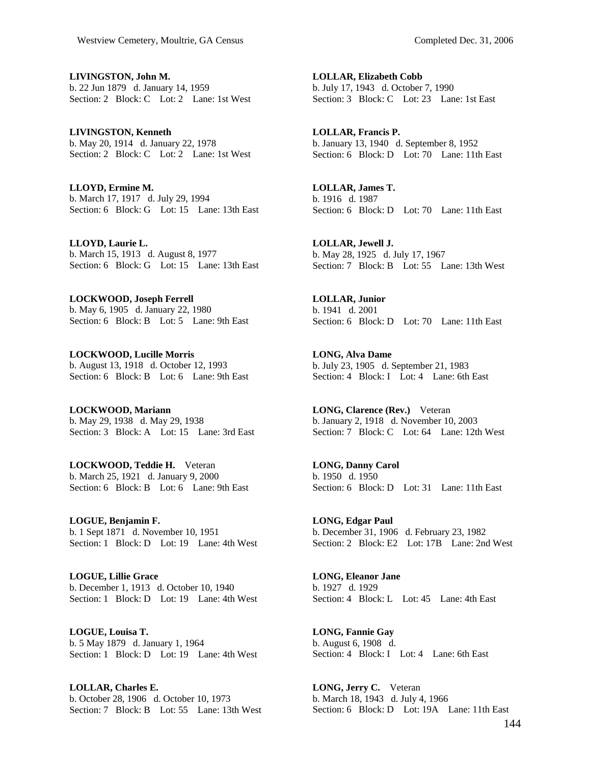**LIVINGSTON, John M.**
b. 22 Jun 1879 d. January 14, 1959
Section: 2 Block: C Lot: 2 Lane: 1st West

**LIVINGSTON, Kenneth**
b. May 20, 1914 d. January 22, 1978
Section: 2 Block: C Lot: 2 Lane: 1st West

**LLOYD, Ermine M.**
b. March 17, 1917 d. July 29, 1994
Section: 6 Block: G Lot: 15 Lane: 13th East

**LLOYD, Laurie L.**
b. March 15, 1913 d. August 8, 1977
Section: 6 Block: G Lot: 15 Lane: 13th East

**LOCKWOOD, Joseph Ferrell**
b. May 6, 1905 d. January 22, 1980
Section: 6 Block: B Lot: 5 Lane: 9th East

**LOCKWOOD, Lucille Morris**
b. August 13, 1918 d. October 12, 1993
Section: 6 Block: B Lot: 6 Lane: 9th East

**LOCKWOOD, Mariann**
b. May 29, 1938 d. May 29, 1938
Section: 3 Block: A Lot: 15 Lane: 3rd East

**LOCKWOOD, Teddie H.** Veteran
b. March 25, 1921 d. January 9, 2000
Section: 6 Block: B Lot: 6 Lane: 9th East

**LOGUE, Benjamin F.**
b. 1 Sept 1871 d. November 10, 1951
Section: 1 Block: D Lot: 19 Lane: 4th West

**LOGUE, Lillie Grace**
b. December 1, 1913 d. October 10, 1940
Section: 1 Block: D Lot: 19 Lane: 4th West

**LOGUE, Louisa T.**
b. 5 May 1879 d. January 1, 1964
Section: 1 Block: D Lot: 19 Lane: 4th West

**LOLLAR, Charles E.**
b. October 28, 1906 d. October 10, 1973
Section: 7 Block: B Lot: 55 Lane: 13th West

**LOLLAR, Elizabeth Cobb**
b. July 17, 1943 d. October 7, 1990
Section: 3 Block: C Lot: 23 Lane: 1st East

**LOLLAR, Francis P.**
b. January 13, 1940 d. September 8, 1952
Section: 6 Block: D Lot: 70 Lane: 11th East

**LOLLAR, James T.**
b. 1916 d. 1987
Section: 6 Block: D Lot: 70 Lane: 11th East

**LOLLAR, Jewell J.**
b. May 28, 1925 d. July 17, 1967
Section: 7 Block: B Lot: 55 Lane: 13th West

**LOLLAR, Junior**
b. 1941 d. 2001
Section: 6 Block: D Lot: 70 Lane: 11th East

**LONG, Alva Dame**
b. July 23, 1905 d. September 21, 1983
Section: 4 Block: I Lot: 4 Lane: 6th East

**LONG, Clarence (Rev.)** Veteran
b. January 2, 1918 d. November 10, 2003
Section: 7 Block: C Lot: 64 Lane: 12th West

**LONG, Danny Carol**
b. 1950 d. 1950
Section: 6 Block: D Lot: 31 Lane: 11th East

**LONG, Edgar Paul**
b. December 31, 1906 d. February 23, 1982
Section: 2 Block: E2 Lot: 17B Lane: 2nd West

**LONG, Eleanor Jane**
b. 1927 d. 1929
Section: 4 Block: L Lot: 45 Lane: 4th East

**LONG, Fannie Gay**
b. August 6, 1908 d.
Section: 4 Block: I Lot: 4 Lane: 6th East

**LONG, Jerry C.** Veteran
b. March 18, 1943 d. July 4, 1966
Section: 6 Block: D Lot: 19A Lane: 11th East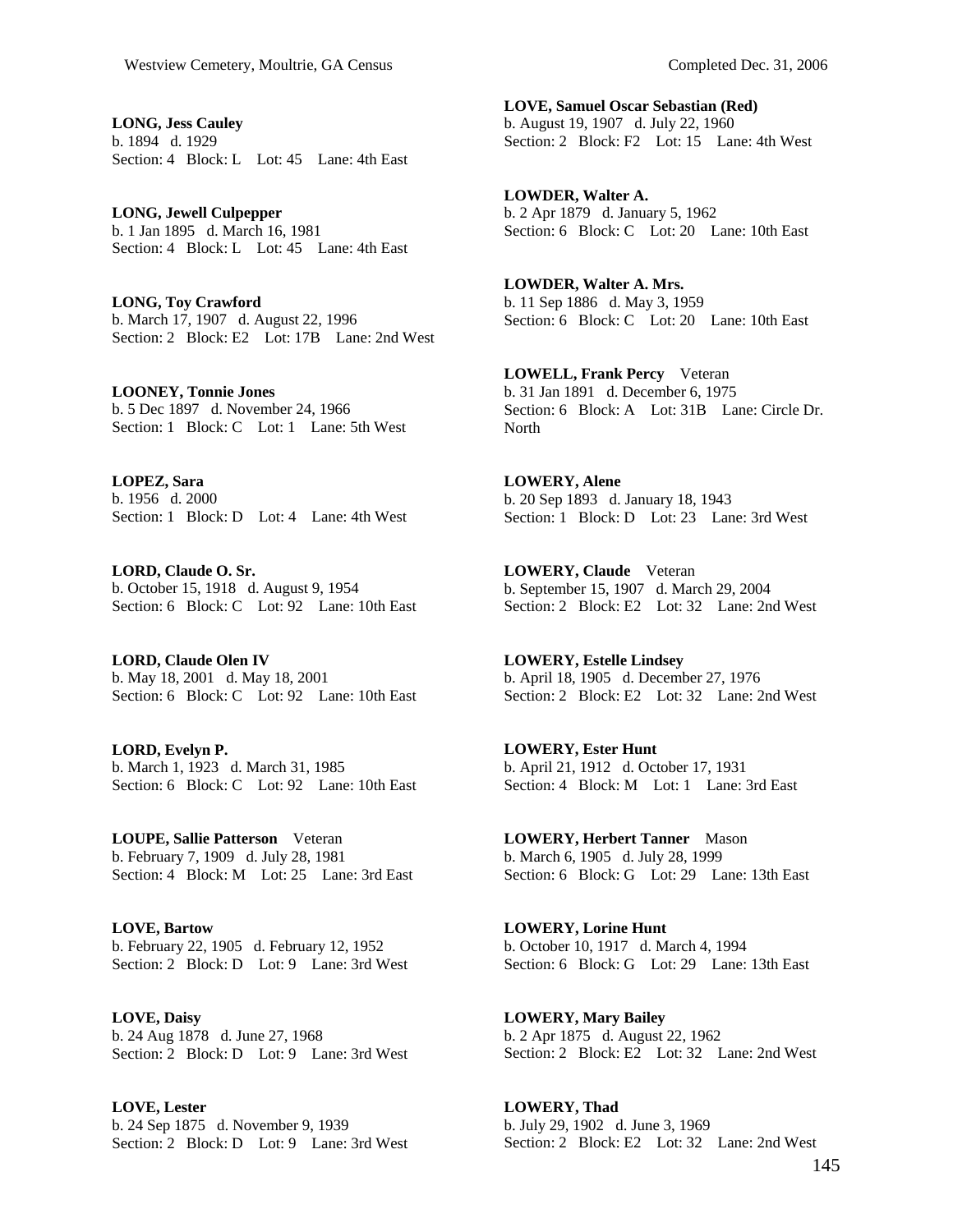**LONG, Jess Cauley**
b. 1894 d. 1929
Section: 4 Block: L Lot: 45 Lane: 4th East

**LONG, Jewell Culpepper**
b. 1 Jan 1895 d. March 16, 1981
Section: 4 Block: L Lot: 45 Lane: 4th East

**LONG, Toy Crawford**
b. March 17, 1907 d. August 22, 1996
Section: 2 Block: E2 Lot: 17B Lane: 2nd West

**LOONEY, Tonnie Jones**
b. 5 Dec 1897 d. November 24, 1966
Section: 1 Block: C Lot: 1 Lane: 5th West

**LOPEZ, Sara**
b. 1956 d. 2000
Section: 1 Block: D Lot: 4 Lane: 4th West

**LORD, Claude O. Sr.**
b. October 15, 1918 d. August 9, 1954
Section: 6 Block: C Lot: 92 Lane: 10th East

**LORD, Claude Olen IV**
b. May 18, 2001 d. May 18, 2001
Section: 6 Block: C Lot: 92 Lane: 10th East

**LORD, Evelyn P.**
b. March 1, 1923 d. March 31, 1985
Section: 6 Block: C Lot: 92 Lane: 10th East

**LOUPE, Sallie Patterson** Veteran
b. February 7, 1909 d. July 28, 1981
Section: 4 Block: M Lot: 25 Lane: 3rd East

**LOVE, Bartow**
b. February 22, 1905 d. February 12, 1952
Section: 2 Block: D Lot: 9 Lane: 3rd West

**LOVE, Daisy**
b. 24 Aug 1878 d. June 27, 1968
Section: 2 Block: D Lot: 9 Lane: 3rd West

**LOVE, Lester**
b. 24 Sep 1875 d. November 9, 1939
Section: 2 Block: D Lot: 9 Lane: 3rd West

**LOVE, Samuel Oscar Sebastian (Red)**
b. August 19, 1907 d. July 22, 1960
Section: 2 Block: F2 Lot: 15 Lane: 4th West

**LOWDER, Walter A.**
b. 2 Apr 1879 d. January 5, 1962
Section: 6 Block: C Lot: 20 Lane: 10th East

**LOWDER, Walter A. Mrs.**
b. 11 Sep 1886 d. May 3, 1959
Section: 6 Block: C Lot: 20 Lane: 10th East

**LOWELL, Frank Percy** Veteran
b. 31 Jan 1891 d. December 6, 1975
Section: 6 Block: A Lot: 31B Lane: Circle Dr. North

**LOWERY, Alene**
b. 20 Sep 1893 d. January 18, 1943
Section: 1 Block: D Lot: 23 Lane: 3rd West

**LOWERY, Claude** Veteran
b. September 15, 1907 d. March 29, 2004
Section: 2 Block: E2 Lot: 32 Lane: 2nd West

**LOWERY, Estelle Lindsey**
b. April 18, 1905 d. December 27, 1976
Section: 2 Block: E2 Lot: 32 Lane: 2nd West

**LOWERY, Ester Hunt**
b. April 21, 1912 d. October 17, 1931
Section: 4 Block: M Lot: 1 Lane: 3rd East

**LOWERY, Herbert Tanner** Mason
b. March 6, 1905 d. July 28, 1999
Section: 6 Block: G Lot: 29 Lane: 13th East

**LOWERY, Lorine Hunt**
b. October 10, 1917 d. March 4, 1994
Section: 6 Block: G Lot: 29 Lane: 13th East

**LOWERY, Mary Bailey**
b. 2 Apr 1875 d. August 22, 1962
Section: 2 Block: E2 Lot: 32 Lane: 2nd West

**LOWERY, Thad**
b. July 29, 1902 d. June 3, 1969
Section: 2 Block: E2 Lot: 32 Lane: 2nd West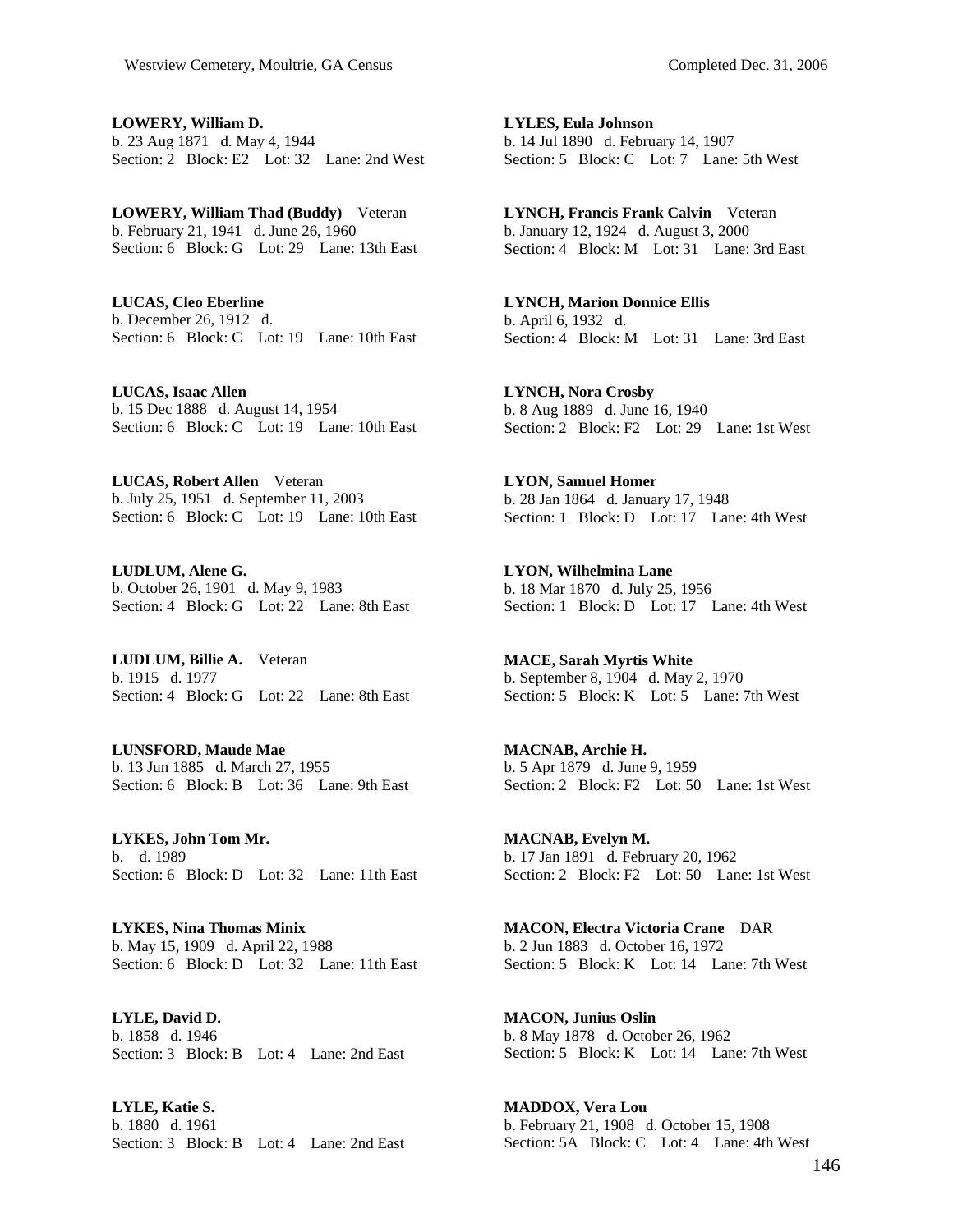**LOWERY, William D.**
b. 23 Aug 1871 d. May 4, 1944
Section: 2 Block: E2 Lot: 32 Lane: 2nd West

**LOWERY, William Thad (Buddy)** Veteran
b. February 21, 1941 d. June 26, 1960
Section: 6 Block: G Lot: 29 Lane: 13th East

**LUCAS, Cleo Eberline**
b. December 26, 1912 d.
Section: 6 Block: C Lot: 19 Lane: 10th East

**LUCAS, Isaac Allen**
b. 15 Dec 1888 d. August 14, 1954
Section: 6 Block: C Lot: 19 Lane: 10th East

**LUCAS, Robert Allen** Veteran
b. July 25, 1951 d. September 11, 2003
Section: 6 Block: C Lot: 19 Lane: 10th East

**LUDLUM, Alene G.**
b. October 26, 1901 d. May 9, 1983
Section: 4 Block: G Lot: 22 Lane: 8th East

**LUDLUM, Billie A.** Veteran
b. 1915 d. 1977
Section: 4 Block: G Lot: 22 Lane: 8th East

**LUNSFORD, Maude Mae**
b. 13 Jun 1885 d. March 27, 1955
Section: 6 Block: B Lot: 36 Lane: 9th East

**LYKES, John Tom Mr.**
b. d. 1989
Section: 6 Block: D Lot: 32 Lane: 11th East

**LYKES, Nina Thomas Minix**
b. May 15, 1909 d. April 22, 1988
Section: 6 Block: D Lot: 32 Lane: 11th East

**LYLE, David D.**
b. 1858 d. 1946
Section: 3 Block: B Lot: 4 Lane: 2nd East

**LYLE, Katie S.**
b. 1880 d. 1961
Section: 3 Block: B Lot: 4 Lane: 2nd East

**LYLES, Eula Johnson**
b. 14 Jul 1890 d. February 14, 1907
Section: 5 Block: C Lot: 7 Lane: 5th West

**LYNCH, Francis Frank Calvin** Veteran
b. January 12, 1924 d. August 3, 2000
Section: 4 Block: M Lot: 31 Lane: 3rd East

**LYNCH, Marion Donnice Ellis**
b. April 6, 1932 d.
Section: 4 Block: M Lot: 31 Lane: 3rd East

**LYNCH, Nora Crosby**
b. 8 Aug 1889 d. June 16, 1940
Section: 2 Block: F2 Lot: 29 Lane: 1st West

**LYON, Samuel Homer**
b. 28 Jan 1864 d. January 17, 1948
Section: 1 Block: D Lot: 17 Lane: 4th West

**LYON, Wilhelmina Lane**
b. 18 Mar 1870 d. July 25, 1956
Section: 1 Block: D Lot: 17 Lane: 4th West

**MACE, Sarah Myrtis White**
b. September 8, 1904 d. May 2, 1970
Section: 5 Block: K Lot: 5 Lane: 7th West

**MACNAB, Archie H.**
b. 5 Apr 1879 d. June 9, 1959
Section: 2 Block: F2 Lot: 50 Lane: 1st West

**MACNAB, Evelyn M.**
b. 17 Jan 1891 d. February 20, 1962
Section: 2 Block: F2 Lot: 50 Lane: 1st West

**MACON, Electra Victoria Crane** DAR
b. 2 Jun 1883 d. October 16, 1972
Section: 5 Block: K Lot: 14 Lane: 7th West

**MACON, Junius Oslin**
b. 8 May 1878 d. October 26, 1962
Section: 5 Block: K Lot: 14 Lane: 7th West

**MADDOX, Vera Lou**
b. February 21, 1908 d. October 15, 1908
Section: 5A Block: C Lot: 4 Lane: 4th West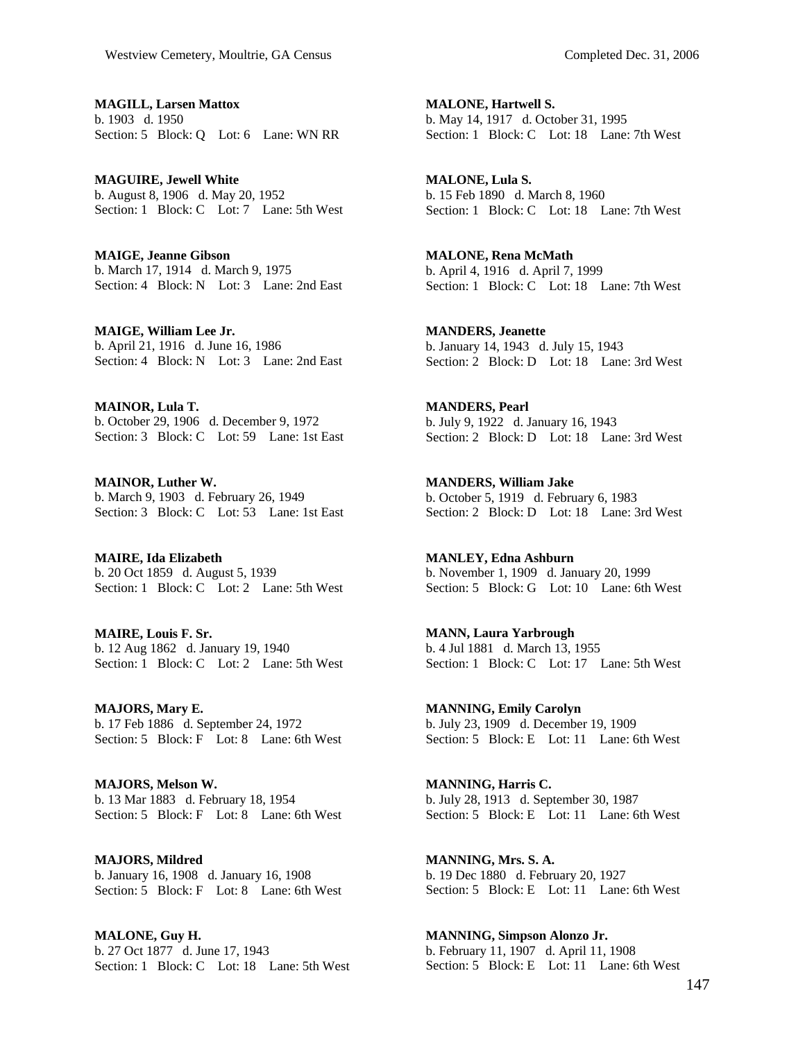**MAGILL, Larsen Mattox**
b. 1903 d. 1950
Section: 5 Block: Q Lot: 6 Lane: WN RR

**MAGUIRE, Jewell White**
b. August 8, 1906 d. May 20, 1952
Section: 1 Block: C Lot: 7 Lane: 5th West

**MAIGE, Jeanne Gibson**
b. March 17, 1914 d. March 9, 1975
Section: 4 Block: N Lot: 3 Lane: 2nd East

**MAIGE, William Lee Jr.**
b. April 21, 1916 d. June 16, 1986
Section: 4 Block: N Lot: 3 Lane: 2nd East

**MAINOR, Lula T.**
b. October 29, 1906 d. December 9, 1972
Section: 3 Block: C Lot: 59 Lane: 1st East

**MAINOR, Luther W.**
b. March 9, 1903 d. February 26, 1949
Section: 3 Block: C Lot: 53 Lane: 1st East

**MAIRE, Ida Elizabeth**
b. 20 Oct 1859 d. August 5, 1939
Section: 1 Block: C Lot: 2 Lane: 5th West

**MAIRE, Louis F. Sr.**
b. 12 Aug 1862 d. January 19, 1940
Section: 1 Block: C Lot: 2 Lane: 5th West

**MAJORS, Mary E.**
b. 17 Feb 1886 d. September 24, 1972
Section: 5 Block: F Lot: 8 Lane: 6th West

**MAJORS, Melson W.**
b. 13 Mar 1883 d. February 18, 1954
Section: 5 Block: F Lot: 8 Lane: 6th West

**MAJORS, Mildred**
b. January 16, 1908 d. January 16, 1908
Section: 5 Block: F Lot: 8 Lane: 6th West

**MALONE, Guy H.**
b. 27 Oct 1877 d. June 17, 1943
Section: 1 Block: C Lot: 18 Lane: 5th West

**MALONE, Hartwell S.**
b. May 14, 1917 d. October 31, 1995
Section: 1 Block: C Lot: 18 Lane: 7th West

**MALONE, Lula S.**
b. 15 Feb 1890 d. March 8, 1960
Section: 1 Block: C Lot: 18 Lane: 7th West

**MALONE, Rena McMath**
b. April 4, 1916 d. April 7, 1999
Section: 1 Block: C Lot: 18 Lane: 7th West

**MANDERS, Jeanette**
b. January 14, 1943 d. July 15, 1943
Section: 2 Block: D Lot: 18 Lane: 3rd West

**MANDERS, Pearl**
b. July 9, 1922 d. January 16, 1943
Section: 2 Block: D Lot: 18 Lane: 3rd West

**MANDERS, William Jake**
b. October 5, 1919 d. February 6, 1983
Section: 2 Block: D Lot: 18 Lane: 3rd West

**MANLEY, Edna Ashburn**
b. November 1, 1909 d. January 20, 1999
Section: 5 Block: G Lot: 10 Lane: 6th West

**MANN, Laura Yarbrough**
b. 4 Jul 1881 d. March 13, 1955
Section: 1 Block: C Lot: 17 Lane: 5th West

**MANNING, Emily Carolyn**
b. July 23, 1909 d. December 19, 1909
Section: 5 Block: E Lot: 11 Lane: 6th West

**MANNING, Harris C.**
b. July 28, 1913 d. September 30, 1987
Section: 5 Block: E Lot: 11 Lane: 6th West

**MANNING, Mrs. S. A.**
b. 19 Dec 1880 d. February 20, 1927
Section: 5 Block: E Lot: 11 Lane: 6th West

**MANNING, Simpson Alonzo Jr.**
b. February 11, 1907 d. April 11, 1908
Section: 5 Block: E Lot: 11 Lane: 6th West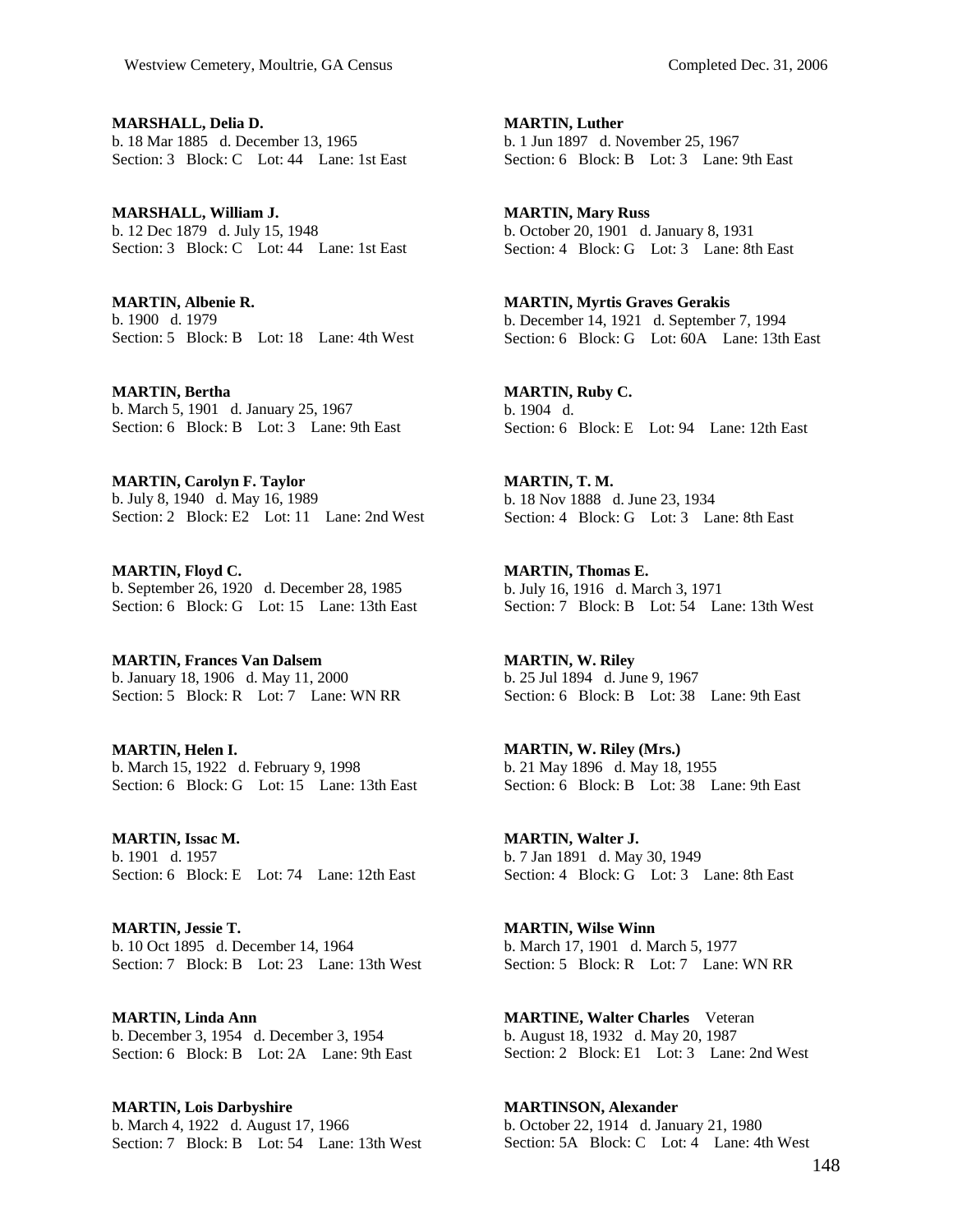**MARSHALL, Delia D.**
b. 18 Mar 1885 d. December 13, 1965
Section: 3 Block: C Lot: 44 Lane: 1st East

**MARSHALL, William J.**
b. 12 Dec 1879 d. July 15, 1948
Section: 3 Block: C Lot: 44 Lane: 1st East

**MARTIN, Albenie R.**
b. 1900 d. 1979
Section: 5 Block: B Lot: 18 Lane: 4th West

**MARTIN, Bertha**
b. March 5, 1901 d. January 25, 1967
Section: 6 Block: B Lot: 3 Lane: 9th East

**MARTIN, Carolyn F. Taylor**
b. July 8, 1940 d. May 16, 1989
Section: 2 Block: E2 Lot: 11 Lane: 2nd West

**MARTIN, Floyd C.**
b. September 26, 1920 d. December 28, 1985
Section: 6 Block: G Lot: 15 Lane: 13th East

**MARTIN, Frances Van Dalsem**
b. January 18, 1906 d. May 11, 2000
Section: 5 Block: R Lot: 7 Lane: WN RR

**MARTIN, Helen I.**
b. March 15, 1922 d. February 9, 1998
Section: 6 Block: G Lot: 15 Lane: 13th East

**MARTIN, Issac M.**
b. 1901 d. 1957
Section: 6 Block: E Lot: 74 Lane: 12th East

**MARTIN, Jessie T.**
b. 10 Oct 1895 d. December 14, 1964
Section: 7 Block: B Lot: 23 Lane: 13th West

**MARTIN, Linda Ann**
b. December 3, 1954 d. December 3, 1954
Section: 6 Block: B Lot: 2A Lane: 9th East

**MARTIN, Lois Darbyshire**
b. March 4, 1922 d. August 17, 1966
Section: 7 Block: B Lot: 54 Lane: 13th West

**MARTIN, Luther**
b. 1 Jun 1897 d. November 25, 1967
Section: 6 Block: B Lot: 3 Lane: 9th East

**MARTIN, Mary Russ**
b. October 20, 1901 d. January 8, 1931
Section: 4 Block: G Lot: 3 Lane: 8th East

**MARTIN, Myrtis Graves Gerakis**
b. December 14, 1921 d. September 7, 1994
Section: 6 Block: G Lot: 60A Lane: 13th East

**MARTIN, Ruby C.**
b. 1904 d.
Section: 6 Block: E Lot: 94 Lane: 12th East

**MARTIN, T. M.**
b. 18 Nov 1888 d. June 23, 1934
Section: 4 Block: G Lot: 3 Lane: 8th East

**MARTIN, Thomas E.**
b. July 16, 1916 d. March 3, 1971
Section: 7 Block: B Lot: 54 Lane: 13th West

**MARTIN, W. Riley**
b. 25 Jul 1894 d. June 9, 1967
Section: 6 Block: B Lot: 38 Lane: 9th East

**MARTIN, W. Riley (Mrs.)**
b. 21 May 1896 d. May 18, 1955
Section: 6 Block: B Lot: 38 Lane: 9th East

**MARTIN, Walter J.**
b. 7 Jan 1891 d. May 30, 1949
Section: 4 Block: G Lot: 3 Lane: 8th East

**MARTIN, Wilse Winn**
b. March 17, 1901 d. March 5, 1977
Section: 5 Block: R Lot: 7 Lane: WN RR

**MARTINE, Walter Charles** Veteran
b. August 18, 1932 d. May 20, 1987
Section: 2 Block: E1 Lot: 3 Lane: 2nd West

**MARTINSON, Alexander**
b. October 22, 1914 d. January 21, 1980
Section: 5A Block: C Lot: 4 Lane: 4th West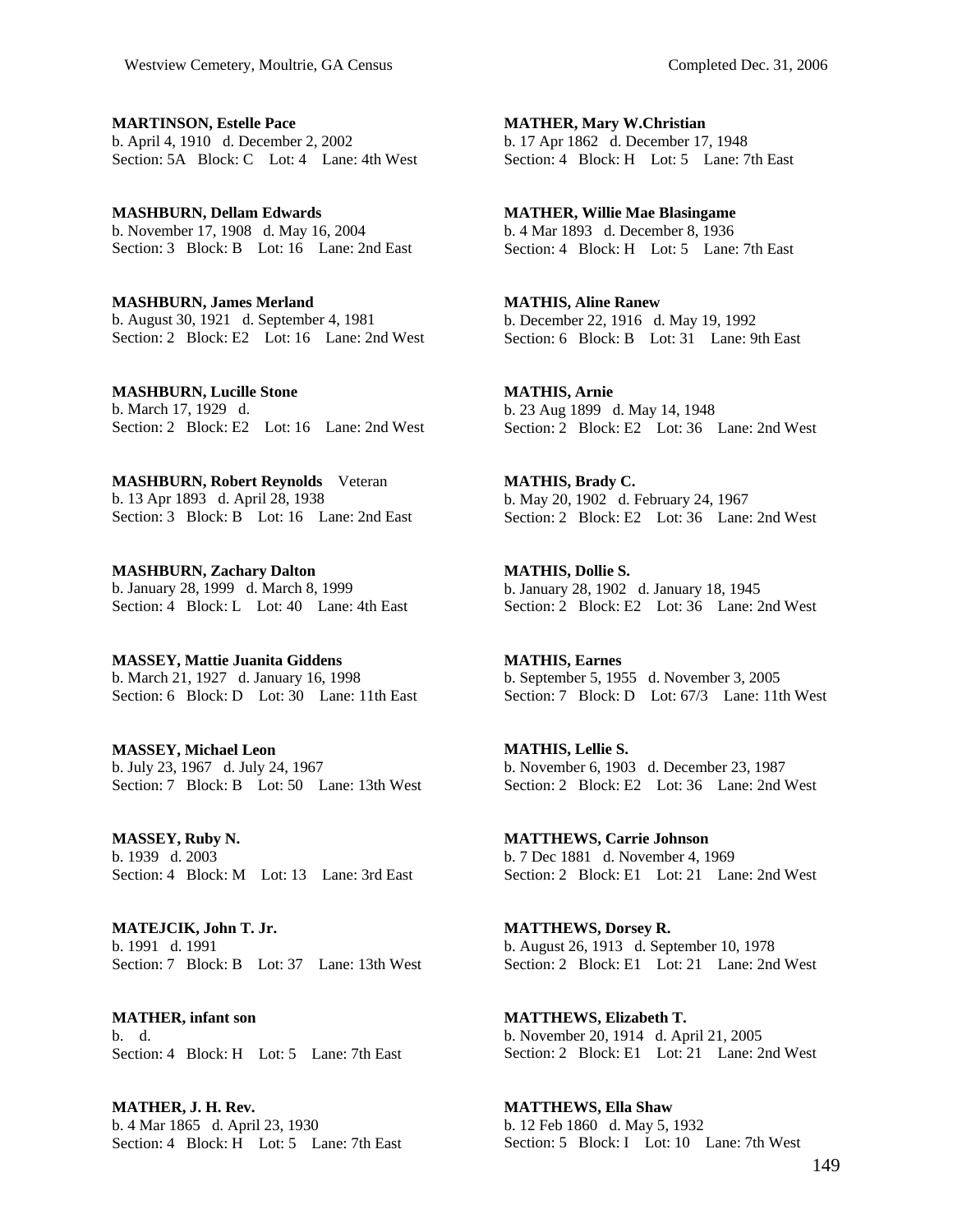**MARTINSON, Estelle Pace**
b. April 4, 1910 d. December 2, 2002
Section: 5A Block: C Lot: 4 Lane: 4th West

**MASHBURN, Dellam Edwards**
b. November 17, 1908 d. May 16, 2004
Section: 3 Block: B Lot: 16 Lane: 2nd East

**MASHBURN, James Merland**
b. August 30, 1921 d. September 4, 1981
Section: 2 Block: E2 Lot: 16 Lane: 2nd West

**MASHBURN, Lucille Stone**
b. March 17, 1929 d.
Section: 2 Block: E2 Lot: 16 Lane: 2nd West

**MASHBURN, Robert Reynolds** Veteran
b. 13 Apr 1893 d. April 28, 1938
Section: 3 Block: B Lot: 16 Lane: 2nd East

**MASHBURN, Zachary Dalton**
b. January 28, 1999 d. March 8, 1999
Section: 4 Block: L Lot: 40 Lane: 4th East

**MASSEY, Mattie Juanita Giddens**
b. March 21, 1927 d. January 16, 1998
Section: 6 Block: D Lot: 30 Lane: 11th East

**MASSEY, Michael Leon**
b. July 23, 1967 d. July 24, 1967
Section: 7 Block: B Lot: 50 Lane: 13th West

**MASSEY, Ruby N.**
b. 1939 d. 2003
Section: 4 Block: M Lot: 13 Lane: 3rd East

**MATEJCIK, John T. Jr.**
b. 1991 d. 1991
Section: 7 Block: B Lot: 37 Lane: 13th West

**MATHER, infant son**
b. d.
Section: 4 Block: H Lot: 5 Lane: 7th East

**MATHER, J. H. Rev.**
b. 4 Mar 1865 d. April 23, 1930
Section: 4 Block: H Lot: 5 Lane: 7th East

**MATHER, Mary W.Christian**
b. 17 Apr 1862 d. December 17, 1948
Section: 4 Block: H Lot: 5 Lane: 7th East

**MATHER, Willie Mae Blasingame**
b. 4 Mar 1893 d. December 8, 1936
Section: 4 Block: H Lot: 5 Lane: 7th East

**MATHIS, Aline Ranew**
b. December 22, 1916 d. May 19, 1992
Section: 6 Block: B Lot: 31 Lane: 9th East

**MATHIS, Arnie**
b. 23 Aug 1899 d. May 14, 1948
Section: 2 Block: E2 Lot: 36 Lane: 2nd West

**MATHIS, Brady C.**
b. May 20, 1902 d. February 24, 1967
Section: 2 Block: E2 Lot: 36 Lane: 2nd West

**MATHIS, Dollie S.**
b. January 28, 1902 d. January 18, 1945
Section: 2 Block: E2 Lot: 36 Lane: 2nd West

**MATHIS, Earnes**
b. September 5, 1955 d. November 3, 2005
Section: 7 Block: D Lot: 67/3 Lane: 11th West

**MATHIS, Lellie S.**
b. November 6, 1903 d. December 23, 1987
Section: 2 Block: E2 Lot: 36 Lane: 2nd West

**MATTHEWS, Carrie Johnson**
b. 7 Dec 1881 d. November 4, 1969
Section: 2 Block: E1 Lot: 21 Lane: 2nd West

**MATTHEWS, Dorsey R.**
b. August 26, 1913 d. September 10, 1978
Section: 2 Block: E1 Lot: 21 Lane: 2nd West

**MATTHEWS, Elizabeth T.**
b. November 20, 1914 d. April 21, 2005
Section: 2 Block: E1 Lot: 21 Lane: 2nd West

**MATTHEWS, Ella Shaw**
b. 12 Feb 1860 d. May 5, 1932
Section: 5 Block: I Lot: 10 Lane: 7th West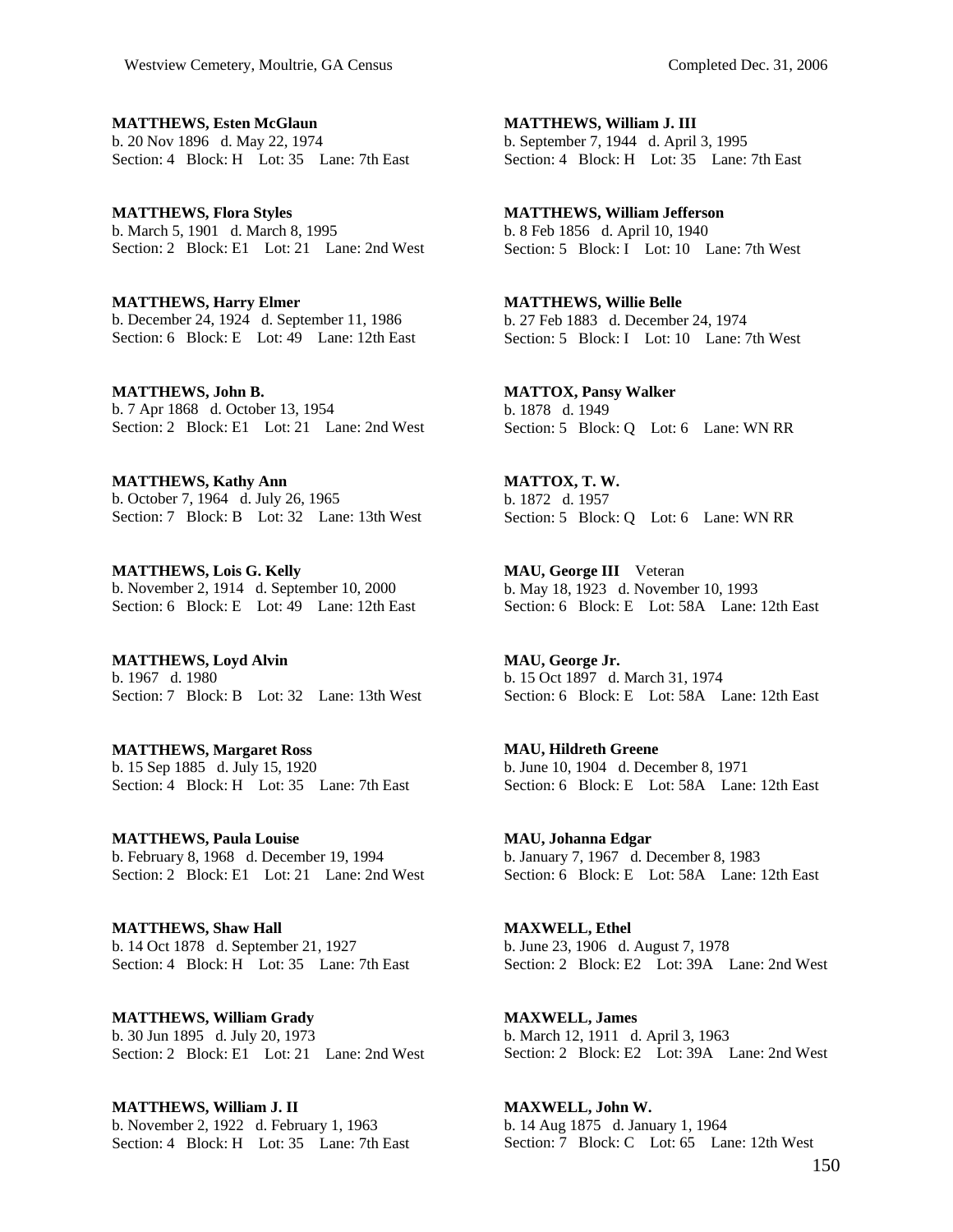**MATTHEWS, Esten McGlaun**
b. 20 Nov 1896 d. May 22, 1974
Section: 4 Block: H Lot: 35 Lane: 7th East

**MATTHEWS, Flora Styles**
b. March 5, 1901 d. March 8, 1995
Section: 2 Block: E1 Lot: 21 Lane: 2nd West

**MATTHEWS, Harry Elmer**
b. December 24, 1924 d. September 11, 1986
Section: 6 Block: E Lot: 49 Lane: 12th East

**MATTHEWS, John B.**
b. 7 Apr 1868 d. October 13, 1954
Section: 2 Block: E1 Lot: 21 Lane: 2nd West

**MATTHEWS, Kathy Ann**
b. October 7, 1964 d. July 26, 1965
Section: 7 Block: B Lot: 32 Lane: 13th West

**MATTHEWS, Lois G. Kelly**
b. November 2, 1914 d. September 10, 2000
Section: 6 Block: E Lot: 49 Lane: 12th East

**MATTHEWS, Loyd Alvin**
b. 1967 d. 1980
Section: 7 Block: B Lot: 32 Lane: 13th West

**MATTHEWS, Margaret Ross**
b. 15 Sep 1885 d. July 15, 1920
Section: 4 Block: H Lot: 35 Lane: 7th East

**MATTHEWS, Paula Louise**
b. February 8, 1968 d. December 19, 1994
Section: 2 Block: E1 Lot: 21 Lane: 2nd West

**MATTHEWS, Shaw Hall**
b. 14 Oct 1878 d. September 21, 1927
Section: 4 Block: H Lot: 35 Lane: 7th East

**MATTHEWS, William Grady**
b. 30 Jun 1895 d. July 20, 1973
Section: 2 Block: E1 Lot: 21 Lane: 2nd West

**MATTHEWS, William J. II**
b. November 2, 1922 d. February 1, 1963
Section: 4 Block: H Lot: 35 Lane: 7th East

**MATTHEWS, William J. III**
b. September 7, 1944 d. April 3, 1995
Section: 4 Block: H Lot: 35 Lane: 7th East

**MATTHEWS, William Jefferson**
b. 8 Feb 1856 d. April 10, 1940
Section: 5 Block: I Lot: 10 Lane: 7th West

**MATTHEWS, Willie Belle**
b. 27 Feb 1883 d. December 24, 1974
Section: 5 Block: I Lot: 10 Lane: 7th West

**MATTOX, Pansy Walker**
b. 1878 d. 1949
Section: 5 Block: Q Lot: 6 Lane: WN RR

**MATTOX, T. W.**
b. 1872 d. 1957
Section: 5 Block: Q Lot: 6 Lane: WN RR

**MAU, George III** Veteran
b. May 18, 1923 d. November 10, 1993
Section: 6 Block: E Lot: 58A Lane: 12th East

**MAU, George Jr.**
b. 15 Oct 1897 d. March 31, 1974
Section: 6 Block: E Lot: 58A Lane: 12th East

**MAU, Hildreth Greene**
b. June 10, 1904 d. December 8, 1971
Section: 6 Block: E Lot: 58A Lane: 12th East

**MAU, Johanna Edgar**
b. January 7, 1967 d. December 8, 1983
Section: 6 Block: E Lot: 58A Lane: 12th East

**MAXWELL, Ethel**
b. June 23, 1906 d. August 7, 1978
Section: 2 Block: E2 Lot: 39A Lane: 2nd West

**MAXWELL, James**
b. March 12, 1911 d. April 3, 1963
Section: 2 Block: E2 Lot: 39A Lane: 2nd West

**MAXWELL, John W.**
b. 14 Aug 1875 d. January 1, 1964
Section: 7 Block: C Lot: 65 Lane: 12th West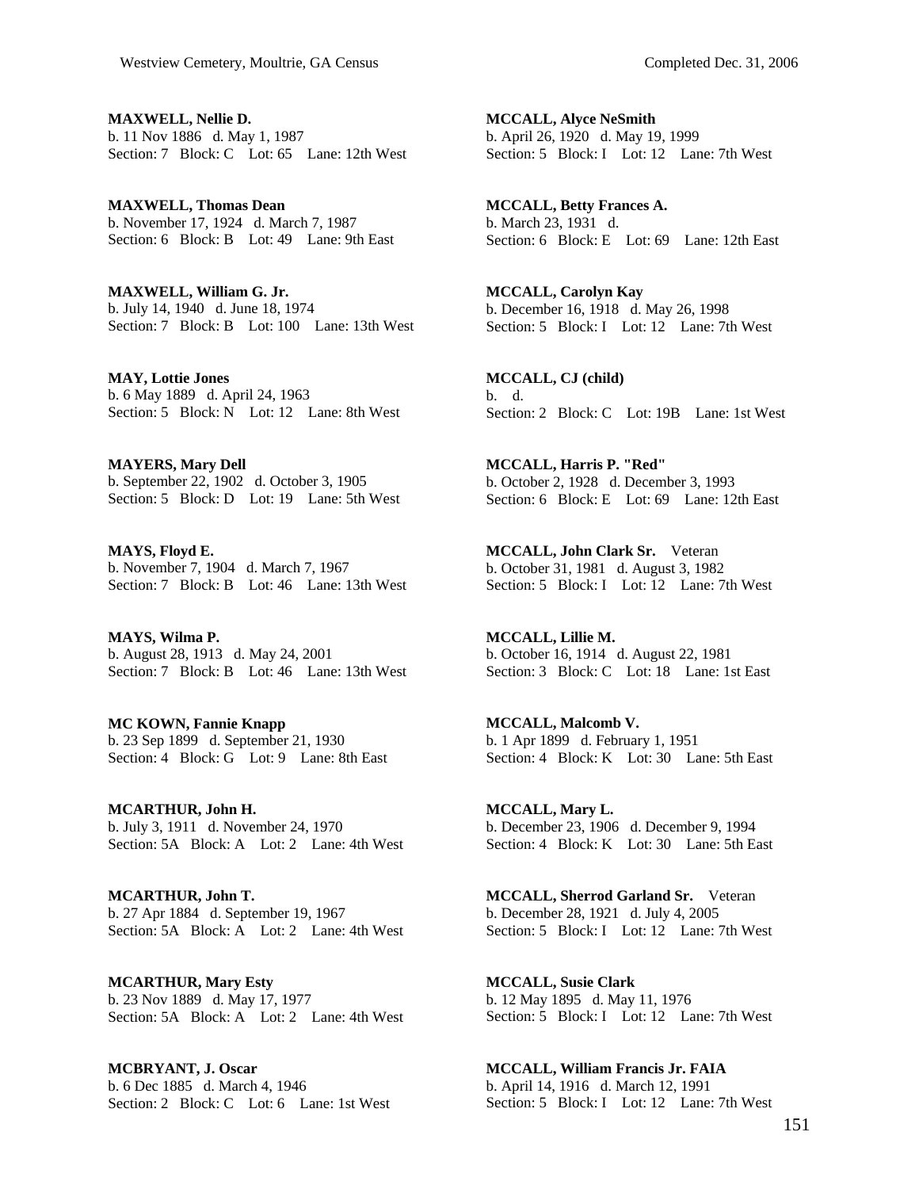**MAXWELL, Nellie D.**
b. 11 Nov 1886 d. May 1, 1987
Section: 7 Block: C Lot: 65 Lane: 12th West

**MAXWELL, Thomas Dean**
b. November 17, 1924 d. March 7, 1987
Section: 6 Block: B Lot: 49 Lane: 9th East

**MAXWELL, William G. Jr.**
b. July 14, 1940 d. June 18, 1974
Section: 7 Block: B Lot: 100 Lane: 13th West

**MAY, Lottie Jones**
b. 6 May 1889 d. April 24, 1963
Section: 5 Block: N Lot: 12 Lane: 8th West

**MAYERS, Mary Dell**
b. September 22, 1902 d. October 3, 1905
Section: 5 Block: D Lot: 19 Lane: 5th West

**MAYS, Floyd E.**
b. November 7, 1904 d. March 7, 1967
Section: 7 Block: B Lot: 46 Lane: 13th West

**MAYS, Wilma P.**
b. August 28, 1913 d. May 24, 2001
Section: 7 Block: B Lot: 46 Lane: 13th West

**MC KOWN, Fannie Knapp**
b. 23 Sep 1899 d. September 21, 1930
Section: 4 Block: G Lot: 9 Lane: 8th East

**MCARTHUR, John H.**
b. July 3, 1911 d. November 24, 1970
Section: 5A Block: A Lot: 2 Lane: 4th West

**MCARTHUR, John T.**
b. 27 Apr 1884 d. September 19, 1967
Section: 5A Block: A Lot: 2 Lane: 4th West

**MCARTHUR, Mary Esty**
b. 23 Nov 1889 d. May 17, 1977
Section: 5A Block: A Lot: 2 Lane: 4th West

**MCBRYANT, J. Oscar**
b. 6 Dec 1885 d. March 4, 1946
Section: 2 Block: C Lot: 6 Lane: 1st West

**MCCALL, Alyce NeSmith**
b. April 26, 1920 d. May 19, 1999
Section: 5 Block: I Lot: 12 Lane: 7th West

**MCCALL, Betty Frances A.**
b. March 23, 1931 d.
Section: 6 Block: E Lot: 69 Lane: 12th East

**MCCALL, Carolyn Kay**
b. December 16, 1918 d. May 26, 1998
Section: 5 Block: I Lot: 12 Lane: 7th West

**MCCALL, CJ (child)**
b. d.
Section: 2 Block: C Lot: 19B Lane: 1st West

**MCCALL, Harris P. "Red"**
b. October 2, 1928 d. December 3, 1993
Section: 6 Block: E Lot: 69 Lane: 12th East

**MCCALL, John Clark Sr.** Veteran
b. October 31, 1981 d. August 3, 1982
Section: 5 Block: I Lot: 12 Lane: 7th West

**MCCALL, Lillie M.**
b. October 16, 1914 d. August 22, 1981
Section: 3 Block: C Lot: 18 Lane: 1st East

**MCCALL, Malcomb V.**
b. 1 Apr 1899 d. February 1, 1951
Section: 4 Block: K Lot: 30 Lane: 5th East

**MCCALL, Mary L.**
b. December 23, 1906 d. December 9, 1994
Section: 4 Block: K Lot: 30 Lane: 5th East

**MCCALL, Sherrod Garland Sr.** Veteran
b. December 28, 1921 d. July 4, 2005
Section: 5 Block: I Lot: 12 Lane: 7th West

**MCCALL, Susie Clark**
b. 12 May 1895 d. May 11, 1976
Section: 5 Block: I Lot: 12 Lane: 7th West

**MCCALL, William Francis Jr. FAIA**
b. April 14, 1916 d. March 12, 1991
Section: 5 Block: I Lot: 12 Lane: 7th West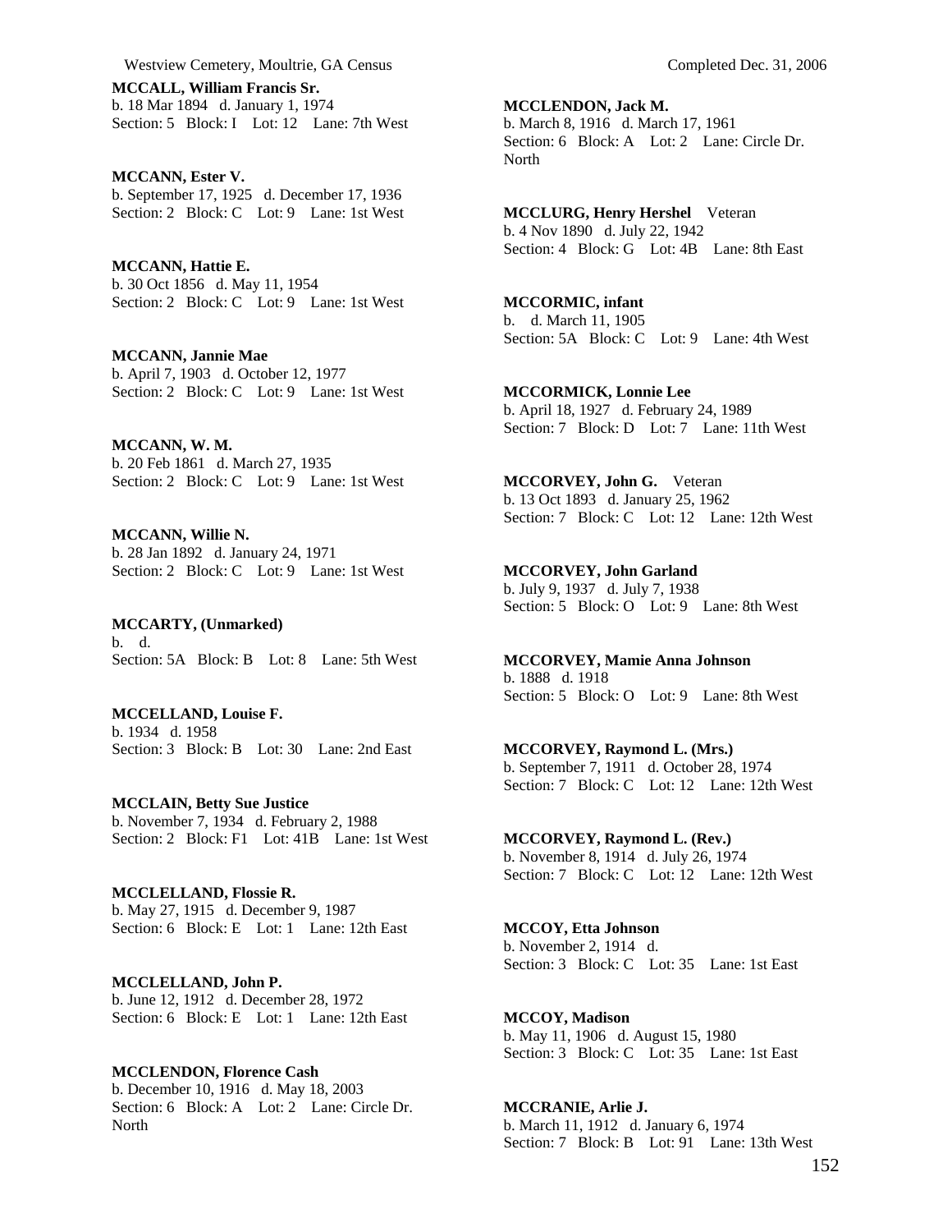**MCCALL, William Francis Sr.**
b. 18 Mar 1894 d. January 1, 1974
Section: 5 Block: I Lot: 12 Lane: 7th West

**MCCANN, Ester V.**
b. September 17, 1925 d. December 17, 1936
Section: 2 Block: C Lot: 9 Lane: 1st West

**MCCANN, Hattie E.**
b. 30 Oct 1856 d. May 11, 1954
Section: 2 Block: C Lot: 9 Lane: 1st West

**MCCANN, Jannie Mae**
b. April 7, 1903 d. October 12, 1977
Section: 2 Block: C Lot: 9 Lane: 1st West

**MCCANN, W. M.**
b. 20 Feb 1861 d. March 27, 1935
Section: 2 Block: C Lot: 9 Lane: 1st West

**MCCANN, Willie N.**
b. 28 Jan 1892 d. January 24, 1971
Section: 2 Block: C Lot: 9 Lane: 1st West

**MCCARTY, (Unmarked)**
b. d.
Section: 5A Block: B Lot: 8 Lane: 5th West

**MCCELLAND, Louise F.**
b. 1934 d. 1958
Section: 3 Block: B Lot: 30 Lane: 2nd East

**MCCLAIN, Betty Sue Justice**
b. November 7, 1934 d. February 2, 1988
Section: 2 Block: F1 Lot: 41B Lane: 1st West

**MCCLELLAND, Flossie R.**
b. May 27, 1915 d. December 9, 1987
Section: 6 Block: E Lot: 1 Lane: 12th East

**MCCLELLAND, John P.**
b. June 12, 1912 d. December 28, 1972
Section: 6 Block: E Lot: 1 Lane: 12th East

**MCCLENDON, Florence Cash**
b. December 10, 1916 d. May 18, 2003
Section: 6 Block: A Lot: 2 Lane: Circle Dr. North

**MCCLENDON, Jack M.**
b. March 8, 1916 d. March 17, 1961
Section: 6 Block: A Lot: 2 Lane: Circle Dr. North

**MCCLURG, Henry Hershel** Veteran
b. 4 Nov 1890 d. July 22, 1942
Section: 4 Block: G Lot: 4B Lane: 8th East

**MCCORMIC, infant**
b. d. March 11, 1905
Section: 5A Block: C Lot: 9 Lane: 4th West

**MCCORMICK, Lonnie Lee**
b. April 18, 1927 d. February 24, 1989
Section: 7 Block: D Lot: 7 Lane: 11th West

**MCCORVEY, John G.** Veteran
b. 13 Oct 1893 d. January 25, 1962
Section: 7 Block: C Lot: 12 Lane: 12th West

**MCCORVEY, John Garland**
b. July 9, 1937 d. July 7, 1938
Section: 5 Block: O Lot: 9 Lane: 8th West

**MCCORVEY, Mamie Anna Johnson**
b. 1888 d. 1918
Section: 5 Block: O Lot: 9 Lane: 8th West

**MCCORVEY, Raymond L. (Mrs.)**
b. September 7, 1911 d. October 28, 1974
Section: 7 Block: C Lot: 12 Lane: 12th West

**MCCORVEY, Raymond L. (Rev.)**
b. November 8, 1914 d. July 26, 1974
Section: 7 Block: C Lot: 12 Lane: 12th West

**MCCOY, Etta Johnson**
b. November 2, 1914 d.
Section: 3 Block: C Lot: 35 Lane: 1st East

**MCCOY, Madison**
b. May 11, 1906 d. August 15, 1980
Section: 3 Block: C Lot: 35 Lane: 1st East

**MCCRANIE, Arlie J.**
b. March 11, 1912 d. January 6, 1974
Section: 7 Block: B Lot: 91 Lane: 13th West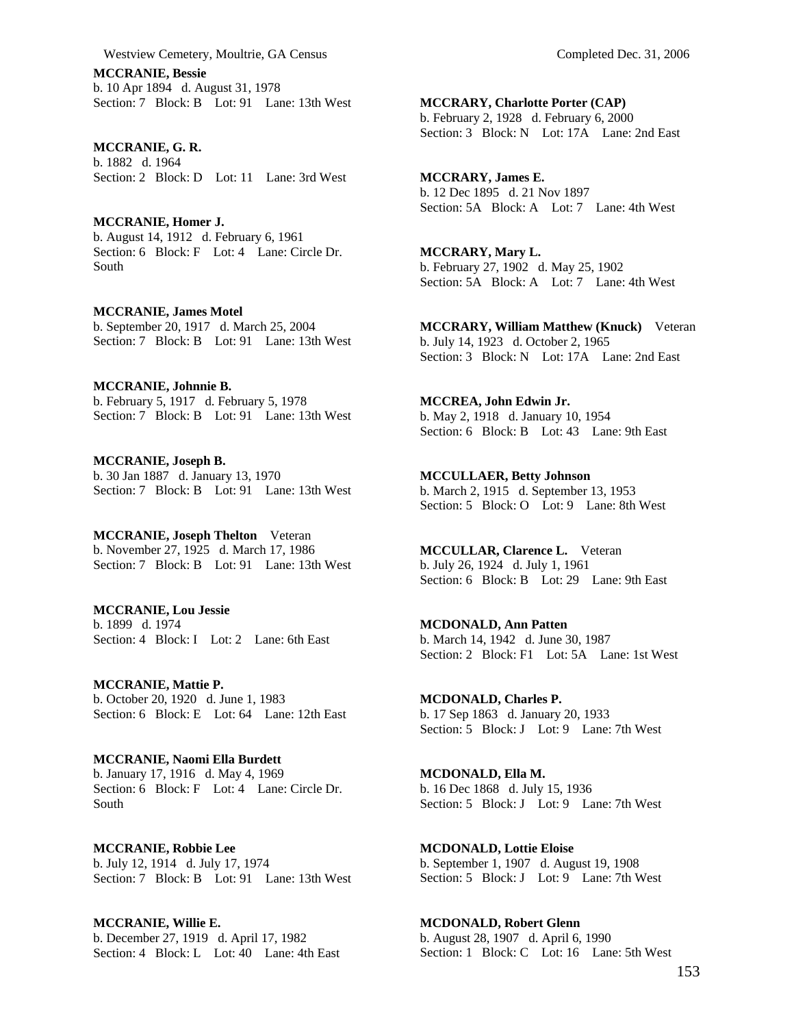**MCCRANIE, Bessie**
b. 10 Apr 1894 d. August 31, 1978
Section: 7 Block: B Lot: 91 Lane: 13th West

**MCCRANIE, G. R.**
b. 1882 d. 1964
Section: 2 Block: D Lot: 11 Lane: 3rd West

**MCCRANIE, Homer J.**
b. August 14, 1912 d. February 6, 1961
Section: 6 Block: F Lot: 4 Lane: Circle Dr. South

**MCCRANIE, James Motel**
b. September 20, 1917 d. March 25, 2004
Section: 7 Block: B Lot: 91 Lane: 13th West

**MCCRANIE, Johnnie B.**
b. February 5, 1917 d. February 5, 1978
Section: 7 Block: B Lot: 91 Lane: 13th West

**MCCRANIE, Joseph B.**
b. 30 Jan 1887 d. January 13, 1970
Section: 7 Block: B Lot: 91 Lane: 13th West

**MCCRANIE, Joseph Thelton** Veteran
b. November 27, 1925 d. March 17, 1986
Section: 7 Block: B Lot: 91 Lane: 13th West

**MCCRANIE, Lou Jessie**
b. 1899 d. 1974
Section: 4 Block: I Lot: 2 Lane: 6th East

**MCCRANIE, Mattie P.**
b. October 20, 1920 d. June 1, 1983
Section: 6 Block: E Lot: 64 Lane: 12th East

**MCCRANIE, Naomi Ella Burdett**
b. January 17, 1916 d. May 4, 1969
Section: 6 Block: F Lot: 4 Lane: Circle Dr. South

**MCCRANIE, Robbie Lee**
b. July 12, 1914 d. July 17, 1974
Section: 7 Block: B Lot: 91 Lane: 13th West

**MCCRANIE, Willie E.**
b. December 27, 1919 d. April 17, 1982
Section: 4 Block: L Lot: 40 Lane: 4th East

**MCCRARY, Charlotte Porter (CAP)**
b. February 2, 1928 d. February 6, 2000
Section: 3 Block: N Lot: 17A Lane: 2nd East

**MCCRARY, James E.**
b. 12 Dec 1895 d. 21 Nov 1897
Section: 5A Block: A Lot: 7 Lane: 4th West

**MCCRARY, Mary L.**
b. February 27, 1902 d. May 25, 1902
Section: 5A Block: A Lot: 7 Lane: 4th West

**MCCRARY, William Matthew (Knuck)** Veteran
b. July 14, 1923 d. October 2, 1965
Section: 3 Block: N Lot: 17A Lane: 2nd East

**MCCREA, John Edwin Jr.**
b. May 2, 1918 d. January 10, 1954
Section: 6 Block: B Lot: 43 Lane: 9th East

**MCCULLAER, Betty Johnson**
b. March 2, 1915 d. September 13, 1953
Section: 5 Block: O Lot: 9 Lane: 8th West

**MCCULLAR, Clarence L.** Veteran
b. July 26, 1924 d. July 1, 1961
Section: 6 Block: B Lot: 29 Lane: 9th East

**MCDONALD, Ann Patten**
b. March 14, 1942 d. June 30, 1987
Section: 2 Block: F1 Lot: 5A Lane: 1st West

**MCDONALD, Charles P.**
b. 17 Sep 1863 d. January 20, 1933
Section: 5 Block: J Lot: 9 Lane: 7th West

**MCDONALD, Ella M.**
b. 16 Dec 1868 d. July 15, 1936
Section: 5 Block: J Lot: 9 Lane: 7th West

**MCDONALD, Lottie Eloise**
b. September 1, 1907 d. August 19, 1908
Section: 5 Block: J Lot: 9 Lane: 7th West

**MCDONALD, Robert Glenn**
b. August 28, 1907 d. April 6, 1990
Section: 1 Block: C Lot: 16 Lane: 5th West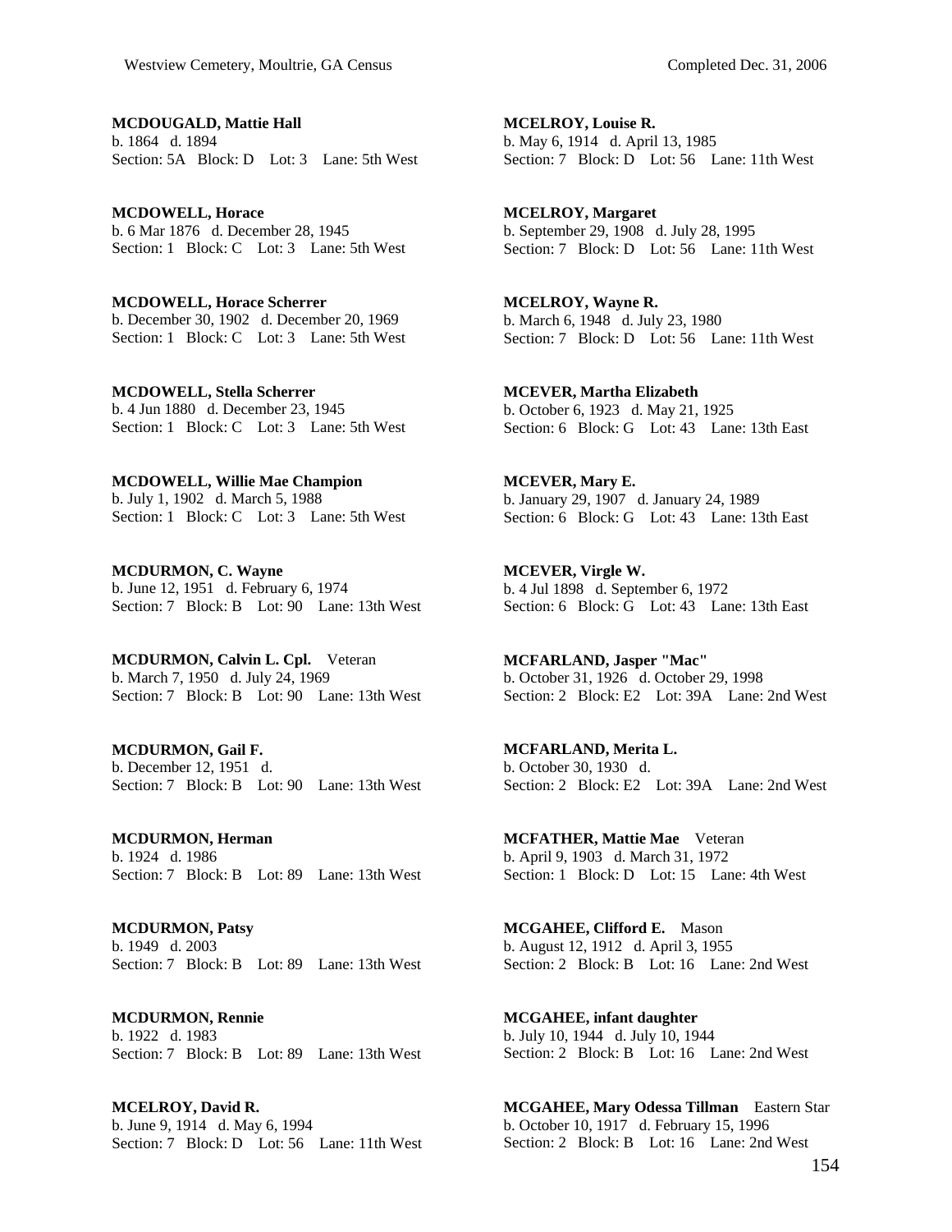**MCDOUGALD, Mattie Hall**
b. 1864 d. 1894
Section: 5A Block: D Lot: 3 Lane: 5th West

**MCDOWELL, Horace**
b. 6 Mar 1876 d. December 28, 1945
Section: 1 Block: C Lot: 3 Lane: 5th West

**MCDOWELL, Horace Scherrer**
b. December 30, 1902 d. December 20, 1969
Section: 1 Block: C Lot: 3 Lane: 5th West

**MCDOWELL, Stella Scherrer**
b. 4 Jun 1880 d. December 23, 1945
Section: 1 Block: C Lot: 3 Lane: 5th West

**MCDOWELL, Willie Mae Champion**
b. July 1, 1902 d. March 5, 1988
Section: 1 Block: C Lot: 3 Lane: 5th West

**MCDURMON, C. Wayne**
b. June 12, 1951 d. February 6, 1974
Section: 7 Block: B Lot: 90 Lane: 13th West

**MCDURMON, Calvin L. Cpl.** Veteran
b. March 7, 1950 d. July 24, 1969
Section: 7 Block: B Lot: 90 Lane: 13th West

**MCDURMON, Gail F.**
b. December 12, 1951 d.
Section: 7 Block: B Lot: 90 Lane: 13th West

**MCDURMON, Herman**
b. 1924 d. 1986
Section: 7 Block: B Lot: 89 Lane: 13th West

**MCDURMON, Patsy**
b. 1949 d. 2003
Section: 7 Block: B Lot: 89 Lane: 13th West

**MCDURMON, Rennie**
b. 1922 d. 1983
Section: 7 Block: B Lot: 89 Lane: 13th West

**MCELROY, David R.**
b. June 9, 1914 d. May 6, 1994
Section: 7 Block: D Lot: 56 Lane: 11th West

**MCELROY, Louise R.**
b. May 6, 1914 d. April 13, 1985
Section: 7 Block: D Lot: 56 Lane: 11th West

**MCELROY, Margaret**
b. September 29, 1908 d. July 28, 1995
Section: 7 Block: D Lot: 56 Lane: 11th West

**MCELROY, Wayne R.**
b. March 6, 1948 d. July 23, 1980
Section: 7 Block: D Lot: 56 Lane: 11th West

**MCEVER, Martha Elizabeth**
b. October 6, 1923 d. May 21, 1925
Section: 6 Block: G Lot: 43 Lane: 13th East

**MCEVER, Mary E.**
b. January 29, 1907 d. January 24, 1989
Section: 6 Block: G Lot: 43 Lane: 13th East

**MCEVER, Virgle W.**
b. 4 Jul 1898 d. September 6, 1972
Section: 6 Block: G Lot: 43 Lane: 13th East

**MCFARLAND, Jasper "Mac"**
b. October 31, 1926 d. October 29, 1998
Section: 2 Block: E2 Lot: 39A Lane: 2nd West

**MCFARLAND, Merita L.**
b. October 30, 1930 d.
Section: 2 Block: E2 Lot: 39A Lane: 2nd West

**MCFATHER, Mattie Mae** Veteran
b. April 9, 1903 d. March 31, 1972
Section: 1 Block: D Lot: 15 Lane: 4th West

**MCGAHEE, Clifford E.** Mason
b. August 12, 1912 d. April 3, 1955
Section: 2 Block: B Lot: 16 Lane: 2nd West

**MCGAHEE, infant daughter**
b. July 10, 1944 d. July 10, 1944
Section: 2 Block: B Lot: 16 Lane: 2nd West

**MCGAHEE, Mary Odessa Tillman** Eastern Star
b. October 10, 1917 d. February 15, 1996
Section: 2 Block: B Lot: 16 Lane: 2nd West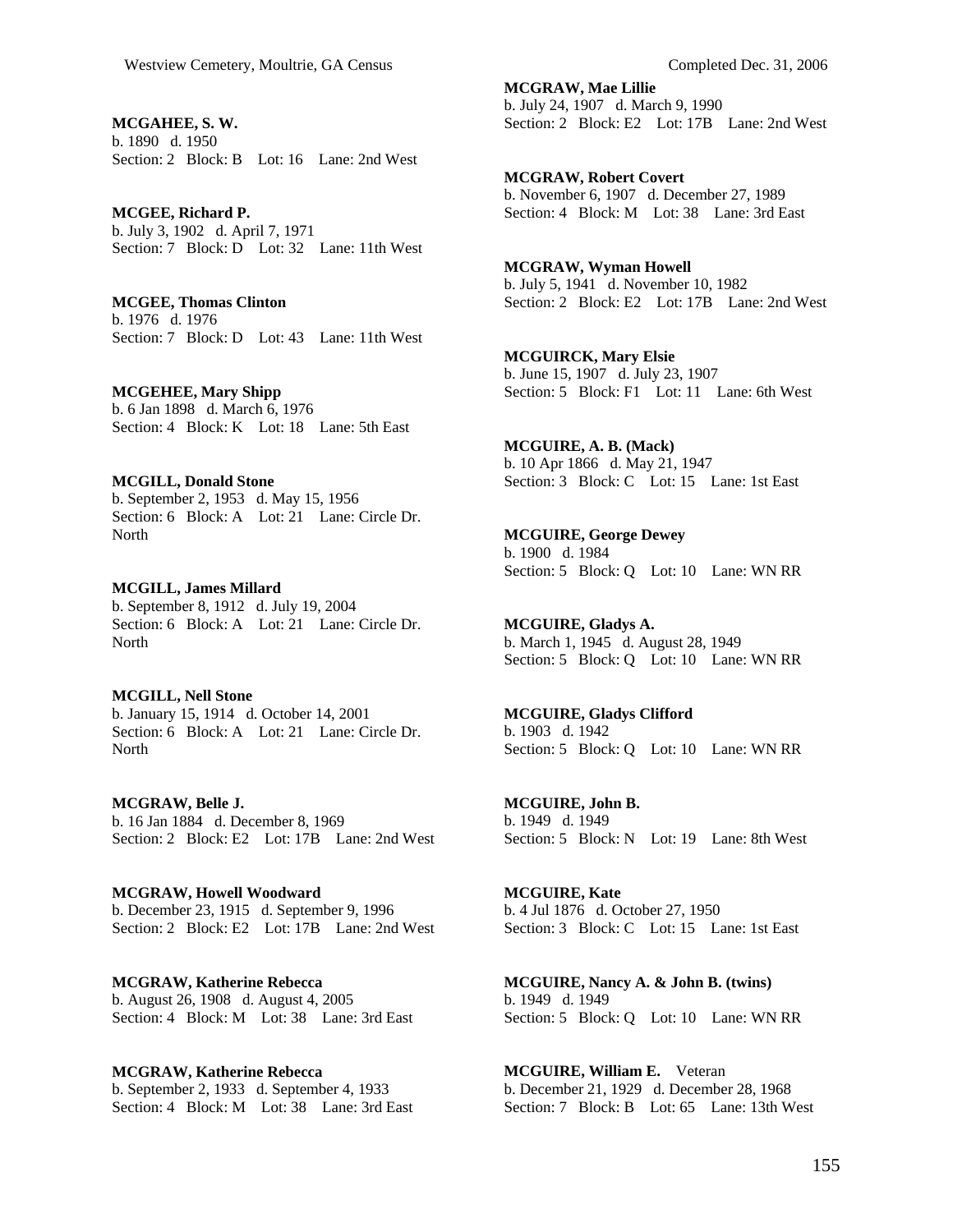**MCGAHEE, S. W.**
b. 1890 d. 1950
Section: 2 Block: B Lot: 16 Lane: 2nd West

**MCGEE, Richard P.**
b. July 3, 1902 d. April 7, 1971
Section: 7 Block: D Lot: 32 Lane: 11th West

**MCGEE, Thomas Clinton**
b. 1976 d. 1976
Section: 7 Block: D Lot: 43 Lane: 11th West

**MCGEHEE, Mary Shipp**
b. 6 Jan 1898 d. March 6, 1976
Section: 4 Block: K Lot: 18 Lane: 5th East

**MCGILL, Donald Stone**
b. September 2, 1953 d. May 15, 1956
Section: 6 Block: A Lot: 21 Lane: Circle Dr. North

**MCGILL, James Millard**
b. September 8, 1912 d. July 19, 2004
Section: 6 Block: A Lot: 21 Lane: Circle Dr. North

**MCGILL, Nell Stone**
b. January 15, 1914 d. October 14, 2001
Section: 6 Block: A Lot: 21 Lane: Circle Dr. North

**MCGRAW, Belle J.**
b. 16 Jan 1884 d. December 8, 1969
Section: 2 Block: E2 Lot: 17B Lane: 2nd West

**MCGRAW, Howell Woodward**
b. December 23, 1915 d. September 9, 1996
Section: 2 Block: E2 Lot: 17B Lane: 2nd West

**MCGRAW, Katherine Rebecca**
b. August 26, 1908 d. August 4, 2005
Section: 4 Block: M Lot: 38 Lane: 3rd East

**MCGRAW, Katherine Rebecca**
b. September 2, 1933 d. September 4, 1933
Section: 4 Block: M Lot: 38 Lane: 3rd East

**MCGRAW, Mae Lillie**
b. July 24, 1907 d. March 9, 1990
Section: 2 Block: E2 Lot: 17B Lane: 2nd West

**MCGRAW, Robert Covert**
b. November 6, 1907 d. December 27, 1989
Section: 4 Block: M Lot: 38 Lane: 3rd East

**MCGRAW, Wyman Howell**
b. July 5, 1941 d. November 10, 1982
Section: 2 Block: E2 Lot: 17B Lane: 2nd West

**MCGUIRCK, Mary Elsie**
b. June 15, 1907 d. July 23, 1907
Section: 5 Block: F1 Lot: 11 Lane: 6th West

**MCGUIRE, A. B. (Mack)**
b. 10 Apr 1866 d. May 21, 1947
Section: 3 Block: C Lot: 15 Lane: 1st East

**MCGUIRE, George Dewey**
b. 1900 d. 1984
Section: 5 Block: Q Lot: 10 Lane: WN RR

**MCGUIRE, Gladys A.**
b. March 1, 1945 d. August 28, 1949
Section: 5 Block: Q Lot: 10 Lane: WN RR

**MCGUIRE, Gladys Clifford**
b. 1903 d. 1942
Section: 5 Block: Q Lot: 10 Lane: WN RR

**MCGUIRE, John B.**
b. 1949 d. 1949
Section: 5 Block: N Lot: 19 Lane: 8th West

**MCGUIRE, Kate**
b. 4 Jul 1876 d. October 27, 1950
Section: 3 Block: C Lot: 15 Lane: 1st East

**MCGUIRE, Nancy A. & John B. (twins)**
b. 1949 d. 1949
Section: 5 Block: Q Lot: 10 Lane: WN RR

**MCGUIRE, William E.** Veteran
b. December 21, 1929 d. December 28, 1968
Section: 7 Block: B Lot: 65 Lane: 13th West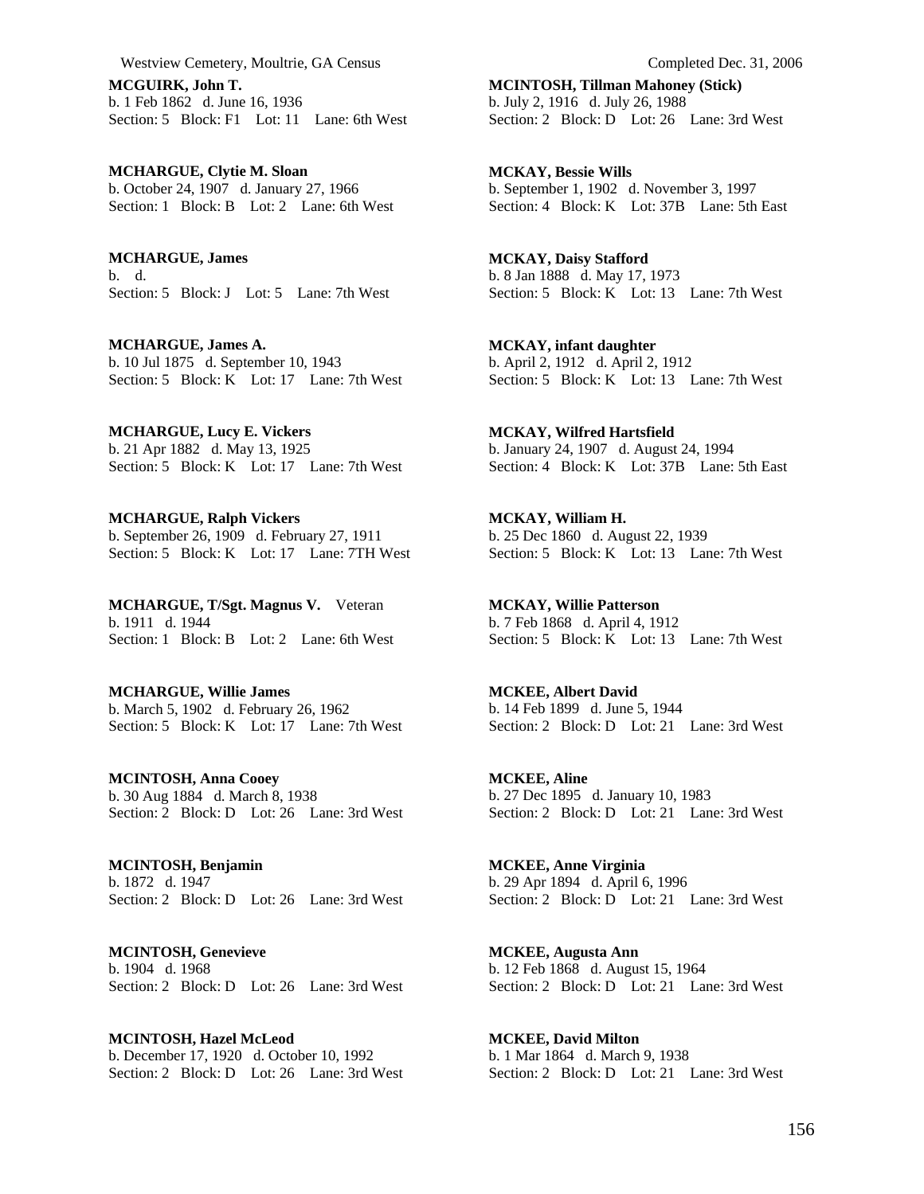**MCGUIRK, John T.**
b. 1 Feb 1862 d. June 16, 1936
Section: 5 Block: F1 Lot: 11 Lane: 6th West

**MCHARGUE, Clytie M. Sloan**
b. October 24, 1907 d. January 27, 1966
Section: 1 Block: B Lot: 2 Lane: 6th West

**MCHARGUE, James**
b. d.
Section: 5 Block: J Lot: 5 Lane: 7th West

**MCHARGUE, James A.**
b. 10 Jul 1875 d. September 10, 1943
Section: 5 Block: K Lot: 17 Lane: 7th West

**MCHARGUE, Lucy E. Vickers**
b. 21 Apr 1882 d. May 13, 1925
Section: 5 Block: K Lot: 17 Lane: 7th West

**MCHARGUE, Ralph Vickers**
b. September 26, 1909 d. February 27, 1911
Section: 5 Block: K Lot: 17 Lane: 7TH West

**MCHARGUE, T/Sgt. Magnus V.** Veteran
b. 1911 d. 1944
Section: 1 Block: B Lot: 2 Lane: 6th West

**MCHARGUE, Willie James**
b. March 5, 1902 d. February 26, 1962
Section: 5 Block: K Lot: 17 Lane: 7th West

**MCINTOSH, Anna Cooey**
b. 30 Aug 1884 d. March 8, 1938
Section: 2 Block: D Lot: 26 Lane: 3rd West

**MCINTOSH, Benjamin**
b. 1872 d. 1947
Section: 2 Block: D Lot: 26 Lane: 3rd West

**MCINTOSH, Genevieve**
b. 1904 d. 1968
Section: 2 Block: D Lot: 26 Lane: 3rd West

**MCINTOSH, Hazel McLeod**
b. December 17, 1920 d. October 10, 1992
Section: 2 Block: D Lot: 26 Lane: 3rd West

**MCINTOSH, Tillman Mahoney (Stick)**
b. July 2, 1916 d. July 26, 1988
Section: 2 Block: D Lot: 26 Lane: 3rd West

**MCKAY, Bessie Wills**
b. September 1, 1902 d. November 3, 1997
Section: 4 Block: K Lot: 37B Lane: 5th East

**MCKAY, Daisy Stafford**
b. 8 Jan 1888 d. May 17, 1973
Section: 5 Block: K Lot: 13 Lane: 7th West

**MCKAY, infant daughter**
b. April 2, 1912 d. April 2, 1912
Section: 5 Block: K Lot: 13 Lane: 7th West

**MCKAY, Wilfred Hartsfield**
b. January 24, 1907 d. August 24, 1994
Section: 4 Block: K Lot: 37B Lane: 5th East

**MCKAY, William H.**
b. 25 Dec 1860 d. August 22, 1939
Section: 5 Block: K Lot: 13 Lane: 7th West

**MCKAY, Willie Patterson**
b. 7 Feb 1868 d. April 4, 1912
Section: 5 Block: K Lot: 13 Lane: 7th West

**MCKEE, Albert David**
b. 14 Feb 1899 d. June 5, 1944
Section: 2 Block: D Lot: 21 Lane: 3rd West

**MCKEE, Aline**
b. 27 Dec 1895 d. January 10, 1983
Section: 2 Block: D Lot: 21 Lane: 3rd West

**MCKEE, Anne Virginia**
b. 29 Apr 1894 d. April 6, 1996
Section: 2 Block: D Lot: 21 Lane: 3rd West

**MCKEE, Augusta Ann**
b. 12 Feb 1868 d. August 15, 1964
Section: 2 Block: D Lot: 21 Lane: 3rd West

**MCKEE, David Milton**
b. 1 Mar 1864 d. March 9, 1938
Section: 2 Block: D Lot: 21 Lane: 3rd West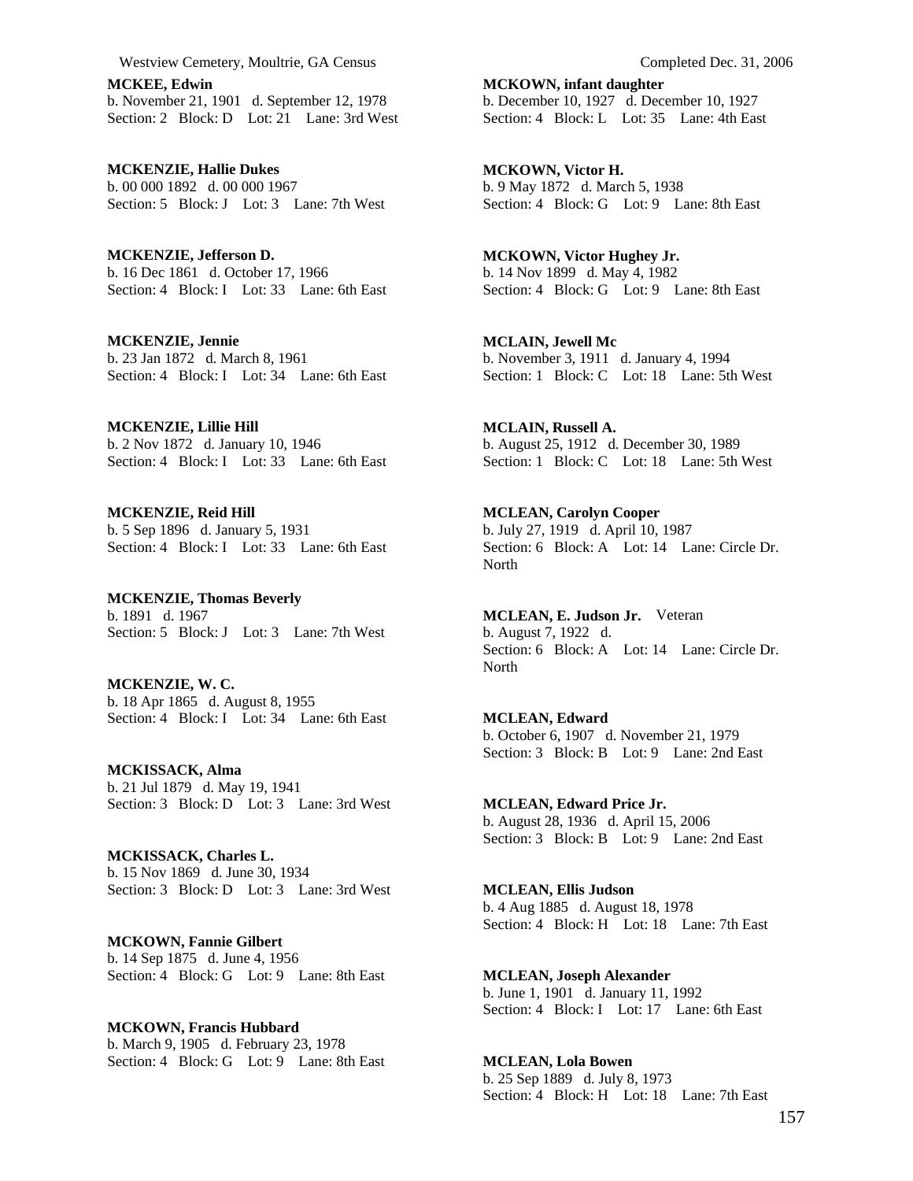**MCKEE, Edwin**
b. November 21, 1901 d. September 12, 1978
Section: 2 Block: D Lot: 21 Lane: 3rd West

**MCKENZIE, Hallie Dukes**
b. 00 000 1892 d. 00 000 1967
Section: 5 Block: J Lot: 3 Lane: 7th West

**MCKENZIE, Jefferson D.**
b. 16 Dec 1861 d. October 17, 1966
Section: 4 Block: I Lot: 33 Lane: 6th East

**MCKENZIE, Jennie**
b. 23 Jan 1872 d. March 8, 1961
Section: 4 Block: I Lot: 34 Lane: 6th East

**MCKENZIE, Lillie Hill**
b. 2 Nov 1872 d. January 10, 1946
Section: 4 Block: I Lot: 33 Lane: 6th East

**MCKENZIE, Reid Hill**
b. 5 Sep 1896 d. January 5, 1931
Section: 4 Block: I Lot: 33 Lane: 6th East

**MCKENZIE, Thomas Beverly**
b. 1891 d. 1967
Section: 5 Block: J Lot: 3 Lane: 7th West

**MCKENZIE, W. C.**
b. 18 Apr 1865 d. August 8, 1955
Section: 4 Block: I Lot: 34 Lane: 6th East

**MCKISSACK, Alma**
b. 21 Jul 1879 d. May 19, 1941
Section: 3 Block: D Lot: 3 Lane: 3rd West

**MCKISSACK, Charles L.**
b. 15 Nov 1869 d. June 30, 1934
Section: 3 Block: D Lot: 3 Lane: 3rd West

**MCKOWN, Fannie Gilbert**
b. 14 Sep 1875 d. June 4, 1956
Section: 4 Block: G Lot: 9 Lane: 8th East

**MCKOWN, Francis Hubbard**
b. March 9, 1905 d. February 23, 1978
Section: 4 Block: G Lot: 9 Lane: 8th East

**MCKOWN, infant daughter**
b. December 10, 1927 d. December 10, 1927
Section: 4 Block: L Lot: 35 Lane: 4th East

**MCKOWN, Victor H.**
b. 9 May 1872 d. March 5, 1938
Section: 4 Block: G Lot: 9 Lane: 8th East

**MCKOWN, Victor Hughey Jr.**
b. 14 Nov 1899 d. May 4, 1982
Section: 4 Block: G Lot: 9 Lane: 8th East

**MCLAIN, Jewell Mc**
b. November 3, 1911 d. January 4, 1994
Section: 1 Block: C Lot: 18 Lane: 5th West

**MCLAIN, Russell A.**
b. August 25, 1912 d. December 30, 1989
Section: 1 Block: C Lot: 18 Lane: 5th West

**MCLEAN, Carolyn Cooper**
b. July 27, 1919 d. April 10, 1987
Section: 6 Block: A Lot: 14 Lane: Circle Dr. North

**MCLEAN, E. Judson Jr.** Veteran
b. August 7, 1922 d.
Section: 6 Block: A Lot: 14 Lane: Circle Dr. North

**MCLEAN, Edward**
b. October 6, 1907 d. November 21, 1979
Section: 3 Block: B Lot: 9 Lane: 2nd East

**MCLEAN, Edward Price Jr.**
b. August 28, 1936 d. April 15, 2006
Section: 3 Block: B Lot: 9 Lane: 2nd East

**MCLEAN, Ellis Judson**
b. 4 Aug 1885 d. August 18, 1978
Section: 4 Block: H Lot: 18 Lane: 7th East

**MCLEAN, Joseph Alexander**
b. June 1, 1901 d. January 11, 1992
Section: 4 Block: I Lot: 17 Lane: 6th East

**MCLEAN, Lola Bowen**
b. 25 Sep 1889 d. July 8, 1973
Section: 4 Block: H Lot: 18 Lane: 7th East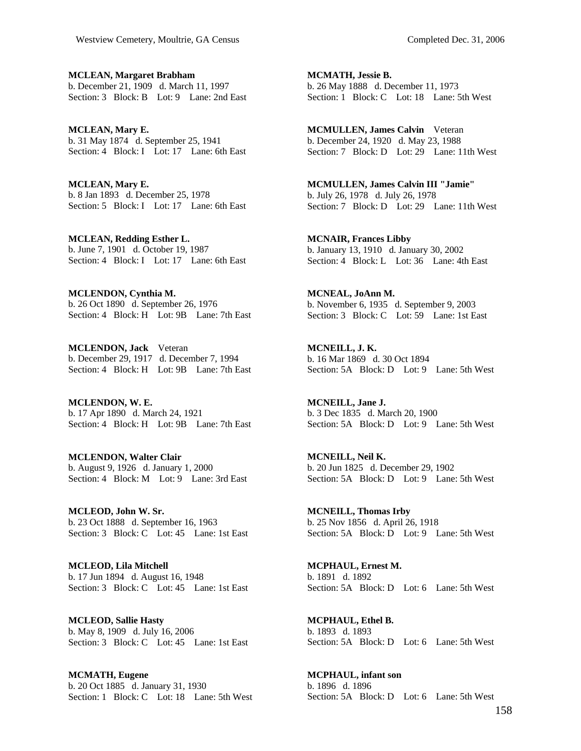**MCLEAN, Margaret Brabham**
b. December 21, 1909 d. March 11, 1997
Section: 3 Block: B Lot: 9 Lane: 2nd East

**MCLEAN, Mary E.**
b. 31 May 1874 d. September 25, 1941
Section: 4 Block: I Lot: 17 Lane: 6th East

**MCLEAN, Mary E.**
b. 8 Jan 1893 d. December 25, 1978
Section: 5 Block: I Lot: 17 Lane: 6th East

**MCLEAN, Redding Esther L.**
b. June 7, 1901 d. October 19, 1987
Section: 4 Block: I Lot: 17 Lane: 6th East

**MCLENDON, Cynthia M.**
b. 26 Oct 1890 d. September 26, 1976
Section: 4 Block: H Lot: 9B Lane: 7th East

**MCLENDON, Jack** Veteran
b. December 29, 1917 d. December 7, 1994
Section: 4 Block: H Lot: 9B Lane: 7th East

**MCLENDON, W. E.**
b. 17 Apr 1890 d. March 24, 1921
Section: 4 Block: H Lot: 9B Lane: 7th East

**MCLENDON, Walter Clair**
b. August 9, 1926 d. January 1, 2000
Section: 4 Block: M Lot: 9 Lane: 3rd East

**MCLEOD, John W. Sr.**
b. 23 Oct 1888 d. September 16, 1963
Section: 3 Block: C Lot: 45 Lane: 1st East

**MCLEOD, Lila Mitchell**
b. 17 Jun 1894 d. August 16, 1948
Section: 3 Block: C Lot: 45 Lane: 1st East

**MCLEOD, Sallie Hasty**
b. May 8, 1909 d. July 16, 2006
Section: 3 Block: C Lot: 45 Lane: 1st East

**MCMATH, Eugene**
b. 20 Oct 1885 d. January 31, 1930
Section: 1 Block: C Lot: 18 Lane: 5th West

**MCMATH, Jessie B.**
b. 26 May 1888 d. December 11, 1973
Section: 1 Block: C Lot: 18 Lane: 5th West

**MCMULLEN, James Calvin** Veteran
b. December 24, 1920 d. May 23, 1988
Section: 7 Block: D Lot: 29 Lane: 11th West

**MCMULLEN, James Calvin III "Jamie"**
b. July 26, 1978 d. July 26, 1978
Section: 7 Block: D Lot: 29 Lane: 11th West

**MCNAIR, Frances Libby**
b. January 13, 1910 d. January 30, 2002
Section: 4 Block: L Lot: 36 Lane: 4th East

**MCNEAL, JoAnn M.**
b. November 6, 1935 d. September 9, 2003
Section: 3 Block: C Lot: 59 Lane: 1st East

**MCNEILL, J. K.**
b. 16 Mar 1869 d. 30 Oct 1894
Section: 5A Block: D Lot: 9 Lane: 5th West

**MCNEILL, Jane J.**
b. 3 Dec 1835 d. March 20, 1900
Section: 5A Block: D Lot: 9 Lane: 5th West

**MCNEILL, Neil K.**
b. 20 Jun 1825 d. December 29, 1902
Section: 5A Block: D Lot: 9 Lane: 5th West

**MCNEILL, Thomas Irby**
b. 25 Nov 1856 d. April 26, 1918
Section: 5A Block: D Lot: 9 Lane: 5th West

**MCPHAUL, Ernest M.**
b. 1891 d. 1892
Section: 5A Block: D Lot: 6 Lane: 5th West

**MCPHAUL, Ethel B.**
b. 1893 d. 1893
Section: 5A Block: D Lot: 6 Lane: 5th West

**MCPHAUL, infant son**
b. 1896 d. 1896
Section: 5A Block: D Lot: 6 Lane: 5th West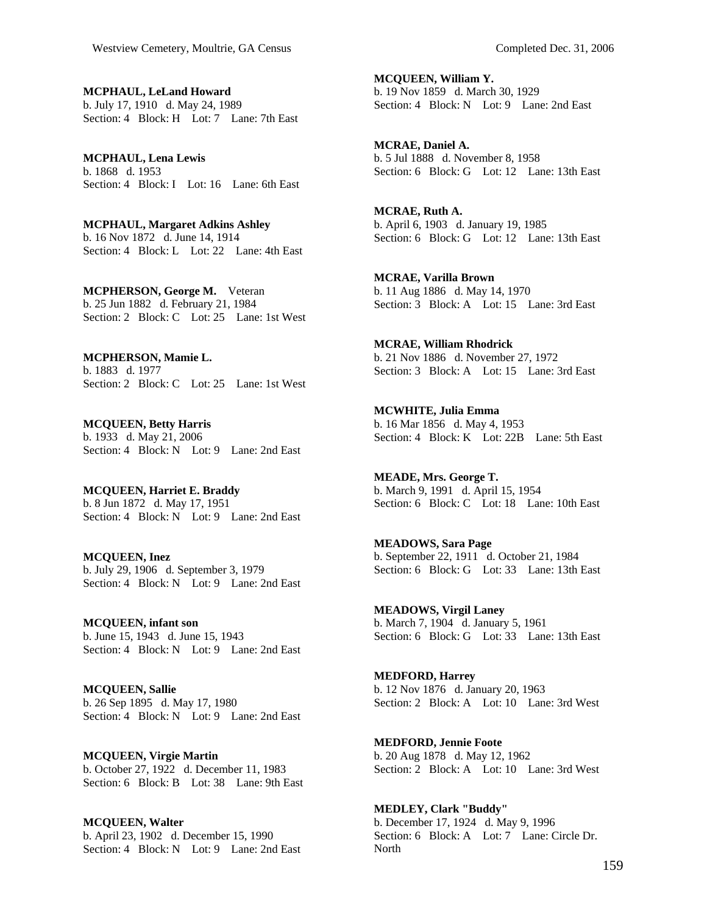**MCPHAUL, LeLand Howard**
b. July 17, 1910 d. May 24, 1989
Section: 4 Block: H Lot: 7 Lane: 7th East

**MCPHAUL, Lena Lewis**
b. 1868 d. 1953
Section: 4 Block: I Lot: 16 Lane: 6th East

**MCPHAUL, Margaret Adkins Ashley**
b. 16 Nov 1872 d. June 14, 1914
Section: 4 Block: L Lot: 22 Lane: 4th East

**MCPHERSON, George M.** Veteran
b. 25 Jun 1882 d. February 21, 1984
Section: 2 Block: C Lot: 25 Lane: 1st West

**MCPHERSON, Mamie L.**
b. 1883 d. 1977
Section: 2 Block: C Lot: 25 Lane: 1st West

**MCQUEEN, Betty Harris**
b. 1933 d. May 21, 2006
Section: 4 Block: N Lot: 9 Lane: 2nd East

**MCQUEEN, Harriet E. Braddy**
b. 8 Jun 1872 d. May 17, 1951
Section: 4 Block: N Lot: 9 Lane: 2nd East

**MCQUEEN, Inez**
b. July 29, 1906 d. September 3, 1979
Section: 4 Block: N Lot: 9 Lane: 2nd East

**MCQUEEN, infant son**
b. June 15, 1943 d. June 15, 1943
Section: 4 Block: N Lot: 9 Lane: 2nd East

**MCQUEEN, Sallie**
b. 26 Sep 1895 d. May 17, 1980
Section: 4 Block: N Lot: 9 Lane: 2nd East

**MCQUEEN, Virgie Martin**
b. October 27, 1922 d. December 11, 1983
Section: 6 Block: B Lot: 38 Lane: 9th East

**MCQUEEN, Walter**
b. April 23, 1902 d. December 15, 1990
Section: 4 Block: N Lot: 9 Lane: 2nd East

**MCQUEEN, William Y.**
b. 19 Nov 1859 d. March 30, 1929
Section: 4 Block: N Lot: 9 Lane: 2nd East

**MCRAE, Daniel A.**
b. 5 Jul 1888 d. November 8, 1958
Section: 6 Block: G Lot: 12 Lane: 13th East

**MCRAE, Ruth A.**
b. April 6, 1903 d. January 19, 1985
Section: 6 Block: G Lot: 12 Lane: 13th East

**MCRAE, Varilla Brown**
b. 11 Aug 1886 d. May 14, 1970
Section: 3 Block: A Lot: 15 Lane: 3rd East

**MCRAE, William Rhodrick**
b. 21 Nov 1886 d. November 27, 1972
Section: 3 Block: A Lot: 15 Lane: 3rd East

**MCWHITE, Julia Emma**
b. 16 Mar 1856 d. May 4, 1953
Section: 4 Block: K Lot: 22B Lane: 5th East

**MEADE, Mrs. George T.**
b. March 9, 1991 d. April 15, 1954
Section: 6 Block: C Lot: 18 Lane: 10th East

**MEADOWS, Sara Page**
b. September 22, 1911 d. October 21, 1984
Section: 6 Block: G Lot: 33 Lane: 13th East

**MEADOWS, Virgil Laney**
b. March 7, 1904 d. January 5, 1961
Section: 6 Block: G Lot: 33 Lane: 13th East

**MEDFORD, Harrey**
b. 12 Nov 1876 d. January 20, 1963
Section: 2 Block: A Lot: 10 Lane: 3rd West

**MEDFORD, Jennie Foote**
b. 20 Aug 1878 d. May 12, 1962
Section: 2 Block: A Lot: 10 Lane: 3rd West

**MEDLEY, Clark "Buddy"**
b. December 17, 1924 d. May 9, 1996
Section: 6 Block: A Lot: 7 Lane: Circle Dr. North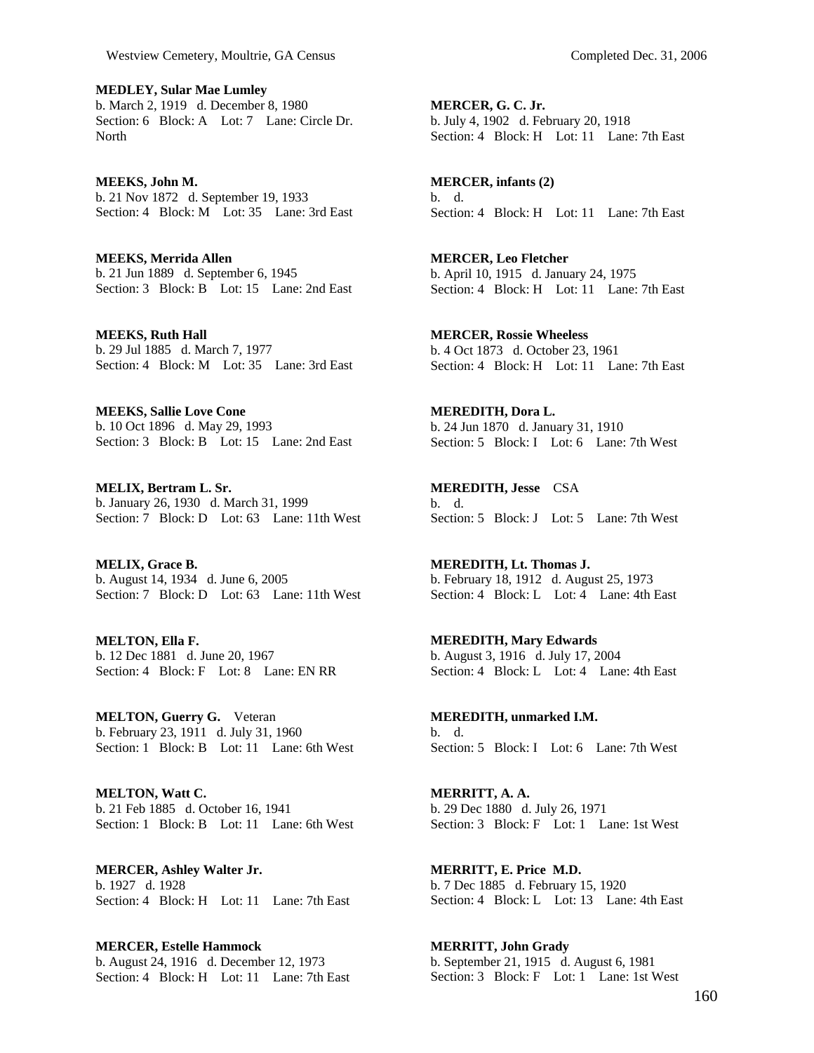**MEDLEY, Sular Mae Lumley**
b. March 2, 1919 d. December 8, 1980
Section: 6 Block: A Lot: 7 Lane: Circle Dr. North

**MEEKS, John M.**
b. 21 Nov 1872 d. September 19, 1933
Section: 4 Block: M Lot: 35 Lane: 3rd East

**MEEKS, Merrida Allen**
b. 21 Jun 1889 d. September 6, 1945
Section: 3 Block: B Lot: 15 Lane: 2nd East

**MEEKS, Ruth Hall**
b. 29 Jul 1885 d. March 7, 1977
Section: 4 Block: M Lot: 35 Lane: 3rd East

**MEEKS, Sallie Love Cone**
b. 10 Oct 1896 d. May 29, 1993
Section: 3 Block: B Lot: 15 Lane: 2nd East

**MELIX, Bertram L. Sr.**
b. January 26, 1930 d. March 31, 1999
Section: 7 Block: D Lot: 63 Lane: 11th West

**MELIX, Grace B.**
b. August 14, 1934 d. June 6, 2005
Section: 7 Block: D Lot: 63 Lane: 11th West

**MELTON, Ella F.**
b. 12 Dec 1881 d. June 20, 1967
Section: 4 Block: F Lot: 8 Lane: EN RR

**MELTON, Guerry G.** Veteran
b. February 23, 1911 d. July 31, 1960
Section: 1 Block: B Lot: 11 Lane: 6th West

**MELTON, Watt C.**
b. 21 Feb 1885 d. October 16, 1941
Section: 1 Block: B Lot: 11 Lane: 6th West

**MERCER, Ashley Walter Jr.**
b. 1927 d. 1928
Section: 4 Block: H Lot: 11 Lane: 7th East

**MERCER, Estelle Hammock**
b. August 24, 1916 d. December 12, 1973
Section: 4 Block: H Lot: 11 Lane: 7th East

**MERCER, G. C. Jr.**
b. July 4, 1902 d. February 20, 1918
Section: 4 Block: H Lot: 11 Lane: 7th East

**MERCER, infants (2)**
b. d.
Section: 4 Block: H Lot: 11 Lane: 7th East

**MERCER, Leo Fletcher**
b. April 10, 1915 d. January 24, 1975
Section: 4 Block: H Lot: 11 Lane: 7th East

**MERCER, Rossie Wheeless**
b. 4 Oct 1873 d. October 23, 1961
Section: 4 Block: H Lot: 11 Lane: 7th East

**MEREDITH, Dora L.**
b. 24 Jun 1870 d. January 31, 1910
Section: 5 Block: I Lot: 6 Lane: 7th West

**MEREDITH, Jesse** CSA
b. d.
Section: 5 Block: J Lot: 5 Lane: 7th West

**MEREDITH, Lt. Thomas J.**
b. February 18, 1912 d. August 25, 1973
Section: 4 Block: L Lot: 4 Lane: 4th East

**MEREDITH, Mary Edwards**
b. August 3, 1916 d. July 17, 2004
Section: 4 Block: L Lot: 4 Lane: 4th East

**MEREDITH, unmarked I.M.**
b. d.
Section: 5 Block: I Lot: 6 Lane: 7th West

**MERRITT, A. A.**
b. 29 Dec 1880 d. July 26, 1971
Section: 3 Block: F Lot: 1 Lane: 1st West

**MERRITT, E. Price M.D.**
b. 7 Dec 1885 d. February 15, 1920
Section: 4 Block: L Lot: 13 Lane: 4th East

**MERRITT, John Grady**
b. September 21, 1915 d. August 6, 1981
Section: 3 Block: F Lot: 1 Lane: 1st West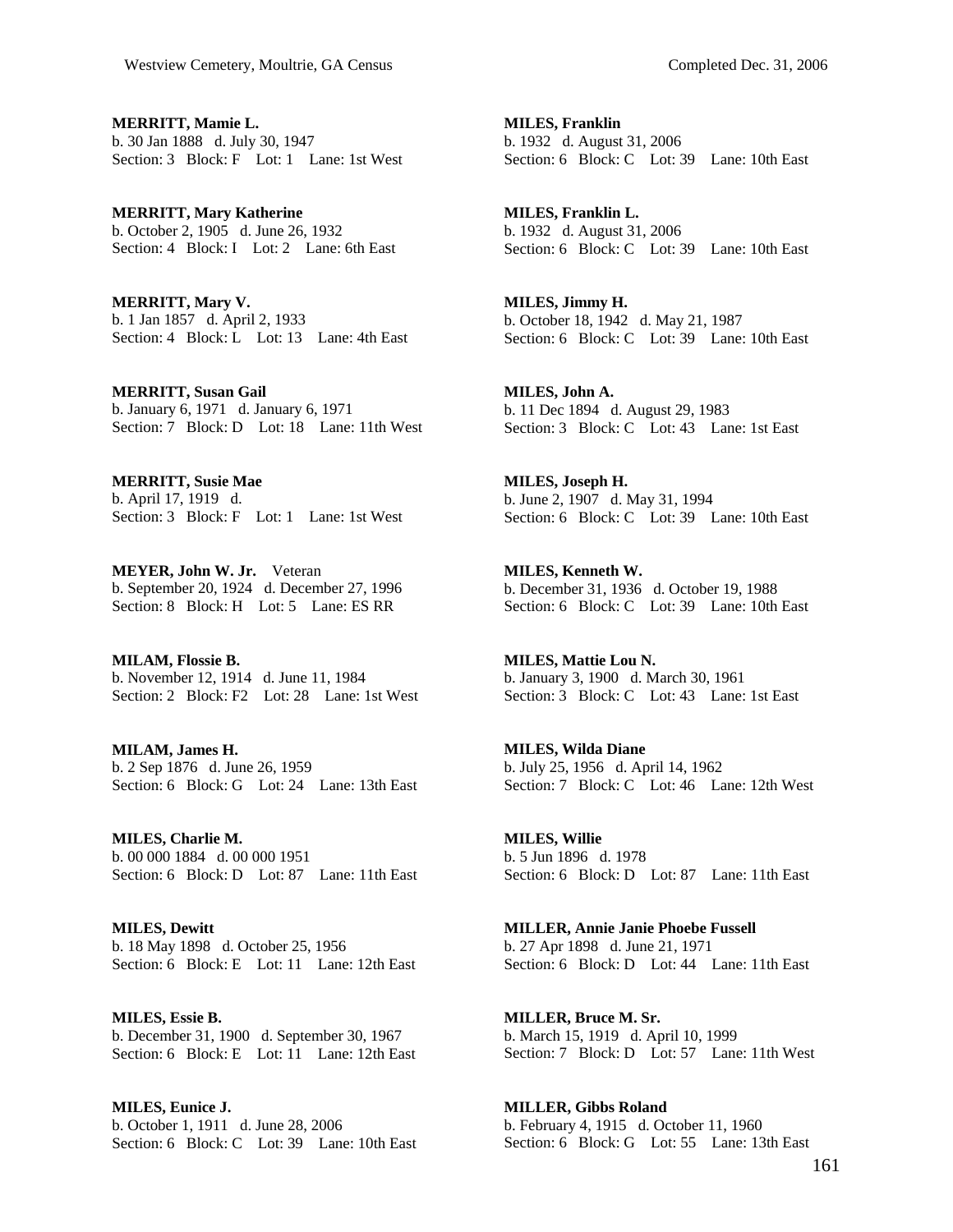**MERRITT, Mamie L.**
b. 30 Jan 1888 d. July 30, 1947
Section: 3 Block: F Lot: 1 Lane: 1st West

**MERRITT, Mary Katherine**
b. October 2, 1905 d. June 26, 1932
Section: 4 Block: I Lot: 2 Lane: 6th East

**MERRITT, Mary V.**
b. 1 Jan 1857 d. April 2, 1933
Section: 4 Block: L Lot: 13 Lane: 4th East

**MERRITT, Susan Gail**
b. January 6, 1971 d. January 6, 1971
Section: 7 Block: D Lot: 18 Lane: 11th West

**MERRITT, Susie Mae**
b. April 17, 1919 d.
Section: 3 Block: F Lot: 1 Lane: 1st West

**MEYER, John W. Jr.** Veteran
b. September 20, 1924 d. December 27, 1996
Section: 8 Block: H Lot: 5 Lane: ES RR

**MILAM, Flossie B.**
b. November 12, 1914 d. June 11, 1984
Section: 2 Block: F2 Lot: 28 Lane: 1st West

**MILAM, James H.**
b. 2 Sep 1876 d. June 26, 1959
Section: 6 Block: G Lot: 24 Lane: 13th East

**MILES, Charlie M.**
b. 00 000 1884 d. 00 000 1951
Section: 6 Block: D Lot: 87 Lane: 11th East

**MILES, Dewitt**
b. 18 May 1898 d. October 25, 1956
Section: 6 Block: E Lot: 11 Lane: 12th East

**MILES, Essie B.**
b. December 31, 1900 d. September 30, 1967
Section: 6 Block: E Lot: 11 Lane: 12th East

**MILES, Eunice J.**
b. October 1, 1911 d. June 28, 2006
Section: 6 Block: C Lot: 39 Lane: 10th East

**MILES, Franklin**
b. 1932 d. August 31, 2006
Section: 6 Block: C Lot: 39 Lane: 10th East

**MILES, Franklin L.**
b. 1932 d. August 31, 2006
Section: 6 Block: C Lot: 39 Lane: 10th East

**MILES, Jimmy H.**
b. October 18, 1942 d. May 21, 1987
Section: 6 Block: C Lot: 39 Lane: 10th East

**MILES, John A.**
b. 11 Dec 1894 d. August 29, 1983
Section: 3 Block: C Lot: 43 Lane: 1st East

**MILES, Joseph H.**
b. June 2, 1907 d. May 31, 1994
Section: 6 Block: C Lot: 39 Lane: 10th East

**MILES, Kenneth W.**
b. December 31, 1936 d. October 19, 1988
Section: 6 Block: C Lot: 39 Lane: 10th East

**MILES, Mattie Lou N.**
b. January 3, 1900 d. March 30, 1961
Section: 3 Block: C Lot: 43 Lane: 1st East

**MILES, Wilda Diane**
b. July 25, 1956 d. April 14, 1962
Section: 7 Block: C Lot: 46 Lane: 12th West

**MILES, Willie**
b. 5 Jun 1896 d. 1978
Section: 6 Block: D Lot: 87 Lane: 11th East

**MILLER, Annie Janie Phoebe Fussell**
b. 27 Apr 1898 d. June 21, 1971
Section: 6 Block: D Lot: 44 Lane: 11th East

**MILLER, Bruce M. Sr.**
b. March 15, 1919 d. April 10, 1999
Section: 7 Block: D Lot: 57 Lane: 11th West

**MILLER, Gibbs Roland**
b. February 4, 1915 d. October 11, 1960
Section: 6 Block: G Lot: 55 Lane: 13th East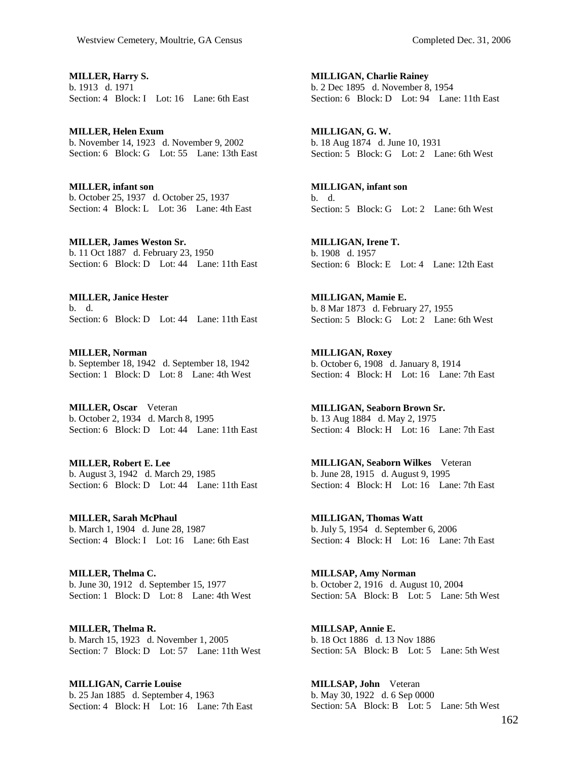**MILLER, Harry S.**
b. 1913 d. 1971
Section: 4 Block: I Lot: 16 Lane: 6th East

**MILLER, Helen Exum**
b. November 14, 1923 d. November 9, 2002
Section: 6 Block: G Lot: 55 Lane: 13th East

**MILLER, infant son**
b. October 25, 1937 d. October 25, 1937
Section: 4 Block: L Lot: 36 Lane: 4th East

**MILLER, James Weston Sr.**
b. 11 Oct 1887 d. February 23, 1950
Section: 6 Block: D Lot: 44 Lane: 11th East

**MILLER, Janice Hester**
b. d.
Section: 6 Block: D Lot: 44 Lane: 11th East

**MILLER, Norman**
b. September 18, 1942 d. September 18, 1942
Section: 1 Block: D Lot: 8 Lane: 4th West

**MILLER, Oscar** Veteran
b. October 2, 1934 d. March 8, 1995
Section: 6 Block: D Lot: 44 Lane: 11th East

**MILLER, Robert E. Lee**
b. August 3, 1942 d. March 29, 1985
Section: 6 Block: D Lot: 44 Lane: 11th East

**MILLER, Sarah McPhaul**
b. March 1, 1904 d. June 28, 1987
Section: 4 Block: I Lot: 16 Lane: 6th East

**MILLER, Thelma C.**
b. June 30, 1912 d. September 15, 1977
Section: 1 Block: D Lot: 8 Lane: 4th West

**MILLER, Thelma R.**
b. March 15, 1923 d. November 1, 2005
Section: 7 Block: D Lot: 57 Lane: 11th West

**MILLIGAN, Carrie Louise**
b. 25 Jan 1885 d. September 4, 1963
Section: 4 Block: H Lot: 16 Lane: 7th East

**MILLIGAN, Charlie Rainey**
b. 2 Dec 1895 d. November 8, 1954
Section: 6 Block: D Lot: 94 Lane: 11th East

**MILLIGAN, G. W.**
b. 18 Aug 1874 d. June 10, 1931
Section: 5 Block: G Lot: 2 Lane: 6th West

**MILLIGAN, infant son**
b. d.
Section: 5 Block: G Lot: 2 Lane: 6th West

**MILLIGAN, Irene T.**
b. 1908 d. 1957
Section: 6 Block: E Lot: 4 Lane: 12th East

**MILLIGAN, Mamie E.**
b. 8 Mar 1873 d. February 27, 1955
Section: 5 Block: G Lot: 2 Lane: 6th West

**MILLIGAN, Roxey**
b. October 6, 1908 d. January 8, 1914
Section: 4 Block: H Lot: 16 Lane: 7th East

**MILLIGAN, Seaborn Brown Sr.**
b. 13 Aug 1884 d. May 2, 1975
Section: 4 Block: H Lot: 16 Lane: 7th East

**MILLIGAN, Seaborn Wilkes** Veteran
b. June 28, 1915 d. August 9, 1995
Section: 4 Block: H Lot: 16 Lane: 7th East

**MILLIGAN, Thomas Watt**
b. July 5, 1954 d. September 6, 2006
Section: 4 Block: H Lot: 16 Lane: 7th East

**MILLSAP, Amy Norman**
b. October 2, 1916 d. August 10, 2004
Section: 5A Block: B Lot: 5 Lane: 5th West

**MILLSAP, Annie E.**
b. 18 Oct 1886 d. 13 Nov 1886
Section: 5A Block: B Lot: 5 Lane: 5th West

**MILLSAP, John** Veteran
b. May 30, 1922 d. 6 Sep 0000
Section: 5A Block: B Lot: 5 Lane: 5th West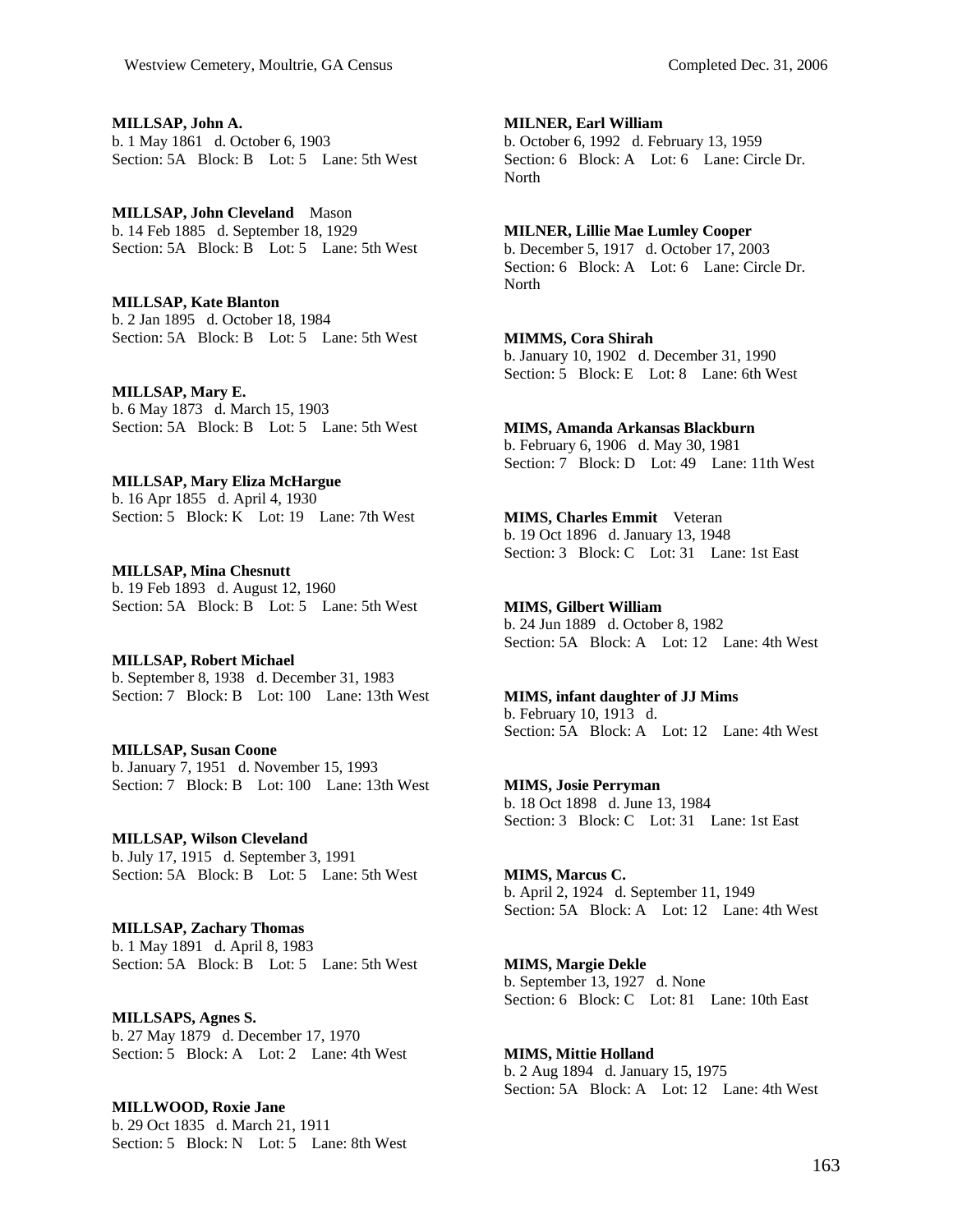**MILLSAP, John A.**
b. 1 May 1861 d. October 6, 1903
Section: 5A Block: B Lot: 5 Lane: 5th West

**MILLSAP, John Cleveland** Mason
b. 14 Feb 1885 d. September 18, 1929
Section: 5A Block: B Lot: 5 Lane: 5th West

**MILLSAP, Kate Blanton**
b. 2 Jan 1895 d. October 18, 1984
Section: 5A Block: B Lot: 5 Lane: 5th West

**MILLSAP, Mary E.**
b. 6 May 1873 d. March 15, 1903
Section: 5A Block: B Lot: 5 Lane: 5th West

**MILLSAP, Mary Eliza McHargue**
b. 16 Apr 1855 d. April 4, 1930
Section: 5 Block: K Lot: 19 Lane: 7th West

**MILLSAP, Mina Chesnutt**
b. 19 Feb 1893 d. August 12, 1960
Section: 5A Block: B Lot: 5 Lane: 5th West

**MILLSAP, Robert Michael**
b. September 8, 1938 d. December 31, 1983
Section: 7 Block: B Lot: 100 Lane: 13th West

**MILLSAP, Susan Coone**
b. January 7, 1951 d. November 15, 1993
Section: 7 Block: B Lot: 100 Lane: 13th West

**MILLSAP, Wilson Cleveland**
b. July 17, 1915 d. September 3, 1991
Section: 5A Block: B Lot: 5 Lane: 5th West

**MILLSAP, Zachary Thomas**
b. 1 May 1891 d. April 8, 1983
Section: 5A Block: B Lot: 5 Lane: 5th West

**MILLSAPS, Agnes S.**
b. 27 May 1879 d. December 17, 1970
Section: 5 Block: A Lot: 2 Lane: 4th West

**MILLWOOD, Roxie Jane**
b. 29 Oct 1835 d. March 21, 1911
Section: 5 Block: N Lot: 5 Lane: 8th West

**MILNER, Earl William**
b. October 6, 1992 d. February 13, 1959
Section: 6 Block: A Lot: 6 Lane: Circle Dr. North

**MILNER, Lillie Mae Lumley Cooper**
b. December 5, 1917 d. October 17, 2003
Section: 6 Block: A Lot: 6 Lane: Circle Dr. North

**MIMMS, Cora Shirah**
b. January 10, 1902 d. December 31, 1990
Section: 5 Block: E Lot: 8 Lane: 6th West

**MIMS, Amanda Arkansas Blackburn**
b. February 6, 1906 d. May 30, 1981
Section: 7 Block: D Lot: 49 Lane: 11th West

**MIMS, Charles Emmit** Veteran
b. 19 Oct 1896 d. January 13, 1948
Section: 3 Block: C Lot: 31 Lane: 1st East

**MIMS, Gilbert William**
b. 24 Jun 1889 d. October 8, 1982
Section: 5A Block: A Lot: 12 Lane: 4th West

**MIMS, infant daughter of JJ Mims**
b. February 10, 1913 d.
Section: 5A Block: A Lot: 12 Lane: 4th West

**MIMS, Josie Perryman**
b. 18 Oct 1898 d. June 13, 1984
Section: 3 Block: C Lot: 31 Lane: 1st East

**MIMS, Marcus C.**
b. April 2, 1924 d. September 11, 1949
Section: 5A Block: A Lot: 12 Lane: 4th West

**MIMS, Margie Dekle**
b. September 13, 1927 d. None
Section: 6 Block: C Lot: 81 Lane: 10th East

**MIMS, Mittie Holland**
b. 2 Aug 1894 d. January 15, 1975
Section: 5A Block: A Lot: 12 Lane: 4th West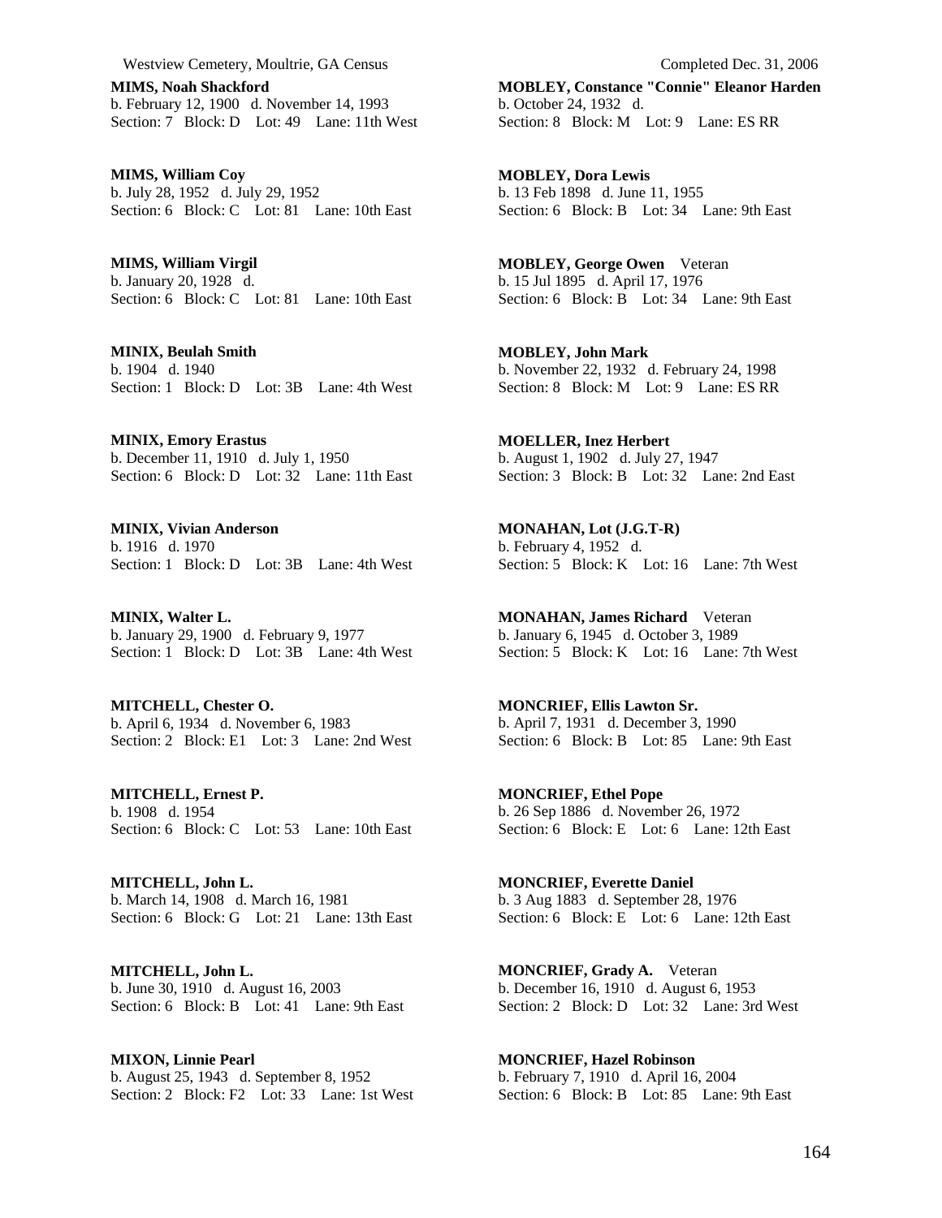**MIMS, Noah Shackford**
b. February 12, 1900 d. November 14, 1993
Section: 7 Block: D Lot: 49 Lane: 11th West

**MIMS, William Coy**
b. July 28, 1952 d. July 29, 1952
Section: 6 Block: C Lot: 81 Lane: 10th East

**MIMS, William Virgil**
b. January 20, 1928 d.
Section: 6 Block: C Lot: 81 Lane: 10th East

**MINIX, Beulah Smith**
b. 1904 d. 1940
Section: 1 Block: D Lot: 3B Lane: 4th West

**MINIX, Emory Erastus**
b. December 11, 1910 d. July 1, 1950
Section: 6 Block: D Lot: 32 Lane: 11th East

**MINIX, Vivian Anderson**
b. 1916 d. 1970
Section: 1 Block: D Lot: 3B Lane: 4th West

**MINIX, Walter L.**
b. January 29, 1900 d. February 9, 1977
Section: 1 Block: D Lot: 3B Lane: 4th West

**MITCHELL, Chester O.**
b. April 6, 1934 d. November 6, 1983
Section: 2 Block: E1 Lot: 3 Lane: 2nd West

**MITCHELL, Ernest P.**
b. 1908 d. 1954
Section: 6 Block: C Lot: 53 Lane: 10th East

**MITCHELL, John L.**
b. March 14, 1908 d. March 16, 1981
Section: 6 Block: G Lot: 21 Lane: 13th East

**MITCHELL, John L.**
b. June 30, 1910 d. August 16, 2003
Section: 6 Block: B Lot: 41 Lane: 9th East

**MIXON, Linnie Pearl**
b. August 25, 1943 d. September 8, 1952
Section: 2 Block: F2 Lot: 33 Lane: 1st West

**MOBLEY, Constance "Connie" Eleanor Harden**
b. October 24, 1932 d.
Section: 8 Block: M Lot: 9 Lane: ES RR

**MOBLEY, Dora Lewis**
b. 13 Feb 1898 d. June 11, 1955
Section: 6 Block: B Lot: 34 Lane: 9th East

**MOBLEY, George Owen** Veteran
b. 15 Jul 1895 d. April 17, 1976
Section: 6 Block: B Lot: 34 Lane: 9th East

**MOBLEY, John Mark**
b. November 22, 1932 d. February 24, 1998
Section: 8 Block: M Lot: 9 Lane: ES RR

**MOELLER, Inez Herbert**
b. August 1, 1902 d. July 27, 1947
Section: 3 Block: B Lot: 32 Lane: 2nd East

**MONAHAN, Lot (J.G.T-R)**
b. February 4, 1952 d.
Section: 5 Block: K Lot: 16 Lane: 7th West

**MONAHAN, James Richard** Veteran
b. January 6, 1945 d. October 3, 1989
Section: 5 Block: K Lot: 16 Lane: 7th West

**MONCRIEF, Ellis Lawton Sr.**
b. April 7, 1931 d. December 3, 1990
Section: 6 Block: B Lot: 85 Lane: 9th East

**MONCRIEF, Ethel Pope**
b. 26 Sep 1886 d. November 26, 1972
Section: 6 Block: E Lot: 6 Lane: 12th East

**MONCRIEF, Everette Daniel**
b. 3 Aug 1883 d. September 28, 1976
Section: 6 Block: E Lot: 6 Lane: 12th East

**MONCRIEF, Grady A.** Veteran
b. December 16, 1910 d. August 6, 1953
Section: 2 Block: D Lot: 32 Lane: 3rd West

**MONCRIEF, Hazel Robinson**
b. February 7, 1910 d. April 16, 2004
Section: 6 Block: B Lot: 85 Lane: 9th East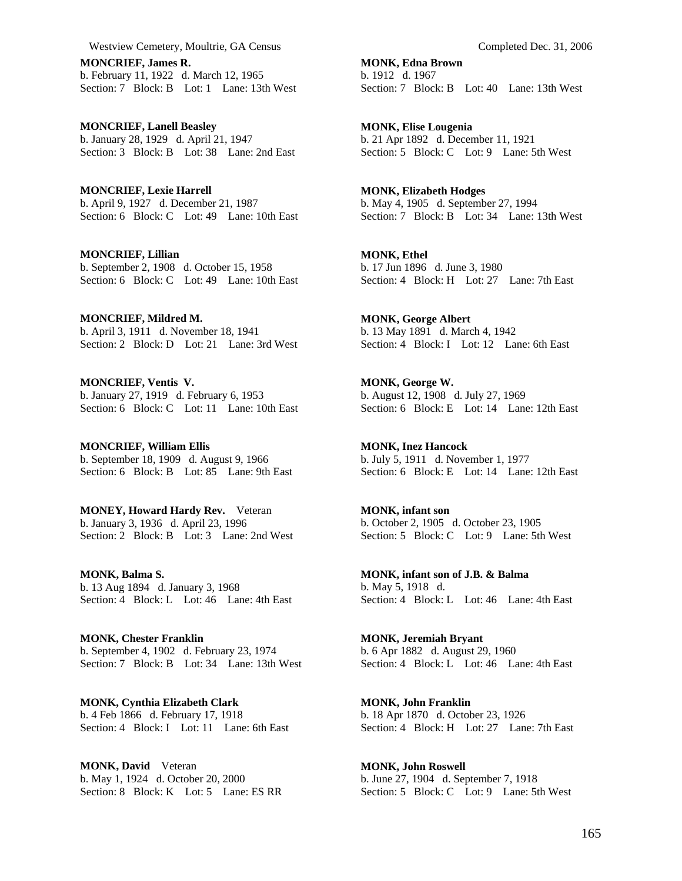**MONCRIEF, James R.**
b. February 11, 1922 d. March 12, 1965
Section: 7 Block: B Lot: 1 Lane: 13th West

**MONCRIEF, Lanell Beasley**
b. January 28, 1929 d. April 21, 1947
Section: 3 Block: B Lot: 38 Lane: 2nd East

**MONCRIEF, Lexie Harrell**
b. April 9, 1927 d. December 21, 1987
Section: 6 Block: C Lot: 49 Lane: 10th East

**MONCRIEF, Lillian**
b. September 2, 1908 d. October 15, 1958
Section: 6 Block: C Lot: 49 Lane: 10th East

**MONCRIEF, Mildred M.**
b. April 3, 1911 d. November 18, 1941
Section: 2 Block: D Lot: 21 Lane: 3rd West

**MONCRIEF, Ventis V.**
b. January 27, 1919 d. February 6, 1953
Section: 6 Block: C Lot: 11 Lane: 10th East

**MONCRIEF, William Ellis**
b. September 18, 1909 d. August 9, 1966
Section: 6 Block: B Lot: 85 Lane: 9th East

**MONEY, Howard Hardy Rev.** Veteran
b. January 3, 1936 d. April 23, 1996
Section: 2 Block: B Lot: 3 Lane: 2nd West

**MONK, Balma S.**
b. 13 Aug 1894 d. January 3, 1968
Section: 4 Block: L Lot: 46 Lane: 4th East

**MONK, Chester Franklin**
b. September 4, 1902 d. February 23, 1974
Section: 7 Block: B Lot: 34 Lane: 13th West

**MONK, Cynthia Elizabeth Clark**
b. 4 Feb 1866 d. February 17, 1918
Section: 4 Block: I Lot: 11 Lane: 6th East

**MONK, David** Veteran
b. May 1, 1924 d. October 20, 2000
Section: 8 Block: K Lot: 5 Lane: ES RR

**MONK, Edna Brown**
b. 1912 d. 1967
Section: 7 Block: B Lot: 40 Lane: 13th West

**MONK, Elise Lougenia**
b. 21 Apr 1892 d. December 11, 1921
Section: 5 Block: C Lot: 9 Lane: 5th West

**MONK, Elizabeth Hodges**
b. May 4, 1905 d. September 27, 1994
Section: 7 Block: B Lot: 34 Lane: 13th West

**MONK, Ethel**
b. 17 Jun 1896 d. June 3, 1980
Section: 4 Block: H Lot: 27 Lane: 7th East

**MONK, George Albert**
b. 13 May 1891 d. March 4, 1942
Section: 4 Block: I Lot: 12 Lane: 6th East

**MONK, George W.**
b. August 12, 1908 d. July 27, 1969
Section: 6 Block: E Lot: 14 Lane: 12th East

**MONK, Inez Hancock**
b. July 5, 1911 d. November 1, 1977
Section: 6 Block: E Lot: 14 Lane: 12th East

**MONK, infant son**
b. October 2, 1905 d. October 23, 1905
Section: 5 Block: C Lot: 9 Lane: 5th West

**MONK, infant son of J.B. & Balma**
b. May 5, 1918 d.
Section: 4 Block: L Lot: 46 Lane: 4th East

**MONK, Jeremiah Bryant**
b. 6 Apr 1882 d. August 29, 1960
Section: 4 Block: L Lot: 46 Lane: 4th East

**MONK, John Franklin**
b. 18 Apr 1870 d. October 23, 1926
Section: 4 Block: H Lot: 27 Lane: 7th East

**MONK, John Roswell**
b. June 27, 1904 d. September 7, 1918
Section: 5 Block: C Lot: 9 Lane: 5th West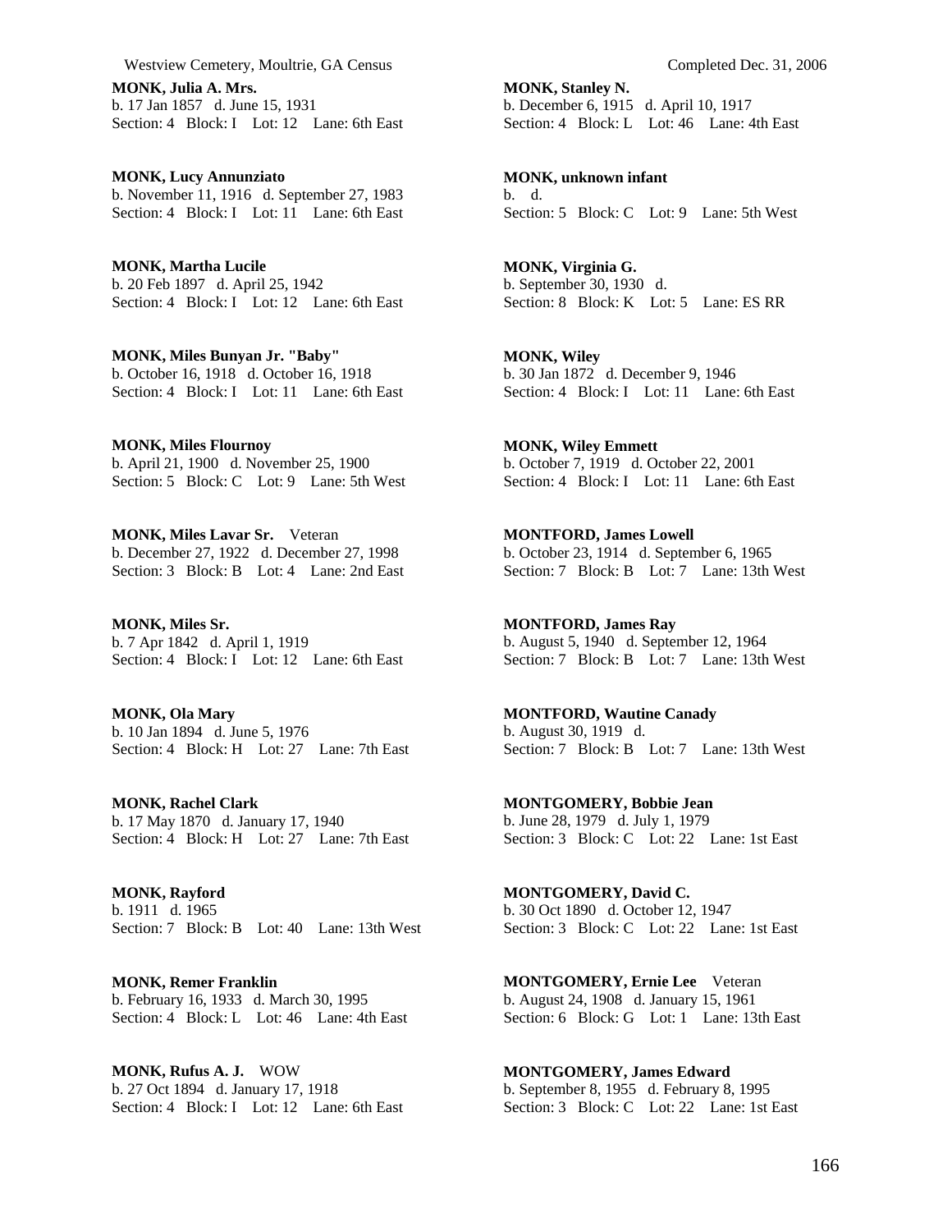**MONK, Julia A. Mrs.**
b. 17 Jan 1857 d. June 15, 1931
Section: 4 Block: I Lot: 12 Lane: 6th East

**MONK, Lucy Annunziato**
b. November 11, 1916 d. September 27, 1983
Section: 4 Block: I Lot: 11 Lane: 6th East

**MONK, Martha Lucile**
b. 20 Feb 1897 d. April 25, 1942
Section: 4 Block: I Lot: 12 Lane: 6th East

**MONK, Miles Bunyan Jr. "Baby"**
b. October 16, 1918 d. October 16, 1918
Section: 4 Block: I Lot: 11 Lane: 6th East

**MONK, Miles Flournoy**
b. April 21, 1900 d. November 25, 1900
Section: 5 Block: C Lot: 9 Lane: 5th West

**MONK, Miles Lavar Sr.** Veteran
b. December 27, 1922 d. December 27, 1998
Section: 3 Block: B Lot: 4 Lane: 2nd East

**MONK, Miles Sr.**
b. 7 Apr 1842 d. April 1, 1919
Section: 4 Block: I Lot: 12 Lane: 6th East

**MONK, Ola Mary**
b. 10 Jan 1894 d. June 5, 1976
Section: 4 Block: H Lot: 27 Lane: 7th East

**MONK, Rachel Clark**
b. 17 May 1870 d. January 17, 1940
Section: 4 Block: H Lot: 27 Lane: 7th East

**MONK, Rayford**
b. 1911 d. 1965
Section: 7 Block: B Lot: 40 Lane: 13th West

**MONK, Remer Franklin**
b. February 16, 1933 d. March 30, 1995
Section: 4 Block: L Lot: 46 Lane: 4th East

**MONK, Rufus A. J.** WOW
b. 27 Oct 1894 d. January 17, 1918
Section: 4 Block: I Lot: 12 Lane: 6th East

**MONK, Stanley N.**
b. December 6, 1915 d. April 10, 1917
Section: 4 Block: L Lot: 46 Lane: 4th East

**MONK, unknown infant**
b. d.
Section: 5 Block: C Lot: 9 Lane: 5th West

**MONK, Virginia G.**
b. September 30, 1930 d.
Section: 8 Block: K Lot: 5 Lane: ES RR

**MONK, Wiley**
b. 30 Jan 1872 d. December 9, 1946
Section: 4 Block: I Lot: 11 Lane: 6th East

**MONK, Wiley Emmett**
b. October 7, 1919 d. October 22, 2001
Section: 4 Block: I Lot: 11 Lane: 6th East

**MONTFORD, James Lowell**
b. October 23, 1914 d. September 6, 1965
Section: 7 Block: B Lot: 7 Lane: 13th West

**MONTFORD, James Ray**
b. August 5, 1940 d. September 12, 1964
Section: 7 Block: B Lot: 7 Lane: 13th West

**MONTFORD, Wautine Canady**
b. August 30, 1919 d.
Section: 7 Block: B Lot: 7 Lane: 13th West

**MONTGOMERY, Bobbie Jean**
b. June 28, 1979 d. July 1, 1979
Section: 3 Block: C Lot: 22 Lane: 1st East

**MONTGOMERY, David C.**
b. 30 Oct 1890 d. October 12, 1947
Section: 3 Block: C Lot: 22 Lane: 1st East

**MONTGOMERY, Ernie Lee** Veteran
b. August 24, 1908 d. January 15, 1961
Section: 6 Block: G Lot: 1 Lane: 13th East

**MONTGOMERY, James Edward**
b. September 8, 1955 d. February 8, 1995
Section: 3 Block: C Lot: 22 Lane: 1st East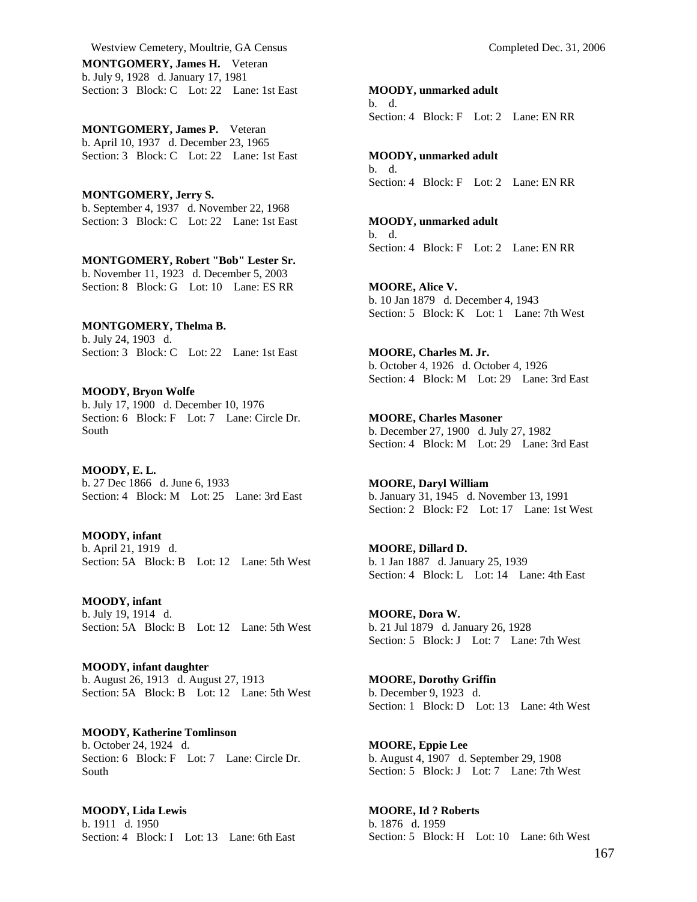**MONTGOMERY, James H.** Veteran
b. July 9, 1928 d. January 17, 1981
Section: 3 Block: C Lot: 22 Lane: 1st East

**MONTGOMERY, James P.** Veteran
b. April 10, 1937 d. December 23, 1965
Section: 3 Block: C Lot: 22 Lane: 1st East

**MONTGOMERY, Jerry S.**
b. September 4, 1937 d. November 22, 1968
Section: 3 Block: C Lot: 22 Lane: 1st East

**MONTGOMERY, Robert "Bob" Lester Sr.**
b. November 11, 1923 d. December 5, 2003
Section: 8 Block: G Lot: 10 Lane: ES RR

**MONTGOMERY, Thelma B.**
b. July 24, 1903 d.
Section: 3 Block: C Lot: 22 Lane: 1st East

**MOODY, Bryon Wolfe**
b. July 17, 1900 d. December 10, 1976
Section: 6 Block: F Lot: 7 Lane: Circle Dr. South

**MOODY, E. L.**
b. 27 Dec 1866 d. June 6, 1933
Section: 4 Block: M Lot: 25 Lane: 3rd East

**MOODY, infant**
b. April 21, 1919 d.
Section: 5A Block: B Lot: 12 Lane: 5th West

**MOODY, infant**
b. July 19, 1914 d.
Section: 5A Block: B Lot: 12 Lane: 5th West

**MOODY, infant daughter**
b. August 26, 1913 d. August 27, 1913
Section: 5A Block: B Lot: 12 Lane: 5th West

**MOODY, Katherine Tomlinson**
b. October 24, 1924 d.
Section: 6 Block: F Lot: 7 Lane: Circle Dr. South

**MOODY, Lida Lewis**
b. 1911 d. 1950
Section: 4 Block: I Lot: 13 Lane: 6th East

**MOODY, unmarked adult**
b. d.
Section: 4 Block: F Lot: 2 Lane: EN RR

**MOODY, unmarked adult**
b. d.
Section: 4 Block: F Lot: 2 Lane: EN RR

**MOODY, unmarked adult**
b. d.
Section: 4 Block: F Lot: 2 Lane: EN RR

**MOORE, Alice V.**
b. 10 Jan 1879 d. December 4, 1943
Section: 5 Block: K Lot: 1 Lane: 7th West

**MOORE, Charles M. Jr.**
b. October 4, 1926 d. October 4, 1926
Section: 4 Block: M Lot: 29 Lane: 3rd East

**MOORE, Charles Masoner**
b. December 27, 1900 d. July 27, 1982
Section: 4 Block: M Lot: 29 Lane: 3rd East

**MOORE, Daryl William**
b. January 31, 1945 d. November 13, 1991
Section: 2 Block: F2 Lot: 17 Lane: 1st West

**MOORE, Dillard D.**
b. 1 Jan 1887 d. January 25, 1939
Section: 4 Block: L Lot: 14 Lane: 4th East

**MOORE, Dora W.**
b. 21 Jul 1879 d. January 26, 1928
Section: 5 Block: J Lot: 7 Lane: 7th West

**MOORE, Dorothy Griffin**
b. December 9, 1923 d.
Section: 1 Block: D Lot: 13 Lane: 4th West

**MOORE, Eppie Lee**
b. August 4, 1907 d. September 29, 1908
Section: 5 Block: J Lot: 7 Lane: 7th West

**MOORE, Id ? Roberts**
b. 1876 d. 1959
Section: 5 Block: H Lot: 10 Lane: 6th West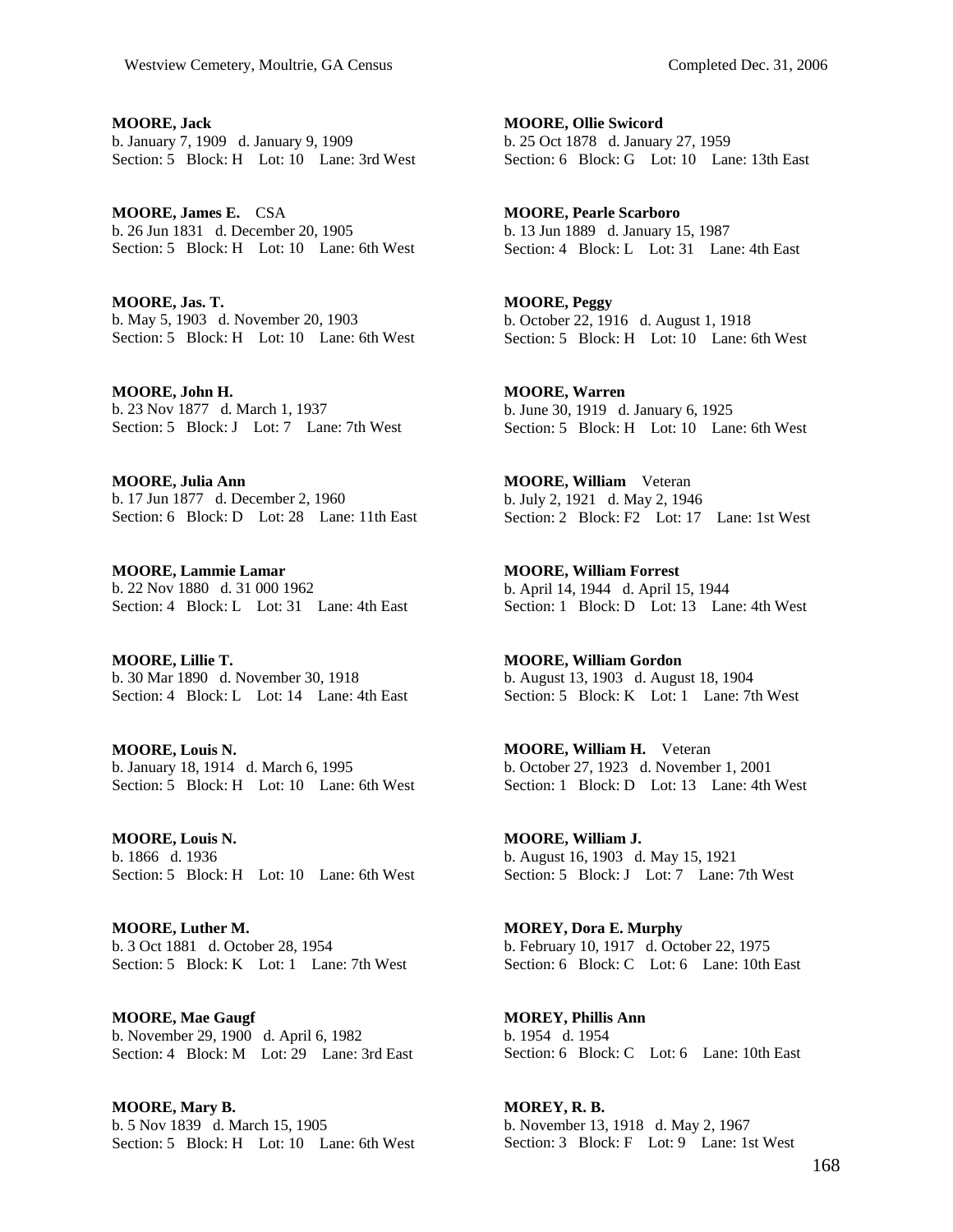**MOORE, Jack**
b. January 7, 1909 d. January 9, 1909
Section: 5 Block: H Lot: 10 Lane: 3rd West

**MOORE, James E.** CSA
b. 26 Jun 1831 d. December 20, 1905
Section: 5 Block: H Lot: 10 Lane: 6th West

**MOORE, Jas. T.**
b. May 5, 1903 d. November 20, 1903
Section: 5 Block: H Lot: 10 Lane: 6th West

**MOORE, John H.**
b. 23 Nov 1877 d. March 1, 1937
Section: 5 Block: J Lot: 7 Lane: 7th West

**MOORE, Julia Ann**
b. 17 Jun 1877 d. December 2, 1960
Section: 6 Block: D Lot: 28 Lane: 11th East

**MOORE, Lammie Lamar**
b. 22 Nov 1880 d. 31 000 1962
Section: 4 Block: L Lot: 31 Lane: 4th East

**MOORE, Lillie T.**
b. 30 Mar 1890 d. November 30, 1918
Section: 4 Block: L Lot: 14 Lane: 4th East

**MOORE, Louis N.**
b. January 18, 1914 d. March 6, 1995
Section: 5 Block: H Lot: 10 Lane: 6th West

**MOORE, Louis N.**
b. 1866 d. 1936
Section: 5 Block: H Lot: 10 Lane: 6th West

**MOORE, Luther M.**
b. 3 Oct 1881 d. October 28, 1954
Section: 5 Block: K Lot: 1 Lane: 7th West

**MOORE, Mae Gaugf**
b. November 29, 1900 d. April 6, 1982
Section: 4 Block: M Lot: 29 Lane: 3rd East

**MOORE, Mary B.**
b. 5 Nov 1839 d. March 15, 1905
Section: 5 Block: H Lot: 10 Lane: 6th West

**MOORE, Ollie Swicord**
b. 25 Oct 1878 d. January 27, 1959
Section: 6 Block: G Lot: 10 Lane: 13th East

**MOORE, Pearle Scarboro**
b. 13 Jun 1889 d. January 15, 1987
Section: 4 Block: L Lot: 31 Lane: 4th East

**MOORE, Peggy**
b. October 22, 1916 d. August 1, 1918
Section: 5 Block: H Lot: 10 Lane: 6th West

**MOORE, Warren**
b. June 30, 1919 d. January 6, 1925
Section: 5 Block: H Lot: 10 Lane: 6th West

**MOORE, William** Veteran
b. July 2, 1921 d. May 2, 1946
Section: 2 Block: F2 Lot: 17 Lane: 1st West

**MOORE, William Forrest**
b. April 14, 1944 d. April 15, 1944
Section: 1 Block: D Lot: 13 Lane: 4th West

**MOORE, William Gordon**
b. August 13, 1903 d. August 18, 1904
Section: 5 Block: K Lot: 1 Lane: 7th West

**MOORE, William H.** Veteran
b. October 27, 1923 d. November 1, 2001
Section: 1 Block: D Lot: 13 Lane: 4th West

**MOORE, William J.**
b. August 16, 1903 d. May 15, 1921
Section: 5 Block: J Lot: 7 Lane: 7th West

**MOREY, Dora E. Murphy**
b. February 10, 1917 d. October 22, 1975
Section: 6 Block: C Lot: 6 Lane: 10th East

**MOREY, Phillis Ann**
b. 1954 d. 1954
Section: 6 Block: C Lot: 6 Lane: 10th East

**MOREY, R. B.**
b. November 13, 1918 d. May 2, 1967
Section: 3 Block: F Lot: 9 Lane: 1st West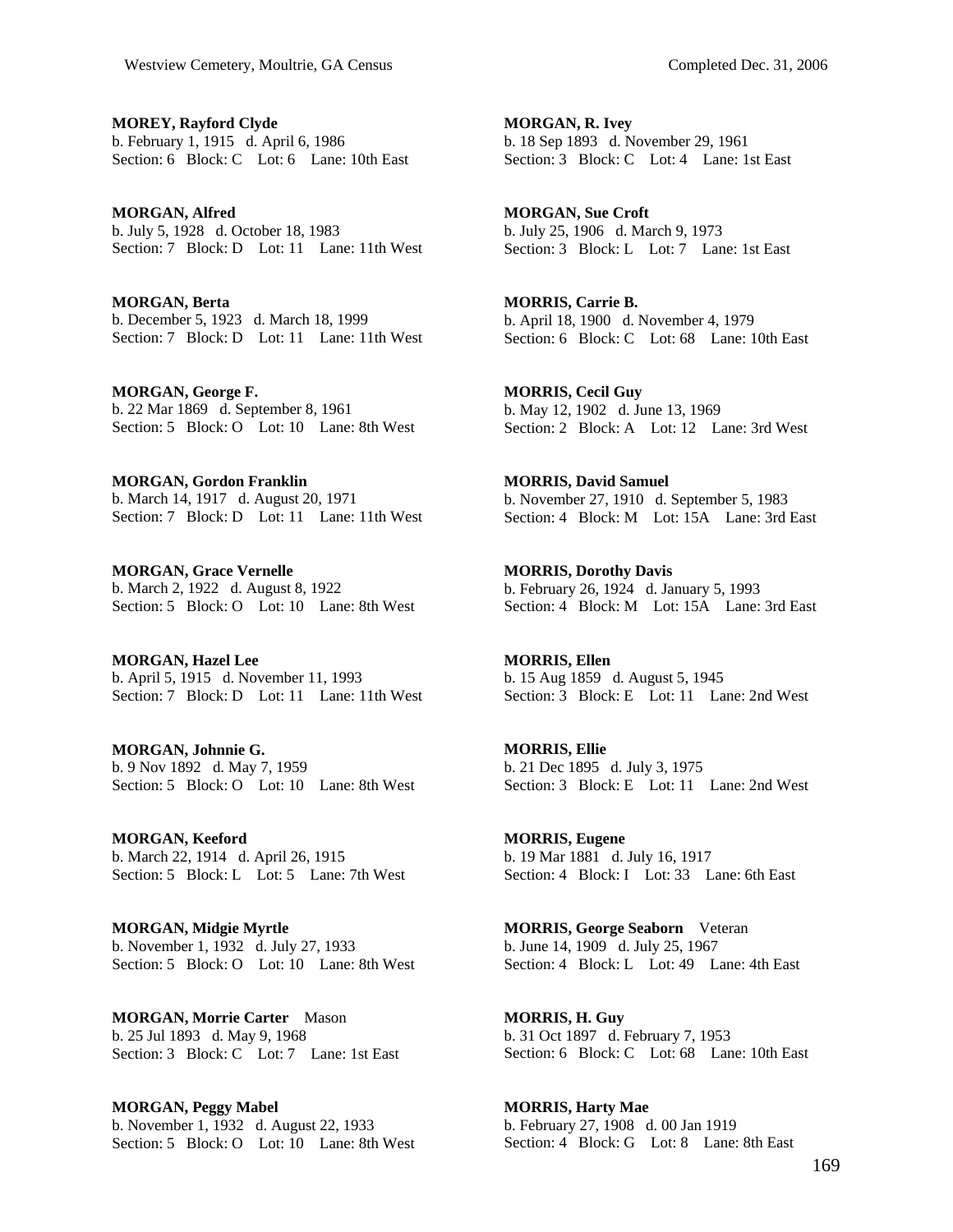**MOREY, Rayford Clyde**
b. February 1, 1915 d. April 6, 1986
Section: 6 Block: C Lot: 6 Lane: 10th East

**MORGAN, Alfred**
b. July 5, 1928 d. October 18, 1983
Section: 7 Block: D Lot: 11 Lane: 11th West

**MORGAN, Berta**
b. December 5, 1923 d. March 18, 1999
Section: 7 Block: D Lot: 11 Lane: 11th West

**MORGAN, George F.**
b. 22 Mar 1869 d. September 8, 1961
Section: 5 Block: O Lot: 10 Lane: 8th West

**MORGAN, Gordon Franklin**
b. March 14, 1917 d. August 20, 1971
Section: 7 Block: D Lot: 11 Lane: 11th West

**MORGAN, Grace Vernelle**
b. March 2, 1922 d. August 8, 1922
Section: 5 Block: O Lot: 10 Lane: 8th West

**MORGAN, Hazel Lee**
b. April 5, 1915 d. November 11, 1993
Section: 7 Block: D Lot: 11 Lane: 11th West

**MORGAN, Johnnie G.**
b. 9 Nov 1892 d. May 7, 1959
Section: 5 Block: O Lot: 10 Lane: 8th West

**MORGAN, Keeford**
b. March 22, 1914 d. April 26, 1915
Section: 5 Block: L Lot: 5 Lane: 7th West

**MORGAN, Midgie Myrtle**
b. November 1, 1932 d. July 27, 1933
Section: 5 Block: O Lot: 10 Lane: 8th West

**MORGAN, Morrie Carter** Mason
b. 25 Jul 1893 d. May 9, 1968
Section: 3 Block: C Lot: 7 Lane: 1st East

**MORGAN, Peggy Mabel**
b. November 1, 1932 d. August 22, 1933
Section: 5 Block: O Lot: 10 Lane: 8th West

**MORGAN, R. Ivey**
b. 18 Sep 1893 d. November 29, 1961
Section: 3 Block: C Lot: 4 Lane: 1st East

**MORGAN, Sue Croft**
b. July 25, 1906 d. March 9, 1973
Section: 3 Block: L Lot: 7 Lane: 1st East

**MORRIS, Carrie B.**
b. April 18, 1900 d. November 4, 1979
Section: 6 Block: C Lot: 68 Lane: 10th East

**MORRIS, Cecil Guy**
b. May 12, 1902 d. June 13, 1969
Section: 2 Block: A Lot: 12 Lane: 3rd West

**MORRIS, David Samuel**
b. November 27, 1910 d. September 5, 1983
Section: 4 Block: M Lot: 15A Lane: 3rd East

**MORRIS, Dorothy Davis**
b. February 26, 1924 d. January 5, 1993
Section: 4 Block: M Lot: 15A Lane: 3rd East

**MORRIS, Ellen**
b. 15 Aug 1859 d. August 5, 1945
Section: 3 Block: E Lot: 11 Lane: 2nd West

**MORRIS, Ellie**
b. 21 Dec 1895 d. July 3, 1975
Section: 3 Block: E Lot: 11 Lane: 2nd West

**MORRIS, Eugene**
b. 19 Mar 1881 d. July 16, 1917
Section: 4 Block: I Lot: 33 Lane: 6th East

**MORRIS, George Seaborn** Veteran
b. June 14, 1909 d. July 25, 1967
Section: 4 Block: L Lot: 49 Lane: 4th East

**MORRIS, H. Guy**
b. 31 Oct 1897 d. February 7, 1953
Section: 6 Block: C Lot: 68 Lane: 10th East

**MORRIS, Harty Mae**
b. February 27, 1908 d. 00 Jan 1919
Section: 4 Block: G Lot: 8 Lane: 8th East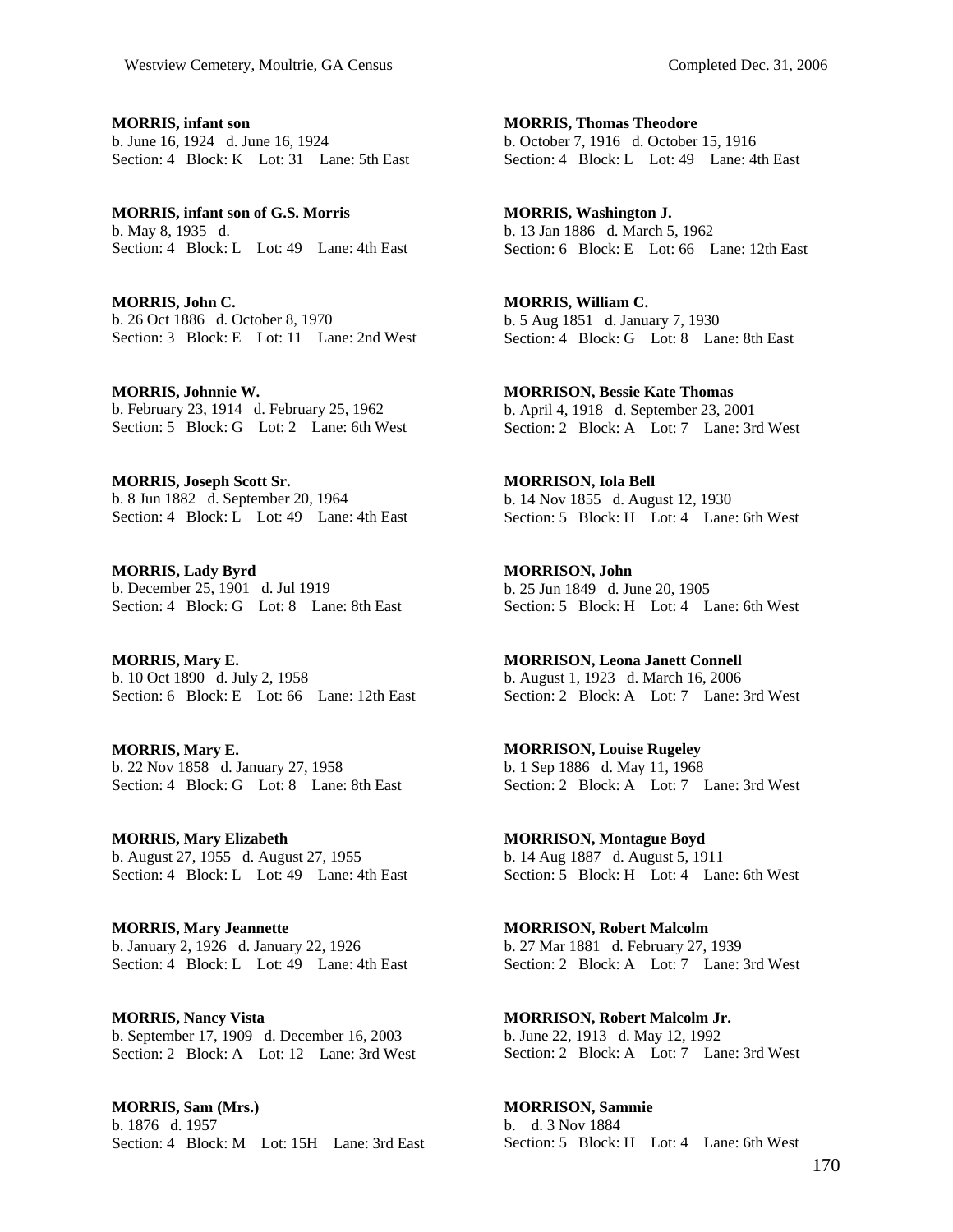**MORRIS, infant son**
b. June 16, 1924 d. June 16, 1924
Section: 4 Block: K Lot: 31 Lane: 5th East

**MORRIS, infant son of G.S. Morris**
b. May 8, 1935 d.
Section: 4 Block: L Lot: 49 Lane: 4th East

**MORRIS, John C.**
b. 26 Oct 1886 d. October 8, 1970
Section: 3 Block: E Lot: 11 Lane: 2nd West

**MORRIS, Johnnie W.**
b. February 23, 1914 d. February 25, 1962
Section: 5 Block: G Lot: 2 Lane: 6th West

**MORRIS, Joseph Scott Sr.**
b. 8 Jun 1882 d. September 20, 1964
Section: 4 Block: L Lot: 49 Lane: 4th East

**MORRIS, Lady Byrd**
b. December 25, 1901 d. Jul 1919
Section: 4 Block: G Lot: 8 Lane: 8th East

**MORRIS, Mary E.**
b. 10 Oct 1890 d. July 2, 1958
Section: 6 Block: E Lot: 66 Lane: 12th East

**MORRIS, Mary E.**
b. 22 Nov 1858 d. January 27, 1958
Section: 4 Block: G Lot: 8 Lane: 8th East

**MORRIS, Mary Elizabeth**
b. August 27, 1955 d. August 27, 1955
Section: 4 Block: L Lot: 49 Lane: 4th East

**MORRIS, Mary Jeannette**
b. January 2, 1926 d. January 22, 1926
Section: 4 Block: L Lot: 49 Lane: 4th East

**MORRIS, Nancy Vista**
b. September 17, 1909 d. December 16, 2003
Section: 2 Block: A Lot: 12 Lane: 3rd West

**MORRIS, Sam (Mrs.)**
b. 1876 d. 1957
Section: 4 Block: M Lot: 15H Lane: 3rd East

**MORRIS, Thomas Theodore**
b. October 7, 1916 d. October 15, 1916
Section: 4 Block: L Lot: 49 Lane: 4th East

**MORRIS, Washington J.**
b. 13 Jan 1886 d. March 5, 1962
Section: 6 Block: E Lot: 66 Lane: 12th East

**MORRIS, William C.**
b. 5 Aug 1851 d. January 7, 1930
Section: 4 Block: G Lot: 8 Lane: 8th East

**MORRISON, Bessie Kate Thomas**
b. April 4, 1918 d. September 23, 2001
Section: 2 Block: A Lot: 7 Lane: 3rd West

**MORRISON, Iola Bell**
b. 14 Nov 1855 d. August 12, 1930
Section: 5 Block: H Lot: 4 Lane: 6th West

**MORRISON, John**
b. 25 Jun 1849 d. June 20, 1905
Section: 5 Block: H Lot: 4 Lane: 6th West

**MORRISON, Leona Janett Connell**
b. August 1, 1923 d. March 16, 2006
Section: 2 Block: A Lot: 7 Lane: 3rd West

**MORRISON, Louise Rugeley**
b. 1 Sep 1886 d. May 11, 1968
Section: 2 Block: A Lot: 7 Lane: 3rd West

**MORRISON, Montague Boyd**
b. 14 Aug 1887 d. August 5, 1911
Section: 5 Block: H Lot: 4 Lane: 6th West

**MORRISON, Robert Malcolm**
b. 27 Mar 1881 d. February 27, 1939
Section: 2 Block: A Lot: 7 Lane: 3rd West

**MORRISON, Robert Malcolm Jr.**
b. June 22, 1913 d. May 12, 1992
Section: 2 Block: A Lot: 7 Lane: 3rd West

**MORRISON, Sammie**
b. d. 3 Nov 1884
Section: 5 Block: H Lot: 4 Lane: 6th West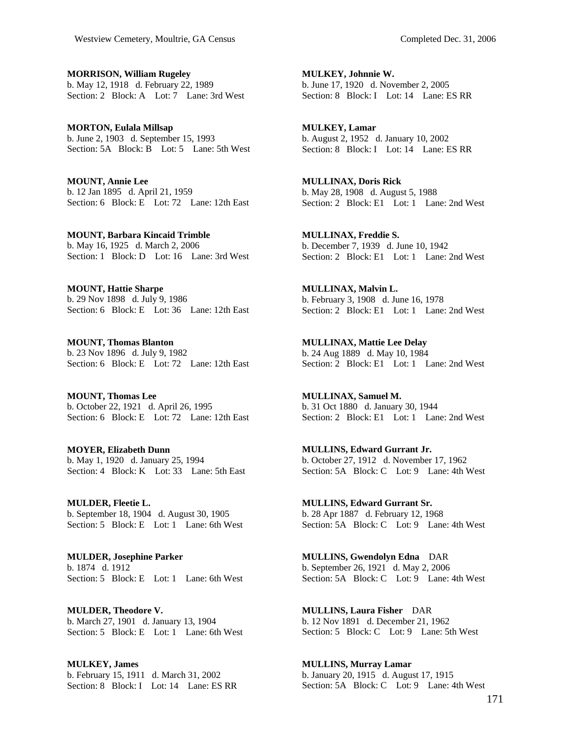**MORRISON, William Rugeley**
b. May 12, 1918 d. February 22, 1989
Section: 2 Block: A Lot: 7 Lane: 3rd West

**MORTON, Eulala Millsap**
b. June 2, 1903 d. September 15, 1993
Section: 5A Block: B Lot: 5 Lane: 5th West

**MOUNT, Annie Lee**
b. 12 Jan 1895 d. April 21, 1959
Section: 6 Block: E Lot: 72 Lane: 12th East

**MOUNT, Barbara Kincaid Trimble**
b. May 16, 1925 d. March 2, 2006
Section: 1 Block: D Lot: 16 Lane: 3rd West

**MOUNT, Hattie Sharpe**
b. 29 Nov 1898 d. July 9, 1986
Section: 6 Block: E Lot: 36 Lane: 12th East

**MOUNT, Thomas Blanton**
b. 23 Nov 1896 d. July 9, 1982
Section: 6 Block: E Lot: 72 Lane: 12th East

**MOUNT, Thomas Lee**
b. October 22, 1921 d. April 26, 1995
Section: 6 Block: E Lot: 72 Lane: 12th East

**MOYER, Elizabeth Dunn**
b. May 1, 1920 d. January 25, 1994
Section: 4 Block: K Lot: 33 Lane: 5th East

**MULDER, Fleetie L.**
b. September 18, 1904 d. August 30, 1905
Section: 5 Block: E Lot: 1 Lane: 6th West

**MULDER, Josephine Parker**
b. 1874 d. 1912
Section: 5 Block: E Lot: 1 Lane: 6th West

**MULDER, Theodore V.**
b. March 27, 1901 d. January 13, 1904
Section: 5 Block: E Lot: 1 Lane: 6th West

**MULKEY, James**
b. February 15, 1911 d. March 31, 2002
Section: 8 Block: I Lot: 14 Lane: ES RR

**MULKEY, Johnnie W.**
b. June 17, 1920 d. November 2, 2005
Section: 8 Block: I Lot: 14 Lane: ES RR

**MULKEY, Lamar**
b. August 2, 1952 d. January 10, 2002
Section: 8 Block: I Lot: 14 Lane: ES RR

**MULLINAX, Doris Rick**
b. May 28, 1908 d. August 5, 1988
Section: 2 Block: E1 Lot: 1 Lane: 2nd West

**MULLINAX, Freddie S.**
b. December 7, 1939 d. June 10, 1942
Section: 2 Block: E1 Lot: 1 Lane: 2nd West

**MULLINAX, Malvin L.**
b. February 3, 1908 d. June 16, 1978
Section: 2 Block: E1 Lot: 1 Lane: 2nd West

**MULLINAX, Mattie Lee Delay**
b. 24 Aug 1889 d. May 10, 1984
Section: 2 Block: E1 Lot: 1 Lane: 2nd West

**MULLINAX, Samuel M.**
b. 31 Oct 1880 d. January 30, 1944
Section: 2 Block: E1 Lot: 1 Lane: 2nd West

**MULLINS, Edward Gurrant Jr.**
b. October 27, 1912 d. November 17, 1962
Section: 5A Block: C Lot: 9 Lane: 4th West

**MULLINS, Edward Gurrant Sr.**
b. 28 Apr 1887 d. February 12, 1968
Section: 5A Block: C Lot: 9 Lane: 4th West

**MULLINS, Gwendolyn Edna** DAR
b. September 26, 1921 d. May 2, 2006
Section: 5A Block: C Lot: 9 Lane: 4th West

**MULLINS, Laura Fisher** DAR
b. 12 Nov 1891 d. December 21, 1962
Section: 5 Block: C Lot: 9 Lane: 5th West

**MULLINS, Murray Lamar**
b. January 20, 1915 d. August 17, 1915
Section: 5A Block: C Lot: 9 Lane: 4th West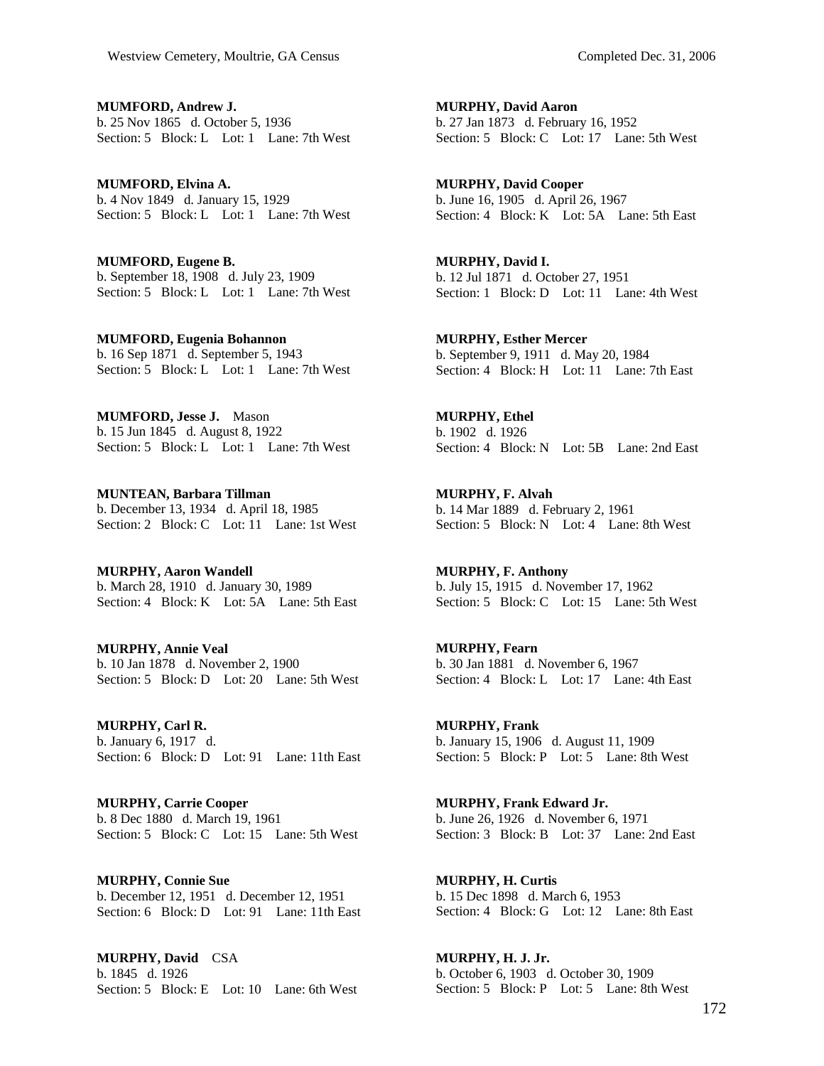**MUMFORD, Andrew J.**
b. 25 Nov 1865 d. October 5, 1936
Section: 5 Block: L Lot: 1 Lane: 7th West

**MUMFORD, Elvina A.**
b. 4 Nov 1849 d. January 15, 1929
Section: 5 Block: L Lot: 1 Lane: 7th West

**MUMFORD, Eugene B.**
b. September 18, 1908 d. July 23, 1909
Section: 5 Block: L Lot: 1 Lane: 7th West

**MUMFORD, Eugenia Bohannon**
b. 16 Sep 1871 d. September 5, 1943
Section: 5 Block: L Lot: 1 Lane: 7th West

**MUMFORD, Jesse J.** Mason
b. 15 Jun 1845 d. August 8, 1922
Section: 5 Block: L Lot: 1 Lane: 7th West

**MUNTEAN, Barbara Tillman**
b. December 13, 1934 d. April 18, 1985
Section: 2 Block: C Lot: 11 Lane: 1st West

**MURPHY, Aaron Wandell**
b. March 28, 1910 d. January 30, 1989
Section: 4 Block: K Lot: 5A Lane: 5th East

**MURPHY, Annie Veal**
b. 10 Jan 1878 d. November 2, 1900
Section: 5 Block: D Lot: 20 Lane: 5th West

**MURPHY, Carl R.**
b. January 6, 1917 d.
Section: 6 Block: D Lot: 91 Lane: 11th East

**MURPHY, Carrie Cooper**
b. 8 Dec 1880 d. March 19, 1961
Section: 5 Block: C Lot: 15 Lane: 5th West

**MURPHY, Connie Sue**
b. December 12, 1951 d. December 12, 1951
Section: 6 Block: D Lot: 91 Lane: 11th East

**MURPHY, David** CSA
b. 1845 d. 1926
Section: 5 Block: E Lot: 10 Lane: 6th West

**MURPHY, David Aaron**
b. 27 Jan 1873 d. February 16, 1952
Section: 5 Block: C Lot: 17 Lane: 5th West

**MURPHY, David Cooper**
b. June 16, 1905 d. April 26, 1967
Section: 4 Block: K Lot: 5A Lane: 5th East

**MURPHY, David I.**
b. 12 Jul 1871 d. October 27, 1951
Section: 1 Block: D Lot: 11 Lane: 4th West

**MURPHY, Esther Mercer**
b. September 9, 1911 d. May 20, 1984
Section: 4 Block: H Lot: 11 Lane: 7th East

**MURPHY, Ethel**
b. 1902 d. 1926
Section: 4 Block: N Lot: 5B Lane: 2nd East

**MURPHY, F. Alvah**
b. 14 Mar 1889 d. February 2, 1961
Section: 5 Block: N Lot: 4 Lane: 8th West

**MURPHY, F. Anthony**
b. July 15, 1915 d. November 17, 1962
Section: 5 Block: C Lot: 15 Lane: 5th West

**MURPHY, Fearn**
b. 30 Jan 1881 d. November 6, 1967
Section: 4 Block: L Lot: 17 Lane: 4th East

**MURPHY, Frank**
b. January 15, 1906 d. August 11, 1909
Section: 5 Block: P Lot: 5 Lane: 8th West

**MURPHY, Frank Edward Jr.**
b. June 26, 1926 d. November 6, 1971
Section: 3 Block: B Lot: 37 Lane: 2nd East

**MURPHY, H. Curtis**
b. 15 Dec 1898 d. March 6, 1953
Section: 4 Block: G Lot: 12 Lane: 8th East

**MURPHY, H. J. Jr.**
b. October 6, 1903 d. October 30, 1909
Section: 5 Block: P Lot: 5 Lane: 8th West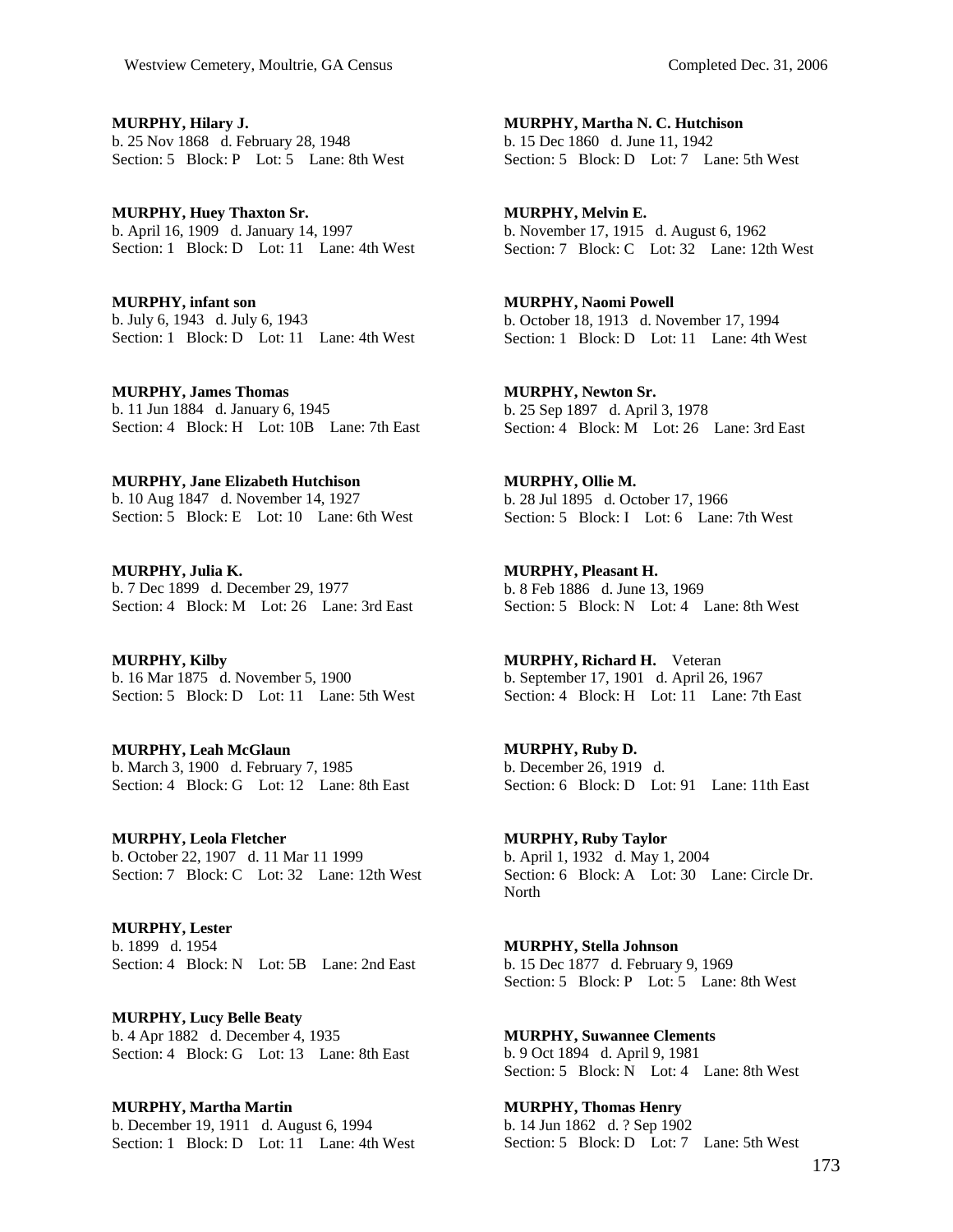**MURPHY, Hilary J.**
b. 25 Nov 1868 d. February 28, 1948
Section: 5 Block: P Lot: 5 Lane: 8th West

**MURPHY, Huey Thaxton Sr.**
b. April 16, 1909 d. January 14, 1997
Section: 1 Block: D Lot: 11 Lane: 4th West

**MURPHY, infant son**
b. July 6, 1943 d. July 6, 1943
Section: 1 Block: D Lot: 11 Lane: 4th West

**MURPHY, James Thomas**
b. 11 Jun 1884 d. January 6, 1945
Section: 4 Block: H Lot: 10B Lane: 7th East

**MURPHY, Jane Elizabeth Hutchison**
b. 10 Aug 1847 d. November 14, 1927
Section: 5 Block: E Lot: 10 Lane: 6th West

**MURPHY, Julia K.**
b. 7 Dec 1899 d. December 29, 1977
Section: 4 Block: M Lot: 26 Lane: 3rd East

**MURPHY, Kilby**
b. 16 Mar 1875 d. November 5, 1900
Section: 5 Block: D Lot: 11 Lane: 5th West

**MURPHY, Leah McGlaun**
b. March 3, 1900 d. February 7, 1985
Section: 4 Block: G Lot: 12 Lane: 8th East

**MURPHY, Leola Fletcher**
b. October 22, 1907 d. 11 Mar 11 1999
Section: 7 Block: C Lot: 32 Lane: 12th West

**MURPHY, Lester**
b. 1899 d. 1954
Section: 4 Block: N Lot: 5B Lane: 2nd East

**MURPHY, Lucy Belle Beaty**
b. 4 Apr 1882 d. December 4, 1935
Section: 4 Block: G Lot: 13 Lane: 8th East

**MURPHY, Martha Martin**
b. December 19, 1911 d. August 6, 1994
Section: 1 Block: D Lot: 11 Lane: 4th West

**MURPHY, Martha N. C. Hutchison**
b. 15 Dec 1860 d. June 11, 1942
Section: 5 Block: D Lot: 7 Lane: 5th West

**MURPHY, Melvin E.**
b. November 17, 1915 d. August 6, 1962
Section: 7 Block: C Lot: 32 Lane: 12th West

**MURPHY, Naomi Powell**
b. October 18, 1913 d. November 17, 1994
Section: 1 Block: D Lot: 11 Lane: 4th West

**MURPHY, Newton Sr.**
b. 25 Sep 1897 d. April 3, 1978
Section: 4 Block: M Lot: 26 Lane: 3rd East

**MURPHY, Ollie M.**
b. 28 Jul 1895 d. October 17, 1966
Section: 5 Block: I Lot: 6 Lane: 7th West

**MURPHY, Pleasant H.**
b. 8 Feb 1886 d. June 13, 1969
Section: 5 Block: N Lot: 4 Lane: 8th West

**MURPHY, Richard H.** Veteran
b. September 17, 1901 d. April 26, 1967
Section: 4 Block: H Lot: 11 Lane: 7th East

**MURPHY, Ruby D.**
b. December 26, 1919 d.
Section: 6 Block: D Lot: 91 Lane: 11th East

**MURPHY, Ruby Taylor**
b. April 1, 1932 d. May 1, 2004
Section: 6 Block: A Lot: 30 Lane: Circle Dr. North

**MURPHY, Stella Johnson**
b. 15 Dec 1877 d. February 9, 1969
Section: 5 Block: P Lot: 5 Lane: 8th West

**MURPHY, Suwannee Clements**
b. 9 Oct 1894 d. April 9, 1981
Section: 5 Block: N Lot: 4 Lane: 8th West

**MURPHY, Thomas Henry**
b. 14 Jun 1862 d. ? Sep 1902
Section: 5 Block: D Lot: 7 Lane: 5th West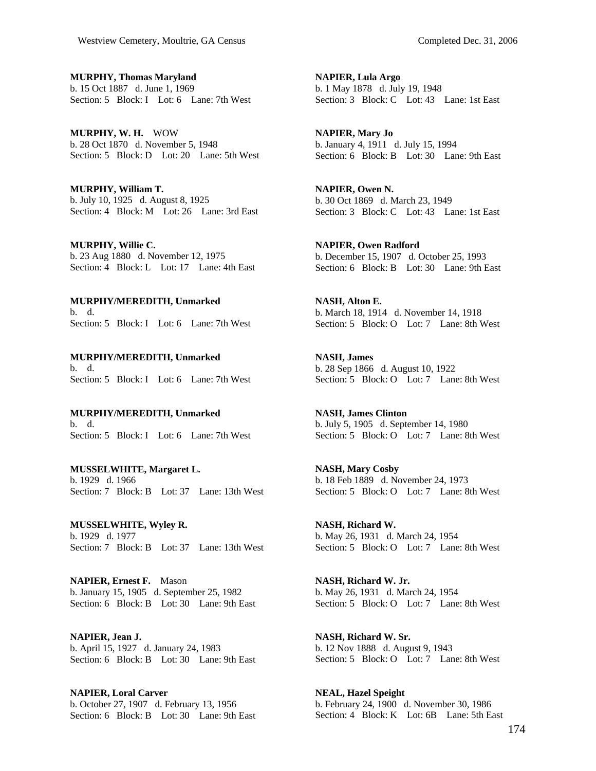**MURPHY, Thomas Maryland**
b. 15 Oct 1887 d. June 1, 1969
Section: 5 Block: I Lot: 6 Lane: 7th West

**MURPHY, W. H.** WOW
b. 28 Oct 1870 d. November 5, 1948
Section: 5 Block: D Lot: 20 Lane: 5th West

**MURPHY, William T.**
b. July 10, 1925 d. August 8, 1925
Section: 4 Block: M Lot: 26 Lane: 3rd East

**MURPHY, Willie C.**
b. 23 Aug 1880 d. November 12, 1975
Section: 4 Block: L Lot: 17 Lane: 4th East

**MURPHY/MEREDITH, Unmarked**
b. d.
Section: 5 Block: I Lot: 6 Lane: 7th West

**MURPHY/MEREDITH, Unmarked**
b. d.
Section: 5 Block: I Lot: 6 Lane: 7th West

**MURPHY/MEREDITH, Unmarked**
b. d.
Section: 5 Block: I Lot: 6 Lane: 7th West

**MUSSELWHITE, Margaret L.**
b. 1929 d. 1966
Section: 7 Block: B Lot: 37 Lane: 13th West

**MUSSELWHITE, Wyley R.**
b. 1929 d. 1977
Section: 7 Block: B Lot: 37 Lane: 13th West

**NAPIER, Ernest F.** Mason
b. January 15, 1905 d. September 25, 1982
Section: 6 Block: B Lot: 30 Lane: 9th East

**NAPIER, Jean J.**
b. April 15, 1927 d. January 24, 1983
Section: 6 Block: B Lot: 30 Lane: 9th East

**NAPIER, Loral Carver**
b. October 27, 1907 d. February 13, 1956
Section: 6 Block: B Lot: 30 Lane: 9th East

**NAPIER, Lula Argo**
b. 1 May 1878 d. July 19, 1948
Section: 3 Block: C Lot: 43 Lane: 1st East

**NAPIER, Mary Jo**
b. January 4, 1911 d. July 15, 1994
Section: 6 Block: B Lot: 30 Lane: 9th East

**NAPIER, Owen N.**
b. 30 Oct 1869 d. March 23, 1949
Section: 3 Block: C Lot: 43 Lane: 1st East

**NAPIER, Owen Radford**
b. December 15, 1907 d. October 25, 1993
Section: 6 Block: B Lot: 30 Lane: 9th East

**NASH, Alton E.**
b. March 18, 1914 d. November 14, 1918
Section: 5 Block: O Lot: 7 Lane: 8th West

**NASH, James**
b. 28 Sep 1866 d. August 10, 1922
Section: 5 Block: O Lot: 7 Lane: 8th West

**NASH, James Clinton**
b. July 5, 1905 d. September 14, 1980
Section: 5 Block: O Lot: 7 Lane: 8th West

**NASH, Mary Cosby**
b. 18 Feb 1889 d. November 24, 1973
Section: 5 Block: O Lot: 7 Lane: 8th West

**NASH, Richard W.**
b. May 26, 1931 d. March 24, 1954
Section: 5 Block: O Lot: 7 Lane: 8th West

**NASH, Richard W. Jr.**
b. May 26, 1931 d. March 24, 1954
Section: 5 Block: O Lot: 7 Lane: 8th West

**NASH, Richard W. Sr.**
b. 12 Nov 1888 d. August 9, 1943
Section: 5 Block: O Lot: 7 Lane: 8th West

**NEAL, Hazel Speight**
b. February 24, 1900 d. November 30, 1986
Section: 4 Block: K Lot: 6B Lane: 5th East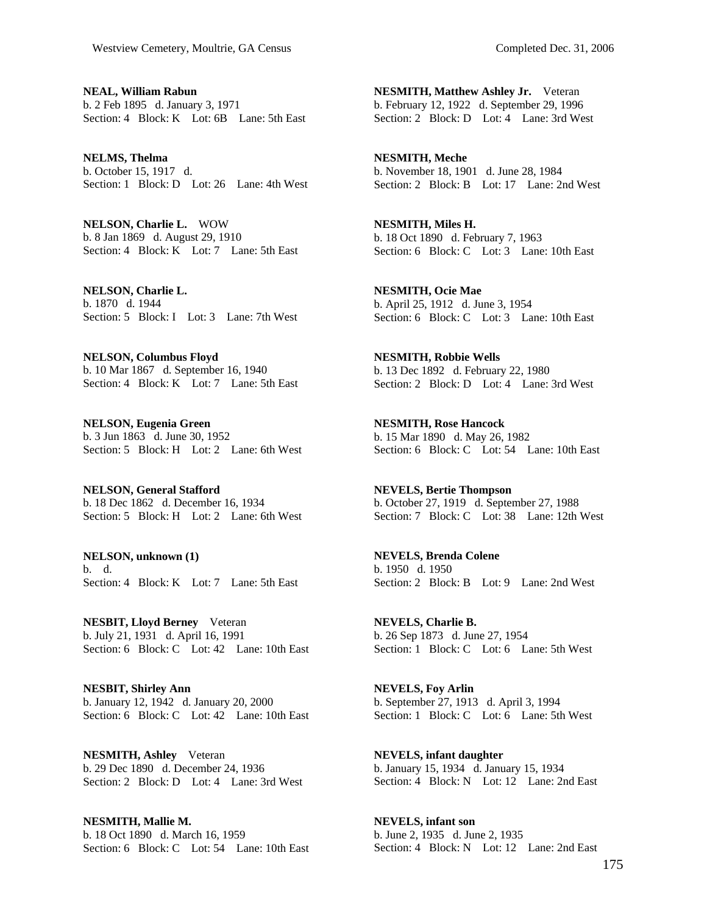**NEAL, William Rabun**
b. 2 Feb 1895 d. January 3, 1971
Section: 4 Block: K Lot: 6B Lane: 5th East

**NELMS, Thelma**
b. October 15, 1917 d.
Section: 1 Block: D Lot: 26 Lane: 4th West

**NELSON, Charlie L.** WOW
b. 8 Jan 1869 d. August 29, 1910
Section: 4 Block: K Lot: 7 Lane: 5th East

**NELSON, Charlie L.**
b. 1870 d. 1944
Section: 5 Block: I Lot: 3 Lane: 7th West

**NELSON, Columbus Floyd**
b. 10 Mar 1867 d. September 16, 1940
Section: 4 Block: K Lot: 7 Lane: 5th East

**NELSON, Eugenia Green**
b. 3 Jun 1863 d. June 30, 1952
Section: 5 Block: H Lot: 2 Lane: 6th West

**NELSON, General Stafford**
b. 18 Dec 1862 d. December 16, 1934
Section: 5 Block: H Lot: 2 Lane: 6th West

**NELSON, unknown (1)**
b. d.
Section: 4 Block: K Lot: 7 Lane: 5th East

**NESBIT, Lloyd Berney** Veteran
b. July 21, 1931 d. April 16, 1991
Section: 6 Block: C Lot: 42 Lane: 10th East

**NESBIT, Shirley Ann**
b. January 12, 1942 d. January 20, 2000
Section: 6 Block: C Lot: 42 Lane: 10th East

**NESMITH, Ashley** Veteran
b. 29 Dec 1890 d. December 24, 1936
Section: 2 Block: D Lot: 4 Lane: 3rd West

**NESMITH, Mallie M.**
b. 18 Oct 1890 d. March 16, 1959
Section: 6 Block: C Lot: 54 Lane: 10th East

**NESMITH, Matthew Ashley Jr.** Veteran
b. February 12, 1922 d. September 29, 1996
Section: 2 Block: D Lot: 4 Lane: 3rd West

**NESMITH, Meche**
b. November 18, 1901 d. June 28, 1984
Section: 2 Block: B Lot: 17 Lane: 2nd West

**NESMITH, Miles H.**
b. 18 Oct 1890 d. February 7, 1963
Section: 6 Block: C Lot: 3 Lane: 10th East

**NESMITH, Ocie Mae**
b. April 25, 1912 d. June 3, 1954
Section: 6 Block: C Lot: 3 Lane: 10th East

**NESMITH, Robbie Wells**
b. 13 Dec 1892 d. February 22, 1980
Section: 2 Block: D Lot: 4 Lane: 3rd West

**NESMITH, Rose Hancock**
b. 15 Mar 1890 d. May 26, 1982
Section: 6 Block: C Lot: 54 Lane: 10th East

**NEVELS, Bertie Thompson**
b. October 27, 1919 d. September 27, 1988
Section: 7 Block: C Lot: 38 Lane: 12th West

**NEVELS, Brenda Colene**
b. 1950 d. 1950
Section: 2 Block: B Lot: 9 Lane: 2nd West

**NEVELS, Charlie B.**
b. 26 Sep 1873 d. June 27, 1954
Section: 1 Block: C Lot: 6 Lane: 5th West

**NEVELS, Foy Arlin**
b. September 27, 1913 d. April 3, 1994
Section: 1 Block: C Lot: 6 Lane: 5th West

**NEVELS, infant daughter**
b. January 15, 1934 d. January 15, 1934
Section: 4 Block: N Lot: 12 Lane: 2nd East

**NEVELS, infant son**
b. June 2, 1935 d. June 2, 1935
Section: 4 Block: N Lot: 12 Lane: 2nd East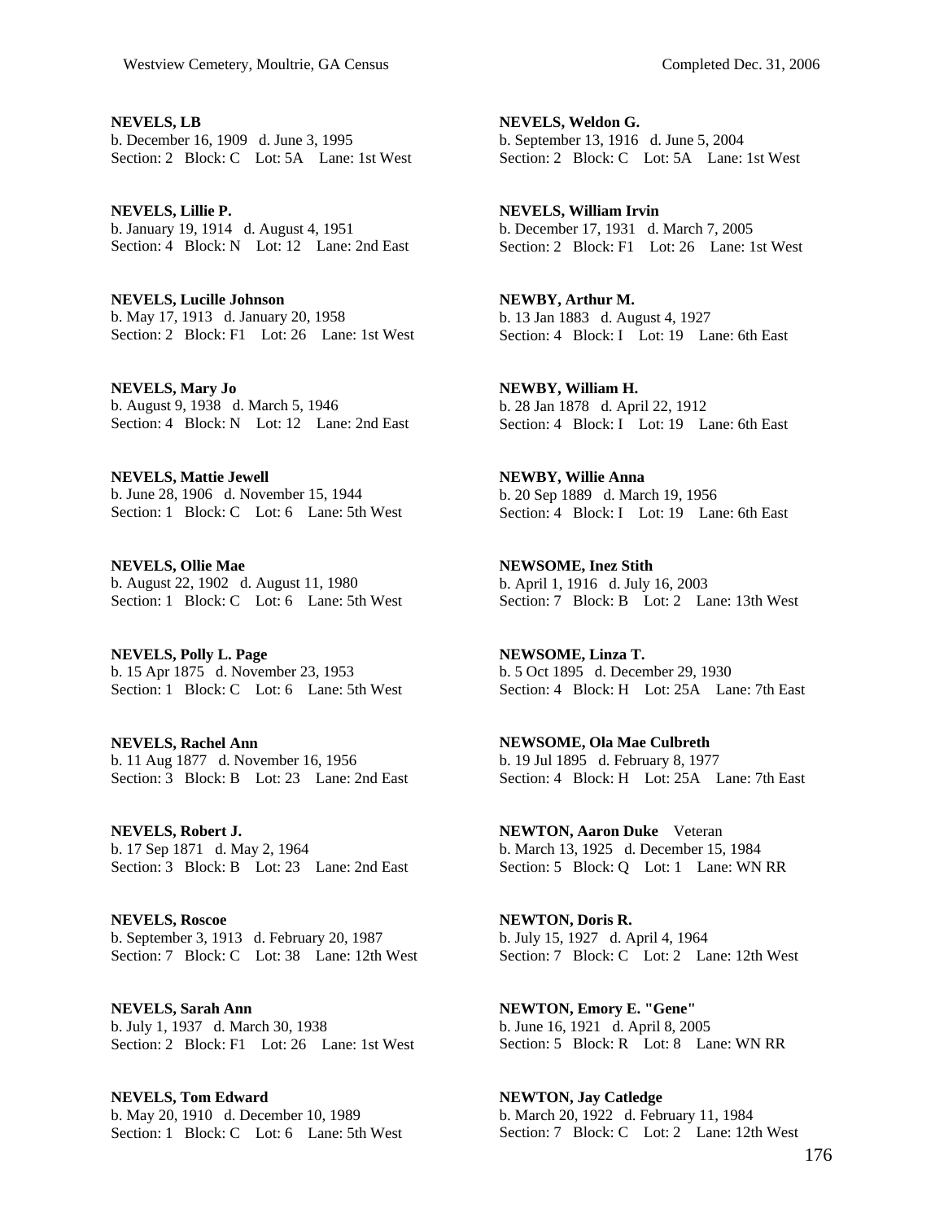**NEVELS, LB**
b. December 16, 1909 d. June 3, 1995
Section: 2 Block: C Lot: 5A Lane: 1st West

**NEVELS, Lillie P.**
b. January 19, 1914 d. August 4, 1951
Section: 4 Block: N Lot: 12 Lane: 2nd East

**NEVELS, Lucille Johnson**
b. May 17, 1913 d. January 20, 1958
Section: 2 Block: F1 Lot: 26 Lane: 1st West

**NEVELS, Mary Jo**
b. August 9, 1938 d. March 5, 1946
Section: 4 Block: N Lot: 12 Lane: 2nd East

**NEVELS, Mattie Jewell**
b. June 28, 1906 d. November 15, 1944
Section: 1 Block: C Lot: 6 Lane: 5th West

**NEVELS, Ollie Mae**
b. August 22, 1902 d. August 11, 1980
Section: 1 Block: C Lot: 6 Lane: 5th West

**NEVELS, Polly L. Page**
b. 15 Apr 1875 d. November 23, 1953
Section: 1 Block: C Lot: 6 Lane: 5th West

**NEVELS, Rachel Ann**
b. 11 Aug 1877 d. November 16, 1956
Section: 3 Block: B Lot: 23 Lane: 2nd East

**NEVELS, Robert J.**
b. 17 Sep 1871 d. May 2, 1964
Section: 3 Block: B Lot: 23 Lane: 2nd East

**NEVELS, Roscoe**
b. September 3, 1913 d. February 20, 1987
Section: 7 Block: C Lot: 38 Lane: 12th West

**NEVELS, Sarah Ann**
b. July 1, 1937 d. March 30, 1938
Section: 2 Block: F1 Lot: 26 Lane: 1st West

**NEVELS, Tom Edward**
b. May 20, 1910 d. December 10, 1989
Section: 1 Block: C Lot: 6 Lane: 5th West

**NEVELS, Weldon G.**
b. September 13, 1916 d. June 5, 2004
Section: 2 Block: C Lot: 5A Lane: 1st West

**NEVELS, William Irvin**
b. December 17, 1931 d. March 7, 2005
Section: 2 Block: F1 Lot: 26 Lane: 1st West

**NEWBY, Arthur M.**
b. 13 Jan 1883 d. August 4, 1927
Section: 4 Block: I Lot: 19 Lane: 6th East

**NEWBY, William H.**
b. 28 Jan 1878 d. April 22, 1912
Section: 4 Block: I Lot: 19 Lane: 6th East

**NEWBY, Willie Anna**
b. 20 Sep 1889 d. March 19, 1956
Section: 4 Block: I Lot: 19 Lane: 6th East

**NEWSOME, Inez Stith**
b. April 1, 1916 d. July 16, 2003
Section: 7 Block: B Lot: 2 Lane: 13th West

**NEWSOME, Linza T.**
b. 5 Oct 1895 d. December 29, 1930
Section: 4 Block: H Lot: 25A Lane: 7th East

**NEWSOME, Ola Mae Culbreth**
b. 19 Jul 1895 d. February 8, 1977
Section: 4 Block: H Lot: 25A Lane: 7th East

**NEWTON, Aaron Duke** Veteran
b. March 13, 1925 d. December 15, 1984
Section: 5 Block: Q Lot: 1 Lane: WN RR

**NEWTON, Doris R.**
b. July 15, 1927 d. April 4, 1964
Section: 7 Block: C Lot: 2 Lane: 12th West

**NEWTON, Emory E. "Gene"**
b. June 16, 1921 d. April 8, 2005
Section: 5 Block: R Lot: 8 Lane: WN RR

**NEWTON, Jay Catledge**
b. March 20, 1922 d. February 11, 1984
Section: 7 Block: C Lot: 2 Lane: 12th West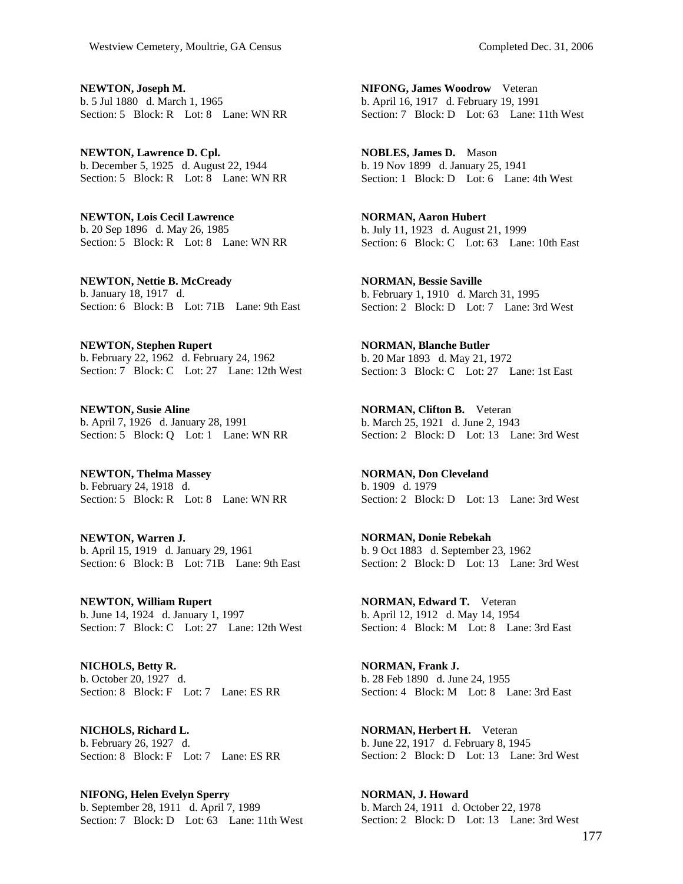**NEWTON, Joseph M.**
b. 5 Jul 1880 d. March 1, 1965
Section: 5 Block: R Lot: 8 Lane: WN RR

**NEWTON, Lawrence D. Cpl.**
b. December 5, 1925 d. August 22, 1944
Section: 5 Block: R Lot: 8 Lane: WN RR

**NEWTON, Lois Cecil Lawrence**
b. 20 Sep 1896 d. May 26, 1985
Section: 5 Block: R Lot: 8 Lane: WN RR

**NEWTON, Nettie B. McCready**
b. January 18, 1917 d.
Section: 6 Block: B Lot: 71B Lane: 9th East

**NEWTON, Stephen Rupert**
b. February 22, 1962 d. February 24, 1962
Section: 7 Block: C Lot: 27 Lane: 12th West

**NEWTON, Susie Aline**
b. April 7, 1926 d. January 28, 1991
Section: 5 Block: Q Lot: 1 Lane: WN RR

**NEWTON, Thelma Massey**
b. February 24, 1918 d.
Section: 5 Block: R Lot: 8 Lane: WN RR

**NEWTON, Warren J.**
b. April 15, 1919 d. January 29, 1961
Section: 6 Block: B Lot: 71B Lane: 9th East

**NEWTON, William Rupert**
b. June 14, 1924 d. January 1, 1997
Section: 7 Block: C Lot: 27 Lane: 12th West

**NICHOLS, Betty R.**
b. October 20, 1927 d.
Section: 8 Block: F Lot: 7 Lane: ES RR

**NICHOLS, Richard L.**
b. February 26, 1927 d.
Section: 8 Block: F Lot: 7 Lane: ES RR

**NIFONG, Helen Evelyn Sperry**
b. September 28, 1911 d. April 7, 1989
Section: 7 Block: D Lot: 63 Lane: 11th West

**NIFONG, James Woodrow** Veteran
b. April 16, 1917 d. February 19, 1991
Section: 7 Block: D Lot: 63 Lane: 11th West

**NOBLES, James D.** Mason
b. 19 Nov 1899 d. January 25, 1941
Section: 1 Block: D Lot: 6 Lane: 4th West

**NORMAN, Aaron Hubert**
b. July 11, 1923 d. August 21, 1999
Section: 6 Block: C Lot: 63 Lane: 10th East

**NORMAN, Bessie Saville**
b. February 1, 1910 d. March 31, 1995
Section: 2 Block: D Lot: 7 Lane: 3rd West

**NORMAN, Blanche Butler**
b. 20 Mar 1893 d. May 21, 1972
Section: 3 Block: C Lot: 27 Lane: 1st East

**NORMAN, Clifton B.** Veteran
b. March 25, 1921 d. June 2, 1943
Section: 2 Block: D Lot: 13 Lane: 3rd West

**NORMAN, Don Cleveland**
b. 1909 d. 1979
Section: 2 Block: D Lot: 13 Lane: 3rd West

**NORMAN, Donie Rebekah**
b. 9 Oct 1883 d. September 23, 1962
Section: 2 Block: D Lot: 13 Lane: 3rd West

**NORMAN, Edward T.** Veteran
b. April 12, 1912 d. May 14, 1954
Section: 4 Block: M Lot: 8 Lane: 3rd East

**NORMAN, Frank J.**
b. 28 Feb 1890 d. June 24, 1955
Section: 4 Block: M Lot: 8 Lane: 3rd East

**NORMAN, Herbert H.** Veteran
b. June 22, 1917 d. February 8, 1945
Section: 2 Block: D Lot: 13 Lane: 3rd West

**NORMAN, J. Howard**
b. March 24, 1911 d. October 22, 1978
Section: 2 Block: D Lot: 13 Lane: 3rd West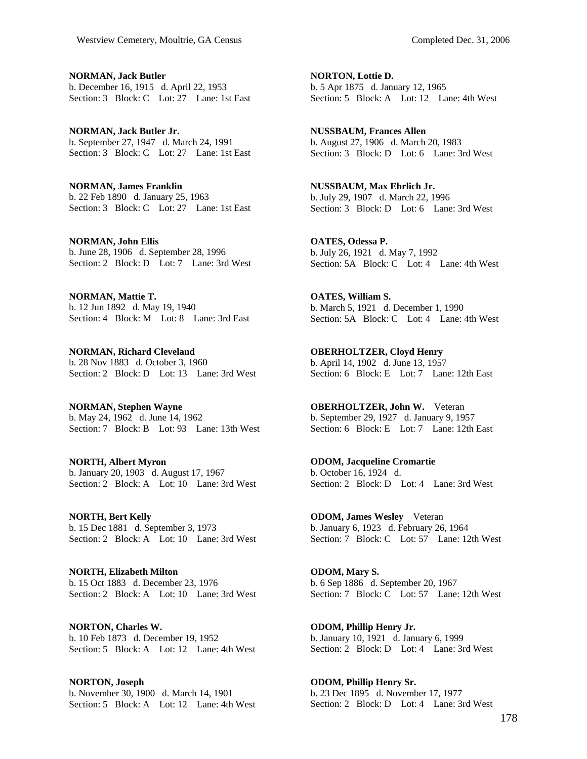**NORMAN, Jack Butler**
b. December 16, 1915 d. April 22, 1953
Section: 3 Block: C Lot: 27 Lane: 1st East

**NORMAN, Jack Butler Jr.**
b. September 27, 1947 d. March 24, 1991
Section: 3 Block: C Lot: 27 Lane: 1st East

**NORMAN, James Franklin**
b. 22 Feb 1890 d. January 25, 1963
Section: 3 Block: C Lot: 27 Lane: 1st East

**NORMAN, John Ellis**
b. June 28, 1906 d. September 28, 1996
Section: 2 Block: D Lot: 7 Lane: 3rd West

**NORMAN, Mattie T.**
b. 12 Jun 1892 d. May 19, 1940
Section: 4 Block: M Lot: 8 Lane: 3rd East

**NORMAN, Richard Cleveland**
b. 28 Nov 1883 d. October 3, 1960
Section: 2 Block: D Lot: 13 Lane: 3rd West

**NORMAN, Stephen Wayne**
b. May 24, 1962 d. June 14, 1962
Section: 7 Block: B Lot: 93 Lane: 13th West

**NORTH, Albert Myron**
b. January 20, 1903 d. August 17, 1967
Section: 2 Block: A Lot: 10 Lane: 3rd West

**NORTH, Bert Kelly**
b. 15 Dec 1881 d. September 3, 1973
Section: 2 Block: A Lot: 10 Lane: 3rd West

**NORTH, Elizabeth Milton**
b. 15 Oct 1883 d. December 23, 1976
Section: 2 Block: A Lot: 10 Lane: 3rd West

**NORTON, Charles W.**
b. 10 Feb 1873 d. December 19, 1952
Section: 5 Block: A Lot: 12 Lane: 4th West

**NORTON, Joseph**
b. November 30, 1900 d. March 14, 1901
Section: 5 Block: A Lot: 12 Lane: 4th West

**NORTON, Lottie D.**
b. 5 Apr 1875 d. January 12, 1965
Section: 5 Block: A Lot: 12 Lane: 4th West

**NUSSBAUM, Frances Allen**
b. August 27, 1906 d. March 20, 1983
Section: 3 Block: D Lot: 6 Lane: 3rd West

**NUSSBAUM, Max Ehrlich Jr.**
b. July 29, 1907 d. March 22, 1996
Section: 3 Block: D Lot: 6 Lane: 3rd West

**OATES, Odessa P.**
b. July 26, 1921 d. May 7, 1992
Section: 5A Block: C Lot: 4 Lane: 4th West

**OATES, William S.**
b. March 5, 1921 d. December 1, 1990
Section: 5A Block: C Lot: 4 Lane: 4th West

**OBERHOLTZER, Cloyd Henry**
b. April 14, 1902 d. June 13, 1957
Section: 6 Block: E Lot: 7 Lane: 12th East

**OBERHOLTZER, John W.** Veteran
b. September 29, 1927 d. January 9, 1957
Section: 6 Block: E Lot: 7 Lane: 12th East

**ODOM, Jacqueline Cromartie**
b. October 16, 1924 d.
Section: 2 Block: D Lot: 4 Lane: 3rd West

**ODOM, James Wesley** Veteran
b. January 6, 1923 d. February 26, 1964
Section: 7 Block: C Lot: 57 Lane: 12th West

**ODOM, Mary S.**
b. 6 Sep 1886 d. September 20, 1967
Section: 7 Block: C Lot: 57 Lane: 12th West

**ODOM, Phillip Henry Jr.**
b. January 10, 1921 d. January 6, 1999
Section: 2 Block: D Lot: 4 Lane: 3rd West

**ODOM, Phillip Henry Sr.**
b. 23 Dec 1895 d. November 17, 1977
Section: 2 Block: D Lot: 4 Lane: 3rd West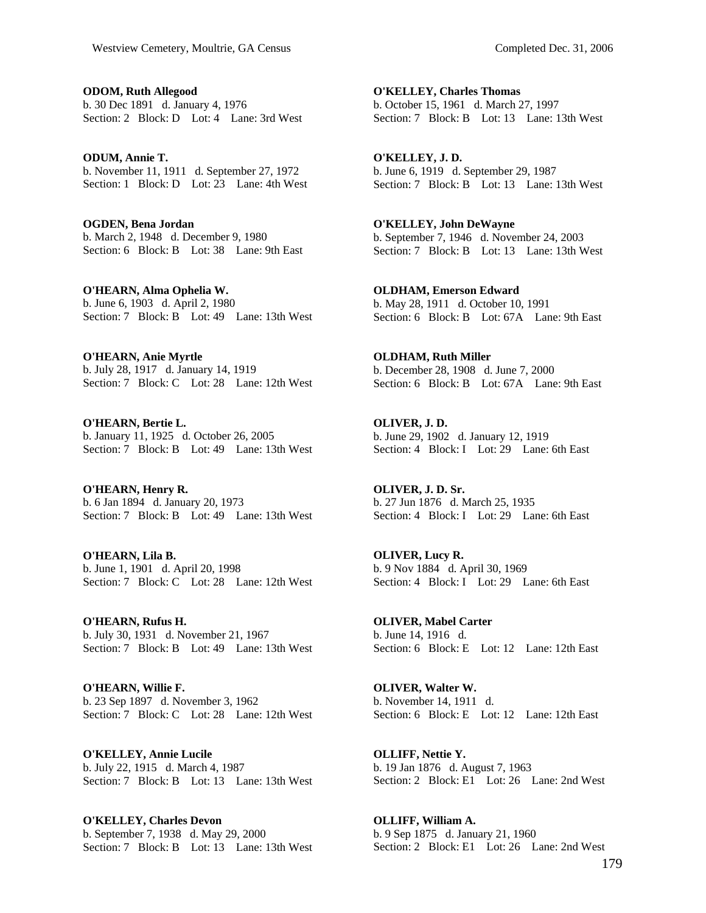**ODOM, Ruth Allegood**
b. 30 Dec 1891 d. January 4, 1976
Section: 2 Block: D Lot: 4 Lane: 3rd West

**ODUM, Annie T.**
b. November 11, 1911 d. September 27, 1972
Section: 1 Block: D Lot: 23 Lane: 4th West

**OGDEN, Bena Jordan**
b. March 2, 1948 d. December 9, 1980
Section: 6 Block: B Lot: 38 Lane: 9th East

**O'HEARN, Alma Ophelia W.**
b. June 6, 1903 d. April 2, 1980
Section: 7 Block: B Lot: 49 Lane: 13th West

**O'HEARN, Anie Myrtle**
b. July 28, 1917 d. January 14, 1919
Section: 7 Block: C Lot: 28 Lane: 12th West

**O'HEARN, Bertie L.**
b. January 11, 1925 d. October 26, 2005
Section: 7 Block: B Lot: 49 Lane: 13th West

**O'HEARN, Henry R.**
b. 6 Jan 1894 d. January 20, 1973
Section: 7 Block: B Lot: 49 Lane: 13th West

**O'HEARN, Lila B.**
b. June 1, 1901 d. April 20, 1998
Section: 7 Block: C Lot: 28 Lane: 12th West

**O'HEARN, Rufus H.**
b. July 30, 1931 d. November 21, 1967
Section: 7 Block: B Lot: 49 Lane: 13th West

**O'HEARN, Willie F.**
b. 23 Sep 1897 d. November 3, 1962
Section: 7 Block: C Lot: 28 Lane: 12th West

**O'KELLEY, Annie Lucile**
b. July 22, 1915 d. March 4, 1987
Section: 7 Block: B Lot: 13 Lane: 13th West

**O'KELLEY, Charles Devon**
b. September 7, 1938 d. May 29, 2000
Section: 7 Block: B Lot: 13 Lane: 13th West

**O'KELLEY, Charles Thomas**
b. October 15, 1961 d. March 27, 1997
Section: 7 Block: B Lot: 13 Lane: 13th West

**O'KELLEY, J. D.**
b. June 6, 1919 d. September 29, 1987
Section: 7 Block: B Lot: 13 Lane: 13th West

**O'KELLEY, John DeWayne**
b. September 7, 1946 d. November 24, 2003
Section: 7 Block: B Lot: 13 Lane: 13th West

**OLDHAM, Emerson Edward**
b. May 28, 1911 d. October 10, 1991
Section: 6 Block: B Lot: 67A Lane: 9th East

**OLDHAM, Ruth Miller**
b. December 28, 1908 d. June 7, 2000
Section: 6 Block: B Lot: 67A Lane: 9th East

**OLIVER, J. D.**
b. June 29, 1902 d. January 12, 1919
Section: 4 Block: I Lot: 29 Lane: 6th East

**OLIVER, J. D. Sr.**
b. 27 Jun 1876 d. March 25, 1935
Section: 4 Block: I Lot: 29 Lane: 6th East

**OLIVER, Lucy R.**
b. 9 Nov 1884 d. April 30, 1969
Section: 4 Block: I Lot: 29 Lane: 6th East

**OLIVER, Mabel Carter**
b. June 14, 1916 d.
Section: 6 Block: E Lot: 12 Lane: 12th East

**OLIVER, Walter W.**
b. November 14, 1911 d.
Section: 6 Block: E Lot: 12 Lane: 12th East

**OLLIFF, Nettie Y.**
b. 19 Jan 1876 d. August 7, 1963
Section: 2 Block: E1 Lot: 26 Lane: 2nd West

**OLLIFF, William A.**
b. 9 Sep 1875 d. January 21, 1960
Section: 2 Block: E1 Lot: 26 Lane: 2nd West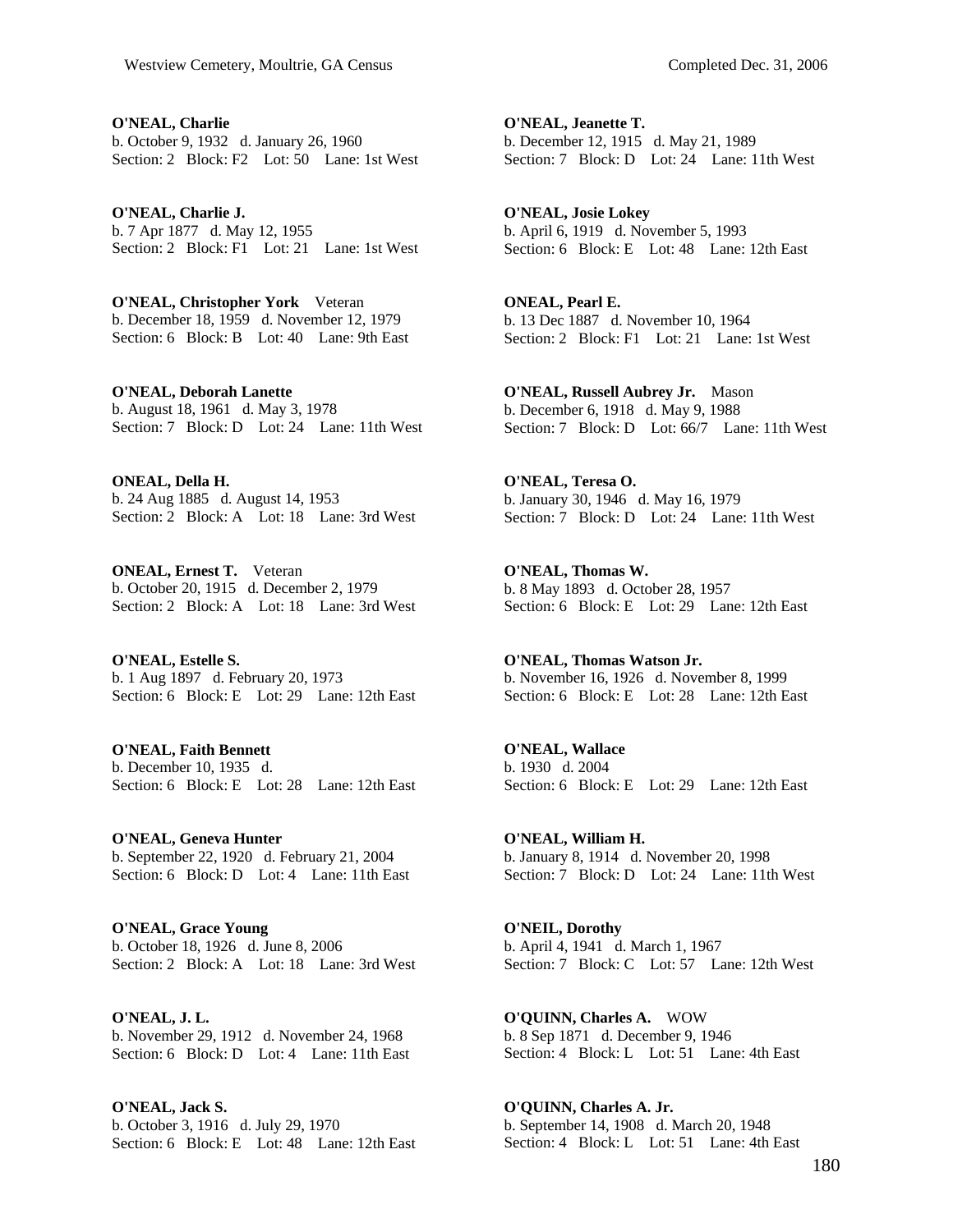**O'NEAL, Charlie**
b. October 9, 1932 d. January 26, 1960
Section: 2 Block: F2 Lot: 50 Lane: 1st West

**O'NEAL, Charlie J.**
b. 7 Apr 1877 d. May 12, 1955
Section: 2 Block: F1 Lot: 21 Lane: 1st West

**O'NEAL, Christopher York** Veteran
b. December 18, 1959 d. November 12, 1979
Section: 6 Block: B Lot: 40 Lane: 9th East

**O'NEAL, Deborah Lanette**
b. August 18, 1961 d. May 3, 1978
Section: 7 Block: D Lot: 24 Lane: 11th West

**ONEAL, Della H.**
b. 24 Aug 1885 d. August 14, 1953
Section: 2 Block: A Lot: 18 Lane: 3rd West

**ONEAL, Ernest T.** Veteran
b. October 20, 1915 d. December 2, 1979
Section: 2 Block: A Lot: 18 Lane: 3rd West

**O'NEAL, Estelle S.**
b. 1 Aug 1897 d. February 20, 1973
Section: 6 Block: E Lot: 29 Lane: 12th East

**O'NEAL, Faith Bennett**
b. December 10, 1935 d.
Section: 6 Block: E Lot: 28 Lane: 12th East

**O'NEAL, Geneva Hunter**
b. September 22, 1920 d. February 21, 2004
Section: 6 Block: D Lot: 4 Lane: 11th East

**O'NEAL, Grace Young**
b. October 18, 1926 d. June 8, 2006
Section: 2 Block: A Lot: 18 Lane: 3rd West

**O'NEAL, J. L.**
b. November 29, 1912 d. November 24, 1968
Section: 6 Block: D Lot: 4 Lane: 11th East

**O'NEAL, Jack S.**
b. October 3, 1916 d. July 29, 1970
Section: 6 Block: E Lot: 48 Lane: 12th East

**O'NEAL, Jeanette T.**
b. December 12, 1915 d. May 21, 1989
Section: 7 Block: D Lot: 24 Lane: 11th West

**O'NEAL, Josie Lokey**
b. April 6, 1919 d. November 5, 1993
Section: 6 Block: E Lot: 48 Lane: 12th East

**ONEAL, Pearl E.**
b. 13 Dec 1887 d. November 10, 1964
Section: 2 Block: F1 Lot: 21 Lane: 1st West

**O'NEAL, Russell Aubrey Jr.** Mason
b. December 6, 1918 d. May 9, 1988
Section: 7 Block: D Lot: 66/7 Lane: 11th West

**O'NEAL, Teresa O.**
b. January 30, 1946 d. May 16, 1979
Section: 7 Block: D Lot: 24 Lane: 11th West

**O'NEAL, Thomas W.**
b. 8 May 1893 d. October 28, 1957
Section: 6 Block: E Lot: 29 Lane: 12th East

**O'NEAL, Thomas Watson Jr.**
b. November 16, 1926 d. November 8, 1999
Section: 6 Block: E Lot: 28 Lane: 12th East

**O'NEAL, Wallace**
b. 1930 d. 2004
Section: 6 Block: E Lot: 29 Lane: 12th East

**O'NEAL, William H.**
b. January 8, 1914 d. November 20, 1998
Section: 7 Block: D Lot: 24 Lane: 11th West

**O'NEIL, Dorothy**
b. April 4, 1941 d. March 1, 1967
Section: 7 Block: C Lot: 57 Lane: 12th West

**O'QUINN, Charles A.** WOW
b. 8 Sep 1871 d. December 9, 1946
Section: 4 Block: L Lot: 51 Lane: 4th East

**O'QUINN, Charles A. Jr.**
b. September 14, 1908 d. March 20, 1948
Section: 4 Block: L Lot: 51 Lane: 4th East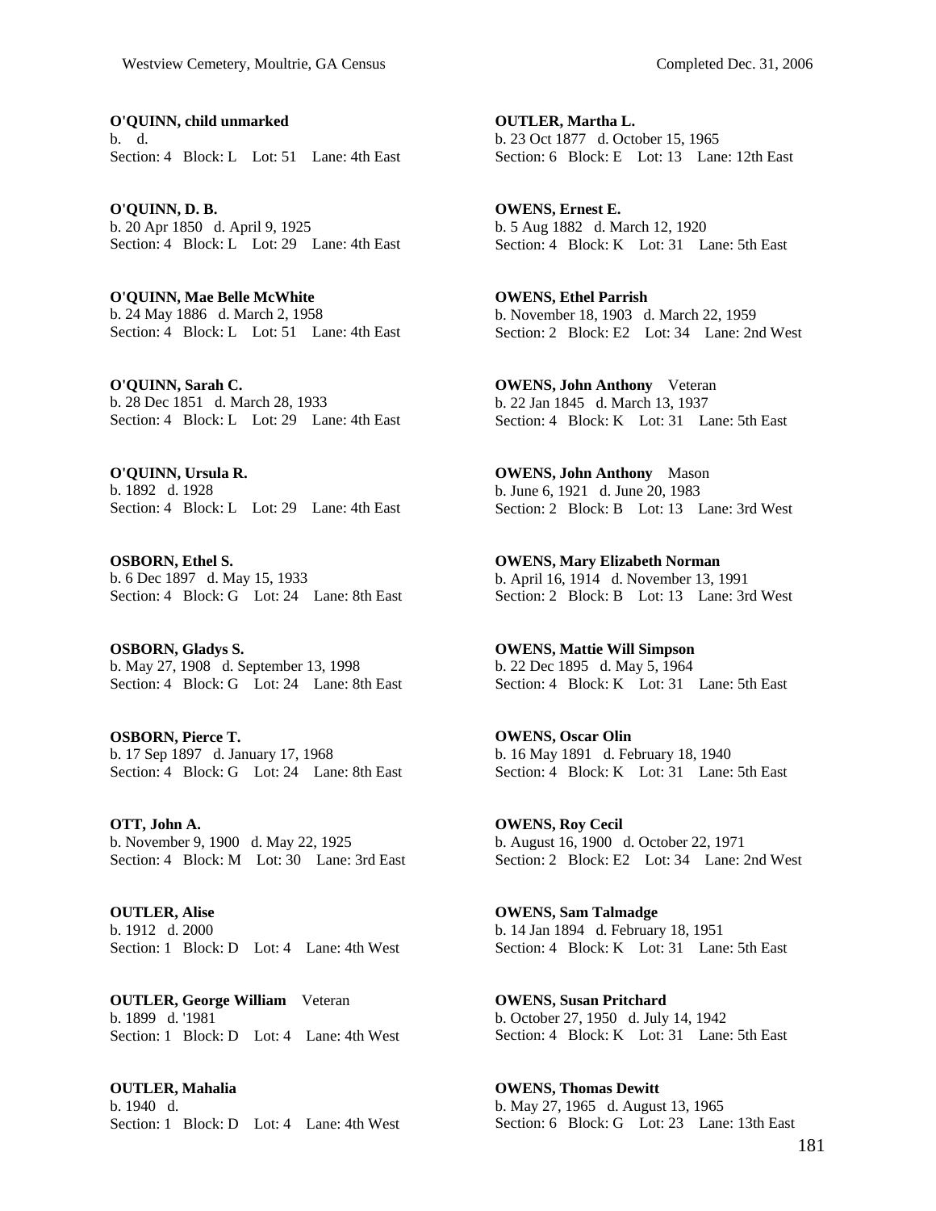**O'QUINN, child unmarked**
b. d.
Section: 4 Block: L Lot: 51 Lane: 4th East

**O'QUINN, D. B.**
b. 20 Apr 1850 d. April 9, 1925
Section: 4 Block: L Lot: 29 Lane: 4th East

**O'QUINN, Mae Belle McWhite**
b. 24 May 1886 d. March 2, 1958
Section: 4 Block: L Lot: 51 Lane: 4th East

**O'QUINN, Sarah C.**
b. 28 Dec 1851 d. March 28, 1933
Section: 4 Block: L Lot: 29 Lane: 4th East

**O'QUINN, Ursula R.**
b. 1892 d. 1928
Section: 4 Block: L Lot: 29 Lane: 4th East

**OSBORN, Ethel S.**
b. 6 Dec 1897 d. May 15, 1933
Section: 4 Block: G Lot: 24 Lane: 8th East

**OSBORN, Gladys S.**
b. May 27, 1908 d. September 13, 1998
Section: 4 Block: G Lot: 24 Lane: 8th East

**OSBORN, Pierce T.**
b. 17 Sep 1897 d. January 17, 1968
Section: 4 Block: G Lot: 24 Lane: 8th East

**OTT, John A.**
b. November 9, 1900 d. May 22, 1925
Section: 4 Block: M Lot: 30 Lane: 3rd East

**OUTLER, Alise**
b. 1912 d. 2000
Section: 1 Block: D Lot: 4 Lane: 4th West

**OUTLER, George William** Veteran
b. 1899 d. '1981
Section: 1 Block: D Lot: 4 Lane: 4th West

**OUTLER, Mahalia**
b. 1940 d.
Section: 1 Block: D Lot: 4 Lane: 4th West

**OUTLER, Martha L.**
b. 23 Oct 1877 d. October 15, 1965
Section: 6 Block: E Lot: 13 Lane: 12th East

**OWENS, Ernest E.**
b. 5 Aug 1882 d. March 12, 1920
Section: 4 Block: K Lot: 31 Lane: 5th East

**OWENS, Ethel Parrish**
b. November 18, 1903 d. March 22, 1959
Section: 2 Block: E2 Lot: 34 Lane: 2nd West

**OWENS, John Anthony** Veteran
b. 22 Jan 1845 d. March 13, 1937
Section: 4 Block: K Lot: 31 Lane: 5th East

**OWENS, John Anthony** Mason
b. June 6, 1921 d. June 20, 1983
Section: 2 Block: B Lot: 13 Lane: 3rd West

**OWENS, Mary Elizabeth Norman**
b. April 16, 1914 d. November 13, 1991
Section: 2 Block: B Lot: 13 Lane: 3rd West

**OWENS, Mattie Will Simpson**
b. 22 Dec 1895 d. May 5, 1964
Section: 4 Block: K Lot: 31 Lane: 5th East

**OWENS, Oscar Olin**
b. 16 May 1891 d. February 18, 1940
Section: 4 Block: K Lot: 31 Lane: 5th East

**OWENS, Roy Cecil**
b. August 16, 1900 d. October 22, 1971
Section: 2 Block: E2 Lot: 34 Lane: 2nd West

**OWENS, Sam Talmadge**
b. 14 Jan 1894 d. February 18, 1951
Section: 4 Block: K Lot: 31 Lane: 5th East

**OWENS, Susan Pritchard**
b. October 27, 1950 d. July 14, 1942
Section: 4 Block: K Lot: 31 Lane: 5th East

**OWENS, Thomas Dewitt**
b. May 27, 1965 d. August 13, 1965
Section: 6 Block: G Lot: 23 Lane: 13th East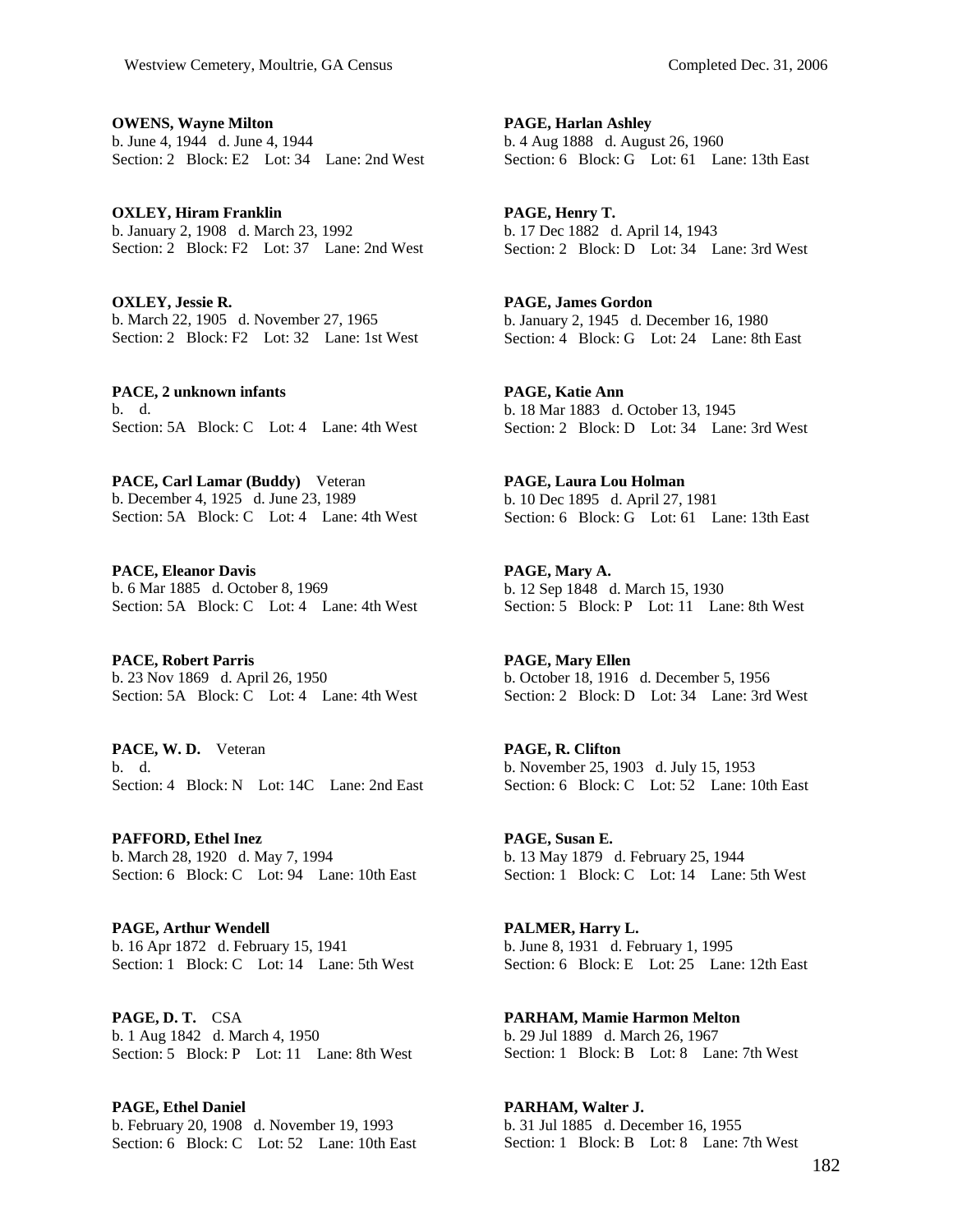**OWENS, Wayne Milton**
b. June 4, 1944 d. June 4, 1944
Section: 2 Block: E2 Lot: 34 Lane: 2nd West

**OXLEY, Hiram Franklin**
b. January 2, 1908 d. March 23, 1992
Section: 2 Block: F2 Lot: 37 Lane: 2nd West

**OXLEY, Jessie R.**
b. March 22, 1905 d. November 27, 1965
Section: 2 Block: F2 Lot: 32 Lane: 1st West

**PACE, 2 unknown infants**
b. d.
Section: 5A Block: C Lot: 4 Lane: 4th West

**PACE, Carl Lamar (Buddy)** Veteran
b. December 4, 1925 d. June 23, 1989
Section: 5A Block: C Lot: 4 Lane: 4th West

**PACE, Eleanor Davis**
b. 6 Mar 1885 d. October 8, 1969
Section: 5A Block: C Lot: 4 Lane: 4th West

**PACE, Robert Parris**
b. 23 Nov 1869 d. April 26, 1950
Section: 5A Block: C Lot: 4 Lane: 4th West

**PACE, W. D.** Veteran
b. d.
Section: 4 Block: N Lot: 14C Lane: 2nd East

**PAFFORD, Ethel Inez**
b. March 28, 1920 d. May 7, 1994
Section: 6 Block: C Lot: 94 Lane: 10th East

**PAGE, Arthur Wendell**
b. 16 Apr 1872 d. February 15, 1941
Section: 1 Block: C Lot: 14 Lane: 5th West

**PAGE, D. T.** CSA
b. 1 Aug 1842 d. March 4, 1950
Section: 5 Block: P Lot: 11 Lane: 8th West

**PAGE, Ethel Daniel**
b. February 20, 1908 d. November 19, 1993
Section: 6 Block: C Lot: 52 Lane: 10th East

**PAGE, Harlan Ashley**
b. 4 Aug 1888 d. August 26, 1960
Section: 6 Block: G Lot: 61 Lane: 13th East

**PAGE, Henry T.**
b. 17 Dec 1882 d. April 14, 1943
Section: 2 Block: D Lot: 34 Lane: 3rd West

**PAGE, James Gordon**
b. January 2, 1945 d. December 16, 1980
Section: 4 Block: G Lot: 24 Lane: 8th East

**PAGE, Katie Ann**
b. 18 Mar 1883 d. October 13, 1945
Section: 2 Block: D Lot: 34 Lane: 3rd West

**PAGE, Laura Lou Holman**
b. 10 Dec 1895 d. April 27, 1981
Section: 6 Block: G Lot: 61 Lane: 13th East

**PAGE, Mary A.**
b. 12 Sep 1848 d. March 15, 1930
Section: 5 Block: P Lot: 11 Lane: 8th West

**PAGE, Mary Ellen**
b. October 18, 1916 d. December 5, 1956
Section: 2 Block: D Lot: 34 Lane: 3rd West

**PAGE, R. Clifton**
b. November 25, 1903 d. July 15, 1953
Section: 6 Block: C Lot: 52 Lane: 10th East

**PAGE, Susan E.**
b. 13 May 1879 d. February 25, 1944
Section: 1 Block: C Lot: 14 Lane: 5th West

**PALMER, Harry L.**
b. June 8, 1931 d. February 1, 1995
Section: 6 Block: E Lot: 25 Lane: 12th East

**PARHAM, Mamie Harmon Melton**
b. 29 Jul 1889 d. March 26, 1967
Section: 1 Block: B Lot: 8 Lane: 7th West

**PARHAM, Walter J.**
b. 31 Jul 1885 d. December 16, 1955
Section: 1 Block: B Lot: 8 Lane: 7th West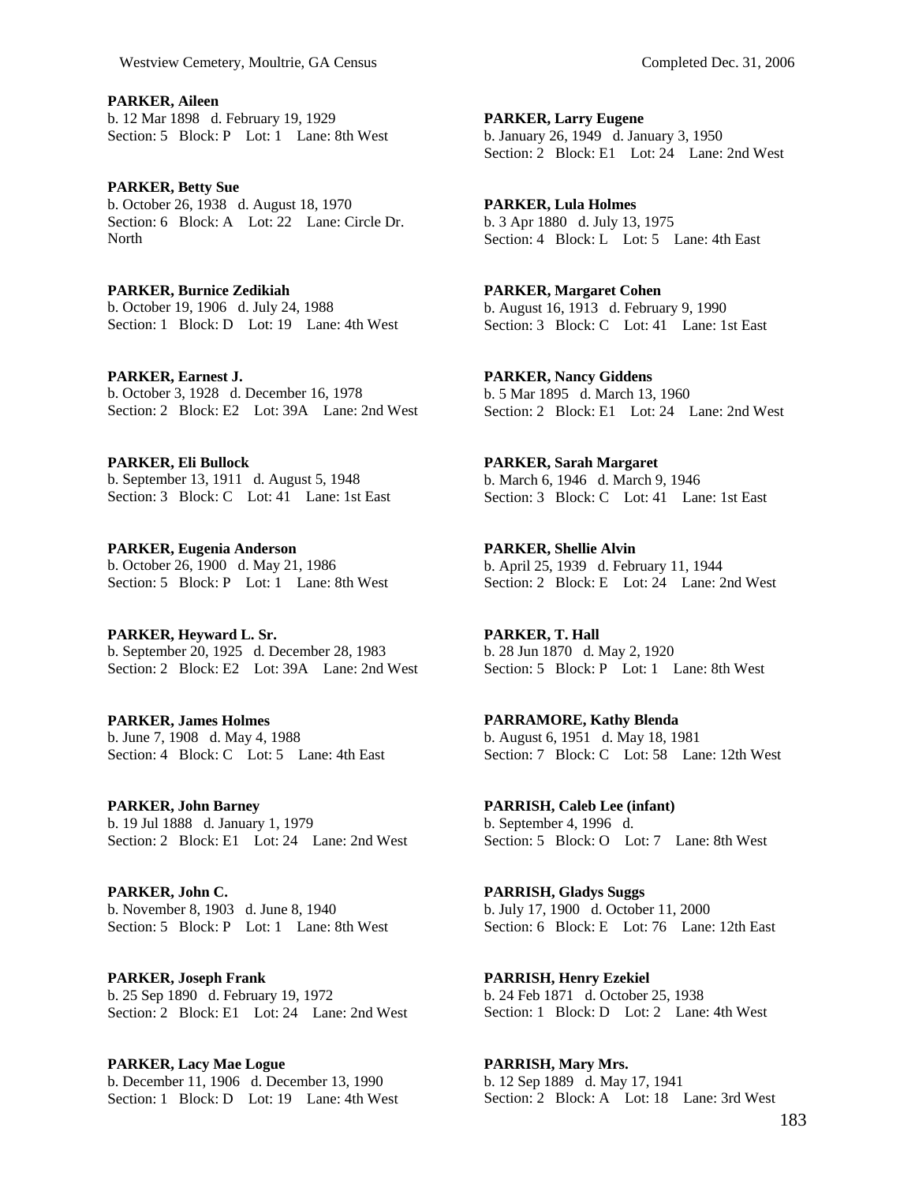**PARKER, Aileen**
b. 12 Mar 1898 d. February 19, 1929
Section: 5 Block: P Lot: 1 Lane: 8th West

**PARKER, Betty Sue**
b. October 26, 1938 d. August 18, 1970
Section: 6 Block: A Lot: 22 Lane: Circle Dr. North

**PARKER, Burnice Zedikiah**
b. October 19, 1906 d. July 24, 1988
Section: 1 Block: D Lot: 19 Lane: 4th West

**PARKER, Earnest J.**
b. October 3, 1928 d. December 16, 1978
Section: 2 Block: E2 Lot: 39A Lane: 2nd West

**PARKER, Eli Bullock**
b. September 13, 1911 d. August 5, 1948
Section: 3 Block: C Lot: 41 Lane: 1st East

**PARKER, Eugenia Anderson**
b. October 26, 1900 d. May 21, 1986
Section: 5 Block: P Lot: 1 Lane: 8th West

**PARKER, Heyward L. Sr.**
b. September 20, 1925 d. December 28, 1983
Section: 2 Block: E2 Lot: 39A Lane: 2nd West

**PARKER, James Holmes**
b. June 7, 1908 d. May 4, 1988
Section: 4 Block: C Lot: 5 Lane: 4th East

**PARKER, John Barney**
b. 19 Jul 1888 d. January 1, 1979
Section: 2 Block: E1 Lot: 24 Lane: 2nd West

**PARKER, John C.**
b. November 8, 1903 d. June 8, 1940
Section: 5 Block: P Lot: 1 Lane: 8th West

**PARKER, Joseph Frank**
b. 25 Sep 1890 d. February 19, 1972
Section: 2 Block: E1 Lot: 24 Lane: 2nd West

**PARKER, Lacy Mae Logue**
b. December 11, 1906 d. December 13, 1990
Section: 1 Block: D Lot: 19 Lane: 4th West

**PARKER, Larry Eugene**
b. January 26, 1949 d. January 3, 1950
Section: 2 Block: E1 Lot: 24 Lane: 2nd West

**PARKER, Lula Holmes**
b. 3 Apr 1880 d. July 13, 1975
Section: 4 Block: L Lot: 5 Lane: 4th East

**PARKER, Margaret Cohen**
b. August 16, 1913 d. February 9, 1990
Section: 3 Block: C Lot: 41 Lane: 1st East

**PARKER, Nancy Giddens**
b. 5 Mar 1895 d. March 13, 1960
Section: 2 Block: E1 Lot: 24 Lane: 2nd West

**PARKER, Sarah Margaret**
b. March 6, 1946 d. March 9, 1946
Section: 3 Block: C Lot: 41 Lane: 1st East

**PARKER, Shellie Alvin**
b. April 25, 1939 d. February 11, 1944
Section: 2 Block: E Lot: 24 Lane: 2nd West

**PARKER, T. Hall**
b. 28 Jun 1870 d. May 2, 1920
Section: 5 Block: P Lot: 1 Lane: 8th West

**PARRAMORE, Kathy Blenda**
b. August 6, 1951 d. May 18, 1981
Section: 7 Block: C Lot: 58 Lane: 12th West

**PARRISH, Caleb Lee (infant)**
b. September 4, 1996 d.
Section: 5 Block: O Lot: 7 Lane: 8th West

**PARRISH, Gladys Suggs**
b. July 17, 1900 d. October 11, 2000
Section: 6 Block: E Lot: 76 Lane: 12th East

**PARRISH, Henry Ezekiel**
b. 24 Feb 1871 d. October 25, 1938
Section: 1 Block: D Lot: 2 Lane: 4th West

**PARRISH, Mary Mrs.**
b. 12 Sep 1889 d. May 17, 1941
Section: 2 Block: A Lot: 18 Lane: 3rd West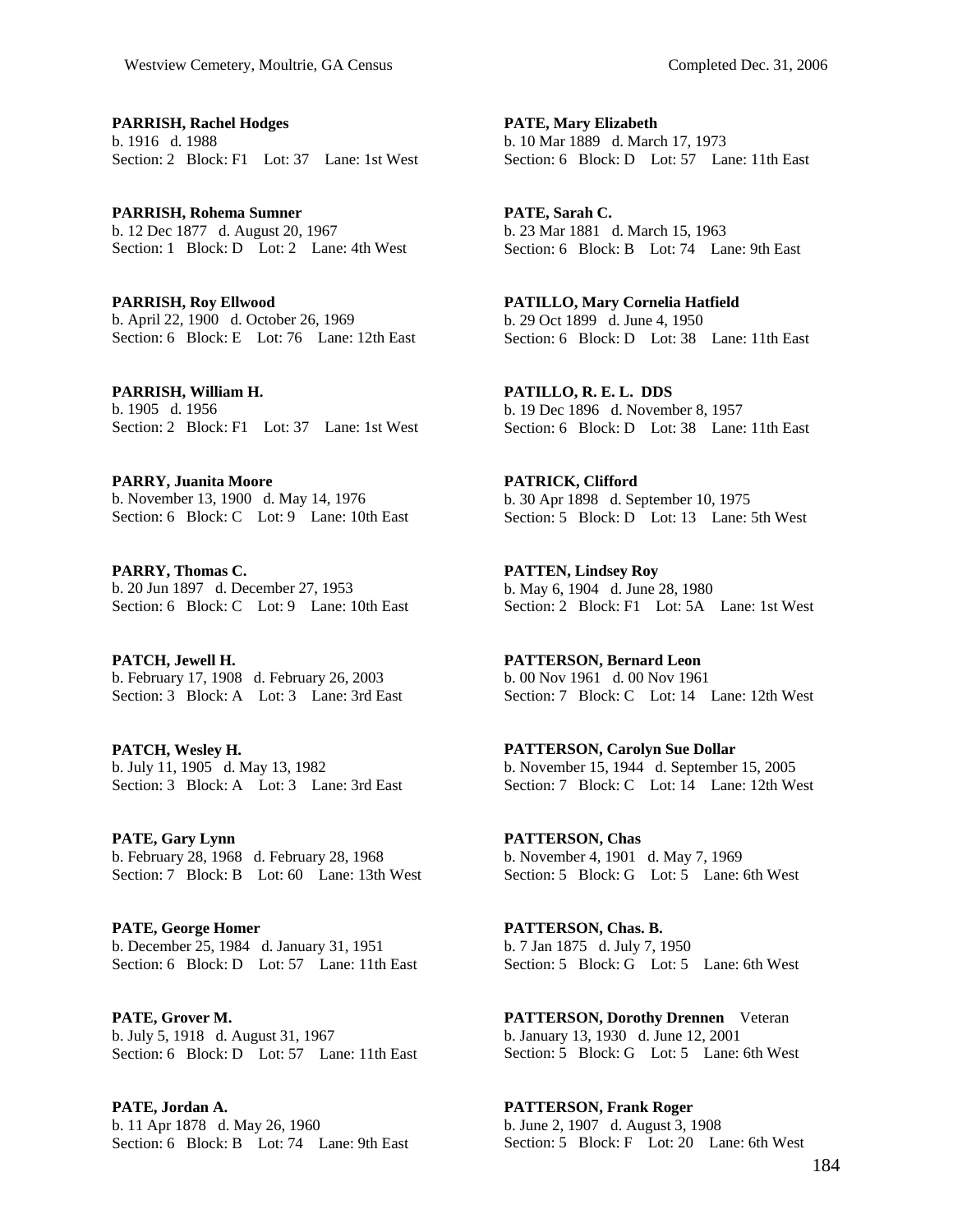**PARRISH, Rachel Hodges**
b. 1916 d. 1988
Section: 2 Block: F1 Lot: 37 Lane: 1st West

**PARRISH, Rohema Sumner**
b. 12 Dec 1877 d. August 20, 1967
Section: 1 Block: D Lot: 2 Lane: 4th West

**PARRISH, Roy Ellwood**
b. April 22, 1900 d. October 26, 1969
Section: 6 Block: E Lot: 76 Lane: 12th East

**PARRISH, William H.**
b. 1905 d. 1956
Section: 2 Block: F1 Lot: 37 Lane: 1st West

**PARRY, Juanita Moore**
b. November 13, 1900 d. May 14, 1976
Section: 6 Block: C Lot: 9 Lane: 10th East

**PARRY, Thomas C.**
b. 20 Jun 1897 d. December 27, 1953
Section: 6 Block: C Lot: 9 Lane: 10th East

**PATCH, Jewell H.**
b. February 17, 1908 d. February 26, 2003
Section: 3 Block: A Lot: 3 Lane: 3rd East

**PATCH, Wesley H.**
b. July 11, 1905 d. May 13, 1982
Section: 3 Block: A Lot: 3 Lane: 3rd East

**PATE, Gary Lynn**
b. February 28, 1968 d. February 28, 1968
Section: 7 Block: B Lot: 60 Lane: 13th West

**PATE, George Homer**
b. December 25, 1984 d. January 31, 1951
Section: 6 Block: D Lot: 57 Lane: 11th East

**PATE, Grover M.**
b. July 5, 1918 d. August 31, 1967
Section: 6 Block: D Lot: 57 Lane: 11th East

**PATE, Jordan A.**
b. 11 Apr 1878 d. May 26, 1960
Section: 6 Block: B Lot: 74 Lane: 9th East

**PATE, Mary Elizabeth**
b. 10 Mar 1889 d. March 17, 1973
Section: 6 Block: D Lot: 57 Lane: 11th East

**PATE, Sarah C.**
b. 23 Mar 1881 d. March 15, 1963
Section: 6 Block: B Lot: 74 Lane: 9th East

**PATILLO, Mary Cornelia Hatfield**
b. 29 Oct 1899 d. June 4, 1950
Section: 6 Block: D Lot: 38 Lane: 11th East

**PATILLO, R. E. L. DDS**
b. 19 Dec 1896 d. November 8, 1957
Section: 6 Block: D Lot: 38 Lane: 11th East

**PATRICK, Clifford**
b. 30 Apr 1898 d. September 10, 1975
Section: 5 Block: D Lot: 13 Lane: 5th West

**PATTEN, Lindsey Roy**
b. May 6, 1904 d. June 28, 1980
Section: 2 Block: F1 Lot: 5A Lane: 1st West

**PATTERSON, Bernard Leon**
b. 00 Nov 1961 d. 00 Nov 1961
Section: 7 Block: C Lot: 14 Lane: 12th West

**PATTERSON, Carolyn Sue Dollar**
b. November 15, 1944 d. September 15, 2005
Section: 7 Block: C Lot: 14 Lane: 12th West

**PATTERSON, Chas**
b. November 4, 1901 d. May 7, 1969
Section: 5 Block: G Lot: 5 Lane: 6th West

**PATTERSON, Chas. B.**
b. 7 Jan 1875 d. July 7, 1950
Section: 5 Block: G Lot: 5 Lane: 6th West

**PATTERSON, Dorothy Drennen** Veteran
b. January 13, 1930 d. June 12, 2001
Section: 5 Block: G Lot: 5 Lane: 6th West

**PATTERSON, Frank Roger**
b. June 2, 1907 d. August 3, 1908
Section: 5 Block: F Lot: 20 Lane: 6th West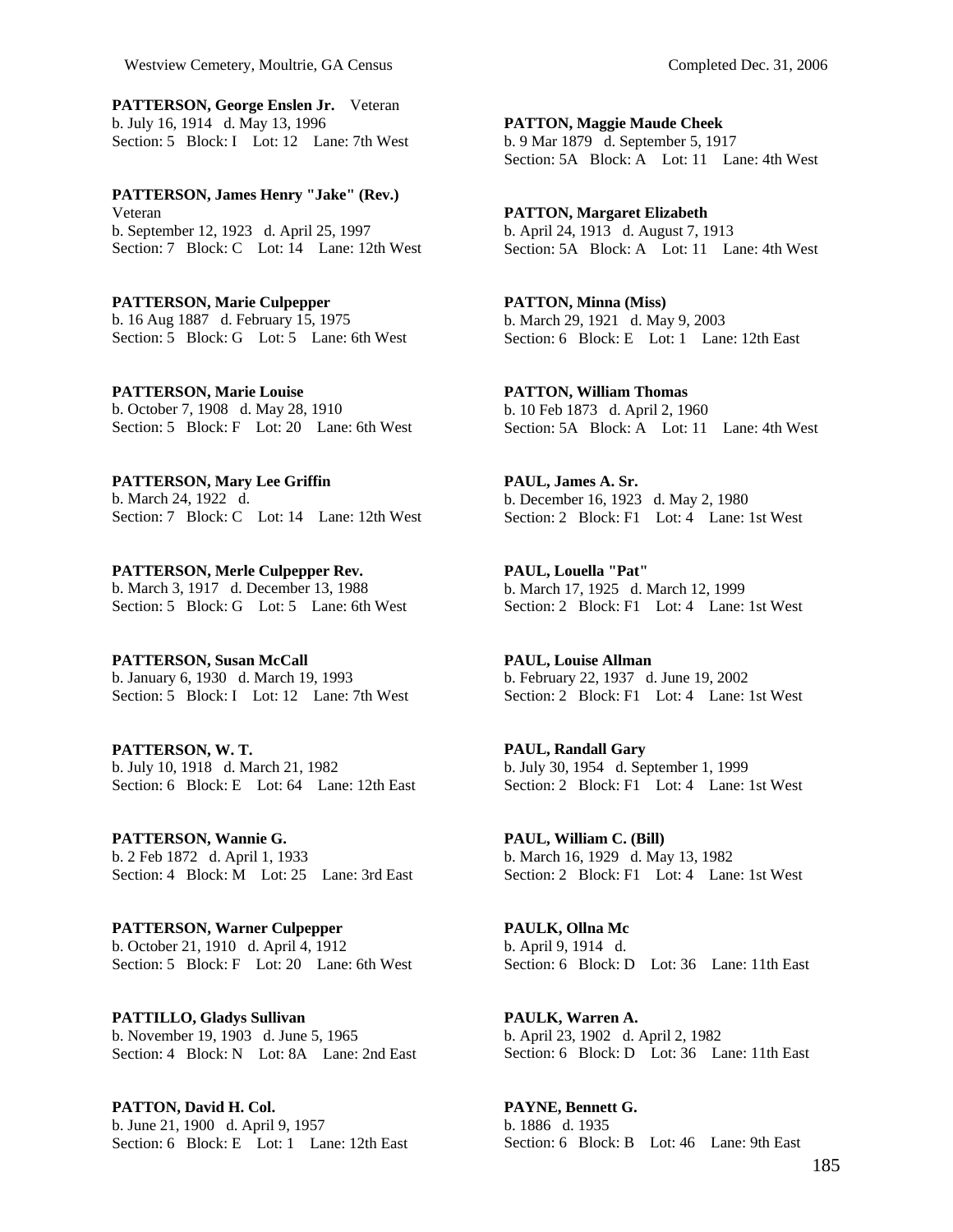**PATTERSON, George Enslen Jr.** Veteran
b. July 16, 1914 d. May 13, 1996
Section: 5 Block: I Lot: 12 Lane: 7th West

**PATTERSON, James Henry "Jake" (Rev.)**
Veteran
b. September 12, 1923 d. April 25, 1997
Section: 7 Block: C Lot: 14 Lane: 12th West

**PATTERSON, Marie Culpepper**
b. 16 Aug 1887 d. February 15, 1975
Section: 5 Block: G Lot: 5 Lane: 6th West

**PATTERSON, Marie Louise**
b. October 7, 1908 d. May 28, 1910
Section: 5 Block: F Lot: 20 Lane: 6th West

**PATTERSON, Mary Lee Griffin**
b. March 24, 1922 d.
Section: 7 Block: C Lot: 14 Lane: 12th West

**PATTERSON, Merle Culpepper Rev.**
b. March 3, 1917 d. December 13, 1988
Section: 5 Block: G Lot: 5 Lane: 6th West

**PATTERSON, Susan McCall**
b. January 6, 1930 d. March 19, 1993
Section: 5 Block: I Lot: 12 Lane: 7th West

**PATTERSON, W. T.**
b. July 10, 1918 d. March 21, 1982
Section: 6 Block: E Lot: 64 Lane: 12th East

**PATTERSON, Wannie G.**
b. 2 Feb 1872 d. April 1, 1933
Section: 4 Block: M Lot: 25 Lane: 3rd East

**PATTERSON, Warner Culpepper**
b. October 21, 1910 d. April 4, 1912
Section: 5 Block: F Lot: 20 Lane: 6th West

**PATTILLO, Gladys Sullivan**
b. November 19, 1903 d. June 5, 1965
Section: 4 Block: N Lot: 8A Lane: 2nd East

**PATTON, David H. Col.**
b. June 21, 1900 d. April 9, 1957
Section: 6 Block: E Lot: 1 Lane: 12th East

**PATTON, Maggie Maude Cheek**
b. 9 Mar 1879 d. September 5, 1917
Section: 5A Block: A Lot: 11 Lane: 4th West

**PATTON, Margaret Elizabeth**
b. April 24, 1913 d. August 7, 1913
Section: 5A Block: A Lot: 11 Lane: 4th West

**PATTON, Minna (Miss)**
b. March 29, 1921 d. May 9, 2003
Section: 6 Block: E Lot: 1 Lane: 12th East

**PATTON, William Thomas**
b. 10 Feb 1873 d. April 2, 1960
Section: 5A Block: A Lot: 11 Lane: 4th West

**PAUL, James A. Sr.**
b. December 16, 1923 d. May 2, 1980
Section: 2 Block: F1 Lot: 4 Lane: 1st West

**PAUL, Louella "Pat"**
b. March 17, 1925 d. March 12, 1999
Section: 2 Block: F1 Lot: 4 Lane: 1st West

**PAUL, Louise Allman**
b. February 22, 1937 d. June 19, 2002
Section: 2 Block: F1 Lot: 4 Lane: 1st West

**PAUL, Randall Gary**
b. July 30, 1954 d. September 1, 1999
Section: 2 Block: F1 Lot: 4 Lane: 1st West

**PAUL, William C. (Bill)**
b. March 16, 1929 d. May 13, 1982
Section: 2 Block: F1 Lot: 4 Lane: 1st West

**PAULK, Ollna Mc**
b. April 9, 1914 d.
Section: 6 Block: D Lot: 36 Lane: 11th East

**PAULK, Warren A.**
b. April 23, 1902 d. April 2, 1982
Section: 6 Block: D Lot: 36 Lane: 11th East

**PAYNE, Bennett G.**
b. 1886 d. 1935
Section: 6 Block: B Lot: 46 Lane: 9th East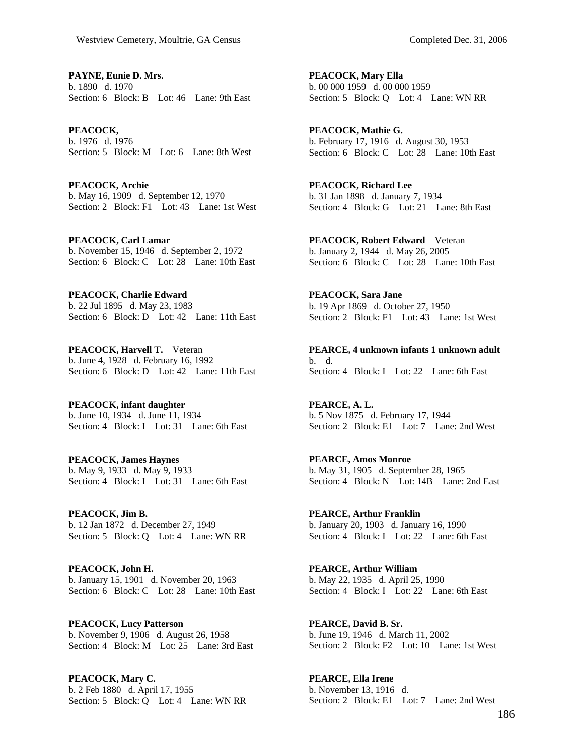**PAYNE, Eunie D. Mrs.**
b. 1890 d. 1970
Section: 6 Block: B Lot: 46 Lane: 9th East

**PEACOCK,**
b. 1976 d. 1976
Section: 5 Block: M Lot: 6 Lane: 8th West

**PEACOCK, Archie**
b. May 16, 1909 d. September 12, 1970
Section: 2 Block: F1 Lot: 43 Lane: 1st West

**PEACOCK, Carl Lamar**
b. November 15, 1946 d. September 2, 1972
Section: 6 Block: C Lot: 28 Lane: 10th East

**PEACOCK, Charlie Edward**
b. 22 Jul 1895 d. May 23, 1983
Section: 6 Block: D Lot: 42 Lane: 11th East

**PEACOCK, Harvell T.** Veteran
b. June 4, 1928 d. February 16, 1992
Section: 6 Block: D Lot: 42 Lane: 11th East

**PEACOCK, infant daughter**
b. June 10, 1934 d. June 11, 1934
Section: 4 Block: I Lot: 31 Lane: 6th East

**PEACOCK, James Haynes**
b. May 9, 1933 d. May 9, 1933
Section: 4 Block: I Lot: 31 Lane: 6th East

**PEACOCK, Jim B.**
b. 12 Jan 1872 d. December 27, 1949
Section: 5 Block: Q Lot: 4 Lane: WN RR

**PEACOCK, John H.**
b. January 15, 1901 d. November 20, 1963
Section: 6 Block: C Lot: 28 Lane: 10th East

**PEACOCK, Lucy Patterson**
b. November 9, 1906 d. August 26, 1958
Section: 4 Block: M Lot: 25 Lane: 3rd East

**PEACOCK, Mary C.**
b. 2 Feb 1880 d. April 17, 1955
Section: 5 Block: Q Lot: 4 Lane: WN RR

**PEACOCK, Mary Ella**
b. 00 000 1959 d. 00 000 1959
Section: 5 Block: Q Lot: 4 Lane: WN RR

**PEACOCK, Mathie G.**
b. February 17, 1916 d. August 30, 1953
Section: 6 Block: C Lot: 28 Lane: 10th East

**PEACOCK, Richard Lee**
b. 31 Jan 1898 d. January 7, 1934
Section: 4 Block: G Lot: 21 Lane: 8th East

**PEACOCK, Robert Edward** Veteran
b. January 2, 1944 d. May 26, 2005
Section: 6 Block: C Lot: 28 Lane: 10th East

**PEACOCK, Sara Jane**
b. 19 Apr 1869 d. October 27, 1950
Section: 2 Block: F1 Lot: 43 Lane: 1st West

**PEARCE, 4 unknown infants 1 unknown adult**
b. d.
Section: 4 Block: I Lot: 22 Lane: 6th East

**PEARCE, A. L.**
b. 5 Nov 1875 d. February 17, 1944
Section: 2 Block: E1 Lot: 7 Lane: 2nd West

**PEARCE, Amos Monroe**
b. May 31, 1905 d. September 28, 1965
Section: 4 Block: N Lot: 14B Lane: 2nd East

**PEARCE, Arthur Franklin**
b. January 20, 1903 d. January 16, 1990
Section: 4 Block: I Lot: 22 Lane: 6th East

**PEARCE, Arthur William**
b. May 22, 1935 d. April 25, 1990
Section: 4 Block: I Lot: 22 Lane: 6th East

**PEARCE, David B. Sr.**
b. June 19, 1946 d. March 11, 2002
Section: 2 Block: F2 Lot: 10 Lane: 1st West

**PEARCE, Ella Irene**
b. November 13, 1916 d.
Section: 2 Block: E1 Lot: 7 Lane: 2nd West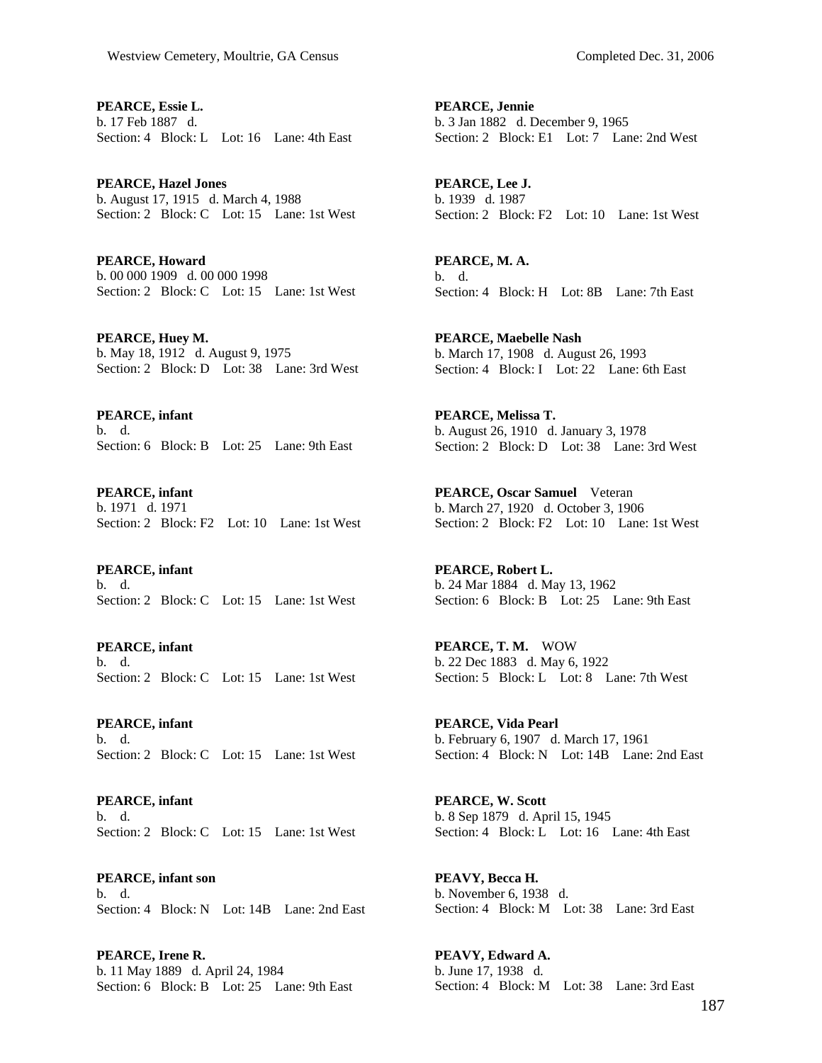**PEARCE, Essie L.**
b. 17 Feb 1887 d.
Section: 4 Block: L Lot: 16 Lane: 4th East

**PEARCE, Hazel Jones**
b. August 17, 1915 d. March 4, 1988
Section: 2 Block: C Lot: 15 Lane: 1st West

**PEARCE, Howard**
b. 00 000 1909 d. 00 000 1998
Section: 2 Block: C Lot: 15 Lane: 1st West

**PEARCE, Huey M.**
b. May 18, 1912 d. August 9, 1975
Section: 2 Block: D Lot: 38 Lane: 3rd West

**PEARCE, infant**
b. d.
Section: 6 Block: B Lot: 25 Lane: 9th East

**PEARCE, infant**
b. 1971 d. 1971
Section: 2 Block: F2 Lot: 10 Lane: 1st West

**PEARCE, infant**
b. d.
Section: 2 Block: C Lot: 15 Lane: 1st West

**PEARCE, infant**
b. d.
Section: 2 Block: C Lot: 15 Lane: 1st West

**PEARCE, infant**
b. d.
Section: 2 Block: C Lot: 15 Lane: 1st West

**PEARCE, infant**
b. d.
Section: 2 Block: C Lot: 15 Lane: 1st West

**PEARCE, infant son**
b. d.
Section: 4 Block: N Lot: 14B Lane: 2nd East

**PEARCE, Irene R.**
b. 11 May 1889 d. April 24, 1984
Section: 6 Block: B Lot: 25 Lane: 9th East

**PEARCE, Jennie**
b. 3 Jan 1882 d. December 9, 1965
Section: 2 Block: E1 Lot: 7 Lane: 2nd West

**PEARCE, Lee J.**
b. 1939 d. 1987
Section: 2 Block: F2 Lot: 10 Lane: 1st West

**PEARCE, M. A.**
b. d.
Section: 4 Block: H Lot: 8B Lane: 7th East

**PEARCE, Maebelle Nash**
b. March 17, 1908 d. August 26, 1993
Section: 4 Block: I Lot: 22 Lane: 6th East

**PEARCE, Melissa T.**
b. August 26, 1910 d. January 3, 1978
Section: 2 Block: D Lot: 38 Lane: 3rd West

**PEARCE, Oscar Samuel** Veteran
b. March 27, 1920 d. October 3, 1906
Section: 2 Block: F2 Lot: 10 Lane: 1st West

**PEARCE, Robert L.**
b. 24 Mar 1884 d. May 13, 1962
Section: 6 Block: B Lot: 25 Lane: 9th East

**PEARCE, T. M.** WOW
b. 22 Dec 1883 d. May 6, 1922
Section: 5 Block: L Lot: 8 Lane: 7th West

**PEARCE, Vida Pearl**
b. February 6, 1907 d. March 17, 1961
Section: 4 Block: N Lot: 14B Lane: 2nd East

**PEARCE, W. Scott**
b. 8 Sep 1879 d. April 15, 1945
Section: 4 Block: L Lot: 16 Lane: 4th East

**PEAVY, Becca H.**
b. November 6, 1938 d.
Section: 4 Block: M Lot: 38 Lane: 3rd East

**PEAVY, Edward A.**
b. June 17, 1938 d.
Section: 4 Block: M Lot: 38 Lane: 3rd East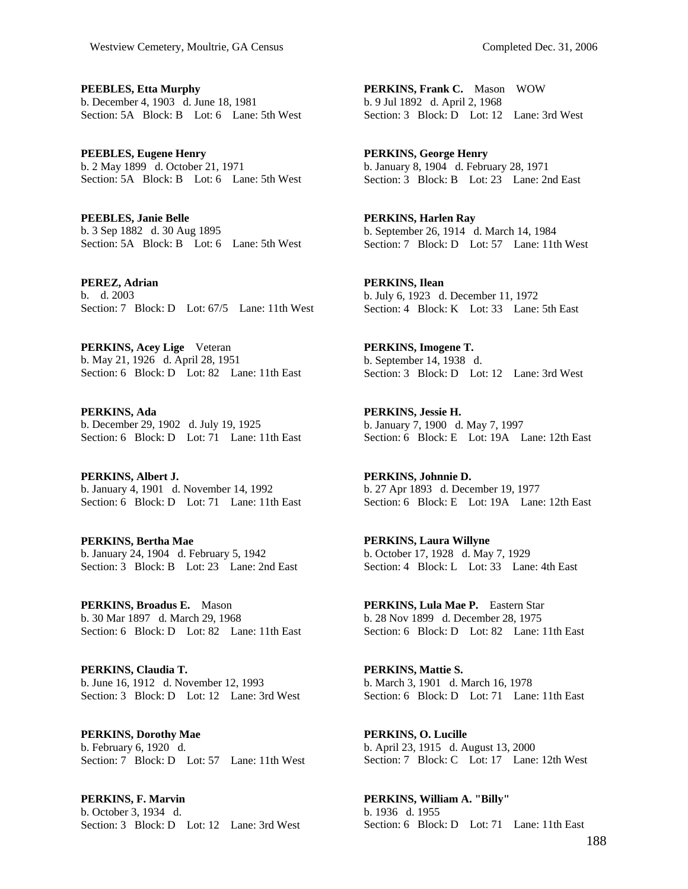**PEEBLES, Etta Murphy**
b. December 4, 1903 d. June 18, 1981
Section: 5A Block: B Lot: 6 Lane: 5th West

**PEEBLES, Eugene Henry**
b. 2 May 1899 d. October 21, 1971
Section: 5A Block: B Lot: 6 Lane: 5th West

**PEEBLES, Janie Belle**
b. 3 Sep 1882 d. 30 Aug 1895
Section: 5A Block: B Lot: 6 Lane: 5th West

**PEREZ, Adrian**
b. d. 2003
Section: 7 Block: D Lot: 67/5 Lane: 11th West

**PERKINS, Acey Lige** Veteran
b. May 21, 1926 d. April 28, 1951
Section: 6 Block: D Lot: 82 Lane: 11th East

**PERKINS, Ada**
b. December 29, 1902 d. July 19, 1925
Section: 6 Block: D Lot: 71 Lane: 11th East

**PERKINS, Albert J.**
b. January 4, 1901 d. November 14, 1992
Section: 6 Block: D Lot: 71 Lane: 11th East

**PERKINS, Bertha Mae**
b. January 24, 1904 d. February 5, 1942
Section: 3 Block: B Lot: 23 Lane: 2nd East

**PERKINS, Broadus E.** Mason
b. 30 Mar 1897 d. March 29, 1968
Section: 6 Block: D Lot: 82 Lane: 11th East

**PERKINS, Claudia T.**
b. June 16, 1912 d. November 12, 1993
Section: 3 Block: D Lot: 12 Lane: 3rd West

**PERKINS, Dorothy Mae**
b. February 6, 1920 d.
Section: 7 Block: D Lot: 57 Lane: 11th West

**PERKINS, F. Marvin**
b. October 3, 1934 d.
Section: 3 Block: D Lot: 12 Lane: 3rd West

**PERKINS, Frank C.** Mason WOW
b. 9 Jul 1892 d. April 2, 1968
Section: 3 Block: D Lot: 12 Lane: 3rd West

**PERKINS, George Henry**
b. January 8, 1904 d. February 28, 1971
Section: 3 Block: B Lot: 23 Lane: 2nd East

**PERKINS, Harlen Ray**
b. September 26, 1914 d. March 14, 1984
Section: 7 Block: D Lot: 57 Lane: 11th West

**PERKINS, Ilean**
b. July 6, 1923 d. December 11, 1972
Section: 4 Block: K Lot: 33 Lane: 5th East

**PERKINS, Imogene T.**
b. September 14, 1938 d.
Section: 3 Block: D Lot: 12 Lane: 3rd West

**PERKINS, Jessie H.**
b. January 7, 1900 d. May 7, 1997
Section: 6 Block: E Lot: 19A Lane: 12th East

**PERKINS, Johnnie D.**
b. 27 Apr 1893 d. December 19, 1977
Section: 6 Block: E Lot: 19A Lane: 12th East

**PERKINS, Laura Willyne**
b. October 17, 1928 d. May 7, 1929
Section: 4 Block: L Lot: 33 Lane: 4th East

**PERKINS, Lula Mae P.** Eastern Star
b. 28 Nov 1899 d. December 28, 1975
Section: 6 Block: D Lot: 82 Lane: 11th East

**PERKINS, Mattie S.**
b. March 3, 1901 d. March 16, 1978
Section: 6 Block: D Lot: 71 Lane: 11th East

**PERKINS, O. Lucille**
b. April 23, 1915 d. August 13, 2000
Section: 7 Block: C Lot: 17 Lane: 12th West

**PERKINS, William A. "Billy"**
b. 1936 d. 1955
Section: 6 Block: D Lot: 71 Lane: 11th East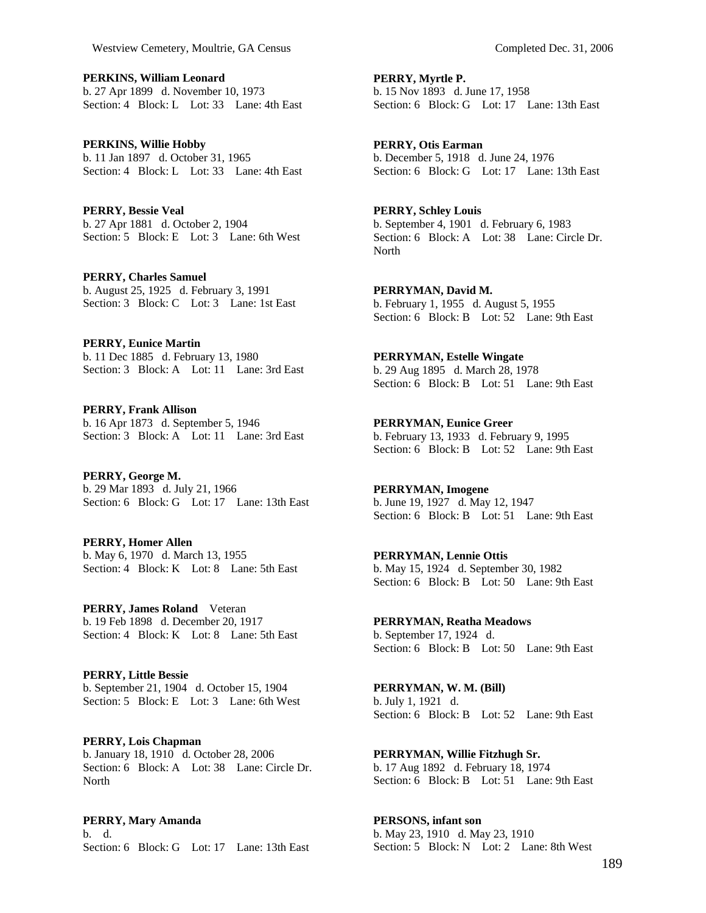**PERKINS, William Leonard**
b. 27 Apr 1899 d. November 10, 1973
Section: 4 Block: L Lot: 33 Lane: 4th East

**PERKINS, Willie Hobby**
b. 11 Jan 1897 d. October 31, 1965
Section: 4 Block: L Lot: 33 Lane: 4th East

**PERRY, Bessie Veal**
b. 27 Apr 1881 d. October 2, 1904
Section: 5 Block: E Lot: 3 Lane: 6th West

**PERRY, Charles Samuel**
b. August 25, 1925 d. February 3, 1991
Section: 3 Block: C Lot: 3 Lane: 1st East

**PERRY, Eunice Martin**
b. 11 Dec 1885 d. February 13, 1980
Section: 3 Block: A Lot: 11 Lane: 3rd East

**PERRY, Frank Allison**
b. 16 Apr 1873 d. September 5, 1946
Section: 3 Block: A Lot: 11 Lane: 3rd East

**PERRY, George M.**
b. 29 Mar 1893 d. July 21, 1966
Section: 6 Block: G Lot: 17 Lane: 13th East

**PERRY, Homer Allen**
b. May 6, 1970 d. March 13, 1955
Section: 4 Block: K Lot: 8 Lane: 5th East

**PERRY, James Roland** Veteran
b. 19 Feb 1898 d. December 20, 1917
Section: 4 Block: K Lot: 8 Lane: 5th East

**PERRY, Little Bessie**
b. September 21, 1904 d. October 15, 1904
Section: 5 Block: E Lot: 3 Lane: 6th West

**PERRY, Lois Chapman**
b. January 18, 1910 d. October 28, 2006
Section: 6 Block: A Lot: 38 Lane: Circle Dr. North

**PERRY, Mary Amanda**
b. d.
Section: 6 Block: G Lot: 17 Lane: 13th East

**PERRY, Myrtle P.**
b. 15 Nov 1893 d. June 17, 1958
Section: 6 Block: G Lot: 17 Lane: 13th East

**PERRY, Otis Earman**
b. December 5, 1918 d. June 24, 1976
Section: 6 Block: G Lot: 17 Lane: 13th East

**PERRY, Schley Louis**
b. September 4, 1901 d. February 6, 1983
Section: 6 Block: A Lot: 38 Lane: Circle Dr. North

**PERRYMAN, David M.**
b. February 1, 1955 d. August 5, 1955
Section: 6 Block: B Lot: 52 Lane: 9th East

**PERRYMAN, Estelle Wingate**
b. 29 Aug 1895 d. March 28, 1978
Section: 6 Block: B Lot: 51 Lane: 9th East

**PERRYMAN, Eunice Greer**
b. February 13, 1933 d. February 9, 1995
Section: 6 Block: B Lot: 52 Lane: 9th East

**PERRYMAN, Imogene**
b. June 19, 1927 d. May 12, 1947
Section: 6 Block: B Lot: 51 Lane: 9th East

**PERRYMAN, Lennie Ottis**
b. May 15, 1924 d. September 30, 1982
Section: 6 Block: B Lot: 50 Lane: 9th East

**PERRYMAN, Reatha Meadows**
b. September 17, 1924 d.
Section: 6 Block: B Lot: 50 Lane: 9th East

**PERRYMAN, W. M. (Bill)**
b. July 1, 1921 d.
Section: 6 Block: B Lot: 52 Lane: 9th East

**PERRYMAN, Willie Fitzhugh Sr.**
b. 17 Aug 1892 d. February 18, 1974
Section: 6 Block: B Lot: 51 Lane: 9th East

**PERSONS, infant son**
b. May 23, 1910 d. May 23, 1910
Section: 5 Block: N Lot: 2 Lane: 8th West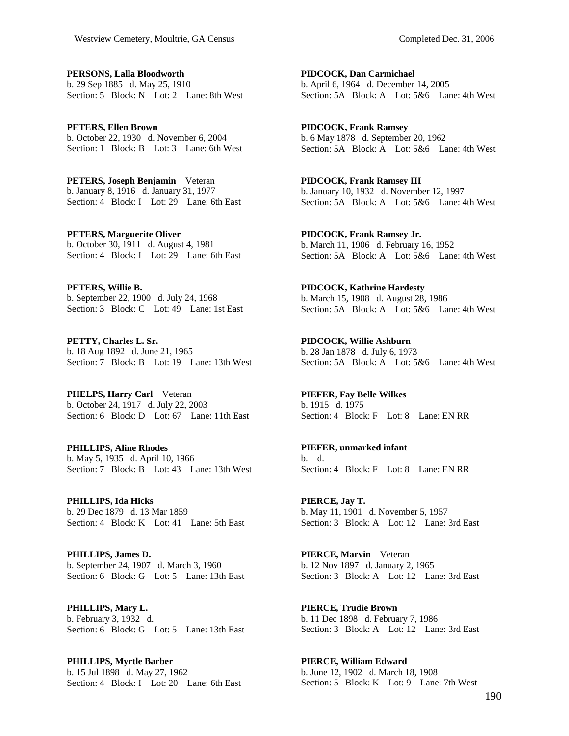**PERSONS, Lalla Bloodworth**
b. 29 Sep 1885 d. May 25, 1910
Section: 5 Block: N Lot: 2 Lane: 8th West

**PETERS, Ellen Brown**
b. October 22, 1930 d. November 6, 2004
Section: 1 Block: B Lot: 3 Lane: 6th West

**PETERS, Joseph Benjamin** Veteran
b. January 8, 1916 d. January 31, 1977
Section: 4 Block: I Lot: 29 Lane: 6th East

**PETERS, Marguerite Oliver**
b. October 30, 1911 d. August 4, 1981
Section: 4 Block: I Lot: 29 Lane: 6th East

**PETERS, Willie B.**
b. September 22, 1900 d. July 24, 1968
Section: 3 Block: C Lot: 49 Lane: 1st East

**PETTY, Charles L. Sr.**
b. 18 Aug 1892 d. June 21, 1965
Section: 7 Block: B Lot: 19 Lane: 13th West

**PHELPS, Harry Carl** Veteran
b. October 24, 1917 d. July 22, 2003
Section: 6 Block: D Lot: 67 Lane: 11th East

**PHILLIPS, Aline Rhodes**
b. May 5, 1935 d. April 10, 1966
Section: 7 Block: B Lot: 43 Lane: 13th West

**PHILLIPS, Ida Hicks**
b. 29 Dec 1879 d. 13 Mar 1859
Section: 4 Block: K Lot: 41 Lane: 5th East

**PHILLIPS, James D.**
b. September 24, 1907 d. March 3, 1960
Section: 6 Block: G Lot: 5 Lane: 13th East

**PHILLIPS, Mary L.**
b. February 3, 1932 d.
Section: 6 Block: G Lot: 5 Lane: 13th East

**PHILLIPS, Myrtle Barber**
b. 15 Jul 1898 d. May 27, 1962
Section: 4 Block: I Lot: 20 Lane: 6th East

**PIDCOCK, Dan Carmichael**
b. April 6, 1964 d. December 14, 2005
Section: 5A Block: A Lot: 5&6 Lane: 4th West

**PIDCOCK, Frank Ramsey**
b. 6 May 1878 d. September 20, 1962
Section: 5A Block: A Lot: 5&6 Lane: 4th West

**PIDCOCK, Frank Ramsey III**
b. January 10, 1932 d. November 12, 1997
Section: 5A Block: A Lot: 5&6 Lane: 4th West

**PIDCOCK, Frank Ramsey Jr.**
b. March 11, 1906 d. February 16, 1952
Section: 5A Block: A Lot: 5&6 Lane: 4th West

**PIDCOCK, Kathrine Hardesty**
b. March 15, 1908 d. August 28, 1986
Section: 5A Block: A Lot: 5&6 Lane: 4th West

**PIDCOCK, Willie Ashburn**
b. 28 Jan 1878 d. July 6, 1973
Section: 5A Block: A Lot: 5&6 Lane: 4th West

**PIEFER, Fay Belle Wilkes**
b. 1915 d. 1975
Section: 4 Block: F Lot: 8 Lane: EN RR

**PIEFER, unmarked infant**
b. d.
Section: 4 Block: F Lot: 8 Lane: EN RR

**PIERCE, Jay T.**
b. May 11, 1901 d. November 5, 1957
Section: 3 Block: A Lot: 12 Lane: 3rd East

**PIERCE, Marvin** Veteran
b. 12 Nov 1897 d. January 2, 1965
Section: 3 Block: A Lot: 12 Lane: 3rd East

**PIERCE, Trudie Brown**
b. 11 Dec 1898 d. February 7, 1986
Section: 3 Block: A Lot: 12 Lane: 3rd East

**PIERCE, William Edward**
b. June 12, 1902 d. March 18, 1908
Section: 5 Block: K Lot: 9 Lane: 7th West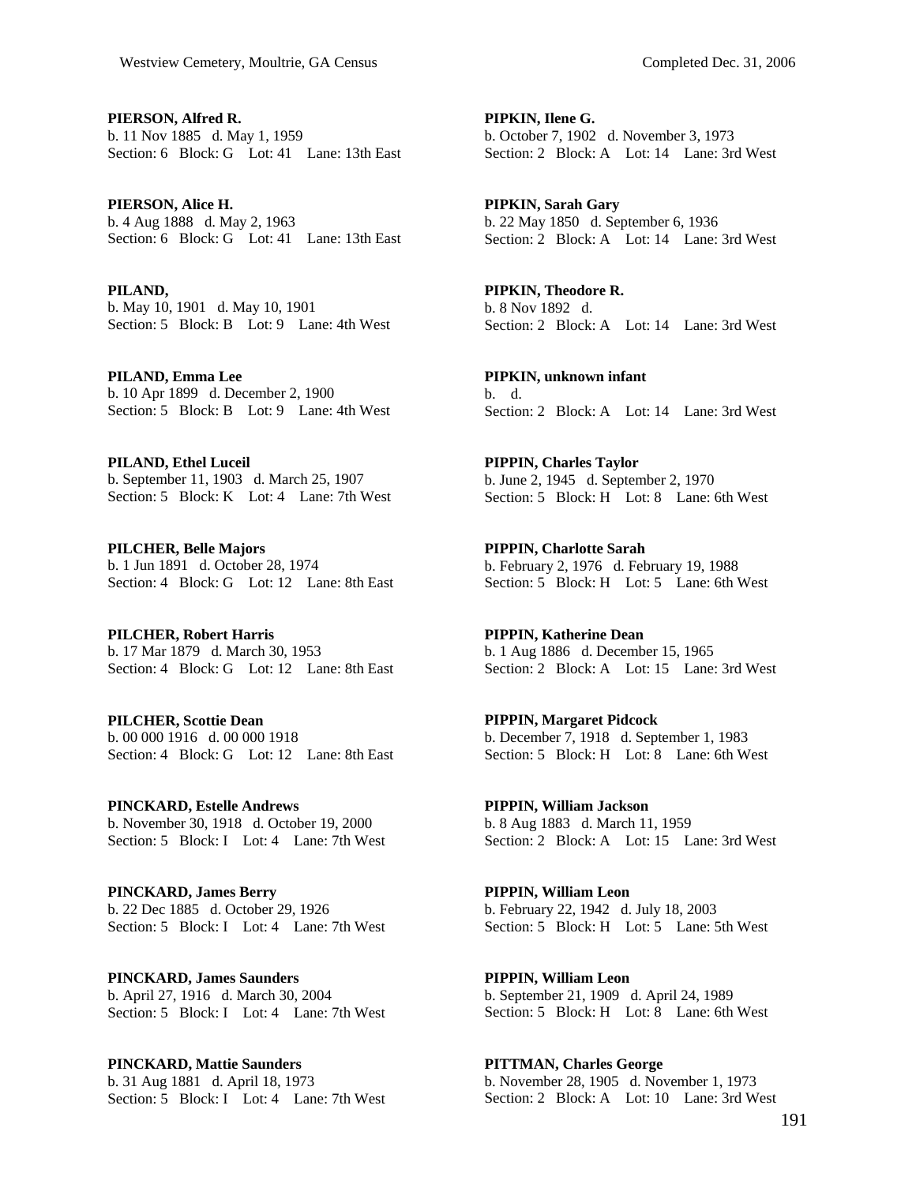**PIERSON, Alfred R.**
b. 11 Nov 1885 d. May 1, 1959
Section: 6 Block: G Lot: 41 Lane: 13th East

**PIERSON, Alice H.**
b. 4 Aug 1888 d. May 2, 1963
Section: 6 Block: G Lot: 41 Lane: 13th East

**PILAND,**
b. May 10, 1901 d. May 10, 1901
Section: 5 Block: B Lot: 9 Lane: 4th West

**PILAND, Emma Lee**
b. 10 Apr 1899 d. December 2, 1900
Section: 5 Block: B Lot: 9 Lane: 4th West

**PILAND, Ethel Luceil**
b. September 11, 1903 d. March 25, 1907
Section: 5 Block: K Lot: 4 Lane: 7th West

**PILCHER, Belle Majors**
b. 1 Jun 1891 d. October 28, 1974
Section: 4 Block: G Lot: 12 Lane: 8th East

**PILCHER, Robert Harris**
b. 17 Mar 1879 d. March 30, 1953
Section: 4 Block: G Lot: 12 Lane: 8th East

**PILCHER, Scottie Dean**
b. 00 000 1916 d. 00 000 1918
Section: 4 Block: G Lot: 12 Lane: 8th East

**PINCKARD, Estelle Andrews**
b. November 30, 1918 d. October 19, 2000
Section: 5 Block: I Lot: 4 Lane: 7th West

**PINCKARD, James Berry**
b. 22 Dec 1885 d. October 29, 1926
Section: 5 Block: I Lot: 4 Lane: 7th West

**PINCKARD, James Saunders**
b. April 27, 1916 d. March 30, 2004
Section: 5 Block: I Lot: 4 Lane: 7th West

**PINCKARD, Mattie Saunders**
b. 31 Aug 1881 d. April 18, 1973
Section: 5 Block: I Lot: 4 Lane: 7th West

**PIPKIN, Ilene G.**
b. October 7, 1902 d. November 3, 1973
Section: 2 Block: A Lot: 14 Lane: 3rd West

**PIPKIN, Sarah Gary**
b. 22 May 1850 d. September 6, 1936
Section: 2 Block: A Lot: 14 Lane: 3rd West

**PIPKIN, Theodore R.**
b. 8 Nov 1892 d.
Section: 2 Block: A Lot: 14 Lane: 3rd West

**PIPKIN, unknown infant**
b. d.
Section: 2 Block: A Lot: 14 Lane: 3rd West

**PIPPIN, Charles Taylor**
b. June 2, 1945 d. September 2, 1970
Section: 5 Block: H Lot: 8 Lane: 6th West

**PIPPIN, Charlotte Sarah**
b. February 2, 1976 d. February 19, 1988
Section: 5 Block: H Lot: 5 Lane: 6th West

**PIPPIN, Katherine Dean**
b. 1 Aug 1886 d. December 15, 1965
Section: 2 Block: A Lot: 15 Lane: 3rd West

**PIPPIN, Margaret Pidcock**
b. December 7, 1918 d. September 1, 1983
Section: 5 Block: H Lot: 8 Lane: 6th West

**PIPPIN, William Jackson**
b. 8 Aug 1883 d. March 11, 1959
Section: 2 Block: A Lot: 15 Lane: 3rd West

**PIPPIN, William Leon**
b. February 22, 1942 d. July 18, 2003
Section: 5 Block: H Lot: 5 Lane: 5th West

**PIPPIN, William Leon**
b. September 21, 1909 d. April 24, 1989
Section: 5 Block: H Lot: 8 Lane: 6th West

**PITTMAN, Charles George**
b. November 28, 1905 d. November 1, 1973
Section: 2 Block: A Lot: 10 Lane: 3rd West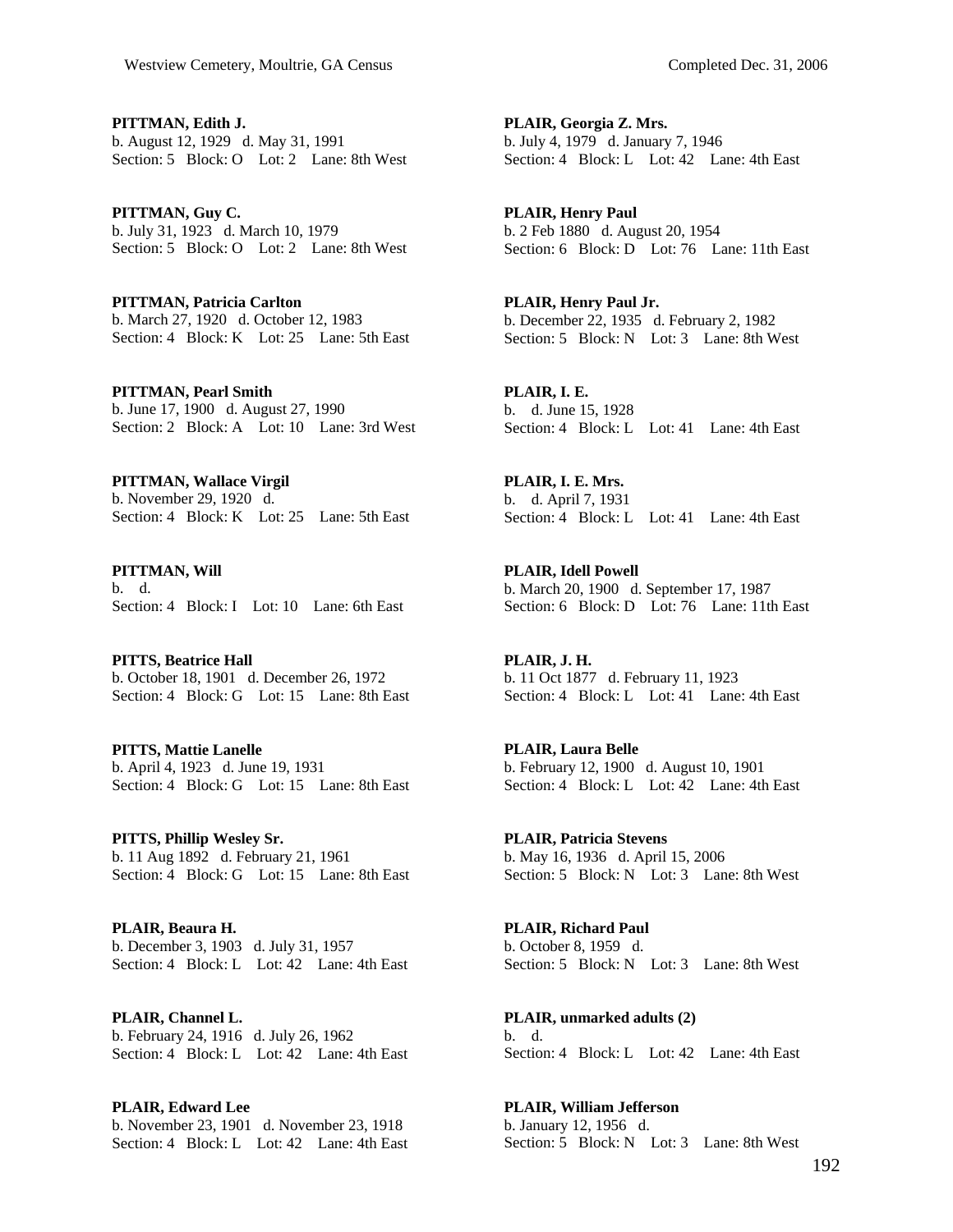**PITTMAN, Edith J.**
b. August 12, 1929 d. May 31, 1991
Section: 5 Block: O Lot: 2 Lane: 8th West

**PITTMAN, Guy C.**
b. July 31, 1923 d. March 10, 1979
Section: 5 Block: O Lot: 2 Lane: 8th West

**PITTMAN, Patricia Carlton**
b. March 27, 1920 d. October 12, 1983
Section: 4 Block: K Lot: 25 Lane: 5th East

**PITTMAN, Pearl Smith**
b. June 17, 1900 d. August 27, 1990
Section: 2 Block: A Lot: 10 Lane: 3rd West

**PITTMAN, Wallace Virgil**
b. November 29, 1920 d.
Section: 4 Block: K Lot: 25 Lane: 5th East

**PITTMAN, Will**
b. d.
Section: 4 Block: I Lot: 10 Lane: 6th East

**PITTS, Beatrice Hall**
b. October 18, 1901 d. December 26, 1972
Section: 4 Block: G Lot: 15 Lane: 8th East

**PITTS, Mattie Lanelle**
b. April 4, 1923 d. June 19, 1931
Section: 4 Block: G Lot: 15 Lane: 8th East

**PITTS, Phillip Wesley Sr.**
b. 11 Aug 1892 d. February 21, 1961
Section: 4 Block: G Lot: 15 Lane: 8th East

**PLAIR, Beaura H.**
b. December 3, 1903 d. July 31, 1957
Section: 4 Block: L Lot: 42 Lane: 4th East

**PLAIR, Channel L.**
b. February 24, 1916 d. July 26, 1962
Section: 4 Block: L Lot: 42 Lane: 4th East

**PLAIR, Edward Lee**
b. November 23, 1901 d. November 23, 1918
Section: 4 Block: L Lot: 42 Lane: 4th East

**PLAIR, Georgia Z. Mrs.**
b. July 4, 1979 d. January 7, 1946
Section: 4 Block: L Lot: 42 Lane: 4th East

**PLAIR, Henry Paul**
b. 2 Feb 1880 d. August 20, 1954
Section: 6 Block: D Lot: 76 Lane: 11th East

**PLAIR, Henry Paul Jr.**
b. December 22, 1935 d. February 2, 1982
Section: 5 Block: N Lot: 3 Lane: 8th West

**PLAIR, I. E.**
b. d. June 15, 1928
Section: 4 Block: L Lot: 41 Lane: 4th East

**PLAIR, I. E. Mrs.**
b. d. April 7, 1931
Section: 4 Block: L Lot: 41 Lane: 4th East

**PLAIR, Idell Powell**
b. March 20, 1900 d. September 17, 1987
Section: 6 Block: D Lot: 76 Lane: 11th East

**PLAIR, J. H.**
b. 11 Oct 1877 d. February 11, 1923
Section: 4 Block: L Lot: 41 Lane: 4th East

**PLAIR, Laura Belle**
b. February 12, 1900 d. August 10, 1901
Section: 4 Block: L Lot: 42 Lane: 4th East

**PLAIR, Patricia Stevens**
b. May 16, 1936 d. April 15, 2006
Section: 5 Block: N Lot: 3 Lane: 8th West

**PLAIR, Richard Paul**
b. October 8, 1959 d.
Section: 5 Block: N Lot: 3 Lane: 8th West

**PLAIR, unmarked adults (2)**
b. d.
Section: 4 Block: L Lot: 42 Lane: 4th East

**PLAIR, William Jefferson**
b. January 12, 1956 d.
Section: 5 Block: N Lot: 3 Lane: 8th West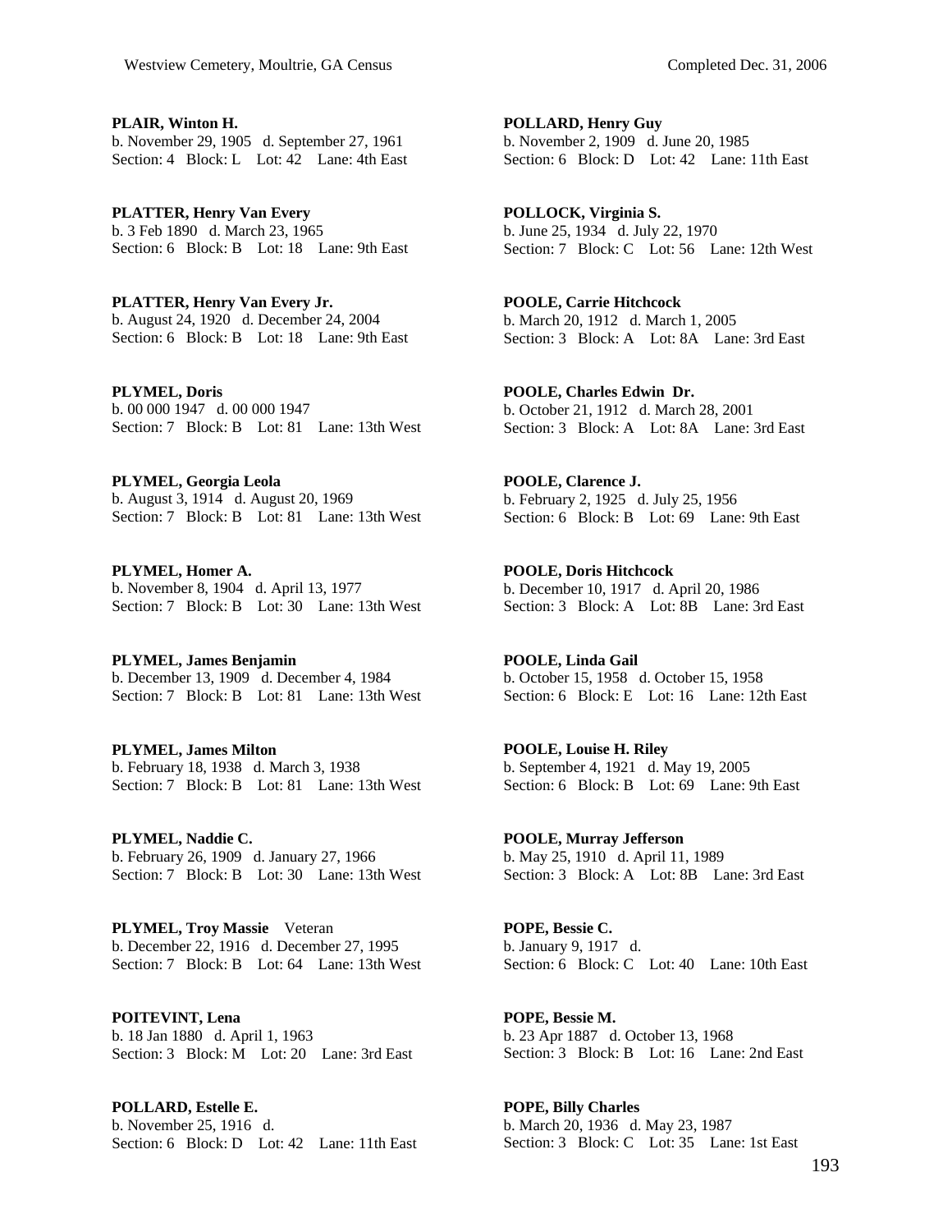**PLAIR, Winton H.**
b. November 29, 1905 d. September 27, 1961
Section: 4 Block: L Lot: 42 Lane: 4th East

**PLATTER, Henry Van Every**
b. 3 Feb 1890 d. March 23, 1965
Section: 6 Block: B Lot: 18 Lane: 9th East

**PLATTER, Henry Van Every Jr.**
b. August 24, 1920 d. December 24, 2004
Section: 6 Block: B Lot: 18 Lane: 9th East

**PLYMEL, Doris**
b. 00 000 1947 d. 00 000 1947
Section: 7 Block: B Lot: 81 Lane: 13th West

**PLYMEL, Georgia Leola**
b. August 3, 1914 d. August 20, 1969
Section: 7 Block: B Lot: 81 Lane: 13th West

**PLYMEL, Homer A.**
b. November 8, 1904 d. April 13, 1977
Section: 7 Block: B Lot: 30 Lane: 13th West

**PLYMEL, James Benjamin**
b. December 13, 1909 d. December 4, 1984
Section: 7 Block: B Lot: 81 Lane: 13th West

**PLYMEL, James Milton**
b. February 18, 1938 d. March 3, 1938
Section: 7 Block: B Lot: 81 Lane: 13th West

**PLYMEL, Naddie C.**
b. February 26, 1909 d. January 27, 1966
Section: 7 Block: B Lot: 30 Lane: 13th West

**PLYMEL, Troy Massie** Veteran
b. December 22, 1916 d. December 27, 1995
Section: 7 Block: B Lot: 64 Lane: 13th West

**POITEVINT, Lena**
b. 18 Jan 1880 d. April 1, 1963
Section: 3 Block: M Lot: 20 Lane: 3rd East

**POLLARD, Estelle E.**
b. November 25, 1916 d.
Section: 6 Block: D Lot: 42 Lane: 11th East

**POLLARD, Henry Guy**
b. November 2, 1909 d. June 20, 1985
Section: 6 Block: D Lot: 42 Lane: 11th East

**POLLOCK, Virginia S.**
b. June 25, 1934 d. July 22, 1970
Section: 7 Block: C Lot: 56 Lane: 12th West

**POOLE, Carrie Hitchcock**
b. March 20, 1912 d. March 1, 2005
Section: 3 Block: A Lot: 8A Lane: 3rd East

**POOLE, Charles Edwin Dr.**
b. October 21, 1912 d. March 28, 2001
Section: 3 Block: A Lot: 8A Lane: 3rd East

**POOLE, Clarence J.**
b. February 2, 1925 d. July 25, 1956
Section: 6 Block: B Lot: 69 Lane: 9th East

**POOLE, Doris Hitchcock**
b. December 10, 1917 d. April 20, 1986
Section: 3 Block: A Lot: 8B Lane: 3rd East

**POOLE, Linda Gail**
b. October 15, 1958 d. October 15, 1958
Section: 6 Block: E Lot: 16 Lane: 12th East

**POOLE, Louise H. Riley**
b. September 4, 1921 d. May 19, 2005
Section: 6 Block: B Lot: 69 Lane: 9th East

**POOLE, Murray Jefferson**
b. May 25, 1910 d. April 11, 1989
Section: 3 Block: A Lot: 8B Lane: 3rd East

**POPE, Bessie C.**
b. January 9, 1917 d.
Section: 6 Block: C Lot: 40 Lane: 10th East

**POPE, Bessie M.**
b. 23 Apr 1887 d. October 13, 1968
Section: 3 Block: B Lot: 16 Lane: 2nd East

**POPE, Billy Charles**
b. March 20, 1936 d. May 23, 1987
Section: 3 Block: C Lot: 35 Lane: 1st East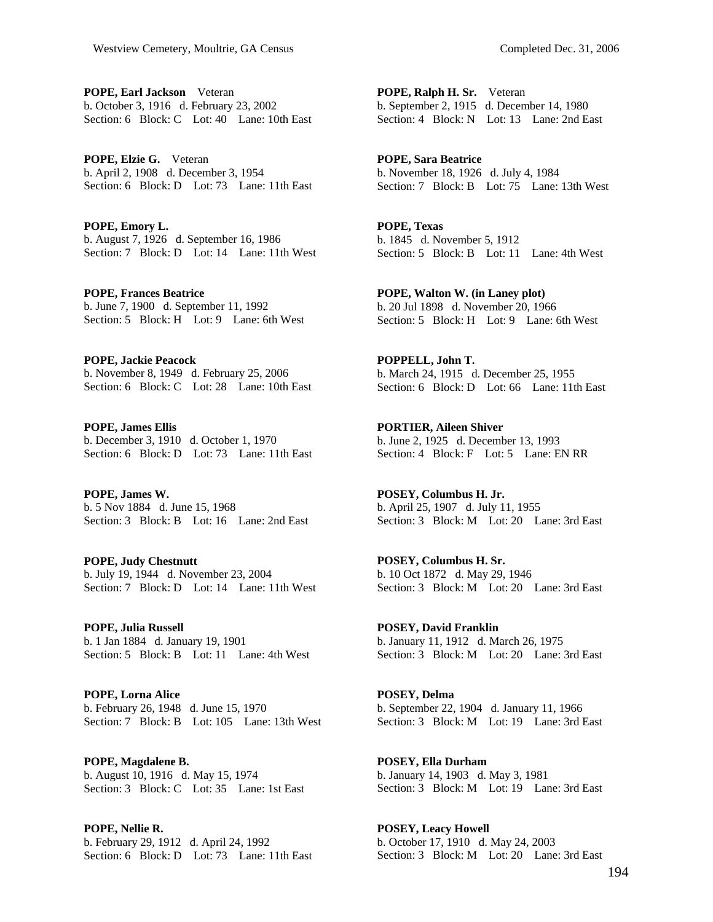**POPE, Earl Jackson** Veteran
b. October 3, 1916 d. February 23, 2002
Section: 6 Block: C Lot: 40 Lane: 10th East

**POPE, Elzie G.** Veteran
b. April 2, 1908 d. December 3, 1954
Section: 6 Block: D Lot: 73 Lane: 11th East

**POPE, Emory L.**
b. August 7, 1926 d. September 16, 1986
Section: 7 Block: D Lot: 14 Lane: 11th West

**POPE, Frances Beatrice**
b. June 7, 1900 d. September 11, 1992
Section: 5 Block: H Lot: 9 Lane: 6th West

**POPE, Jackie Peacock**
b. November 8, 1949 d. February 25, 2006
Section: 6 Block: C Lot: 28 Lane: 10th East

**POPE, James Ellis**
b. December 3, 1910 d. October 1, 1970
Section: 6 Block: D Lot: 73 Lane: 11th East

**POPE, James W.**
b. 5 Nov 1884 d. June 15, 1968
Section: 3 Block: B Lot: 16 Lane: 2nd East

**POPE, Judy Chestnutt**
b. July 19, 1944 d. November 23, 2004
Section: 7 Block: D Lot: 14 Lane: 11th West

**POPE, Julia Russell**
b. 1 Jan 1884 d. January 19, 1901
Section: 5 Block: B Lot: 11 Lane: 4th West

**POPE, Lorna Alice**
b. February 26, 1948 d. June 15, 1970
Section: 7 Block: B Lot: 105 Lane: 13th West

**POPE, Magdalene B.**
b. August 10, 1916 d. May 15, 1974
Section: 3 Block: C Lot: 35 Lane: 1st East

**POPE, Nellie R.**
b. February 29, 1912 d. April 24, 1992
Section: 6 Block: D Lot: 73 Lane: 11th East

**POPE, Ralph H. Sr.** Veteran
b. September 2, 1915 d. December 14, 1980
Section: 4 Block: N Lot: 13 Lane: 2nd East

**POPE, Sara Beatrice**
b. November 18, 1926 d. July 4, 1984
Section: 7 Block: B Lot: 75 Lane: 13th West

**POPE, Texas**
b. 1845 d. November 5, 1912
Section: 5 Block: B Lot: 11 Lane: 4th West

**POPE, Walton W. (in Laney plot)**
b. 20 Jul 1898 d. November 20, 1966
Section: 5 Block: H Lot: 9 Lane: 6th West

**POPPELL, John T.**
b. March 24, 1915 d. December 25, 1955
Section: 6 Block: D Lot: 66 Lane: 11th East

**PORTIER, Aileen Shiver**
b. June 2, 1925 d. December 13, 1993
Section: 4 Block: F Lot: 5 Lane: EN RR

**POSEY, Columbus H. Jr.**
b. April 25, 1907 d. July 11, 1955
Section: 3 Block: M Lot: 20 Lane: 3rd East

**POSEY, Columbus H. Sr.**
b. 10 Oct 1872 d. May 29, 1946
Section: 3 Block: M Lot: 20 Lane: 3rd East

**POSEY, David Franklin**
b. January 11, 1912 d. March 26, 1975
Section: 3 Block: M Lot: 20 Lane: 3rd East

**POSEY, Delma**
b. September 22, 1904 d. January 11, 1966
Section: 3 Block: M Lot: 19 Lane: 3rd East

**POSEY, Ella Durham**
b. January 14, 1903 d. May 3, 1981
Section: 3 Block: M Lot: 19 Lane: 3rd East

**POSEY, Leacy Howell**
b. October 17, 1910 d. May 24, 2003
Section: 3 Block: M Lot: 20 Lane: 3rd East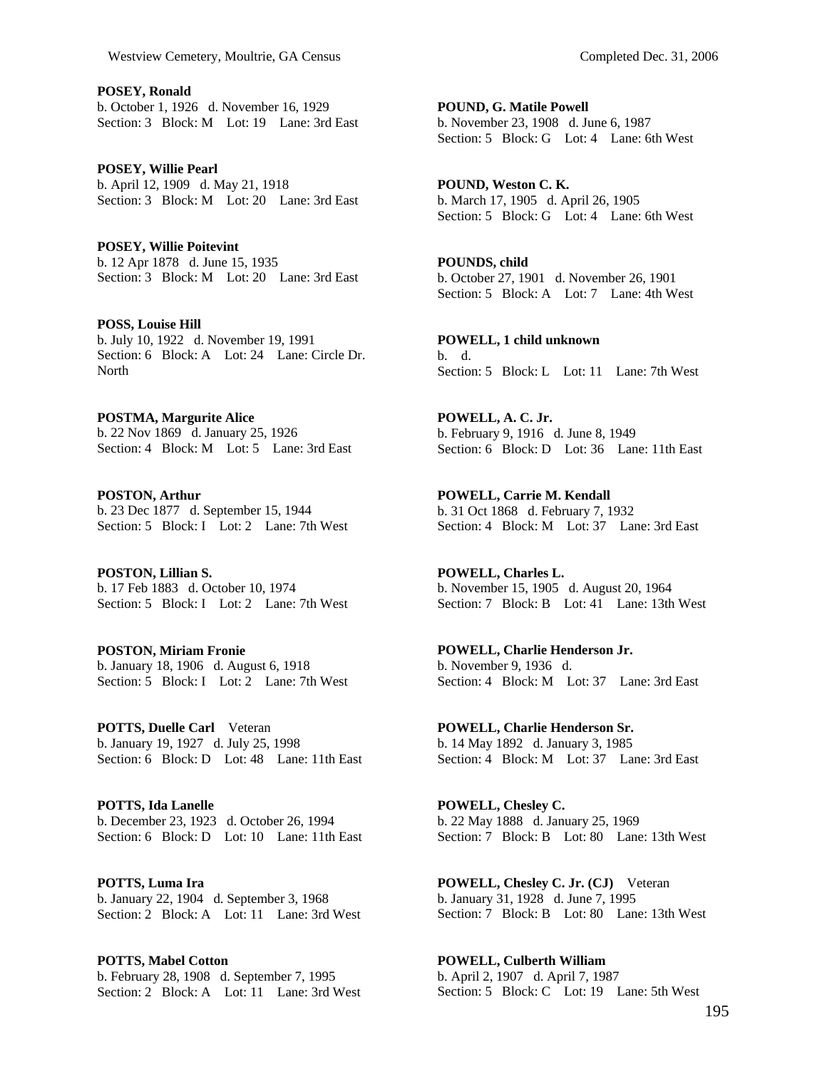**POSEY, Ronald**
b. October 1, 1926 d. November 16, 1929
Section: 3 Block: M Lot: 19 Lane: 3rd East

**POSEY, Willie Pearl**
b. April 12, 1909 d. May 21, 1918
Section: 3 Block: M Lot: 20 Lane: 3rd East

**POSEY, Willie Poitevint**
b. 12 Apr 1878 d. June 15, 1935
Section: 3 Block: M Lot: 20 Lane: 3rd East

**POSS, Louise Hill**
b. July 10, 1922 d. November 19, 1991
Section: 6 Block: A Lot: 24 Lane: Circle Dr. North

**POSTMA, Margurite Alice**
b. 22 Nov 1869 d. January 25, 1926
Section: 4 Block: M Lot: 5 Lane: 3rd East

**POSTON, Arthur**
b. 23 Dec 1877 d. September 15, 1944
Section: 5 Block: I Lot: 2 Lane: 7th West

**POSTON, Lillian S.**
b. 17 Feb 1883 d. October 10, 1974
Section: 5 Block: I Lot: 2 Lane: 7th West

**POSTON, Miriam Fronie**
b. January 18, 1906 d. August 6, 1918
Section: 5 Block: I Lot: 2 Lane: 7th West

**POTTS, Duelle Carl** Veteran
b. January 19, 1927 d. July 25, 1998
Section: 6 Block: D Lot: 48 Lane: 11th East

**POTTS, Ida Lanelle**
b. December 23, 1923 d. October 26, 1994
Section: 6 Block: D Lot: 10 Lane: 11th East

**POTTS, Luma Ira**
b. January 22, 1904 d. September 3, 1968
Section: 2 Block: A Lot: 11 Lane: 3rd West

**POTTS, Mabel Cotton**
b. February 28, 1908 d. September 7, 1995
Section: 2 Block: A Lot: 11 Lane: 3rd West

**POUND, G. Matile Powell**
b. November 23, 1908 d. June 6, 1987
Section: 5 Block: G Lot: 4 Lane: 6th West

**POUND, Weston C. K.**
b. March 17, 1905 d. April 26, 1905
Section: 5 Block: G Lot: 4 Lane: 6th West

**POUNDS, child**
b. October 27, 1901 d. November 26, 1901
Section: 5 Block: A Lot: 7 Lane: 4th West

**POWELL, 1 child unknown**
b. d.
Section: 5 Block: L Lot: 11 Lane: 7th West

**POWELL, A. C. Jr.**
b. February 9, 1916 d. June 8, 1949
Section: 6 Block: D Lot: 36 Lane: 11th East

**POWELL, Carrie M. Kendall**
b. 31 Oct 1868 d. February 7, 1932
Section: 4 Block: M Lot: 37 Lane: 3rd East

**POWELL, Charles L.**
b. November 15, 1905 d. August 20, 1964
Section: 7 Block: B Lot: 41 Lane: 13th West

**POWELL, Charlie Henderson Jr.**
b. November 9, 1936 d.
Section: 4 Block: M Lot: 37 Lane: 3rd East

**POWELL, Charlie Henderson Sr.**
b. 14 May 1892 d. January 3, 1985
Section: 4 Block: M Lot: 37 Lane: 3rd East

**POWELL, Chesley C.**
b. 22 May 1888 d. January 25, 1969
Section: 7 Block: B Lot: 80 Lane: 13th West

**POWELL, Chesley C. Jr. (CJ)** Veteran
b. January 31, 1928 d. June 7, 1995
Section: 7 Block: B Lot: 80 Lane: 13th West

**POWELL, Culberth William**
b. April 2, 1907 d. April 7, 1987
Section: 5 Block: C Lot: 19 Lane: 5th West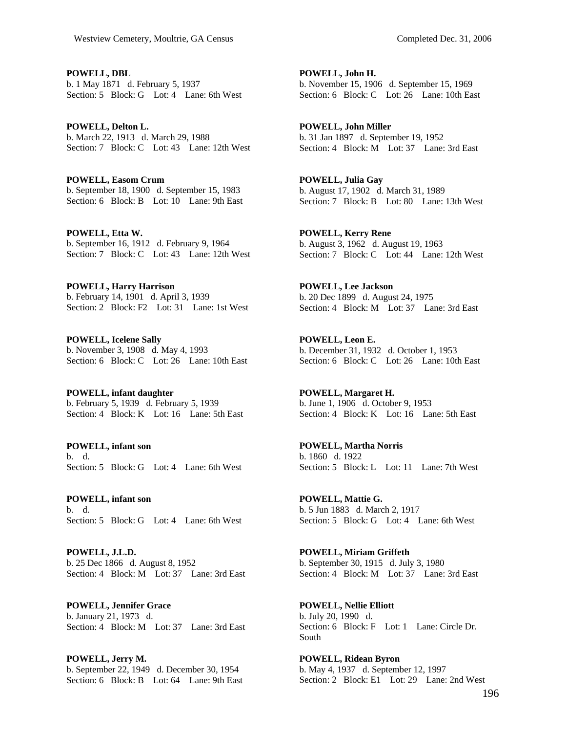**POWELL, DBL**
b. 1 May 1871 d. February 5, 1937
Section: 5 Block: G Lot: 4 Lane: 6th West

**POWELL, Delton L.**
b. March 22, 1913 d. March 29, 1988
Section: 7 Block: C Lot: 43 Lane: 12th West

**POWELL, Easom Crum**
b. September 18, 1900 d. September 15, 1983
Section: 6 Block: B Lot: 10 Lane: 9th East

**POWELL, Etta W.**
b. September 16, 1912 d. February 9, 1964
Section: 7 Block: C Lot: 43 Lane: 12th West

**POWELL, Harry Harrison**
b. February 14, 1901 d. April 3, 1939
Section: 2 Block: F2 Lot: 31 Lane: 1st West

**POWELL, Icelene Sally**
b. November 3, 1908 d. May 4, 1993
Section: 6 Block: C Lot: 26 Lane: 10th East

**POWELL, infant daughter**
b. February 5, 1939 d. February 5, 1939
Section: 4 Block: K Lot: 16 Lane: 5th East

**POWELL, infant son**
b. d.
Section: 5 Block: G Lot: 4 Lane: 6th West

**POWELL, infant son**
b. d.
Section: 5 Block: G Lot: 4 Lane: 6th West

**POWELL, J.L.D.**
b. 25 Dec 1866 d. August 8, 1952
Section: 4 Block: M Lot: 37 Lane: 3rd East

**POWELL, Jennifer Grace**
b. January 21, 1973 d.
Section: 4 Block: M Lot: 37 Lane: 3rd East

**POWELL, Jerry M.**
b. September 22, 1949 d. December 30, 1954
Section: 6 Block: B Lot: 64 Lane: 9th East

**POWELL, John H.**
b. November 15, 1906 d. September 15, 1969
Section: 6 Block: C Lot: 26 Lane: 10th East

**POWELL, John Miller**
b. 31 Jan 1897 d. September 19, 1952
Section: 4 Block: M Lot: 37 Lane: 3rd East

**POWELL, Julia Gay**
b. August 17, 1902 d. March 31, 1989
Section: 7 Block: B Lot: 80 Lane: 13th West

**POWELL, Kerry Rene**
b. August 3, 1962 d. August 19, 1963
Section: 7 Block: C Lot: 44 Lane: 12th West

**POWELL, Lee Jackson**
b. 20 Dec 1899 d. August 24, 1975
Section: 4 Block: M Lot: 37 Lane: 3rd East

**POWELL, Leon E.**
b. December 31, 1932 d. October 1, 1953
Section: 6 Block: C Lot: 26 Lane: 10th East

**POWELL, Margaret H.**
b. June 1, 1906 d. October 9, 1953
Section: 4 Block: K Lot: 16 Lane: 5th East

**POWELL, Martha Norris**
b. 1860 d. 1922
Section: 5 Block: L Lot: 11 Lane: 7th West

**POWELL, Mattie G.**
b. 5 Jun 1883 d. March 2, 1917
Section: 5 Block: G Lot: 4 Lane: 6th West

**POWELL, Miriam Griffeth**
b. September 30, 1915 d. July 3, 1980
Section: 4 Block: M Lot: 37 Lane: 3rd East

**POWELL, Nellie Elliott**
b. July 20, 1990 d.
Section: 6 Block: F Lot: 1 Lane: Circle Dr. South

**POWELL, Ridean Byron**
b. May 4, 1937 d. September 12, 1997
Section: 2 Block: E1 Lot: 29 Lane: 2nd West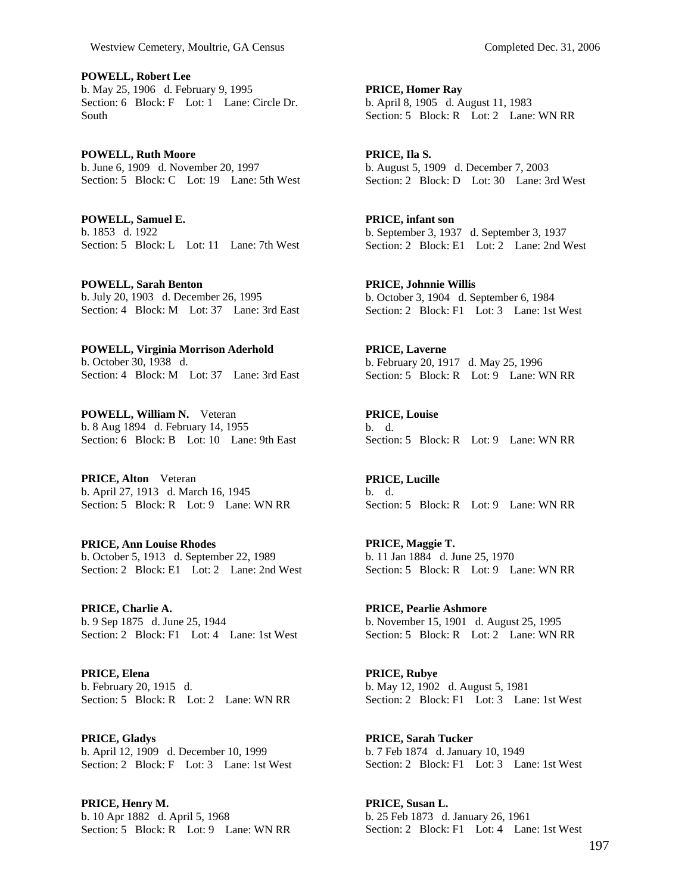**POWELL, Robert Lee**
b. May 25, 1906 d. February 9, 1995
Section: 6 Block: F Lot: 1 Lane: Circle Dr. South

**POWELL, Ruth Moore**
b. June 6, 1909 d. November 20, 1997
Section: 5 Block: C Lot: 19 Lane: 5th West

**POWELL, Samuel E.**
b. 1853 d. 1922
Section: 5 Block: L Lot: 11 Lane: 7th West

**POWELL, Sarah Benton**
b. July 20, 1903 d. December 26, 1995
Section: 4 Block: M Lot: 37 Lane: 3rd East

**POWELL, Virginia Morrison Aderhold**
b. October 30, 1938 d.
Section: 4 Block: M Lot: 37 Lane: 3rd East

**POWELL, William N.** Veteran
b. 8 Aug 1894 d. February 14, 1955
Section: 6 Block: B Lot: 10 Lane: 9th East

**PRICE, Alton** Veteran
b. April 27, 1913 d. March 16, 1945
Section: 5 Block: R Lot: 9 Lane: WN RR

**PRICE, Ann Louise Rhodes**
b. October 5, 1913 d. September 22, 1989
Section: 2 Block: E1 Lot: 2 Lane: 2nd West

**PRICE, Charlie A.**
b. 9 Sep 1875 d. June 25, 1944
Section: 2 Block: F1 Lot: 4 Lane: 1st West

**PRICE, Elena**
b. February 20, 1915 d.
Section: 5 Block: R Lot: 2 Lane: WN RR

**PRICE, Gladys**
b. April 12, 1909 d. December 10, 1999
Section: 2 Block: F Lot: 3 Lane: 1st West

**PRICE, Henry M.**
b. 10 Apr 1882 d. April 5, 1968
Section: 5 Block: R Lot: 9 Lane: WN RR

**PRICE, Homer Ray**
b. April 8, 1905 d. August 11, 1983
Section: 5 Block: R Lot: 2 Lane: WN RR

**PRICE, Ila S.**
b. August 5, 1909 d. December 7, 2003
Section: 2 Block: D Lot: 30 Lane: 3rd West

**PRICE, infant son**
b. September 3, 1937 d. September 3, 1937
Section: 2 Block: E1 Lot: 2 Lane: 2nd West

**PRICE, Johnnie Willis**
b. October 3, 1904 d. September 6, 1984
Section: 2 Block: F1 Lot: 3 Lane: 1st West

**PRICE, Laverne**
b. February 20, 1917 d. May 25, 1996
Section: 5 Block: R Lot: 9 Lane: WN RR

**PRICE, Louise**
b. d.
Section: 5 Block: R Lot: 9 Lane: WN RR

**PRICE, Lucille**
b. d.
Section: 5 Block: R Lot: 9 Lane: WN RR

**PRICE, Maggie T.**
b. 11 Jan 1884 d. June 25, 1970
Section: 5 Block: R Lot: 9 Lane: WN RR

**PRICE, Pearlie Ashmore**
b. November 15, 1901 d. August 25, 1995
Section: 5 Block: R Lot: 2 Lane: WN RR

**PRICE, Rubye**
b. May 12, 1902 d. August 5, 1981
Section: 2 Block: F1 Lot: 3 Lane: 1st West

**PRICE, Sarah Tucker**
b. 7 Feb 1874 d. January 10, 1949
Section: 2 Block: F1 Lot: 3 Lane: 1st West

**PRICE, Susan L.**
b. 25 Feb 1873 d. January 26, 1961
Section: 2 Block: F1 Lot: 4 Lane: 1st West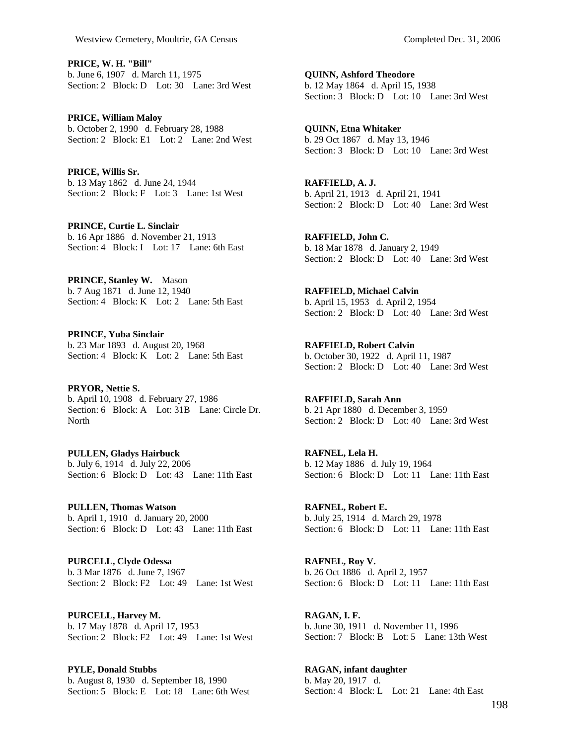**PRICE, W. H. "Bill"**
b. June 6, 1907 d. March 11, 1975
Section: 2 Block: D Lot: 30 Lane: 3rd West

**PRICE, William Maloy**
b. October 2, 1990 d. February 28, 1988
Section: 2 Block: E1 Lot: 2 Lane: 2nd West

**PRICE, Willis Sr.**
b. 13 May 1862 d. June 24, 1944
Section: 2 Block: F Lot: 3 Lane: 1st West

**PRINCE, Curtie L. Sinclair**
b. 16 Apr 1886 d. November 21, 1913
Section: 4 Block: I Lot: 17 Lane: 6th East

**PRINCE, Stanley W.** Mason
b. 7 Aug 1871 d. June 12, 1940
Section: 4 Block: K Lot: 2 Lane: 5th East

**PRINCE, Yuba Sinclair**
b. 23 Mar 1893 d. August 20, 1968
Section: 4 Block: K Lot: 2 Lane: 5th East

**PRYOR, Nettie S.**
b. April 10, 1908 d. February 27, 1986
Section: 6 Block: A Lot: 31B Lane: Circle Dr. North

**PULLEN, Gladys Hairbuck**
b. July 6, 1914 d. July 22, 2006
Section: 6 Block: D Lot: 43 Lane: 11th East

**PULLEN, Thomas Watson**
b. April 1, 1910 d. January 20, 2000
Section: 6 Block: D Lot: 43 Lane: 11th East

**PURCELL, Clyde Odessa**
b. 3 Mar 1876 d. June 7, 1967
Section: 2 Block: F2 Lot: 49 Lane: 1st West

**PURCELL, Harvey M.**
b. 17 May 1878 d. April 17, 1953
Section: 2 Block: F2 Lot: 49 Lane: 1st West

**PYLE, Donald Stubbs**
b. August 8, 1930 d. September 18, 1990
Section: 5 Block: E Lot: 18 Lane: 6th West

**QUINN, Ashford Theodore**
b. 12 May 1864 d. April 15, 1938
Section: 3 Block: D Lot: 10 Lane: 3rd West

**QUINN, Etna Whitaker**
b. 29 Oct 1867 d. May 13, 1946
Section: 3 Block: D Lot: 10 Lane: 3rd West

**RAFFIELD, A. J.**
b. April 21, 1913 d. April 21, 1941
Section: 2 Block: D Lot: 40 Lane: 3rd West

**RAFFIELD, John C.**
b. 18 Mar 1878 d. January 2, 1949
Section: 2 Block: D Lot: 40 Lane: 3rd West

**RAFFIELD, Michael Calvin**
b. April 15, 1953 d. April 2, 1954
Section: 2 Block: D Lot: 40 Lane: 3rd West

**RAFFIELD, Robert Calvin**
b. October 30, 1922 d. April 11, 1987
Section: 2 Block: D Lot: 40 Lane: 3rd West

**RAFFIELD, Sarah Ann**
b. 21 Apr 1880 d. December 3, 1959
Section: 2 Block: D Lot: 40 Lane: 3rd West

**RAFNEL, Lela H.**
b. 12 May 1886 d. July 19, 1964
Section: 6 Block: D Lot: 11 Lane: 11th East

**RAFNEL, Robert E.**
b. July 25, 1914 d. March 29, 1978
Section: 6 Block: D Lot: 11 Lane: 11th East

**RAFNEL, Roy V.**
b. 26 Oct 1886 d. April 2, 1957
Section: 6 Block: D Lot: 11 Lane: 11th East

**RAGAN, I. F.**
b. June 30, 1911 d. November 11, 1996
Section: 7 Block: B Lot: 5 Lane: 13th West

**RAGAN, infant daughter**
b. May 20, 1917 d.
Section: 4 Block: L Lot: 21 Lane: 4th East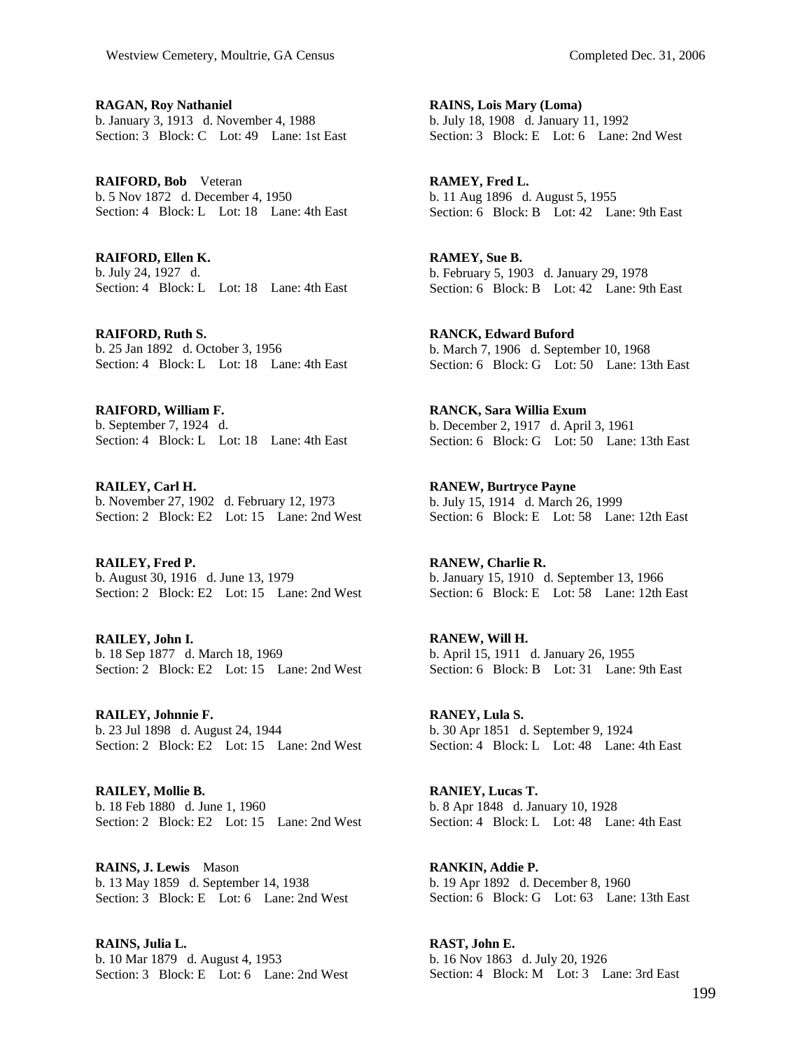**RAGAN, Roy Nathaniel**
b. January 3, 1913 d. November 4, 1988
Section: 3 Block: C Lot: 49 Lane: 1st East

**RAIFORD, Bob** Veteran
b. 5 Nov 1872 d. December 4, 1950
Section: 4 Block: L Lot: 18 Lane: 4th East

**RAIFORD, Ellen K.**
b. July 24, 1927 d.
Section: 4 Block: L Lot: 18 Lane: 4th East

**RAIFORD, Ruth S.**
b. 25 Jan 1892 d. October 3, 1956
Section: 4 Block: L Lot: 18 Lane: 4th East

**RAIFORD, William F.**
b. September 7, 1924 d.
Section: 4 Block: L Lot: 18 Lane: 4th East

**RAILEY, Carl H.**
b. November 27, 1902 d. February 12, 1973
Section: 2 Block: E2 Lot: 15 Lane: 2nd West

**RAILEY, Fred P.**
b. August 30, 1916 d. June 13, 1979
Section: 2 Block: E2 Lot: 15 Lane: 2nd West

**RAILEY, John I.**
b. 18 Sep 1877 d. March 18, 1969
Section: 2 Block: E2 Lot: 15 Lane: 2nd West

**RAILEY, Johnnie F.**
b. 23 Jul 1898 d. August 24, 1944
Section: 2 Block: E2 Lot: 15 Lane: 2nd West

**RAILEY, Mollie B.**
b. 18 Feb 1880 d. June 1, 1960
Section: 2 Block: E2 Lot: 15 Lane: 2nd West

**RAINS, J. Lewis** Mason
b. 13 May 1859 d. September 14, 1938
Section: 3 Block: E Lot: 6 Lane: 2nd West

**RAINS, Julia L.**
b. 10 Mar 1879 d. August 4, 1953
Section: 3 Block: E Lot: 6 Lane: 2nd West

**RAINS, Lois Mary (Loma)**
b. July 18, 1908 d. January 11, 1992
Section: 3 Block: E Lot: 6 Lane: 2nd West

**RAMEY, Fred L.**
b. 11 Aug 1896 d. August 5, 1955
Section: 6 Block: B Lot: 42 Lane: 9th East

**RAMEY, Sue B.**
b. February 5, 1903 d. January 29, 1978
Section: 6 Block: B Lot: 42 Lane: 9th East

**RANCK, Edward Buford**
b. March 7, 1906 d. September 10, 1968
Section: 6 Block: G Lot: 50 Lane: 13th East

**RANCK, Sara Willia Exum**
b. December 2, 1917 d. April 3, 1961
Section: 6 Block: G Lot: 50 Lane: 13th East

**RANEW, Burtryce Payne**
b. July 15, 1914 d. March 26, 1999
Section: 6 Block: E Lot: 58 Lane: 12th East

**RANEW, Charlie R.**
b. January 15, 1910 d. September 13, 1966
Section: 6 Block: E Lot: 58 Lane: 12th East

**RANEW, Will H.**
b. April 15, 1911 d. January 26, 1955
Section: 6 Block: B Lot: 31 Lane: 9th East

**RANEY, Lula S.**
b. 30 Apr 1851 d. September 9, 1924
Section: 4 Block: L Lot: 48 Lane: 4th East

**RANIEY, Lucas T.**
b. 8 Apr 1848 d. January 10, 1928
Section: 4 Block: L Lot: 48 Lane: 4th East

**RANKIN, Addie P.**
b. 19 Apr 1892 d. December 8, 1960
Section: 6 Block: G Lot: 63 Lane: 13th East

**RAST, John E.**
b. 16 Nov 1863 d. July 20, 1926
Section: 4 Block: M Lot: 3 Lane: 3rd East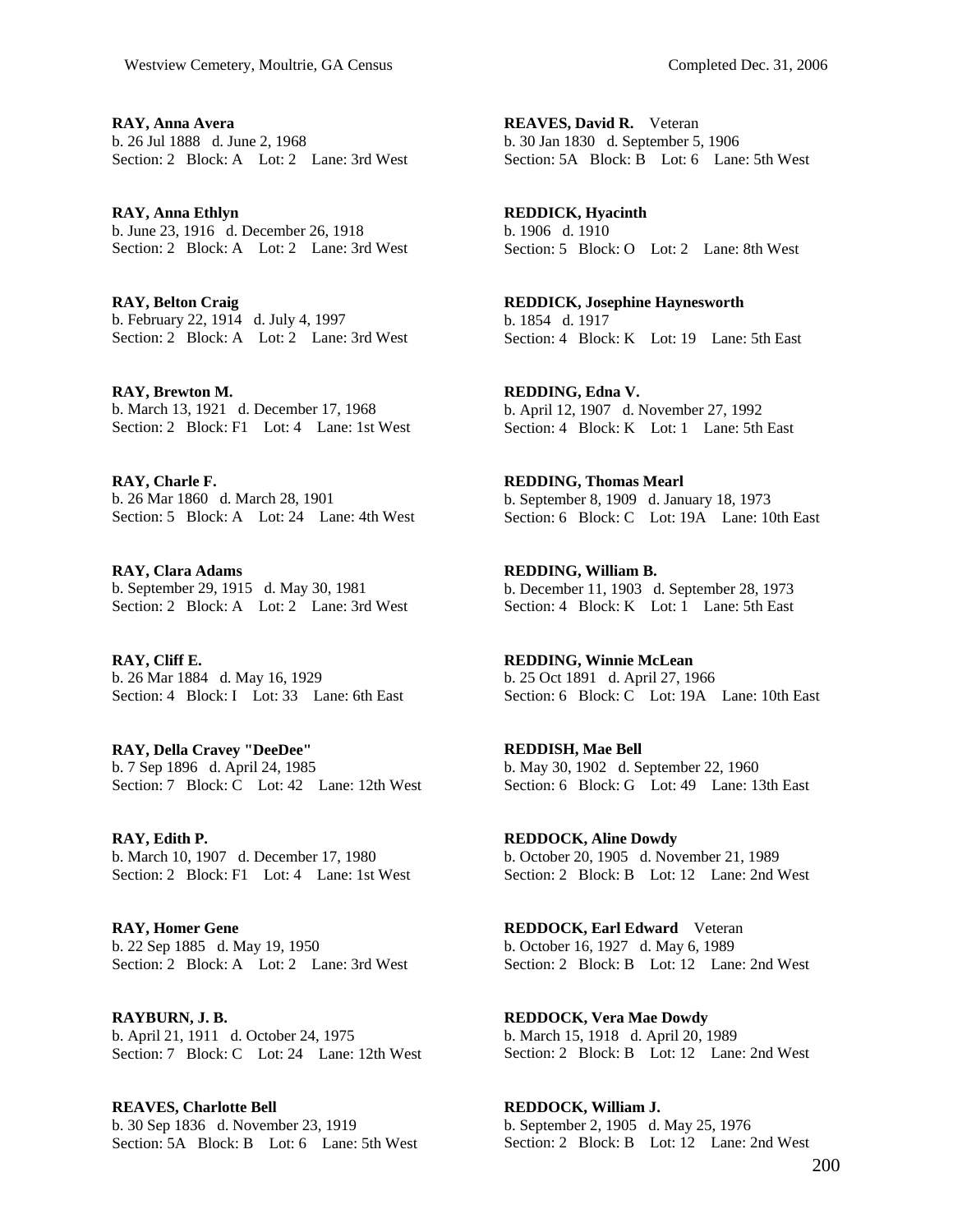**RAY, Anna Avera**
b. 26 Jul 1888 d. June 2, 1968
Section: 2 Block: A Lot: 2 Lane: 3rd West

**RAY, Anna Ethlyn**
b. June 23, 1916 d. December 26, 1918
Section: 2 Block: A Lot: 2 Lane: 3rd West

**RAY, Belton Craig**
b. February 22, 1914 d. July 4, 1997
Section: 2 Block: A Lot: 2 Lane: 3rd West

**RAY, Brewton M.**
b. March 13, 1921 d. December 17, 1968
Section: 2 Block: F1 Lot: 4 Lane: 1st West

**RAY, Charle F.**
b. 26 Mar 1860 d. March 28, 1901
Section: 5 Block: A Lot: 24 Lane: 4th West

**RAY, Clara Adams**
b. September 29, 1915 d. May 30, 1981
Section: 2 Block: A Lot: 2 Lane: 3rd West

**RAY, Cliff E.**
b. 26 Mar 1884 d. May 16, 1929
Section: 4 Block: I Lot: 33 Lane: 6th East

**RAY, Della Cravey "DeeDee"**
b. 7 Sep 1896 d. April 24, 1985
Section: 7 Block: C Lot: 42 Lane: 12th West

**RAY, Edith P.**
b. March 10, 1907 d. December 17, 1980
Section: 2 Block: F1 Lot: 4 Lane: 1st West

**RAY, Homer Gene**
b. 22 Sep 1885 d. May 19, 1950
Section: 2 Block: A Lot: 2 Lane: 3rd West

**RAYBURN, J. B.**
b. April 21, 1911 d. October 24, 1975
Section: 7 Block: C Lot: 24 Lane: 12th West

**REAVES, Charlotte Bell**
b. 30 Sep 1836 d. November 23, 1919
Section: 5A Block: B Lot: 6 Lane: 5th West

**REAVES, David R.** Veteran
b. 30 Jan 1830 d. September 5, 1906
Section: 5A Block: B Lot: 6 Lane: 5th West

**REDDICK, Hyacinth**
b. 1906 d. 1910
Section: 5 Block: O Lot: 2 Lane: 8th West

**REDDICK, Josephine Haynesworth**
b. 1854 d. 1917
Section: 4 Block: K Lot: 19 Lane: 5th East

**REDDING, Edna V.**
b. April 12, 1907 d. November 27, 1992
Section: 4 Block: K Lot: 1 Lane: 5th East

**REDDING, Thomas Mearl**
b. September 8, 1909 d. January 18, 1973
Section: 6 Block: C Lot: 19A Lane: 10th East

**REDDING, William B.**
b. December 11, 1903 d. September 28, 1973
Section: 4 Block: K Lot: 1 Lane: 5th East

**REDDING, Winnie McLean**
b. 25 Oct 1891 d. April 27, 1966
Section: 6 Block: C Lot: 19A Lane: 10th East

**REDDISH, Mae Bell**
b. May 30, 1902 d. September 22, 1960
Section: 6 Block: G Lot: 49 Lane: 13th East

**REDDOCK, Aline Dowdy**
b. October 20, 1905 d. November 21, 1989
Section: 2 Block: B Lot: 12 Lane: 2nd West

**REDDOCK, Earl Edward** Veteran
b. October 16, 1927 d. May 6, 1989
Section: 2 Block: B Lot: 12 Lane: 2nd West

**REDDOCK, Vera Mae Dowdy**
b. March 15, 1918 d. April 20, 1989
Section: 2 Block: B Lot: 12 Lane: 2nd West

**REDDOCK, William J.**
b. September 2, 1905 d. May 25, 1976
Section: 2 Block: B Lot: 12 Lane: 2nd West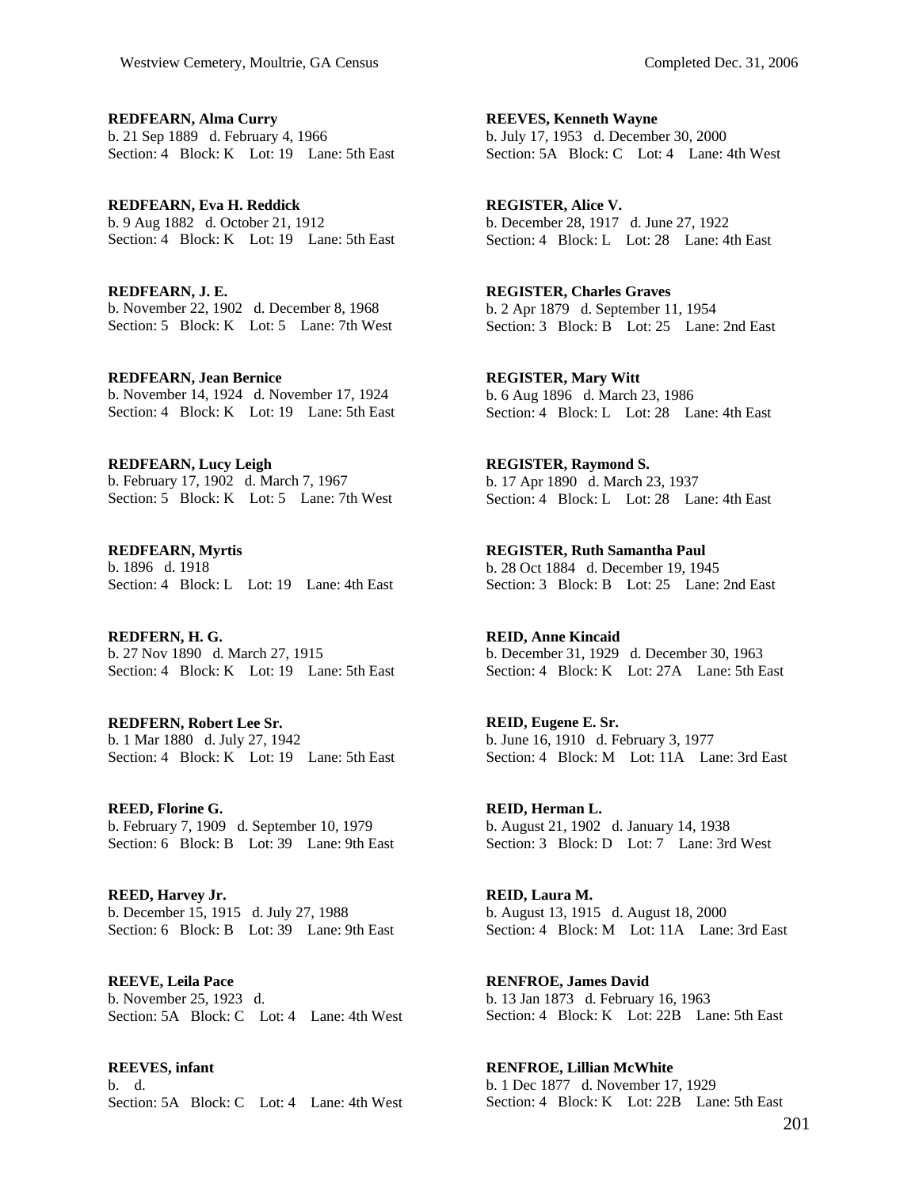**REDFEARN, Alma Curry**
b. 21 Sep 1889 d. February 4, 1966
Section: 4 Block: K Lot: 19 Lane: 5th East

**REDFEARN, Eva H. Reddick**
b. 9 Aug 1882 d. October 21, 1912
Section: 4 Block: K Lot: 19 Lane: 5th East

**REDFEARN, J. E.**
b. November 22, 1902 d. December 8, 1968
Section: 5 Block: K Lot: 5 Lane: 7th West

**REDFEARN, Jean Bernice**
b. November 14, 1924 d. November 17, 1924
Section: 4 Block: K Lot: 19 Lane: 5th East

**REDFEARN, Lucy Leigh**
b. February 17, 1902 d. March 7, 1967
Section: 5 Block: K Lot: 5 Lane: 7th West

**REDFEARN, Myrtis**
b. 1896 d. 1918
Section: 4 Block: L Lot: 19 Lane: 4th East

**REDFERN, H. G.**
b. 27 Nov 1890 d. March 27, 1915
Section: 4 Block: K Lot: 19 Lane: 5th East

**REDFERN, Robert Lee Sr.**
b. 1 Mar 1880 d. July 27, 1942
Section: 4 Block: K Lot: 19 Lane: 5th East

**REED, Florine G.**
b. February 7, 1909 d. September 10, 1979
Section: 6 Block: B Lot: 39 Lane: 9th East

**REED, Harvey Jr.**
b. December 15, 1915 d. July 27, 1988
Section: 6 Block: B Lot: 39 Lane: 9th East

**REEVE, Leila Pace**
b. November 25, 1923 d.
Section: 5A Block: C Lot: 4 Lane: 4th West

**REEVES, infant**
b. d.
Section: 5A Block: C Lot: 4 Lane: 4th West

**REEVES, Kenneth Wayne**
b. July 17, 1953 d. December 30, 2000
Section: 5A Block: C Lot: 4 Lane: 4th West

**REGISTER, Alice V.**
b. December 28, 1917 d. June 27, 1922
Section: 4 Block: L Lot: 28 Lane: 4th East

**REGISTER, Charles Graves**
b. 2 Apr 1879 d. September 11, 1954
Section: 3 Block: B Lot: 25 Lane: 2nd East

**REGISTER, Mary Witt**
b. 6 Aug 1896 d. March 23, 1986
Section: 4 Block: L Lot: 28 Lane: 4th East

**REGISTER, Raymond S.**
b. 17 Apr 1890 d. March 23, 1937
Section: 4 Block: L Lot: 28 Lane: 4th East

**REGISTER, Ruth Samantha Paul**
b. 28 Oct 1884 d. December 19, 1945
Section: 3 Block: B Lot: 25 Lane: 2nd East

**REID, Anne Kincaid**
b. December 31, 1929 d. December 30, 1963
Section: 4 Block: K Lot: 27A Lane: 5th East

**REID, Eugene E. Sr.**
b. June 16, 1910 d. February 3, 1977
Section: 4 Block: M Lot: 11A Lane: 3rd East

**REID, Herman L.**
b. August 21, 1902 d. January 14, 1938
Section: 3 Block: D Lot: 7 Lane: 3rd West

**REID, Laura M.**
b. August 13, 1915 d. August 18, 2000
Section: 4 Block: M Lot: 11A Lane: 3rd East

**RENFROE, James David**
b. 13 Jan 1873 d. February 16, 1963
Section: 4 Block: K Lot: 22B Lane: 5th East

**RENFROE, Lillian McWhite**
b. 1 Dec 1877 d. November 17, 1929
Section: 4 Block: K Lot: 22B Lane: 5th East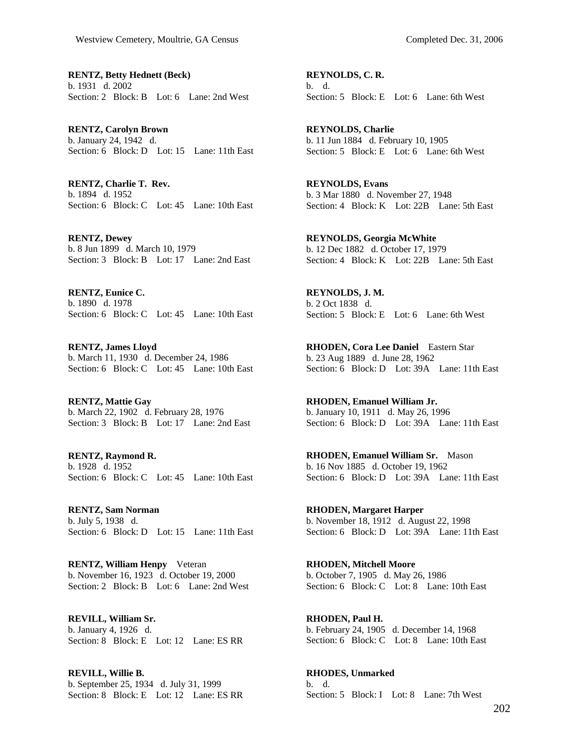**RENTZ, Betty Hednett (Beck)**
b. 1931 d. 2002
Section: 2 Block: B Lot: 6 Lane: 2nd West

**RENTZ, Carolyn Brown**
b. January 24, 1942 d.
Section: 6 Block: D Lot: 15 Lane: 11th East

**RENTZ, Charlie T. Rev.**
b. 1894 d. 1952
Section: 6 Block: C Lot: 45 Lane: 10th East

**RENTZ, Dewey**
b. 8 Jun 1899 d. March 10, 1979
Section: 3 Block: B Lot: 17 Lane: 2nd East

**RENTZ, Eunice C.**
b. 1890 d. 1978
Section: 6 Block: C Lot: 45 Lane: 10th East

**RENTZ, James Lloyd**
b. March 11, 1930 d. December 24, 1986
Section: 6 Block: C Lot: 45 Lane: 10th East

**RENTZ, Mattie Gay**
b. March 22, 1902 d. February 28, 1976
Section: 3 Block: B Lot: 17 Lane: 2nd East

**RENTZ, Raymond R.**
b. 1928 d. 1952
Section: 6 Block: C Lot: 45 Lane: 10th East

**RENTZ, Sam Norman**
b. July 5, 1938 d.
Section: 6 Block: D Lot: 15 Lane: 11th East

**RENTZ, William Henpy** Veteran
b. November 16, 1923 d. October 19, 2000
Section: 2 Block: B Lot: 6 Lane: 2nd West

**REVILL, William Sr.**
b. January 4, 1926 d.
Section: 8 Block: E Lot: 12 Lane: ES RR

**REVILL, Willie B.**
b. September 25, 1934 d. July 31, 1999
Section: 8 Block: E Lot: 12 Lane: ES RR

**REYNOLDS, C. R.**
b. d.
Section: 5 Block: E Lot: 6 Lane: 6th West

**REYNOLDS, Charlie**
b. 11 Jun 1884 d. February 10, 1905
Section: 5 Block: E Lot: 6 Lane: 6th West

**REYNOLDS, Evans**
b. 3 Mar 1880 d. November 27, 1948
Section: 4 Block: K Lot: 22B Lane: 5th East

**REYNOLDS, Georgia McWhite**
b. 12 Dec 1882 d. October 17, 1979
Section: 4 Block: K Lot: 22B Lane: 5th East

**REYNOLDS, J. M.**
b. 2 Oct 1838 d.
Section: 5 Block: E Lot: 6 Lane: 6th West

**RHODEN, Cora Lee Daniel** Eastern Star
b. 23 Aug 1889 d. June 28, 1962
Section: 6 Block: D Lot: 39A Lane: 11th East

**RHODEN, Emanuel William Jr.**
b. January 10, 1911 d. May 26, 1996
Section: 6 Block: D Lot: 39A Lane: 11th East

**RHODEN, Emanuel William Sr.** Mason
b. 16 Nov 1885 d. October 19, 1962
Section: 6 Block: D Lot: 39A Lane: 11th East

**RHODEN, Margaret Harper**
b. November 18, 1912 d. August 22, 1998
Section: 6 Block: D Lot: 39A Lane: 11th East

**RHODEN, Mitchell Moore**
b. October 7, 1905 d. May 26, 1986
Section: 6 Block: C Lot: 8 Lane: 10th East

**RHODEN, Paul H.**
b. February 24, 1905 d. December 14, 1968
Section: 6 Block: C Lot: 8 Lane: 10th East

**RHODES, Unmarked**
b. d.
Section: 5 Block: I Lot: 8 Lane: 7th West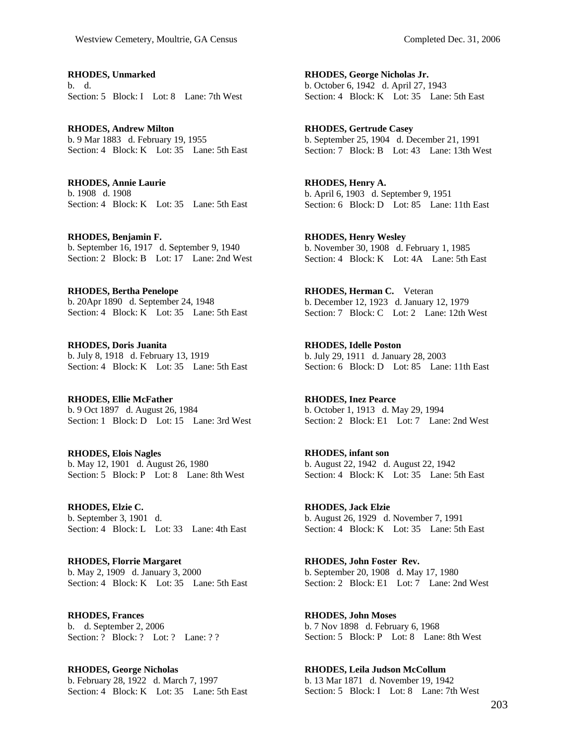**RHODES, Unmarked**
b. d.
Section: 5 Block: I Lot: 8 Lane: 7th West

**RHODES, Andrew Milton**
b. 9 Mar 1883 d. February 19, 1955
Section: 4 Block: K Lot: 35 Lane: 5th East

**RHODES, Annie Laurie**
b. 1908 d. 1908
Section: 4 Block: K Lot: 35 Lane: 5th East

**RHODES, Benjamin F.**
b. September 16, 1917 d. September 9, 1940
Section: 2 Block: B Lot: 17 Lane: 2nd West

**RHODES, Bertha Penelope**
b. 20Apr 1890 d. September 24, 1948
Section: 4 Block: K Lot: 35 Lane: 5th East

**RHODES, Doris Juanita**
b. July 8, 1918 d. February 13, 1919
Section: 4 Block: K Lot: 35 Lane: 5th East

**RHODES, Ellie McFather**
b. 9 Oct 1897 d. August 26, 1984
Section: 1 Block: D Lot: 15 Lane: 3rd West

**RHODES, Elois Nagles**
b. May 12, 1901 d. August 26, 1980
Section: 5 Block: P Lot: 8 Lane: 8th West

**RHODES, Elzie C.**
b. September 3, 1901 d.
Section: 4 Block: L Lot: 33 Lane: 4th East

**RHODES, Florrie Margaret**
b. May 2, 1909 d. January 3, 2000
Section: 4 Block: K Lot: 35 Lane: 5th East

**RHODES, Frances**
b. d. September 2, 2006
Section: ? Block: ? Lot: ? Lane: ? ?

**RHODES, George Nicholas**
b. February 28, 1922 d. March 7, 1997
Section: 4 Block: K Lot: 35 Lane: 5th East

**RHODES, George Nicholas Jr.**
b. October 6, 1942 d. April 27, 1943
Section: 4 Block: K Lot: 35 Lane: 5th East

**RHODES, Gertrude Casey**
b. September 25, 1904 d. December 21, 1991
Section: 7 Block: B Lot: 43 Lane: 13th West

**RHODES, Henry A.**
b. April 6, 1903 d. September 9, 1951
Section: 6 Block: D Lot: 85 Lane: 11th East

**RHODES, Henry Wesley**
b. November 30, 1908 d. February 1, 1985
Section: 4 Block: K Lot: 4A Lane: 5th East

**RHODES, Herman C.** Veteran
b. December 12, 1923 d. January 12, 1979
Section: 7 Block: C Lot: 2 Lane: 12th West

**RHODES, Idelle Poston**
b. July 29, 1911 d. January 28, 2003
Section: 6 Block: D Lot: 85 Lane: 11th East

**RHODES, Inez Pearce**
b. October 1, 1913 d. May 29, 1994
Section: 2 Block: E1 Lot: 7 Lane: 2nd West

**RHODES, infant son**
b. August 22, 1942 d. August 22, 1942
Section: 4 Block: K Lot: 35 Lane: 5th East

**RHODES, Jack Elzie**
b. August 26, 1929 d. November 7, 1991
Section: 4 Block: K Lot: 35 Lane: 5th East

**RHODES, John Foster Rev.**
b. September 20, 1908 d. May 17, 1980
Section: 2 Block: E1 Lot: 7 Lane: 2nd West

**RHODES, John Moses**
b. 7 Nov 1898 d. February 6, 1968
Section: 5 Block: P Lot: 8 Lane: 8th West

**RHODES, Leila Judson McCollum**
b. 13 Mar 1871 d. November 19, 1942
Section: 5 Block: I Lot: 8 Lane: 7th West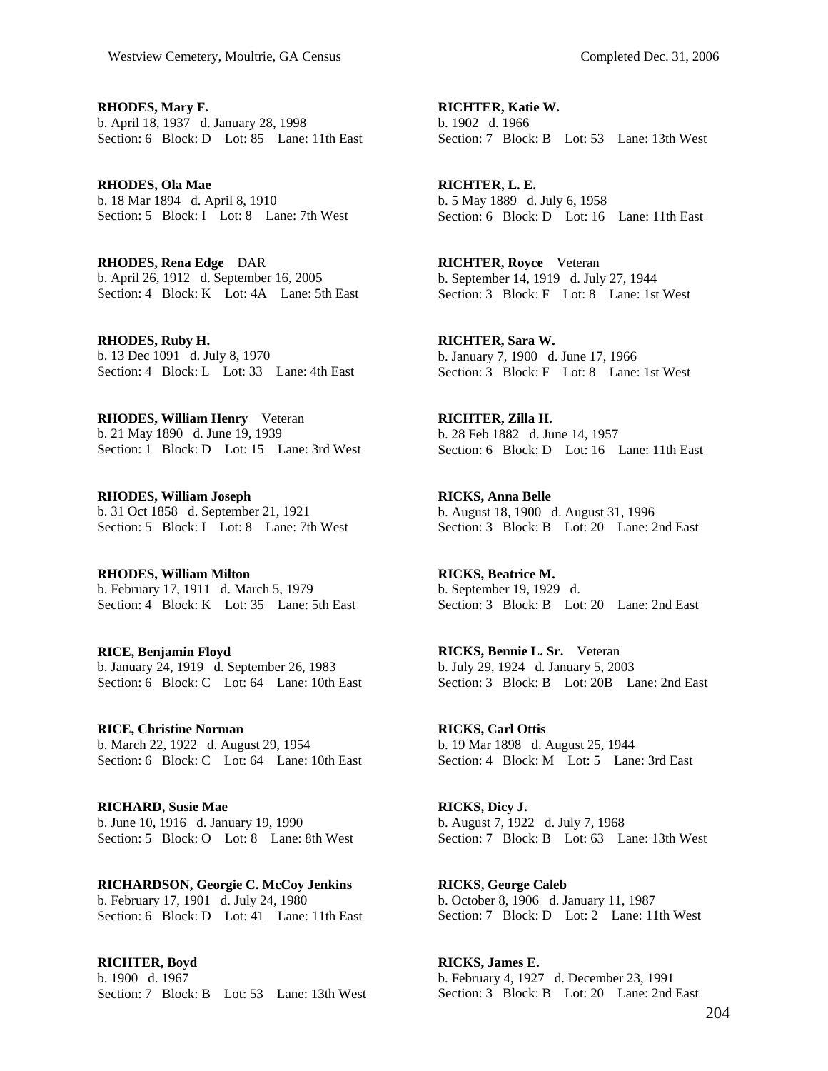**RHODES, Mary F.**
b. April 18, 1937 d. January 28, 1998
Section: 6 Block: D Lot: 85 Lane: 11th East

**RHODES, Ola Mae**
b. 18 Mar 1894 d. April 8, 1910
Section: 5 Block: I Lot: 8 Lane: 7th West

**RHODES, Rena Edge** DAR
b. April 26, 1912 d. September 16, 2005
Section: 4 Block: K Lot: 4A Lane: 5th East

**RHODES, Ruby H.**
b. 13 Dec 1091 d. July 8, 1970
Section: 4 Block: L Lot: 33 Lane: 4th East

**RHODES, William Henry** Veteran
b. 21 May 1890 d. June 19, 1939
Section: 1 Block: D Lot: 15 Lane: 3rd West

**RHODES, William Joseph**
b. 31 Oct 1858 d. September 21, 1921
Section: 5 Block: I Lot: 8 Lane: 7th West

**RHODES, William Milton**
b. February 17, 1911 d. March 5, 1979
Section: 4 Block: K Lot: 35 Lane: 5th East

**RICE, Benjamin Floyd**
b. January 24, 1919 d. September 26, 1983
Section: 6 Block: C Lot: 64 Lane: 10th East

**RICE, Christine Norman**
b. March 22, 1922 d. August 29, 1954
Section: 6 Block: C Lot: 64 Lane: 10th East

**RICHARD, Susie Mae**
b. June 10, 1916 d. January 19, 1990
Section: 5 Block: O Lot: 8 Lane: 8th West

**RICHARDSON, Georgie C. McCoy Jenkins**
b. February 17, 1901 d. July 24, 1980
Section: 6 Block: D Lot: 41 Lane: 11th East

**RICHTER, Boyd**
b. 1900 d. 1967
Section: 7 Block: B Lot: 53 Lane: 13th West

**RICHTER, Katie W.**
b. 1902 d. 1966
Section: 7 Block: B Lot: 53 Lane: 13th West

**RICHTER, L. E.**
b. 5 May 1889 d. July 6, 1958
Section: 6 Block: D Lot: 16 Lane: 11th East

**RICHTER, Royce** Veteran
b. September 14, 1919 d. July 27, 1944
Section: 3 Block: F Lot: 8 Lane: 1st West

**RICHTER, Sara W.**
b. January 7, 1900 d. June 17, 1966
Section: 3 Block: F Lot: 8 Lane: 1st West

**RICHTER, Zilla H.**
b. 28 Feb 1882 d. June 14, 1957
Section: 6 Block: D Lot: 16 Lane: 11th East

**RICKS, Anna Belle**
b. August 18, 1900 d. August 31, 1996
Section: 3 Block: B Lot: 20 Lane: 2nd East

**RICKS, Beatrice M.**
b. September 19, 1929 d.
Section: 3 Block: B Lot: 20 Lane: 2nd East

**RICKS, Bennie L. Sr.** Veteran
b. July 29, 1924 d. January 5, 2003
Section: 3 Block: B Lot: 20B Lane: 2nd East

**RICKS, Carl Ottis**
b. 19 Mar 1898 d. August 25, 1944
Section: 4 Block: M Lot: 5 Lane: 3rd East

**RICKS, Dicy J.**
b. August 7, 1922 d. July 7, 1968
Section: 7 Block: B Lot: 63 Lane: 13th West

**RICKS, George Caleb**
b. October 8, 1906 d. January 11, 1987
Section: 7 Block: D Lot: 2 Lane: 11th West

**RICKS, James E.**
b. February 4, 1927 d. December 23, 1991
Section: 3 Block: B Lot: 20 Lane: 2nd East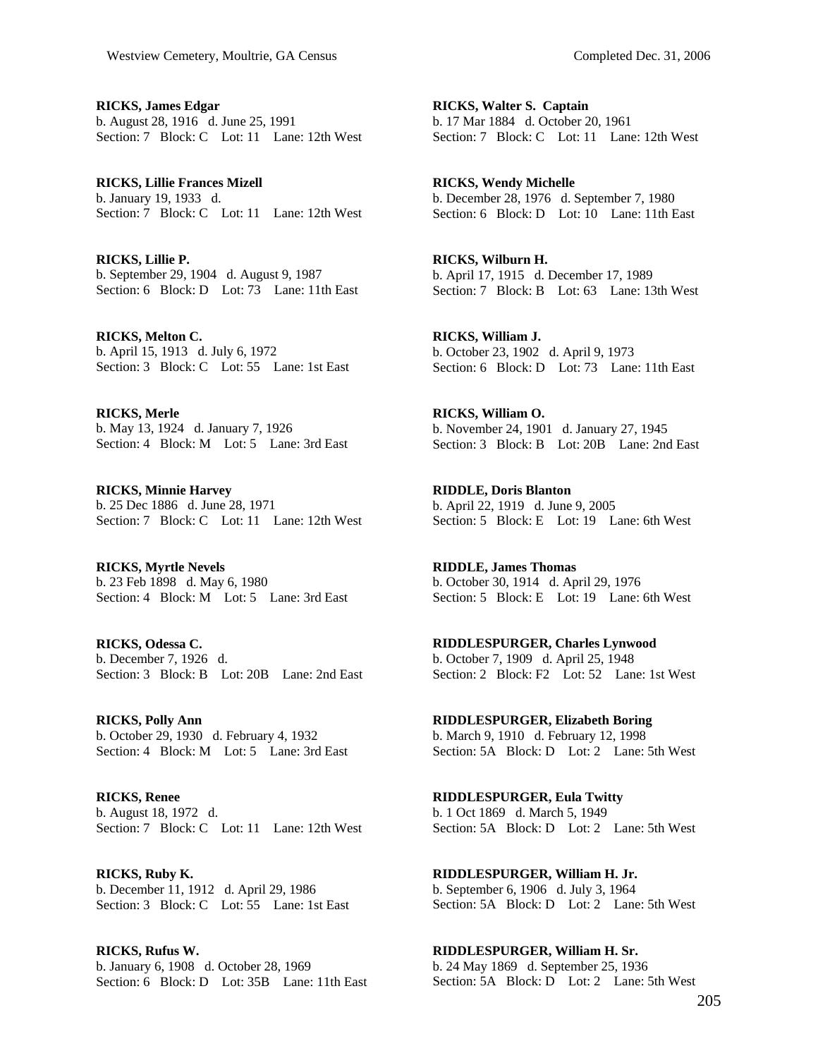**RICKS, James Edgar**
b. August 28, 1916 d. June 25, 1991
Section: 7 Block: C Lot: 11 Lane: 12th West

**RICKS, Lillie Frances Mizell**
b. January 19, 1933 d.
Section: 7 Block: C Lot: 11 Lane: 12th West

**RICKS, Lillie P.**
b. September 29, 1904 d. August 9, 1987
Section: 6 Block: D Lot: 73 Lane: 11th East

**RICKS, Melton C.**
b. April 15, 1913 d. July 6, 1972
Section: 3 Block: C Lot: 55 Lane: 1st East

**RICKS, Merle**
b. May 13, 1924 d. January 7, 1926
Section: 4 Block: M Lot: 5 Lane: 3rd East

**RICKS, Minnie Harvey**
b. 25 Dec 1886 d. June 28, 1971
Section: 7 Block: C Lot: 11 Lane: 12th West

**RICKS, Myrtle Nevels**
b. 23 Feb 1898 d. May 6, 1980
Section: 4 Block: M Lot: 5 Lane: 3rd East

**RICKS, Odessa C.**
b. December 7, 1926 d.
Section: 3 Block: B Lot: 20B Lane: 2nd East

**RICKS, Polly Ann**
b. October 29, 1930 d. February 4, 1932
Section: 4 Block: M Lot: 5 Lane: 3rd East

**RICKS, Renee**
b. August 18, 1972 d.
Section: 7 Block: C Lot: 11 Lane: 12th West

**RICKS, Ruby K.**
b. December 11, 1912 d. April 29, 1986
Section: 3 Block: C Lot: 55 Lane: 1st East

**RICKS, Rufus W.**
b. January 6, 1908 d. October 28, 1969
Section: 6 Block: D Lot: 35B Lane: 11th East

**RICKS, Walter S. Captain**
b. 17 Mar 1884 d. October 20, 1961
Section: 7 Block: C Lot: 11 Lane: 12th West

**RICKS, Wendy Michelle**
b. December 28, 1976 d. September 7, 1980
Section: 6 Block: D Lot: 10 Lane: 11th East

**RICKS, Wilburn H.**
b. April 17, 1915 d. December 17, 1989
Section: 7 Block: B Lot: 63 Lane: 13th West

**RICKS, William J.**
b. October 23, 1902 d. April 9, 1973
Section: 6 Block: D Lot: 73 Lane: 11th East

**RICKS, William O.**
b. November 24, 1901 d. January 27, 1945
Section: 3 Block: B Lot: 20B Lane: 2nd East

**RIDDLE, Doris Blanton**
b. April 22, 1919 d. June 9, 2005
Section: 5 Block: E Lot: 19 Lane: 6th West

**RIDDLE, James Thomas**
b. October 30, 1914 d. April 29, 1976
Section: 5 Block: E Lot: 19 Lane: 6th West

**RIDDLESPURGER, Charles Lynwood**
b. October 7, 1909 d. April 25, 1948
Section: 2 Block: F2 Lot: 52 Lane: 1st West

**RIDDLESPURGER, Elizabeth Boring**
b. March 9, 1910 d. February 12, 1998
Section: 5A Block: D Lot: 2 Lane: 5th West

**RIDDLESPURGER, Eula Twitty**
b. 1 Oct 1869 d. March 5, 1949
Section: 5A Block: D Lot: 2 Lane: 5th West

**RIDDLESPURGER, William H. Jr.**
b. September 6, 1906 d. July 3, 1964
Section: 5A Block: D Lot: 2 Lane: 5th West

**RIDDLESPURGER, William H. Sr.**
b. 24 May 1869 d. September 25, 1936
Section: 5A Block: D Lot: 2 Lane: 5th West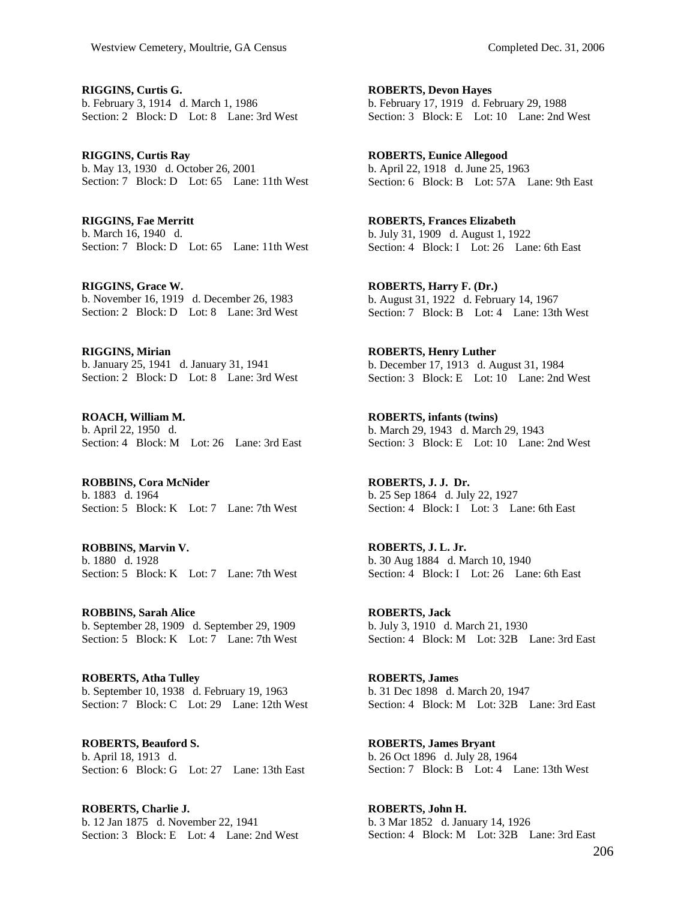**RIGGINS, Curtis G.**
b. February 3, 1914 d. March 1, 1986
Section: 2 Block: D Lot: 8 Lane: 3rd West

**RIGGINS, Curtis Ray**
b. May 13, 1930 d. October 26, 2001
Section: 7 Block: D Lot: 65 Lane: 11th West

**RIGGINS, Fae Merritt**
b. March 16, 1940 d.
Section: 7 Block: D Lot: 65 Lane: 11th West

**RIGGINS, Grace W.**
b. November 16, 1919 d. December 26, 1983
Section: 2 Block: D Lot: 8 Lane: 3rd West

**RIGGINS, Mirian**
b. January 25, 1941 d. January 31, 1941
Section: 2 Block: D Lot: 8 Lane: 3rd West

**ROACH, William M.**
b. April 22, 1950 d.
Section: 4 Block: M Lot: 26 Lane: 3rd East

**ROBBINS, Cora McNider**
b. 1883 d. 1964
Section: 5 Block: K Lot: 7 Lane: 7th West

**ROBBINS, Marvin V.**
b. 1880 d. 1928
Section: 5 Block: K Lot: 7 Lane: 7th West

**ROBBINS, Sarah Alice**
b. September 28, 1909 d. September 29, 1909
Section: 5 Block: K Lot: 7 Lane: 7th West

**ROBERTS, Atha Tulley**
b. September 10, 1938 d. February 19, 1963
Section: 7 Block: C Lot: 29 Lane: 12th West

**ROBERTS, Beauford S.**
b. April 18, 1913 d.
Section: 6 Block: G Lot: 27 Lane: 13th East

**ROBERTS, Charlie J.**
b. 12 Jan 1875 d. November 22, 1941
Section: 3 Block: E Lot: 4 Lane: 2nd West

**ROBERTS, Devon Hayes**
b. February 17, 1919 d. February 29, 1988
Section: 3 Block: E Lot: 10 Lane: 2nd West

**ROBERTS, Eunice Allegood**
b. April 22, 1918 d. June 25, 1963
Section: 6 Block: B Lot: 57A Lane: 9th East

**ROBERTS, Frances Elizabeth**
b. July 31, 1909 d. August 1, 1922
Section: 4 Block: I Lot: 26 Lane: 6th East

**ROBERTS, Harry F. (Dr.)**
b. August 31, 1922 d. February 14, 1967
Section: 7 Block: B Lot: 4 Lane: 13th West

**ROBERTS, Henry Luther**
b. December 17, 1913 d. August 31, 1984
Section: 3 Block: E Lot: 10 Lane: 2nd West

**ROBERTS, infants (twins)**
b. March 29, 1943 d. March 29, 1943
Section: 3 Block: E Lot: 10 Lane: 2nd West

**ROBERTS, J. J. Dr.**
b. 25 Sep 1864 d. July 22, 1927
Section: 4 Block: I Lot: 3 Lane: 6th East

**ROBERTS, J. L. Jr.**
b. 30 Aug 1884 d. March 10, 1940
Section: 4 Block: I Lot: 26 Lane: 6th East

**ROBERTS, Jack**
b. July 3, 1910 d. March 21, 1930
Section: 4 Block: M Lot: 32B Lane: 3rd East

**ROBERTS, James**
b. 31 Dec 1898 d. March 20, 1947
Section: 4 Block: M Lot: 32B Lane: 3rd East

**ROBERTS, James Bryant**
b. 26 Oct 1896 d. July 28, 1964
Section: 7 Block: B Lot: 4 Lane: 13th West

**ROBERTS, John H.**
b. 3 Mar 1852 d. January 14, 1926
Section: 4 Block: M Lot: 32B Lane: 3rd East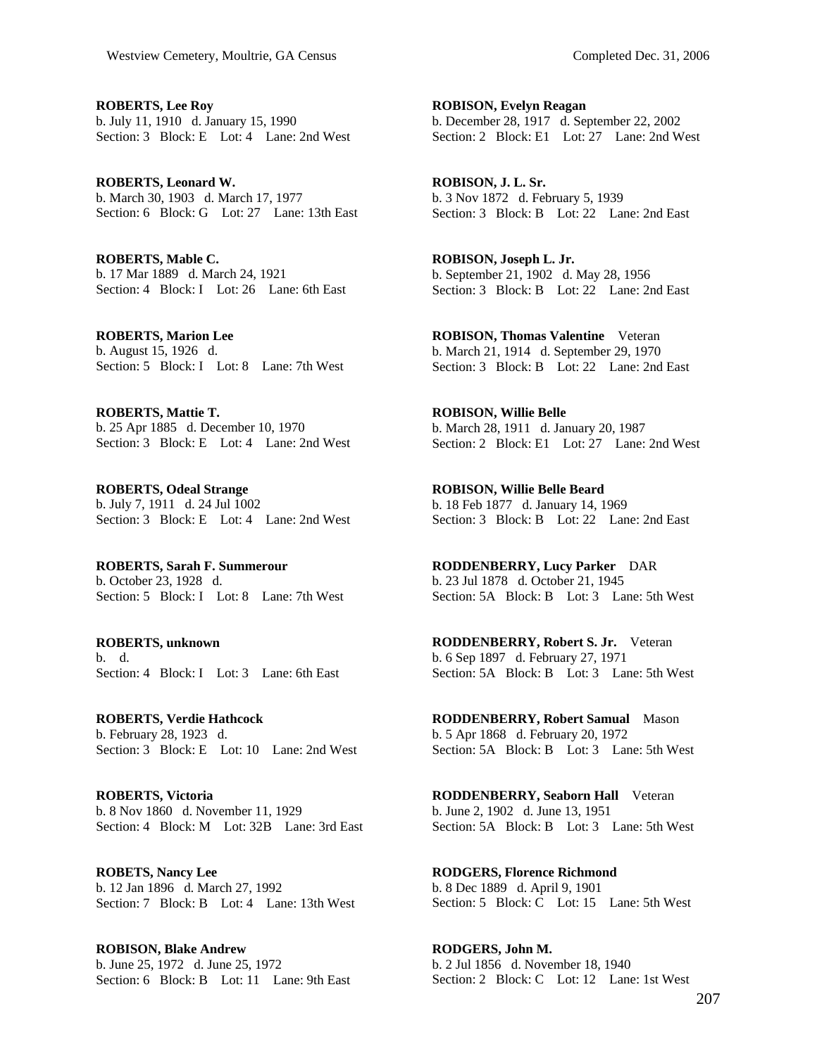**ROBERTS, Lee Roy**
b. July 11, 1910 d. January 15, 1990
Section: 3 Block: E Lot: 4 Lane: 2nd West

**ROBERTS, Leonard W.**
b. March 30, 1903 d. March 17, 1977
Section: 6 Block: G Lot: 27 Lane: 13th East

**ROBERTS, Mable C.**
b. 17 Mar 1889 d. March 24, 1921
Section: 4 Block: I Lot: 26 Lane: 6th East

**ROBERTS, Marion Lee**
b. August 15, 1926 d.
Section: 5 Block: I Lot: 8 Lane: 7th West

**ROBERTS, Mattie T.**
b. 25 Apr 1885 d. December 10, 1970
Section: 3 Block: E Lot: 4 Lane: 2nd West

**ROBERTS, Odeal Strange**
b. July 7, 1911 d. 24 Jul 1002
Section: 3 Block: E Lot: 4 Lane: 2nd West

**ROBERTS, Sarah F. Summerour**
b. October 23, 1928 d.
Section: 5 Block: I Lot: 8 Lane: 7th West

**ROBERTS, unknown**
b. d.
Section: 4 Block: I Lot: 3 Lane: 6th East

**ROBERTS, Verdie Hathcock**
b. February 28, 1923 d.
Section: 3 Block: E Lot: 10 Lane: 2nd West

**ROBERTS, Victoria**
b. 8 Nov 1860 d. November 11, 1929
Section: 4 Block: M Lot: 32B Lane: 3rd East

**ROBETS, Nancy Lee**
b. 12 Jan 1896 d. March 27, 1992
Section: 7 Block: B Lot: 4 Lane: 13th West

**ROBISON, Blake Andrew**
b. June 25, 1972 d. June 25, 1972
Section: 6 Block: B Lot: 11 Lane: 9th East

**ROBISON, Evelyn Reagan**
b. December 28, 1917 d. September 22, 2002
Section: 2 Block: E1 Lot: 27 Lane: 2nd West

**ROBISON, J. L. Sr.**
b. 3 Nov 1872 d. February 5, 1939
Section: 3 Block: B Lot: 22 Lane: 2nd East

**ROBISON, Joseph L. Jr.**
b. September 21, 1902 d. May 28, 1956
Section: 3 Block: B Lot: 22 Lane: 2nd East

**ROBISON, Thomas Valentine** Veteran
b. March 21, 1914 d. September 29, 1970
Section: 3 Block: B Lot: 22 Lane: 2nd East

**ROBISON, Willie Belle**
b. March 28, 1911 d. January 20, 1987
Section: 2 Block: E1 Lot: 27 Lane: 2nd West

**ROBISON, Willie Belle Beard**
b. 18 Feb 1877 d. January 14, 1969
Section: 3 Block: B Lot: 22 Lane: 2nd East

**RODDENBERRY, Lucy Parker** DAR
b. 23 Jul 1878 d. October 21, 1945
Section: 5A Block: B Lot: 3 Lane: 5th West

**RODDENBERRY, Robert S. Jr.** Veteran
b. 6 Sep 1897 d. February 27, 1971
Section: 5A Block: B Lot: 3 Lane: 5th West

**RODDENBERRY, Robert Samual** Mason
b. 5 Apr 1868 d. February 20, 1972
Section: 5A Block: B Lot: 3 Lane: 5th West

**RODDENBERRY, Seaborn Hall** Veteran
b. June 2, 1902 d. June 13, 1951
Section: 5A Block: B Lot: 3 Lane: 5th West

**RODGERS, Florence Richmond**
b. 8 Dec 1889 d. April 9, 1901
Section: 5 Block: C Lot: 15 Lane: 5th West

**RODGERS, John M.**
b. 2 Jul 1856 d. November 18, 1940
Section: 2 Block: C Lot: 12 Lane: 1st West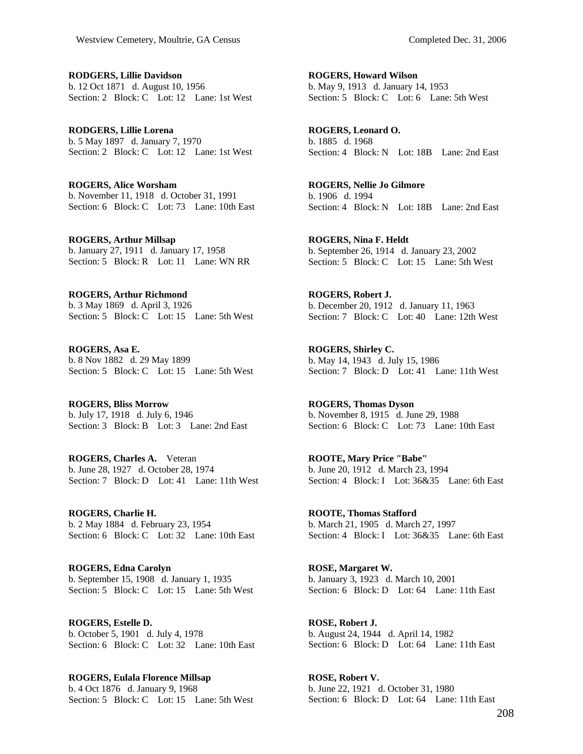**RODGERS, Lillie Davidson**
b. 12 Oct 1871 d. August 10, 1956
Section: 2 Block: C Lot: 12 Lane: 1st West

**RODGERS, Lillie Lorena**
b. 5 May 1897 d. January 7, 1970
Section: 2 Block: C Lot: 12 Lane: 1st West

**ROGERS, Alice Worsham**
b. November 11, 1918 d. October 31, 1991
Section: 6 Block: C Lot: 73 Lane: 10th East

**ROGERS, Arthur Millsap**
b. January 27, 1911 d. January 17, 1958
Section: 5 Block: R Lot: 11 Lane: WN RR

**ROGERS, Arthur Richmond**
b. 3 May 1869 d. April 3, 1926
Section: 5 Block: C Lot: 15 Lane: 5th West

**ROGERS, Asa E.**
b. 8 Nov 1882 d. 29 May 1899
Section: 5 Block: C Lot: 15 Lane: 5th West

**ROGERS, Bliss Morrow**
b. July 17, 1918 d. July 6, 1946
Section: 3 Block: B Lot: 3 Lane: 2nd East

**ROGERS, Charles A.** Veteran
b. June 28, 1927 d. October 28, 1974
Section: 7 Block: D Lot: 41 Lane: 11th West

**ROGERS, Charlie H.**
b. 2 May 1884 d. February 23, 1954
Section: 6 Block: C Lot: 32 Lane: 10th East

**ROGERS, Edna Carolyn**
b. September 15, 1908 d. January 1, 1935
Section: 5 Block: C Lot: 15 Lane: 5th West

**ROGERS, Estelle D.**
b. October 5, 1901 d. July 4, 1978
Section: 6 Block: C Lot: 32 Lane: 10th East

**ROGERS, Eulala Florence Millsap**
b. 4 Oct 1876 d. January 9, 1968
Section: 5 Block: C Lot: 15 Lane: 5th West

**ROGERS, Howard Wilson**
b. May 9, 1913 d. January 14, 1953
Section: 5 Block: C Lot: 6 Lane: 5th West

**ROGERS, Leonard O.**
b. 1885 d. 1968
Section: 4 Block: N Lot: 18B Lane: 2nd East

**ROGERS, Nellie Jo Gilmore**
b. 1906 d. 1994
Section: 4 Block: N Lot: 18B Lane: 2nd East

**ROGERS, Nina F. Heldt**
b. September 26, 1914 d. January 23, 2002
Section: 5 Block: C Lot: 15 Lane: 5th West

**ROGERS, Robert J.**
b. December 20, 1912 d. January 11, 1963
Section: 7 Block: C Lot: 40 Lane: 12th West

**ROGERS, Shirley C.**
b. May 14, 1943 d. July 15, 1986
Section: 7 Block: D Lot: 41 Lane: 11th West

**ROGERS, Thomas Dyson**
b. November 8, 1915 d. June 29, 1988
Section: 6 Block: C Lot: 73 Lane: 10th East

**ROOTE, Mary Price "Babe"**
b. June 20, 1912 d. March 23, 1994
Section: 4 Block: I Lot: 36&35 Lane: 6th East

**ROOTE, Thomas Stafford**
b. March 21, 1905 d. March 27, 1997
Section: 4 Block: I Lot: 36&35 Lane: 6th East

**ROSE, Margaret W.**
b. January 3, 1923 d. March 10, 2001
Section: 6 Block: D Lot: 64 Lane: 11th East

**ROSE, Robert J.**
b. August 24, 1944 d. April 14, 1982
Section: 6 Block: D Lot: 64 Lane: 11th East

**ROSE, Robert V.**
b. June 22, 1921 d. October 31, 1980
Section: 6 Block: D Lot: 64 Lane: 11th East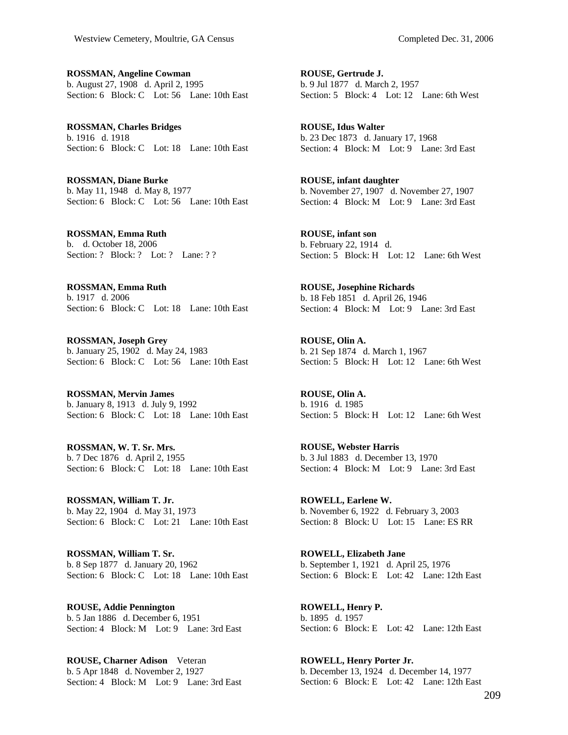**ROSSMAN, Angeline Cowman**
b. August 27, 1908 d. April 2, 1995
Section: 6 Block: C Lot: 56 Lane: 10th East

**ROSSMAN, Charles Bridges**
b. 1916 d. 1918
Section: 6 Block: C Lot: 18 Lane: 10th East

**ROSSMAN, Diane Burke**
b. May 11, 1948 d. May 8, 1977
Section: 6 Block: C Lot: 56 Lane: 10th East

**ROSSMAN, Emma Ruth**
b. d. October 18, 2006
Section: ? Block: ? Lot: ? Lane: ? ?

**ROSSMAN, Emma Ruth**
b. 1917 d. 2006
Section: 6 Block: C Lot: 18 Lane: 10th East

**ROSSMAN, Joseph Grey**
b. January 25, 1902 d. May 24, 1983
Section: 6 Block: C Lot: 56 Lane: 10th East

**ROSSMAN, Mervin James**
b. January 8, 1913 d. July 9, 1992
Section: 6 Block: C Lot: 18 Lane: 10th East

**ROSSMAN, W. T. Sr. Mrs.**
b. 7 Dec 1876 d. April 2, 1955
Section: 6 Block: C Lot: 18 Lane: 10th East

**ROSSMAN, William T. Jr.**
b. May 22, 1904 d. May 31, 1973
Section: 6 Block: C Lot: 21 Lane: 10th East

**ROSSMAN, William T. Sr.**
b. 8 Sep 1877 d. January 20, 1962
Section: 6 Block: C Lot: 18 Lane: 10th East

**ROUSE, Addie Pennington**
b. 5 Jan 1886 d. December 6, 1951
Section: 4 Block: M Lot: 9 Lane: 3rd East

**ROUSE, Charner Adison** Veteran
b. 5 Apr 1848 d. November 2, 1927
Section: 4 Block: M Lot: 9 Lane: 3rd East

**ROUSE, Gertrude J.**
b. 9 Jul 1877 d. March 2, 1957
Section: 5 Block: 4 Lot: 12 Lane: 6th West

**ROUSE, Idus Walter**
b. 23 Dec 1873 d. January 17, 1968
Section: 4 Block: M Lot: 9 Lane: 3rd East

**ROUSE, infant daughter**
b. November 27, 1907 d. November 27, 1907
Section: 4 Block: M Lot: 9 Lane: 3rd East

**ROUSE, infant son**
b. February 22, 1914 d.
Section: 5 Block: H Lot: 12 Lane: 6th West

**ROUSE, Josephine Richards**
b. 18 Feb 1851 d. April 26, 1946
Section: 4 Block: M Lot: 9 Lane: 3rd East

**ROUSE, Olin A.**
b. 21 Sep 1874 d. March 1, 1967
Section: 5 Block: H Lot: 12 Lane: 6th West

**ROUSE, Olin A.**
b. 1916 d. 1985
Section: 5 Block: H Lot: 12 Lane: 6th West

**ROUSE, Webster Harris**
b. 3 Jul 1883 d. December 13, 1970
Section: 4 Block: M Lot: 9 Lane: 3rd East

**ROWELL, Earlene W.**
b. November 6, 1922 d. February 3, 2003
Section: 8 Block: U Lot: 15 Lane: ES RR

**ROWELL, Elizabeth Jane**
b. September 1, 1921 d. April 25, 1976
Section: 6 Block: E Lot: 42 Lane: 12th East

**ROWELL, Henry P.**
b. 1895 d. 1957
Section: 6 Block: E Lot: 42 Lane: 12th East

**ROWELL, Henry Porter Jr.**
b. December 13, 1924 d. December 14, 1977
Section: 6 Block: E Lot: 42 Lane: 12th East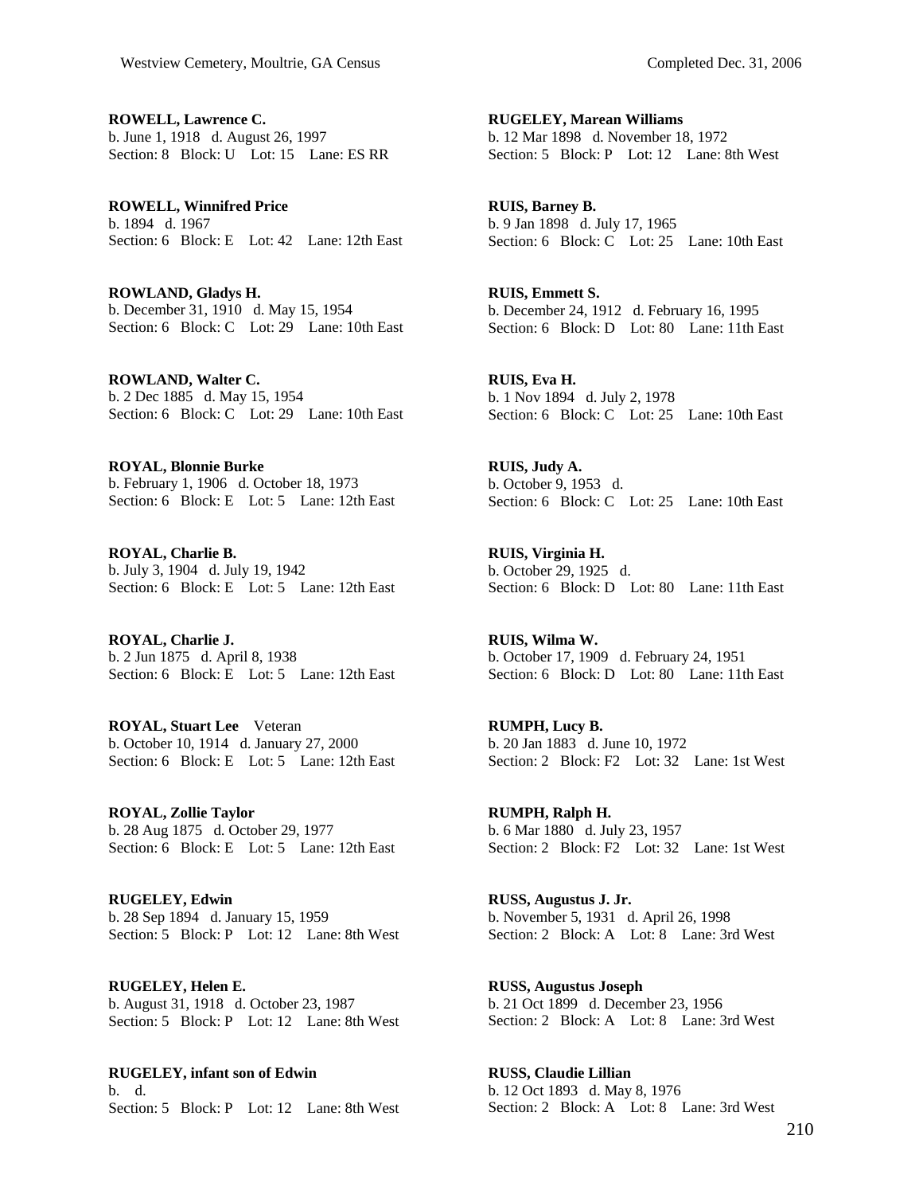**ROWELL, Lawrence C.**
b. June 1, 1918 d. August 26, 1997
Section: 8 Block: U Lot: 15 Lane: ES RR

**ROWELL, Winnifred Price**
b. 1894 d. 1967
Section: 6 Block: E Lot: 42 Lane: 12th East

**ROWLAND, Gladys H.**
b. December 31, 1910 d. May 15, 1954
Section: 6 Block: C Lot: 29 Lane: 10th East

**ROWLAND, Walter C.**
b. 2 Dec 1885 d. May 15, 1954
Section: 6 Block: C Lot: 29 Lane: 10th East

**ROYAL, Blonnie Burke**
b. February 1, 1906 d. October 18, 1973
Section: 6 Block: E Lot: 5 Lane: 12th East

**ROYAL, Charlie B.**
b. July 3, 1904 d. July 19, 1942
Section: 6 Block: E Lot: 5 Lane: 12th East

**ROYAL, Charlie J.**
b. 2 Jun 1875 d. April 8, 1938
Section: 6 Block: E Lot: 5 Lane: 12th East

**ROYAL, Stuart Lee** Veteran
b. October 10, 1914 d. January 27, 2000
Section: 6 Block: E Lot: 5 Lane: 12th East

**ROYAL, Zollie Taylor**
b. 28 Aug 1875 d. October 29, 1977
Section: 6 Block: E Lot: 5 Lane: 12th East

**RUGELEY, Edwin**
b. 28 Sep 1894 d. January 15, 1959
Section: 5 Block: P Lot: 12 Lane: 8th West

**RUGELEY, Helen E.**
b. August 31, 1918 d. October 23, 1987
Section: 5 Block: P Lot: 12 Lane: 8th West

**RUGELEY, infant son of Edwin**
b. d.
Section: 5 Block: P Lot: 12 Lane: 8th West

**RUGELEY, Marean Williams**
b. 12 Mar 1898 d. November 18, 1972
Section: 5 Block: P Lot: 12 Lane: 8th West

**RUIS, Barney B.**
b. 9 Jan 1898 d. July 17, 1965
Section: 6 Block: C Lot: 25 Lane: 10th East

**RUIS, Emmett S.**
b. December 24, 1912 d. February 16, 1995
Section: 6 Block: D Lot: 80 Lane: 11th East

**RUIS, Eva H.**
b. 1 Nov 1894 d. July 2, 1978
Section: 6 Block: C Lot: 25 Lane: 10th East

**RUIS, Judy A.**
b. October 9, 1953 d.
Section: 6 Block: C Lot: 25 Lane: 10th East

**RUIS, Virginia H.**
b. October 29, 1925 d.
Section: 6 Block: D Lot: 80 Lane: 11th East

**RUIS, Wilma W.**
b. October 17, 1909 d. February 24, 1951
Section: 6 Block: D Lot: 80 Lane: 11th East

**RUMPH, Lucy B.**
b. 20 Jan 1883 d. June 10, 1972
Section: 2 Block: F2 Lot: 32 Lane: 1st West

**RUMPH, Ralph H.**
b. 6 Mar 1880 d. July 23, 1957
Section: 2 Block: F2 Lot: 32 Lane: 1st West

**RUSS, Augustus J. Jr.**
b. November 5, 1931 d. April 26, 1998
Section: 2 Block: A Lot: 8 Lane: 3rd West

**RUSS, Augustus Joseph**
b. 21 Oct 1899 d. December 23, 1956
Section: 2 Block: A Lot: 8 Lane: 3rd West

**RUSS, Claudie Lillian**
b. 12 Oct 1893 d. May 8, 1976
Section: 2 Block: A Lot: 8 Lane: 3rd West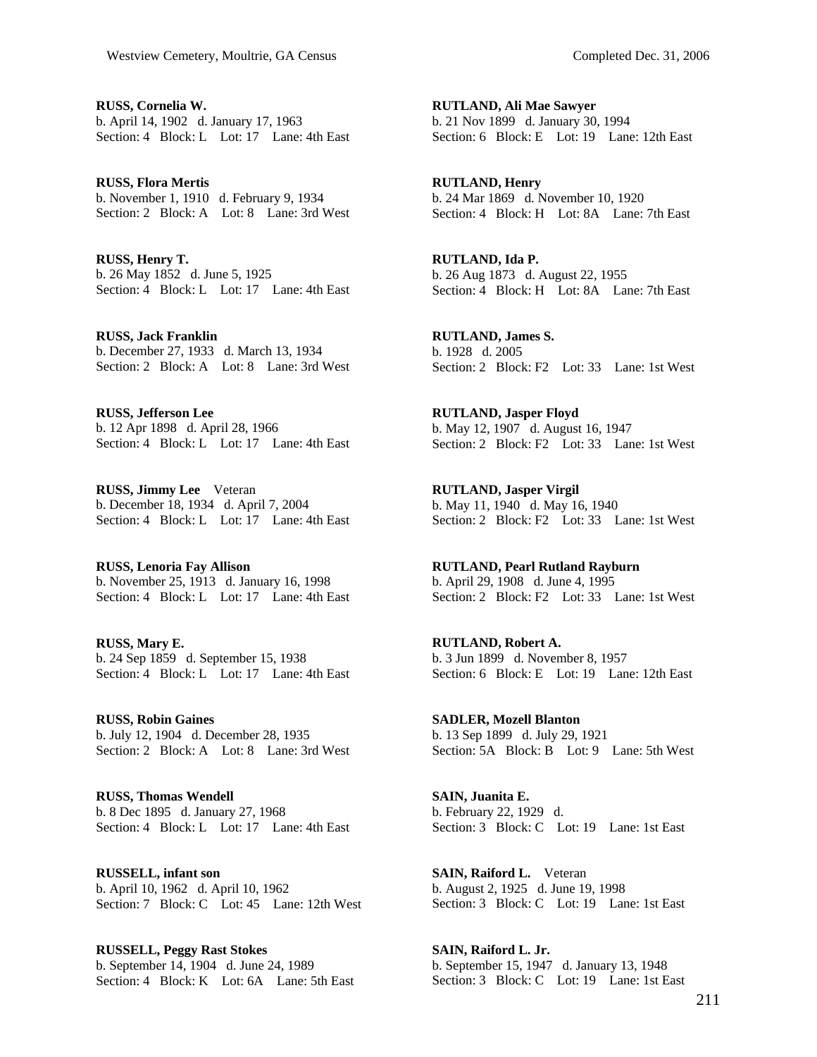**RUSS, Cornelia W.**
b. April 14, 1902 d. January 17, 1963
Section: 4 Block: L Lot: 17 Lane: 4th East

**RUSS, Flora Mertis**
b. November 1, 1910 d. February 9, 1934
Section: 2 Block: A Lot: 8 Lane: 3rd West

**RUSS, Henry T.**
b. 26 May 1852 d. June 5, 1925
Section: 4 Block: L Lot: 17 Lane: 4th East

**RUSS, Jack Franklin**
b. December 27, 1933 d. March 13, 1934
Section: 2 Block: A Lot: 8 Lane: 3rd West

**RUSS, Jefferson Lee**
b. 12 Apr 1898 d. April 28, 1966
Section: 4 Block: L Lot: 17 Lane: 4th East

**RUSS, Jimmy Lee** Veteran
b. December 18, 1934 d. April 7, 2004
Section: 4 Block: L Lot: 17 Lane: 4th East

**RUSS, Lenoria Fay Allison**
b. November 25, 1913 d. January 16, 1998
Section: 4 Block: L Lot: 17 Lane: 4th East

**RUSS, Mary E.**
b. 24 Sep 1859 d. September 15, 1938
Section: 4 Block: L Lot: 17 Lane: 4th East

**RUSS, Robin Gaines**
b. July 12, 1904 d. December 28, 1935
Section: 2 Block: A Lot: 8 Lane: 3rd West

**RUSS, Thomas Wendell**
b. 8 Dec 1895 d. January 27, 1968
Section: 4 Block: L Lot: 17 Lane: 4th East

**RUSSELL, infant son**
b. April 10, 1962 d. April 10, 1962
Section: 7 Block: C Lot: 45 Lane: 12th West

**RUSSELL, Peggy Rast Stokes**
b. September 14, 1904 d. June 24, 1989
Section: 4 Block: K Lot: 6A Lane: 5th East

**RUTLAND, Ali Mae Sawyer**
b. 21 Nov 1899 d. January 30, 1994
Section: 6 Block: E Lot: 19 Lane: 12th East

**RUTLAND, Henry**
b. 24 Mar 1869 d. November 10, 1920
Section: 4 Block: H Lot: 8A Lane: 7th East

**RUTLAND, Ida P.**
b. 26 Aug 1873 d. August 22, 1955
Section: 4 Block: H Lot: 8A Lane: 7th East

**RUTLAND, James S.**
b. 1928 d. 2005
Section: 2 Block: F2 Lot: 33 Lane: 1st West

**RUTLAND, Jasper Floyd**
b. May 12, 1907 d. August 16, 1947
Section: 2 Block: F2 Lot: 33 Lane: 1st West

**RUTLAND, Jasper Virgil**
b. May 11, 1940 d. May 16, 1940
Section: 2 Block: F2 Lot: 33 Lane: 1st West

**RUTLAND, Pearl Rutland Rayburn**
b. April 29, 1908 d. June 4, 1995
Section: 2 Block: F2 Lot: 33 Lane: 1st West

**RUTLAND, Robert A.**
b. 3 Jun 1899 d. November 8, 1957
Section: 6 Block: E Lot: 19 Lane: 12th East

**SADLER, Mozell Blanton**
b. 13 Sep 1899 d. July 29, 1921
Section: 5A Block: B Lot: 9 Lane: 5th West

**SAIN, Juanita E.**
b. February 22, 1929 d.
Section: 3 Block: C Lot: 19 Lane: 1st East

**SAIN, Raiford L.** Veteran
b. August 2, 1925 d. June 19, 1998
Section: 3 Block: C Lot: 19 Lane: 1st East

**SAIN, Raiford L. Jr.**
b. September 15, 1947 d. January 13, 1948
Section: 3 Block: C Lot: 19 Lane: 1st East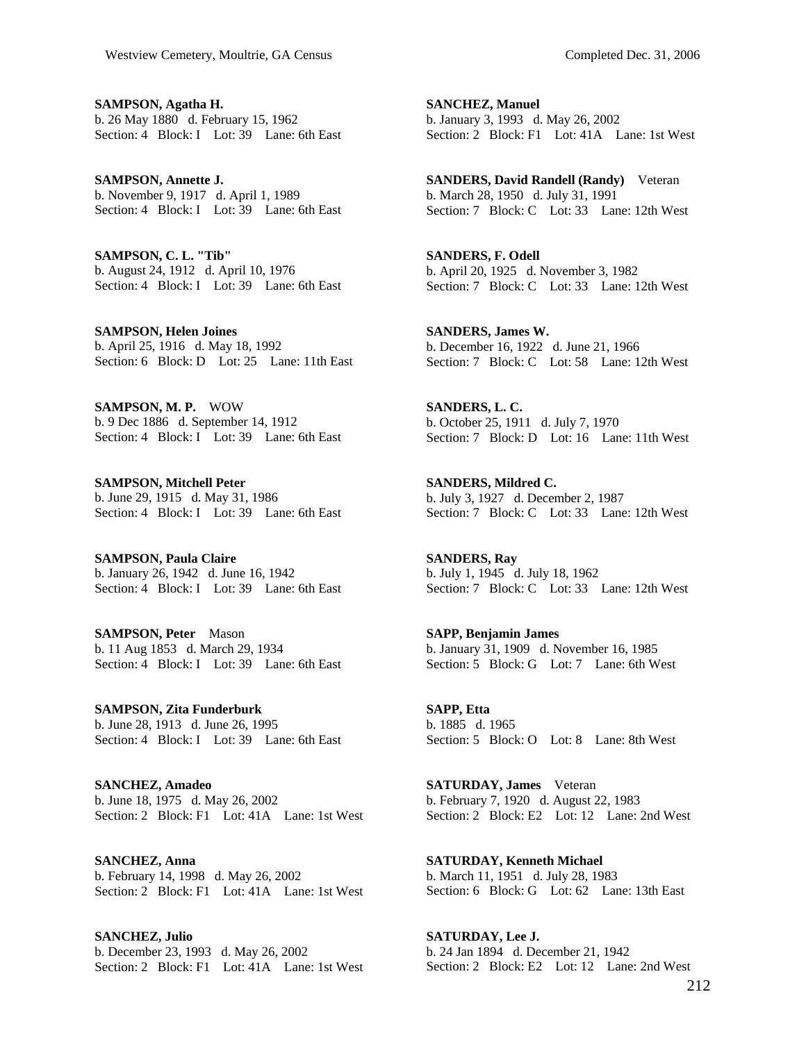**SAMPSON, Agatha H.**
b. 26 May 1880 d. February 15, 1962
Section: 4 Block: I Lot: 39 Lane: 6th East

**SAMPSON, Annette J.**
b. November 9, 1917 d. April 1, 1989
Section: 4 Block: I Lot: 39 Lane: 6th East

**SAMPSON, C. L. "Tib"**
b. August 24, 1912 d. April 10, 1976
Section: 4 Block: I Lot: 39 Lane: 6th East

**SAMPSON, Helen Joines**
b. April 25, 1916 d. May 18, 1992
Section: 6 Block: D Lot: 25 Lane: 11th East

**SAMPSON, M. P.** WOW
b. 9 Dec 1886 d. September 14, 1912
Section: 4 Block: I Lot: 39 Lane: 6th East

**SAMPSON, Mitchell Peter**
b. June 29, 1915 d. May 31, 1986
Section: 4 Block: I Lot: 39 Lane: 6th East

**SAMPSON, Paula Claire**
b. January 26, 1942 d. June 16, 1942
Section: 4 Block: I Lot: 39 Lane: 6th East

**SAMPSON, Peter** Mason
b. 11 Aug 1853 d. March 29, 1934
Section: 4 Block: I Lot: 39 Lane: 6th East

**SAMPSON, Zita Funderburk**
b. June 28, 1913 d. June 26, 1995
Section: 4 Block: I Lot: 39 Lane: 6th East

**SANCHEZ, Amadeo**
b. June 18, 1975 d. May 26, 2002
Section: 2 Block: F1 Lot: 41A Lane: 1st West

**SANCHEZ, Anna**
b. February 14, 1998 d. May 26, 2002
Section: 2 Block: F1 Lot: 41A Lane: 1st West

**SANCHEZ, Julio**
b. December 23, 1993 d. May 26, 2002
Section: 2 Block: F1 Lot: 41A Lane: 1st West

**SANCHEZ, Manuel**
b. January 3, 1993 d. May 26, 2002
Section: 2 Block: F1 Lot: 41A Lane: 1st West

**SANDERS, David Randell (Randy)** Veteran
b. March 28, 1950 d. July 31, 1991
Section: 7 Block: C Lot: 33 Lane: 12th West

**SANDERS, F. Odell**
b. April 20, 1925 d. November 3, 1982
Section: 7 Block: C Lot: 33 Lane: 12th West

**SANDERS, James W.**
b. December 16, 1922 d. June 21, 1966
Section: 7 Block: C Lot: 58 Lane: 12th West

**SANDERS, L. C.**
b. October 25, 1911 d. July 7, 1970
Section: 7 Block: D Lot: 16 Lane: 11th West

**SANDERS, Mildred C.**
b. July 3, 1927 d. December 2, 1987
Section: 7 Block: C Lot: 33 Lane: 12th West

**SANDERS, Ray**
b. July 1, 1945 d. July 18, 1962
Section: 7 Block: C Lot: 33 Lane: 12th West

**SAPP, Benjamin James**
b. January 31, 1909 d. November 16, 1985
Section: 5 Block: G Lot: 7 Lane: 6th West

**SAPP, Etta**
b. 1885 d. 1965
Section: 5 Block: O Lot: 8 Lane: 8th West

**SATURDAY, James** Veteran
b. February 7, 1920 d. August 22, 1983
Section: 2 Block: E2 Lot: 12 Lane: 2nd West

**SATURDAY, Kenneth Michael**
b. March 11, 1951 d. July 28, 1983
Section: 6 Block: G Lot: 62 Lane: 13th East

**SATURDAY, Lee J.**
b. 24 Jan 1894 d. December 21, 1942
Section: 2 Block: E2 Lot: 12 Lane: 2nd West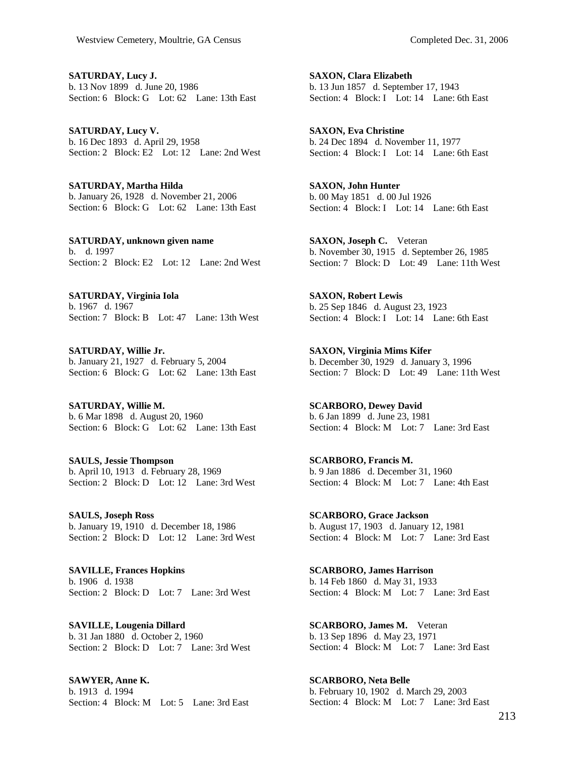**SATURDAY, Lucy J.**
b. 13 Nov 1899 d. June 20, 1986
Section: 6 Block: G Lot: 62 Lane: 13th East

**SATURDAY, Lucy V.**
b. 16 Dec 1893 d. April 29, 1958
Section: 2 Block: E2 Lot: 12 Lane: 2nd West

**SATURDAY, Martha Hilda**
b. January 26, 1928 d. November 21, 2006
Section: 6 Block: G Lot: 62 Lane: 13th East

**SATURDAY, unknown given name**
b. d. 1997
Section: 2 Block: E2 Lot: 12 Lane: 2nd West

**SATURDAY, Virginia Iola**
b. 1967 d. 1967
Section: 7 Block: B Lot: 47 Lane: 13th West

**SATURDAY, Willie Jr.**
b. January 21, 1927 d. February 5, 2004
Section: 6 Block: G Lot: 62 Lane: 13th East

**SATURDAY, Willie M.**
b. 6 Mar 1898 d. August 20, 1960
Section: 6 Block: G Lot: 62 Lane: 13th East

**SAULS, Jessie Thompson**
b. April 10, 1913 d. February 28, 1969
Section: 2 Block: D Lot: 12 Lane: 3rd West

**SAULS, Joseph Ross**
b. January 19, 1910 d. December 18, 1986
Section: 2 Block: D Lot: 12 Lane: 3rd West

**SAVILLE, Frances Hopkins**
b. 1906 d. 1938
Section: 2 Block: D Lot: 7 Lane: 3rd West

**SAVILLE, Lougenia Dillard**
b. 31 Jan 1880 d. October 2, 1960
Section: 2 Block: D Lot: 7 Lane: 3rd West

**SAWYER, Anne K.**
b. 1913 d. 1994
Section: 4 Block: M Lot: 5 Lane: 3rd East

**SAXON, Clara Elizabeth**
b. 13 Jun 1857 d. September 17, 1943
Section: 4 Block: I Lot: 14 Lane: 6th East

**SAXON, Eva Christine**
b. 24 Dec 1894 d. November 11, 1977
Section: 4 Block: I Lot: 14 Lane: 6th East

**SAXON, John Hunter**
b. 00 May 1851 d. 00 Jul 1926
Section: 4 Block: I Lot: 14 Lane: 6th East

**SAXON, Joseph C.** Veteran
b. November 30, 1915 d. September 26, 1985
Section: 7 Block: D Lot: 49 Lane: 11th West

**SAXON, Robert Lewis**
b. 25 Sep 1846 d. August 23, 1923
Section: 4 Block: I Lot: 14 Lane: 6th East

**SAXON, Virginia Mims Kifer**
b. December 30, 1929 d. January 3, 1996
Section: 7 Block: D Lot: 49 Lane: 11th West

**SCARBORO, Dewey David**
b. 6 Jan 1899 d. June 23, 1981
Section: 4 Block: M Lot: 7 Lane: 3rd East

**SCARBORO, Francis M.**
b. 9 Jan 1886 d. December 31, 1960
Section: 4 Block: M Lot: 7 Lane: 4th East

**SCARBORO, Grace Jackson**
b. August 17, 1903 d. January 12, 1981
Section: 4 Block: M Lot: 7 Lane: 3rd East

**SCARBORO, James Harrison**
b. 14 Feb 1860 d. May 31, 1933
Section: 4 Block: M Lot: 7 Lane: 3rd East

**SCARBORO, James M.** Veteran
b. 13 Sep 1896 d. May 23, 1971
Section: 4 Block: M Lot: 7 Lane: 3rd East

**SCARBORO, Neta Belle**
b. February 10, 1902 d. March 29, 2003
Section: 4 Block: M Lot: 7 Lane: 3rd East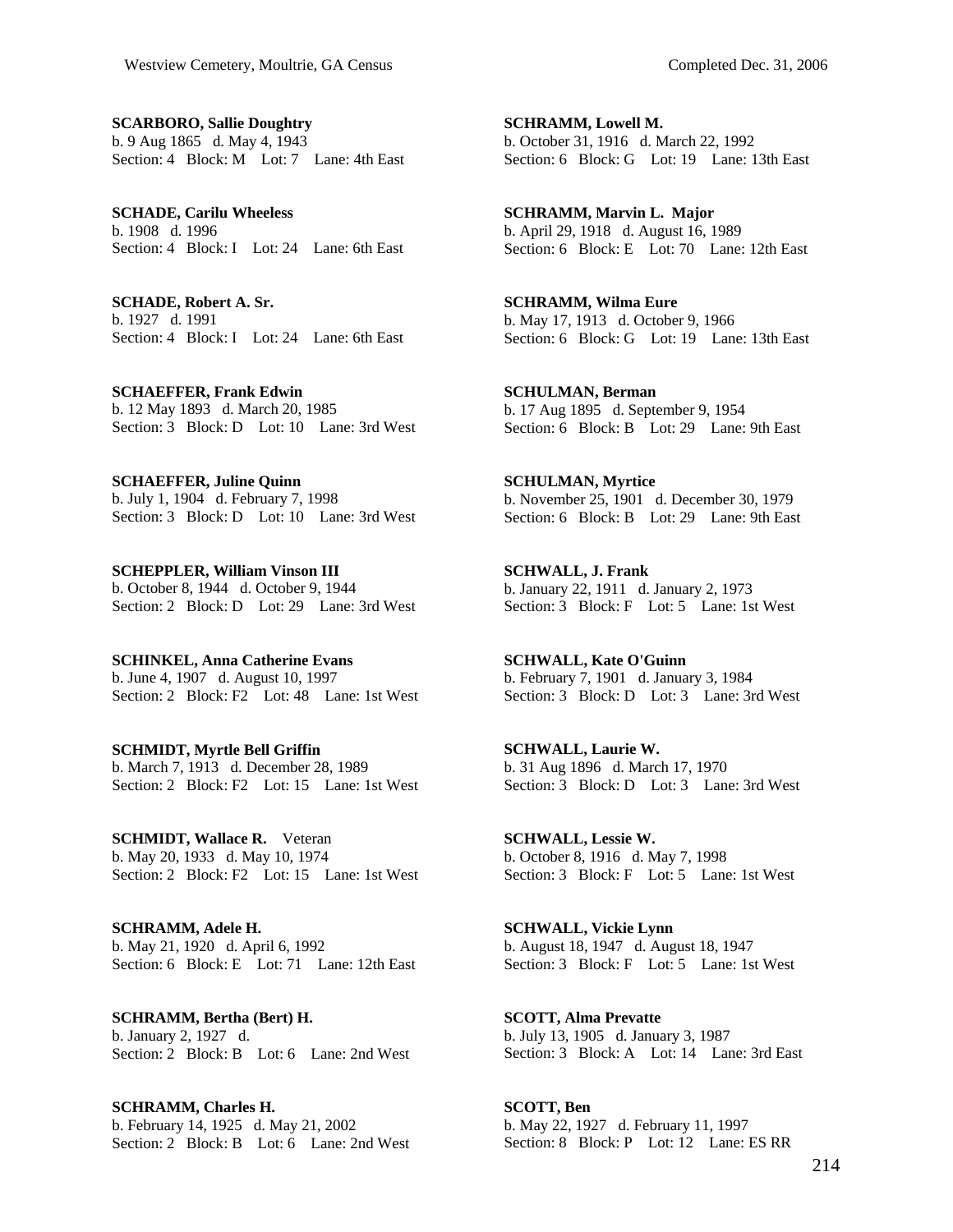**SCARBORO, Sallie Doughtry**
b. 9 Aug 1865 d. May 4, 1943
Section: 4 Block: M Lot: 7 Lane: 4th East

**SCHADE, Carilu Wheeless**
b. 1908 d. 1996
Section: 4 Block: I Lot: 24 Lane: 6th East

**SCHADE, Robert A. Sr.**
b. 1927 d. 1991
Section: 4 Block: I Lot: 24 Lane: 6th East

**SCHAEFFER, Frank Edwin**
b. 12 May 1893 d. March 20, 1985
Section: 3 Block: D Lot: 10 Lane: 3rd West

**SCHAEFFER, Juline Quinn**
b. July 1, 1904 d. February 7, 1998
Section: 3 Block: D Lot: 10 Lane: 3rd West

**SCHEPPLER, William Vinson III**
b. October 8, 1944 d. October 9, 1944
Section: 2 Block: D Lot: 29 Lane: 3rd West

**SCHINKEL, Anna Catherine Evans**
b. June 4, 1907 d. August 10, 1997
Section: 2 Block: F2 Lot: 48 Lane: 1st West

**SCHMIDT, Myrtle Bell Griffin**
b. March 7, 1913 d. December 28, 1989
Section: 2 Block: F2 Lot: 15 Lane: 1st West

**SCHMIDT, Wallace R.** Veteran
b. May 20, 1933 d. May 10, 1974
Section: 2 Block: F2 Lot: 15 Lane: 1st West

**SCHRAMM, Adele H.**
b. May 21, 1920 d. April 6, 1992
Section: 6 Block: E Lot: 71 Lane: 12th East

**SCHRAMM, Bertha (Bert) H.**
b. January 2, 1927 d.
Section: 2 Block: B Lot: 6 Lane: 2nd West

**SCHRAMM, Charles H.**
b. February 14, 1925 d. May 21, 2002
Section: 2 Block: B Lot: 6 Lane: 2nd West

**SCHRAMM, Lowell M.**
b. October 31, 1916 d. March 22, 1992
Section: 6 Block: G Lot: 19 Lane: 13th East

**SCHRAMM, Marvin L. Major**
b. April 29, 1918 d. August 16, 1989
Section: 6 Block: E Lot: 70 Lane: 12th East

**SCHRAMM, Wilma Eure**
b. May 17, 1913 d. October 9, 1966
Section: 6 Block: G Lot: 19 Lane: 13th East

**SCHULMAN, Berman**
b. 17 Aug 1895 d. September 9, 1954
Section: 6 Block: B Lot: 29 Lane: 9th East

**SCHULMAN, Myrtice**
b. November 25, 1901 d. December 30, 1979
Section: 6 Block: B Lot: 29 Lane: 9th East

**SCHWALL, J. Frank**
b. January 22, 1911 d. January 2, 1973
Section: 3 Block: F Lot: 5 Lane: 1st West

**SCHWALL, Kate O'Guinn**
b. February 7, 1901 d. January 3, 1984
Section: 3 Block: D Lot: 3 Lane: 3rd West

**SCHWALL, Laurie W.**
b. 31 Aug 1896 d. March 17, 1970
Section: 3 Block: D Lot: 3 Lane: 3rd West

**SCHWALL, Lessie W.**
b. October 8, 1916 d. May 7, 1998
Section: 3 Block: F Lot: 5 Lane: 1st West

**SCHWALL, Vickie Lynn**
b. August 18, 1947 d. August 18, 1947
Section: 3 Block: F Lot: 5 Lane: 1st West

**SCOTT, Alma Prevatte**
b. July 13, 1905 d. January 3, 1987
Section: 3 Block: A Lot: 14 Lane: 3rd East

**SCOTT, Ben**
b. May 22, 1927 d. February 11, 1997
Section: 8 Block: P Lot: 12 Lane: ES RR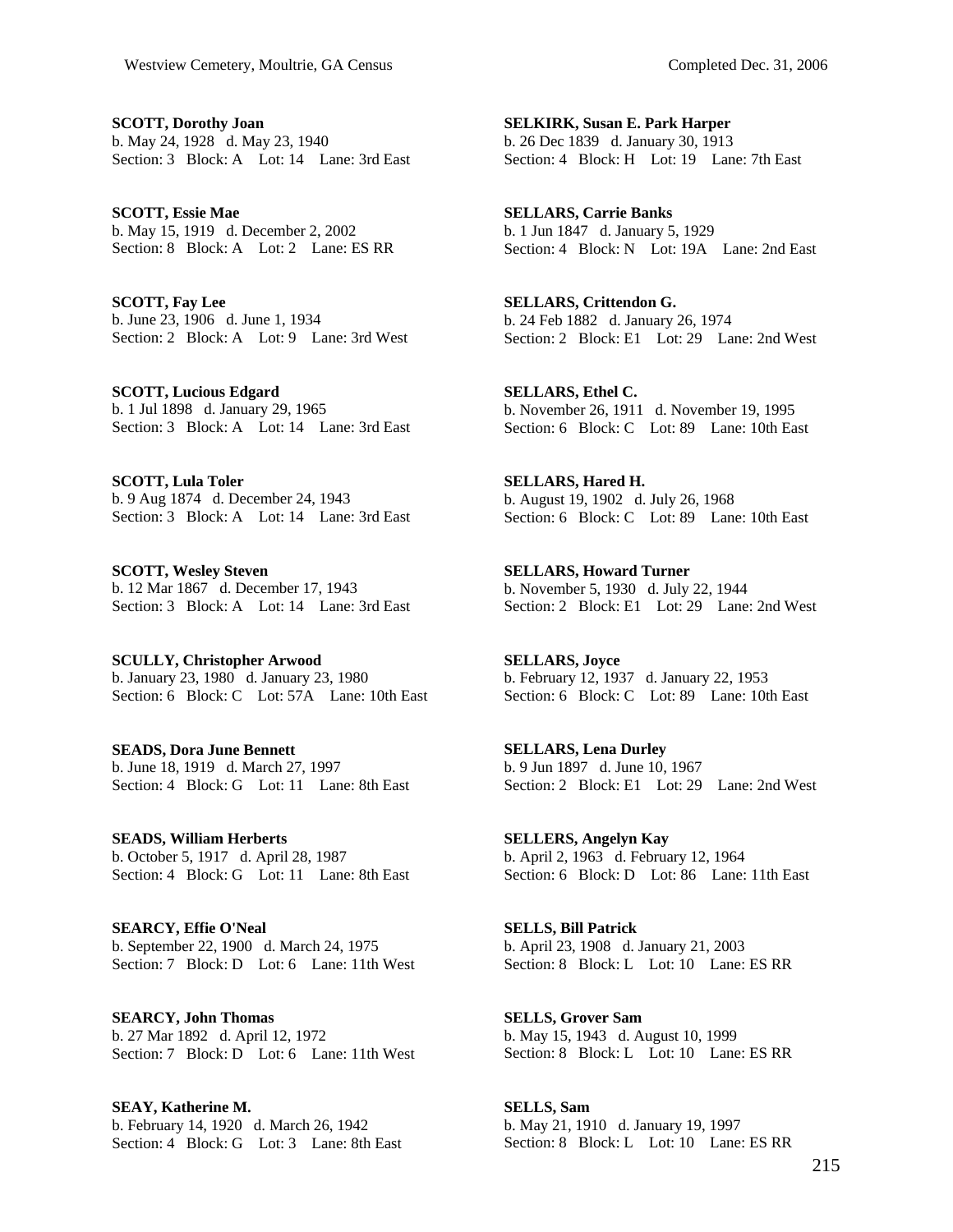**SCOTT, Dorothy Joan**
b. May 24, 1928 d. May 23, 1940
Section: 3 Block: A Lot: 14 Lane: 3rd East

**SCOTT, Essie Mae**
b. May 15, 1919 d. December 2, 2002
Section: 8 Block: A Lot: 2 Lane: ES RR

**SCOTT, Fay Lee**
b. June 23, 1906 d. June 1, 1934
Section: 2 Block: A Lot: 9 Lane: 3rd West

**SCOTT, Lucious Edgard**
b. 1 Jul 1898 d. January 29, 1965
Section: 3 Block: A Lot: 14 Lane: 3rd East

**SCOTT, Lula Toler**
b. 9 Aug 1874 d. December 24, 1943
Section: 3 Block: A Lot: 14 Lane: 3rd East

**SCOTT, Wesley Steven**
b. 12 Mar 1867 d. December 17, 1943
Section: 3 Block: A Lot: 14 Lane: 3rd East

**SCULLY, Christopher Arwood**
b. January 23, 1980 d. January 23, 1980
Section: 6 Block: C Lot: 57A Lane: 10th East

**SEADS, Dora June Bennett**
b. June 18, 1919 d. March 27, 1997
Section: 4 Block: G Lot: 11 Lane: 8th East

**SEADS, William Herberts**
b. October 5, 1917 d. April 28, 1987
Section: 4 Block: G Lot: 11 Lane: 8th East

**SEARCY, Effie O'Neal**
b. September 22, 1900 d. March 24, 1975
Section: 7 Block: D Lot: 6 Lane: 11th West

**SEARCY, John Thomas**
b. 27 Mar 1892 d. April 12, 1972
Section: 7 Block: D Lot: 6 Lane: 11th West

**SEAY, Katherine M.**
b. February 14, 1920 d. March 26, 1942
Section: 4 Block: G Lot: 3 Lane: 8th East

**SELKIRK, Susan E. Park Harper**
b. 26 Dec 1839 d. January 30, 1913
Section: 4 Block: H Lot: 19 Lane: 7th East

**SELLARS, Carrie Banks**
b. 1 Jun 1847 d. January 5, 1929
Section: 4 Block: N Lot: 19A Lane: 2nd East

**SELLARS, Crittendon G.**
b. 24 Feb 1882 d. January 26, 1974
Section: 2 Block: E1 Lot: 29 Lane: 2nd West

**SELLARS, Ethel C.**
b. November 26, 1911 d. November 19, 1995
Section: 6 Block: C Lot: 89 Lane: 10th East

**SELLARS, Hared H.**
b. August 19, 1902 d. July 26, 1968
Section: 6 Block: C Lot: 89 Lane: 10th East

**SELLARS, Howard Turner**
b. November 5, 1930 d. July 22, 1944
Section: 2 Block: E1 Lot: 29 Lane: 2nd West

**SELLARS, Joyce**
b. February 12, 1937 d. January 22, 1953
Section: 6 Block: C Lot: 89 Lane: 10th East

**SELLARS, Lena Durley**
b. 9 Jun 1897 d. June 10, 1967
Section: 2 Block: E1 Lot: 29 Lane: 2nd West

**SELLERS, Angelyn Kay**
b. April 2, 1963 d. February 12, 1964
Section: 6 Block: D Lot: 86 Lane: 11th East

**SELLS, Bill Patrick**
b. April 23, 1908 d. January 21, 2003
Section: 8 Block: L Lot: 10 Lane: ES RR

**SELLS, Grover Sam**
b. May 15, 1943 d. August 10, 1999
Section: 8 Block: L Lot: 10 Lane: ES RR

**SELLS, Sam**
b. May 21, 1910 d. January 19, 1997
Section: 8 Block: L Lot: 10 Lane: ES RR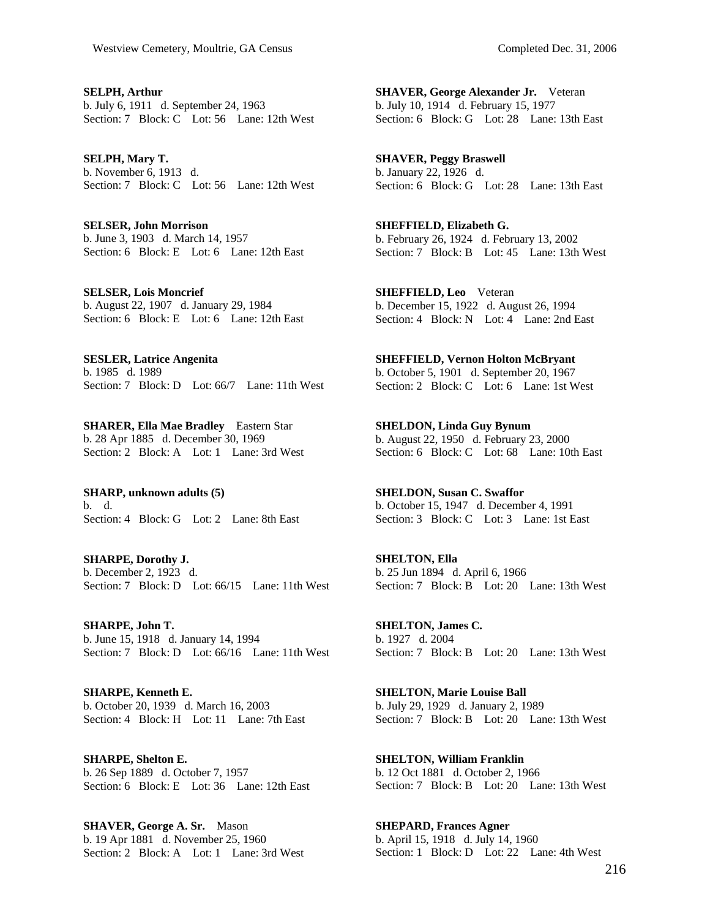**SELPH, Arthur**
b. July 6, 1911 d. September 24, 1963
Section: 7 Block: C Lot: 56 Lane: 12th West

**SELPH, Mary T.**
b. November 6, 1913 d.
Section: 7 Block: C Lot: 56 Lane: 12th West

**SELSER, John Morrison**
b. June 3, 1903 d. March 14, 1957
Section: 6 Block: E Lot: 6 Lane: 12th East

**SELSER, Lois Moncrief**
b. August 22, 1907 d. January 29, 1984
Section: 6 Block: E Lot: 6 Lane: 12th East

**SESLER, Latrice Angenita**
b. 1985 d. 1989
Section: 7 Block: D Lot: 66/7 Lane: 11th West

**SHARER, Ella Mae Bradley** Eastern Star
b. 28 Apr 1885 d. December 30, 1969
Section: 2 Block: A Lot: 1 Lane: 3rd West

**SHARP, unknown adults (5)**
b. d.
Section: 4 Block: G Lot: 2 Lane: 8th East

**SHARPE, Dorothy J.**
b. December 2, 1923 d.
Section: 7 Block: D Lot: 66/15 Lane: 11th West

**SHARPE, John T.**
b. June 15, 1918 d. January 14, 1994
Section: 7 Block: D Lot: 66/16 Lane: 11th West

**SHARPE, Kenneth E.**
b. October 20, 1939 d. March 16, 2003
Section: 4 Block: H Lot: 11 Lane: 7th East

**SHARPE, Shelton E.**
b. 26 Sep 1889 d. October 7, 1957
Section: 6 Block: E Lot: 36 Lane: 12th East

**SHAVER, George A. Sr.** Mason
b. 19 Apr 1881 d. November 25, 1960
Section: 2 Block: A Lot: 1 Lane: 3rd West

**SHAVER, George Alexander Jr.** Veteran
b. July 10, 1914 d. February 15, 1977
Section: 6 Block: G Lot: 28 Lane: 13th East

**SHAVER, Peggy Braswell**
b. January 22, 1926 d.
Section: 6 Block: G Lot: 28 Lane: 13th East

**SHEFFIELD, Elizabeth G.**
b. February 26, 1924 d. February 13, 2002
Section: 7 Block: B Lot: 45 Lane: 13th West

**SHEFFIELD, Leo** Veteran
b. December 15, 1922 d. August 26, 1994
Section: 4 Block: N Lot: 4 Lane: 2nd East

**SHEFFIELD, Vernon Holton McBryant**
b. October 5, 1901 d. September 20, 1967
Section: 2 Block: C Lot: 6 Lane: 1st West

**SHELDON, Linda Guy Bynum**
b. August 22, 1950 d. February 23, 2000
Section: 6 Block: C Lot: 68 Lane: 10th East

**SHELDON, Susan C. Swaffor**
b. October 15, 1947 d. December 4, 1991
Section: 3 Block: C Lot: 3 Lane: 1st East

**SHELTON, Ella**
b. 25 Jun 1894 d. April 6, 1966
Section: 7 Block: B Lot: 20 Lane: 13th West

**SHELTON, James C.**
b. 1927 d. 2004
Section: 7 Block: B Lot: 20 Lane: 13th West

**SHELTON, Marie Louise Ball**
b. July 29, 1929 d. January 2, 1989
Section: 7 Block: B Lot: 20 Lane: 13th West

**SHELTON, William Franklin**
b. 12 Oct 1881 d. October 2, 1966
Section: 7 Block: B Lot: 20 Lane: 13th West

**SHEPARD, Frances Agner**
b. April 15, 1918 d. July 14, 1960
Section: 1 Block: D Lot: 22 Lane: 4th West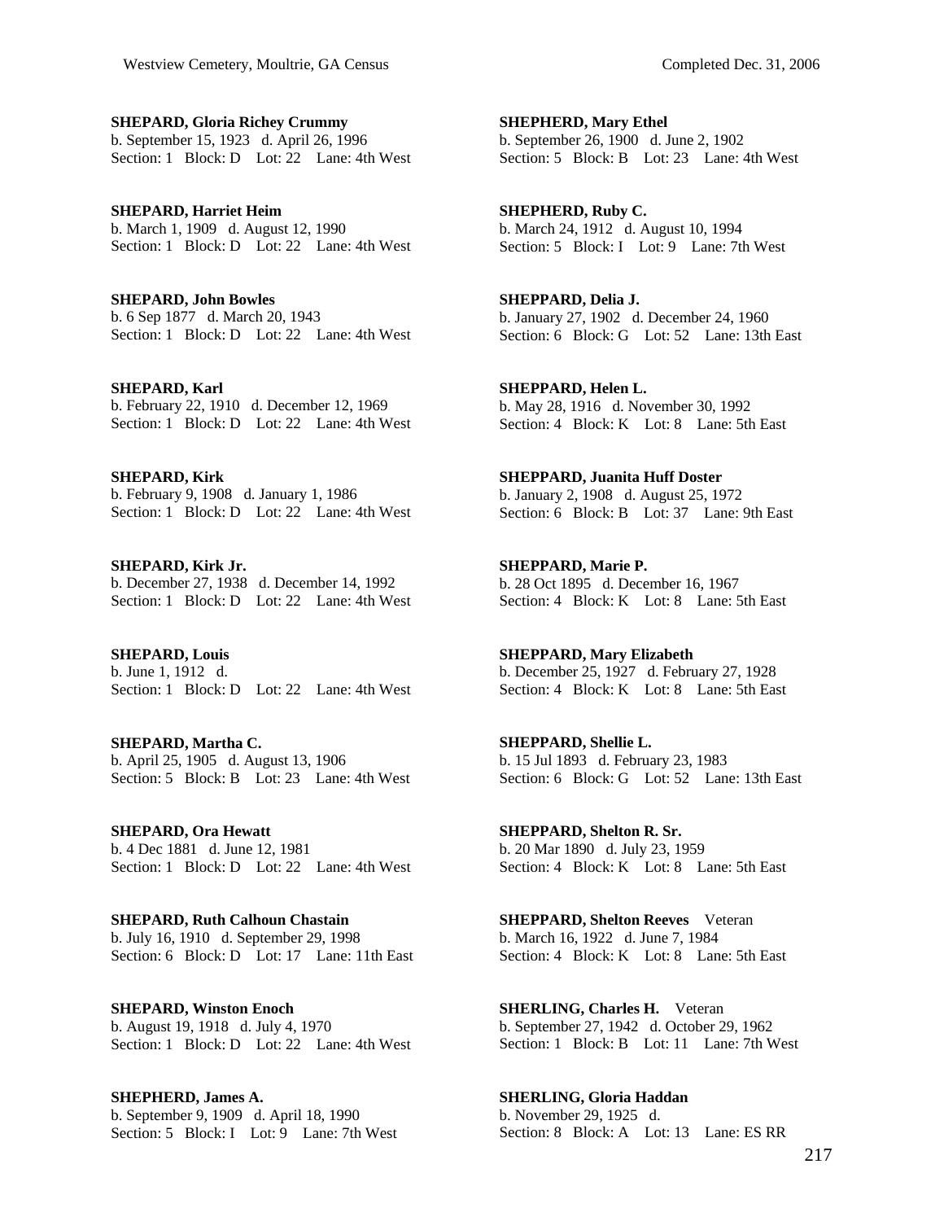**SHEPARD, Gloria Richey Crummy**
b. September 15, 1923 d. April 26, 1996
Section: 1 Block: D Lot: 22 Lane: 4th West

**SHEPARD, Harriet Heim**
b. March 1, 1909 d. August 12, 1990
Section: 1 Block: D Lot: 22 Lane: 4th West

**SHEPARD, John Bowles**
b. 6 Sep 1877 d. March 20, 1943
Section: 1 Block: D Lot: 22 Lane: 4th West

**SHEPARD, Karl**
b. February 22, 1910 d. December 12, 1969
Section: 1 Block: D Lot: 22 Lane: 4th West

**SHEPARD, Kirk**
b. February 9, 1908 d. January 1, 1986
Section: 1 Block: D Lot: 22 Lane: 4th West

**SHEPARD, Kirk Jr.**
b. December 27, 1938 d. December 14, 1992
Section: 1 Block: D Lot: 22 Lane: 4th West

**SHEPARD, Louis**
b. June 1, 1912 d.
Section: 1 Block: D Lot: 22 Lane: 4th West

**SHEPARD, Martha C.**
b. April 25, 1905 d. August 13, 1906
Section: 5 Block: B Lot: 23 Lane: 4th West

**SHEPARD, Ora Hewatt**
b. 4 Dec 1881 d. June 12, 1981
Section: 1 Block: D Lot: 22 Lane: 4th West

**SHEPARD, Ruth Calhoun Chastain**
b. July 16, 1910 d. September 29, 1998
Section: 6 Block: D Lot: 17 Lane: 11th East

**SHEPARD, Winston Enoch**
b. August 19, 1918 d. July 4, 1970
Section: 1 Block: D Lot: 22 Lane: 4th West

**SHEPHERD, James A.**
b. September 9, 1909 d. April 18, 1990
Section: 5 Block: I Lot: 9 Lane: 7th West

**SHEPHERD, Mary Ethel**
b. September 26, 1900 d. June 2, 1902
Section: 5 Block: B Lot: 23 Lane: 4th West

**SHEPHERD, Ruby C.**
b. March 24, 1912 d. August 10, 1994
Section: 5 Block: I Lot: 9 Lane: 7th West

**SHEPPARD, Delia J.**
b. January 27, 1902 d. December 24, 1960
Section: 6 Block: G Lot: 52 Lane: 13th East

**SHEPPARD, Helen L.**
b. May 28, 1916 d. November 30, 1992
Section: 4 Block: K Lot: 8 Lane: 5th East

**SHEPPARD, Juanita Huff Doster**
b. January 2, 1908 d. August 25, 1972
Section: 6 Block: B Lot: 37 Lane: 9th East

**SHEPPARD, Marie P.**
b. 28 Oct 1895 d. December 16, 1967
Section: 4 Block: K Lot: 8 Lane: 5th East

**SHEPPARD, Mary Elizabeth**
b. December 25, 1927 d. February 27, 1928
Section: 4 Block: K Lot: 8 Lane: 5th East

**SHEPPARD, Shellie L.**
b. 15 Jul 1893 d. February 23, 1983
Section: 6 Block: G Lot: 52 Lane: 13th East

**SHEPPARD, Shelton R. Sr.**
b. 20 Mar 1890 d. July 23, 1959
Section: 4 Block: K Lot: 8 Lane: 5th East

**SHEPPARD, Shelton Reeves** Veteran
b. March 16, 1922 d. June 7, 1984
Section: 4 Block: K Lot: 8 Lane: 5th East

**SHERLING, Charles H.** Veteran
b. September 27, 1942 d. October 29, 1962
Section: 1 Block: B Lot: 11 Lane: 7th West

**SHERLING, Gloria Haddan**
b. November 29, 1925 d.
Section: 8 Block: A Lot: 13 Lane: ES RR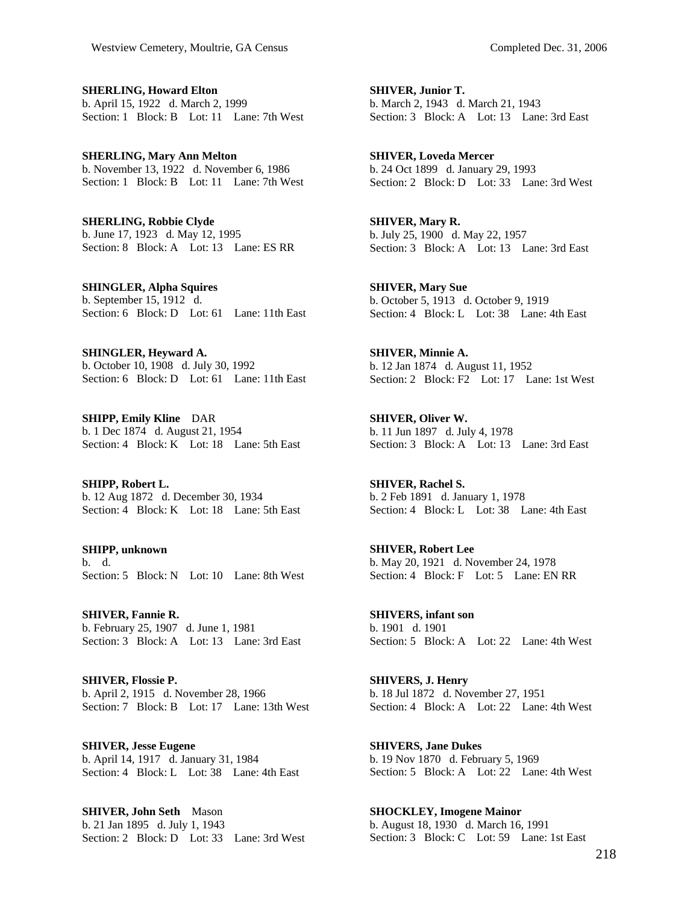**SHERLING, Howard Elton**
b. April 15, 1922 d. March 2, 1999
Section: 1 Block: B Lot: 11 Lane: 7th West

**SHERLING, Mary Ann Melton**
b. November 13, 1922 d. November 6, 1986
Section: 1 Block: B Lot: 11 Lane: 7th West

**SHERLING, Robbie Clyde**
b. June 17, 1923 d. May 12, 1995
Section: 8 Block: A Lot: 13 Lane: ES RR

**SHINGLER, Alpha Squires**
b. September 15, 1912 d.
Section: 6 Block: D Lot: 61 Lane: 11th East

**SHINGLER, Heyward A.**
b. October 10, 1908 d. July 30, 1992
Section: 6 Block: D Lot: 61 Lane: 11th East

**SHIPP, Emily Kline** DAR
b. 1 Dec 1874 d. August 21, 1954
Section: 4 Block: K Lot: 18 Lane: 5th East

**SHIPP, Robert L.**
b. 12 Aug 1872 d. December 30, 1934
Section: 4 Block: K Lot: 18 Lane: 5th East

**SHIPP, unknown**
b. d.
Section: 5 Block: N Lot: 10 Lane: 8th West

**SHIVER, Fannie R.**
b. February 25, 1907 d. June 1, 1981
Section: 3 Block: A Lot: 13 Lane: 3rd East

**SHIVER, Flossie P.**
b. April 2, 1915 d. November 28, 1966
Section: 7 Block: B Lot: 17 Lane: 13th West

**SHIVER, Jesse Eugene**
b. April 14, 1917 d. January 31, 1984
Section: 4 Block: L Lot: 38 Lane: 4th East

**SHIVER, John Seth** Mason
b. 21 Jan 1895 d. July 1, 1943
Section: 2 Block: D Lot: 33 Lane: 3rd West

**SHIVER, Junior T.**
b. March 2, 1943 d. March 21, 1943
Section: 3 Block: A Lot: 13 Lane: 3rd East

**SHIVER, Loveda Mercer**
b. 24 Oct 1899 d. January 29, 1993
Section: 2 Block: D Lot: 33 Lane: 3rd West

**SHIVER, Mary R.**
b. July 25, 1900 d. May 22, 1957
Section: 3 Block: A Lot: 13 Lane: 3rd East

**SHIVER, Mary Sue**
b. October 5, 1913 d. October 9, 1919
Section: 4 Block: L Lot: 38 Lane: 4th East

**SHIVER, Minnie A.**
b. 12 Jan 1874 d. August 11, 1952
Section: 2 Block: F2 Lot: 17 Lane: 1st West

**SHIVER, Oliver W.**
b. 11 Jun 1897 d. July 4, 1978
Section: 3 Block: A Lot: 13 Lane: 3rd East

**SHIVER, Rachel S.**
b. 2 Feb 1891 d. January 1, 1978
Section: 4 Block: L Lot: 38 Lane: 4th East

**SHIVER, Robert Lee**
b. May 20, 1921 d. November 24, 1978
Section: 4 Block: F Lot: 5 Lane: EN RR

**SHIVERS, infant son**
b. 1901 d. 1901
Section: 5 Block: A Lot: 22 Lane: 4th West

**SHIVERS, J. Henry**
b. 18 Jul 1872 d. November 27, 1951
Section: 4 Block: A Lot: 22 Lane: 4th West

**SHIVERS, Jane Dukes**
b. 19 Nov 1870 d. February 5, 1969
Section: 5 Block: A Lot: 22 Lane: 4th West

**SHOCKLEY, Imogene Mainor**
b. August 18, 1930 d. March 16, 1991
Section: 3 Block: C Lot: 59 Lane: 1st East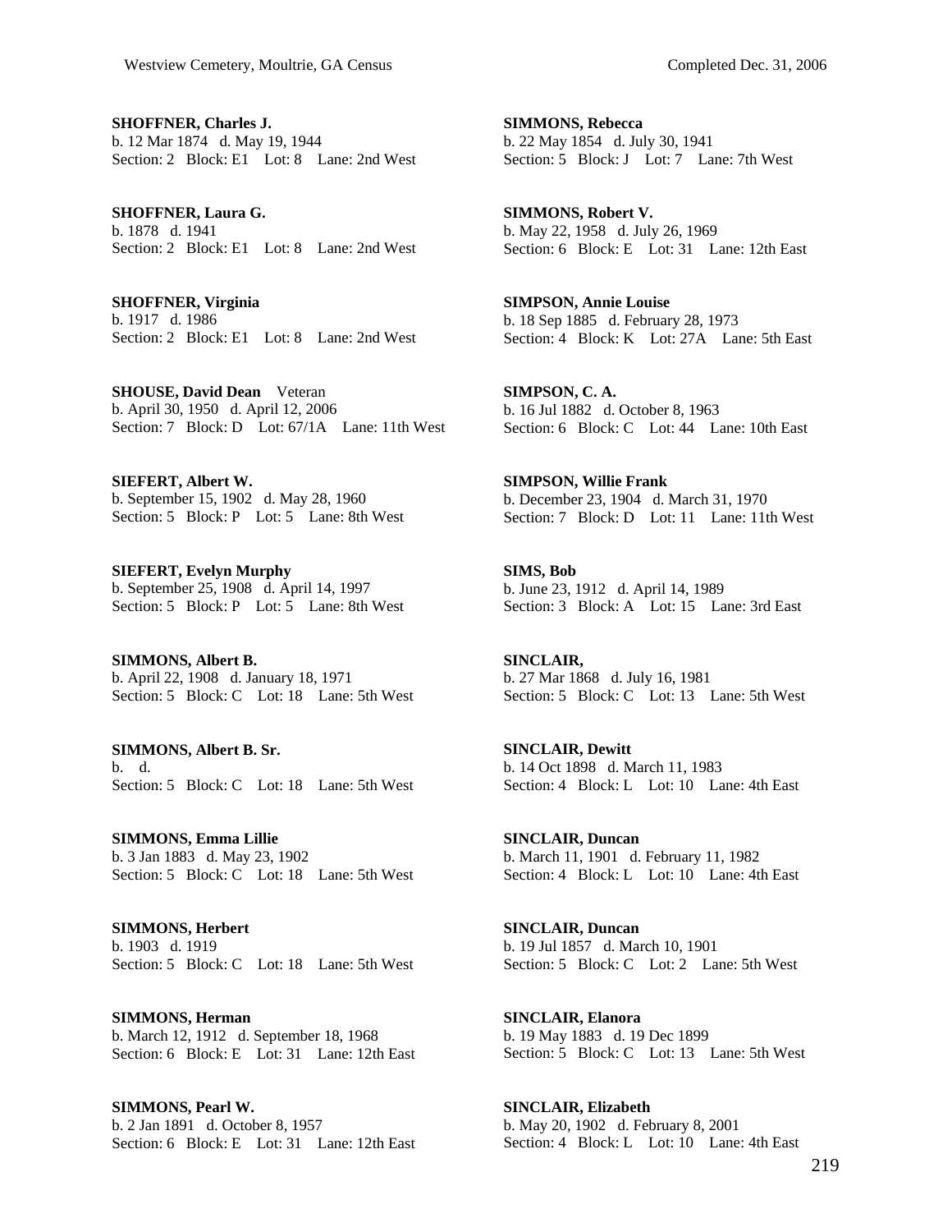**SHOFFNER, Charles J.**
b. 12 Mar 1874 d. May 19, 1944
Section: 2 Block: E1 Lot: 8 Lane: 2nd West

**SHOFFNER, Laura G.**
b. 1878 d. 1941
Section: 2 Block: E1 Lot: 8 Lane: 2nd West

**SHOFFNER, Virginia**
b. 1917 d. 1986
Section: 2 Block: E1 Lot: 8 Lane: 2nd West

**SHOUSE, David Dean** Veteran
b. April 30, 1950 d. April 12, 2006
Section: 7 Block: D Lot: 67/1A Lane: 11th West

**SIEFERT, Albert W.**
b. September 15, 1902 d. May 28, 1960
Section: 5 Block: P Lot: 5 Lane: 8th West

**SIEFERT, Evelyn Murphy**
b. September 25, 1908 d. April 14, 1997
Section: 5 Block: P Lot: 5 Lane: 8th West

**SIMMONS, Albert B.**
b. April 22, 1908 d. January 18, 1971
Section: 5 Block: C Lot: 18 Lane: 5th West

**SIMMONS, Albert B. Sr.**
b. d.
Section: 5 Block: C Lot: 18 Lane: 5th West

**SIMMONS, Emma Lillie**
b. 3 Jan 1883 d. May 23, 1902
Section: 5 Block: C Lot: 18 Lane: 5th West

**SIMMONS, Herbert**
b. 1903 d. 1919
Section: 5 Block: C Lot: 18 Lane: 5th West

**SIMMONS, Herman**
b. March 12, 1912 d. September 18, 1968
Section: 6 Block: E Lot: 31 Lane: 12th East

**SIMMONS, Pearl W.**
b. 2 Jan 1891 d. October 8, 1957
Section: 6 Block: E Lot: 31 Lane: 12th East

**SIMMONS, Rebecca**
b. 22 May 1854 d. July 30, 1941
Section: 5 Block: J Lot: 7 Lane: 7th West

**SIMMONS, Robert V.**
b. May 22, 1958 d. July 26, 1969
Section: 6 Block: E Lot: 31 Lane: 12th East

**SIMPSON, Annie Louise**
b. 18 Sep 1885 d. February 28, 1973
Section: 4 Block: K Lot: 27A Lane: 5th East

**SIMPSON, C. A.**
b. 16 Jul 1882 d. October 8, 1963
Section: 6 Block: C Lot: 44 Lane: 10th East

**SIMPSON, Willie Frank**
b. December 23, 1904 d. March 31, 1970
Section: 7 Block: D Lot: 11 Lane: 11th West

**SIMS, Bob**
b. June 23, 1912 d. April 14, 1989
Section: 3 Block: A Lot: 15 Lane: 3rd East

**SINCLAIR,**
b. 27 Mar 1868 d. July 16, 1981
Section: 5 Block: C Lot: 13 Lane: 5th West

**SINCLAIR, Dewitt**
b. 14 Oct 1898 d. March 11, 1983
Section: 4 Block: L Lot: 10 Lane: 4th East

**SINCLAIR, Duncan**
b. March 11, 1901 d. February 11, 1982
Section: 4 Block: L Lot: 10 Lane: 4th East

**SINCLAIR, Duncan**
b. 19 Jul 1857 d. March 10, 1901
Section: 5 Block: C Lot: 2 Lane: 5th West

**SINCLAIR, Elanora**
b. 19 May 1883 d. 19 Dec 1899
Section: 5 Block: C Lot: 13 Lane: 5th West

**SINCLAIR, Elizabeth**
b. May 20, 1902 d. February 8, 2001
Section: 4 Block: L Lot: 10 Lane: 4th East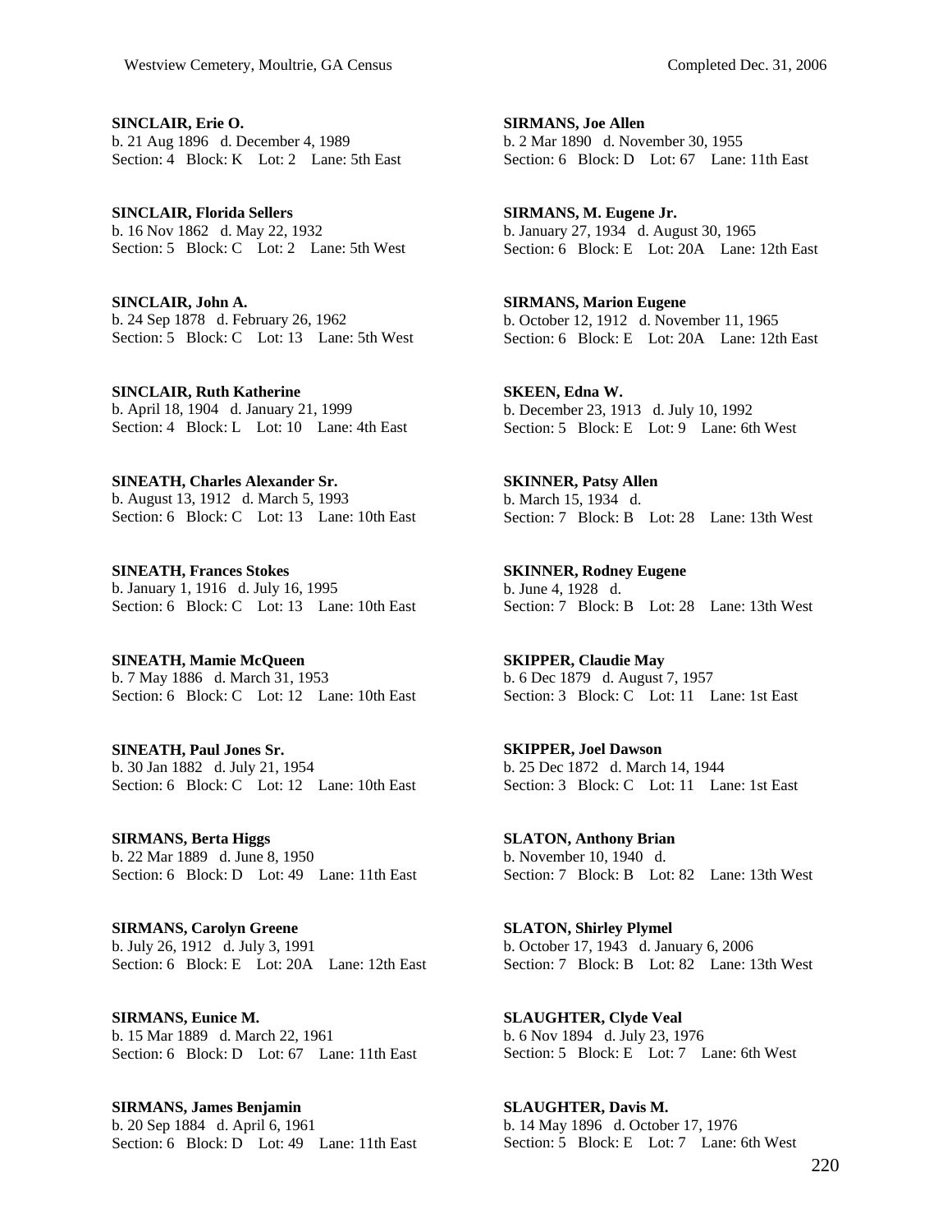**SINCLAIR, Erie O.**
b. 21 Aug 1896 d. December 4, 1989
Section: 4 Block: K Lot: 2 Lane: 5th East

**SINCLAIR, Florida Sellers**
b. 16 Nov 1862 d. May 22, 1932
Section: 5 Block: C Lot: 2 Lane: 5th West

**SINCLAIR, John A.**
b. 24 Sep 1878 d. February 26, 1962
Section: 5 Block: C Lot: 13 Lane: 5th West

**SINCLAIR, Ruth Katherine**
b. April 18, 1904 d. January 21, 1999
Section: 4 Block: L Lot: 10 Lane: 4th East

**SINEATH, Charles Alexander Sr.**
b. August 13, 1912 d. March 5, 1993
Section: 6 Block: C Lot: 13 Lane: 10th East

**SINEATH, Frances Stokes**
b. January 1, 1916 d. July 16, 1995
Section: 6 Block: C Lot: 13 Lane: 10th East

**SINEATH, Mamie McQueen**
b. 7 May 1886 d. March 31, 1953
Section: 6 Block: C Lot: 12 Lane: 10th East

**SINEATH, Paul Jones Sr.**
b. 30 Jan 1882 d. July 21, 1954
Section: 6 Block: C Lot: 12 Lane: 10th East

**SIRMANS, Berta Higgs**
b. 22 Mar 1889 d. June 8, 1950
Section: 6 Block: D Lot: 49 Lane: 11th East

**SIRMANS, Carolyn Greene**
b. July 26, 1912 d. July 3, 1991
Section: 6 Block: E Lot: 20A Lane: 12th East

**SIRMANS, Eunice M.**
b. 15 Mar 1889 d. March 22, 1961
Section: 6 Block: D Lot: 67 Lane: 11th East

**SIRMANS, James Benjamin**
b. 20 Sep 1884 d. April 6, 1961
Section: 6 Block: D Lot: 49 Lane: 11th East

**SIRMANS, Joe Allen**
b. 2 Mar 1890 d. November 30, 1955
Section: 6 Block: D Lot: 67 Lane: 11th East

**SIRMANS, M. Eugene Jr.**
b. January 27, 1934 d. August 30, 1965
Section: 6 Block: E Lot: 20A Lane: 12th East

**SIRMANS, Marion Eugene**
b. October 12, 1912 d. November 11, 1965
Section: 6 Block: E Lot: 20A Lane: 12th East

**SKEEN, Edna W.**
b. December 23, 1913 d. July 10, 1992
Section: 5 Block: E Lot: 9 Lane: 6th West

**SKINNER, Patsy Allen**
b. March 15, 1934 d.
Section: 7 Block: B Lot: 28 Lane: 13th West

**SKINNER, Rodney Eugene**
b. June 4, 1928 d.
Section: 7 Block: B Lot: 28 Lane: 13th West

**SKIPPER, Claudie May**
b. 6 Dec 1879 d. August 7, 1957
Section: 3 Block: C Lot: 11 Lane: 1st East

**SKIPPER, Joel Dawson**
b. 25 Dec 1872 d. March 14, 1944
Section: 3 Block: C Lot: 11 Lane: 1st East

**SLATON, Anthony Brian**
b. November 10, 1940 d.
Section: 7 Block: B Lot: 82 Lane: 13th West

**SLATON, Shirley Plymel**
b. October 17, 1943 d. January 6, 2006
Section: 7 Block: B Lot: 82 Lane: 13th West

**SLAUGHTER, Clyde Veal**
b. 6 Nov 1894 d. July 23, 1976
Section: 5 Block: E Lot: 7 Lane: 6th West

**SLAUGHTER, Davis M.**
b. 14 May 1896 d. October 17, 1976
Section: 5 Block: E Lot: 7 Lane: 6th West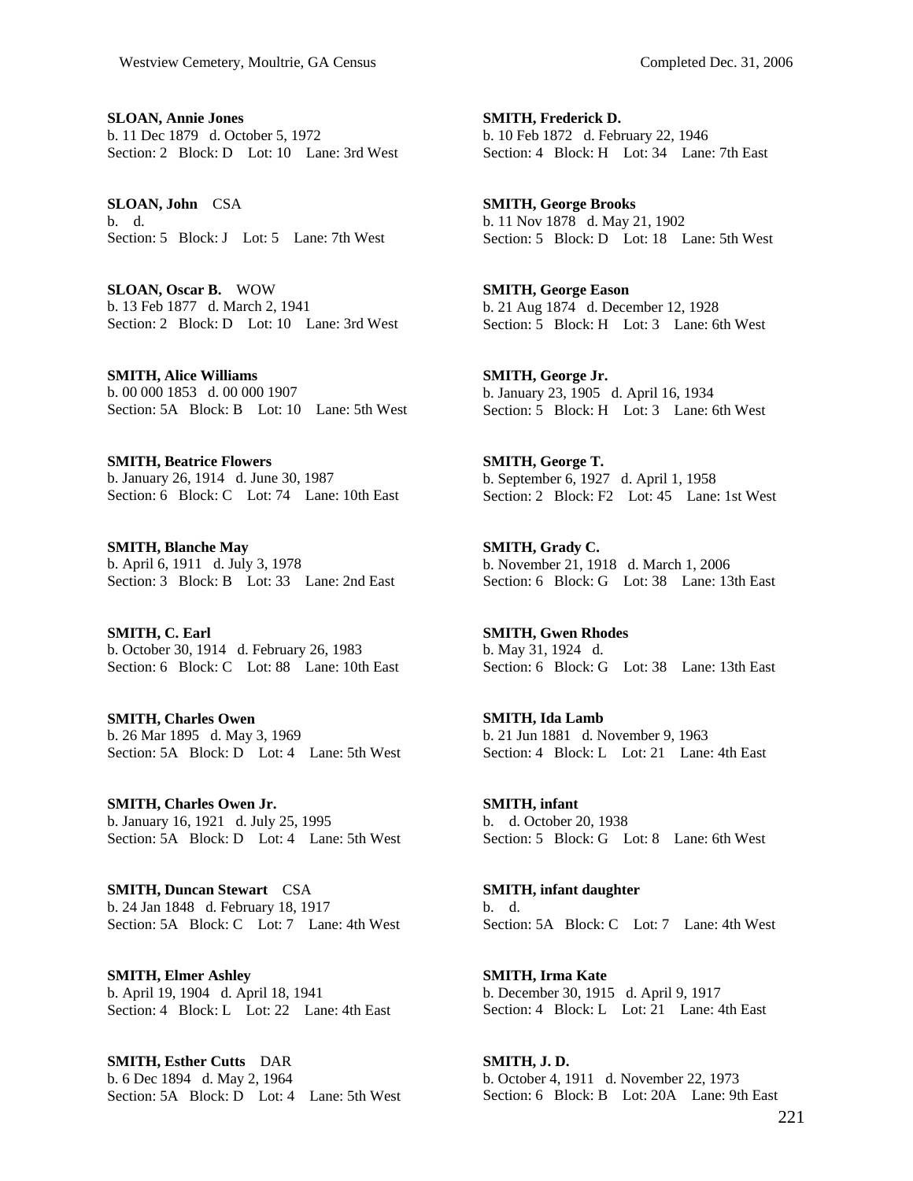**SLOAN, Annie Jones**
b. 11 Dec 1879 d. October 5, 1972
Section: 2 Block: D Lot: 10 Lane: 3rd West

**SLOAN, John** CSA
b. d.
Section: 5 Block: J Lot: 5 Lane: 7th West

**SLOAN, Oscar B.** WOW
b. 13 Feb 1877 d. March 2, 1941
Section: 2 Block: D Lot: 10 Lane: 3rd West

**SMITH, Alice Williams**
b. 00 000 1853 d. 00 000 1907
Section: 5A Block: B Lot: 10 Lane: 5th West

**SMITH, Beatrice Flowers**
b. January 26, 1914 d. June 30, 1987
Section: 6 Block: C Lot: 74 Lane: 10th East

**SMITH, Blanche May**
b. April 6, 1911 d. July 3, 1978
Section: 3 Block: B Lot: 33 Lane: 2nd East

**SMITH, C. Earl**
b. October 30, 1914 d. February 26, 1983
Section: 6 Block: C Lot: 88 Lane: 10th East

**SMITH, Charles Owen**
b. 26 Mar 1895 d. May 3, 1969
Section: 5A Block: D Lot: 4 Lane: 5th West

**SMITH, Charles Owen Jr.**
b. January 16, 1921 d. July 25, 1995
Section: 5A Block: D Lot: 4 Lane: 5th West

**SMITH, Duncan Stewart** CSA
b. 24 Jan 1848 d. February 18, 1917
Section: 5A Block: C Lot: 7 Lane: 4th West

**SMITH, Elmer Ashley**
b. April 19, 1904 d. April 18, 1941
Section: 4 Block: L Lot: 22 Lane: 4th East

**SMITH, Esther Cutts** DAR
b. 6 Dec 1894 d. May 2, 1964
Section: 5A Block: D Lot: 4 Lane: 5th West

**SMITH, Frederick D.**
b. 10 Feb 1872 d. February 22, 1946
Section: 4 Block: H Lot: 34 Lane: 7th East

**SMITH, George Brooks**
b. 11 Nov 1878 d. May 21, 1902
Section: 5 Block: D Lot: 18 Lane: 5th West

**SMITH, George Eason**
b. 21 Aug 1874 d. December 12, 1928
Section: 5 Block: H Lot: 3 Lane: 6th West

**SMITH, George Jr.**
b. January 23, 1905 d. April 16, 1934
Section: 5 Block: H Lot: 3 Lane: 6th West

**SMITH, George T.**
b. September 6, 1927 d. April 1, 1958
Section: 2 Block: F2 Lot: 45 Lane: 1st West

**SMITH, Grady C.**
b. November 21, 1918 d. March 1, 2006
Section: 6 Block: G Lot: 38 Lane: 13th East

**SMITH, Gwen Rhodes**
b. May 31, 1924 d.
Section: 6 Block: G Lot: 38 Lane: 13th East

**SMITH, Ida Lamb**
b. 21 Jun 1881 d. November 9, 1963
Section: 4 Block: L Lot: 21 Lane: 4th East

**SMITH, infant**
b. d. October 20, 1938
Section: 5 Block: G Lot: 8 Lane: 6th West

**SMITH, infant daughter**
b. d.
Section: 5A Block: C Lot: 7 Lane: 4th West

**SMITH, Irma Kate**
b. December 30, 1915 d. April 9, 1917
Section: 4 Block: L Lot: 21 Lane: 4th East

**SMITH, J. D.**
b. October 4, 1911 d. November 22, 1973
Section: 6 Block: B Lot: 20A Lane: 9th East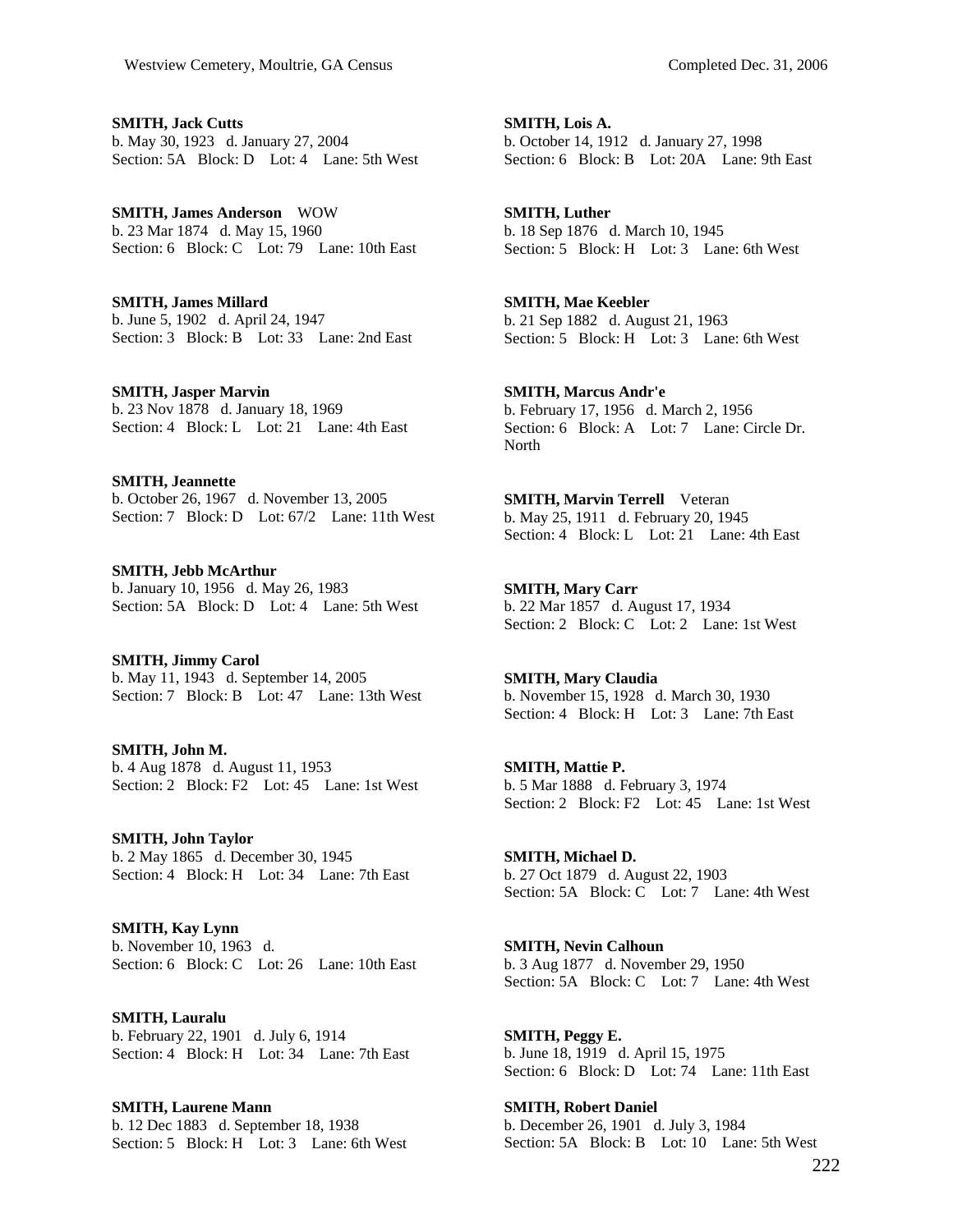**SMITH, Jack Cutts**
b. May 30, 1923 d. January 27, 2004
Section: 5A Block: D Lot: 4 Lane: 5th West

**SMITH, James Anderson** WOW
b. 23 Mar 1874 d. May 15, 1960
Section: 6 Block: C Lot: 79 Lane: 10th East

**SMITH, James Millard**
b. June 5, 1902 d. April 24, 1947
Section: 3 Block: B Lot: 33 Lane: 2nd East

**SMITH, Jasper Marvin**
b. 23 Nov 1878 d. January 18, 1969
Section: 4 Block: L Lot: 21 Lane: 4th East

**SMITH, Jeannette**
b. October 26, 1967 d. November 13, 2005
Section: 7 Block: D Lot: 67/2 Lane: 11th West

**SMITH, Jebb McArthur**
b. January 10, 1956 d. May 26, 1983
Section: 5A Block: D Lot: 4 Lane: 5th West

**SMITH, Jimmy Carol**
b. May 11, 1943 d. September 14, 2005
Section: 7 Block: B Lot: 47 Lane: 13th West

**SMITH, John M.**
b. 4 Aug 1878 d. August 11, 1953
Section: 2 Block: F2 Lot: 45 Lane: 1st West

**SMITH, John Taylor**
b. 2 May 1865 d. December 30, 1945
Section: 4 Block: H Lot: 34 Lane: 7th East

**SMITH, Kay Lynn**
b. November 10, 1963 d.
Section: 6 Block: C Lot: 26 Lane: 10th East

**SMITH, Lauralu**
b. February 22, 1901 d. July 6, 1914
Section: 4 Block: H Lot: 34 Lane: 7th East

**SMITH, Laurene Mann**
b. 12 Dec 1883 d. September 18, 1938
Section: 5 Block: H Lot: 3 Lane: 6th West

**SMITH, Lois A.**
b. October 14, 1912 d. January 27, 1998
Section: 6 Block: B Lot: 20A Lane: 9th East

**SMITH, Luther**
b. 18 Sep 1876 d. March 10, 1945
Section: 5 Block: H Lot: 3 Lane: 6th West

**SMITH, Mae Keebler**
b. 21 Sep 1882 d. August 21, 1963
Section: 5 Block: H Lot: 3 Lane: 6th West

**SMITH, Marcus Andr'e**
b. February 17, 1956 d. March 2, 1956
Section: 6 Block: A Lot: 7 Lane: Circle Dr. North

**SMITH, Marvin Terrell** Veteran
b. May 25, 1911 d. February 20, 1945
Section: 4 Block: L Lot: 21 Lane: 4th East

**SMITH, Mary Carr**
b. 22 Mar 1857 d. August 17, 1934
Section: 2 Block: C Lot: 2 Lane: 1st West

**SMITH, Mary Claudia**
b. November 15, 1928 d. March 30, 1930
Section: 4 Block: H Lot: 3 Lane: 7th East

**SMITH, Mattie P.**
b. 5 Mar 1888 d. February 3, 1974
Section: 2 Block: F2 Lot: 45 Lane: 1st West

**SMITH, Michael D.**
b. 27 Oct 1879 d. August 22, 1903
Section: 5A Block: C Lot: 7 Lane: 4th West

**SMITH, Nevin Calhoun**
b. 3 Aug 1877 d. November 29, 1950
Section: 5A Block: C Lot: 7 Lane: 4th West

**SMITH, Peggy E.**
b. June 18, 1919 d. April 15, 1975
Section: 6 Block: D Lot: 74 Lane: 11th East

**SMITH, Robert Daniel**
b. December 26, 1901 d. July 3, 1984
Section: 5A Block: B Lot: 10 Lane: 5th West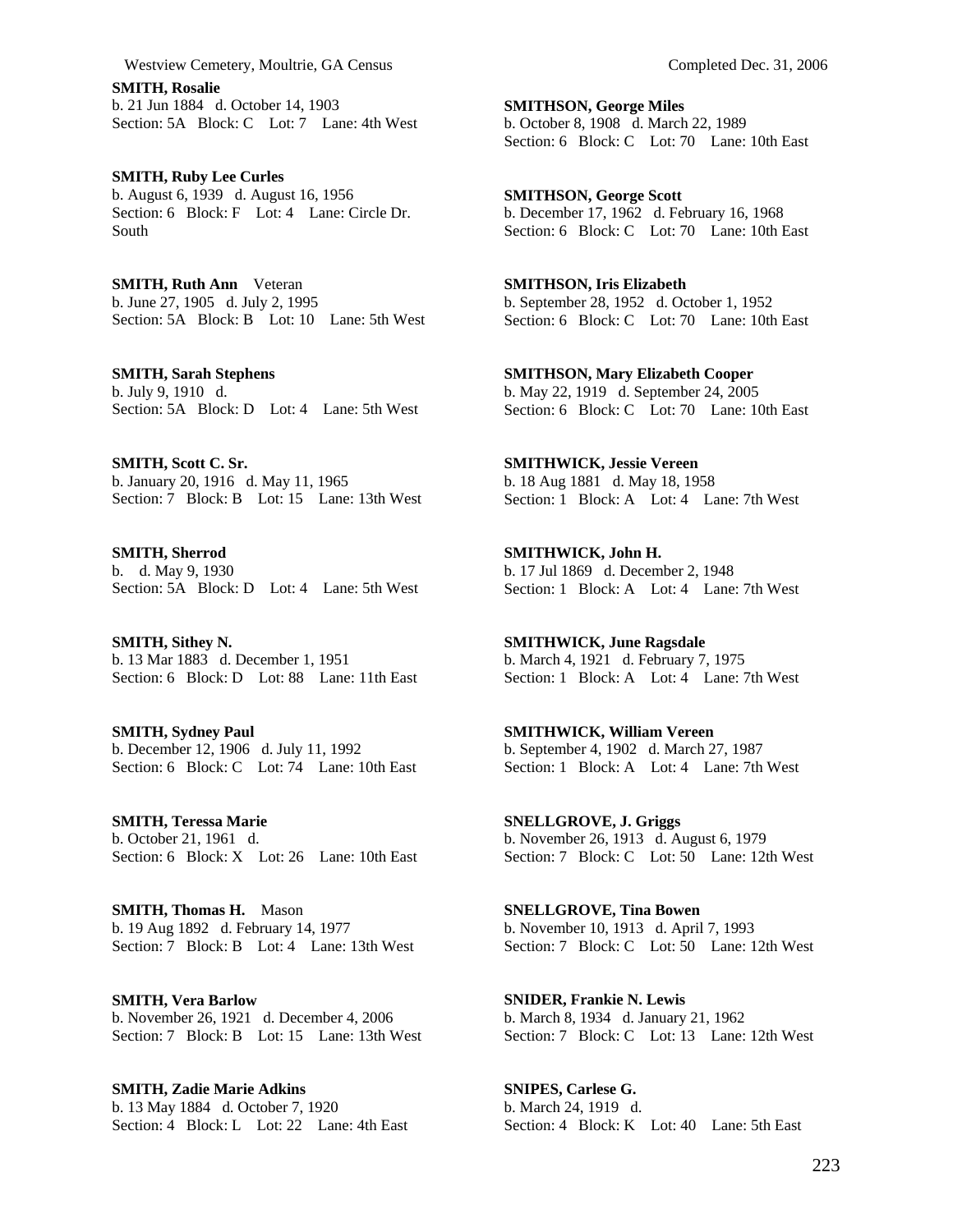**SMITH, Rosalie**
b. 21 Jun 1884 d. October 14, 1903
Section: 5A Block: C Lot: 7 Lane: 4th West

**SMITH, Ruby Lee Curles**
b. August 6, 1939 d. August 16, 1956
Section: 6 Block: F Lot: 4 Lane: Circle Dr. South

**SMITH, Ruth Ann** Veteran
b. June 27, 1905 d. July 2, 1995
Section: 5A Block: B Lot: 10 Lane: 5th West

**SMITH, Sarah Stephens**
b. July 9, 1910 d.
Section: 5A Block: D Lot: 4 Lane: 5th West

**SMITH, Scott C. Sr.**
b. January 20, 1916 d. May 11, 1965
Section: 7 Block: B Lot: 15 Lane: 13th West

**SMITH, Sherrod**
b. d. May 9, 1930
Section: 5A Block: D Lot: 4 Lane: 5th West

**SMITH, Sithey N.**
b. 13 Mar 1883 d. December 1, 1951
Section: 6 Block: D Lot: 88 Lane: 11th East

**SMITH, Sydney Paul**
b. December 12, 1906 d. July 11, 1992
Section: 6 Block: C Lot: 74 Lane: 10th East

**SMITH, Teressa Marie**
b. October 21, 1961 d.
Section: 6 Block: X Lot: 26 Lane: 10th East

**SMITH, Thomas H.** Mason
b. 19 Aug 1892 d. February 14, 1977
Section: 7 Block: B Lot: 4 Lane: 13th West

**SMITH, Vera Barlow**
b. November 26, 1921 d. December 4, 2006
Section: 7 Block: B Lot: 15 Lane: 13th West

**SMITH, Zadie Marie Adkins**
b. 13 May 1884 d. October 7, 1920
Section: 4 Block: L Lot: 22 Lane: 4th East

**SMITHSON, George Miles**
b. October 8, 1908 d. March 22, 1989
Section: 6 Block: C Lot: 70 Lane: 10th East

**SMITHSON, George Scott**
b. December 17, 1962 d. February 16, 1968
Section: 6 Block: C Lot: 70 Lane: 10th East

**SMITHSON, Iris Elizabeth**
b. September 28, 1952 d. October 1, 1952
Section: 6 Block: C Lot: 70 Lane: 10th East

**SMITHSON, Mary Elizabeth Cooper**
b. May 22, 1919 d. September 24, 2005
Section: 6 Block: C Lot: 70 Lane: 10th East

**SMITHWICK, Jessie Vereen**
b. 18 Aug 1881 d. May 18, 1958
Section: 1 Block: A Lot: 4 Lane: 7th West

**SMITHWICK, John H.**
b. 17 Jul 1869 d. December 2, 1948
Section: 1 Block: A Lot: 4 Lane: 7th West

**SMITHWICK, June Ragsdale**
b. March 4, 1921 d. February 7, 1975
Section: 1 Block: A Lot: 4 Lane: 7th West

**SMITHWICK, William Vereen**
b. September 4, 1902 d. March 27, 1987
Section: 1 Block: A Lot: 4 Lane: 7th West

**SNELLGROVE, J. Griggs**
b. November 26, 1913 d. August 6, 1979
Section: 7 Block: C Lot: 50 Lane: 12th West

**SNELLGROVE, Tina Bowen**
b. November 10, 1913 d. April 7, 1993
Section: 7 Block: C Lot: 50 Lane: 12th West

**SNIDER, Frankie N. Lewis**
b. March 8, 1934 d. January 21, 1962
Section: 7 Block: C Lot: 13 Lane: 12th West

**SNIPES, Carlese G.**
b. March 24, 1919 d.
Section: 4 Block: K Lot: 40 Lane: 5th East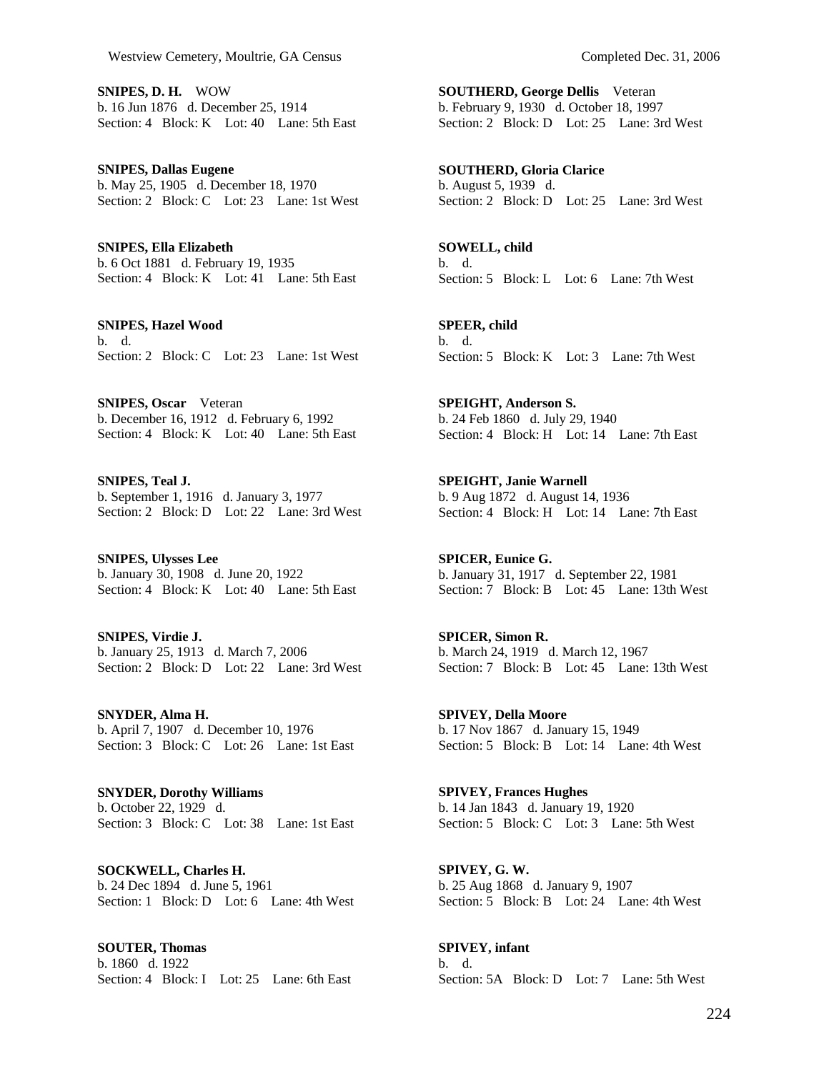**SNIPES, D. H.** WOW
b. 16 Jun 1876 d. December 25, 1914
Section: 4 Block: K Lot: 40 Lane: 5th East

**SNIPES, Dallas Eugene**
b. May 25, 1905 d. December 18, 1970
Section: 2 Block: C Lot: 23 Lane: 1st West

**SNIPES, Ella Elizabeth**
b. 6 Oct 1881 d. February 19, 1935
Section: 4 Block: K Lot: 41 Lane: 5th East

**SNIPES, Hazel Wood**
b. d.
Section: 2 Block: C Lot: 23 Lane: 1st West

**SNIPES, Oscar** Veteran
b. December 16, 1912 d. February 6, 1992
Section: 4 Block: K Lot: 40 Lane: 5th East

**SNIPES, Teal J.**
b. September 1, 1916 d. January 3, 1977
Section: 2 Block: D Lot: 22 Lane: 3rd West

**SNIPES, Ulysses Lee**
b. January 30, 1908 d. June 20, 1922
Section: 4 Block: K Lot: 40 Lane: 5th East

**SNIPES, Virdie J.**
b. January 25, 1913 d. March 7, 2006
Section: 2 Block: D Lot: 22 Lane: 3rd West

**SNYDER, Alma H.**
b. April 7, 1907 d. December 10, 1976
Section: 3 Block: C Lot: 26 Lane: 1st East

**SNYDER, Dorothy Williams**
b. October 22, 1929 d.
Section: 3 Block: C Lot: 38 Lane: 1st East

**SOCKWELL, Charles H.**
b. 24 Dec 1894 d. June 5, 1961
Section: 1 Block: D Lot: 6 Lane: 4th West

**SOUTER, Thomas**
b. 1860 d. 1922
Section: 4 Block: I Lot: 25 Lane: 6th East

**SOUTHERD, George Dellis** Veteran
b. February 9, 1930 d. October 18, 1997
Section: 2 Block: D Lot: 25 Lane: 3rd West

**SOUTHERD, Gloria Clarice**
b. August 5, 1939 d.
Section: 2 Block: D Lot: 25 Lane: 3rd West

**SOWELL, child**
b. d.
Section: 5 Block: L Lot: 6 Lane: 7th West

**SPEER, child**
b. d.
Section: 5 Block: K Lot: 3 Lane: 7th West

**SPEIGHT, Anderson S.**
b. 24 Feb 1860 d. July 29, 1940
Section: 4 Block: H Lot: 14 Lane: 7th East

**SPEIGHT, Janie Warnell**
b. 9 Aug 1872 d. August 14, 1936
Section: 4 Block: H Lot: 14 Lane: 7th East

**SPICER, Eunice G.**
b. January 31, 1917 d. September 22, 1981
Section: 7 Block: B Lot: 45 Lane: 13th West

**SPICER, Simon R.**
b. March 24, 1919 d. March 12, 1967
Section: 7 Block: B Lot: 45 Lane: 13th West

**SPIVEY, Della Moore**
b. 17 Nov 1867 d. January 15, 1949
Section: 5 Block: B Lot: 14 Lane: 4th West

**SPIVEY, Frances Hughes**
b. 14 Jan 1843 d. January 19, 1920
Section: 5 Block: C Lot: 3 Lane: 5th West

**SPIVEY, G. W.**
b. 25 Aug 1868 d. January 9, 1907
Section: 5 Block: B Lot: 24 Lane: 4th West

**SPIVEY, infant**
b. d.
Section: 5A Block: D Lot: 7 Lane: 5th West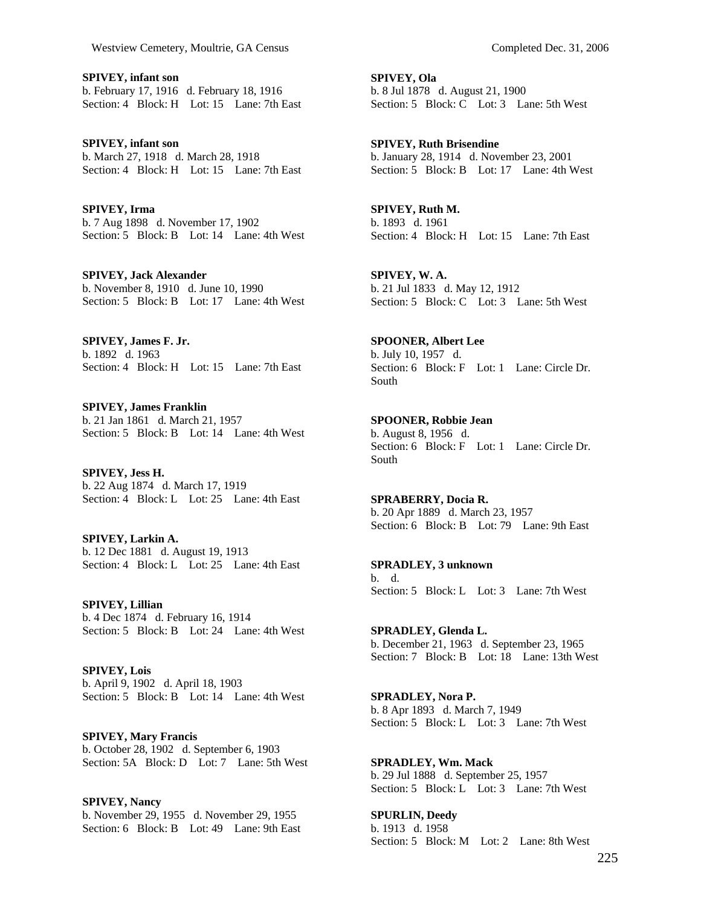**SPIVEY, infant son**
b. February 17, 1916 d. February 18, 1916
Section: 4 Block: H Lot: 15 Lane: 7th East

**SPIVEY, infant son**
b. March 27, 1918 d. March 28, 1918
Section: 4 Block: H Lot: 15 Lane: 7th East

**SPIVEY, Irma**
b. 7 Aug 1898 d. November 17, 1902
Section: 5 Block: B Lot: 14 Lane: 4th West

**SPIVEY, Jack Alexander**
b. November 8, 1910 d. June 10, 1990
Section: 5 Block: B Lot: 17 Lane: 4th West

**SPIVEY, James F. Jr.**
b. 1892 d. 1963
Section: 4 Block: H Lot: 15 Lane: 7th East

**SPIVEY, James Franklin**
b. 21 Jan 1861 d. March 21, 1957
Section: 5 Block: B Lot: 14 Lane: 4th West

**SPIVEY, Jess H.**
b. 22 Aug 1874 d. March 17, 1919
Section: 4 Block: L Lot: 25 Lane: 4th East

**SPIVEY, Larkin A.**
b. 12 Dec 1881 d. August 19, 1913
Section: 4 Block: L Lot: 25 Lane: 4th East

**SPIVEY, Lillian**
b. 4 Dec 1874 d. February 16, 1914
Section: 5 Block: B Lot: 24 Lane: 4th West

**SPIVEY, Lois**
b. April 9, 1902 d. April 18, 1903
Section: 5 Block: B Lot: 14 Lane: 4th West

**SPIVEY, Mary Francis**
b. October 28, 1902 d. September 6, 1903
Section: 5A Block: D Lot: 7 Lane: 5th West

**SPIVEY, Nancy**
b. November 29, 1955 d. November 29, 1955
Section: 6 Block: B Lot: 49 Lane: 9th East

**SPIVEY, Ola**
b. 8 Jul 1878 d. August 21, 1900
Section: 5 Block: C Lot: 3 Lane: 5th West

**SPIVEY, Ruth Brisendine**
b. January 28, 1914 d. November 23, 2001
Section: 5 Block: B Lot: 17 Lane: 4th West

**SPIVEY, Ruth M.**
b. 1893 d. 1961
Section: 4 Block: H Lot: 15 Lane: 7th East

**SPIVEY, W. A.**
b. 21 Jul 1833 d. May 12, 1912
Section: 5 Block: C Lot: 3 Lane: 5th West

**SPOONER, Albert Lee**
b. July 10, 1957 d.
Section: 6 Block: F Lot: 1 Lane: Circle Dr. South

**SPOONER, Robbie Jean**
b. August 8, 1956 d.
Section: 6 Block: F Lot: 1 Lane: Circle Dr. South

**SPRABERRY, Docia R.**
b. 20 Apr 1889 d. March 23, 1957
Section: 6 Block: B Lot: 79 Lane: 9th East

**SPRADLEY, 3 unknown**
b. d.
Section: 5 Block: L Lot: 3 Lane: 7th West

**SPRADLEY, Glenda L.**
b. December 21, 1963 d. September 23, 1965
Section: 7 Block: B Lot: 18 Lane: 13th West

**SPRADLEY, Nora P.**
b. 8 Apr 1893 d. March 7, 1949
Section: 5 Block: L Lot: 3 Lane: 7th West

**SPRADLEY, Wm. Mack**
b. 29 Jul 1888 d. September 25, 1957
Section: 5 Block: L Lot: 3 Lane: 7th West

**SPURLIN, Deedy**
b. 1913 d. 1958
Section: 5 Block: M Lot: 2 Lane: 8th West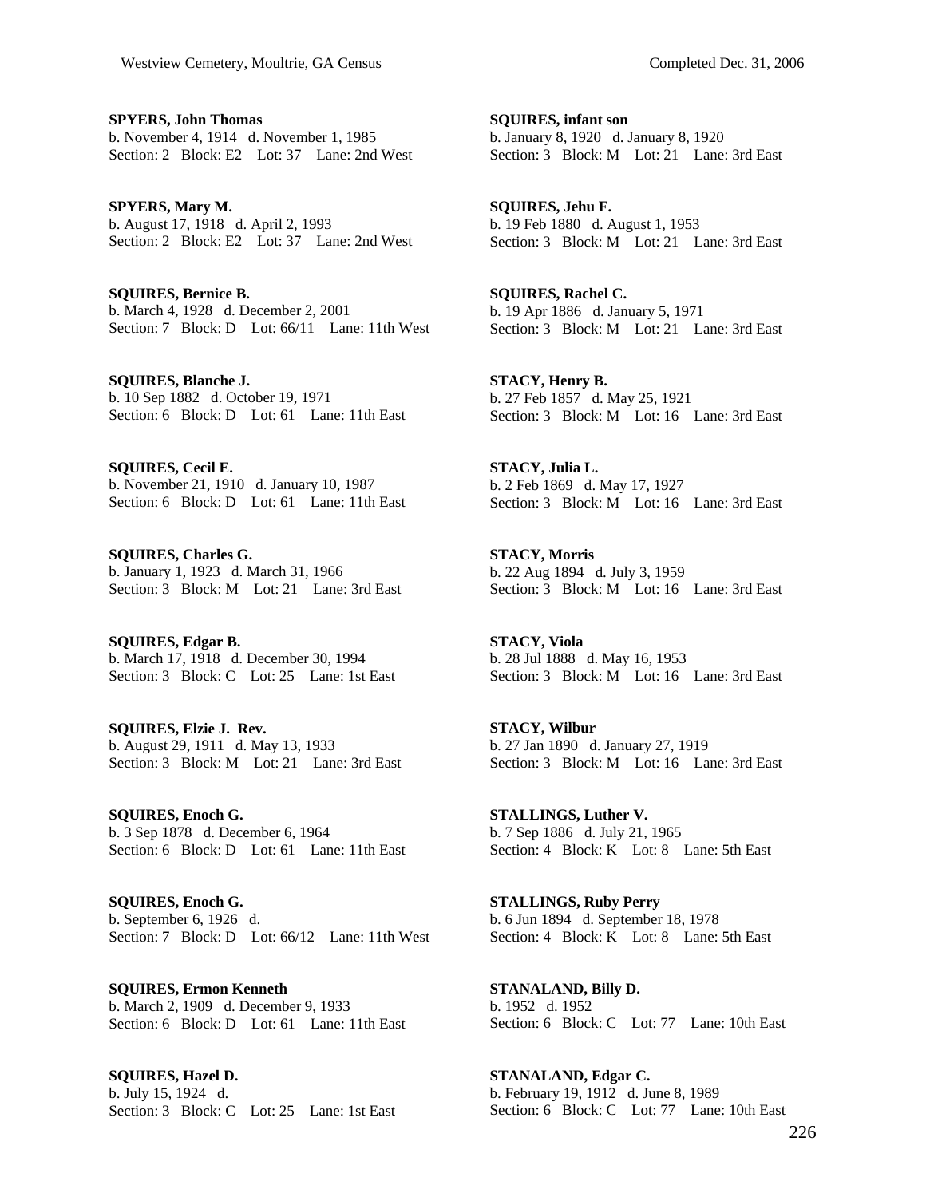**SPYERS, John Thomas**
b. November 4, 1914 d. November 1, 1985
Section: 2 Block: E2 Lot: 37 Lane: 2nd West

**SPYERS, Mary M.**
b. August 17, 1918 d. April 2, 1993
Section: 2 Block: E2 Lot: 37 Lane: 2nd West

**SQUIRES, Bernice B.**
b. March 4, 1928 d. December 2, 2001
Section: 7 Block: D Lot: 66/11 Lane: 11th West

**SQUIRES, Blanche J.**
b. 10 Sep 1882 d. October 19, 1971
Section: 6 Block: D Lot: 61 Lane: 11th East

**SQUIRES, Cecil E.**
b. November 21, 1910 d. January 10, 1987
Section: 6 Block: D Lot: 61 Lane: 11th East

**SQUIRES, Charles G.**
b. January 1, 1923 d. March 31, 1966
Section: 3 Block: M Lot: 21 Lane: 3rd East

**SQUIRES, Edgar B.**
b. March 17, 1918 d. December 30, 1994
Section: 3 Block: C Lot: 25 Lane: 1st East

**SQUIRES, Elzie J. Rev.**
b. August 29, 1911 d. May 13, 1933
Section: 3 Block: M Lot: 21 Lane: 3rd East

**SQUIRES, Enoch G.**
b. 3 Sep 1878 d. December 6, 1964
Section: 6 Block: D Lot: 61 Lane: 11th East

**SQUIRES, Enoch G.**
b. September 6, 1926 d.
Section: 7 Block: D Lot: 66/12 Lane: 11th West

**SQUIRES, Ermon Kenneth**
b. March 2, 1909 d. December 9, 1933
Section: 6 Block: D Lot: 61 Lane: 11th East

**SQUIRES, Hazel D.**
b. July 15, 1924 d.
Section: 3 Block: C Lot: 25 Lane: 1st East

**SQUIRES, infant son**
b. January 8, 1920 d. January 8, 1920
Section: 3 Block: M Lot: 21 Lane: 3rd East

**SQUIRES, Jehu F.**
b. 19 Feb 1880 d. August 1, 1953
Section: 3 Block: M Lot: 21 Lane: 3rd East

**SQUIRES, Rachel C.**
b. 19 Apr 1886 d. January 5, 1971
Section: 3 Block: M Lot: 21 Lane: 3rd East

**STACY, Henry B.**
b. 27 Feb 1857 d. May 25, 1921
Section: 3 Block: M Lot: 16 Lane: 3rd East

**STACY, Julia L.**
b. 2 Feb 1869 d. May 17, 1927
Section: 3 Block: M Lot: 16 Lane: 3rd East

**STACY, Morris**
b. 22 Aug 1894 d. July 3, 1959
Section: 3 Block: M Lot: 16 Lane: 3rd East

**STACY, Viola**
b. 28 Jul 1888 d. May 16, 1953
Section: 3 Block: M Lot: 16 Lane: 3rd East

**STACY, Wilbur**
b. 27 Jan 1890 d. January 27, 1919
Section: 3 Block: M Lot: 16 Lane: 3rd East

**STALLINGS, Luther V.**
b. 7 Sep 1886 d. July 21, 1965
Section: 4 Block: K Lot: 8 Lane: 5th East

**STALLINGS, Ruby Perry**
b. 6 Jun 1894 d. September 18, 1978
Section: 4 Block: K Lot: 8 Lane: 5th East

**STANALAND, Billy D.**
b. 1952 d. 1952
Section: 6 Block: C Lot: 77 Lane: 10th East

**STANALAND, Edgar C.**
b. February 19, 1912 d. June 8, 1989
Section: 6 Block: C Lot: 77 Lane: 10th East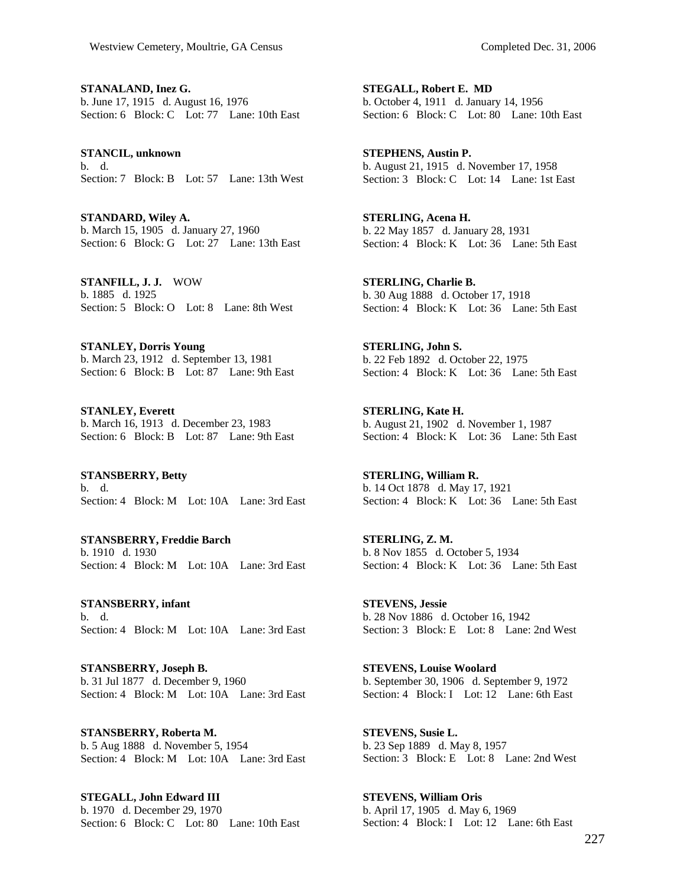**STANALAND, Inez G.**
b. June 17, 1915 d. August 16, 1976
Section: 6 Block: C Lot: 77 Lane: 10th East

**STANCIL, unknown**
b. d.
Section: 7 Block: B Lot: 57 Lane: 13th West

**STANDARD, Wiley A.**
b. March 15, 1905 d. January 27, 1960
Section: 6 Block: G Lot: 27 Lane: 13th East

**STANFILL, J. J.** WOW
b. 1885 d. 1925
Section: 5 Block: O Lot: 8 Lane: 8th West

**STANLEY, Dorris Young**
b. March 23, 1912 d. September 13, 1981
Section: 6 Block: B Lot: 87 Lane: 9th East

**STANLEY, Everett**
b. March 16, 1913 d. December 23, 1983
Section: 6 Block: B Lot: 87 Lane: 9th East

**STANSBERRY, Betty**
b. d.
Section: 4 Block: M Lot: 10A Lane: 3rd East

**STANSBERRY, Freddie Barch**
b. 1910 d. 1930
Section: 4 Block: M Lot: 10A Lane: 3rd East

**STANSBERRY, infant**
b. d.
Section: 4 Block: M Lot: 10A Lane: 3rd East

**STANSBERRY, Joseph B.**
b. 31 Jul 1877 d. December 9, 1960
Section: 4 Block: M Lot: 10A Lane: 3rd East

**STANSBERRY, Roberta M.**
b. 5 Aug 1888 d. November 5, 1954
Section: 4 Block: M Lot: 10A Lane: 3rd East

**STEGALL, John Edward III**
b. 1970 d. December 29, 1970
Section: 6 Block: C Lot: 80 Lane: 10th East

**STEGALL, Robert E. MD**
b. October 4, 1911 d. January 14, 1956
Section: 6 Block: C Lot: 80 Lane: 10th East

**STEPHENS, Austin P.**
b. August 21, 1915 d. November 17, 1958
Section: 3 Block: C Lot: 14 Lane: 1st East

**STERLING, Acena H.**
b. 22 May 1857 d. January 28, 1931
Section: 4 Block: K Lot: 36 Lane: 5th East

**STERLING, Charlie B.**
b. 30 Aug 1888 d. October 17, 1918
Section: 4 Block: K Lot: 36 Lane: 5th East

**STERLING, John S.**
b. 22 Feb 1892 d. October 22, 1975
Section: 4 Block: K Lot: 36 Lane: 5th East

**STERLING, Kate H.**
b. August 21, 1902 d. November 1, 1987
Section: 4 Block: K Lot: 36 Lane: 5th East

**STERLING, William R.**
b. 14 Oct 1878 d. May 17, 1921
Section: 4 Block: K Lot: 36 Lane: 5th East

**STERLING, Z. M.**
b. 8 Nov 1855 d. October 5, 1934
Section: 4 Block: K Lot: 36 Lane: 5th East

**STEVENS, Jessie**
b. 28 Nov 1886 d. October 16, 1942
Section: 3 Block: E Lot: 8 Lane: 2nd West

**STEVENS, Louise Woolard**
b. September 30, 1906 d. September 9, 1972
Section: 4 Block: I Lot: 12 Lane: 6th East

**STEVENS, Susie L.**
b. 23 Sep 1889 d. May 8, 1957
Section: 3 Block: E Lot: 8 Lane: 2nd West

**STEVENS, William Oris**
b. April 17, 1905 d. May 6, 1969
Section: 4 Block: I Lot: 12 Lane: 6th East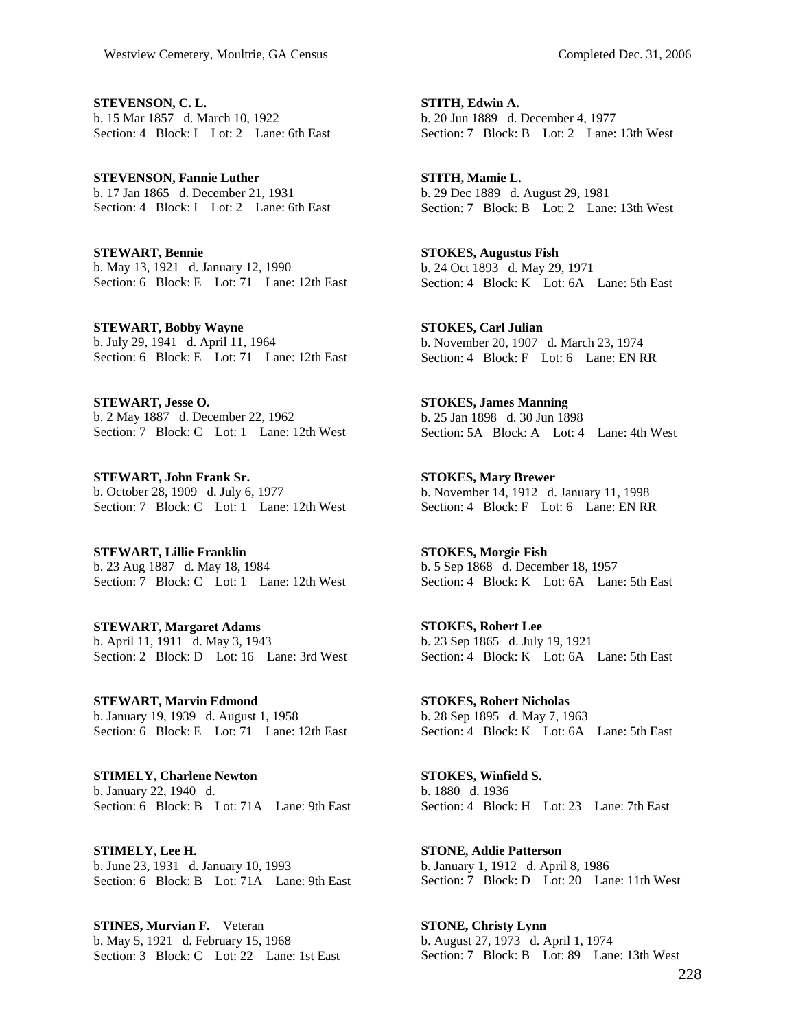**STEVENSON, C. L.**
b. 15 Mar 1857 d. March 10, 1922
Section: 4 Block: I Lot: 2 Lane: 6th East

**STEVENSON, Fannie Luther**
b. 17 Jan 1865 d. December 21, 1931
Section: 4 Block: I Lot: 2 Lane: 6th East

**STEWART, Bennie**
b. May 13, 1921 d. January 12, 1990
Section: 6 Block: E Lot: 71 Lane: 12th East

**STEWART, Bobby Wayne**
b. July 29, 1941 d. April 11, 1964
Section: 6 Block: E Lot: 71 Lane: 12th East

**STEWART, Jesse O.**
b. 2 May 1887 d. December 22, 1962
Section: 7 Block: C Lot: 1 Lane: 12th West

**STEWART, John Frank Sr.**
b. October 28, 1909 d. July 6, 1977
Section: 7 Block: C Lot: 1 Lane: 12th West

**STEWART, Lillie Franklin**
b. 23 Aug 1887 d. May 18, 1984
Section: 7 Block: C Lot: 1 Lane: 12th West

**STEWART, Margaret Adams**
b. April 11, 1911 d. May 3, 1943
Section: 2 Block: D Lot: 16 Lane: 3rd West

**STEWART, Marvin Edmond**
b. January 19, 1939 d. August 1, 1958
Section: 6 Block: E Lot: 71 Lane: 12th East

**STIMELY, Charlene Newton**
b. January 22, 1940 d.
Section: 6 Block: B Lot: 71A Lane: 9th East

**STIMELY, Lee H.**
b. June 23, 1931 d. January 10, 1993
Section: 6 Block: B Lot: 71A Lane: 9th East

**STINES, Murvian F.** Veteran
b. May 5, 1921 d. February 15, 1968
Section: 3 Block: C Lot: 22 Lane: 1st East

**STITH, Edwin A.**
b. 20 Jun 1889 d. December 4, 1977
Section: 7 Block: B Lot: 2 Lane: 13th West

**STITH, Mamie L.**
b. 29 Dec 1889 d. August 29, 1981
Section: 7 Block: B Lot: 2 Lane: 13th West

**STOKES, Augustus Fish**
b. 24 Oct 1893 d. May 29, 1971
Section: 4 Block: K Lot: 6A Lane: 5th East

**STOKES, Carl Julian**
b. November 20, 1907 d. March 23, 1974
Section: 4 Block: F Lot: 6 Lane: EN RR

**STOKES, James Manning**
b. 25 Jan 1898 d. 30 Jun 1898
Section: 5A Block: A Lot: 4 Lane: 4th West

**STOKES, Mary Brewer**
b. November 14, 1912 d. January 11, 1998
Section: 4 Block: F Lot: 6 Lane: EN RR

**STOKES, Morgie Fish**
b. 5 Sep 1868 d. December 18, 1957
Section: 4 Block: K Lot: 6A Lane: 5th East

**STOKES, Robert Lee**
b. 23 Sep 1865 d. July 19, 1921
Section: 4 Block: K Lot: 6A Lane: 5th East

**STOKES, Robert Nicholas**
b. 28 Sep 1895 d. May 7, 1963
Section: 4 Block: K Lot: 6A Lane: 5th East

**STOKES, Winfield S.**
b. 1880 d. 1936
Section: 4 Block: H Lot: 23 Lane: 7th East

**STONE, Addie Patterson**
b. January 1, 1912 d. April 8, 1986
Section: 7 Block: D Lot: 20 Lane: 11th West

**STONE, Christy Lynn**
b. August 27, 1973 d. April 1, 1974
Section: 7 Block: B Lot: 89 Lane: 13th West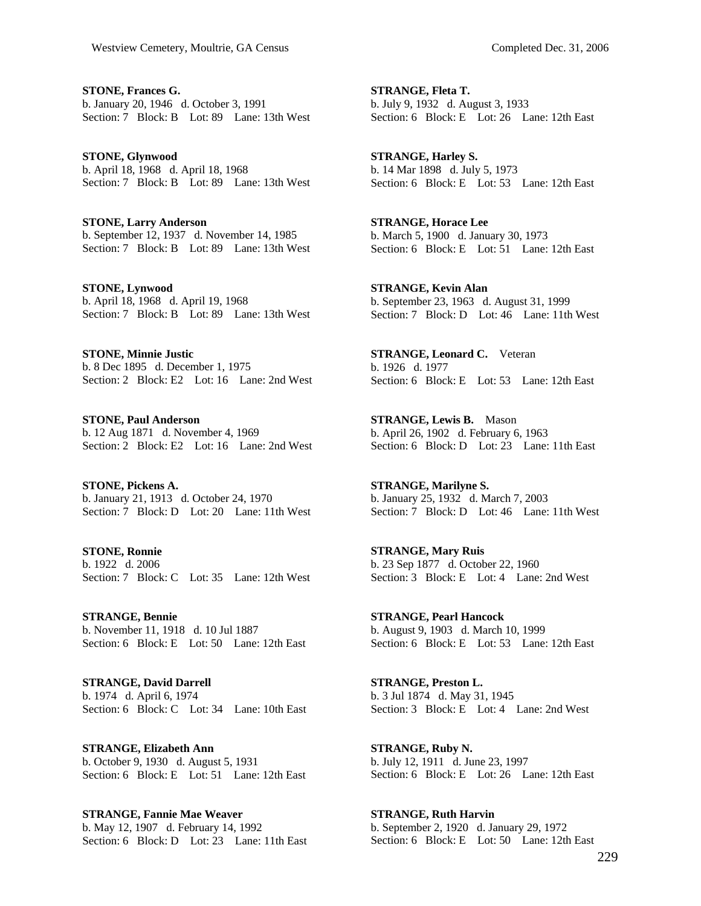**STONE, Frances G.**
b. January 20, 1946 d. October 3, 1991
Section: 7 Block: B Lot: 89 Lane: 13th West

**STONE, Glynwood**
b. April 18, 1968 d. April 18, 1968
Section: 7 Block: B Lot: 89 Lane: 13th West

**STONE, Larry Anderson**
b. September 12, 1937 d. November 14, 1985
Section: 7 Block: B Lot: 89 Lane: 13th West

**STONE, Lynwood**
b. April 18, 1968 d. April 19, 1968
Section: 7 Block: B Lot: 89 Lane: 13th West

**STONE, Minnie Justic**
b. 8 Dec 1895 d. December 1, 1975
Section: 2 Block: E2 Lot: 16 Lane: 2nd West

**STONE, Paul Anderson**
b. 12 Aug 1871 d. November 4, 1969
Section: 2 Block: E2 Lot: 16 Lane: 2nd West

**STONE, Pickens A.**
b. January 21, 1913 d. October 24, 1970
Section: 7 Block: D Lot: 20 Lane: 11th West

**STONE, Ronnie**
b. 1922 d. 2006
Section: 7 Block: C Lot: 35 Lane: 12th West

**STRANGE, Bennie**
b. November 11, 1918 d. 10 Jul 1887
Section: 6 Block: E Lot: 50 Lane: 12th East

**STRANGE, David Darrell**
b. 1974 d. April 6, 1974
Section: 6 Block: C Lot: 34 Lane: 10th East

**STRANGE, Elizabeth Ann**
b. October 9, 1930 d. August 5, 1931
Section: 6 Block: E Lot: 51 Lane: 12th East

**STRANGE, Fannie Mae Weaver**
b. May 12, 1907 d. February 14, 1992
Section: 6 Block: D Lot: 23 Lane: 11th East

**STRANGE, Fleta T.**
b. July 9, 1932 d. August 3, 1933
Section: 6 Block: E Lot: 26 Lane: 12th East

**STRANGE, Harley S.**
b. 14 Mar 1898 d. July 5, 1973
Section: 6 Block: E Lot: 53 Lane: 12th East

**STRANGE, Horace Lee**
b. March 5, 1900 d. January 30, 1973
Section: 6 Block: E Lot: 51 Lane: 12th East

**STRANGE, Kevin Alan**
b. September 23, 1963 d. August 31, 1999
Section: 7 Block: D Lot: 46 Lane: 11th West

**STRANGE, Leonard C.** Veteran
b. 1926 d. 1977
Section: 6 Block: E Lot: 53 Lane: 12th East

**STRANGE, Lewis B.** Mason
b. April 26, 1902 d. February 6, 1963
Section: 6 Block: D Lot: 23 Lane: 11th East

**STRANGE, Marilyne S.**
b. January 25, 1932 d. March 7, 2003
Section: 7 Block: D Lot: 46 Lane: 11th West

**STRANGE, Mary Ruis**
b. 23 Sep 1877 d. October 22, 1960
Section: 3 Block: E Lot: 4 Lane: 2nd West

**STRANGE, Pearl Hancock**
b. August 9, 1903 d. March 10, 1999
Section: 6 Block: E Lot: 53 Lane: 12th East

**STRANGE, Preston L.**
b. 3 Jul 1874 d. May 31, 1945
Section: 3 Block: E Lot: 4 Lane: 2nd West

**STRANGE, Ruby N.**
b. July 12, 1911 d. June 23, 1997
Section: 6 Block: E Lot: 26 Lane: 12th East

**STRANGE, Ruth Harvin**
b. September 2, 1920 d. January 29, 1972
Section: 6 Block: E Lot: 50 Lane: 12th East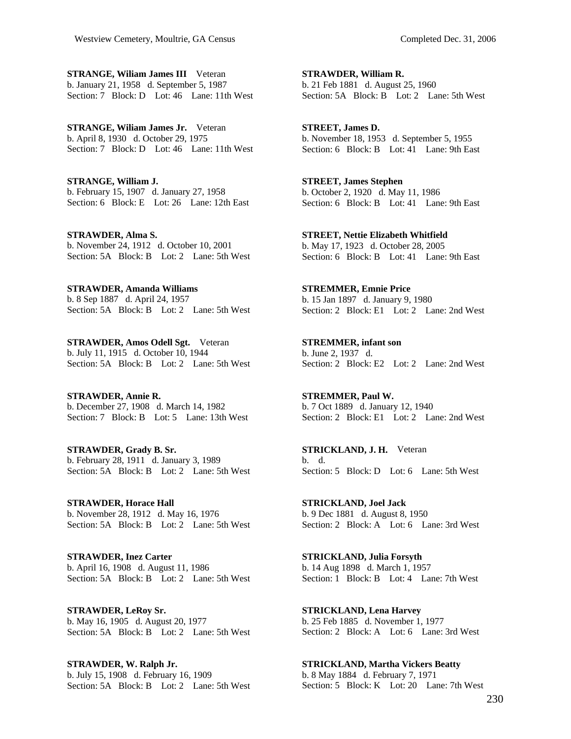**STRANGE, Wiliam James III** Veteran
b. January 21, 1958 d. September 5, 1987
Section: 7 Block: D Lot: 46 Lane: 11th West

**STRANGE, Wiliam James Jr.** Veteran
b. April 8, 1930 d. October 29, 1975
Section: 7 Block: D Lot: 46 Lane: 11th West

**STRANGE, William J.**
b. February 15, 1907 d. January 27, 1958
Section: 6 Block: E Lot: 26 Lane: 12th East

**STRAWDER, Alma S.**
b. November 24, 1912 d. October 10, 2001
Section: 5A Block: B Lot: 2 Lane: 5th West

**STRAWDER, Amanda Williams**
b. 8 Sep 1887 d. April 24, 1957
Section: 5A Block: B Lot: 2 Lane: 5th West

**STRAWDER, Amos Odell Sgt.** Veteran
b. July 11, 1915 d. October 10, 1944
Section: 5A Block: B Lot: 2 Lane: 5th West

**STRAWDER, Annie R.**
b. December 27, 1908 d. March 14, 1982
Section: 7 Block: B Lot: 5 Lane: 13th West

**STRAWDER, Grady B. Sr.**
b. February 28, 1911 d. January 3, 1989
Section: 5A Block: B Lot: 2 Lane: 5th West

**STRAWDER, Horace Hall**
b. November 28, 1912 d. May 16, 1976
Section: 5A Block: B Lot: 2 Lane: 5th West

**STRAWDER, Inez Carter**
b. April 16, 1908 d. August 11, 1986
Section: 5A Block: B Lot: 2 Lane: 5th West

**STRAWDER, LeRoy Sr.**
b. May 16, 1905 d. August 20, 1977
Section: 5A Block: B Lot: 2 Lane: 5th West

**STRAWDER, W. Ralph Jr.**
b. July 15, 1908 d. February 16, 1909
Section: 5A Block: B Lot: 2 Lane: 5th West

**STRAWDER, William R.**
b. 21 Feb 1881 d. August 25, 1960
Section: 5A Block: B Lot: 2 Lane: 5th West

**STREET, James D.**
b. November 18, 1953 d. September 5, 1955
Section: 6 Block: B Lot: 41 Lane: 9th East

**STREET, James Stephen**
b. October 2, 1920 d. May 11, 1986
Section: 6 Block: B Lot: 41 Lane: 9th East

**STREET, Nettie Elizabeth Whitfield**
b. May 17, 1923 d. October 28, 2005
Section: 6 Block: B Lot: 41 Lane: 9th East

**STREMMER, Emnie Price**
b. 15 Jan 1897 d. January 9, 1980
Section: 2 Block: E1 Lot: 2 Lane: 2nd West

**STREMMER, infant son**
b. June 2, 1937 d.
Section: 2 Block: E2 Lot: 2 Lane: 2nd West

**STREMMER, Paul W.**
b. 7 Oct 1889 d. January 12, 1940
Section: 2 Block: E1 Lot: 2 Lane: 2nd West

**STRICKLAND, J. H.** Veteran
b. d.
Section: 5 Block: D Lot: 6 Lane: 5th West

**STRICKLAND, Joel Jack**
b. 9 Dec 1881 d. August 8, 1950
Section: 2 Block: A Lot: 6 Lane: 3rd West

**STRICKLAND, Julia Forsyth**
b. 14 Aug 1898 d. March 1, 1957
Section: 1 Block: B Lot: 4 Lane: 7th West

**STRICKLAND, Lena Harvey**
b. 25 Feb 1885 d. November 1, 1977
Section: 2 Block: A Lot: 6 Lane: 3rd West

**STRICKLAND, Martha Vickers Beatty**
b. 8 May 1884 d. February 7, 1971
Section: 5 Block: K Lot: 20 Lane: 7th West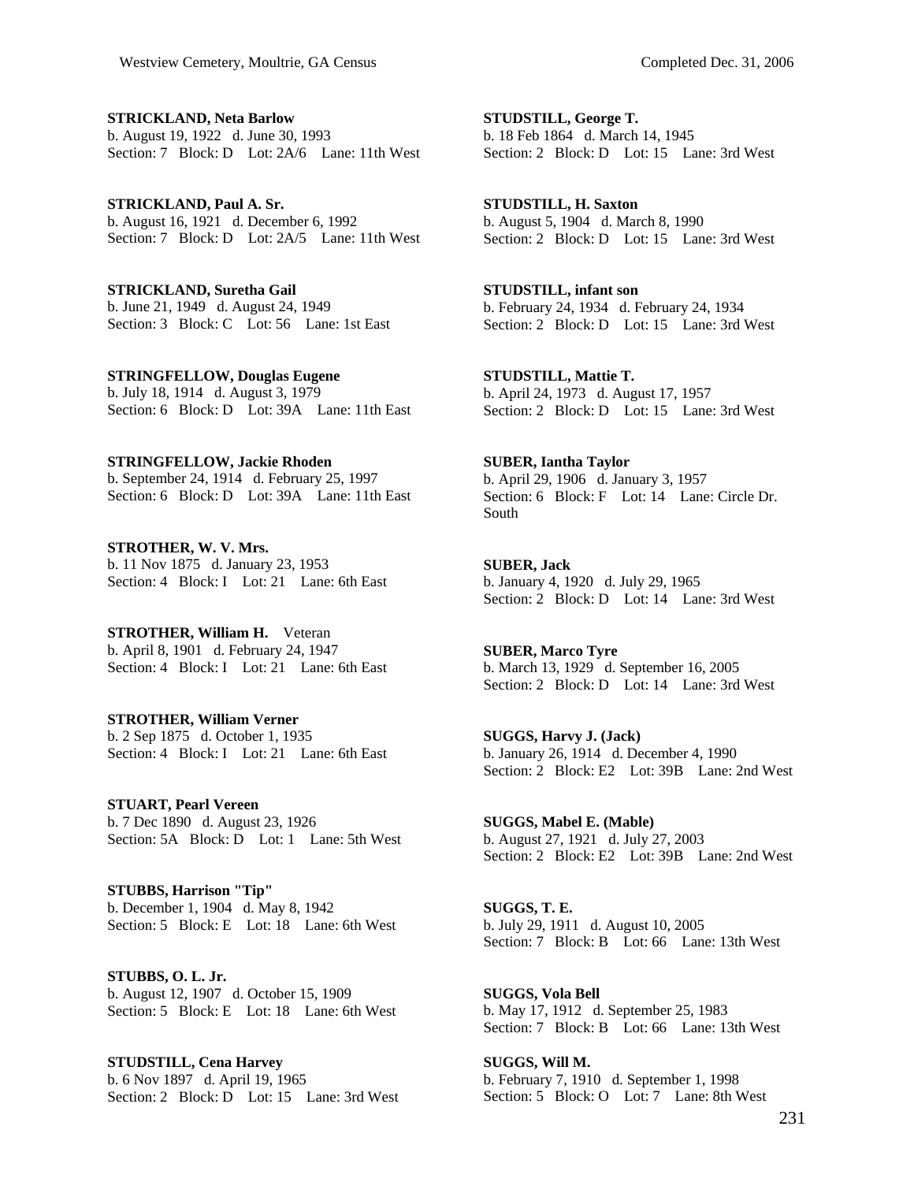**STRICKLAND, Neta Barlow**
b. August 19, 1922 d. June 30, 1993
Section: 7 Block: D Lot: 2A/6 Lane: 11th West

**STRICKLAND, Paul A. Sr.**
b. August 16, 1921 d. December 6, 1992
Section: 7 Block: D Lot: 2A/5 Lane: 11th West

**STRICKLAND, Suretha Gail**
b. June 21, 1949 d. August 24, 1949
Section: 3 Block: C Lot: 56 Lane: 1st East

**STRINGFELLOW, Douglas Eugene**
b. July 18, 1914 d. August 3, 1979
Section: 6 Block: D Lot: 39A Lane: 11th East

**STRINGFELLOW, Jackie Rhoden**
b. September 24, 1914 d. February 25, 1997
Section: 6 Block: D Lot: 39A Lane: 11th East

**STROTHER, W. V. Mrs.**
b. 11 Nov 1875 d. January 23, 1953
Section: 4 Block: I Lot: 21 Lane: 6th East

**STROTHER, William H.** Veteran
b. April 8, 1901 d. February 24, 1947
Section: 4 Block: I Lot: 21 Lane: 6th East

**STROTHER, William Verner**
b. 2 Sep 1875 d. October 1, 1935
Section: 4 Block: I Lot: 21 Lane: 6th East

**STUART, Pearl Vereen**
b. 7 Dec 1890 d. August 23, 1926
Section: 5A Block: D Lot: 1 Lane: 5th West

**STUBBS, Harrison "Tip"**
b. December 1, 1904 d. May 8, 1942
Section: 5 Block: E Lot: 18 Lane: 6th West

**STUBBS, O. L. Jr.**
b. August 12, 1907 d. October 15, 1909
Section: 5 Block: E Lot: 18 Lane: 6th West

**STUDSTILL, Cena Harvey**
b. 6 Nov 1897 d. April 19, 1965
Section: 2 Block: D Lot: 15 Lane: 3rd West

**STUDSTILL, George T.**
b. 18 Feb 1864 d. March 14, 1945
Section: 2 Block: D Lot: 15 Lane: 3rd West

**STUDSTILL, H. Saxton**
b. August 5, 1904 d. March 8, 1990
Section: 2 Block: D Lot: 15 Lane: 3rd West

**STUDSTILL, infant son**
b. February 24, 1934 d. February 24, 1934
Section: 2 Block: D Lot: 15 Lane: 3rd West

**STUDSTILL, Mattie T.**
b. April 24, 1973 d. August 17, 1957
Section: 2 Block: D Lot: 15 Lane: 3rd West

**SUBER, Iantha Taylor**
b. April 29, 1906 d. January 3, 1957
Section: 6 Block: F Lot: 14 Lane: Circle Dr. South

**SUBER, Jack**
b. January 4, 1920 d. July 29, 1965
Section: 2 Block: D Lot: 14 Lane: 3rd West

**SUBER, Marco Tyre**
b. March 13, 1929 d. September 16, 2005
Section: 2 Block: D Lot: 14 Lane: 3rd West

**SUGGS, Harvy J. (Jack)**
b. January 26, 1914 d. December 4, 1990
Section: 2 Block: E2 Lot: 39B Lane: 2nd West

**SUGGS, Mabel E. (Mable)**
b. August 27, 1921 d. July 27, 2003
Section: 2 Block: E2 Lot: 39B Lane: 2nd West

**SUGGS, T. E.**
b. July 29, 1911 d. August 10, 2005
Section: 7 Block: B Lot: 66 Lane: 13th West

**SUGGS, Vola Bell**
b. May 17, 1912 d. September 25, 1983
Section: 7 Block: B Lot: 66 Lane: 13th West

**SUGGS, Will M.**
b. February 7, 1910 d. September 1, 1998
Section: 5 Block: O Lot: 7 Lane: 8th West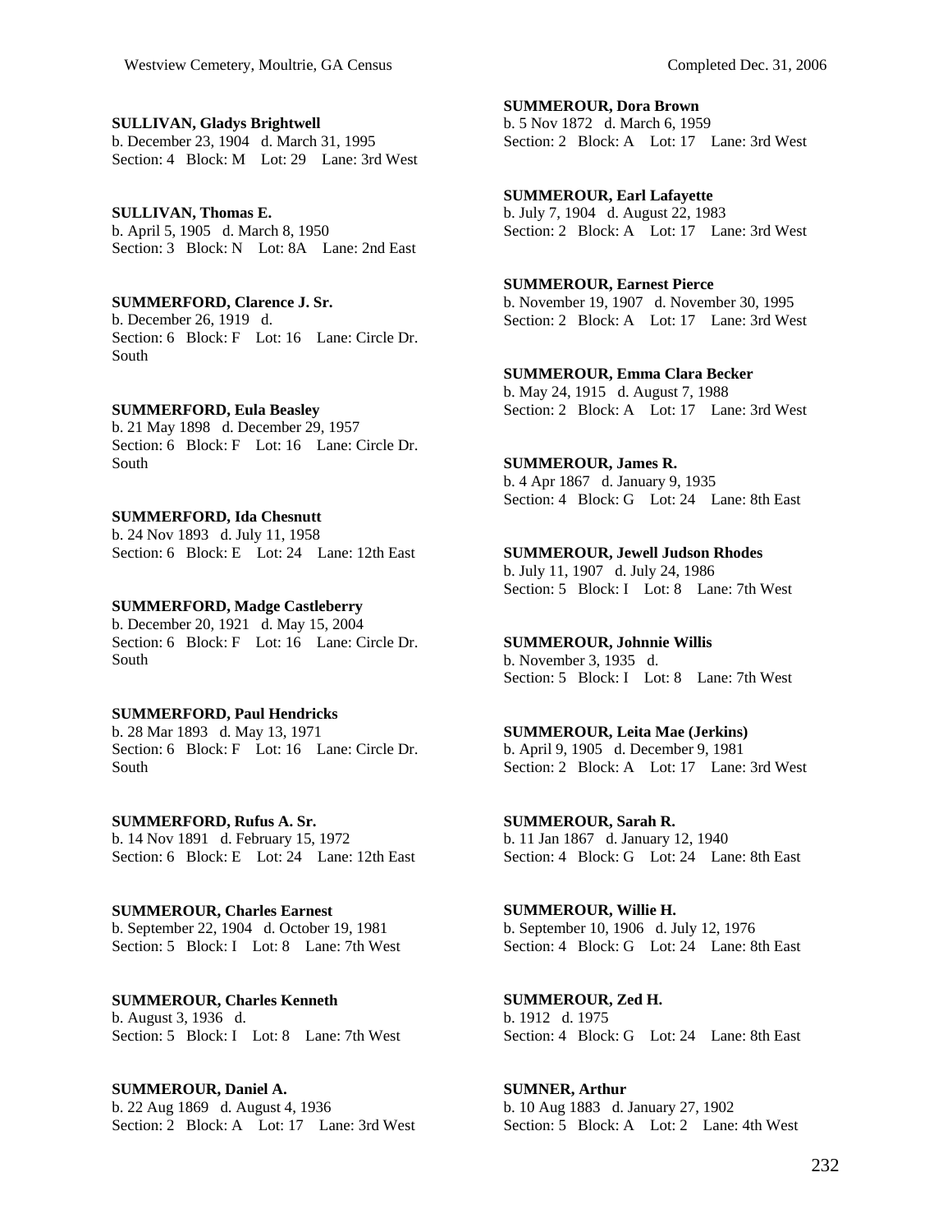**SULLIVAN, Gladys Brightwell**
b. December 23, 1904 d. March 31, 1995
Section: 4 Block: M Lot: 29 Lane: 3rd West

**SULLIVAN, Thomas E.**
b. April 5, 1905 d. March 8, 1950
Section: 3 Block: N Lot: 8A Lane: 2nd East

**SUMMERFORD, Clarence J. Sr.**
b. December 26, 1919 d.
Section: 6 Block: F Lot: 16 Lane: Circle Dr. South

**SUMMERFORD, Eula Beasley**
b. 21 May 1898 d. December 29, 1957
Section: 6 Block: F Lot: 16 Lane: Circle Dr. South

**SUMMERFORD, Ida Chesnutt**
b. 24 Nov 1893 d. July 11, 1958
Section: 6 Block: E Lot: 24 Lane: 12th East

**SUMMERFORD, Madge Castleberry**
b. December 20, 1921 d. May 15, 2004
Section: 6 Block: F Lot: 16 Lane: Circle Dr. South

**SUMMERFORD, Paul Hendricks**
b. 28 Mar 1893 d. May 13, 1971
Section: 6 Block: F Lot: 16 Lane: Circle Dr. South

**SUMMERFORD, Rufus A. Sr.**
b. 14 Nov 1891 d. February 15, 1972
Section: 6 Block: E Lot: 24 Lane: 12th East

**SUMMEROUR, Charles Earnest**
b. September 22, 1904 d. October 19, 1981
Section: 5 Block: I Lot: 8 Lane: 7th West

**SUMMEROUR, Charles Kenneth**
b. August 3, 1936 d.
Section: 5 Block: I Lot: 8 Lane: 7th West

**SUMMEROUR, Daniel A.**
b. 22 Aug 1869 d. August 4, 1936
Section: 2 Block: A Lot: 17 Lane: 3rd West

**SUMMEROUR, Dora Brown**
b. 5 Nov 1872 d. March 6, 1959
Section: 2 Block: A Lot: 17 Lane: 3rd West

**SUMMEROUR, Earl Lafayette**
b. July 7, 1904 d. August 22, 1983
Section: 2 Block: A Lot: 17 Lane: 3rd West

**SUMMEROUR, Earnest Pierce**
b. November 19, 1907 d. November 30, 1995
Section: 2 Block: A Lot: 17 Lane: 3rd West

**SUMMEROUR, Emma Clara Becker**
b. May 24, 1915 d. August 7, 1988
Section: 2 Block: A Lot: 17 Lane: 3rd West

**SUMMEROUR, James R.**
b. 4 Apr 1867 d. January 9, 1935
Section: 4 Block: G Lot: 24 Lane: 8th East

**SUMMEROUR, Jewell Judson Rhodes**
b. July 11, 1907 d. July 24, 1986
Section: 5 Block: I Lot: 8 Lane: 7th West

**SUMMEROUR, Johnnie Willis**
b. November 3, 1935 d.
Section: 5 Block: I Lot: 8 Lane: 7th West

**SUMMEROUR, Leita Mae (Jerkins)**
b. April 9, 1905 d. December 9, 1981
Section: 2 Block: A Lot: 17 Lane: 3rd West

**SUMMEROUR, Sarah R.**
b. 11 Jan 1867 d. January 12, 1940
Section: 4 Block: G Lot: 24 Lane: 8th East

**SUMMEROUR, Willie H.**
b. September 10, 1906 d. July 12, 1976
Section: 4 Block: G Lot: 24 Lane: 8th East

**SUMMEROUR, Zed H.**
b. 1912 d. 1975
Section: 4 Block: G Lot: 24 Lane: 8th East

**SUMNER, Arthur**
b. 10 Aug 1883 d. January 27, 1902
Section: 5 Block: A Lot: 2 Lane: 4th West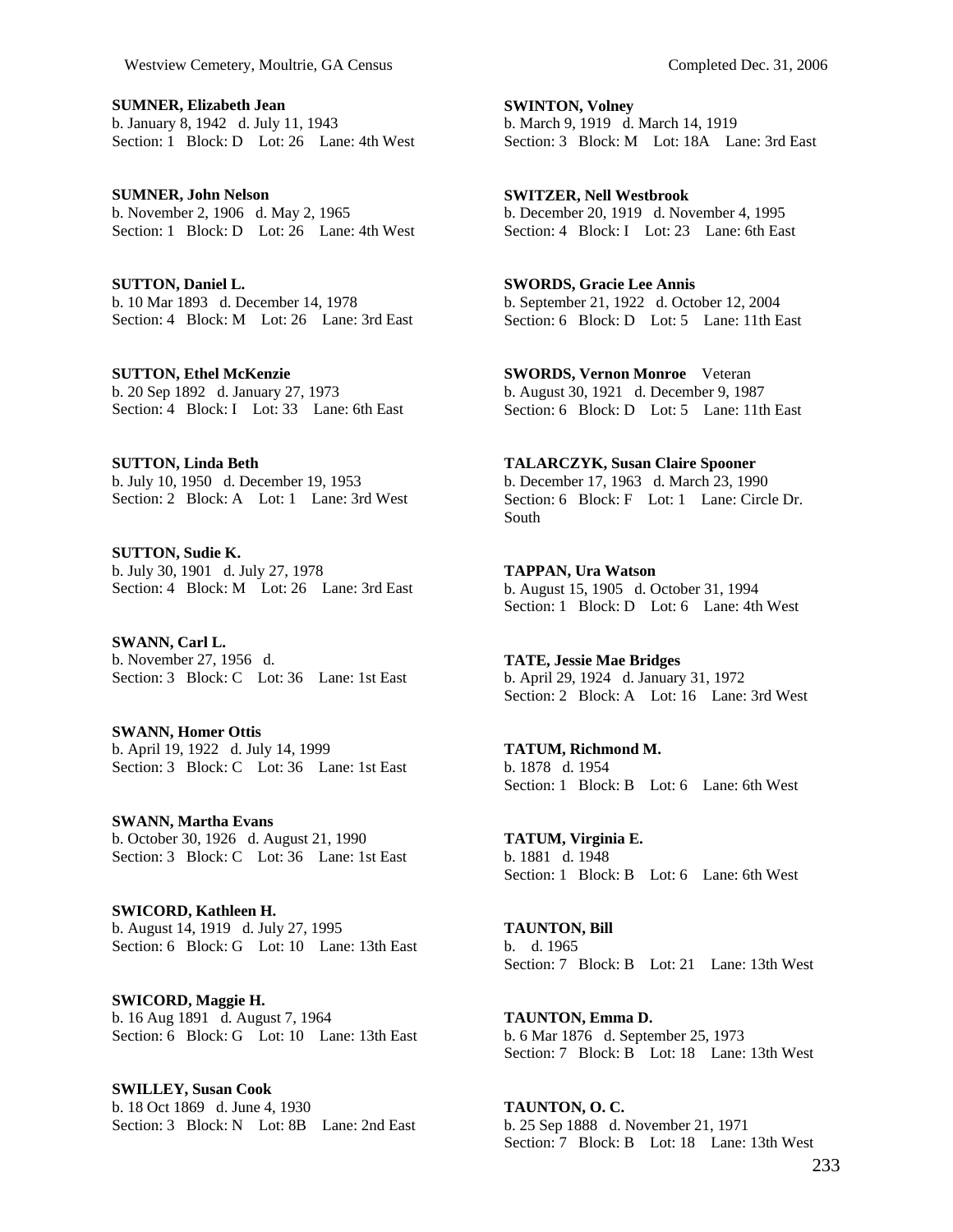**SUMNER, Elizabeth Jean**
b. January 8, 1942 d. July 11, 1943
Section: 1 Block: D Lot: 26 Lane: 4th West

**SUMNER, John Nelson**
b. November 2, 1906 d. May 2, 1965
Section: 1 Block: D Lot: 26 Lane: 4th West

**SUTTON, Daniel L.**
b. 10 Mar 1893 d. December 14, 1978
Section: 4 Block: M Lot: 26 Lane: 3rd East

**SUTTON, Ethel McKenzie**
b. 20 Sep 1892 d. January 27, 1973
Section: 4 Block: I Lot: 33 Lane: 6th East

**SUTTON, Linda Beth**
b. July 10, 1950 d. December 19, 1953
Section: 2 Block: A Lot: 1 Lane: 3rd West

**SUTTON, Sudie K.**
b. July 30, 1901 d. July 27, 1978
Section: 4 Block: M Lot: 26 Lane: 3rd East

**SWANN, Carl L.**
b. November 27, 1956 d.
Section: 3 Block: C Lot: 36 Lane: 1st East

**SWANN, Homer Ottis**
b. April 19, 1922 d. July 14, 1999
Section: 3 Block: C Lot: 36 Lane: 1st East

**SWANN, Martha Evans**
b. October 30, 1926 d. August 21, 1990
Section: 3 Block: C Lot: 36 Lane: 1st East

**SWICORD, Kathleen H.**
b. August 14, 1919 d. July 27, 1995
Section: 6 Block: G Lot: 10 Lane: 13th East

**SWICORD, Maggie H.**
b. 16 Aug 1891 d. August 7, 1964
Section: 6 Block: G Lot: 10 Lane: 13th East

**SWILLEY, Susan Cook**
b. 18 Oct 1869 d. June 4, 1930
Section: 3 Block: N Lot: 8B Lane: 2nd East

**SWINTON, Volney**
b. March 9, 1919 d. March 14, 1919
Section: 3 Block: M Lot: 18A Lane: 3rd East

**SWITZER, Nell Westbrook**
b. December 20, 1919 d. November 4, 1995
Section: 4 Block: I Lot: 23 Lane: 6th East

**SWORDS, Gracie Lee Annis**
b. September 21, 1922 d. October 12, 2004
Section: 6 Block: D Lot: 5 Lane: 11th East

**SWORDS, Vernon Monroe** Veteran
b. August 30, 1921 d. December 9, 1987
Section: 6 Block: D Lot: 5 Lane: 11th East

**TALARCZYK, Susan Claire Spooner**
b. December 17, 1963 d. March 23, 1990
Section: 6 Block: F Lot: 1 Lane: Circle Dr. South

**TAPPAN, Ura Watson**
b. August 15, 1905 d. October 31, 1994
Section: 1 Block: D Lot: 6 Lane: 4th West

**TATE, Jessie Mae Bridges**
b. April 29, 1924 d. January 31, 1972
Section: 2 Block: A Lot: 16 Lane: 3rd West

**TATUM, Richmond M.**
b. 1878 d. 1954
Section: 1 Block: B Lot: 6 Lane: 6th West

**TATUM, Virginia E.**
b. 1881 d. 1948
Section: 1 Block: B Lot: 6 Lane: 6th West

**TAUNTON, Bill**
b. d. 1965
Section: 7 Block: B Lot: 21 Lane: 13th West

**TAUNTON, Emma D.**
b. 6 Mar 1876 d. September 25, 1973
Section: 7 Block: B Lot: 18 Lane: 13th West

**TAUNTON, O. C.**
b. 25 Sep 1888 d. November 21, 1971
Section: 7 Block: B Lot: 18 Lane: 13th West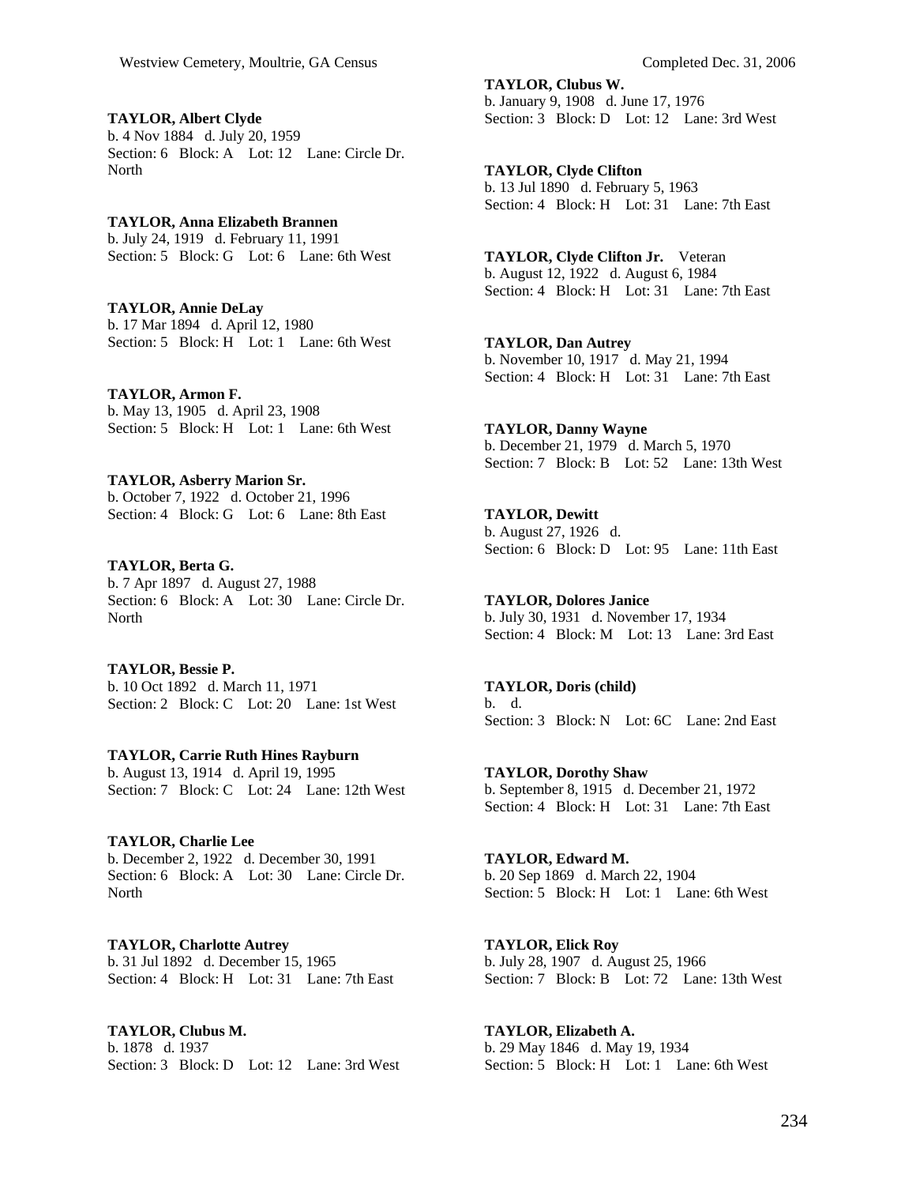**TAYLOR, Albert Clyde**
b. 4 Nov 1884 d. July 20, 1959
Section: 6 Block: A Lot: 12 Lane: Circle Dr. North

**TAYLOR, Anna Elizabeth Brannen**
b. July 24, 1919 d. February 11, 1991
Section: 5 Block: G Lot: 6 Lane: 6th West

**TAYLOR, Annie DeLay**
b. 17 Mar 1894 d. April 12, 1980
Section: 5 Block: H Lot: 1 Lane: 6th West

**TAYLOR, Armon F.**
b. May 13, 1905 d. April 23, 1908
Section: 5 Block: H Lot: 1 Lane: 6th West

**TAYLOR, Asberry Marion Sr.**
b. October 7, 1922 d. October 21, 1996
Section: 4 Block: G Lot: 6 Lane: 8th East

**TAYLOR, Berta G.**
b. 7 Apr 1897 d. August 27, 1988
Section: 6 Block: A Lot: 30 Lane: Circle Dr. North

**TAYLOR, Bessie P.**
b. 10 Oct 1892 d. March 11, 1971
Section: 2 Block: C Lot: 20 Lane: 1st West

**TAYLOR, Carrie Ruth Hines Rayburn**
b. August 13, 1914 d. April 19, 1995
Section: 7 Block: C Lot: 24 Lane: 12th West

**TAYLOR, Charlie Lee**
b. December 2, 1922 d. December 30, 1991
Section: 6 Block: A Lot: 30 Lane: Circle Dr. North

**TAYLOR, Charlotte Autrey**
b. 31 Jul 1892 d. December 15, 1965
Section: 4 Block: H Lot: 31 Lane: 7th East

**TAYLOR, Clubus M.**
b. 1878 d. 1937
Section: 3 Block: D Lot: 12 Lane: 3rd West

**TAYLOR, Clubus W.**
b. January 9, 1908 d. June 17, 1976
Section: 3 Block: D Lot: 12 Lane: 3rd West

**TAYLOR, Clyde Clifton**
b. 13 Jul 1890 d. February 5, 1963
Section: 4 Block: H Lot: 31 Lane: 7th East

**TAYLOR, Clyde Clifton Jr.** Veteran
b. August 12, 1922 d. August 6, 1984
Section: 4 Block: H Lot: 31 Lane: 7th East

**TAYLOR, Dan Autrey**
b. November 10, 1917 d. May 21, 1994
Section: 4 Block: H Lot: 31 Lane: 7th East

**TAYLOR, Danny Wayne**
b. December 21, 1979 d. March 5, 1970
Section: 7 Block: B Lot: 52 Lane: 13th West

**TAYLOR, Dewitt**
b. August 27, 1926 d.
Section: 6 Block: D Lot: 95 Lane: 11th East

**TAYLOR, Dolores Janice**
b. July 30, 1931 d. November 17, 1934
Section: 4 Block: M Lot: 13 Lane: 3rd East

**TAYLOR, Doris (child)**
b. d.
Section: 3 Block: N Lot: 6C Lane: 2nd East

**TAYLOR, Dorothy Shaw**
b. September 8, 1915 d. December 21, 1972
Section: 4 Block: H Lot: 31 Lane: 7th East

**TAYLOR, Edward M.**
b. 20 Sep 1869 d. March 22, 1904
Section: 5 Block: H Lot: 1 Lane: 6th West

**TAYLOR, Elick Roy**
b. July 28, 1907 d. August 25, 1966
Section: 7 Block: B Lot: 72 Lane: 13th West

**TAYLOR, Elizabeth A.**
b. 29 May 1846 d. May 19, 1934
Section: 5 Block: H Lot: 1 Lane: 6th West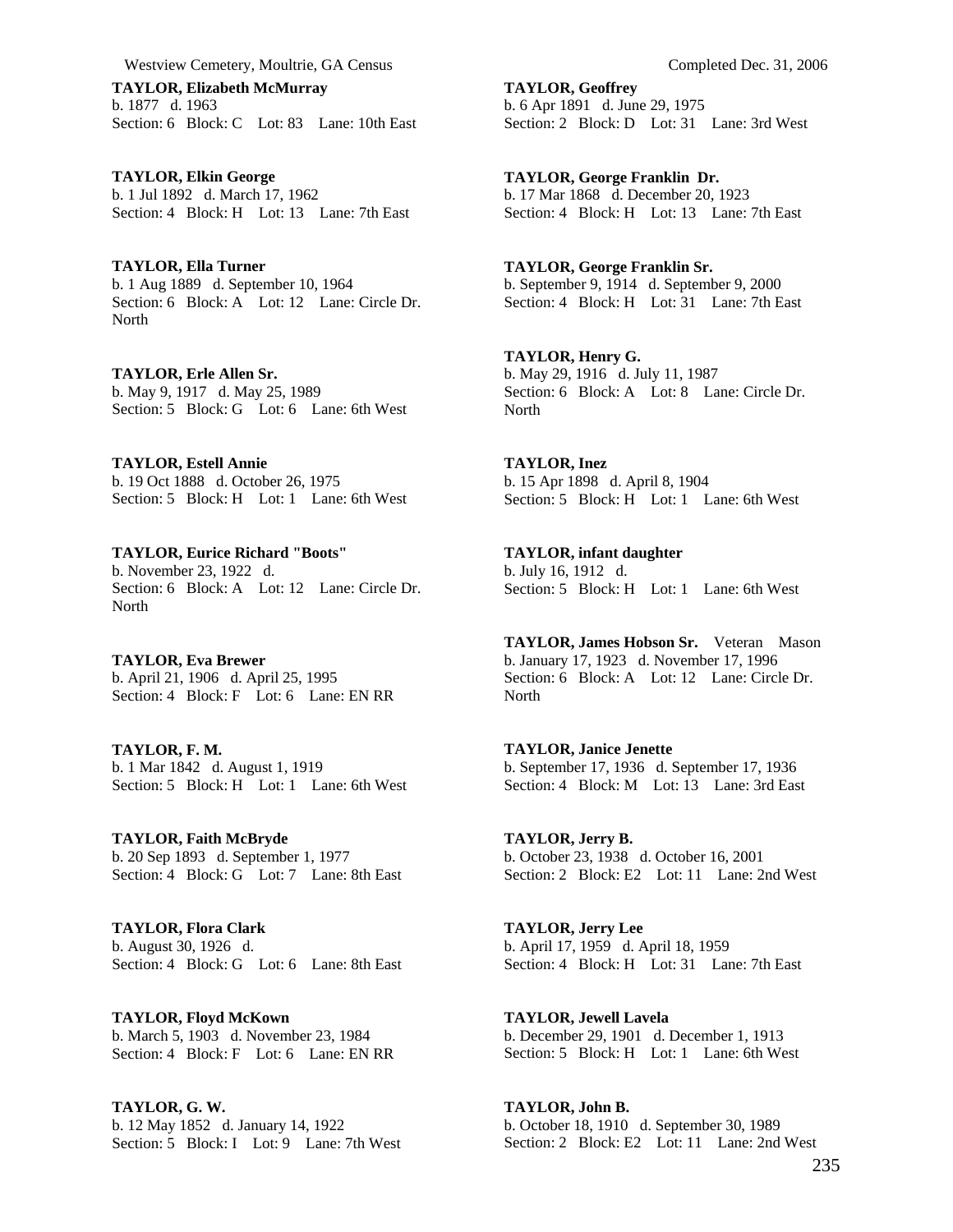**TAYLOR, Elizabeth McMurray**
b. 1877 d. 1963
Section: 6 Block: C Lot: 83 Lane: 10th East

**TAYLOR, Elkin George**
b. 1 Jul 1892 d. March 17, 1962
Section: 4 Block: H Lot: 13 Lane: 7th East

**TAYLOR, Ella Turner**
b. 1 Aug 1889 d. September 10, 1964
Section: 6 Block: A Lot: 12 Lane: Circle Dr. North

**TAYLOR, Erle Allen Sr.**
b. May 9, 1917 d. May 25, 1989
Section: 5 Block: G Lot: 6 Lane: 6th West

**TAYLOR, Estell Annie**
b. 19 Oct 1888 d. October 26, 1975
Section: 5 Block: H Lot: 1 Lane: 6th West

**TAYLOR, Eurice Richard "Boots"**
b. November 23, 1922 d.
Section: 6 Block: A Lot: 12 Lane: Circle Dr. North

**TAYLOR, Eva Brewer**
b. April 21, 1906 d. April 25, 1995
Section: 4 Block: F Lot: 6 Lane: EN RR

**TAYLOR, F. M.**
b. 1 Mar 1842 d. August 1, 1919
Section: 5 Block: H Lot: 1 Lane: 6th West

**TAYLOR, Faith McBryde**
b. 20 Sep 1893 d. September 1, 1977
Section: 4 Block: G Lot: 7 Lane: 8th East

**TAYLOR, Flora Clark**
b. August 30, 1926 d.
Section: 4 Block: G Lot: 6 Lane: 8th East

**TAYLOR, Floyd McKown**
b. March 5, 1903 d. November 23, 1984
Section: 4 Block: F Lot: 6 Lane: EN RR

**TAYLOR, G. W.**
b. 12 May 1852 d. January 14, 1922
Section: 5 Block: I Lot: 9 Lane: 7th West

**TAYLOR, Geoffrey**
b. 6 Apr 1891 d. June 29, 1975
Section: 2 Block: D Lot: 31 Lane: 3rd West

**TAYLOR, George Franklin Dr.**
b. 17 Mar 1868 d. December 20, 1923
Section: 4 Block: H Lot: 13 Lane: 7th East

**TAYLOR, George Franklin Sr.**
b. September 9, 1914 d. September 9, 2000
Section: 4 Block: H Lot: 31 Lane: 7th East

**TAYLOR, Henry G.**
b. May 29, 1916 d. July 11, 1987
Section: 6 Block: A Lot: 8 Lane: Circle Dr. North

**TAYLOR, Inez**
b. 15 Apr 1898 d. April 8, 1904
Section: 5 Block: H Lot: 1 Lane: 6th West

**TAYLOR, infant daughter**
b. July 16, 1912 d.
Section: 5 Block: H Lot: 1 Lane: 6th West

**TAYLOR, James Hobson Sr.** Veteran Mason
b. January 17, 1923 d. November 17, 1996
Section: 6 Block: A Lot: 12 Lane: Circle Dr. North

**TAYLOR, Janice Jenette**
b. September 17, 1936 d. September 17, 1936
Section: 4 Block: M Lot: 13 Lane: 3rd East

**TAYLOR, Jerry B.**
b. October 23, 1938 d. October 16, 2001
Section: 2 Block: E2 Lot: 11 Lane: 2nd West

**TAYLOR, Jerry Lee**
b. April 17, 1959 d. April 18, 1959
Section: 4 Block: H Lot: 31 Lane: 7th East

**TAYLOR, Jewell Lavela**
b. December 29, 1901 d. December 1, 1913
Section: 5 Block: H Lot: 1 Lane: 6th West

**TAYLOR, John B.**
b. October 18, 1910 d. September 30, 1989
Section: 2 Block: E2 Lot: 11 Lane: 2nd West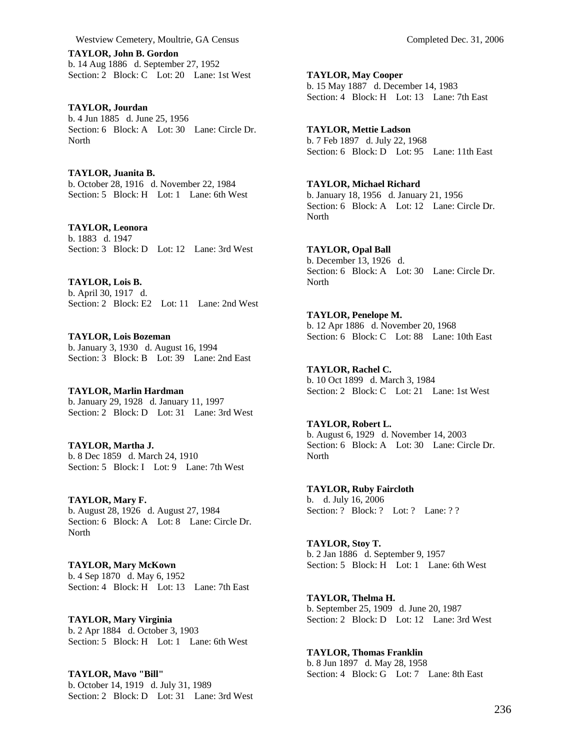**TAYLOR, John B. Gordon**
b. 14 Aug 1886 d. September 27, 1952
Section: 2 Block: C Lot: 20 Lane: 1st West

**TAYLOR, Jourdan**
b. 4 Jun 1885 d. June 25, 1956
Section: 6 Block: A Lot: 30 Lane: Circle Dr. North

**TAYLOR, Juanita B.**
b. October 28, 1916 d. November 22, 1984
Section: 5 Block: H Lot: 1 Lane: 6th West

**TAYLOR, Leonora**
b. 1883 d. 1947
Section: 3 Block: D Lot: 12 Lane: 3rd West

**TAYLOR, Lois B.**
b. April 30, 1917 d.
Section: 2 Block: E2 Lot: 11 Lane: 2nd West

**TAYLOR, Lois Bozeman**
b. January 3, 1930 d. August 16, 1994
Section: 3 Block: B Lot: 39 Lane: 2nd East

**TAYLOR, Marlin Hardman**
b. January 29, 1928 d. January 11, 1997
Section: 2 Block: D Lot: 31 Lane: 3rd West

**TAYLOR, Martha J.**
b. 8 Dec 1859 d. March 24, 1910
Section: 5 Block: I Lot: 9 Lane: 7th West

**TAYLOR, Mary F.**
b. August 28, 1926 d. August 27, 1984
Section: 6 Block: A Lot: 8 Lane: Circle Dr. North

**TAYLOR, Mary McKown**
b. 4 Sep 1870 d. May 6, 1952
Section: 4 Block: H Lot: 13 Lane: 7th East

**TAYLOR, Mary Virginia**
b. 2 Apr 1884 d. October 3, 1903
Section: 5 Block: H Lot: 1 Lane: 6th West

**TAYLOR, Mavo "Bill"**
b. October 14, 1919 d. July 31, 1989
Section: 2 Block: D Lot: 31 Lane: 3rd West

**TAYLOR, May Cooper**
b. 15 May 1887 d. December 14, 1983
Section: 4 Block: H Lot: 13 Lane: 7th East

**TAYLOR, Mettie Ladson**
b. 7 Feb 1897 d. July 22, 1968
Section: 6 Block: D Lot: 95 Lane: 11th East

**TAYLOR, Michael Richard**
b. January 18, 1956 d. January 21, 1956
Section: 6 Block: A Lot: 12 Lane: Circle Dr. North

**TAYLOR, Opal Ball**
b. December 13, 1926 d.
Section: 6 Block: A Lot: 30 Lane: Circle Dr. North

**TAYLOR, Penelope M.**
b. 12 Apr 1886 d. November 20, 1968
Section: 6 Block: C Lot: 88 Lane: 10th East

**TAYLOR, Rachel C.**
b. 10 Oct 1899 d. March 3, 1984
Section: 2 Block: C Lot: 21 Lane: 1st West

**TAYLOR, Robert L.**
b. August 6, 1929 d. November 14, 2003
Section: 6 Block: A Lot: 30 Lane: Circle Dr. North

**TAYLOR, Ruby Faircloth**
b. d. July 16, 2006
Section: ? Block: ? Lot: ? Lane: ? ?

**TAYLOR, Stoy T.**
b. 2 Jan 1886 d. September 9, 1957
Section: 5 Block: H Lot: 1 Lane: 6th West

**TAYLOR, Thelma H.**
b. September 25, 1909 d. June 20, 1987
Section: 2 Block: D Lot: 12 Lane: 3rd West

**TAYLOR, Thomas Franklin**
b. 8 Jun 1897 d. May 28, 1958
Section: 4 Block: G Lot: 7 Lane: 8th East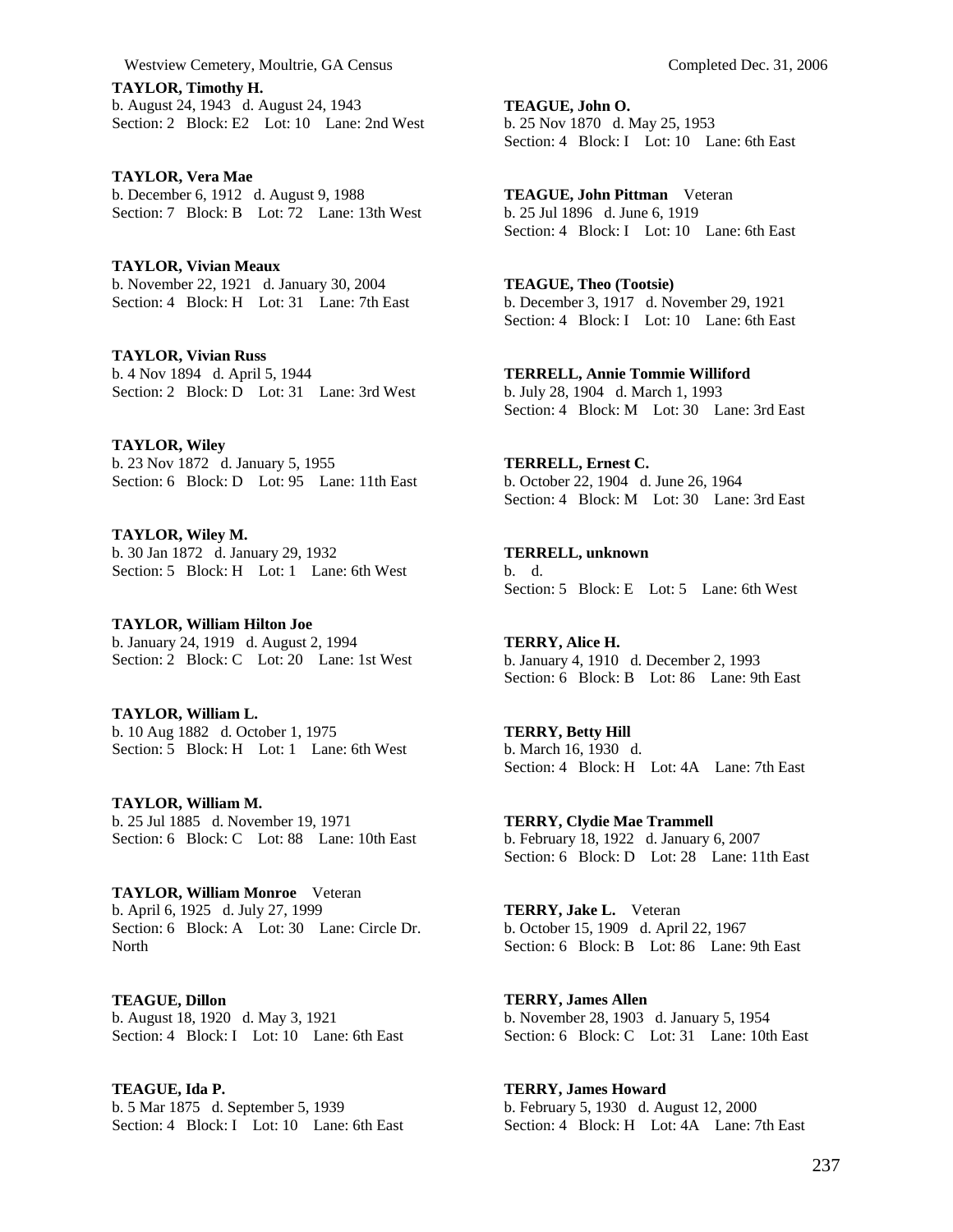**TAYLOR, Timothy H.**
b. August 24, 1943 d. August 24, 1943
Section: 2 Block: E2 Lot: 10 Lane: 2nd West

**TAYLOR, Vera Mae**
b. December 6, 1912 d. August 9, 1988
Section: 7 Block: B Lot: 72 Lane: 13th West

**TAYLOR, Vivian Meaux**
b. November 22, 1921 d. January 30, 2004
Section: 4 Block: H Lot: 31 Lane: 7th East

**TAYLOR, Vivian Russ**
b. 4 Nov 1894 d. April 5, 1944
Section: 2 Block: D Lot: 31 Lane: 3rd West

**TAYLOR, Wiley**
b. 23 Nov 1872 d. January 5, 1955
Section: 6 Block: D Lot: 95 Lane: 11th East

**TAYLOR, Wiley M.**
b. 30 Jan 1872 d. January 29, 1932
Section: 5 Block: H Lot: 1 Lane: 6th West

**TAYLOR, William Hilton Joe**
b. January 24, 1919 d. August 2, 1994
Section: 2 Block: C Lot: 20 Lane: 1st West

**TAYLOR, William L.**
b. 10 Aug 1882 d. October 1, 1975
Section: 5 Block: H Lot: 1 Lane: 6th West

**TAYLOR, William M.**
b. 25 Jul 1885 d. November 19, 1971
Section: 6 Block: C Lot: 88 Lane: 10th East

**TAYLOR, William Monroe** Veteran
b. April 6, 1925 d. July 27, 1999
Section: 6 Block: A Lot: 30 Lane: Circle Dr. North

**TEAGUE, Dillon**
b. August 18, 1920 d. May 3, 1921
Section: 4 Block: I Lot: 10 Lane: 6th East

**TEAGUE, Ida P.**
b. 5 Mar 1875 d. September 5, 1939
Section: 4 Block: I Lot: 10 Lane: 6th East

**TEAGUE, John O.**
b. 25 Nov 1870 d. May 25, 1953
Section: 4 Block: I Lot: 10 Lane: 6th East

**TEAGUE, John Pittman** Veteran
b. 25 Jul 1896 d. June 6, 1919
Section: 4 Block: I Lot: 10 Lane: 6th East

**TEAGUE, Theo (Tootsie)**
b. December 3, 1917 d. November 29, 1921
Section: 4 Block: I Lot: 10 Lane: 6th East

**TERRELL, Annie Tommie Williford**
b. July 28, 1904 d. March 1, 1993
Section: 4 Block: M Lot: 30 Lane: 3rd East

**TERRELL, Ernest C.**
b. October 22, 1904 d. June 26, 1964
Section: 4 Block: M Lot: 30 Lane: 3rd East

**TERRELL, unknown**
b. d.
Section: 5 Block: E Lot: 5 Lane: 6th West

**TERRY, Alice H.**
b. January 4, 1910 d. December 2, 1993
Section: 6 Block: B Lot: 86 Lane: 9th East

**TERRY, Betty Hill**
b. March 16, 1930 d.
Section: 4 Block: H Lot: 4A Lane: 7th East

**TERRY, Clydie Mae Trammell**
b. February 18, 1922 d. January 6, 2007
Section: 6 Block: D Lot: 28 Lane: 11th East

**TERRY, Jake L.** Veteran
b. October 15, 1909 d. April 22, 1967
Section: 6 Block: B Lot: 86 Lane: 9th East

**TERRY, James Allen**
b. November 28, 1903 d. January 5, 1954
Section: 6 Block: C Lot: 31 Lane: 10th East

**TERRY, James Howard**
b. February 5, 1930 d. August 12, 2000
Section: 4 Block: H Lot: 4A Lane: 7th East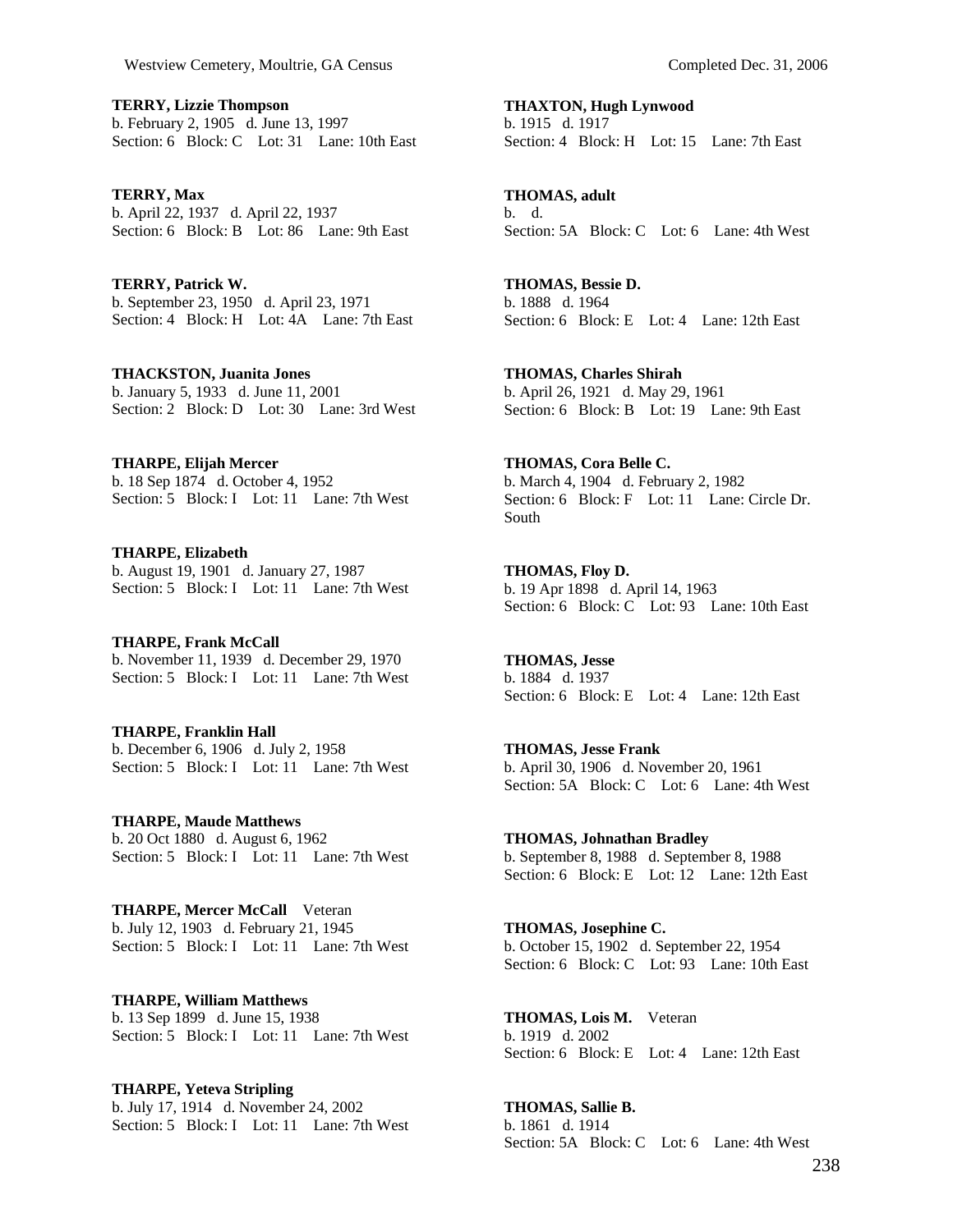**TERRY, Lizzie Thompson**
b. February 2, 1905 d. June 13, 1997
Section: 6 Block: C Lot: 31 Lane: 10th East

**TERRY, Max**
b. April 22, 1937 d. April 22, 1937
Section: 6 Block: B Lot: 86 Lane: 9th East

**TERRY, Patrick W.**
b. September 23, 1950 d. April 23, 1971
Section: 4 Block: H Lot: 4A Lane: 7th East

**THACKSTON, Juanita Jones**
b. January 5, 1933 d. June 11, 2001
Section: 2 Block: D Lot: 30 Lane: 3rd West

**THARPE, Elijah Mercer**
b. 18 Sep 1874 d. October 4, 1952
Section: 5 Block: I Lot: 11 Lane: 7th West

**THARPE, Elizabeth**
b. August 19, 1901 d. January 27, 1987
Section: 5 Block: I Lot: 11 Lane: 7th West

**THARPE, Frank McCall**
b. November 11, 1939 d. December 29, 1970
Section: 5 Block: I Lot: 11 Lane: 7th West

**THARPE, Franklin Hall**
b. December 6, 1906 d. July 2, 1958
Section: 5 Block: I Lot: 11 Lane: 7th West

**THARPE, Maude Matthews**
b. 20 Oct 1880 d. August 6, 1962
Section: 5 Block: I Lot: 11 Lane: 7th West

**THARPE, Mercer McCall** Veteran
b. July 12, 1903 d. February 21, 1945
Section: 5 Block: I Lot: 11 Lane: 7th West

**THARPE, William Matthews**
b. 13 Sep 1899 d. June 15, 1938
Section: 5 Block: I Lot: 11 Lane: 7th West

**THARPE, Yeteva Stripling**
b. July 17, 1914 d. November 24, 2002
Section: 5 Block: I Lot: 11 Lane: 7th West

**THAXTON, Hugh Lynwood**
b. 1915 d. 1917
Section: 4 Block: H Lot: 15 Lane: 7th East

**THOMAS, adult**
b. d.
Section: 5A Block: C Lot: 6 Lane: 4th West

**THOMAS, Bessie D.**
b. 1888 d. 1964
Section: 6 Block: E Lot: 4 Lane: 12th East

**THOMAS, Charles Shirah**
b. April 26, 1921 d. May 29, 1961
Section: 6 Block: B Lot: 19 Lane: 9th East

**THOMAS, Cora Belle C.**
b. March 4, 1904 d. February 2, 1982
Section: 6 Block: F Lot: 11 Lane: Circle Dr. South

**THOMAS, Floy D.**
b. 19 Apr 1898 d. April 14, 1963
Section: 6 Block: C Lot: 93 Lane: 10th East

**THOMAS, Jesse**
b. 1884 d. 1937
Section: 6 Block: E Lot: 4 Lane: 12th East

**THOMAS, Jesse Frank**
b. April 30, 1906 d. November 20, 1961
Section: 5A Block: C Lot: 6 Lane: 4th West

**THOMAS, Johnathan Bradley**
b. September 8, 1988 d. September 8, 1988
Section: 6 Block: E Lot: 12 Lane: 12th East

**THOMAS, Josephine C.**
b. October 15, 1902 d. September 22, 1954
Section: 6 Block: C Lot: 93 Lane: 10th East

**THOMAS, Lois M.** Veteran
b. 1919 d. 2002
Section: 6 Block: E Lot: 4 Lane: 12th East

**THOMAS, Sallie B.**
b. 1861 d. 1914
Section: 5A Block: C Lot: 6 Lane: 4th West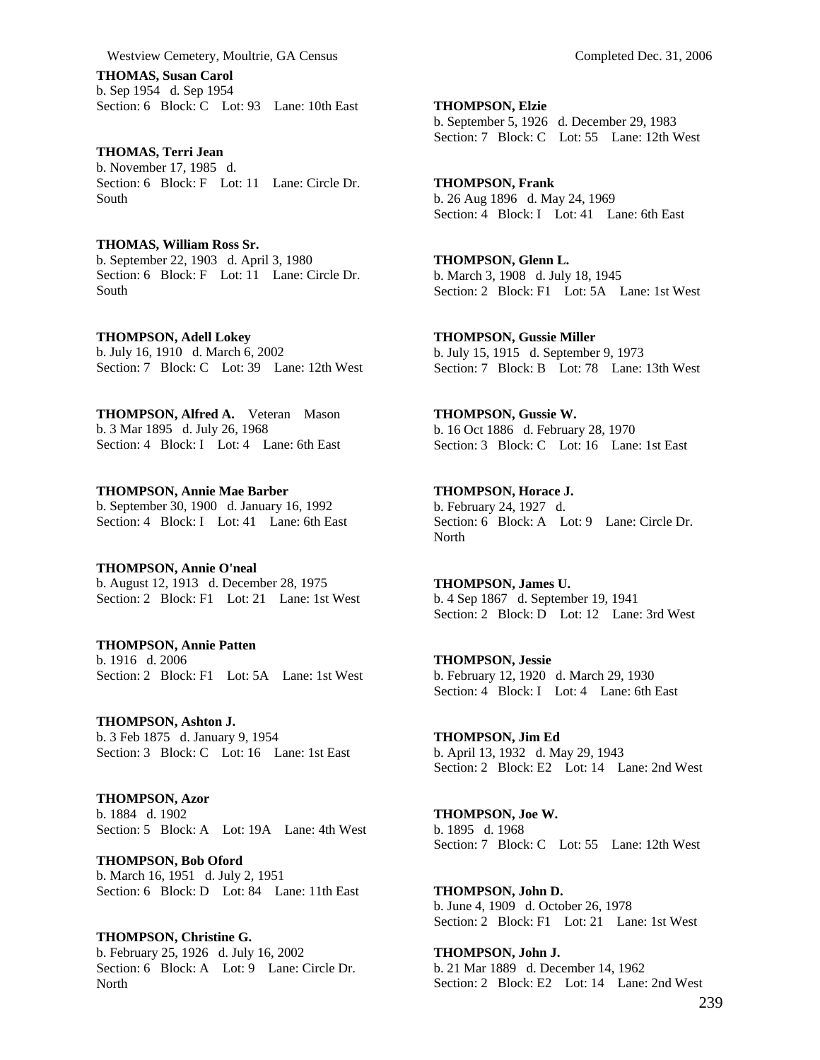**THOMAS, Susan Carol**
b. Sep 1954 d. Sep 1954
Section: 6 Block: C Lot: 93 Lane: 10th East

**THOMAS, Terri Jean**
b. November 17, 1985 d.
Section: 6 Block: F Lot: 11 Lane: Circle Dr. South

**THOMAS, William Ross Sr.**
b. September 22, 1903 d. April 3, 1980
Section: 6 Block: F Lot: 11 Lane: Circle Dr. South

**THOMPSON, Adell Lokey**
b. July 16, 1910 d. March 6, 2002
Section: 7 Block: C Lot: 39 Lane: 12th West

**THOMPSON, Alfred A.** Veteran Mason
b. 3 Mar 1895 d. July 26, 1968
Section: 4 Block: I Lot: 4 Lane: 6th East

**THOMPSON, Annie Mae Barber**
b. September 30, 1900 d. January 16, 1992
Section: 4 Block: I Lot: 41 Lane: 6th East

**THOMPSON, Annie O'neal**
b. August 12, 1913 d. December 28, 1975
Section: 2 Block: F1 Lot: 21 Lane: 1st West

**THOMPSON, Annie Patten**
b. 1916 d. 2006
Section: 2 Block: F1 Lot: 5A Lane: 1st West

**THOMPSON, Ashton J.**
b. 3 Feb 1875 d. January 9, 1954
Section: 3 Block: C Lot: 16 Lane: 1st East

**THOMPSON, Azor**
b. 1884 d. 1902
Section: 5 Block: A Lot: 19A Lane: 4th West

**THOMPSON, Bob Oford**
b. March 16, 1951 d. July 2, 1951
Section: 6 Block: D Lot: 84 Lane: 11th East

**THOMPSON, Christine G.**
b. February 25, 1926 d. July 16, 2002
Section: 6 Block: A Lot: 9 Lane: Circle Dr. North

**THOMPSON, Elzie**
b. September 5, 1926 d. December 29, 1983
Section: 7 Block: C Lot: 55 Lane: 12th West

**THOMPSON, Frank**
b. 26 Aug 1896 d. May 24, 1969
Section: 4 Block: I Lot: 41 Lane: 6th East

**THOMPSON, Glenn L.**
b. March 3, 1908 d. July 18, 1945
Section: 2 Block: F1 Lot: 5A Lane: 1st West

**THOMPSON, Gussie Miller**
b. July 15, 1915 d. September 9, 1973
Section: 7 Block: B Lot: 78 Lane: 13th West

**THOMPSON, Gussie W.**
b. 16 Oct 1886 d. February 28, 1970
Section: 3 Block: C Lot: 16 Lane: 1st East

**THOMPSON, Horace J.**
b. February 24, 1927 d.
Section: 6 Block: A Lot: 9 Lane: Circle Dr. North

**THOMPSON, James U.**
b. 4 Sep 1867 d. September 19, 1941
Section: 2 Block: D Lot: 12 Lane: 3rd West

**THOMPSON, Jessie**
b. February 12, 1920 d. March 29, 1930
Section: 4 Block: I Lot: 4 Lane: 6th East

**THOMPSON, Jim Ed**
b. April 13, 1932 d. May 29, 1943
Section: 2 Block: E2 Lot: 14 Lane: 2nd West

**THOMPSON, Joe W.**
b. 1895 d. 1968
Section: 7 Block: C Lot: 55 Lane: 12th West

**THOMPSON, John D.**
b. June 4, 1909 d. October 26, 1978
Section: 2 Block: F1 Lot: 21 Lane: 1st West

**THOMPSON, John J.**
b. 21 Mar 1889 d. December 14, 1962
Section: 2 Block: E2 Lot: 14 Lane: 2nd West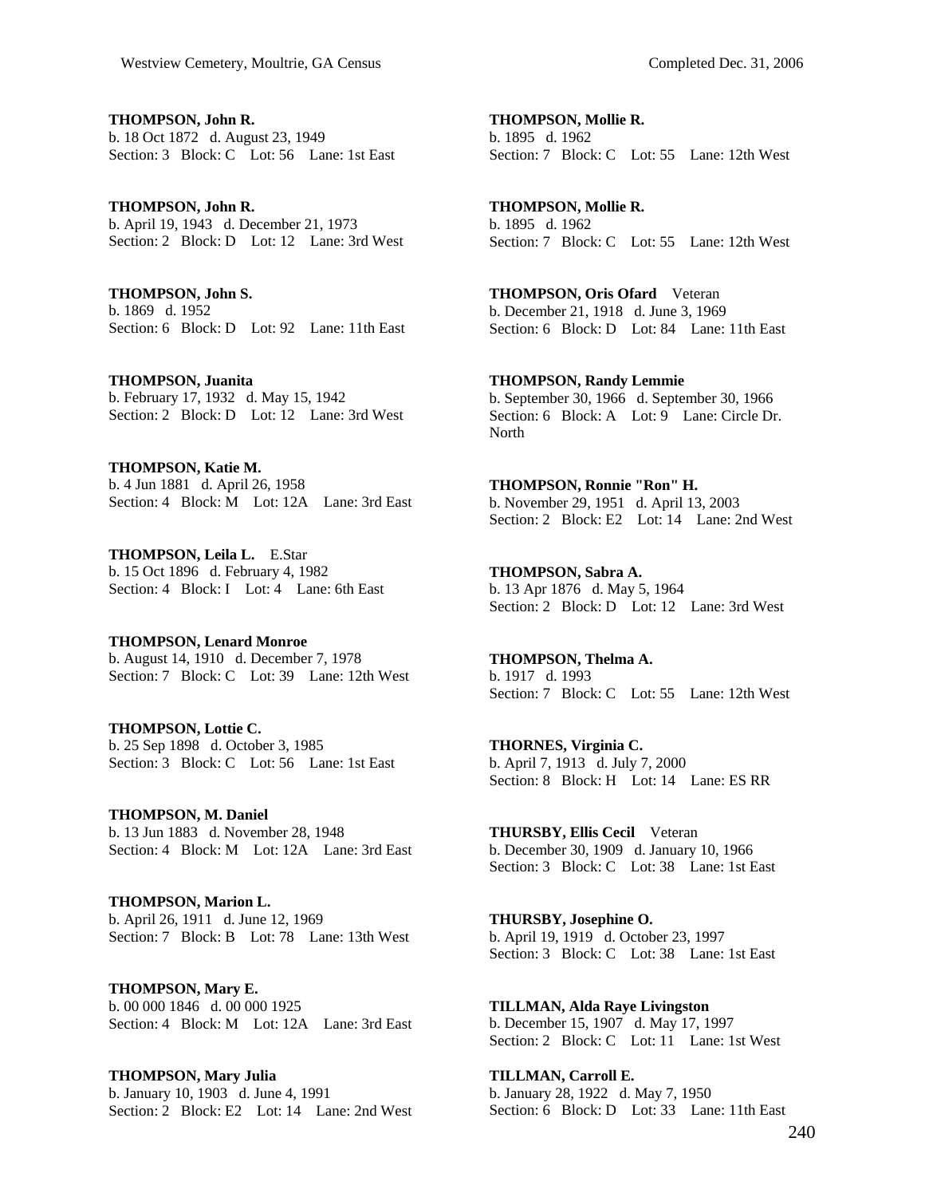**THOMPSON, John R.**
b. 18 Oct 1872 d. August 23, 1949
Section: 3 Block: C Lot: 56 Lane: 1st East

**THOMPSON, John R.**
b. April 19, 1943 d. December 21, 1973
Section: 2 Block: D Lot: 12 Lane: 3rd West

**THOMPSON, John S.**
b. 1869 d. 1952
Section: 6 Block: D Lot: 92 Lane: 11th East

**THOMPSON, Juanita**
b. February 17, 1932 d. May 15, 1942
Section: 2 Block: D Lot: 12 Lane: 3rd West

**THOMPSON, Katie M.**
b. 4 Jun 1881 d. April 26, 1958
Section: 4 Block: M Lot: 12A Lane: 3rd East

**THOMPSON, Leila L.** E.Star
b. 15 Oct 1896 d. February 4, 1982
Section: 4 Block: I Lot: 4 Lane: 6th East

**THOMPSON, Lenard Monroe**
b. August 14, 1910 d. December 7, 1978
Section: 7 Block: C Lot: 39 Lane: 12th West

**THOMPSON, Lottie C.**
b. 25 Sep 1898 d. October 3, 1985
Section: 3 Block: C Lot: 56 Lane: 1st East

**THOMPSON, M. Daniel**
b. 13 Jun 1883 d. November 28, 1948
Section: 4 Block: M Lot: 12A Lane: 3rd East

**THOMPSON, Marion L.**
b. April 26, 1911 d. June 12, 1969
Section: 7 Block: B Lot: 78 Lane: 13th West

**THOMPSON, Mary E.**
b. 00 000 1846 d. 00 000 1925
Section: 4 Block: M Lot: 12A Lane: 3rd East

**THOMPSON, Mary Julia**
b. January 10, 1903 d. June 4, 1991
Section: 2 Block: E2 Lot: 14 Lane: 2nd West

**THOMPSON, Mollie R.**
b. 1895 d. 1962
Section: 7 Block: C Lot: 55 Lane: 12th West

**THOMPSON, Mollie R.**
b. 1895 d. 1962
Section: 7 Block: C Lot: 55 Lane: 12th West

**THOMPSON, Oris Ofard** Veteran
b. December 21, 1918 d. June 3, 1969
Section: 6 Block: D Lot: 84 Lane: 11th East

**THOMPSON, Randy Lemmie**
b. September 30, 1966 d. September 30, 1966
Section: 6 Block: A Lot: 9 Lane: Circle Dr. North

**THOMPSON, Ronnie "Ron" H.**
b. November 29, 1951 d. April 13, 2003
Section: 2 Block: E2 Lot: 14 Lane: 2nd West

**THOMPSON, Sabra A.**
b. 13 Apr 1876 d. May 5, 1964
Section: 2 Block: D Lot: 12 Lane: 3rd West

**THOMPSON, Thelma A.**
b. 1917 d. 1993
Section: 7 Block: C Lot: 55 Lane: 12th West

**THORNES, Virginia C.**
b. April 7, 1913 d. July 7, 2000
Section: 8 Block: H Lot: 14 Lane: ES RR

**THURSBY, Ellis Cecil** Veteran
b. December 30, 1909 d. January 10, 1966
Section: 3 Block: C Lot: 38 Lane: 1st East

**THURSBY, Josephine O.**
b. April 19, 1919 d. October 23, 1997
Section: 3 Block: C Lot: 38 Lane: 1st East

**TILLMAN, Alda Raye Livingston**
b. December 15, 1907 d. May 17, 1997
Section: 2 Block: C Lot: 11 Lane: 1st West

**TILLMAN, Carroll E.**
b. January 28, 1922 d. May 7, 1950
Section: 6 Block: D Lot: 33 Lane: 11th East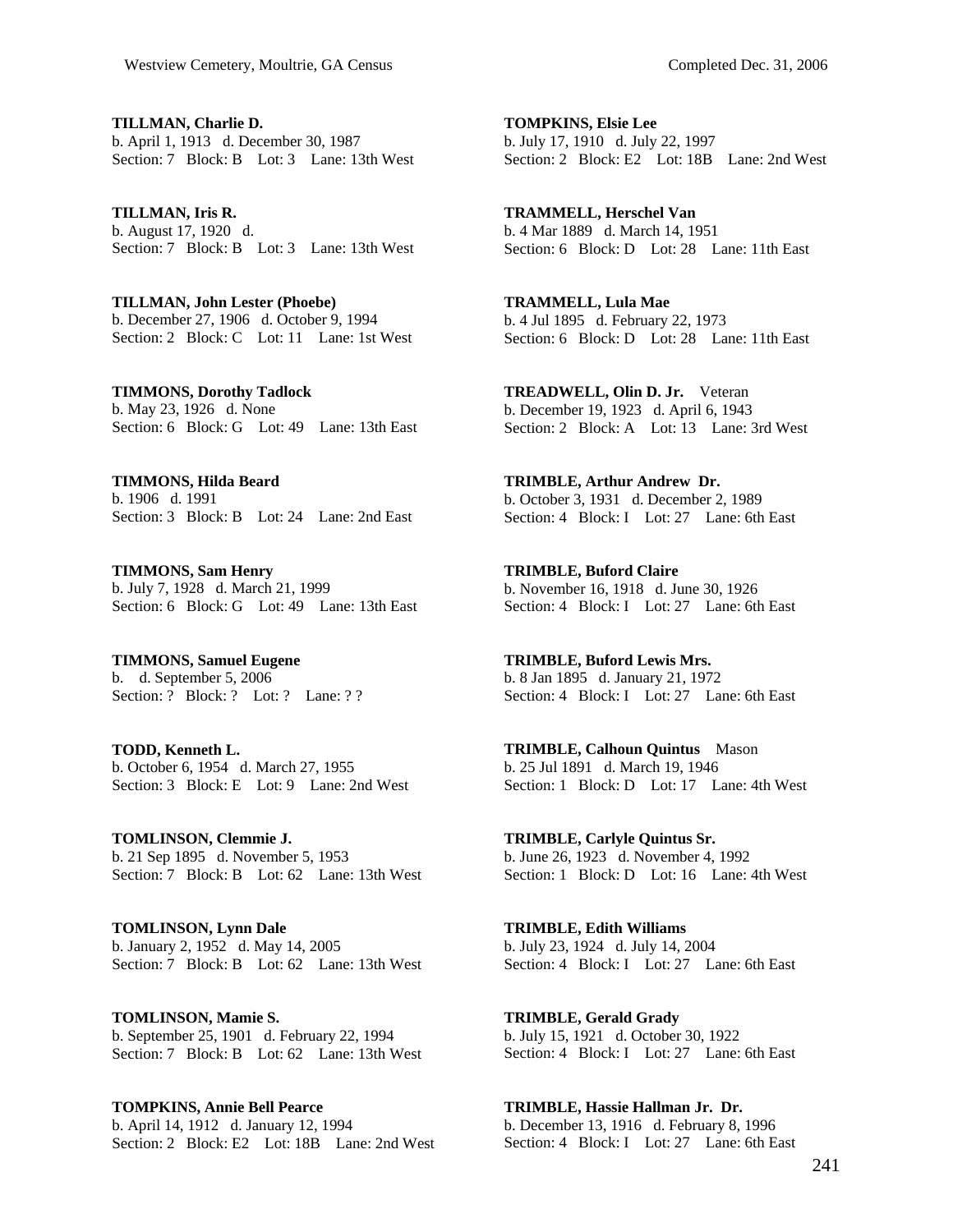**TILLMAN, Charlie D.**
b. April 1, 1913 d. December 30, 1987
Section: 7 Block: B Lot: 3 Lane: 13th West

**TILLMAN, Iris R.**
b. August 17, 1920 d.
Section: 7 Block: B Lot: 3 Lane: 13th West

**TILLMAN, John Lester (Phoebe)**
b. December 27, 1906 d. October 9, 1994
Section: 2 Block: C Lot: 11 Lane: 1st West

**TIMMONS, Dorothy Tadlock**
b. May 23, 1926 d. None
Section: 6 Block: G Lot: 49 Lane: 13th East

**TIMMONS, Hilda Beard**
b. 1906 d. 1991
Section: 3 Block: B Lot: 24 Lane: 2nd East

**TIMMONS, Sam Henry**
b. July 7, 1928 d. March 21, 1999
Section: 6 Block: G Lot: 49 Lane: 13th East

**TIMMONS, Samuel Eugene**
b. d. September 5, 2006
Section: ? Block: ? Lot: ? Lane: ? ?

**TODD, Kenneth L.**
b. October 6, 1954 d. March 27, 1955
Section: 3 Block: E Lot: 9 Lane: 2nd West

**TOMLINSON, Clemmie J.**
b. 21 Sep 1895 d. November 5, 1953
Section: 7 Block: B Lot: 62 Lane: 13th West

**TOMLINSON, Lynn Dale**
b. January 2, 1952 d. May 14, 2005
Section: 7 Block: B Lot: 62 Lane: 13th West

**TOMLINSON, Mamie S.**
b. September 25, 1901 d. February 22, 1994
Section: 7 Block: B Lot: 62 Lane: 13th West

**TOMPKINS, Annie Bell Pearce**
b. April 14, 1912 d. January 12, 1994
Section: 2 Block: E2 Lot: 18B Lane: 2nd West

**TOMPKINS, Elsie Lee**
b. July 17, 1910 d. July 22, 1997
Section: 2 Block: E2 Lot: 18B Lane: 2nd West

**TRAMMELL, Herschel Van**
b. 4 Mar 1889 d. March 14, 1951
Section: 6 Block: D Lot: 28 Lane: 11th East

**TRAMMELL, Lula Mae**
b. 4 Jul 1895 d. February 22, 1973
Section: 6 Block: D Lot: 28 Lane: 11th East

**TREADWELL, Olin D. Jr.** Veteran
b. December 19, 1923 d. April 6, 1943
Section: 2 Block: A Lot: 13 Lane: 3rd West

**TRIMBLE, Arthur Andrew Dr.**
b. October 3, 1931 d. December 2, 1989
Section: 4 Block: I Lot: 27 Lane: 6th East

**TRIMBLE, Buford Claire**
b. November 16, 1918 d. June 30, 1926
Section: 4 Block: I Lot: 27 Lane: 6th East

**TRIMBLE, Buford Lewis Mrs.**
b. 8 Jan 1895 d. January 21, 1972
Section: 4 Block: I Lot: 27 Lane: 6th East

**TRIMBLE, Calhoun Quintus** Mason
b. 25 Jul 1891 d. March 19, 1946
Section: 1 Block: D Lot: 17 Lane: 4th West

**TRIMBLE, Carlyle Quintus Sr.**
b. June 26, 1923 d. November 4, 1992
Section: 1 Block: D Lot: 16 Lane: 4th West

**TRIMBLE, Edith Williams**
b. July 23, 1924 d. July 14, 2004
Section: 4 Block: I Lot: 27 Lane: 6th East

**TRIMBLE, Gerald Grady**
b. July 15, 1921 d. October 30, 1922
Section: 4 Block: I Lot: 27 Lane: 6th East

**TRIMBLE, Hassie Hallman Jr. Dr.**
b. December 13, 1916 d. February 8, 1996
Section: 4 Block: I Lot: 27 Lane: 6th East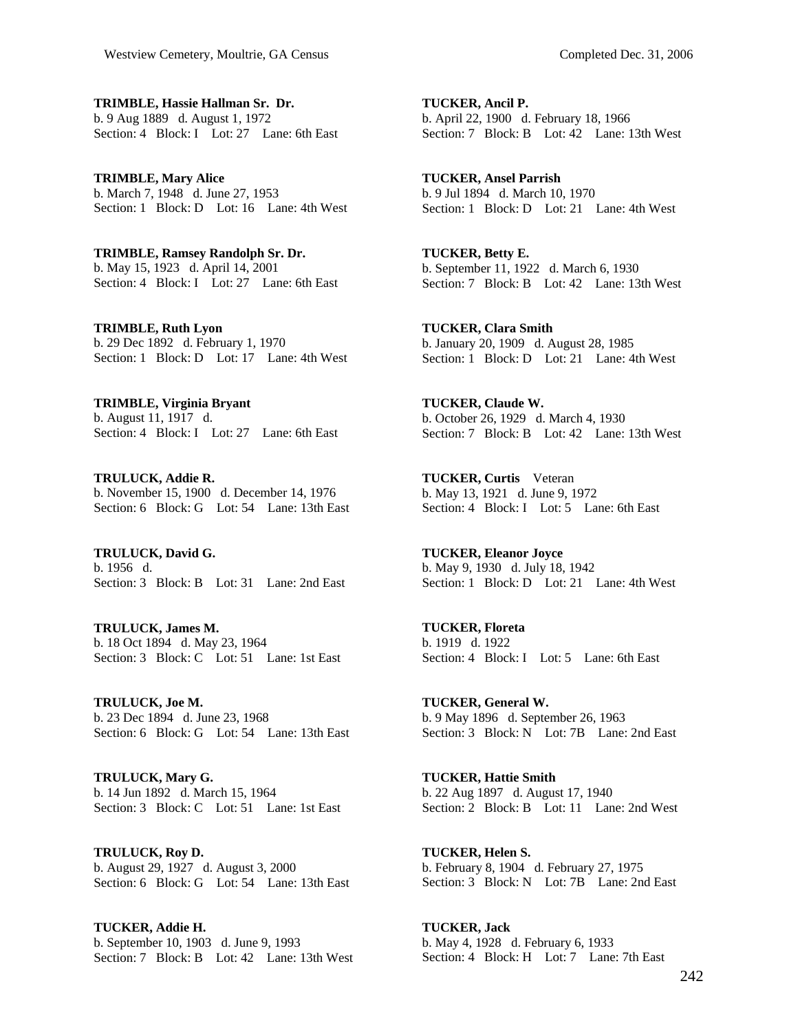**TRIMBLE, Hassie Hallman Sr. Dr.**
b. 9 Aug 1889 d. August 1, 1972
Section: 4 Block: I Lot: 27 Lane: 6th East

**TRIMBLE, Mary Alice**
b. March 7, 1948 d. June 27, 1953
Section: 1 Block: D Lot: 16 Lane: 4th West

**TRIMBLE, Ramsey Randolph Sr. Dr.**
b. May 15, 1923 d. April 14, 2001
Section: 4 Block: I Lot: 27 Lane: 6th East

**TRIMBLE, Ruth Lyon**
b. 29 Dec 1892 d. February 1, 1970
Section: 1 Block: D Lot: 17 Lane: 4th West

**TRIMBLE, Virginia Bryant**
b. August 11, 1917 d.
Section: 4 Block: I Lot: 27 Lane: 6th East

**TRULUCK, Addie R.**
b. November 15, 1900 d. December 14, 1976
Section: 6 Block: G Lot: 54 Lane: 13th East

**TRULUCK, David G.**
b. 1956 d.
Section: 3 Block: B Lot: 31 Lane: 2nd East

**TRULUCK, James M.**
b. 18 Oct 1894 d. May 23, 1964
Section: 3 Block: C Lot: 51 Lane: 1st East

**TRULUCK, Joe M.**
b. 23 Dec 1894 d. June 23, 1968
Section: 6 Block: G Lot: 54 Lane: 13th East

**TRULUCK, Mary G.**
b. 14 Jun 1892 d. March 15, 1964
Section: 3 Block: C Lot: 51 Lane: 1st East

**TRULUCK, Roy D.**
b. August 29, 1927 d. August 3, 2000
Section: 6 Block: G Lot: 54 Lane: 13th East

**TUCKER, Addie H.**
b. September 10, 1903 d. June 9, 1993
Section: 7 Block: B Lot: 42 Lane: 13th West

**TUCKER, Ancil P.**
b. April 22, 1900 d. February 18, 1966
Section: 7 Block: B Lot: 42 Lane: 13th West

**TUCKER, Ansel Parrish**
b. 9 Jul 1894 d. March 10, 1970
Section: 1 Block: D Lot: 21 Lane: 4th West

**TUCKER, Betty E.**
b. September 11, 1922 d. March 6, 1930
Section: 7 Block: B Lot: 42 Lane: 13th West

**TUCKER, Clara Smith**
b. January 20, 1909 d. August 28, 1985
Section: 1 Block: D Lot: 21 Lane: 4th West

**TUCKER, Claude W.**
b. October 26, 1929 d. March 4, 1930
Section: 7 Block: B Lot: 42 Lane: 13th West

**TUCKER, Curtis** Veteran
b. May 13, 1921 d. June 9, 1972
Section: 4 Block: I Lot: 5 Lane: 6th East

**TUCKER, Eleanor Joyce**
b. May 9, 1930 d. July 18, 1942
Section: 1 Block: D Lot: 21 Lane: 4th West

**TUCKER, Floreta**
b. 1919 d. 1922
Section: 4 Block: I Lot: 5 Lane: 6th East

**TUCKER, General W.**
b. 9 May 1896 d. September 26, 1963
Section: 3 Block: N Lot: 7B Lane: 2nd East

**TUCKER, Hattie Smith**
b. 22 Aug 1897 d. August 17, 1940
Section: 2 Block: B Lot: 11 Lane: 2nd West

**TUCKER, Helen S.**
b. February 8, 1904 d. February 27, 1975
Section: 3 Block: N Lot: 7B Lane: 2nd East

**TUCKER, Jack**
b. May 4, 1928 d. February 6, 1933
Section: 4 Block: H Lot: 7 Lane: 7th East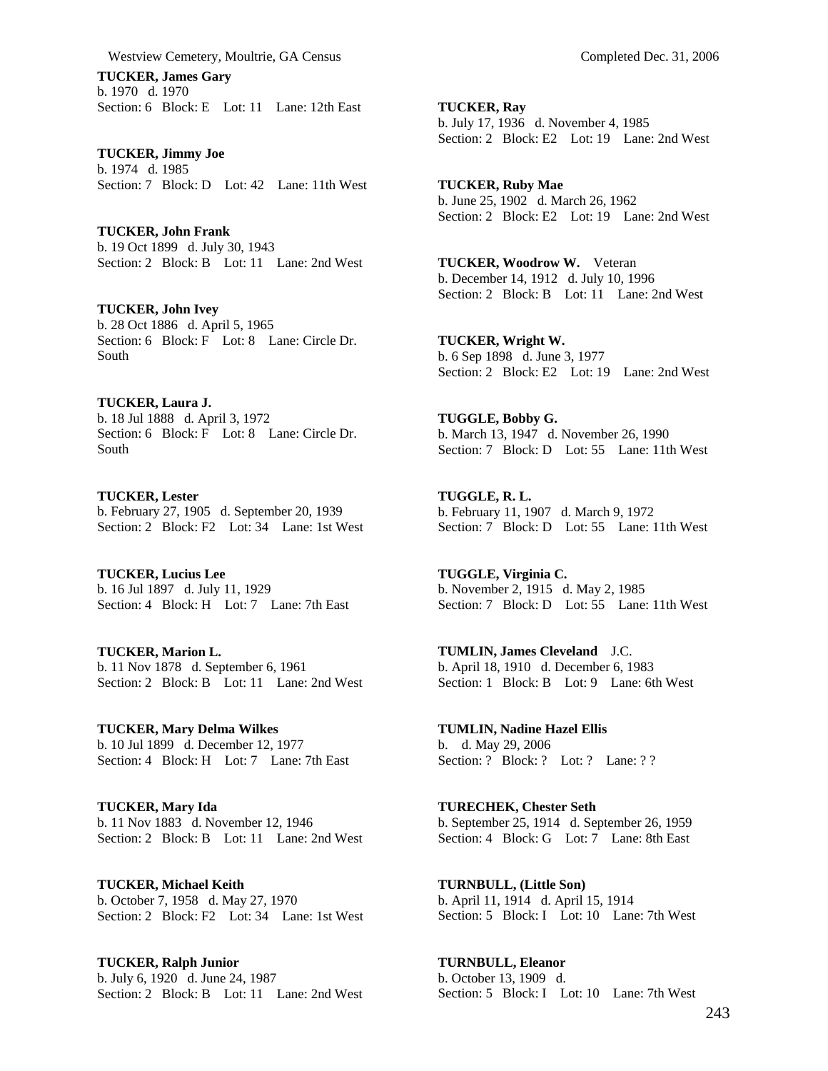**TUCKER, James Gary**
b. 1970 d. 1970
Section: 6 Block: E Lot: 11 Lane: 12th East

**TUCKER, Jimmy Joe**
b. 1974 d. 1985
Section: 7 Block: D Lot: 42 Lane: 11th West

**TUCKER, John Frank**
b. 19 Oct 1899 d. July 30, 1943
Section: 2 Block: B Lot: 11 Lane: 2nd West

**TUCKER, John Ivey**
b. 28 Oct 1886 d. April 5, 1965
Section: 6 Block: F Lot: 8 Lane: Circle Dr. South

**TUCKER, Laura J.**
b. 18 Jul 1888 d. April 3, 1972
Section: 6 Block: F Lot: 8 Lane: Circle Dr. South

**TUCKER, Lester**
b. February 27, 1905 d. September 20, 1939
Section: 2 Block: F2 Lot: 34 Lane: 1st West

**TUCKER, Lucius Lee**
b. 16 Jul 1897 d. July 11, 1929
Section: 4 Block: H Lot: 7 Lane: 7th East

**TUCKER, Marion L.**
b. 11 Nov 1878 d. September 6, 1961
Section: 2 Block: B Lot: 11 Lane: 2nd West

**TUCKER, Mary Delma Wilkes**
b. 10 Jul 1899 d. December 12, 1977
Section: 4 Block: H Lot: 7 Lane: 7th East

**TUCKER, Mary Ida**
b. 11 Nov 1883 d. November 12, 1946
Section: 2 Block: B Lot: 11 Lane: 2nd West

**TUCKER, Michael Keith**
b. October 7, 1958 d. May 27, 1970
Section: 2 Block: F2 Lot: 34 Lane: 1st West

**TUCKER, Ralph Junior**
b. July 6, 1920 d. June 24, 1987
Section: 2 Block: B Lot: 11 Lane: 2nd West

**TUCKER, Ray**
b. July 17, 1936 d. November 4, 1985
Section: 2 Block: E2 Lot: 19 Lane: 2nd West

**TUCKER, Ruby Mae**
b. June 25, 1902 d. March 26, 1962
Section: 2 Block: E2 Lot: 19 Lane: 2nd West

**TUCKER, Woodrow W.** Veteran
b. December 14, 1912 d. July 10, 1996
Section: 2 Block: B Lot: 11 Lane: 2nd West

**TUCKER, Wright W.**
b. 6 Sep 1898 d. June 3, 1977
Section: 2 Block: E2 Lot: 19 Lane: 2nd West

**TUGGLE, Bobby G.**
b. March 13, 1947 d. November 26, 1990
Section: 7 Block: D Lot: 55 Lane: 11th West

**TUGGLE, R. L.**
b. February 11, 1907 d. March 9, 1972
Section: 7 Block: D Lot: 55 Lane: 11th West

**TUGGLE, Virginia C.**
b. November 2, 1915 d. May 2, 1985
Section: 7 Block: D Lot: 55 Lane: 11th West

**TUMLIN, James Cleveland** J.C.
b. April 18, 1910 d. December 6, 1983
Section: 1 Block: B Lot: 9 Lane: 6th West

**TUMLIN, Nadine Hazel Ellis**
b. d. May 29, 2006
Section: ? Block: ? Lot: ? Lane: ? ?

**TURECHEK, Chester Seth**
b. September 25, 1914 d. September 26, 1959
Section: 4 Block: G Lot: 7 Lane: 8th East

**TURNBULL, (Little Son)**
b. April 11, 1914 d. April 15, 1914
Section: 5 Block: I Lot: 10 Lane: 7th West

**TURNBULL, Eleanor**
b. October 13, 1909 d.
Section: 5 Block: I Lot: 10 Lane: 7th West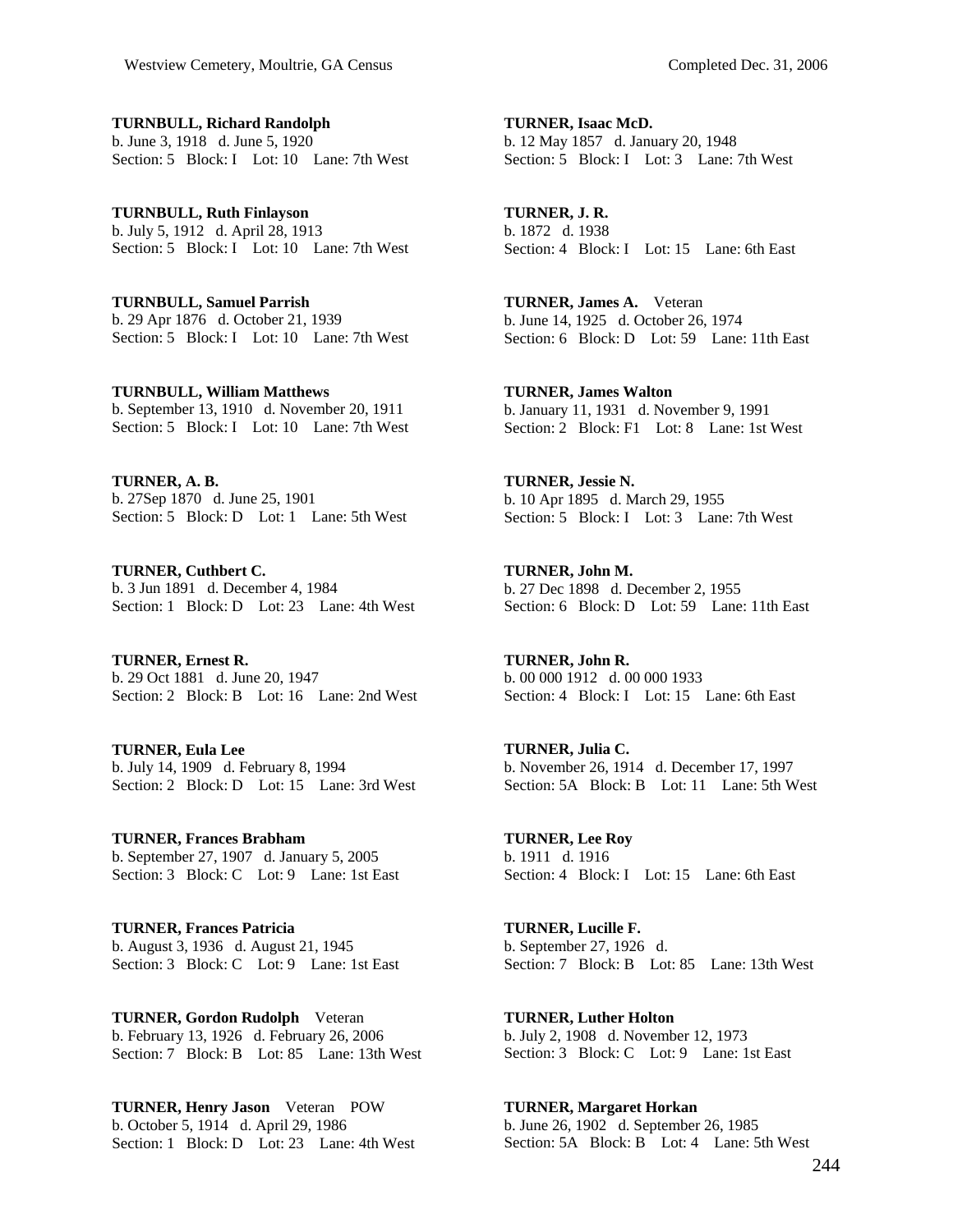**TURNBULL, Richard Randolph**
b. June 3, 1918 d. June 5, 1920
Section: 5 Block: I Lot: 10 Lane: 7th West

**TURNBULL, Ruth Finlayson**
b. July 5, 1912 d. April 28, 1913
Section: 5 Block: I Lot: 10 Lane: 7th West

**TURNBULL, Samuel Parrish**
b. 29 Apr 1876 d. October 21, 1939
Section: 5 Block: I Lot: 10 Lane: 7th West

**TURNBULL, William Matthews**
b. September 13, 1910 d. November 20, 1911
Section: 5 Block: I Lot: 10 Lane: 7th West

**TURNER, A. B.**
b. 27Sep 1870 d. June 25, 1901
Section: 5 Block: D Lot: 1 Lane: 5th West

**TURNER, Cuthbert C.**
b. 3 Jun 1891 d. December 4, 1984
Section: 1 Block: D Lot: 23 Lane: 4th West

**TURNER, Ernest R.**
b. 29 Oct 1881 d. June 20, 1947
Section: 2 Block: B Lot: 16 Lane: 2nd West

**TURNER, Eula Lee**
b. July 14, 1909 d. February 8, 1994
Section: 2 Block: D Lot: 15 Lane: 3rd West

**TURNER, Frances Brabham**
b. September 27, 1907 d. January 5, 2005
Section: 3 Block: C Lot: 9 Lane: 1st East

**TURNER, Frances Patricia**
b. August 3, 1936 d. August 21, 1945
Section: 3 Block: C Lot: 9 Lane: 1st East

**TURNER, Gordon Rudolph** Veteran
b. February 13, 1926 d. February 26, 2006
Section: 7 Block: B Lot: 85 Lane: 13th West

**TURNER, Henry Jason** Veteran POW
b. October 5, 1914 d. April 29, 1986
Section: 1 Block: D Lot: 23 Lane: 4th West

**TURNER, Isaac McD.**
b. 12 May 1857 d. January 20, 1948
Section: 5 Block: I Lot: 3 Lane: 7th West

**TURNER, J. R.**
b. 1872 d. 1938
Section: 4 Block: I Lot: 15 Lane: 6th East

**TURNER, James A.** Veteran
b. June 14, 1925 d. October 26, 1974
Section: 6 Block: D Lot: 59 Lane: 11th East

**TURNER, James Walton**
b. January 11, 1931 d. November 9, 1991
Section: 2 Block: F1 Lot: 8 Lane: 1st West

**TURNER, Jessie N.**
b. 10 Apr 1895 d. March 29, 1955
Section: 5 Block: I Lot: 3 Lane: 7th West

**TURNER, John M.**
b. 27 Dec 1898 d. December 2, 1955
Section: 6 Block: D Lot: 59 Lane: 11th East

**TURNER, John R.**
b. 00 000 1912 d. 00 000 1933
Section: 4 Block: I Lot: 15 Lane: 6th East

**TURNER, Julia C.**
b. November 26, 1914 d. December 17, 1997
Section: 5A Block: B Lot: 11 Lane: 5th West

**TURNER, Lee Roy**
b. 1911 d. 1916
Section: 4 Block: I Lot: 15 Lane: 6th East

**TURNER, Lucille F.**
b. September 27, 1926 d.
Section: 7 Block: B Lot: 85 Lane: 13th West

**TURNER, Luther Holton**
b. July 2, 1908 d. November 12, 1973
Section: 3 Block: C Lot: 9 Lane: 1st East

**TURNER, Margaret Horkan**
b. June 26, 1902 d. September 26, 1985
Section: 5A Block: B Lot: 4 Lane: 5th West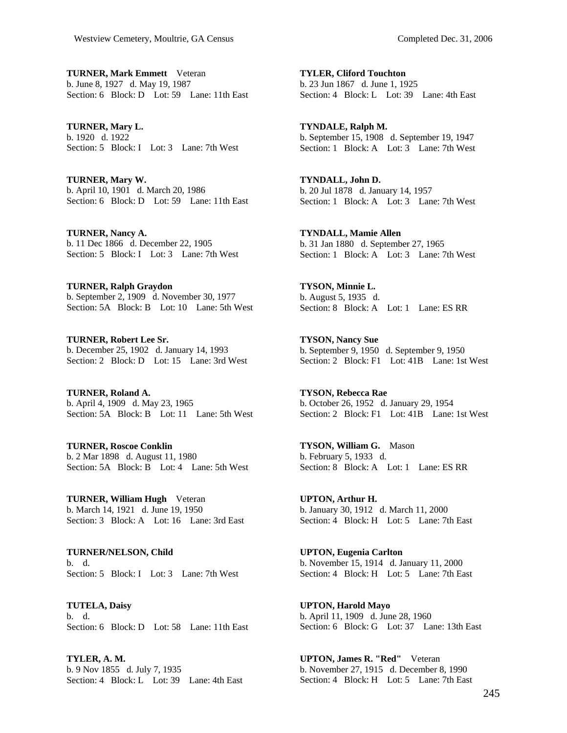**TURNER, Mark Emmett** Veteran
b. June 8, 1927 d. May 19, 1987
Section: 6 Block: D Lot: 59 Lane: 11th East

**TURNER, Mary L.**
b. 1920 d. 1922
Section: 5 Block: I Lot: 3 Lane: 7th West

**TURNER, Mary W.**
b. April 10, 1901 d. March 20, 1986
Section: 6 Block: D Lot: 59 Lane: 11th East

**TURNER, Nancy A.**
b. 11 Dec 1866 d. December 22, 1905
Section: 5 Block: I Lot: 3 Lane: 7th West

**TURNER, Ralph Graydon**
b. September 2, 1909 d. November 30, 1977
Section: 5A Block: B Lot: 10 Lane: 5th West

**TURNER, Robert Lee Sr.**
b. December 25, 1902 d. January 14, 1993
Section: 2 Block: D Lot: 15 Lane: 3rd West

**TURNER, Roland A.**
b. April 4, 1909 d. May 23, 1965
Section: 5A Block: B Lot: 11 Lane: 5th West

**TURNER, Roscoe Conklin**
b. 2 Mar 1898 d. August 11, 1980
Section: 5A Block: B Lot: 4 Lane: 5th West

**TURNER, William Hugh** Veteran
b. March 14, 1921 d. June 19, 1950
Section: 3 Block: A Lot: 16 Lane: 3rd East

**TURNER/NELSON, Child**
b. d.
Section: 5 Block: I Lot: 3 Lane: 7th West

**TUTELA, Daisy**
b. d.
Section: 6 Block: D Lot: 58 Lane: 11th East

**TYLER, A. M.**
b. 9 Nov 1855 d. July 7, 1935
Section: 4 Block: L Lot: 39 Lane: 4th East

**TYLER, Cliford Touchton**
b. 23 Jun 1867 d. June 1, 1925
Section: 4 Block: L Lot: 39 Lane: 4th East

**TYNDALE, Ralph M.**
b. September 15, 1908 d. September 19, 1947
Section: 1 Block: A Lot: 3 Lane: 7th West

**TYNDALL, John D.**
b. 20 Jul 1878 d. January 14, 1957
Section: 1 Block: A Lot: 3 Lane: 7th West

**TYNDALL, Mamie Allen**
b. 31 Jan 1880 d. September 27, 1965
Section: 1 Block: A Lot: 3 Lane: 7th West

**TYSON, Minnie L.**
b. August 5, 1935 d.
Section: 8 Block: A Lot: 1 Lane: ES RR

**TYSON, Nancy Sue**
b. September 9, 1950 d. September 9, 1950
Section: 2 Block: F1 Lot: 41B Lane: 1st West

**TYSON, Rebecca Rae**
b. October 26, 1952 d. January 29, 1954
Section: 2 Block: F1 Lot: 41B Lane: 1st West

**TYSON, William G.** Mason
b. February 5, 1933 d.
Section: 8 Block: A Lot: 1 Lane: ES RR

**UPTON, Arthur H.**
b. January 30, 1912 d. March 11, 2000
Section: 4 Block: H Lot: 5 Lane: 7th East

**UPTON, Eugenia Carlton**
b. November 15, 1914 d. January 11, 2000
Section: 4 Block: H Lot: 5 Lane: 7th East

**UPTON, Harold Mayo**
b. April 11, 1909 d. June 28, 1960
Section: 6 Block: G Lot: 37 Lane: 13th East

**UPTON, James R. "Red"** Veteran
b. November 27, 1915 d. December 8, 1990
Section: 4 Block: H Lot: 5 Lane: 7th East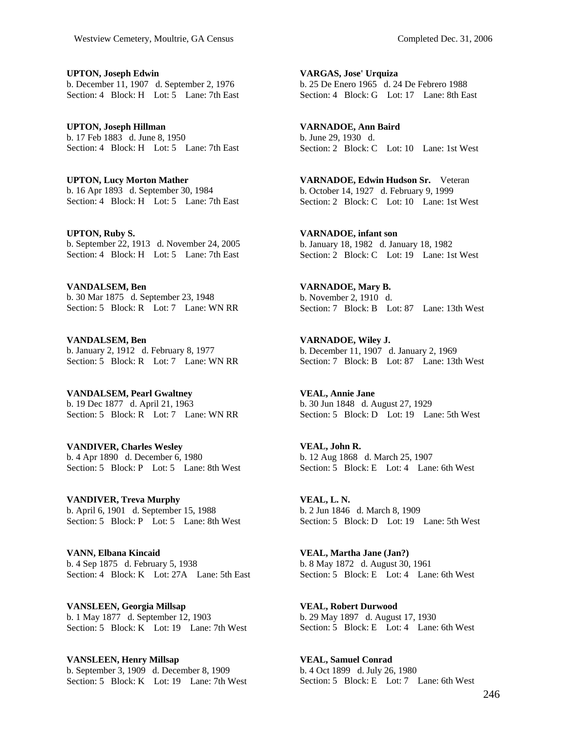**UPTON, Joseph Edwin**
b. December 11, 1907 d. September 2, 1976
Section: 4 Block: H Lot: 5 Lane: 7th East

**UPTON, Joseph Hillman**
b. 17 Feb 1883 d. June 8, 1950
Section: 4 Block: H Lot: 5 Lane: 7th East

**UPTON, Lucy Morton Mather**
b. 16 Apr 1893 d. September 30, 1984
Section: 4 Block: H Lot: 5 Lane: 7th East

**UPTON, Ruby S.**
b. September 22, 1913 d. November 24, 2005
Section: 4 Block: H Lot: 5 Lane: 7th East

**VANDALSEM, Ben**
b. 30 Mar 1875 d. September 23, 1948
Section: 5 Block: R Lot: 7 Lane: WN RR

**VANDALSEM, Ben**
b. January 2, 1912 d. February 8, 1977
Section: 5 Block: R Lot: 7 Lane: WN RR

**VANDALSEM, Pearl Gwaltney**
b. 19 Dec 1877 d. April 21, 1963
Section: 5 Block: R Lot: 7 Lane: WN RR

**VANDIVER, Charles Wesley**
b. 4 Apr 1890 d. December 6, 1980
Section: 5 Block: P Lot: 5 Lane: 8th West

**VANDIVER, Treva Murphy**
b. April 6, 1901 d. September 15, 1988
Section: 5 Block: P Lot: 5 Lane: 8th West

**VANN, Elbana Kincaid**
b. 4 Sep 1875 d. February 5, 1938
Section: 4 Block: K Lot: 27A Lane: 5th East

**VANSLEEN, Georgia Millsap**
b. 1 May 1877 d. September 12, 1903
Section: 5 Block: K Lot: 19 Lane: 7th West

**VANSLEEN, Henry Millsap**
b. September 3, 1909 d. December 8, 1909
Section: 5 Block: K Lot: 19 Lane: 7th West

**VARGAS, Jose' Urquiza**
b. 25 De Enero 1965 d. 24 De Febrero 1988
Section: 4 Block: G Lot: 17 Lane: 8th East

**VARNADOE, Ann Baird**
b. June 29, 1930 d.
Section: 2 Block: C Lot: 10 Lane: 1st West

**VARNADOE, Edwin Hudson Sr.** Veteran
b. October 14, 1927 d. February 9, 1999
Section: 2 Block: C Lot: 10 Lane: 1st West

**VARNADOE, infant son**
b. January 18, 1982 d. January 18, 1982
Section: 2 Block: C Lot: 19 Lane: 1st West

**VARNADOE, Mary B.**
b. November 2, 1910 d.
Section: 7 Block: B Lot: 87 Lane: 13th West

**VARNADOE, Wiley J.**
b. December 11, 1907 d. January 2, 1969
Section: 7 Block: B Lot: 87 Lane: 13th West

**VEAL, Annie Jane**
b. 30 Jun 1848 d. August 27, 1929
Section: 5 Block: D Lot: 19 Lane: 5th West

**VEAL, John R.**
b. 12 Aug 1868 d. March 25, 1907
Section: 5 Block: E Lot: 4 Lane: 6th West

**VEAL, L. N.**
b. 2 Jun 1846 d. March 8, 1909
Section: 5 Block: D Lot: 19 Lane: 5th West

**VEAL, Martha Jane (Jan?)**
b. 8 May 1872 d. August 30, 1961
Section: 5 Block: E Lot: 4 Lane: 6th West

**VEAL, Robert Durwood**
b. 29 May 1897 d. August 17, 1930
Section: 5 Block: E Lot: 4 Lane: 6th West

**VEAL, Samuel Conrad**
b. 4 Oct 1899 d. July 26, 1980
Section: 5 Block: E Lot: 7 Lane: 6th West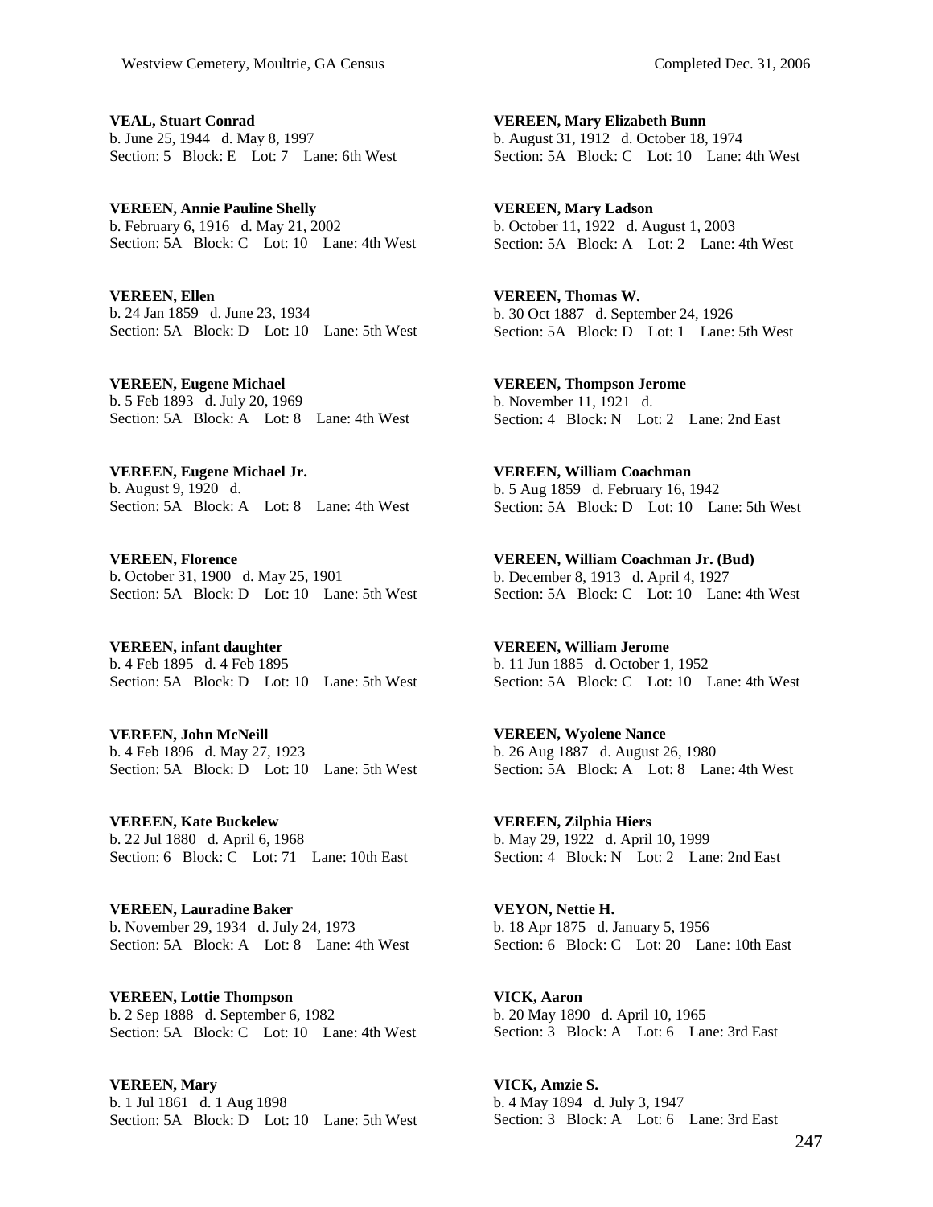**VEAL, Stuart Conrad**
b. June 25, 1944 d. May 8, 1997
Section: 5 Block: E Lot: 7 Lane: 6th West

**VEREEN, Annie Pauline Shelly**
b. February 6, 1916 d. May 21, 2002
Section: 5A Block: C Lot: 10 Lane: 4th West

**VEREEN, Ellen**
b. 24 Jan 1859 d. June 23, 1934
Section: 5A Block: D Lot: 10 Lane: 5th West

**VEREEN, Eugene Michael**
b. 5 Feb 1893 d. July 20, 1969
Section: 5A Block: A Lot: 8 Lane: 4th West

**VEREEN, Eugene Michael Jr.**
b. August 9, 1920 d.
Section: 5A Block: A Lot: 8 Lane: 4th West

**VEREEN, Florence**
b. October 31, 1900 d. May 25, 1901
Section: 5A Block: D Lot: 10 Lane: 5th West

**VEREEN, infant daughter**
b. 4 Feb 1895 d. 4 Feb 1895
Section: 5A Block: D Lot: 10 Lane: 5th West

**VEREEN, John McNeill**
b. 4 Feb 1896 d. May 27, 1923
Section: 5A Block: D Lot: 10 Lane: 5th West

**VEREEN, Kate Buckelew**
b. 22 Jul 1880 d. April 6, 1968
Section: 6 Block: C Lot: 71 Lane: 10th East

**VEREEN, Lauradine Baker**
b. November 29, 1934 d. July 24, 1973
Section: 5A Block: A Lot: 8 Lane: 4th West

**VEREEN, Lottie Thompson**
b. 2 Sep 1888 d. September 6, 1982
Section: 5A Block: C Lot: 10 Lane: 4th West

**VEREEN, Mary**
b. 1 Jul 1861 d. 1 Aug 1898
Section: 5A Block: D Lot: 10 Lane: 5th West

**VEREEN, Mary Elizabeth Bunn**
b. August 31, 1912 d. October 18, 1974
Section: 5A Block: C Lot: 10 Lane: 4th West

**VEREEN, Mary Ladson**
b. October 11, 1922 d. August 1, 2003
Section: 5A Block: A Lot: 2 Lane: 4th West

**VEREEN, Thomas W.**
b. 30 Oct 1887 d. September 24, 1926
Section: 5A Block: D Lot: 1 Lane: 5th West

**VEREEN, Thompson Jerome**
b. November 11, 1921 d.
Section: 4 Block: N Lot: 2 Lane: 2nd East

**VEREEN, William Coachman**
b. 5 Aug 1859 d. February 16, 1942
Section: 5A Block: D Lot: 10 Lane: 5th West

**VEREEN, William Coachman Jr. (Bud)**
b. December 8, 1913 d. April 4, 1927
Section: 5A Block: C Lot: 10 Lane: 4th West

**VEREEN, William Jerome**
b. 11 Jun 1885 d. October 1, 1952
Section: 5A Block: C Lot: 10 Lane: 4th West

**VEREEN, Wyolene Nance**
b. 26 Aug 1887 d. August 26, 1980
Section: 5A Block: A Lot: 8 Lane: 4th West

**VEREEN, Zilphia Hiers**
b. May 29, 1922 d. April 10, 1999
Section: 4 Block: N Lot: 2 Lane: 2nd East

**VEYON, Nettie H.**
b. 18 Apr 1875 d. January 5, 1956
Section: 6 Block: C Lot: 20 Lane: 10th East

**VICK, Aaron**
b. 20 May 1890 d. April 10, 1965
Section: 3 Block: A Lot: 6 Lane: 3rd East

**VICK, Amzie S.**
b. 4 May 1894 d. July 3, 1947
Section: 3 Block: A Lot: 6 Lane: 3rd East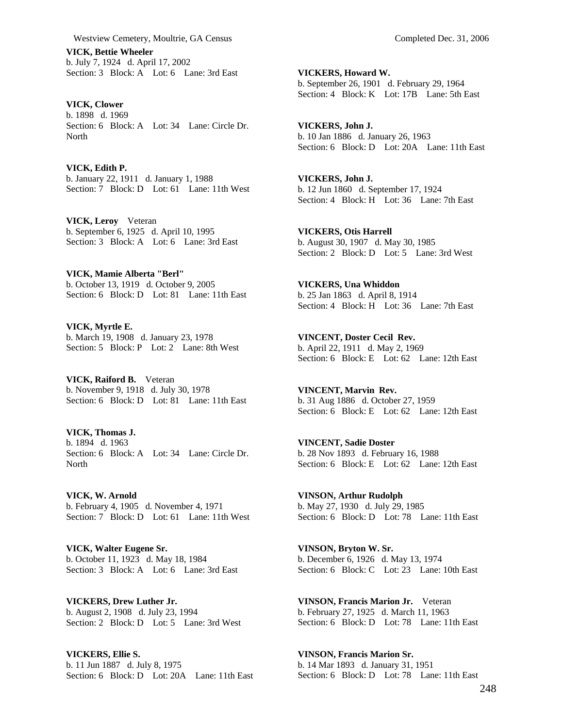**VICK, Bettie Wheeler**
b. July 7, 1924 d. April 17, 2002
Section: 3 Block: A Lot: 6 Lane: 3rd East

**VICK, Clower**
b. 1898 d. 1969
Section: 6 Block: A Lot: 34 Lane: Circle Dr. North

**VICK, Edith P.**
b. January 22, 1911 d. January 1, 1988
Section: 7 Block: D Lot: 61 Lane: 11th West

**VICK, Leroy** Veteran
b. September 6, 1925 d. April 10, 1995
Section: 3 Block: A Lot: 6 Lane: 3rd East

**VICK, Mamie Alberta "Berl"**
b. October 13, 1919 d. October 9, 2005
Section: 6 Block: D Lot: 81 Lane: 11th East

**VICK, Myrtle E.**
b. March 19, 1908 d. January 23, 1978
Section: 5 Block: P Lot: 2 Lane: 8th West

**VICK, Raiford B.** Veteran
b. November 9, 1918 d. July 30, 1978
Section: 6 Block: D Lot: 81 Lane: 11th East

**VICK, Thomas J.**
b. 1894 d. 1963
Section: 6 Block: A Lot: 34 Lane: Circle Dr. North

**VICK, W. Arnold**
b. February 4, 1905 d. November 4, 1971
Section: 7 Block: D Lot: 61 Lane: 11th West

**VICK, Walter Eugene Sr.**
b. October 11, 1923 d. May 18, 1984
Section: 3 Block: A Lot: 6 Lane: 3rd East

**VICKERS, Drew Luther Jr.**
b. August 2, 1908 d. July 23, 1994
Section: 2 Block: D Lot: 5 Lane: 3rd West

**VICKERS, Ellie S.**
b. 11 Jun 1887 d. July 8, 1975
Section: 6 Block: D Lot: 20A Lane: 11th East

**VICKERS, Howard W.**
b. September 26, 1901 d. February 29, 1964
Section: 4 Block: K Lot: 17B Lane: 5th East

**VICKERS, John J.**
b. 10 Jan 1886 d. January 26, 1963
Section: 6 Block: D Lot: 20A Lane: 11th East

**VICKERS, John J.**
b. 12 Jun 1860 d. September 17, 1924
Section: 4 Block: H Lot: 36 Lane: 7th East

**VICKERS, Otis Harrell**
b. August 30, 1907 d. May 30, 1985
Section: 2 Block: D Lot: 5 Lane: 3rd West

**VICKERS, Una Whiddon**
b. 25 Jan 1863 d. April 8, 1914
Section: 4 Block: H Lot: 36 Lane: 7th East

**VINCENT, Doster Cecil Rev.**
b. April 22, 1911 d. May 2, 1969
Section: 6 Block: E Lot: 62 Lane: 12th East

**VINCENT, Marvin Rev.**
b. 31 Aug 1886 d. October 27, 1959
Section: 6 Block: E Lot: 62 Lane: 12th East

**VINCENT, Sadie Doster**
b. 28 Nov 1893 d. February 16, 1988
Section: 6 Block: E Lot: 62 Lane: 12th East

**VINSON, Arthur Rudolph**
b. May 27, 1930 d. July 29, 1985
Section: 6 Block: D Lot: 78 Lane: 11th East

**VINSON, Bryton W. Sr.**
b. December 6, 1926 d. May 13, 1974
Section: 6 Block: C Lot: 23 Lane: 10th East

**VINSON, Francis Marion Jr.** Veteran
b. February 27, 1925 d. March 11, 1963
Section: 6 Block: D Lot: 78 Lane: 11th East

**VINSON, Francis Marion Sr.**
b. 14 Mar 1893 d. January 31, 1951
Section: 6 Block: D Lot: 78 Lane: 11th East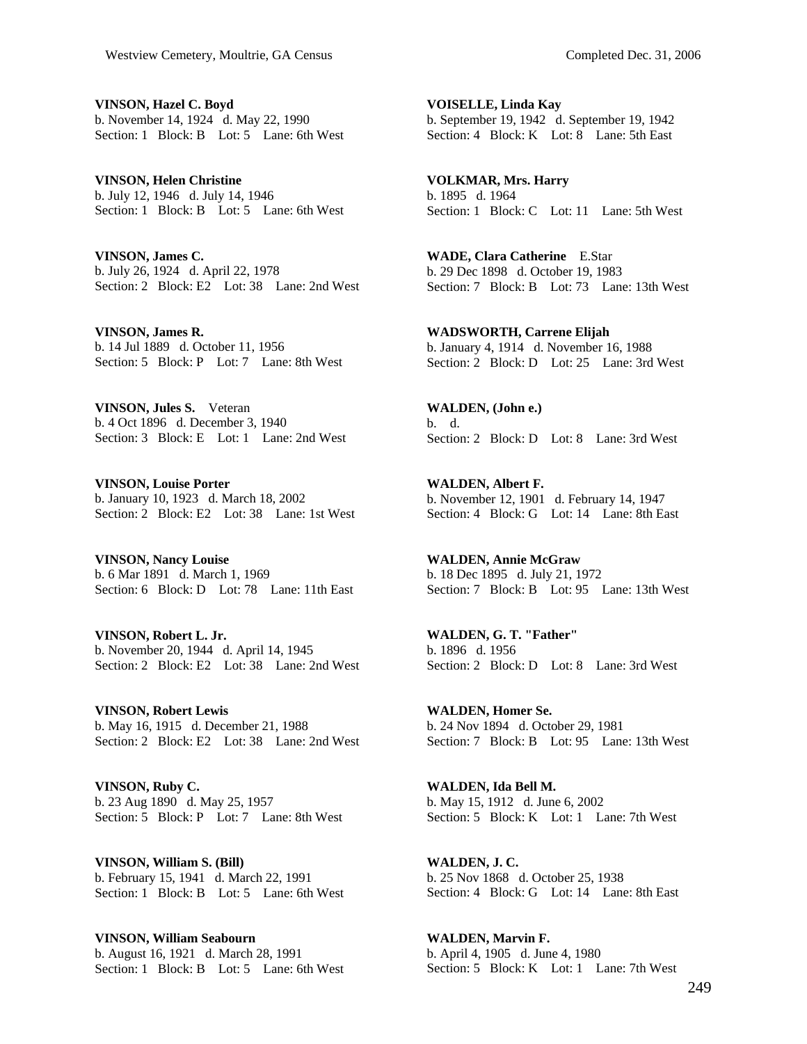**VINSON, Hazel C. Boyd**
b. November 14, 1924 d. May 22, 1990
Section: 1 Block: B Lot: 5 Lane: 6th West

**VINSON, Helen Christine**
b. July 12, 1946 d. July 14, 1946
Section: 1 Block: B Lot: 5 Lane: 6th West

**VINSON, James C.**
b. July 26, 1924 d. April 22, 1978
Section: 2 Block: E2 Lot: 38 Lane: 2nd West

**VINSON, James R.**
b. 14 Jul 1889 d. October 11, 1956
Section: 5 Block: P Lot: 7 Lane: 8th West

**VINSON, Jules S.** Veteran
b. 4 Oct 1896 d. December 3, 1940
Section: 3 Block: E Lot: 1 Lane: 2nd West

**VINSON, Louise Porter**
b. January 10, 1923 d. March 18, 2002
Section: 2 Block: E2 Lot: 38 Lane: 1st West

**VINSON, Nancy Louise**
b. 6 Mar 1891 d. March 1, 1969
Section: 6 Block: D Lot: 78 Lane: 11th East

**VINSON, Robert L. Jr.**
b. November 20, 1944 d. April 14, 1945
Section: 2 Block: E2 Lot: 38 Lane: 2nd West

**VINSON, Robert Lewis**
b. May 16, 1915 d. December 21, 1988
Section: 2 Block: E2 Lot: 38 Lane: 2nd West

**VINSON, Ruby C.**
b. 23 Aug 1890 d. May 25, 1957
Section: 5 Block: P Lot: 7 Lane: 8th West

**VINSON, William S. (Bill)**
b. February 15, 1941 d. March 22, 1991
Section: 1 Block: B Lot: 5 Lane: 6th West

**VINSON, William Seabourn**
b. August 16, 1921 d. March 28, 1991
Section: 1 Block: B Lot: 5 Lane: 6th West

**VOISELLE, Linda Kay**
b. September 19, 1942 d. September 19, 1942
Section: 4 Block: K Lot: 8 Lane: 5th East

**VOLKMAR, Mrs. Harry**
b. 1895 d. 1964
Section: 1 Block: C Lot: 11 Lane: 5th West

**WADE, Clara Catherine** E.Star
b. 29 Dec 1898 d. October 19, 1983
Section: 7 Block: B Lot: 73 Lane: 13th West

**WADSWORTH, Carrene Elijah**
b. January 4, 1914 d. November 16, 1988
Section: 2 Block: D Lot: 25 Lane: 3rd West

**WALDEN, (John e.)**
b. d.
Section: 2 Block: D Lot: 8 Lane: 3rd West

**WALDEN, Albert F.**
b. November 12, 1901 d. February 14, 1947
Section: 4 Block: G Lot: 14 Lane: 8th East

**WALDEN, Annie McGraw**
b. 18 Dec 1895 d. July 21, 1972
Section: 7 Block: B Lot: 95 Lane: 13th West

**WALDEN, G. T. "Father"**
b. 1896 d. 1956
Section: 2 Block: D Lot: 8 Lane: 3rd West

**WALDEN, Homer Se.**
b. 24 Nov 1894 d. October 29, 1981
Section: 7 Block: B Lot: 95 Lane: 13th West

**WALDEN, Ida Bell M.**
b. May 15, 1912 d. June 6, 2002
Section: 5 Block: K Lot: 1 Lane: 7th West

**WALDEN, J. C.**
b. 25 Nov 1868 d. October 25, 1938
Section: 4 Block: G Lot: 14 Lane: 8th East

**WALDEN, Marvin F.**
b. April 4, 1905 d. June 4, 1980
Section: 5 Block: K Lot: 1 Lane: 7th West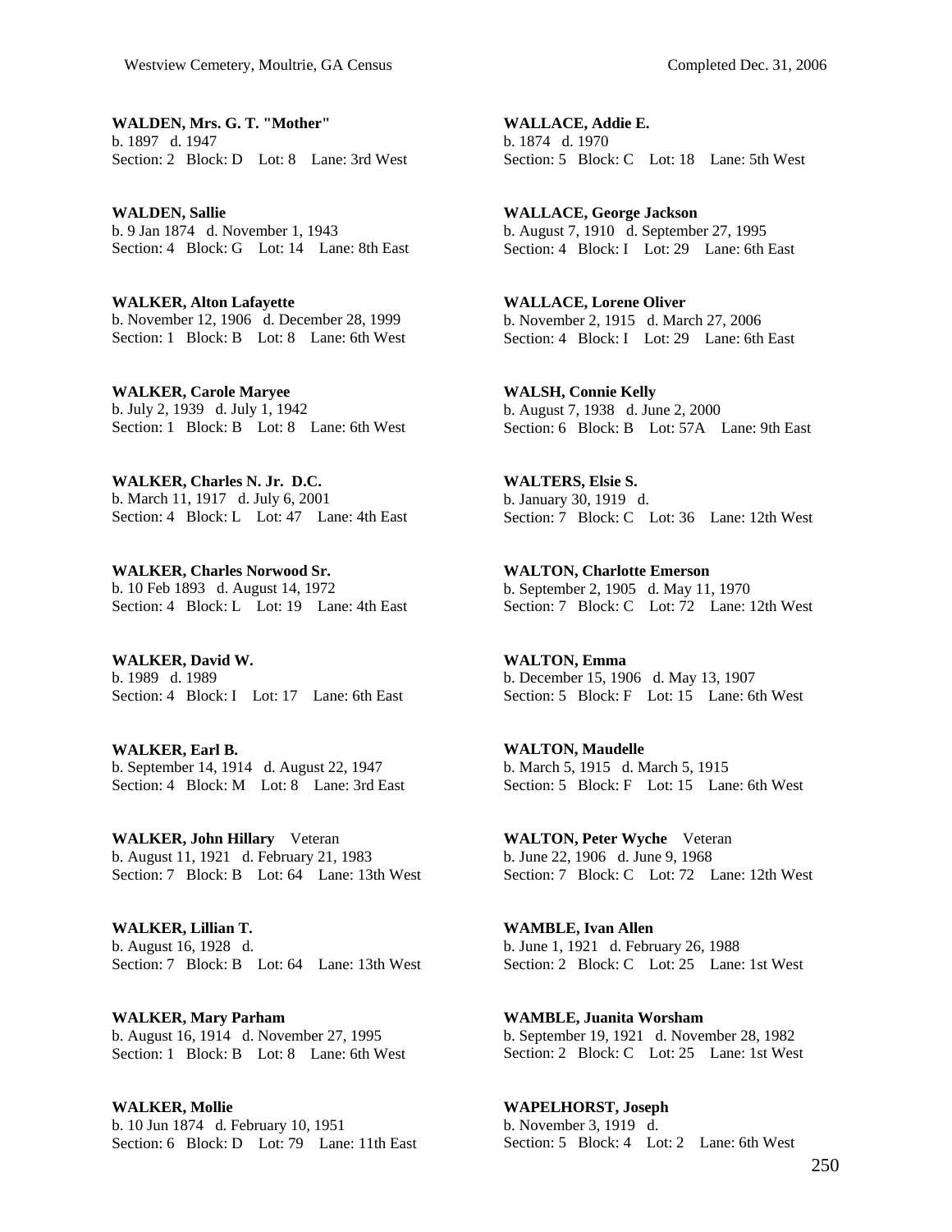**WALDEN, Mrs. G. T. "Mother"**
b. 1897 d. 1947
Section: 2 Block: D Lot: 8 Lane: 3rd West

**WALDEN, Sallie**
b. 9 Jan 1874 d. November 1, 1943
Section: 4 Block: G Lot: 14 Lane: 8th East

**WALKER, Alton Lafayette**
b. November 12, 1906 d. December 28, 1999
Section: 1 Block: B Lot: 8 Lane: 6th West

**WALKER, Carole Maryee**
b. July 2, 1939 d. July 1, 1942
Section: 1 Block: B Lot: 8 Lane: 6th West

**WALKER, Charles N. Jr. D.C.**
b. March 11, 1917 d. July 6, 2001
Section: 4 Block: L Lot: 47 Lane: 4th East

**WALKER, Charles Norwood Sr.**
b. 10 Feb 1893 d. August 14, 1972
Section: 4 Block: L Lot: 19 Lane: 4th East

**WALKER, David W.**
b. 1989 d. 1989
Section: 4 Block: I Lot: 17 Lane: 6th East

**WALKER, Earl B.**
b. September 14, 1914 d. August 22, 1947
Section: 4 Block: M Lot: 8 Lane: 3rd East

**WALKER, John Hillary** Veteran
b. August 11, 1921 d. February 21, 1983
Section: 7 Block: B Lot: 64 Lane: 13th West

**WALKER, Lillian T.**
b. August 16, 1928 d.
Section: 7 Block: B Lot: 64 Lane: 13th West

**WALKER, Mary Parham**
b. August 16, 1914 d. November 27, 1995
Section: 1 Block: B Lot: 8 Lane: 6th West

**WALKER, Mollie**
b. 10 Jun 1874 d. February 10, 1951
Section: 6 Block: D Lot: 79 Lane: 11th East

**WALLACE, Addie E.**
b. 1874 d. 1970
Section: 5 Block: C Lot: 18 Lane: 5th West

**WALLACE, George Jackson**
b. August 7, 1910 d. September 27, 1995
Section: 4 Block: I Lot: 29 Lane: 6th East

**WALLACE, Lorene Oliver**
b. November 2, 1915 d. March 27, 2006
Section: 4 Block: I Lot: 29 Lane: 6th East

**WALSH, Connie Kelly**
b. August 7, 1938 d. June 2, 2000
Section: 6 Block: B Lot: 57A Lane: 9th East

**WALTERS, Elsie S.**
b. January 30, 1919 d.
Section: 7 Block: C Lot: 36 Lane: 12th West

**WALTON, Charlotte Emerson**
b. September 2, 1905 d. May 11, 1970
Section: 7 Block: C Lot: 72 Lane: 12th West

**WALTON, Emma**
b. December 15, 1906 d. May 13, 1907
Section: 5 Block: F Lot: 15 Lane: 6th West

**WALTON, Maudelle**
b. March 5, 1915 d. March 5, 1915
Section: 5 Block: F Lot: 15 Lane: 6th West

**WALTON, Peter Wyche** Veteran
b. June 22, 1906 d. June 9, 1968
Section: 7 Block: C Lot: 72 Lane: 12th West

**WAMBLE, Ivan Allen**
b. June 1, 1921 d. February 26, 1988
Section: 2 Block: C Lot: 25 Lane: 1st West

**WAMBLE, Juanita Worsham**
b. September 19, 1921 d. November 28, 1982
Section: 2 Block: C Lot: 25 Lane: 1st West

**WAPELHORST, Joseph**
b. November 3, 1919 d.
Section: 5 Block: 4 Lot: 2 Lane: 6th West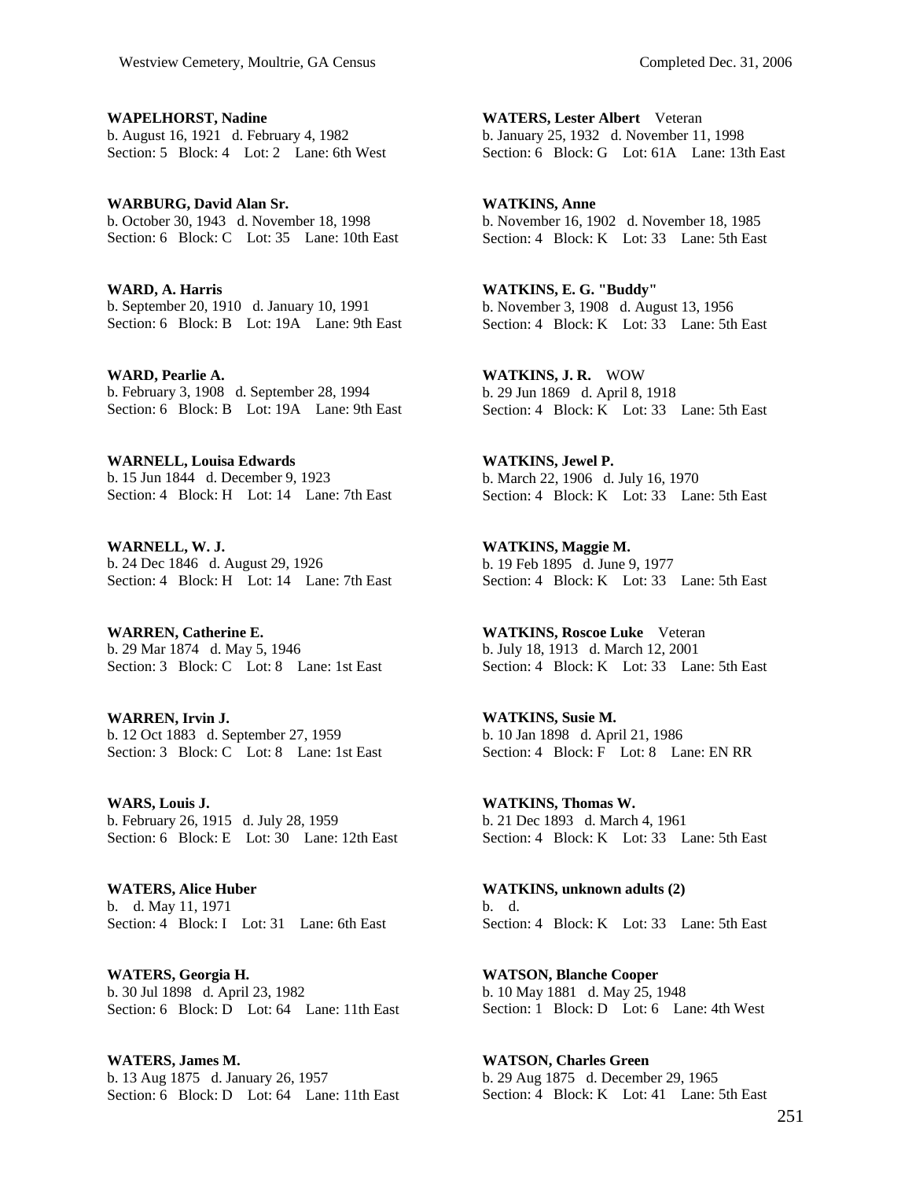**WAPELHORST, Nadine**
b. August 16, 1921 d. February 4, 1982
Section: 5 Block: 4 Lot: 2 Lane: 6th West

**WARBURG, David Alan Sr.**
b. October 30, 1943 d. November 18, 1998
Section: 6 Block: C Lot: 35 Lane: 10th East

**WARD, A. Harris**
b. September 20, 1910 d. January 10, 1991
Section: 6 Block: B Lot: 19A Lane: 9th East

**WARD, Pearlie A.**
b. February 3, 1908 d. September 28, 1994
Section: 6 Block: B Lot: 19A Lane: 9th East

**WARNELL, Louisa Edwards**
b. 15 Jun 1844 d. December 9, 1923
Section: 4 Block: H Lot: 14 Lane: 7th East

**WARNELL, W. J.**
b. 24 Dec 1846 d. August 29, 1926
Section: 4 Block: H Lot: 14 Lane: 7th East

**WARREN, Catherine E.**
b. 29 Mar 1874 d. May 5, 1946
Section: 3 Block: C Lot: 8 Lane: 1st East

**WARREN, Irvin J.**
b. 12 Oct 1883 d. September 27, 1959
Section: 3 Block: C Lot: 8 Lane: 1st East

**WARS, Louis J.**
b. February 26, 1915 d. July 28, 1959
Section: 6 Block: E Lot: 30 Lane: 12th East

**WATERS, Alice Huber**
b. d. May 11, 1971
Section: 4 Block: I Lot: 31 Lane: 6th East

**WATERS, Georgia H.**
b. 30 Jul 1898 d. April 23, 1982
Section: 6 Block: D Lot: 64 Lane: 11th East

**WATERS, James M.**
b. 13 Aug 1875 d. January 26, 1957
Section: 6 Block: D Lot: 64 Lane: 11th East

**WATERS, Lester Albert** Veteran
b. January 25, 1932 d. November 11, 1998
Section: 6 Block: G Lot: 61A Lane: 13th East

**WATKINS, Anne**
b. November 16, 1902 d. November 18, 1985
Section: 4 Block: K Lot: 33 Lane: 5th East

**WATKINS, E. G. "Buddy"**
b. November 3, 1908 d. August 13, 1956
Section: 4 Block: K Lot: 33 Lane: 5th East

**WATKINS, J. R.** WOW
b. 29 Jun 1869 d. April 8, 1918
Section: 4 Block: K Lot: 33 Lane: 5th East

**WATKINS, Jewel P.**
b. March 22, 1906 d. July 16, 1970
Section: 4 Block: K Lot: 33 Lane: 5th East

**WATKINS, Maggie M.**
b. 19 Feb 1895 d. June 9, 1977
Section: 4 Block: K Lot: 33 Lane: 5th East

**WATKINS, Roscoe Luke** Veteran
b. July 18, 1913 d. March 12, 2001
Section: 4 Block: K Lot: 33 Lane: 5th East

**WATKINS, Susie M.**
b. 10 Jan 1898 d. April 21, 1986
Section: 4 Block: F Lot: 8 Lane: EN RR

**WATKINS, Thomas W.**
b. 21 Dec 1893 d. March 4, 1961
Section: 4 Block: K Lot: 33 Lane: 5th East

**WATKINS, unknown adults (2)**
b. d.
Section: 4 Block: K Lot: 33 Lane: 5th East

**WATSON, Blanche Cooper**
b. 10 May 1881 d. May 25, 1948
Section: 1 Block: D Lot: 6 Lane: 4th West

**WATSON, Charles Green**
b. 29 Aug 1875 d. December 29, 1965
Section: 4 Block: K Lot: 41 Lane: 5th East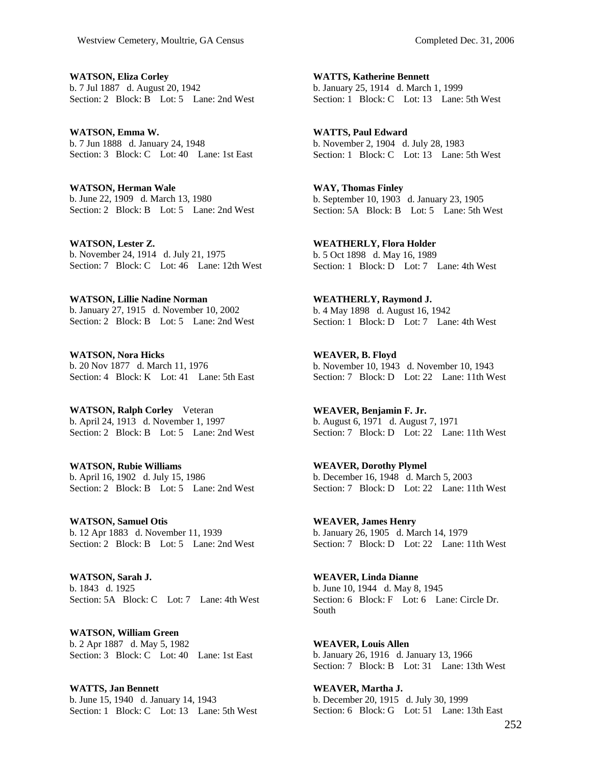**WATSON, Eliza Corley**
b. 7 Jul 1887 d. August 20, 1942
Section: 2 Block: B Lot: 5 Lane: 2nd West

**WATSON, Emma W.**
b. 7 Jun 1888 d. January 24, 1948
Section: 3 Block: C Lot: 40 Lane: 1st East

**WATSON, Herman Wale**
b. June 22, 1909 d. March 13, 1980
Section: 2 Block: B Lot: 5 Lane: 2nd West

**WATSON, Lester Z.**
b. November 24, 1914 d. July 21, 1975
Section: 7 Block: C Lot: 46 Lane: 12th West

**WATSON, Lillie Nadine Norman**
b. January 27, 1915 d. November 10, 2002
Section: 2 Block: B Lot: 5 Lane: 2nd West

**WATSON, Nora Hicks**
b. 20 Nov 1877 d. March 11, 1976
Section: 4 Block: K Lot: 41 Lane: 5th East

**WATSON, Ralph Corley** Veteran
b. April 24, 1913 d. November 1, 1997
Section: 2 Block: B Lot: 5 Lane: 2nd West

**WATSON, Rubie Williams**
b. April 16, 1902 d. July 15, 1986
Section: 2 Block: B Lot: 5 Lane: 2nd West

**WATSON, Samuel Otis**
b. 12 Apr 1883 d. November 11, 1939
Section: 2 Block: B Lot: 5 Lane: 2nd West

**WATSON, Sarah J.**
b. 1843 d. 1925
Section: 5A Block: C Lot: 7 Lane: 4th West

**WATSON, William Green**
b. 2 Apr 1887 d. May 5, 1982
Section: 3 Block: C Lot: 40 Lane: 1st East

**WATTS, Jan Bennett**
b. June 15, 1940 d. January 14, 1943
Section: 1 Block: C Lot: 13 Lane: 5th West

**WATTS, Katherine Bennett**
b. January 25, 1914 d. March 1, 1999
Section: 1 Block: C Lot: 13 Lane: 5th West

**WATTS, Paul Edward**
b. November 2, 1904 d. July 28, 1983
Section: 1 Block: C Lot: 13 Lane: 5th West

**WAY, Thomas Finley**
b. September 10, 1903 d. January 23, 1905
Section: 5A Block: B Lot: 5 Lane: 5th West

**WEATHERLY, Flora Holder**
b. 5 Oct 1898 d. May 16, 1989
Section: 1 Block: D Lot: 7 Lane: 4th West

**WEATHERLY, Raymond J.**
b. 4 May 1898 d. August 16, 1942
Section: 1 Block: D Lot: 7 Lane: 4th West

**WEAVER, B. Floyd**
b. November 10, 1943 d. November 10, 1943
Section: 7 Block: D Lot: 22 Lane: 11th West

**WEAVER, Benjamin F. Jr.**
b. August 6, 1971 d. August 7, 1971
Section: 7 Block: D Lot: 22 Lane: 11th West

**WEAVER, Dorothy Plymel**
b. December 16, 1948 d. March 5, 2003
Section: 7 Block: D Lot: 22 Lane: 11th West

**WEAVER, James Henry**
b. January 26, 1905 d. March 14, 1979
Section: 7 Block: D Lot: 22 Lane: 11th West

**WEAVER, Linda Dianne**
b. June 10, 1944 d. May 8, 1945
Section: 6 Block: F Lot: 6 Lane: Circle Dr. South

**WEAVER, Louis Allen**
b. January 26, 1916 d. January 13, 1966
Section: 7 Block: B Lot: 31 Lane: 13th West

**WEAVER, Martha J.**
b. December 20, 1915 d. July 30, 1999
Section: 6 Block: G Lot: 51 Lane: 13th East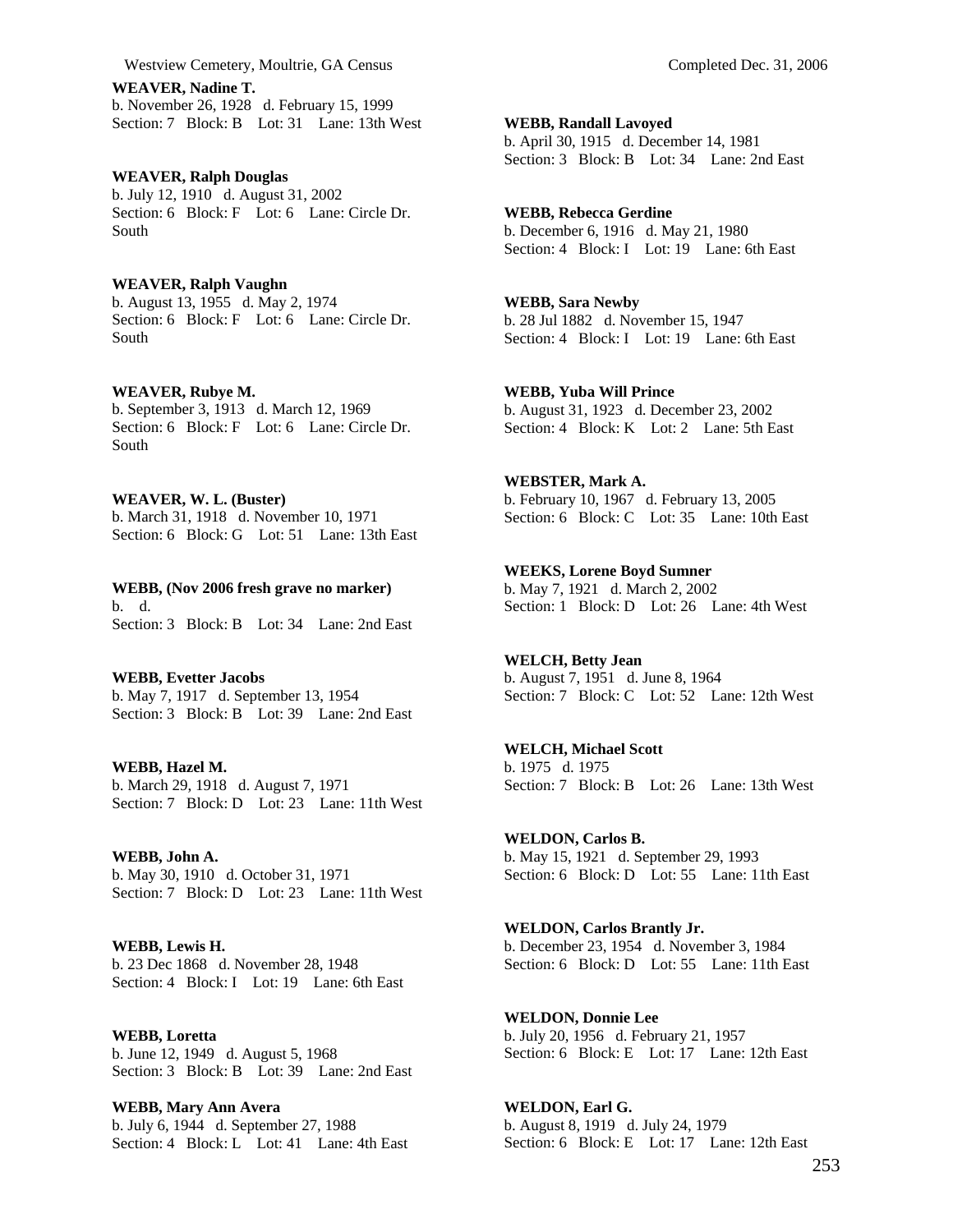**WEAVER, Nadine T.**
b. November 26, 1928 d. February 15, 1999
Section: 7 Block: B Lot: 31 Lane: 13th West

**WEAVER, Ralph Douglas**
b. July 12, 1910 d. August 31, 2002
Section: 6 Block: F Lot: 6 Lane: Circle Dr. South

**WEAVER, Ralph Vaughn**
b. August 13, 1955 d. May 2, 1974
Section: 6 Block: F Lot: 6 Lane: Circle Dr. South

**WEAVER, Rubye M.**
b. September 3, 1913 d. March 12, 1969
Section: 6 Block: F Lot: 6 Lane: Circle Dr. South

**WEAVER, W. L. (Buster)**
b. March 31, 1918 d. November 10, 1971
Section: 6 Block: G Lot: 51 Lane: 13th East

**WEBB, (Nov 2006 fresh grave no marker)**
b. d.
Section: 3 Block: B Lot: 34 Lane: 2nd East

**WEBB, Evetter Jacobs**
b. May 7, 1917 d. September 13, 1954
Section: 3 Block: B Lot: 39 Lane: 2nd East

**WEBB, Hazel M.**
b. March 29, 1918 d. August 7, 1971
Section: 7 Block: D Lot: 23 Lane: 11th West

**WEBB, John A.**
b. May 30, 1910 d. October 31, 1971
Section: 7 Block: D Lot: 23 Lane: 11th West

**WEBB, Lewis H.**
b. 23 Dec 1868 d. November 28, 1948
Section: 4 Block: I Lot: 19 Lane: 6th East

**WEBB, Loretta**
b. June 12, 1949 d. August 5, 1968
Section: 3 Block: B Lot: 39 Lane: 2nd East

**WEBB, Mary Ann Avera**
b. July 6, 1944 d. September 27, 1988
Section: 4 Block: L Lot: 41 Lane: 4th East

**WEBB, Randall Lavoyed**
b. April 30, 1915 d. December 14, 1981
Section: 3 Block: B Lot: 34 Lane: 2nd East

**WEBB, Rebecca Gerdine**
b. December 6, 1916 d. May 21, 1980
Section: 4 Block: I Lot: 19 Lane: 6th East

**WEBB, Sara Newby**
b. 28 Jul 1882 d. November 15, 1947
Section: 4 Block: I Lot: 19 Lane: 6th East

**WEBB, Yuba Will Prince**
b. August 31, 1923 d. December 23, 2002
Section: 4 Block: K Lot: 2 Lane: 5th East

**WEBSTER, Mark A.**
b. February 10, 1967 d. February 13, 2005
Section: 6 Block: C Lot: 35 Lane: 10th East

**WEEKS, Lorene Boyd Sumner**
b. May 7, 1921 d. March 2, 2002
Section: 1 Block: D Lot: 26 Lane: 4th West

**WELCH, Betty Jean**
b. August 7, 1951 d. June 8, 1964
Section: 7 Block: C Lot: 52 Lane: 12th West

**WELCH, Michael Scott**
b. 1975 d. 1975
Section: 7 Block: B Lot: 26 Lane: 13th West

**WELDON, Carlos B.**
b. May 15, 1921 d. September 29, 1993
Section: 6 Block: D Lot: 55 Lane: 11th East

**WELDON, Carlos Brantly Jr.**
b. December 23, 1954 d. November 3, 1984
Section: 6 Block: D Lot: 55 Lane: 11th East

**WELDON, Donnie Lee**
b. July 20, 1956 d. February 21, 1957
Section: 6 Block: E Lot: 17 Lane: 12th East

**WELDON, Earl G.**
b. August 8, 1919 d. July 24, 1979
Section: 6 Block: E Lot: 17 Lane: 12th East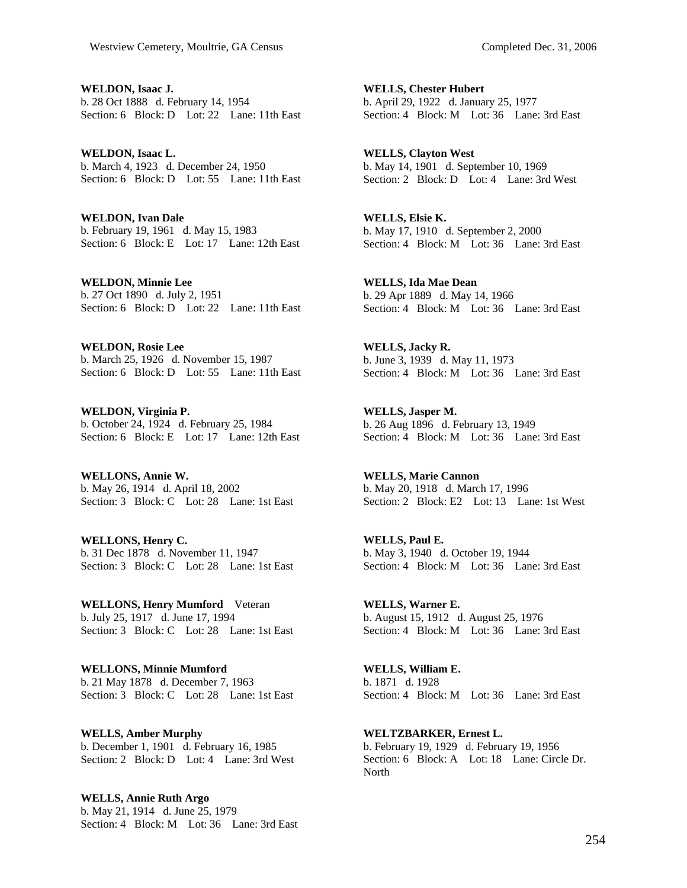**WELDON, Isaac J.**
b. 28 Oct 1888 d. February 14, 1954
Section: 6 Block: D Lot: 22 Lane: 11th East

**WELDON, Isaac L.**
b. March 4, 1923 d. December 24, 1950
Section: 6 Block: D Lot: 55 Lane: 11th East

**WELDON, Ivan Dale**
b. February 19, 1961 d. May 15, 1983
Section: 6 Block: E Lot: 17 Lane: 12th East

**WELDON, Minnie Lee**
b. 27 Oct 1890 d. July 2, 1951
Section: 6 Block: D Lot: 22 Lane: 11th East

**WELDON, Rosie Lee**
b. March 25, 1926 d. November 15, 1987
Section: 6 Block: D Lot: 55 Lane: 11th East

**WELDON, Virginia P.**
b. October 24, 1924 d. February 25, 1984
Section: 6 Block: E Lot: 17 Lane: 12th East

**WELLONS, Annie W.**
b. May 26, 1914 d. April 18, 2002
Section: 3 Block: C Lot: 28 Lane: 1st East

**WELLONS, Henry C.**
b. 31 Dec 1878 d. November 11, 1947
Section: 3 Block: C Lot: 28 Lane: 1st East

**WELLONS, Henry Mumford** Veteran
b. July 25, 1917 d. June 17, 1994
Section: 3 Block: C Lot: 28 Lane: 1st East

**WELLONS, Minnie Mumford**
b. 21 May 1878 d. December 7, 1963
Section: 3 Block: C Lot: 28 Lane: 1st East

**WELLS, Amber Murphy**
b. December 1, 1901 d. February 16, 1985
Section: 2 Block: D Lot: 4 Lane: 3rd West

**WELLS, Annie Ruth Argo**
b. May 21, 1914 d. June 25, 1979
Section: 4 Block: M Lot: 36 Lane: 3rd East

**WELLS, Chester Hubert**
b. April 29, 1922 d. January 25, 1977
Section: 4 Block: M Lot: 36 Lane: 3rd East

**WELLS, Clayton West**
b. May 14, 1901 d. September 10, 1969
Section: 2 Block: D Lot: 4 Lane: 3rd West

**WELLS, Elsie K.**
b. May 17, 1910 d. September 2, 2000
Section: 4 Block: M Lot: 36 Lane: 3rd East

**WELLS, Ida Mae Dean**
b. 29 Apr 1889 d. May 14, 1966
Section: 4 Block: M Lot: 36 Lane: 3rd East

**WELLS, Jacky R.**
b. June 3, 1939 d. May 11, 1973
Section: 4 Block: M Lot: 36 Lane: 3rd East

**WELLS, Jasper M.**
b. 26 Aug 1896 d. February 13, 1949
Section: 4 Block: M Lot: 36 Lane: 3rd East

**WELLS, Marie Cannon**
b. May 20, 1918 d. March 17, 1996
Section: 2 Block: E2 Lot: 13 Lane: 1st West

**WELLS, Paul E.**
b. May 3, 1940 d. October 19, 1944
Section: 4 Block: M Lot: 36 Lane: 3rd East

**WELLS, Warner E.**
b. August 15, 1912 d. August 25, 1976
Section: 4 Block: M Lot: 36 Lane: 3rd East

**WELLS, William E.**
b. 1871 d. 1928
Section: 4 Block: M Lot: 36 Lane: 3rd East

**WELTZBARKER, Ernest L.**
b. February 19, 1929 d. February 19, 1956
Section: 6 Block: A Lot: 18 Lane: Circle Dr. North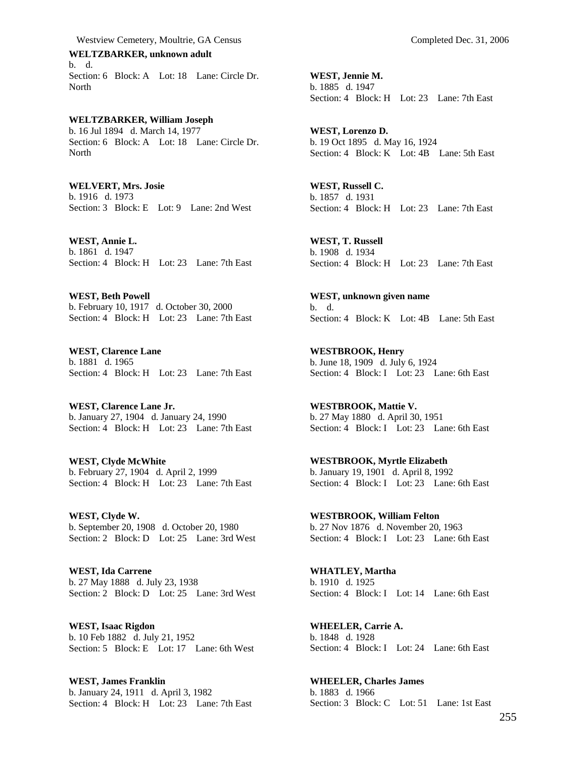**WELTZBARKER, unknown adult**
b. d.
Section: 6 Block: A Lot: 18 Lane: Circle Dr. North

**WELTZBARKER, William Joseph**
b. 16 Jul 1894 d. March 14, 1977
Section: 6 Block: A Lot: 18 Lane: Circle Dr. North

**WELVERT, Mrs. Josie**
b. 1916 d. 1973
Section: 3 Block: E Lot: 9 Lane: 2nd West

**WEST, Annie L.**
b. 1861 d. 1947
Section: 4 Block: H Lot: 23 Lane: 7th East

**WEST, Beth Powell**
b. February 10, 1917 d. October 30, 2000
Section: 4 Block: H Lot: 23 Lane: 7th East

**WEST, Clarence Lane**
b. 1881 d. 1965
Section: 4 Block: H Lot: 23 Lane: 7th East

**WEST, Clarence Lane Jr.**
b. January 27, 1904 d. January 24, 1990
Section: 4 Block: H Lot: 23 Lane: 7th East

**WEST, Clyde McWhite**
b. February 27, 1904 d. April 2, 1999
Section: 4 Block: H Lot: 23 Lane: 7th East

**WEST, Clyde W.**
b. September 20, 1908 d. October 20, 1980
Section: 2 Block: D Lot: 25 Lane: 3rd West

**WEST, Ida Carrene**
b. 27 May 1888 d. July 23, 1938
Section: 2 Block: D Lot: 25 Lane: 3rd West

**WEST, Isaac Rigdon**
b. 10 Feb 1882 d. July 21, 1952
Section: 5 Block: E Lot: 17 Lane: 6th West

**WEST, James Franklin**
b. January 24, 1911 d. April 3, 1982
Section: 4 Block: H Lot: 23 Lane: 7th East

**WEST, Jennie M.**
b. 1885 d. 1947
Section: 4 Block: H Lot: 23 Lane: 7th East

**WEST, Lorenzo D.**
b. 19 Oct 1895 d. May 16, 1924
Section: 4 Block: K Lot: 4B Lane: 5th East

**WEST, Russell C.**
b. 1857 d. 1931
Section: 4 Block: H Lot: 23 Lane: 7th East

**WEST, T. Russell**
b. 1908 d. 1934
Section: 4 Block: H Lot: 23 Lane: 7th East

**WEST, unknown given name**
b. d.
Section: 4 Block: K Lot: 4B Lane: 5th East

**WESTBROOK, Henry**
b. June 18, 1909 d. July 6, 1924
Section: 4 Block: I Lot: 23 Lane: 6th East

**WESTBROOK, Mattie V.**
b. 27 May 1880 d. April 30, 1951
Section: 4 Block: I Lot: 23 Lane: 6th East

**WESTBROOK, Myrtle Elizabeth**
b. January 19, 1901 d. April 8, 1992
Section: 4 Block: I Lot: 23 Lane: 6th East

**WESTBROOK, William Felton**
b. 27 Nov 1876 d. November 20, 1963
Section: 4 Block: I Lot: 23 Lane: 6th East

**WHATLEY, Martha**
b. 1910 d. 1925
Section: 4 Block: I Lot: 14 Lane: 6th East

**WHEELER, Carrie A.**
b. 1848 d. 1928
Section: 4 Block: I Lot: 24 Lane: 6th East

**WHEELER, Charles James**
b. 1883 d. 1966
Section: 3 Block: C Lot: 51 Lane: 1st East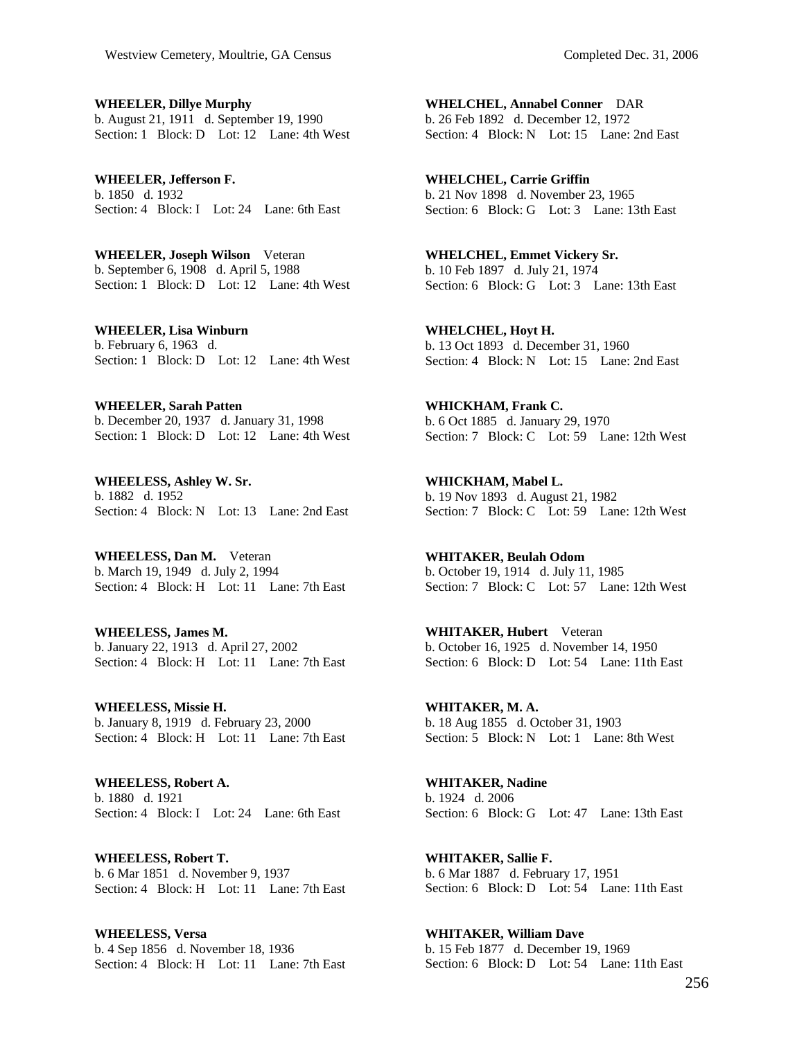**WHEELER, Dillye Murphy**
b. August 21, 1911 d. September 19, 1990
Section: 1 Block: D Lot: 12 Lane: 4th West

**WHEELER, Jefferson F.**
b. 1850 d. 1932
Section: 4 Block: I Lot: 24 Lane: 6th East

**WHEELER, Joseph Wilson** Veteran
b. September 6, 1908 d. April 5, 1988
Section: 1 Block: D Lot: 12 Lane: 4th West

**WHEELER, Lisa Winburn**
b. February 6, 1963 d.
Section: 1 Block: D Lot: 12 Lane: 4th West

**WHEELER, Sarah Patten**
b. December 20, 1937 d. January 31, 1998
Section: 1 Block: D Lot: 12 Lane: 4th West

**WHEELESS, Ashley W. Sr.**
b. 1882 d. 1952
Section: 4 Block: N Lot: 13 Lane: 2nd East

**WHEELESS, Dan M.** Veteran
b. March 19, 1949 d. July 2, 1994
Section: 4 Block: H Lot: 11 Lane: 7th East

**WHEELESS, James M.**
b. January 22, 1913 d. April 27, 2002
Section: 4 Block: H Lot: 11 Lane: 7th East

**WHEELESS, Missie H.**
b. January 8, 1919 d. February 23, 2000
Section: 4 Block: H Lot: 11 Lane: 7th East

**WHEELESS, Robert A.**
b. 1880 d. 1921
Section: 4 Block: I Lot: 24 Lane: 6th East

**WHEELESS, Robert T.**
b. 6 Mar 1851 d. November 9, 1937
Section: 4 Block: H Lot: 11 Lane: 7th East

**WHEELESS, Versa**
b. 4 Sep 1856 d. November 18, 1936
Section: 4 Block: H Lot: 11 Lane: 7th East

**WHELCHEL, Annabel Conner** DAR
b. 26 Feb 1892 d. December 12, 1972
Section: 4 Block: N Lot: 15 Lane: 2nd East

**WHELCHEL, Carrie Griffin**
b. 21 Nov 1898 d. November 23, 1965
Section: 6 Block: G Lot: 3 Lane: 13th East

**WHELCHEL, Emmet Vickery Sr.**
b. 10 Feb 1897 d. July 21, 1974
Section: 6 Block: G Lot: 3 Lane: 13th East

**WHELCHEL, Hoyt H.**
b. 13 Oct 1893 d. December 31, 1960
Section: 4 Block: N Lot: 15 Lane: 2nd East

**WHICKHAM, Frank C.**
b. 6 Oct 1885 d. January 29, 1970
Section: 7 Block: C Lot: 59 Lane: 12th West

**WHICKHAM, Mabel L.**
b. 19 Nov 1893 d. August 21, 1982
Section: 7 Block: C Lot: 59 Lane: 12th West

**WHITAKER, Beulah Odom**
b. October 19, 1914 d. July 11, 1985
Section: 7 Block: C Lot: 57 Lane: 12th West

**WHITAKER, Hubert** Veteran
b. October 16, 1925 d. November 14, 1950
Section: 6 Block: D Lot: 54 Lane: 11th East

**WHITAKER, M. A.**
b. 18 Aug 1855 d. October 31, 1903
Section: 5 Block: N Lot: 1 Lane: 8th West

**WHITAKER, Nadine**
b. 1924 d. 2006
Section: 6 Block: G Lot: 47 Lane: 13th East

**WHITAKER, Sallie F.**
b. 6 Mar 1887 d. February 17, 1951
Section: 6 Block: D Lot: 54 Lane: 11th East

**WHITAKER, William Dave**
b. 15 Feb 1877 d. December 19, 1969
Section: 6 Block: D Lot: 54 Lane: 11th East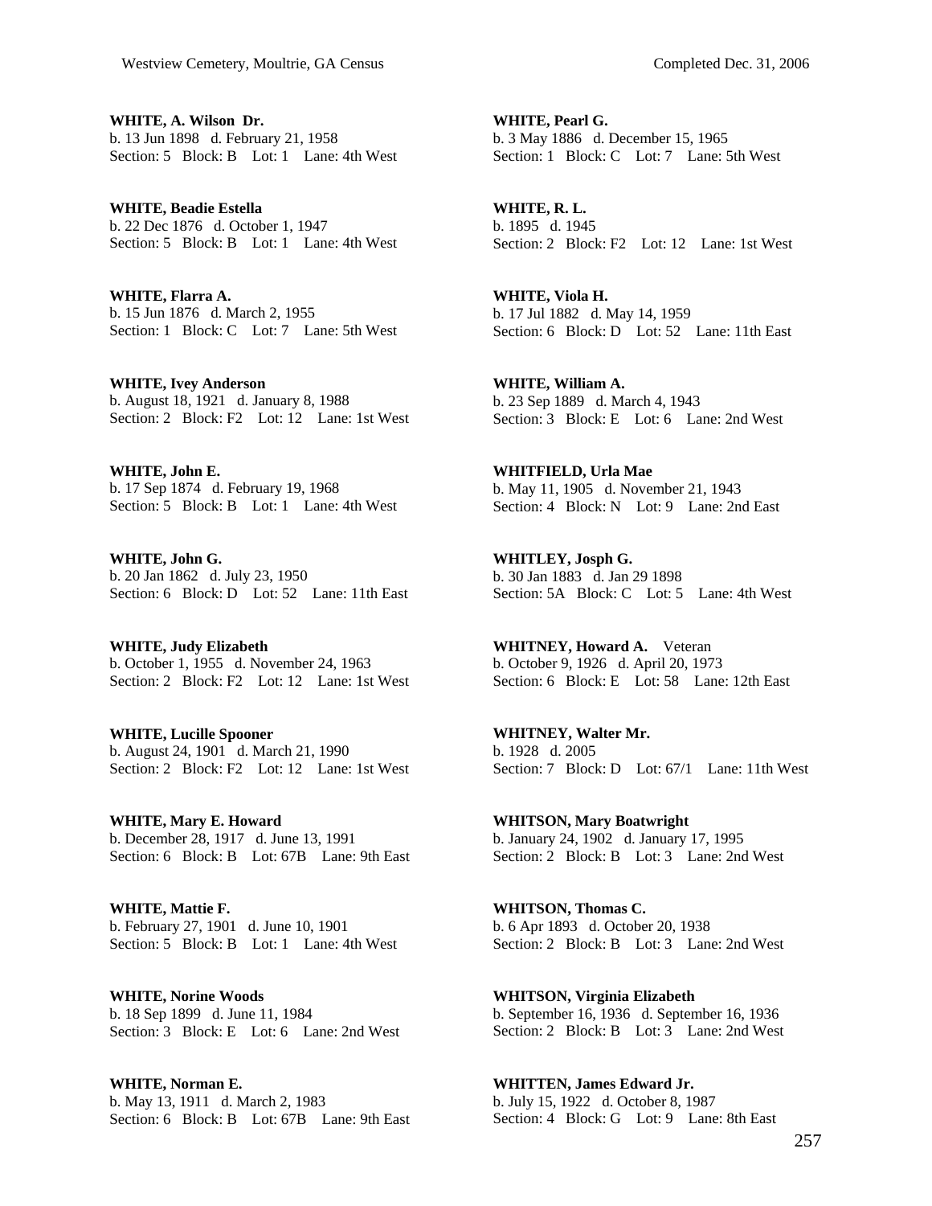**WHITE, A. Wilson Dr.**
b. 13 Jun 1898 d. February 21, 1958
Section: 5 Block: B Lot: 1 Lane: 4th West

**WHITE, Beadie Estella**
b. 22 Dec 1876 d. October 1, 1947
Section: 5 Block: B Lot: 1 Lane: 4th West

**WHITE, Flarra A.**
b. 15 Jun 1876 d. March 2, 1955
Section: 1 Block: C Lot: 7 Lane: 5th West

**WHITE, Ivey Anderson**
b. August 18, 1921 d. January 8, 1988
Section: 2 Block: F2 Lot: 12 Lane: 1st West

**WHITE, John E.**
b. 17 Sep 1874 d. February 19, 1968
Section: 5 Block: B Lot: 1 Lane: 4th West

**WHITE, John G.**
b. 20 Jan 1862 d. July 23, 1950
Section: 6 Block: D Lot: 52 Lane: 11th East

**WHITE, Judy Elizabeth**
b. October 1, 1955 d. November 24, 1963
Section: 2 Block: F2 Lot: 12 Lane: 1st West

**WHITE, Lucille Spooner**
b. August 24, 1901 d. March 21, 1990
Section: 2 Block: F2 Lot: 12 Lane: 1st West

**WHITE, Mary E. Howard**
b. December 28, 1917 d. June 13, 1991
Section: 6 Block: B Lot: 67B Lane: 9th East

**WHITE, Mattie F.**
b. February 27, 1901 d. June 10, 1901
Section: 5 Block: B Lot: 1 Lane: 4th West

**WHITE, Norine Woods**
b. 18 Sep 1899 d. June 11, 1984
Section: 3 Block: E Lot: 6 Lane: 2nd West

**WHITE, Norman E.**
b. May 13, 1911 d. March 2, 1983
Section: 6 Block: B Lot: 67B Lane: 9th East

**WHITE, Pearl G.**
b. 3 May 1886 d. December 15, 1965
Section: 1 Block: C Lot: 7 Lane: 5th West

**WHITE, R. L.**
b. 1895 d. 1945
Section: 2 Block: F2 Lot: 12 Lane: 1st West

**WHITE, Viola H.**
b. 17 Jul 1882 d. May 14, 1959
Section: 6 Block: D Lot: 52 Lane: 11th East

**WHITE, William A.**
b. 23 Sep 1889 d. March 4, 1943
Section: 3 Block: E Lot: 6 Lane: 2nd West

**WHITFIELD, Urla Mae**
b. May 11, 1905 d. November 21, 1943
Section: 4 Block: N Lot: 9 Lane: 2nd East

**WHITLEY, Josph G.**
b. 30 Jan 1883 d. Jan 29 1898
Section: 5A Block: C Lot: 5 Lane: 4th West

**WHITNEY, Howard A.** Veteran
b. October 9, 1926 d. April 20, 1973
Section: 6 Block: E Lot: 58 Lane: 12th East

**WHITNEY, Walter Mr.**
b. 1928 d. 2005
Section: 7 Block: D Lot: 67/1 Lane: 11th West

**WHITSON, Mary Boatwright**
b. January 24, 1902 d. January 17, 1995
Section: 2 Block: B Lot: 3 Lane: 2nd West

**WHITSON, Thomas C.**
b. 6 Apr 1893 d. October 20, 1938
Section: 2 Block: B Lot: 3 Lane: 2nd West

**WHITSON, Virginia Elizabeth**
b. September 16, 1936 d. September 16, 1936
Section: 2 Block: B Lot: 3 Lane: 2nd West

**WHITTEN, James Edward Jr.**
b. July 15, 1922 d. October 8, 1987
Section: 4 Block: G Lot: 9 Lane: 8th East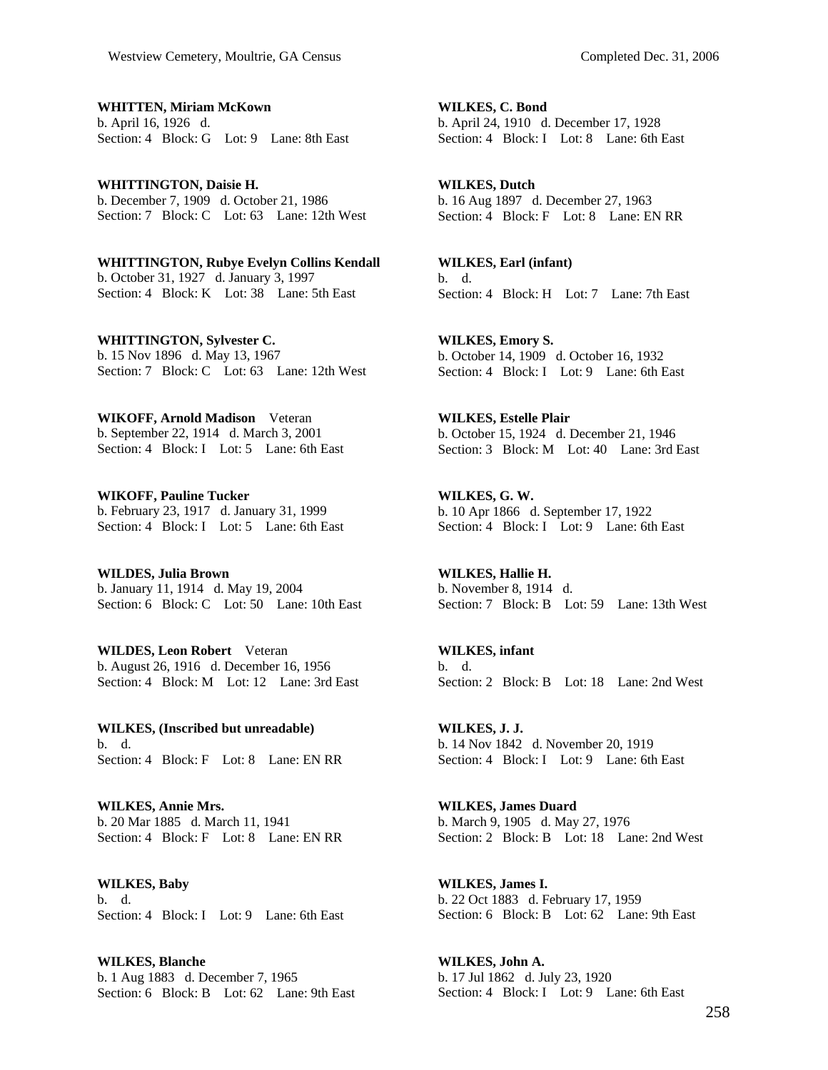**WHITTEN, Miriam McKown**
b. April 16, 1926 d.
Section: 4 Block: G Lot: 9 Lane: 8th East

**WHITTINGTON, Daisie H.**
b. December 7, 1909 d. October 21, 1986
Section: 7 Block: C Lot: 63 Lane: 12th West

**WHITTINGTON, Rubye Evelyn Collins Kendall**
b. October 31, 1927 d. January 3, 1997
Section: 4 Block: K Lot: 38 Lane: 5th East

**WHITTINGTON, Sylvester C.**
b. 15 Nov 1896 d. May 13, 1967
Section: 7 Block: C Lot: 63 Lane: 12th West

**WIKOFF, Arnold Madison** Veteran
b. September 22, 1914 d. March 3, 2001
Section: 4 Block: I Lot: 5 Lane: 6th East

**WIKOFF, Pauline Tucker**
b. February 23, 1917 d. January 31, 1999
Section: 4 Block: I Lot: 5 Lane: 6th East

**WILDES, Julia Brown**
b. January 11, 1914 d. May 19, 2004
Section: 6 Block: C Lot: 50 Lane: 10th East

**WILDES, Leon Robert** Veteran
b. August 26, 1916 d. December 16, 1956
Section: 4 Block: M Lot: 12 Lane: 3rd East

**WILKES, (Inscribed but unreadable)**
b. d.
Section: 4 Block: F Lot: 8 Lane: EN RR

**WILKES, Annie Mrs.**
b. 20 Mar 1885 d. March 11, 1941
Section: 4 Block: F Lot: 8 Lane: EN RR

**WILKES, Baby**
b. d.
Section: 4 Block: I Lot: 9 Lane: 6th East

**WILKES, Blanche**
b. 1 Aug 1883 d. December 7, 1965
Section: 6 Block: B Lot: 62 Lane: 9th East

**WILKES, C. Bond**
b. April 24, 1910 d. December 17, 1928
Section: 4 Block: I Lot: 8 Lane: 6th East

**WILKES, Dutch**
b. 16 Aug 1897 d. December 27, 1963
Section: 4 Block: F Lot: 8 Lane: EN RR

**WILKES, Earl (infant)**
b. d.
Section: 4 Block: H Lot: 7 Lane: 7th East

**WILKES, Emory S.**
b. October 14, 1909 d. October 16, 1932
Section: 4 Block: I Lot: 9 Lane: 6th East

**WILKES, Estelle Plair**
b. October 15, 1924 d. December 21, 1946
Section: 3 Block: M Lot: 40 Lane: 3rd East

**WILKES, G. W.**
b. 10 Apr 1866 d. September 17, 1922
Section: 4 Block: I Lot: 9 Lane: 6th East

**WILKES, Hallie H.**
b. November 8, 1914 d.
Section: 7 Block: B Lot: 59 Lane: 13th West

**WILKES, infant**
b. d.
Section: 2 Block: B Lot: 18 Lane: 2nd West

**WILKES, J. J.**
b. 14 Nov 1842 d. November 20, 1919
Section: 4 Block: I Lot: 9 Lane: 6th East

**WILKES, James Duard**
b. March 9, 1905 d. May 27, 1976
Section: 2 Block: B Lot: 18 Lane: 2nd West

**WILKES, James I.**
b. 22 Oct 1883 d. February 17, 1959
Section: 6 Block: B Lot: 62 Lane: 9th East

**WILKES, John A.**
b. 17 Jul 1862 d. July 23, 1920
Section: 4 Block: I Lot: 9 Lane: 6th East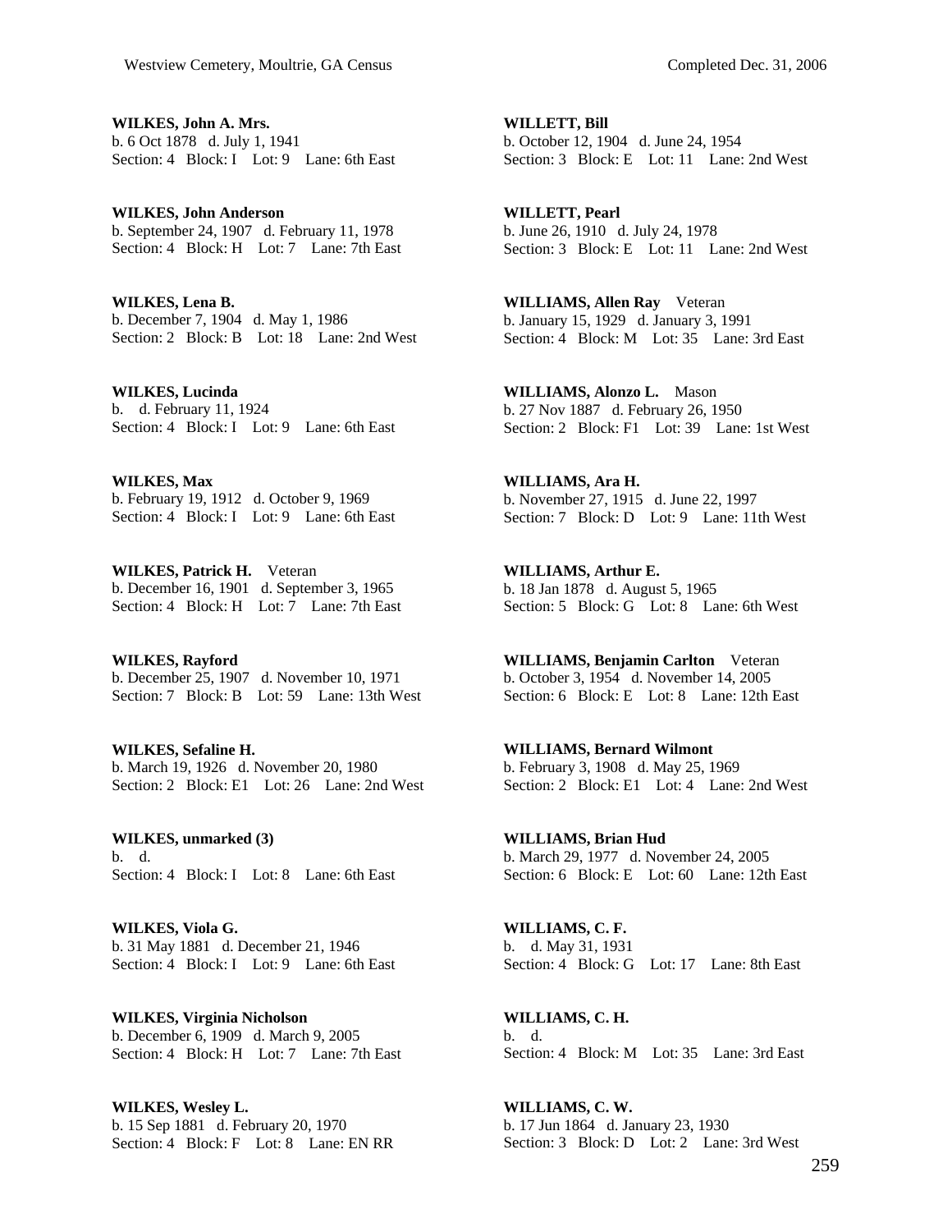**WILKES, John A. Mrs.**
b. 6 Oct 1878 d. July 1, 1941
Section: 4 Block: I Lot: 9 Lane: 6th East

**WILKES, John Anderson**
b. September 24, 1907 d. February 11, 1978
Section: 4 Block: H Lot: 7 Lane: 7th East

**WILKES, Lena B.**
b. December 7, 1904 d. May 1, 1986
Section: 2 Block: B Lot: 18 Lane: 2nd West

**WILKES, Lucinda**
b. d. February 11, 1924
Section: 4 Block: I Lot: 9 Lane: 6th East

**WILKES, Max**
b. February 19, 1912 d. October 9, 1969
Section: 4 Block: I Lot: 9 Lane: 6th East

**WILKES, Patrick H.** Veteran
b. December 16, 1901 d. September 3, 1965
Section: 4 Block: H Lot: 7 Lane: 7th East

**WILKES, Rayford**
b. December 25, 1907 d. November 10, 1971
Section: 7 Block: B Lot: 59 Lane: 13th West

**WILKES, Sefaline H.**
b. March 19, 1926 d. November 20, 1980
Section: 2 Block: E1 Lot: 26 Lane: 2nd West

**WILKES, unmarked (3)**
b. d.
Section: 4 Block: I Lot: 8 Lane: 6th East

**WILKES, Viola G.**
b. 31 May 1881 d. December 21, 1946
Section: 4 Block: I Lot: 9 Lane: 6th East

**WILKES, Virginia Nicholson**
b. December 6, 1909 d. March 9, 2005
Section: 4 Block: H Lot: 7 Lane: 7th East

**WILKES, Wesley L.**
b. 15 Sep 1881 d. February 20, 1970
Section: 4 Block: F Lot: 8 Lane: EN RR

**WILLETT, Bill**
b. October 12, 1904 d. June 24, 1954
Section: 3 Block: E Lot: 11 Lane: 2nd West

**WILLETT, Pearl**
b. June 26, 1910 d. July 24, 1978
Section: 3 Block: E Lot: 11 Lane: 2nd West

**WILLIAMS, Allen Ray** Veteran
b. January 15, 1929 d. January 3, 1991
Section: 4 Block: M Lot: 35 Lane: 3rd East

**WILLIAMS, Alonzo L.** Mason
b. 27 Nov 1887 d. February 26, 1950
Section: 2 Block: F1 Lot: 39 Lane: 1st West

**WILLIAMS, Ara H.**
b. November 27, 1915 d. June 22, 1997
Section: 7 Block: D Lot: 9 Lane: 11th West

**WILLIAMS, Arthur E.**
b. 18 Jan 1878 d. August 5, 1965
Section: 5 Block: G Lot: 8 Lane: 6th West

**WILLIAMS, Benjamin Carlton** Veteran
b. October 3, 1954 d. November 14, 2005
Section: 6 Block: E Lot: 8 Lane: 12th East

**WILLIAMS, Bernard Wilmont**
b. February 3, 1908 d. May 25, 1969
Section: 2 Block: E1 Lot: 4 Lane: 2nd West

**WILLIAMS, Brian Hud**
b. March 29, 1977 d. November 24, 2005
Section: 6 Block: E Lot: 60 Lane: 12th East

**WILLIAMS, C. F.**
b. d. May 31, 1931
Section: 4 Block: G Lot: 17 Lane: 8th East

**WILLIAMS, C. H.**
b. d.
Section: 4 Block: M Lot: 35 Lane: 3rd East

**WILLIAMS, C. W.**
b. 17 Jun 1864 d. January 23, 1930
Section: 3 Block: D Lot: 2 Lane: 3rd West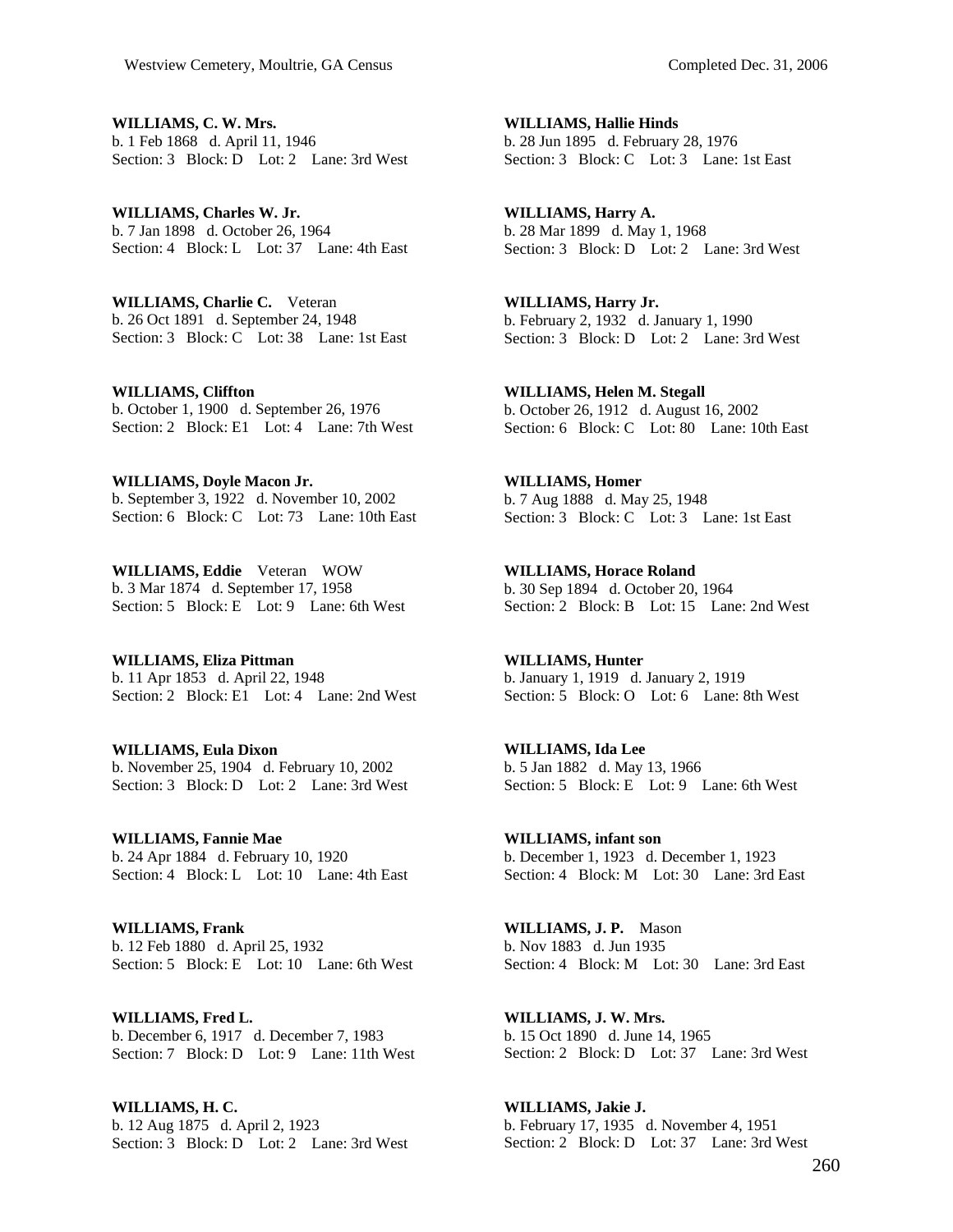**WILLIAMS, C. W. Mrs.**
b. 1 Feb 1868 d. April 11, 1946
Section: 3 Block: D Lot: 2 Lane: 3rd West

**WILLIAMS, Charles W. Jr.**
b. 7 Jan 1898 d. October 26, 1964
Section: 4 Block: L Lot: 37 Lane: 4th East

**WILLIAMS, Charlie C.** Veteran
b. 26 Oct 1891 d. September 24, 1948
Section: 3 Block: C Lot: 38 Lane: 1st East

**WILLIAMS, Cliffton**
b. October 1, 1900 d. September 26, 1976
Section: 2 Block: E1 Lot: 4 Lane: 7th West

**WILLIAMS, Doyle Macon Jr.**
b. September 3, 1922 d. November 10, 2002
Section: 6 Block: C Lot: 73 Lane: 10th East

**WILLIAMS, Eddie** Veteran WOW
b. 3 Mar 1874 d. September 17, 1958
Section: 5 Block: E Lot: 9 Lane: 6th West

**WILLIAMS, Eliza Pittman**
b. 11 Apr 1853 d. April 22, 1948
Section: 2 Block: E1 Lot: 4 Lane: 2nd West

**WILLIAMS, Eula Dixon**
b. November 25, 1904 d. February 10, 2002
Section: 3 Block: D Lot: 2 Lane: 3rd West

**WILLIAMS, Fannie Mae**
b. 24 Apr 1884 d. February 10, 1920
Section: 4 Block: L Lot: 10 Lane: 4th East

**WILLIAMS, Frank**
b. 12 Feb 1880 d. April 25, 1932
Section: 5 Block: E Lot: 10 Lane: 6th West

**WILLIAMS, Fred L.**
b. December 6, 1917 d. December 7, 1983
Section: 7 Block: D Lot: 9 Lane: 11th West

**WILLIAMS, H. C.**
b. 12 Aug 1875 d. April 2, 1923
Section: 3 Block: D Lot: 2 Lane: 3rd West

**WILLIAMS, Hallie Hinds**
b. 28 Jun 1895 d. February 28, 1976
Section: 3 Block: C Lot: 3 Lane: 1st East

**WILLIAMS, Harry A.**
b. 28 Mar 1899 d. May 1, 1968
Section: 3 Block: D Lot: 2 Lane: 3rd West

**WILLIAMS, Harry Jr.**
b. February 2, 1932 d. January 1, 1990
Section: 3 Block: D Lot: 2 Lane: 3rd West

**WILLIAMS, Helen M. Stegall**
b. October 26, 1912 d. August 16, 2002
Section: 6 Block: C Lot: 80 Lane: 10th East

**WILLIAMS, Homer**
b. 7 Aug 1888 d. May 25, 1948
Section: 3 Block: C Lot: 3 Lane: 1st East

**WILLIAMS, Horace Roland**
b. 30 Sep 1894 d. October 20, 1964
Section: 2 Block: B Lot: 15 Lane: 2nd West

**WILLIAMS, Hunter**
b. January 1, 1919 d. January 2, 1919
Section: 5 Block: O Lot: 6 Lane: 8th West

**WILLIAMS, Ida Lee**
b. 5 Jan 1882 d. May 13, 1966
Section: 5 Block: E Lot: 9 Lane: 6th West

**WILLIAMS, infant son**
b. December 1, 1923 d. December 1, 1923
Section: 4 Block: M Lot: 30 Lane: 3rd East

**WILLIAMS, J. P.** Mason
b. Nov 1883 d. Jun 1935
Section: 4 Block: M Lot: 30 Lane: 3rd East

**WILLIAMS, J. W. Mrs.**
b. 15 Oct 1890 d. June 14, 1965
Section: 2 Block: D Lot: 37 Lane: 3rd West

**WILLIAMS, Jakie J.**
b. February 17, 1935 d. November 4, 1951
Section: 2 Block: D Lot: 37 Lane: 3rd West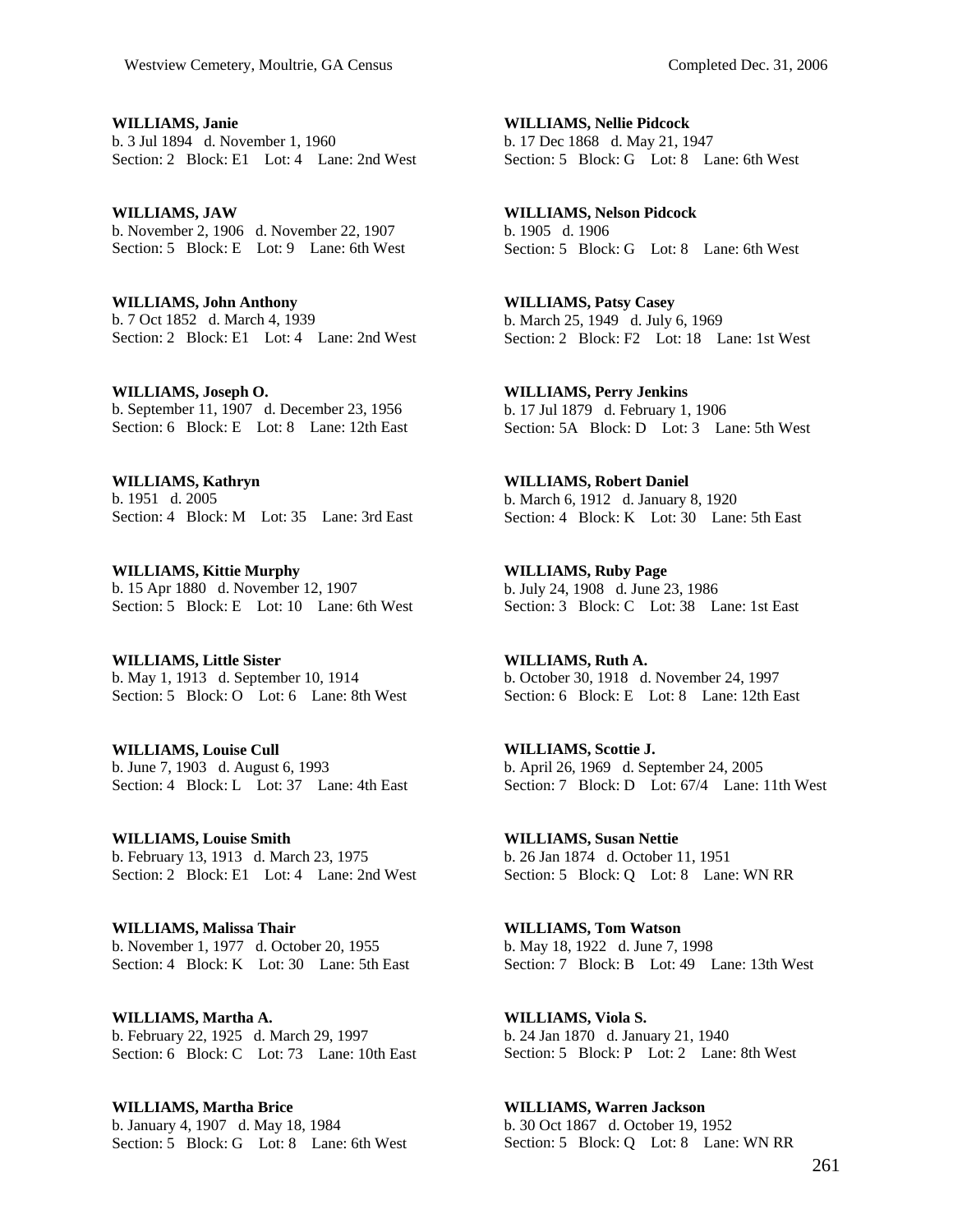**WILLIAMS, Janie**
b. 3 Jul 1894 d. November 1, 1960
Section: 2 Block: E1 Lot: 4 Lane: 2nd West

**WILLIAMS, JAW**
b. November 2, 1906 d. November 22, 1907
Section: 5 Block: E Lot: 9 Lane: 6th West

**WILLIAMS, John Anthony**
b. 7 Oct 1852 d. March 4, 1939
Section: 2 Block: E1 Lot: 4 Lane: 2nd West

**WILLIAMS, Joseph O.**
b. September 11, 1907 d. December 23, 1956
Section: 6 Block: E Lot: 8 Lane: 12th East

**WILLIAMS, Kathryn**
b. 1951 d. 2005
Section: 4 Block: M Lot: 35 Lane: 3rd East

**WILLIAMS, Kittie Murphy**
b. 15 Apr 1880 d. November 12, 1907
Section: 5 Block: E Lot: 10 Lane: 6th West

**WILLIAMS, Little Sister**
b. May 1, 1913 d. September 10, 1914
Section: 5 Block: O Lot: 6 Lane: 8th West

**WILLIAMS, Louise Cull**
b. June 7, 1903 d. August 6, 1993
Section: 4 Block: L Lot: 37 Lane: 4th East

**WILLIAMS, Louise Smith**
b. February 13, 1913 d. March 23, 1975
Section: 2 Block: E1 Lot: 4 Lane: 2nd West

**WILLIAMS, Malissa Thair**
b. November 1, 1977 d. October 20, 1955
Section: 4 Block: K Lot: 30 Lane: 5th East

**WILLIAMS, Martha A.**
b. February 22, 1925 d. March 29, 1997
Section: 6 Block: C Lot: 73 Lane: 10th East

**WILLIAMS, Martha Brice**
b. January 4, 1907 d. May 18, 1984
Section: 5 Block: G Lot: 8 Lane: 6th West

**WILLIAMS, Nellie Pidcock**
b. 17 Dec 1868 d. May 21, 1947
Section: 5 Block: G Lot: 8 Lane: 6th West

**WILLIAMS, Nelson Pidcock**
b. 1905 d. 1906
Section: 5 Block: G Lot: 8 Lane: 6th West

**WILLIAMS, Patsy Casey**
b. March 25, 1949 d. July 6, 1969
Section: 2 Block: F2 Lot: 18 Lane: 1st West

**WILLIAMS, Perry Jenkins**
b. 17 Jul 1879 d. February 1, 1906
Section: 5A Block: D Lot: 3 Lane: 5th West

**WILLIAMS, Robert Daniel**
b. March 6, 1912 d. January 8, 1920
Section: 4 Block: K Lot: 30 Lane: 5th East

**WILLIAMS, Ruby Page**
b. July 24, 1908 d. June 23, 1986
Section: 3 Block: C Lot: 38 Lane: 1st East

**WILLIAMS, Ruth A.**
b. October 30, 1918 d. November 24, 1997
Section: 6 Block: E Lot: 8 Lane: 12th East

**WILLIAMS, Scottie J.**
b. April 26, 1969 d. September 24, 2005
Section: 7 Block: D Lot: 67/4 Lane: 11th West

**WILLIAMS, Susan Nettie**
b. 26 Jan 1874 d. October 11, 1951
Section: 5 Block: Q Lot: 8 Lane: WN RR

**WILLIAMS, Tom Watson**
b. May 18, 1922 d. June 7, 1998
Section: 7 Block: B Lot: 49 Lane: 13th West

**WILLIAMS, Viola S.**
b. 24 Jan 1870 d. January 21, 1940
Section: 5 Block: P Lot: 2 Lane: 8th West

**WILLIAMS, Warren Jackson**
b. 30 Oct 1867 d. October 19, 1952
Section: 5 Block: Q Lot: 8 Lane: WN RR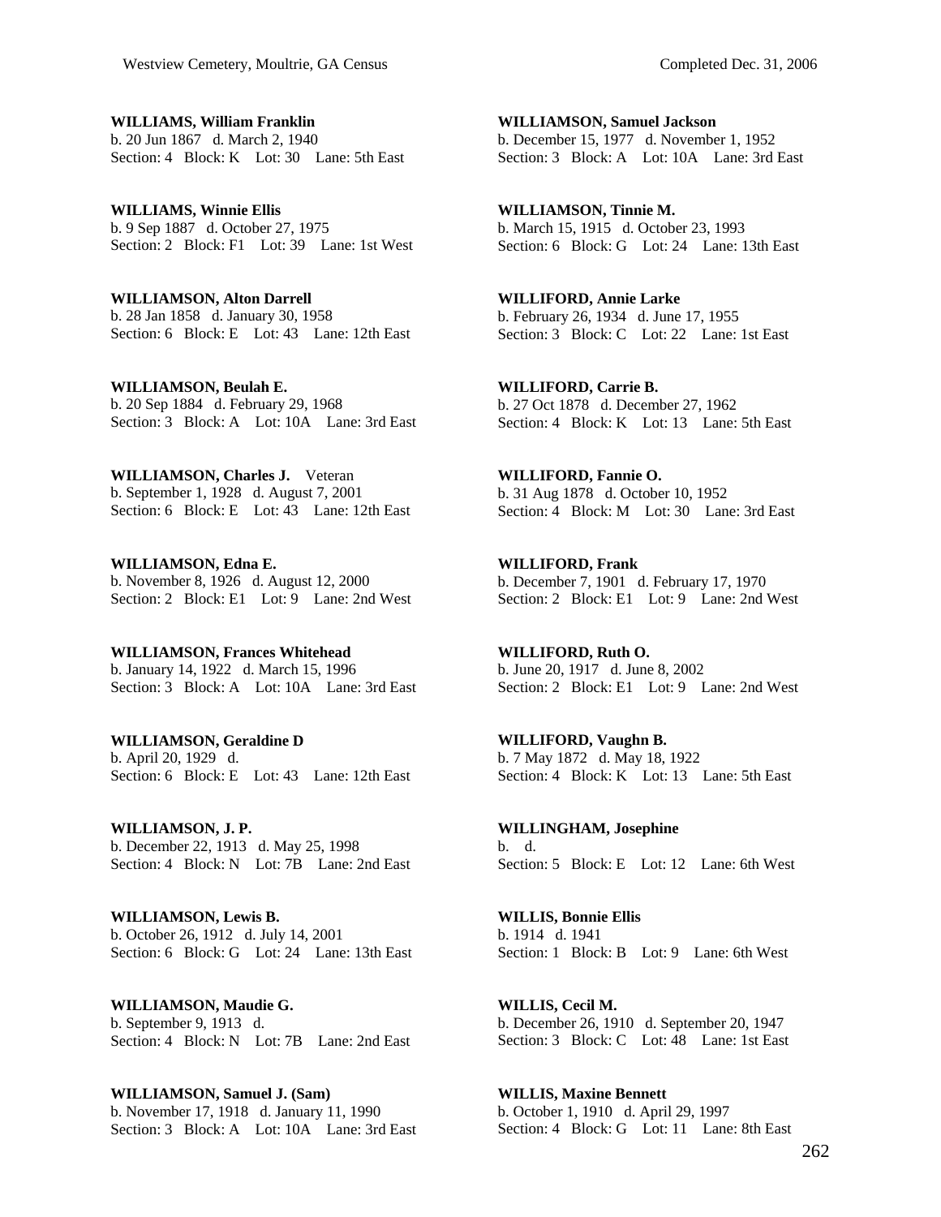**WILLIAMS, William Franklin**
b. 20 Jun 1867 d. March 2, 1940
Section: 4 Block: K Lot: 30 Lane: 5th East

**WILLIAMS, Winnie Ellis**
b. 9 Sep 1887 d. October 27, 1975
Section: 2 Block: F1 Lot: 39 Lane: 1st West

**WILLIAMSON, Alton Darrell**
b. 28 Jan 1858 d. January 30, 1958
Section: 6 Block: E Lot: 43 Lane: 12th East

**WILLIAMSON, Beulah E.**
b. 20 Sep 1884 d. February 29, 1968
Section: 3 Block: A Lot: 10A Lane: 3rd East

**WILLIAMSON, Charles J.** Veteran
b. September 1, 1928 d. August 7, 2001
Section: 6 Block: E Lot: 43 Lane: 12th East

**WILLIAMSON, Edna E.**
b. November 8, 1926 d. August 12, 2000
Section: 2 Block: E1 Lot: 9 Lane: 2nd West

**WILLIAMSON, Frances Whitehead**
b. January 14, 1922 d. March 15, 1996
Section: 3 Block: A Lot: 10A Lane: 3rd East

**WILLIAMSON, Geraldine D**
b. April 20, 1929 d.
Section: 6 Block: E Lot: 43 Lane: 12th East

**WILLIAMSON, J. P.**
b. December 22, 1913 d. May 25, 1998
Section: 4 Block: N Lot: 7B Lane: 2nd East

**WILLIAMSON, Lewis B.**
b. October 26, 1912 d. July 14, 2001
Section: 6 Block: G Lot: 24 Lane: 13th East

**WILLIAMSON, Maudie G.**
b. September 9, 1913 d.
Section: 4 Block: N Lot: 7B Lane: 2nd East

**WILLIAMSON, Samuel J. (Sam)**
b. November 17, 1918 d. January 11, 1990
Section: 3 Block: A Lot: 10A Lane: 3rd East

**WILLIAMSON, Samuel Jackson**
b. December 15, 1977 d. November 1, 1952
Section: 3 Block: A Lot: 10A Lane: 3rd East

**WILLIAMSON, Tinnie M.**
b. March 15, 1915 d. October 23, 1993
Section: 6 Block: G Lot: 24 Lane: 13th East

**WILLIFORD, Annie Larke**
b. February 26, 1934 d. June 17, 1955
Section: 3 Block: C Lot: 22 Lane: 1st East

**WILLIFORD, Carrie B.**
b. 27 Oct 1878 d. December 27, 1962
Section: 4 Block: K Lot: 13 Lane: 5th East

**WILLIFORD, Fannie O.**
b. 31 Aug 1878 d. October 10, 1952
Section: 4 Block: M Lot: 30 Lane: 3rd East

**WILLIFORD, Frank**
b. December 7, 1901 d. February 17, 1970
Section: 2 Block: E1 Lot: 9 Lane: 2nd West

**WILLIFORD, Ruth O.**
b. June 20, 1917 d. June 8, 2002
Section: 2 Block: E1 Lot: 9 Lane: 2nd West

**WILLIFORD, Vaughn B.**
b. 7 May 1872 d. May 18, 1922
Section: 4 Block: K Lot: 13 Lane: 5th East

**WILLINGHAM, Josephine**
b. d.
Section: 5 Block: E Lot: 12 Lane: 6th West

**WILLIS, Bonnie Ellis**
b. 1914 d. 1941
Section: 1 Block: B Lot: 9 Lane: 6th West

**WILLIS, Cecil M.**
b. December 26, 1910 d. September 20, 1947
Section: 3 Block: C Lot: 48 Lane: 1st East

**WILLIS, Maxine Bennett**
b. October 1, 1910 d. April 29, 1997
Section: 4 Block: G Lot: 11 Lane: 8th East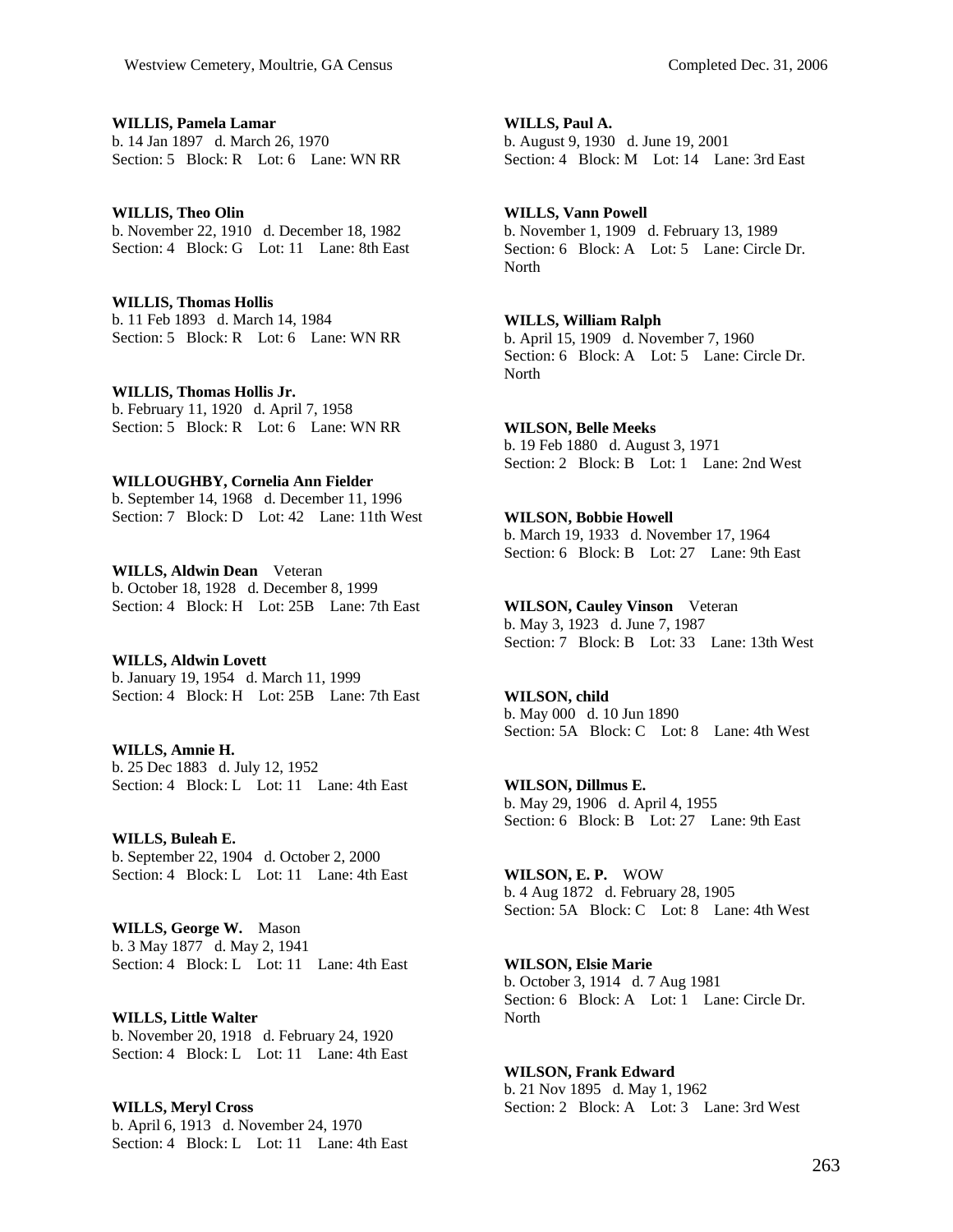**WILLIS, Pamela Lamar**
b. 14 Jan 1897 d. March 26, 1970
Section: 5 Block: R Lot: 6 Lane: WN RR

**WILLIS, Theo Olin**
b. November 22, 1910 d. December 18, 1982
Section: 4 Block: G Lot: 11 Lane: 8th East

**WILLIS, Thomas Hollis**
b. 11 Feb 1893 d. March 14, 1984
Section: 5 Block: R Lot: 6 Lane: WN RR

**WILLIS, Thomas Hollis Jr.**
b. February 11, 1920 d. April 7, 1958
Section: 5 Block: R Lot: 6 Lane: WN RR

**WILLOUGHBY, Cornelia Ann Fielder**
b. September 14, 1968 d. December 11, 1996
Section: 7 Block: D Lot: 42 Lane: 11th West

**WILLS, Aldwin Dean** Veteran
b. October 18, 1928 d. December 8, 1999
Section: 4 Block: H Lot: 25B Lane: 7th East

**WILLS, Aldwin Lovett**
b. January 19, 1954 d. March 11, 1999
Section: 4 Block: H Lot: 25B Lane: 7th East

**WILLS, Amnie H.**
b. 25 Dec 1883 d. July 12, 1952
Section: 4 Block: L Lot: 11 Lane: 4th East

**WILLS, Buleah E.**
b. September 22, 1904 d. October 2, 2000
Section: 4 Block: L Lot: 11 Lane: 4th East

**WILLS, George W.** Mason
b. 3 May 1877 d. May 2, 1941
Section: 4 Block: L Lot: 11 Lane: 4th East

**WILLS, Little Walter**
b. November 20, 1918 d. February 24, 1920
Section: 4 Block: L Lot: 11 Lane: 4th East

**WILLS, Meryl Cross**
b. April 6, 1913 d. November 24, 1970
Section: 4 Block: L Lot: 11 Lane: 4th East

**WILLS, Paul A.**
b. August 9, 1930 d. June 19, 2001
Section: 4 Block: M Lot: 14 Lane: 3rd East

**WILLS, Vann Powell**
b. November 1, 1909 d. February 13, 1989
Section: 6 Block: A Lot: 5 Lane: Circle Dr. North

**WILLS, William Ralph**
b. April 15, 1909 d. November 7, 1960
Section: 6 Block: A Lot: 5 Lane: Circle Dr. North

**WILSON, Belle Meeks**
b. 19 Feb 1880 d. August 3, 1971
Section: 2 Block: B Lot: 1 Lane: 2nd West

**WILSON, Bobbie Howell**
b. March 19, 1933 d. November 17, 1964
Section: 6 Block: B Lot: 27 Lane: 9th East

**WILSON, Cauley Vinson** Veteran
b. May 3, 1923 d. June 7, 1987
Section: 7 Block: B Lot: 33 Lane: 13th West

**WILSON, child**
b. May 000 d. 10 Jun 1890
Section: 5A Block: C Lot: 8 Lane: 4th West

**WILSON, Dillmus E.**
b. May 29, 1906 d. April 4, 1955
Section: 6 Block: B Lot: 27 Lane: 9th East

**WILSON, E. P.** WOW
b. 4 Aug 1872 d. February 28, 1905
Section: 5A Block: C Lot: 8 Lane: 4th West

**WILSON, Elsie Marie**
b. October 3, 1914 d. 7 Aug 1981
Section: 6 Block: A Lot: 1 Lane: Circle Dr. North

**WILSON, Frank Edward**
b. 21 Nov 1895 d. May 1, 1962
Section: 2 Block: A Lot: 3 Lane: 3rd West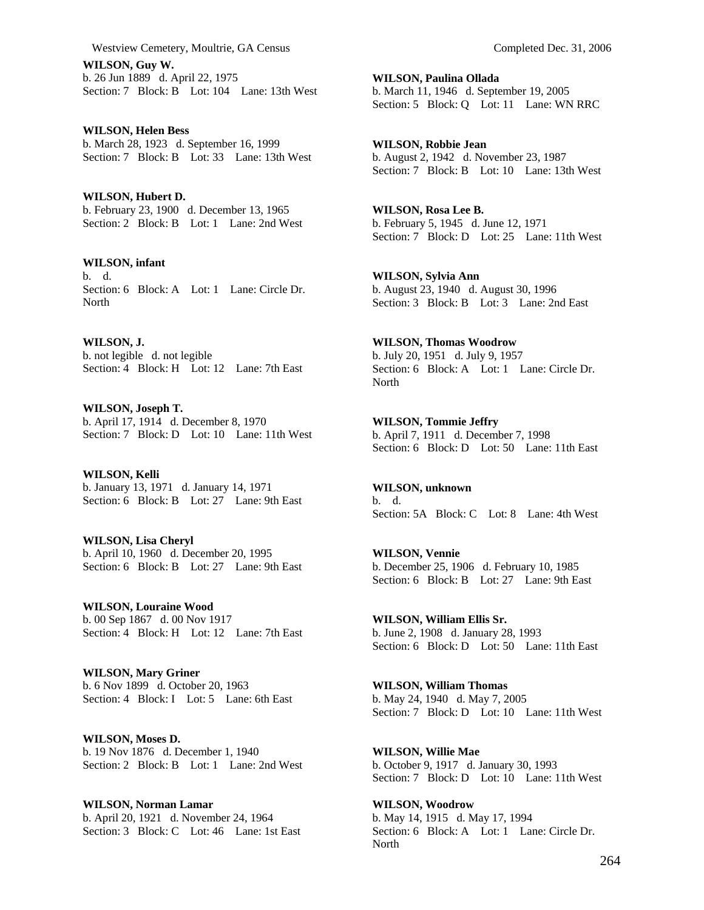**WILSON, Guy W.**
b. 26 Jun 1889 d. April 22, 1975
Section: 7 Block: B Lot: 104 Lane: 13th West

**WILSON, Helen Bess**
b. March 28, 1923 d. September 16, 1999
Section: 7 Block: B Lot: 33 Lane: 13th West

**WILSON, Hubert D.**
b. February 23, 1900 d. December 13, 1965
Section: 2 Block: B Lot: 1 Lane: 2nd West

**WILSON, infant**
b. d.
Section: 6 Block: A Lot: 1 Lane: Circle Dr. North

**WILSON, J.**
b. not legible d. not legible
Section: 4 Block: H Lot: 12 Lane: 7th East

**WILSON, Joseph T.**
b. April 17, 1914 d. December 8, 1970
Section: 7 Block: D Lot: 10 Lane: 11th West

**WILSON, Kelli**
b. January 13, 1971 d. January 14, 1971
Section: 6 Block: B Lot: 27 Lane: 9th East

**WILSON, Lisa Cheryl**
b. April 10, 1960 d. December 20, 1995
Section: 6 Block: B Lot: 27 Lane: 9th East

**WILSON, Louraine Wood**
b. 00 Sep 1867 d. 00 Nov 1917
Section: 4 Block: H Lot: 12 Lane: 7th East

**WILSON, Mary Griner**
b. 6 Nov 1899 d. October 20, 1963
Section: 4 Block: I Lot: 5 Lane: 6th East

**WILSON, Moses D.**
b. 19 Nov 1876 d. December 1, 1940
Section: 2 Block: B Lot: 1 Lane: 2nd West

**WILSON, Norman Lamar**
b. April 20, 1921 d. November 24, 1964
Section: 3 Block: C Lot: 46 Lane: 1st East

**WILSON, Paulina Ollada**
b. March 11, 1946 d. September 19, 2005
Section: 5 Block: Q Lot: 11 Lane: WN RRC

**WILSON, Robbie Jean**
b. August 2, 1942 d. November 23, 1987
Section: 7 Block: B Lot: 10 Lane: 13th West

**WILSON, Rosa Lee B.**
b. February 5, 1945 d. June 12, 1971
Section: 7 Block: D Lot: 25 Lane: 11th West

**WILSON, Sylvia Ann**
b. August 23, 1940 d. August 30, 1996
Section: 3 Block: B Lot: 3 Lane: 2nd East

**WILSON, Thomas Woodrow**
b. July 20, 1951 d. July 9, 1957
Section: 6 Block: A Lot: 1 Lane: Circle Dr. North

**WILSON, Tommie Jeffry**
b. April 7, 1911 d. December 7, 1998
Section: 6 Block: D Lot: 50 Lane: 11th East

**WILSON, unknown**
b. d.
Section: 5A Block: C Lot: 8 Lane: 4th West

**WILSON, Vennie**
b. December 25, 1906 d. February 10, 1985
Section: 6 Block: B Lot: 27 Lane: 9th East

**WILSON, William Ellis Sr.**
b. June 2, 1908 d. January 28, 1993
Section: 6 Block: D Lot: 50 Lane: 11th East

**WILSON, William Thomas**
b. May 24, 1940 d. May 7, 2005
Section: 7 Block: D Lot: 10 Lane: 11th West

**WILSON, Willie Mae**
b. October 9, 1917 d. January 30, 1993
Section: 7 Block: D Lot: 10 Lane: 11th West

**WILSON, Woodrow**
b. May 14, 1915 d. May 17, 1994
Section: 6 Block: A Lot: 1 Lane: Circle Dr. North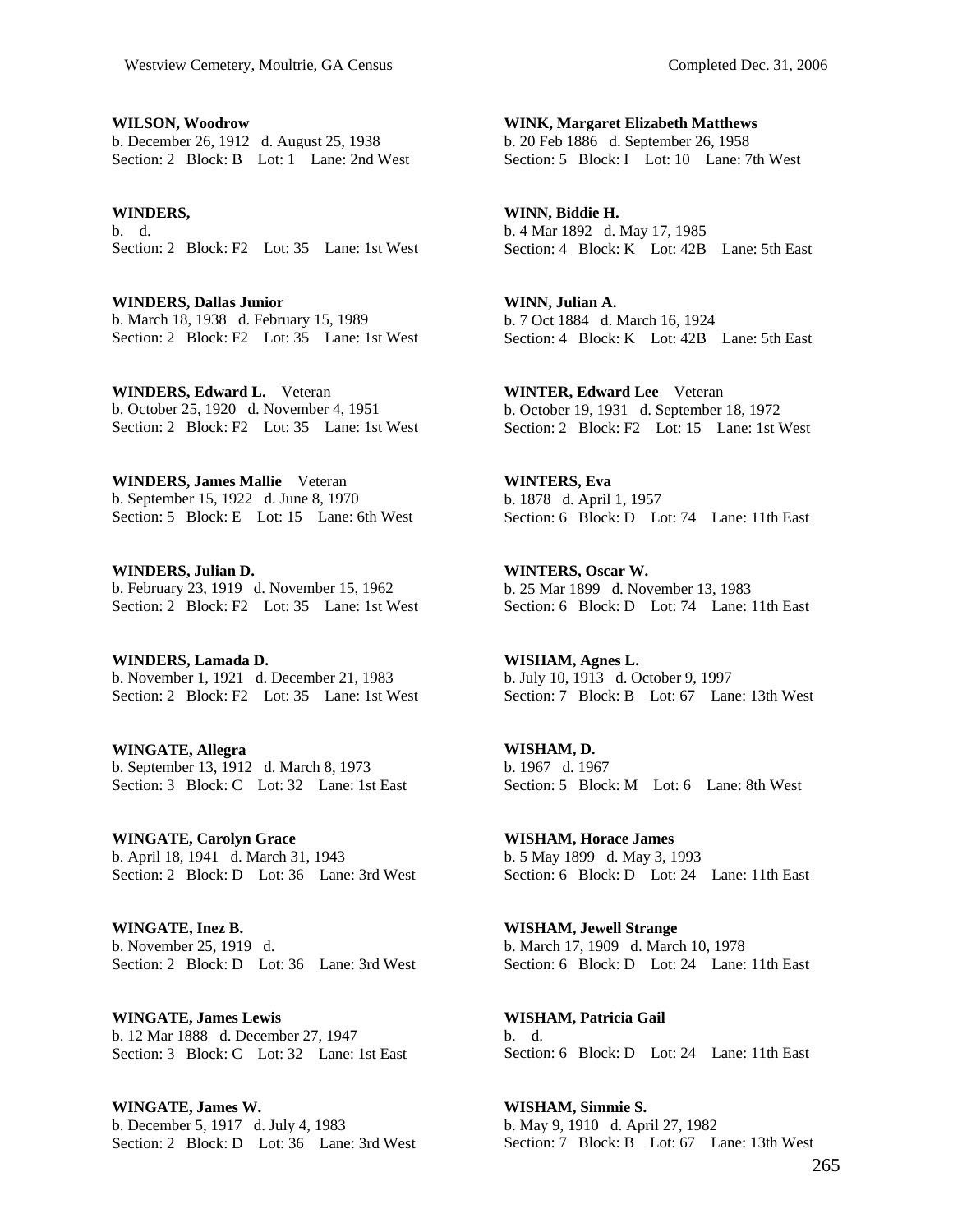**WILSON, Woodrow**
b. December 26, 1912 d. August 25, 1938
Section: 2 Block: B Lot: 1 Lane: 2nd West

**WINDERS,**
b. d.
Section: 2 Block: F2 Lot: 35 Lane: 1st West

**WINDERS, Dallas Junior**
b. March 18, 1938 d. February 15, 1989
Section: 2 Block: F2 Lot: 35 Lane: 1st West

**WINDERS, Edward L.** Veteran
b. October 25, 1920 d. November 4, 1951
Section: 2 Block: F2 Lot: 35 Lane: 1st West

**WINDERS, James Mallie** Veteran
b. September 15, 1922 d. June 8, 1970
Section: 5 Block: E Lot: 15 Lane: 6th West

**WINDERS, Julian D.**
b. February 23, 1919 d. November 15, 1962
Section: 2 Block: F2 Lot: 35 Lane: 1st West

**WINDERS, Lamada D.**
b. November 1, 1921 d. December 21, 1983
Section: 2 Block: F2 Lot: 35 Lane: 1st West

**WINGATE, Allegra**
b. September 13, 1912 d. March 8, 1973
Section: 3 Block: C Lot: 32 Lane: 1st East

**WINGATE, Carolyn Grace**
b. April 18, 1941 d. March 31, 1943
Section: 2 Block: D Lot: 36 Lane: 3rd West

**WINGATE, Inez B.**
b. November 25, 1919 d.
Section: 2 Block: D Lot: 36 Lane: 3rd West

**WINGATE, James Lewis**
b. 12 Mar 1888 d. December 27, 1947
Section: 3 Block: C Lot: 32 Lane: 1st East

**WINGATE, James W.**
b. December 5, 1917 d. July 4, 1983
Section: 2 Block: D Lot: 36 Lane: 3rd West

**WINK, Margaret Elizabeth Matthews**
b. 20 Feb 1886 d. September 26, 1958
Section: 5 Block: I Lot: 10 Lane: 7th West

**WINN, Biddie H.**
b. 4 Mar 1892 d. May 17, 1985
Section: 4 Block: K Lot: 42B Lane: 5th East

**WINN, Julian A.**
b. 7 Oct 1884 d. March 16, 1924
Section: 4 Block: K Lot: 42B Lane: 5th East

**WINTER, Edward Lee** Veteran
b. October 19, 1931 d. September 18, 1972
Section: 2 Block: F2 Lot: 15 Lane: 1st West

**WINTERS, Eva**
b. 1878 d. April 1, 1957
Section: 6 Block: D Lot: 74 Lane: 11th East

**WINTERS, Oscar W.**
b. 25 Mar 1899 d. November 13, 1983
Section: 6 Block: D Lot: 74 Lane: 11th East

**WISHAM, Agnes L.**
b. July 10, 1913 d. October 9, 1997
Section: 7 Block: B Lot: 67 Lane: 13th West

**WISHAM, D.**
b. 1967 d. 1967
Section: 5 Block: M Lot: 6 Lane: 8th West

**WISHAM, Horace James**
b. 5 May 1899 d. May 3, 1993
Section: 6 Block: D Lot: 24 Lane: 11th East

**WISHAM, Jewell Strange**
b. March 17, 1909 d. March 10, 1978
Section: 6 Block: D Lot: 24 Lane: 11th East

**WISHAM, Patricia Gail**
b. d.
Section: 6 Block: D Lot: 24 Lane: 11th East

**WISHAM, Simmie S.**
b. May 9, 1910 d. April 27, 1982
Section: 7 Block: B Lot: 67 Lane: 13th West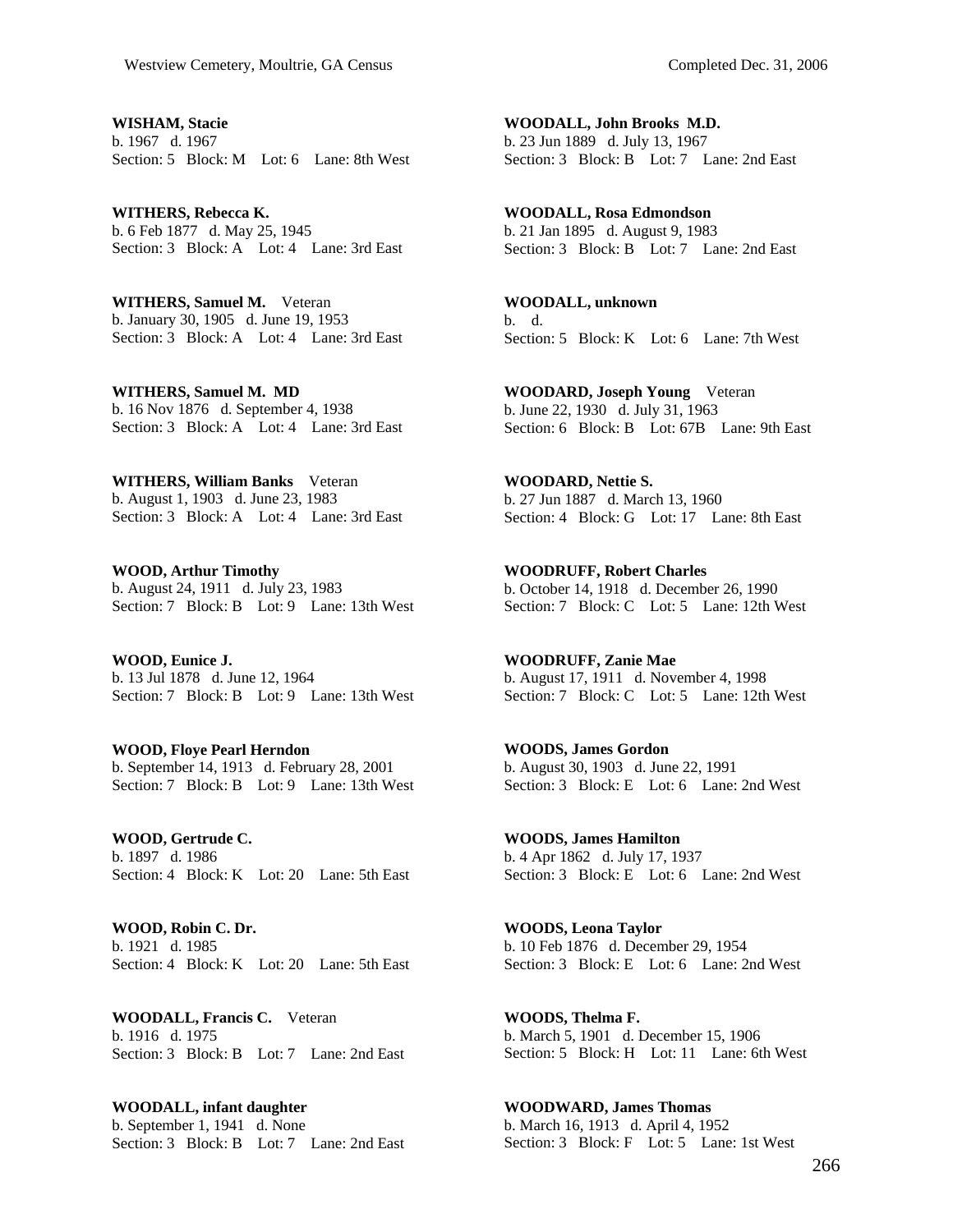**WISHAM, Stacie**
b. 1967 d. 1967
Section: 5 Block: M Lot: 6 Lane: 8th West

**WITHERS, Rebecca K.**
b. 6 Feb 1877 d. May 25, 1945
Section: 3 Block: A Lot: 4 Lane: 3rd East

**WITHERS, Samuel M.** Veteran
b. January 30, 1905 d. June 19, 1953
Section: 3 Block: A Lot: 4 Lane: 3rd East

**WITHERS, Samuel M. MD**
b. 16 Nov 1876 d. September 4, 1938
Section: 3 Block: A Lot: 4 Lane: 3rd East

**WITHERS, William Banks** Veteran
b. August 1, 1903 d. June 23, 1983
Section: 3 Block: A Lot: 4 Lane: 3rd East

**WOOD, Arthur Timothy**
b. August 24, 1911 d. July 23, 1983
Section: 7 Block: B Lot: 9 Lane: 13th West

**WOOD, Eunice J.**
b. 13 Jul 1878 d. June 12, 1964
Section: 7 Block: B Lot: 9 Lane: 13th West

**WOOD, Floye Pearl Herndon**
b. September 14, 1913 d. February 28, 2001
Section: 7 Block: B Lot: 9 Lane: 13th West

**WOOD, Gertrude C.**
b. 1897 d. 1986
Section: 4 Block: K Lot: 20 Lane: 5th East

**WOOD, Robin C. Dr.**
b. 1921 d. 1985
Section: 4 Block: K Lot: 20 Lane: 5th East

**WOODALL, Francis C.** Veteran
b. 1916 d. 1975
Section: 3 Block: B Lot: 7 Lane: 2nd East

**WOODALL, infant daughter**
b. September 1, 1941 d. None
Section: 3 Block: B Lot: 7 Lane: 2nd East

**WOODALL, John Brooks M.D.**
b. 23 Jun 1889 d. July 13, 1967
Section: 3 Block: B Lot: 7 Lane: 2nd East

**WOODALL, Rosa Edmondson**
b. 21 Jan 1895 d. August 9, 1983
Section: 3 Block: B Lot: 7 Lane: 2nd East

**WOODALL, unknown**
b. d.
Section: 5 Block: K Lot: 6 Lane: 7th West

**WOODARD, Joseph Young** Veteran
b. June 22, 1930 d. July 31, 1963
Section: 6 Block: B Lot: 67B Lane: 9th East

**WOODARD, Nettie S.**
b. 27 Jun 1887 d. March 13, 1960
Section: 4 Block: G Lot: 17 Lane: 8th East

**WOODRUFF, Robert Charles**
b. October 14, 1918 d. December 26, 1990
Section: 7 Block: C Lot: 5 Lane: 12th West

**WOODRUFF, Zanie Mae**
b. August 17, 1911 d. November 4, 1998
Section: 7 Block: C Lot: 5 Lane: 12th West

**WOODS, James Gordon**
b. August 30, 1903 d. June 22, 1991
Section: 3 Block: E Lot: 6 Lane: 2nd West

**WOODS, James Hamilton**
b. 4 Apr 1862 d. July 17, 1937
Section: 3 Block: E Lot: 6 Lane: 2nd West

**WOODS, Leona Taylor**
b. 10 Feb 1876 d. December 29, 1954
Section: 3 Block: E Lot: 6 Lane: 2nd West

**WOODS, Thelma F.**
b. March 5, 1901 d. December 15, 1906
Section: 5 Block: H Lot: 11 Lane: 6th West

**WOODWARD, James Thomas**
b. March 16, 1913 d. April 4, 1952
Section: 3 Block: F Lot: 5 Lane: 1st West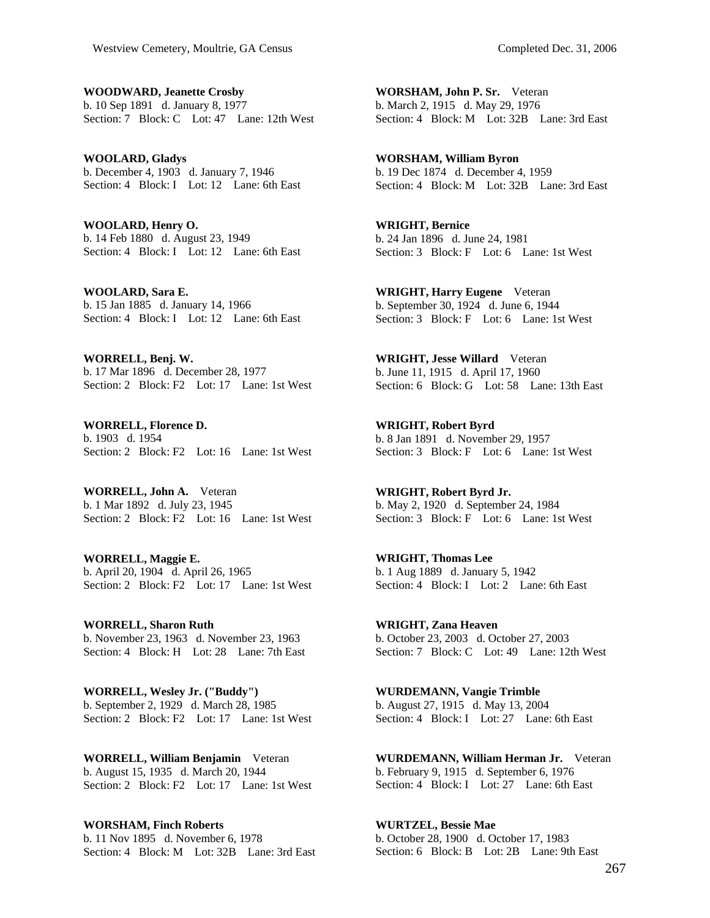**WOODWARD, Jeanette Crosby**
b. 10 Sep 1891 d. January 8, 1977
Section: 7 Block: C Lot: 47 Lane: 12th West

**WOOLARD, Gladys**
b. December 4, 1903 d. January 7, 1946
Section: 4 Block: I Lot: 12 Lane: 6th East

**WOOLARD, Henry O.**
b. 14 Feb 1880 d. August 23, 1949
Section: 4 Block: I Lot: 12 Lane: 6th East

**WOOLARD, Sara E.**
b. 15 Jan 1885 d. January 14, 1966
Section: 4 Block: I Lot: 12 Lane: 6th East

**WORRELL, Benj. W.**
b. 17 Mar 1896 d. December 28, 1977
Section: 2 Block: F2 Lot: 17 Lane: 1st West

**WORRELL, Florence D.**
b. 1903 d. 1954
Section: 2 Block: F2 Lot: 16 Lane: 1st West

**WORRELL, John A.** Veteran
b. 1 Mar 1892 d. July 23, 1945
Section: 2 Block: F2 Lot: 16 Lane: 1st West

**WORRELL, Maggie E.**
b. April 20, 1904 d. April 26, 1965
Section: 2 Block: F2 Lot: 17 Lane: 1st West

**WORRELL, Sharon Ruth**
b. November 23, 1963 d. November 23, 1963
Section: 4 Block: H Lot: 28 Lane: 7th East

**WORRELL, Wesley Jr. ("Buddy")**
b. September 2, 1929 d. March 28, 1985
Section: 2 Block: F2 Lot: 17 Lane: 1st West

**WORRELL, William Benjamin** Veteran
b. August 15, 1935 d. March 20, 1944
Section: 2 Block: F2 Lot: 17 Lane: 1st West

**WORSHAM, Finch Roberts**
b. 11 Nov 1895 d. November 6, 1978
Section: 4 Block: M Lot: 32B Lane: 3rd East

**WORSHAM, John P. Sr.** Veteran
b. March 2, 1915 d. May 29, 1976
Section: 4 Block: M Lot: 32B Lane: 3rd East

**WORSHAM, William Byron**
b. 19 Dec 1874 d. December 4, 1959
Section: 4 Block: M Lot: 32B Lane: 3rd East

**WRIGHT, Bernice**
b. 24 Jan 1896 d. June 24, 1981
Section: 3 Block: F Lot: 6 Lane: 1st West

**WRIGHT, Harry Eugene** Veteran
b. September 30, 1924 d. June 6, 1944
Section: 3 Block: F Lot: 6 Lane: 1st West

**WRIGHT, Jesse Willard** Veteran
b. June 11, 1915 d. April 17, 1960
Section: 6 Block: G Lot: 58 Lane: 13th East

**WRIGHT, Robert Byrd**
b. 8 Jan 1891 d. November 29, 1957
Section: 3 Block: F Lot: 6 Lane: 1st West

**WRIGHT, Robert Byrd Jr.**
b. May 2, 1920 d. September 24, 1984
Section: 3 Block: F Lot: 6 Lane: 1st West

**WRIGHT, Thomas Lee**
b. 1 Aug 1889 d. January 5, 1942
Section: 4 Block: I Lot: 2 Lane: 6th East

**WRIGHT, Zana Heaven**
b. October 23, 2003 d. October 27, 2003
Section: 7 Block: C Lot: 49 Lane: 12th West

**WURDEMANN, Vangie Trimble**
b. August 27, 1915 d. May 13, 2004
Section: 4 Block: I Lot: 27 Lane: 6th East

**WURDEMANN, William Herman Jr.** Veteran
b. February 9, 1915 d. September 6, 1976
Section: 4 Block: I Lot: 27 Lane: 6th East

**WURTZEL, Bessie Mae**
b. October 28, 1900 d. October 17, 1983
Section: 6 Block: B Lot: 2B Lane: 9th East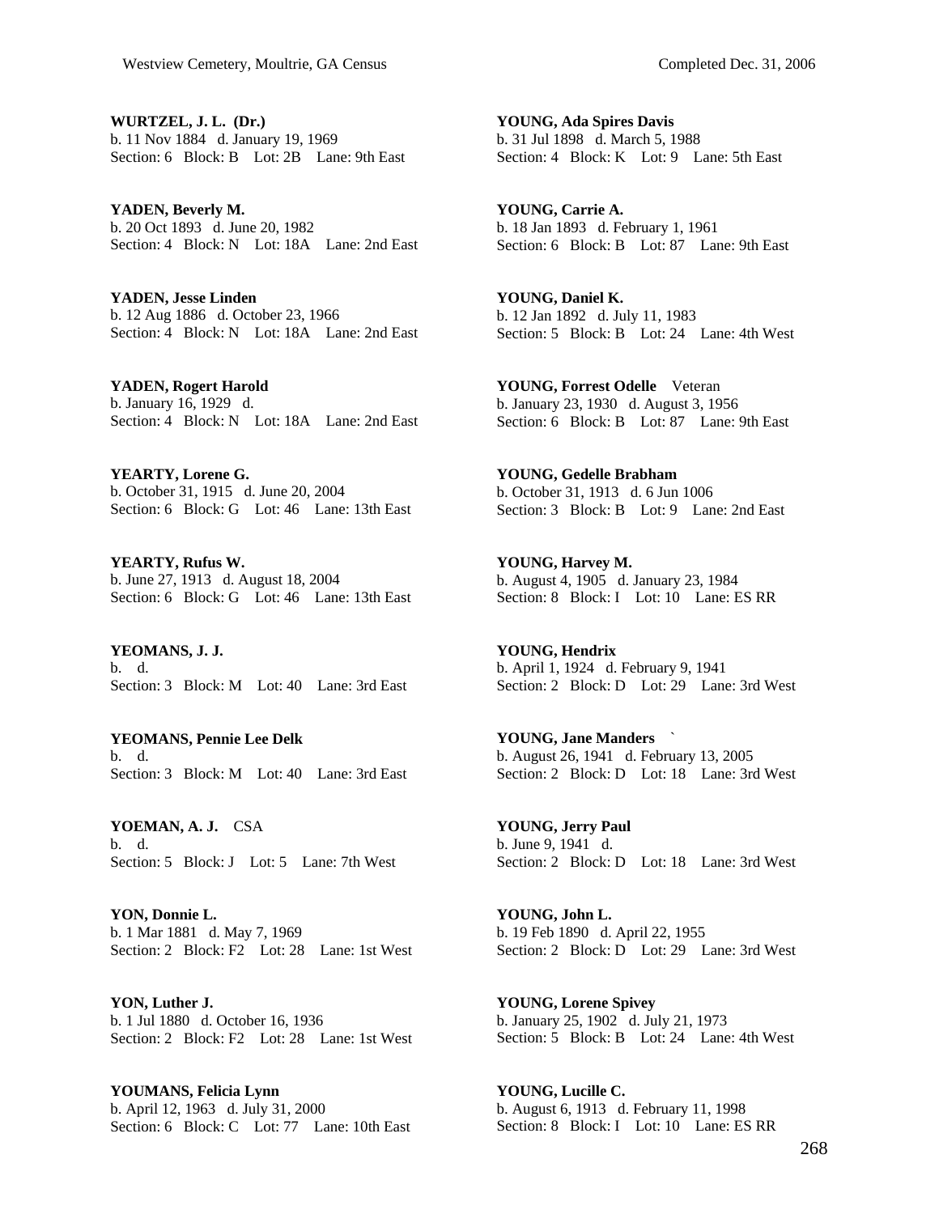**WURTZEL, J. L. (Dr.)**
b. 11 Nov 1884 d. January 19, 1969
Section: 6 Block: B Lot: 2B Lane: 9th East

**YADEN, Beverly M.**
b. 20 Oct 1893 d. June 20, 1982
Section: 4 Block: N Lot: 18A Lane: 2nd East

**YADEN, Jesse Linden**
b. 12 Aug 1886 d. October 23, 1966
Section: 4 Block: N Lot: 18A Lane: 2nd East

**YADEN, Rogert Harold**
b. January 16, 1929 d.
Section: 4 Block: N Lot: 18A Lane: 2nd East

**YEARTY, Lorene G.**
b. October 31, 1915 d. June 20, 2004
Section: 6 Block: G Lot: 46 Lane: 13th East

**YEARTY, Rufus W.**
b. June 27, 1913 d. August 18, 2004
Section: 6 Block: G Lot: 46 Lane: 13th East

**YEOMANS, J. J.**
b. d.
Section: 3 Block: M Lot: 40 Lane: 3rd East

**YEOMANS, Pennie Lee Delk**
b. d.
Section: 3 Block: M Lot: 40 Lane: 3rd East

**YOEMAN, A. J.** CSA
b. d.
Section: 5 Block: J Lot: 5 Lane: 7th West

**YON, Donnie L.**
b. 1 Mar 1881 d. May 7, 1969
Section: 2 Block: F2 Lot: 28 Lane: 1st West

**YON, Luther J.**
b. 1 Jul 1880 d. October 16, 1936
Section: 2 Block: F2 Lot: 28 Lane: 1st West

**YOUMANS, Felicia Lynn**
b. April 12, 1963 d. July 31, 2000
Section: 6 Block: C Lot: 77 Lane: 10th East

**YOUNG, Ada Spires Davis**
b. 31 Jul 1898 d. March 5, 1988
Section: 4 Block: K Lot: 9 Lane: 5th East

**YOUNG, Carrie A.**
b. 18 Jan 1893 d. February 1, 1961
Section: 6 Block: B Lot: 87 Lane: 9th East

**YOUNG, Daniel K.**
b. 12 Jan 1892 d. July 11, 1983
Section: 5 Block: B Lot: 24 Lane: 4th West

**YOUNG, Forrest Odelle** Veteran
b. January 23, 1930 d. August 3, 1956
Section: 6 Block: B Lot: 87 Lane: 9th East

**YOUNG, Gedelle Brabham**
b. October 31, 1913 d. 6 Jun 1006
Section: 3 Block: B Lot: 9 Lane: 2nd East

**YOUNG, Harvey M.**
b. August 4, 1905 d. January 23, 1984
Section: 8 Block: I Lot: 10 Lane: ES RR

**YOUNG, Hendrix**
b. April 1, 1924 d. February 9, 1941
Section: 2 Block: D Lot: 29 Lane: 3rd West

**YOUNG, Jane Manders** `
b. August 26, 1941 d. February 13, 2005
Section: 2 Block: D Lot: 18 Lane: 3rd West

**YOUNG, Jerry Paul**
b. June 9, 1941 d.
Section: 2 Block: D Lot: 18 Lane: 3rd West

**YOUNG, John L.**
b. 19 Feb 1890 d. April 22, 1955
Section: 2 Block: D Lot: 29 Lane: 3rd West

**YOUNG, Lorene Spivey**
b. January 25, 1902 d. July 21, 1973
Section: 5 Block: B Lot: 24 Lane: 4th West

**YOUNG, Lucille C.**
b. August 6, 1913 d. February 11, 1998
Section: 8 Block: I Lot: 10 Lane: ES RR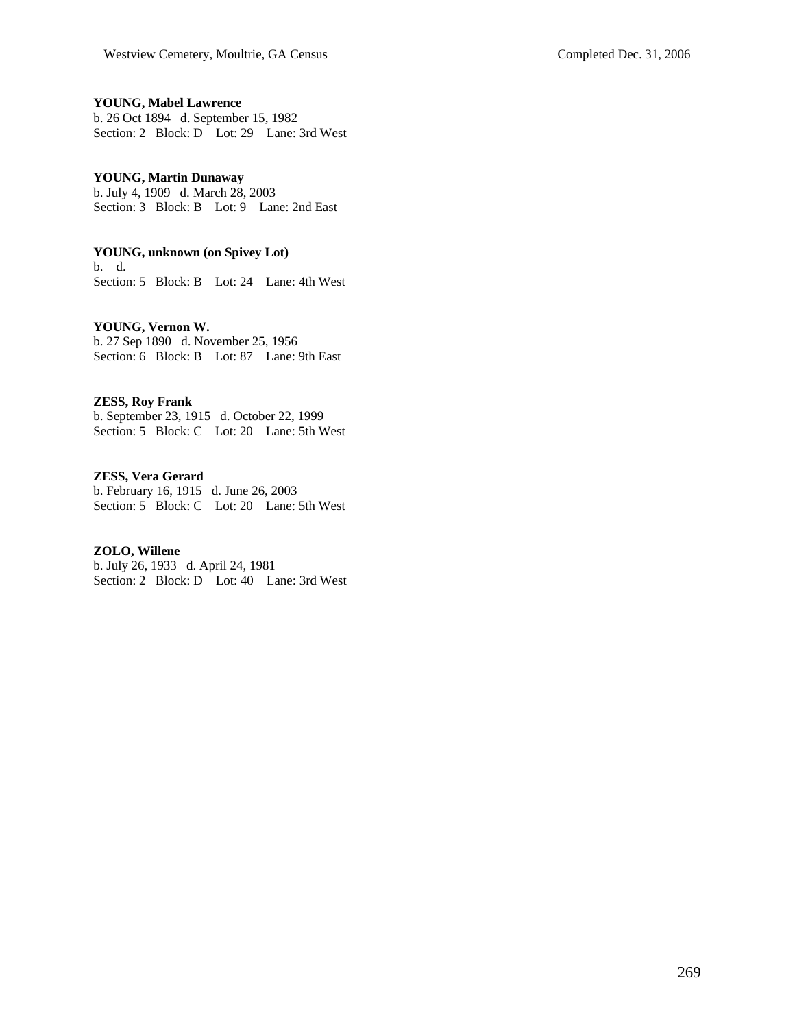**YOUNG, Mabel Lawrence**
b. 26 Oct 1894 d. September 15, 1982
Section: 2 Block: D Lot: 29 Lane: 3rd West

**YOUNG, Martin Dunaway**
b. July 4, 1909 d. March 28, 2003
Section: 3 Block: B Lot: 9 Lane: 2nd East

**YOUNG, unknown (on Spivey Lot)**
b. d.
Section: 5 Block: B Lot: 24 Lane: 4th West

**YOUNG, Vernon W.**
b. 27 Sep 1890 d. November 25, 1956
Section: 6 Block: B Lot: 87 Lane: 9th East

**ZESS, Roy Frank**
b. September 23, 1915 d. October 22, 1999
Section: 5 Block: C Lot: 20 Lane: 5th West

**ZESS, Vera Gerard**
b. February 16, 1915 d. June 26, 2003
Section: 5 Block: C Lot: 20 Lane: 5th West

**ZOLO, Willene**
b. July 26, 1933 d. April 24, 1981
Section: 2 Block: D Lot: 40 Lane: 3rd West